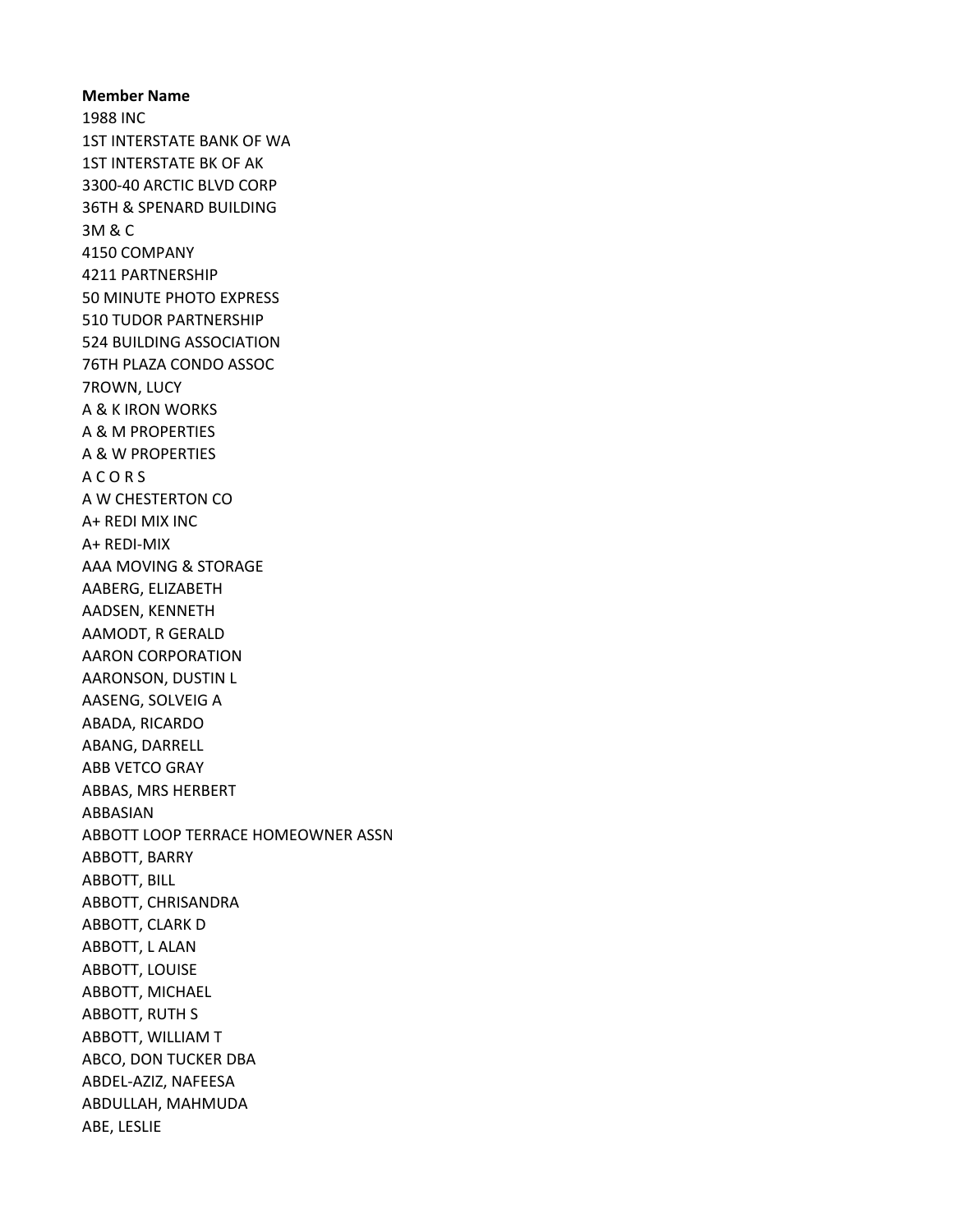**Member Name**

1988 INC
1ST INTERSTATE BANK OF WA
1ST INTERSTATE BK OF AK
3300-40 ARCTIC BLVD CORP
36TH & SPENARD BUILDING
3M & C
4150 COMPANY
4211 PARTNERSHIP
50 MINUTE PHOTO EXPRESS
510 TUDOR PARTNERSHIP
524 BUILDING ASSOCIATION
76TH PLAZA CONDO ASSOC
7ROWN, LUCY
A & K IRON WORKS
A & M PROPERTIES
A & W PROPERTIES
A C O R S
A W CHESTERTON CO
A+ REDI MIX INC
A+ REDI-MIX
AAA MOVING & STORAGE
AABERG, ELIZABETH
AADSEN, KENNETH
AAMODT, R GERALD
AARON CORPORATION
AARONSON, DUSTIN L
AASENG, SOLVEIG A
ABADA, RICARDO
ABANG, DARRELL
ABB VETCO GRAY
ABBAS, MRS HERBERT
ABBASIAN
ABBOTT LOOP TERRACE HOMEOWNER ASSN
ABBOTT, BARRY
ABBOTT, BILL
ABBOTT, CHRISANDRA
ABBOTT, CLARK D
ABBOTT, L ALAN
ABBOTT, LOUISE
ABBOTT, MICHAEL
ABBOTT, RUTH S
ABBOTT, WILLIAM T
ABCO, DON TUCKER DBA
ABDEL-AZIZ, NAFEESA
ABDULLAH, MAHMUDA
ABE, LESLIE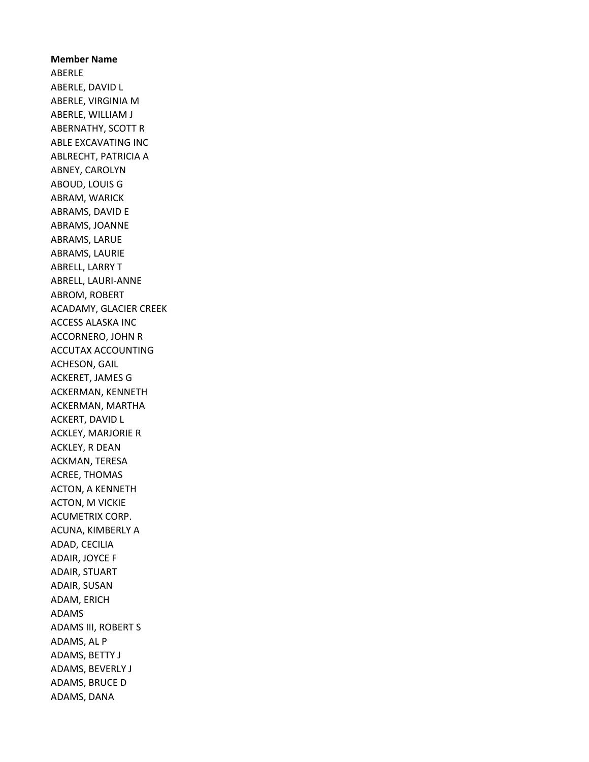**Member Name**

ABERLE
ABERLE, DAVID L
ABERLE, VIRGINIA M
ABERLE, WILLIAM J
ABERNATHY, SCOTT R
ABLE EXCAVATING INC
ABLRECHT, PATRICIA A
ABNEY, CAROLYN
ABOUD, LOUIS G
ABRAM, WARICK
ABRAMS, DAVID E
ABRAMS, JOANNE
ABRAMS, LARUE
ABRAMS, LAURIE
ABRELL, LARRY T
ABRELL, LAURI-ANNE
ABROM, ROBERT
ACADAMY, GLACIER CREEK
ACCESS ALASKA INC
ACCORNERO, JOHN R
ACCUTAX ACCOUNTING
ACHESON, GAIL
ACKERET, JAMES G
ACKERMAN, KENNETH
ACKERMAN, MARTHA
ACKERT, DAVID L
ACKLEY, MARJORIE R
ACKLEY, R DEAN
ACKMAN, TERESA
ACREE, THOMAS
ACTON, A KENNETH
ACTON, M VICKIE
ACUMETRIX CORP.
ACUNA, KIMBERLY A
ADAD, CECILIA
ADAIR, JOYCE F
ADAIR, STUART
ADAIR, SUSAN
ADAM, ERICH
ADAMS
ADAMS III, ROBERT S
ADAMS, AL P
ADAMS, BETTY J
ADAMS, BEVERLY J
ADAMS, BRUCE D
ADAMS, DANA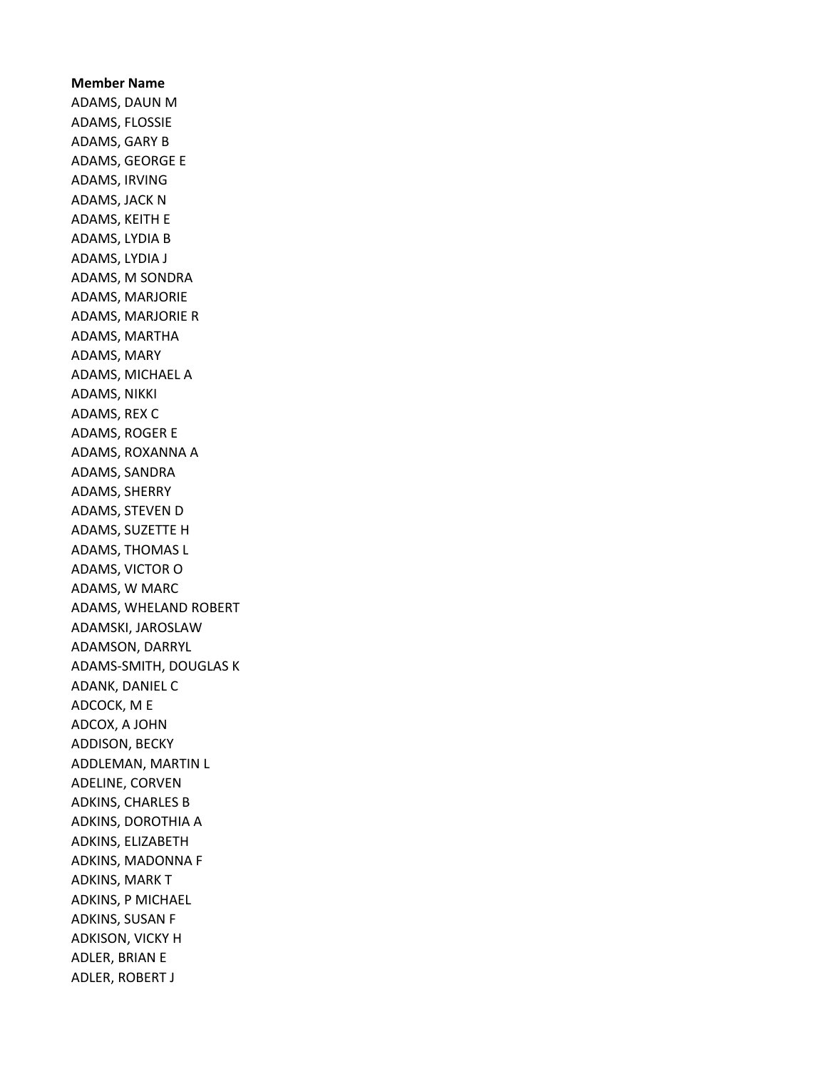**Member Name**

ADAMS, DAUN M
ADAMS, FLOSSIE
ADAMS, GARY B
ADAMS, GEORGE E
ADAMS, IRVING
ADAMS, JACK N
ADAMS, KEITH E
ADAMS, LYDIA B
ADAMS, LYDIA J
ADAMS, M SONDRA
ADAMS, MARJORIE
ADAMS, MARJORIE R
ADAMS, MARTHA
ADAMS, MARY
ADAMS, MICHAEL A
ADAMS, NIKKI
ADAMS, REX C
ADAMS, ROGER E
ADAMS, ROXANNA A
ADAMS, SANDRA
ADAMS, SHERRY
ADAMS, STEVEN D
ADAMS, SUZETTE H
ADAMS, THOMAS L
ADAMS, VICTOR O
ADAMS, W MARC
ADAMS, WHELAND ROBERT
ADAMSKI, JAROSLAW
ADAMSON, DARRYL
ADAMS-SMITH, DOUGLAS K
ADANK, DANIEL C
ADCOCK, M E
ADCOX, A JOHN
ADDISON, BECKY
ADDLEMAN, MARTIN L
ADELINE, CORVEN
ADKINS, CHARLES B
ADKINS, DOROTHIA A
ADKINS, ELIZABETH
ADKINS, MADONNA F
ADKINS, MARK T
ADKINS, P MICHAEL
ADKINS, SUSAN F
ADKISON, VICKY H
ADLER, BRIAN E
ADLER, ROBERT J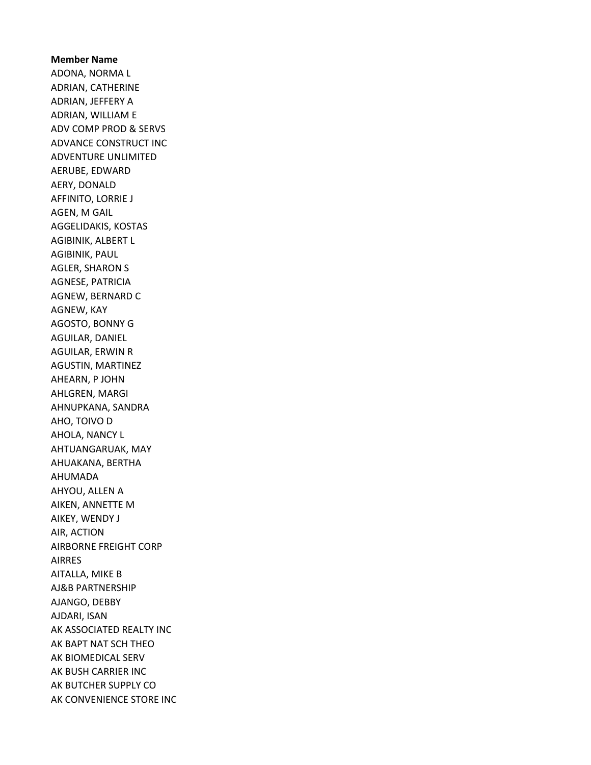**Member Name**

ADONA, NORMA L
ADRIAN, CATHERINE
ADRIAN, JEFFERY A
ADRIAN, WILLIAM E
ADV COMP PROD & SERVS
ADVANCE CONSTRUCT INC
ADVENTURE UNLIMITED
AERUBE, EDWARD
AERY, DONALD
AFFINITO, LORRIE J
AGEN, M GAIL
AGGELIDAKIS, KOSTAS
AGIBINIK, ALBERT L
AGIBINIK, PAUL
AGLER, SHARON S
AGNESE, PATRICIA
AGNEW, BERNARD C
AGNEW, KAY
AGOSTO, BONNY G
AGUILAR, DANIEL
AGUILAR, ERWIN R
AGUSTIN, MARTINEZ
AHEARN, P JOHN
AHLGREN, MARGI
AHNUPKANA, SANDRA
AHO, TOIVO D
AHOLA, NANCY L
AHTUANGARUAK, MAY
AHUAKANA, BERTHA
AHUMADA
AHYOU, ALLEN A
AIKEN, ANNETTE M
AIKEY, WENDY J
AIR, ACTION
AIRBORNE FREIGHT CORP
AIRRES
AITALLA, MIKE B
AJ&B PARTNERSHIP
AJANGO, DEBBY
AJDARI, ISAN
AK ASSOCIATED REALTY INC
AK BAPT NAT SCH THEO
AK BIOMEDICAL SERV
AK BUSH CARRIER INC
AK BUTCHER SUPPLY CO
AK CONVENIENCE STORE INC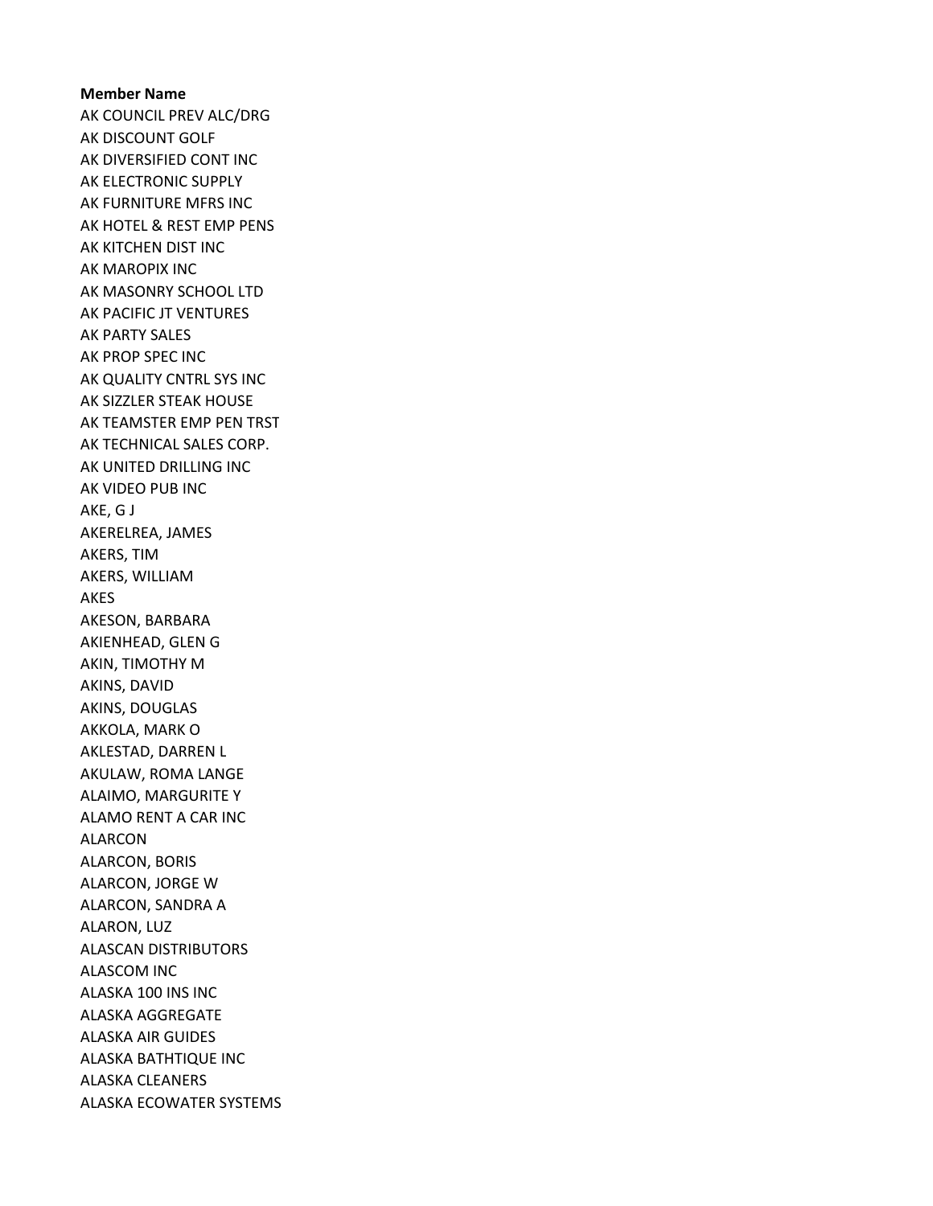**Member Name**

AK COUNCIL PREV ALC/DRG
AK DISCOUNT GOLF
AK DIVERSIFIED CONT INC
AK ELECTRONIC SUPPLY
AK FURNITURE MFRS INC
AK HOTEL & REST EMP PENS
AK KITCHEN DIST INC
AK MAROPIX INC
AK MASONRY SCHOOL LTD
AK PACIFIC JT VENTURES
AK PARTY SALES
AK PROP SPEC INC
AK QUALITY CNTRL SYS INC
AK SIZZLER STEAK HOUSE
AK TEAMSTER EMP PEN TRST
AK TECHNICAL SALES CORP.
AK UNITED DRILLING INC
AK VIDEO PUB INC
AKE, G J
AKERELREA, JAMES
AKERS, TIM
AKERS, WILLIAM
AKES
AKESON, BARBARA
AKIENHEAD, GLEN G
AKIN, TIMOTHY M
AKINS, DAVID
AKINS, DOUGLAS
AKKOLA, MARK O
AKLESTAD, DARREN L
AKULAW, ROMA LANGE
ALAIMO, MARGURITE Y
ALAMO RENT A CAR INC
ALARCON
ALARCON, BORIS
ALARCON, JORGE W
ALARCON, SANDRA A
ALARON, LUZ
ALASCAN DISTRIBUTORS
ALASCOM INC
ALASKA 100 INS INC
ALASKA AGGREGATE
ALASKA AIR GUIDES
ALASKA BATHTIQUE INC
ALASKA CLEANERS
ALASKA ECOWATER SYSTEMS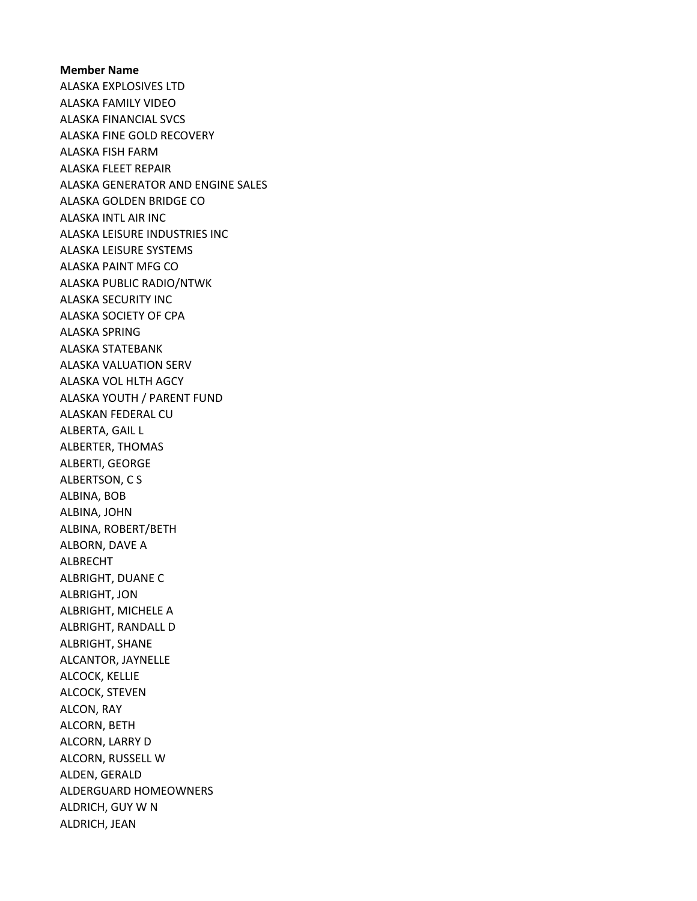**Member Name**

ALASKA EXPLOSIVES LTD
ALASKA FAMILY VIDEO
ALASKA FINANCIAL SVCS
ALASKA FINE GOLD RECOVERY
ALASKA FISH FARM
ALASKA FLEET REPAIR
ALASKA GENERATOR AND ENGINE SALES
ALASKA GOLDEN BRIDGE CO
ALASKA INTL AIR INC
ALASKA LEISURE INDUSTRIES INC
ALASKA LEISURE SYSTEMS
ALASKA PAINT MFG CO
ALASKA PUBLIC RADIO/NTWK
ALASKA SECURITY INC
ALASKA SOCIETY OF CPA
ALASKA SPRING
ALASKA STATEBANK
ALASKA VALUATION SERV
ALASKA VOL HLTH AGCY
ALASKA YOUTH / PARENT FUND
ALASKAN FEDERAL CU
ALBERTA, GAIL L
ALBERTER, THOMAS
ALBERTI, GEORGE
ALBERTSON, C S
ALBINA, BOB
ALBINA, JOHN
ALBINA, ROBERT/BETH
ALBORN, DAVE A
ALBRECHT
ALBRIGHT, DUANE C
ALBRIGHT, JON
ALBRIGHT, MICHELE A
ALBRIGHT, RANDALL D
ALBRIGHT, SHANE
ALCANTOR, JAYNELLE
ALCOCK, KELLIE
ALCOCK, STEVEN
ALCON, RAY
ALCORN, BETH
ALCORN, LARRY D
ALCORN, RUSSELL W
ALDEN, GERALD
ALDERGUARD HOMEOWNERS
ALDRICH, GUY W N
ALDRICH, JEAN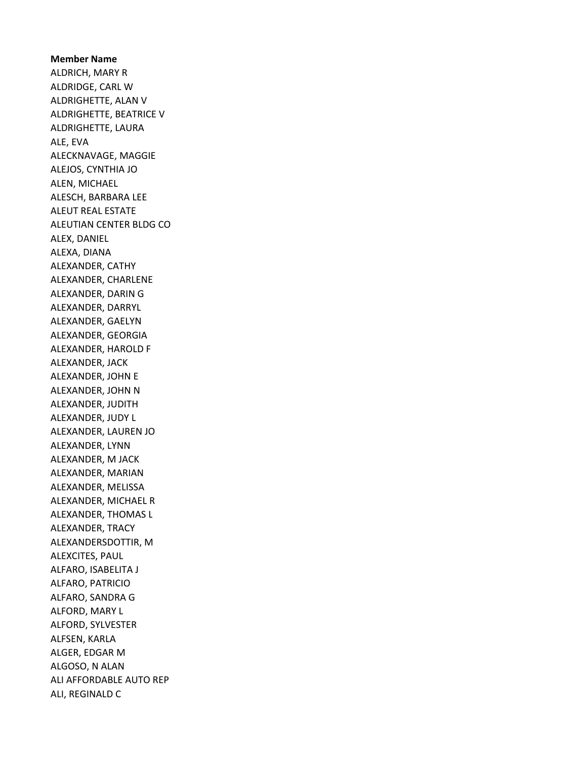**Member Name**

ALDRICH, MARY R
ALDRIDGE, CARL W
ALDRIGHETTE, ALAN V
ALDRIGHETTE, BEATRICE V
ALDRIGHETTE, LAURA
ALE, EVA
ALECKNAVAGE, MAGGIE
ALEJOS, CYNTHIA JO
ALEN, MICHAEL
ALESCH, BARBARA LEE
ALEUT REAL ESTATE
ALEUTIAN CENTER BLDG CO
ALEX, DANIEL
ALEXA, DIANA
ALEXANDER, CATHY
ALEXANDER, CHARLENE
ALEXANDER, DARIN G
ALEXANDER, DARRYL
ALEXANDER, GAELYN
ALEXANDER, GEORGIA
ALEXANDER, HAROLD F
ALEXANDER, JACK
ALEXANDER, JOHN E
ALEXANDER, JOHN N
ALEXANDER, JUDITH
ALEXANDER, JUDY L
ALEXANDER, LAUREN JO
ALEXANDER, LYNN
ALEXANDER, M JACK
ALEXANDER, MARIAN
ALEXANDER, MELISSA
ALEXANDER, MICHAEL R
ALEXANDER, THOMAS L
ALEXANDER, TRACY
ALEXANDERSDOTTIR, M
ALEXCITES, PAUL
ALFARO, ISABELITA J
ALFARO, PATRICIO
ALFARO, SANDRA G
ALFORD, MARY L
ALFORD, SYLVESTER
ALFSEN, KARLA
ALGER, EDGAR M
ALGOSO, N ALAN
ALI AFFORDABLE AUTO REP
ALI, REGINALD C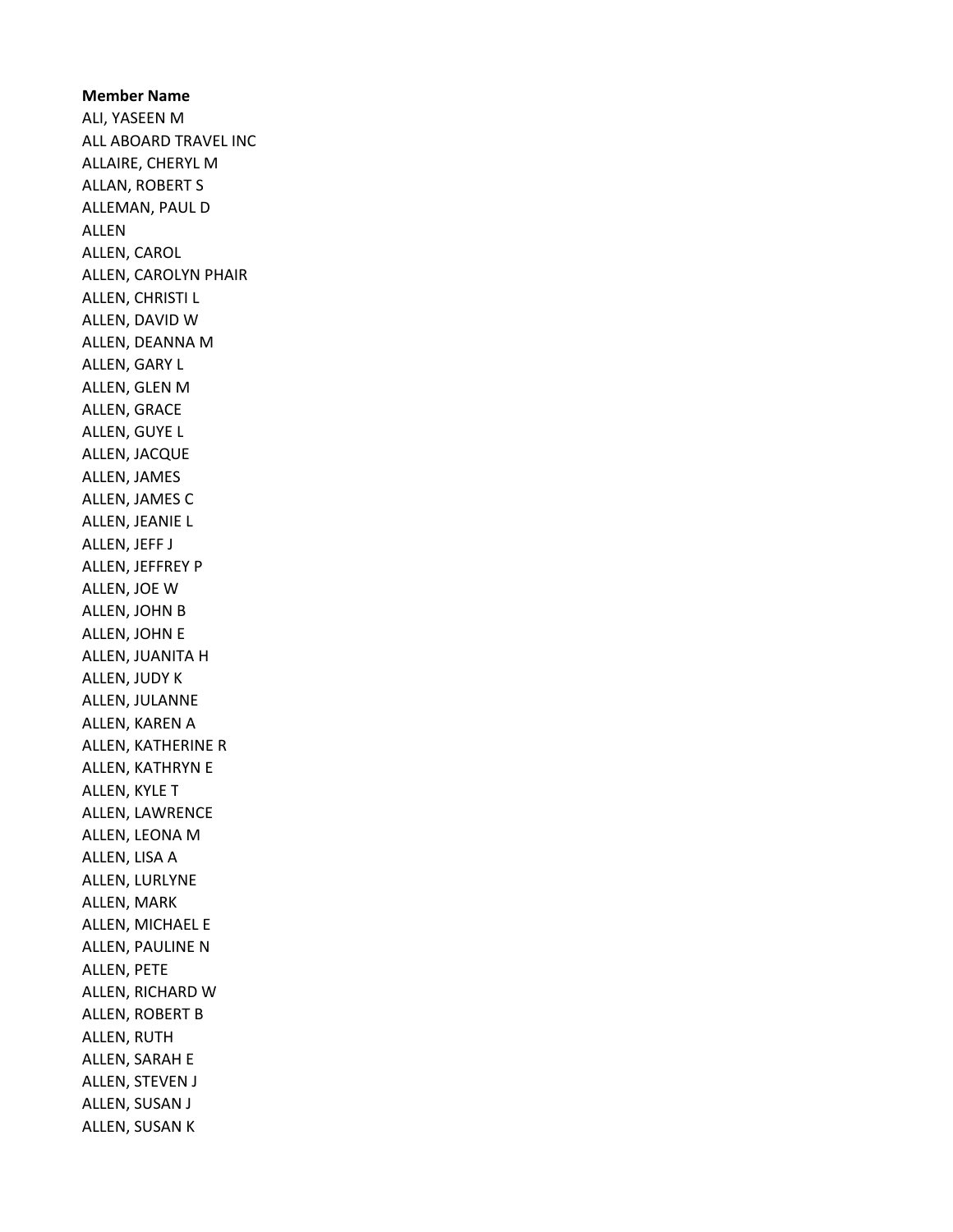**Member Name**

ALI, YASEEN M
ALL ABOARD TRAVEL INC
ALLAIRE, CHERYL M
ALLAN, ROBERT S
ALLEMAN, PAUL D
ALLEN
ALLEN, CAROL
ALLEN, CAROLYN PHAIR
ALLEN, CHRISTI L
ALLEN, DAVID W
ALLEN, DEANNA M
ALLEN, GARY L
ALLEN, GLEN M
ALLEN, GRACE
ALLEN, GUYE L
ALLEN, JACQUE
ALLEN, JAMES
ALLEN, JAMES C
ALLEN, JEANIE L
ALLEN, JEFF J
ALLEN, JEFFREY P
ALLEN, JOE W
ALLEN, JOHN B
ALLEN, JOHN E
ALLEN, JUANITA H
ALLEN, JUDY K
ALLEN, JULANNE
ALLEN, KAREN A
ALLEN, KATHERINE R
ALLEN, KATHRYN E
ALLEN, KYLE T
ALLEN, LAWRENCE
ALLEN, LEONA M
ALLEN, LISA A
ALLEN, LURLYNE
ALLEN, MARK
ALLEN, MICHAEL E
ALLEN, PAULINE N
ALLEN, PETE
ALLEN, RICHARD W
ALLEN, ROBERT B
ALLEN, RUTH
ALLEN, SARAH E
ALLEN, STEVEN J
ALLEN, SUSAN J
ALLEN, SUSAN K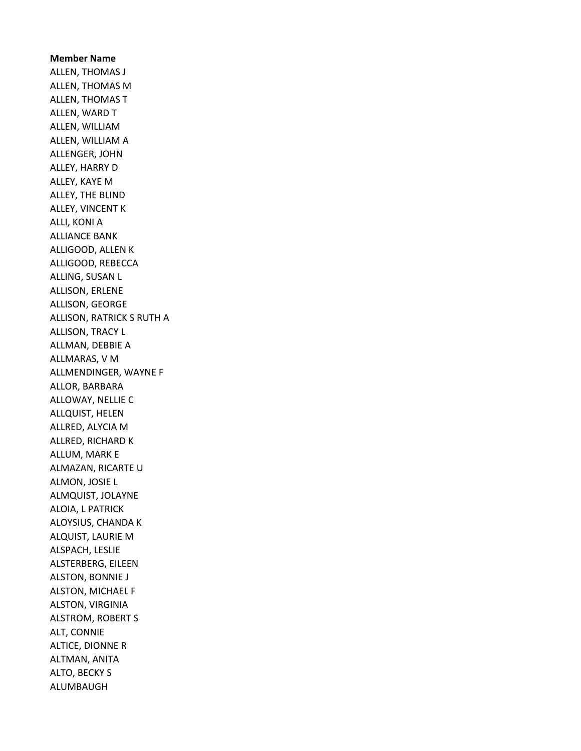**Member Name**

ALLEN, THOMAS J
ALLEN, THOMAS M
ALLEN, THOMAS T
ALLEN, WARD T
ALLEN, WILLIAM
ALLEN, WILLIAM A
ALLENGER, JOHN
ALLEY, HARRY D
ALLEY, KAYE M
ALLEY, THE BLIND
ALLEY, VINCENT K
ALLI, KONI A
ALLIANCE BANK
ALLIGOOD, ALLEN K
ALLIGOOD, REBECCA
ALLING, SUSAN L
ALLISON, ERLENE
ALLISON, GEORGE
ALLISON, RATRICK S RUTH A
ALLISON, TRACY L
ALLMAN, DEBBIE A
ALLMARAS, V M
ALLMENDINGER, WAYNE F
ALLOR, BARBARA
ALLOWAY, NELLIE C
ALLQUIST, HELEN
ALLRED, ALYCIA M
ALLRED, RICHARD K
ALLUM, MARK E
ALMAZAN, RICARTE U
ALMON, JOSIE L
ALMQUIST, JOLAYNE
ALOIA, L PATRICK
ALOYSIUS, CHANDA K
ALQUIST, LAURIE M
ALSPACH, LESLIE
ALSTERBERG, EILEEN
ALSTON, BONNIE J
ALSTON, MICHAEL F
ALSTON, VIRGINIA
ALSTROM, ROBERT S
ALT, CONNIE
ALTICE, DIONNE R
ALTMAN, ANITA
ALTO, BECKY S
ALUMBAUGH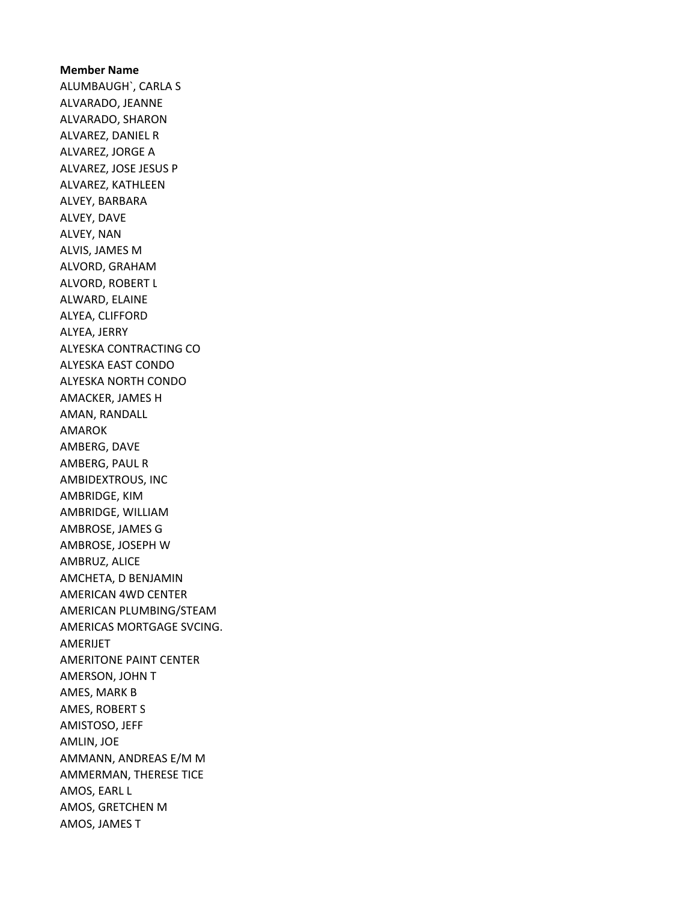**Member Name**

ALUMBAUGH`, CARLA S
ALVARADO, JEANNE
ALVARADO, SHARON
ALVAREZ, DANIEL R
ALVAREZ, JORGE A
ALVAREZ, JOSE JESUS P
ALVAREZ, KATHLEEN
ALVEY, BARBARA
ALVEY, DAVE
ALVEY, NAN
ALVIS, JAMES M
ALVORD, GRAHAM
ALVORD, ROBERT L
ALWARD, ELAINE
ALYEA, CLIFFORD
ALYEA, JERRY
ALYESKA CONTRACTING CO
ALYESKA EAST CONDO
ALYESKA NORTH CONDO
AMACKER, JAMES H
AMAN, RANDALL
AMAROK
AMBERG, DAVE
AMBERG, PAUL R
AMBIDEXTROUS, INC
AMBRIDGE, KIM
AMBRIDGE, WILLIAM
AMBROSE, JAMES G
AMBROSE, JOSEPH W
AMBRUZ, ALICE
AMCHETA, D BENJAMIN
AMERICAN 4WD CENTER
AMERICAN PLUMBING/STEAM
AMERICAS MORTGAGE SVCING.
AMERIJET
AMERITONE PAINT CENTER
AMERSON, JOHN T
AMES, MARK B
AMES, ROBERT S
AMISTOSO, JEFF
AMLIN, JOE
AMMANN, ANDREAS E/M M
AMMERMAN, THERESE TICE
AMOS, EARL L
AMOS, GRETCHEN M
AMOS, JAMES T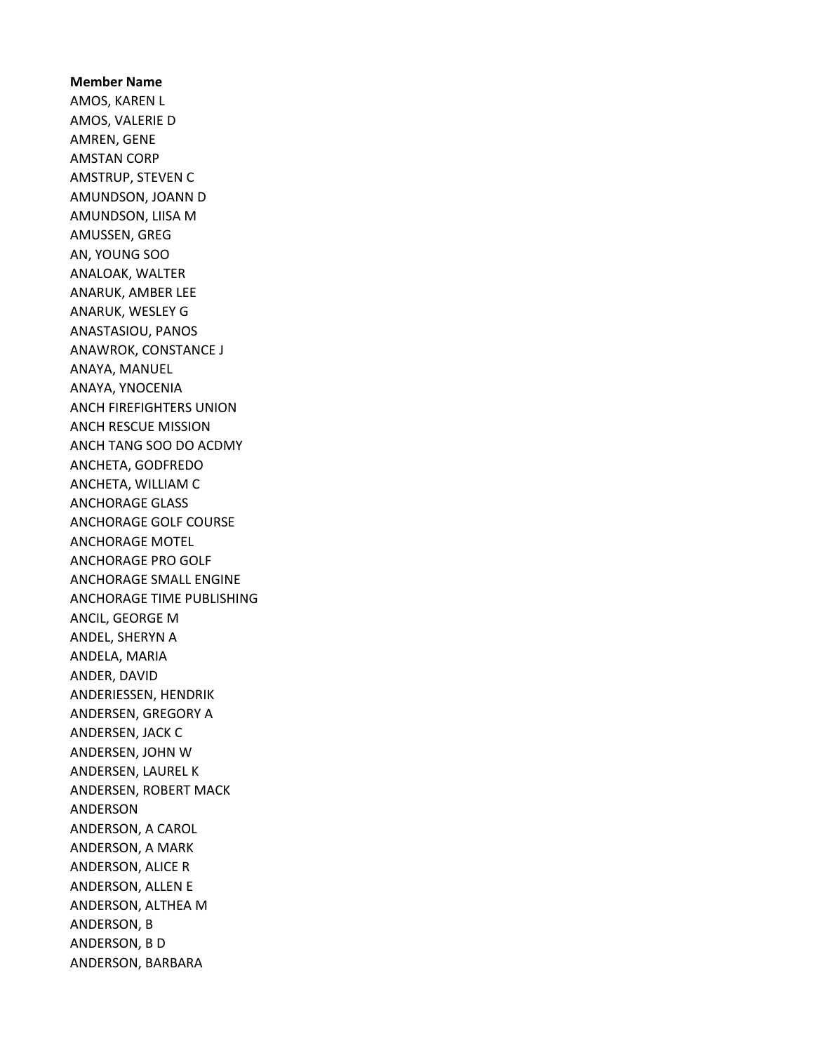**Member Name**

AMOS, KAREN L
AMOS, VALERIE D
AMREN, GENE
AMSTAN CORP
AMSTRUP, STEVEN C
AMUNDSON, JOANN D
AMUNDSON, LIISA M
AMUSSEN, GREG
AN, YOUNG SOO
ANALOAK, WALTER
ANARUK, AMBER LEE
ANARUK, WESLEY G
ANASTASIOU, PANOS
ANAWROK, CONSTANCE J
ANAYA, MANUEL
ANAYA, YNOCENIA
ANCH FIREFIGHTERS UNION
ANCH RESCUE MISSION
ANCH TANG SOO DO ACDMY
ANCHETA, GODFREDO
ANCHETA, WILLIAM C
ANCHORAGE GLASS
ANCHORAGE GOLF COURSE
ANCHORAGE MOTEL
ANCHORAGE PRO GOLF
ANCHORAGE SMALL ENGINE
ANCHORAGE TIME PUBLISHING
ANCIL, GEORGE M
ANDEL, SHERYN A
ANDELA, MARIA
ANDER, DAVID
ANDERIESSEN, HENDRIK
ANDERSEN, GREGORY A
ANDERSEN, JACK C
ANDERSEN, JOHN W
ANDERSEN, LAUREL K
ANDERSEN, ROBERT MACK
ANDERSON
ANDERSON, A CAROL
ANDERSON, A MARK
ANDERSON, ALICE R
ANDERSON, ALLEN E
ANDERSON, ALTHEA M
ANDERSON, B
ANDERSON, B D
ANDERSON, BARBARA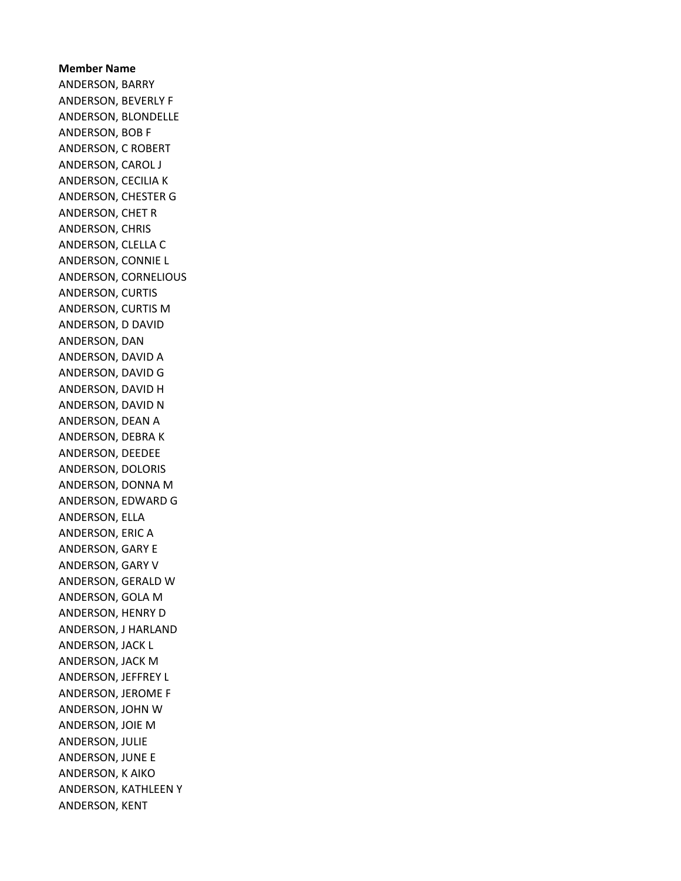**Member Name**

ANDERSON, BARRY
ANDERSON, BEVERLY F
ANDERSON, BLONDELLE
ANDERSON, BOB F
ANDERSON, C ROBERT
ANDERSON, CAROL J
ANDERSON, CECILIA K
ANDERSON, CHESTER G
ANDERSON, CHET R
ANDERSON, CHRIS
ANDERSON, CLELLA C
ANDERSON, CONNIE L
ANDERSON, CORNELIOUS
ANDERSON, CURTIS
ANDERSON, CURTIS M
ANDERSON, D DAVID
ANDERSON, DAN
ANDERSON, DAVID A
ANDERSON, DAVID G
ANDERSON, DAVID H
ANDERSON, DAVID N
ANDERSON, DEAN A
ANDERSON, DEBRA K
ANDERSON, DEEDEE
ANDERSON, DOLORIS
ANDERSON, DONNA M
ANDERSON, EDWARD G
ANDERSON, ELLA
ANDERSON, ERIC A
ANDERSON, GARY E
ANDERSON, GARY V
ANDERSON, GERALD W
ANDERSON, GOLA M
ANDERSON, HENRY D
ANDERSON, J HARLAND
ANDERSON, JACK L
ANDERSON, JACK M
ANDERSON, JEFFREY L
ANDERSON, JEROME F
ANDERSON, JOHN W
ANDERSON, JOIE M
ANDERSON, JULIE
ANDERSON, JUNE E
ANDERSON, K AIKO
ANDERSON, KATHLEEN Y
ANDERSON, KENT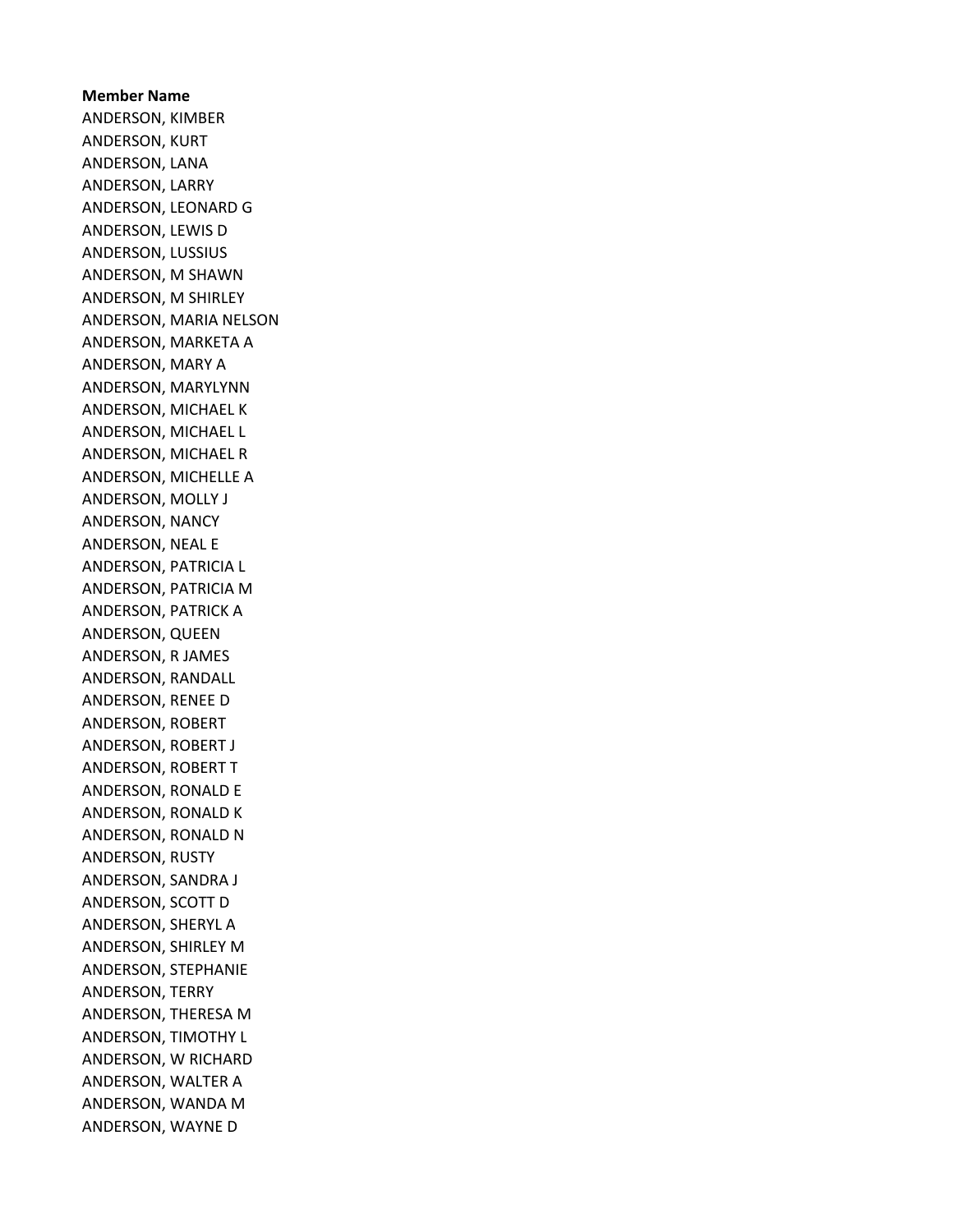**Member Name**

ANDERSON, KIMBER
ANDERSON, KURT
ANDERSON, LANA
ANDERSON, LARRY
ANDERSON, LEONARD G
ANDERSON, LEWIS D
ANDERSON, LUSSIUS
ANDERSON, M SHAWN
ANDERSON, M SHIRLEY
ANDERSON, MARIA NELSON
ANDERSON, MARKETA A
ANDERSON, MARY A
ANDERSON, MARYLYNN
ANDERSON, MICHAEL K
ANDERSON, MICHAEL L
ANDERSON, MICHAEL R
ANDERSON, MICHELLE A
ANDERSON, MOLLY J
ANDERSON, NANCY
ANDERSON, NEAL E
ANDERSON, PATRICIA L
ANDERSON, PATRICIA M
ANDERSON, PATRICK A
ANDERSON, QUEEN
ANDERSON, R JAMES
ANDERSON, RANDALL
ANDERSON, RENEE D
ANDERSON, ROBERT
ANDERSON, ROBERT J
ANDERSON, ROBERT T
ANDERSON, RONALD E
ANDERSON, RONALD K
ANDERSON, RONALD N
ANDERSON, RUSTY
ANDERSON, SANDRA J
ANDERSON, SCOTT D
ANDERSON, SHERYL A
ANDERSON, SHIRLEY M
ANDERSON, STEPHANIE
ANDERSON, TERRY
ANDERSON, THERESA M
ANDERSON, TIMOTHY L
ANDERSON, W RICHARD
ANDERSON, WALTER A
ANDERSON, WANDA M
ANDERSON, WAYNE D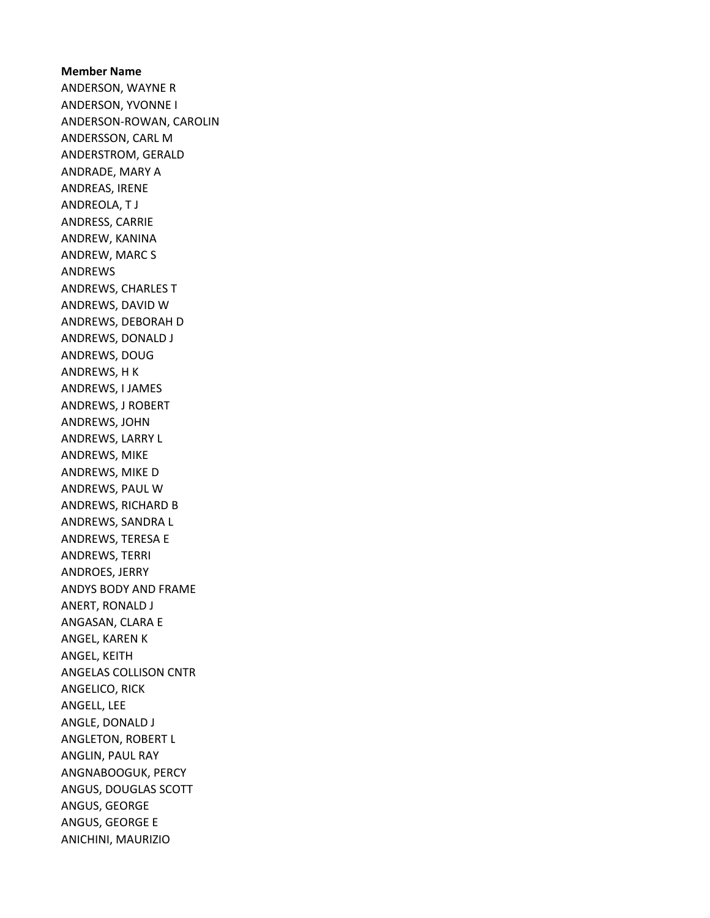**Member Name**

ANDERSON, WAYNE R
ANDERSON, YVONNE I
ANDERSON-ROWAN, CAROLIN
ANDERSSON, CARL M
ANDERSTROM, GERALD
ANDRADE, MARY A
ANDREAS, IRENE
ANDREOLA, T J
ANDRESS, CARRIE
ANDREW, KANINA
ANDREW, MARC S
ANDREWS
ANDREWS, CHARLES T
ANDREWS, DAVID W
ANDREWS, DEBORAH D
ANDREWS, DONALD J
ANDREWS, DOUG
ANDREWS, H K
ANDREWS, I JAMES
ANDREWS, J ROBERT
ANDREWS, JOHN
ANDREWS, LARRY L
ANDREWS, MIKE
ANDREWS, MIKE D
ANDREWS, PAUL W
ANDREWS, RICHARD B
ANDREWS, SANDRA L
ANDREWS, TERESA E
ANDREWS, TERRI
ANDROES, JERRY
ANDYS BODY AND FRAME
ANERT, RONALD J
ANGASAN, CLARA E
ANGEL, KAREN K
ANGEL, KEITH
ANGELAS COLLISON CNTR
ANGELICO, RICK
ANGELL, LEE
ANGLE, DONALD J
ANGLETON, ROBERT L
ANGLIN, PAUL RAY
ANGNABOOGUK, PERCY
ANGUS, DOUGLAS SCOTT
ANGUS, GEORGE
ANGUS, GEORGE E
ANICHINI, MAURIZIO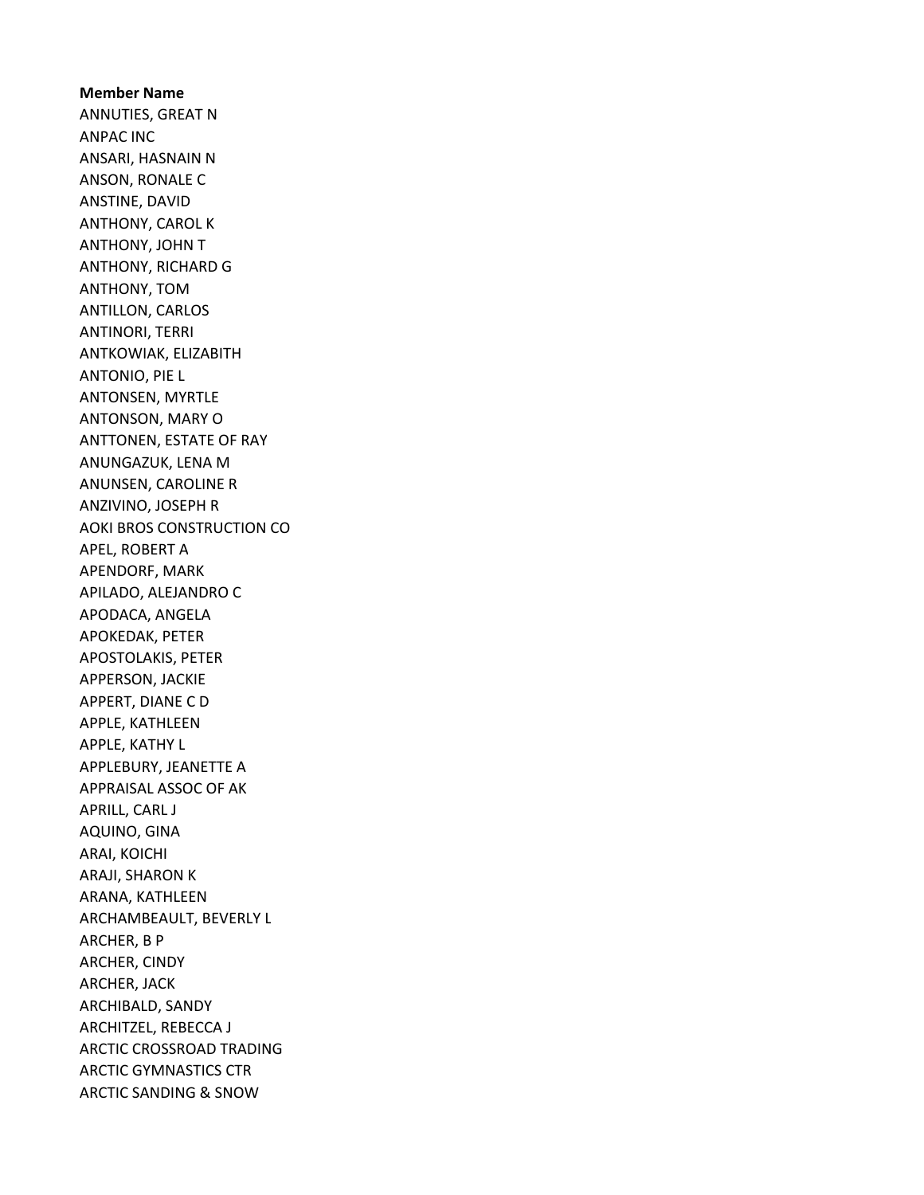**Member Name**

ANNUTIES, GREAT N
ANPAC INC
ANSARI, HASNAIN N
ANSON, RONALE C
ANSTINE, DAVID
ANTHONY, CAROL K
ANTHONY, JOHN T
ANTHONY, RICHARD G
ANTHONY, TOM
ANTILLON, CARLOS
ANTINORI, TERRI
ANTKOWIAK, ELIZABITH
ANTONIO, PIE L
ANTONSEN, MYRTLE
ANTONSON, MARY O
ANTTONEN, ESTATE OF RAY
ANUNGAZUK, LENA M
ANUNSEN, CAROLINE R
ANZIVINO, JOSEPH R
AOKI BROS CONSTRUCTION CO
APEL, ROBERT A
APENDORF, MARK
APILADO, ALEJANDRO C
APODACA, ANGELA
APOKEDAK, PETER
APOSTOLAKIS, PETER
APPERSON, JACKIE
APPERT, DIANE C D
APPLE, KATHLEEN
APPLE, KATHY L
APPLEBURY, JEANETTE A
APPRAISAL ASSOC OF AK
APRILL, CARL J
AQUINO, GINA
ARAI, KOICHI
ARAJI, SHARON K
ARANA, KATHLEEN
ARCHAMBEAULT, BEVERLY L
ARCHER, B P
ARCHER, CINDY
ARCHER, JACK
ARCHIBALD, SANDY
ARCHITZEL, REBECCA J
ARCTIC CROSSROAD TRADING
ARCTIC GYMNASTICS CTR
ARCTIC SANDING & SNOW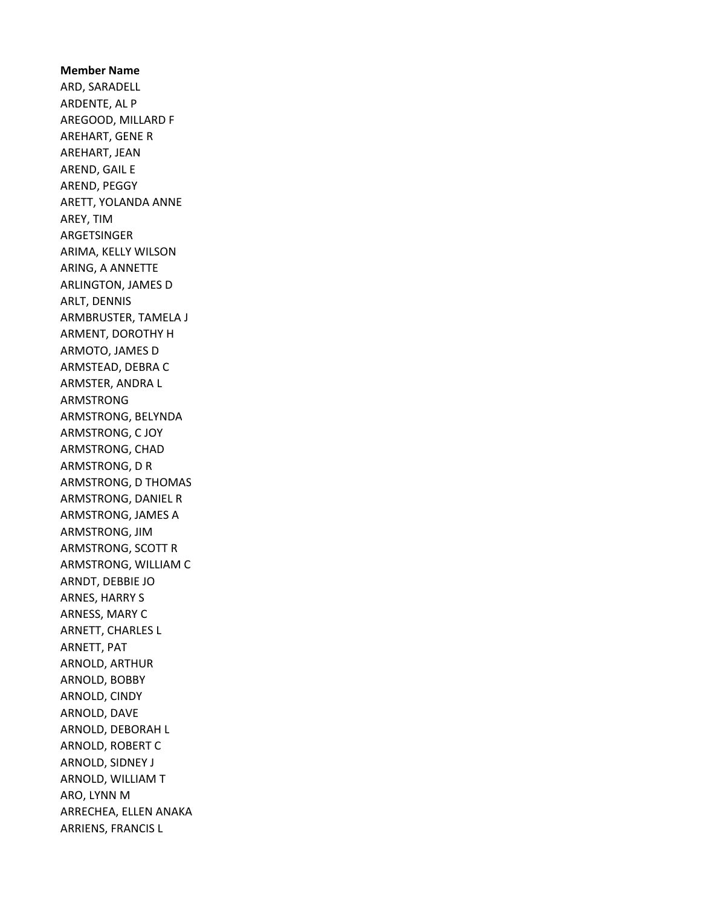**Member Name**

ARD, SARADELL
ARDENTE, AL P
AREGOOD, MILLARD F
AREHART, GENE R
AREHART, JEAN
AREND, GAIL E
AREND, PEGGY
ARETT, YOLANDA ANNE
AREY, TIM
ARGETSINGER
ARIMA, KELLY WILSON
ARING, A ANNETTE
ARLINGTON, JAMES D
ARLT, DENNIS
ARMBRUSTER, TAMELA J
ARMENT, DOROTHY H
ARMOTO, JAMES D
ARMSTEAD, DEBRA C
ARMSTER, ANDRA L
ARMSTRONG
ARMSTRONG, BELYNDA
ARMSTRONG, C JOY
ARMSTRONG, CHAD
ARMSTRONG, D R
ARMSTRONG, D THOMAS
ARMSTRONG, DANIEL R
ARMSTRONG, JAMES A
ARMSTRONG, JIM
ARMSTRONG, SCOTT R
ARMSTRONG, WILLIAM C
ARNDT, DEBBIE JO
ARNES, HARRY S
ARNESS, MARY C
ARNETT, CHARLES L
ARNETT, PAT
ARNOLD, ARTHUR
ARNOLD, BOBBY
ARNOLD, CINDY
ARNOLD, DAVE
ARNOLD, DEBORAH L
ARNOLD, ROBERT C
ARNOLD, SIDNEY J
ARNOLD, WILLIAM T
ARO, LYNN M
ARRECHEA, ELLEN ANAKA
ARRIENS, FRANCIS L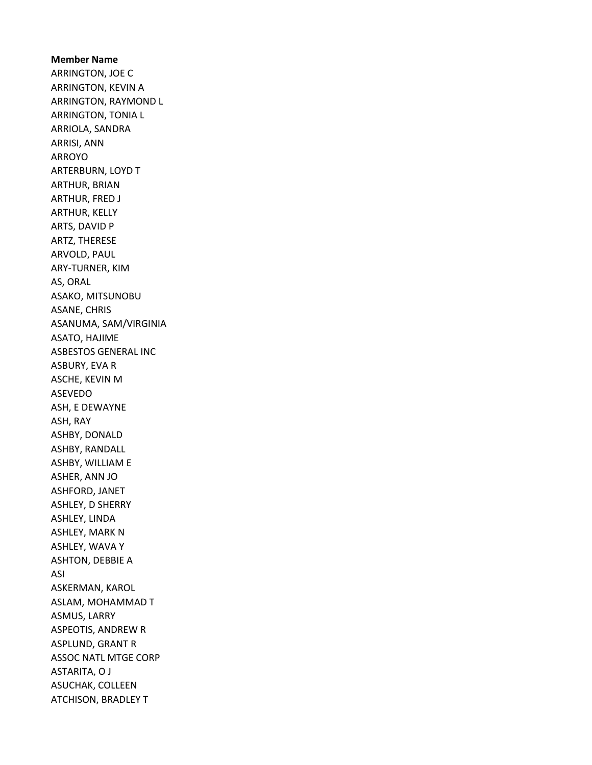**Member Name**

ARRINGTON, JOE C
ARRINGTON, KEVIN A
ARRINGTON, RAYMOND L
ARRINGTON, TONIA L
ARRIOLA, SANDRA
ARRISI, ANN
ARROYO
ARTERBURN, LOYD T
ARTHUR, BRIAN
ARTHUR, FRED J
ARTHUR, KELLY
ARTS, DAVID P
ARTZ, THERESE
ARVOLD, PAUL
ARY-TURNER, KIM
AS, ORAL
ASAKO, MITSUNOBU
ASANE, CHRIS
ASANUMA, SAM/VIRGINIA
ASATO, HAJIME
ASBESTOS GENERAL INC
ASBURY, EVA R
ASCHE, KEVIN M
ASEVEDO
ASH, E DEWAYNE
ASH, RAY
ASHBY, DONALD
ASHBY, RANDALL
ASHBY, WILLIAM E
ASHER, ANN JO
ASHFORD, JANET
ASHLEY, D SHERRY
ASHLEY, LINDA
ASHLEY, MARK N
ASHLEY, WAVA Y
ASHTON, DEBBIE A
ASI
ASKERMAN, KAROL
ASLAM, MOHAMMAD T
ASMUS, LARRY
ASPEOTIS, ANDREW R
ASPLUND, GRANT R
ASSOC NATL MTGE CORP
ASTARITA, O J
ASUCHAK, COLLEEN
ATCHISON, BRADLEY T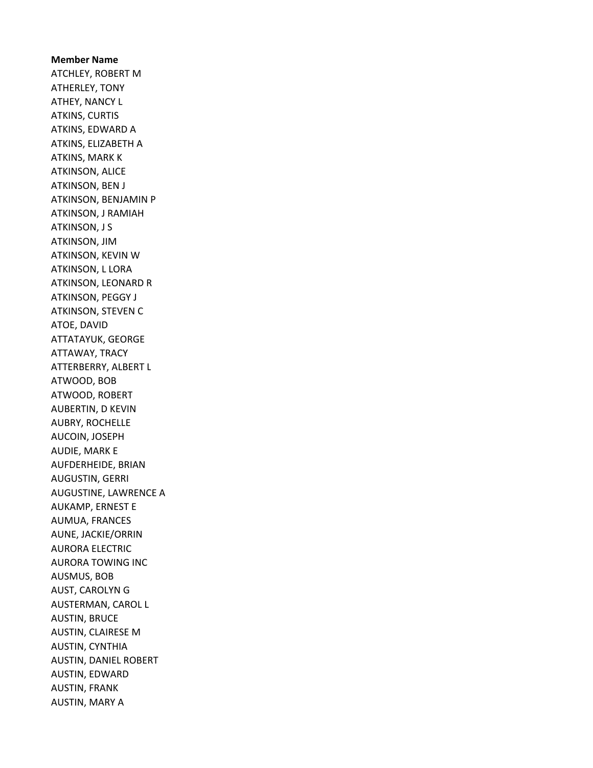**Member Name**

ATCHLEY, ROBERT M
ATHERLEY, TONY
ATHEY, NANCY L
ATKINS, CURTIS
ATKINS, EDWARD A
ATKINS, ELIZABETH A
ATKINS, MARK K
ATKINSON, ALICE
ATKINSON, BEN J
ATKINSON, BENJAMIN P
ATKINSON, J RAMIAH
ATKINSON, J S
ATKINSON, JIM
ATKINSON, KEVIN W
ATKINSON, L LORA
ATKINSON, LEONARD R
ATKINSON, PEGGY J
ATKINSON, STEVEN C
ATOE, DAVID
ATTATAYUK, GEORGE
ATTAWAY, TRACY
ATTERBERRY, ALBERT L
ATWOOD, BOB
ATWOOD, ROBERT
AUBERTIN, D KEVIN
AUBRY, ROCHELLE
AUCOIN, JOSEPH
AUDIE, MARK E
AUFDERHEIDE, BRIAN
AUGUSTIN, GERRI
AUGUSTINE, LAWRENCE A
AUKAMP, ERNEST E
AUMUA, FRANCES
AUNE, JACKIE/ORRIN
AURORA ELECTRIC
AURORA TOWING INC
AUSMUS, BOB
AUST, CAROLYN G
AUSTERMAN, CAROL L
AUSTIN, BRUCE
AUSTIN, CLAIRESE M
AUSTIN, CYNTHIA
AUSTIN, DANIEL ROBERT
AUSTIN, EDWARD
AUSTIN, FRANK
AUSTIN, MARY A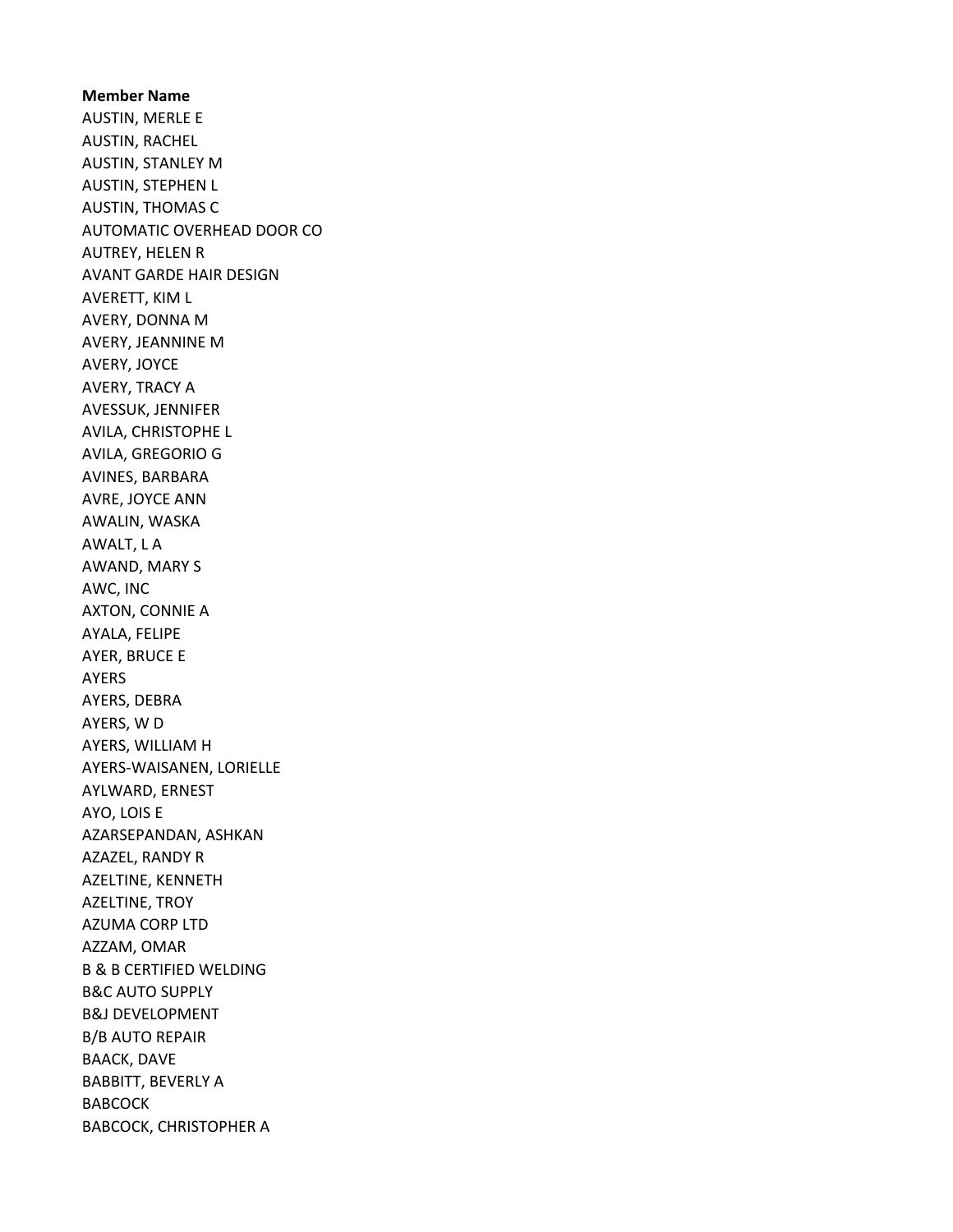**Member Name**

AUSTIN, MERLE E
AUSTIN, RACHEL
AUSTIN, STANLEY M
AUSTIN, STEPHEN L
AUSTIN, THOMAS C
AUTOMATIC OVERHEAD DOOR CO
AUTREY, HELEN R
AVANT GARDE HAIR DESIGN
AVERETT, KIM L
AVERY, DONNA M
AVERY, JEANNINE M
AVERY, JOYCE
AVERY, TRACY A
AVESSUK, JENNIFER
AVILA, CHRISTOPHE L
AVILA, GREGORIO G
AVINES, BARBARA
AVRE, JOYCE ANN
AWALIN, WASKA
AWALT, L A
AWAND, MARY S
AWC, INC
AXTON, CONNIE A
AYALA, FELIPE
AYER, BRUCE E
AYERS
AYERS, DEBRA
AYERS, W D
AYERS, WILLIAM H
AYERS-WAISANEN, LORIELLE
AYLWARD, ERNEST
AYO, LOIS E
AZARSEPANDAN, ASHKAN
AZAZEL, RANDY R
AZELTINE, KENNETH
AZELTINE, TROY
AZUMA CORP LTD
AZZAM, OMAR
B & B CERTIFIED WELDING
B&C AUTO SUPPLY
B&J DEVELOPMENT
B/B AUTO REPAIR
BAACK, DAVE
BABBITT, BEVERLY A
BABCOCK
BABCOCK, CHRISTOPHER A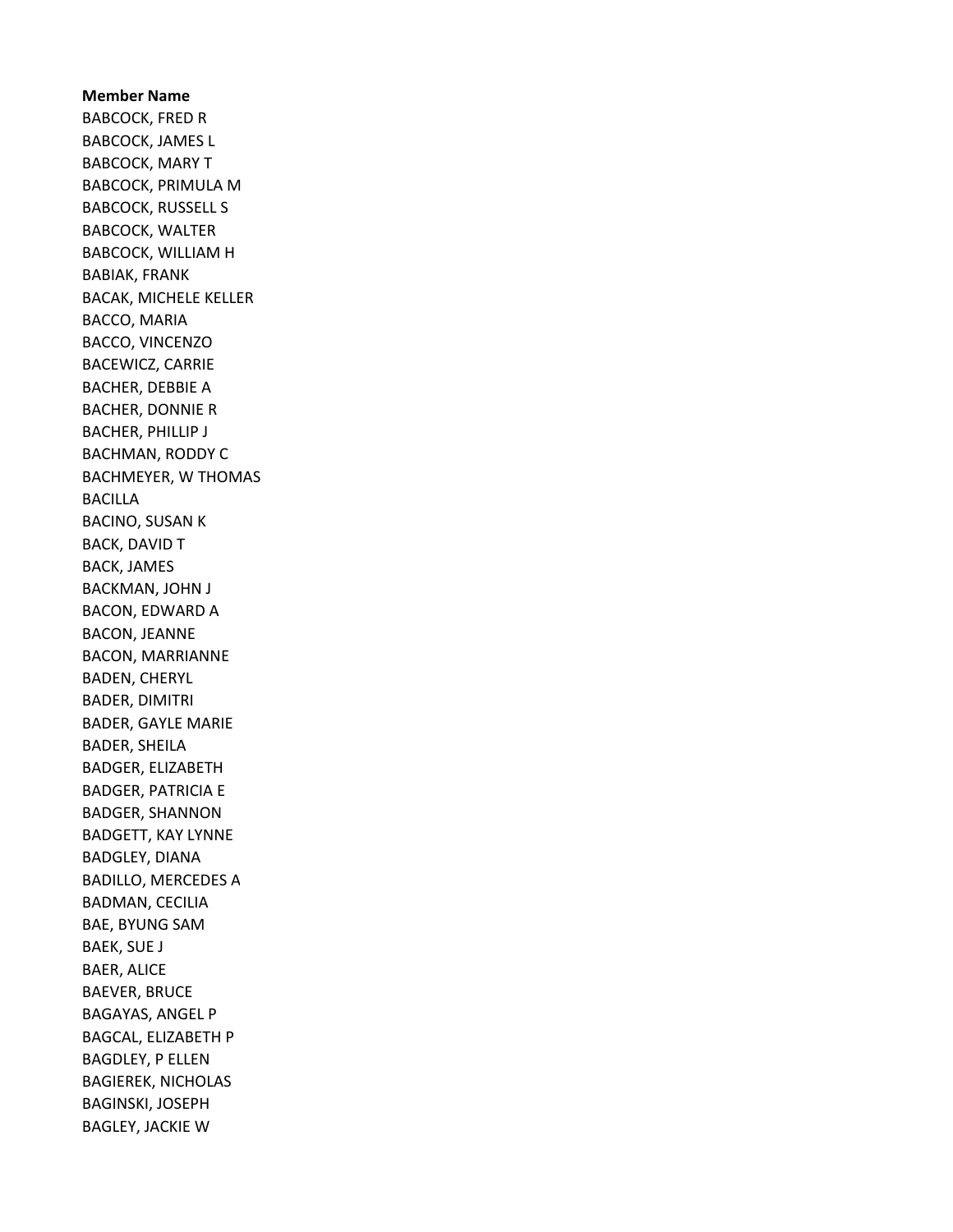**Member Name**

BABCOCK, FRED R
BABCOCK, JAMES L
BABCOCK, MARY T
BABCOCK, PRIMULA M
BABCOCK, RUSSELL S
BABCOCK, WALTER
BABCOCK, WILLIAM H
BABIAK, FRANK
BACAK, MICHELE KELLER
BACCO, MARIA
BACCO, VINCENZO
BACEWICZ, CARRIE
BACHER, DEBBIE A
BACHER, DONNIE R
BACHER, PHILLIP J
BACHMAN, RODDY C
BACHMEYER, W THOMAS
BACILLA
BACINO, SUSAN K
BACK, DAVID T
BACK, JAMES
BACKMAN, JOHN J
BACON, EDWARD A
BACON, JEANNE
BACON, MARRIANNE
BADEN, CHERYL
BADER, DIMITRI
BADER, GAYLE MARIE
BADER, SHEILA
BADGER, ELIZABETH
BADGER, PATRICIA E
BADGER, SHANNON
BADGETT, KAY LYNNE
BADGLEY, DIANA
BADILLO, MERCEDES A
BADMAN, CECILIA
BAE, BYUNG SAM
BAEK, SUE J
BAER, ALICE
BAEVER, BRUCE
BAGAYAS, ANGEL P
BAGCAL, ELIZABETH P
BAGDLEY, P ELLEN
BAGIEREK, NICHOLAS
BAGINSKI, JOSEPH
BAGLEY, JACKIE W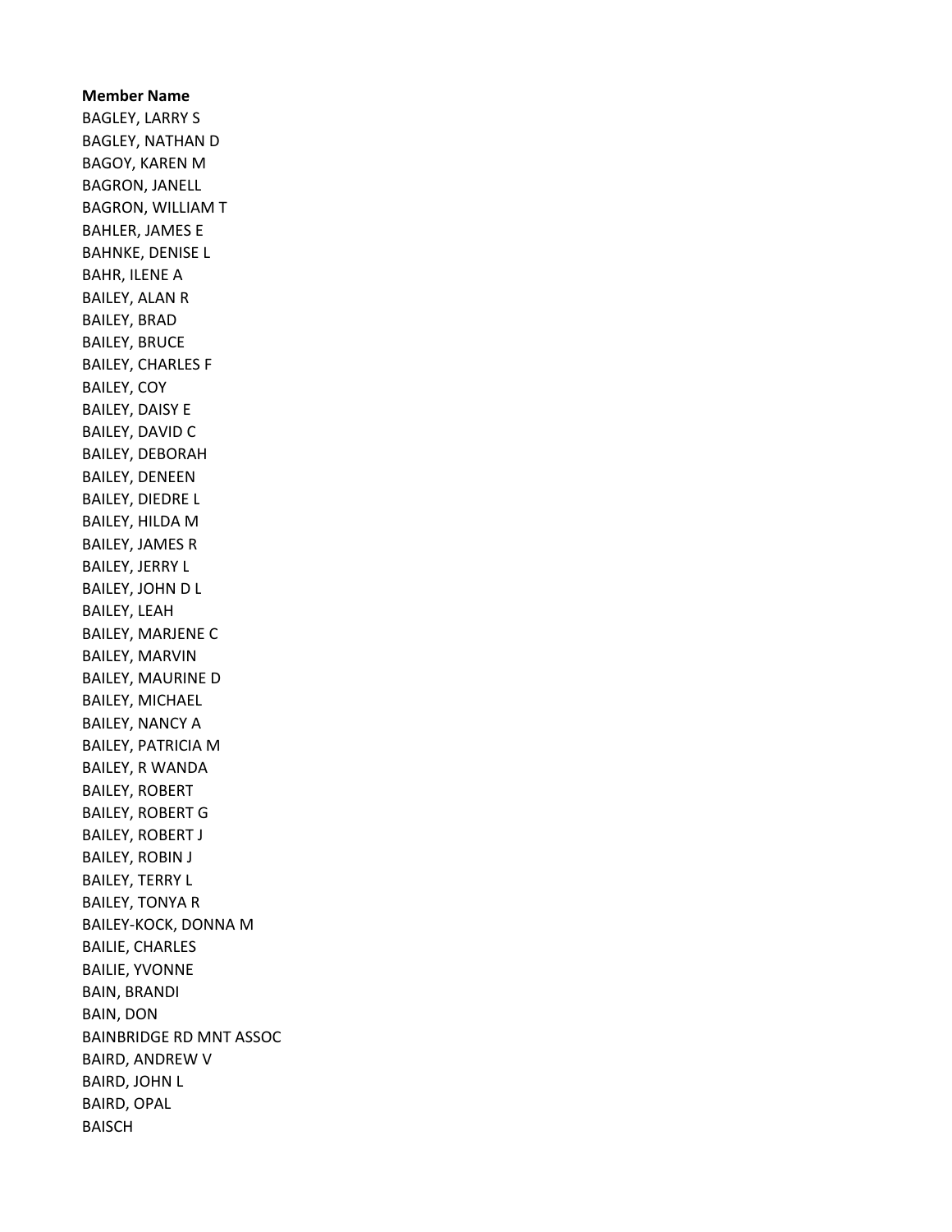**Member Name**

BAGLEY, LARRY S
BAGLEY, NATHAN D
BAGOY, KAREN M
BAGRON, JANELL
BAGRON, WILLIAM T
BAHLER, JAMES E
BAHNKE, DENISE L
BAHR, ILENE A
BAILEY, ALAN R
BAILEY, BRAD
BAILEY, BRUCE
BAILEY, CHARLES F
BAILEY, COY
BAILEY, DAISY E
BAILEY, DAVID C
BAILEY, DEBORAH
BAILEY, DENEEN
BAILEY, DIEDRE L
BAILEY, HILDA M
BAILEY, JAMES R
BAILEY, JERRY L
BAILEY, JOHN D L
BAILEY, LEAH
BAILEY, MARJENE C
BAILEY, MARVIN
BAILEY, MAURINE D
BAILEY, MICHAEL
BAILEY, NANCY A
BAILEY, PATRICIA M
BAILEY, R WANDA
BAILEY, ROBERT
BAILEY, ROBERT G
BAILEY, ROBERT J
BAILEY, ROBIN J
BAILEY, TERRY L
BAILEY, TONYA R
BAILEY-KOCK, DONNA M
BAILIE, CHARLES
BAILIE, YVONNE
BAIN, BRANDI
BAIN, DON
BAINBRIDGE RD MNT ASSOC
BAIRD, ANDREW V
BAIRD, JOHN L
BAIRD, OPAL
BAISCH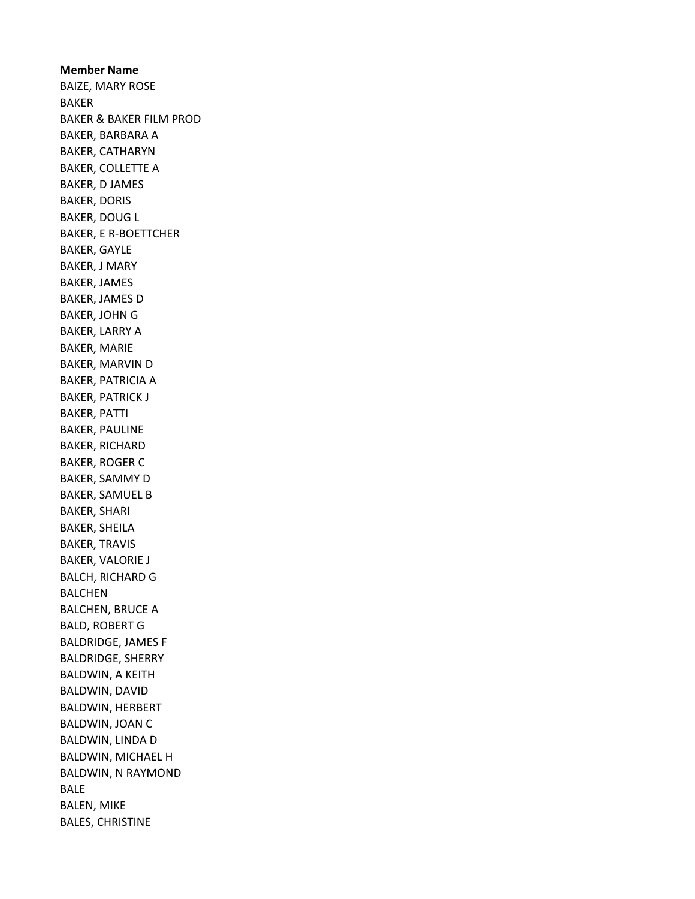**Member Name**
BAIZE, MARY ROSE
BAKER
BAKER & BAKER FILM PROD
BAKER, BARBARA A
BAKER, CATHARYN
BAKER, COLLETTE A
BAKER, D JAMES
BAKER, DORIS
BAKER, DOUG L
BAKER, E R-BOETTCHER
BAKER, GAYLE
BAKER, J MARY
BAKER, JAMES
BAKER, JAMES D
BAKER, JOHN G
BAKER, LARRY A
BAKER, MARIE
BAKER, MARVIN D
BAKER, PATRICIA A
BAKER, PATRICK J
BAKER, PATTI
BAKER, PAULINE
BAKER, RICHARD
BAKER, ROGER C
BAKER, SAMMY D
BAKER, SAMUEL B
BAKER, SHARI
BAKER, SHEILA
BAKER, TRAVIS
BAKER, VALORIE J
BALCH, RICHARD G
BALCHEN
BALCHEN, BRUCE A
BALD, ROBERT G
BALDRIDGE, JAMES F
BALDRIDGE, SHERRY
BALDWIN, A KEITH
BALDWIN, DAVID
BALDWIN, HERBERT
BALDWIN, JOAN C
BALDWIN, LINDA D
BALDWIN, MICHAEL H
BALDWIN, N RAYMOND
BALE
BALEN, MIKE
BALES, CHRISTINE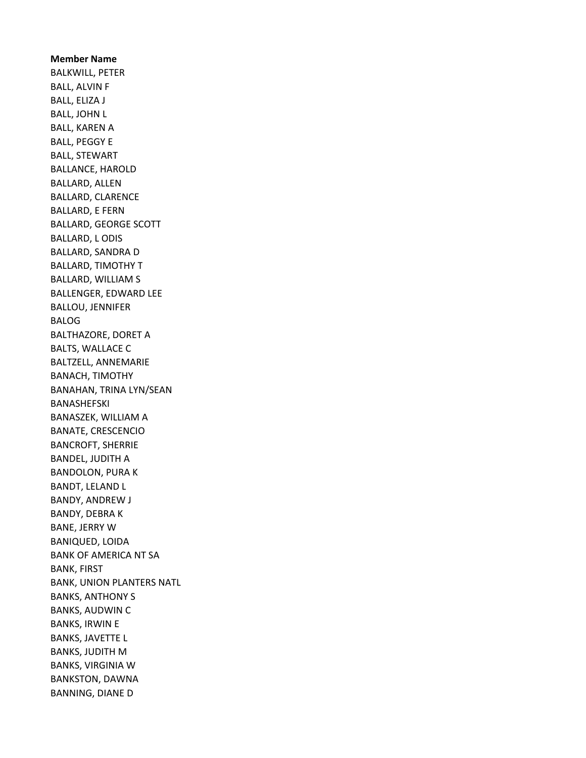**Member Name**

BALKWILL, PETER
BALL, ALVIN F
BALL, ELIZA J
BALL, JOHN L
BALL, KAREN A
BALL, PEGGY E
BALL, STEWART
BALLANCE, HAROLD
BALLARD, ALLEN
BALLARD, CLARENCE
BALLARD, E FERN
BALLARD, GEORGE SCOTT
BALLARD, L ODIS
BALLARD, SANDRA D
BALLARD, TIMOTHY T
BALLARD, WILLIAM S
BALLENGER, EDWARD LEE
BALLOU, JENNIFER
BALOG
BALTHAZORE, DORET A
BALTS, WALLACE C
BALTZELL, ANNEMARIE
BANACH, TIMOTHY
BANAHAN, TRINA LYN/SEAN
BANASHEFSKI
BANASZEK, WILLIAM A
BANATE, CRESCENCIO
BANCROFT, SHERRIE
BANDEL, JUDITH A
BANDOLON, PURA K
BANDT, LELAND L
BANDY, ANDREW J
BANDY, DEBRA K
BANE, JERRY W
BANIQUED, LOIDA
BANK OF AMERICA NT SA
BANK, FIRST
BANK, UNION PLANTERS NATL
BANKS, ANTHONY S
BANKS, AUDWIN C
BANKS, IRWIN E
BANKS, JAVETTE L
BANKS, JUDITH M
BANKS, VIRGINIA W
BANKSTON, DAWNA
BANNING, DIANE D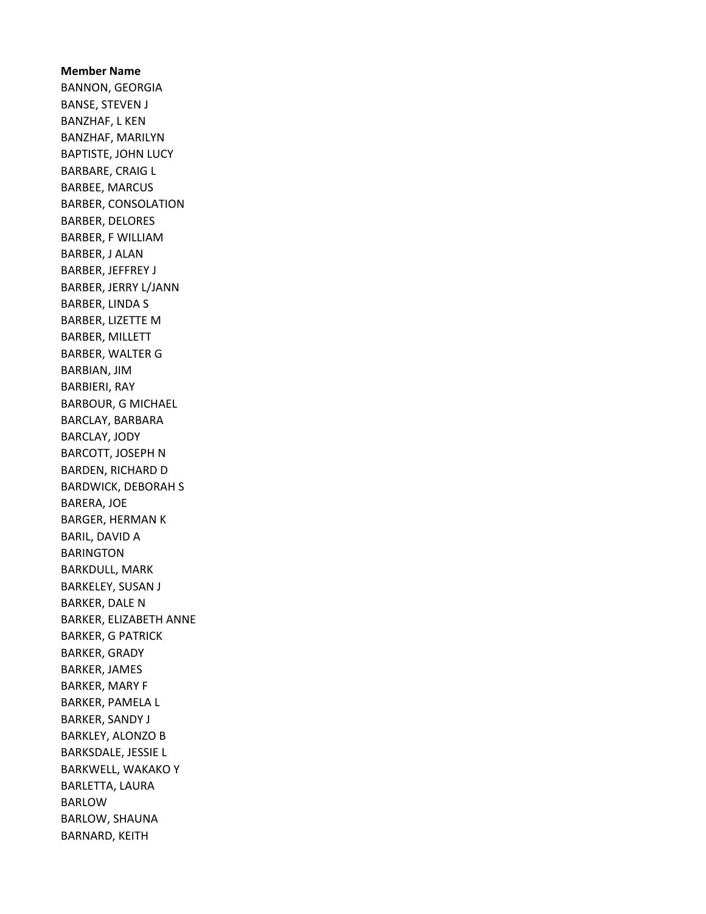**Member Name**
BANNON, GEORGIA
BANSE, STEVEN J
BANZHAF, L KEN
BANZHAF, MARILYN
BAPTISTE, JOHN LUCY
BARBARE, CRAIG L
BARBEE, MARCUS
BARBER, CONSOLATION
BARBER, DELORES
BARBER, F WILLIAM
BARBER, J ALAN
BARBER, JEFFREY J
BARBER, JERRY L/JANN
BARBER, LINDA S
BARBER, LIZETTE M
BARBER, MILLETT
BARBER, WALTER G
BARBIAN, JIM
BARBIERI, RAY
BARBOUR, G MICHAEL
BARCLAY, BARBARA
BARCLAY, JODY
BARCOTT, JOSEPH N
BARDEN, RICHARD D
BARDWICK, DEBORAH S
BARERA, JOE
BARGER, HERMAN K
BARIL, DAVID A
BARINGTON
BARKDULL, MARK
BARKELEY, SUSAN J
BARKER, DALE N
BARKER, ELIZABETH ANNE
BARKER, G PATRICK
BARKER, GRADY
BARKER, JAMES
BARKER, MARY F
BARKER, PAMELA L
BARKER, SANDY J
BARKLEY, ALONZO B
BARKSDALE, JESSIE L
BARKWELL, WAKAKO Y
BARLETTA, LAURA
BARLOW
BARLOW, SHAUNA
BARNARD, KEITH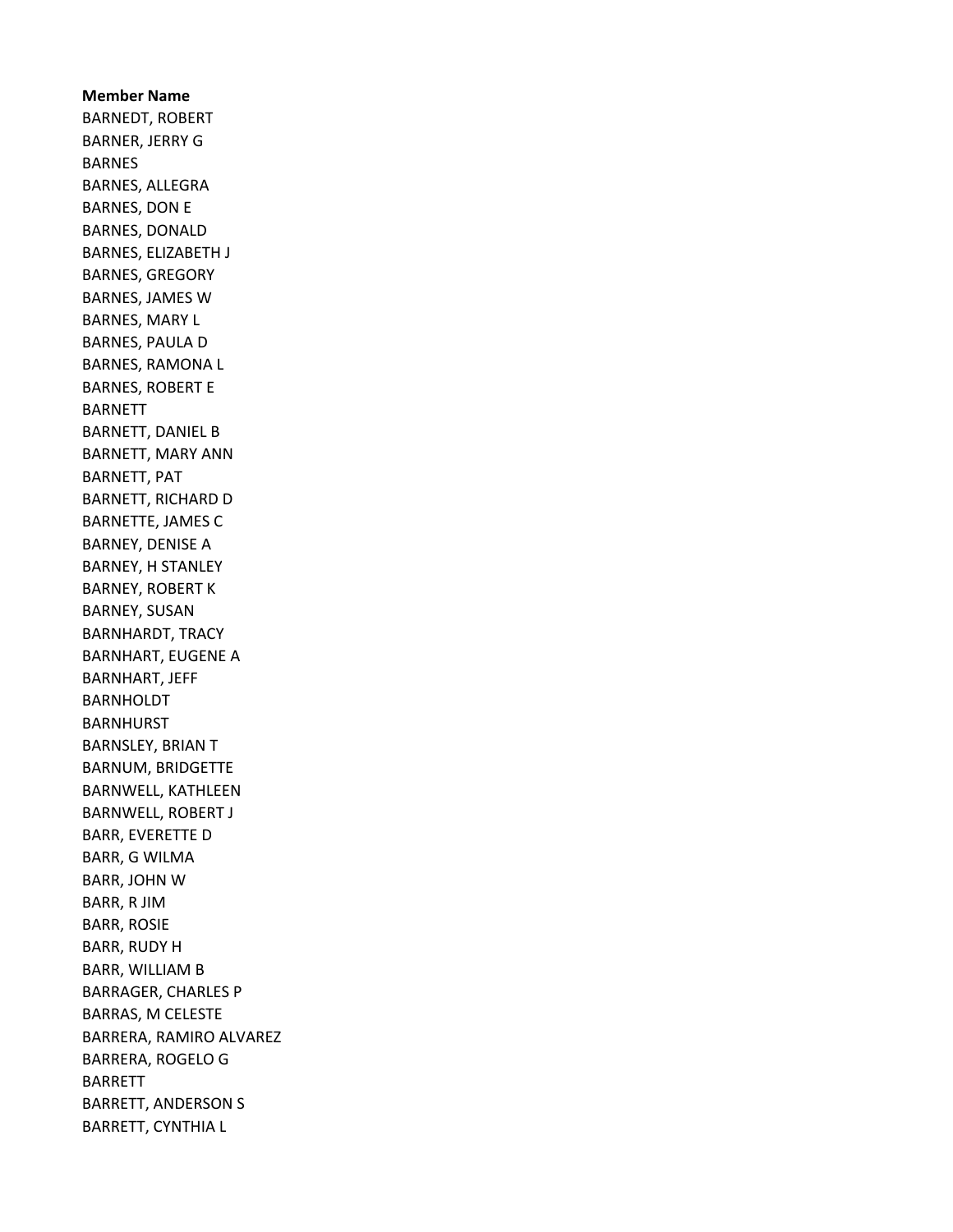**Member Name**

BARNEDT, ROBERT
BARNER, JERRY G
BARNES
BARNES, ALLEGRA
BARNES, DON E
BARNES, DONALD
BARNES, ELIZABETH J
BARNES, GREGORY
BARNES, JAMES W
BARNES, MARY L
BARNES, PAULA D
BARNES, RAMONA L
BARNES, ROBERT E
BARNETT
BARNETT, DANIEL B
BARNETT, MARY ANN
BARNETT, PAT
BARNETT, RICHARD D
BARNETTE, JAMES C
BARNEY, DENISE A
BARNEY, H STANLEY
BARNEY, ROBERT K
BARNEY, SUSAN
BARNHARDT, TRACY
BARNHART, EUGENE A
BARNHART, JEFF
BARNHOLDT
BARNHURST
BARNSLEY, BRIAN T
BARNUM, BRIDGETTE
BARNWELL, KATHLEEN
BARNWELL, ROBERT J
BARR, EVERETTE D
BARR, G WILMA
BARR, JOHN W
BARR, R JIM
BARR, ROSIE
BARR, RUDY H
BARR, WILLIAM B
BARRAGER, CHARLES P
BARRAS, M CELESTE
BARRERA, RAMIRO ALVAREZ
BARRERA, ROGELO G
BARRETT
BARRETT, ANDERSON S
BARRETT, CYNTHIA L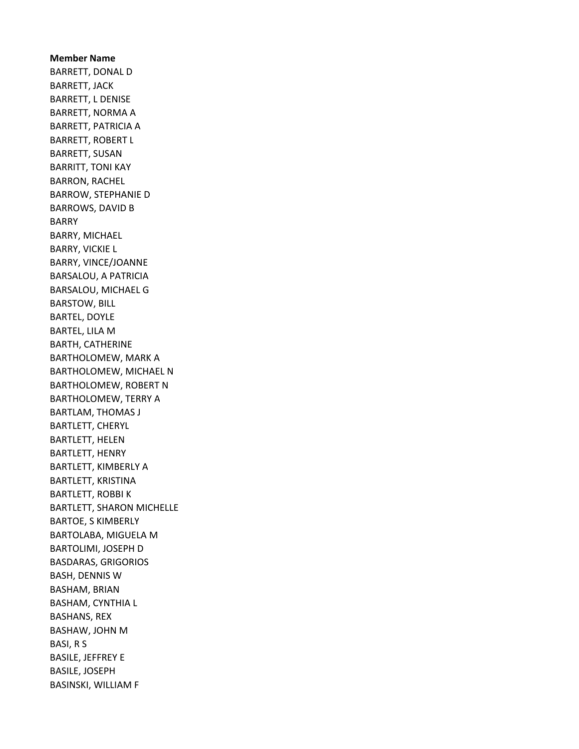**Member Name**

BARRETT, DONAL D
BARRETT, JACK
BARRETT, L DENISE
BARRETT, NORMA A
BARRETT, PATRICIA A
BARRETT, ROBERT L
BARRETT, SUSAN
BARRITT, TONI KAY
BARRON, RACHEL
BARROW, STEPHANIE D
BARROWS, DAVID B
BARRY
BARRY, MICHAEL
BARRY, VICKIE L
BARRY, VINCE/JOANNE
BARSALOU, A PATRICIA
BARSALOU, MICHAEL G
BARSTOW, BILL
BARTEL, DOYLE
BARTEL, LILA M
BARTH, CATHERINE
BARTHOLOMEW, MARK A
BARTHOLOMEW, MICHAEL N
BARTHOLOMEW, ROBERT N
BARTHOLOMEW, TERRY A
BARTLAM, THOMAS J
BARTLETT, CHERYL
BARTLETT, HELEN
BARTLETT, HENRY
BARTLETT, KIMBERLY A
BARTLETT, KRISTINA
BARTLETT, ROBBI K
BARTLETT, SHARON MICHELLE
BARTOE, S KIMBERLY
BARTOLABA, MIGUELA M
BARTOLIMI, JOSEPH D
BASDARAS, GRIGORIOS
BASH, DENNIS W
BASHAM, BRIAN
BASHAM, CYNTHIA L
BASHANS, REX
BASHAW, JOHN M
BASI, R S
BASILE, JEFFREY E
BASILE, JOSEPH
BASINSKI, WILLIAM F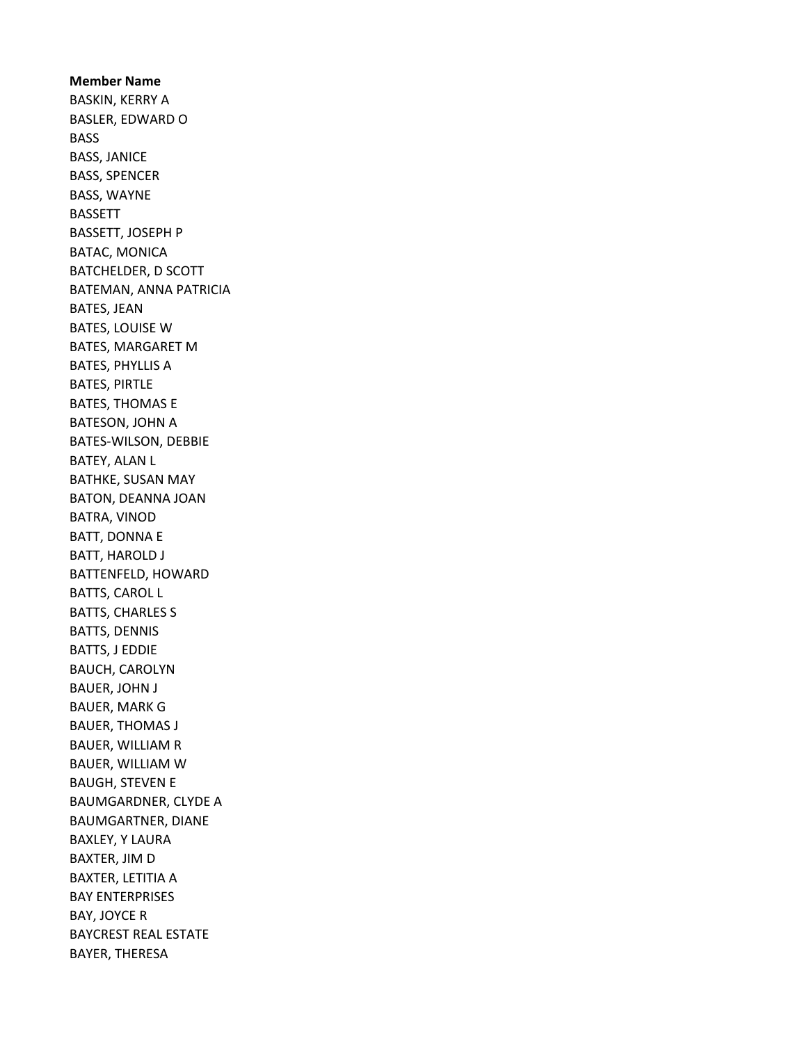**Member Name**

BASKIN, KERRY A
BASLER, EDWARD O
BASS
BASS, JANICE
BASS, SPENCER
BASS, WAYNE
BASSETT
BASSETT, JOSEPH P
BATAC, MONICA
BATCHELDER, D SCOTT
BATEMAN, ANNA PATRICIA
BATES, JEAN
BATES, LOUISE W
BATES, MARGARET M
BATES, PHYLLIS A
BATES, PIRTLE
BATES, THOMAS E
BATESON, JOHN A
BATES-WILSON, DEBBIE
BATEY, ALAN L
BATHKE, SUSAN MAY
BATON, DEANNA JOAN
BATRA, VINOD
BATT, DONNA E
BATT, HAROLD J
BATTENFELD, HOWARD
BATTS, CAROL L
BATTS, CHARLES S
BATTS, DENNIS
BATTS, J EDDIE
BAUCH, CAROLYN
BAUER, JOHN J
BAUER, MARK G
BAUER, THOMAS J
BAUER, WILLIAM R
BAUER, WILLIAM W
BAUGH, STEVEN E
BAUMGARDNER, CLYDE A
BAUMGARTNER, DIANE
BAXLEY, Y LAURA
BAXTER, JIM D
BAXTER, LETITIA A
BAY ENTERPRISES
BAY, JOYCE R
BAYCREST REAL ESTATE
BAYER, THERESA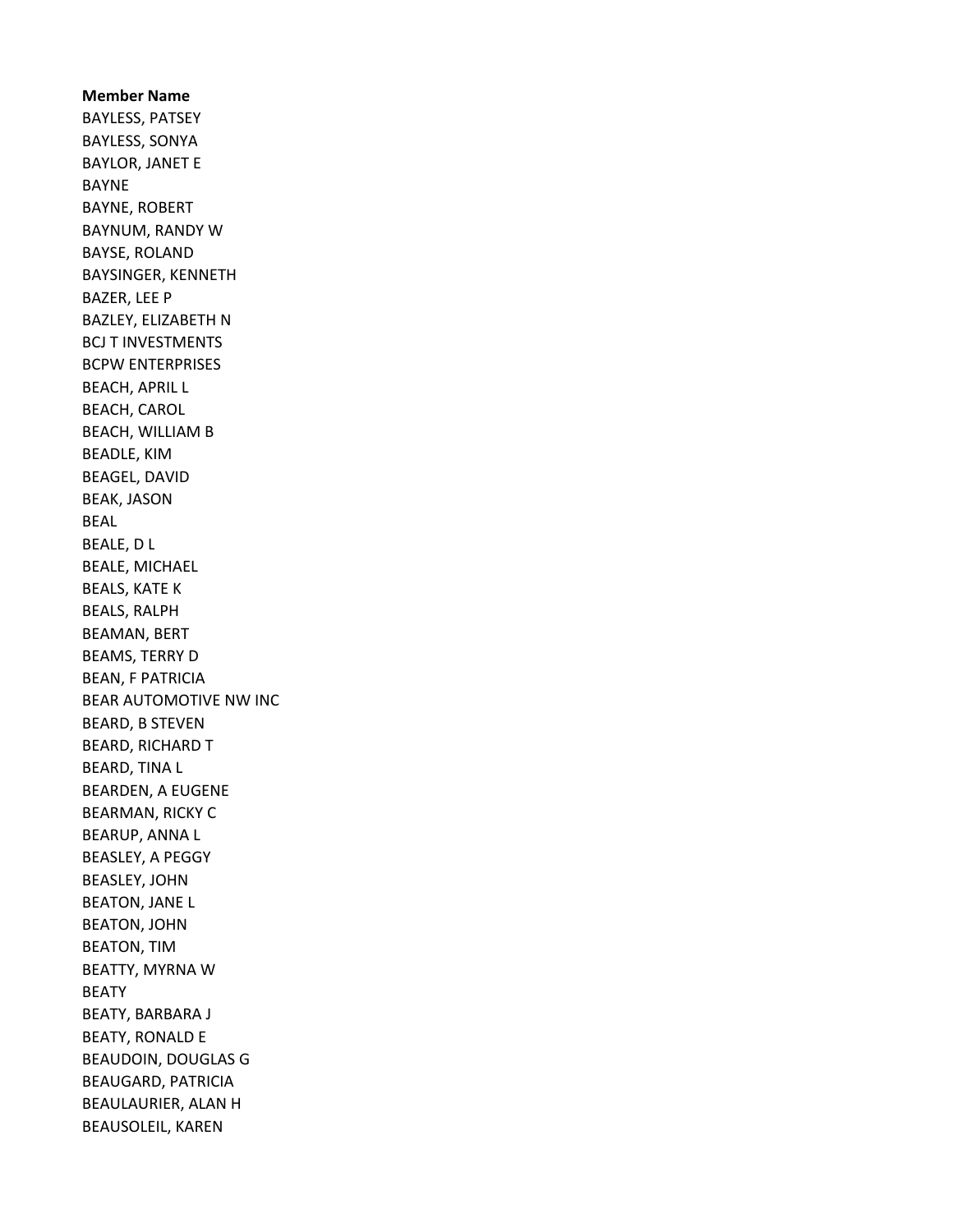**Member Name**

BAYLESS, PATSEY
BAYLESS, SONYA
BAYLOR, JANET E
BAYNE
BAYNE, ROBERT
BAYNUM, RANDY W
BAYSE, ROLAND
BAYSINGER, KENNETH
BAZER, LEE P
BAZLEY, ELIZABETH N
BCJ T INVESTMENTS
BCPW ENTERPRISES
BEACH, APRIL L
BEACH, CAROL
BEACH, WILLIAM B
BEADLE, KIM
BEAGEL, DAVID
BEAK, JASON
BEAL
BEALE, D L
BEALE, MICHAEL
BEALS, KATE K
BEALS, RALPH
BEAMAN, BERT
BEAMS, TERRY D
BEAN, F PATRICIA
BEAR AUTOMOTIVE NW INC
BEARD, B STEVEN
BEARD, RICHARD T
BEARD, TINA L
BEARDEN, A EUGENE
BEARMAN, RICKY C
BEARUP, ANNA L
BEASLEY, A PEGGY
BEASLEY, JOHN
BEATON, JANE L
BEATON, JOHN
BEATON, TIM
BEATTY, MYRNA W
BEATY
BEATY, BARBARA J
BEATY, RONALD E
BEAUDOIN, DOUGLAS G
BEAUGARD, PATRICIA
BEAULAURIER, ALAN H
BEAUSOLEIL, KAREN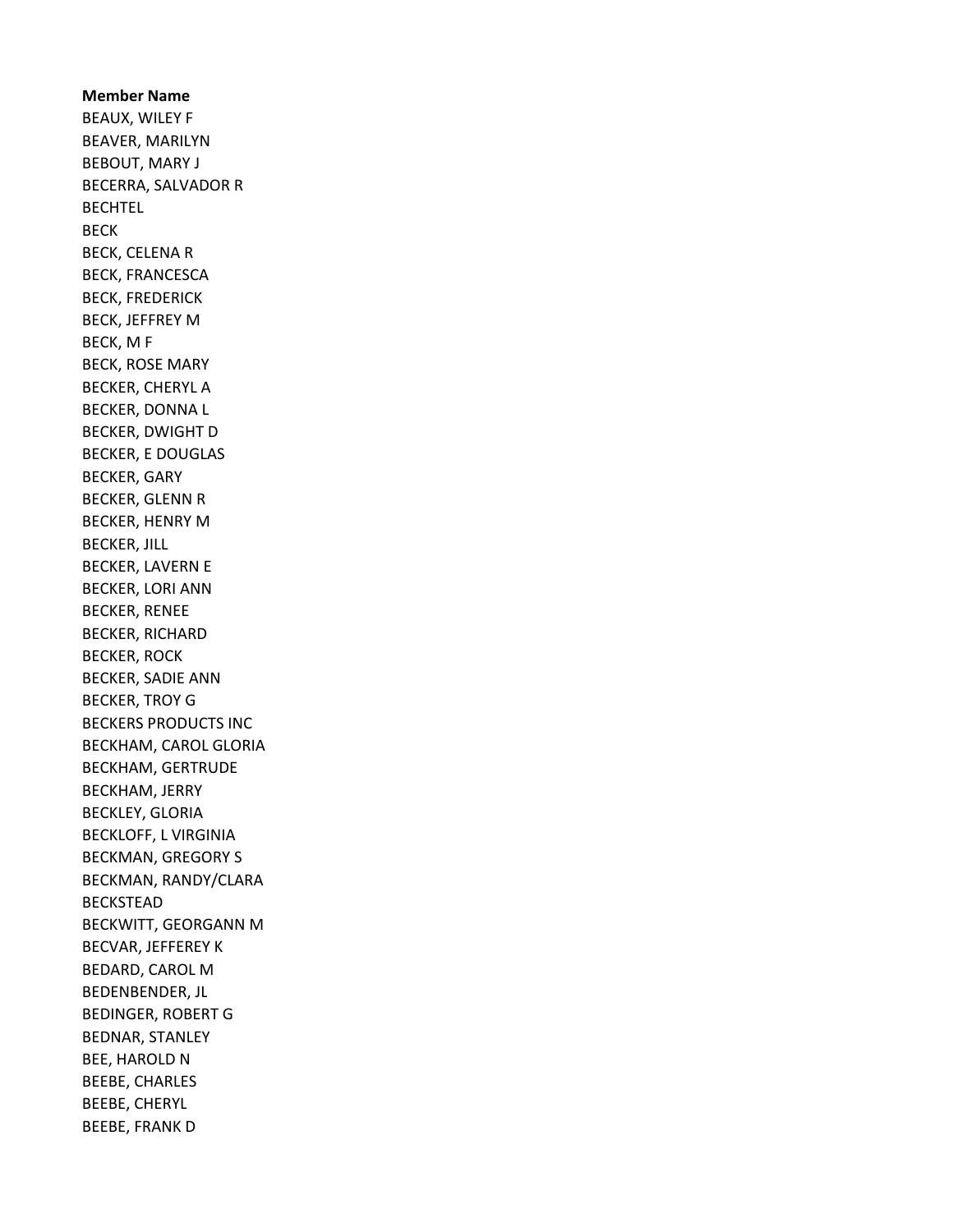**Member Name**

BEAUX, WILEY F
BEAVER, MARILYN
BEBOUT, MARY J
BECERRA, SALVADOR R
BECHTEL
BECK
BECK, CELENA R
BECK, FRANCESCA
BECK, FREDERICK
BECK, JEFFREY M
BECK, M F
BECK, ROSE MARY
BECKER, CHERYL A
BECKER, DONNA L
BECKER, DWIGHT D
BECKER, E DOUGLAS
BECKER, GARY
BECKER, GLENN R
BECKER, HENRY M
BECKER, JILL
BECKER, LAVERN E
BECKER, LORI ANN
BECKER, RENEE
BECKER, RICHARD
BECKER, ROCK
BECKER, SADIE ANN
BECKER, TROY G
BECKERS PRODUCTS INC
BECKHAM, CAROL GLORIA
BECKHAM, GERTRUDE
BECKHAM, JERRY
BECKLEY, GLORIA
BECKLOFF, L VIRGINIA
BECKMAN, GREGORY S
BECKMAN, RANDY/CLARA
BECKSTEAD
BECKWITT, GEORGANN M
BECVAR, JEFFEREY K
BEDARD, CAROL M
BEDENBENDER, JL
BEDINGER, ROBERT G
BEDNAR, STANLEY
BEE, HAROLD N
BEEBE, CHARLES
BEEBE, CHERYL
BEEBE, FRANK D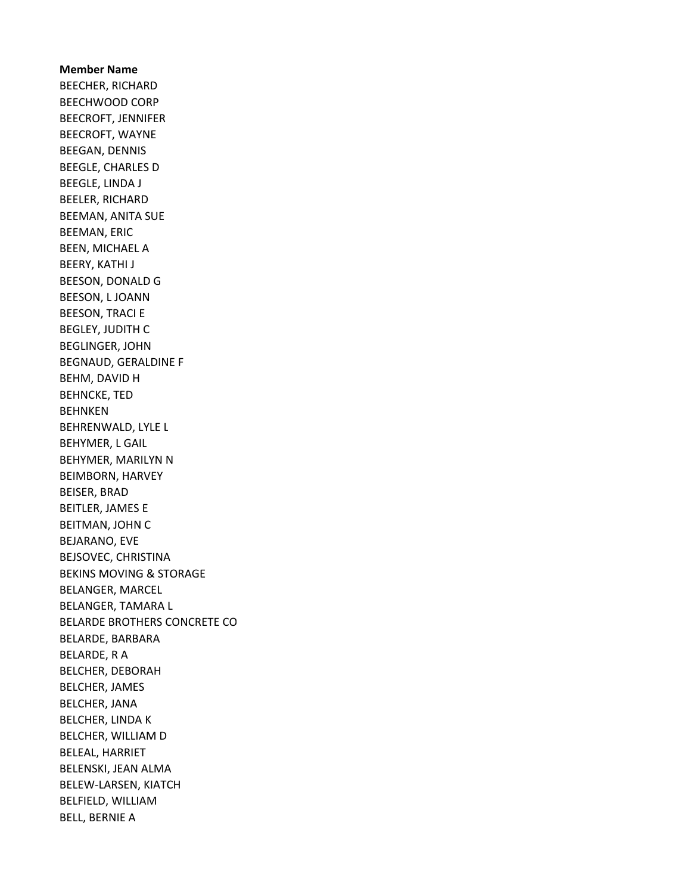**Member Name**
BEECHER, RICHARD
BEECHWOOD CORP
BEECROFT, JENNIFER
BEECROFT, WAYNE
BEEGAN, DENNIS
BEEGLE, CHARLES D
BEEGLE, LINDA J
BEELER, RICHARD
BEEMAN, ANITA SUE
BEEMAN, ERIC
BEEN, MICHAEL A
BEERY, KATHI J
BEESON, DONALD G
BEESON, L JOANN
BEESON, TRACI E
BEGLEY, JUDITH C
BEGLINGER, JOHN
BEGNAUD, GERALDINE F
BEHM, DAVID H
BEHNCKE, TED
BEHNKEN
BEHRENWALD, LYLE L
BEHYMER, L GAIL
BEHYMER, MARILYN N
BEIMBORN, HARVEY
BEISER, BRAD
BEITLER, JAMES E
BEITMAN, JOHN C
BEJARANO, EVE
BEJSOVEC, CHRISTINA
BEKINS MOVING & STORAGE
BELANGER, MARCEL
BELANGER, TAMARA L
BELARDE BROTHERS CONCRETE CO
BELARDE, BARBARA
BELARDE, R A
BELCHER, DEBORAH
BELCHER, JAMES
BELCHER, JANA
BELCHER, LINDA K
BELCHER, WILLIAM D
BELEAL, HARRIET
BELENSKI, JEAN ALMA
BELEW-LARSEN, KIATCH
BELFIELD, WILLIAM
BELL, BERNIE A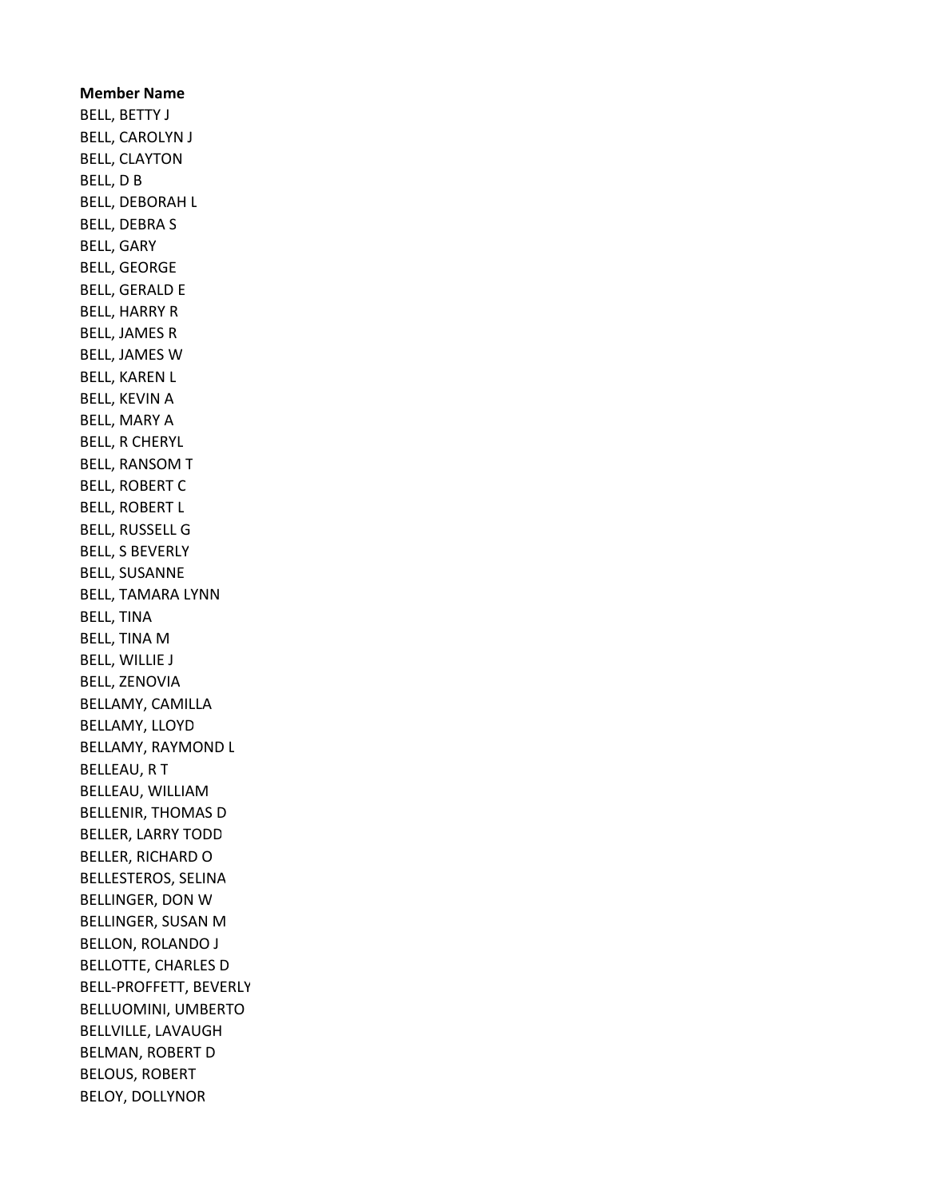**Member Name**

BELL, BETTY J
BELL, CAROLYN J
BELL, CLAYTON
BELL, D B
BELL, DEBORAH L
BELL, DEBRA S
BELL, GARY
BELL, GEORGE
BELL, GERALD E
BELL, HARRY R
BELL, JAMES R
BELL, JAMES W
BELL, KAREN L
BELL, KEVIN A
BELL, MARY A
BELL, R CHERYL
BELL, RANSOM T
BELL, ROBERT C
BELL, ROBERT L
BELL, RUSSELL G
BELL, S BEVERLY
BELL, SUSANNE
BELL, TAMARA LYNN
BELL, TINA
BELL, TINA M
BELL, WILLIE J
BELL, ZENOVIA
BELLAMY, CAMILLA
BELLAMY, LLOYD
BELLAMY, RAYMOND L
BELLEAU, R T
BELLEAU, WILLIAM
BELLENIR, THOMAS D
BELLER, LARRY TODD
BELLER, RICHARD O
BELLESTEROS, SELINA
BELLINGER, DON W
BELLINGER, SUSAN M
BELLON, ROLANDO J
BELLOTTE, CHARLES D
BELL-PROFFETT, BEVERLY
BELLUOMINI, UMBERTO
BELLVILLE, LAVAUGH
BELMAN, ROBERT D
BELOUS, ROBERT
BELOY, DOLLYNOR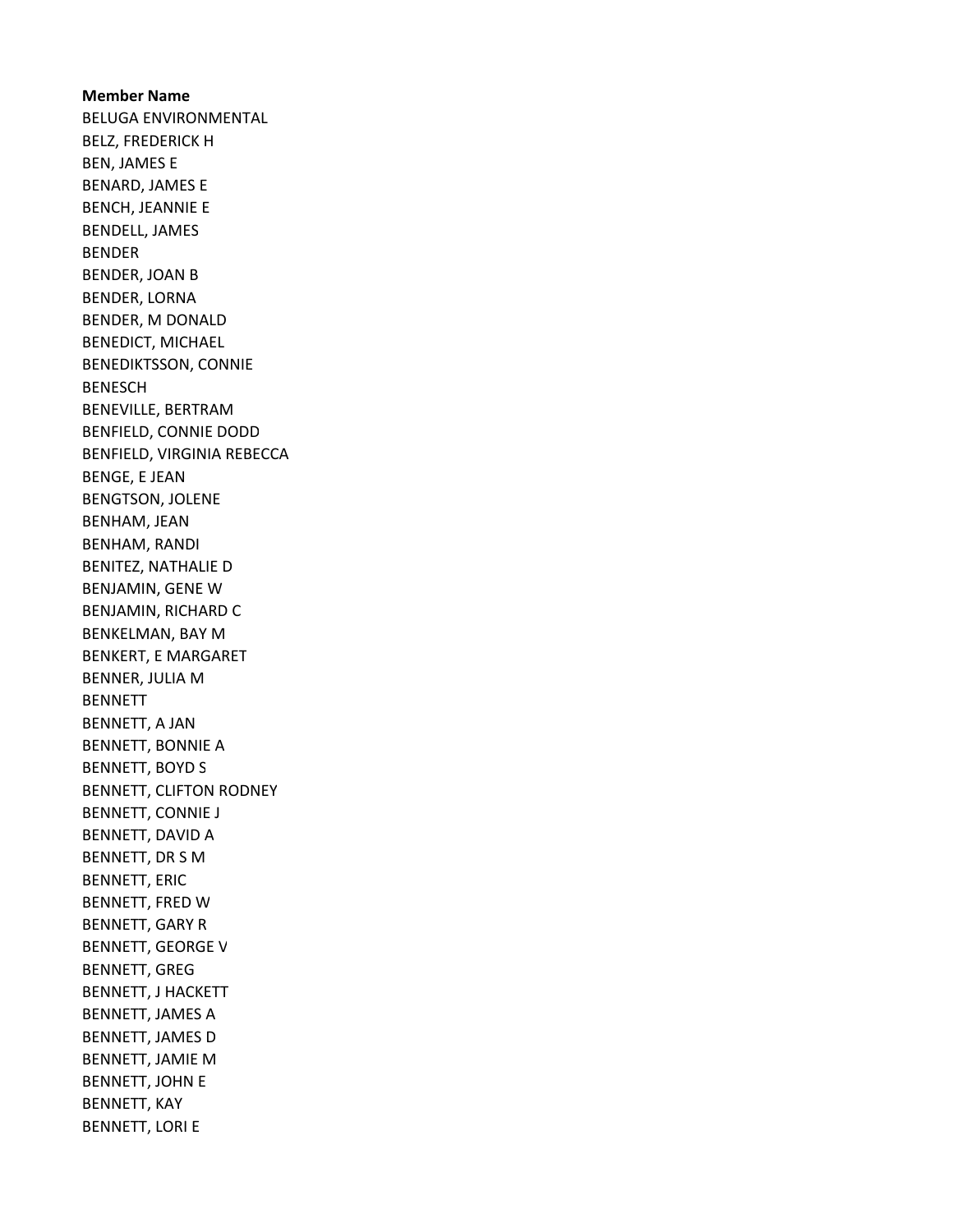**Member Name**

BELUGA ENVIRONMENTAL
BELZ, FREDERICK H
BEN, JAMES E
BENARD, JAMES E
BENCH, JEANNIE E
BENDELL, JAMES
BENDER
BENDER, JOAN B
BENDER, LORNA
BENDER, M DONALD
BENEDICT, MICHAEL
BENEDIKTSSON, CONNIE
BENESCH
BENEVILLE, BERTRAM
BENFIELD, CONNIE DODD
BENFIELD, VIRGINIA REBECCA
BENGE, E JEAN
BENGTSON, JOLENE
BENHAM, JEAN
BENHAM, RANDI
BENITEZ, NATHALIE D
BENJAMIN, GENE W
BENJAMIN, RICHARD C
BENKELMAN, BAY M
BENKERT, E MARGARET
BENNER, JULIA M
BENNETT
BENNETT, A JAN
BENNETT, BONNIE A
BENNETT, BOYD S
BENNETT, CLIFTON RODNEY
BENNETT, CONNIE J
BENNETT, DAVID A
BENNETT, DR S M
BENNETT, ERIC
BENNETT, FRED W
BENNETT, GARY R
BENNETT, GEORGE V
BENNETT, GREG
BENNETT, J HACKETT
BENNETT, JAMES A
BENNETT, JAMES D
BENNETT, JAMIE M
BENNETT, JOHN E
BENNETT, KAY
BENNETT, LORI E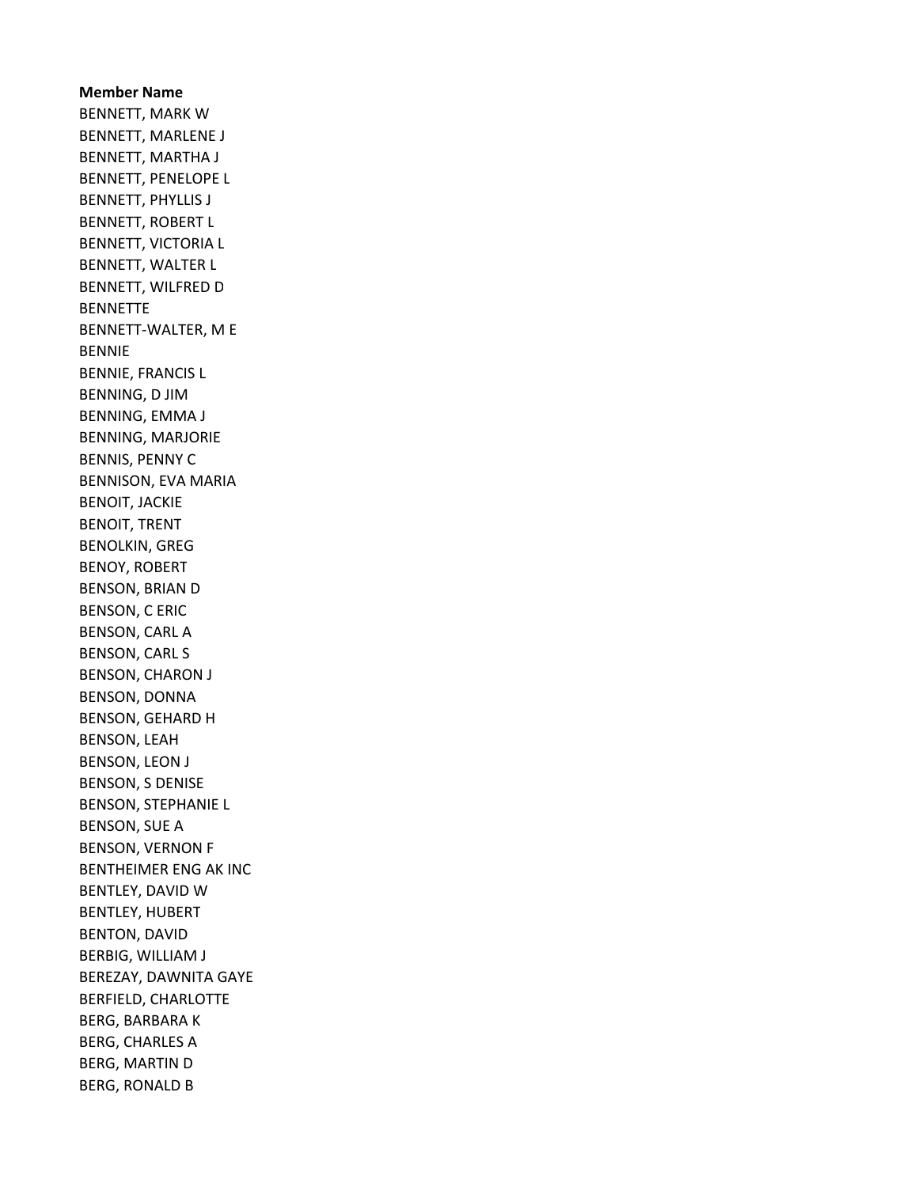**Member Name**

BENNETT, MARK W
BENNETT, MARLENE J
BENNETT, MARTHA J
BENNETT, PENELOPE L
BENNETT, PHYLLIS J
BENNETT, ROBERT L
BENNETT, VICTORIA L
BENNETT, WALTER L
BENNETT, WILFRED D
BENNETTE
BENNETT-WALTER, M E
BENNIE
BENNIE, FRANCIS L
BENNING, D JIM
BENNING, EMMA J
BENNING, MARJORIE
BENNIS, PENNY C
BENNISON, EVA MARIA
BENOIT, JACKIE
BENOIT, TRENT
BENOLKIN, GREG
BENOY, ROBERT
BENSON, BRIAN D
BENSON, C ERIC
BENSON, CARL A
BENSON, CARL S
BENSON, CHARON J
BENSON, DONNA
BENSON, GEHARD H
BENSON, LEAH
BENSON, LEON J
BENSON, S DENISE
BENSON, STEPHANIE L
BENSON, SUE A
BENSON, VERNON F
BENTHEIMER ENG AK INC
BENTLEY, DAVID W
BENTLEY, HUBERT
BENTON, DAVID
BERBIG, WILLIAM J
BEREZAY, DAWNITA GAYE
BERFIELD, CHARLOTTE
BERG, BARBARA K
BERG, CHARLES A
BERG, MARTIN D
BERG, RONALD B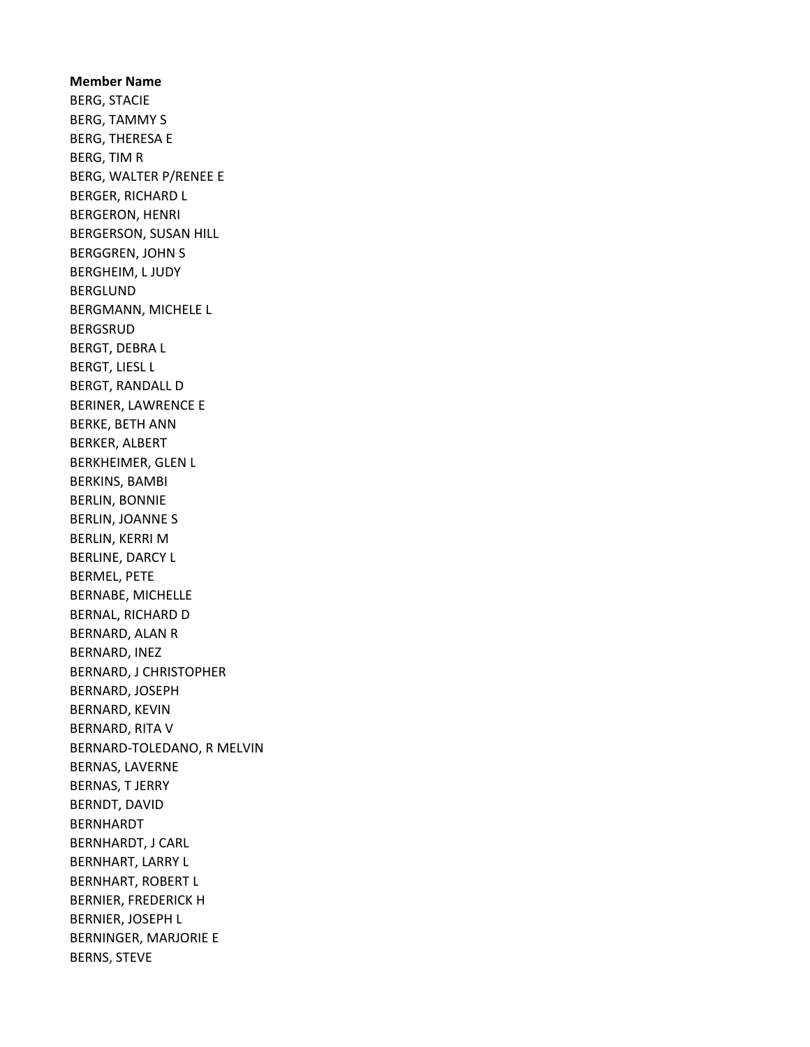**Member Name**

BERG, STACIE
BERG, TAMMY S
BERG, THERESA E
BERG, TIM R
BERG, WALTER P/RENEE E
BERGER, RICHARD L
BERGERON, HENRI
BERGERSON, SUSAN HILL
BERGGREN, JOHN S
BERGHEIM, L JUDY
BERGLUND
BERGMANN, MICHELE L
BERGSRUD
BERGT, DEBRA L
BERGT, LIESL L
BERGT, RANDALL D
BERINER, LAWRENCE E
BERKE, BETH ANN
BERKER, ALBERT
BERKHEIMER, GLEN L
BERKINS, BAMBI
BERLIN, BONNIE
BERLIN, JOANNE S
BERLIN, KERRI M
BERLINE, DARCY L
BERMEL, PETE
BERNABE, MICHELLE
BERNAL, RICHARD D
BERNARD, ALAN R
BERNARD, INEZ
BERNARD, J CHRISTOPHER
BERNARD, JOSEPH
BERNARD, KEVIN
BERNARD, RITA V
BERNARD-TOLEDANO, R MELVIN
BERNAS, LAVERNE
BERNAS, T JERRY
BERNDT, DAVID
BERNHARDT
BERNHARDT, J CARL
BERNHART, LARRY L
BERNHART, ROBERT L
BERNIER, FREDERICK H
BERNIER, JOSEPH L
BERNINGER, MARJORIE E
BERNS, STEVE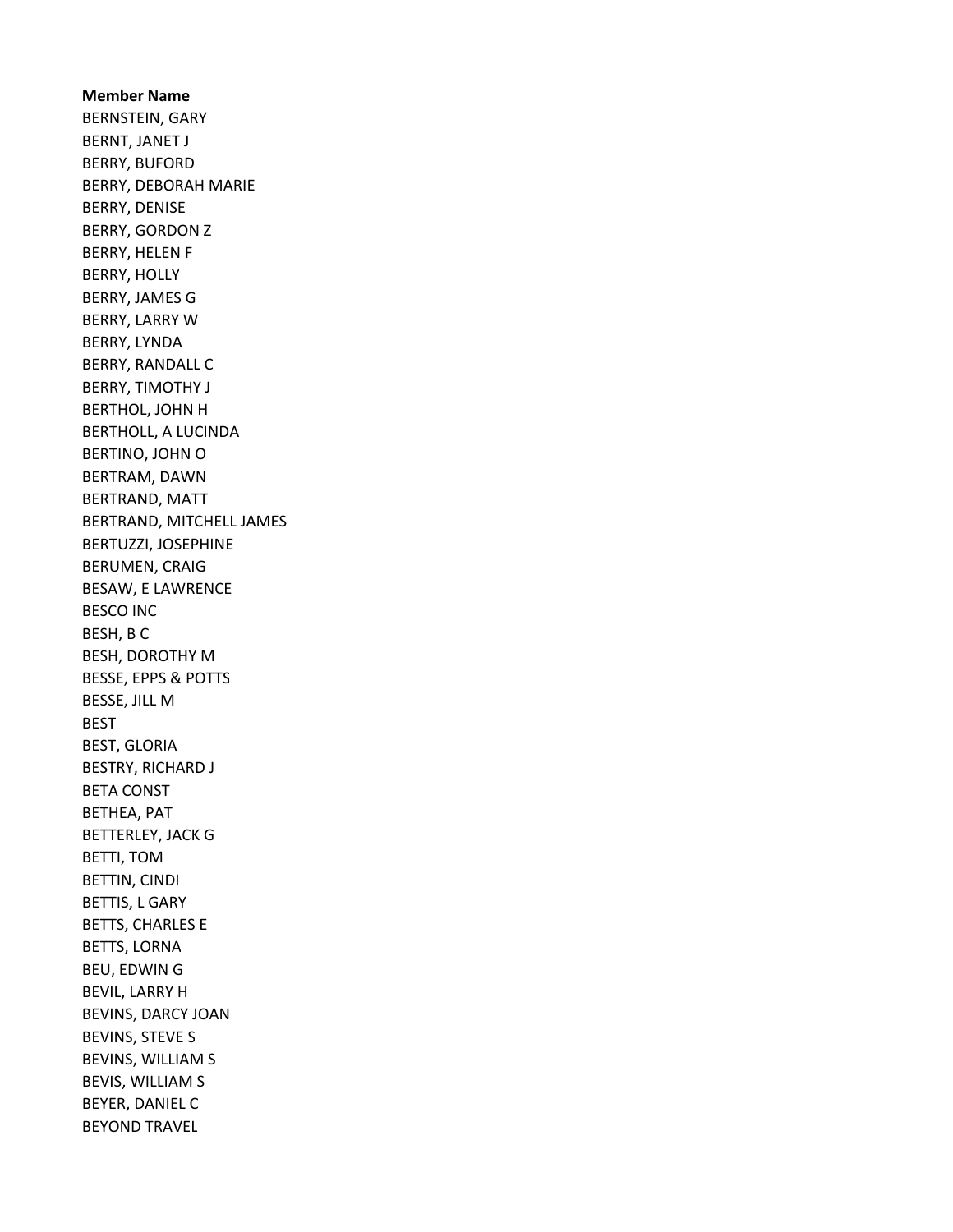**Member Name**

BERNSTEIN, GARY
BERNT, JANET J
BERRY, BUFORD
BERRY, DEBORAH MARIE
BERRY, DENISE
BERRY, GORDON Z
BERRY, HELEN F
BERRY, HOLLY
BERRY, JAMES G
BERRY, LARRY W
BERRY, LYNDA
BERRY, RANDALL C
BERRY, TIMOTHY J
BERTHOL, JOHN H
BERTHOLL, A LUCINDA
BERTINO, JOHN O
BERTRAM, DAWN
BERTRAND, MATT
BERTRAND, MITCHELL JAMES
BERTUZZI, JOSEPHINE
BERUMEN, CRAIG
BESAW, E LAWRENCE
BESCO INC
BESH, B C
BESH, DOROTHY M
BESSE, EPPS & POTTS
BESSE, JILL M
BEST
BEST, GLORIA
BESTRY, RICHARD J
BETA CONST
BETHEA, PAT
BETTERLEY, JACK G
BETTI, TOM
BETTIN, CINDI
BETTIS, L GARY
BETTS, CHARLES E
BETTS, LORNA
BEU, EDWIN G
BEVIL, LARRY H
BEVINS, DARCY JOAN
BEVINS, STEVE S
BEVINS, WILLIAM S
BEVIS, WILLIAM S
BEYER, DANIEL C
BEYOND TRAVEL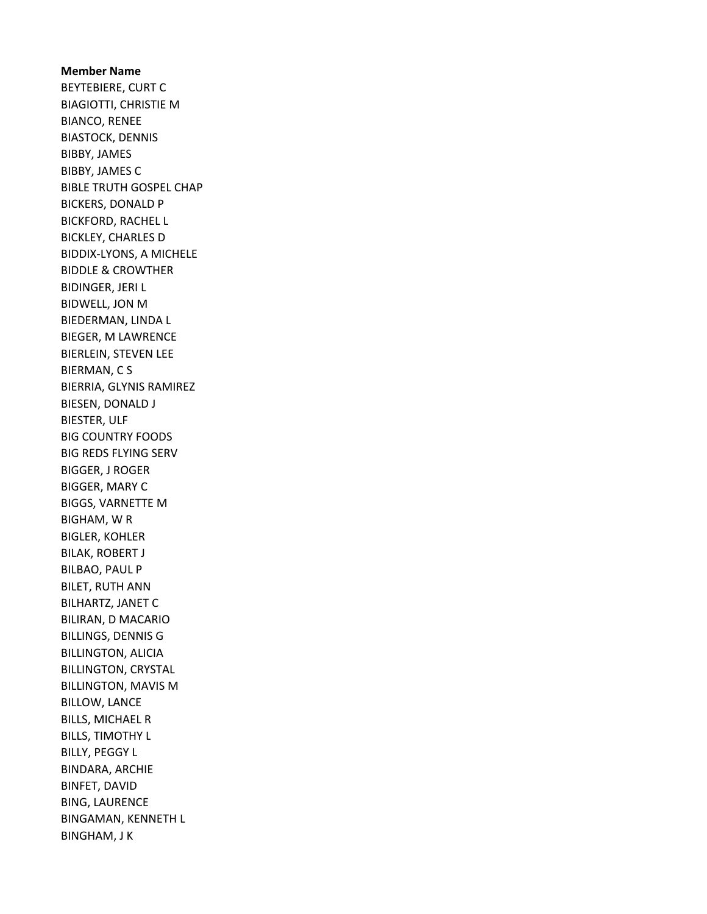**Member Name**

BEYTEBIERE, CURT C
BIAGIOTTI, CHRISTIE M
BIANCO, RENEE
BIASTOCK, DENNIS
BIBBY, JAMES
BIBBY, JAMES C
BIBLE TRUTH GOSPEL CHAP
BICKERS, DONALD P
BICKFORD, RACHEL L
BICKLEY, CHARLES D
BIDDIX-LYONS, A MICHELE
BIDDLE & CROWTHER
BIDINGER, JERI L
BIDWELL, JON M
BIEDERMAN, LINDA L
BIEGER, M LAWRENCE
BIERLEIN, STEVEN LEE
BIERMAN, C S
BIERRIA, GLYNIS RAMIREZ
BIESEN, DONALD J
BIESTER, ULF
BIG COUNTRY FOODS
BIG REDS FLYING SERV
BIGGER, J ROGER
BIGGER, MARY C
BIGGS, VARNETTE M
BIGHAM, W R
BIGLER, KOHLER
BILAK, ROBERT J
BILBAO, PAUL P
BILET, RUTH ANN
BILHARTZ, JANET C
BILIRAN, D MACARIO
BILLINGS, DENNIS G
BILLINGTON, ALICIA
BILLINGTON, CRYSTAL
BILLINGTON, MAVIS M
BILLOW, LANCE
BILLS, MICHAEL R
BILLS, TIMOTHY L
BILLY, PEGGY L
BINDARA, ARCHIE
BINFET, DAVID
BING, LAURENCE
BINGAMAN, KENNETH L
BINGHAM, J K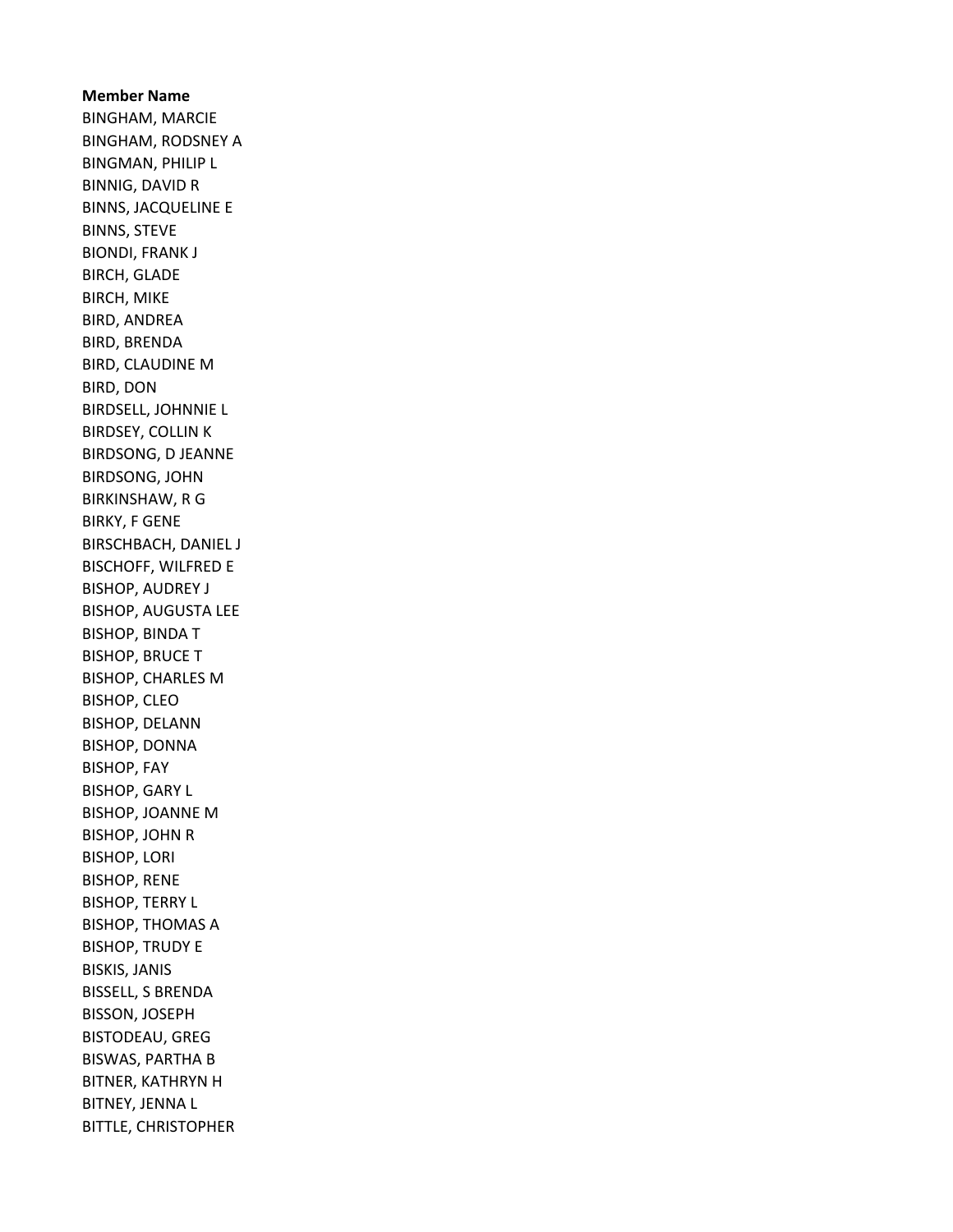**Member Name**
BINGHAM, MARCIE
BINGHAM, RODSNEY A
BINGMAN, PHILIP L
BINNIG, DAVID R
BINNS, JACQUELINE E
BINNS, STEVE
BIONDI, FRANK J
BIRCH, GLADE
BIRCH, MIKE
BIRD, ANDREA
BIRD, BRENDA
BIRD, CLAUDINE M
BIRD, DON
BIRDSELL, JOHNNIE L
BIRDSEY, COLLIN K
BIRDSONG, D JEANNE
BIRDSONG, JOHN
BIRKINSHAW, R G
BIRKY, F GENE
BIRSCHBACH, DANIEL J
BISCHOFF, WILFRED E
BISHOP, AUDREY J
BISHOP, AUGUSTA LEE
BISHOP, BINDA T
BISHOP, BRUCE T
BISHOP, CHARLES M
BISHOP, CLEO
BISHOP, DELANN
BISHOP, DONNA
BISHOP, FAY
BISHOP, GARY L
BISHOP, JOANNE M
BISHOP, JOHN R
BISHOP, LORI
BISHOP, RENE
BISHOP, TERRY L
BISHOP, THOMAS A
BISHOP, TRUDY E
BISKIS, JANIS
BISSELL, S BRENDA
BISSON, JOSEPH
BISTODEAU, GREG
BISWAS, PARTHA B
BITNER, KATHRYN H
BITNEY, JENNA L
BITTLE, CHRISTOPHER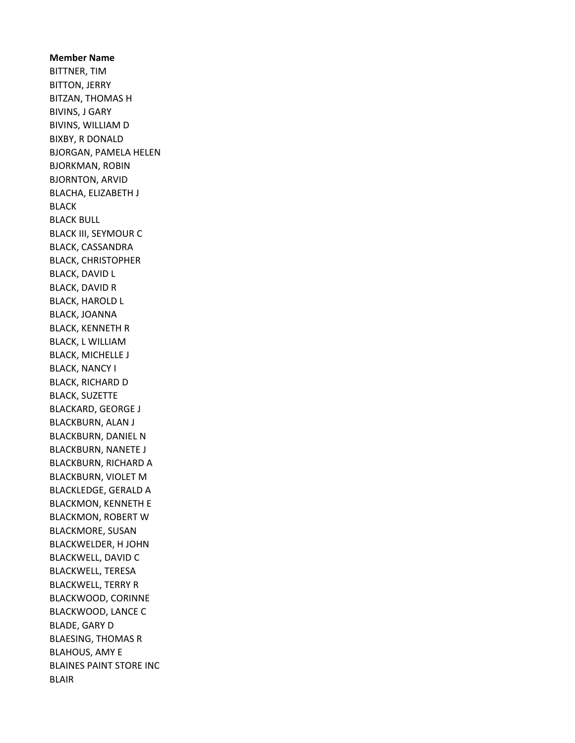**Member Name**

BITTNER, TIM
BITTON, JERRY
BITZAN, THOMAS H
BIVINS, J GARY
BIVINS, WILLIAM D
BIXBY, R DONALD
BJORGAN, PAMELA HELEN
BJORKMAN, ROBIN
BJORNTON, ARVID
BLACHA, ELIZABETH J
BLACK
BLACK BULL
BLACK III, SEYMOUR C
BLACK, CASSANDRA
BLACK, CHRISTOPHER
BLACK, DAVID L
BLACK, DAVID R
BLACK, HAROLD L
BLACK, JOANNA
BLACK, KENNETH R
BLACK, L WILLIAM
BLACK, MICHELLE J
BLACK, NANCY I
BLACK, RICHARD D
BLACK, SUZETTE
BLACKARD, GEORGE J
BLACKBURN, ALAN J
BLACKBURN, DANIEL N
BLACKBURN, NANETE J
BLACKBURN, RICHARD A
BLACKBURN, VIOLET M
BLACKLEDGE, GERALD A
BLACKMON, KENNETH E
BLACKMON, ROBERT W
BLACKMORE, SUSAN
BLACKWELDER, H JOHN
BLACKWELL, DAVID C
BLACKWELL, TERESA
BLACKWELL, TERRY R
BLACKWOOD, CORINNE
BLACKWOOD, LANCE C
BLADE, GARY D
BLAESING, THOMAS R
BLAHOUS, AMY E
BLAINES PAINT STORE INC
BLAIR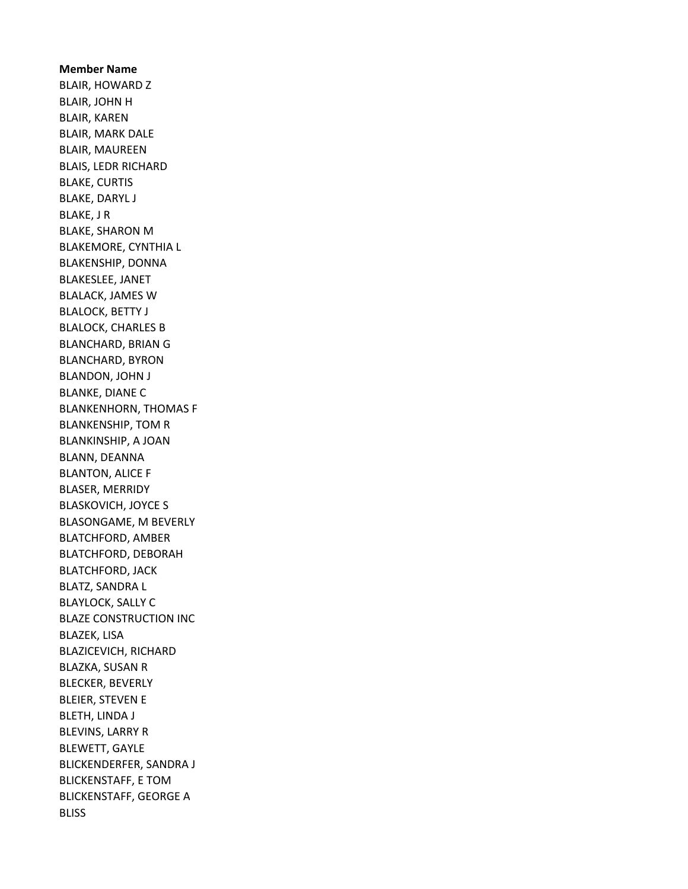**Member Name**

BLAIR, HOWARD Z
BLAIR, JOHN H
BLAIR, KAREN
BLAIR, MARK DALE
BLAIR, MAUREEN
BLAIS, LEDR RICHARD
BLAKE, CURTIS
BLAKE, DARYL J
BLAKE, J R
BLAKE, SHARON M
BLAKEMORE, CYNTHIA L
BLAKENSHIP, DONNA
BLAKESLEE, JANET
BLALACK, JAMES W
BLALOCK, BETTY J
BLALOCK, CHARLES B
BLANCHARD, BRIAN G
BLANCHARD, BYRON
BLANDON, JOHN J
BLANKE, DIANE C
BLANKENHORN, THOMAS F
BLANKENSHIP, TOM R
BLANKINSHIP, A JOAN
BLANN, DEANNA
BLANTON, ALICE F
BLASER, MERRIDY
BLASKOVICH, JOYCE S
BLASONGAME, M BEVERLY
BLATCHFORD, AMBER
BLATCHFORD, DEBORAH
BLATCHFORD, JACK
BLATZ, SANDRA L
BLAYLOCK, SALLY C
BLAZE CONSTRUCTION INC
BLAZEK, LISA
BLAZICEVICH, RICHARD
BLAZKA, SUSAN R
BLECKER, BEVERLY
BLEIER, STEVEN E
BLETH, LINDA J
BLEVINS, LARRY R
BLEWETT, GAYLE
BLICKENDERFER, SANDRA J
BLICKENSTAFF, E TOM
BLICKENSTAFF, GEORGE A
BLISS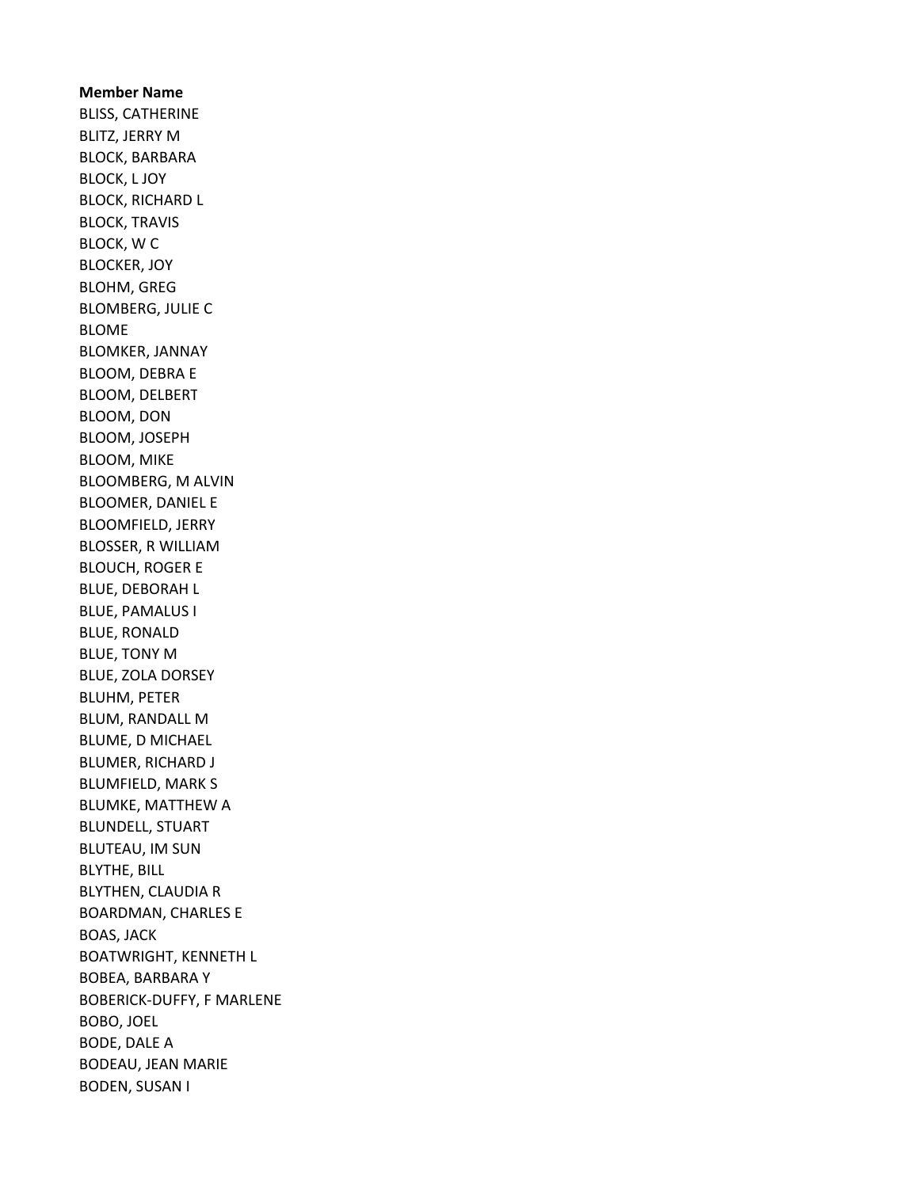**Member Name**

BLISS, CATHERINE
BLITZ, JERRY M
BLOCK, BARBARA
BLOCK, L JOY
BLOCK, RICHARD L
BLOCK, TRAVIS
BLOCK, W C
BLOCKER, JOY
BLOHM, GREG
BLOMBERG, JULIE C
BLOME
BLOMKER, JANNAY
BLOOM, DEBRA E
BLOOM, DELBERT
BLOOM, DON
BLOOM, JOSEPH
BLOOM, MIKE
BLOOMBERG, M ALVIN
BLOOMER, DANIEL E
BLOOMFIELD, JERRY
BLOSSER, R WILLIAM
BLOUCH, ROGER E
BLUE, DEBORAH L
BLUE, PAMALUS I
BLUE, RONALD
BLUE, TONY M
BLUE, ZOLA DORSEY
BLUHM, PETER
BLUM, RANDALL M
BLUME, D MICHAEL
BLUMER, RICHARD J
BLUMFIELD, MARK S
BLUMKE, MATTHEW A
BLUNDELL, STUART
BLUTEAU, IM SUN
BLYTHE, BILL
BLYTHEN, CLAUDIA R
BOARDMAN, CHARLES E
BOAS, JACK
BOATWRIGHT, KENNETH L
BOBEA, BARBARA Y
BOBERICK-DUFFY, F MARLENE
BOBO, JOEL
BODE, DALE A
BODEAU, JEAN MARIE
BODEN, SUSAN I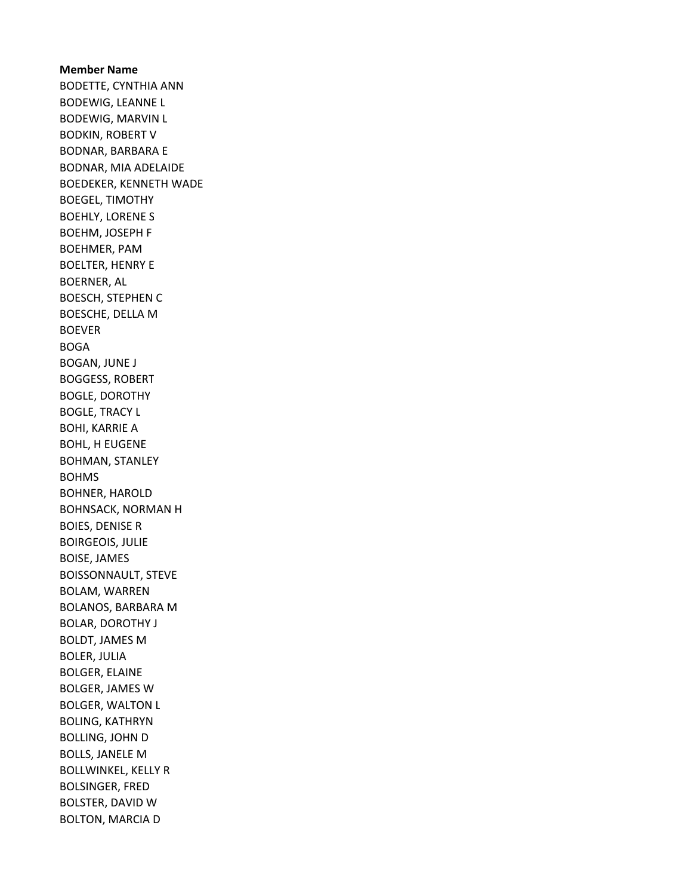**Member Name**

BODETTE, CYNTHIA ANN
BODEWIG, LEANNE L
BODEWIG, MARVIN L
BODKIN, ROBERT V
BODNAR, BARBARA E
BODNAR, MIA ADELAIDE
BOEDEKER, KENNETH WADE
BOEGEL, TIMOTHY
BOEHLY, LORENE S
BOEHM, JOSEPH F
BOEHMER, PAM
BOELTER, HENRY E
BOERNER, AL
BOESCH, STEPHEN C
BOESCHE, DELLA M
BOEVER
BOGA
BOGAN, JUNE J
BOGGESS, ROBERT
BOGLE, DOROTHY
BOGLE, TRACY L
BOHI, KARRIE A
BOHL, H EUGENE
BOHMAN, STANLEY
BOHMS
BOHNER, HAROLD
BOHNSACK, NORMAN H
BOIES, DENISE R
BOIRGEOIS, JULIE
BOISE, JAMES
BOISSONNAULT, STEVE
BOLAM, WARREN
BOLANOS, BARBARA M
BOLAR, DOROTHY J
BOLDT, JAMES M
BOLER, JULIA
BOLGER, ELAINE
BOLGER, JAMES W
BOLGER, WALTON L
BOLING, KATHRYN
BOLLING, JOHN D
BOLLS, JANELE M
BOLLWINKEL, KELLY R
BOLSINGER, FRED
BOLSTER, DAVID W
BOLTON, MARCIA D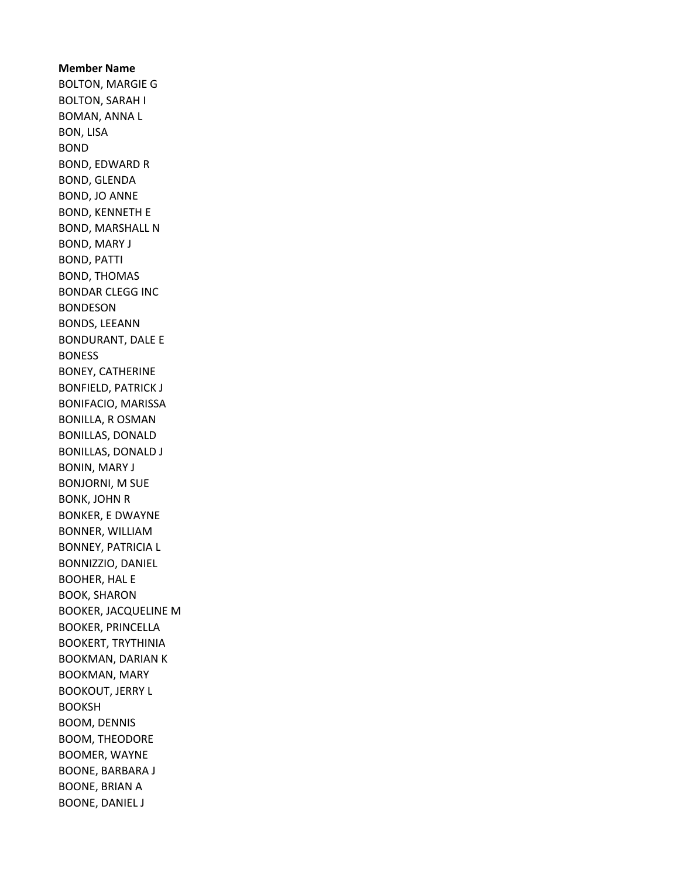**Member Name**

BOLTON, MARGIE G
BOLTON, SARAH I
BOMAN, ANNA L
BON, LISA
BOND
BOND, EDWARD R
BOND, GLENDA
BOND, JO ANNE
BOND, KENNETH E
BOND, MARSHALL N
BOND, MARY J
BOND, PATTI
BOND, THOMAS
BONDAR CLEGG INC
BONDESON
BONDS, LEEANN
BONDURANT, DALE E
BONESS
BONEY, CATHERINE
BONFIELD, PATRICK J
BONIFACIO, MARISSA
BONILLA, R OSMAN
BONILLAS, DONALD
BONILLAS, DONALD J
BONIN, MARY J
BONJORNI, M SUE
BONK, JOHN R
BONKER, E DWAYNE
BONNER, WILLIAM
BONNEY, PATRICIA L
BONNIZZIO, DANIEL
BOOHER, HAL E
BOOK, SHARON
BOOKER, JACQUELINE M
BOOKER, PRINCELLA
BOOKERT, TRYTHINIA
BOOKMAN, DARIAN K
BOOKMAN, MARY
BOOKOUT, JERRY L
BOOKSH
BOOM, DENNIS
BOOM, THEODORE
BOOMER, WAYNE
BOONE, BARBARA J
BOONE, BRIAN A
BOONE, DANIEL J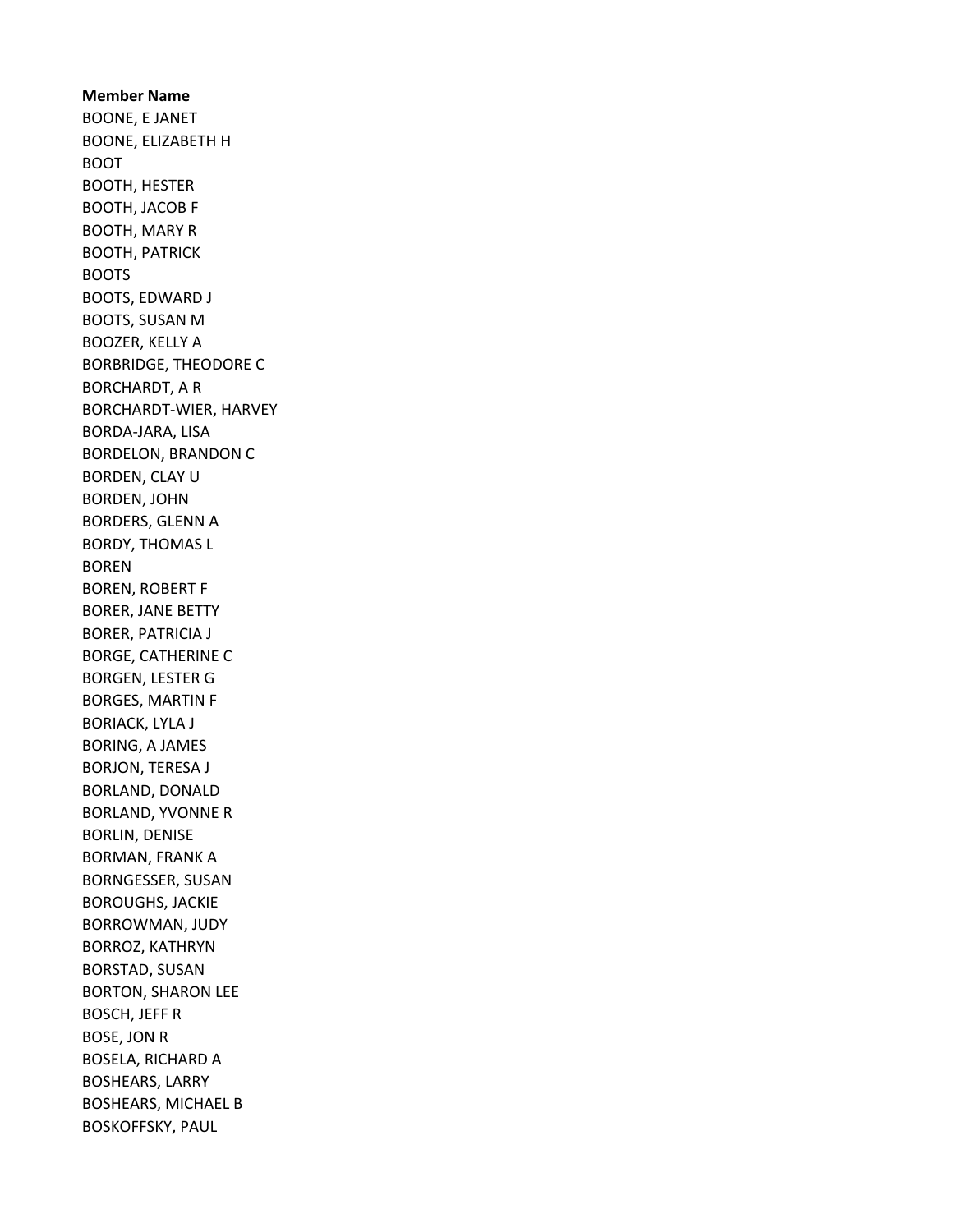**Member Name**

BOONE, E JANET
BOONE, ELIZABETH H
BOOT
BOOTH, HESTER
BOOTH, JACOB F
BOOTH, MARY R
BOOTH, PATRICK
BOOTS
BOOTS, EDWARD J
BOOTS, SUSAN M
BOOZER, KELLY A
BORBRIDGE, THEODORE C
BORCHARDT, A R
BORCHARDT-WIER, HARVEY
BORDA-JARA, LISA
BORDELON, BRANDON C
BORDEN, CLAY U
BORDEN, JOHN
BORDERS, GLENN A
BORDY, THOMAS L
BOREN
BOREN, ROBERT F
BORER, JANE BETTY
BORER, PATRICIA J
BORGE, CATHERINE C
BORGEN, LESTER G
BORGES, MARTIN F
BORIACK, LYLA J
BORING, A JAMES
BORJON, TERESA J
BORLAND, DONALD
BORLAND, YVONNE R
BORLIN, DENISE
BORMAN, FRANK A
BORNGESSER, SUSAN
BOROUGHS, JACKIE
BORROWMAN, JUDY
BORROZ, KATHRYN
BORSTAD, SUSAN
BORTON, SHARON LEE
BOSCH, JEFF R
BOSE, JON R
BOSELA, RICHARD A
BOSHEARS, LARRY
BOSHEARS, MICHAEL B
BOSKOFFSKY, PAUL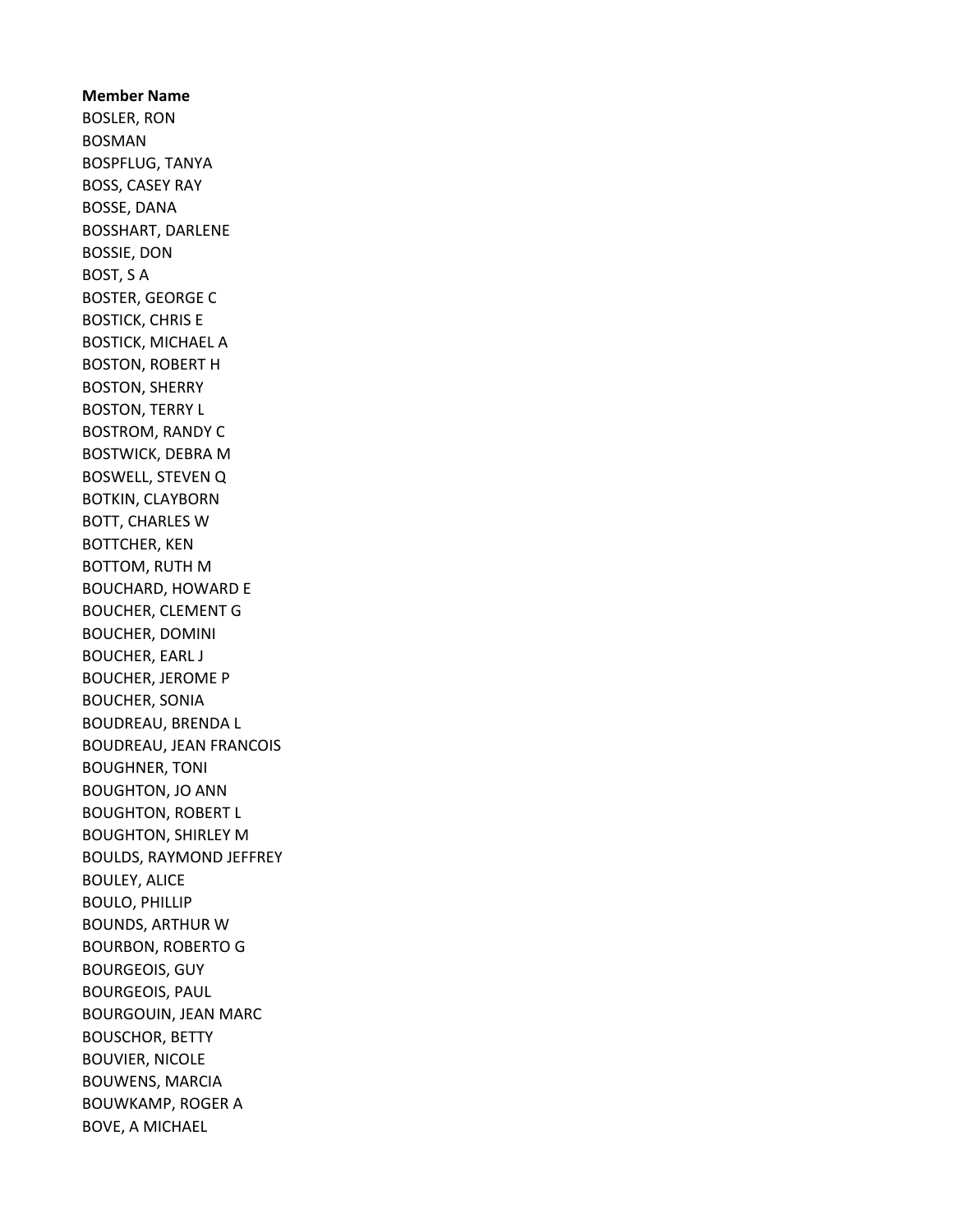**Member Name**

BOSLER, RON
BOSMAN
BOSPFLUG, TANYA
BOSS, CASEY RAY
BOSSE, DANA
BOSSHART, DARLENE
BOSSIE, DON
BOST, S A
BOSTER, GEORGE C
BOSTICK, CHRIS E
BOSTICK, MICHAEL A
BOSTON, ROBERT H
BOSTON, SHERRY
BOSTON, TERRY L
BOSTROM, RANDY C
BOSTWICK, DEBRA M
BOSWELL, STEVEN Q
BOTKIN, CLAYBORN
BOTT, CHARLES W
BOTTCHER, KEN
BOTTOM, RUTH M
BOUCHARD, HOWARD E
BOUCHER, CLEMENT G
BOUCHER, DOMINI
BOUCHER, EARL J
BOUCHER, JEROME P
BOUCHER, SONIA
BOUDREAU, BRENDA L
BOUDREAU, JEAN FRANCOIS
BOUGHNER, TONI
BOUGHTON, JO ANN
BOUGHTON, ROBERT L
BOUGHTON, SHIRLEY M
BOULDS, RAYMOND JEFFREY
BOULEY, ALICE
BOULO, PHILLIP
BOUNDS, ARTHUR W
BOURBON, ROBERTO G
BOURGEOIS, GUY
BOURGEOIS, PAUL
BOURGOUIN, JEAN MARC
BOUSCHOR, BETTY
BOUVIER, NICOLE
BOUWENS, MARCIA
BOUWKAMP, ROGER A
BOVE, A MICHAEL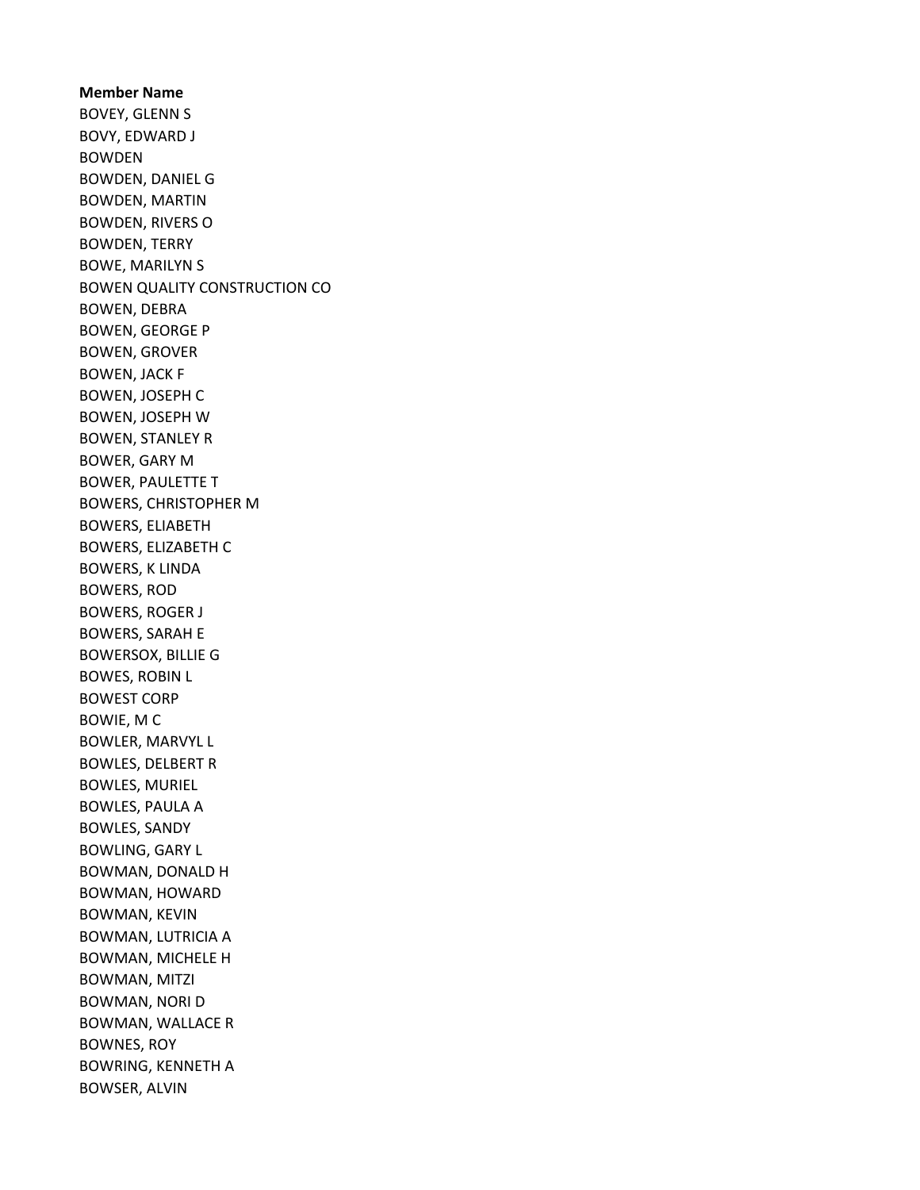**Member Name**

BOVEY, GLENN S
BOVY, EDWARD J
BOWDEN
BOWDEN, DANIEL G
BOWDEN, MARTIN
BOWDEN, RIVERS O
BOWDEN, TERRY
BOWE, MARILYN S
BOWEN QUALITY CONSTRUCTION CO
BOWEN, DEBRA
BOWEN, GEORGE P
BOWEN, GROVER
BOWEN, JACK F
BOWEN, JOSEPH C
BOWEN, JOSEPH W
BOWEN, STANLEY R
BOWER, GARY M
BOWER, PAULETTE T
BOWERS, CHRISTOPHER M
BOWERS, ELIABETH
BOWERS, ELIZABETH C
BOWERS, K LINDA
BOWERS, ROD
BOWERS, ROGER J
BOWERS, SARAH E
BOWERSOX, BILLIE G
BOWES, ROBIN L
BOWEST CORP
BOWIE, M C
BOWLER, MARVYL L
BOWLES, DELBERT R
BOWLES, MURIEL
BOWLES, PAULA A
BOWLES, SANDY
BOWLING, GARY L
BOWMAN, DONALD H
BOWMAN, HOWARD
BOWMAN, KEVIN
BOWMAN, LUTRICIA A
BOWMAN, MICHELE H
BOWMAN, MITZI
BOWMAN, NORI D
BOWMAN, WALLACE R
BOWNES, ROY
BOWRING, KENNETH A
BOWSER, ALVIN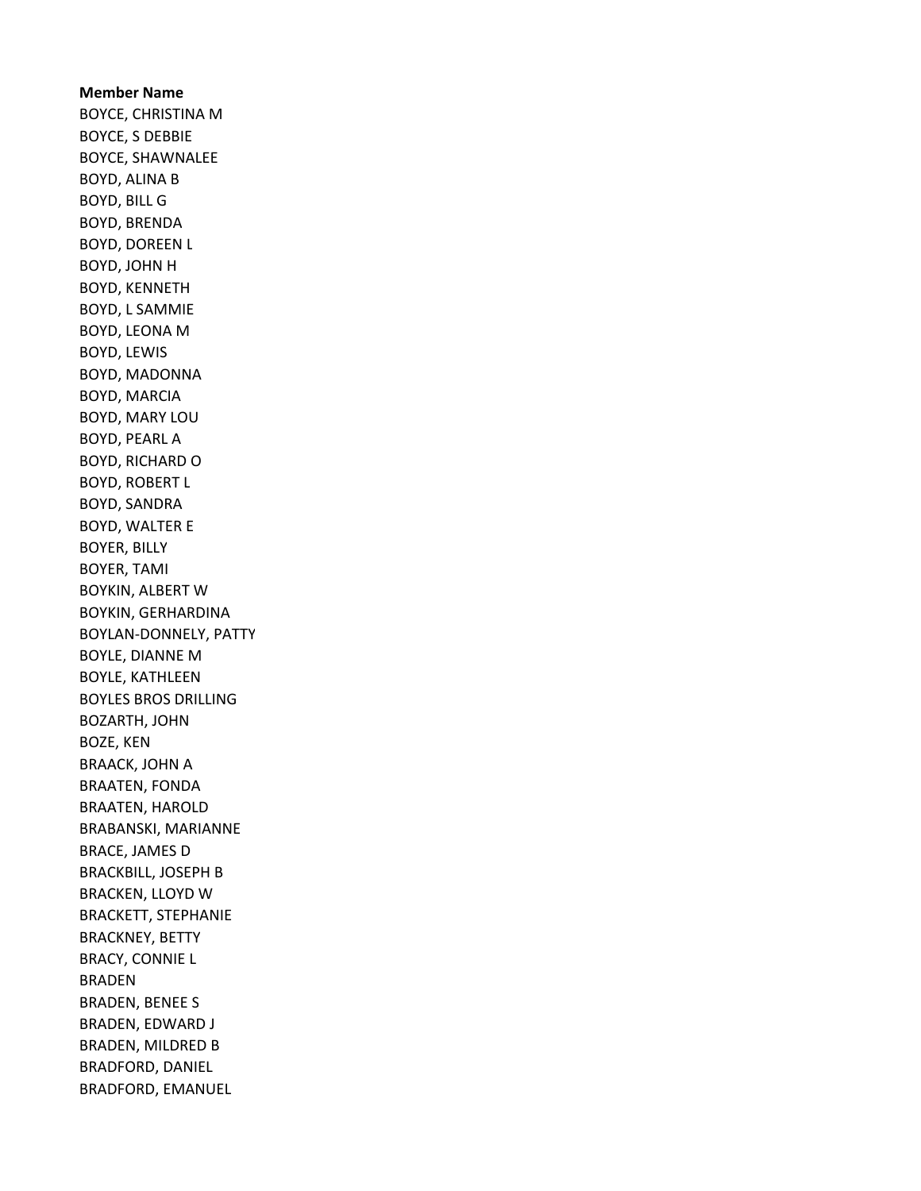**Member Name**

BOYCE, CHRISTINA M
BOYCE, S DEBBIE
BOYCE, SHAWNALEE
BOYD, ALINA B
BOYD, BILL G
BOYD, BRENDA
BOYD, DOREEN L
BOYD, JOHN H
BOYD, KENNETH
BOYD, L SAMMIE
BOYD, LEONA M
BOYD, LEWIS
BOYD, MADONNA
BOYD, MARCIA
BOYD, MARY LOU
BOYD, PEARL A
BOYD, RICHARD O
BOYD, ROBERT L
BOYD, SANDRA
BOYD, WALTER E
BOYER, BILLY
BOYER, TAMI
BOYKIN, ALBERT W
BOYKIN, GERHARDINA
BOYLAN-DONNELY, PATTY
BOYLE, DIANNE M
BOYLE, KATHLEEN
BOYLES BROS DRILLING
BOZARTH, JOHN
BOZE, KEN
BRAACK, JOHN A
BRAATEN, FONDA
BRAATEN, HAROLD
BRABANSKI, MARIANNE
BRACE, JAMES D
BRACKBILL, JOSEPH B
BRACKEN, LLOYD W
BRACKETT, STEPHANIE
BRACKNEY, BETTY
BRACY, CONNIE L
BRADEN
BRADEN, BENEE S
BRADEN, EDWARD J
BRADEN, MILDRED B
BRADFORD, DANIEL
BRADFORD, EMANUEL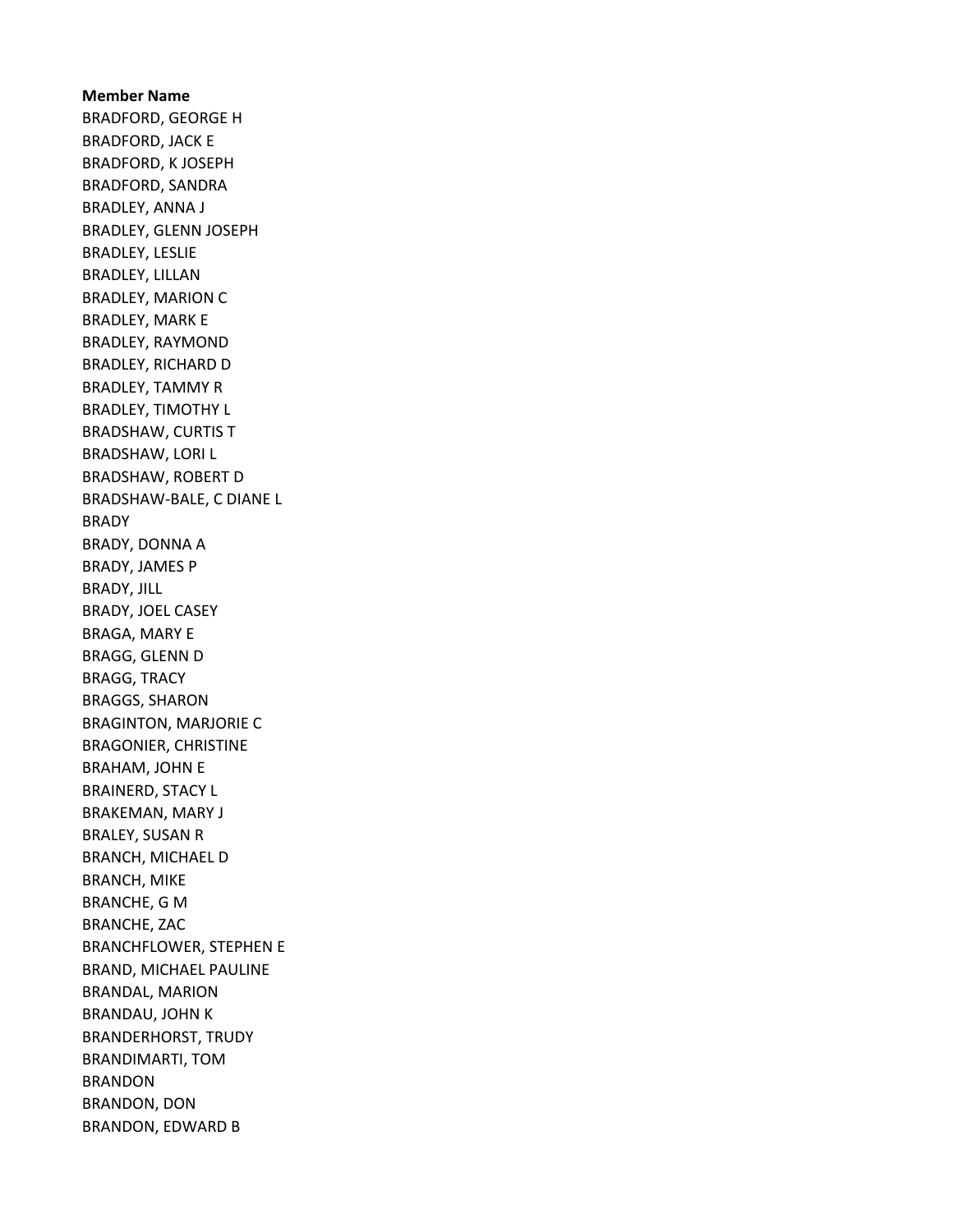**Member Name**

BRADFORD, GEORGE H
BRADFORD, JACK E
BRADFORD, K JOSEPH
BRADFORD, SANDRA
BRADLEY, ANNA J
BRADLEY, GLENN JOSEPH
BRADLEY, LESLIE
BRADLEY, LILLAN
BRADLEY, MARION C
BRADLEY, MARK E
BRADLEY, RAYMOND
BRADLEY, RICHARD D
BRADLEY, TAMMY R
BRADLEY, TIMOTHY L
BRADSHAW, CURTIS T
BRADSHAW, LORI L
BRADSHAW, ROBERT D
BRADSHAW-BALE, C DIANE L
BRADY
BRADY, DONNA A
BRADY, JAMES P
BRADY, JILL
BRADY, JOEL CASEY
BRAGA, MARY E
BRAGG, GLENN D
BRAGG, TRACY
BRAGGS, SHARON
BRAGINTON, MARJORIE C
BRAGONIER, CHRISTINE
BRAHAM, JOHN E
BRAINERD, STACY L
BRAKEMAN, MARY J
BRALEY, SUSAN R
BRANCH, MICHAEL D
BRANCH, MIKE
BRANCHE, G M
BRANCHE, ZAC
BRANCHFLOWER, STEPHEN E
BRAND, MICHAEL PAULINE
BRANDAL, MARION
BRANDAU, JOHN K
BRANDERHORST, TRUDY
BRANDIMARTI, TOM
BRANDON
BRANDON, DON
BRANDON, EDWARD B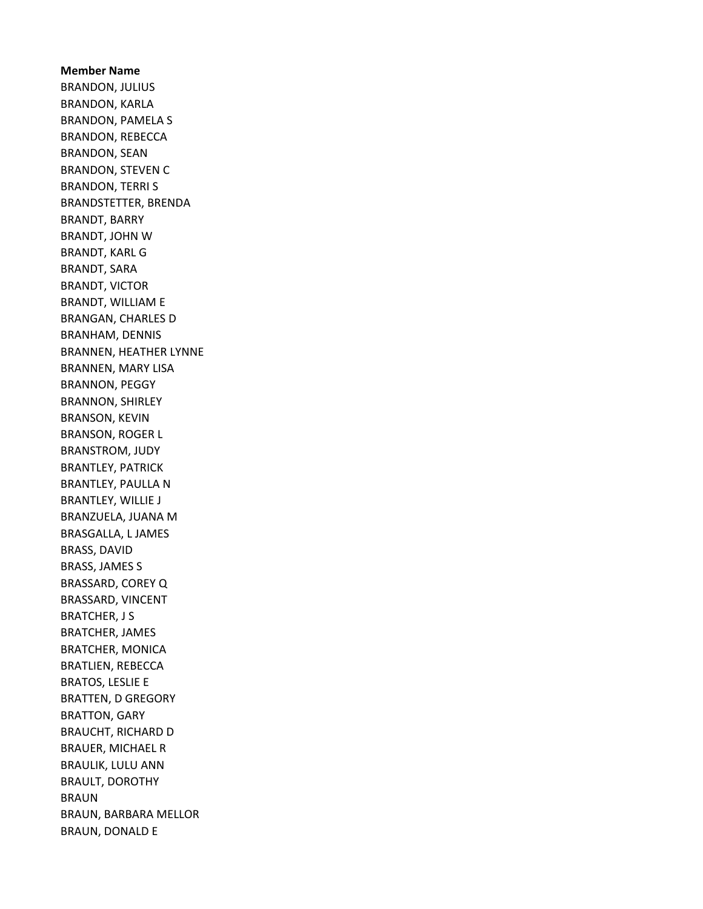**Member Name**

BRANDON, JULIUS
BRANDON, KARLA
BRANDON, PAMELA S
BRANDON, REBECCA
BRANDON, SEAN
BRANDON, STEVEN C
BRANDON, TERRI S
BRANDSTETTER, BRENDA
BRANDT, BARRY
BRANDT, JOHN W
BRANDT, KARL G
BRANDT, SARA
BRANDT, VICTOR
BRANDT, WILLIAM E
BRANGAN, CHARLES D
BRANHAM, DENNIS
BRANNEN, HEATHER LYNNE
BRANNEN, MARY LISA
BRANNON, PEGGY
BRANNON, SHIRLEY
BRANSON, KEVIN
BRANSON, ROGER L
BRANSTROM, JUDY
BRANTLEY, PATRICK
BRANTLEY, PAULLA N
BRANTLEY, WILLIE J
BRANZUELA, JUANA M
BRASGALLA, L JAMES
BRASS, DAVID
BRASS, JAMES S
BRASSARD, COREY Q
BRASSARD, VINCENT
BRATCHER, J S
BRATCHER, JAMES
BRATCHER, MONICA
BRATLIEN, REBECCA
BRATOS, LESLIE E
BRATTEN, D GREGORY
BRATTON, GARY
BRAUCHT, RICHARD D
BRAUER, MICHAEL R
BRAULIK, LULU ANN
BRAULT, DOROTHY
BRAUN
BRAUN, BARBARA MELLOR
BRAUN, DONALD E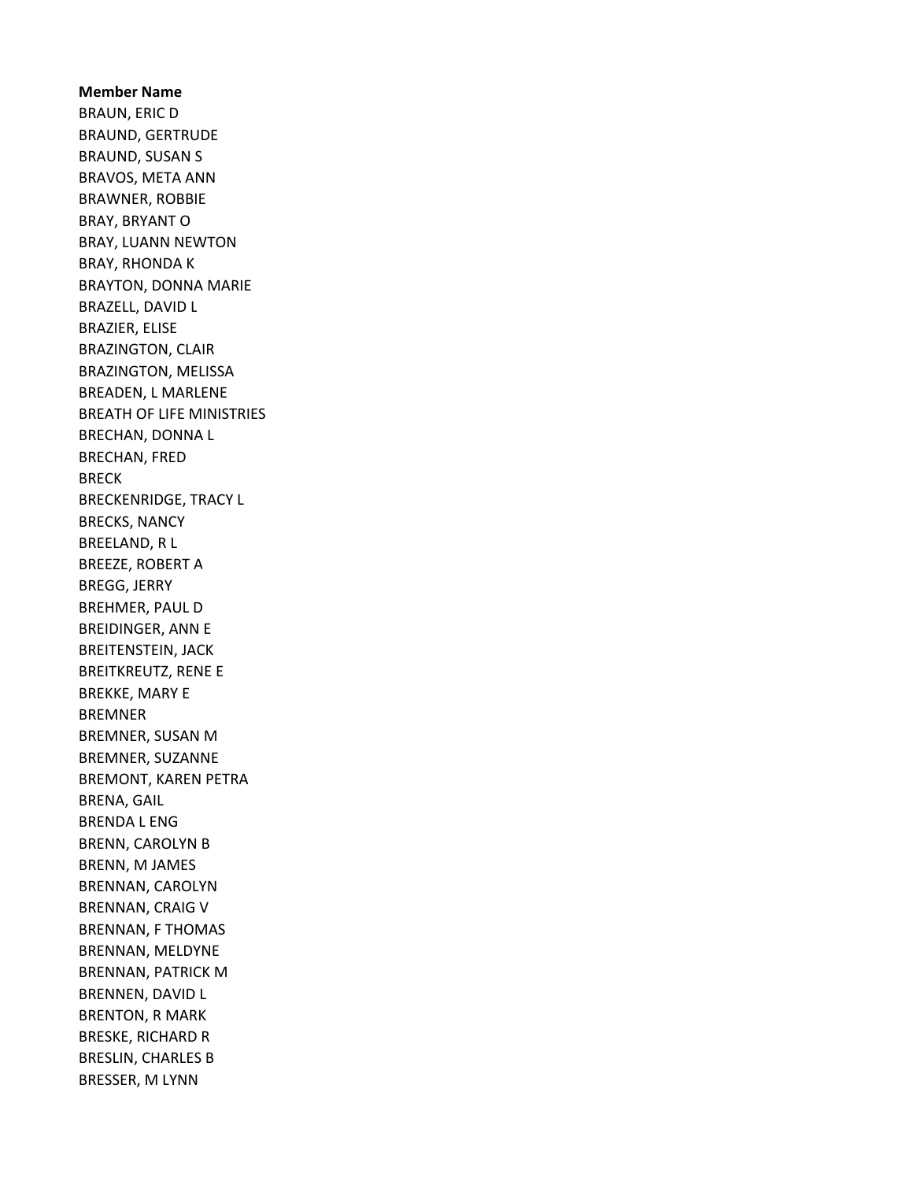**Member Name**

BRAUN, ERIC D
BRAUND, GERTRUDE
BRAUND, SUSAN S
BRAVOS, META ANN
BRAWNER, ROBBIE
BRAY, BRYANT O
BRAY, LUANN NEWTON
BRAY, RHONDA K
BRAYTON, DONNA MARIE
BRAZELL, DAVID L
BRAZIER, ELISE
BRAZINGTON, CLAIR
BRAZINGTON, MELISSA
BREADEN, L MARLENE
BREATH OF LIFE MINISTRIES
BRECHAN, DONNA L
BRECHAN, FRED
BRECK
BRECKENRIDGE, TRACY L
BRECKS, NANCY
BREELAND, R L
BREEZE, ROBERT A
BREGG, JERRY
BREHMER, PAUL D
BREIDINGER, ANN E
BREITENSTEIN, JACK
BREITKREUTZ, RENE E
BREKKE, MARY E
BREMNER
BREMNER, SUSAN M
BREMNER, SUZANNE
BREMONT, KAREN PETRA
BRENA, GAIL
BRENDA L ENG
BRENN, CAROLYN B
BRENN, M JAMES
BRENNAN, CAROLYN
BRENNAN, CRAIG V
BRENNAN, F THOMAS
BRENNAN, MELDYNE
BRENNAN, PATRICK M
BRENNEN, DAVID L
BRENTON, R MARK
BRESKE, RICHARD R
BRESLIN, CHARLES B
BRESSER, M LYNN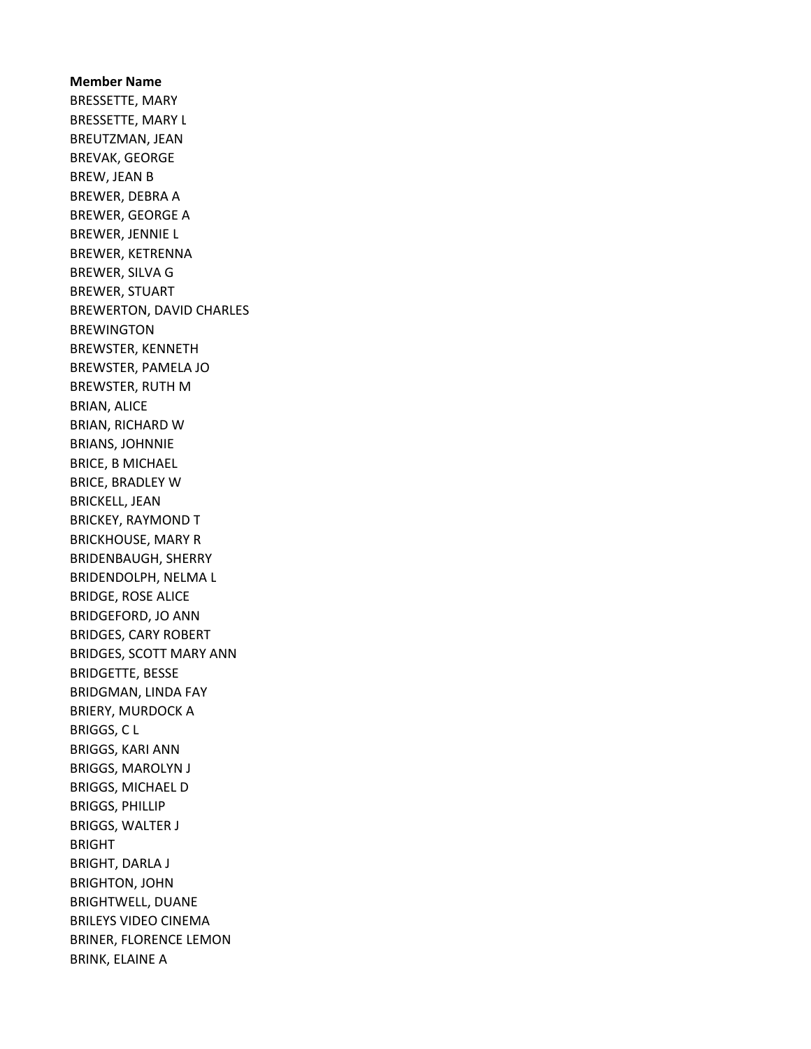**Member Name**

BRESSETTE, MARY
BRESSETTE, MARY L
BREUTZMAN, JEAN
BREVAK, GEORGE
BREW, JEAN B
BREWER, DEBRA A
BREWER, GEORGE A
BREWER, JENNIE L
BREWER, KETRENNA
BREWER, SILVA G
BREWER, STUART
BREWERTON, DAVID CHARLES
BREWINGTON
BREWSTER, KENNETH
BREWSTER, PAMELA JO
BREWSTER, RUTH M
BRIAN, ALICE
BRIAN, RICHARD W
BRIANS, JOHNNIE
BRICE, B MICHAEL
BRICE, BRADLEY W
BRICKELL, JEAN
BRICKEY, RAYMOND T
BRICKHOUSE, MARY R
BRIDENBAUGH, SHERRY
BRIDENDOLPH, NELMA L
BRIDGE, ROSE ALICE
BRIDGEFORD, JO ANN
BRIDGES, CARY ROBERT
BRIDGES, SCOTT MARY ANN
BRIDGETTE, BESSE
BRIDGMAN, LINDA FAY
BRIERY, MURDOCK A
BRIGGS, C L
BRIGGS, KARI ANN
BRIGGS, MAROLYN J
BRIGGS, MICHAEL D
BRIGGS, PHILLIP
BRIGGS, WALTER J
BRIGHT
BRIGHT, DARLA J
BRIGHTON, JOHN
BRIGHTWELL, DUANE
BRILEYS VIDEO CINEMA
BRINER, FLORENCE LEMON
BRINK, ELAINE A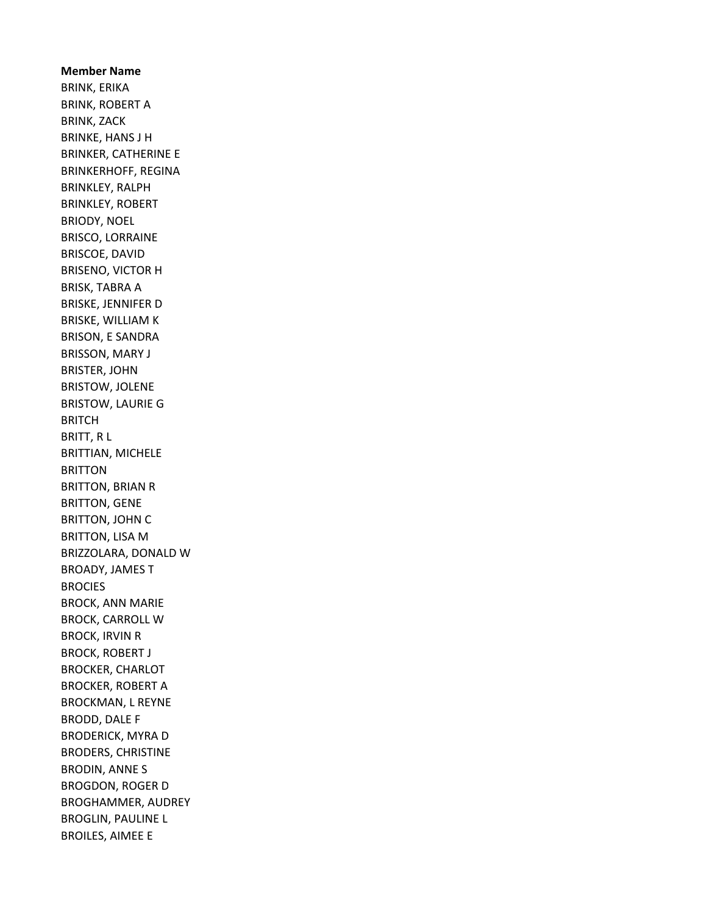**Member Name**

BRINK, ERIKA
BRINK, ROBERT A
BRINK, ZACK
BRINKE, HANS J H
BRINKER, CATHERINE E
BRINKERHOFF, REGINA
BRINKLEY, RALPH
BRINKLEY, ROBERT
BRIODY, NOEL
BRISCO, LORRAINE
BRISCOE, DAVID
BRISENO, VICTOR H
BRISK, TABRA A
BRISKE, JENNIFER D
BRISKE, WILLIAM K
BRISON, E SANDRA
BRISSON, MARY J
BRISTER, JOHN
BRISTOW, JOLENE
BRISTOW, LAURIE G
BRITCH
BRITT, R L
BRITTIAN, MICHELE
BRITTON
BRITTON, BRIAN R
BRITTON, GENE
BRITTON, JOHN C
BRITTON, LISA M
BRIZZOLARA, DONALD W
BROADY, JAMES T
BROCIES
BROCK, ANN MARIE
BROCK, CARROLL W
BROCK, IRVIN R
BROCK, ROBERT J
BROCKER, CHARLOT
BROCKER, ROBERT A
BROCKMAN, L REYNE
BRODD, DALE F
BRODERICK, MYRA D
BRODERS, CHRISTINE
BRODIN, ANNE S
BROGDON, ROGER D
BROGHAMMER, AUDREY
BROGLIN, PAULINE L
BROILES, AIMEE E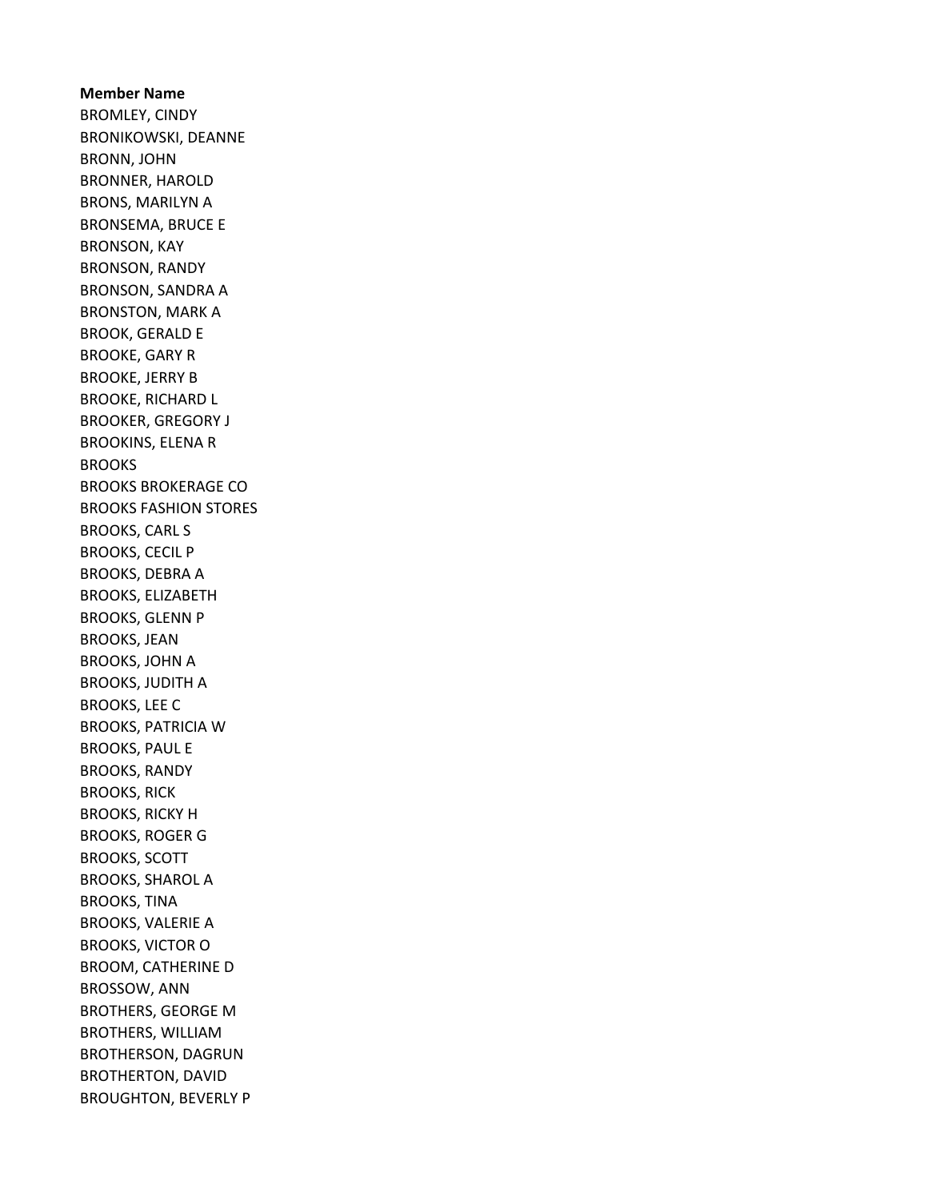**Member Name**

BROMLEY, CINDY
BRONIKOWSKI, DEANNE
BRONN, JOHN
BRONNER, HAROLD
BRONS, MARILYN A
BRONSEMA, BRUCE E
BRONSON, KAY
BRONSON, RANDY
BRONSON, SANDRA A
BRONSTON, MARK A
BROOK, GERALD E
BROOKE, GARY R
BROOKE, JERRY B
BROOKE, RICHARD L
BROOKER, GREGORY J
BROOKINS, ELENA R
BROOKS
BROOKS BROKERAGE CO
BROOKS FASHION STORES
BROOKS, CARL S
BROOKS, CECIL P
BROOKS, DEBRA A
BROOKS, ELIZABETH
BROOKS, GLENN P
BROOKS, JEAN
BROOKS, JOHN A
BROOKS, JUDITH A
BROOKS, LEE C
BROOKS, PATRICIA W
BROOKS, PAUL E
BROOKS, RANDY
BROOKS, RICK
BROOKS, RICKY H
BROOKS, ROGER G
BROOKS, SCOTT
BROOKS, SHAROL A
BROOKS, TINA
BROOKS, VALERIE A
BROOKS, VICTOR O
BROOM, CATHERINE D
BROSSOW, ANN
BROTHERS, GEORGE M
BROTHERS, WILLIAM
BROTHERSON, DAGRUN
BROTHERTON, DAVID
BROUGHTON, BEVERLY P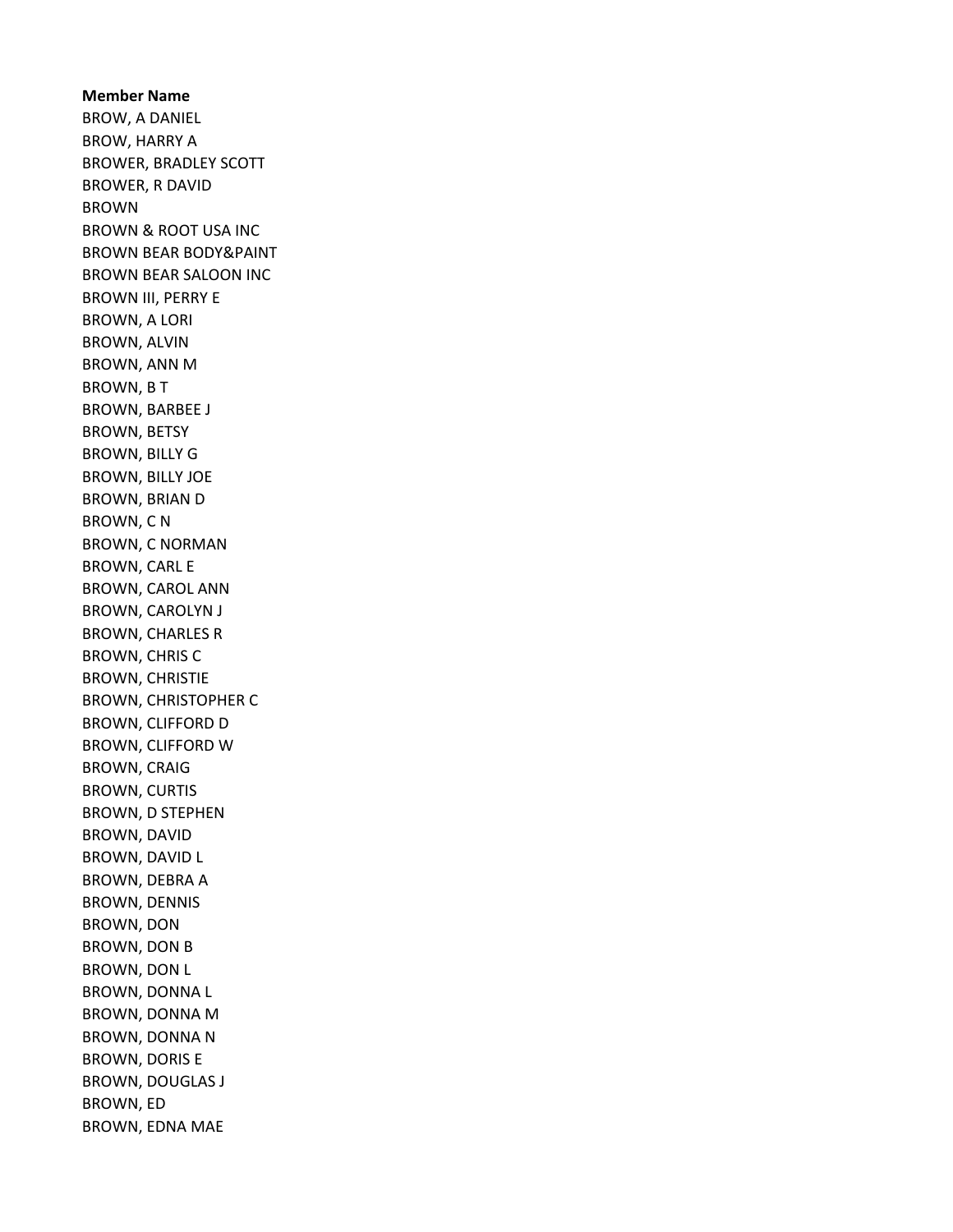**Member Name**

BROW, A DANIEL
BROW, HARRY A
BROWER, BRADLEY SCOTT
BROWER, R DAVID
BROWN
BROWN & ROOT USA INC
BROWN BEAR BODY&PAINT
BROWN BEAR SALOON INC
BROWN III, PERRY E
BROWN, A LORI
BROWN, ALVIN
BROWN, ANN M
BROWN, B T
BROWN, BARBEE J
BROWN, BETSY
BROWN, BILLY G
BROWN, BILLY JOE
BROWN, BRIAN D
BROWN, C N
BROWN, C NORMAN
BROWN, CARL E
BROWN, CAROL ANN
BROWN, CAROLYN J
BROWN, CHARLES R
BROWN, CHRIS C
BROWN, CHRISTIE
BROWN, CHRISTOPHER C
BROWN, CLIFFORD D
BROWN, CLIFFORD W
BROWN, CRAIG
BROWN, CURTIS
BROWN, D STEPHEN
BROWN, DAVID
BROWN, DAVID L
BROWN, DEBRA A
BROWN, DENNIS
BROWN, DON
BROWN, DON B
BROWN, DON L
BROWN, DONNA L
BROWN, DONNA M
BROWN, DONNA N
BROWN, DORIS E
BROWN, DOUGLAS J
BROWN, ED
BROWN, EDNA MAE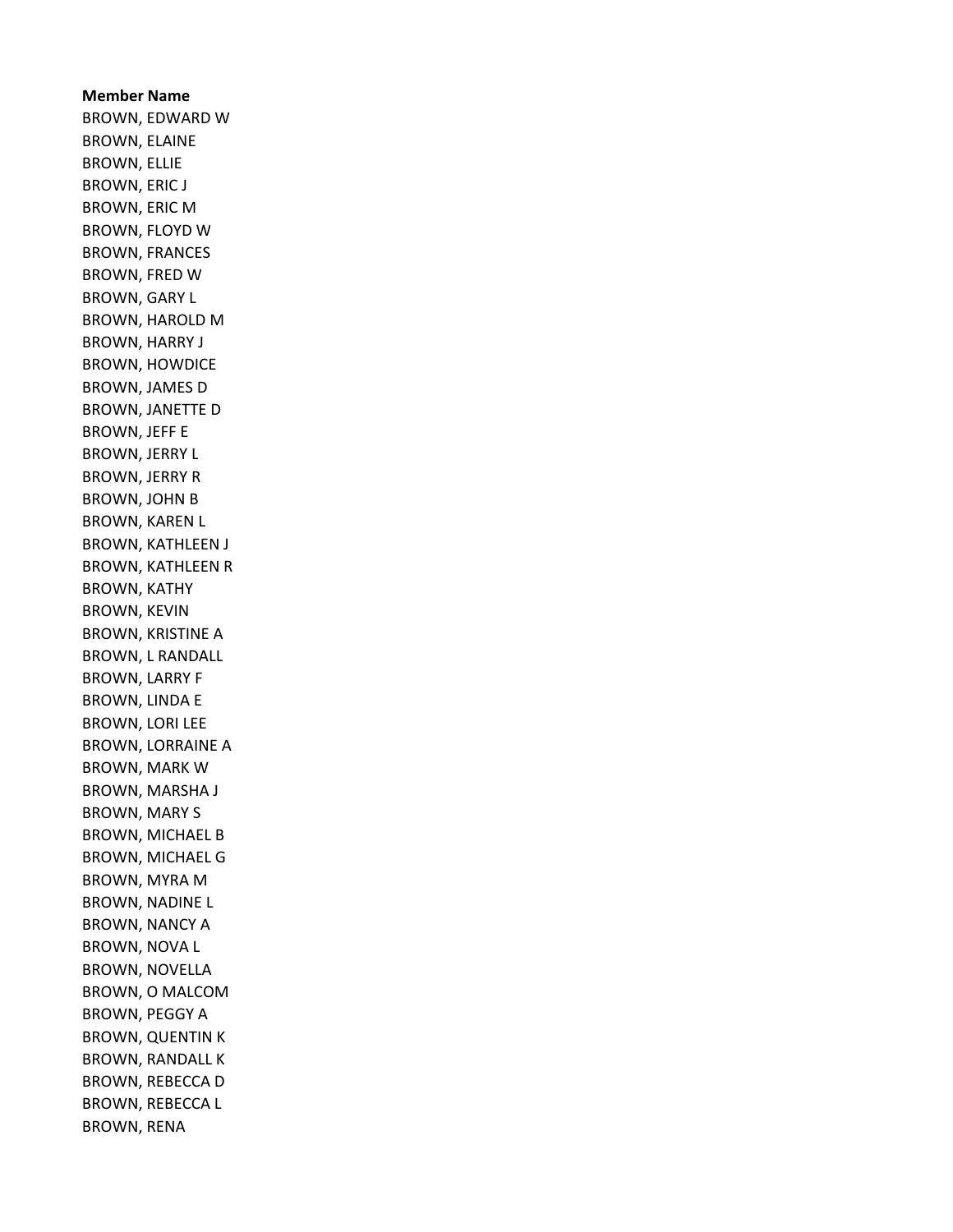**Member Name**

BROWN, EDWARD W
BROWN, ELAINE
BROWN, ELLIE
BROWN, ERIC J
BROWN, ERIC M
BROWN, FLOYD W
BROWN, FRANCES
BROWN, FRED W
BROWN, GARY L
BROWN, HAROLD M
BROWN, HARRY J
BROWN, HOWDICE
BROWN, JAMES D
BROWN, JANETTE D
BROWN, JEFF E
BROWN, JERRY L
BROWN, JERRY R
BROWN, JOHN B
BROWN, KAREN L
BROWN, KATHLEEN J
BROWN, KATHLEEN R
BROWN, KATHY
BROWN, KEVIN
BROWN, KRISTINE A
BROWN, L RANDALL
BROWN, LARRY F
BROWN, LINDA E
BROWN, LORI LEE
BROWN, LORRAINE A
BROWN, MARK W
BROWN, MARSHA J
BROWN, MARY S
BROWN, MICHAEL B
BROWN, MICHAEL G
BROWN, MYRA M
BROWN, NADINE L
BROWN, NANCY A
BROWN, NOVA L
BROWN, NOVELLA
BROWN, O MALCOM
BROWN, PEGGY A
BROWN, QUENTIN K
BROWN, RANDALL K
BROWN, REBECCA D
BROWN, REBECCA L
BROWN, RENA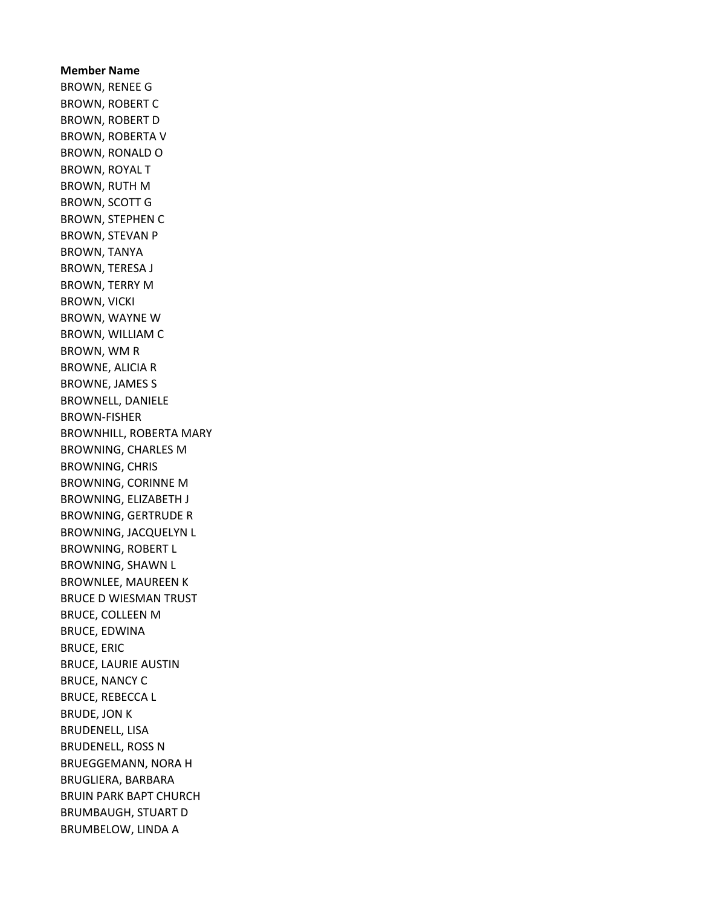**Member Name**

BROWN, RENEE G
BROWN, ROBERT C
BROWN, ROBERT D
BROWN, ROBERTA V
BROWN, RONALD O
BROWN, ROYAL T
BROWN, RUTH M
BROWN, SCOTT G
BROWN, STEPHEN C
BROWN, STEVAN P
BROWN, TANYA
BROWN, TERESA J
BROWN, TERRY M
BROWN, VICKI
BROWN, WAYNE W
BROWN, WILLIAM C
BROWN, WM R
BROWNE, ALICIA R
BROWNE, JAMES S
BROWNELL, DANIELE
BROWN-FISHER
BROWNHILL, ROBERTA MARY
BROWNING, CHARLES M
BROWNING, CHRIS
BROWNING, CORINNE M
BROWNING, ELIZABETH J
BROWNING, GERTRUDE R
BROWNING, JACQUELYN L
BROWNING, ROBERT L
BROWNING, SHAWN L
BROWNLEE, MAUREEN K
BRUCE D WIESMAN TRUST
BRUCE, COLLEEN M
BRUCE, EDWINA
BRUCE, ERIC
BRUCE, LAURIE AUSTIN
BRUCE, NANCY C
BRUCE, REBECCA L
BRUDE, JON K
BRUDENELL, LISA
BRUDENELL, ROSS N
BRUEGGEMANN, NORA H
BRUGLIERA, BARBARA
BRUIN PARK BAPT CHURCH
BRUMBAUGH, STUART D
BRUMBELOW, LINDA A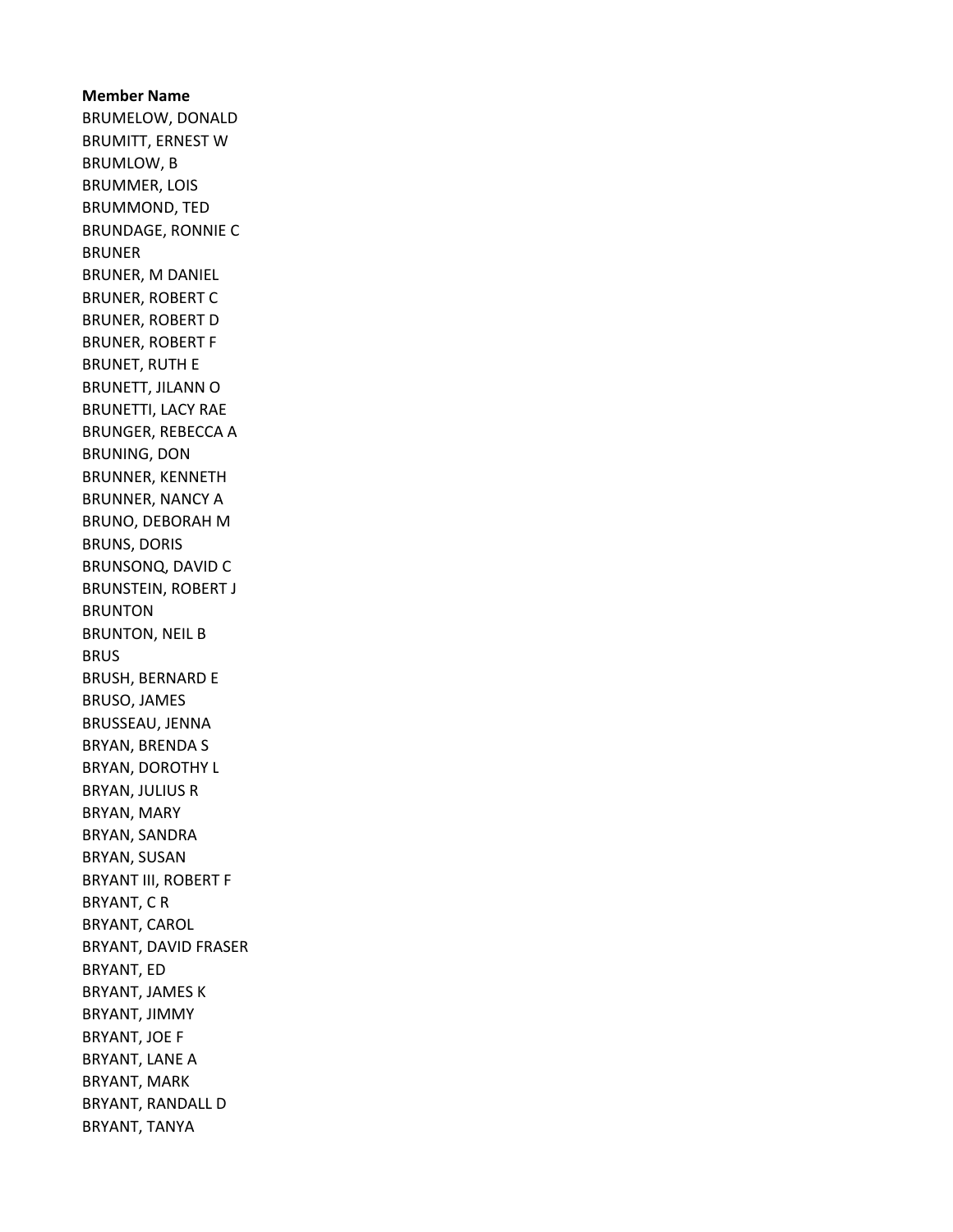**Member Name**

BRUMELOW, DONALD
BRUMITT, ERNEST W
BRUMLOW, B
BRUMMER, LOIS
BRUMMOND, TED
BRUNDAGE, RONNIE C
BRUNER
BRUNER, M DANIEL
BRUNER, ROBERT C
BRUNER, ROBERT D
BRUNER, ROBERT F
BRUNET, RUTH E
BRUNETT, JILANN O
BRUNETTI, LACY RAE
BRUNGER, REBECCA A
BRUNING, DON
BRUNNER, KENNETH
BRUNNER, NANCY A
BRUNO, DEBORAH M
BRUNS, DORIS
BRUNSONQ, DAVID C
BRUNSTEIN, ROBERT J
BRUNTON
BRUNTON, NEIL B
BRUS
BRUSH, BERNARD E
BRUSO, JAMES
BRUSSEAU, JENNA
BRYAN, BRENDA S
BRYAN, DOROTHY L
BRYAN, JULIUS R
BRYAN, MARY
BRYAN, SANDRA
BRYAN, SUSAN
BRYANT III, ROBERT F
BRYANT, C R
BRYANT, CAROL
BRYANT, DAVID FRASER
BRYANT, ED
BRYANT, JAMES K
BRYANT, JIMMY
BRYANT, JOE F
BRYANT, LANE A
BRYANT, MARK
BRYANT, RANDALL D
BRYANT, TANYA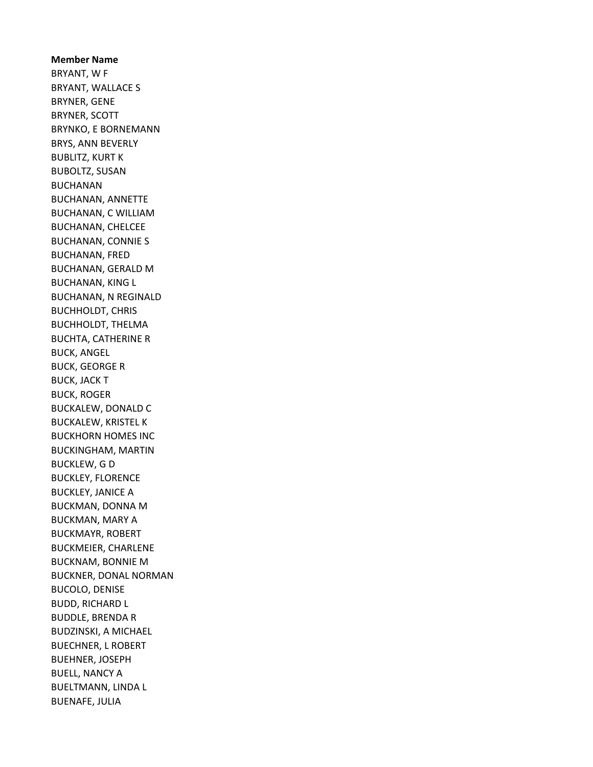**Member Name**

BRYANT, W F
BRYANT, WALLACE S
BRYNER, GENE
BRYNER, SCOTT
BRYNKO, E BORNEMANN
BRYS, ANN BEVERLY
BUBLITZ, KURT K
BUBOLTZ, SUSAN
BUCHANAN
BUCHANAN, ANNETTE
BUCHANAN, C WILLIAM
BUCHANAN, CHELCEE
BUCHANAN, CONNIE S
BUCHANAN, FRED
BUCHANAN, GERALD M
BUCHANAN, KING L
BUCHANAN, N REGINALD
BUCHHOLDT, CHRIS
BUCHHOLDT, THELMA
BUCHTA, CATHERINE R
BUCK, ANGEL
BUCK, GEORGE R
BUCK, JACK T
BUCK, ROGER
BUCKALEW, DONALD C
BUCKALEW, KRISTEL K
BUCKHORN HOMES INC
BUCKINGHAM, MARTIN
BUCKLEW, G D
BUCKLEY, FLORENCE
BUCKLEY, JANICE A
BUCKMAN, DONNA M
BUCKMAN, MARY A
BUCKMAYR, ROBERT
BUCKMEIER, CHARLENE
BUCKNAM, BONNIE M
BUCKNER, DONAL NORMAN
BUCOLO, DENISE
BUDD, RICHARD L
BUDDLE, BRENDA R
BUDZINSKI, A MICHAEL
BUECHNER, L ROBERT
BUEHNER, JOSEPH
BUELL, NANCY A
BUELTMANN, LINDA L
BUENAFE, JULIA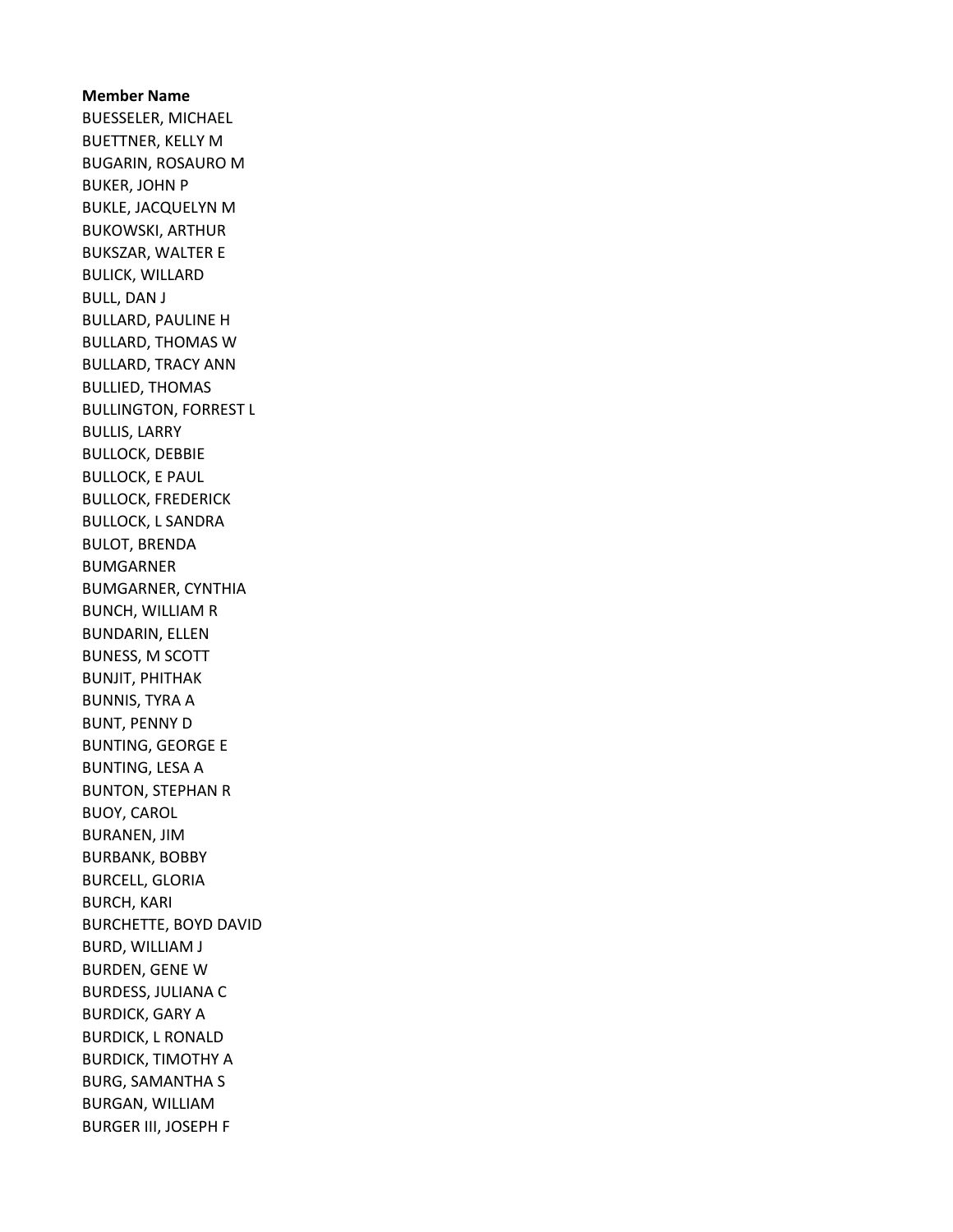**Member Name**

BUESSELER, MICHAEL
BUETTNER, KELLY M
BUGARIN, ROSAURO M
BUKER, JOHN P
BUKLE, JACQUELYN M
BUKOWSKI, ARTHUR
BUKSZAR, WALTER E
BULICK, WILLARD
BULL, DAN J
BULLARD, PAULINE H
BULLARD, THOMAS W
BULLARD, TRACY ANN
BULLIED, THOMAS
BULLINGTON, FORREST L
BULLIS, LARRY
BULLOCK, DEBBIE
BULLOCK, E PAUL
BULLOCK, FREDERICK
BULLOCK, L SANDRA
BULOT, BRENDA
BUMGARNER
BUMGARNER, CYNTHIA
BUNCH, WILLIAM R
BUNDARIN, ELLEN
BUNESS, M SCOTT
BUNJIT, PHITHAK
BUNNIS, TYRA A
BUNT, PENNY D
BUNTING, GEORGE E
BUNTING, LESA A
BUNTON, STEPHAN R
BUOY, CAROL
BURANEN, JIM
BURBANK, BOBBY
BURCELL, GLORIA
BURCH, KARI
BURCHETTE, BOYD DAVID
BURD, WILLIAM J
BURDEN, GENE W
BURDESS, JULIANA C
BURDICK, GARY A
BURDICK, L RONALD
BURDICK, TIMOTHY A
BURG, SAMANTHA S
BURGAN, WILLIAM
BURGER III, JOSEPH F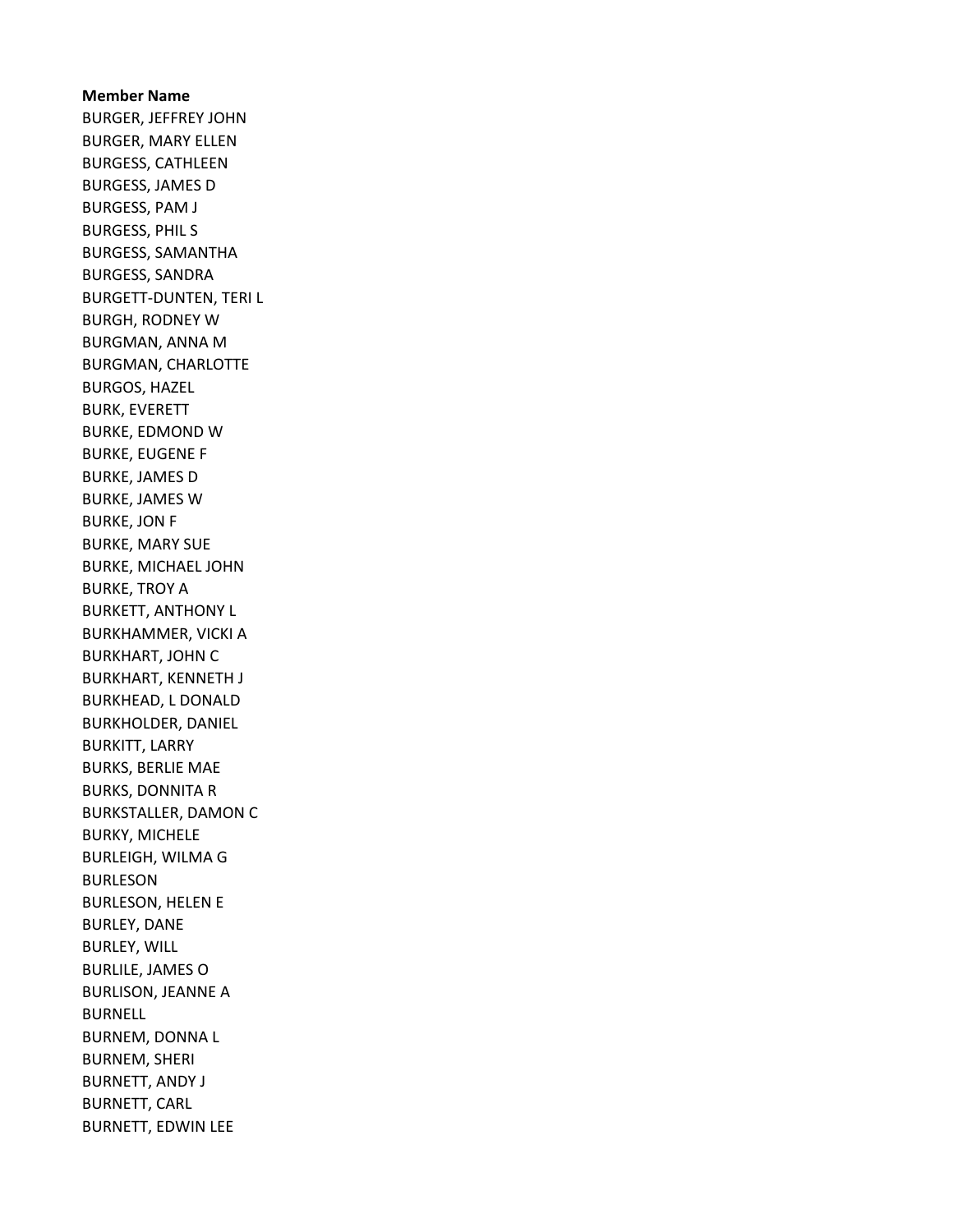**Member Name**

BURGER, JEFFREY JOHN
BURGER, MARY ELLEN
BURGESS, CATHLEEN
BURGESS, JAMES D
BURGESS, PAM J
BURGESS, PHIL S
BURGESS, SAMANTHA
BURGESS, SANDRA
BURGETT-DUNTEN, TERI L
BURGH, RODNEY W
BURGMAN, ANNA M
BURGMAN, CHARLOTTE
BURGOS, HAZEL
BURK, EVERETT
BURKE, EDMOND W
BURKE, EUGENE F
BURKE, JAMES D
BURKE, JAMES W
BURKE, JON F
BURKE, MARY SUE
BURKE, MICHAEL JOHN
BURKE, TROY A
BURKETT, ANTHONY L
BURKHAMMER, VICKI A
BURKHART, JOHN C
BURKHART, KENNETH J
BURKHEAD, L DONALD
BURKHOLDER, DANIEL
BURKITT, LARRY
BURKS, BERLIE MAE
BURKS, DONNITA R
BURKSTALLER, DAMON C
BURKY, MICHELE
BURLEIGH, WILMA G
BURLESON
BURLESON, HELEN E
BURLEY, DANE
BURLEY, WILL
BURLILE, JAMES O
BURLISON, JEANNE A
BURNELL
BURNEM, DONNA L
BURNEM, SHERI
BURNETT, ANDY J
BURNETT, CARL
BURNETT, EDWIN LEE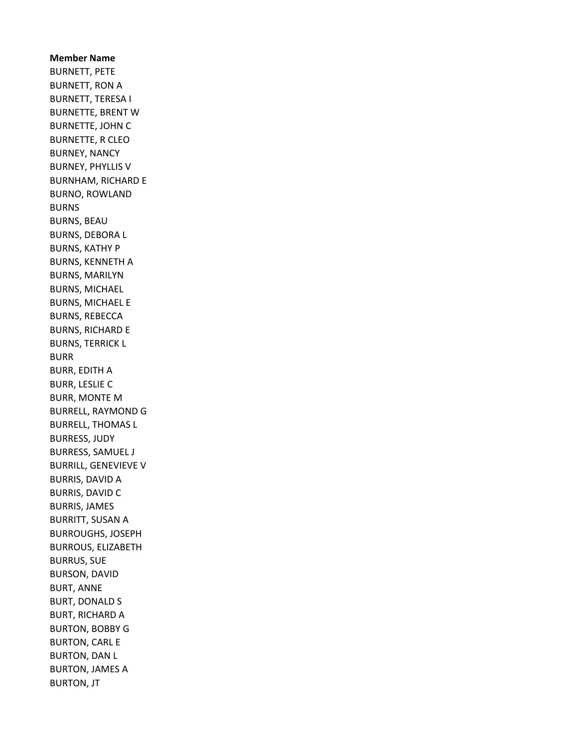**Member Name**

BURNETT, PETE
BURNETT, RON A
BURNETT, TERESA I
BURNETTE, BRENT W
BURNETTE, JOHN C
BURNETTE, R CLEO
BURNEY, NANCY
BURNEY, PHYLLIS V
BURNHAM, RICHARD E
BURNO, ROWLAND
BURNS
BURNS, BEAU
BURNS, DEBORA L
BURNS, KATHY P
BURNS, KENNETH A
BURNS, MARILYN
BURNS, MICHAEL
BURNS, MICHAEL E
BURNS, REBECCA
BURNS, RICHARD E
BURNS, TERRICK L
BURR
BURR, EDITH A
BURR, LESLIE C
BURR, MONTE M
BURRELL, RAYMOND G
BURRELL, THOMAS L
BURRESS, JUDY
BURRESS, SAMUEL J
BURRILL, GENEVIEVE V
BURRIS, DAVID A
BURRIS, DAVID C
BURRIS, JAMES
BURRITT, SUSAN A
BURROUGHS, JOSEPH
BURROUS, ELIZABETH
BURRUS, SUE
BURSON, DAVID
BURT, ANNE
BURT, DONALD S
BURT, RICHARD A
BURTON, BOBBY G
BURTON, CARL E
BURTON, DAN L
BURTON, JAMES A
BURTON, JT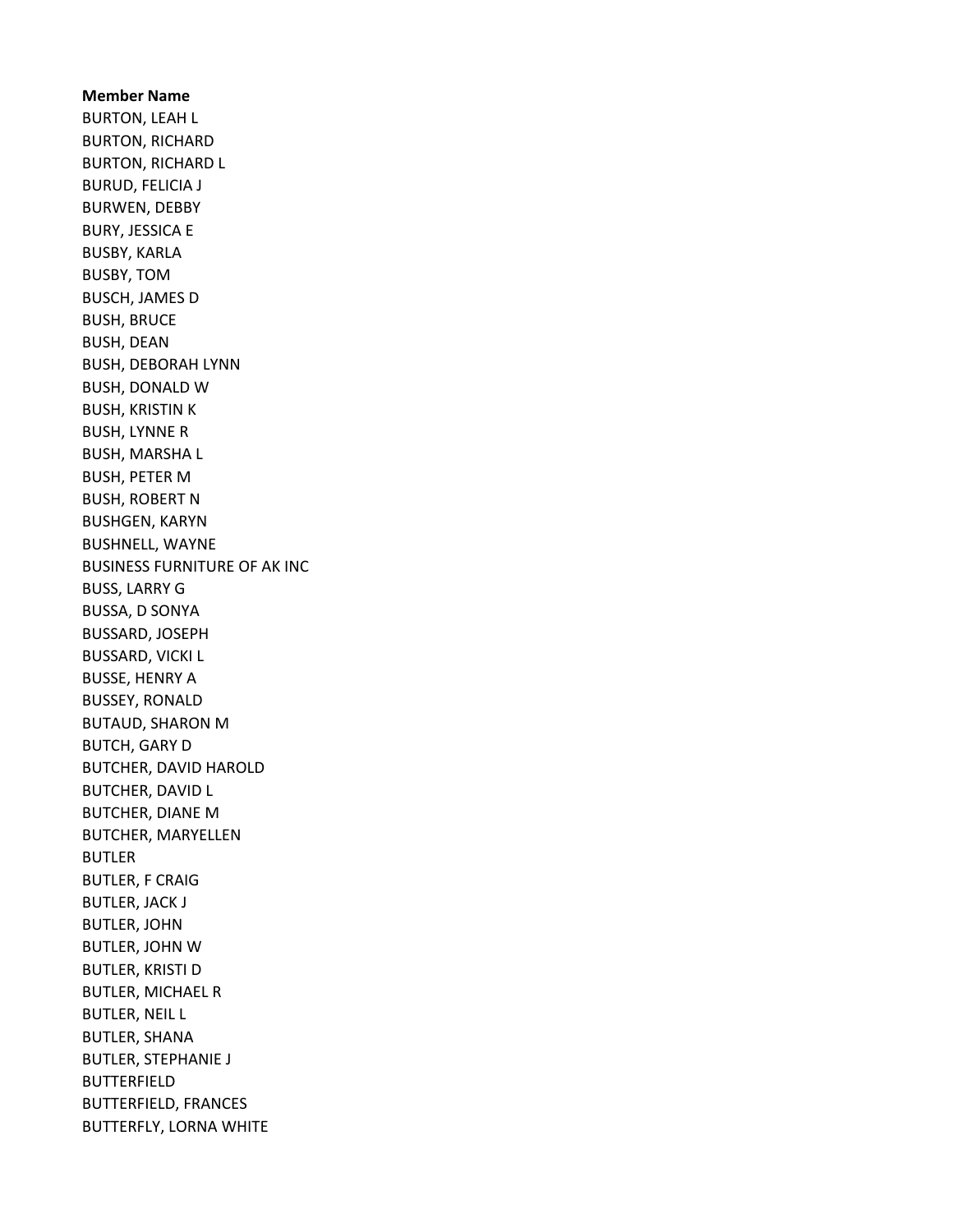**Member Name**

BURTON, LEAH L
BURTON, RICHARD
BURTON, RICHARD L
BURUD, FELICIA J
BURWEN, DEBBY
BURY, JESSICA E
BUSBY, KARLA
BUSBY, TOM
BUSCH, JAMES D
BUSH, BRUCE
BUSH, DEAN
BUSH, DEBORAH LYNN
BUSH, DONALD W
BUSH, KRISTIN K
BUSH, LYNNE R
BUSH, MARSHA L
BUSH, PETER M
BUSH, ROBERT N
BUSHGEN, KARYN
BUSHNELL, WAYNE
BUSINESS FURNITURE OF AK INC
BUSS, LARRY G
BUSSA, D SONYA
BUSSARD, JOSEPH
BUSSARD, VICKI L
BUSSE, HENRY A
BUSSEY, RONALD
BUTAUD, SHARON M
BUTCH, GARY D
BUTCHER, DAVID HAROLD
BUTCHER, DAVID L
BUTCHER, DIANE M
BUTCHER, MARYELLEN
BUTLER
BUTLER, F CRAIG
BUTLER, JACK J
BUTLER, JOHN
BUTLER, JOHN W
BUTLER, KRISTI D
BUTLER, MICHAEL R
BUTLER, NEIL L
BUTLER, SHANA
BUTLER, STEPHANIE J
BUTTERFIELD
BUTTERFIELD, FRANCES
BUTTERFLY, LORNA WHITE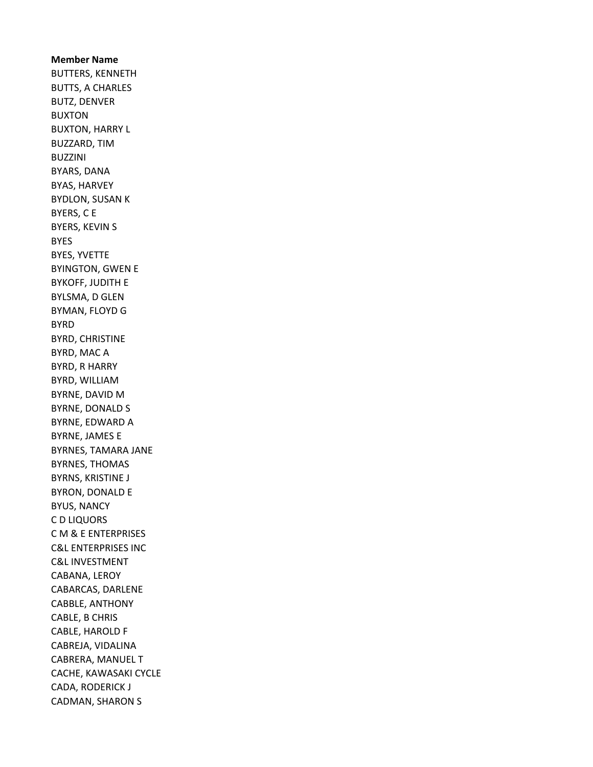**Member Name**

BUTTERS, KENNETH
BUTTS, A CHARLES
BUTZ, DENVER
BUXTON
BUXTON, HARRY L
BUZZARD, TIM
BUZZINI
BYARS, DANA
BYAS, HARVEY
BYDLON, SUSAN K
BYERS, C E
BYERS, KEVIN S
BYES
BYES, YVETTE
BYINGTON, GWEN E
BYKOFF, JUDITH E
BYLSMA, D GLEN
BYMAN, FLOYD G
BYRD
BYRD, CHRISTINE
BYRD, MAC A
BYRD, R HARRY
BYRD, WILLIAM
BYRNE, DAVID M
BYRNE, DONALD S
BYRNE, EDWARD A
BYRNE, JAMES E
BYRNES, TAMARA JANE
BYRNES, THOMAS
BYRNS, KRISTINE J
BYRON, DONALD E
BYUS, NANCY
C D LIQUORS
C M & E ENTERPRISES
C&L ENTERPRISES INC
C&L INVESTMENT
CABANA, LEROY
CABARCAS, DARLENE
CABBLE, ANTHONY
CABLE, B CHRIS
CABLE, HAROLD F
CABREJA, VIDALINA
CABRERA, MANUEL T
CACHE, KAWASAKI CYCLE
CADA, RODERICK J
CADMAN, SHARON S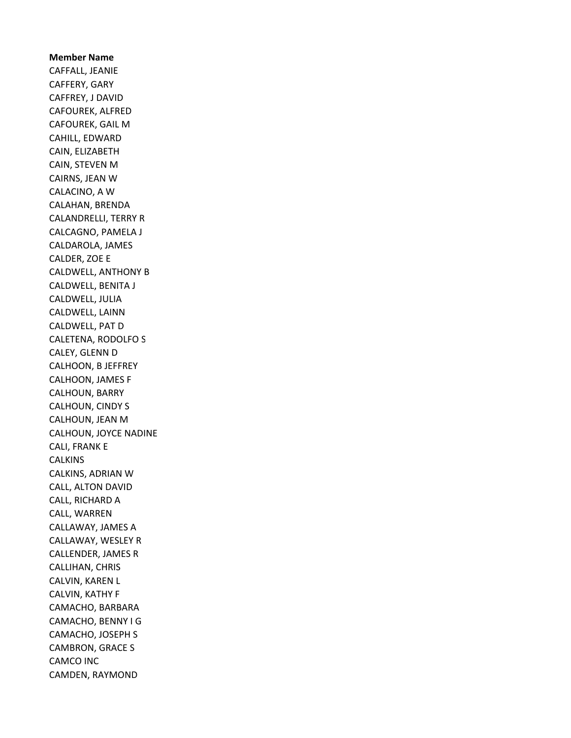**Member Name**

CAFFALL, JEANIE
CAFFERY, GARY
CAFFREY, J DAVID
CAFOUREK, ALFRED
CAFOUREK, GAIL M
CAHILL, EDWARD
CAIN, ELIZABETH
CAIN, STEVEN M
CAIRNS, JEAN W
CALACINO, A W
CALAHAN, BRENDA
CALANDRELLI, TERRY R
CALCAGNO, PAMELA J
CALDAROLA, JAMES
CALDER, ZOE E
CALDWELL, ANTHONY B
CALDWELL, BENITA J
CALDWELL, JULIA
CALDWELL, LAINN
CALDWELL, PAT D
CALETENA, RODOLFO S
CALEY, GLENN D
CALHOON, B JEFFREY
CALHOON, JAMES F
CALHOUN, BARRY
CALHOUN, CINDY S
CALHOUN, JEAN M
CALHOUN, JOYCE NADINE
CALI, FRANK E
CALKINS
CALKINS, ADRIAN W
CALL, ALTON DAVID
CALL, RICHARD A
CALL, WARREN
CALLAWAY, JAMES A
CALLAWAY, WESLEY R
CALLENDER, JAMES R
CALLIHAN, CHRIS
CALVIN, KAREN L
CALVIN, KATHY F
CAMACHO, BARBARA
CAMACHO, BENNY I G
CAMACHO, JOSEPH S
CAMBRON, GRACE S
CAMCO INC
CAMDEN, RAYMOND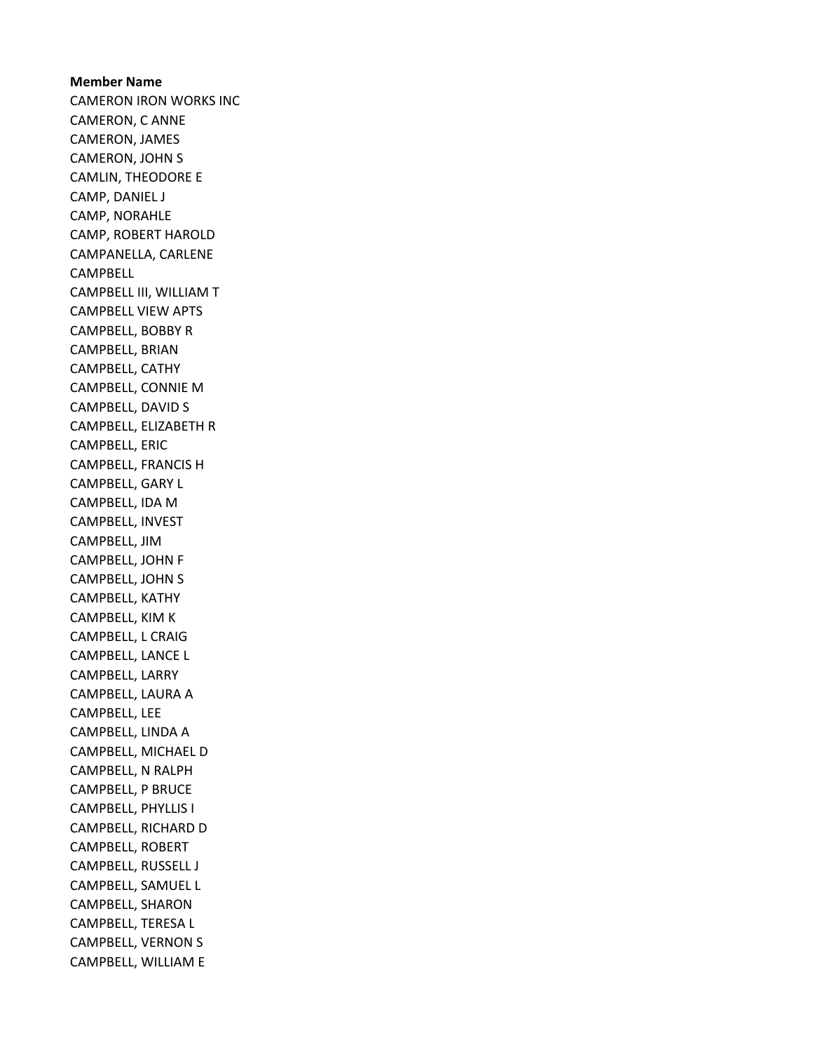**Member Name**

CAMERON IRON WORKS INC
CAMERON, C ANNE
CAMERON, JAMES
CAMERON, JOHN S
CAMLIN, THEODORE E
CAMP, DANIEL J
CAMP, NORAHLE
CAMP, ROBERT HAROLD
CAMPANELLA, CARLENE
CAMPBELL
CAMPBELL III, WILLIAM T
CAMPBELL VIEW APTS
CAMPBELL, BOBBY R
CAMPBELL, BRIAN
CAMPBELL, CATHY
CAMPBELL, CONNIE M
CAMPBELL, DAVID S
CAMPBELL, ELIZABETH R
CAMPBELL, ERIC
CAMPBELL, FRANCIS H
CAMPBELL, GARY L
CAMPBELL, IDA M
CAMPBELL, INVEST
CAMPBELL, JIM
CAMPBELL, JOHN F
CAMPBELL, JOHN S
CAMPBELL, KATHY
CAMPBELL, KIM K
CAMPBELL, L CRAIG
CAMPBELL, LANCE L
CAMPBELL, LARRY
CAMPBELL, LAURA A
CAMPBELL, LEE
CAMPBELL, LINDA A
CAMPBELL, MICHAEL D
CAMPBELL, N RALPH
CAMPBELL, P BRUCE
CAMPBELL, PHYLLIS I
CAMPBELL, RICHARD D
CAMPBELL, ROBERT
CAMPBELL, RUSSELL J
CAMPBELL, SAMUEL L
CAMPBELL, SHARON
CAMPBELL, TERESA L
CAMPBELL, VERNON S
CAMPBELL, WILLIAM E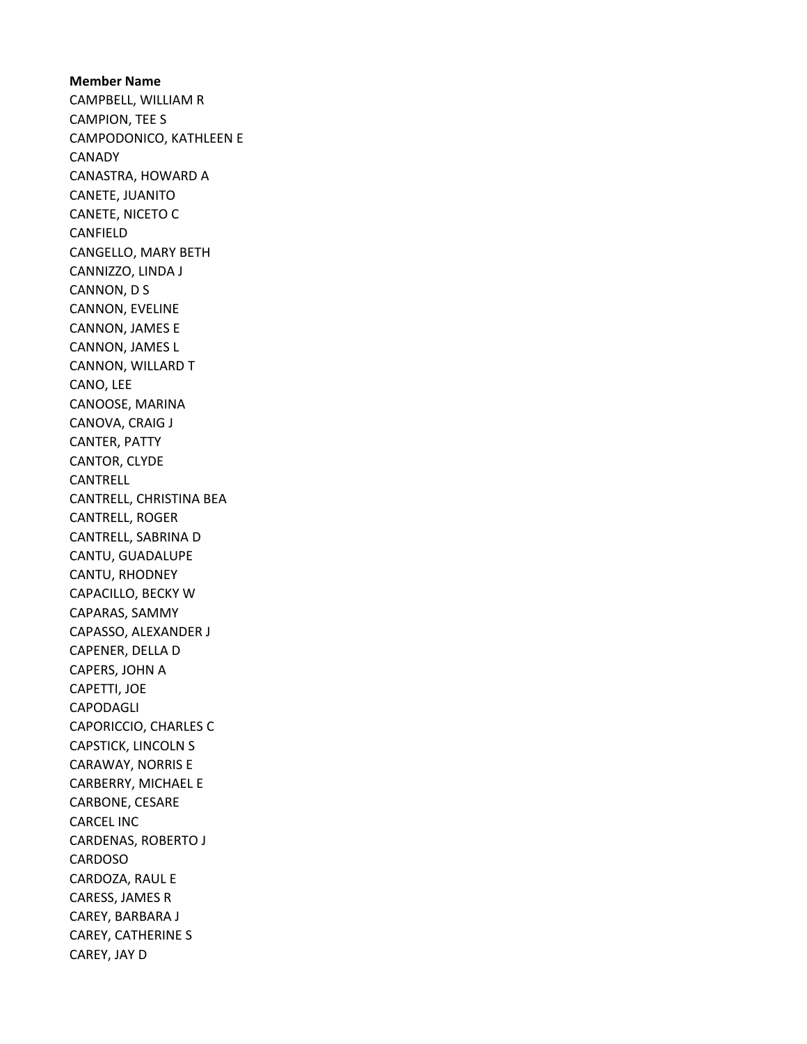**Member Name**

CAMPBELL, WILLIAM R
CAMPION, TEE S
CAMPODONICO, KATHLEEN E
CANADY
CANASTRA, HOWARD A
CANETE, JUANITO
CANETE, NICETO C
CANFIELD
CANGELLO, MARY BETH
CANNIZZO, LINDA J
CANNON, D S
CANNON, EVELINE
CANNON, JAMES E
CANNON, JAMES L
CANNON, WILLARD T
CANO, LEE
CANOOSE, MARINA
CANOVA, CRAIG J
CANTER, PATTY
CANTOR, CLYDE
CANTRELL
CANTRELL, CHRISTINA BEA
CANTRELL, ROGER
CANTRELL, SABRINA D
CANTU, GUADALUPE
CANTU, RHODNEY
CAPACILLO, BECKY W
CAPARAS, SAMMY
CAPASSO, ALEXANDER J
CAPENER, DELLA D
CAPERS, JOHN A
CAPETTI, JOE
CAPODAGLI
CAPORICCIO, CHARLES C
CAPSTICK, LINCOLN S
CARAWAY, NORRIS E
CARBERRY, MICHAEL E
CARBONE, CESARE
CARCEL INC
CARDENAS, ROBERTO J
CARDOSO
CARDOZA, RAUL E
CARESS, JAMES R
CAREY, BARBARA J
CAREY, CATHERINE S
CAREY, JAY D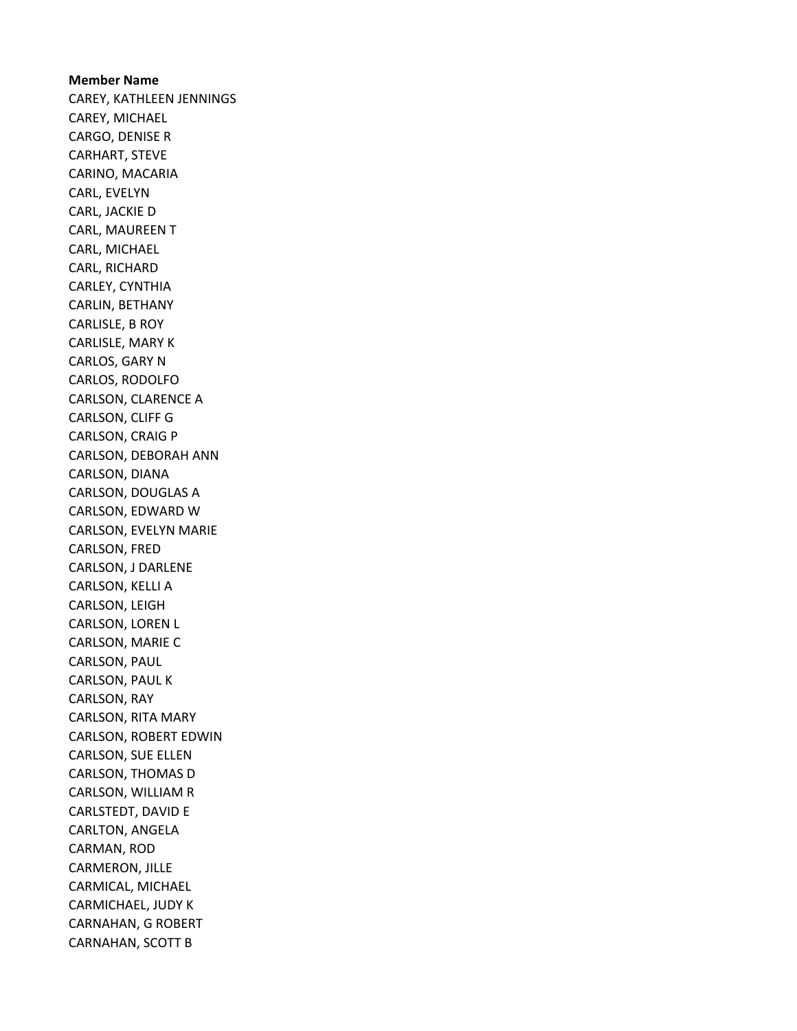**Member Name**

CAREY, KATHLEEN JENNINGS
CAREY, MICHAEL
CARGO, DENISE R
CARHART, STEVE
CARINO, MACARIA
CARL, EVELYN
CARL, JACKIE D
CARL, MAUREEN T
CARL, MICHAEL
CARL, RICHARD
CARLEY, CYNTHIA
CARLIN, BETHANY
CARLISLE, B ROY
CARLISLE, MARY K
CARLOS, GARY N
CARLOS, RODOLFO
CARLSON, CLARENCE A
CARLSON, CLIFF G
CARLSON, CRAIG P
CARLSON, DEBORAH ANN
CARLSON, DIANA
CARLSON, DOUGLAS A
CARLSON, EDWARD W
CARLSON, EVELYN MARIE
CARLSON, FRED
CARLSON, J DARLENE
CARLSON, KELLI A
CARLSON, LEIGH
CARLSON, LOREN L
CARLSON, MARIE C
CARLSON, PAUL
CARLSON, PAUL K
CARLSON, RAY
CARLSON, RITA MARY
CARLSON, ROBERT EDWIN
CARLSON, SUE ELLEN
CARLSON, THOMAS D
CARLSON, WILLIAM R
CARLSTEDT, DAVID E
CARLTON, ANGELA
CARMAN, ROD
CARMERON, JILLE
CARMICAL, MICHAEL
CARMICHAEL, JUDY K
CARNAHAN, G ROBERT
CARNAHAN, SCOTT B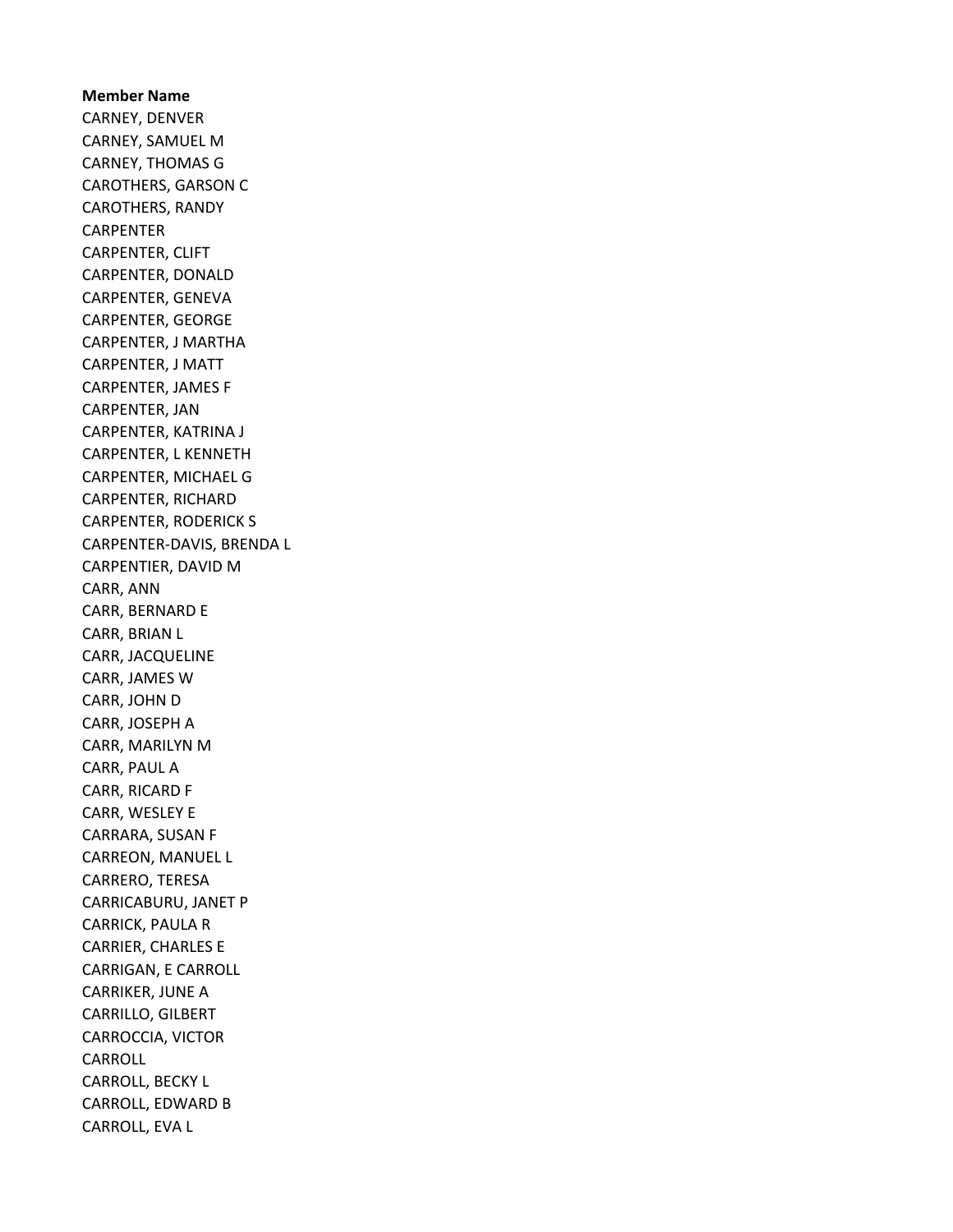**Member Name**

CARNEY, DENVER
CARNEY, SAMUEL M
CARNEY, THOMAS G
CAROTHERS, GARSON C
CAROTHERS, RANDY
CARPENTER
CARPENTER, CLIFT
CARPENTER, DONALD
CARPENTER, GENEVA
CARPENTER, GEORGE
CARPENTER, J MARTHA
CARPENTER, J MATT
CARPENTER, JAMES F
CARPENTER, JAN
CARPENTER, KATRINA J
CARPENTER, L KENNETH
CARPENTER, MICHAEL G
CARPENTER, RICHARD
CARPENTER, RODERICK S
CARPENTER-DAVIS, BRENDA L
CARPENTIER, DAVID M
CARR, ANN
CARR, BERNARD E
CARR, BRIAN L
CARR, JACQUELINE
CARR, JAMES W
CARR, JOHN D
CARR, JOSEPH A
CARR, MARILYN M
CARR, PAUL A
CARR, RICARD F
CARR, WESLEY E
CARRARA, SUSAN F
CARREON, MANUEL L
CARRERO, TERESA
CARRICABURU, JANET P
CARRICK, PAULA R
CARRIER, CHARLES E
CARRIGAN, E CARROLL
CARRIKER, JUNE A
CARRILLO, GILBERT
CARROCCIA, VICTOR
CARROLL
CARROLL, BECKY L
CARROLL, EDWARD B
CARROLL, EVA L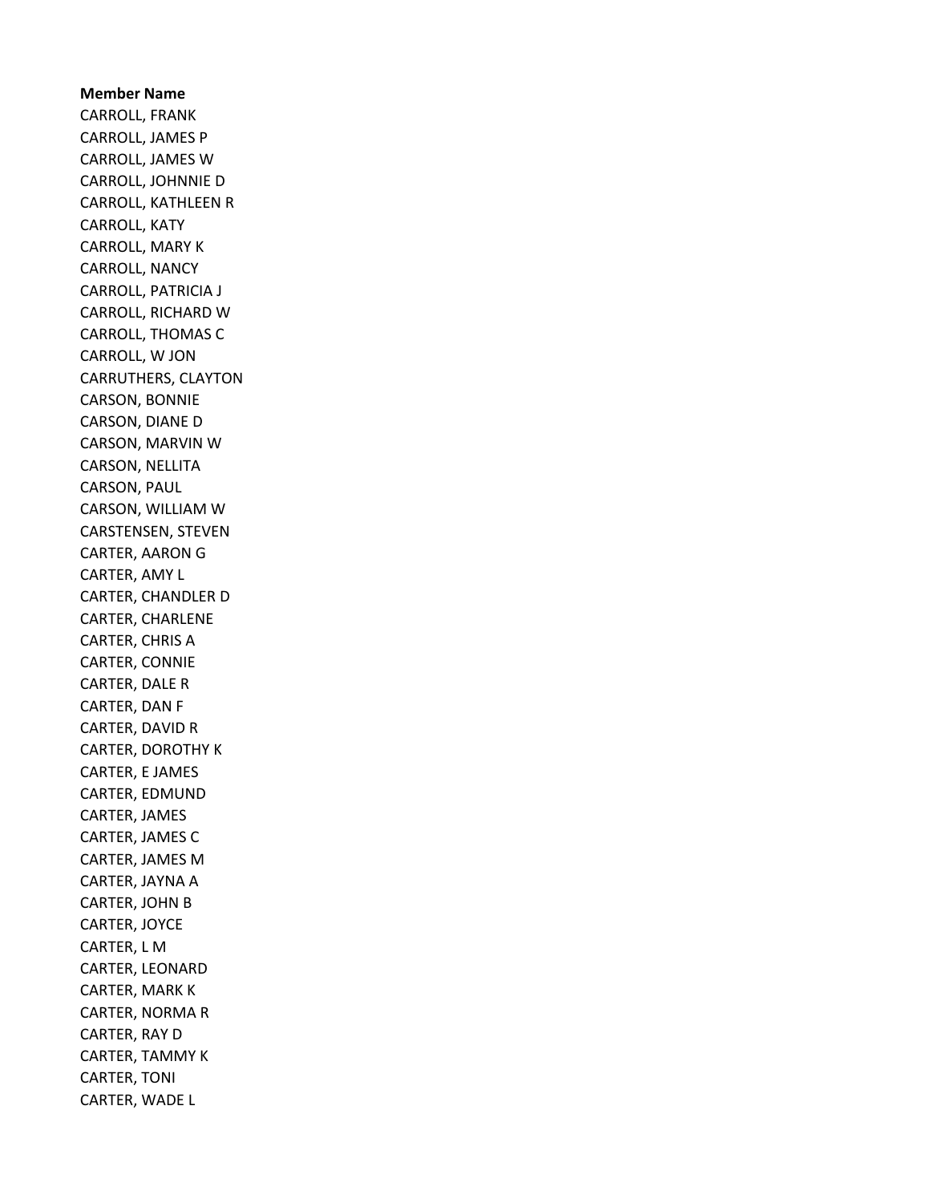**Member Name**

CARROLL, FRANK
CARROLL, JAMES P
CARROLL, JAMES W
CARROLL, JOHNNIE D
CARROLL, KATHLEEN R
CARROLL, KATY
CARROLL, MARY K
CARROLL, NANCY
CARROLL, PATRICIA J
CARROLL, RICHARD W
CARROLL, THOMAS C
CARROLL, W JON
CARRUTHERS, CLAYTON
CARSON, BONNIE
CARSON, DIANE D
CARSON, MARVIN W
CARSON, NELLITA
CARSON, PAUL
CARSON, WILLIAM W
CARSTENSEN, STEVEN
CARTER, AARON G
CARTER, AMY L
CARTER, CHANDLER D
CARTER, CHARLENE
CARTER, CHRIS A
CARTER, CONNIE
CARTER, DALE R
CARTER, DAN F
CARTER, DAVID R
CARTER, DOROTHY K
CARTER, E JAMES
CARTER, EDMUND
CARTER, JAMES
CARTER, JAMES C
CARTER, JAMES M
CARTER, JAYNA A
CARTER, JOHN B
CARTER, JOYCE
CARTER, L M
CARTER, LEONARD
CARTER, MARK K
CARTER, NORMA R
CARTER, RAY D
CARTER, TAMMY K
CARTER, TONI
CARTER, WADE L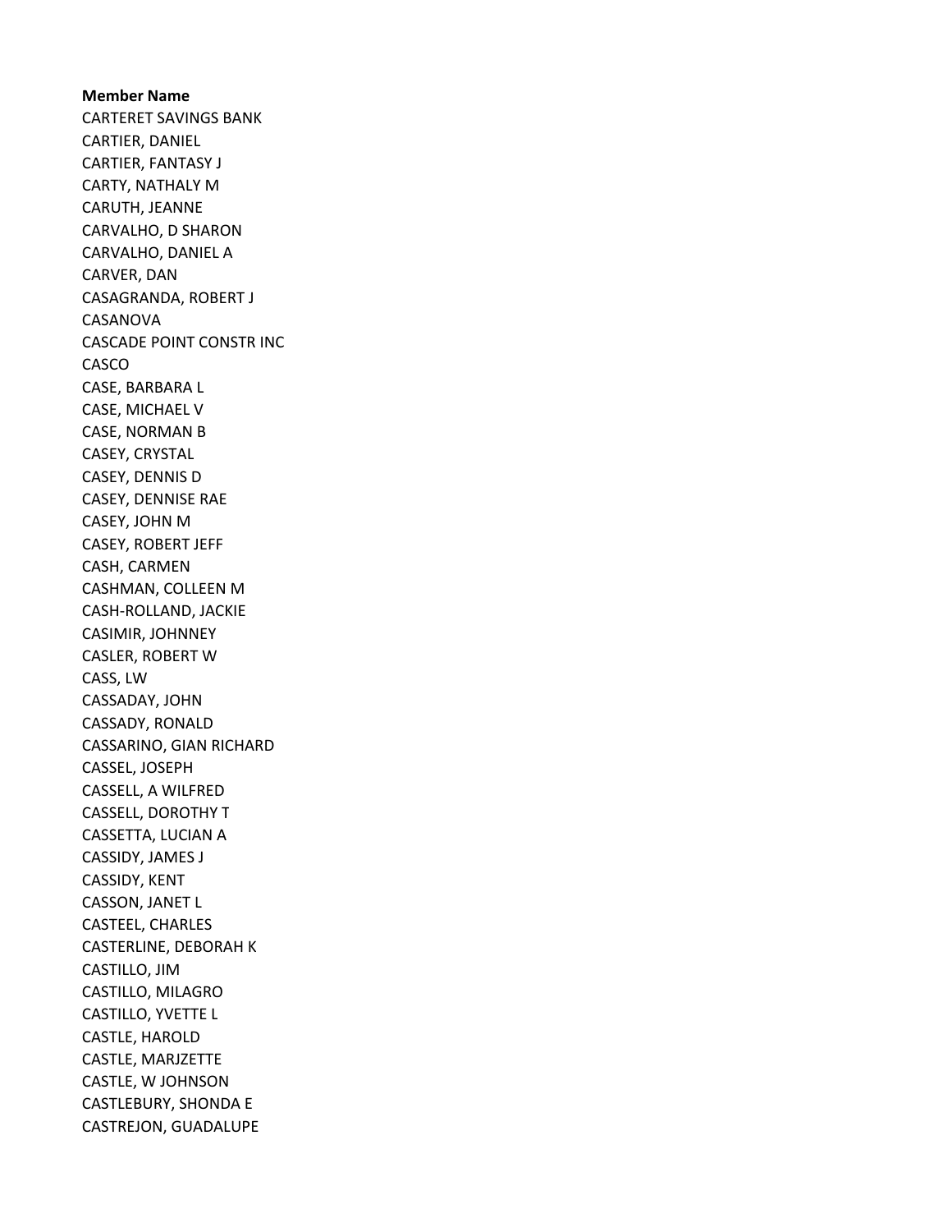**Member Name**

CARTERET SAVINGS BANK
CARTIER, DANIEL
CARTIER, FANTASY J
CARTY, NATHALY M
CARUTH, JEANNE
CARVALHO, D SHARON
CARVALHO, DANIEL A
CARVER, DAN
CASAGRANDA, ROBERT J
CASANOVA
CASCADE POINT CONSTR INC
CASCO
CASE, BARBARA L
CASE, MICHAEL V
CASE, NORMAN B
CASEY, CRYSTAL
CASEY, DENNIS D
CASEY, DENNISE RAE
CASEY, JOHN M
CASEY, ROBERT JEFF
CASH, CARMEN
CASHMAN, COLLEEN M
CASH-ROLLAND, JACKIE
CASIMIR, JOHNNEY
CASLER, ROBERT W
CASS, LW
CASSADAY, JOHN
CASSADY, RONALD
CASSARINO, GIAN RICHARD
CASSEL, JOSEPH
CASSELL, A WILFRED
CASSELL, DOROTHY T
CASSETTA, LUCIAN A
CASSIDY, JAMES J
CASSIDY, KENT
CASSON, JANET L
CASTEEL, CHARLES
CASTERLINE, DEBORAH K
CASTILLO, JIM
CASTILLO, MILAGRO
CASTILLO, YVETTE L
CASTLE, HAROLD
CASTLE, MARJZETTE
CASTLE, W JOHNSON
CASTLEBURY, SHONDA E
CASTREJON, GUADALUPE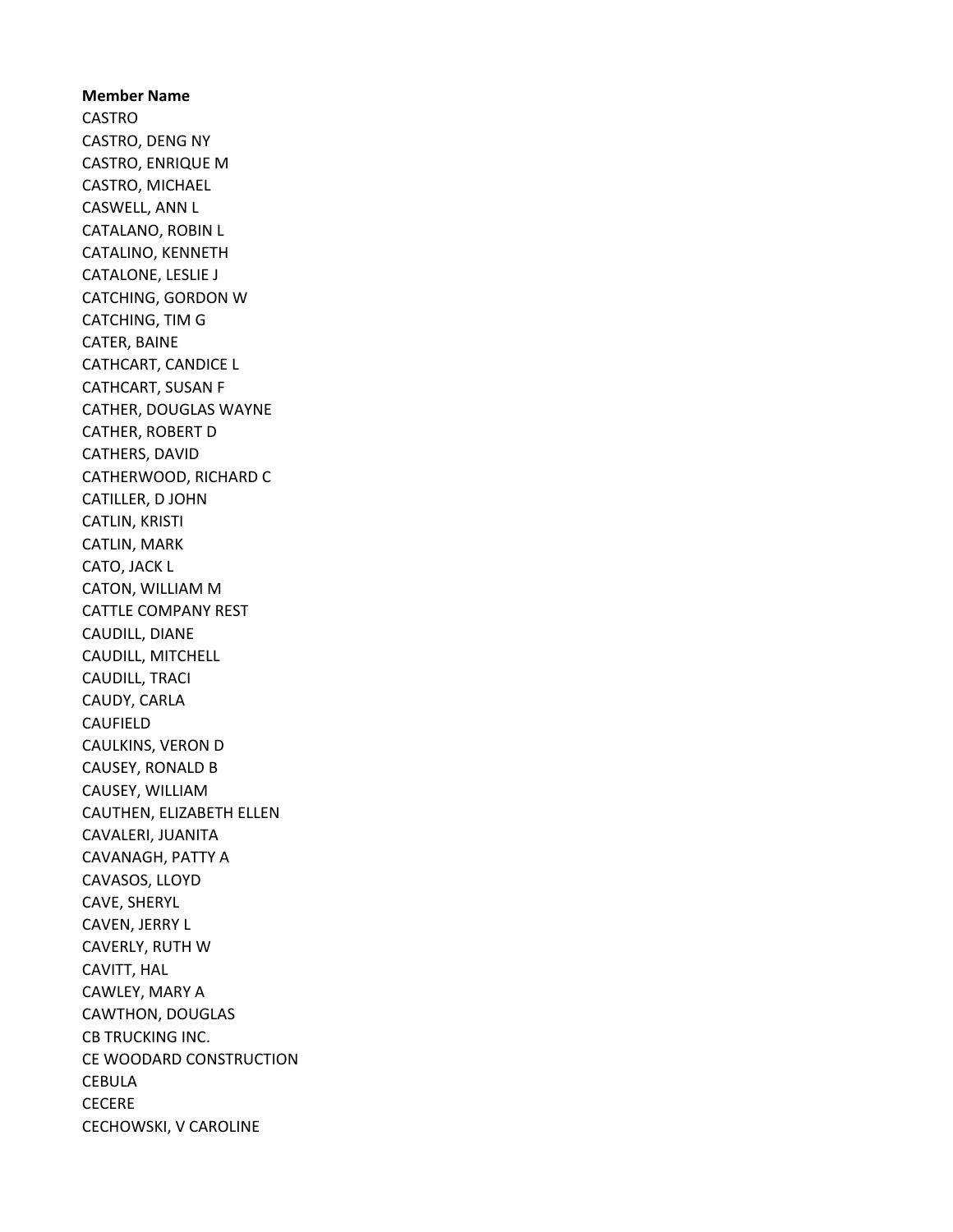**Member Name**

CASTRO
CASTRO, DENG NY
CASTRO, ENRIQUE M
CASTRO, MICHAEL
CASWELL, ANN L
CATALANO, ROBIN L
CATALINO, KENNETH
CATALONE, LESLIE J
CATCHING, GORDON W
CATCHING, TIM G
CATER, BAINE
CATHCART, CANDICE L
CATHCART, SUSAN F
CATHER, DOUGLAS WAYNE
CATHER, ROBERT D
CATHERS, DAVID
CATHERWOOD, RICHARD C
CATILLER, D JOHN
CATLIN, KRISTI
CATLIN, MARK
CATO, JACK L
CATON, WILLIAM M
CATTLE COMPANY REST
CAUDILL, DIANE
CAUDILL, MITCHELL
CAUDILL, TRACI
CAUDY, CARLA
CAUFIELD
CAULKINS, VERON D
CAUSEY, RONALD B
CAUSEY, WILLIAM
CAUTHEN, ELIZABETH ELLEN
CAVALERI, JUANITA
CAVANAGH, PATTY A
CAVASOS, LLOYD
CAVE, SHERYL
CAVEN, JERRY L
CAVERLY, RUTH W
CAVITT, HAL
CAWLEY, MARY A
CAWTHON, DOUGLAS
CB TRUCKING INC.
CE WOODARD CONSTRUCTION
CEBULA
CECERE
CECHOWSKI, V CAROLINE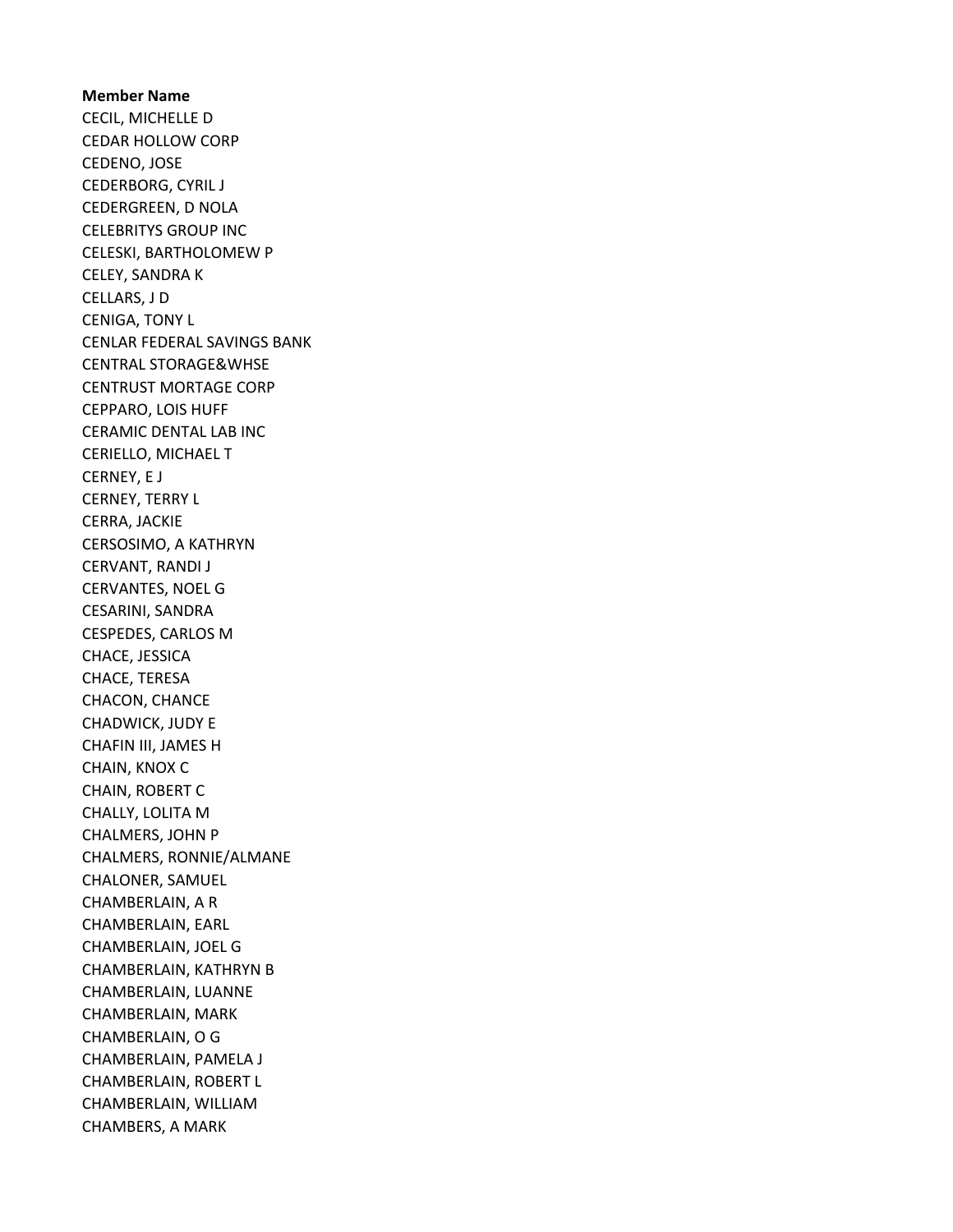**Member Name**

CECIL, MICHELLE D
CEDAR HOLLOW CORP
CEDENO, JOSE
CEDERBORG, CYRIL J
CEDERGREEN, D NOLA
CELEBRITYS GROUP INC
CELESKI, BARTHOLOMEW P
CELEY, SANDRA K
CELLARS, J D
CENIGA, TONY L
CENLAR FEDERAL SAVINGS BANK
CENTRAL STORAGE&WHSE
CENTRUST MORTAGE CORP
CEPPARO, LOIS HUFF
CERAMIC DENTAL LAB INC
CERIELLO, MICHAEL T
CERNEY, E J
CERNEY, TERRY L
CERRA, JACKIE
CERSOSIMO, A KATHRYN
CERVANT, RANDI J
CERVANTES, NOEL G
CESARINI, SANDRA
CESPEDES, CARLOS M
CHACE, JESSICA
CHACE, TERESA
CHACON, CHANCE
CHADWICK, JUDY E
CHAFIN III, JAMES H
CHAIN, KNOX C
CHAIN, ROBERT C
CHALLY, LOLITA M
CHALMERS, JOHN P
CHALMERS, RONNIE/ALMANE
CHALONER, SAMUEL
CHAMBERLAIN, A R
CHAMBERLAIN, EARL
CHAMBERLAIN, JOEL G
CHAMBERLAIN, KATHRYN B
CHAMBERLAIN, LUANNE
CHAMBERLAIN, MARK
CHAMBERLAIN, O G
CHAMBERLAIN, PAMELA J
CHAMBERLAIN, ROBERT L
CHAMBERLAIN, WILLIAM
CHAMBERS, A MARK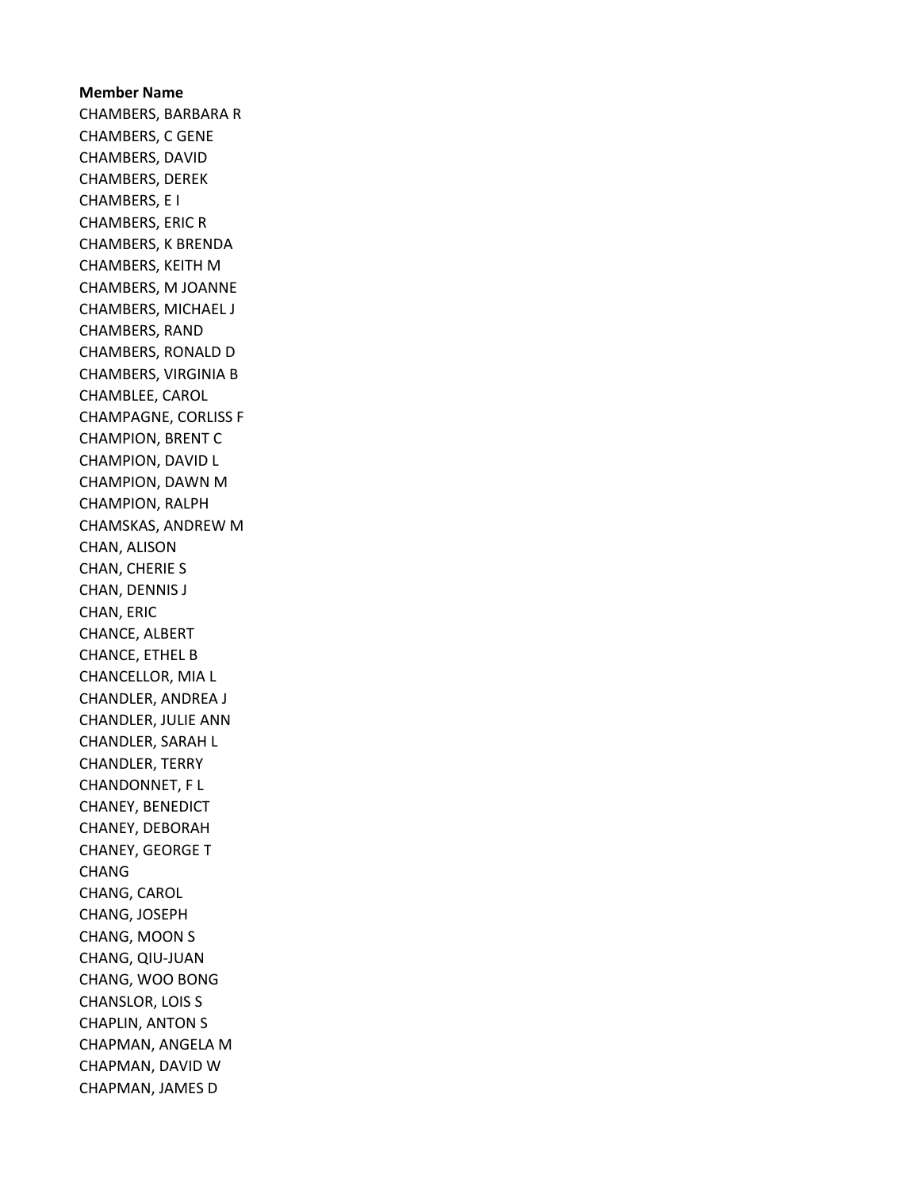**Member Name**

CHAMBERS, BARBARA R
CHAMBERS, C GENE
CHAMBERS, DAVID
CHAMBERS, DEREK
CHAMBERS, E I
CHAMBERS, ERIC R
CHAMBERS, K BRENDA
CHAMBERS, KEITH M
CHAMBERS, M JOANNE
CHAMBERS, MICHAEL J
CHAMBERS, RAND
CHAMBERS, RONALD D
CHAMBERS, VIRGINIA B
CHAMBLEE, CAROL
CHAMPAGNE, CORLISS F
CHAMPION, BRENT C
CHAMPION, DAVID L
CHAMPION, DAWN M
CHAMPION, RALPH
CHAMSKAS, ANDREW M
CHAN, ALISON
CHAN, CHERIE S
CHAN, DENNIS J
CHAN, ERIC
CHANCE, ALBERT
CHANCE, ETHEL B
CHANCELLOR, MIA L
CHANDLER, ANDREA J
CHANDLER, JULIE ANN
CHANDLER, SARAH L
CHANDLER, TERRY
CHANDONNET, F L
CHANEY, BENEDICT
CHANEY, DEBORAH
CHANEY, GEORGE T
CHANG
CHANG, CAROL
CHANG, JOSEPH
CHANG, MOON S
CHANG, QIU-JUAN
CHANG, WOO BONG
CHANSLOR, LOIS S
CHAPLIN, ANTON S
CHAPMAN, ANGELA M
CHAPMAN, DAVID W
CHAPMAN, JAMES D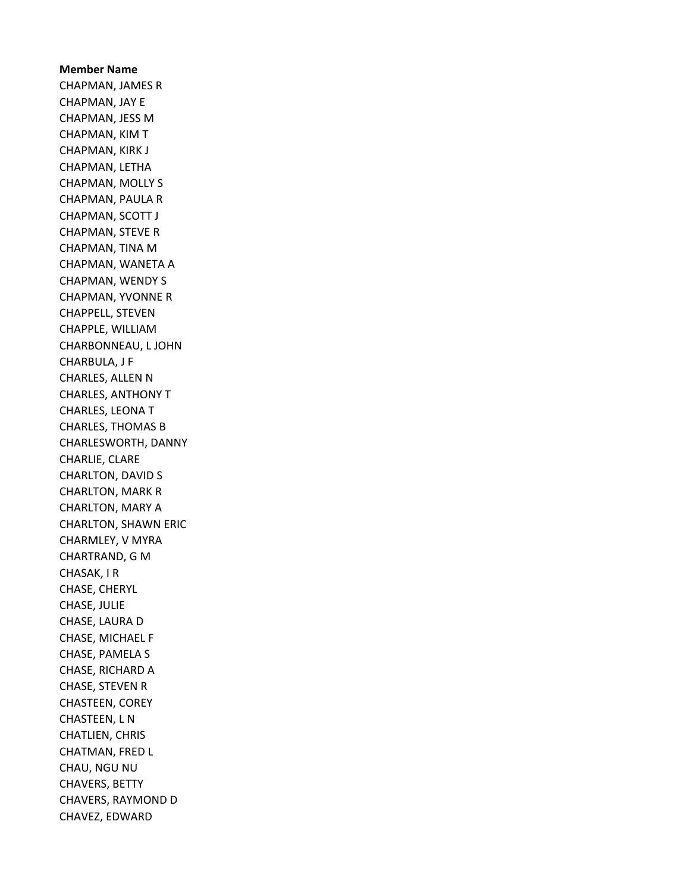**Member Name**

CHAPMAN, JAMES R
CHAPMAN, JAY E
CHAPMAN, JESS M
CHAPMAN, KIM T
CHAPMAN, KIRK J
CHAPMAN, LETHA
CHAPMAN, MOLLY S
CHAPMAN, PAULA R
CHAPMAN, SCOTT J
CHAPMAN, STEVE R
CHAPMAN, TINA M
CHAPMAN, WANETA A
CHAPMAN, WENDY S
CHAPMAN, YVONNE R
CHAPPELL, STEVEN
CHAPPLE, WILLIAM
CHARBONNEAU, L JOHN
CHARBULA, J F
CHARLES, ALLEN N
CHARLES, ANTHONY T
CHARLES, LEONA T
CHARLES, THOMAS B
CHARLESWORTH, DANNY
CHARLIE, CLARE
CHARLTON, DAVID S
CHARLTON, MARK R
CHARLTON, MARY A
CHARLTON, SHAWN ERIC
CHARMLEY, V MYRA
CHARTRAND, G M
CHASAK, I R
CHASE, CHERYL
CHASE, JULIE
CHASE, LAURA D
CHASE, MICHAEL F
CHASE, PAMELA S
CHASE, RICHARD A
CHASE, STEVEN R
CHASTEEN, COREY
CHASTEEN, L N
CHATLIEN, CHRIS
CHATMAN, FRED L
CHAU, NGU NU
CHAVERS, BETTY
CHAVERS, RAYMOND D
CHAVEZ, EDWARD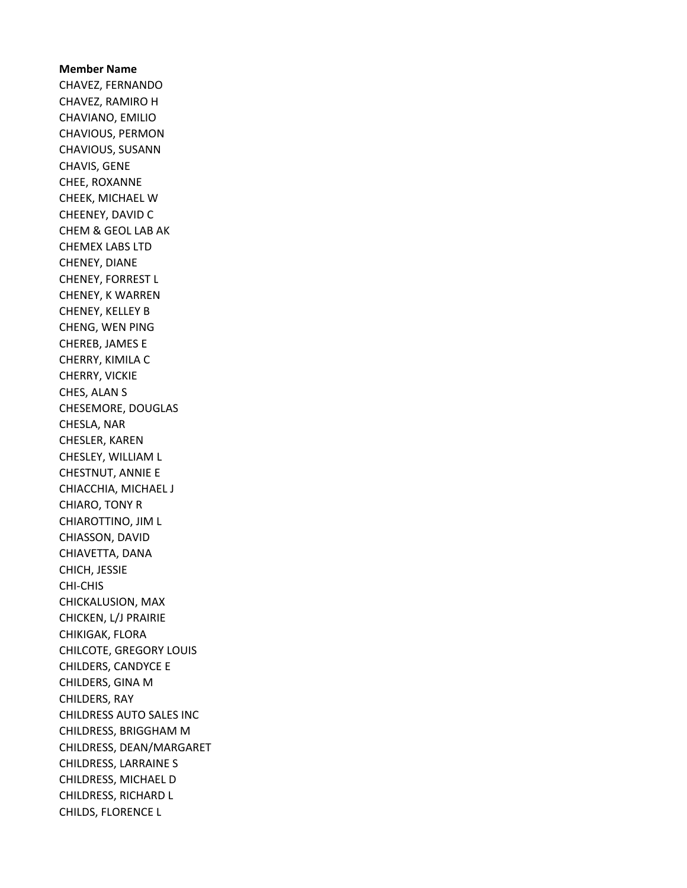**Member Name**

CHAVEZ, FERNANDO
CHAVEZ, RAMIRO H
CHAVIANO, EMILIO
CHAVIOUS, PERMON
CHAVIOUS, SUSANN
CHAVIS, GENE
CHEE, ROXANNE
CHEEK, MICHAEL W
CHEENEY, DAVID C
CHEM & GEOL LAB AK
CHEMEX LABS LTD
CHENEY, DIANE
CHENEY, FORREST L
CHENEY, K WARREN
CHENEY, KELLEY B
CHENG, WEN PING
CHEREB, JAMES E
CHERRY, KIMILA C
CHERRY, VICKIE
CHES, ALAN S
CHESEMORE, DOUGLAS
CHESLA, NAR
CHESLER, KAREN
CHESLEY, WILLIAM L
CHESTNUT, ANNIE E
CHIACCHIA, MICHAEL J
CHIARO, TONY R
CHIAROTTINO, JIM L
CHIASSON, DAVID
CHIAVETTA, DANA
CHICH, JESSIE
CHI-CHIS
CHICKALUSION, MAX
CHICKEN, L/J PRAIRIE
CHIKIGAK, FLORA
CHILCOTE, GREGORY LOUIS
CHILDERS, CANDYCE E
CHILDERS, GINA M
CHILDERS, RAY
CHILDRESS AUTO SALES INC
CHILDRESS, BRIGGHAM M
CHILDRESS, DEAN/MARGARET
CHILDRESS, LARRAINE S
CHILDRESS, MICHAEL D
CHILDRESS, RICHARD L
CHILDS, FLORENCE L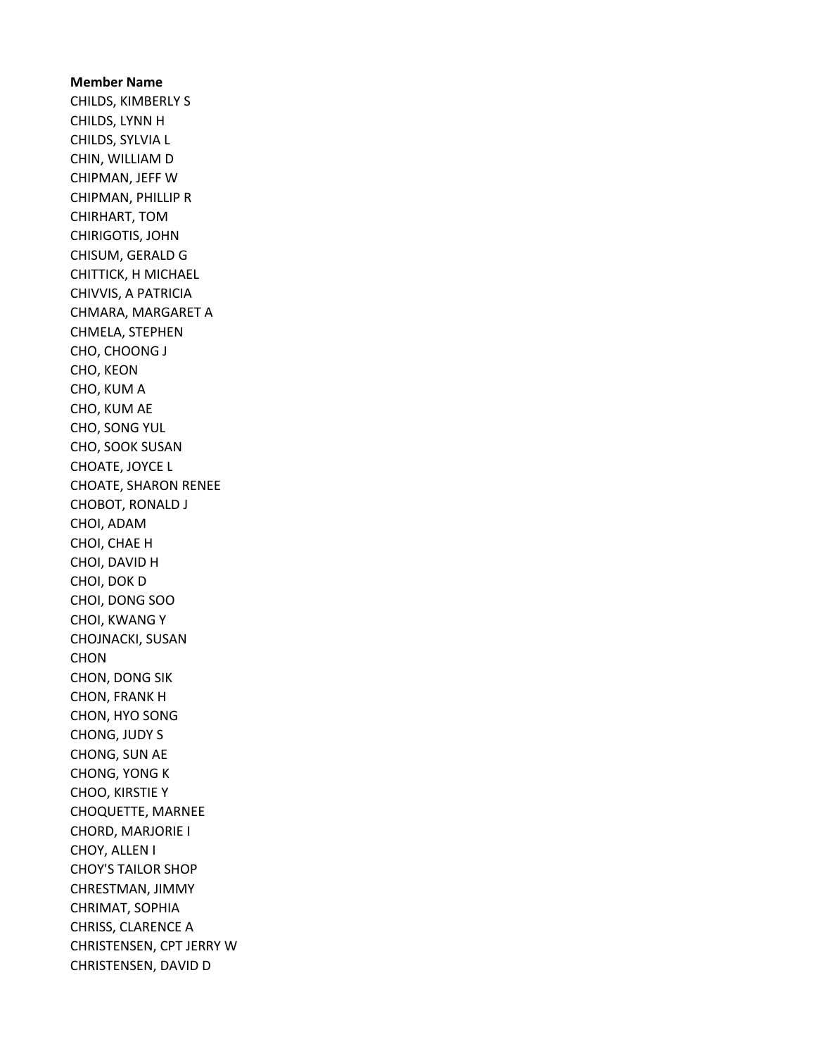**Member Name**

CHILDS, KIMBERLY S
CHILDS, LYNN H
CHILDS, SYLVIA L
CHIN, WILLIAM D
CHIPMAN, JEFF W
CHIPMAN, PHILLIP R
CHIRHART, TOM
CHIRIGOTIS, JOHN
CHISUM, GERALD G
CHITTICK, H MICHAEL
CHIVVIS, A PATRICIA
CHMARA, MARGARET A
CHMELA, STEPHEN
CHO, CHOONG J
CHO, KEON
CHO, KUM A
CHO, KUM AE
CHO, SONG YUL
CHO, SOOK SUSAN
CHOATE, JOYCE L
CHOATE, SHARON RENEE
CHOBOT, RONALD J
CHOI, ADAM
CHOI, CHAE H
CHOI, DAVID H
CHOI, DOK D
CHOI, DONG SOO
CHOI, KWANG Y
CHOJNACKI, SUSAN
CHON
CHON, DONG SIK
CHON, FRANK H
CHON, HYO SONG
CHONG, JUDY S
CHONG, SUN AE
CHONG, YONG K
CHOO, KIRSTIE Y
CHOQUETTE, MARNEE
CHORD, MARJORIE I
CHOY, ALLEN I
CHOY'S TAILOR SHOP
CHRESTMAN, JIMMY
CHRIMAT, SOPHIA
CHRISS, CLARENCE A
CHRISTENSEN, CPT JERRY W
CHRISTENSEN, DAVID D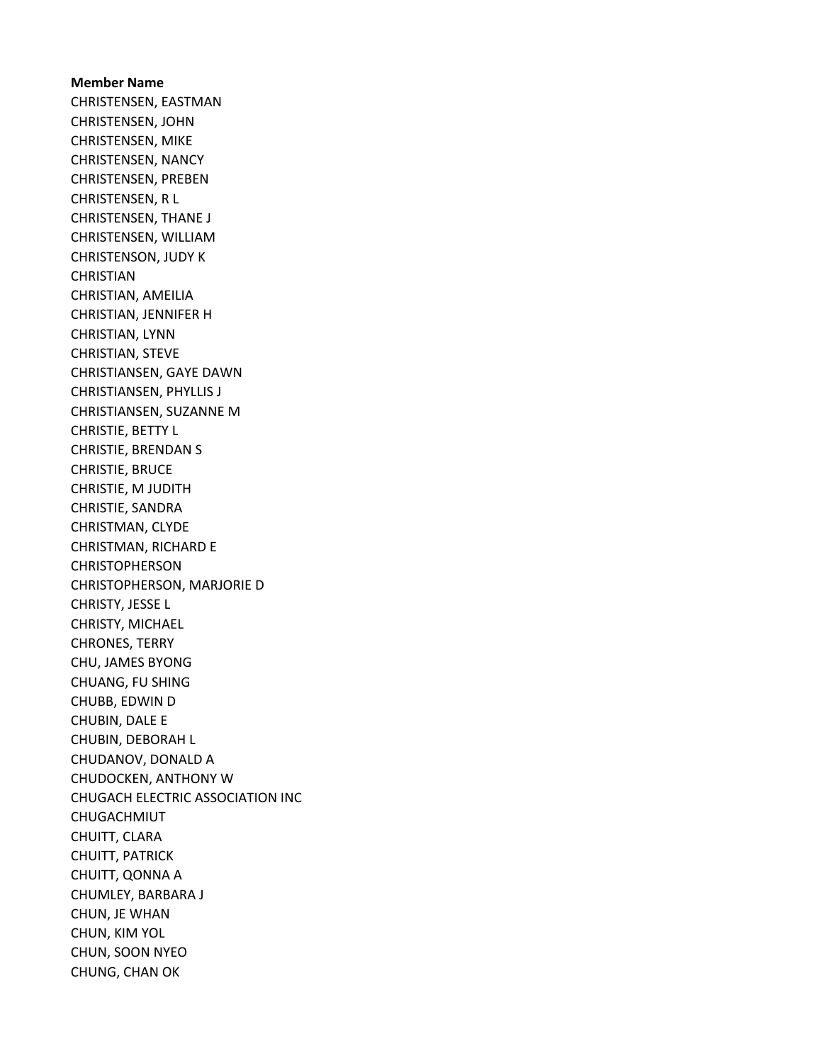**Member Name**

CHRISTENSEN, EASTMAN
CHRISTENSEN, JOHN
CHRISTENSEN, MIKE
CHRISTENSEN, NANCY
CHRISTENSEN, PREBEN
CHRISTENSEN, R L
CHRISTENSEN, THANE J
CHRISTENSEN, WILLIAM
CHRISTENSON, JUDY K
CHRISTIAN
CHRISTIAN, AMEILIA
CHRISTIAN, JENNIFER H
CHRISTIAN, LYNN
CHRISTIAN, STEVE
CHRISTIANSEN, GAYE DAWN
CHRISTIANSEN, PHYLLIS J
CHRISTIANSEN, SUZANNE M
CHRISTIE, BETTY L
CHRISTIE, BRENDAN S
CHRISTIE, BRUCE
CHRISTIE, M JUDITH
CHRISTIE, SANDRA
CHRISTMAN, CLYDE
CHRISTMAN, RICHARD E
CHRISTOPHERSON
CHRISTOPHERSON, MARJORIE D
CHRISTY, JESSE L
CHRISTY, MICHAEL
CHRONES, TERRY
CHU, JAMES BYONG
CHUANG, FU SHING
CHUBB, EDWIN D
CHUBIN, DALE E
CHUBIN, DEBORAH L
CHUDANOV, DONALD A
CHUDOCKEN, ANTHONY W
CHUGACH ELECTRIC ASSOCIATION INC
CHUGACHMIUT
CHUITT, CLARA
CHUITT, PATRICK
CHUITT, QONNA A
CHUMLEY, BARBARA J
CHUN, JE WHAN
CHUN, KIM YOL
CHUN, SOON NYEO
CHUNG, CHAN OK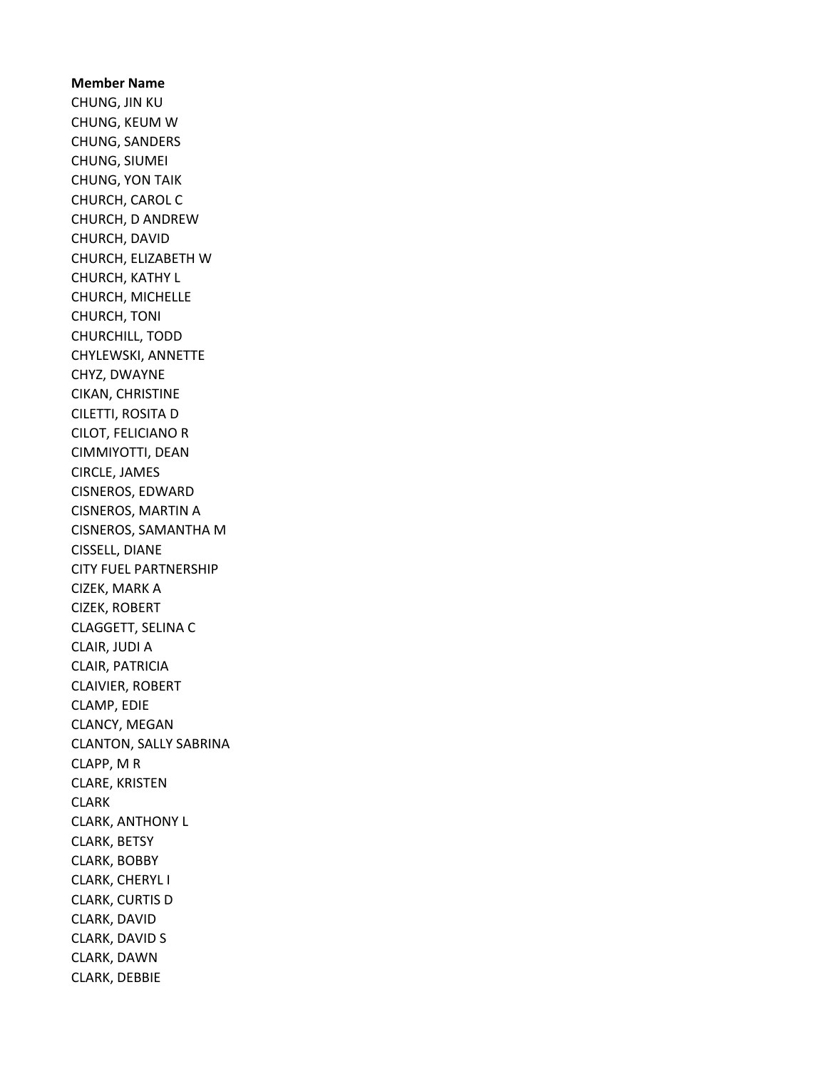**Member Name**

CHUNG, JIN KU
CHUNG, KEUM W
CHUNG, SANDERS
CHUNG, SIUMEI
CHUNG, YON TAIK
CHURCH, CAROL C
CHURCH, D ANDREW
CHURCH, DAVID
CHURCH, ELIZABETH W
CHURCH, KATHY L
CHURCH, MICHELLE
CHURCH, TONI
CHURCHILL, TODD
CHYLEWSKI, ANNETTE
CHYZ, DWAYNE
CIKAN, CHRISTINE
CILETTI, ROSITA D
CILOT, FELICIANO R
CIMMIYOTTI, DEAN
CIRCLE, JAMES
CISNEROS, EDWARD
CISNEROS, MARTIN A
CISNEROS, SAMANTHA M
CISSELL, DIANE
CITY FUEL PARTNERSHIP
CIZEK, MARK A
CIZEK, ROBERT
CLAGGETT, SELINA C
CLAIR, JUDI A
CLAIR, PATRICIA
CLAIVIER, ROBERT
CLAMP, EDIE
CLANCY, MEGAN
CLANTON, SALLY SABRINA
CLAPP, M R
CLARE, KRISTEN
CLARK
CLARK, ANTHONY L
CLARK, BETSY
CLARK, BOBBY
CLARK, CHERYL I
CLARK, CURTIS D
CLARK, DAVID
CLARK, DAVID S
CLARK, DAWN
CLARK, DEBBIE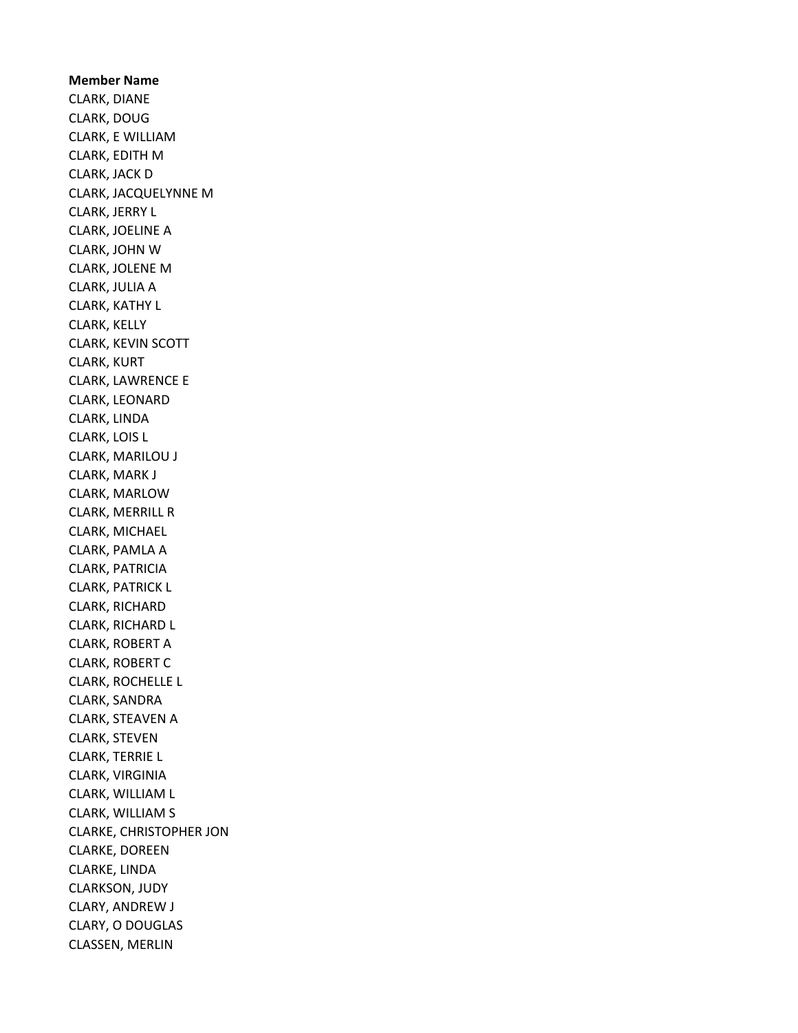**Member Name**

CLARK, DIANE
CLARK, DOUG
CLARK, E WILLIAM
CLARK, EDITH M
CLARK, JACK D
CLARK, JACQUELYNNE M
CLARK, JERRY L
CLARK, JOELINE A
CLARK, JOHN W
CLARK, JOLENE M
CLARK, JULIA A
CLARK, KATHY L
CLARK, KELLY
CLARK, KEVIN SCOTT
CLARK, KURT
CLARK, LAWRENCE E
CLARK, LEONARD
CLARK, LINDA
CLARK, LOIS L
CLARK, MARILOU J
CLARK, MARK J
CLARK, MARLOW
CLARK, MERRILL R
CLARK, MICHAEL
CLARK, PAMLA A
CLARK, PATRICIA
CLARK, PATRICK L
CLARK, RICHARD
CLARK, RICHARD L
CLARK, ROBERT A
CLARK, ROBERT C
CLARK, ROCHELLE L
CLARK, SANDRA
CLARK, STEAVEN A
CLARK, STEVEN
CLARK, TERRIE L
CLARK, VIRGINIA
CLARK, WILLIAM L
CLARK, WILLIAM S
CLARKE, CHRISTOPHER JON
CLARKE, DOREEN
CLARKE, LINDA
CLARKSON, JUDY
CLARY, ANDREW J
CLARY, O DOUGLAS
CLASSEN, MERLIN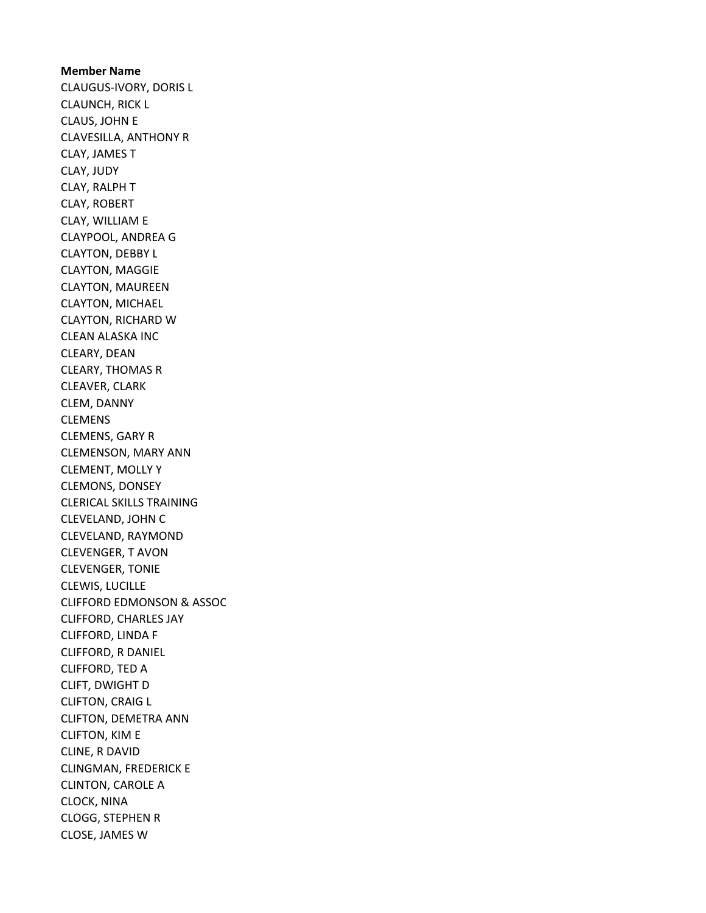**Member Name**
CLAUGUS-IVORY, DORIS L
CLAUNCH, RICK L
CLAUS, JOHN E
CLAVESILLA, ANTHONY R
CLAY, JAMES T
CLAY, JUDY
CLAY, RALPH T
CLAY, ROBERT
CLAY, WILLIAM E
CLAYPOOL, ANDREA G
CLAYTON, DEBBY L
CLAYTON, MAGGIE
CLAYTON, MAUREEN
CLAYTON, MICHAEL
CLAYTON, RICHARD W
CLEAN ALASKA INC
CLEARY, DEAN
CLEARY, THOMAS R
CLEAVER, CLARK
CLEM, DANNY
CLEMENS
CLEMENS, GARY R
CLEMENSON, MARY ANN
CLEMENT, MOLLY Y
CLEMONS, DONSEY
CLERICAL SKILLS TRAINING
CLEVELAND, JOHN C
CLEVELAND, RAYMOND
CLEVENGER, T AVON
CLEVENGER, TONIE
CLEWIS, LUCILLE
CLIFFORD EDMONSON & ASSOC
CLIFFORD, CHARLES JAY
CLIFFORD, LINDA F
CLIFFORD, R DANIEL
CLIFFORD, TED A
CLIFT, DWIGHT D
CLIFTON, CRAIG L
CLIFTON, DEMETRA ANN
CLIFTON, KIM E
CLINE, R DAVID
CLINGMAN, FREDERICK E
CLINTON, CAROLE A
CLOCK, NINA
CLOGG, STEPHEN R
CLOSE, JAMES W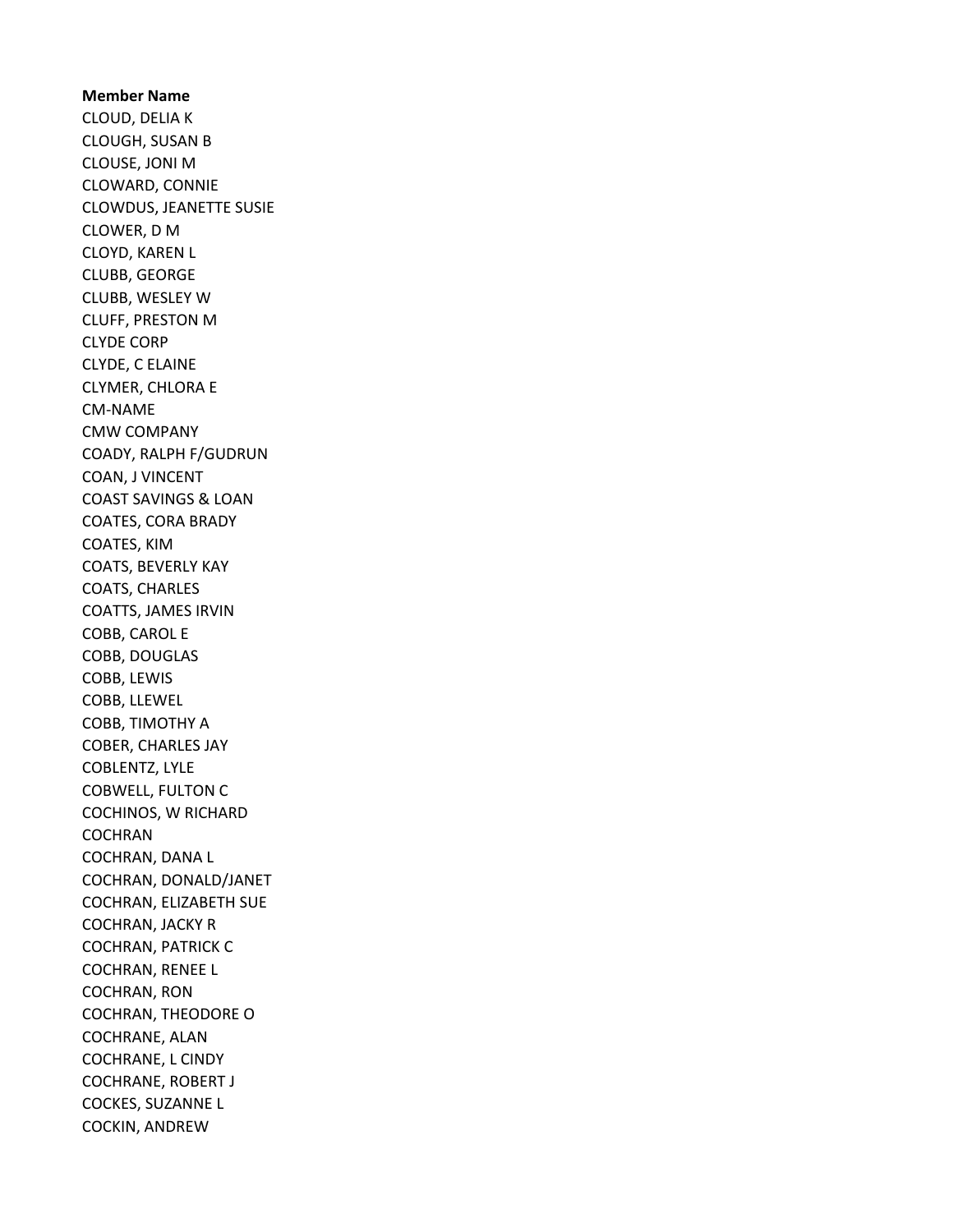**Member Name**

CLOUD, DELIA K
CLOUGH, SUSAN B
CLOUSE, JONI M
CLOWARD, CONNIE
CLOWDUS, JEANETTE SUSIE
CLOWER, D M
CLOYD, KAREN L
CLUBB, GEORGE
CLUBB, WESLEY W
CLUFF, PRESTON M
CLYDE CORP
CLYDE, C ELAINE
CLYMER, CHLORA E
CM-NAME
CMW COMPANY
COADY, RALPH F/GUDRUN
COAN, J VINCENT
COAST SAVINGS & LOAN
COATES, CORA BRADY
COATES, KIM
COATS, BEVERLY KAY
COATS, CHARLES
COATTS, JAMES IRVIN
COBB, CAROL E
COBB, DOUGLAS
COBB, LEWIS
COBB, LLEWEL
COBB, TIMOTHY A
COBER, CHARLES JAY
COBLENTZ, LYLE
COBWELL, FULTON C
COCHINOS, W RICHARD
COCHRAN
COCHRAN, DANA L
COCHRAN, DONALD/JANET
COCHRAN, ELIZABETH SUE
COCHRAN, JACKY R
COCHRAN, PATRICK C
COCHRAN, RENEE L
COCHRAN, RON
COCHRAN, THEODORE O
COCHRANE, ALAN
COCHRANE, L CINDY
COCHRANE, ROBERT J
COCKES, SUZANNE L
COCKIN, ANDREW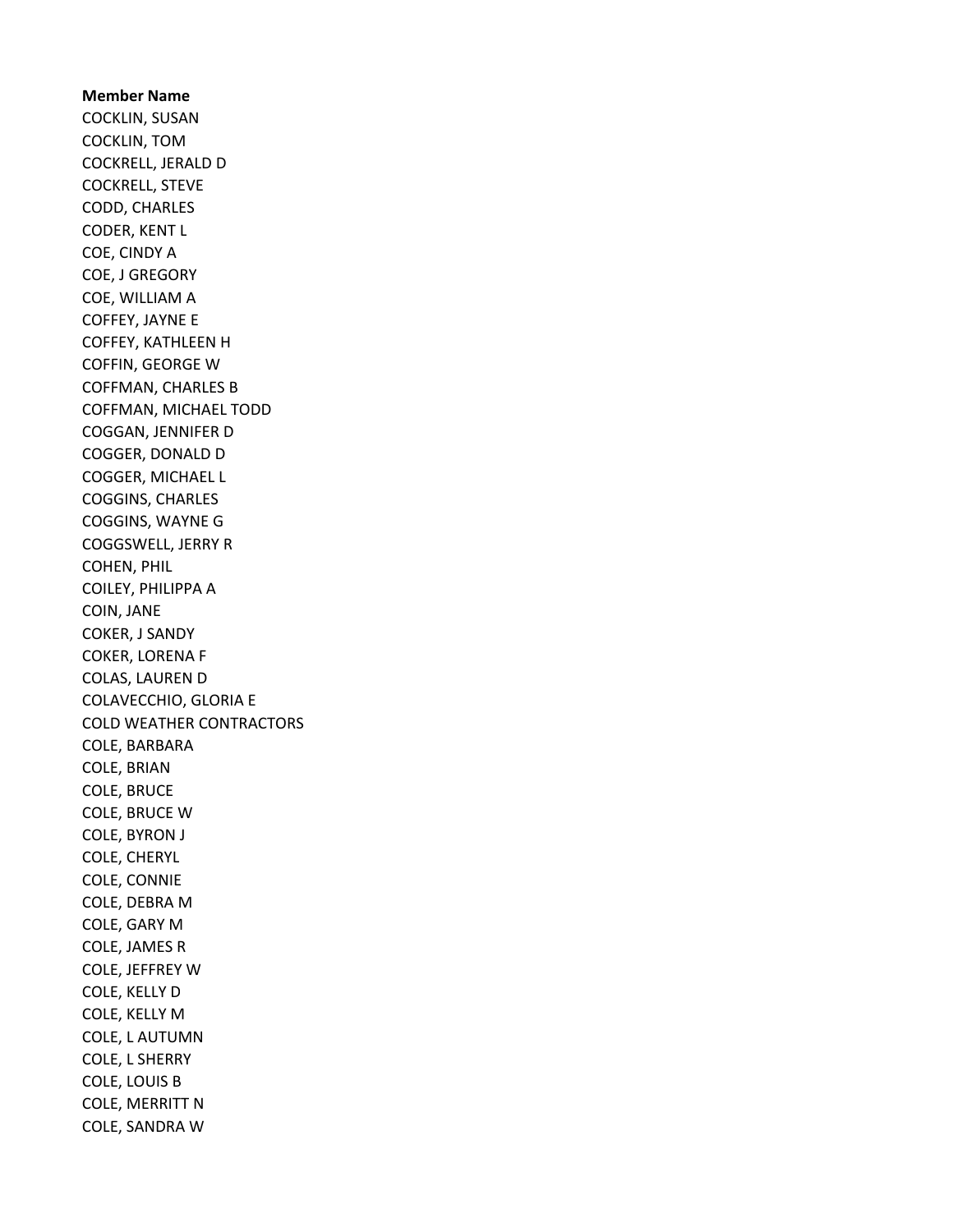**Member Name**

COCKLIN, SUSAN
COCKLIN, TOM
COCKRELL, JERALD D
COCKRELL, STEVE
CODD, CHARLES
CODER, KENT L
COE, CINDY A
COE, J GREGORY
COE, WILLIAM A
COFFEY, JAYNE E
COFFEY, KATHLEEN H
COFFIN, GEORGE W
COFFMAN, CHARLES B
COFFMAN, MICHAEL TODD
COGGAN, JENNIFER D
COGGER, DONALD D
COGGER, MICHAEL L
COGGINS, CHARLES
COGGINS, WAYNE G
COGGSWELL, JERRY R
COHEN, PHIL
COILEY, PHILIPPA A
COIN, JANE
COKER, J SANDY
COKER, LORENA F
COLAS, LAUREN D
COLAVECCHIO, GLORIA E
COLD WEATHER CONTRACTORS
COLE, BARBARA
COLE, BRIAN
COLE, BRUCE
COLE, BRUCE W
COLE, BYRON J
COLE, CHERYL
COLE, CONNIE
COLE, DEBRA M
COLE, GARY M
COLE, JAMES R
COLE, JEFFREY W
COLE, KELLY D
COLE, KELLY M
COLE, L AUTUMN
COLE, L SHERRY
COLE, LOUIS B
COLE, MERRITT N
COLE, SANDRA W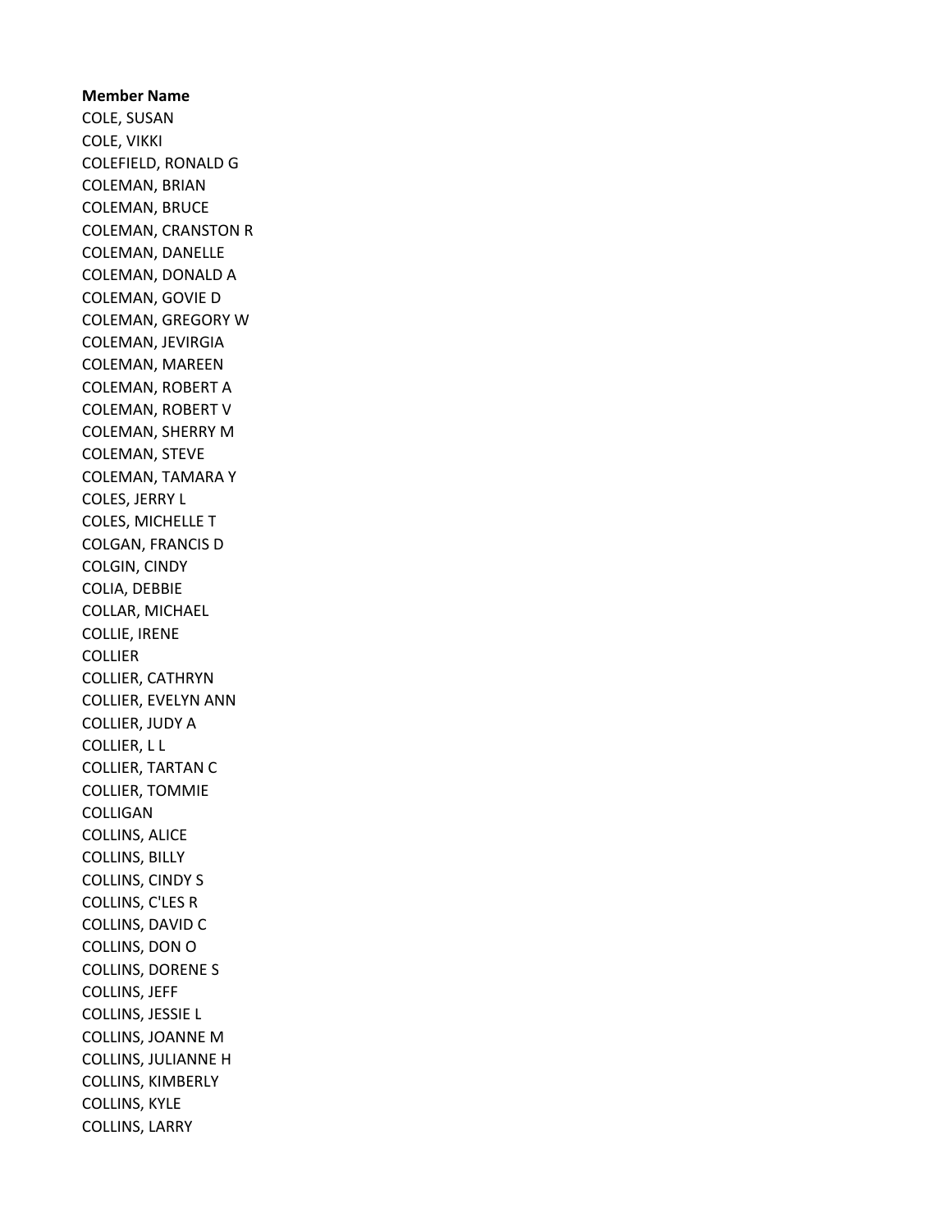**Member Name**

COLE, SUSAN
COLE, VIKKI
COLEFIELD, RONALD G
COLEMAN, BRIAN
COLEMAN, BRUCE
COLEMAN, CRANSTON R
COLEMAN, DANELLE
COLEMAN, DONALD A
COLEMAN, GOVIE D
COLEMAN, GREGORY W
COLEMAN, JEVIRGIA
COLEMAN, MAREEN
COLEMAN, ROBERT A
COLEMAN, ROBERT V
COLEMAN, SHERRY M
COLEMAN, STEVE
COLEMAN, TAMARA Y
COLES, JERRY L
COLES, MICHELLE T
COLGAN, FRANCIS D
COLGIN, CINDY
COLIA, DEBBIE
COLLAR, MICHAEL
COLLIE, IRENE
COLLIER
COLLIER, CATHRYN
COLLIER, EVELYN ANN
COLLIER, JUDY A
COLLIER, L L
COLLIER, TARTAN C
COLLIER, TOMMIE
COLLIGAN
COLLINS, ALICE
COLLINS, BILLY
COLLINS, CINDY S
COLLINS, C'LES R
COLLINS, DAVID C
COLLINS, DON O
COLLINS, DORENE S
COLLINS, JEFF
COLLINS, JESSIE L
COLLINS, JOANNE M
COLLINS, JULIANNE H
COLLINS, KIMBERLY
COLLINS, KYLE
COLLINS, LARRY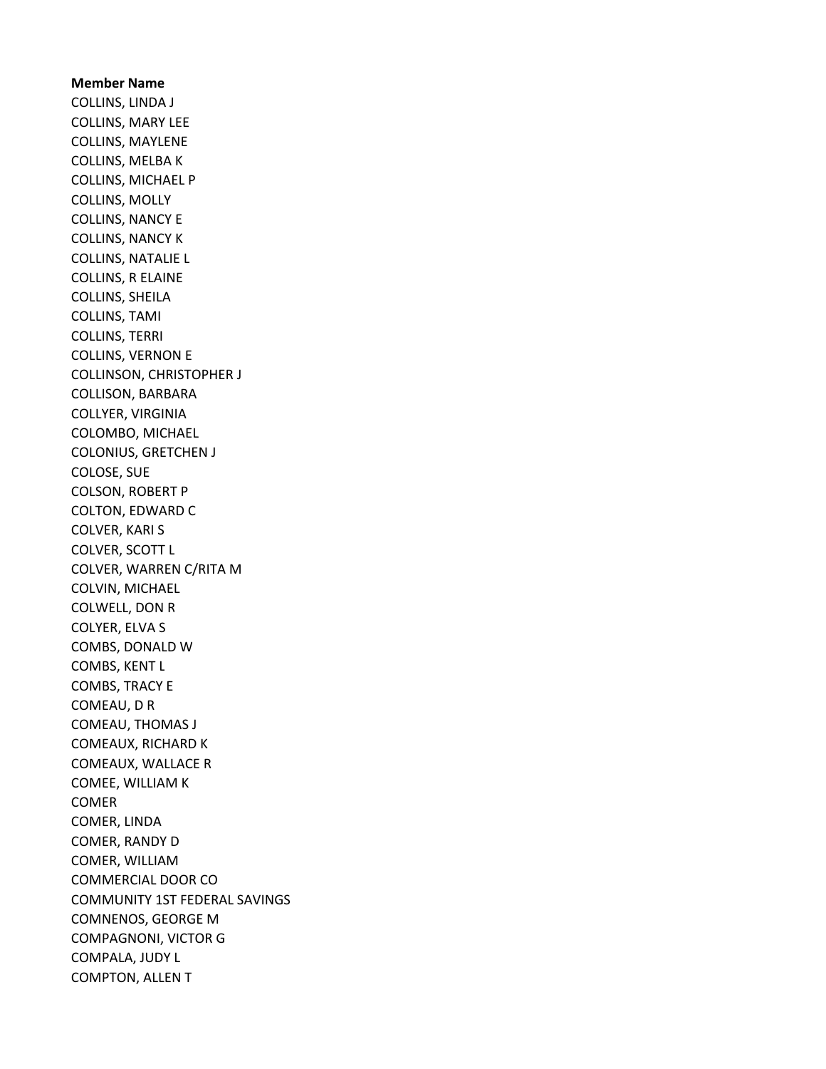**Member Name**

COLLINS, LINDA J
COLLINS, MARY LEE
COLLINS, MAYLENE
COLLINS, MELBA K
COLLINS, MICHAEL P
COLLINS, MOLLY
COLLINS, NANCY E
COLLINS, NANCY K
COLLINS, NATALIE L
COLLINS, R ELAINE
COLLINS, SHEILA
COLLINS, TAMI
COLLINS, TERRI
COLLINS, VERNON E
COLLINSON, CHRISTOPHER J
COLLISON, BARBARA
COLLYER, VIRGINIA
COLOMBO, MICHAEL
COLONIUS, GRETCHEN J
COLOSE, SUE
COLSON, ROBERT P
COLTON, EDWARD C
COLVER, KARI S
COLVER, SCOTT L
COLVER, WARREN C/RITA M
COLVIN, MICHAEL
COLWELL, DON R
COLYER, ELVA S
COMBS, DONALD W
COMBS, KENT L
COMBS, TRACY E
COMEAU, D R
COMEAU, THOMAS J
COMEAUX, RICHARD K
COMEAUX, WALLACE R
COMEE, WILLIAM K
COMER
COMER, LINDA
COMER, RANDY D
COMER, WILLIAM
COMMERCIAL DOOR CO
COMMUNITY 1ST FEDERAL SAVINGS
COMNENOS, GEORGE M
COMPAGNONI, VICTOR G
COMPALA, JUDY L
COMPTON, ALLEN T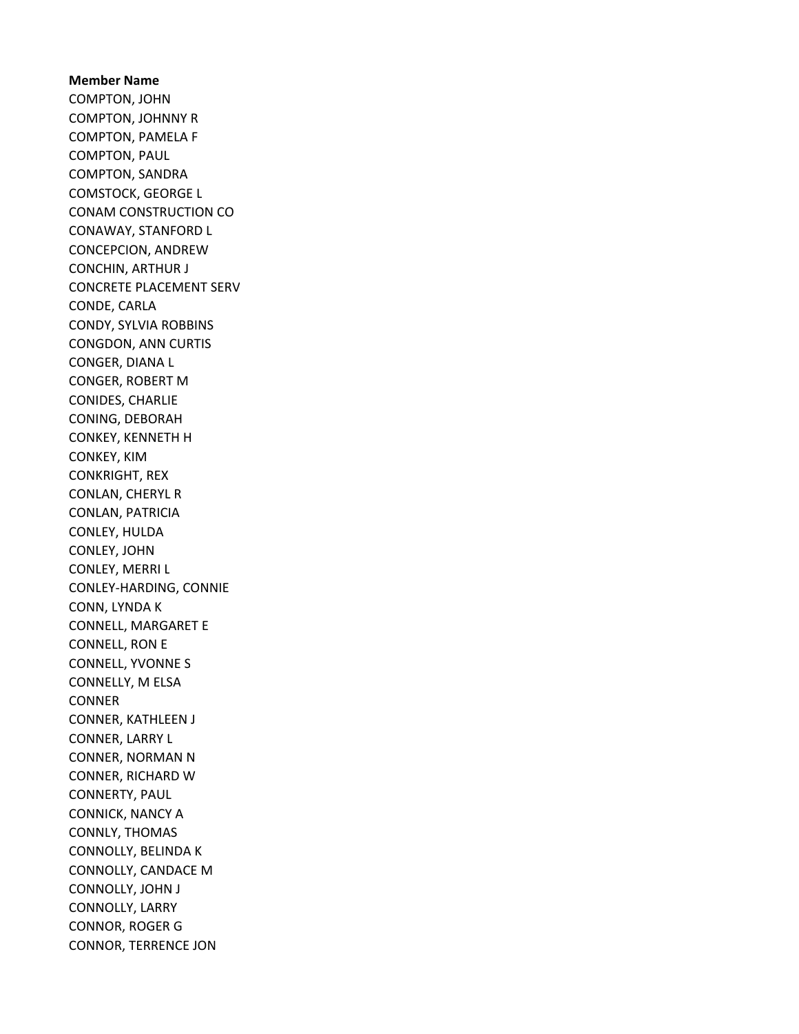**Member Name**

COMPTON, JOHN
COMPTON, JOHNNY R
COMPTON, PAMELA F
COMPTON, PAUL
COMPTON, SANDRA
COMSTOCK, GEORGE L
CONAM CONSTRUCTION CO
CONAWAY, STANFORD L
CONCEPCION, ANDREW
CONCHIN, ARTHUR J
CONCRETE PLACEMENT SERV
CONDE, CARLA
CONDY, SYLVIA ROBBINS
CONGDON, ANN CURTIS
CONGER, DIANA L
CONGER, ROBERT M
CONIDES, CHARLIE
CONING, DEBORAH
CONKEY, KENNETH H
CONKEY, KIM
CONKRIGHT, REX
CONLAN, CHERYL R
CONLAN, PATRICIA
CONLEY, HULDA
CONLEY, JOHN
CONLEY, MERRI L
CONLEY-HARDING, CONNIE
CONN, LYNDA K
CONNELL, MARGARET E
CONNELL, RON E
CONNELL, YVONNE S
CONNELLY, M ELSA
CONNER
CONNER, KATHLEEN J
CONNER, LARRY L
CONNER, NORMAN N
CONNER, RICHARD W
CONNERTY, PAUL
CONNICK, NANCY A
CONNLY, THOMAS
CONNOLLY, BELINDA K
CONNOLLY, CANDACE M
CONNOLLY, JOHN J
CONNOLLY, LARRY
CONNOR, ROGER G
CONNOR, TERRENCE JON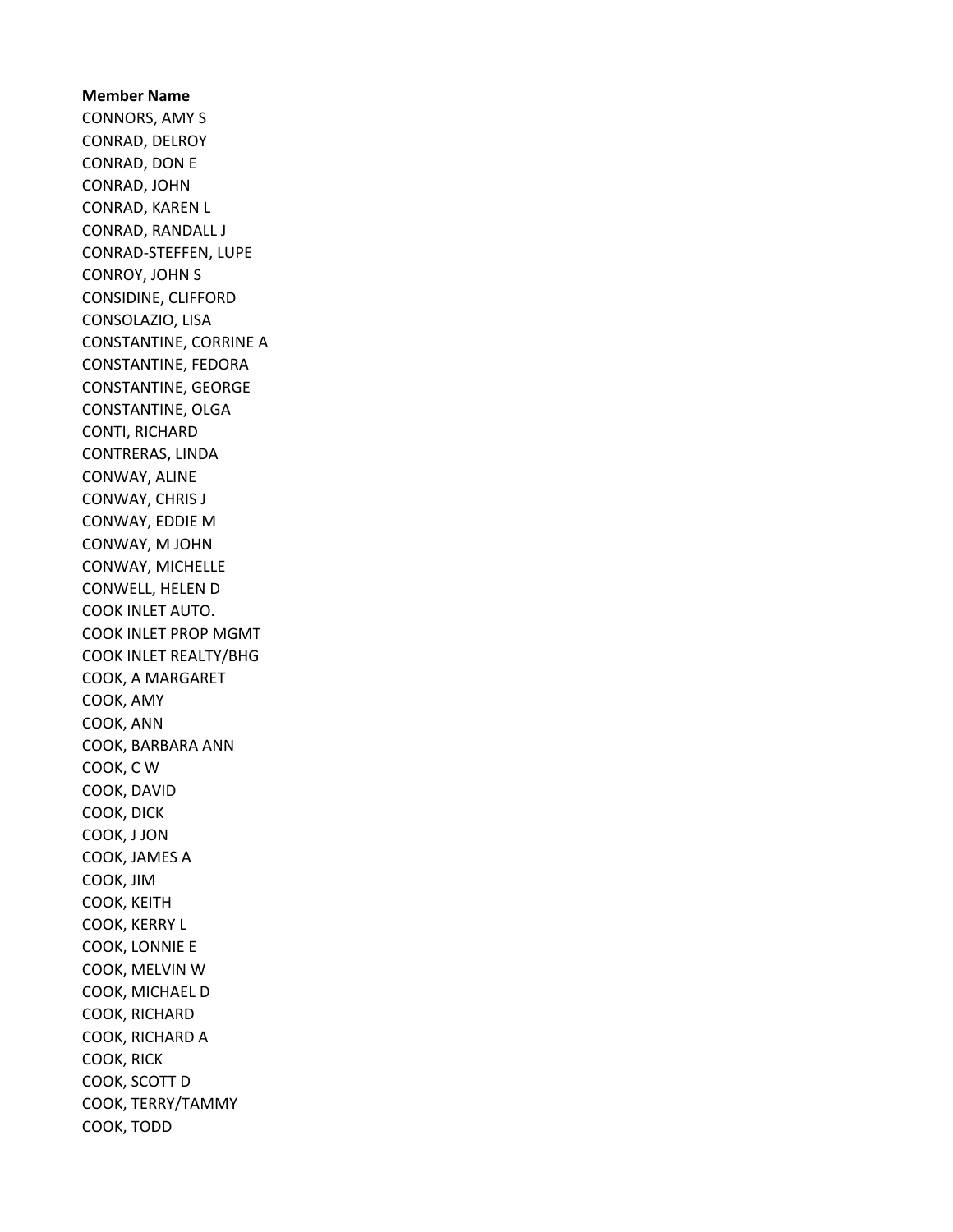**Member Name**

CONNORS, AMY S
CONRAD, DELROY
CONRAD, DON E
CONRAD, JOHN
CONRAD, KAREN L
CONRAD, RANDALL J
CONRAD-STEFFEN, LUPE
CONROY, JOHN S
CONSIDINE, CLIFFORD
CONSOLAZIO, LISA
CONSTANTINE, CORRINE A
CONSTANTINE, FEDORA
CONSTANTINE, GEORGE
CONSTANTINE, OLGA
CONTI, RICHARD
CONTRERAS, LINDA
CONWAY, ALINE
CONWAY, CHRIS J
CONWAY, EDDIE M
CONWAY, M JOHN
CONWAY, MICHELLE
CONWELL, HELEN D
COOK INLET AUTO.
COOK INLET PROP MGMT
COOK INLET REALTY/BHG
COOK, A MARGARET
COOK, AMY
COOK, ANN
COOK, BARBARA ANN
COOK, C W
COOK, DAVID
COOK, DICK
COOK, J JON
COOK, JAMES A
COOK, JIM
COOK, KEITH
COOK, KERRY L
COOK, LONNIE E
COOK, MELVIN W
COOK, MICHAEL D
COOK, RICHARD
COOK, RICHARD A
COOK, RICK
COOK, SCOTT D
COOK, TERRY/TAMMY
COOK, TODD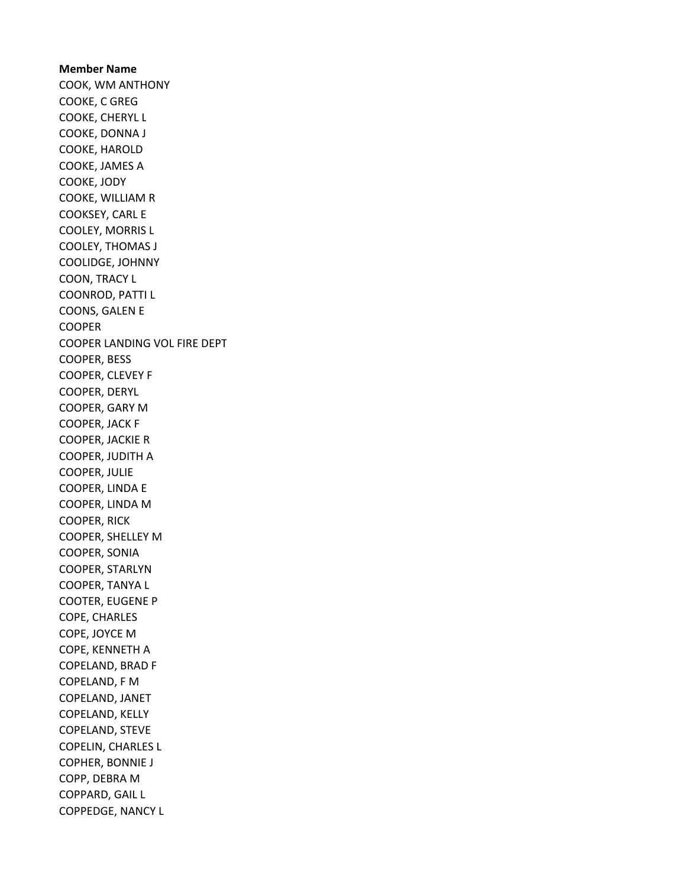**Member Name**

COOK, WM ANTHONY
COOKE, C GREG
COOKE, CHERYL L
COOKE, DONNA J
COOKE, HAROLD
COOKE, JAMES A
COOKE, JODY
COOKE, WILLIAM R
COOKSEY, CARL E
COOLEY, MORRIS L
COOLEY, THOMAS J
COOLIDGE, JOHNNY
COON, TRACY L
COONROD, PATTI L
COONS, GALEN E
COOPER
COOPER LANDING VOL FIRE DEPT
COOPER, BESS
COOPER, CLEVEY F
COOPER, DERYL
COOPER, GARY M
COOPER, JACK F
COOPER, JACKIE R
COOPER, JUDITH A
COOPER, JULIE
COOPER, LINDA E
COOPER, LINDA M
COOPER, RICK
COOPER, SHELLEY M
COOPER, SONIA
COOPER, STARLYN
COOPER, TANYA L
COOTER, EUGENE P
COPE, CHARLES
COPE, JOYCE M
COPE, KENNETH A
COPELAND, BRAD F
COPELAND, F M
COPELAND, JANET
COPELAND, KELLY
COPELAND, STEVE
COPELIN, CHARLES L
COPHER, BONNIE J
COPP, DEBRA M
COPPARD, GAIL L
COPPEDGE, NANCY L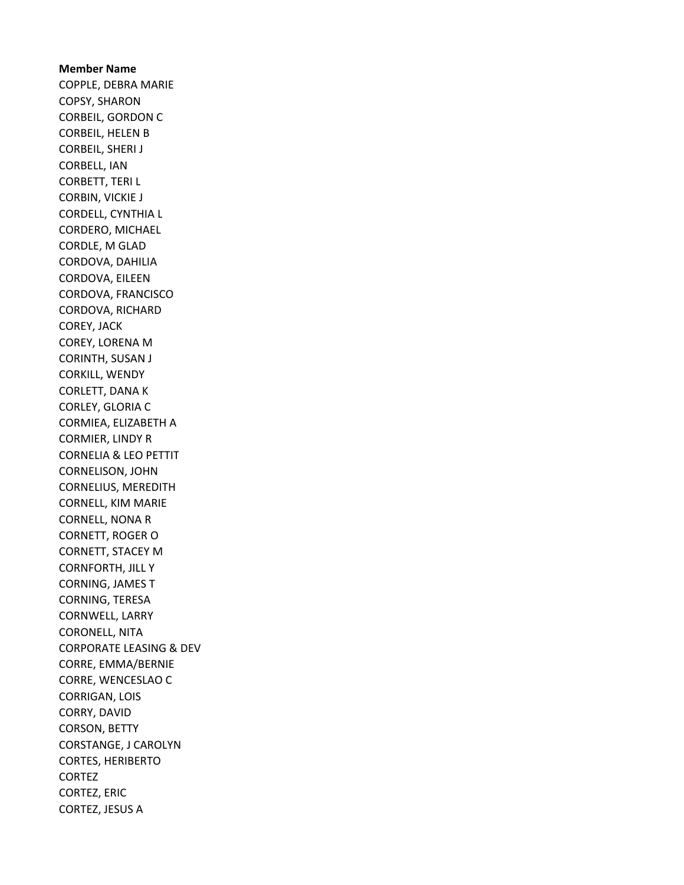**Member Name**

COPPLE, DEBRA MARIE
COPSY, SHARON
CORBEIL, GORDON C
CORBEIL, HELEN B
CORBEIL, SHERI J
CORBELL, IAN
CORBETT, TERI L
CORBIN, VICKIE J
CORDELL, CYNTHIA L
CORDERO, MICHAEL
CORDLE, M GLAD
CORDOVA, DAHILIA
CORDOVA, EILEEN
CORDOVA, FRANCISCO
CORDOVA, RICHARD
COREY, JACK
COREY, LORENA M
CORINTH, SUSAN J
CORKILL, WENDY
CORLETT, DANA K
CORLEY, GLORIA C
CORMIEA, ELIZABETH A
CORMIER, LINDY R
CORNELIA & LEO PETTIT
CORNELISON, JOHN
CORNELIUS, MEREDITH
CORNELL, KIM MARIE
CORNELL, NONA R
CORNETT, ROGER O
CORNETT, STACEY M
CORNFORTH, JILL Y
CORNING, JAMES T
CORNING, TERESA
CORNWELL, LARRY
CORONELL, NITA
CORPORATE LEASING & DEV
CORRE, EMMA/BERNIE
CORRE, WENCESLAO C
CORRIGAN, LOIS
CORRY, DAVID
CORSON, BETTY
CORSTANGE, J CAROLYN
CORTES, HERIBERTO
CORTEZ
CORTEZ, ERIC
CORTEZ, JESUS A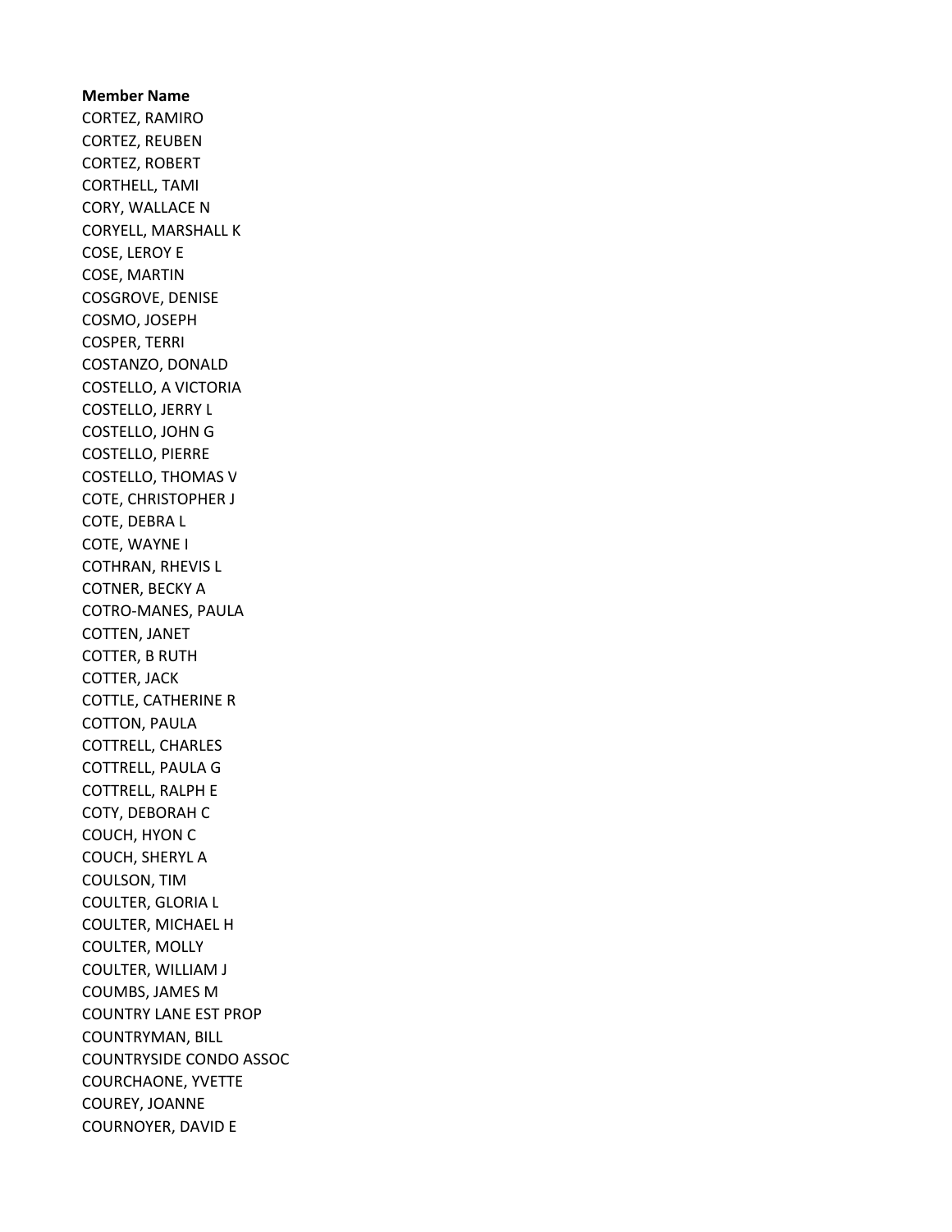**Member Name**

CORTEZ, RAMIRO
CORTEZ, REUBEN
CORTEZ, ROBERT
CORTHELL, TAMI
CORY, WALLACE N
CORYELL, MARSHALL K
COSE, LEROY E
COSE, MARTIN
COSGROVE, DENISE
COSMO, JOSEPH
COSPER, TERRI
COSTANZO, DONALD
COSTELLO, A VICTORIA
COSTELLO, JERRY L
COSTELLO, JOHN G
COSTELLO, PIERRE
COSTELLO, THOMAS V
COTE, CHRISTOPHER J
COTE, DEBRA L
COTE, WAYNE I
COTHRAN, RHEVIS L
COTNER, BECKY A
COTRO-MANES, PAULA
COTTEN, JANET
COTTER, B RUTH
COTTER, JACK
COTTLE, CATHERINE R
COTTON, PAULA
COTTRELL, CHARLES
COTTRELL, PAULA G
COTTRELL, RALPH E
COTY, DEBORAH C
COUCH, HYON C
COUCH, SHERYL A
COULSON, TIM
COULTER, GLORIA L
COULTER, MICHAEL H
COULTER, MOLLY
COULTER, WILLIAM J
COUMBS, JAMES M
COUNTRY LANE EST PROP
COUNTRYMAN, BILL
COUNTRYSIDE CONDO ASSOC
COURCHAONE, YVETTE
COUREY, JOANNE
COURNOYER, DAVID E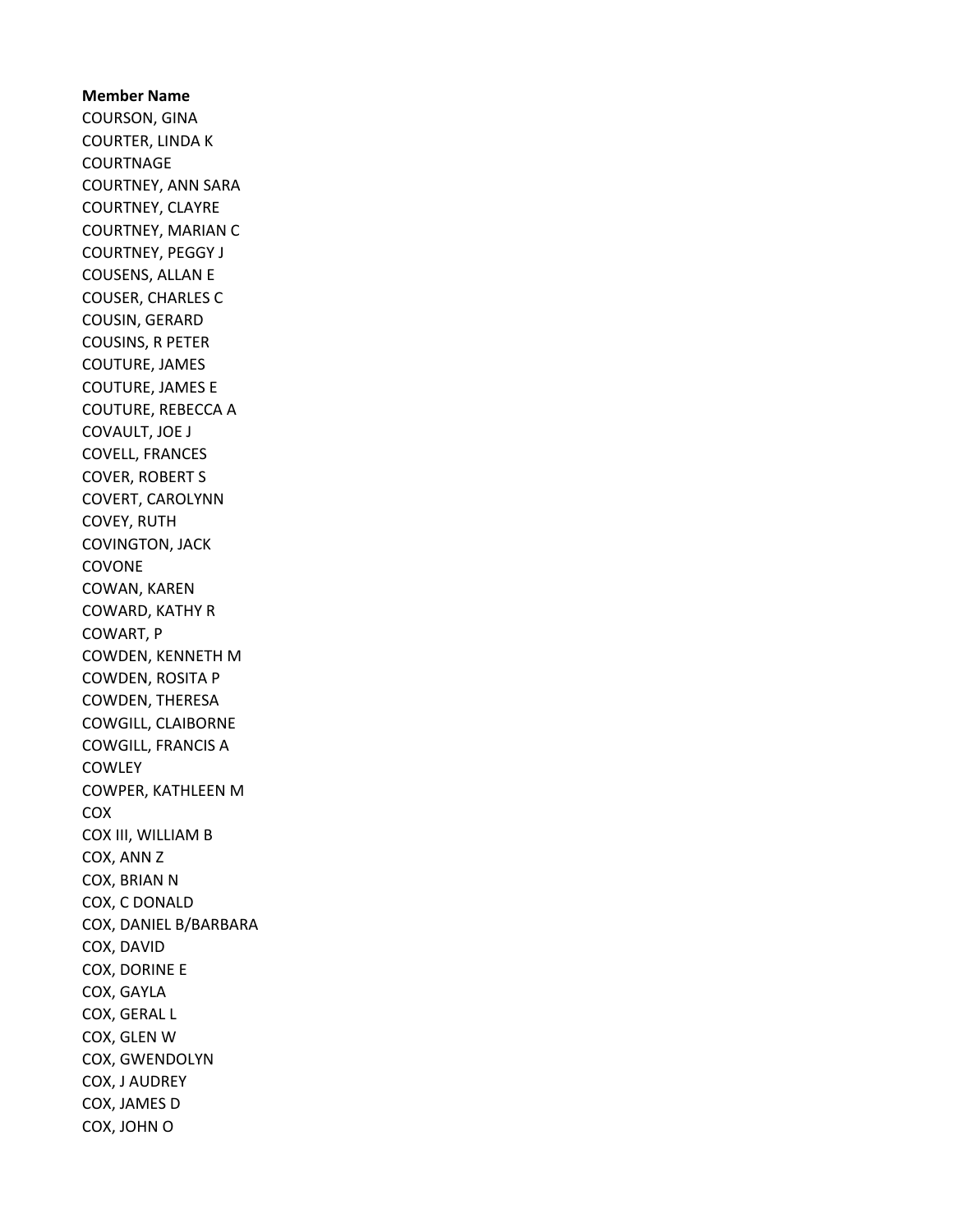**Member Name**

COURSON, GINA
COURTER, LINDA K
COURTNAGE
COURTNEY, ANN SARA
COURTNEY, CLAYRE
COURTNEY, MARIAN C
COURTNEY, PEGGY J
COUSENS, ALLAN E
COUSER, CHARLES C
COUSIN, GERARD
COUSINS, R PETER
COUTURE, JAMES
COUTURE, JAMES E
COUTURE, REBECCA A
COVAULT, JOE J
COVELL, FRANCES
COVER, ROBERT S
COVERT, CAROLYNN
COVEY, RUTH
COVINGTON, JACK
COVONE
COWAN, KAREN
COWARD, KATHY R
COWART, P
COWDEN, KENNETH M
COWDEN, ROSITA P
COWDEN, THERESA
COWGILL, CLAIBORNE
COWGILL, FRANCIS A
COWLEY
COWPER, KATHLEEN M
COX
COX III, WILLIAM B
COX, ANN Z
COX, BRIAN N
COX, C DONALD
COX, DANIEL B/BARBARA
COX, DAVID
COX, DORINE E
COX, GAYLA
COX, GERAL L
COX, GLEN W
COX, GWENDOLYN
COX, J AUDREY
COX, JAMES D
COX, JOHN O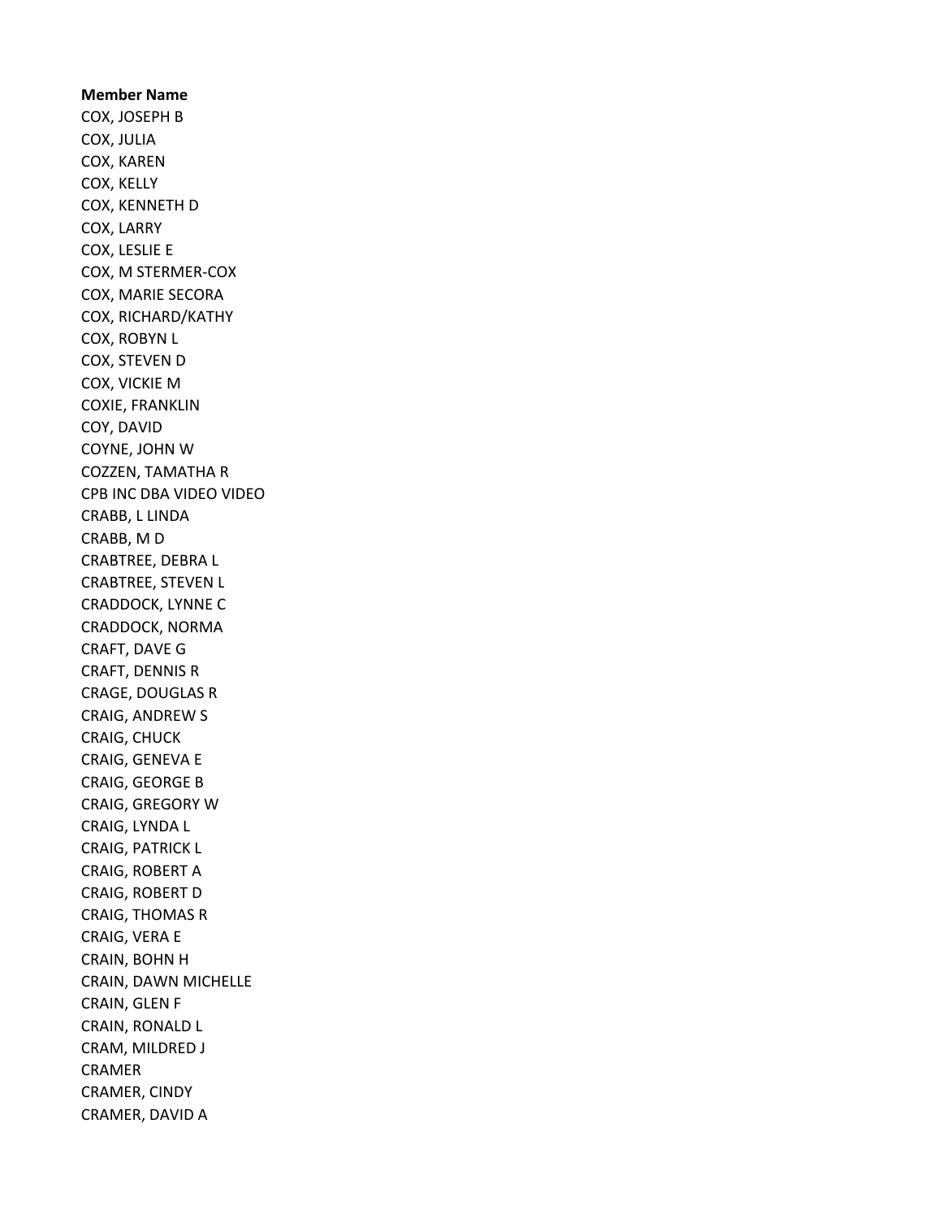**Member Name**

COX, JOSEPH B
COX, JULIA
COX, KAREN
COX, KELLY
COX, KENNETH D
COX, LARRY
COX, LESLIE E
COX, M STERMER-COX
COX, MARIE SECORA
COX, RICHARD/KATHY
COX, ROBYN L
COX, STEVEN D
COX, VICKIE M
COXIE, FRANKLIN
COY, DAVID
COYNE, JOHN W
COZZEN, TAMATHA R
CPB INC DBA VIDEO VIDEO
CRABB, L LINDA
CRABB, M D
CRABTREE, DEBRA L
CRABTREE, STEVEN L
CRADDOCK, LYNNE C
CRADDOCK, NORMA
CRAFT, DAVE G
CRAFT, DENNIS R
CRAGE, DOUGLAS R
CRAIG, ANDREW S
CRAIG, CHUCK
CRAIG, GENEVA E
CRAIG, GEORGE B
CRAIG, GREGORY W
CRAIG, LYNDA L
CRAIG, PATRICK L
CRAIG, ROBERT A
CRAIG, ROBERT D
CRAIG, THOMAS R
CRAIG, VERA E
CRAIN, BOHN H
CRAIN, DAWN MICHELLE
CRAIN, GLEN F
CRAIN, RONALD L
CRAM, MILDRED J
CRAMER
CRAMER, CINDY
CRAMER, DAVID A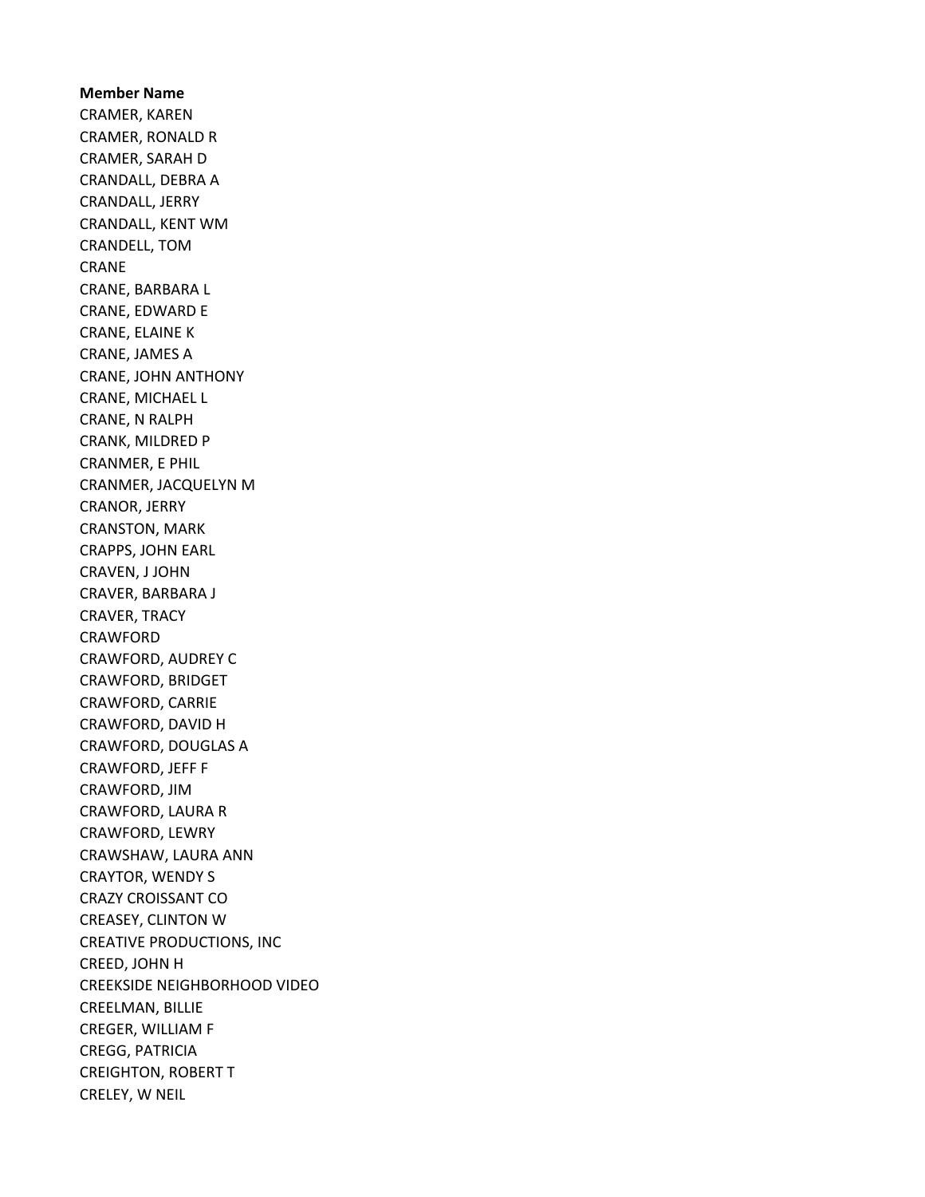**Member Name**

CRAMER, KAREN
CRAMER, RONALD R
CRAMER, SARAH D
CRANDALL, DEBRA A
CRANDALL, JERRY
CRANDALL, KENT WM
CRANDELL, TOM
CRANE
CRANE, BARBARA L
CRANE, EDWARD E
CRANE, ELAINE K
CRANE, JAMES A
CRANE, JOHN ANTHONY
CRANE, MICHAEL L
CRANE, N RALPH
CRANK, MILDRED P
CRANMER, E PHIL
CRANMER, JACQUELYN M
CRANOR, JERRY
CRANSTON, MARK
CRAPPS, JOHN EARL
CRAVEN, J JOHN
CRAVER, BARBARA J
CRAVER, TRACY
CRAWFORD
CRAWFORD, AUDREY C
CRAWFORD, BRIDGET
CRAWFORD, CARRIE
CRAWFORD, DAVID H
CRAWFORD, DOUGLAS A
CRAWFORD, JEFF F
CRAWFORD, JIM
CRAWFORD, LAURA R
CRAWFORD, LEWRY
CRAWSHAW, LAURA ANN
CRAYTOR, WENDY S
CRAZY CROISSANT CO
CREASEY, CLINTON W
CREATIVE PRODUCTIONS, INC
CREED, JOHN H
CREEKSIDE NEIGHBORHOOD VIDEO
CREELMAN, BILLIE
CREGER, WILLIAM F
CREGG, PATRICIA
CREIGHTON, ROBERT T
CRELEY, W NEIL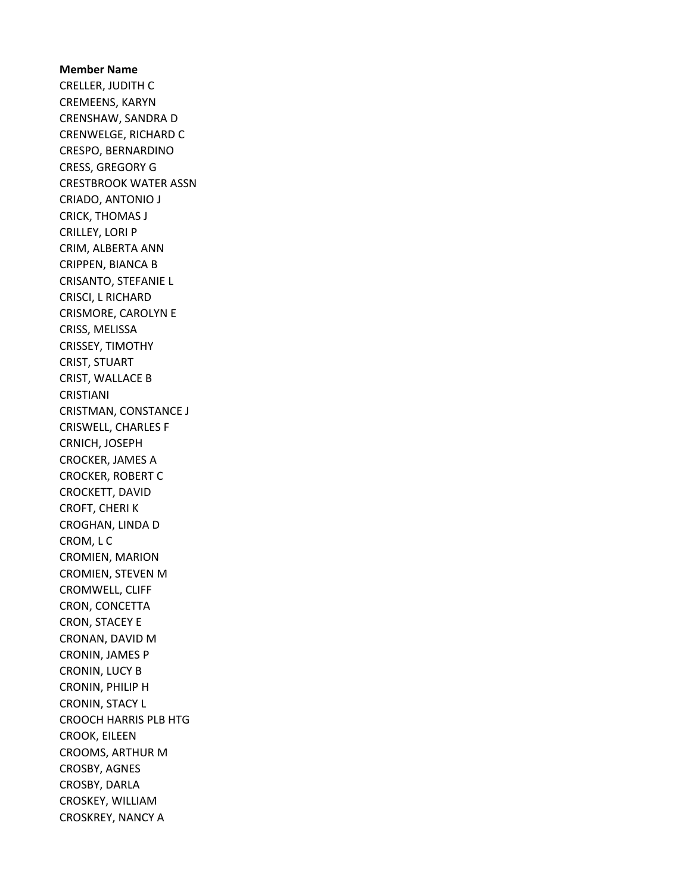**Member Name**

CRELLER, JUDITH C
CREMEENS, KARYN
CRENSHAW, SANDRA D
CRENWELGE, RICHARD C
CRESPO, BERNARDINO
CRESS, GREGORY G
CRESTBROOK WATER ASSN
CRIADO, ANTONIO J
CRICK, THOMAS J
CRILLEY, LORI P
CRIM, ALBERTA ANN
CRIPPEN, BIANCA B
CRISANTO, STEFANIE L
CRISCI, L RICHARD
CRISMORE, CAROLYN E
CRISS, MELISSA
CRISSEY, TIMOTHY
CRIST, STUART
CRIST, WALLACE B
CRISTIANI
CRISTMAN, CONSTANCE J
CRISWELL, CHARLES F
CRNICH, JOSEPH
CROCKER, JAMES A
CROCKER, ROBERT C
CROCKETT, DAVID
CROFT, CHERI K
CROGHAN, LINDA D
CROM, L C
CROMIEN, MARION
CROMIEN, STEVEN M
CROMWELL, CLIFF
CRON, CONCETTA
CRON, STACEY E
CRONAN, DAVID M
CRONIN, JAMES P
CRONIN, LUCY B
CRONIN, PHILIP H
CRONIN, STACY L
CROOCH HARRIS PLB HTG
CROOK, EILEEN
CROOMS, ARTHUR M
CROSBY, AGNES
CROSBY, DARLA
CROSKEY, WILLIAM
CROSKREY, NANCY A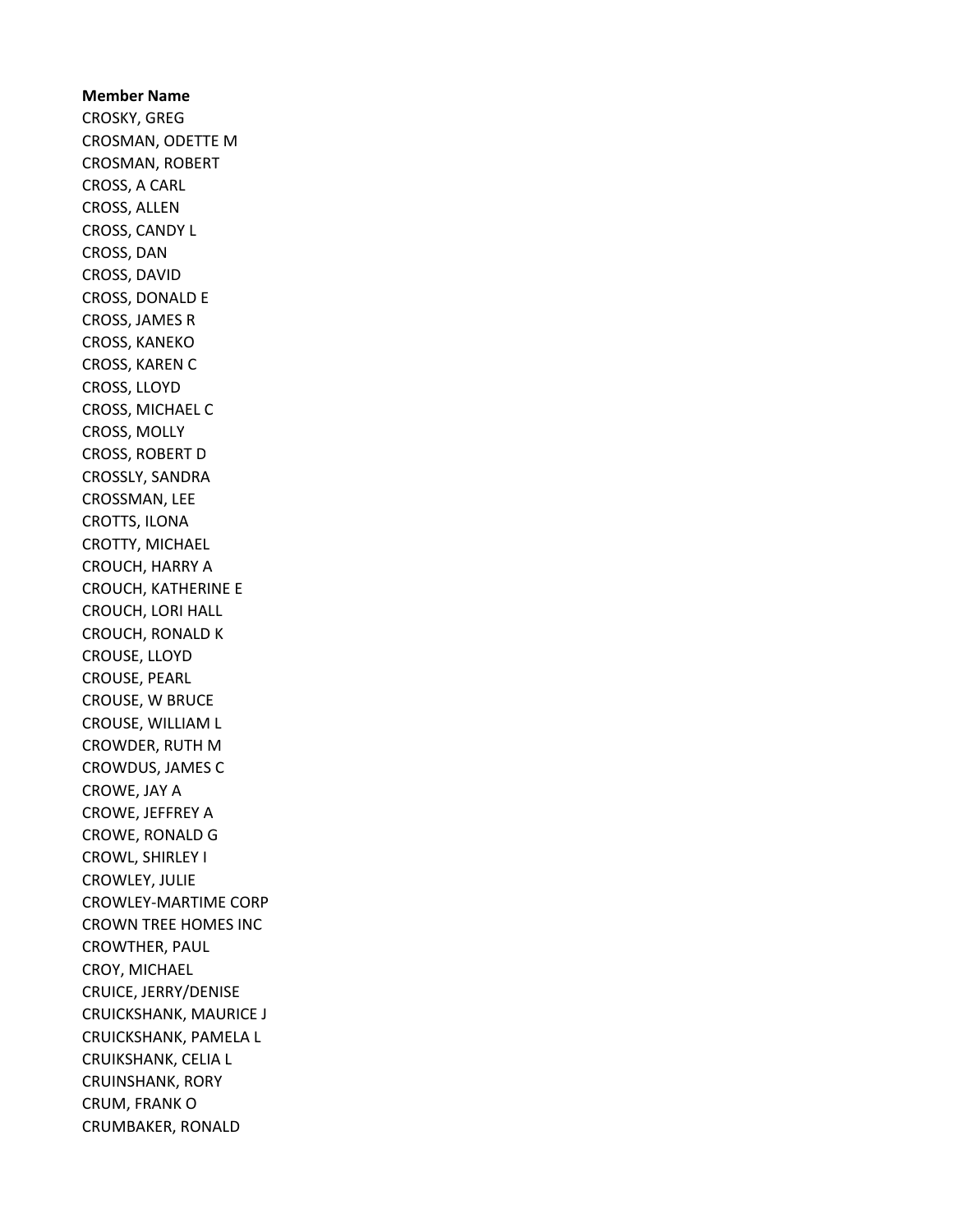**Member Name**

CROSKY, GREG
CROSMAN, ODETTE M
CROSMAN, ROBERT
CROSS, A CARL
CROSS, ALLEN
CROSS, CANDY L
CROSS, DAN
CROSS, DAVID
CROSS, DONALD E
CROSS, JAMES R
CROSS, KANEKO
CROSS, KAREN C
CROSS, LLOYD
CROSS, MICHAEL C
CROSS, MOLLY
CROSS, ROBERT D
CROSSLY, SANDRA
CROSSMAN, LEE
CROTTS, ILONA
CROTTY, MICHAEL
CROUCH, HARRY A
CROUCH, KATHERINE E
CROUCH, LORI HALL
CROUCH, RONALD K
CROUSE, LLOYD
CROUSE, PEARL
CROUSE, W BRUCE
CROUSE, WILLIAM L
CROWDER, RUTH M
CROWDUS, JAMES C
CROWE, JAY A
CROWE, JEFFREY A
CROWE, RONALD G
CROWL, SHIRLEY I
CROWLEY, JULIE
CROWLEY-MARTIME CORP
CROWN TREE HOMES INC
CROWTHER, PAUL
CROY, MICHAEL
CRUICE, JERRY/DENISE
CRUICKSHANK, MAURICE J
CRUICKSHANK, PAMELA L
CRUIKSHANK, CELIA L
CRUINSHANK, RORY
CRUM, FRANK O
CRUMBAKER, RONALD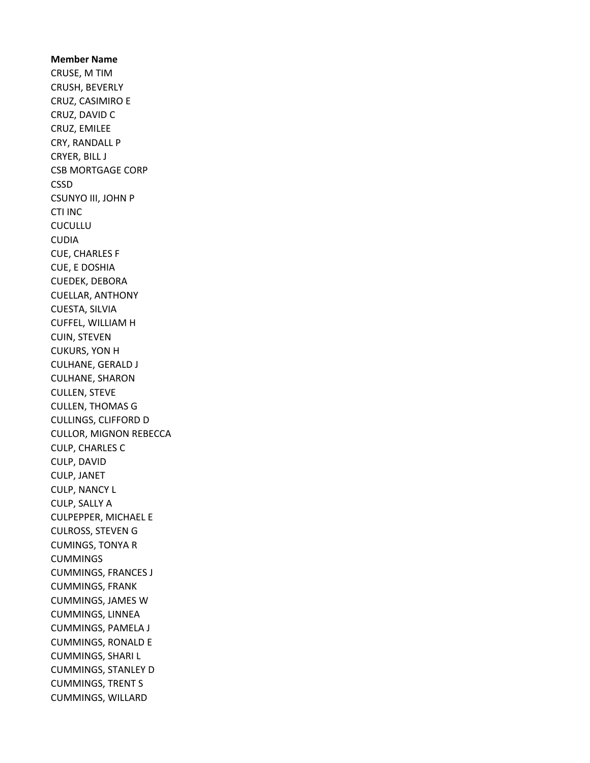**Member Name**

CRUSE, M TIM
CRUSH, BEVERLY
CRUZ, CASIMIRO E
CRUZ, DAVID C
CRUZ, EMILEE
CRY, RANDALL P
CRYER, BILL J
CSB MORTGAGE CORP
CSSD
CSUNYO III, JOHN P
CTI INC
CUCULLU
CUDIA
CUE, CHARLES F
CUE, E DOSHIA
CUEDEK, DEBORA
CUELLAR, ANTHONY
CUESTA, SILVIA
CUFFEL, WILLIAM H
CUIN, STEVEN
CUKURS, YON H
CULHANE, GERALD J
CULHANE, SHARON
CULLEN, STEVE
CULLEN, THOMAS G
CULLINGS, CLIFFORD D
CULLOR, MIGNON REBECCA
CULP, CHARLES C
CULP, DAVID
CULP, JANET
CULP, NANCY L
CULP, SALLY A
CULPEPPER, MICHAEL E
CULROSS, STEVEN G
CUMINGS, TONYA R
CUMMINGS
CUMMINGS, FRANCES J
CUMMINGS, FRANK
CUMMINGS, JAMES W
CUMMINGS, LINNEA
CUMMINGS, PAMELA J
CUMMINGS, RONALD E
CUMMINGS, SHARI L
CUMMINGS, STANLEY D
CUMMINGS, TRENT S
CUMMINGS, WILLARD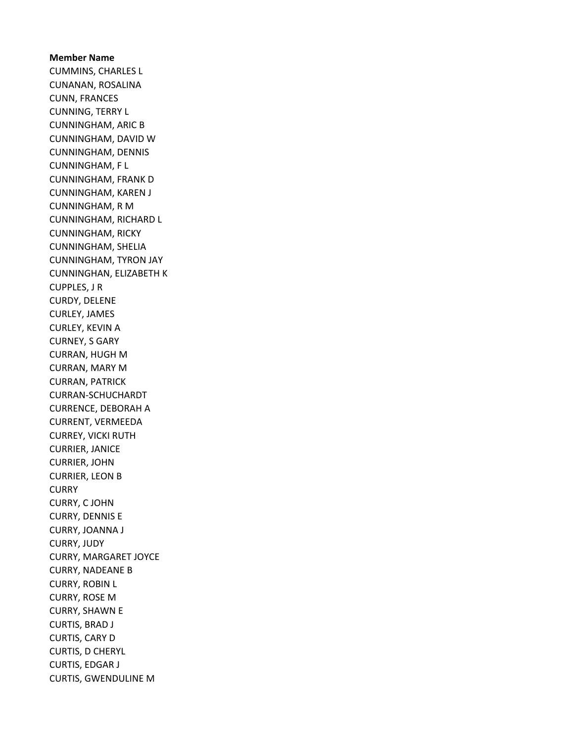**Member Name**

CUMMINS, CHARLES L
CUNANAN, ROSALINA
CUNN, FRANCES
CUNNING, TERRY L
CUNNINGHAM, ARIC B
CUNNINGHAM, DAVID W
CUNNINGHAM, DENNIS
CUNNINGHAM, F L
CUNNINGHAM, FRANK D
CUNNINGHAM, KAREN J
CUNNINGHAM, R M
CUNNINGHAM, RICHARD L
CUNNINGHAM, RICKY
CUNNINGHAM, SHELIA
CUNNINGHAM, TYRON JAY
CUNNINGHAN, ELIZABETH K
CUPPLES, J R
CURDY, DELENE
CURLEY, JAMES
CURLEY, KEVIN A
CURNEY, S GARY
CURRAN, HUGH M
CURRAN, MARY M
CURRAN, PATRICK
CURRAN-SCHUCHARDT
CURRENCE, DEBORAH A
CURRENT, VERMEEDA
CURREY, VICKI RUTH
CURRIER, JANICE
CURRIER, JOHN
CURRIER, LEON B
CURRY
CURRY, C JOHN
CURRY, DENNIS E
CURRY, JOANNA J
CURRY, JUDY
CURRY, MARGARET JOYCE
CURRY, NADEANE B
CURRY, ROBIN L
CURRY, ROSE M
CURRY, SHAWN E
CURTIS, BRAD J
CURTIS, CARY D
CURTIS, D CHERYL
CURTIS, EDGAR J
CURTIS, GWENDULINE M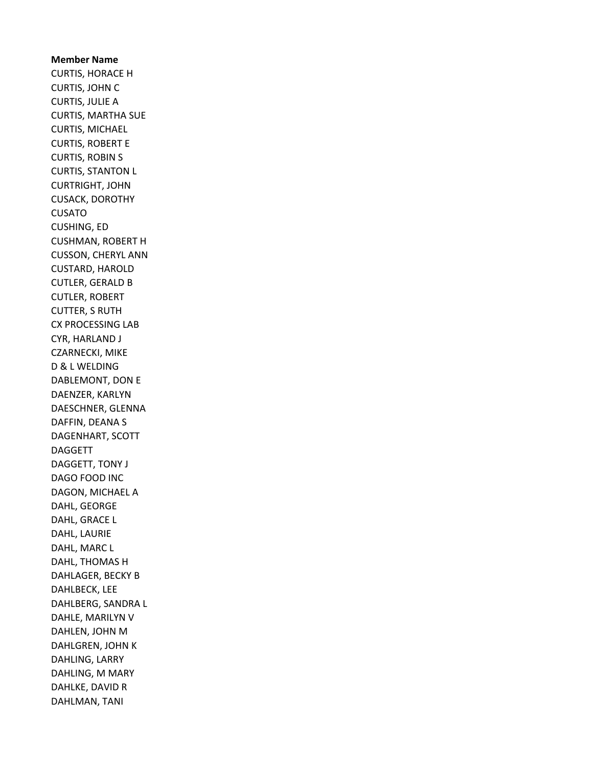**Member Name**

CURTIS, HORACE H
CURTIS, JOHN C
CURTIS, JULIE A
CURTIS, MARTHA SUE
CURTIS, MICHAEL
CURTIS, ROBERT E
CURTIS, ROBIN S
CURTIS, STANTON L
CURTRIGHT, JOHN
CUSACK, DOROTHY
CUSATO
CUSHING, ED
CUSHMAN, ROBERT H
CUSSON, CHERYL ANN
CUSTARD, HAROLD
CUTLER, GERALD B
CUTLER, ROBERT
CUTTER, S RUTH
CX PROCESSING LAB
CYR, HARLAND J
CZARNECKI, MIKE
D & L WELDING
DABLEMONT, DON E
DAENZER, KARLYN
DAESCHNER, GLENNA
DAFFIN, DEANA S
DAGENHART, SCOTT
DAGGETT
DAGGETT, TONY J
DAGO FOOD INC
DAGON, MICHAEL A
DAHL, GEORGE
DAHL, GRACE L
DAHL, LAURIE
DAHL, MARC L
DAHL, THOMAS H
DAHLAGER, BECKY B
DAHLBECK, LEE
DAHLBERG, SANDRA L
DAHLE, MARILYN V
DAHLEN, JOHN M
DAHLGREN, JOHN K
DAHLING, LARRY
DAHLING, M MARY
DAHLKE, DAVID R
DAHLMAN, TANI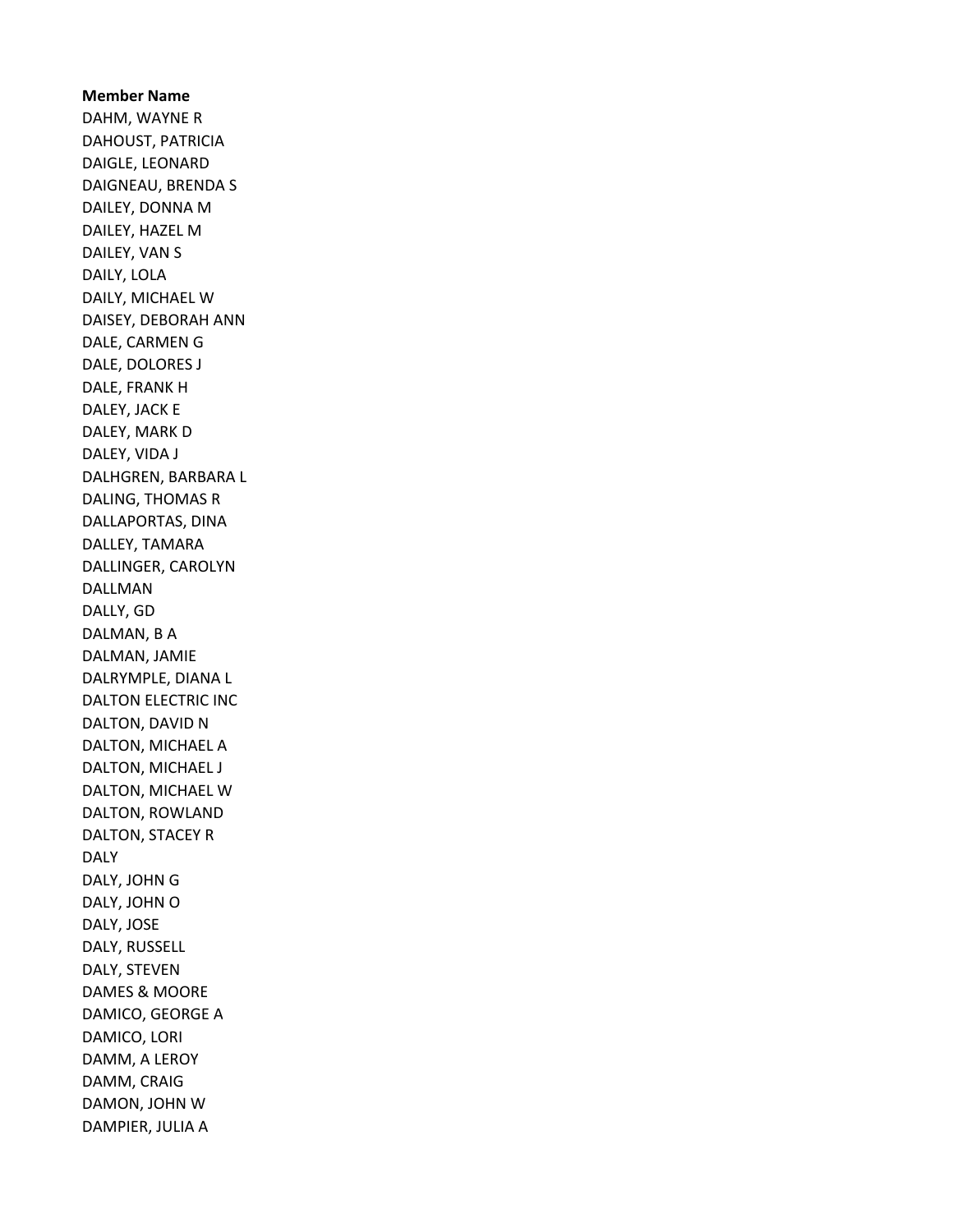**Member Name**

DAHM, WAYNE R
DAHOUST, PATRICIA
DAIGLE, LEONARD
DAIGNEAU, BRENDA S
DAILEY, DONNA M
DAILEY, HAZEL M
DAILEY, VAN S
DAILY, LOLA
DAILY, MICHAEL W
DAISEY, DEBORAH ANN
DALE, CARMEN G
DALE, DOLORES J
DALE, FRANK H
DALEY, JACK E
DALEY, MARK D
DALEY, VIDA J
DALHGREN, BARBARA L
DALING, THOMAS R
DALLAPORTAS, DINA
DALLEY, TAMARA
DALLINGER, CAROLYN
DALLMAN
DALLY, GD
DALMAN, B A
DALMAN, JAMIE
DALRYMPLE, DIANA L
DALTON ELECTRIC INC
DALTON, DAVID N
DALTON, MICHAEL A
DALTON, MICHAEL J
DALTON, MICHAEL W
DALTON, ROWLAND
DALTON, STACEY R
DALY
DALY, JOHN G
DALY, JOHN O
DALY, JOSE
DALY, RUSSELL
DALY, STEVEN
DAMES & MOORE
DAMICO, GEORGE A
DAMICO, LORI
DAMM, A LEROY
DAMM, CRAIG
DAMON, JOHN W
DAMPIER, JULIA A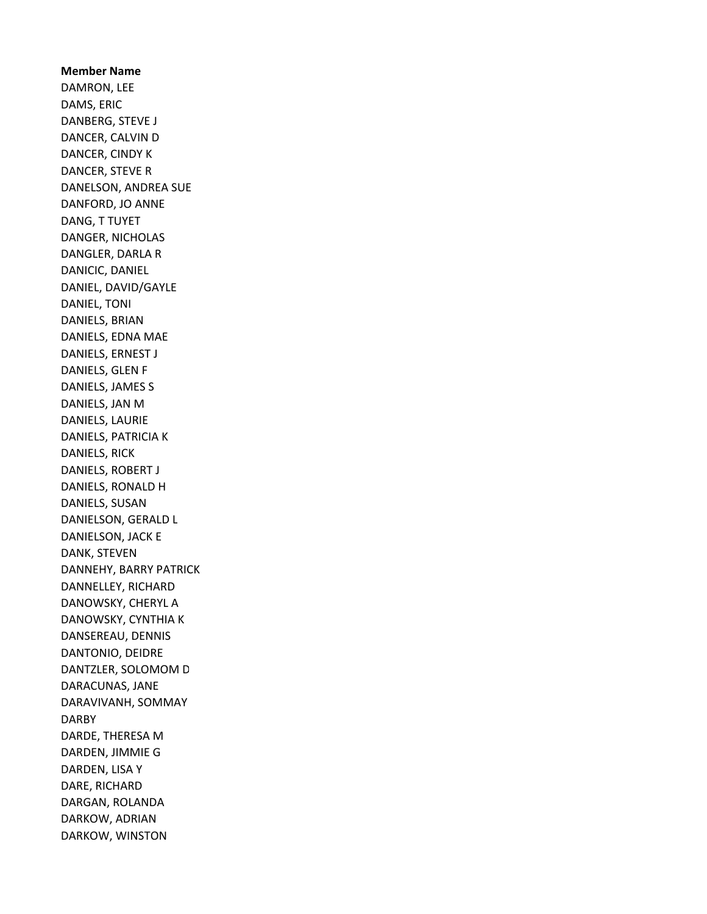**Member Name**

DAMRON, LEE
DAMS, ERIC
DANBERG, STEVE J
DANCER, CALVIN D
DANCER, CINDY K
DANCER, STEVE R
DANELSON, ANDREA SUE
DANFORD, JO ANNE
DANG, T TUYET
DANGER, NICHOLAS
DANGLER, DARLA R
DANICIC, DANIEL
DANIEL, DAVID/GAYLE
DANIEL, TONI
DANIELS, BRIAN
DANIELS, EDNA MAE
DANIELS, ERNEST J
DANIELS, GLEN F
DANIELS, JAMES S
DANIELS, JAN M
DANIELS, LAURIE
DANIELS, PATRICIA K
DANIELS, RICK
DANIELS, ROBERT J
DANIELS, RONALD H
DANIELS, SUSAN
DANIELSON, GERALD L
DANIELSON, JACK E
DANK, STEVEN
DANNEHY, BARRY PATRICK
DANNELLEY, RICHARD
DANOWSKY, CHERYL A
DANOWSKY, CYNTHIA K
DANSEREAU, DENNIS
DANTONIO, DEIDRE
DANTZLER, SOLOMOM D
DARACUNAS, JANE
DARAVIVANH, SOMMAY
DARBY
DARDE, THERESA M
DARDEN, JIMMIE G
DARDEN, LISA Y
DARE, RICHARD
DARGAN, ROLANDA
DARKOW, ADRIAN
DARKOW, WINSTON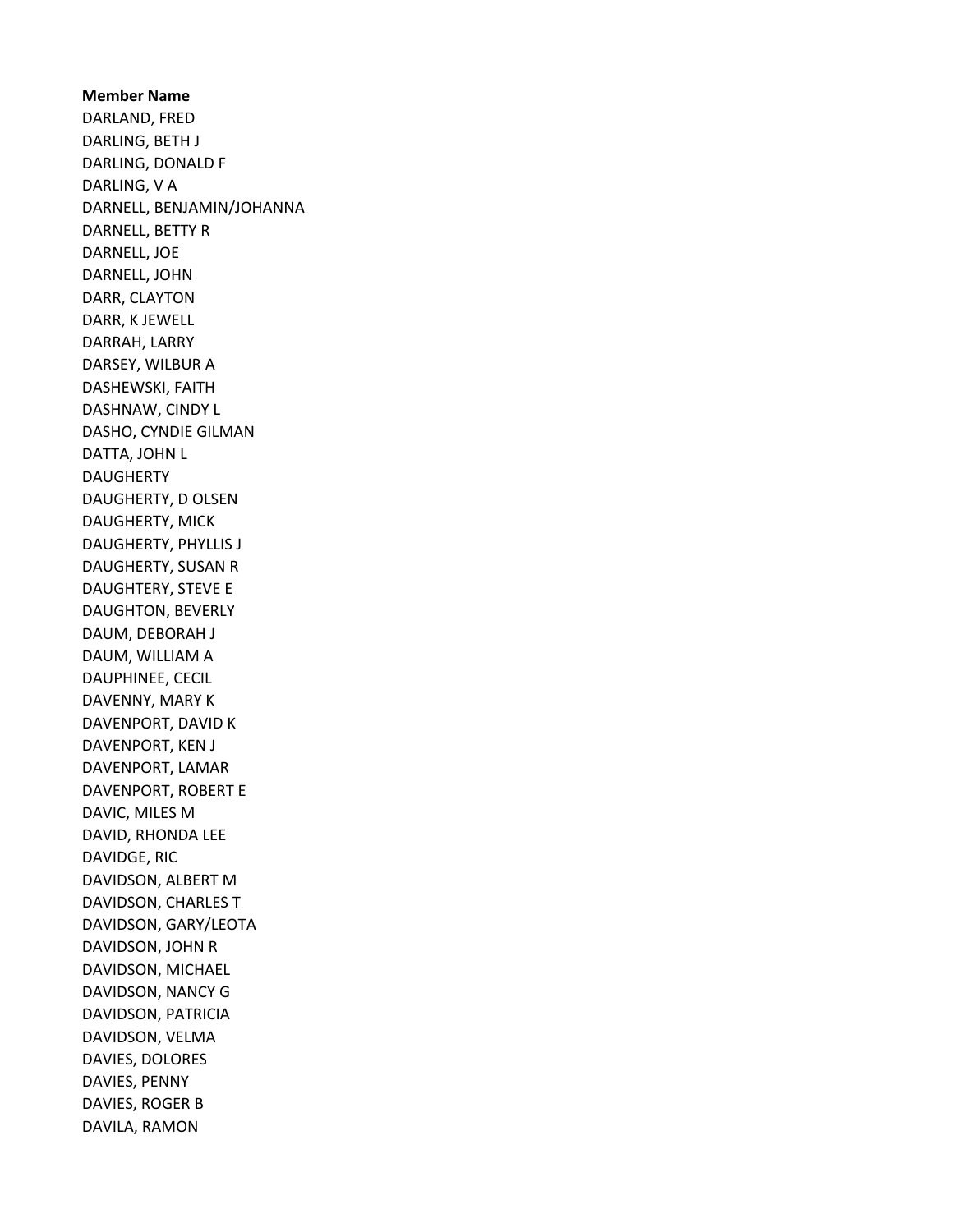**Member Name**

DARLAND, FRED
DARLING, BETH J
DARLING, DONALD F
DARLING, V A
DARNELL, BENJAMIN/JOHANNA
DARNELL, BETTY R
DARNELL, JOE
DARNELL, JOHN
DARR, CLAYTON
DARR, K JEWELL
DARRAH, LARRY
DARSEY, WILBUR A
DASHEWSKI, FAITH
DASHNAW, CINDY L
DASHO, CYNDIE GILMAN
DATTA, JOHN L
DAUGHERTY
DAUGHERTY, D OLSEN
DAUGHERTY, MICK
DAUGHERTY, PHYLLIS J
DAUGHERTY, SUSAN R
DAUGHTERY, STEVE E
DAUGHTON, BEVERLY
DAUM, DEBORAH J
DAUM, WILLIAM A
DAUPHINEE, CECIL
DAVENNY, MARY K
DAVENPORT, DAVID K
DAVENPORT, KEN J
DAVENPORT, LAMAR
DAVENPORT, ROBERT E
DAVIC, MILES M
DAVID, RHONDA LEE
DAVIDGE, RIC
DAVIDSON, ALBERT M
DAVIDSON, CHARLES T
DAVIDSON, GARY/LEOTA
DAVIDSON, JOHN R
DAVIDSON, MICHAEL
DAVIDSON, NANCY G
DAVIDSON, PATRICIA
DAVIDSON, VELMA
DAVIES, DOLORES
DAVIES, PENNY
DAVIES, ROGER B
DAVILA, RAMON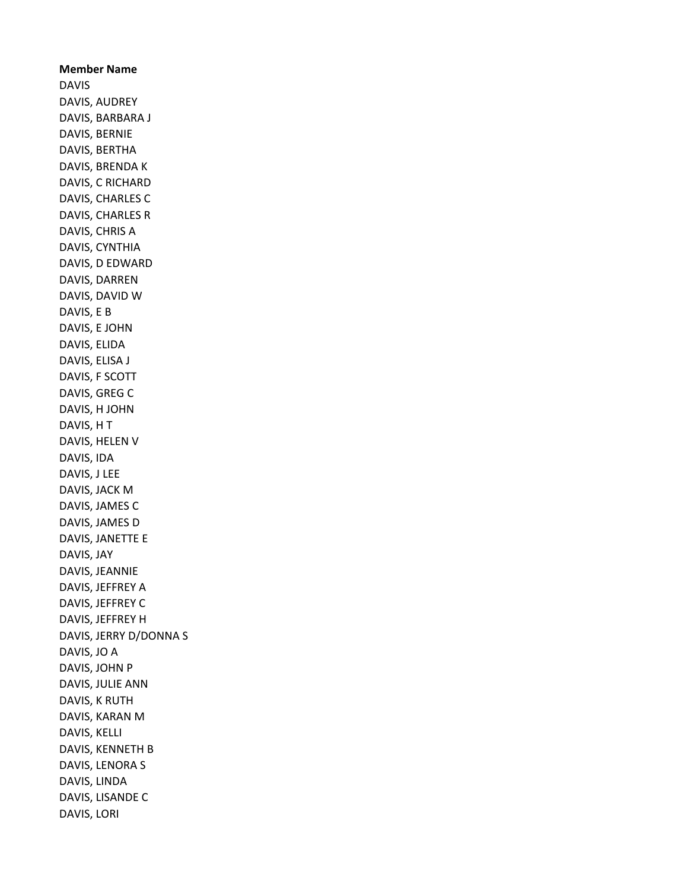**Member Name**

DAVIS
DAVIS, AUDREY
DAVIS, BARBARA J
DAVIS, BERNIE
DAVIS, BERTHA
DAVIS, BRENDA K
DAVIS, C RICHARD
DAVIS, CHARLES C
DAVIS, CHARLES R
DAVIS, CHRIS A
DAVIS, CYNTHIA
DAVIS, D EDWARD
DAVIS, DARREN
DAVIS, DAVID W
DAVIS, E B
DAVIS, E JOHN
DAVIS, ELIDA
DAVIS, ELISA J
DAVIS, F SCOTT
DAVIS, GREG C
DAVIS, H JOHN
DAVIS, H T
DAVIS, HELEN V
DAVIS, IDA
DAVIS, J LEE
DAVIS, JACK M
DAVIS, JAMES C
DAVIS, JAMES D
DAVIS, JANETTE E
DAVIS, JAY
DAVIS, JEANNIE
DAVIS, JEFFREY A
DAVIS, JEFFREY C
DAVIS, JEFFREY H
DAVIS, JERRY D/DONNA S
DAVIS, JO A
DAVIS, JOHN P
DAVIS, JULIE ANN
DAVIS, K RUTH
DAVIS, KARAN M
DAVIS, KELLI
DAVIS, KENNETH B
DAVIS, LENORA S
DAVIS, LINDA
DAVIS, LISANDE C
DAVIS, LORI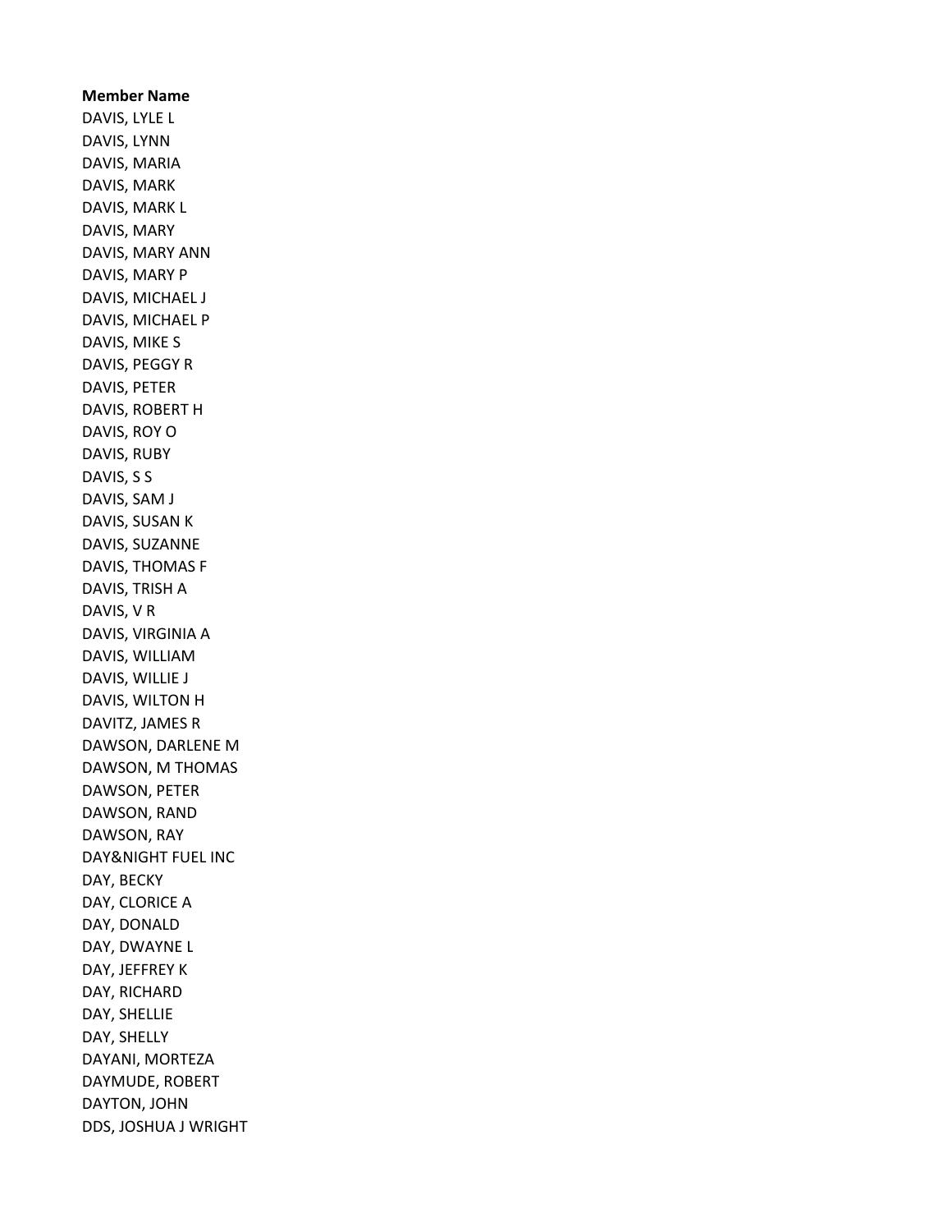**Member Name**

DAVIS, LYLE L
DAVIS, LYNN
DAVIS, MARIA
DAVIS, MARK
DAVIS, MARK L
DAVIS, MARY
DAVIS, MARY ANN
DAVIS, MARY P
DAVIS, MICHAEL J
DAVIS, MICHAEL P
DAVIS, MIKE S
DAVIS, PEGGY R
DAVIS, PETER
DAVIS, ROBERT H
DAVIS, ROY O
DAVIS, RUBY
DAVIS, S S
DAVIS, SAM J
DAVIS, SUSAN K
DAVIS, SUZANNE
DAVIS, THOMAS F
DAVIS, TRISH A
DAVIS, V R
DAVIS, VIRGINIA A
DAVIS, WILLIAM
DAVIS, WILLIE J
DAVIS, WILTON H
DAVITZ, JAMES R
DAWSON, DARLENE M
DAWSON, M THOMAS
DAWSON, PETER
DAWSON, RAND
DAWSON, RAY
DAY&NIGHT FUEL INC
DAY, BECKY
DAY, CLORICE A
DAY, DONALD
DAY, DWAYNE L
DAY, JEFFREY K
DAY, RICHARD
DAY, SHELLIE
DAY, SHELLY
DAYANI, MORTEZA
DAYMUDE, ROBERT
DAYTON, JOHN
DDS, JOSHUA J WRIGHT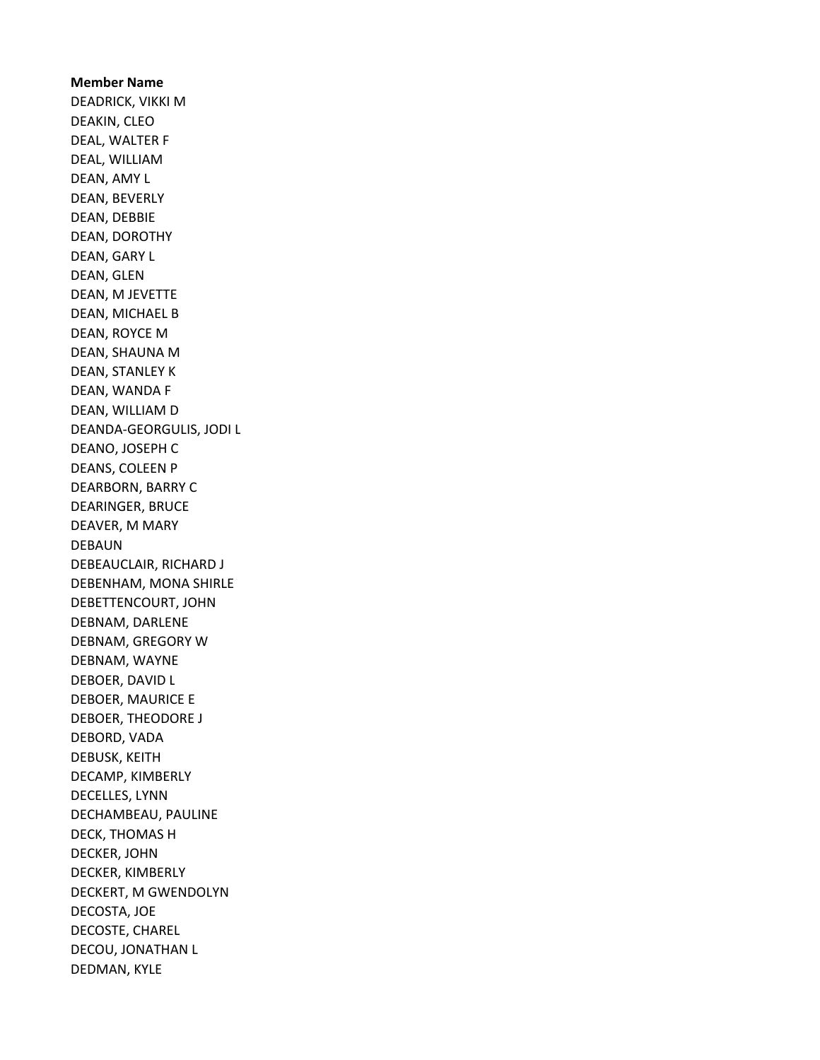**Member Name**

DEADRICK, VIKKI M
DEAKIN, CLEO
DEAL, WALTER F
DEAL, WILLIAM
DEAN, AMY L
DEAN, BEVERLY
DEAN, DEBBIE
DEAN, DOROTHY
DEAN, GARY L
DEAN, GLEN
DEAN, M JEVETTE
DEAN, MICHAEL B
DEAN, ROYCE M
DEAN, SHAUNA M
DEAN, STANLEY K
DEAN, WANDA F
DEAN, WILLIAM D
DEANDA-GEORGULIS, JODI L
DEANO, JOSEPH C
DEANS, COLEEN P
DEARBORN, BARRY C
DEARINGER, BRUCE
DEAVER, M MARY
DEBAUN
DEBEAUCLAIR, RICHARD J
DEBENHAM, MONA SHIRLE
DEBETTENCOURT, JOHN
DEBNAM, DARLENE
DEBNAM, GREGORY W
DEBNAM, WAYNE
DEBOER, DAVID L
DEBOER, MAURICE E
DEBOER, THEODORE J
DEBORD, VADA
DEBUSK, KEITH
DECAMP, KIMBERLY
DECELLES, LYNN
DECHAMBEAU, PAULINE
DECK, THOMAS H
DECKER, JOHN
DECKER, KIMBERLY
DECKERT, M GWENDOLYN
DECOSTA, JOE
DECOSTE, CHAREL
DECOU, JONATHAN L
DEDMAN, KYLE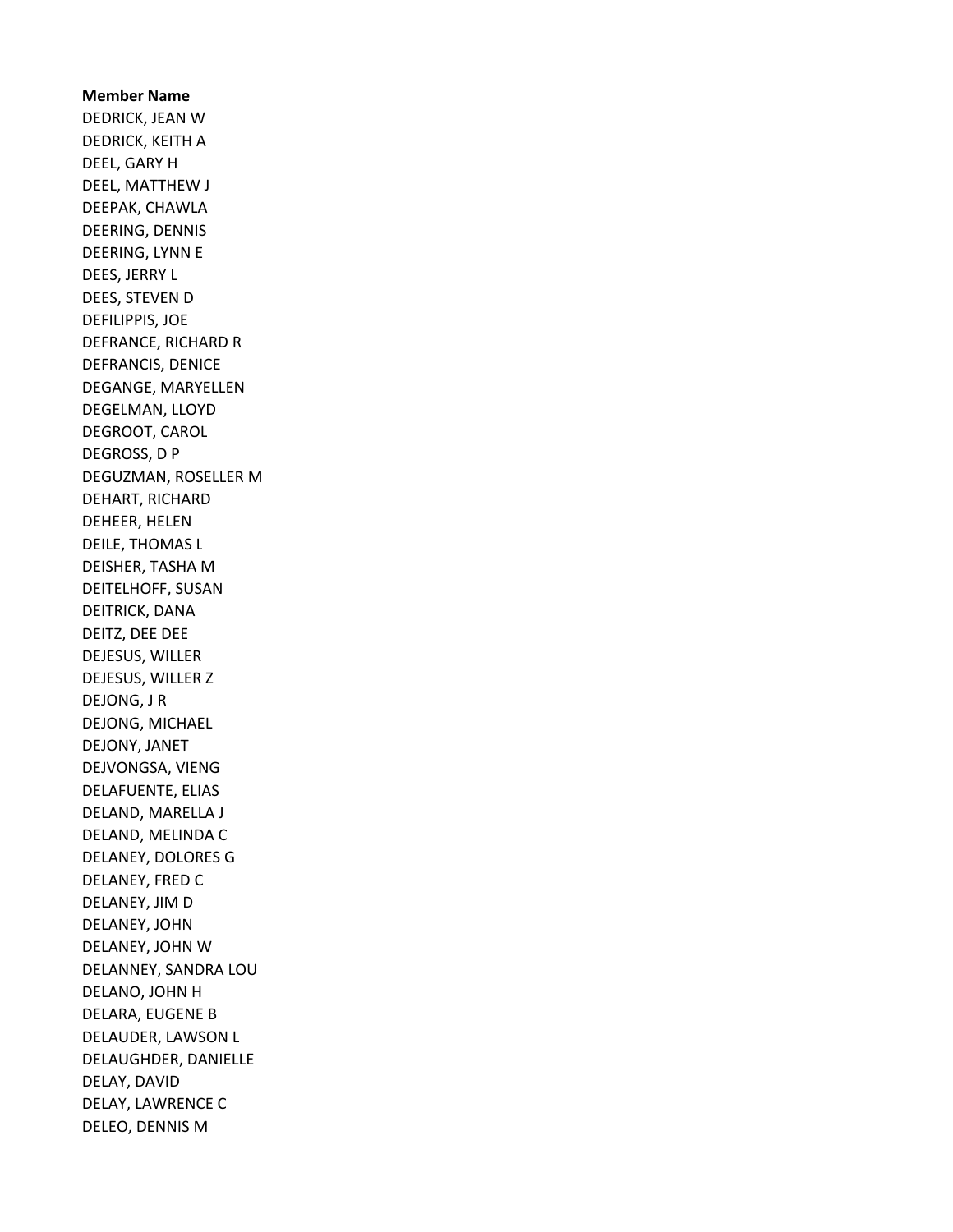**Member Name**

DEDRICK, JEAN W
DEDRICK, KEITH A
DEEL, GARY H
DEEL, MATTHEW J
DEEPAK, CHAWLA
DEERING, DENNIS
DEERING, LYNN E
DEES, JERRY L
DEES, STEVEN D
DEFILIPPIS, JOE
DEFRANCE, RICHARD R
DEFRANCIS, DENICE
DEGANGE, MARYELLEN
DEGELMAN, LLOYD
DEGROOT, CAROL
DEGROSS, D P
DEGUZMAN, ROSELLER M
DEHART, RICHARD
DEHEER, HELEN
DEILE, THOMAS L
DEISHER, TASHA M
DEITELHOFF, SUSAN
DEITRICK, DANA
DEITZ, DEE DEE
DEJESUS, WILLER
DEJESUS, WILLER Z
DEJONG, J R
DEJONG, MICHAEL
DEJONY, JANET
DEJVONGSA, VIENG
DELAFUENTE, ELIAS
DELAND, MARELLA J
DELAND, MELINDA C
DELANEY, DOLORES G
DELANEY, FRED C
DELANEY, JIM D
DELANEY, JOHN
DELANEY, JOHN W
DELANNEY, SANDRA LOU
DELANO, JOHN H
DELARA, EUGENE B
DELAUDER, LAWSON L
DELAUGHDER, DANIELLE
DELAY, DAVID
DELAY, LAWRENCE C
DELEO, DENNIS M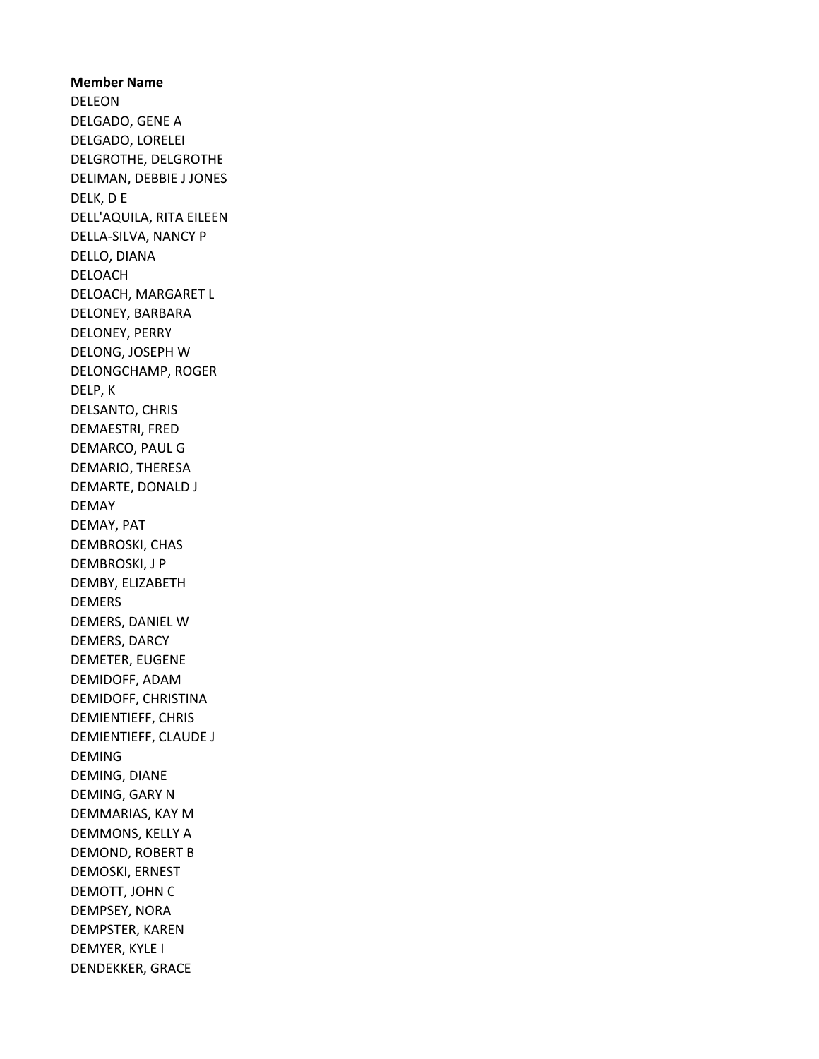**Member Name**

DELEON
DELGADO, GENE A
DELGADO, LORELEI
DELGROTHE, DELGROTHE
DELIMAN, DEBBIE J JONES
DELK, D E
DELL'AQUILA, RITA EILEEN
DELLA-SILVA, NANCY P
DELLO, DIANA
DELOACH
DELOACH, MARGARET L
DELONEY, BARBARA
DELONEY, PERRY
DELONG, JOSEPH W
DELONGCHAMP, ROGER
DELP, K
DELSANTO, CHRIS
DEMAESTRI, FRED
DEMARCO, PAUL G
DEMARIO, THERESA
DEMARTE, DONALD J
DEMAY
DEMAY, PAT
DEMBROSKI, CHAS
DEMBROSKI, J P
DEMBY, ELIZABETH
DEMERS
DEMERS, DANIEL W
DEMERS, DARCY
DEMETER, EUGENE
DEMIDOFF, ADAM
DEMIDOFF, CHRISTINA
DEMIENTIEFF, CHRIS
DEMIENTIEFF, CLAUDE J
DEMING
DEMING, DIANE
DEMING, GARY N
DEMMARIAS, KAY M
DEMMONS, KELLY A
DEMOND, ROBERT B
DEMOSKI, ERNEST
DEMOTT, JOHN C
DEMPSEY, NORA
DEMPSTER, KAREN
DEMYER, KYLE I
DENDEKKER, GRACE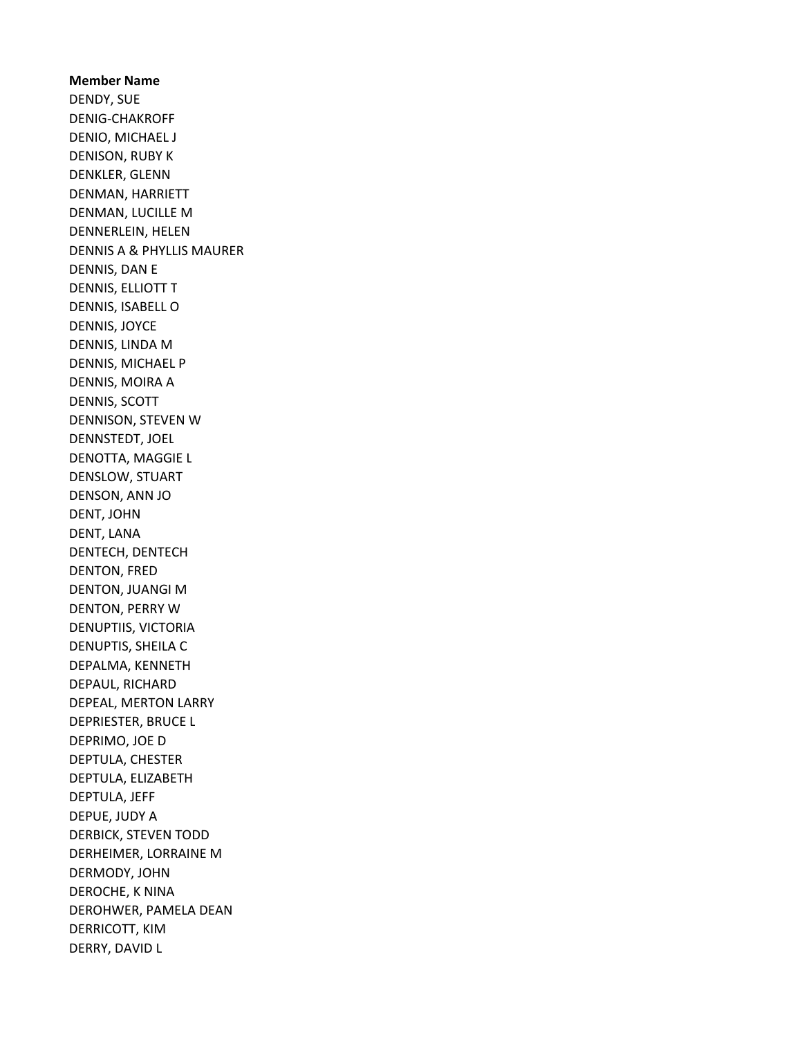**Member Name**

DENDY, SUE
DENIG-CHAKROFF
DENIO, MICHAEL J
DENISON, RUBY K
DENKLER, GLENN
DENMAN, HARRIETT
DENMAN, LUCILLE M
DENNERLEIN, HELEN
DENNIS A & PHYLLIS MAURER
DENNIS, DAN E
DENNIS, ELLIOTT T
DENNIS, ISABELL O
DENNIS, JOYCE
DENNIS, LINDA M
DENNIS, MICHAEL P
DENNIS, MOIRA A
DENNIS, SCOTT
DENNISON, STEVEN W
DENNSTEDT, JOEL
DENOTTA, MAGGIE L
DENSLOW, STUART
DENSON, ANN JO
DENT, JOHN
DENT, LANA
DENTECH, DENTECH
DENTON, FRED
DENTON, JUANGI M
DENTON, PERRY W
DENUPTIIS, VICTORIA
DENUPTIS, SHEILA C
DEPALMA, KENNETH
DEPAUL, RICHARD
DEPEAL, MERTON LARRY
DEPRIESTER, BRUCE L
DEPRIMO, JOE D
DEPTULA, CHESTER
DEPTULA, ELIZABETH
DEPTULA, JEFF
DEPUE, JUDY A
DERBICK, STEVEN TODD
DERHEIMER, LORRAINE M
DERMODY, JOHN
DEROCHE, K NINA
DEROHWER, PAMELA DEAN
DERRICOTT, KIM
DERRY, DAVID L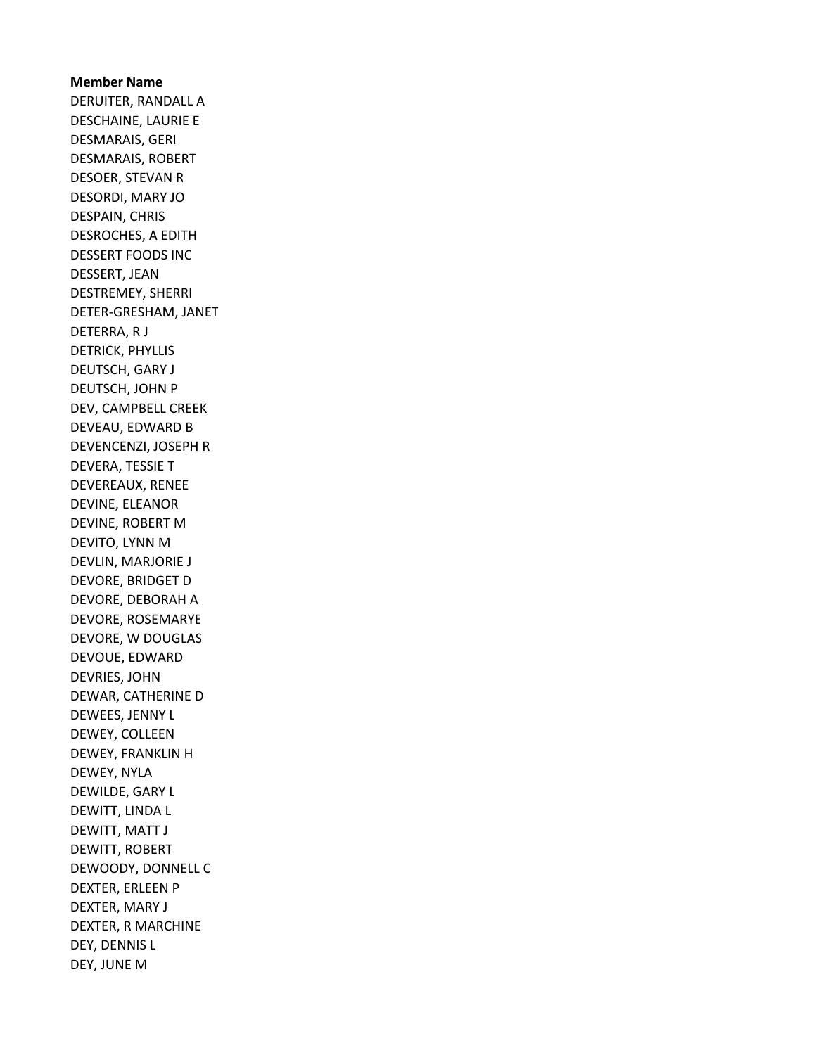**Member Name**

DERUITER, RANDALL A
DESCHAINE, LAURIE E
DESMARAIS, GERI
DESMARAIS, ROBERT
DESOER, STEVAN R
DESORDI, MARY JO
DESPAIN, CHRIS
DESROCHES, A EDITH
DESSERT FOODS INC
DESSERT, JEAN
DESTREMEY, SHERRI
DETER-GRESHAM, JANET
DETERRA, R J
DETRICK, PHYLLIS
DEUTSCH, GARY J
DEUTSCH, JOHN P
DEV, CAMPBELL CREEK
DEVEAU, EDWARD B
DEVENCENZI, JOSEPH R
DEVERA, TESSIE T
DEVEREAUX, RENEE
DEVINE, ELEANOR
DEVINE, ROBERT M
DEVITO, LYNN M
DEVLIN, MARJORIE J
DEVORE, BRIDGET D
DEVORE, DEBORAH A
DEVORE, ROSEMARYE
DEVORE, W DOUGLAS
DEVOUE, EDWARD
DEVRIES, JOHN
DEWAR, CATHERINE D
DEWEES, JENNY L
DEWEY, COLLEEN
DEWEY, FRANKLIN H
DEWEY, NYLA
DEWILDE, GARY L
DEWITT, LINDA L
DEWITT, MATT J
DEWITT, ROBERT
DEWOODY, DONNELL C
DEXTER, ERLEEN P
DEXTER, MARY J
DEXTER, R MARCHINE
DEY, DENNIS L
DEY, JUNE M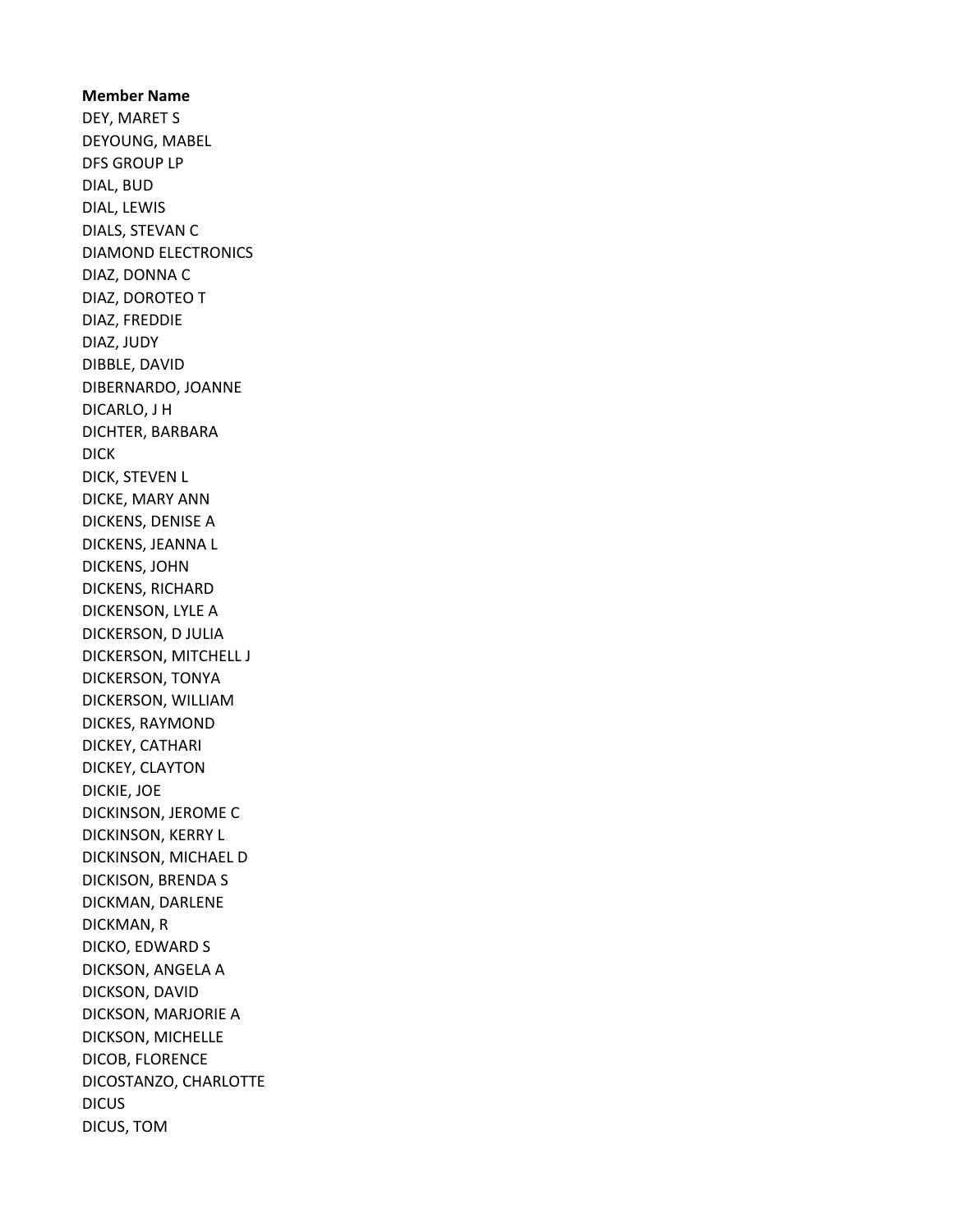**Member Name**

DEY, MARET S
DEYOUNG, MABEL
DFS GROUP LP
DIAL, BUD
DIAL, LEWIS
DIALS, STEVAN C
DIAMOND ELECTRONICS
DIAZ, DONNA C
DIAZ, DOROTEO T
DIAZ, FREDDIE
DIAZ, JUDY
DIBBLE, DAVID
DIBERNARDO, JOANNE
DICARLO, J H
DICHTER, BARBARA
DICK
DICK, STEVEN L
DICKE, MARY ANN
DICKENS, DENISE A
DICKENS, JEANNA L
DICKENS, JOHN
DICKENS, RICHARD
DICKENSON, LYLE A
DICKERSON, D JULIA
DICKERSON, MITCHELL J
DICKERSON, TONYA
DICKERSON, WILLIAM
DICKES, RAYMOND
DICKEY, CATHARI
DICKEY, CLAYTON
DICKIE, JOE
DICKINSON, JEROME C
DICKINSON, KERRY L
DICKINSON, MICHAEL D
DICKISON, BRENDA S
DICKMAN, DARLENE
DICKMAN, R
DICKO, EDWARD S
DICKSON, ANGELA A
DICKSON, DAVID
DICKSON, MARJORIE A
DICKSON, MICHELLE
DICOB, FLORENCE
DICOSTANZO, CHARLOTTE
DICUS
DICUS, TOM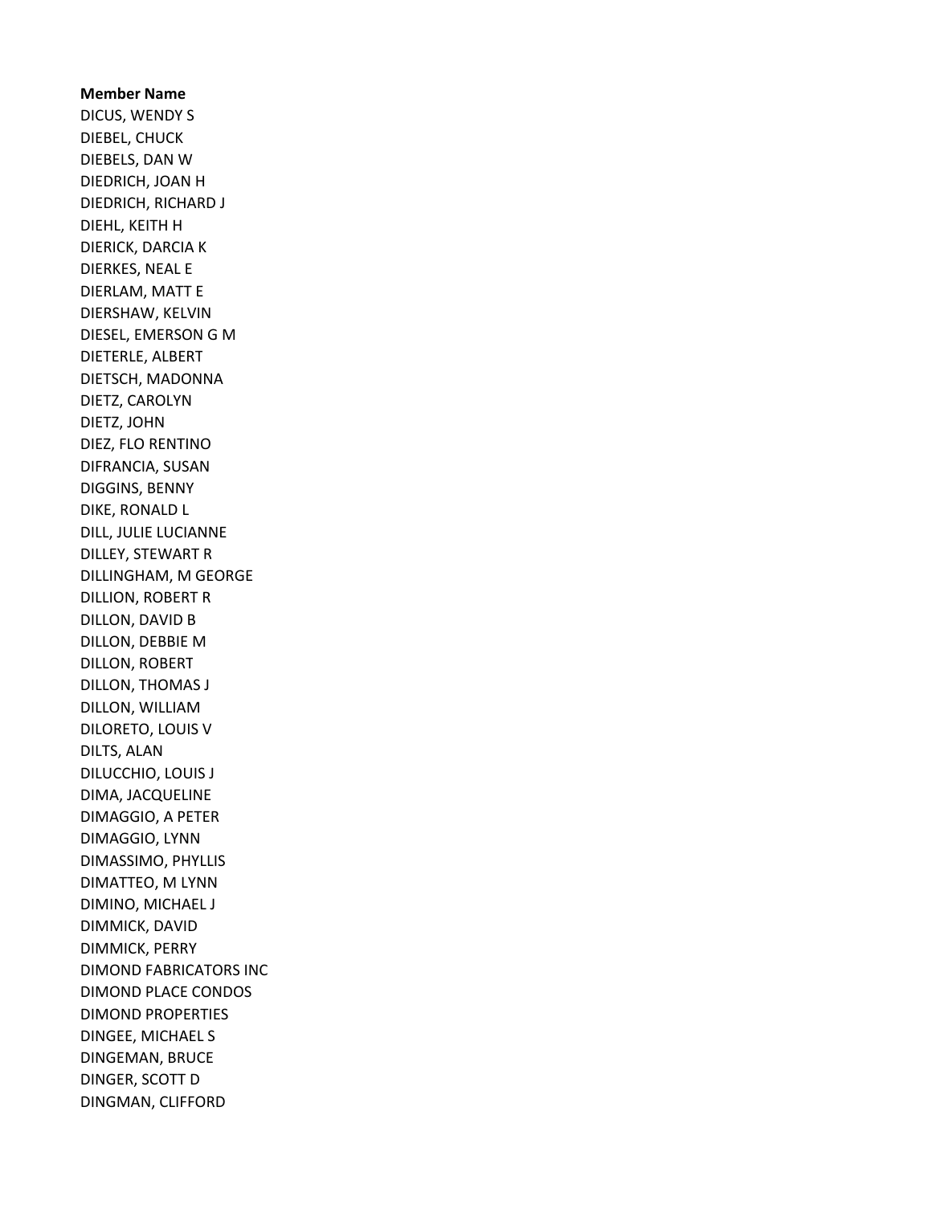**Member Name**

DICUS, WENDY S
DIEBEL, CHUCK
DIEBELS, DAN W
DIEDRICH, JOAN H
DIEDRICH, RICHARD J
DIEHL, KEITH H
DIERICK, DARCIA K
DIERKES, NEAL E
DIERLAM, MATT E
DIERSHAW, KELVIN
DIESEL, EMERSON G M
DIETERLE, ALBERT
DIETSCH, MADONNA
DIETZ, CAROLYN
DIETZ, JOHN
DIEZ, FLO RENTINO
DIFRANCIA, SUSAN
DIGGINS, BENNY
DIKE, RONALD L
DILL, JULIE LUCIANNE
DILLEY, STEWART R
DILLINGHAM, M GEORGE
DILLION, ROBERT R
DILLON, DAVID B
DILLON, DEBBIE M
DILLON, ROBERT
DILLON, THOMAS J
DILLON, WILLIAM
DILORETO, LOUIS V
DILTS, ALAN
DILUCCHIO, LOUIS J
DIMA, JACQUELINE
DIMAGGIO, A PETER
DIMAGGIO, LYNN
DIMASSIMO, PHYLLIS
DIMATTEO, M LYNN
DIMINO, MICHAEL J
DIMMICK, DAVID
DIMMICK, PERRY
DIMOND FABRICATORS INC
DIMOND PLACE CONDOS
DIMOND PROPERTIES
DINGEE, MICHAEL S
DINGEMAN, BRUCE
DINGER, SCOTT D
DINGMAN, CLIFFORD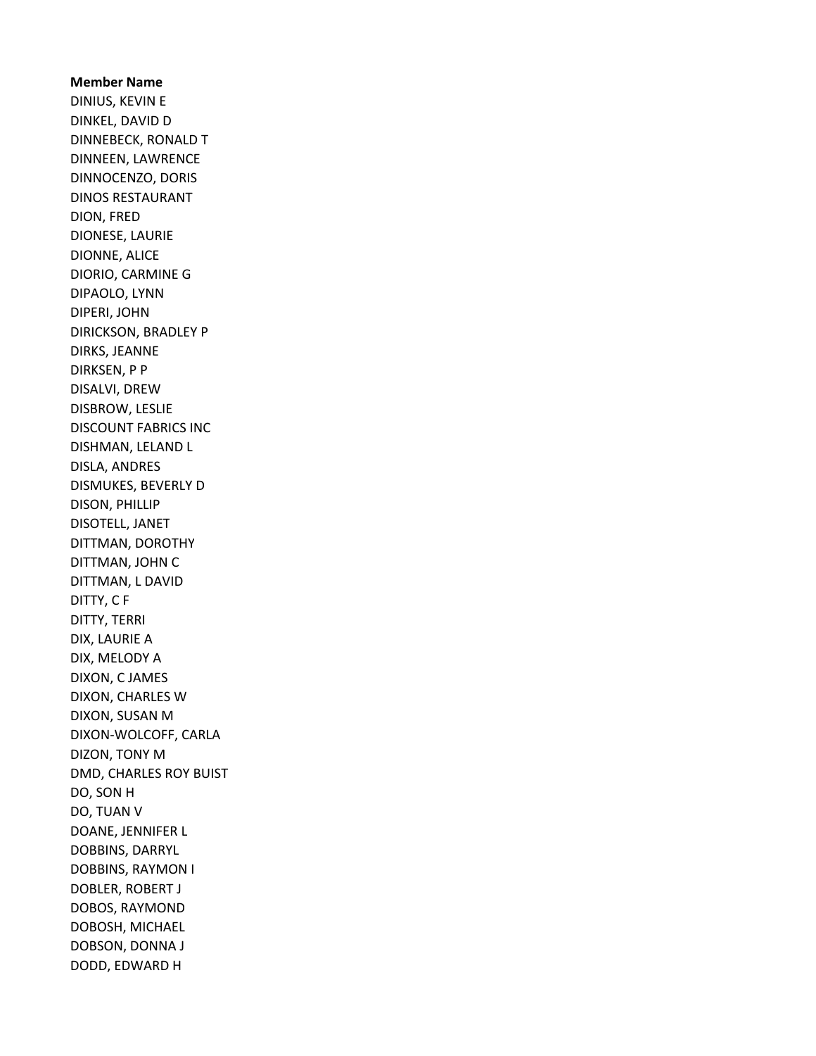**Member Name**
DINIUS, KEVIN E
DINKEL, DAVID D
DINNEBECK, RONALD T
DINNEEN, LAWRENCE
DINNOCENZO, DORIS
DINOS RESTAURANT
DION, FRED
DIONESE, LAURIE
DIONNE, ALICE
DIORIO, CARMINE G
DIPAOLO, LYNN
DIPERI, JOHN
DIRICKSON, BRADLEY P
DIRKS, JEANNE
DIRKSEN, P P
DISALVI, DREW
DISBROW, LESLIE
DISCOUNT FABRICS INC
DISHMAN, LELAND L
DISLA, ANDRES
DISMUKES, BEVERLY D
DISON, PHILLIP
DISOTELL, JANET
DITTMAN, DOROTHY
DITTMAN, JOHN C
DITTMAN, L DAVID
DITTY, C F
DITTY, TERRI
DIX, LAURIE A
DIX, MELODY A
DIXON, C JAMES
DIXON, CHARLES W
DIXON, SUSAN M
DIXON-WOLCOFF, CARLA
DIZON, TONY M
DMD, CHARLES ROY BUIST
DO, SON H
DO, TUAN V
DOANE, JENNIFER L
DOBBINS, DARRYL
DOBBINS, RAYMON I
DOBLER, ROBERT J
DOBOS, RAYMOND
DOBOSH, MICHAEL
DOBSON, DONNA J
DODD, EDWARD H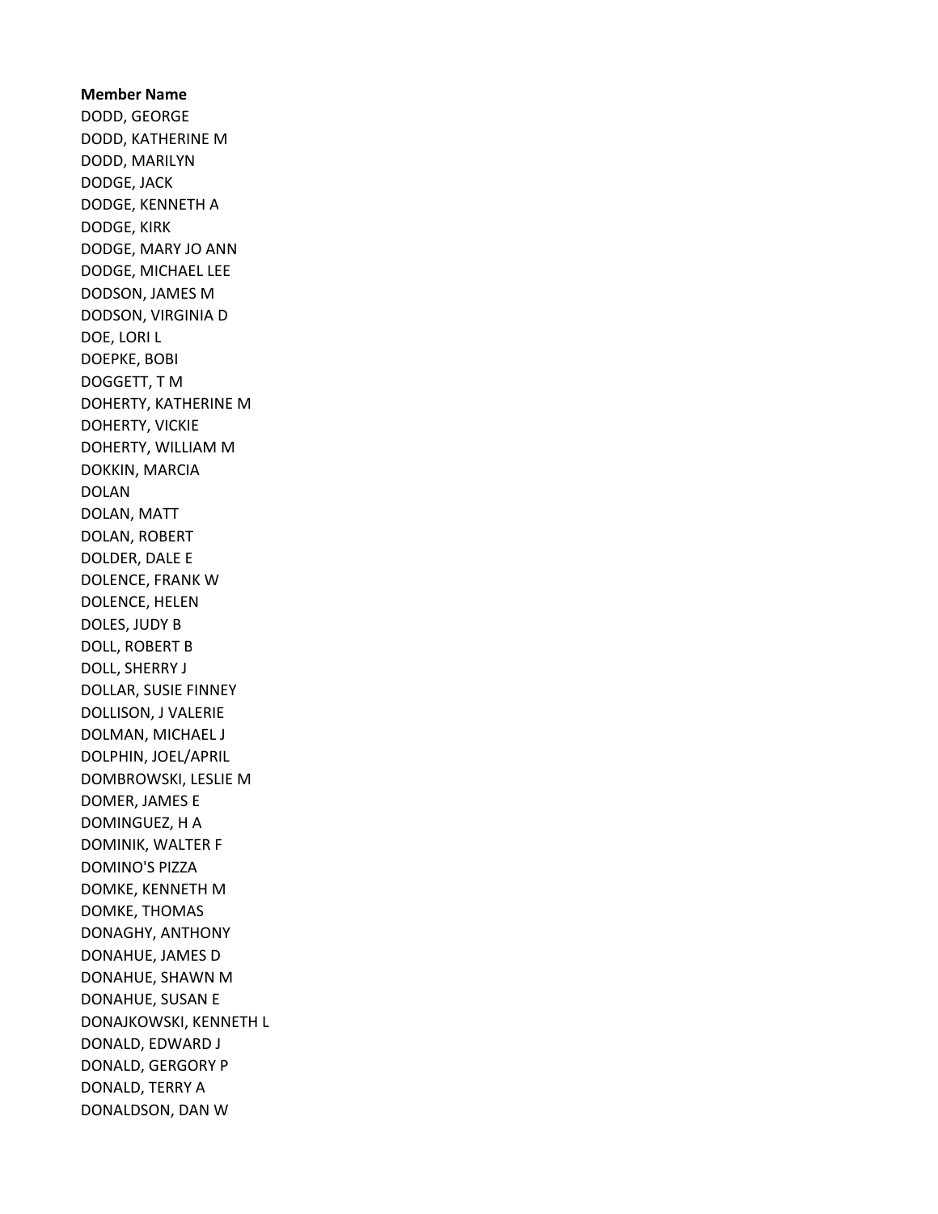**Member Name**

DODD, GEORGE
DODD, KATHERINE M
DODD, MARILYN
DODGE, JACK
DODGE, KENNETH A
DODGE, KIRK
DODGE, MARY JO ANN
DODGE, MICHAEL LEE
DODSON, JAMES M
DODSON, VIRGINIA D
DOE, LORI L
DOEPKE, BOBI
DOGGETT, T M
DOHERTY, KATHERINE M
DOHERTY, VICKIE
DOHERTY, WILLIAM M
DOKKIN, MARCIA
DOLAN
DOLAN, MATT
DOLAN, ROBERT
DOLDER, DALE E
DOLENCE, FRANK W
DOLENCE, HELEN
DOLES, JUDY B
DOLL, ROBERT B
DOLL, SHERRY J
DOLLAR, SUSIE FINNEY
DOLLISON, J VALERIE
DOLMAN, MICHAEL J
DOLPHIN, JOEL/APRIL
DOMBROWSKI, LESLIE M
DOMER, JAMES E
DOMINGUEZ, H A
DOMINIK, WALTER F
DOMINO'S PIZZA
DOMKE, KENNETH M
DOMKE, THOMAS
DONAGHY, ANTHONY
DONAHUE, JAMES D
DONAHUE, SHAWN M
DONAHUE, SUSAN E
DONAJKOWSKI, KENNETH L
DONALD, EDWARD J
DONALD, GERGORY P
DONALD, TERRY A
DONALDSON, DAN W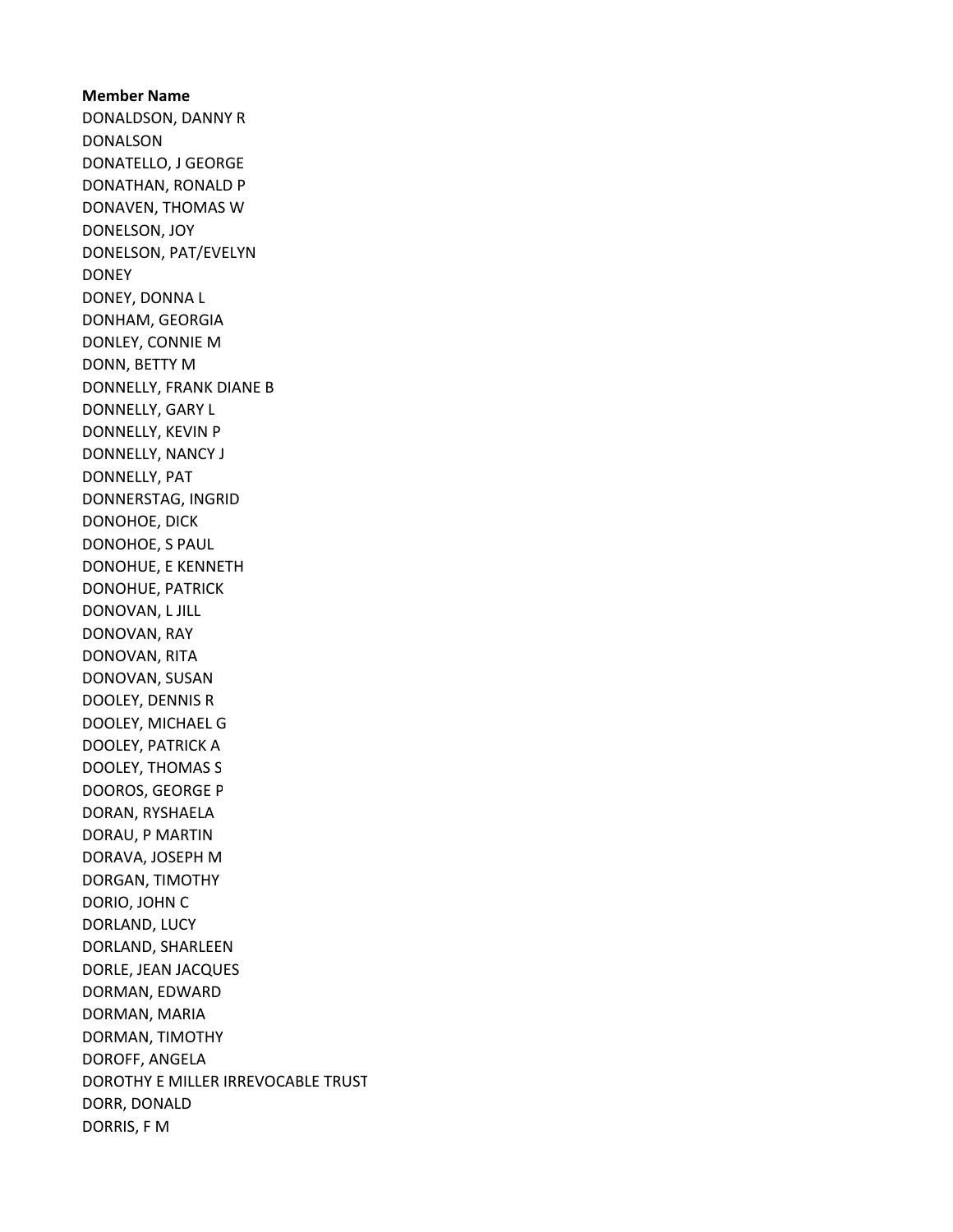**Member Name**

DONALDSON, DANNY R
DONALSON
DONATELLO, J GEORGE
DONATHAN, RONALD P
DONAVEN, THOMAS W
DONELSON, JOY
DONELSON, PAT/EVELYN
DONEY
DONEY, DONNA L
DONHAM, GEORGIA
DONLEY, CONNIE M
DONN, BETTY M
DONNELLY, FRANK DIANE B
DONNELLY, GARY L
DONNELLY, KEVIN P
DONNELLY, NANCY J
DONNELLY, PAT
DONNERSTAG, INGRID
DONOHOE, DICK
DONOHOE, S PAUL
DONOHUE, E KENNETH
DONOHUE, PATRICK
DONOVAN, L JILL
DONOVAN, RAY
DONOVAN, RITA
DONOVAN, SUSAN
DOOLEY, DENNIS R
DOOLEY, MICHAEL G
DOOLEY, PATRICK A
DOOLEY, THOMAS S
DOOROS, GEORGE P
DORAN, RYSHAELA
DORAU, P MARTIN
DORAVA, JOSEPH M
DORGAN, TIMOTHY
DORIO, JOHN C
DORLAND, LUCY
DORLAND, SHARLEEN
DORLE, JEAN JACQUES
DORMAN, EDWARD
DORMAN, MARIA
DORMAN, TIMOTHY
DOROFF, ANGELA
DOROTHY E MILLER IRREVOCABLE TRUST
DORR, DONALD
DORRIS, F M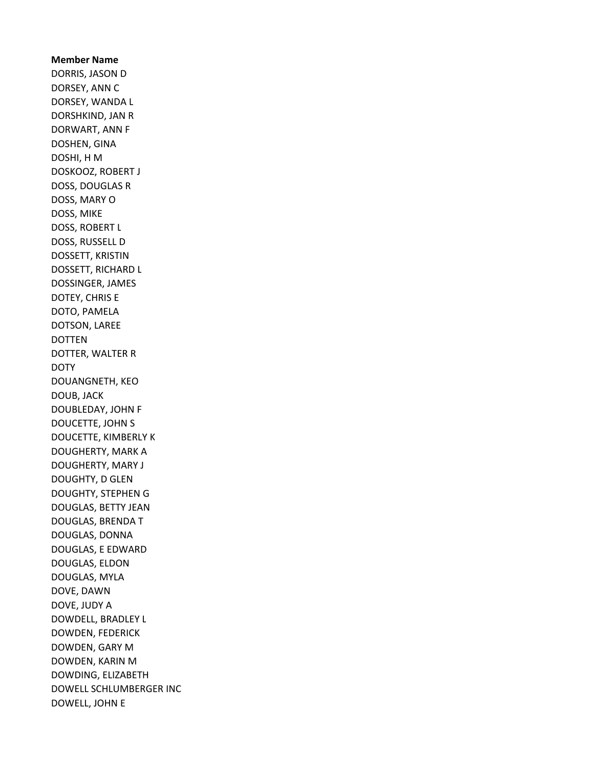**Member Name**

DORRIS, JASON D
DORSEY, ANN C
DORSEY, WANDA L
DORSHKIND, JAN R
DORWART, ANN F
DOSHEN, GINA
DOSHI, H M
DOSKOOZ, ROBERT J
DOSS, DOUGLAS R
DOSS, MARY O
DOSS, MIKE
DOSS, ROBERT L
DOSS, RUSSELL D
DOSSETT, KRISTIN
DOSSETT, RICHARD L
DOSSINGER, JAMES
DOTEY, CHRIS E
DOTO, PAMELA
DOTSON, LAREE
DOTTEN
DOTTER, WALTER R
DOTY
DOUANGNETH, KEO
DOUB, JACK
DOUBLEDAY, JOHN F
DOUCETTE, JOHN S
DOUCETTE, KIMBERLY K
DOUGHERTY, MARK A
DOUGHERTY, MARY J
DOUGHTY, D GLEN
DOUGHTY, STEPHEN G
DOUGLAS, BETTY JEAN
DOUGLAS, BRENDA T
DOUGLAS, DONNA
DOUGLAS, E EDWARD
DOUGLAS, ELDON
DOUGLAS, MYLA
DOVE, DAWN
DOVE, JUDY A
DOWDELL, BRADLEY L
DOWDEN, FEDERICK
DOWDEN, GARY M
DOWDEN, KARIN M
DOWDING, ELIZABETH
DOWELL SCHLUMBERGER INC
DOWELL, JOHN E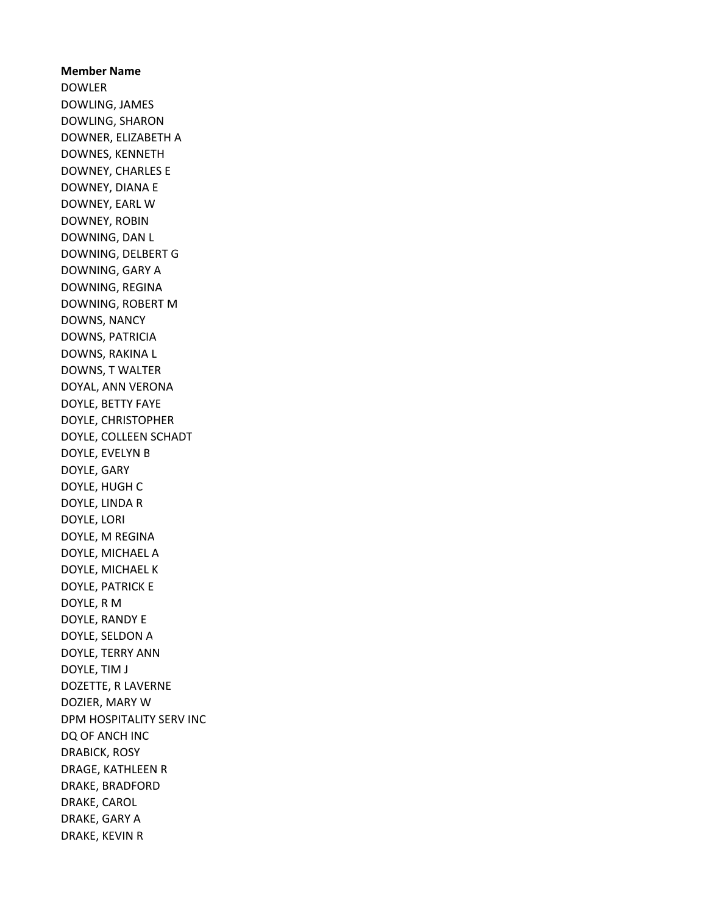**Member Name**

DOWLER
DOWLING, JAMES
DOWLING, SHARON
DOWNER, ELIZABETH A
DOWNES, KENNETH
DOWNEY, CHARLES E
DOWNEY, DIANA E
DOWNEY, EARL W
DOWNEY, ROBIN
DOWNING, DAN L
DOWNING, DELBERT G
DOWNING, GARY A
DOWNING, REGINA
DOWNING, ROBERT M
DOWNS, NANCY
DOWNS, PATRICIA
DOWNS, RAKINA L
DOWNS, T WALTER
DOYAL, ANN VERONA
DOYLE, BETTY FAYE
DOYLE, CHRISTOPHER
DOYLE, COLLEEN SCHADT
DOYLE, EVELYN B
DOYLE, GARY
DOYLE, HUGH C
DOYLE, LINDA R
DOYLE, LORI
DOYLE, M REGINA
DOYLE, MICHAEL A
DOYLE, MICHAEL K
DOYLE, PATRICK E
DOYLE, R M
DOYLE, RANDY E
DOYLE, SELDON A
DOYLE, TERRY ANN
DOYLE, TIM J
DOZETTE, R LAVERNE
DOZIER, MARY W
DPM HOSPITALITY SERV INC
DQ OF ANCH INC
DRABICK, ROSY
DRAGE, KATHLEEN R
DRAKE, BRADFORD
DRAKE, CAROL
DRAKE, GARY A
DRAKE, KEVIN R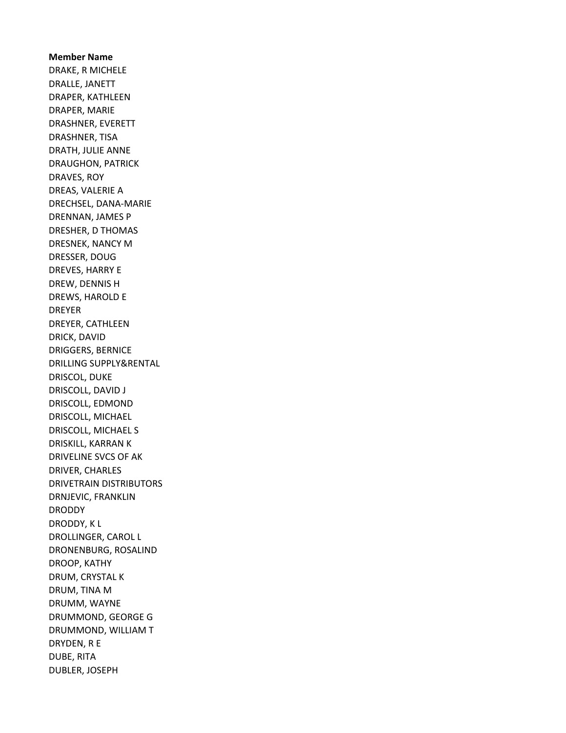**Member Name**

DRAKE, R MICHELE
DRALLE, JANETT
DRAPER, KATHLEEN
DRAPER, MARIE
DRASHNER, EVERETT
DRASHNER, TISA
DRATH, JULIE ANNE
DRAUGHON, PATRICK
DRAVES, ROY
DREAS, VALERIE A
DRECHSEL, DANA-MARIE
DRENNAN, JAMES P
DRESHER, D THOMAS
DRESNEK, NANCY M
DRESSER, DOUG
DREVES, HARRY E
DREW, DENNIS H
DREWS, HAROLD E
DREYER
DREYER, CATHLEEN
DRICK, DAVID
DRIGGERS, BERNICE
DRILLING SUPPLY&RENTAL
DRISCOL, DUKE
DRISCOLL, DAVID J
DRISCOLL, EDMOND
DRISCOLL, MICHAEL
DRISCOLL, MICHAEL S
DRISKILL, KARRAN K
DRIVELINE SVCS OF AK
DRIVER, CHARLES
DRIVETRAIN DISTRIBUTORS
DRNJEVIC, FRANKLIN
DRODDY
DRODDY, K L
DROLLINGER, CAROL L
DRONENBURG, ROSALIND
DROOP, KATHY
DRUM, CRYSTAL K
DRUM, TINA M
DRUMM, WAYNE
DRUMMOND, GEORGE G
DRUMMOND, WILLIAM T
DRYDEN, R E
DUBE, RITA
DUBLER, JOSEPH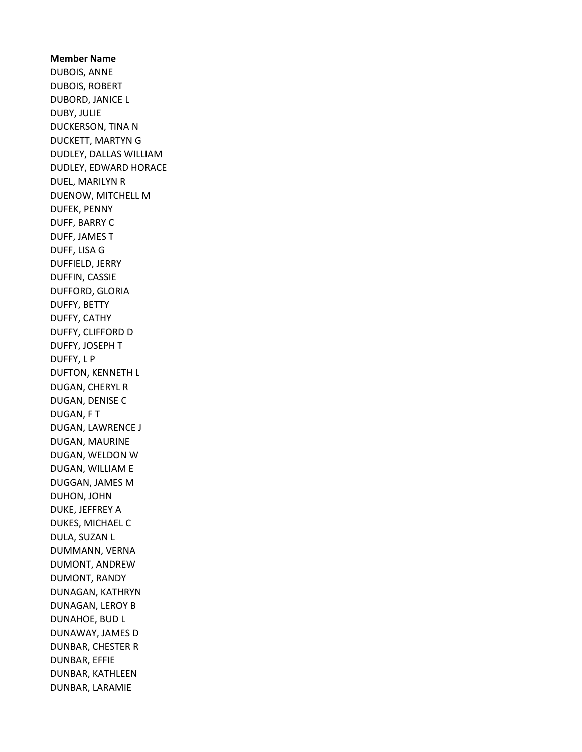**Member Name**
DUBOIS, ANNE
DUBOIS, ROBERT
DUBORD, JANICE L
DUBY, JULIE
DUCKERSON, TINA N
DUCKETT, MARTYN G
DUDLEY, DALLAS WILLIAM
DUDLEY, EDWARD HORACE
DUEL, MARILYN R
DUENOW, MITCHELL M
DUFEK, PENNY
DUFF, BARRY C
DUFF, JAMES T
DUFF, LISA G
DUFFIELD, JERRY
DUFFIN, CASSIE
DUFFORD, GLORIA
DUFFY, BETTY
DUFFY, CATHY
DUFFY, CLIFFORD D
DUFFY, JOSEPH T
DUFFY, L P
DUFTON, KENNETH L
DUGAN, CHERYL R
DUGAN, DENISE C
DUGAN, F T
DUGAN, LAWRENCE J
DUGAN, MAURINE
DUGAN, WELDON W
DUGAN, WILLIAM E
DUGGAN, JAMES M
DUHON, JOHN
DUKE, JEFFREY A
DUKES, MICHAEL C
DULA, SUZAN L
DUMMANN, VERNA
DUMONT, ANDREW
DUMONT, RANDY
DUNAGAN, KATHRYN
DUNAGAN, LEROY B
DUNAHOE, BUD L
DUNAWAY, JAMES D
DUNBAR, CHESTER R
DUNBAR, EFFIE
DUNBAR, KATHLEEN
DUNBAR, LARAMIE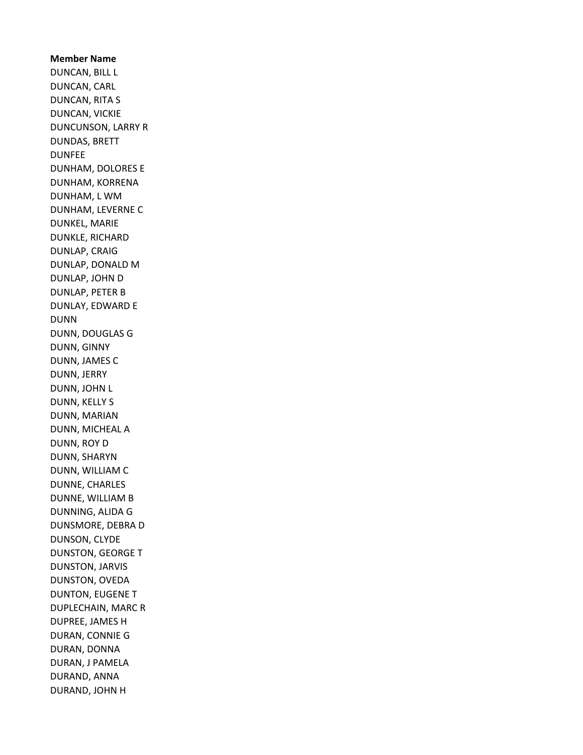**Member Name**
DUNCAN, BILL L
DUNCAN, CARL
DUNCAN, RITA S
DUNCAN, VICKIE
DUNCUNSON, LARRY R
DUNDAS, BRETT
DUNFEE
DUNHAM, DOLORES E
DUNHAM, KORRENA
DUNHAM, L WM
DUNHAM, LEVERNE C
DUNKEL, MARIE
DUNKLE, RICHARD
DUNLAP, CRAIG
DUNLAP, DONALD M
DUNLAP, JOHN D
DUNLAP, PETER B
DUNLAY, EDWARD E
DUNN
DUNN, DOUGLAS G
DUNN, GINNY
DUNN, JAMES C
DUNN, JERRY
DUNN, JOHN L
DUNN, KELLY S
DUNN, MARIAN
DUNN, MICHEAL A
DUNN, ROY D
DUNN, SHARYN
DUNN, WILLIAM C
DUNNE, CHARLES
DUNNE, WILLIAM B
DUNNING, ALIDA G
DUNSMORE, DEBRA D
DUNSON, CLYDE
DUNSTON, GEORGE T
DUNSTON, JARVIS
DUNSTON, OVEDA
DUNTON, EUGENE T
DUPLECHAIN, MARC R
DUPREE, JAMES H
DURAN, CONNIE G
DURAN, DONNA
DURAN, J PAMELA
DURAND, ANNA
DURAND, JOHN H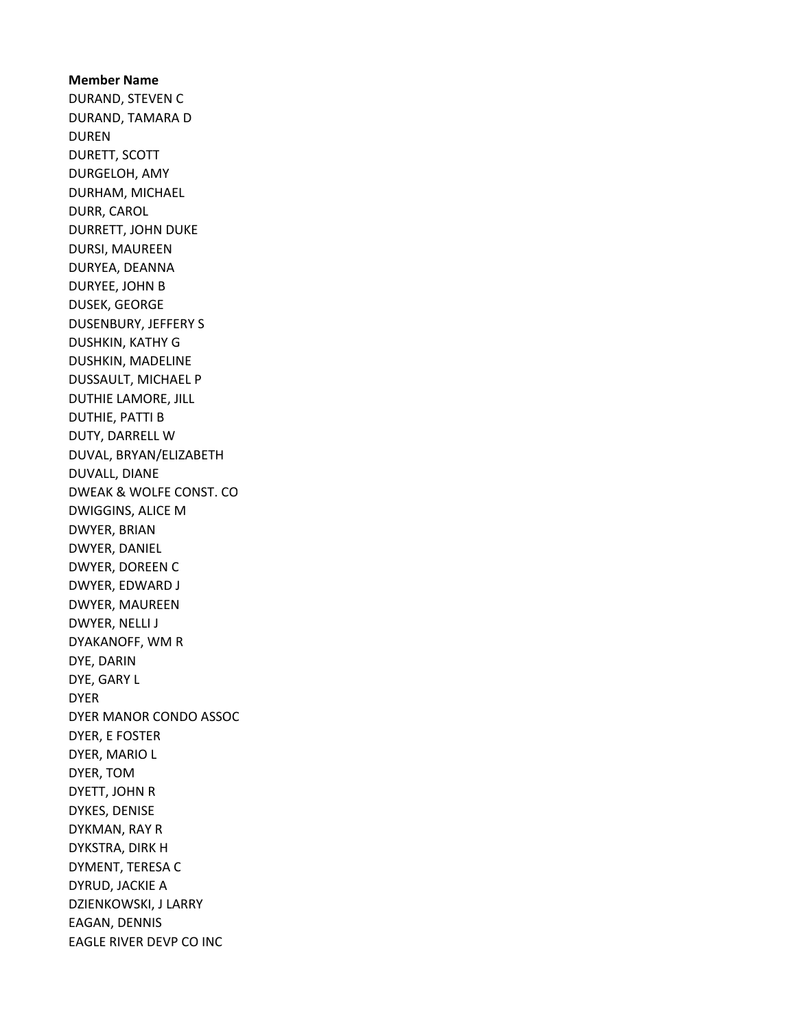**Member Name**
DURAND, STEVEN C
DURAND, TAMARA D
DUREN
DURETT, SCOTT
DURGELOH, AMY
DURHAM, MICHAEL
DURR, CAROL
DURRETT, JOHN DUKE
DURSI, MAUREEN
DURYEA, DEANNA
DURYEE, JOHN B
DUSEK, GEORGE
DUSENBURY, JEFFERY S
DUSHKIN, KATHY G
DUSHKIN, MADELINE
DUSSAULT, MICHAEL P
DUTHIE LAMORE, JILL
DUTHIE, PATTI B
DUTY, DARRELL W
DUVAL, BRYAN/ELIZABETH
DUVALL, DIANE
DWEAK & WOLFE CONST. CO
DWIGGINS, ALICE M
DWYER, BRIAN
DWYER, DANIEL
DWYER, DOREEN C
DWYER, EDWARD J
DWYER, MAUREEN
DWYER, NELLI J
DYAKANOFF, WM R
DYE, DARIN
DYE, GARY L
DYER
DYER MANOR CONDO ASSOC
DYER, E FOSTER
DYER, MARIO L
DYER, TOM
DYETT, JOHN R
DYKES, DENISE
DYKMAN, RAY R
DYKSTRA, DIRK H
DYMENT, TERESA C
DYRUD, JACKIE A
DZIENKOWSKI, J LARRY
EAGAN, DENNIS
EAGLE RIVER DEVP CO INC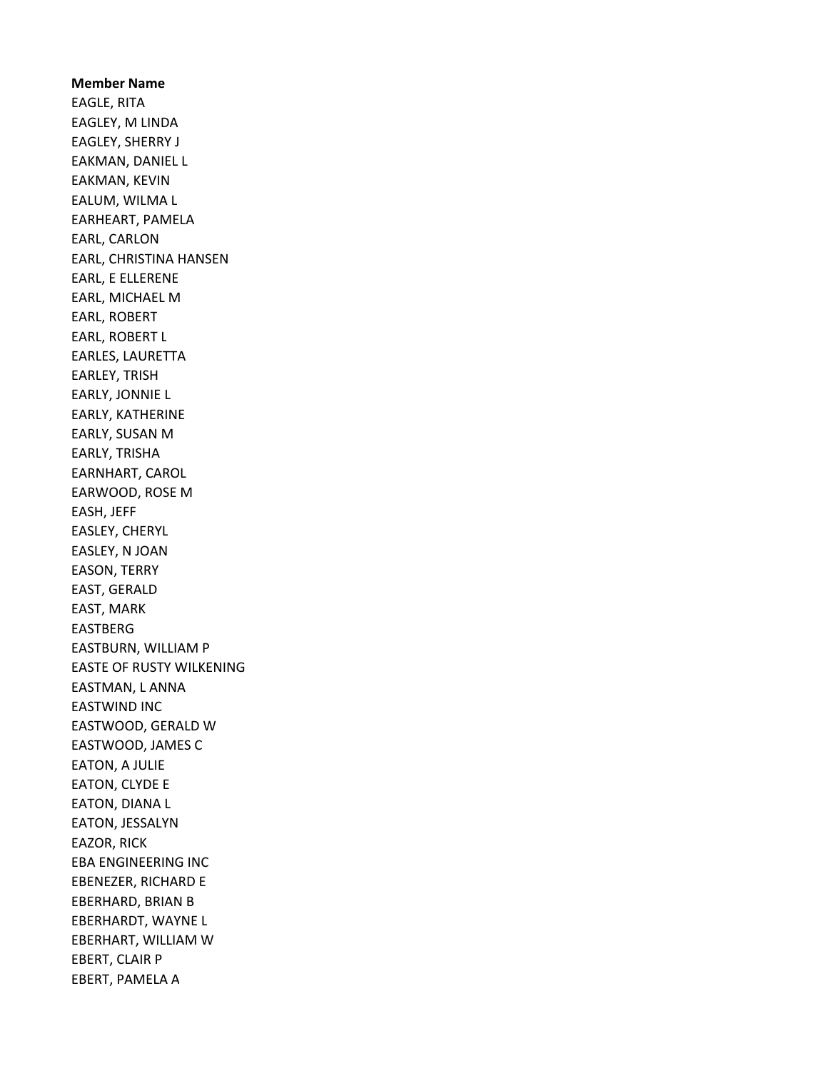**Member Name**

EAGLE, RITA
EAGLEY, M LINDA
EAGLEY, SHERRY J
EAKMAN, DANIEL L
EAKMAN, KEVIN
EALUM, WILMA L
EARHEART, PAMELA
EARL, CARLON
EARL, CHRISTINA HANSEN
EARL, E ELLERENE
EARL, MICHAEL M
EARL, ROBERT
EARL, ROBERT L
EARLES, LAURETTA
EARLEY, TRISH
EARLY, JONNIE L
EARLY, KATHERINE
EARLY, SUSAN M
EARLY, TRISHA
EARNHART, CAROL
EARWOOD, ROSE M
EASH, JEFF
EASLEY, CHERYL
EASLEY, N JOAN
EASON, TERRY
EAST, GERALD
EAST, MARK
EASTBERG
EASTBURN, WILLIAM P
EASTE OF RUSTY WILKENING
EASTMAN, L ANNA
EASTWIND INC
EASTWOOD, GERALD W
EASTWOOD, JAMES C
EATON, A JULIE
EATON, CLYDE E
EATON, DIANA L
EATON, JESSALYN
EAZOR, RICK
EBA ENGINEERING INC
EBENEZER, RICHARD E
EBERHARD, BRIAN B
EBERHARDT, WAYNE L
EBERHART, WILLIAM W
EBERT, CLAIR P
EBERT, PAMELA A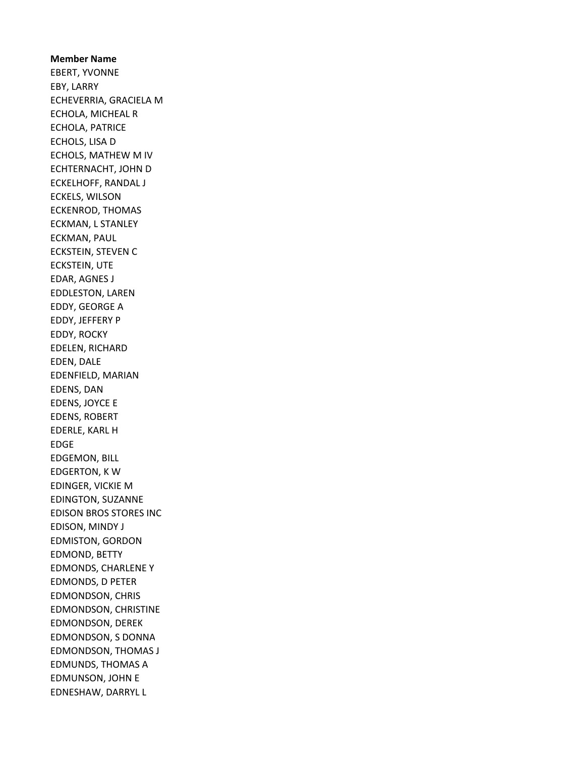**Member Name**

EBERT, YVONNE
EBY, LARRY
ECHEVERRIA, GRACIELA M
ECHOLA, MICHEAL R
ECHOLA, PATRICE
ECHOLS, LISA D
ECHOLS, MATHEW M IV
ECHTERNACHT, JOHN D
ECKELHOFF, RANDAL J
ECKELS, WILSON
ECKENROD, THOMAS
ECKMAN, L STANLEY
ECKMAN, PAUL
ECKSTEIN, STEVEN C
ECKSTEIN, UTE
EDAR, AGNES J
EDDLESTON, LAREN
EDDY, GEORGE A
EDDY, JEFFERY P
EDDY, ROCKY
EDELEN, RICHARD
EDEN, DALE
EDENFIELD, MARIAN
EDENS, DAN
EDENS, JOYCE E
EDENS, ROBERT
EDERLE, KARL H
EDGE
EDGEMON, BILL
EDGERTON, K W
EDINGER, VICKIE M
EDINGTON, SUZANNE
EDISON BROS STORES INC
EDISON, MINDY J
EDMISTON, GORDON
EDMOND, BETTY
EDMONDS, CHARLENE Y
EDMONDS, D PETER
EDMONDSON, CHRIS
EDMONDSON, CHRISTINE
EDMONDSON, DEREK
EDMONDSON, S DONNA
EDMONDSON, THOMAS J
EDMUNDS, THOMAS A
EDMUNSON, JOHN E
EDNESHAW, DARRYL L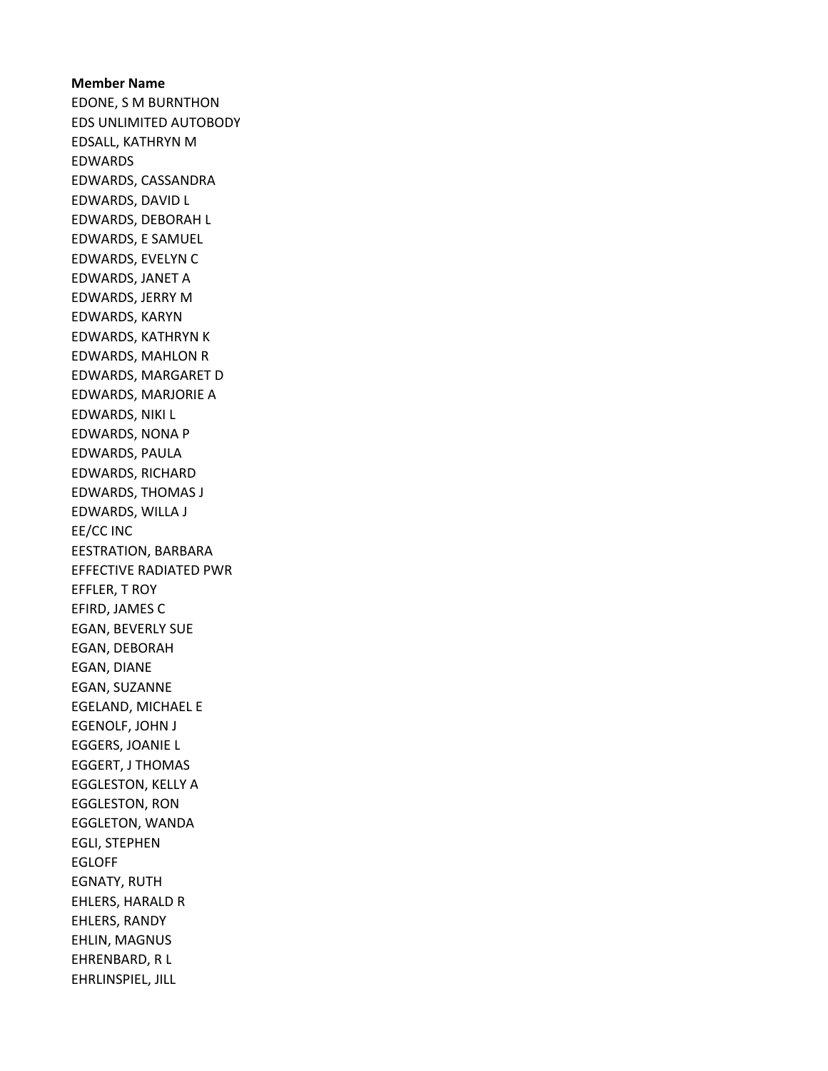**Member Name**

EDONE, S M BURNTHON
EDS UNLIMITED AUTOBODY
EDSALL, KATHRYN M
EDWARDS
EDWARDS, CASSANDRA
EDWARDS, DAVID L
EDWARDS, DEBORAH L
EDWARDS, E SAMUEL
EDWARDS, EVELYN C
EDWARDS, JANET A
EDWARDS, JERRY M
EDWARDS, KARYN
EDWARDS, KATHRYN K
EDWARDS, MAHLON R
EDWARDS, MARGARET D
EDWARDS, MARJORIE A
EDWARDS, NIKI L
EDWARDS, NONA P
EDWARDS, PAULA
EDWARDS, RICHARD
EDWARDS, THOMAS J
EDWARDS, WILLA J
EE/CC INC
EESTRATION, BARBARA
EFFECTIVE RADIATED PWR
EFFLER, T ROY
EFIRD, JAMES C
EGAN, BEVERLY SUE
EGAN, DEBORAH
EGAN, DIANE
EGAN, SUZANNE
EGELAND, MICHAEL E
EGENOLF, JOHN J
EGGERS, JOANIE L
EGGERT, J THOMAS
EGGLESTON, KELLY A
EGGLESTON, RON
EGGLETON, WANDA
EGLI, STEPHEN
EGLOFF
EGNATY, RUTH
EHLERS, HARALD R
EHLERS, RANDY
EHLIN, MAGNUS
EHRENBARD, R L
EHRLINSPIEL, JILL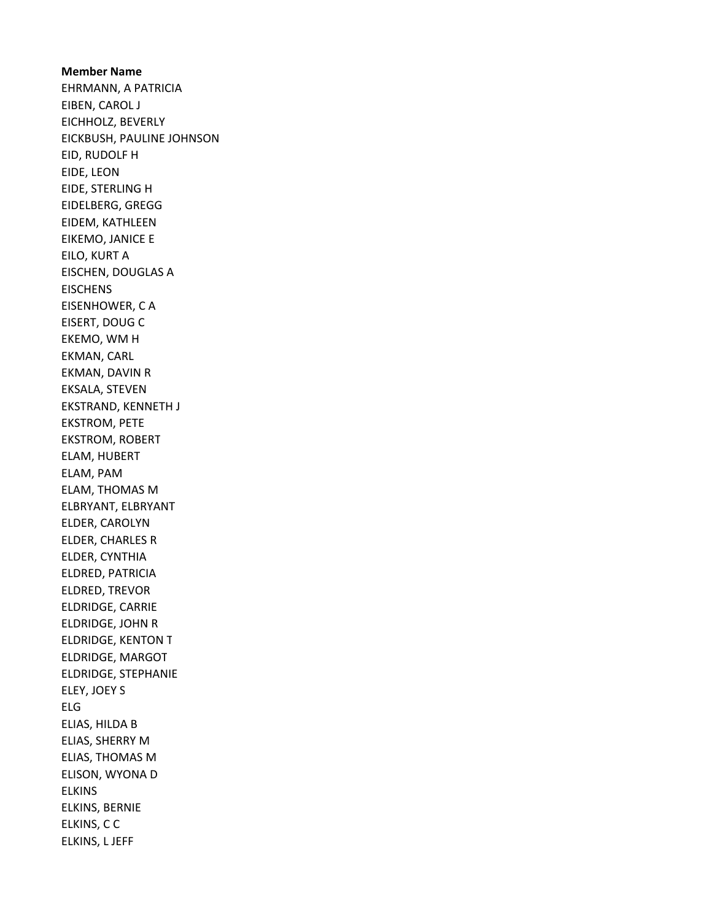**Member Name**
EHRMANN, A PATRICIA
EIBEN, CAROL J
EICHHOLZ, BEVERLY
EICKBUSH, PAULINE JOHNSON
EID, RUDOLF H
EIDE, LEON
EIDE, STERLING H
EIDELBERG, GREGG
EIDEM, KATHLEEN
EIKEMO, JANICE E
EILO, KURT A
EISCHEN, DOUGLAS A
EISCHENS
EISENHOWER, C A
EISERT, DOUG C
EKEMO, WM H
EKMAN, CARL
EKMAN, DAVIN R
EKSALA, STEVEN
EKSTRAND, KENNETH J
EKSTROM, PETE
EKSTROM, ROBERT
ELAM, HUBERT
ELAM, PAM
ELAM, THOMAS M
ELBRYANT, ELBRYANT
ELDER, CAROLYN
ELDER, CHARLES R
ELDER, CYNTHIA
ELDRED, PATRICIA
ELDRED, TREVOR
ELDRIDGE, CARRIE
ELDRIDGE, JOHN R
ELDRIDGE, KENTON T
ELDRIDGE, MARGOT
ELDRIDGE, STEPHANIE
ELEY, JOEY S
ELG
ELIAS, HILDA B
ELIAS, SHERRY M
ELIAS, THOMAS M
ELISON, WYONA D
ELKINS
ELKINS, BERNIE
ELKINS, C C
ELKINS, L JEFF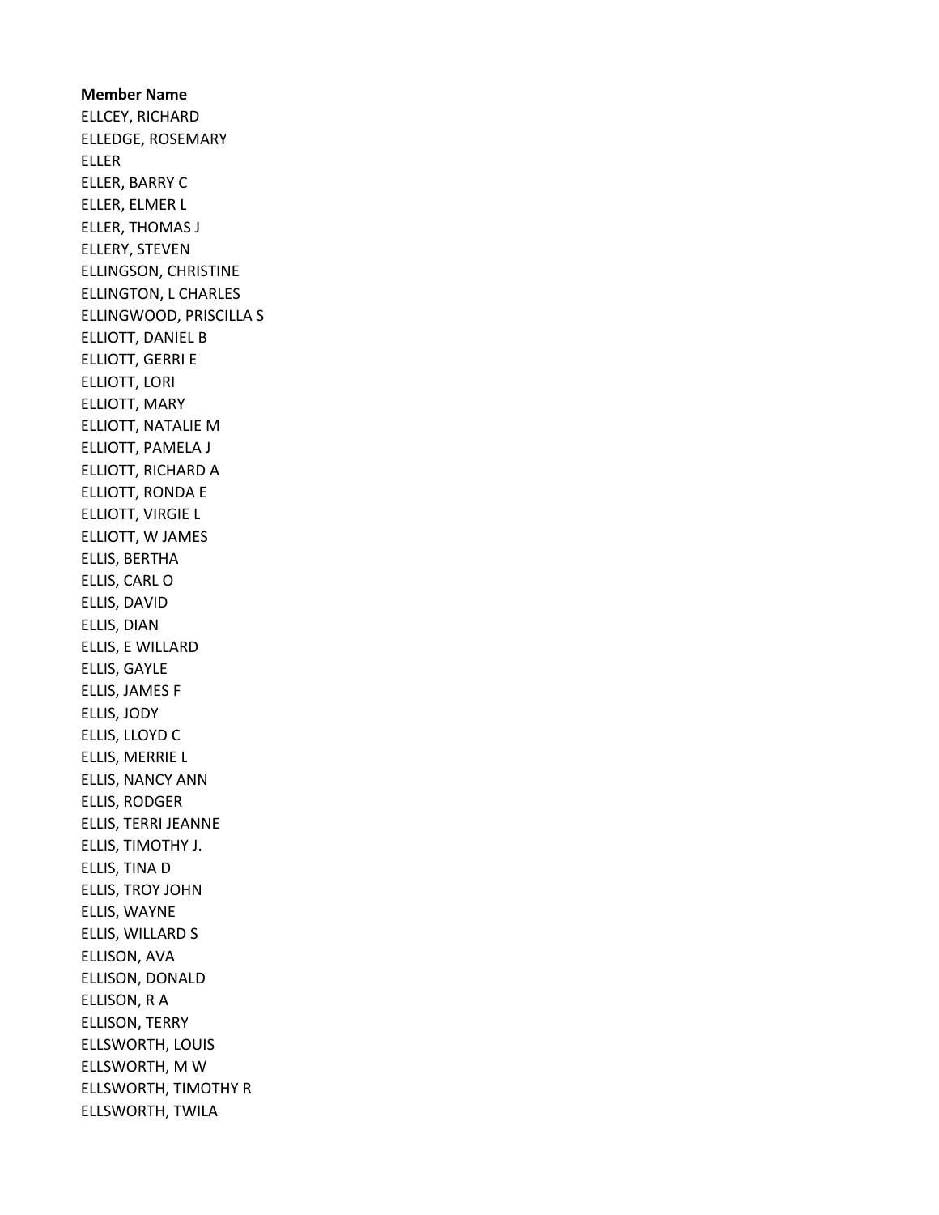**Member Name**

ELLCEY, RICHARD
ELLEDGE, ROSEMARY
ELLER
ELLER, BARRY C
ELLER, ELMER L
ELLER, THOMAS J
ELLERY, STEVEN
ELLINGSON, CHRISTINE
ELLINGTON, L CHARLES
ELLINGWOOD, PRISCILLA S
ELLIOTT, DANIEL B
ELLIOTT, GERRI E
ELLIOTT, LORI
ELLIOTT, MARY
ELLIOTT, NATALIE M
ELLIOTT, PAMELA J
ELLIOTT, RICHARD A
ELLIOTT, RONDA E
ELLIOTT, VIRGIE L
ELLIOTT, W JAMES
ELLIS, BERTHA
ELLIS, CARL O
ELLIS, DAVID
ELLIS, DIAN
ELLIS, E WILLARD
ELLIS, GAYLE
ELLIS, JAMES F
ELLIS, JODY
ELLIS, LLOYD C
ELLIS, MERRIE L
ELLIS, NANCY ANN
ELLIS, RODGER
ELLIS, TERRI JEANNE
ELLIS, TIMOTHY J.
ELLIS, TINA D
ELLIS, TROY JOHN
ELLIS, WAYNE
ELLIS, WILLARD S
ELLISON, AVA
ELLISON, DONALD
ELLISON, R A
ELLISON, TERRY
ELLSWORTH, LOUIS
ELLSWORTH, M W
ELLSWORTH, TIMOTHY R
ELLSWORTH, TWILA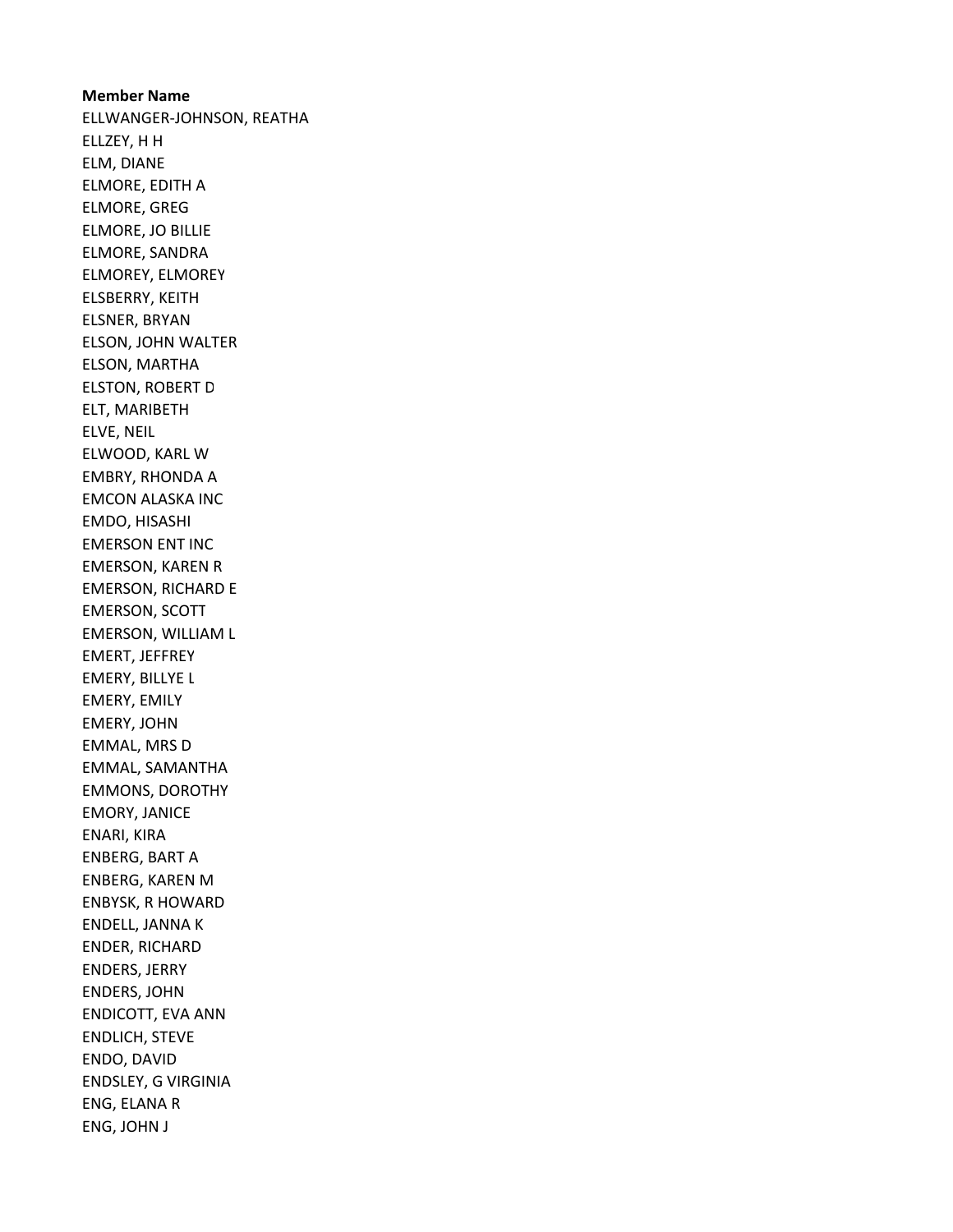**Member Name**

ELLWANGER-JOHNSON, REATHA
ELLZEY, H H
ELM, DIANE
ELMORE, EDITH A
ELMORE, GREG
ELMORE, JO BILLIE
ELMORE, SANDRA
ELMOREY, ELMOREY
ELSBERRY, KEITH
ELSNER, BRYAN
ELSON, JOHN WALTER
ELSON, MARTHA
ELSTON, ROBERT D
ELT, MARIBETH
ELVE, NEIL
ELWOOD, KARL W
EMBRY, RHONDA A
EMCON ALASKA INC
EMDO, HISASHI
EMERSON ENT INC
EMERSON, KAREN R
EMERSON, RICHARD E
EMERSON, SCOTT
EMERSON, WILLIAM L
EMERT, JEFFREY
EMERY, BILLYE L
EMERY, EMILY
EMERY, JOHN
EMMAL, MRS D
EMMAL, SAMANTHA
EMMONS, DOROTHY
EMORY, JANICE
ENARI, KIRA
ENBERG, BART A
ENBERG, KAREN M
ENBYSK, R HOWARD
ENDELL, JANNA K
ENDER, RICHARD
ENDERS, JERRY
ENDERS, JOHN
ENDICOTT, EVA ANN
ENDLICH, STEVE
ENDO, DAVID
ENDSLEY, G VIRGINIA
ENG, ELANA R
ENG, JOHN J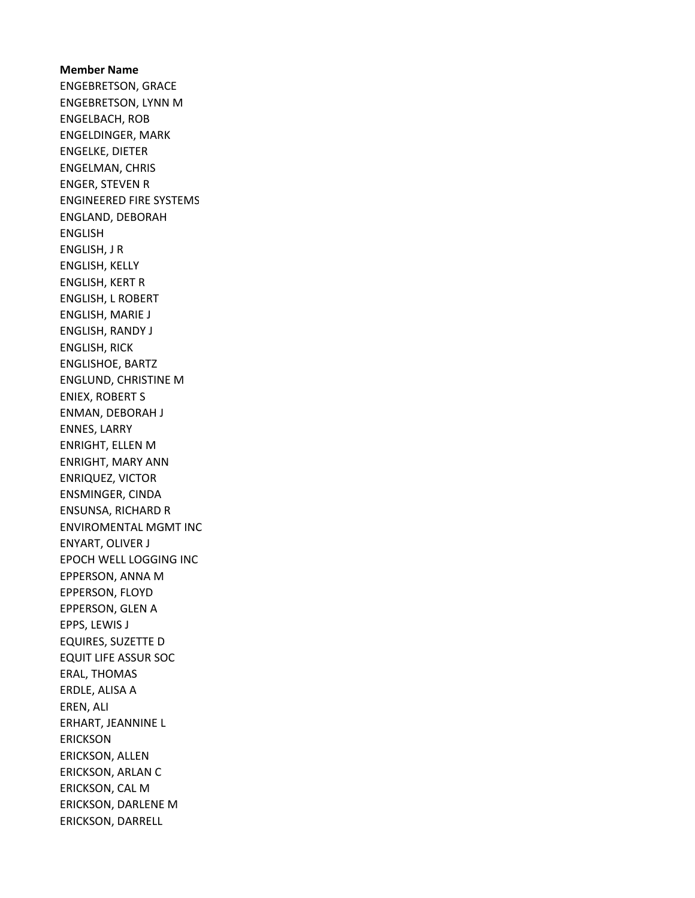**Member Name**

ENGEBRETSON, GRACE
ENGEBRETSON, LYNN M
ENGELBACH, ROB
ENGELDINGER, MARK
ENGELKE, DIETER
ENGELMAN, CHRIS
ENGER, STEVEN R
ENGINEERED FIRE SYSTEMS
ENGLAND, DEBORAH
ENGLISH
ENGLISH, J R
ENGLISH, KELLY
ENGLISH, KERT R
ENGLISH, L ROBERT
ENGLISH, MARIE J
ENGLISH, RANDY J
ENGLISH, RICK
ENGLISHOE, BARTZ
ENGLUND, CHRISTINE M
ENIEX, ROBERT S
ENMAN, DEBORAH J
ENNES, LARRY
ENRIGHT, ELLEN M
ENRIGHT, MARY ANN
ENRIQUEZ, VICTOR
ENSMINGER, CINDA
ENSUNSA, RICHARD R
ENVIROMENTAL MGMT INC
ENYART, OLIVER J
EPOCH WELL LOGGING INC
EPPERSON, ANNA M
EPPERSON, FLOYD
EPPERSON, GLEN A
EPPS, LEWIS J
EQUIRES, SUZETTE D
EQUIT LIFE ASSUR SOC
ERAL, THOMAS
ERDLE, ALISA A
EREN, ALI
ERHART, JEANNINE L
ERICKSON
ERICKSON, ALLEN
ERICKSON, ARLAN C
ERICKSON, CAL M
ERICKSON, DARLENE M
ERICKSON, DARRELL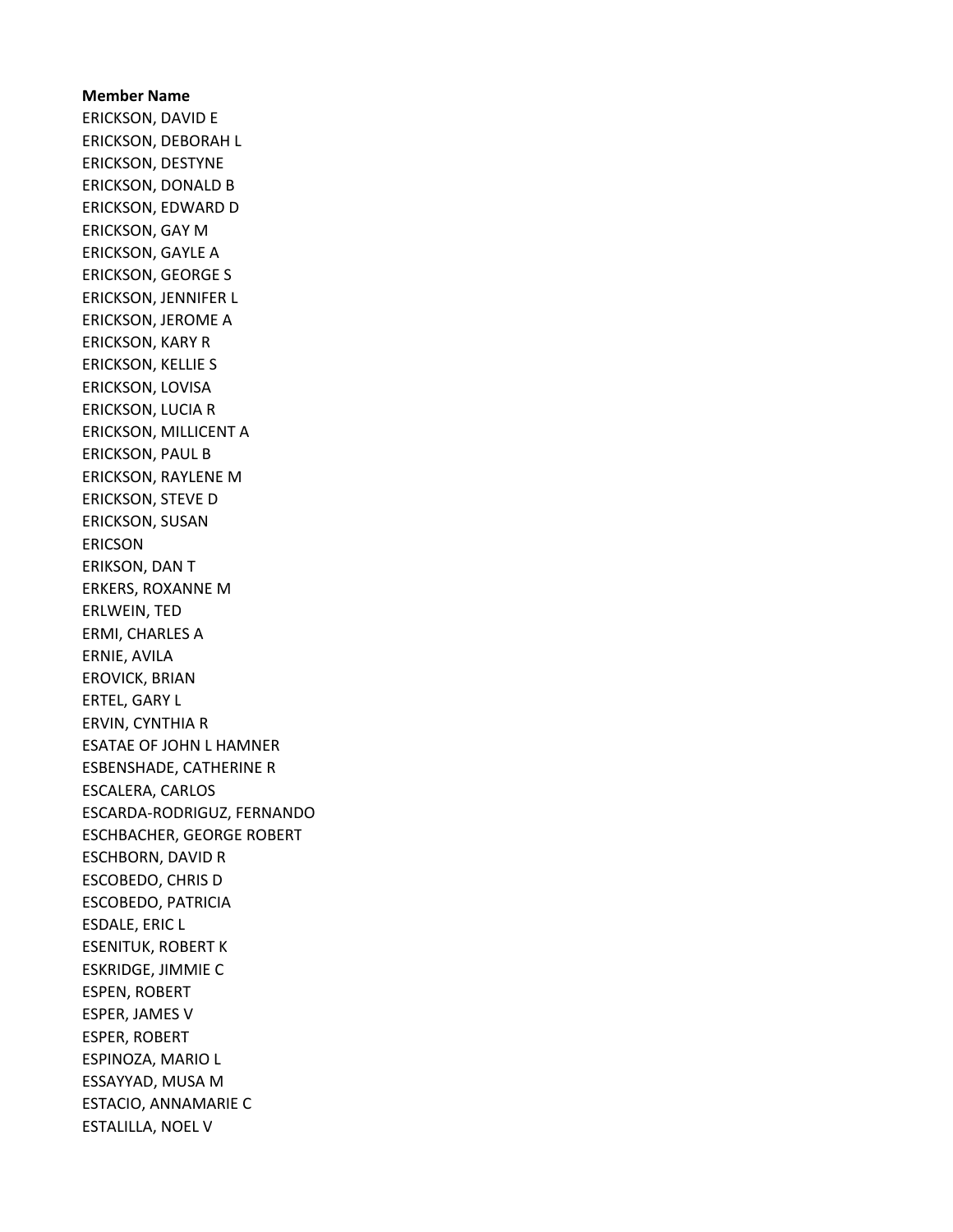**Member Name**

ERICKSON, DAVID E
ERICKSON, DEBORAH L
ERICKSON, DESTYNE
ERICKSON, DONALD B
ERICKSON, EDWARD D
ERICKSON, GAY M
ERICKSON, GAYLE A
ERICKSON, GEORGE S
ERICKSON, JENNIFER L
ERICKSON, JEROME A
ERICKSON, KARY R
ERICKSON, KELLIE S
ERICKSON, LOVISA
ERICKSON, LUCIA R
ERICKSON, MILLICENT A
ERICKSON, PAUL B
ERICKSON, RAYLENE M
ERICKSON, STEVE D
ERICKSON, SUSAN
ERICSON
ERIKSON, DAN T
ERKERS, ROXANNE M
ERLWEIN, TED
ERMI, CHARLES A
ERNIE, AVILA
EROVICK, BRIAN
ERTEL, GARY L
ERVIN, CYNTHIA R
ESATAE OF JOHN L HAMNER
ESBENSHADE, CATHERINE R
ESCALERA, CARLOS
ESCARDA-RODRIGUZ, FERNANDO
ESCHBACHER, GEORGE ROBERT
ESCHBORN, DAVID R
ESCOBEDO, CHRIS D
ESCOBEDO, PATRICIA
ESDALE, ERIC L
ESENITUK, ROBERT K
ESKRIDGE, JIMMIE C
ESPEN, ROBERT
ESPER, JAMES V
ESPER, ROBERT
ESPINOZA, MARIO L
ESSAYYAD, MUSA M
ESTACIO, ANNAMARIE C
ESTALILLA, NOEL V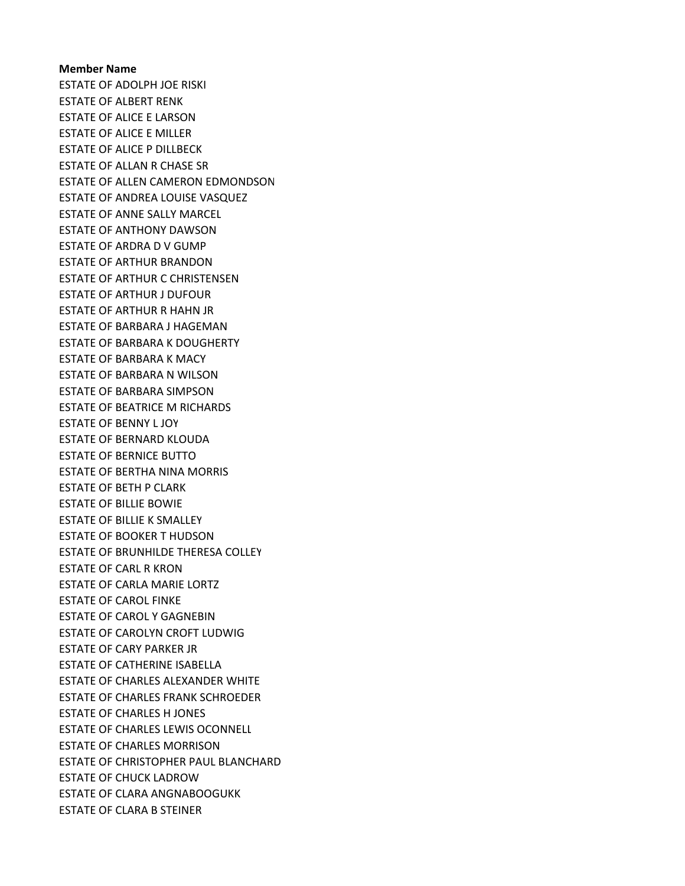**Member Name**

ESTATE OF ADOLPH JOE RISKI
ESTATE OF ALBERT RENK
ESTATE OF ALICE E LARSON
ESTATE OF ALICE E MILLER
ESTATE OF ALICE P DILLBECK
ESTATE OF ALLAN R CHASE SR
ESTATE OF ALLEN CAMERON EDMONDSON
ESTATE OF ANDREA LOUISE VASQUEZ
ESTATE OF ANNE SALLY MARCEL
ESTATE OF ANTHONY DAWSON
ESTATE OF ARDRA D V GUMP
ESTATE OF ARTHUR BRANDON
ESTATE OF ARTHUR C CHRISTENSEN
ESTATE OF ARTHUR J DUFOUR
ESTATE OF ARTHUR R HAHN JR
ESTATE OF BARBARA J HAGEMAN
ESTATE OF BARBARA K DOUGHERTY
ESTATE OF BARBARA K MACY
ESTATE OF BARBARA N WILSON
ESTATE OF BARBARA SIMPSON
ESTATE OF BEATRICE M RICHARDS
ESTATE OF BENNY L JOY
ESTATE OF BERNARD KLOUDA
ESTATE OF BERNICE BUTTO
ESTATE OF BERTHA NINA MORRIS
ESTATE OF BETH P CLARK
ESTATE OF BILLIE BOWIE
ESTATE OF BILLIE K SMALLEY
ESTATE OF BOOKER T HUDSON
ESTATE OF BRUNHILDE THERESA COLLEY
ESTATE OF CARL R KRON
ESTATE OF CARLA MARIE LORTZ
ESTATE OF CAROL FINKE
ESTATE OF CAROL Y GAGNEBIN
ESTATE OF CAROLYN CROFT LUDWIG
ESTATE OF CARY PARKER JR
ESTATE OF CATHERINE ISABELLA
ESTATE OF CHARLES ALEXANDER WHITE
ESTATE OF CHARLES FRANK SCHROEDER
ESTATE OF CHARLES H JONES
ESTATE OF CHARLES LEWIS OCONNELL
ESTATE OF CHARLES MORRISON
ESTATE OF CHRISTOPHER PAUL BLANCHARD
ESTATE OF CHUCK LADROW
ESTATE OF CLARA ANGNABOOGUKK
ESTATE OF CLARA B STEINER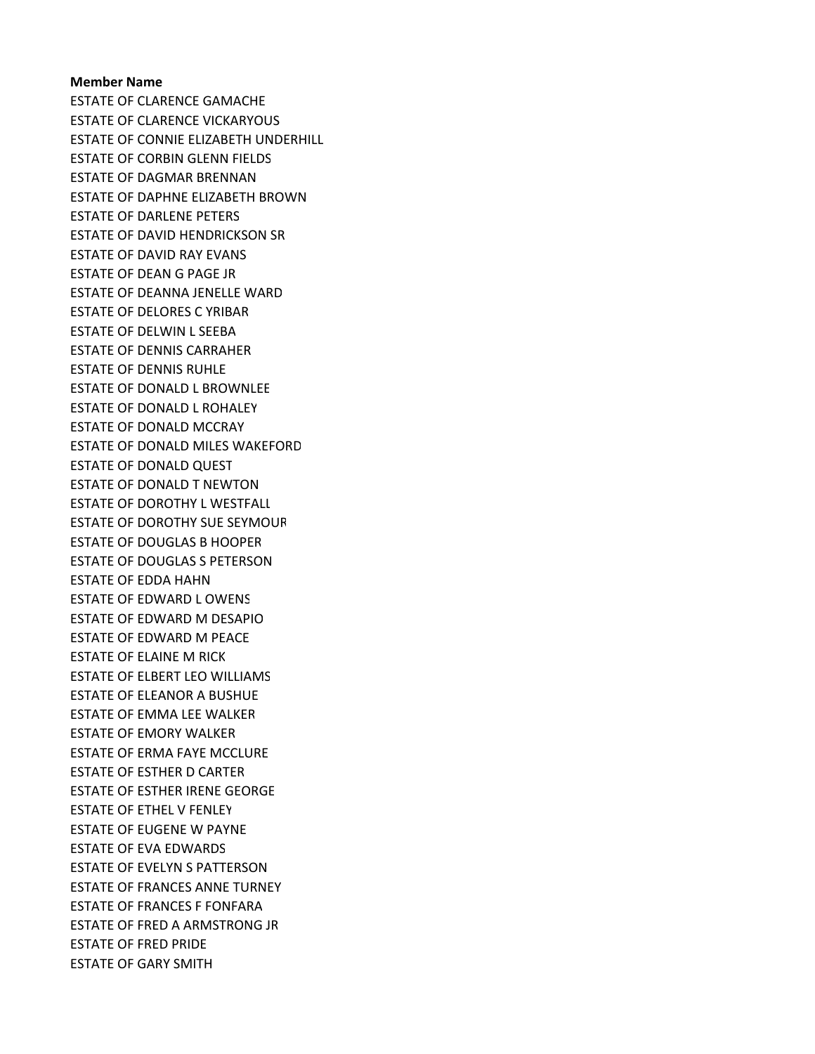**Member Name**

ESTATE OF CLARENCE GAMACHE
ESTATE OF CLARENCE VICKARYOUS
ESTATE OF CONNIE ELIZABETH UNDERHILL
ESTATE OF CORBIN GLENN FIELDS
ESTATE OF DAGMAR BRENNAN
ESTATE OF DAPHNE ELIZABETH BROWN
ESTATE OF DARLENE PETERS
ESTATE OF DAVID HENDRICKSON SR
ESTATE OF DAVID RAY EVANS
ESTATE OF DEAN G PAGE JR
ESTATE OF DEANNA JENELLE WARD
ESTATE OF DELORES C YRIBAR
ESTATE OF DELWIN L SEEBA
ESTATE OF DENNIS CARRAHER
ESTATE OF DENNIS RUHLE
ESTATE OF DONALD L BROWNLEE
ESTATE OF DONALD L ROHALEY
ESTATE OF DONALD MCCRAY
ESTATE OF DONALD MILES WAKEFORD
ESTATE OF DONALD QUEST
ESTATE OF DONALD T NEWTON
ESTATE OF DOROTHY L WESTFALL
ESTATE OF DOROTHY SUE SEYMOUR
ESTATE OF DOUGLAS B HOOPER
ESTATE OF DOUGLAS S PETERSON
ESTATE OF EDDA HAHN
ESTATE OF EDWARD L OWENS
ESTATE OF EDWARD M DESAPIO
ESTATE OF EDWARD M PEACE
ESTATE OF ELAINE M RICK
ESTATE OF ELBERT LEO WILLIAMS
ESTATE OF ELEANOR A BUSHUE
ESTATE OF EMMA LEE WALKER
ESTATE OF EMORY WALKER
ESTATE OF ERMA FAYE MCCLURE
ESTATE OF ESTHER D CARTER
ESTATE OF ESTHER IRENE GEORGE
ESTATE OF ETHEL V FENLEY
ESTATE OF EUGENE W PAYNE
ESTATE OF EVA EDWARDS
ESTATE OF EVELYN S PATTERSON
ESTATE OF FRANCES ANNE TURNEY
ESTATE OF FRANCES F FONFARA
ESTATE OF FRED A ARMSTRONG JR
ESTATE OF FRED PRIDE
ESTATE OF GARY SMITH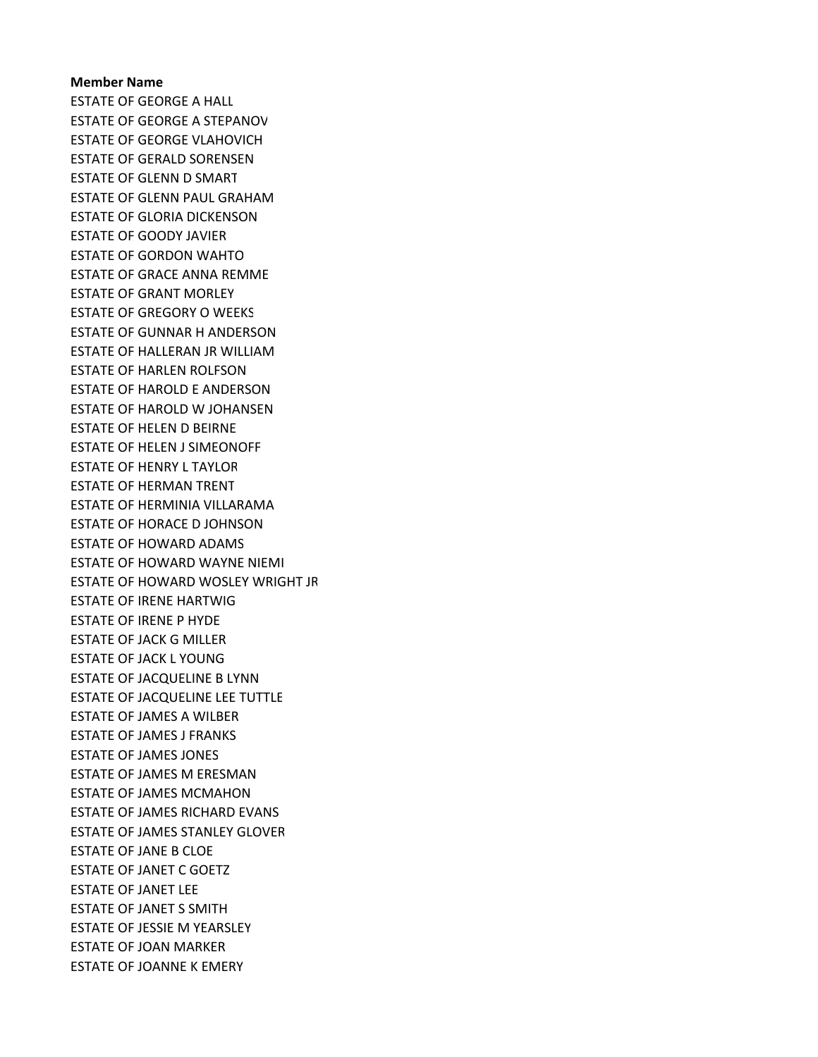**Member Name**

ESTATE OF GEORGE A HALL
ESTATE OF GEORGE A STEPANOV
ESTATE OF GEORGE VLAHOVICH
ESTATE OF GERALD SORENSEN
ESTATE OF GLENN D SMART
ESTATE OF GLENN PAUL GRAHAM
ESTATE OF GLORIA DICKENSON
ESTATE OF GOODY JAVIER
ESTATE OF GORDON WAHTO
ESTATE OF GRACE ANNA REMME
ESTATE OF GRANT MORLEY
ESTATE OF GREGORY O WEEKS
ESTATE OF GUNNAR H ANDERSON
ESTATE OF HALLERAN JR WILLIAM
ESTATE OF HARLEN ROLFSON
ESTATE OF HAROLD E ANDERSON
ESTATE OF HAROLD W JOHANSEN
ESTATE OF HELEN D BEIRNE
ESTATE OF HELEN J SIMEONOFF
ESTATE OF HENRY L TAYLOR
ESTATE OF HERMAN TRENT
ESTATE OF HERMINIA VILLARAMA
ESTATE OF HORACE D JOHNSON
ESTATE OF HOWARD ADAMS
ESTATE OF HOWARD WAYNE NIEMI
ESTATE OF HOWARD WOSLEY WRIGHT JR
ESTATE OF IRENE HARTWIG
ESTATE OF IRENE P HYDE
ESTATE OF JACK G MILLER
ESTATE OF JACK L YOUNG
ESTATE OF JACQUELINE B LYNN
ESTATE OF JACQUELINE LEE TUTTLE
ESTATE OF JAMES A WILBER
ESTATE OF JAMES J FRANKS
ESTATE OF JAMES JONES
ESTATE OF JAMES M ERESMAN
ESTATE OF JAMES MCMAHON
ESTATE OF JAMES RICHARD EVANS
ESTATE OF JAMES STANLEY GLOVER
ESTATE OF JANE B CLOE
ESTATE OF JANET C GOETZ
ESTATE OF JANET LEE
ESTATE OF JANET S SMITH
ESTATE OF JESSIE M YEARSLEY
ESTATE OF JOAN MARKER
ESTATE OF JOANNE K EMERY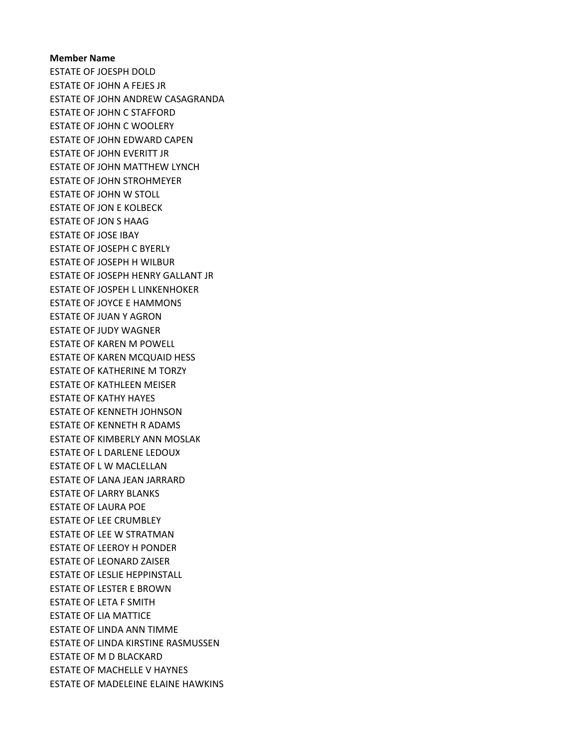**Member Name**

ESTATE OF JOESPH DOLD
ESTATE OF JOHN A FEJES JR
ESTATE OF JOHN ANDREW CASAGRANDA
ESTATE OF JOHN C STAFFORD
ESTATE OF JOHN C WOOLERY
ESTATE OF JOHN EDWARD CAPEN
ESTATE OF JOHN EVERITT JR
ESTATE OF JOHN MATTHEW LYNCH
ESTATE OF JOHN STROHMEYER
ESTATE OF JOHN W STOLL
ESTATE OF JON E KOLBECK
ESTATE OF JON S HAAG
ESTATE OF JOSE IBAY
ESTATE OF JOSEPH C BYERLY
ESTATE OF JOSEPH H WILBUR
ESTATE OF JOSEPH HENRY GALLANT JR
ESTATE OF JOSPEH L LINKENHOKER
ESTATE OF JOYCE E HAMMONS
ESTATE OF JUAN Y AGRON
ESTATE OF JUDY WAGNER
ESTATE OF KAREN M POWELL
ESTATE OF KAREN MCQUAID HESS
ESTATE OF KATHERINE M TORZY
ESTATE OF KATHLEEN MEISER
ESTATE OF KATHY HAYES
ESTATE OF KENNETH JOHNSON
ESTATE OF KENNETH R ADAMS
ESTATE OF KIMBERLY ANN MOSLAK
ESTATE OF L DARLENE LEDOUX
ESTATE OF L W MACLELLAN
ESTATE OF LANA JEAN JARRARD
ESTATE OF LARRY BLANKS
ESTATE OF LAURA POE
ESTATE OF LEE CRUMBLEY
ESTATE OF LEE W STRATMAN
ESTATE OF LEEROY H PONDER
ESTATE OF LEONARD ZAISER
ESTATE OF LESLIE HEPPINSTALL
ESTATE OF LESTER E BROWN
ESTATE OF LETA F SMITH
ESTATE OF LIA MATTICE
ESTATE OF LINDA ANN TIMME
ESTATE OF LINDA KIRSTINE RASMUSSEN
ESTATE OF M D BLACKARD
ESTATE OF MACHELLE V HAYNES
ESTATE OF MADELEINE ELAINE HAWKINS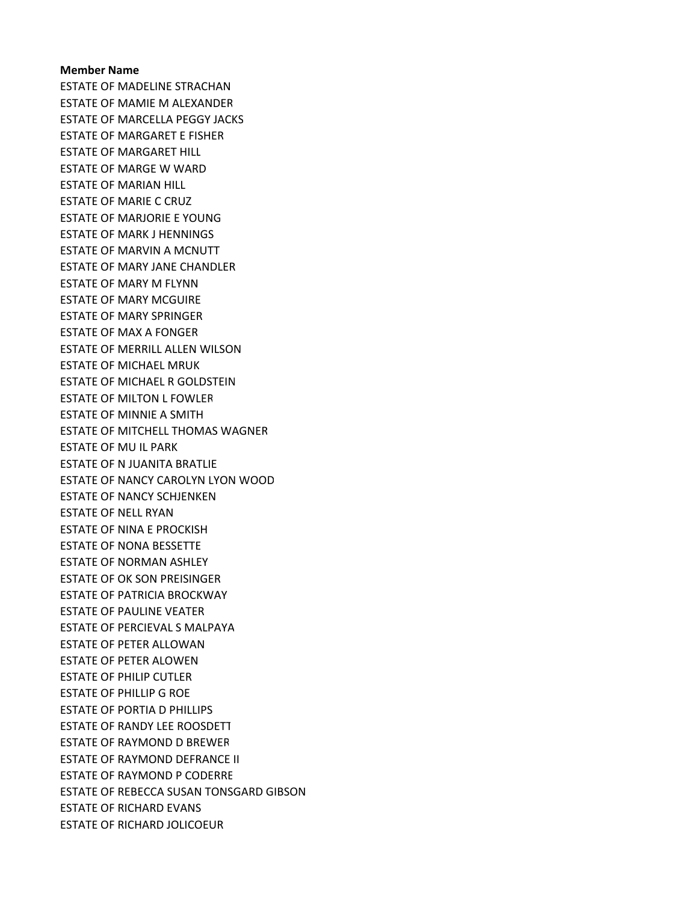**Member Name**

ESTATE OF MADELINE STRACHAN
ESTATE OF MAMIE M ALEXANDER
ESTATE OF MARCELLA PEGGY JACKS
ESTATE OF MARGARET E FISHER
ESTATE OF MARGARET HILL
ESTATE OF MARGE W WARD
ESTATE OF MARIAN HILL
ESTATE OF MARIE C CRUZ
ESTATE OF MARJORIE E YOUNG
ESTATE OF MARK J HENNINGS
ESTATE OF MARVIN A MCNUTT
ESTATE OF MARY JANE CHANDLER
ESTATE OF MARY M FLYNN
ESTATE OF MARY MCGUIRE
ESTATE OF MARY SPRINGER
ESTATE OF MAX A FONGER
ESTATE OF MERRILL ALLEN WILSON
ESTATE OF MICHAEL MRUK
ESTATE OF MICHAEL R GOLDSTEIN
ESTATE OF MILTON L FOWLER
ESTATE OF MINNIE A SMITH
ESTATE OF MITCHELL THOMAS WAGNER
ESTATE OF MU IL PARK
ESTATE OF N JUANITA BRATLIE
ESTATE OF NANCY CAROLYN LYON WOOD
ESTATE OF NANCY SCHJENKEN
ESTATE OF NELL RYAN
ESTATE OF NINA E PROCKISH
ESTATE OF NONA BESSETTE
ESTATE OF NORMAN ASHLEY
ESTATE OF OK SON PREISINGER
ESTATE OF PATRICIA BROCKWAY
ESTATE OF PAULINE VEATER
ESTATE OF PERCIEVAL S MALPAYA
ESTATE OF PETER ALLOWAN
ESTATE OF PETER ALOWEN
ESTATE OF PHILIP CUTLER
ESTATE OF PHILLIP G ROE
ESTATE OF PORTIA D PHILLIPS
ESTATE OF RANDY LEE ROOSDETT
ESTATE OF RAYMOND D BREWER
ESTATE OF RAYMOND DEFRANCE II
ESTATE OF RAYMOND P CODERRE
ESTATE OF REBECCA SUSAN TONSGARD GIBSON
ESTATE OF RICHARD EVANS
ESTATE OF RICHARD JOLICOEUR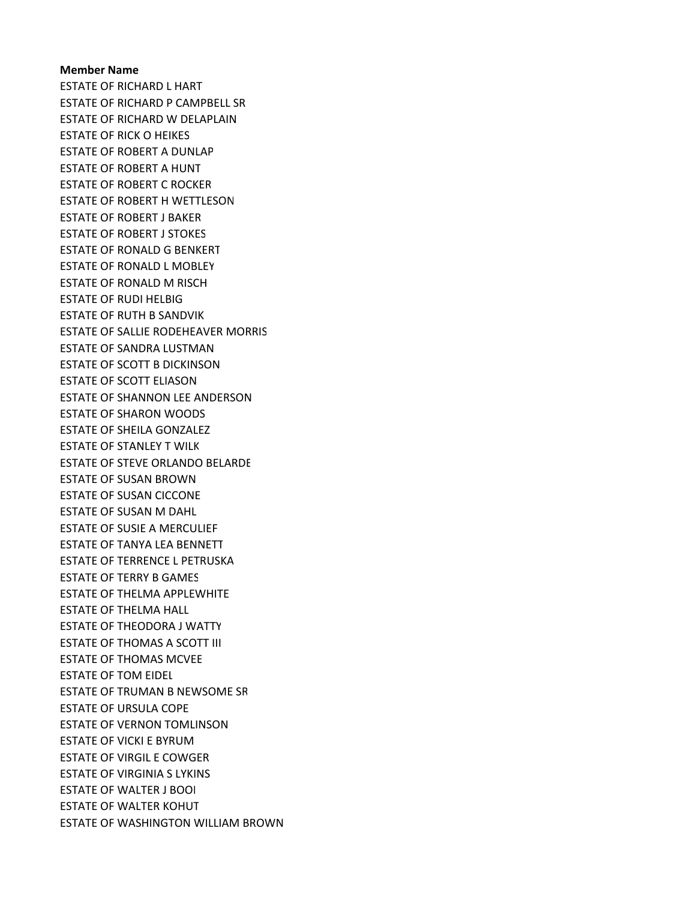**Member Name**

ESTATE OF RICHARD L HART
ESTATE OF RICHARD P CAMPBELL SR
ESTATE OF RICHARD W DELAPLAIN
ESTATE OF RICK O HEIKES
ESTATE OF ROBERT A DUNLAP
ESTATE OF ROBERT A HUNT
ESTATE OF ROBERT C ROCKER
ESTATE OF ROBERT H WETTLESON
ESTATE OF ROBERT J BAKER
ESTATE OF ROBERT J STOKES
ESTATE OF RONALD G BENKERT
ESTATE OF RONALD L MOBLEY
ESTATE OF RONALD M RISCH
ESTATE OF RUDI HELBIG
ESTATE OF RUTH B SANDVIK
ESTATE OF SALLIE RODEHEAVER MORRIS
ESTATE OF SANDRA LUSTMAN
ESTATE OF SCOTT B DICKINSON
ESTATE OF SCOTT ELIASON
ESTATE OF SHANNON LEE ANDERSON
ESTATE OF SHARON WOODS
ESTATE OF SHEILA GONZALEZ
ESTATE OF STANLEY T WILK
ESTATE OF STEVE ORLANDO BELARDE
ESTATE OF SUSAN BROWN
ESTATE OF SUSAN CICCONE
ESTATE OF SUSAN M DAHL
ESTATE OF SUSIE A MERCULIEF
ESTATE OF TANYA LEA BENNETT
ESTATE OF TERRENCE L PETRUSKA
ESTATE OF TERRY B GAMES
ESTATE OF THELMA APPLEWHITE
ESTATE OF THELMA HALL
ESTATE OF THEODORA J WATTY
ESTATE OF THOMAS A SCOTT III
ESTATE OF THOMAS MCVEE
ESTATE OF TOM EIDEL
ESTATE OF TRUMAN B NEWSOME SR
ESTATE OF URSULA COPE
ESTATE OF VERNON TOMLINSON
ESTATE OF VICKI E BYRUM
ESTATE OF VIRGIL E COWGER
ESTATE OF VIRGINIA S LYKINS
ESTATE OF WALTER J BOOI
ESTATE OF WALTER KOHUT
ESTATE OF WASHINGTON WILLIAM BROWN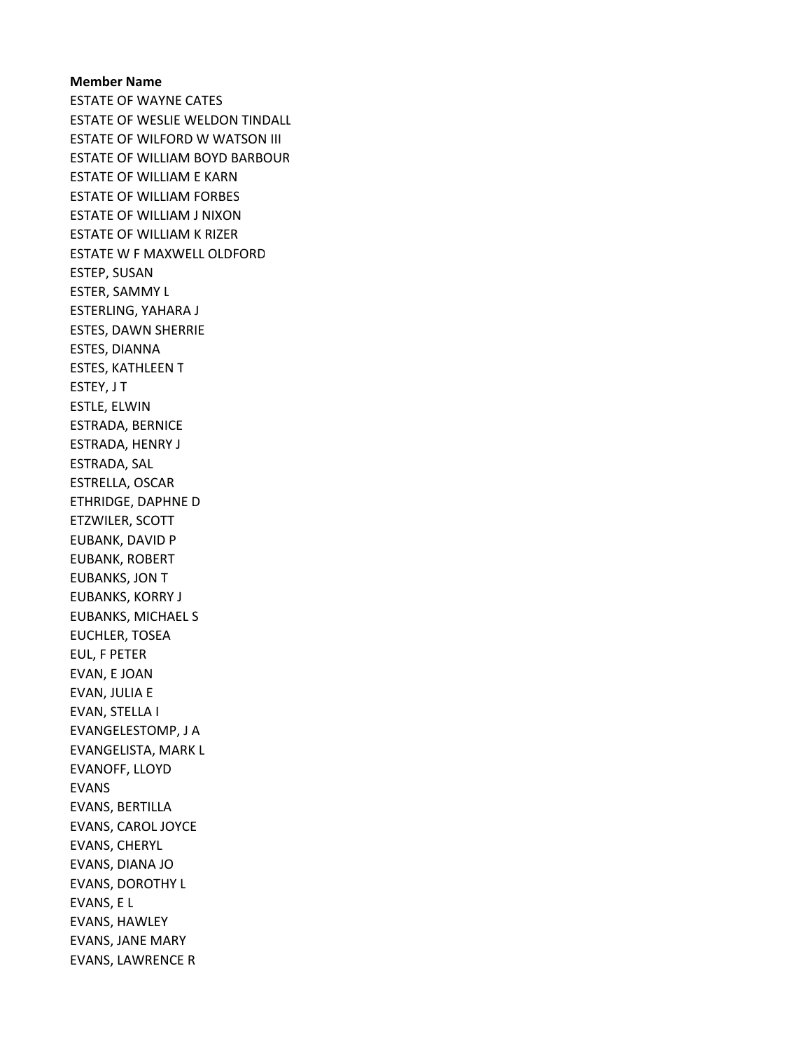**Member Name**

ESTATE OF WAYNE CATES
ESTATE OF WESLIE WELDON TINDALL
ESTATE OF WILFORD W WATSON III
ESTATE OF WILLIAM BOYD BARBOUR
ESTATE OF WILLIAM E KARN
ESTATE OF WILLIAM FORBES
ESTATE OF WILLIAM J NIXON
ESTATE OF WILLIAM K RIZER
ESTATE W F MAXWELL OLDFORD
ESTEP, SUSAN
ESTER, SAMMY L
ESTERLING, YAHARA J
ESTES, DAWN SHERRIE
ESTES, DIANNA
ESTES, KATHLEEN T
ESTEY, J T
ESTLE, ELWIN
ESTRADA, BERNICE
ESTRADA, HENRY J
ESTRADA, SAL
ESTRELLA, OSCAR
ETHRIDGE, DAPHNE D
ETZWILER, SCOTT
EUBANK, DAVID P
EUBANK, ROBERT
EUBANKS, JON T
EUBANKS, KORRY J
EUBANKS, MICHAEL S
EUCHLER, TOSEA
EUL, F PETER
EVAN, E JOAN
EVAN, JULIA E
EVAN, STELLA I
EVANGELESTOMP, J A
EVANGELISTA, MARK L
EVANOFF, LLOYD
EVANS
EVANS, BERTILLA
EVANS, CAROL JOYCE
EVANS, CHERYL
EVANS, DIANA JO
EVANS, DOROTHY L
EVANS, E L
EVANS, HAWLEY
EVANS, JANE MARY
EVANS, LAWRENCE R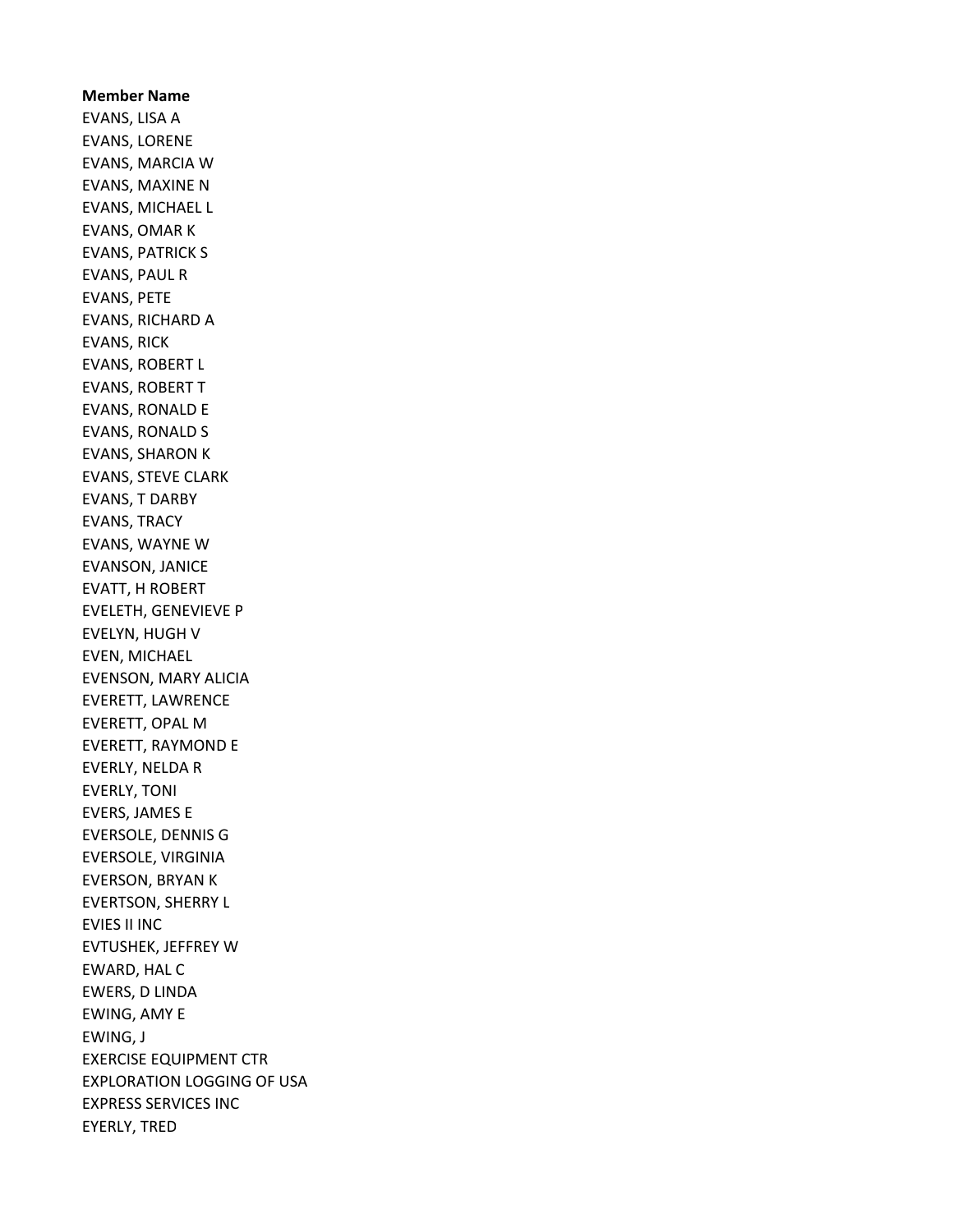**Member Name**

EVANS, LISA A
EVANS, LORENE
EVANS, MARCIA W
EVANS, MAXINE N
EVANS, MICHAEL L
EVANS, OMAR K
EVANS, PATRICK S
EVANS, PAUL R
EVANS, PETE
EVANS, RICHARD A
EVANS, RICK
EVANS, ROBERT L
EVANS, ROBERT T
EVANS, RONALD E
EVANS, RONALD S
EVANS, SHARON K
EVANS, STEVE CLARK
EVANS, T DARBY
EVANS, TRACY
EVANS, WAYNE W
EVANSON, JANICE
EVATT, H ROBERT
EVELETH, GENEVIEVE P
EVELYN, HUGH V
EVEN, MICHAEL
EVENSON, MARY ALICIA
EVERETT, LAWRENCE
EVERETT, OPAL M
EVERETT, RAYMOND E
EVERLY, NELDA R
EVERLY, TONI
EVERS, JAMES E
EVERSOLE, DENNIS G
EVERSOLE, VIRGINIA
EVERSON, BRYAN K
EVERTSON, SHERRY L
EVIES II INC
EVTUSHEK, JEFFREY W
EWARD, HAL C
EWERS, D LINDA
EWING, AMY E
EWING, J
EXERCISE EQUIPMENT CTR
EXPLORATION LOGGING OF USA
EXPRESS SERVICES INC
EYERLY, TRED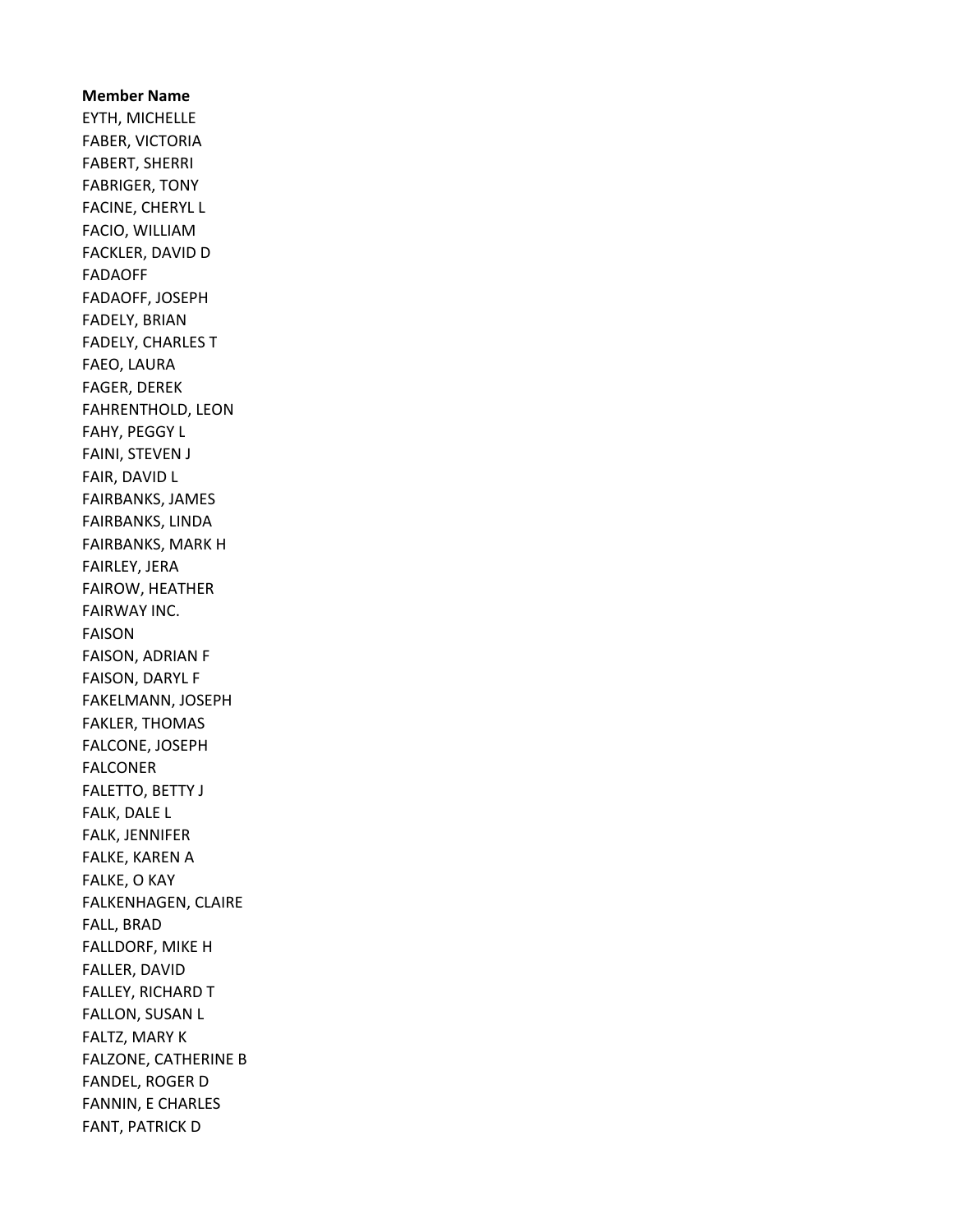**Member Name**

EYTH, MICHELLE
FABER, VICTORIA
FABERT, SHERRI
FABRIGER, TONY
FACINE, CHERYL L
FACIO, WILLIAM
FACKLER, DAVID D
FADAOFF
FADAOFF, JOSEPH
FADELY, BRIAN
FADELY, CHARLES T
FAEO, LAURA
FAGER, DEREK
FAHRENTHOLD, LEON
FAHY, PEGGY L
FAINI, STEVEN J
FAIR, DAVID L
FAIRBANKS, JAMES
FAIRBANKS, LINDA
FAIRBANKS, MARK H
FAIRLEY, JERA
FAIROW, HEATHER
FAIRWAY INC.
FAISON
FAISON, ADRIAN F
FAISON, DARYL F
FAKELMANN, JOSEPH
FAKLER, THOMAS
FALCONE, JOSEPH
FALCONER
FALETTO, BETTY J
FALK, DALE L
FALK, JENNIFER
FALKE, KAREN A
FALKE, O KAY
FALKENHAGEN, CLAIRE
FALL, BRAD
FALLDORF, MIKE H
FALLER, DAVID
FALLEY, RICHARD T
FALLON, SUSAN L
FALTZ, MARY K
FALZONE, CATHERINE B
FANDEL, ROGER D
FANNIN, E CHARLES
FANT, PATRICK D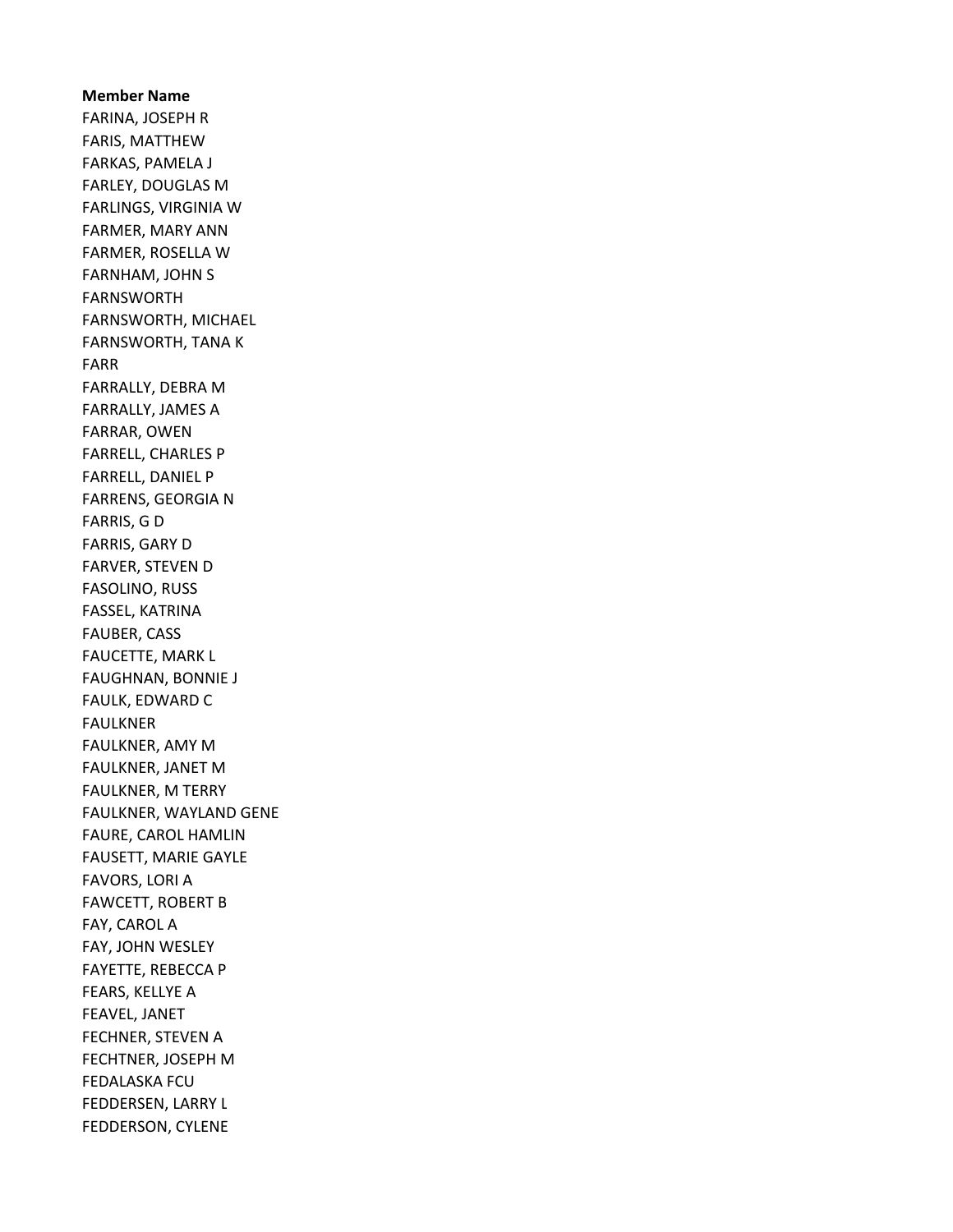**Member Name**

FARINA, JOSEPH R
FARIS, MATTHEW
FARKAS, PAMELA J
FARLEY, DOUGLAS M
FARLINGS, VIRGINIA W
FARMER, MARY ANN
FARMER, ROSELLA W
FARNHAM, JOHN S
FARNSWORTH
FARNSWORTH, MICHAEL
FARNSWORTH, TANA K
FARR
FARRALLY, DEBRA M
FARRALLY, JAMES A
FARRAR, OWEN
FARRELL, CHARLES P
FARRELL, DANIEL P
FARRENS, GEORGIA N
FARRIS, G D
FARRIS, GARY D
FARVER, STEVEN D
FASOLINO, RUSS
FASSEL, KATRINA
FAUBER, CASS
FAUCETTE, MARK L
FAUGHNAN, BONNIE J
FAULK, EDWARD C
FAULKNER
FAULKNER, AMY M
FAULKNER, JANET M
FAULKNER, M TERRY
FAULKNER, WAYLAND GENE
FAURE, CAROL HAMLIN
FAUSETT, MARIE GAYLE
FAVORS, LORI A
FAWCETT, ROBERT B
FAY, CAROL A
FAY, JOHN WESLEY
FAYETTE, REBECCA P
FEARS, KELLYE A
FEAVEL, JANET
FECHNER, STEVEN A
FECHTNER, JOSEPH M
FEDALASKA FCU
FEDDERSEN, LARRY L
FEDDERSON, CYLENE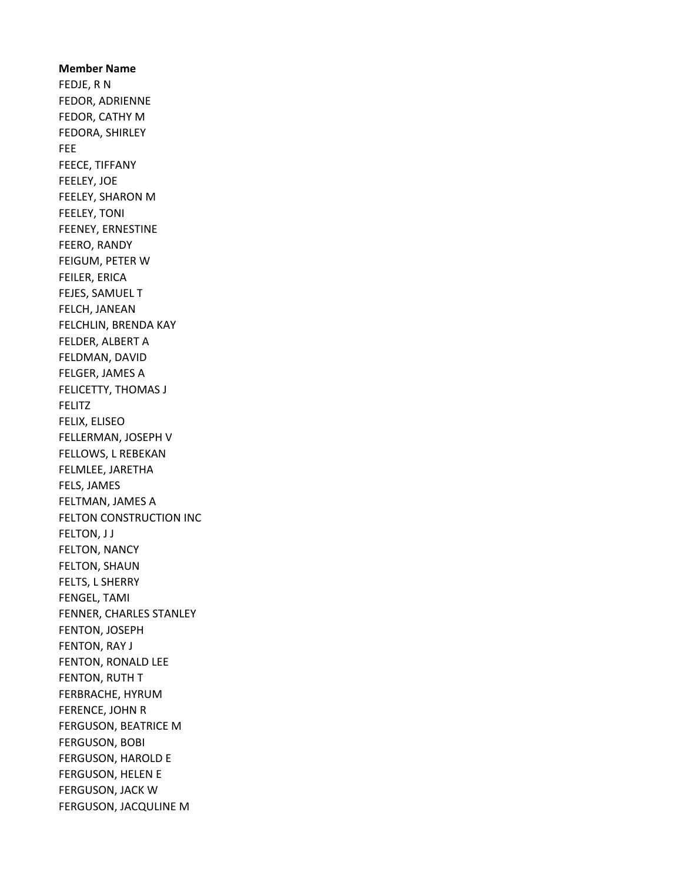**Member Name**

FEDJE, R N
FEDOR, ADRIENNE
FEDOR, CATHY M
FEDORA, SHIRLEY
FEE
FEECE, TIFFANY
FEELEY, JOE
FEELEY, SHARON M
FEELEY, TONI
FEENEY, ERNESTINE
FEERO, RANDY
FEIGUM, PETER W
FEILER, ERICA
FEJES, SAMUEL T
FELCH, JANEAN
FELCHLIN, BRENDA KAY
FELDER, ALBERT A
FELDMAN, DAVID
FELGER, JAMES A
FELICETTY, THOMAS J
FELITZ
FELIX, ELISEO
FELLERMAN, JOSEPH V
FELLOWS, L REBEKAN
FELMLEE, JARETHA
FELS, JAMES
FELTMAN, JAMES A
FELTON CONSTRUCTION INC
FELTON, J J
FELTON, NANCY
FELTON, SHAUN
FELTS, L SHERRY
FENGEL, TAMI
FENNER, CHARLES STANLEY
FENTON, JOSEPH
FENTON, RAY J
FENTON, RONALD LEE
FENTON, RUTH T
FERBRACHE, HYRUM
FERENCE, JOHN R
FERGUSON, BEATRICE M
FERGUSON, BOBI
FERGUSON, HAROLD E
FERGUSON, HELEN E
FERGUSON, JACK W
FERGUSON, JACQULINE M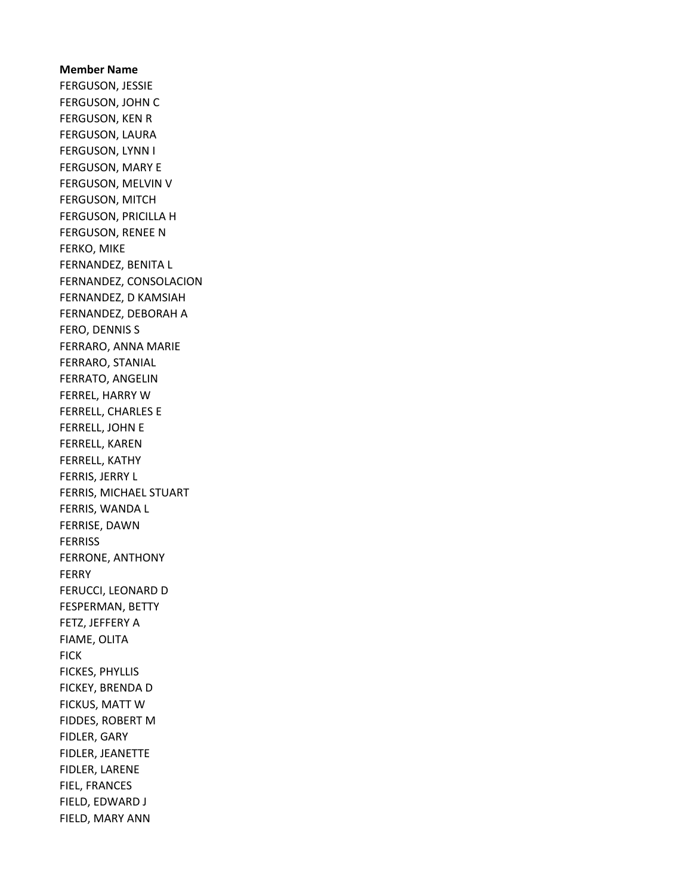**Member Name**
FERGUSON, JESSIE
FERGUSON, JOHN C
FERGUSON, KEN R
FERGUSON, LAURA
FERGUSON, LYNN I
FERGUSON, MARY E
FERGUSON, MELVIN V
FERGUSON, MITCH
FERGUSON, PRICILLA H
FERGUSON, RENEE N
FERKO, MIKE
FERNANDEZ, BENITA L
FERNANDEZ, CONSOLACION
FERNANDEZ, D KAMSIAH
FERNANDEZ, DEBORAH A
FERO, DENNIS S
FERRARO, ANNA MARIE
FERRARO, STANIAL
FERRATO, ANGELIN
FERREL, HARRY W
FERRELL, CHARLES E
FERRELL, JOHN E
FERRELL, KAREN
FERRELL, KATHY
FERRIS, JERRY L
FERRIS, MICHAEL STUART
FERRIS, WANDA L
FERRISE, DAWN
FERRISS
FERRONE, ANTHONY
FERRY
FERUCCI, LEONARD D
FESPERMAN, BETTY
FETZ, JEFFERY A
FIAME, OLITA
FICK
FICKES, PHYLLIS
FICKEY, BRENDA D
FICKUS, MATT W
FIDDES, ROBERT M
FIDLER, GARY
FIDLER, JEANETTE
FIDLER, LARENE
FIEL, FRANCES
FIELD, EDWARD J
FIELD, MARY ANN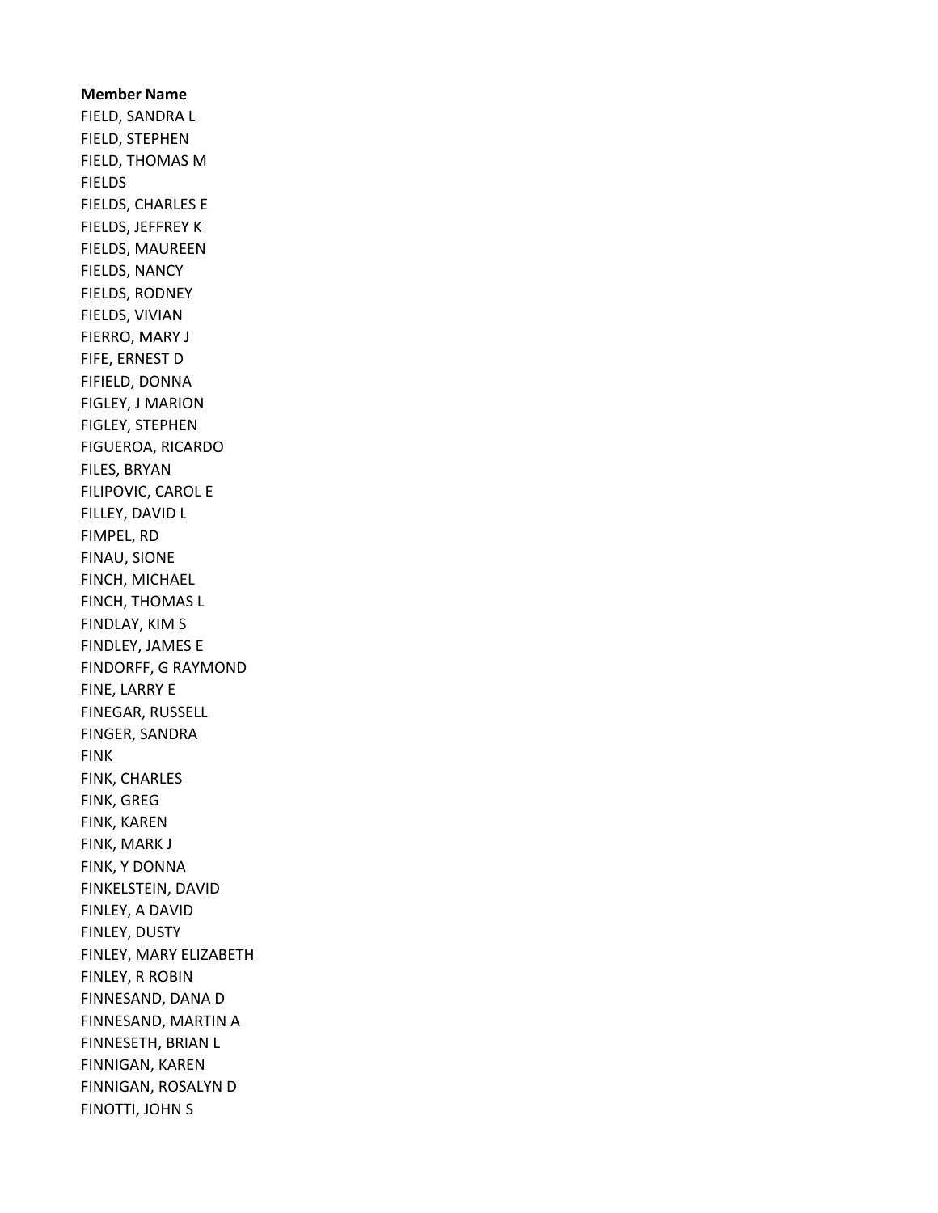**Member Name**

FIELD, SANDRA L
FIELD, STEPHEN
FIELD, THOMAS M
FIELDS
FIELDS, CHARLES E
FIELDS, JEFFREY K
FIELDS, MAUREEN
FIELDS, NANCY
FIELDS, RODNEY
FIELDS, VIVIAN
FIERRO, MARY J
FIFE, ERNEST D
FIFIELD, DONNA
FIGLEY, J MARION
FIGLEY, STEPHEN
FIGUEROA, RICARDO
FILES, BRYAN
FILIPOVIC, CAROL E
FILLEY, DAVID L
FIMPEL, RD
FINAU, SIONE
FINCH, MICHAEL
FINCH, THOMAS L
FINDLAY, KIM S
FINDLEY, JAMES E
FINDORFF, G RAYMOND
FINE, LARRY E
FINEGAR, RUSSELL
FINGER, SANDRA
FINK
FINK, CHARLES
FINK, GREG
FINK, KAREN
FINK, MARK J
FINK, Y DONNA
FINKELSTEIN, DAVID
FINLEY, A DAVID
FINLEY, DUSTY
FINLEY, MARY ELIZABETH
FINLEY, R ROBIN
FINNESAND, DANA D
FINNESAND, MARTIN A
FINNESETH, BRIAN L
FINNIGAN, KAREN
FINNIGAN, ROSALYN D
FINOTTI, JOHN S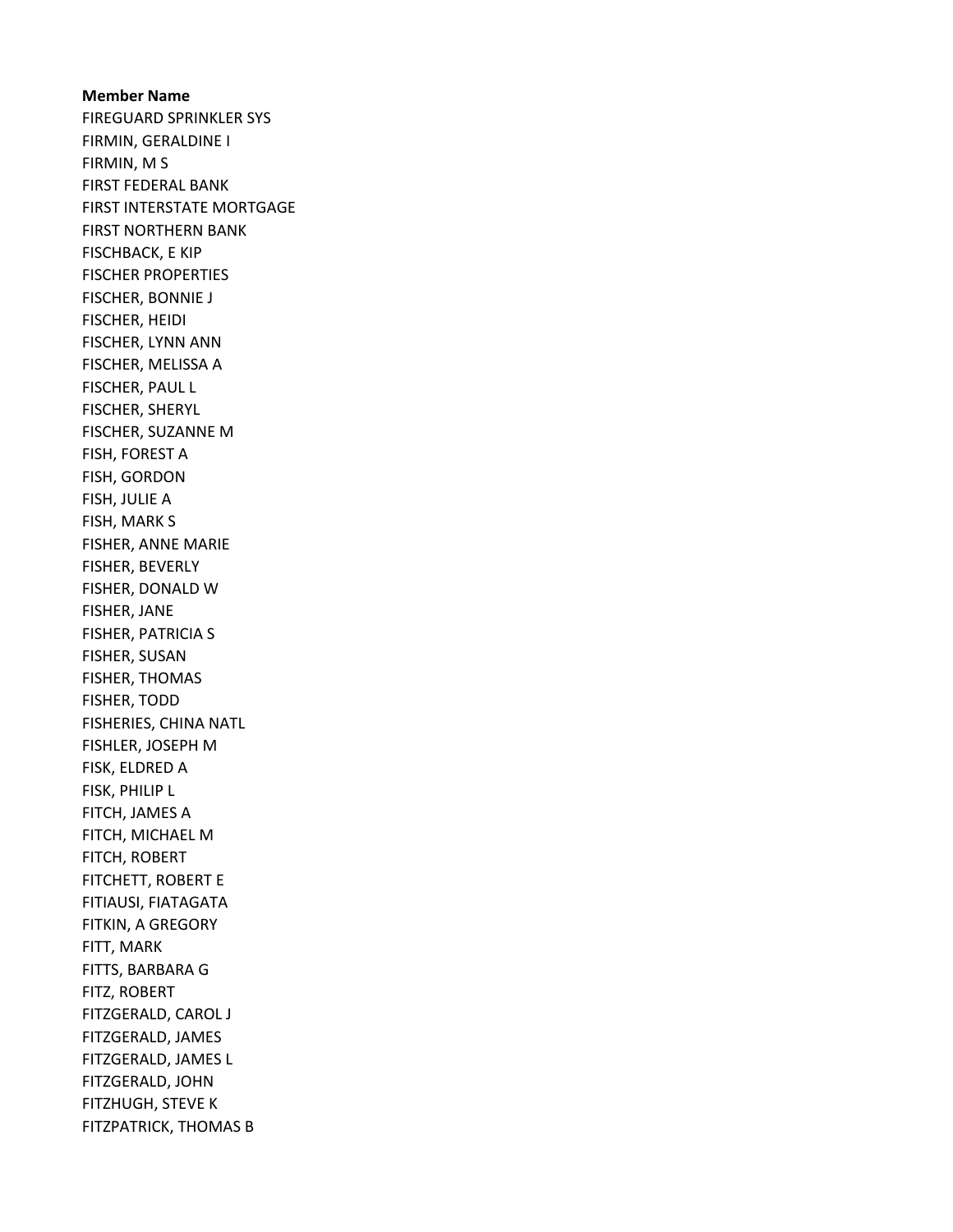**Member Name**

FIREGUARD SPRINKLER SYS
FIRMIN, GERALDINE I
FIRMIN, M S
FIRST FEDERAL BANK
FIRST INTERSTATE MORTGAGE
FIRST NORTHERN BANK
FISCHBACK, E KIP
FISCHER PROPERTIES
FISCHER, BONNIE J
FISCHER, HEIDI
FISCHER, LYNN ANN
FISCHER, MELISSA A
FISCHER, PAUL L
FISCHER, SHERYL
FISCHER, SUZANNE M
FISH, FOREST A
FISH, GORDON
FISH, JULIE A
FISH, MARK S
FISHER, ANNE MARIE
FISHER, BEVERLY
FISHER, DONALD W
FISHER, JANE
FISHER, PATRICIA S
FISHER, SUSAN
FISHER, THOMAS
FISHER, TODD
FISHERIES, CHINA NATL
FISHLER, JOSEPH M
FISK, ELDRED A
FISK, PHILIP L
FITCH, JAMES A
FITCH, MICHAEL M
FITCH, ROBERT
FITCHETT, ROBERT E
FITIAUSI, FIATAGATA
FITKIN, A GREGORY
FITT, MARK
FITTS, BARBARA G
FITZ, ROBERT
FITZGERALD, CAROL J
FITZGERALD, JAMES
FITZGERALD, JAMES L
FITZGERALD, JOHN
FITZHUGH, STEVE K
FITZPATRICK, THOMAS B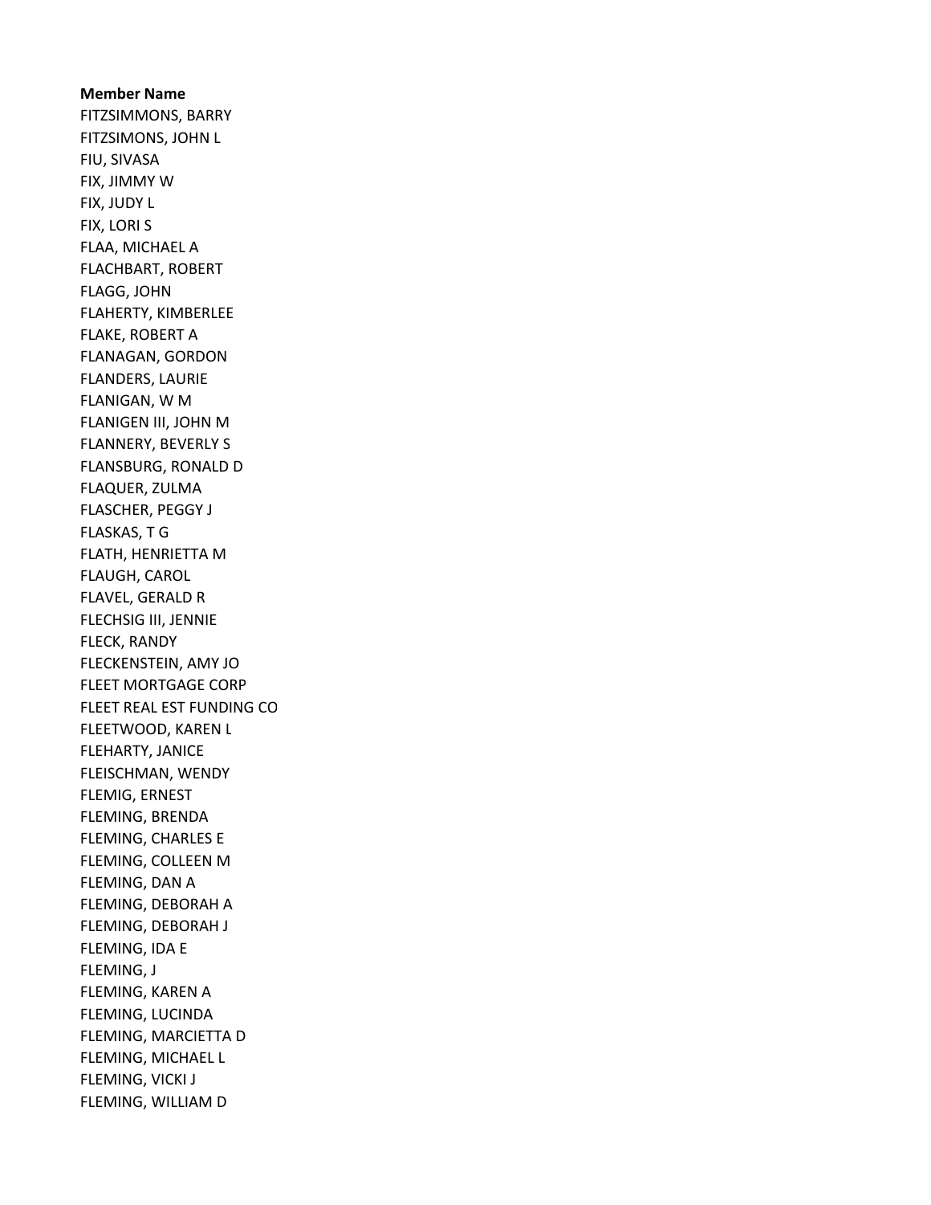**Member Name**

FITZSIMMONS, BARRY
FITZSIMONS, JOHN L
FIU, SIVASA
FIX, JIMMY W
FIX, JUDY L
FIX, LORI S
FLAA, MICHAEL A
FLACHBART, ROBERT
FLAGG, JOHN
FLAHERTY, KIMBERLEE
FLAKE, ROBERT A
FLANAGAN, GORDON
FLANDERS, LAURIE
FLANIGAN, W M
FLANIGEN III, JOHN M
FLANNERY, BEVERLY S
FLANSBURG, RONALD D
FLAQUER, ZULMA
FLASCHER, PEGGY J
FLASKAS, T G
FLATH, HENRIETTA M
FLAUGH, CAROL
FLAVEL, GERALD R
FLECHSIG III, JENNIE
FLECK, RANDY
FLECKENSTEIN, AMY JO
FLEET MORTGAGE CORP
FLEET REAL EST FUNDING CO
FLEETWOOD, KAREN L
FLEHARTY, JANICE
FLEISCHMAN, WENDY
FLEMIG, ERNEST
FLEMING, BRENDA
FLEMING, CHARLES E
FLEMING, COLLEEN M
FLEMING, DAN A
FLEMING, DEBORAH A
FLEMING, DEBORAH J
FLEMING, IDA E
FLEMING, J
FLEMING, KAREN A
FLEMING, LUCINDA
FLEMING, MARCIETTA D
FLEMING, MICHAEL L
FLEMING, VICKI J
FLEMING, WILLIAM D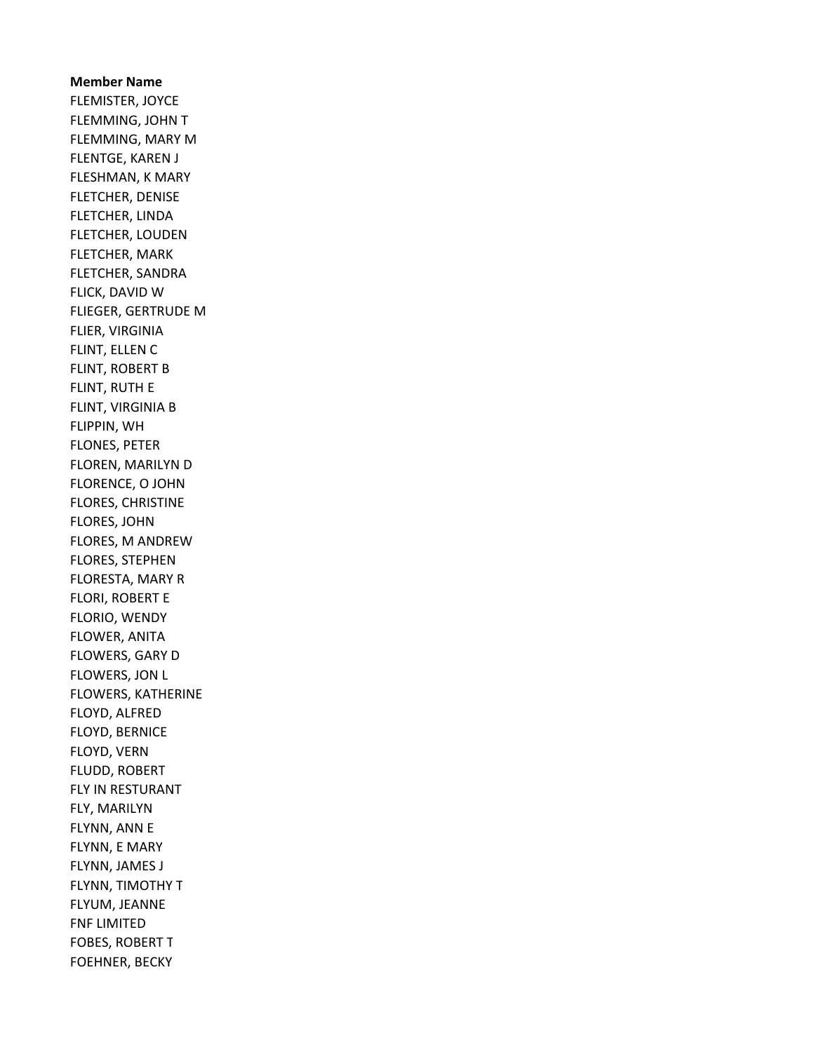**Member Name**

FLEMISTER, JOYCE
FLEMMING, JOHN T
FLEMMING, MARY M
FLENTGE, KAREN J
FLESHMAN, K MARY
FLETCHER, DENISE
FLETCHER, LINDA
FLETCHER, LOUDEN
FLETCHER, MARK
FLETCHER, SANDRA
FLICK, DAVID W
FLIEGER, GERTRUDE M
FLIER, VIRGINIA
FLINT, ELLEN C
FLINT, ROBERT B
FLINT, RUTH E
FLINT, VIRGINIA B
FLIPPIN, WH
FLONES, PETER
FLOREN, MARILYN D
FLORENCE, O JOHN
FLORES, CHRISTINE
FLORES, JOHN
FLORES, M ANDREW
FLORES, STEPHEN
FLORESTA, MARY R
FLORI, ROBERT E
FLORIO, WENDY
FLOWER, ANITA
FLOWERS, GARY D
FLOWERS, JON L
FLOWERS, KATHERINE
FLOYD, ALFRED
FLOYD, BERNICE
FLOYD, VERN
FLUDD, ROBERT
FLY IN RESTURANT
FLY, MARILYN
FLYNN, ANN E
FLYNN, E MARY
FLYNN, JAMES J
FLYNN, TIMOTHY T
FLYUM, JEANNE
FNF LIMITED
FOBES, ROBERT T
FOEHNER, BECKY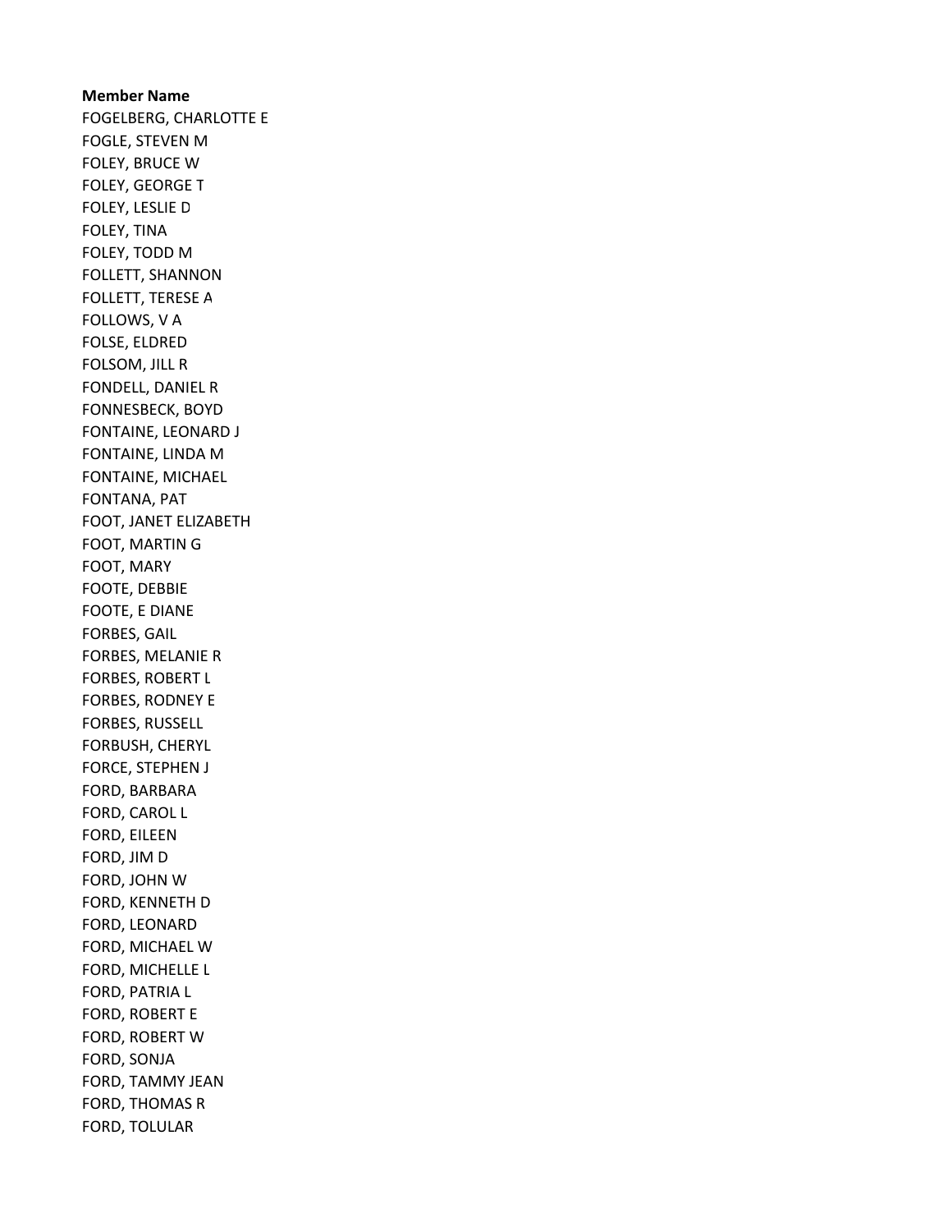**Member Name**

FOGELBERG, CHARLOTTE E
FOGLE, STEVEN M
FOLEY, BRUCE W
FOLEY, GEORGE T
FOLEY, LESLIE D
FOLEY, TINA
FOLEY, TODD M
FOLLETT, SHANNON
FOLLETT, TERESE A
FOLLOWS, V A
FOLSE, ELDRED
FOLSOM, JILL R
FONDELL, DANIEL R
FONNESBECK, BOYD
FONTAINE, LEONARD J
FONTAINE, LINDA M
FONTAINE, MICHAEL
FONTANA, PAT
FOOT, JANET ELIZABETH
FOOT, MARTIN G
FOOT, MARY
FOOTE, DEBBIE
FOOTE, E DIANE
FORBES, GAIL
FORBES, MELANIE R
FORBES, ROBERT L
FORBES, RODNEY E
FORBES, RUSSELL
FORBUSH, CHERYL
FORCE, STEPHEN J
FORD, BARBARA
FORD, CAROL L
FORD, EILEEN
FORD, JIM D
FORD, JOHN W
FORD, KENNETH D
FORD, LEONARD
FORD, MICHAEL W
FORD, MICHELLE L
FORD, PATRIA L
FORD, ROBERT E
FORD, ROBERT W
FORD, SONJA
FORD, TAMMY JEAN
FORD, THOMAS R
FORD, TOLULAR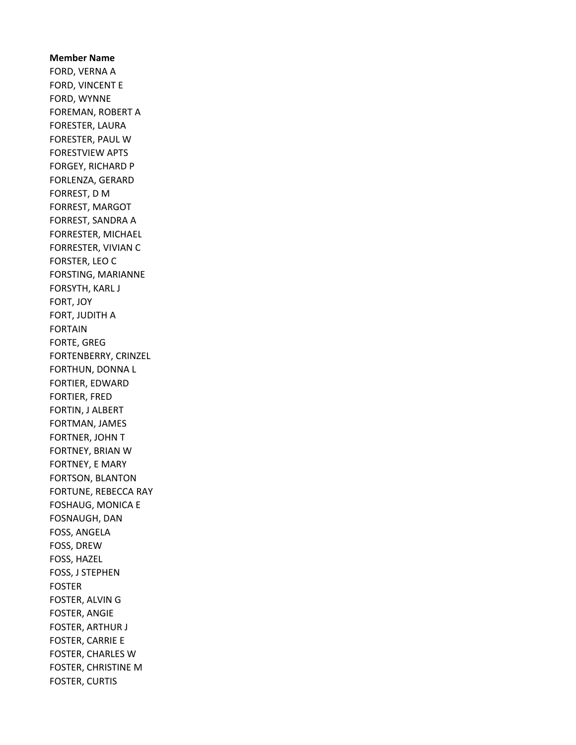**Member Name**

FORD, VERNA A
FORD, VINCENT E
FORD, WYNNE
FOREMAN, ROBERT A
FORESTER, LAURA
FORESTER, PAUL W
FORESTVIEW APTS
FORGEY, RICHARD P
FORLENZA, GERARD
FORREST, D M
FORREST, MARGOT
FORREST, SANDRA A
FORRESTER, MICHAEL
FORRESTER, VIVIAN C
FORSTER, LEO C
FORSTING, MARIANNE
FORSYTH, KARL J
FORT, JOY
FORT, JUDITH A
FORTAIN
FORTE, GREG
FORTENBERRY, CRINZEL
FORTHUN, DONNA L
FORTIER, EDWARD
FORTIER, FRED
FORTIN, J ALBERT
FORTMAN, JAMES
FORTNER, JOHN T
FORTNEY, BRIAN W
FORTNEY, E MARY
FORTSON, BLANTON
FORTUNE, REBECCA RAY
FOSHAUG, MONICA E
FOSNAUGH, DAN
FOSS, ANGELA
FOSS, DREW
FOSS, HAZEL
FOSS, J STEPHEN
FOSTER
FOSTER, ALVIN G
FOSTER, ANGIE
FOSTER, ARTHUR J
FOSTER, CARRIE E
FOSTER, CHARLES W
FOSTER, CHRISTINE M
FOSTER, CURTIS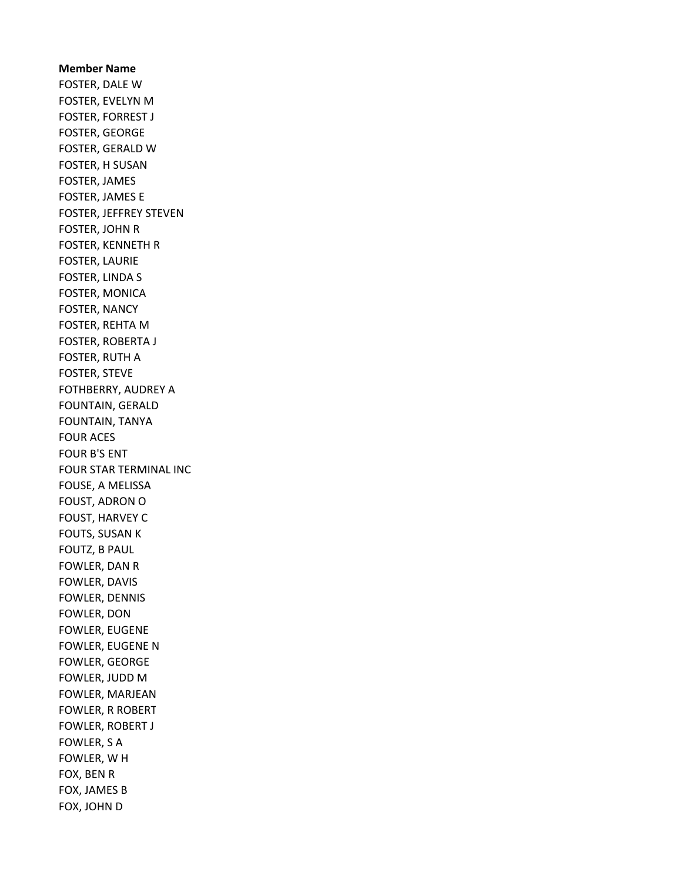**Member Name**
FOSTER, DALE W
FOSTER, EVELYN M
FOSTER, FORREST J
FOSTER, GEORGE
FOSTER, GERALD W
FOSTER, H SUSAN
FOSTER, JAMES
FOSTER, JAMES E
FOSTER, JEFFREY STEVEN
FOSTER, JOHN R
FOSTER, KENNETH R
FOSTER, LAURIE
FOSTER, LINDA S
FOSTER, MONICA
FOSTER, NANCY
FOSTER, REHTA M
FOSTER, ROBERTA J
FOSTER, RUTH A
FOSTER, STEVE
FOTHBERRY, AUDREY A
FOUNTAIN, GERALD
FOUNTAIN, TANYA
FOUR ACES
FOUR B'S ENT
FOUR STAR TERMINAL INC
FOUSE, A MELISSA
FOUST, ADRON O
FOUST, HARVEY C
FOUTS, SUSAN K
FOUTZ, B PAUL
FOWLER, DAN R
FOWLER, DAVIS
FOWLER, DENNIS
FOWLER, DON
FOWLER, EUGENE
FOWLER, EUGENE N
FOWLER, GEORGE
FOWLER, JUDD M
FOWLER, MARJEAN
FOWLER, R ROBERT
FOWLER, ROBERT J
FOWLER, S A
FOWLER, W H
FOX, BEN R
FOX, JAMES B
FOX, JOHN D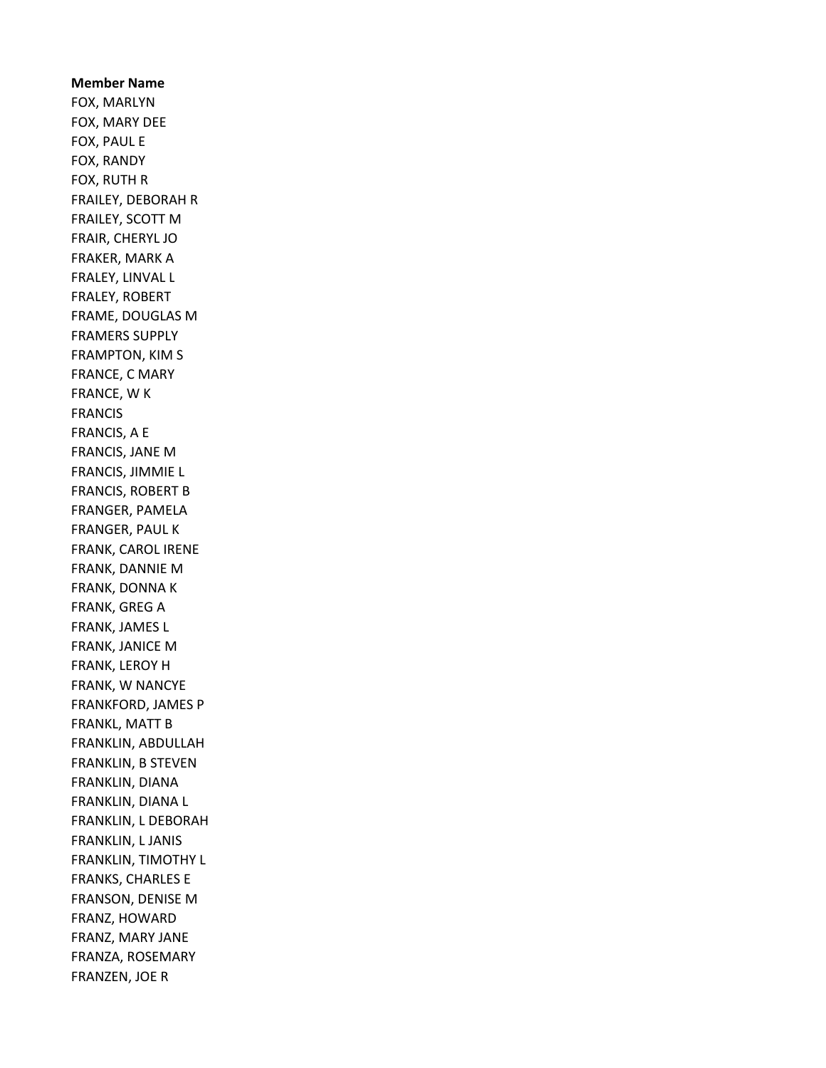**Member Name**

FOX, MARLYN
FOX, MARY DEE
FOX, PAUL E
FOX, RANDY
FOX, RUTH R
FRAILEY, DEBORAH R
FRAILEY, SCOTT M
FRAIR, CHERYL JO
FRAKER, MARK A
FRALEY, LINVAL L
FRALEY, ROBERT
FRAME, DOUGLAS M
FRAMERS SUPPLY
FRAMPTON, KIM S
FRANCE, C MARY
FRANCE, W K
FRANCIS
FRANCIS, A E
FRANCIS, JANE M
FRANCIS, JIMMIE L
FRANCIS, ROBERT B
FRANGER, PAMELA
FRANGER, PAUL K
FRANK, CAROL IRENE
FRANK, DANNIE M
FRANK, DONNA K
FRANK, GREG A
FRANK, JAMES L
FRANK, JANICE M
FRANK, LEROY H
FRANK, W NANCYE
FRANKFORD, JAMES P
FRANKL, MATT B
FRANKLIN, ABDULLAH
FRANKLIN, B STEVEN
FRANKLIN, DIANA
FRANKLIN, DIANA L
FRANKLIN, L DEBORAH
FRANKLIN, L JANIS
FRANKLIN, TIMOTHY L
FRANKS, CHARLES E
FRANSON, DENISE M
FRANZ, HOWARD
FRANZ, MARY JANE
FRANZA, ROSEMARY
FRANZEN, JOE R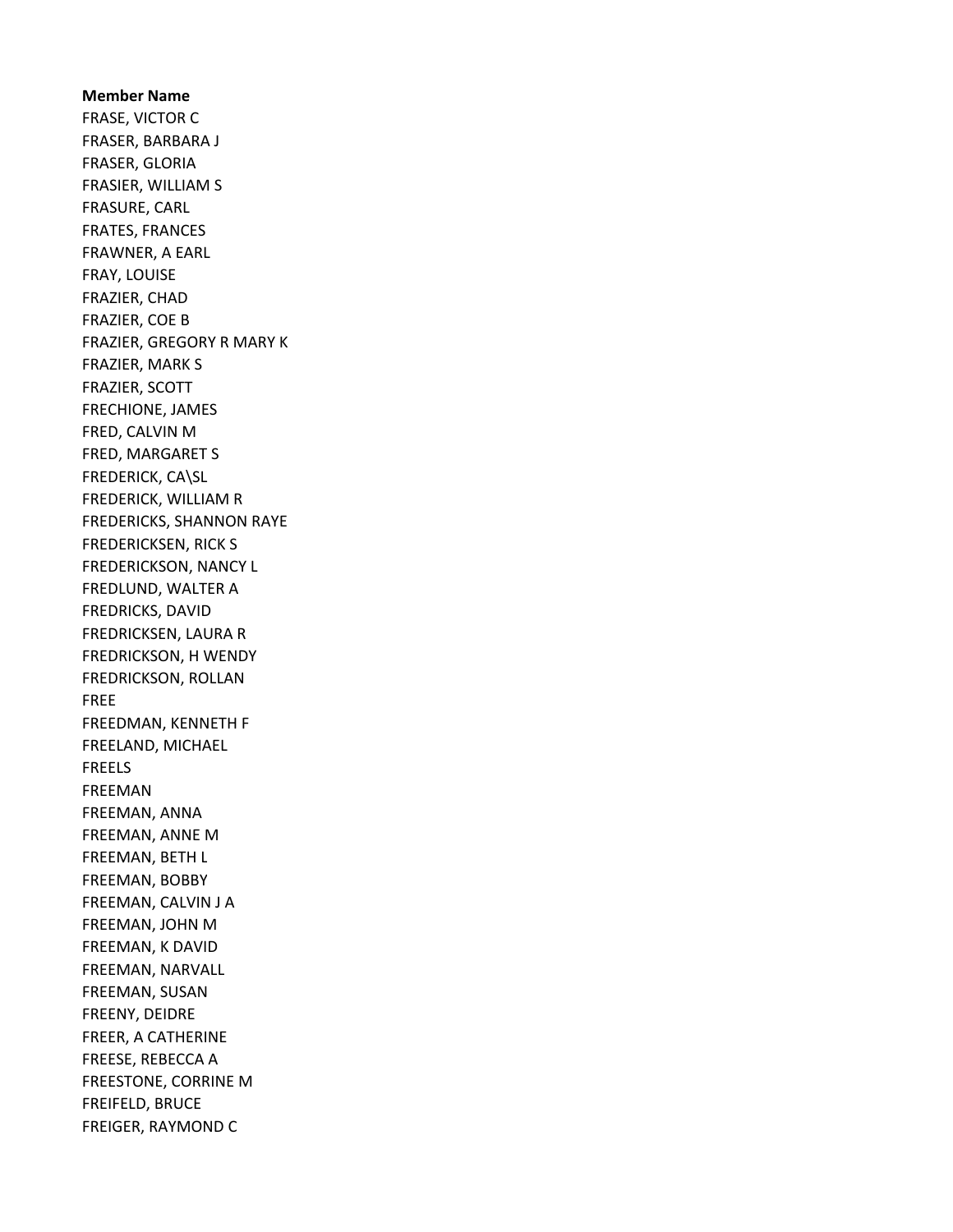**Member Name**

FRASE, VICTOR C
FRASER, BARBARA J
FRASER, GLORIA
FRASIER, WILLIAM S
FRASURE, CARL
FRATES, FRANCES
FRAWNER, A EARL
FRAY, LOUISE
FRAZIER, CHAD
FRAZIER, COE B
FRAZIER, GREGORY R MARY K
FRAZIER, MARK S
FRAZIER, SCOTT
FRECHIONE, JAMES
FRED, CALVIN M
FRED, MARGARET S
FREDERICK, CA\SL
FREDERICK, WILLIAM R
FREDERICKS, SHANNON RAYE
FREDERICKSEN, RICK S
FREDERICKSON, NANCY L
FREDLUND, WALTER A
FREDRICKS, DAVID
FREDRICKSEN, LAURA R
FREDRICKSON, H WENDY
FREDRICKSON, ROLLAN
FREE
FREEDMAN, KENNETH F
FREELAND, MICHAEL
FREELS
FREEMAN
FREEMAN, ANNA
FREEMAN, ANNE M
FREEMAN, BETH L
FREEMAN, BOBBY
FREEMAN, CALVIN J A
FREEMAN, JOHN M
FREEMAN, K DAVID
FREEMAN, NARVALL
FREEMAN, SUSAN
FREENY, DEIDRE
FREER, A CATHERINE
FREESE, REBECCA A
FREESTONE, CORRINE M
FREIFELD, BRUCE
FREIGER, RAYMOND C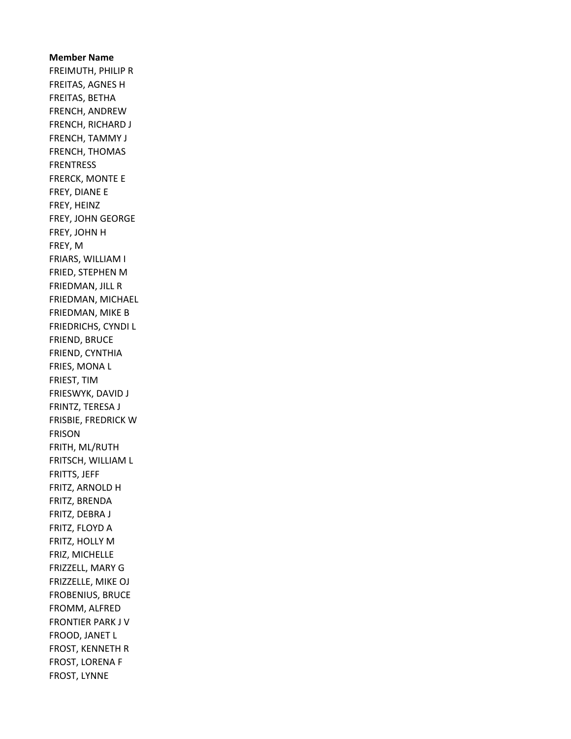**Member Name**

FREIMUTH, PHILIP R
FREITAS, AGNES H
FREITAS, BETHA
FRENCH, ANDREW
FRENCH, RICHARD J
FRENCH, TAMMY J
FRENCH, THOMAS
FRENTRESS
FRERCK, MONTE E
FREY, DIANE E
FREY, HEINZ
FREY, JOHN GEORGE
FREY, JOHN H
FREY, M
FRIARS, WILLIAM I
FRIED, STEPHEN M
FRIEDMAN, JILL R
FRIEDMAN, MICHAEL
FRIEDMAN, MIKE B
FRIEDRICHS, CYNDI L
FRIEND, BRUCE
FRIEND, CYNTHIA
FRIES, MONA L
FRIEST, TIM
FRIESWYK, DAVID J
FRINTZ, TERESA J
FRISBIE, FREDRICK W
FRISON
FRITH, ML/RUTH
FRITSCH, WILLIAM L
FRITTS, JEFF
FRITZ, ARNOLD H
FRITZ, BRENDA
FRITZ, DEBRA J
FRITZ, FLOYD A
FRITZ, HOLLY M
FRIZ, MICHELLE
FRIZZELL, MARY G
FRIZZELLE, MIKE OJ
FROBENIUS, BRUCE
FROMM, ALFRED
FRONTIER PARK J V
FROOD, JANET L
FROST, KENNETH R
FROST, LORENA F
FROST, LYNNE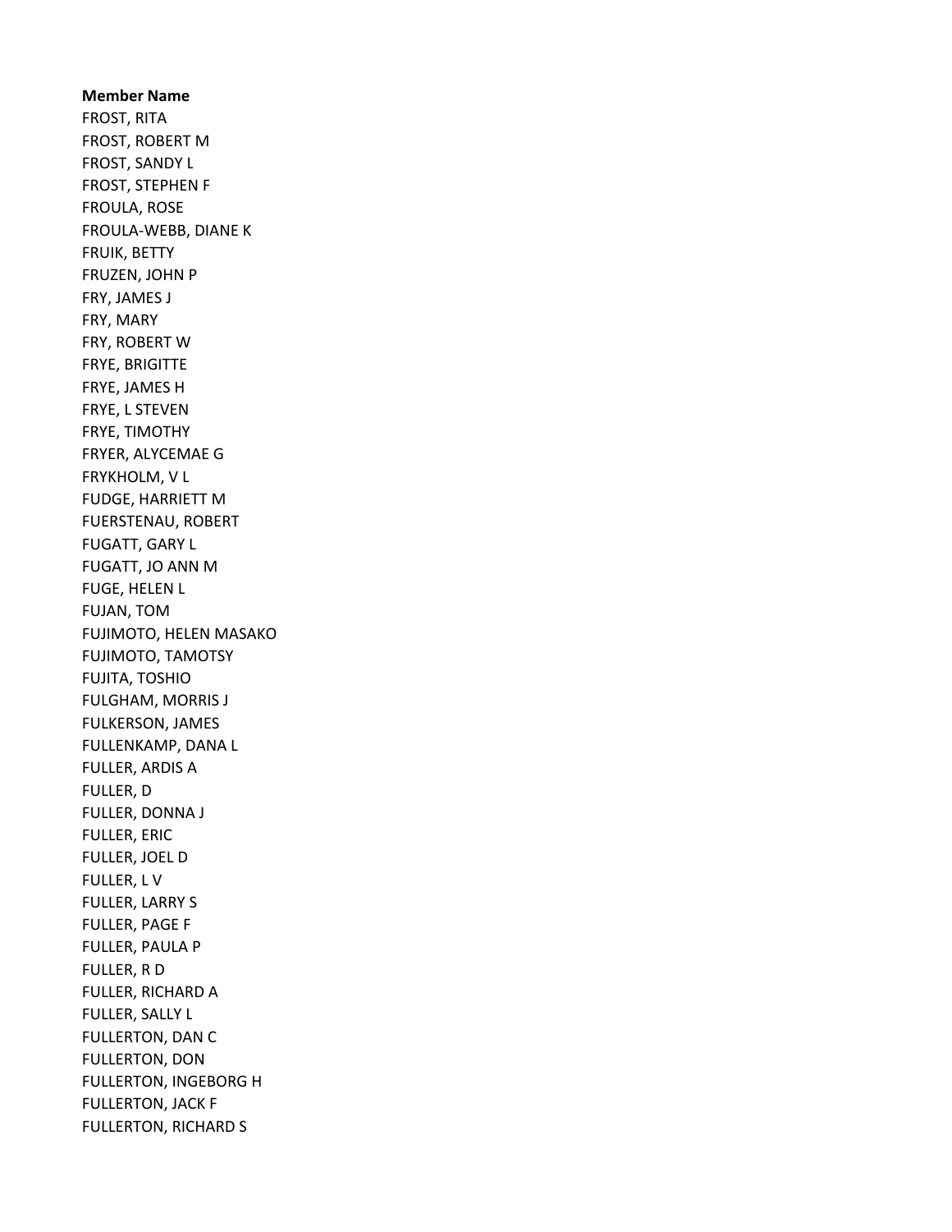**Member Name**

FROST, RITA
FROST, ROBERT M
FROST, SANDY L
FROST, STEPHEN F
FROULA, ROSE
FROULA-WEBB, DIANE K
FRUIK, BETTY
FRUZEN, JOHN P
FRY, JAMES J
FRY, MARY
FRY, ROBERT W
FRYE, BRIGITTE
FRYE, JAMES H
FRYE, L STEVEN
FRYE, TIMOTHY
FRYER, ALYCEMAE G
FRYKHOLM, V L
FUDGE, HARRIETT M
FUERSTENAU, ROBERT
FUGATT, GARY L
FUGATT, JO ANN M
FUGE, HELEN L
FUJAN, TOM
FUJIMOTO, HELEN MASAKO
FUJIMOTO, TAMOTSY
FUJITA, TOSHIO
FULGHAM, MORRIS J
FULKERSON, JAMES
FULLENKAMP, DANA L
FULLER, ARDIS A
FULLER, D
FULLER, DONNA J
FULLER, ERIC
FULLER, JOEL D
FULLER, L V
FULLER, LARRY S
FULLER, PAGE F
FULLER, PAULA P
FULLER, R D
FULLER, RICHARD A
FULLER, SALLY L
FULLERTON, DAN C
FULLERTON, DON
FULLERTON, INGEBORG H
FULLERTON, JACK F
FULLERTON, RICHARD S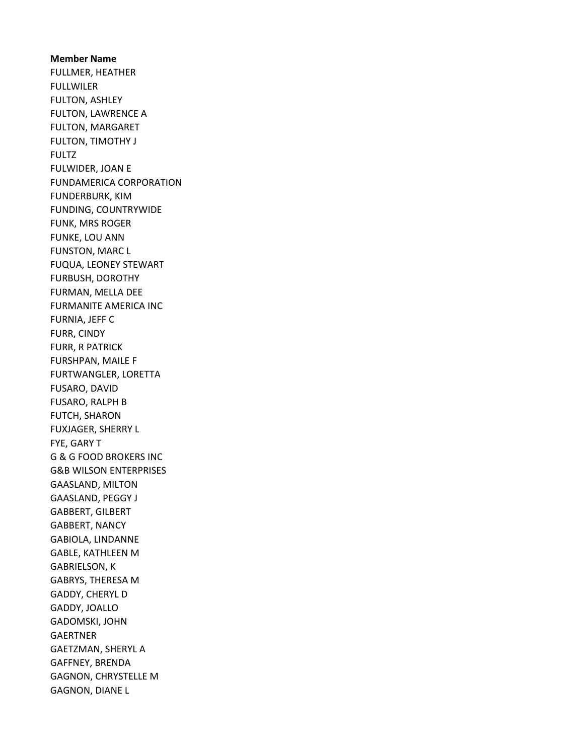**Member Name**
FULLMER, HEATHER
FULLWILER
FULTON, ASHLEY
FULTON, LAWRENCE A
FULTON, MARGARET
FULTON, TIMOTHY J
FULTZ
FULWIDER, JOAN E
FUNDAMERICA CORPORATION
FUNDERBURK, KIM
FUNDING, COUNTRYWIDE
FUNK, MRS ROGER
FUNKE, LOU ANN
FUNSTON, MARC L
FUQUA, LEONEY STEWART
FURBUSH, DOROTHY
FURMAN, MELLA DEE
FURMANITE AMERICA INC
FURNIA, JEFF C
FURR, CINDY
FURR, R PATRICK
FURSHPAN, MAILE F
FURTWANGLER, LORETTA
FUSARO, DAVID
FUSARO, RALPH B
FUTCH, SHARON
FUXJAGER, SHERRY L
FYE, GARY T
G & G FOOD BROKERS INC
G&B WILSON ENTERPRISES
GAASLAND, MILTON
GAASLAND, PEGGY J
GABBERT, GILBERT
GABBERT, NANCY
GABIOLA, LINDANNE
GABLE, KATHLEEN M
GABRIELSON, K
GABRYS, THERESA M
GADDY, CHERYL D
GADDY, JOALLO
GADOMSKI, JOHN
GAERTNER
GAETZMAN, SHERYL A
GAFFNEY, BRENDA
GAGNON, CHRYSTELLE M
GAGNON, DIANE L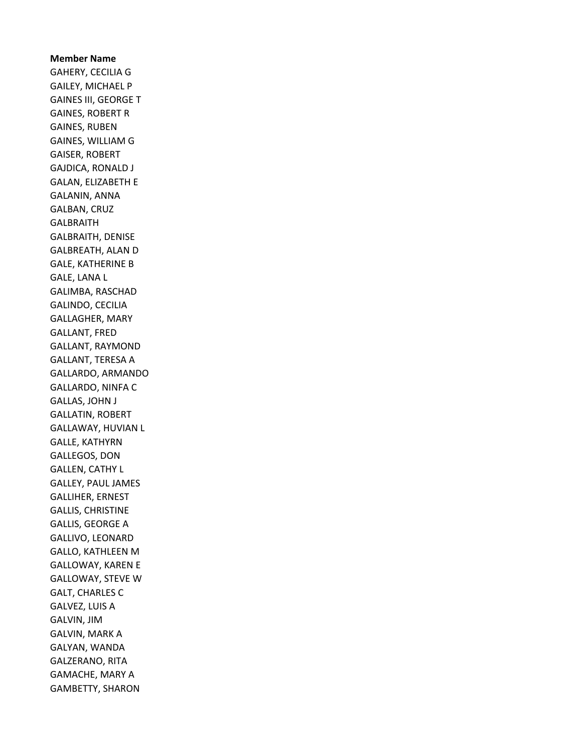**Member Name**

GAHERY, CECILIA G
GAILEY, MICHAEL P
GAINES III, GEORGE T
GAINES, ROBERT R
GAINES, RUBEN
GAINES, WILLIAM G
GAISER, ROBERT
GAJDICA, RONALD J
GALAN, ELIZABETH E
GALANIN, ANNA
GALBAN, CRUZ
GALBRAITH
GALBRAITH, DENISE
GALBREATH, ALAN D
GALE, KATHERINE B
GALE, LANA L
GALIMBA, RASCHAD
GALINDO, CECILIA
GALLAGHER, MARY
GALLANT, FRED
GALLANT, RAYMOND
GALLANT, TERESA A
GALLARDO, ARMANDO
GALLARDO, NINFA C
GALLAS, JOHN J
GALLATIN, ROBERT
GALLAWAY, HUVIAN L
GALLE, KATHYRN
GALLEGOS, DON
GALLEN, CATHY L
GALLEY, PAUL JAMES
GALLIHER, ERNEST
GALLIS, CHRISTINE
GALLIS, GEORGE A
GALLIVO, LEONARD
GALLO, KATHLEEN M
GALLOWAY, KAREN E
GALLOWAY, STEVE W
GALT, CHARLES C
GALVEZ, LUIS A
GALVIN, JIM
GALVIN, MARK A
GALYAN, WANDA
GALZERANO, RITA
GAMACHE, MARY A
GAMBETTY, SHARON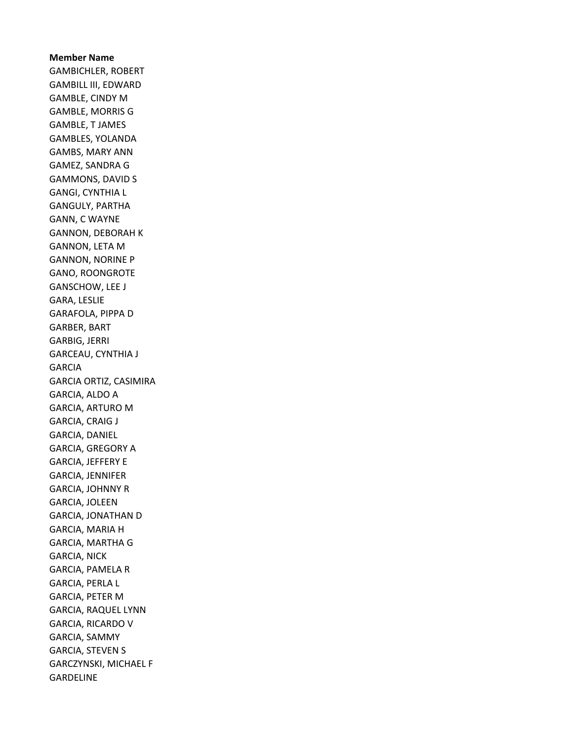**Member Name**

GAMBICHLER, ROBERT
GAMBILL III, EDWARD
GAMBLE, CINDY M
GAMBLE, MORRIS G
GAMBLE, T JAMES
GAMBLES, YOLANDA
GAMBS, MARY ANN
GAMEZ, SANDRA G
GAMMONS, DAVID S
GANGI, CYNTHIA L
GANGULY, PARTHA
GANN, C WAYNE
GANNON, DEBORAH K
GANNON, LETA M
GANNON, NORINE P
GANO, ROONGROTE
GANSCHOW, LEE J
GARA, LESLIE
GARAFOLA, PIPPA D
GARBER, BART
GARBIG, JERRI
GARCEAU, CYNTHIA J
GARCIA
GARCIA ORTIZ, CASIMIRA
GARCIA, ALDO A
GARCIA, ARTURO M
GARCIA, CRAIG J
GARCIA, DANIEL
GARCIA, GREGORY A
GARCIA, JEFFERY E
GARCIA, JENNIFER
GARCIA, JOHNNY R
GARCIA, JOLEEN
GARCIA, JONATHAN D
GARCIA, MARIA H
GARCIA, MARTHA G
GARCIA, NICK
GARCIA, PAMELA R
GARCIA, PERLA L
GARCIA, PETER M
GARCIA, RAQUEL LYNN
GARCIA, RICARDO V
GARCIA, SAMMY
GARCIA, STEVEN S
GARCZYNSKI, MICHAEL F
GARDELINE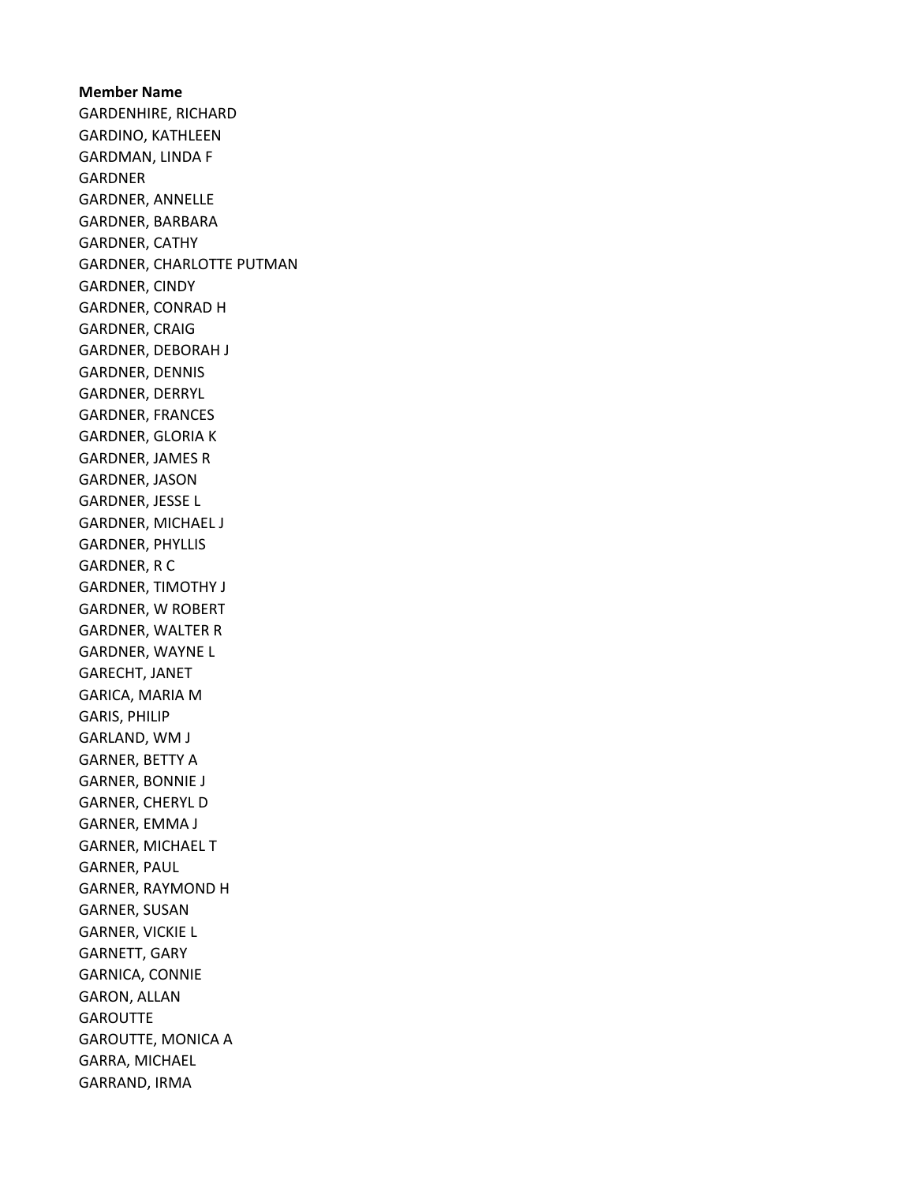**Member Name**

GARDENHIRE, RICHARD
GARDINO, KATHLEEN
GARDMAN, LINDA F
GARDNER
GARDNER, ANNELLE
GARDNER, BARBARA
GARDNER, CATHY
GARDNER, CHARLOTTE PUTMAN
GARDNER, CINDY
GARDNER, CONRAD H
GARDNER, CRAIG
GARDNER, DEBORAH J
GARDNER, DENNIS
GARDNER, DERRYL
GARDNER, FRANCES
GARDNER, GLORIA K
GARDNER, JAMES R
GARDNER, JASON
GARDNER, JESSE L
GARDNER, MICHAEL J
GARDNER, PHYLLIS
GARDNER, R C
GARDNER, TIMOTHY J
GARDNER, W ROBERT
GARDNER, WALTER R
GARDNER, WAYNE L
GARECHT, JANET
GARICA, MARIA M
GARIS, PHILIP
GARLAND, WM J
GARNER, BETTY A
GARNER, BONNIE J
GARNER, CHERYL D
GARNER, EMMA J
GARNER, MICHAEL T
GARNER, PAUL
GARNER, RAYMOND H
GARNER, SUSAN
GARNER, VICKIE L
GARNETT, GARY
GARNICA, CONNIE
GARON, ALLAN
GAROUTTE
GAROUTTE, MONICA A
GARRA, MICHAEL
GARRAND, IRMA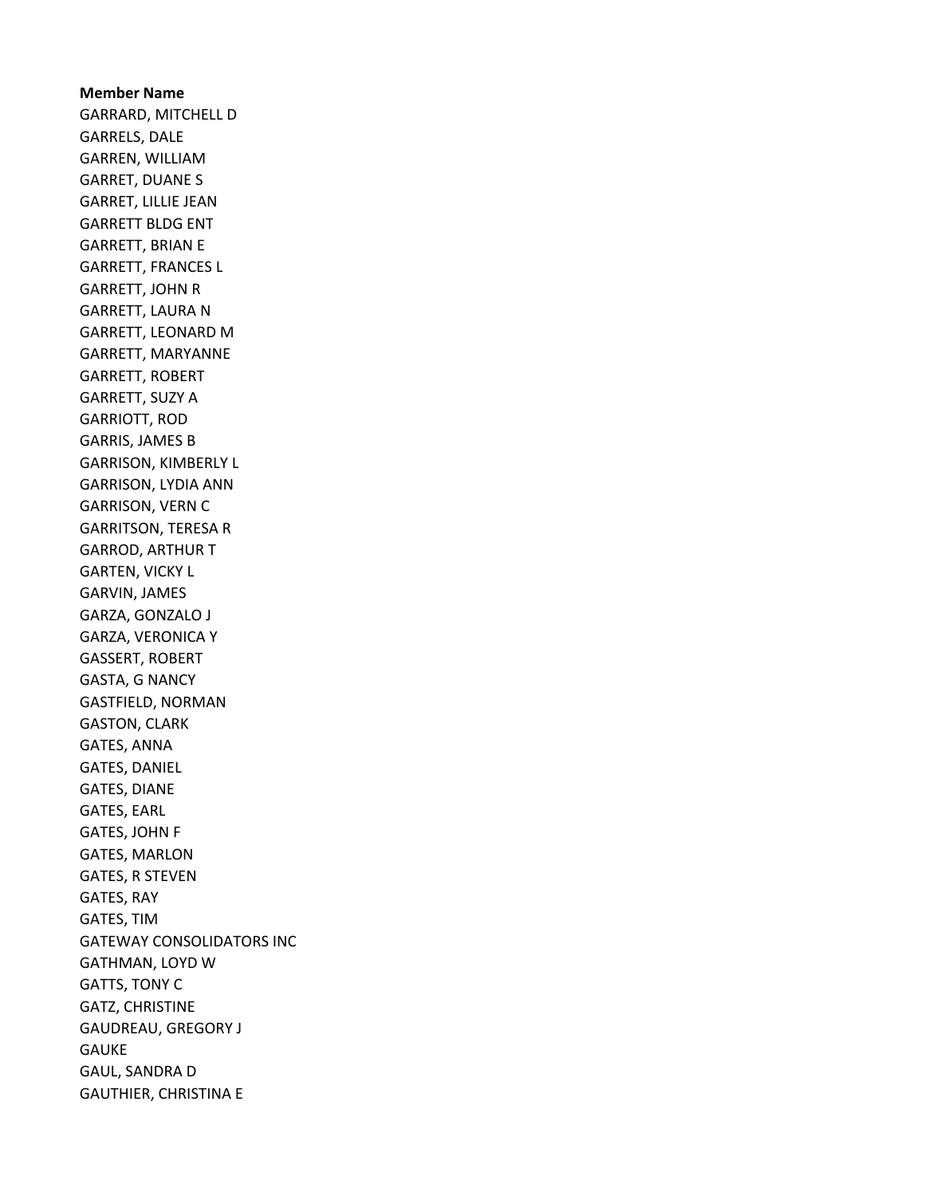**Member Name**

GARRARD, MITCHELL D
GARRELS, DALE
GARREN, WILLIAM
GARRET, DUANE S
GARRET, LILLIE JEAN
GARRETT BLDG ENT
GARRETT, BRIAN E
GARRETT, FRANCES L
GARRETT, JOHN R
GARRETT, LAURA N
GARRETT, LEONARD M
GARRETT, MARYANNE
GARRETT, ROBERT
GARRETT, SUZY A
GARRIOTT, ROD
GARRIS, JAMES B
GARRISON, KIMBERLY L
GARRISON, LYDIA ANN
GARRISON, VERN C
GARRITSON, TERESA R
GARROD, ARTHUR T
GARTEN, VICKY L
GARVIN, JAMES
GARZA, GONZALO J
GARZA, VERONICA Y
GASSERT, ROBERT
GASTA, G NANCY
GASTFIELD, NORMAN
GASTON, CLARK
GATES, ANNA
GATES, DANIEL
GATES, DIANE
GATES, EARL
GATES, JOHN F
GATES, MARLON
GATES, R STEVEN
GATES, RAY
GATES, TIM
GATEWAY CONSOLIDATORS INC
GATHMAN, LOYD W
GATTS, TONY C
GATZ, CHRISTINE
GAUDREAU, GREGORY J
GAUKE
GAUL, SANDRA D
GAUTHIER, CHRISTINA E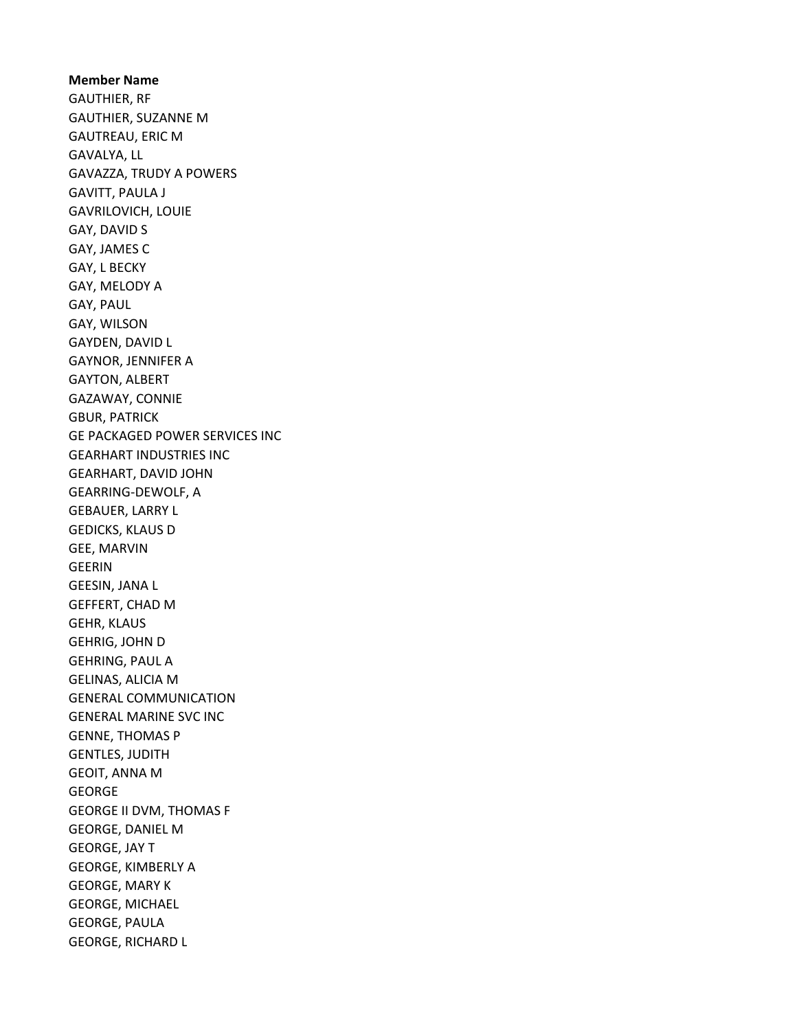**Member Name**

GAUTHIER, RF
GAUTHIER, SUZANNE M
GAUTREAU, ERIC M
GAVALYA, LL
GAVAZZA, TRUDY A POWERS
GAVITT, PAULA J
GAVRILOVICH, LOUIE
GAY, DAVID S
GAY, JAMES C
GAY, L BECKY
GAY, MELODY A
GAY, PAUL
GAY, WILSON
GAYDEN, DAVID L
GAYNOR, JENNIFER A
GAYTON, ALBERT
GAZAWAY, CONNIE
GBUR, PATRICK
GE PACKAGED POWER SERVICES INC
GEARHART INDUSTRIES INC
GEARHART, DAVID JOHN
GEARRING-DEWOLF, A
GEBAUER, LARRY L
GEDICKS, KLAUS D
GEE, MARVIN
GEERIN
GEESIN, JANA L
GEFFERT, CHAD M
GEHR, KLAUS
GEHRIG, JOHN D
GEHRING, PAUL A
GELINAS, ALICIA M
GENERAL COMMUNICATION
GENERAL MARINE SVC INC
GENNE, THOMAS P
GENTLES, JUDITH
GEOIT, ANNA M
GEORGE
GEORGE II DVM, THOMAS F
GEORGE, DANIEL M
GEORGE, JAY T
GEORGE, KIMBERLY A
GEORGE, MARY K
GEORGE, MICHAEL
GEORGE, PAULA
GEORGE, RICHARD L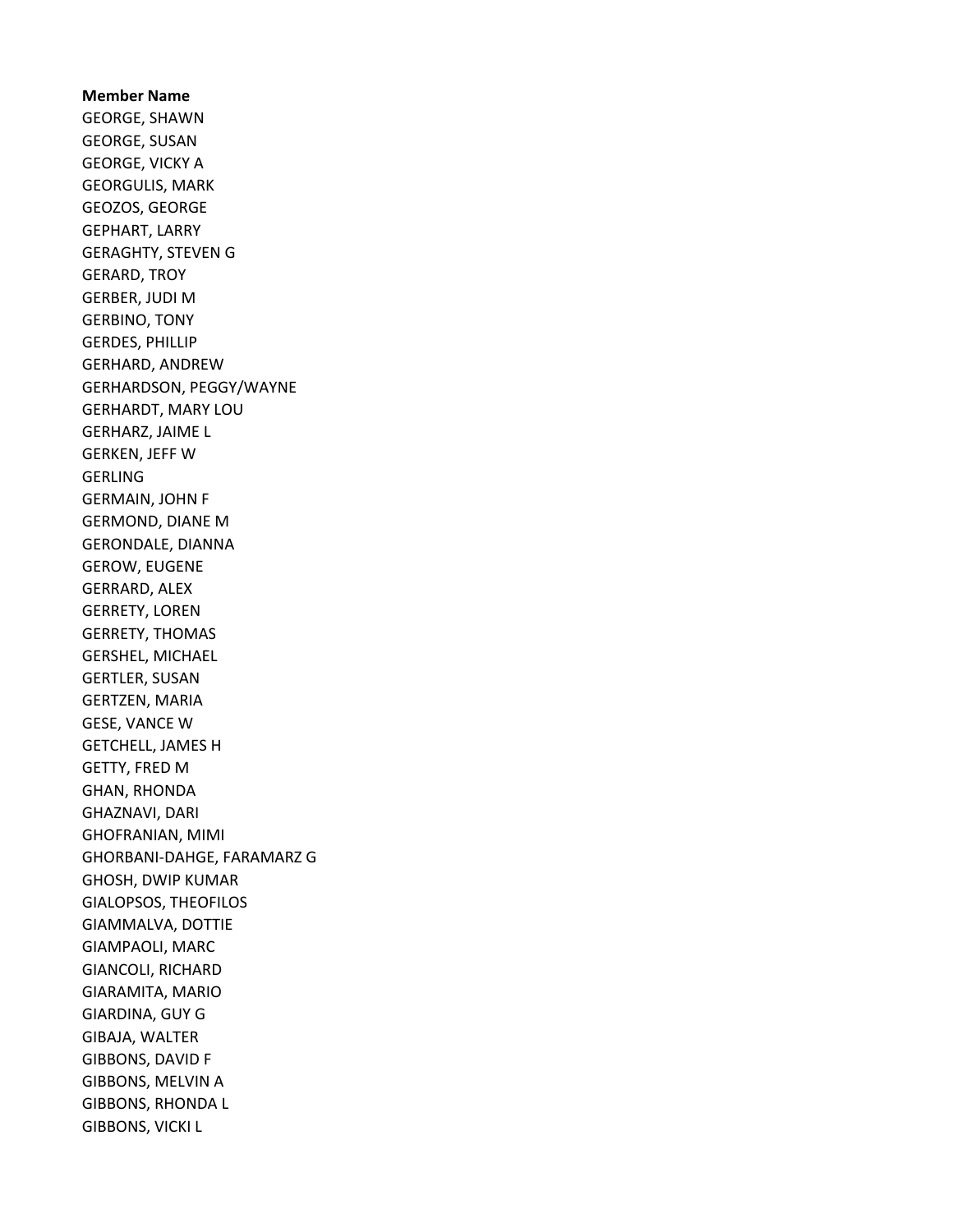**Member Name**

GEORGE, SHAWN
GEORGE, SUSAN
GEORGE, VICKY A
GEORGULIS, MARK
GEOZOS, GEORGE
GEPHART, LARRY
GERAGHTY, STEVEN G
GERARD, TROY
GERBER, JUDI M
GERBINO, TONY
GERDES, PHILLIP
GERHARD, ANDREW
GERHARDSON, PEGGY/WAYNE
GERHARDT, MARY LOU
GERHARZ, JAIME L
GERKEN, JEFF W
GERLING
GERMAIN, JOHN F
GERMOND, DIANE M
GERONDALE, DIANNA
GEROW, EUGENE
GERRARD, ALEX
GERRETY, LOREN
GERRETY, THOMAS
GERSHEL, MICHAEL
GERTLER, SUSAN
GERTZEN, MARIA
GESE, VANCE W
GETCHELL, JAMES H
GETTY, FRED M
GHAN, RHONDA
GHAZNAVI, DARI
GHOFRANIAN, MIMI
GHORBANI-DAHGE, FARAMARZ G
GHOSH, DWIP KUMAR
GIALOPSOS, THEOFILOS
GIAMMALVA, DOTTIE
GIAMPAOLI, MARC
GIANCOLI, RICHARD
GIARAMITA, MARIO
GIARDINA, GUY G
GIBAJA, WALTER
GIBBONS, DAVID F
GIBBONS, MELVIN A
GIBBONS, RHONDA L
GIBBONS, VICKI L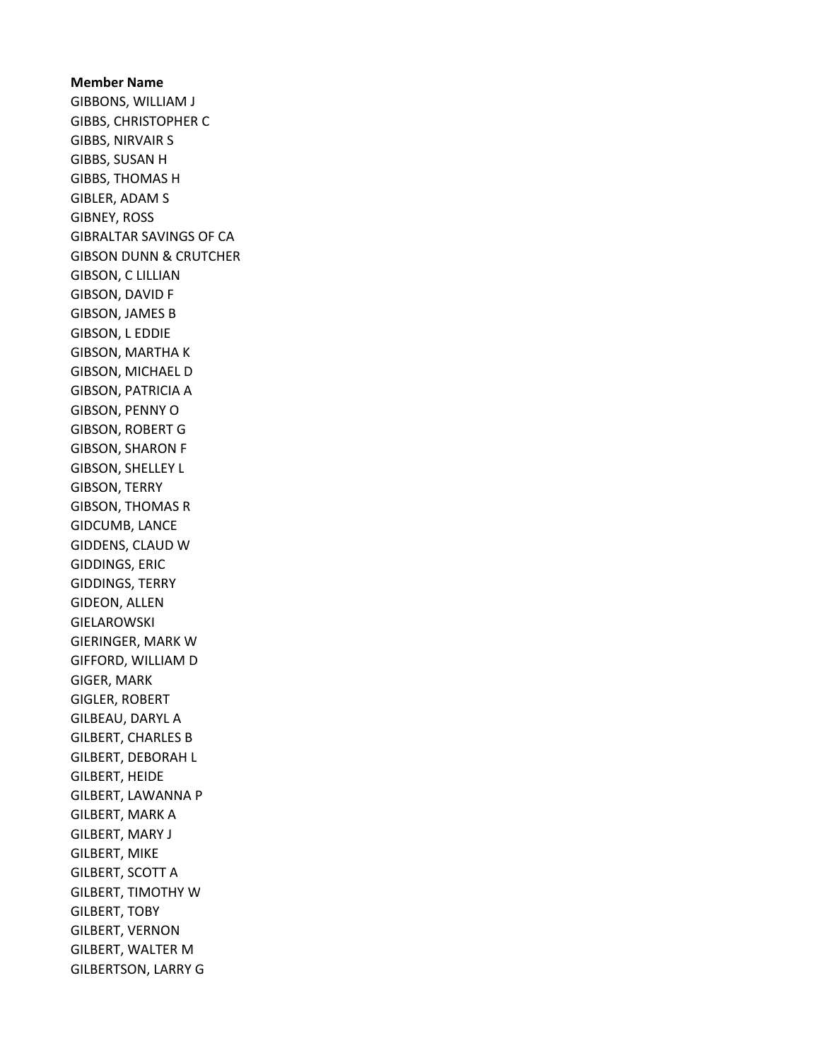**Member Name**
GIBBONS, WILLIAM J
GIBBS, CHRISTOPHER C
GIBBS, NIRVAIR S
GIBBS, SUSAN H
GIBBS, THOMAS H
GIBLER, ADAM S
GIBNEY, ROSS
GIBRALTAR SAVINGS OF CA
GIBSON DUNN & CRUTCHER
GIBSON, C LILLIAN
GIBSON, DAVID F
GIBSON, JAMES B
GIBSON, L EDDIE
GIBSON, MARTHA K
GIBSON, MICHAEL D
GIBSON, PATRICIA A
GIBSON, PENNY O
GIBSON, ROBERT G
GIBSON, SHARON F
GIBSON, SHELLEY L
GIBSON, TERRY
GIBSON, THOMAS R
GIDCUMB, LANCE
GIDDENS, CLAUD W
GIDDINGS, ERIC
GIDDINGS, TERRY
GIDEON, ALLEN
GIELAROWSKI
GIERINGER, MARK W
GIFFORD, WILLIAM D
GIGER, MARK
GIGLER, ROBERT
GILBEAU, DARYL A
GILBERT, CHARLES B
GILBERT, DEBORAH L
GILBERT, HEIDE
GILBERT, LAWANNA P
GILBERT, MARK A
GILBERT, MARY J
GILBERT, MIKE
GILBERT, SCOTT A
GILBERT, TIMOTHY W
GILBERT, TOBY
GILBERT, VERNON
GILBERT, WALTER M
GILBERTSON, LARRY G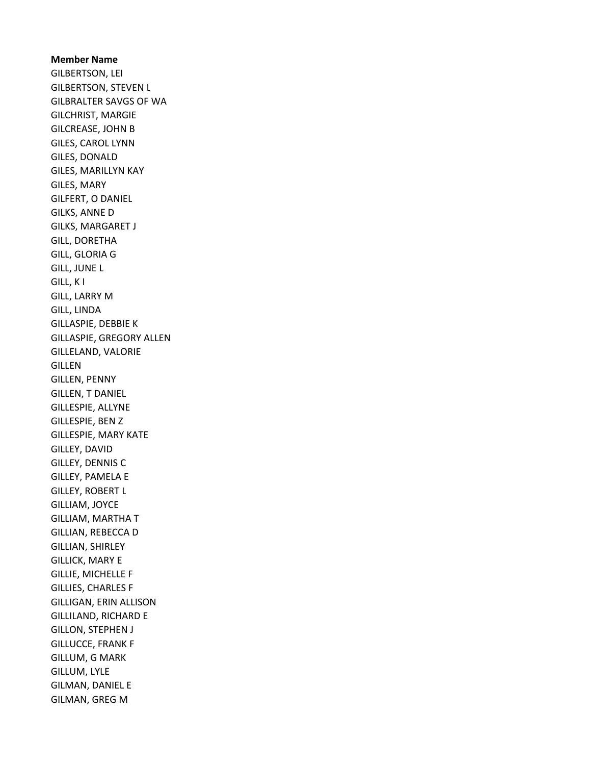**Member Name**
GILBERTSON, LEI
GILBERTSON, STEVEN L
GILBRALTER SAVGS OF WA
GILCHRIST, MARGIE
GILCREASE, JOHN B
GILES, CAROL LYNN
GILES, DONALD
GILES, MARILLYN KAY
GILES, MARY
GILFERT, O DANIEL
GILKS, ANNE D
GILKS, MARGARET J
GILL, DORETHA
GILL, GLORIA G
GILL, JUNE L
GILL, K I
GILL, LARRY M
GILL, LINDA
GILLASPIE, DEBBIE K
GILLASPIE, GREGORY ALLEN
GILLELAND, VALORIE
GILLEN
GILLEN, PENNY
GILLEN, T DANIEL
GILLESPIE, ALLYNE
GILLESPIE, BEN Z
GILLESPIE, MARY KATE
GILLEY, DAVID
GILLEY, DENNIS C
GILLEY, PAMELA E
GILLEY, ROBERT L
GILLIAM, JOYCE
GILLIAM, MARTHA T
GILLIAN, REBECCA D
GILLIAN, SHIRLEY
GILLICK, MARY E
GILLIE, MICHELLE F
GILLIES, CHARLES F
GILLIGAN, ERIN ALLISON
GILLILAND, RICHARD E
GILLON, STEPHEN J
GILLUCCE, FRANK F
GILLUM, G MARK
GILLUM, LYLE
GILMAN, DANIEL E
GILMAN, GREG M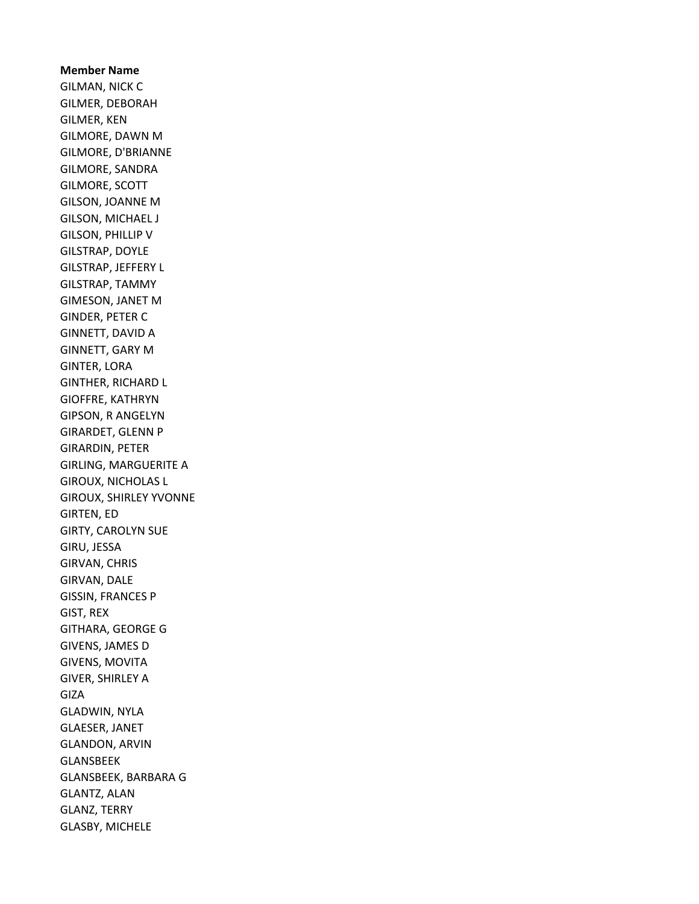**Member Name**

GILMAN, NICK C
GILMER, DEBORAH
GILMER, KEN
GILMORE, DAWN M
GILMORE, D'BRIANNE
GILMORE, SANDRA
GILMORE, SCOTT
GILSON, JOANNE M
GILSON, MICHAEL J
GILSON, PHILLIP V
GILSTRAP, DOYLE
GILSTRAP, JEFFERY L
GILSTRAP, TAMMY
GIMESON, JANET M
GINDER, PETER C
GINNETT, DAVID A
GINNETT, GARY M
GINTER, LORA
GINTHER, RICHARD L
GIOFFRE, KATHRYN
GIPSON, R ANGELYN
GIRARDET, GLENN P
GIRARDIN, PETER
GIRLING, MARGUERITE A
GIROUX, NICHOLAS L
GIROUX, SHIRLEY YVONNE
GIRTEN, ED
GIRTY, CAROLYN SUE
GIRU, JESSA
GIRVAN, CHRIS
GIRVAN, DALE
GISSIN, FRANCES P
GIST, REX
GITHARA, GEORGE G
GIVENS, JAMES D
GIVENS, MOVITA
GIVER, SHIRLEY A
GIZA
GLADWIN, NYLA
GLAESER, JANET
GLANDON, ARVIN
GLANSBEEK
GLANSBEEK, BARBARA G
GLANTZ, ALAN
GLANZ, TERRY
GLASBY, MICHELE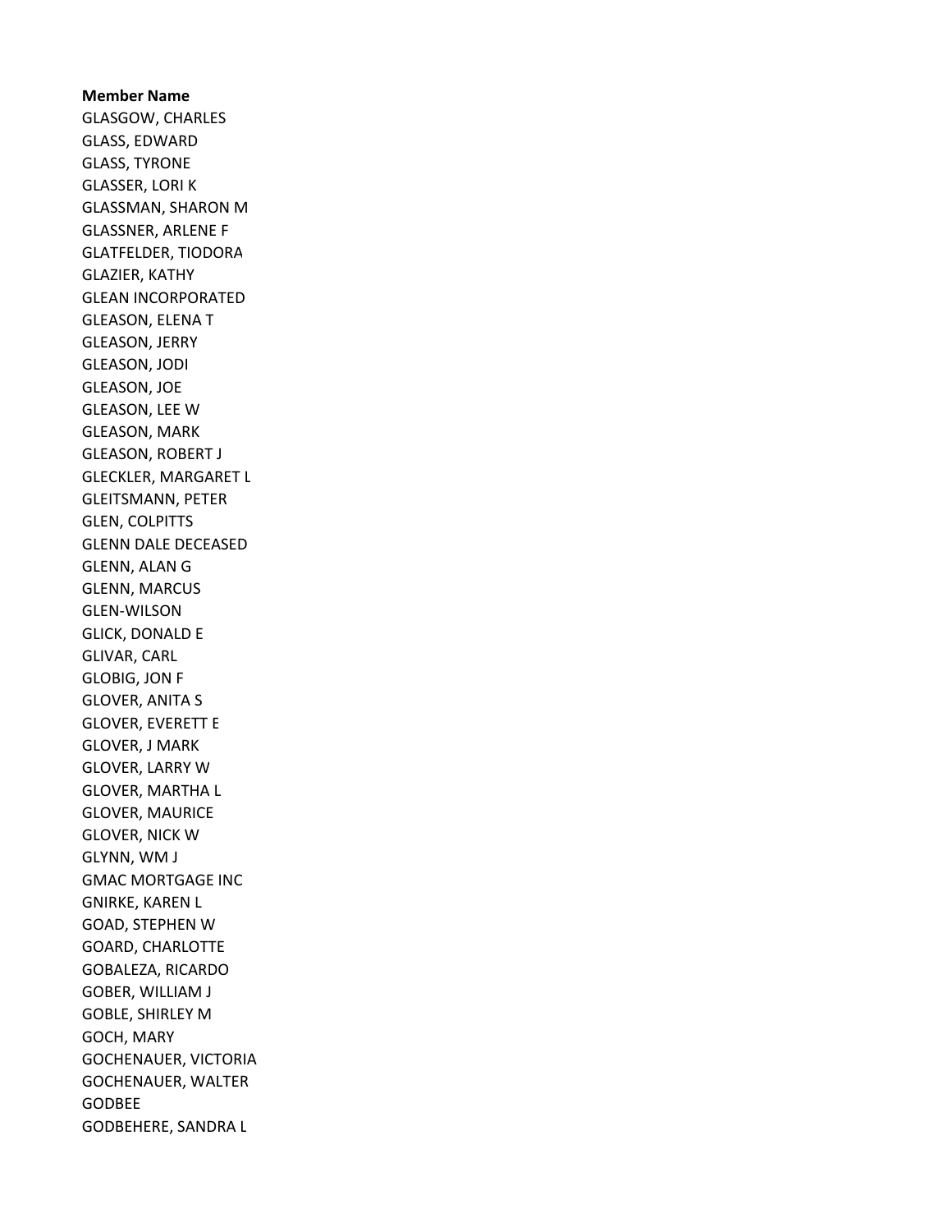**Member Name**

GLASGOW, CHARLES
GLASS, EDWARD
GLASS, TYRONE
GLASSER, LORI K
GLASSMAN, SHARON M
GLASSNER, ARLENE F
GLATFELDER, TIODORA
GLAZIER, KATHY
GLEAN INCORPORATED
GLEASON, ELENA T
GLEASON, JERRY
GLEASON, JODI
GLEASON, JOE
GLEASON, LEE W
GLEASON, MARK
GLEASON, ROBERT J
GLECKLER, MARGARET L
GLEITSMANN, PETER
GLEN, COLPITTS
GLENN DALE DECEASED
GLENN, ALAN G
GLENN, MARCUS
GLEN-WILSON
GLICK, DONALD E
GLIVAR, CARL
GLOBIG, JON F
GLOVER, ANITA S
GLOVER, EVERETT E
GLOVER, J MARK
GLOVER, LARRY W
GLOVER, MARTHA L
GLOVER, MAURICE
GLOVER, NICK W
GLYNN, WM J
GMAC MORTGAGE INC
GNIRKE, KAREN L
GOAD, STEPHEN W
GOARD, CHARLOTTE
GOBALEZA, RICARDO
GOBER, WILLIAM J
GOBLE, SHIRLEY M
GOCH, MARY
GOCHENAUER, VICTORIA
GOCHENAUER, WALTER
GODBEE
GODBEHERE, SANDRA L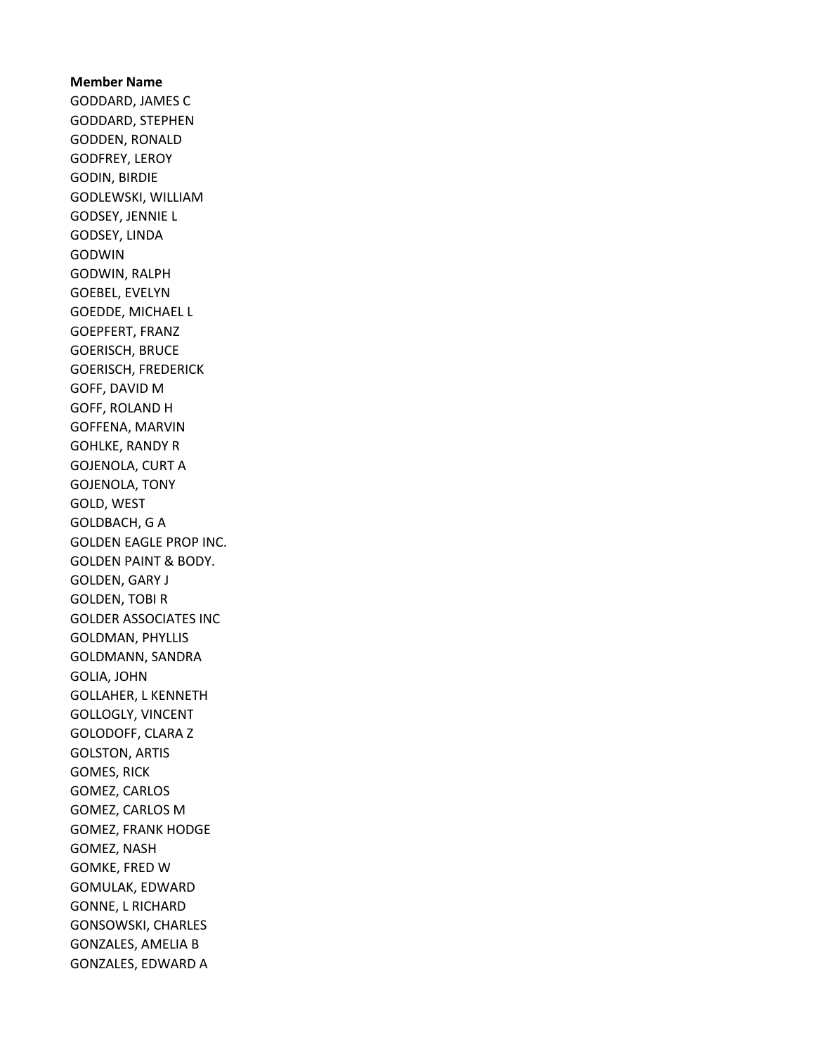**Member Name**

GODDARD, JAMES C
GODDARD, STEPHEN
GODDEN, RONALD
GODFREY, LEROY
GODIN, BIRDIE
GODLEWSKI, WILLIAM
GODSEY, JENNIE L
GODSEY, LINDA
GODWIN
GODWIN, RALPH
GOEBEL, EVELYN
GOEDDE, MICHAEL L
GOEPFERT, FRANZ
GOERISCH, BRUCE
GOERISCH, FREDERICK
GOFF, DAVID M
GOFF, ROLAND H
GOFFENA, MARVIN
GOHLKE, RANDY R
GOJENOLA, CURT A
GOJENOLA, TONY
GOLD, WEST
GOLDBACH, G A
GOLDEN EAGLE PROP INC.
GOLDEN PAINT & BODY.
GOLDEN, GARY J
GOLDEN, TOBI R
GOLDER ASSOCIATES INC
GOLDMAN, PHYLLIS
GOLDMANN, SANDRA
GOLIA, JOHN
GOLLAHER, L KENNETH
GOLLOGLY, VINCENT
GOLODOFF, CLARA Z
GOLSTON, ARTIS
GOMES, RICK
GOMEZ, CARLOS
GOMEZ, CARLOS M
GOMEZ, FRANK HODGE
GOMEZ, NASH
GOMKE, FRED W
GOMULAK, EDWARD
GONNE, L RICHARD
GONSOWSKI, CHARLES
GONZALES, AMELIA B
GONZALES, EDWARD A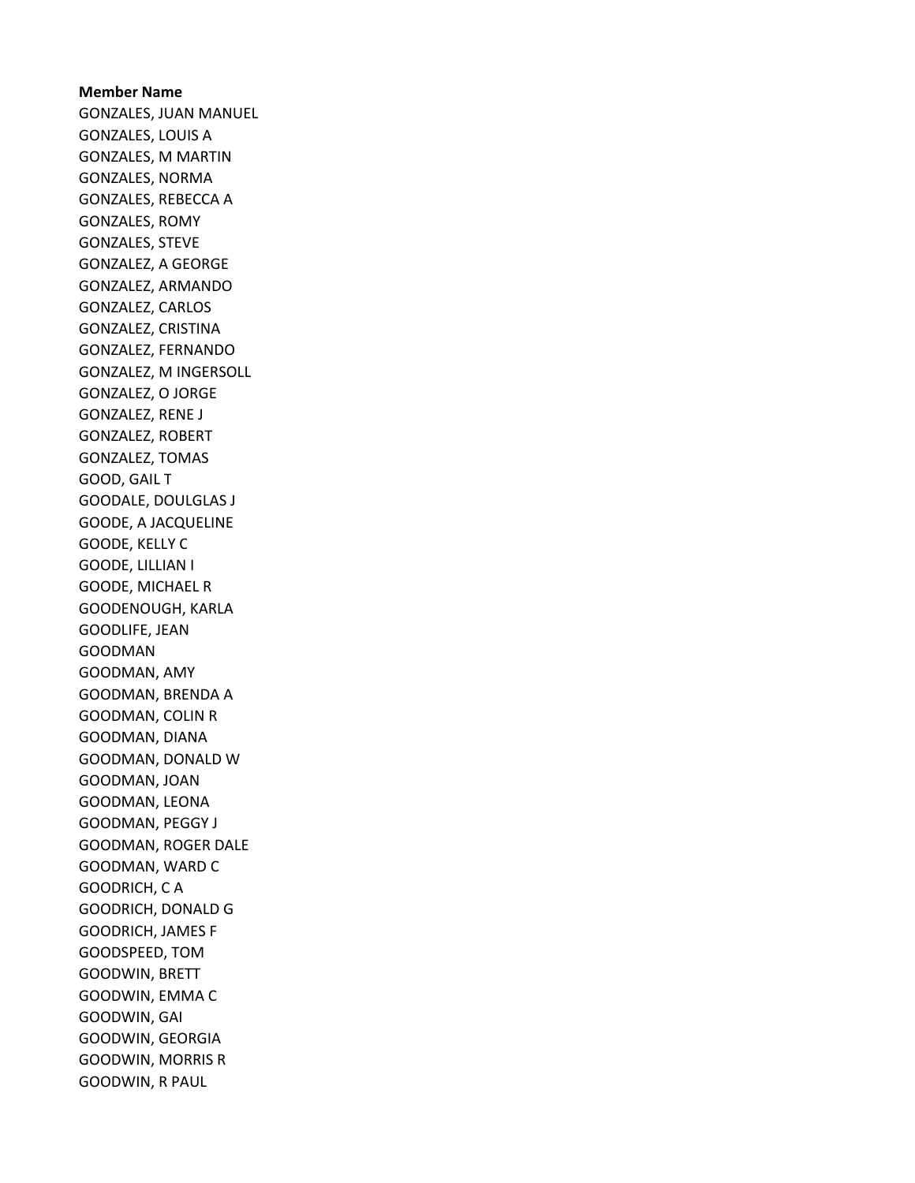**Member Name**

GONZALES, JUAN MANUEL
GONZALES, LOUIS A
GONZALES, M MARTIN
GONZALES, NORMA
GONZALES, REBECCA A
GONZALES, ROMY
GONZALES, STEVE
GONZALEZ, A GEORGE
GONZALEZ, ARMANDO
GONZALEZ, CARLOS
GONZALEZ, CRISTINA
GONZALEZ, FERNANDO
GONZALEZ, M INGERSOLL
GONZALEZ, O JORGE
GONZALEZ, RENE J
GONZALEZ, ROBERT
GONZALEZ, TOMAS
GOOD, GAIL T
GOODALE, DOULGLAS J
GOODE, A JACQUELINE
GOODE, KELLY C
GOODE, LILLIAN I
GOODE, MICHAEL R
GOODENOUGH, KARLA
GOODLIFE, JEAN
GOODMAN
GOODMAN, AMY
GOODMAN, BRENDA A
GOODMAN, COLIN R
GOODMAN, DIANA
GOODMAN, DONALD W
GOODMAN, JOAN
GOODMAN, LEONA
GOODMAN, PEGGY J
GOODMAN, ROGER DALE
GOODMAN, WARD C
GOODRICH, C A
GOODRICH, DONALD G
GOODRICH, JAMES F
GOODSPEED, TOM
GOODWIN, BRETT
GOODWIN, EMMA C
GOODWIN, GAI
GOODWIN, GEORGIA
GOODWIN, MORRIS R
GOODWIN, R PAUL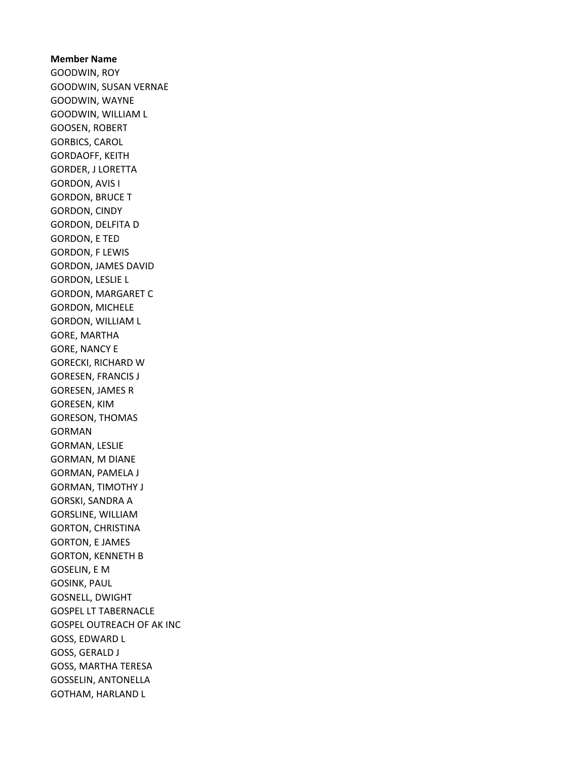**Member Name**

GOODWIN, ROY
GOODWIN, SUSAN VERNAE
GOODWIN, WAYNE
GOODWIN, WILLIAM L
GOOSEN, ROBERT
GORBICS, CAROL
GORDAOFF, KEITH
GORDER, J LORETTA
GORDON, AVIS I
GORDON, BRUCE T
GORDON, CINDY
GORDON, DELFITA D
GORDON, E TED
GORDON, F LEWIS
GORDON, JAMES DAVID
GORDON, LESLIE L
GORDON, MARGARET C
GORDON, MICHELE
GORDON, WILLIAM L
GORE, MARTHA
GORE, NANCY E
GORECKI, RICHARD W
GORESEN, FRANCIS J
GORESEN, JAMES R
GORESEN, KIM
GORESON, THOMAS
GORMAN
GORMAN, LESLIE
GORMAN, M DIANE
GORMAN, PAMELA J
GORMAN, TIMOTHY J
GORSKI, SANDRA A
GORSLINE, WILLIAM
GORTON, CHRISTINA
GORTON, E JAMES
GORTON, KENNETH B
GOSELIN, E M
GOSINK, PAUL
GOSNELL, DWIGHT
GOSPEL LT TABERNACLE
GOSPEL OUTREACH OF AK INC
GOSS, EDWARD L
GOSS, GERALD J
GOSS, MARTHA TERESA
GOSSELIN, ANTONELLA
GOTHAM, HARLAND L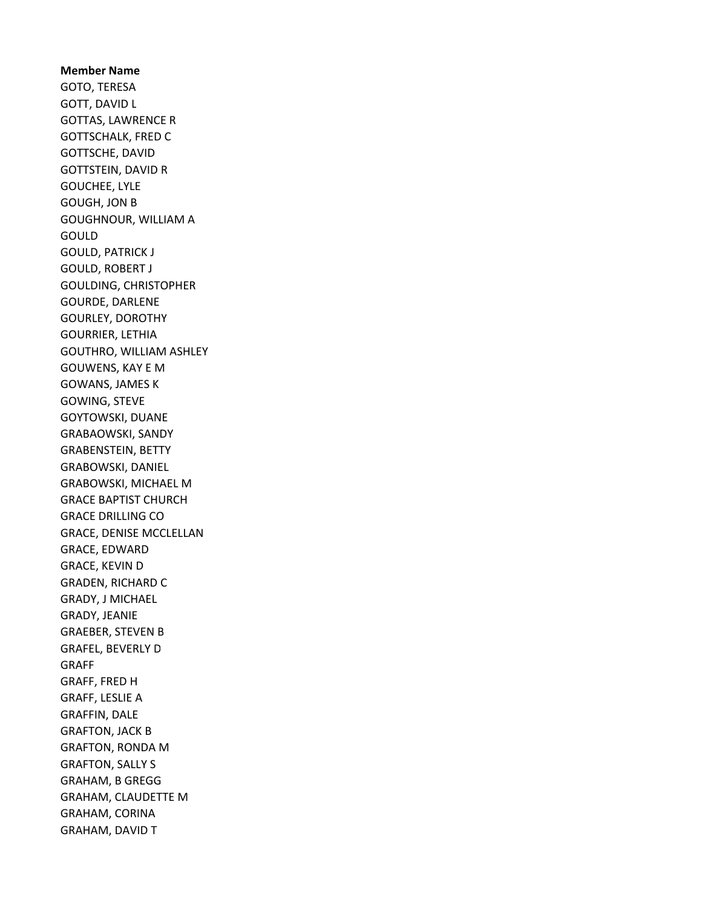**Member Name**

GOTO, TERESA
GOTT, DAVID L
GOTTAS, LAWRENCE R
GOTTSCHALK, FRED C
GOTTSCHE, DAVID
GOTTSTEIN, DAVID R
GOUCHEE, LYLE
GOUGH, JON B
GOUGHNOUR, WILLIAM A
GOULD
GOULD, PATRICK J
GOULD, ROBERT J
GOULDING, CHRISTOPHER
GOURDE, DARLENE
GOURLEY, DOROTHY
GOURRIER, LETHIA
GOUTHRO, WILLIAM ASHLEY
GOUWENS, KAY E M
GOWANS, JAMES K
GOWING, STEVE
GOYTOWSKI, DUANE
GRABAOWSKI, SANDY
GRABENSTEIN, BETTY
GRABOWSKI, DANIEL
GRABOWSKI, MICHAEL M
GRACE BAPTIST CHURCH
GRACE DRILLING CO
GRACE, DENISE MCCLELLAN
GRACE, EDWARD
GRACE, KEVIN D
GRADEN, RICHARD C
GRADY, J MICHAEL
GRADY, JEANIE
GRAEBER, STEVEN B
GRAFEL, BEVERLY D
GRAFF
GRAFF, FRED H
GRAFF, LESLIE A
GRAFFIN, DALE
GRAFTON, JACK B
GRAFTON, RONDA M
GRAFTON, SALLY S
GRAHAM, B GREGG
GRAHAM, CLAUDETTE M
GRAHAM, CORINA
GRAHAM, DAVID T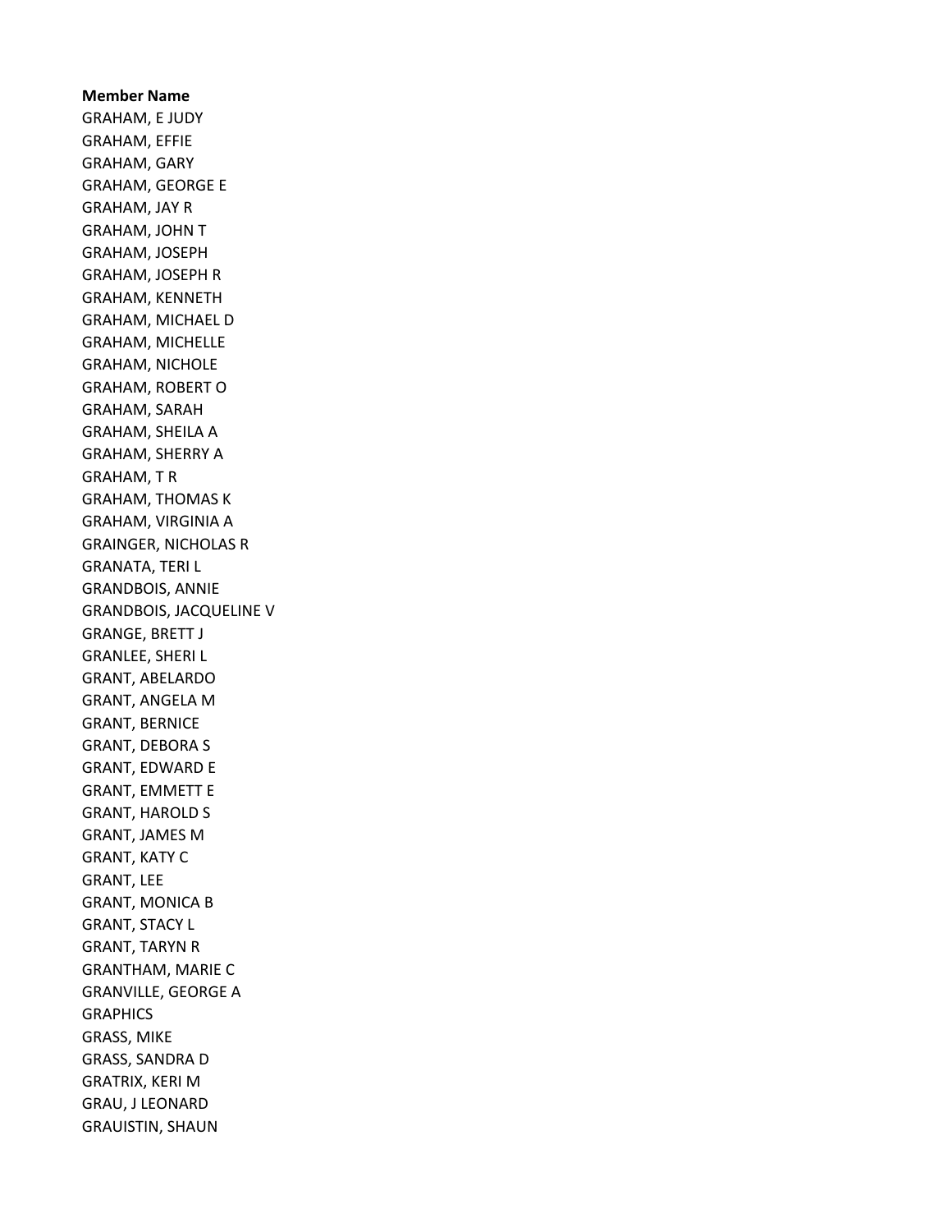**Member Name**

GRAHAM, E JUDY
GRAHAM, EFFIE
GRAHAM, GARY
GRAHAM, GEORGE E
GRAHAM, JAY R
GRAHAM, JOHN T
GRAHAM, JOSEPH
GRAHAM, JOSEPH R
GRAHAM, KENNETH
GRAHAM, MICHAEL D
GRAHAM, MICHELLE
GRAHAM, NICHOLE
GRAHAM, ROBERT O
GRAHAM, SARAH
GRAHAM, SHEILA A
GRAHAM, SHERRY A
GRAHAM, T R
GRAHAM, THOMAS K
GRAHAM, VIRGINIA A
GRAINGER, NICHOLAS R
GRANATA, TERI L
GRANDBOIS, ANNIE
GRANDBOIS, JACQUELINE V
GRANGE, BRETT J
GRANLEE, SHERI L
GRANT, ABELARDO
GRANT, ANGELA M
GRANT, BERNICE
GRANT, DEBORA S
GRANT, EDWARD E
GRANT, EMMETT E
GRANT, HAROLD S
GRANT, JAMES M
GRANT, KATY C
GRANT, LEE
GRANT, MONICA B
GRANT, STACY L
GRANT, TARYN R
GRANTHAM, MARIE C
GRANVILLE, GEORGE A
GRAPHICS
GRASS, MIKE
GRASS, SANDRA D
GRATRIX, KERI M
GRAU, J LEONARD
GRAUISTIN, SHAUN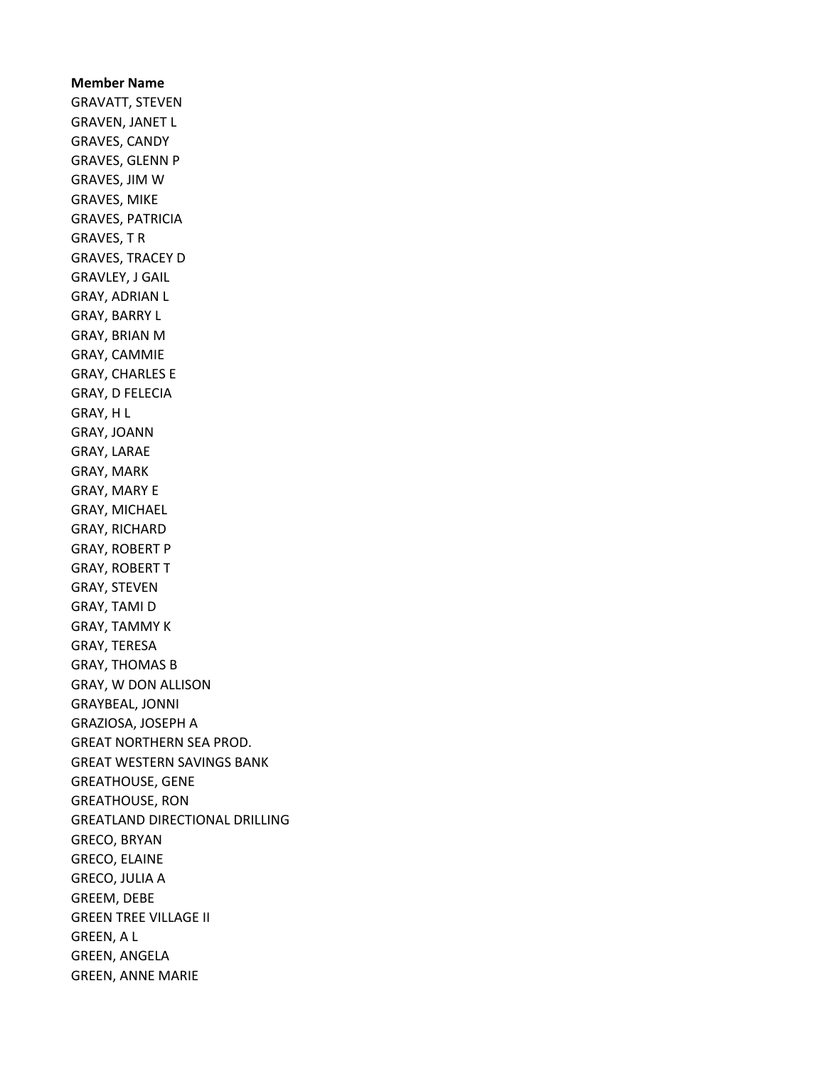**Member Name**

GRAVATT, STEVEN
GRAVEN, JANET L
GRAVES, CANDY
GRAVES, GLENN P
GRAVES, JIM W
GRAVES, MIKE
GRAVES, PATRICIA
GRAVES, T R
GRAVES, TRACEY D
GRAVLEY, J GAIL
GRAY, ADRIAN L
GRAY, BARRY L
GRAY, BRIAN M
GRAY, CAMMIE
GRAY, CHARLES E
GRAY, D FELECIA
GRAY, H L
GRAY, JOANN
GRAY, LARAE
GRAY, MARK
GRAY, MARY E
GRAY, MICHAEL
GRAY, RICHARD
GRAY, ROBERT P
GRAY, ROBERT T
GRAY, STEVEN
GRAY, TAMI D
GRAY, TAMMY K
GRAY, TERESA
GRAY, THOMAS B
GRAY, W DON ALLISON
GRAYBEAL, JONNI
GRAZIOSA, JOSEPH A
GREAT NORTHERN SEA PROD.
GREAT WESTERN SAVINGS BANK
GREATHOUSE, GENE
GREATHOUSE, RON
GREATLAND DIRECTIONAL DRILLING
GRECO, BRYAN
GRECO, ELAINE
GRECO, JULIA A
GREEM, DEBE
GREEN TREE VILLAGE II
GREEN, A L
GREEN, ANGELA
GREEN, ANNE MARIE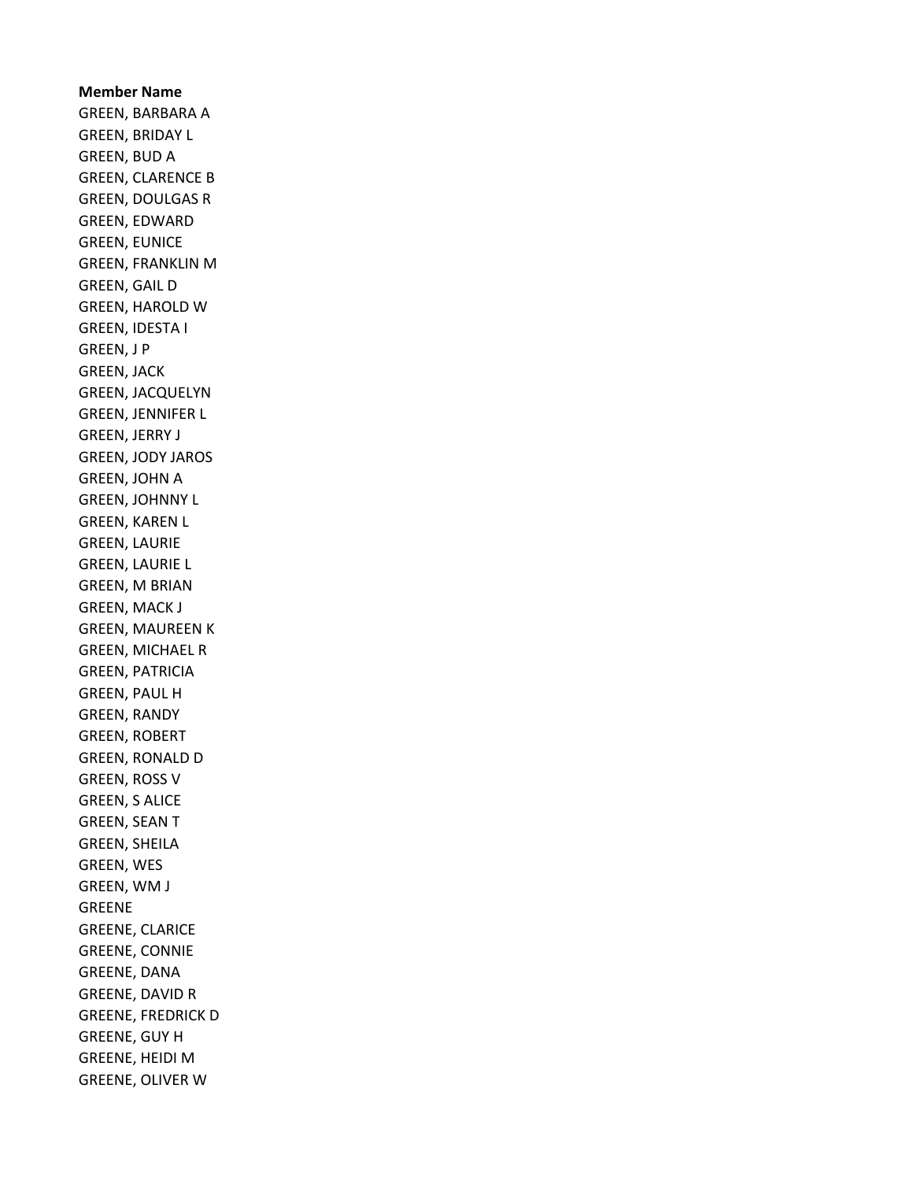**Member Name**
GREEN, BARBARA A
GREEN, BRIDAY L
GREEN, BUD A
GREEN, CLARENCE B
GREEN, DOULGAS R
GREEN, EDWARD
GREEN, EUNICE
GREEN, FRANKLIN M
GREEN, GAIL D
GREEN, HAROLD W
GREEN, IDESTA I
GREEN, J P
GREEN, JACK
GREEN, JACQUELYN
GREEN, JENNIFER L
GREEN, JERRY J
GREEN, JODY JAROS
GREEN, JOHN A
GREEN, JOHNNY L
GREEN, KAREN L
GREEN, LAURIE
GREEN, LAURIE L
GREEN, M BRIAN
GREEN, MACK J
GREEN, MAUREEN K
GREEN, MICHAEL R
GREEN, PATRICIA
GREEN, PAUL H
GREEN, RANDY
GREEN, ROBERT
GREEN, RONALD D
GREEN, ROSS V
GREEN, S ALICE
GREEN, SEAN T
GREEN, SHEILA
GREEN, WES
GREEN, WM J
GREENE
GREENE, CLARICE
GREENE, CONNIE
GREENE, DANA
GREENE, DAVID R
GREENE, FREDRICK D
GREENE, GUY H
GREENE, HEIDI M
GREENE, OLIVER W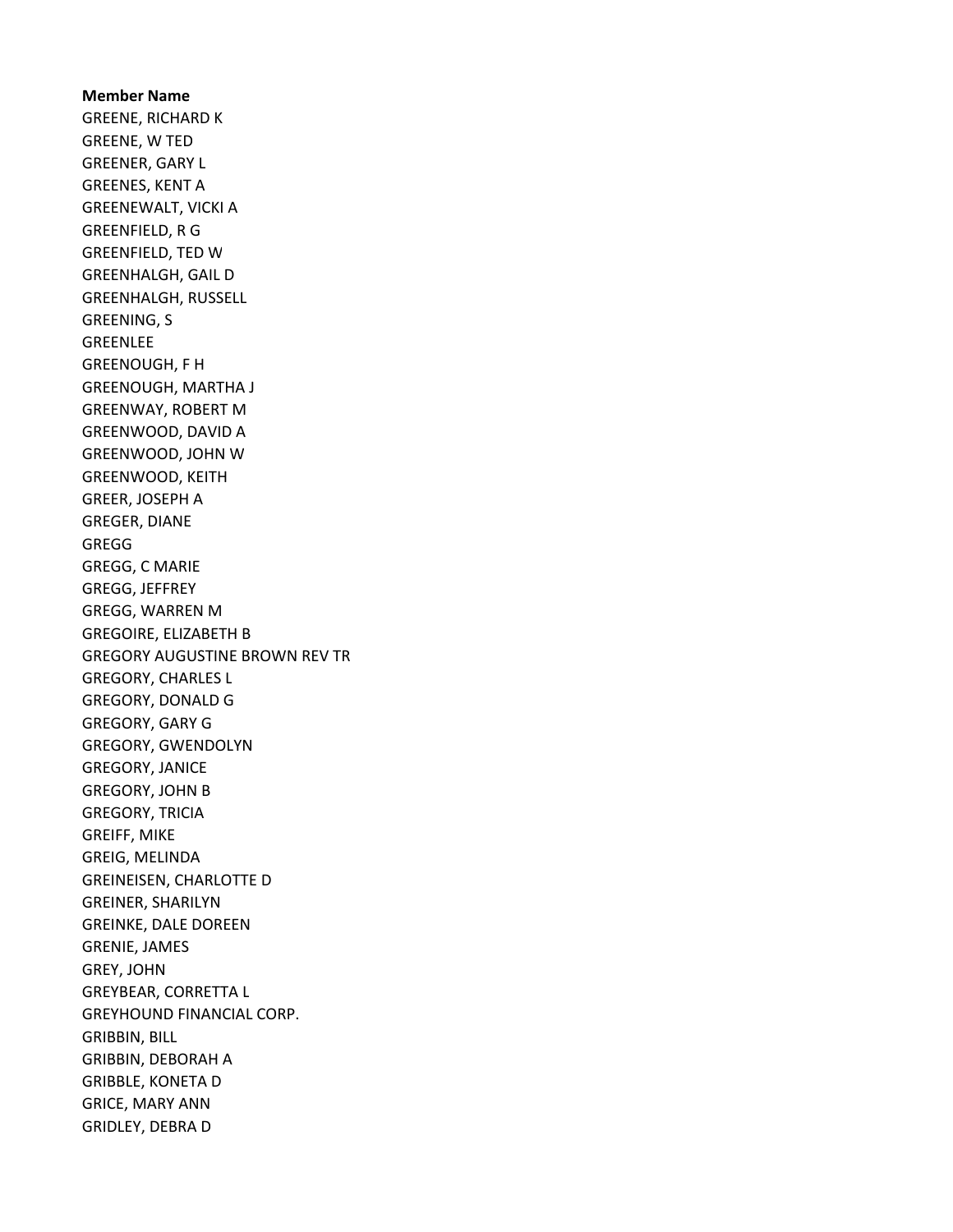**Member Name**

GREENE, RICHARD K
GREENE, W TED
GREENER, GARY L
GREENES, KENT A
GREENEWALT, VICKI A
GREENFIELD, R G
GREENFIELD, TED W
GREENHALGH, GAIL D
GREENHALGH, RUSSELL
GREENING, S
GREENLEE
GREENOUGH, F H
GREENOUGH, MARTHA J
GREENWAY, ROBERT M
GREENWOOD, DAVID A
GREENWOOD, JOHN W
GREENWOOD, KEITH
GREER, JOSEPH A
GREGER, DIANE
GREGG
GREGG, C MARIE
GREGG, JEFFREY
GREGG, WARREN M
GREGOIRE, ELIZABETH B
GREGORY AUGUSTINE BROWN REV TR
GREGORY, CHARLES L
GREGORY, DONALD G
GREGORY, GARY G
GREGORY, GWENDOLYN
GREGORY, JANICE
GREGORY, JOHN B
GREGORY, TRICIA
GREIFF, MIKE
GREIG, MELINDA
GREINEISEN, CHARLOTTE D
GREINER, SHARILYN
GREINKE, DALE DOREEN
GRENIE, JAMES
GREY, JOHN
GREYBEAR, CORRETTA L
GREYHOUND FINANCIAL CORP.
GRIBBIN, BILL
GRIBBIN, DEBORAH A
GRIBBLE, KONETA D
GRICE, MARY ANN
GRIDLEY, DEBRA D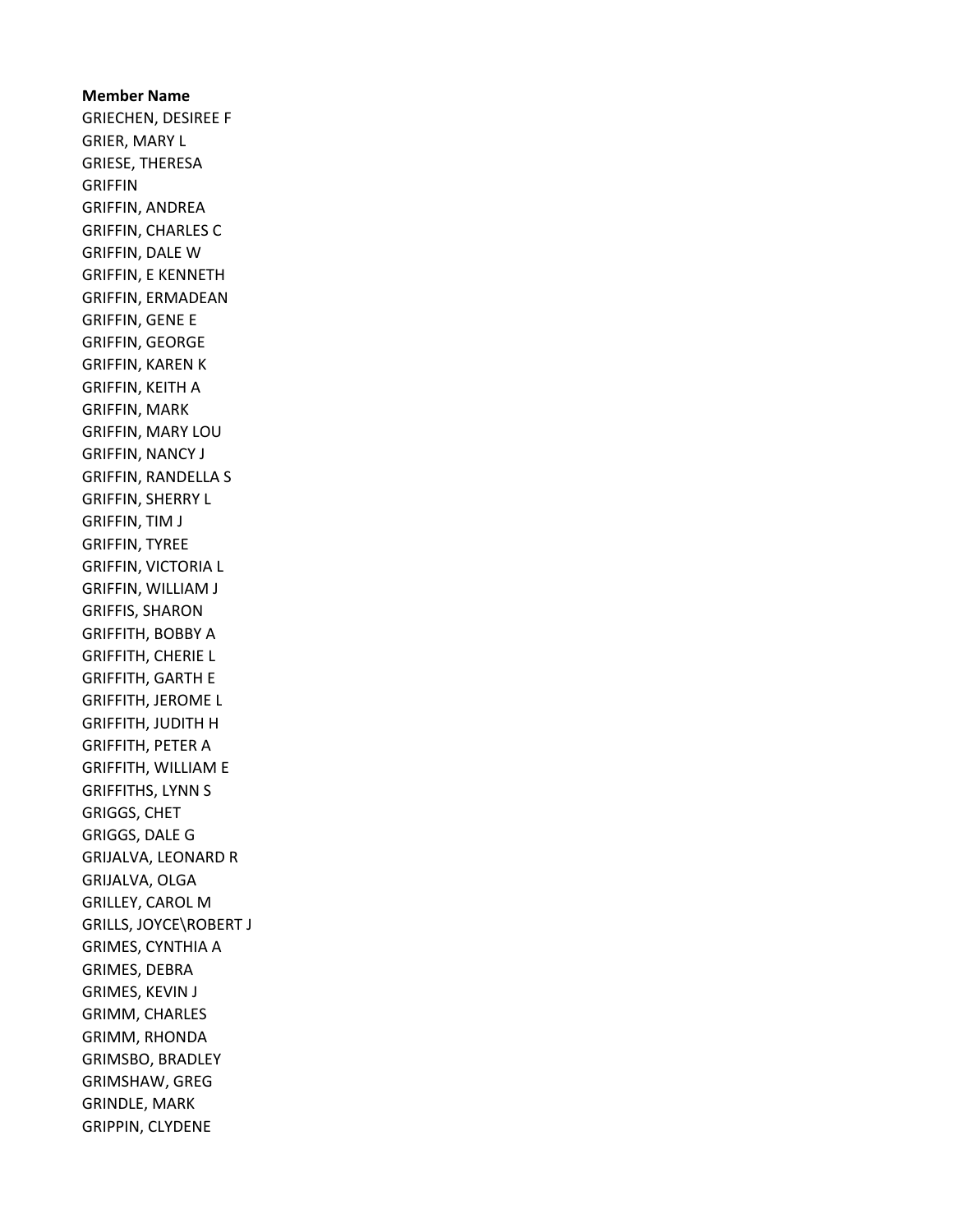**Member Name**

GRIECHEN, DESIREE F
GRIER, MARY L
GRIESE, THERESA
GRIFFIN
GRIFFIN, ANDREA
GRIFFIN, CHARLES C
GRIFFIN, DALE W
GRIFFIN, E KENNETH
GRIFFIN, ERMADEAN
GRIFFIN, GENE E
GRIFFIN, GEORGE
GRIFFIN, KAREN K
GRIFFIN, KEITH A
GRIFFIN, MARK
GRIFFIN, MARY LOU
GRIFFIN, NANCY J
GRIFFIN, RANDELLA S
GRIFFIN, SHERRY L
GRIFFIN, TIM J
GRIFFIN, TYREE
GRIFFIN, VICTORIA L
GRIFFIN, WILLIAM J
GRIFFIS, SHARON
GRIFFITH, BOBBY A
GRIFFITH, CHERIE L
GRIFFITH, GARTH E
GRIFFITH, JEROME L
GRIFFITH, JUDITH H
GRIFFITH, PETER A
GRIFFITH, WILLIAM E
GRIFFITHS, LYNN S
GRIGGS, CHET
GRIGGS, DALE G
GRIJALVA, LEONARD R
GRIJALVA, OLGA
GRILLEY, CAROL M
GRILLS, JOYCE\ROBERT J
GRIMES, CYNTHIA A
GRIMES, DEBRA
GRIMES, KEVIN J
GRIMM, CHARLES
GRIMM, RHONDA
GRIMSBO, BRADLEY
GRIMSHAW, GREG
GRINDLE, MARK
GRIPPIN, CLYDENE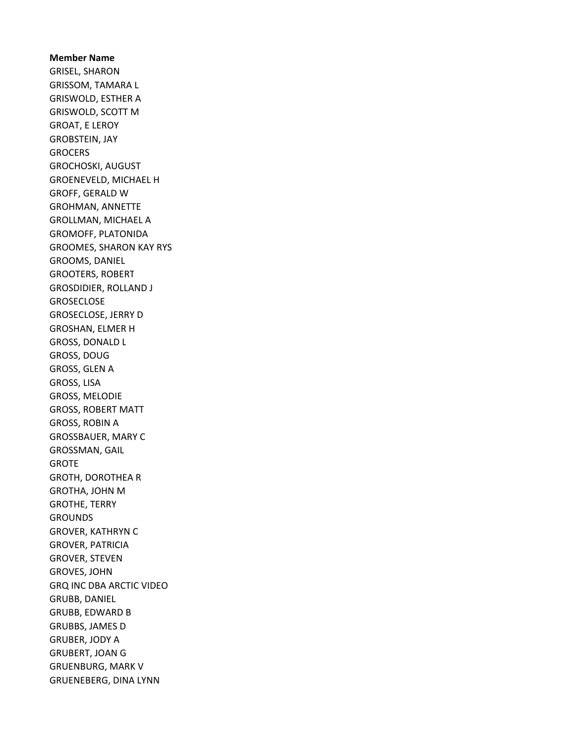**Member Name**

GRISEL, SHARON
GRISSOM, TAMARA L
GRISWOLD, ESTHER A
GRISWOLD, SCOTT M
GROAT, E LEROY
GROBSTEIN, JAY
GROCERS
GROCHOSKI, AUGUST
GROENEVELD, MICHAEL H
GROFF, GERALD W
GROHMAN, ANNETTE
GROLLMAN, MICHAEL A
GROMOFF, PLATONIDA
GROOMES, SHARON KAY RYS
GROOMS, DANIEL
GROOTERS, ROBERT
GROSDIDIER, ROLLAND J
GROSECLOSE
GROSECLOSE, JERRY D
GROSHAN, ELMER H
GROSS, DONALD L
GROSS, DOUG
GROSS, GLEN A
GROSS, LISA
GROSS, MELODIE
GROSS, ROBERT MATT
GROSS, ROBIN A
GROSSBAUER, MARY C
GROSSMAN, GAIL
GROTE
GROTH, DOROTHEA R
GROTHA, JOHN M
GROTHE, TERRY
GROUNDS
GROVER, KATHRYN C
GROVER, PATRICIA
GROVER, STEVEN
GROVES, JOHN
GRQ INC DBA ARCTIC VIDEO
GRUBB, DANIEL
GRUBB, EDWARD B
GRUBBS, JAMES D
GRUBER, JODY A
GRUBERT, JOAN G
GRUENBURG, MARK V
GRUENEBERG, DINA LYNN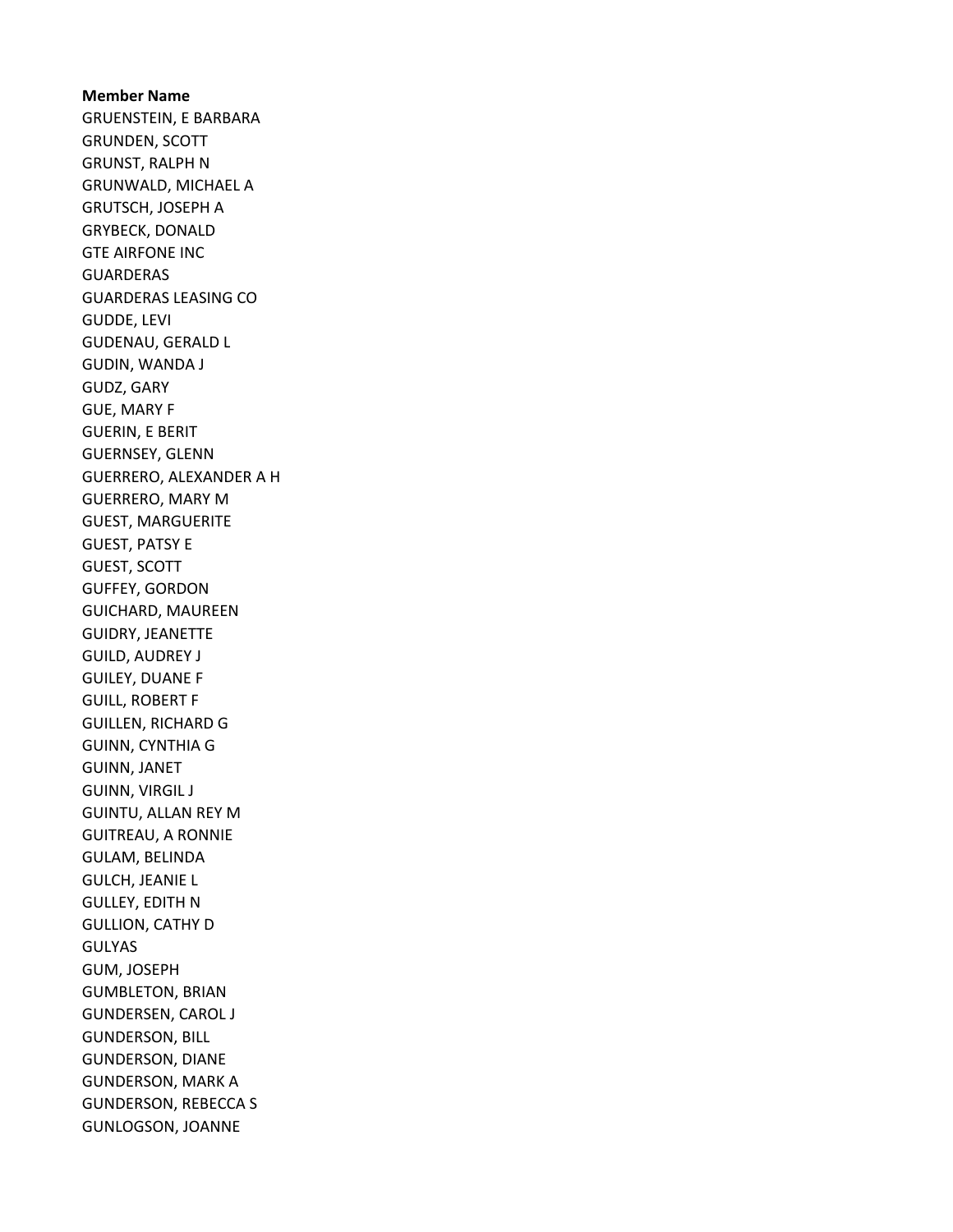**Member Name**

GRUENSTEIN, E BARBARA
GRUNDEN, SCOTT
GRUNST, RALPH N
GRUNWALD, MICHAEL A
GRUTSCH, JOSEPH A
GRYBECK, DONALD
GTE AIRFONE INC
GUARDERAS
GUARDERAS LEASING CO
GUDDE, LEVI
GUDENAU, GERALD L
GUDIN, WANDA J
GUDZ, GARY
GUE, MARY F
GUERIN, E BERIT
GUERNSEY, GLENN
GUERRERO, ALEXANDER A H
GUERRERO, MARY M
GUEST, MARGUERITE
GUEST, PATSY E
GUEST, SCOTT
GUFFEY, GORDON
GUICHARD, MAUREEN
GUIDRY, JEANETTE
GUILD, AUDREY J
GUILEY, DUANE F
GUILL, ROBERT F
GUILLEN, RICHARD G
GUINN, CYNTHIA G
GUINN, JANET
GUINN, VIRGIL J
GUINTU, ALLAN REY M
GUITREAU, A RONNIE
GULAM, BELINDA
GULCH, JEANIE L
GULLEY, EDITH N
GULLION, CATHY D
GULYAS
GUM, JOSEPH
GUMBLETON, BRIAN
GUNDERSEN, CAROL J
GUNDERSON, BILL
GUNDERSON, DIANE
GUNDERSON, MARK A
GUNDERSON, REBECCA S
GUNLOGSON, JOANNE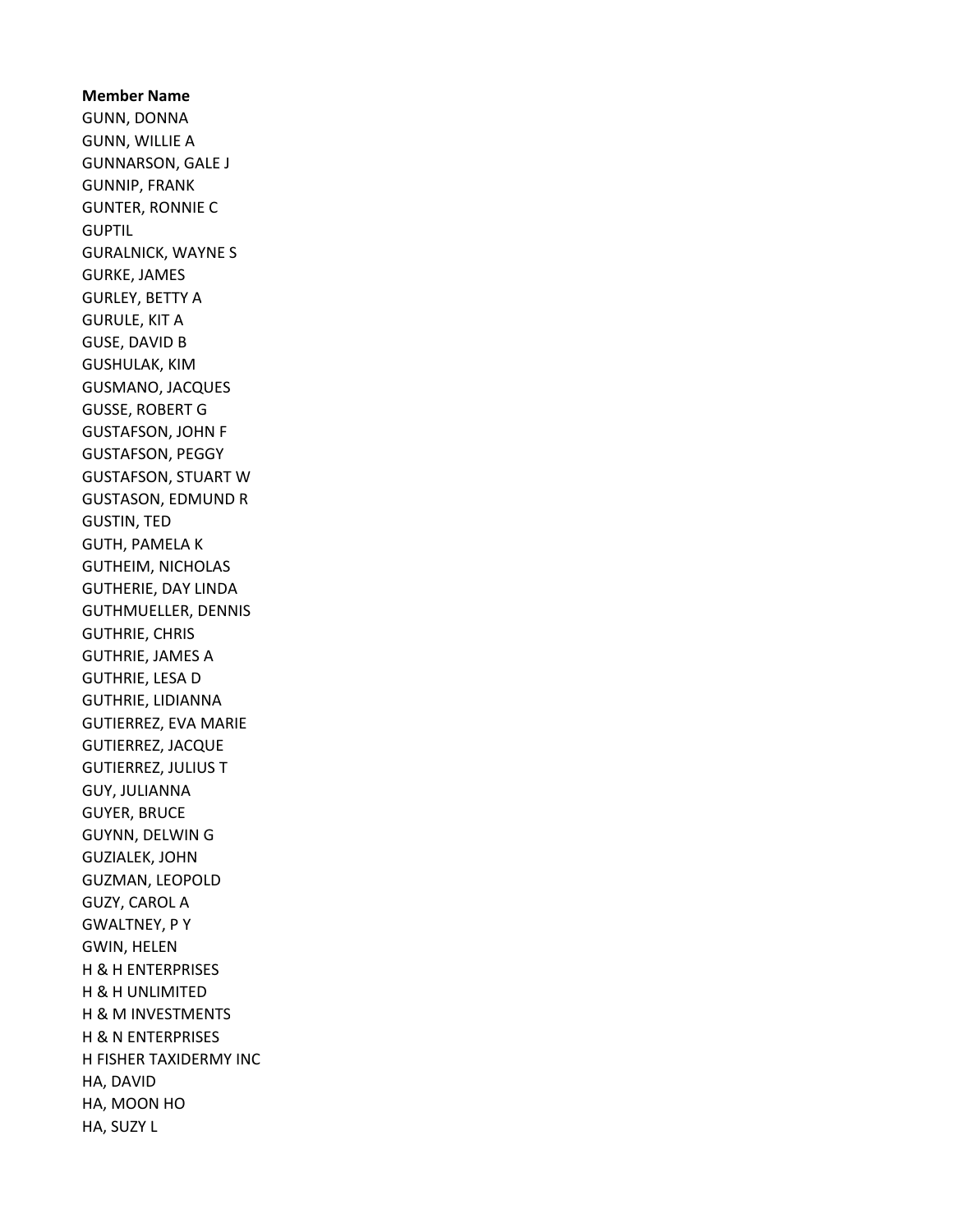**Member Name**

GUNN, DONNA
GUNN, WILLIE A
GUNNARSON, GALE J
GUNNIP, FRANK
GUNTER, RONNIE C
GUPTIL
GURALNICK, WAYNE S
GURKE, JAMES
GURLEY, BETTY A
GURULE, KIT A
GUSE, DAVID B
GUSHULAK, KIM
GUSMANO, JACQUES
GUSSE, ROBERT G
GUSTAFSON, JOHN F
GUSTAFSON, PEGGY
GUSTAFSON, STUART W
GUSTASON, EDMUND R
GUSTIN, TED
GUTH, PAMELA K
GUTHEIM, NICHOLAS
GUTHERIE, DAY LINDA
GUTHMUELLER, DENNIS
GUTHRIE, CHRIS
GUTHRIE, JAMES A
GUTHRIE, LESA D
GUTHRIE, LIDIANNA
GUTIERREZ, EVA MARIE
GUTIERREZ, JACQUE
GUTIERREZ, JULIUS T
GUY, JULIANNA
GUYER, BRUCE
GUYNN, DELWIN G
GUZIALEK, JOHN
GUZMAN, LEOPOLD
GUZY, CAROL A
GWALTNEY, P Y
GWIN, HELEN
H & H ENTERPRISES
H & H UNLIMITED
H & M INVESTMENTS
H & N ENTERPRISES
H FISHER TAXIDERMY INC
HA, DAVID
HA, MOON HO
HA, SUZY L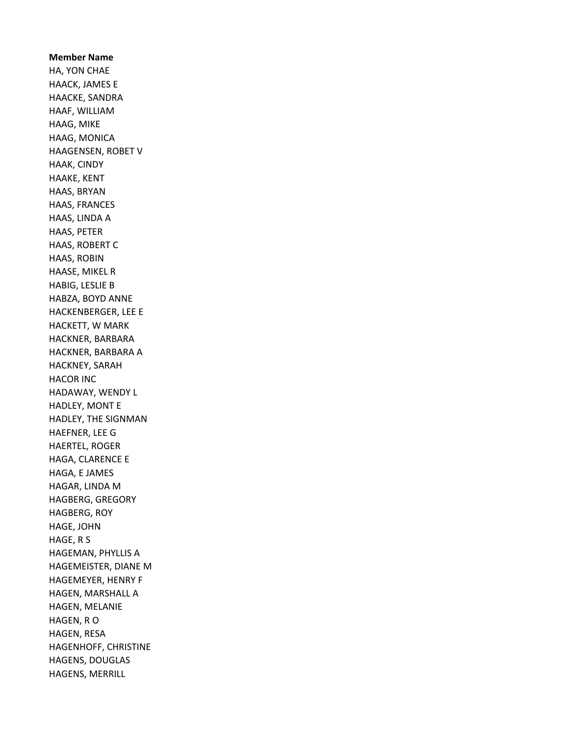**Member Name**

HA, YON CHAE
HAACK, JAMES E
HAACKE, SANDRA
HAAF, WILLIAM
HAAG, MIKE
HAAG, MONICA
HAAGENSEN, ROBET V
HAAK, CINDY
HAAKE, KENT
HAAS, BRYAN
HAAS, FRANCES
HAAS, LINDA A
HAAS, PETER
HAAS, ROBERT C
HAAS, ROBIN
HAASE, MIKEL R
HABIG, LESLIE B
HABZA, BOYD ANNE
HACKENBERGER, LEE E
HACKETT, W MARK
HACKNER, BARBARA
HACKNER, BARBARA A
HACKNEY, SARAH
HACOR INC
HADAWAY, WENDY L
HADLEY, MONT E
HADLEY, THE SIGNMAN
HAEFNER, LEE G
HAERTEL, ROGER
HAGA, CLARENCE E
HAGA, E JAMES
HAGAR, LINDA M
HAGBERG, GREGORY
HAGBERG, ROY
HAGE, JOHN
HAGE, R S
HAGEMAN, PHYLLIS A
HAGEMEISTER, DIANE M
HAGEMEYER, HENRY F
HAGEN, MARSHALL A
HAGEN, MELANIE
HAGEN, R O
HAGEN, RESA
HAGENHOFF, CHRISTINE
HAGENS, DOUGLAS
HAGENS, MERRILL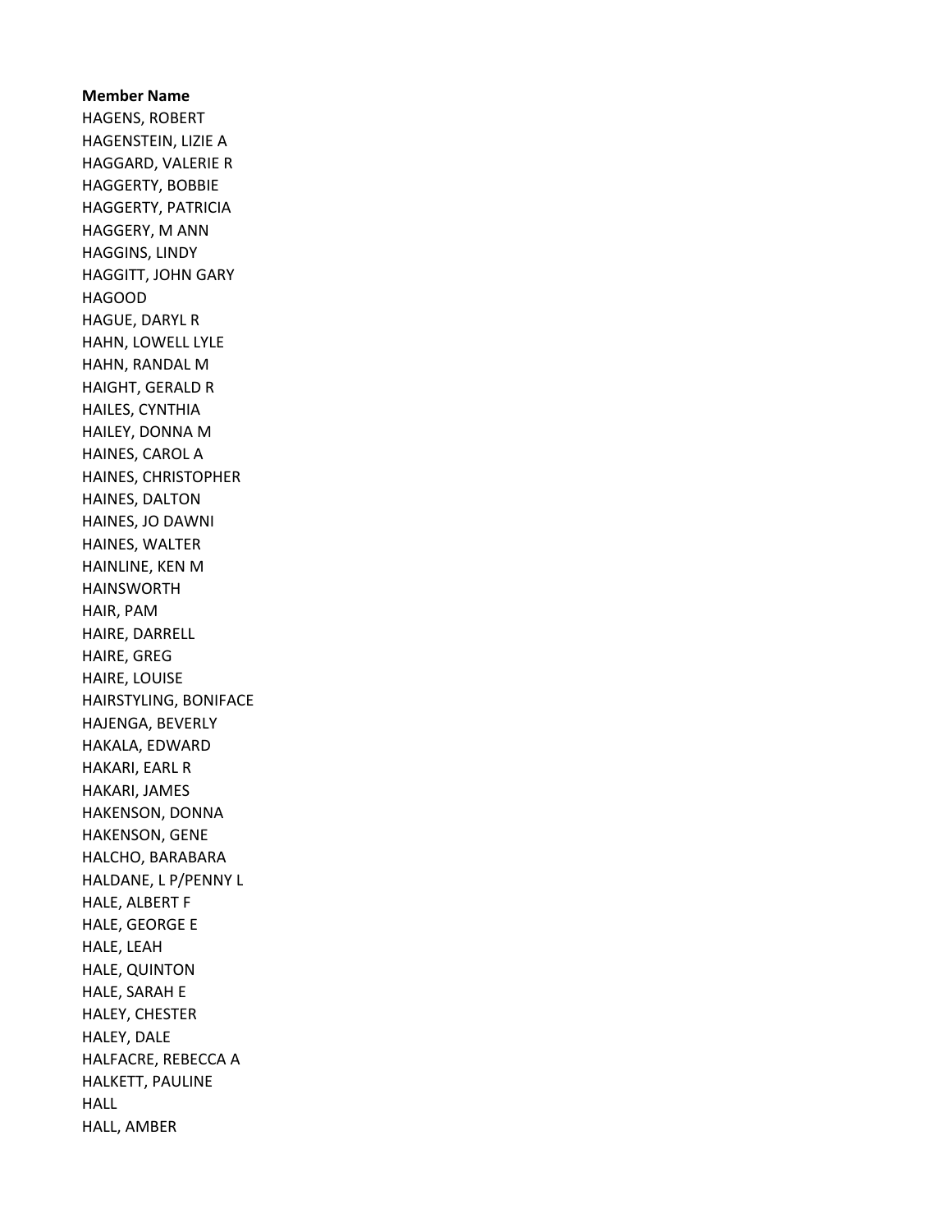**Member Name**

HAGENS, ROBERT
HAGENSTEIN, LIZIE A
HAGGARD, VALERIE R
HAGGERTY, BOBBIE
HAGGERTY, PATRICIA
HAGGERY, M ANN
HAGGINS, LINDY
HAGGITT, JOHN GARY
HAGOOD
HAGUE, DARYL R
HAHN, LOWELL LYLE
HAHN, RANDAL M
HAIGHT, GERALD R
HAILES, CYNTHIA
HAILEY, DONNA M
HAINES, CAROL A
HAINES, CHRISTOPHER
HAINES, DALTON
HAINES, JO DAWNI
HAINES, WALTER
HAINLINE, KEN M
HAINSWORTH
HAIR, PAM
HAIRE, DARRELL
HAIRE, GREG
HAIRE, LOUISE
HAIRSTYLING, BONIFACE
HAJENGA, BEVERLY
HAKALA, EDWARD
HAKARI, EARL R
HAKARI, JAMES
HAKENSON, DONNA
HAKENSON, GENE
HALCHO, BARABARA
HALDANE, L P/PENNY L
HALE, ALBERT F
HALE, GEORGE E
HALE, LEAH
HALE, QUINTON
HALE, SARAH E
HALEY, CHESTER
HALEY, DALE
HALFACRE, REBECCA A
HALKETT, PAULINE
HALL
HALL, AMBER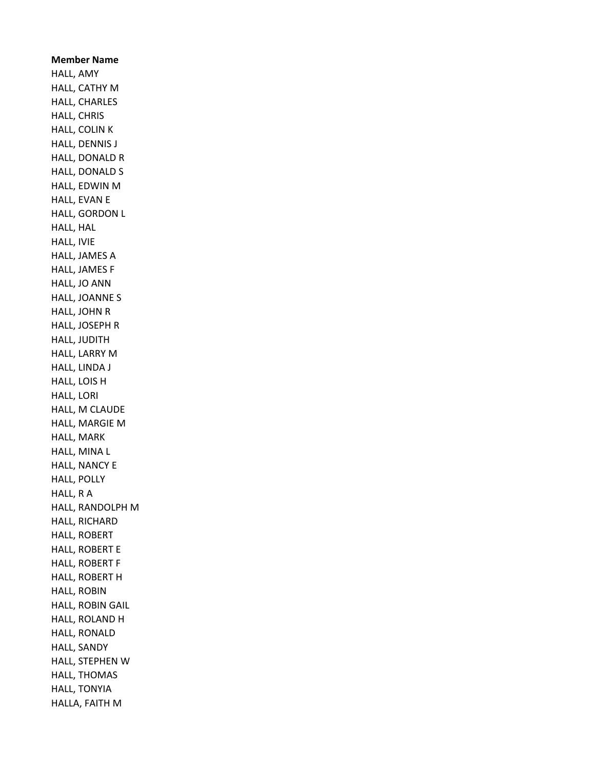**Member Name**

HALL, AMY
HALL, CATHY M
HALL, CHARLES
HALL, CHRIS
HALL, COLIN K
HALL, DENNIS J
HALL, DONALD R
HALL, DONALD S
HALL, EDWIN M
HALL, EVAN E
HALL, GORDON L
HALL, HAL
HALL, IVIE
HALL, JAMES A
HALL, JAMES F
HALL, JO ANN
HALL, JOANNE S
HALL, JOHN R
HALL, JOSEPH R
HALL, JUDITH
HALL, LARRY M
HALL, LINDA J
HALL, LOIS H
HALL, LORI
HALL, M CLAUDE
HALL, MARGIE M
HALL, MARK
HALL, MINA L
HALL, NANCY E
HALL, POLLY
HALL, R A
HALL, RANDOLPH M
HALL, RICHARD
HALL, ROBERT
HALL, ROBERT E
HALL, ROBERT F
HALL, ROBERT H
HALL, ROBIN
HALL, ROBIN GAIL
HALL, ROLAND H
HALL, RONALD
HALL, SANDY
HALL, STEPHEN W
HALL, THOMAS
HALL, TONYIA
HALLA, FAITH M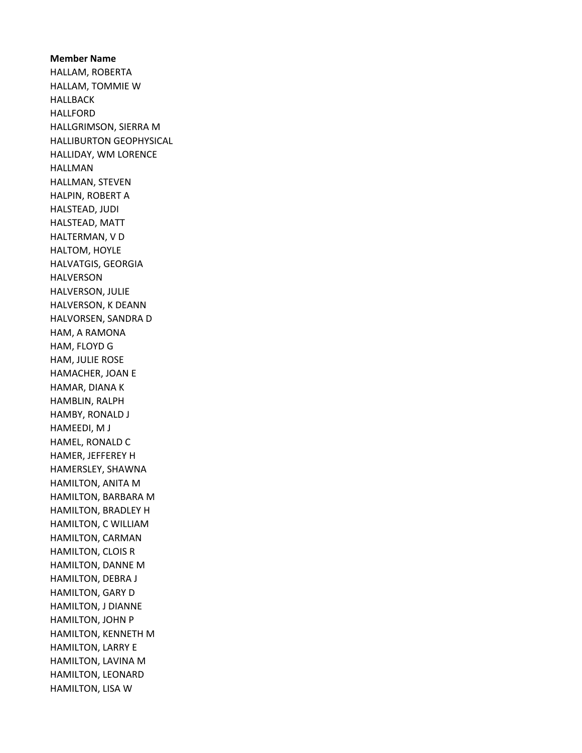**Member Name**
HALLAM, ROBERTA
HALLAM, TOMMIE W
HALLBACK
HALLFORD
HALLGRIMSON, SIERRA M
HALLIBURTON GEOPHYSICAL
HALLIDAY, WM LORENCE
HALLMAN
HALLMAN, STEVEN
HALPIN, ROBERT A
HALSTEAD, JUDI
HALSTEAD, MATT
HALTERMAN, V D
HALTOM, HOYLE
HALVATGIS, GEORGIA
HALVERSON
HALVERSON, JULIE
HALVERSON, K DEANN
HALVORSEN, SANDRA D
HAM, A RAMONA
HAM, FLOYD G
HAM, JULIE ROSE
HAMACHER, JOAN E
HAMAR, DIANA K
HAMBLIN, RALPH
HAMBY, RONALD J
HAMEEDI, M J
HAMEL, RONALD C
HAMER, JEFFEREY H
HAMERSLEY, SHAWNA
HAMILTON, ANITA M
HAMILTON, BARBARA M
HAMILTON, BRADLEY H
HAMILTON, C WILLIAM
HAMILTON, CARMAN
HAMILTON, CLOIS R
HAMILTON, DANNE M
HAMILTON, DEBRA J
HAMILTON, GARY D
HAMILTON, J DIANNE
HAMILTON, JOHN P
HAMILTON, KENNETH M
HAMILTON, LARRY E
HAMILTON, LAVINA M
HAMILTON, LEONARD
HAMILTON, LISA W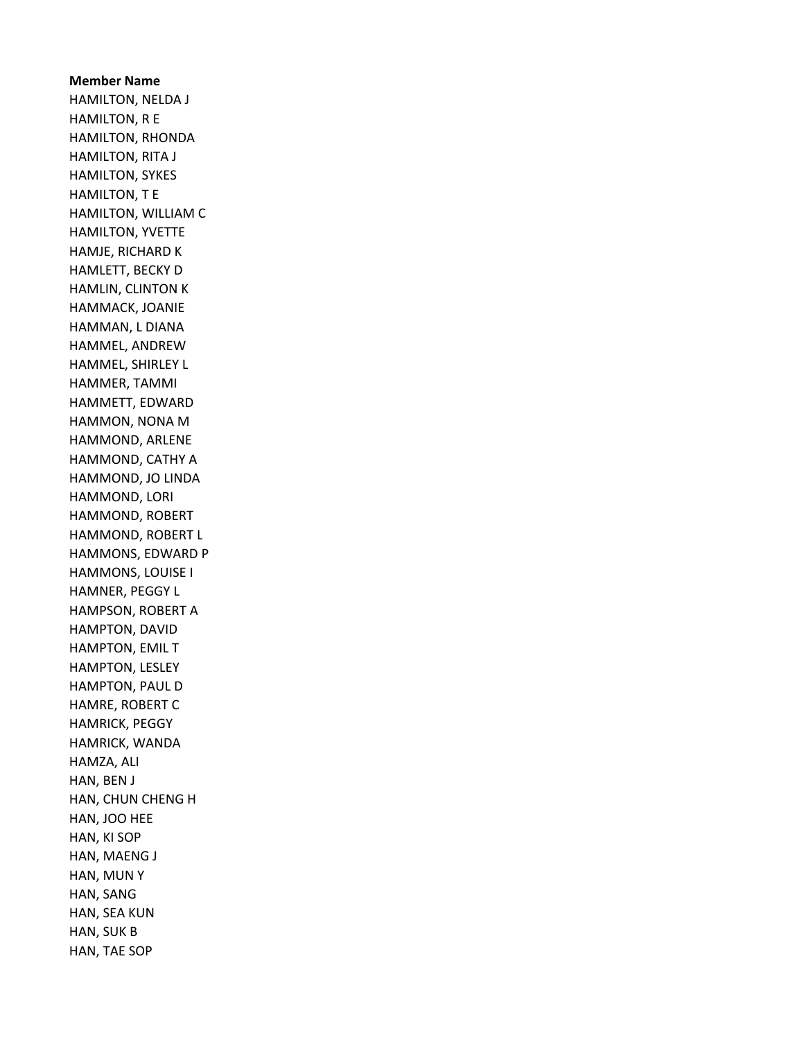**Member Name**
HAMILTON, NELDA J
HAMILTON, R E
HAMILTON, RHONDA
HAMILTON, RITA J
HAMILTON, SYKES
HAMILTON, T E
HAMILTON, WILLIAM C
HAMILTON, YVETTE
HAMJE, RICHARD K
HAMLETT, BECKY D
HAMLIN, CLINTON K
HAMMACK, JOANIE
HAMMAN, L DIANA
HAMMEL, ANDREW
HAMMEL, SHIRLEY L
HAMMER, TAMMI
HAMMETT, EDWARD
HAMMON, NONA M
HAMMOND, ARLENE
HAMMOND, CATHY A
HAMMOND, JO LINDA
HAMMOND, LORI
HAMMOND, ROBERT
HAMMOND, ROBERT L
HAMMONS, EDWARD P
HAMMONS, LOUISE I
HAMNER, PEGGY L
HAMPSON, ROBERT A
HAMPTON, DAVID
HAMPTON, EMIL T
HAMPTON, LESLEY
HAMPTON, PAUL D
HAMRE, ROBERT C
HAMRICK, PEGGY
HAMRICK, WANDA
HAMZA, ALI
HAN, BEN J
HAN, CHUN CHENG H
HAN, JOO HEE
HAN, KI SOP
HAN, MAENG J
HAN, MUN Y
HAN, SANG
HAN, SEA KUN
HAN, SUK B
HAN, TAE SOP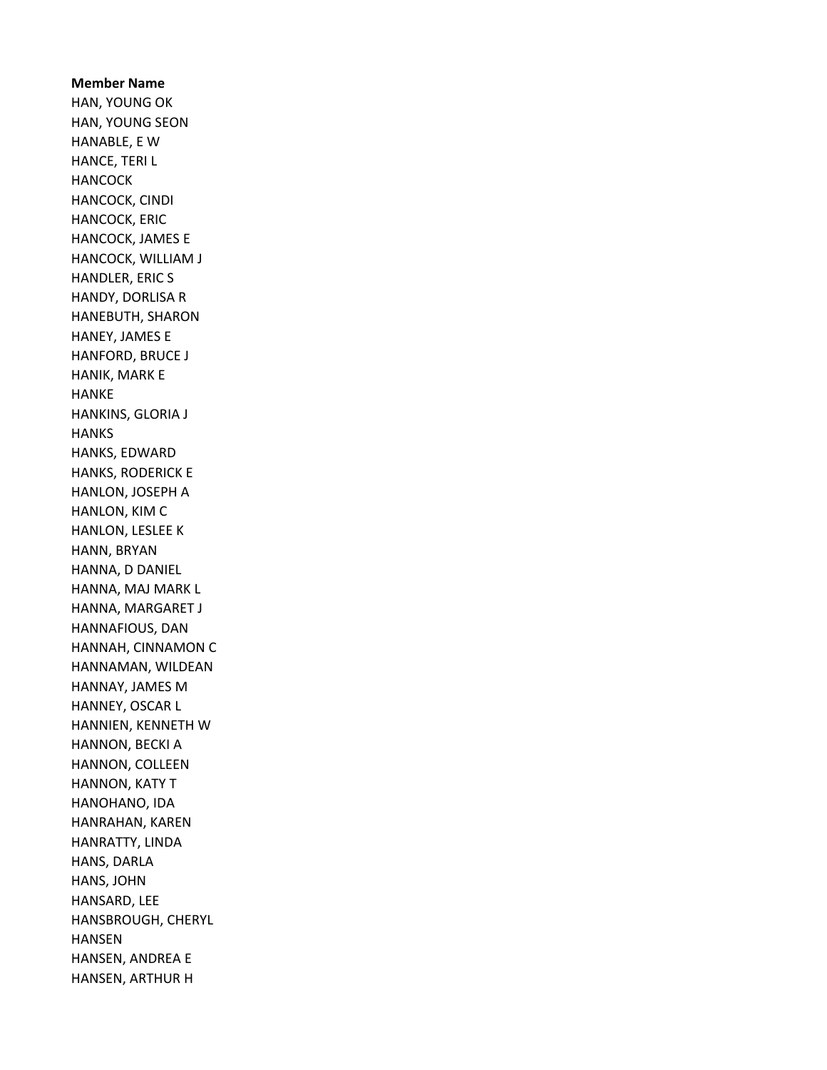**Member Name**

HAN, YOUNG OK
HAN, YOUNG SEON
HANABLE, E W
HANCE, TERI L
HANCOCK
HANCOCK, CINDI
HANCOCK, ERIC
HANCOCK, JAMES E
HANCOCK, WILLIAM J
HANDLER, ERIC S
HANDY, DORLISA R
HANEBUTH, SHARON
HANEY, JAMES E
HANFORD, BRUCE J
HANIK, MARK E
HANKE
HANKINS, GLORIA J
HANKS
HANKS, EDWARD
HANKS, RODERICK E
HANLON, JOSEPH A
HANLON, KIM C
HANLON, LESLEE K
HANN, BRYAN
HANNA, D DANIEL
HANNA, MAJ MARK L
HANNA, MARGARET J
HANNAFIOUS, DAN
HANNAH, CINNAMON C
HANNAMAN, WILDEAN
HANNAY, JAMES M
HANNEY, OSCAR L
HANNIEN, KENNETH W
HANNON, BECKI A
HANNON, COLLEEN
HANNON, KATY T
HANOHANO, IDA
HANRAHAN, KAREN
HANRATTY, LINDA
HANS, DARLA
HANS, JOHN
HANSARD, LEE
HANSBROUGH, CHERYL
HANSEN
HANSEN, ANDREA E
HANSEN, ARTHUR H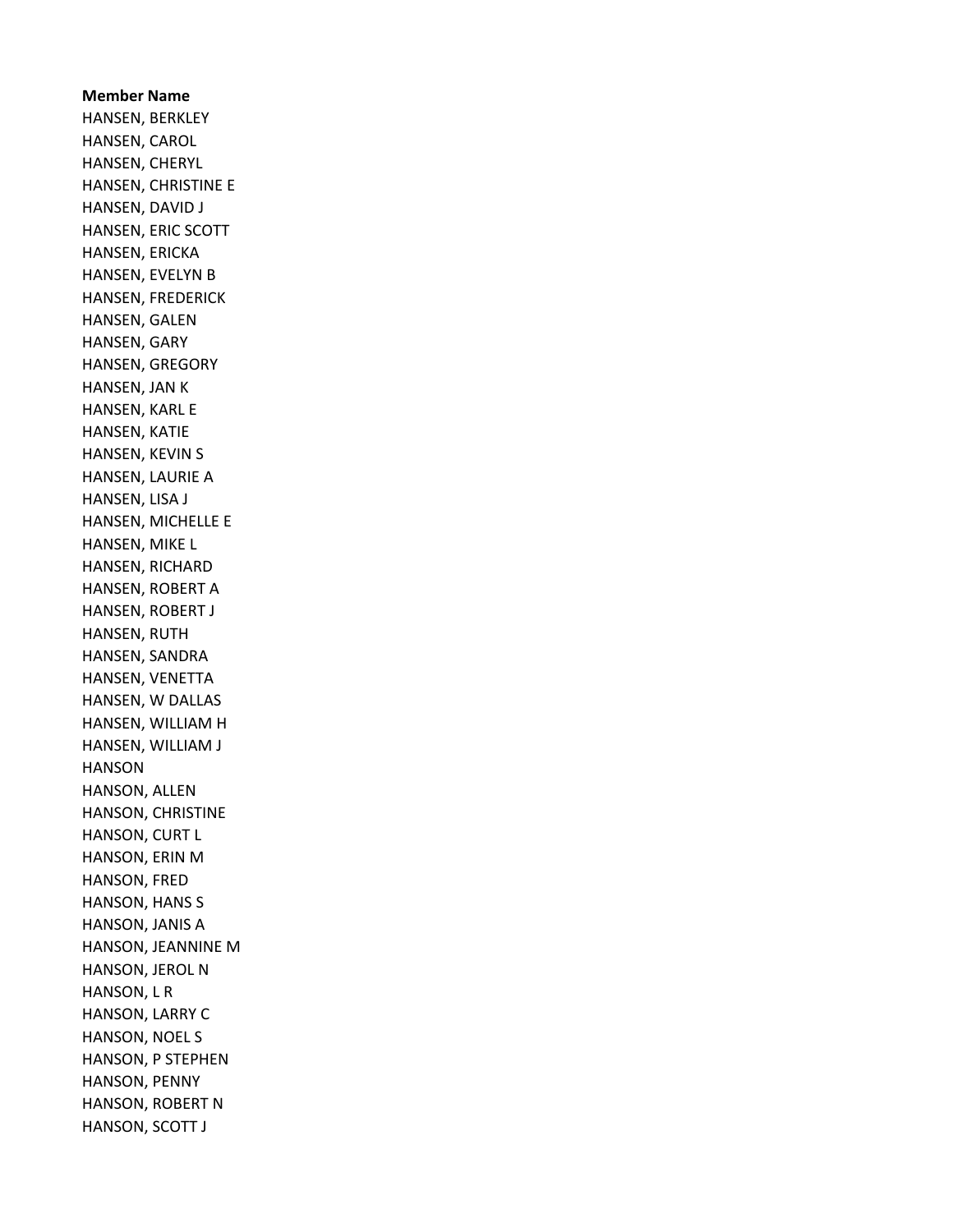**Member Name**

HANSEN, BERKLEY
HANSEN, CAROL
HANSEN, CHERYL
HANSEN, CHRISTINE E
HANSEN, DAVID J
HANSEN, ERIC SCOTT
HANSEN, ERICKA
HANSEN, EVELYN B
HANSEN, FREDERICK
HANSEN, GALEN
HANSEN, GARY
HANSEN, GREGORY
HANSEN, JAN K
HANSEN, KARL E
HANSEN, KATIE
HANSEN, KEVIN S
HANSEN, LAURIE A
HANSEN, LISA J
HANSEN, MICHELLE E
HANSEN, MIKE L
HANSEN, RICHARD
HANSEN, ROBERT A
HANSEN, ROBERT J
HANSEN, RUTH
HANSEN, SANDRA
HANSEN, VENETTA
HANSEN, W DALLAS
HANSEN, WILLIAM H
HANSEN, WILLIAM J
HANSON
HANSON, ALLEN
HANSON, CHRISTINE
HANSON, CURT L
HANSON, ERIN M
HANSON, FRED
HANSON, HANS S
HANSON, JANIS A
HANSON, JEANNINE M
HANSON, JEROL N
HANSON, L R
HANSON, LARRY C
HANSON, NOEL S
HANSON, P STEPHEN
HANSON, PENNY
HANSON, ROBERT N
HANSON, SCOTT J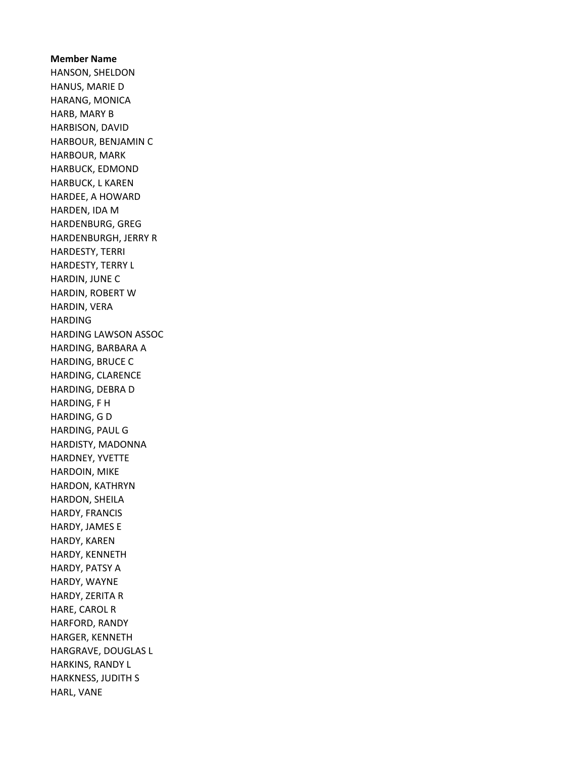**Member Name**

HANSON, SHELDON
HANUS, MARIE D
HARANG, MONICA
HARB, MARY B
HARBISON, DAVID
HARBOUR, BENJAMIN C
HARBOUR, MARK
HARBUCK, EDMOND
HARBUCK, L KAREN
HARDEE, A HOWARD
HARDEN, IDA M
HARDENBURG, GREG
HARDENBURGH, JERRY R
HARDESTY, TERRI
HARDESTY, TERRY L
HARDIN, JUNE C
HARDIN, ROBERT W
HARDIN, VERA
HARDING
HARDING LAWSON ASSOC
HARDING, BARBARA A
HARDING, BRUCE C
HARDING, CLARENCE
HARDING, DEBRA D
HARDING, F H
HARDING, G D
HARDING, PAUL G
HARDISTY, MADONNA
HARDNEY, YVETTE
HARDOIN, MIKE
HARDON, KATHRYN
HARDON, SHEILA
HARDY, FRANCIS
HARDY, JAMES E
HARDY, KAREN
HARDY, KENNETH
HARDY, PATSY A
HARDY, WAYNE
HARDY, ZERITA R
HARE, CAROL R
HARFORD, RANDY
HARGER, KENNETH
HARGRAVE, DOUGLAS L
HARKINS, RANDY L
HARKNESS, JUDITH S
HARL, VANE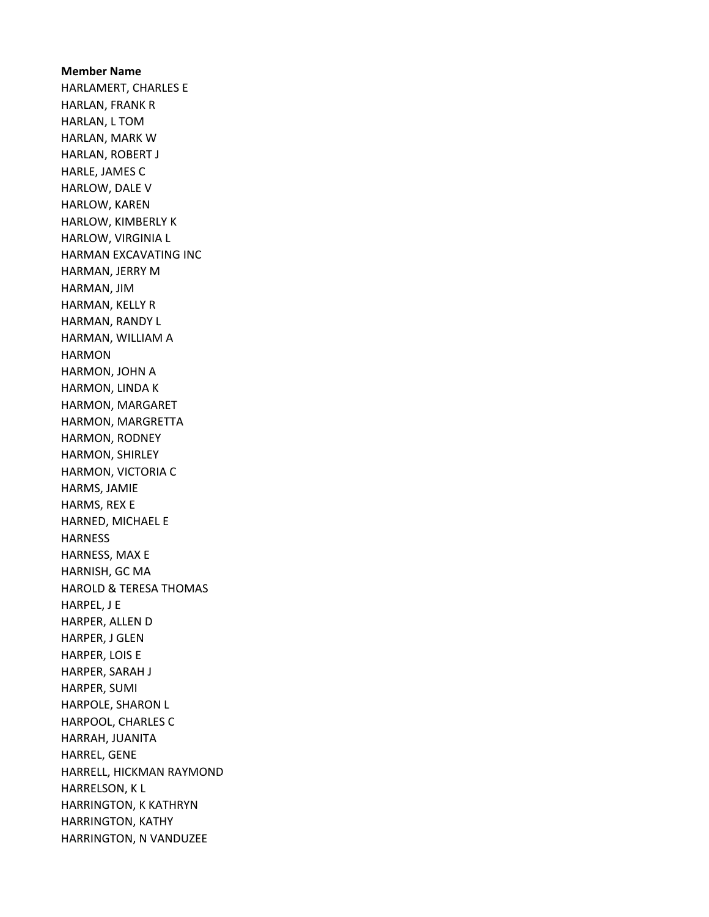**Member Name**

HARLAMERT, CHARLES E
HARLAN, FRANK R
HARLAN, L TOM
HARLAN, MARK W
HARLAN, ROBERT J
HARLE, JAMES C
HARLOW, DALE V
HARLOW, KAREN
HARLOW, KIMBERLY K
HARLOW, VIRGINIA L
HARMAN EXCAVATING INC
HARMAN, JERRY M
HARMAN, JIM
HARMAN, KELLY R
HARMAN, RANDY L
HARMAN, WILLIAM A
HARMON
HARMON, JOHN A
HARMON, LINDA K
HARMON, MARGARET
HARMON, MARGRETTA
HARMON, RODNEY
HARMON, SHIRLEY
HARMON, VICTORIA C
HARMS, JAMIE
HARMS, REX E
HARNED, MICHAEL E
HARNESS
HARNESS, MAX E
HARNISH, GC MA
HAROLD & TERESA THOMAS
HARPEL, J E
HARPER, ALLEN D
HARPER, J GLEN
HARPER, LOIS E
HARPER, SARAH J
HARPER, SUMI
HARPOLE, SHARON L
HARPOOL, CHARLES C
HARRAH, JUANITA
HARREL, GENE
HARRELL, HICKMAN RAYMOND
HARRELSON, K L
HARRINGTON, K KATHRYN
HARRINGTON, KATHY
HARRINGTON, N VANDUZEE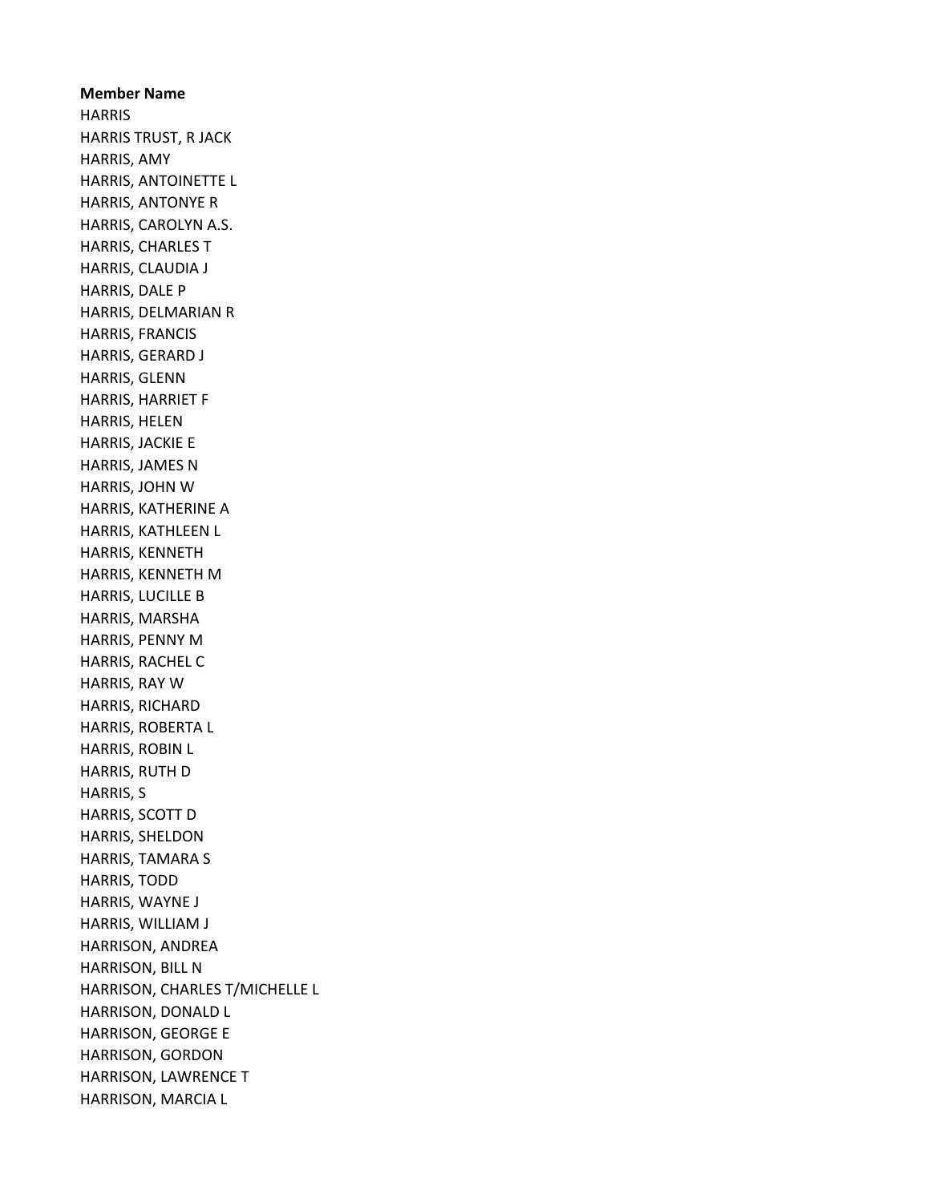**Member Name**

HARRIS
HARRIS TRUST, R JACK
HARRIS, AMY
HARRIS, ANTOINETTE L
HARRIS, ANTONYE R
HARRIS, CAROLYN A.S.
HARRIS, CHARLES T
HARRIS, CLAUDIA J
HARRIS, DALE P
HARRIS, DELMARIAN R
HARRIS, FRANCIS
HARRIS, GERARD J
HARRIS, GLENN
HARRIS, HARRIET F
HARRIS, HELEN
HARRIS, JACKIE E
HARRIS, JAMES N
HARRIS, JOHN W
HARRIS, KATHERINE A
HARRIS, KATHLEEN L
HARRIS, KENNETH
HARRIS, KENNETH M
HARRIS, LUCILLE B
HARRIS, MARSHA
HARRIS, PENNY M
HARRIS, RACHEL C
HARRIS, RAY W
HARRIS, RICHARD
HARRIS, ROBERTA L
HARRIS, ROBIN L
HARRIS, RUTH D
HARRIS, S
HARRIS, SCOTT D
HARRIS, SHELDON
HARRIS, TAMARA S
HARRIS, TODD
HARRIS, WAYNE J
HARRIS, WILLIAM J
HARRISON, ANDREA
HARRISON, BILL N
HARRISON, CHARLES T/MICHELLE L
HARRISON, DONALD L
HARRISON, GEORGE E
HARRISON, GORDON
HARRISON, LAWRENCE T
HARRISON, MARCIA L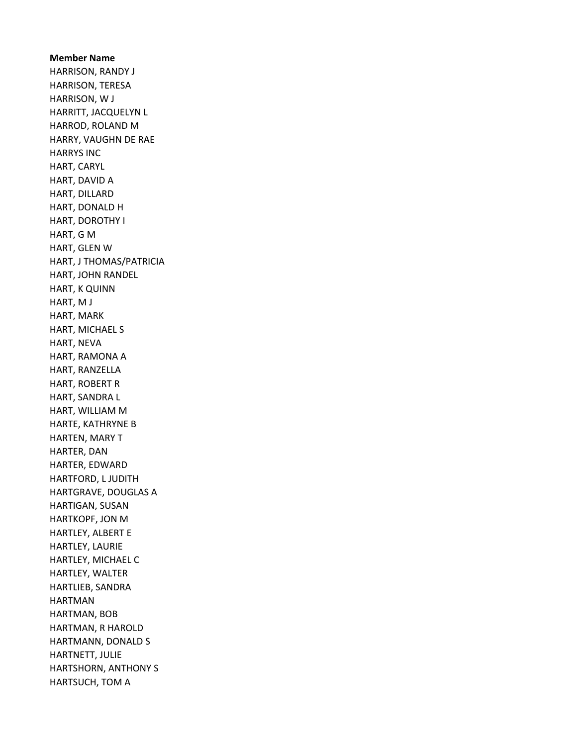**Member Name**

HARRISON, RANDY J
HARRISON, TERESA
HARRISON, W J
HARRITT, JACQUELYN L
HARROD, ROLAND M
HARRY, VAUGHN DE RAE
HARRYS INC
HART, CARYL
HART, DAVID A
HART, DILLARD
HART, DONALD H
HART, DOROTHY I
HART, G M
HART, GLEN W
HART, J THOMAS/PATRICIA
HART, JOHN RANDEL
HART, K QUINN
HART, M J
HART, MARK
HART, MICHAEL S
HART, NEVA
HART, RAMONA A
HART, RANZELLA
HART, ROBERT R
HART, SANDRA L
HART, WILLIAM M
HARTE, KATHRYNE B
HARTEN, MARY T
HARTER, DAN
HARTER, EDWARD
HARTFORD, L JUDITH
HARTGRAVE, DOUGLAS A
HARTIGAN, SUSAN
HARTKOPF, JON M
HARTLEY, ALBERT E
HARTLEY, LAURIE
HARTLEY, MICHAEL C
HARTLEY, WALTER
HARTLIEB, SANDRA
HARTMAN
HARTMAN, BOB
HARTMAN, R HAROLD
HARTMANN, DONALD S
HARTNETT, JULIE
HARTSHORN, ANTHONY S
HARTSUCH, TOM A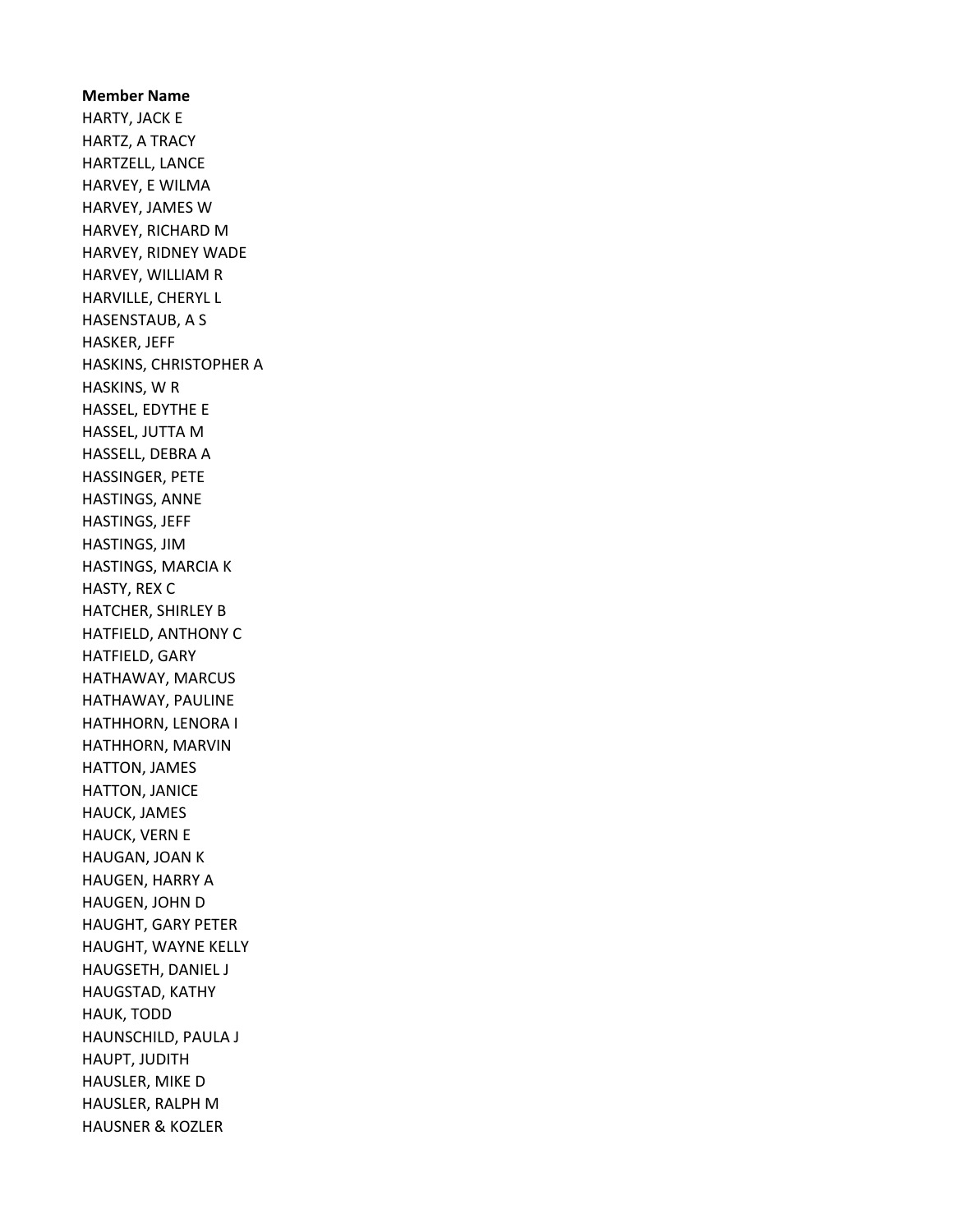**Member Name**
HARTY, JACK E
HARTZ, A TRACY
HARTZELL, LANCE
HARVEY, E WILMA
HARVEY, JAMES W
HARVEY, RICHARD M
HARVEY, RIDNEY WADE
HARVEY, WILLIAM R
HARVILLE, CHERYL L
HASENSTAUB, A S
HASKER, JEFF
HASKINS, CHRISTOPHER A
HASKINS, W R
HASSEL, EDYTHE E
HASSEL, JUTTA M
HASSELL, DEBRA A
HASSINGER, PETE
HASTINGS, ANNE
HASTINGS, JEFF
HASTINGS, JIM
HASTINGS, MARCIA K
HASTY, REX C
HATCHER, SHIRLEY B
HATFIELD, ANTHONY C
HATFIELD, GARY
HATHAWAY, MARCUS
HATHAWAY, PAULINE
HATHHORN, LENORA I
HATHHORN, MARVIN
HATTON, JAMES
HATTON, JANICE
HAUCK, JAMES
HAUCK, VERN E
HAUGAN, JOAN K
HAUGEN, HARRY A
HAUGEN, JOHN D
HAUGHT, GARY PETER
HAUGHT, WAYNE KELLY
HAUGSETH, DANIEL J
HAUGSTAD, KATHY
HAUK, TODD
HAUNSCHILD, PAULA J
HAUPT, JUDITH
HAUSLER, MIKE D
HAUSLER, RALPH M
HAUSNER & KOZLER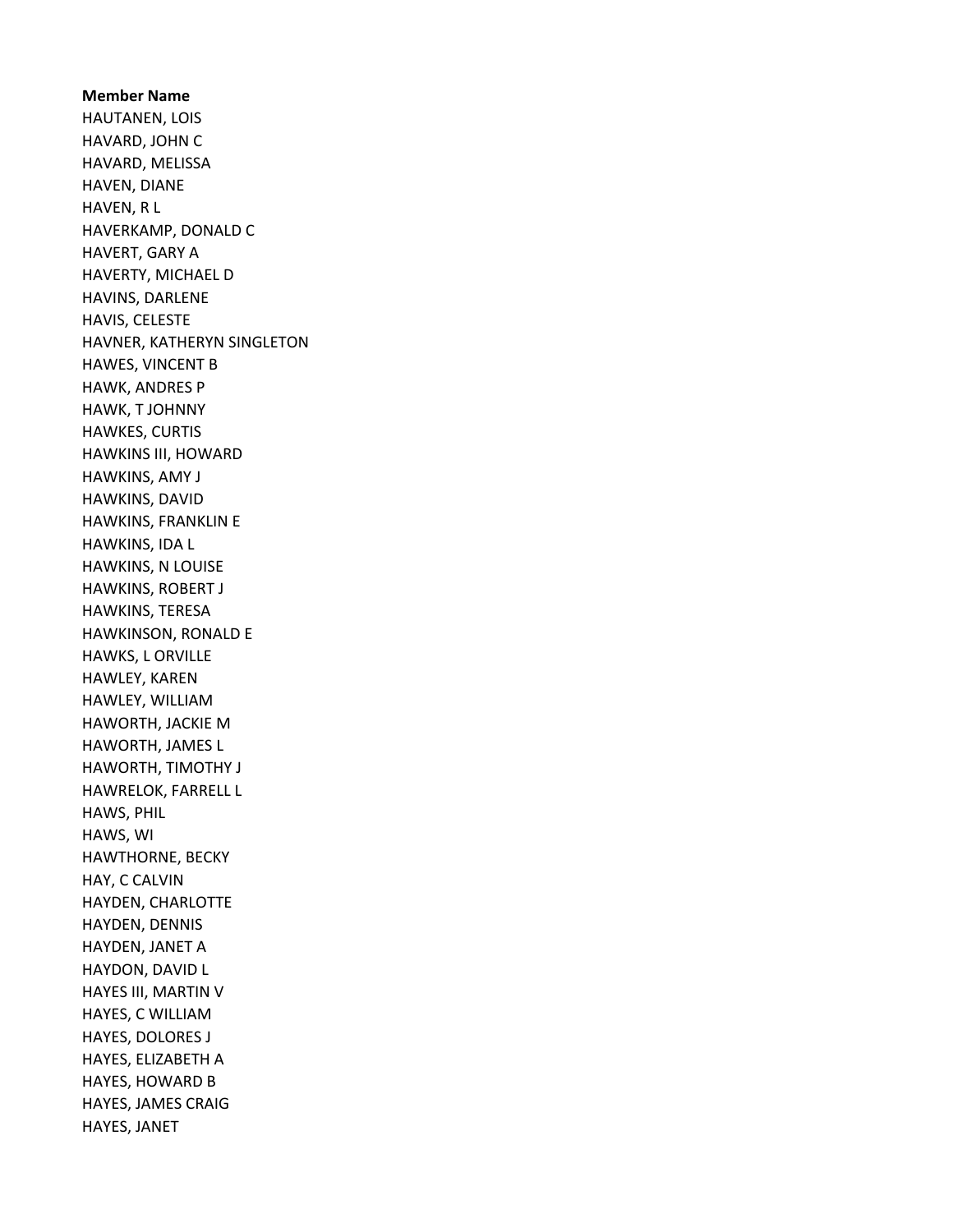**Member Name**

HAUTANEN, LOIS
HAVARD, JOHN C
HAVARD, MELISSA
HAVEN, DIANE
HAVEN, R L
HAVERKAMP, DONALD C
HAVERT, GARY A
HAVERTY, MICHAEL D
HAVINS, DARLENE
HAVIS, CELESTE
HAVNER, KATHERYN SINGLETON
HAWES, VINCENT B
HAWK, ANDRES P
HAWK, T JOHNNY
HAWKES, CURTIS
HAWKINS III, HOWARD
HAWKINS, AMY J
HAWKINS, DAVID
HAWKINS, FRANKLIN E
HAWKINS, IDA L
HAWKINS, N LOUISE
HAWKINS, ROBERT J
HAWKINS, TERESA
HAWKINSON, RONALD E
HAWKS, L ORVILLE
HAWLEY, KAREN
HAWLEY, WILLIAM
HAWORTH, JACKIE M
HAWORTH, JAMES L
HAWORTH, TIMOTHY J
HAWRELOK, FARRELL L
HAWS, PHIL
HAWS, WI
HAWTHORNE, BECKY
HAY, C CALVIN
HAYDEN, CHARLOTTE
HAYDEN, DENNIS
HAYDEN, JANET A
HAYDON, DAVID L
HAYES III, MARTIN V
HAYES, C WILLIAM
HAYES, DOLORES J
HAYES, ELIZABETH A
HAYES, HOWARD B
HAYES, JAMES CRAIG
HAYES, JANET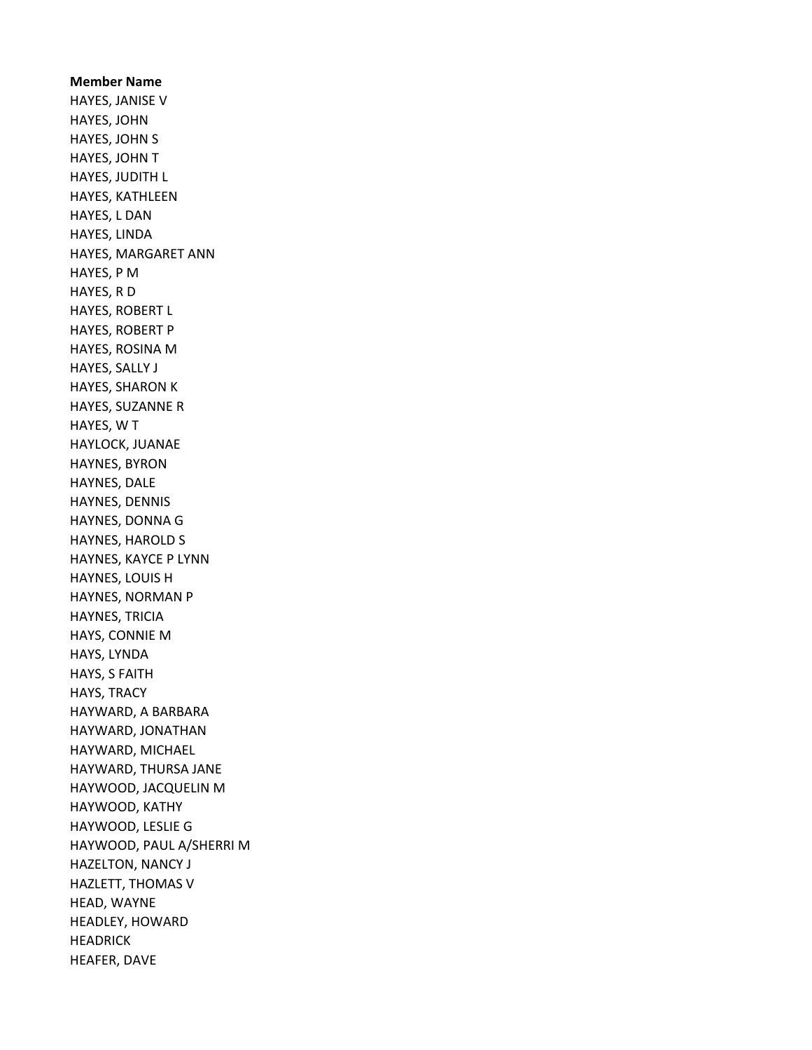**Member Name**

HAYES, JANISE V
HAYES, JOHN
HAYES, JOHN S
HAYES, JOHN T
HAYES, JUDITH L
HAYES, KATHLEEN
HAYES, L DAN
HAYES, LINDA
HAYES, MARGARET ANN
HAYES, P M
HAYES, R D
HAYES, ROBERT L
HAYES, ROBERT P
HAYES, ROSINA M
HAYES, SALLY J
HAYES, SHARON K
HAYES, SUZANNE R
HAYES, W T
HAYLOCK, JUANAE
HAYNES, BYRON
HAYNES, DALE
HAYNES, DENNIS
HAYNES, DONNA G
HAYNES, HAROLD S
HAYNES, KAYCE P LYNN
HAYNES, LOUIS H
HAYNES, NORMAN P
HAYNES, TRICIA
HAYS, CONNIE M
HAYS, LYNDA
HAYS, S FAITH
HAYS, TRACY
HAYWARD, A BARBARA
HAYWARD, JONATHAN
HAYWARD, MICHAEL
HAYWARD, THURSA JANE
HAYWOOD, JACQUELIN M
HAYWOOD, KATHY
HAYWOOD, LESLIE G
HAYWOOD, PAUL A/SHERRI M
HAZELTON, NANCY J
HAZLETT, THOMAS V
HEAD, WAYNE
HEADLEY, HOWARD
HEADRICK
HEAFER, DAVE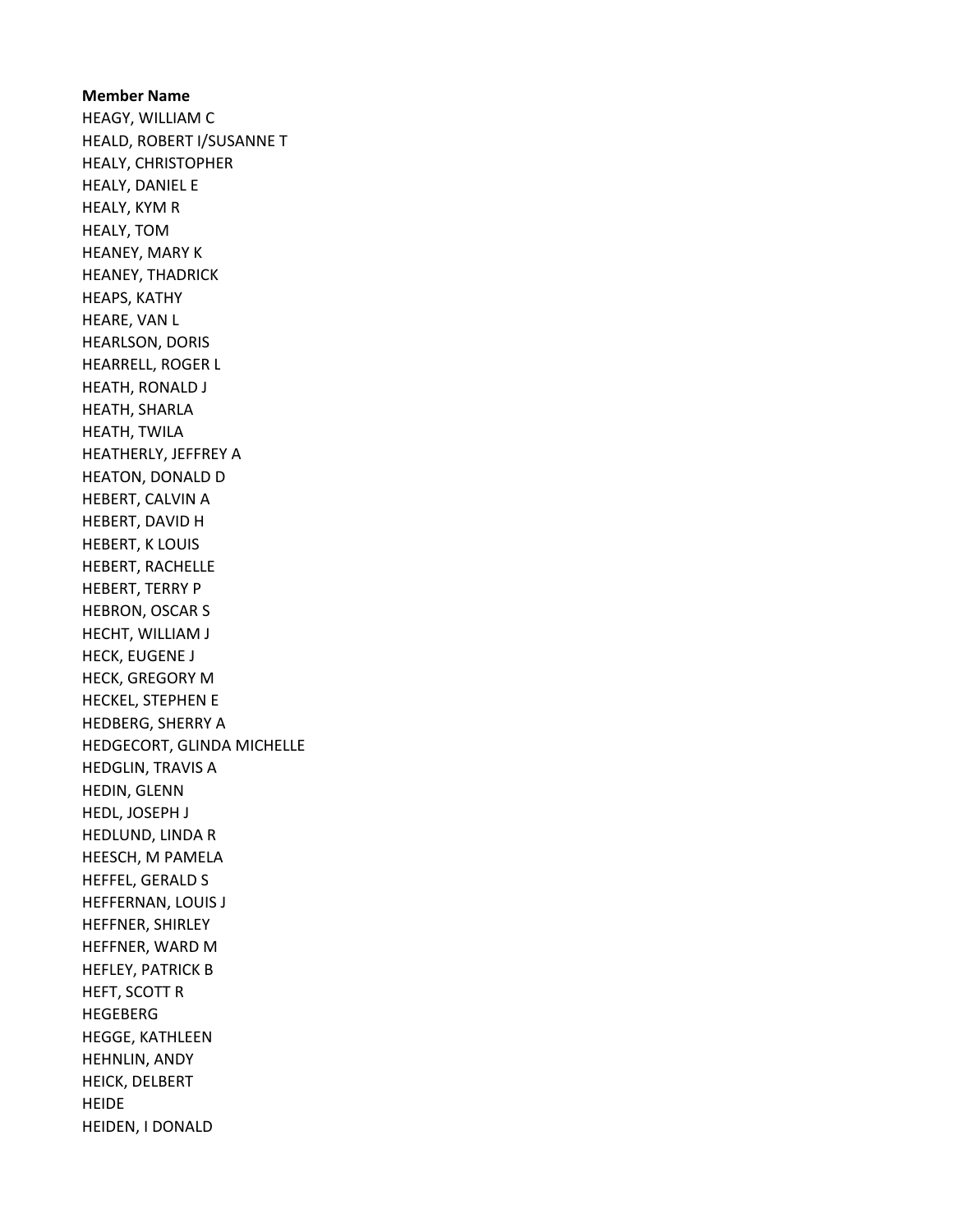**Member Name**

HEAGY, WILLIAM C
HEALD, ROBERT I/SUSANNE T
HEALY, CHRISTOPHER
HEALY, DANIEL E
HEALY, KYM R
HEALY, TOM
HEANEY, MARY K
HEANEY, THADRICK
HEAPS, KATHY
HEARE, VAN L
HEARLSON, DORIS
HEARRELL, ROGER L
HEATH, RONALD J
HEATH, SHARLA
HEATH, TWILA
HEATHERLY, JEFFREY A
HEATON, DONALD D
HEBERT, CALVIN A
HEBERT, DAVID H
HEBERT, K LOUIS
HEBERT, RACHELLE
HEBERT, TERRY P
HEBRON, OSCAR S
HECHT, WILLIAM J
HECK, EUGENE J
HECK, GREGORY M
HECKEL, STEPHEN E
HEDBERG, SHERRY A
HEDGECORT, GLINDA MICHELLE
HEDGLIN, TRAVIS A
HEDIN, GLENN
HEDL, JOSEPH J
HEDLUND, LINDA R
HEESCH, M PAMELA
HEFFEL, GERALD S
HEFFERNAN, LOUIS J
HEFFNER, SHIRLEY
HEFFNER, WARD M
HEFLEY, PATRICK B
HEFT, SCOTT R
HEGEBERG
HEGGE, KATHLEEN
HEHNLIN, ANDY
HEICK, DELBERT
HEIDE
HEIDEN, I DONALD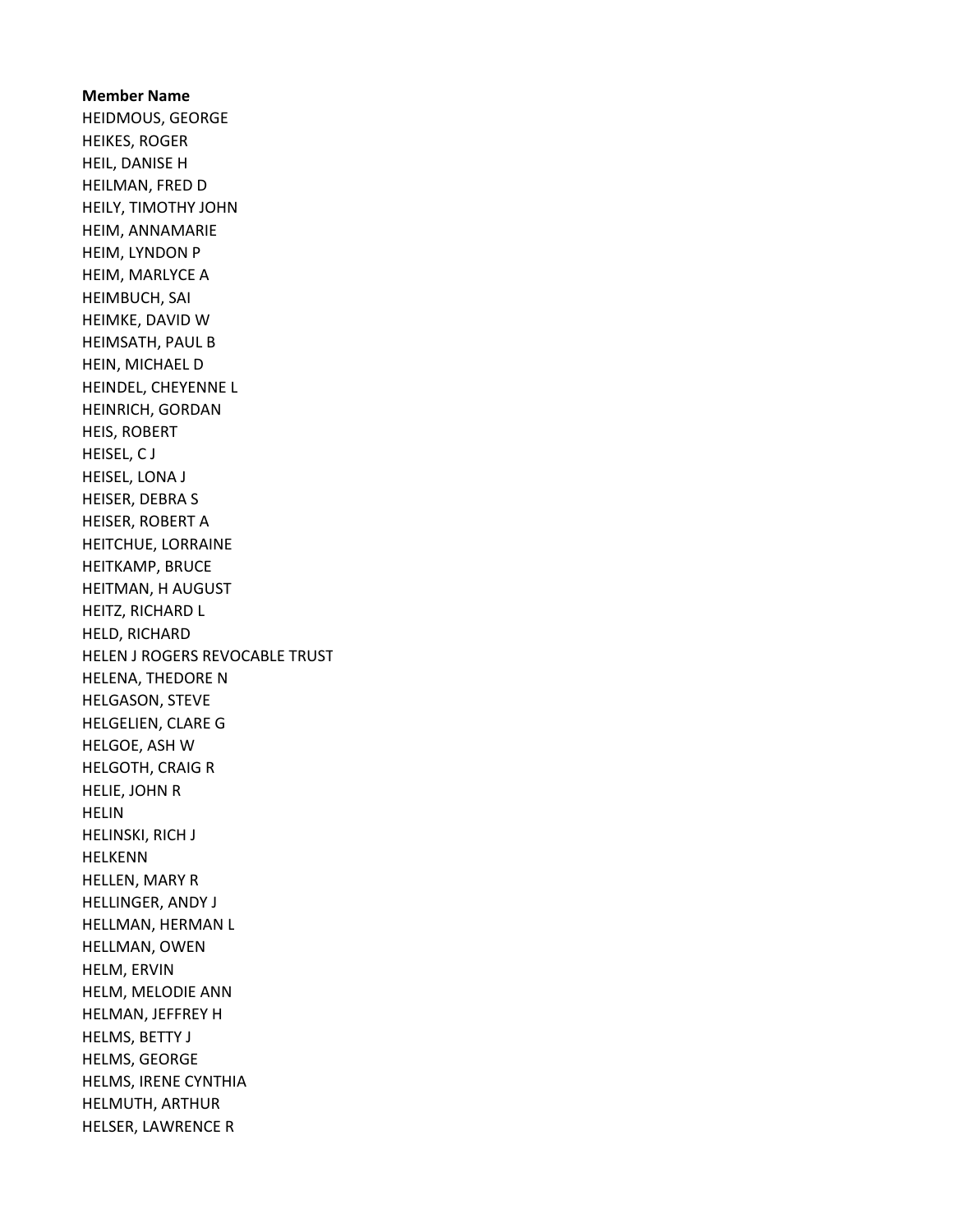**Member Name**

HEIDMOUS, GEORGE
HEIKES, ROGER
HEIL, DANISE H
HEILMAN, FRED D
HEILY, TIMOTHY JOHN
HEIM, ANNAMARIE
HEIM, LYNDON P
HEIM, MARLYCE A
HEIMBUCH, SAI
HEIMKE, DAVID W
HEIMSATH, PAUL B
HEIN, MICHAEL D
HEINDEL, CHEYENNE L
HEINRICH, GORDAN
HEIS, ROBERT
HEISEL, C J
HEISEL, LONA J
HEISER, DEBRA S
HEISER, ROBERT A
HEITCHUE, LORRAINE
HEITKAMP, BRUCE
HEITMAN, H AUGUST
HEITZ, RICHARD L
HELD, RICHARD
HELEN J ROGERS REVOCABLE TRUST
HELENA, THEDORE N
HELGASON, STEVE
HELGELIEN, CLARE G
HELGOE, ASH W
HELGOTH, CRAIG R
HELIE, JOHN R
HELIN
HELINSKI, RICH J
HELKENN
HELLEN, MARY R
HELLINGER, ANDY J
HELLMAN, HERMAN L
HELLMAN, OWEN
HELM, ERVIN
HELM, MELODIE ANN
HELMAN, JEFFREY H
HELMS, BETTY J
HELMS, GEORGE
HELMS, IRENE CYNTHIA
HELMUTH, ARTHUR
HELSER, LAWRENCE R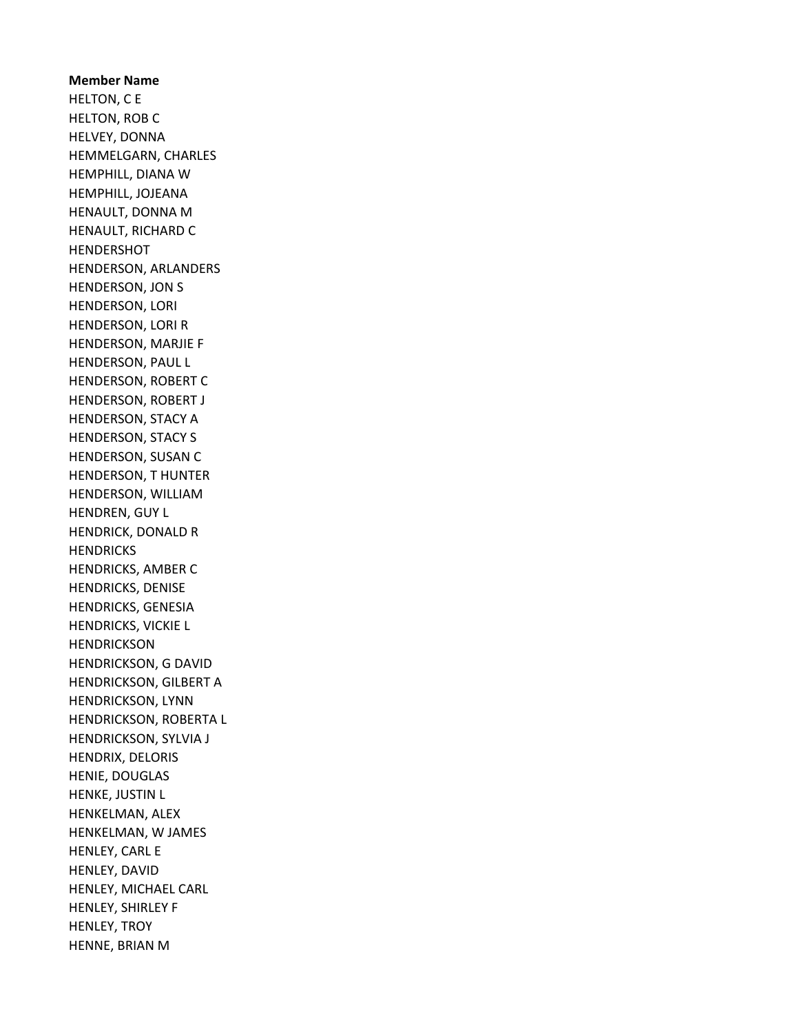**Member Name**

HELTON, C E
HELTON, ROB C
HELVEY, DONNA
HEMMELGARN, CHARLES
HEMPHILL, DIANA W
HEMPHILL, JOJEANA
HENAULT, DONNA M
HENAULT, RICHARD C
HENDERSHOT
HENDERSON, ARLANDERS
HENDERSON, JON S
HENDERSON, LORI
HENDERSON, LORI R
HENDERSON, MARJIE F
HENDERSON, PAUL L
HENDERSON, ROBERT C
HENDERSON, ROBERT J
HENDERSON, STACY A
HENDERSON, STACY S
HENDERSON, SUSAN C
HENDERSON, T HUNTER
HENDERSON, WILLIAM
HENDREN, GUY L
HENDRICK, DONALD R
HENDRICKS
HENDRICKS, AMBER C
HENDRICKS, DENISE
HENDRICKS, GENESIA
HENDRICKS, VICKIE L
HENDRICKSON
HENDRICKSON, G DAVID
HENDRICKSON, GILBERT A
HENDRICKSON, LYNN
HENDRICKSON, ROBERTA L
HENDRICKSON, SYLVIA J
HENDRIX, DELORIS
HENIE, DOUGLAS
HENKE, JUSTIN L
HENKELMAN, ALEX
HENKELMAN, W JAMES
HENLEY, CARL E
HENLEY, DAVID
HENLEY, MICHAEL CARL
HENLEY, SHIRLEY F
HENLEY, TROY
HENNE, BRIAN M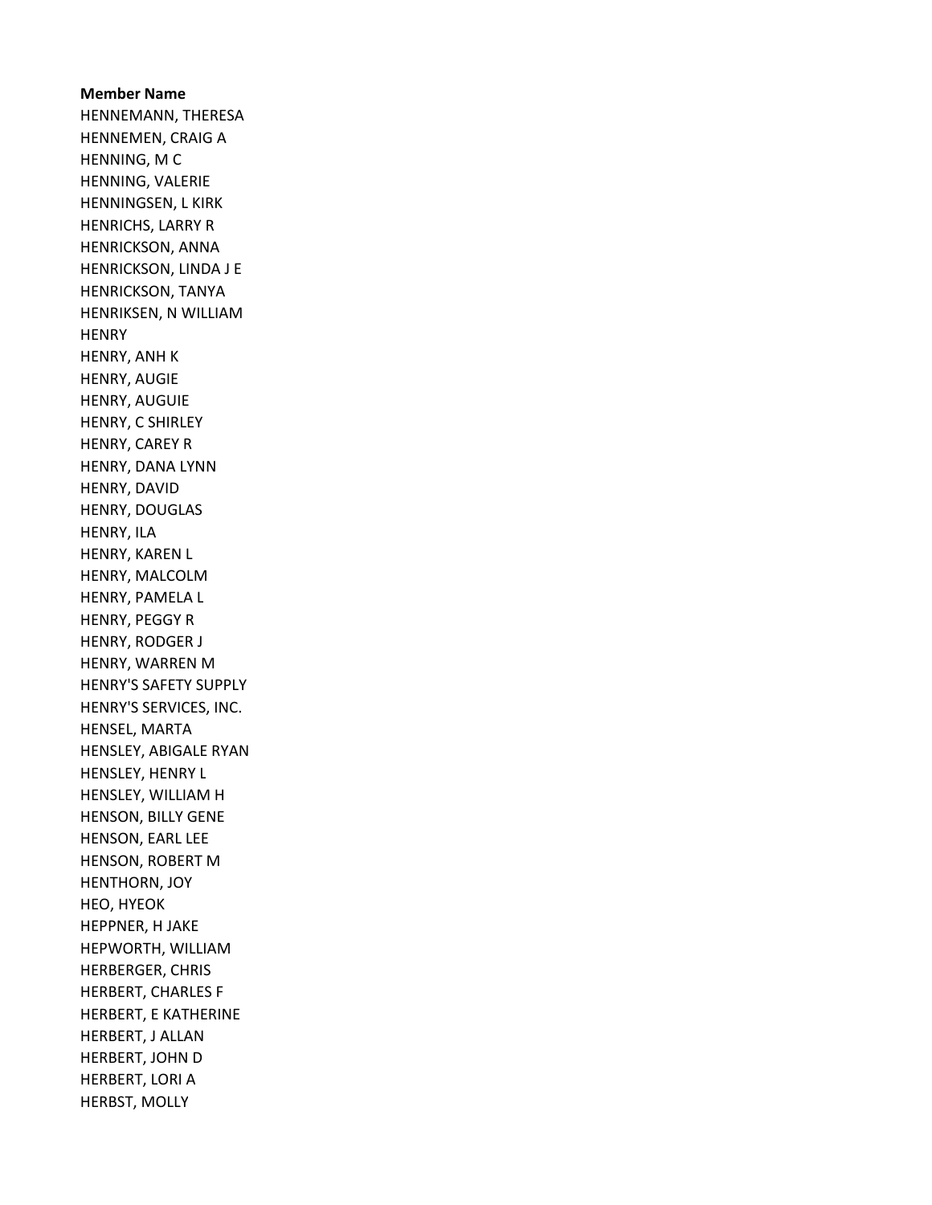**Member Name**

HENNEMANN, THERESA
HENNEMEN, CRAIG A
HENNING, M C
HENNING, VALERIE
HENNINGSEN, L KIRK
HENRICHS, LARRY R
HENRICKSON, ANNA
HENRICKSON, LINDA J E
HENRICKSON, TANYA
HENRIKSEN, N WILLIAM
HENRY
HENRY, ANH K
HENRY, AUGIE
HENRY, AUGUIE
HENRY, C SHIRLEY
HENRY, CAREY R
HENRY, DANA LYNN
HENRY, DAVID
HENRY, DOUGLAS
HENRY, ILA
HENRY, KAREN L
HENRY, MALCOLM
HENRY, PAMELA L
HENRY, PEGGY R
HENRY, RODGER J
HENRY, WARREN M
HENRY'S SAFETY SUPPLY
HENRY'S SERVICES, INC.
HENSEL, MARTA
HENSLEY, ABIGALE RYAN
HENSLEY, HENRY L
HENSLEY, WILLIAM H
HENSON, BILLY GENE
HENSON, EARL LEE
HENSON, ROBERT M
HENTHORN, JOY
HEO, HYEOK
HEPPNER, H JAKE
HEPWORTH, WILLIAM
HERBERGER, CHRIS
HERBERT, CHARLES F
HERBERT, E KATHERINE
HERBERT, J ALLAN
HERBERT, JOHN D
HERBERT, LORI A
HERBST, MOLLY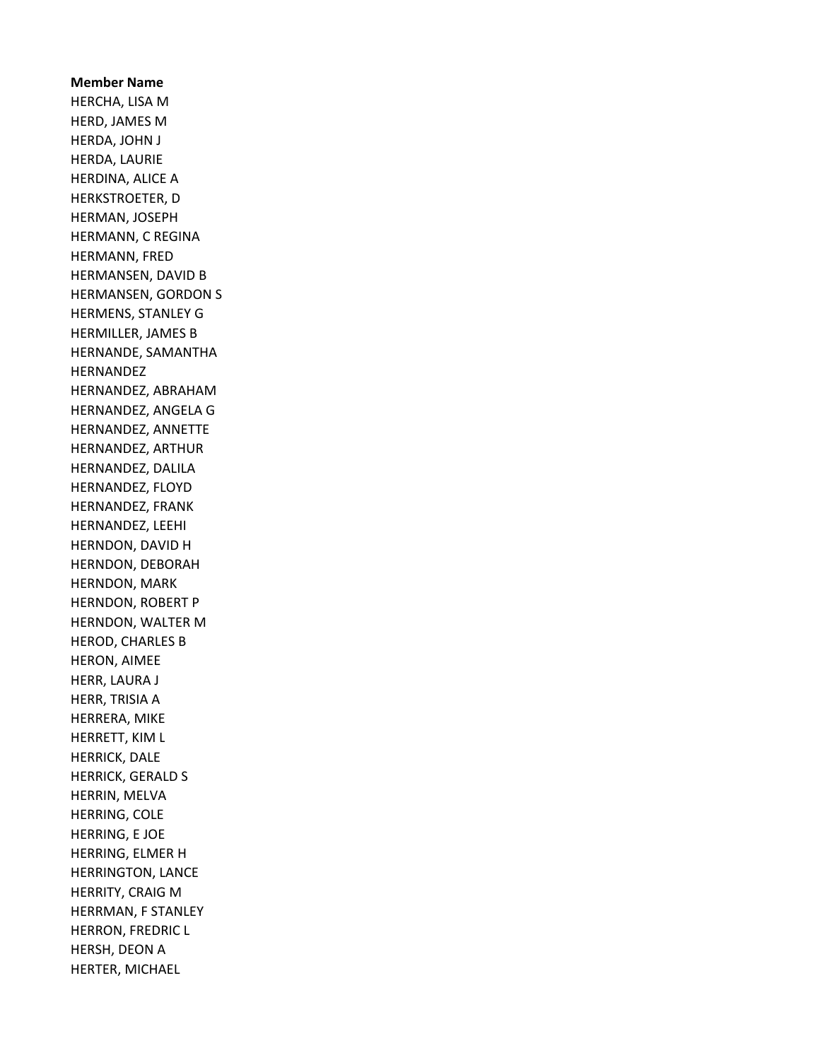**Member Name**

HERCHA, LISA M
HERD, JAMES M
HERDA, JOHN J
HERDA, LAURIE
HERDINA, ALICE A
HERKSTROETER, D
HERMAN, JOSEPH
HERMANN, C REGINA
HERMANN, FRED
HERMANSEN, DAVID B
HERMANSEN, GORDON S
HERMENS, STANLEY G
HERMILLER, JAMES B
HERNANDE, SAMANTHA
HERNANDEZ
HERNANDEZ, ABRAHAM
HERNANDEZ, ANGELA G
HERNANDEZ, ANNETTE
HERNANDEZ, ARTHUR
HERNANDEZ, DALILA
HERNANDEZ, FLOYD
HERNANDEZ, FRANK
HERNANDEZ, LEEHI
HERNDON, DAVID H
HERNDON, DEBORAH
HERNDON, MARK
HERNDON, ROBERT P
HERNDON, WALTER M
HEROD, CHARLES B
HERON, AIMEE
HERR, LAURA J
HERR, TRISIA A
HERRERA, MIKE
HERRETT, KIM L
HERRICK, DALE
HERRICK, GERALD S
HERRIN, MELVA
HERRING, COLE
HERRING, E JOE
HERRING, ELMER H
HERRINGTON, LANCE
HERRITY, CRAIG M
HERRMAN, F STANLEY
HERRON, FREDRIC L
HERSH, DEON A
HERTER, MICHAEL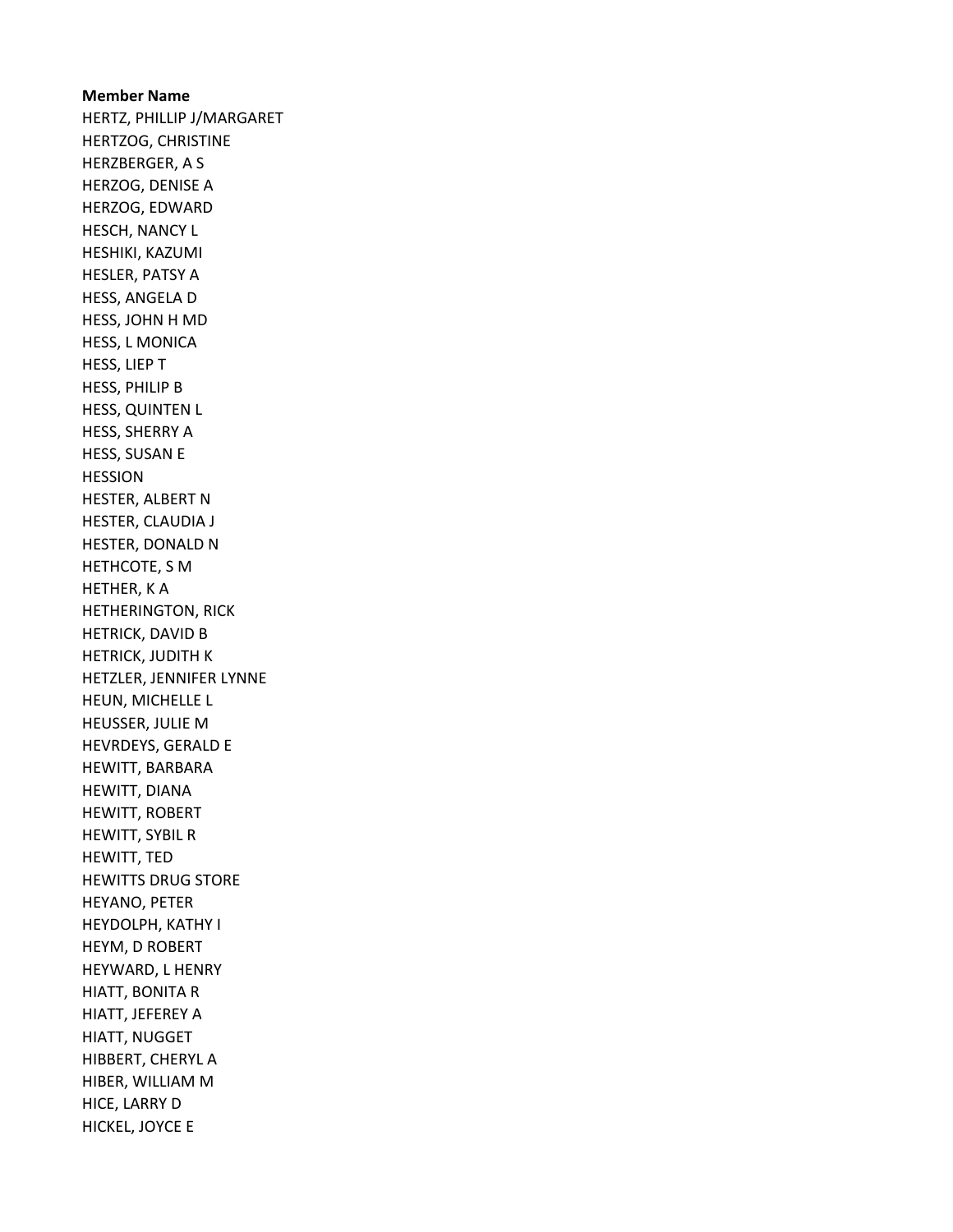**Member Name**

HERTZ, PHILLIP J/MARGARET
HERTZOG, CHRISTINE
HERZBERGER, A S
HERZOG, DENISE A
HERZOG, EDWARD
HESCH, NANCY L
HESHIKI, KAZUMI
HESLER, PATSY A
HESS, ANGELA D
HESS, JOHN H MD
HESS, L MONICA
HESS, LIEP T
HESS, PHILIP B
HESS, QUINTEN L
HESS, SHERRY A
HESS, SUSAN E
HESSION
HESTER, ALBERT N
HESTER, CLAUDIA J
HESTER, DONALD N
HETHCOTE, S M
HETHER, K A
HETHERINGTON, RICK
HETRICK, DAVID B
HETRICK, JUDITH K
HETZLER, JENNIFER LYNNE
HEUN, MICHELLE L
HEUSSER, JULIE M
HEVRDEYS, GERALD E
HEWITT, BARBARA
HEWITT, DIANA
HEWITT, ROBERT
HEWITT, SYBIL R
HEWITT, TED
HEWITTS DRUG STORE
HEYANO, PETER
HEYDOLPH, KATHY I
HEYM, D ROBERT
HEYWARD, L HENRY
HIATT, BONITA R
HIATT, JEFEREY A
HIATT, NUGGET
HIBBERT, CHERYL A
HIBER, WILLIAM M
HICE, LARRY D
HICKEL, JOYCE E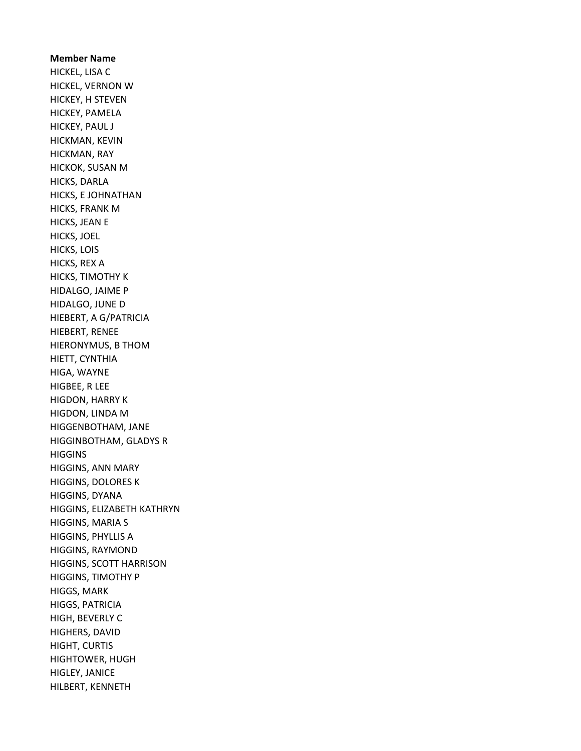**Member Name**

HICKEL, LISA C
HICKEL, VERNON W
HICKEY, H STEVEN
HICKEY, PAMELA
HICKEY, PAUL J
HICKMAN, KEVIN
HICKMAN, RAY
HICKOK, SUSAN M
HICKS, DARLA
HICKS, E JOHNATHAN
HICKS, FRANK M
HICKS, JEAN E
HICKS, JOEL
HICKS, LOIS
HICKS, REX A
HICKS, TIMOTHY K
HIDALGO, JAIME P
HIDALGO, JUNE D
HIEBERT, A G/PATRICIA
HIEBERT, RENEE
HIERONYMUS, B THOM
HIETT, CYNTHIA
HIGA, WAYNE
HIGBEE, R LEE
HIGDON, HARRY K
HIGDON, LINDA M
HIGGENBOTHAM, JANE
HIGGINBOTHAM, GLADYS R
HIGGINS
HIGGINS, ANN MARY
HIGGINS, DOLORES K
HIGGINS, DYANA
HIGGINS, ELIZABETH KATHRYN
HIGGINS, MARIA S
HIGGINS, PHYLLIS A
HIGGINS, RAYMOND
HIGGINS, SCOTT HARRISON
HIGGINS, TIMOTHY P
HIGGS, MARK
HIGGS, PATRICIA
HIGH, BEVERLY C
HIGHERS, DAVID
HIGHT, CURTIS
HIGHTOWER, HUGH
HIGLEY, JANICE
HILBERT, KENNETH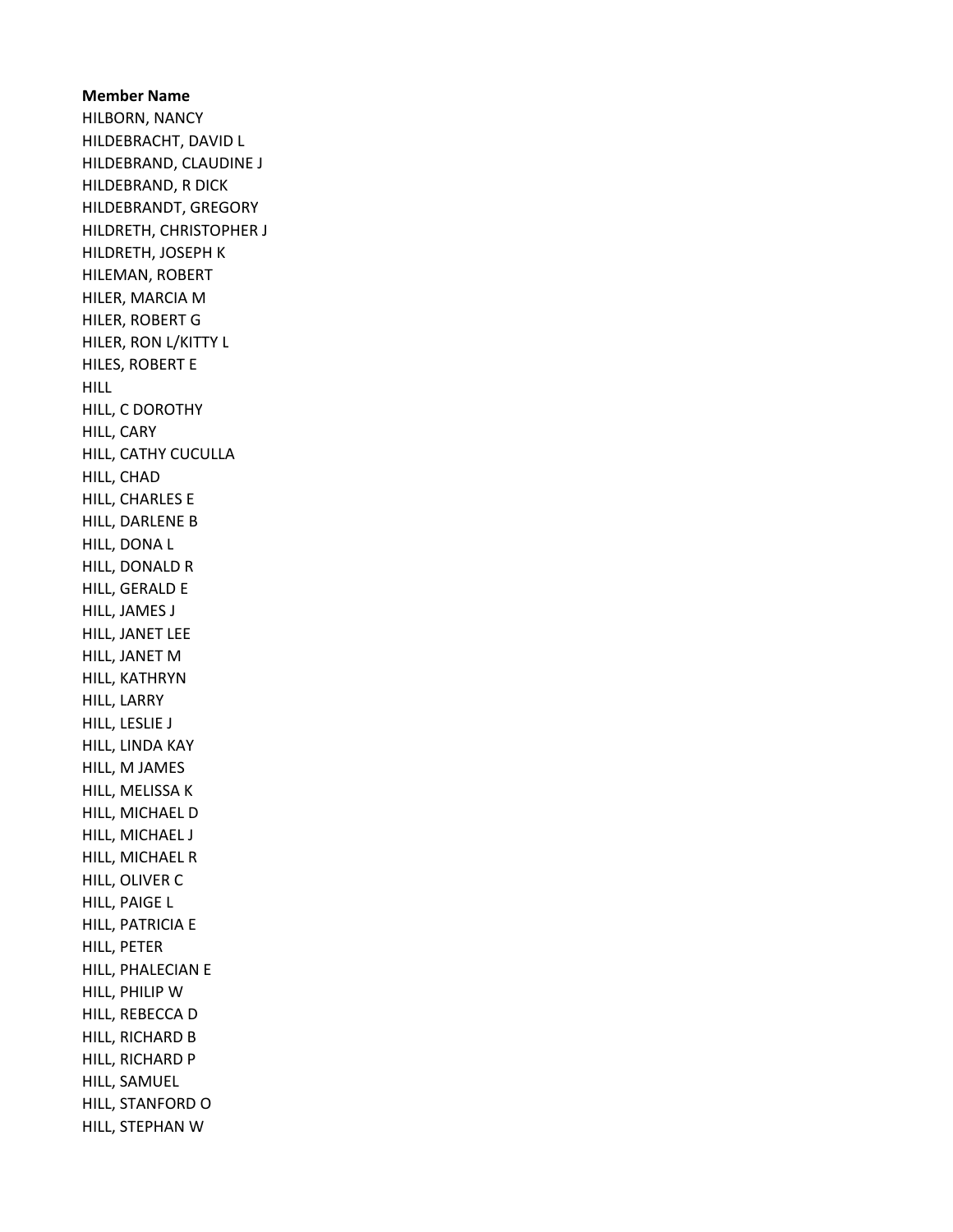**Member Name**

HILBORN, NANCY
HILDEBRACHT, DAVID L
HILDEBRAND, CLAUDINE J
HILDEBRAND, R DICK
HILDEBRANDT, GREGORY
HILDRETH, CHRISTOPHER J
HILDRETH, JOSEPH K
HILEMAN, ROBERT
HILER, MARCIA M
HILER, ROBERT G
HILER, RON L/KITTY L
HILES, ROBERT E
HILL
HILL, C DOROTHY
HILL, CARY
HILL, CATHY CUCULLA
HILL, CHAD
HILL, CHARLES E
HILL, DARLENE B
HILL, DONA L
HILL, DONALD R
HILL, GERALD E
HILL, JAMES J
HILL, JANET LEE
HILL, JANET M
HILL, KATHRYN
HILL, LARRY
HILL, LESLIE J
HILL, LINDA KAY
HILL, M JAMES
HILL, MELISSA K
HILL, MICHAEL D
HILL, MICHAEL J
HILL, MICHAEL R
HILL, OLIVER C
HILL, PAIGE L
HILL, PATRICIA E
HILL, PETER
HILL, PHALECIAN E
HILL, PHILIP W
HILL, REBECCA D
HILL, RICHARD B
HILL, RICHARD P
HILL, SAMUEL
HILL, STANFORD O
HILL, STEPHAN W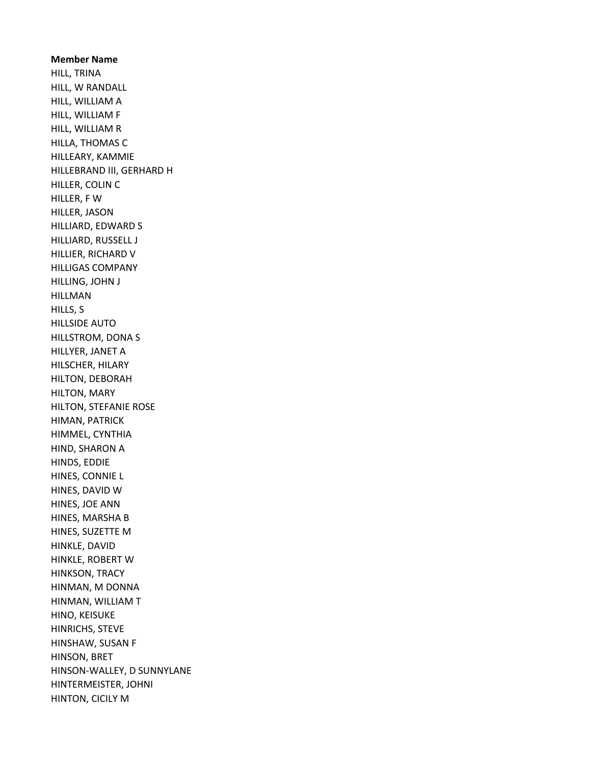**Member Name**

HILL, TRINA
HILL, W RANDALL
HILL, WILLIAM A
HILL, WILLIAM F
HILL, WILLIAM R
HILLA, THOMAS C
HILLEARY, KAMMIE
HILLEBRAND III, GERHARD H
HILLER, COLIN C
HILLER, F W
HILLER, JASON
HILLIARD, EDWARD S
HILLIARD, RUSSELL J
HILLIER, RICHARD V
HILLIGAS COMPANY
HILLING, JOHN J
HILLMAN
HILLS, S
HILLSIDE AUTO
HILLSTROM, DONA S
HILLYER, JANET A
HILSCHER, HILARY
HILTON, DEBORAH
HILTON, MARY
HILTON, STEFANIE ROSE
HIMAN, PATRICK
HIMMEL, CYNTHIA
HIND, SHARON A
HINDS, EDDIE
HINES, CONNIE L
HINES, DAVID W
HINES, JOE ANN
HINES, MARSHA B
HINES, SUZETTE M
HINKLE, DAVID
HINKLE, ROBERT W
HINKSON, TRACY
HINMAN, M DONNA
HINMAN, WILLIAM T
HINO, KEISUKE
HINRICHS, STEVE
HINSHAW, SUSAN F
HINSON, BRET
HINSON-WALLEY, D SUNNYLANE
HINTERMEISTER, JOHNI
HINTON, CICILY M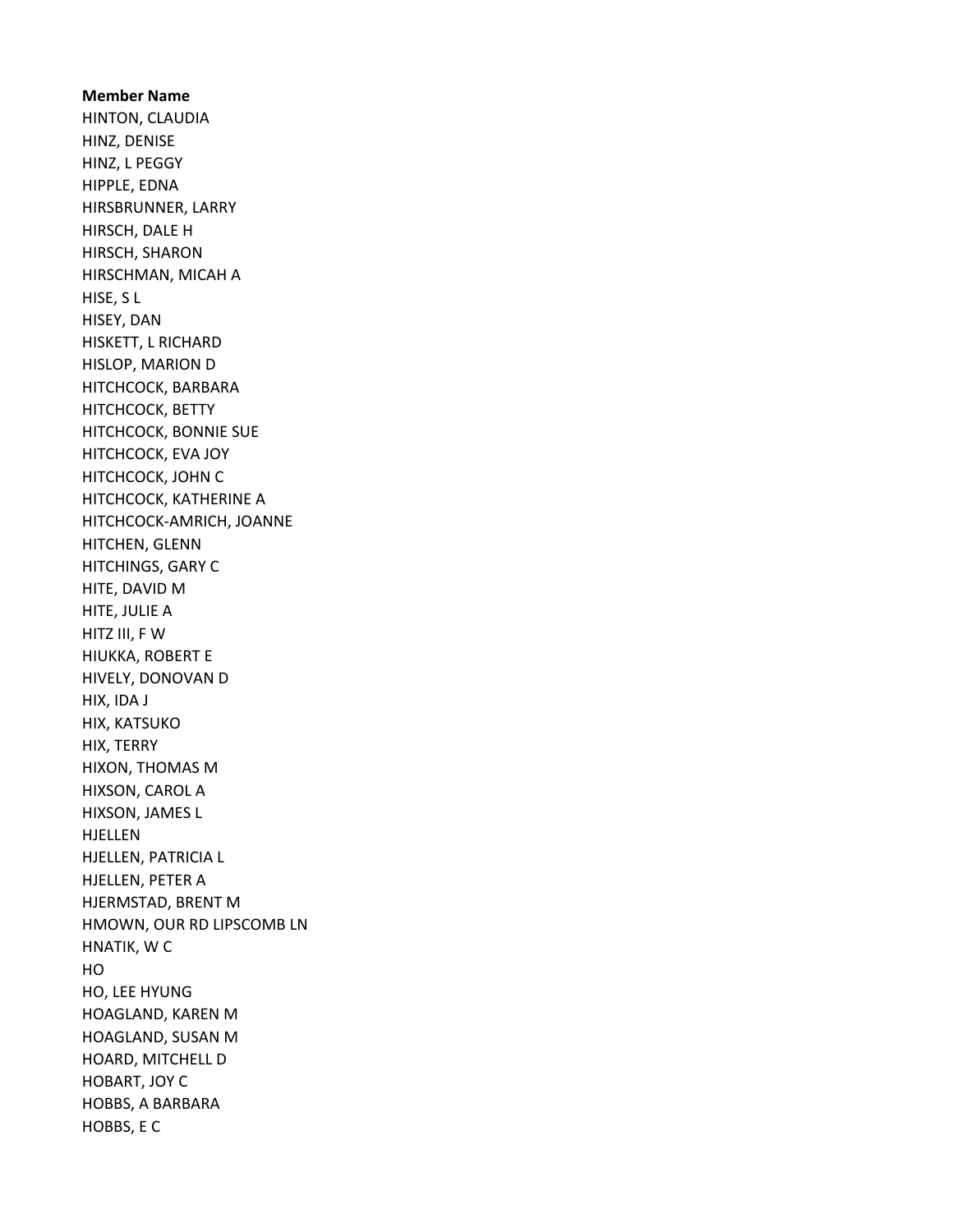**Member Name**

HINTON, CLAUDIA
HINZ, DENISE
HINZ, L PEGGY
HIPPLE, EDNA
HIRSBRUNNER, LARRY
HIRSCH, DALE H
HIRSCH, SHARON
HIRSCHMAN, MICAH A
HISE, S L
HISEY, DAN
HISKETT, L RICHARD
HISLOP, MARION D
HITCHCOCK, BARBARA
HITCHCOCK, BETTY
HITCHCOCK, BONNIE SUE
HITCHCOCK, EVA JOY
HITCHCOCK, JOHN C
HITCHCOCK, KATHERINE A
HITCHCOCK-AMRICH, JOANNE
HITCHEN, GLENN
HITCHINGS, GARY C
HITE, DAVID M
HITE, JULIE A
HITZ III, F W
HIUKKA, ROBERT E
HIVELY, DONOVAN D
HIX, IDA J
HIX, KATSUKO
HIX, TERRY
HIXON, THOMAS M
HIXSON, CAROL A
HIXSON, JAMES L
HJELLEN
HJELLEN, PATRICIA L
HJELLEN, PETER A
HJERMSTAD, BRENT M
HMOWN, OUR RD LIPSCOMB LN
HNATIK, W C
HO
HO, LEE HYUNG
HOAGLAND, KAREN M
HOAGLAND, SUSAN M
HOARD, MITCHELL D
HOBART, JOY C
HOBBS, A BARBARA
HOBBS, E C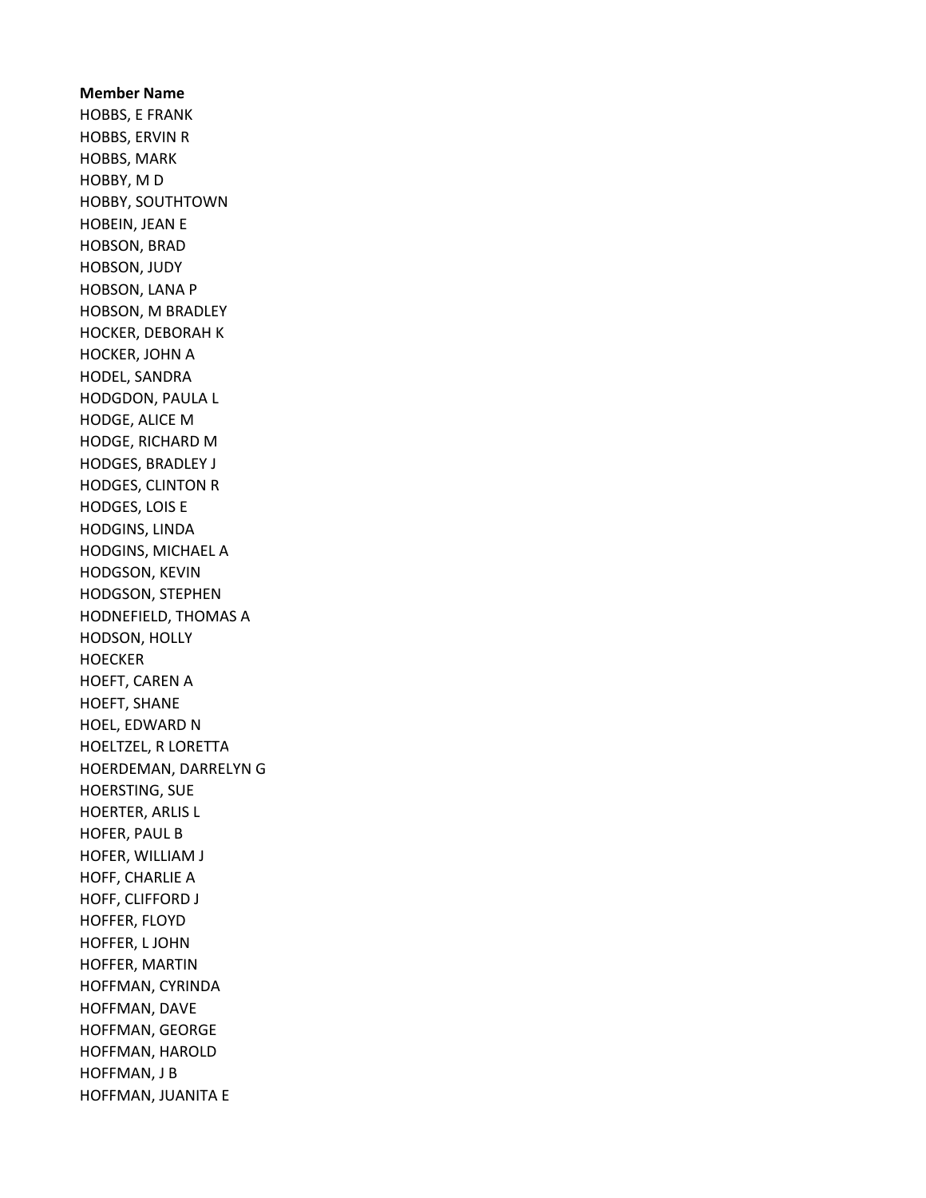**Member Name**

HOBBS, E FRANK
HOBBS, ERVIN R
HOBBS, MARK
HOBBY, M D
HOBBY, SOUTHTOWN
HOBEIN, JEAN E
HOBSON, BRAD
HOBSON, JUDY
HOBSON, LANA P
HOBSON, M BRADLEY
HOCKER, DEBORAH K
HOCKER, JOHN A
HODEL, SANDRA
HODGDON, PAULA L
HODGE, ALICE M
HODGE, RICHARD M
HODGES, BRADLEY J
HODGES, CLINTON R
HODGES, LOIS E
HODGINS, LINDA
HODGINS, MICHAEL A
HODGSON, KEVIN
HODGSON, STEPHEN
HODNEFIELD, THOMAS A
HODSON, HOLLY
HOECKER
HOEFT, CAREN A
HOEFT, SHANE
HOEL, EDWARD N
HOELTZEL, R LORETTA
HOERDEMAN, DARRELYN G
HOERSTING, SUE
HOERTER, ARLIS L
HOFER, PAUL B
HOFER, WILLIAM J
HOFF, CHARLIE A
HOFF, CLIFFORD J
HOFFER, FLOYD
HOFFER, L JOHN
HOFFER, MARTIN
HOFFMAN, CYRINDA
HOFFMAN, DAVE
HOFFMAN, GEORGE
HOFFMAN, HAROLD
HOFFMAN, J B
HOFFMAN, JUANITA E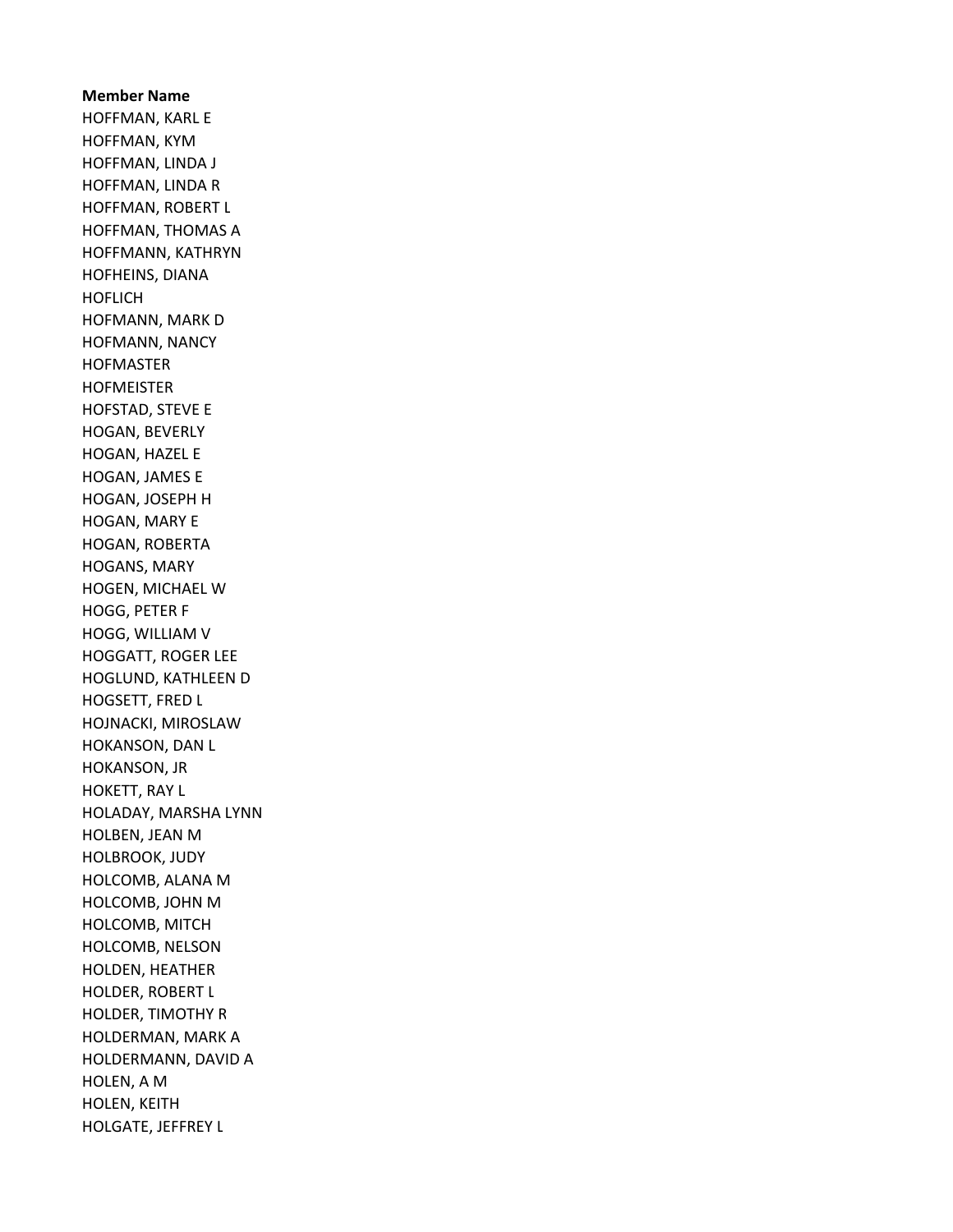**Member Name**

HOFFMAN, KARL E
HOFFMAN, KYM
HOFFMAN, LINDA J
HOFFMAN, LINDA R
HOFFMAN, ROBERT L
HOFFMAN, THOMAS A
HOFFMANN, KATHRYN
HOFHEINS, DIANA
HOFLICH
HOFMANN, MARK D
HOFMANN, NANCY
HOFMASTER
HOFMEISTER
HOFSTAD, STEVE E
HOGAN, BEVERLY
HOGAN, HAZEL E
HOGAN, JAMES E
HOGAN, JOSEPH H
HOGAN, MARY E
HOGAN, ROBERTA
HOGANS, MARY
HOGEN, MICHAEL W
HOGG, PETER F
HOGG, WILLIAM V
HOGGATT, ROGER LEE
HOGLUND, KATHLEEN D
HOGSETT, FRED L
HOJNACKI, MIROSLAW
HOKANSON, DAN L
HOKANSON, JR
HOKETT, RAY L
HOLADAY, MARSHA LYNN
HOLBEN, JEAN M
HOLBROOK, JUDY
HOLCOMB, ALANA M
HOLCOMB, JOHN M
HOLCOMB, MITCH
HOLCOMB, NELSON
HOLDEN, HEATHER
HOLDER, ROBERT L
HOLDER, TIMOTHY R
HOLDERMAN, MARK A
HOLDERMANN, DAVID A
HOLEN, A M
HOLEN, KEITH
HOLGATE, JEFFREY L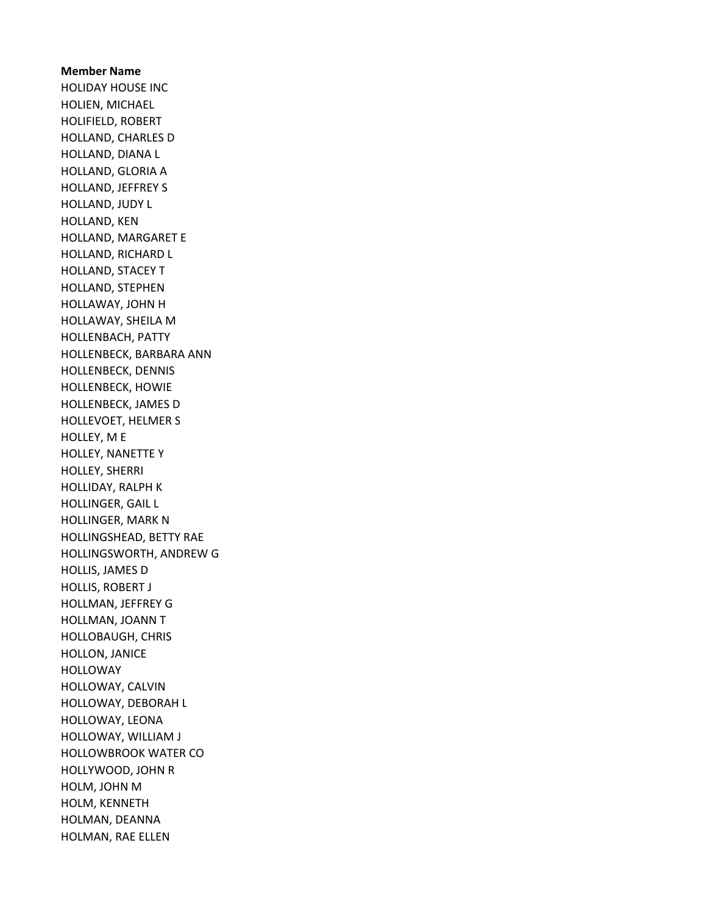**Member Name**

HOLIDAY HOUSE INC
HOLIEN, MICHAEL
HOLIFIELD, ROBERT
HOLLAND, CHARLES D
HOLLAND, DIANA L
HOLLAND, GLORIA A
HOLLAND, JEFFREY S
HOLLAND, JUDY L
HOLLAND, KEN
HOLLAND, MARGARET E
HOLLAND, RICHARD L
HOLLAND, STACEY T
HOLLAND, STEPHEN
HOLLAWAY, JOHN H
HOLLAWAY, SHEILA M
HOLLENBACH, PATTY
HOLLENBECK, BARBARA ANN
HOLLENBECK, DENNIS
HOLLENBECK, HOWIE
HOLLENBECK, JAMES D
HOLLEVOET, HELMER S
HOLLEY, M E
HOLLEY, NANETTE Y
HOLLEY, SHERRI
HOLLIDAY, RALPH K
HOLLINGER, GAIL L
HOLLINGER, MARK N
HOLLINGSHEAD, BETTY RAE
HOLLINGSWORTH, ANDREW G
HOLLIS, JAMES D
HOLLIS, ROBERT J
HOLLMAN, JEFFREY G
HOLLMAN, JOANN T
HOLLOBAUGH, CHRIS
HOLLON, JANICE
HOLLOWAY
HOLLOWAY, CALVIN
HOLLOWAY, DEBORAH L
HOLLOWAY, LEONA
HOLLOWAY, WILLIAM J
HOLLOWBROOK WATER CO
HOLLYWOOD, JOHN R
HOLM, JOHN M
HOLM, KENNETH
HOLMAN, DEANNA
HOLMAN, RAE ELLEN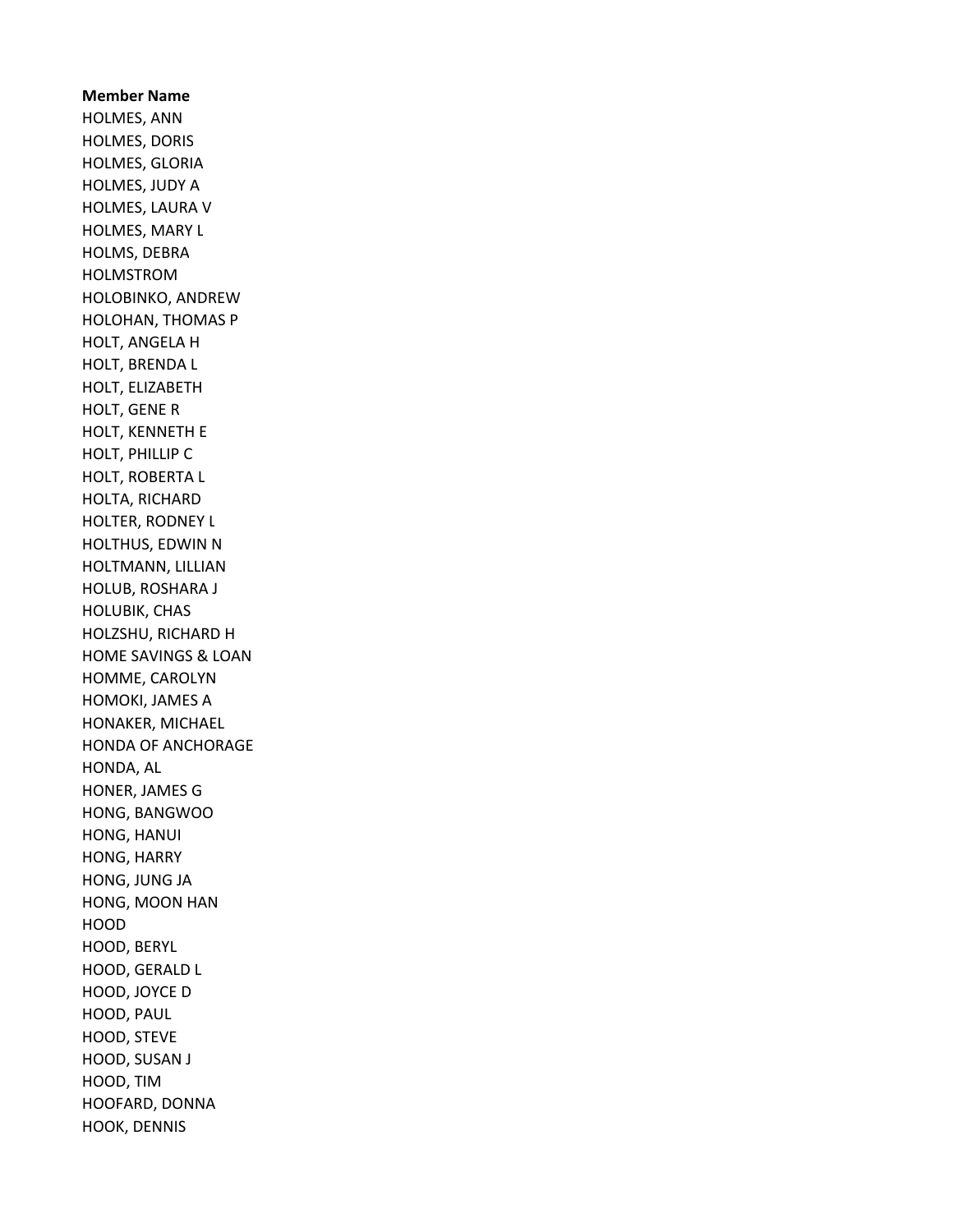**Member Name**

HOLMES, ANN
HOLMES, DORIS
HOLMES, GLORIA
HOLMES, JUDY A
HOLMES, LAURA V
HOLMES, MARY L
HOLMS, DEBRA
HOLMSTROM
HOLOBINKO, ANDREW
HOLOHAN, THOMAS P
HOLT, ANGELA H
HOLT, BRENDA L
HOLT, ELIZABETH
HOLT, GENE R
HOLT, KENNETH E
HOLT, PHILLIP C
HOLT, ROBERTA L
HOLTA, RICHARD
HOLTER, RODNEY L
HOLTHUS, EDWIN N
HOLTMANN, LILLIAN
HOLUB, ROSHARA J
HOLUBIK, CHAS
HOLZSHU, RICHARD H
HOME SAVINGS & LOAN
HOMME, CAROLYN
HOMOKI, JAMES A
HONAKER, MICHAEL
HONDA OF ANCHORAGE
HONDA, AL
HONER, JAMES G
HONG, BANGWOO
HONG, HANUI
HONG, HARRY
HONG, JUNG JA
HONG, MOON HAN
HOOD
HOOD, BERYL
HOOD, GERALD L
HOOD, JOYCE D
HOOD, PAUL
HOOD, STEVE
HOOD, SUSAN J
HOOD, TIM
HOOFARD, DONNA
HOOK, DENNIS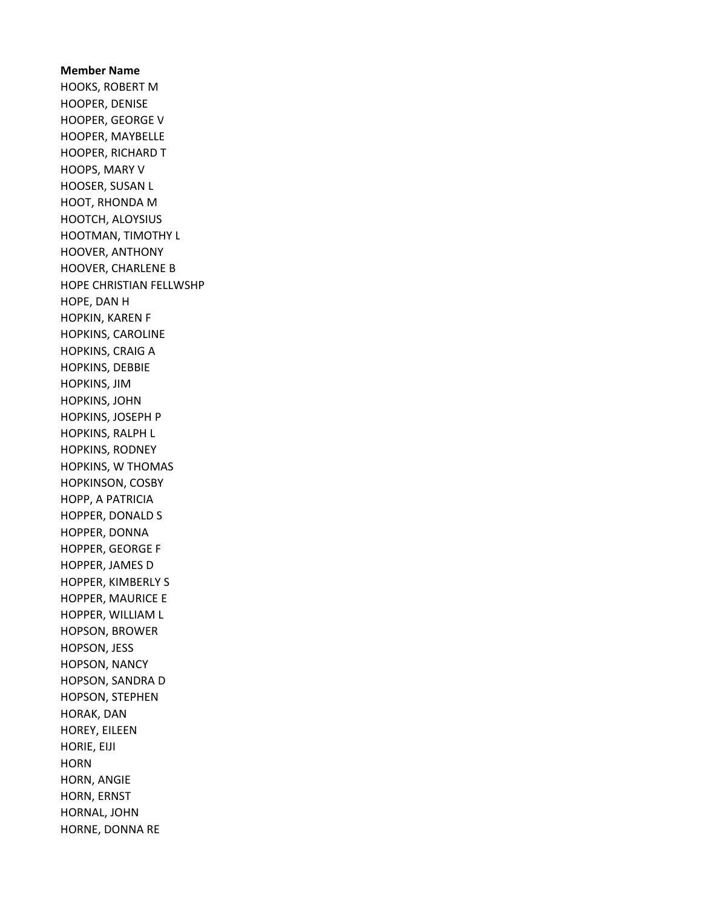**Member Name**

HOOKS, ROBERT M
HOOPER, DENISE
HOOPER, GEORGE V
HOOPER, MAYBELLE
HOOPER, RICHARD T
HOOPS, MARY V
HOOSER, SUSAN L
HOOT, RHONDA M
HOOTCH, ALOYSIUS
HOOTMAN, TIMOTHY L
HOOVER, ANTHONY
HOOVER, CHARLENE B
HOPE CHRISTIAN FELLWSHP
HOPE, DAN H
HOPKIN, KAREN F
HOPKINS, CAROLINE
HOPKINS, CRAIG A
HOPKINS, DEBBIE
HOPKINS, JIM
HOPKINS, JOHN
HOPKINS, JOSEPH P
HOPKINS, RALPH L
HOPKINS, RODNEY
HOPKINS, W THOMAS
HOPKINSON, COSBY
HOPP, A PATRICIA
HOPPER, DONALD S
HOPPER, DONNA
HOPPER, GEORGE F
HOPPER, JAMES D
HOPPER, KIMBERLY S
HOPPER, MAURICE E
HOPPER, WILLIAM L
HOPSON, BROWER
HOPSON, JESS
HOPSON, NANCY
HOPSON, SANDRA D
HOPSON, STEPHEN
HORAK, DAN
HOREY, EILEEN
HORIE, EIJI
HORN
HORN, ANGIE
HORN, ERNST
HORNAL, JOHN
HORNE, DONNA RE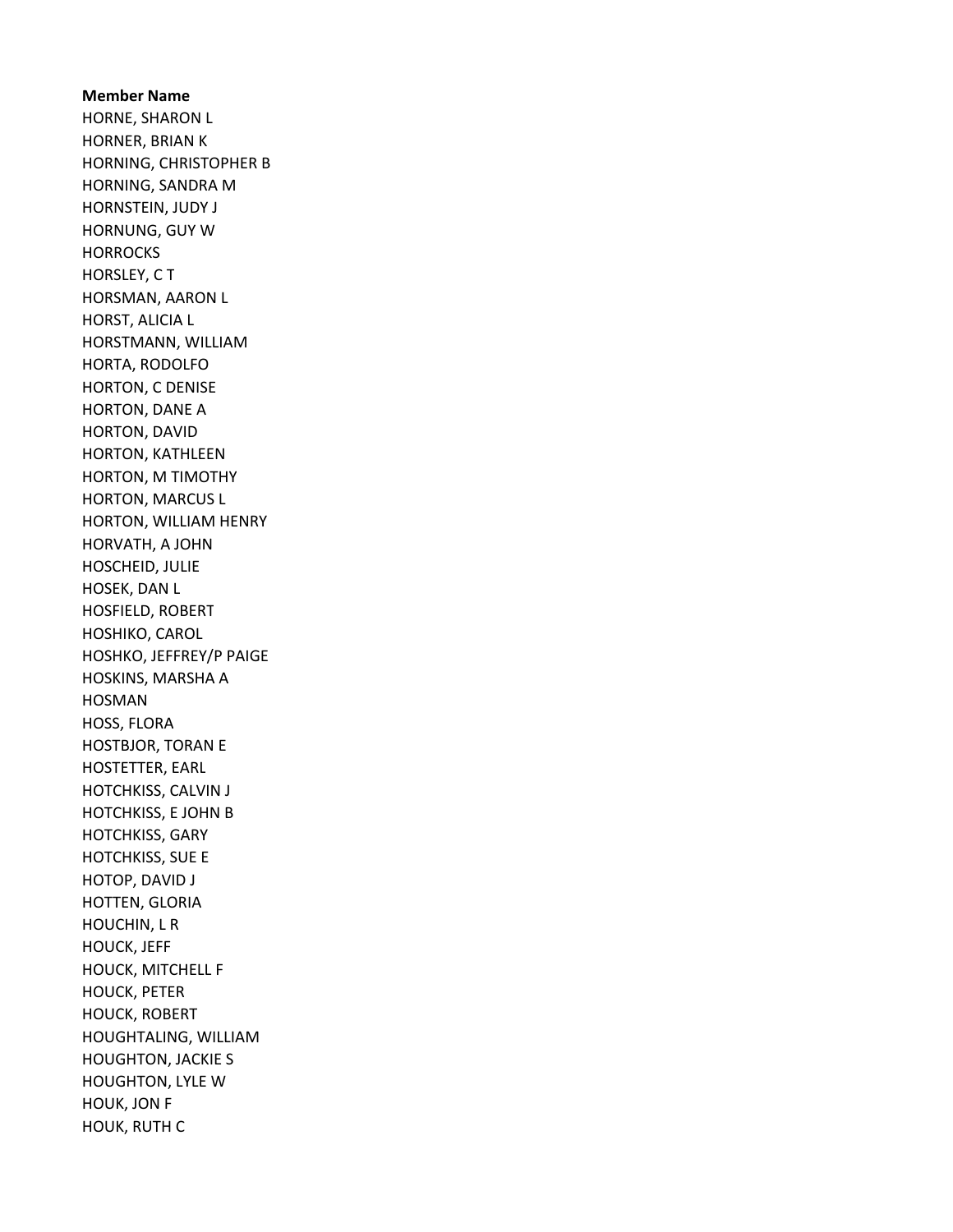**Member Name**

HORNE, SHARON L
HORNER, BRIAN K
HORNING, CHRISTOPHER B
HORNING, SANDRA M
HORNSTEIN, JUDY J
HORNUNG, GUY W
HORROCKS
HORSLEY, C T
HORSMAN, AARON L
HORST, ALICIA L
HORSTMANN, WILLIAM
HORTA, RODOLFO
HORTON, C DENISE
HORTON, DANE A
HORTON, DAVID
HORTON, KATHLEEN
HORTON, M TIMOTHY
HORTON, MARCUS L
HORTON, WILLIAM HENRY
HORVATH, A JOHN
HOSCHEID, JULIE
HOSEK, DAN L
HOSFIELD, ROBERT
HOSHIKO, CAROL
HOSHKO, JEFFREY/P PAIGE
HOSKINS, MARSHA A
HOSMAN
HOSS, FLORA
HOSTBJOR, TORAN E
HOSTETTER, EARL
HOTCHKISS, CALVIN J
HOTCHKISS, E JOHN B
HOTCHKISS, GARY
HOTCHKISS, SUE E
HOTOP, DAVID J
HOTTEN, GLORIA
HOUCHIN, L R
HOUCK, JEFF
HOUCK, MITCHELL F
HOUCK, PETER
HOUCK, ROBERT
HOUGHTALING, WILLIAM
HOUGHTON, JACKIE S
HOUGHTON, LYLE W
HOUK, JON F
HOUK, RUTH C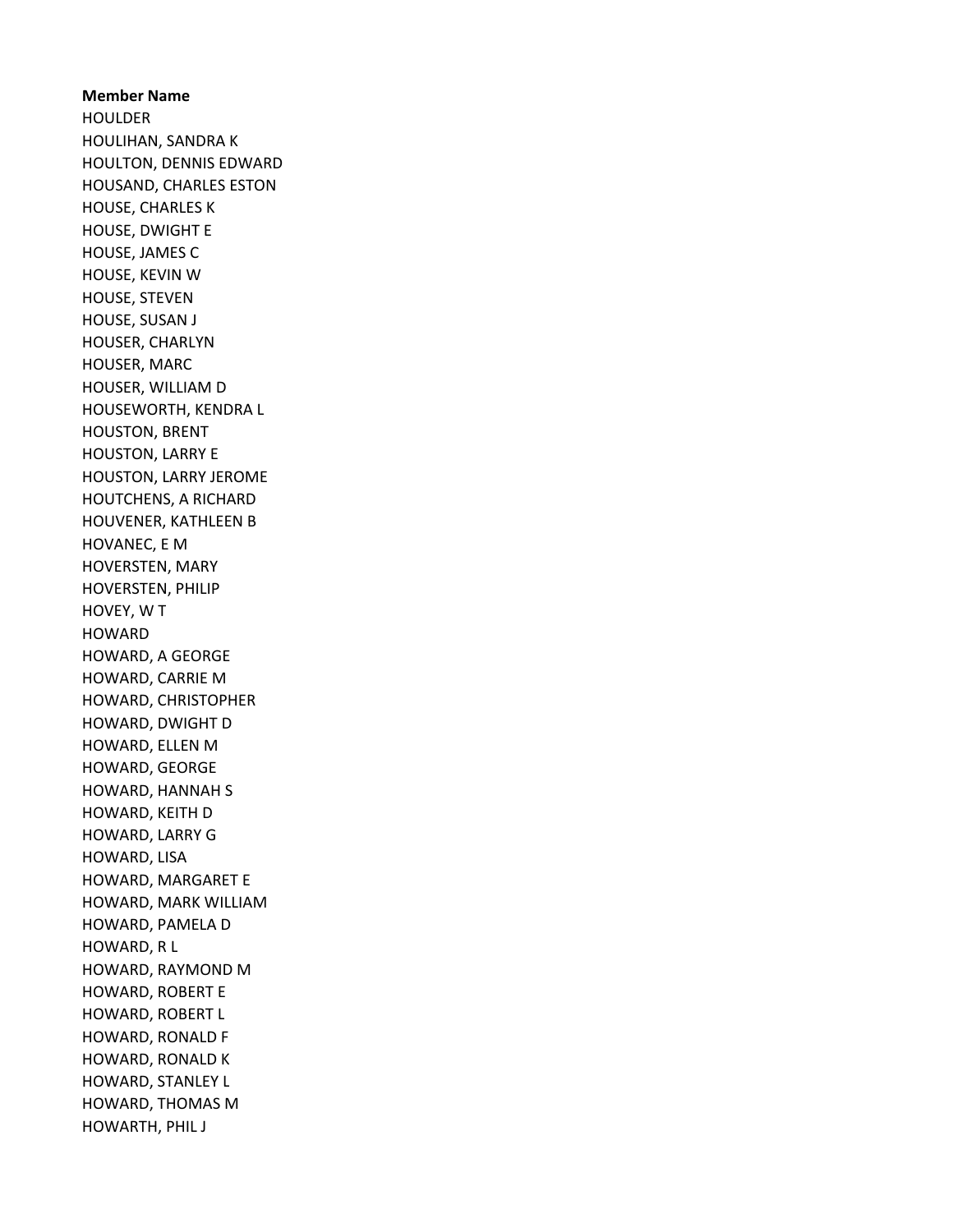**Member Name**

HOULDER
HOULIHAN, SANDRA K
HOULTON, DENNIS EDWARD
HOUSAND, CHARLES ESTON
HOUSE, CHARLES K
HOUSE, DWIGHT E
HOUSE, JAMES C
HOUSE, KEVIN W
HOUSE, STEVEN
HOUSE, SUSAN J
HOUSER, CHARLYN
HOUSER, MARC
HOUSER, WILLIAM D
HOUSEWORTH, KENDRA L
HOUSTON, BRENT
HOUSTON, LARRY E
HOUSTON, LARRY JEROME
HOUTCHENS, A RICHARD
HOUVENER, KATHLEEN B
HOVANEC, E M
HOVERSTEN, MARY
HOVERSTEN, PHILIP
HOVEY, W T
HOWARD
HOWARD, A GEORGE
HOWARD, CARRIE M
HOWARD, CHRISTOPHER
HOWARD, DWIGHT D
HOWARD, ELLEN M
HOWARD, GEORGE
HOWARD, HANNAH S
HOWARD, KEITH D
HOWARD, LARRY G
HOWARD, LISA
HOWARD, MARGARET E
HOWARD, MARK WILLIAM
HOWARD, PAMELA D
HOWARD, R L
HOWARD, RAYMOND M
HOWARD, ROBERT E
HOWARD, ROBERT L
HOWARD, RONALD F
HOWARD, RONALD K
HOWARD, STANLEY L
HOWARD, THOMAS M
HOWARTH, PHIL J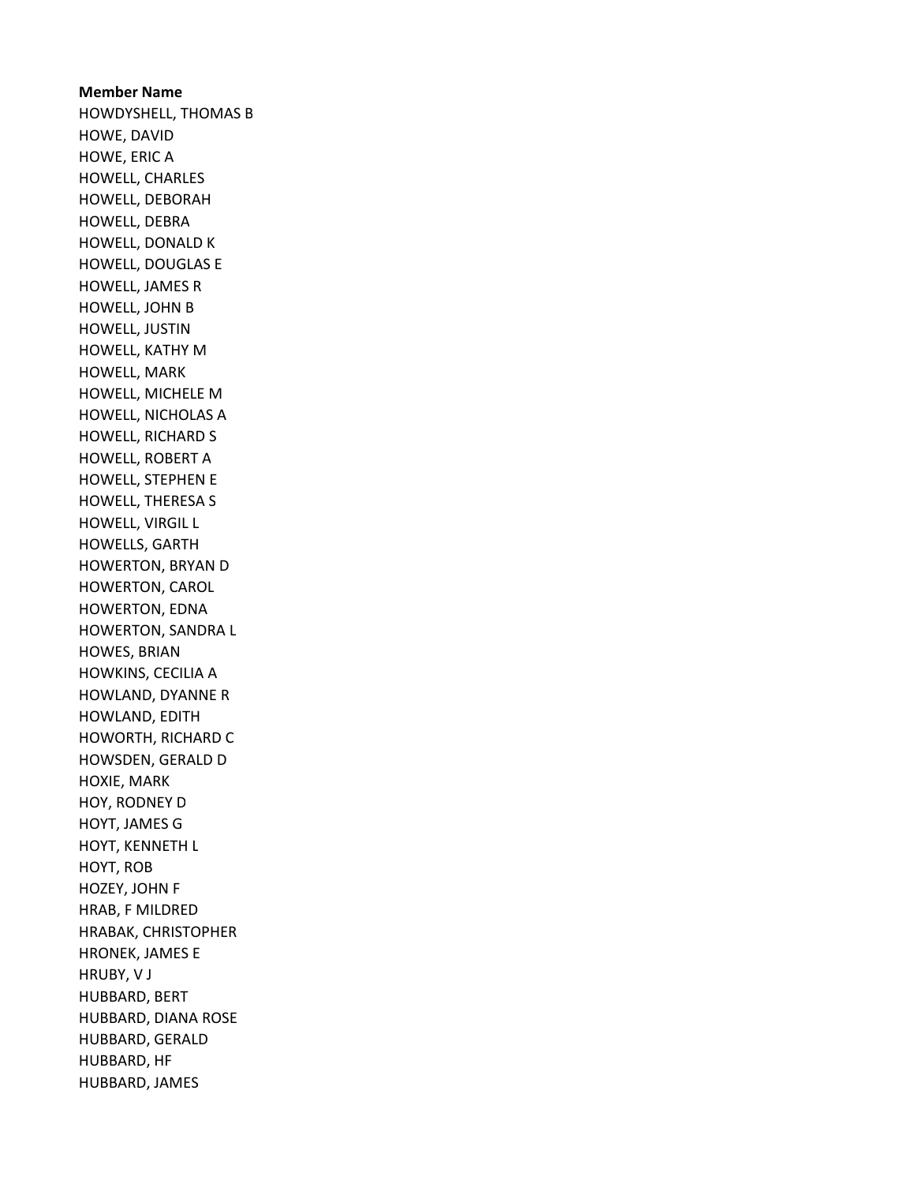**Member Name**

HOWDYSHELL, THOMAS B
HOWE, DAVID
HOWE, ERIC A
HOWELL, CHARLES
HOWELL, DEBORAH
HOWELL, DEBRA
HOWELL, DONALD K
HOWELL, DOUGLAS E
HOWELL, JAMES R
HOWELL, JOHN B
HOWELL, JUSTIN
HOWELL, KATHY M
HOWELL, MARK
HOWELL, MICHELE M
HOWELL, NICHOLAS A
HOWELL, RICHARD S
HOWELL, ROBERT A
HOWELL, STEPHEN E
HOWELL, THERESA S
HOWELL, VIRGIL L
HOWELLS, GARTH
HOWERTON, BRYAN D
HOWERTON, CAROL
HOWERTON, EDNA
HOWERTON, SANDRA L
HOWES, BRIAN
HOWKINS, CECILIA A
HOWLAND, DYANNE R
HOWLAND, EDITH
HOWORTH, RICHARD C
HOWSDEN, GERALD D
HOXIE, MARK
HOY, RODNEY D
HOYT, JAMES G
HOYT, KENNETH L
HOYT, ROB
HOZEY, JOHN F
HRAB, F MILDRED
HRABAK, CHRISTOPHER
HRONEK, JAMES E
HRUBY, V J
HUBBARD, BERT
HUBBARD, DIANA ROSE
HUBBARD, GERALD
HUBBARD, HF
HUBBARD, JAMES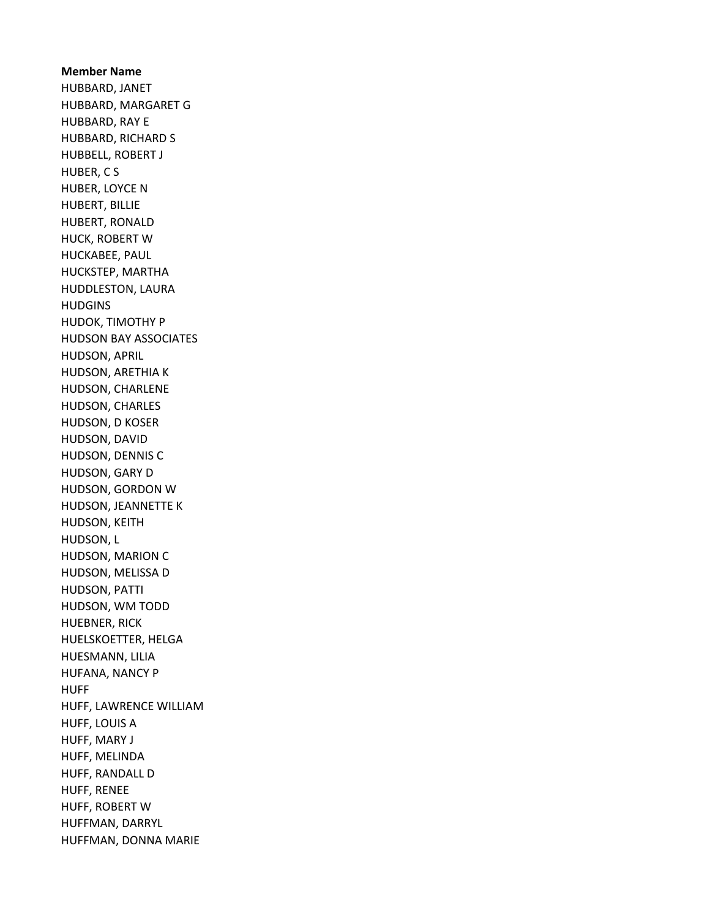**Member Name**

HUBBARD, JANET
HUBBARD, MARGARET G
HUBBARD, RAY E
HUBBARD, RICHARD S
HUBBELL, ROBERT J
HUBER, C S
HUBER, LOYCE N
HUBERT, BILLIE
HUBERT, RONALD
HUCK, ROBERT W
HUCKABEE, PAUL
HUCKSTEP, MARTHA
HUDDLESTON, LAURA
HUDGINS
HUDOK, TIMOTHY P
HUDSON BAY ASSOCIATES
HUDSON, APRIL
HUDSON, ARETHIA K
HUDSON, CHARLENE
HUDSON, CHARLES
HUDSON, D KOSER
HUDSON, DAVID
HUDSON, DENNIS C
HUDSON, GARY D
HUDSON, GORDON W
HUDSON, JEANNETTE K
HUDSON, KEITH
HUDSON, L
HUDSON, MARION C
HUDSON, MELISSA D
HUDSON, PATTI
HUDSON, WM TODD
HUEBNER, RICK
HUELSKOETTER, HELGA
HUESMANN, LILIA
HUFANA, NANCY P
HUFF
HUFF, LAWRENCE WILLIAM
HUFF, LOUIS A
HUFF, MARY J
HUFF, MELINDA
HUFF, RANDALL D
HUFF, RENEE
HUFF, ROBERT W
HUFFMAN, DARRYL
HUFFMAN, DONNA MARIE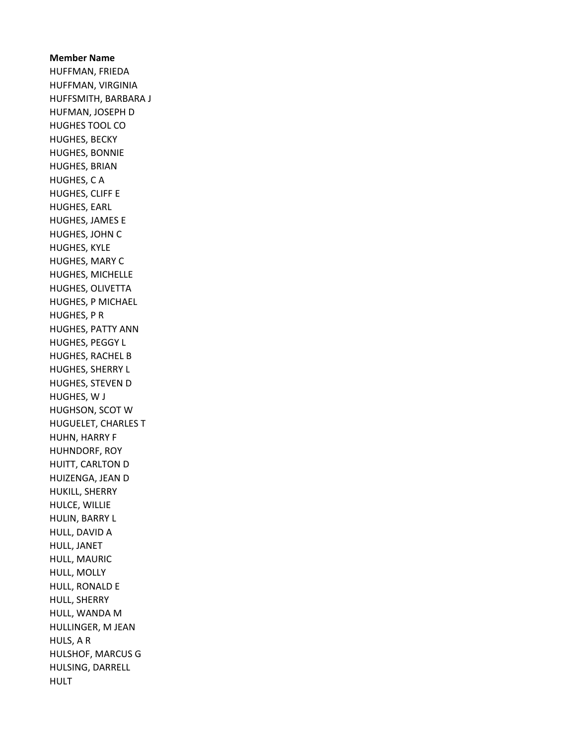**Member Name**

HUFFMAN, FRIEDA
HUFFMAN, VIRGINIA
HUFFSMITH, BARBARA J
HUFMAN, JOSEPH D
HUGHES TOOL CO
HUGHES, BECKY
HUGHES, BONNIE
HUGHES, BRIAN
HUGHES, C A
HUGHES, CLIFF E
HUGHES, EARL
HUGHES, JAMES E
HUGHES, JOHN C
HUGHES, KYLE
HUGHES, MARY C
HUGHES, MICHELLE
HUGHES, OLIVETTA
HUGHES, P MICHAEL
HUGHES, P R
HUGHES, PATTY ANN
HUGHES, PEGGY L
HUGHES, RACHEL B
HUGHES, SHERRY L
HUGHES, STEVEN D
HUGHES, W J
HUGHSON, SCOT W
HUGUELET, CHARLES T
HUHN, HARRY F
HUHNDORF, ROY
HUITT, CARLTON D
HUIZENGA, JEAN D
HUKILL, SHERRY
HULCE, WILLIE
HULIN, BARRY L
HULL, DAVID A
HULL, JANET
HULL, MAURIC
HULL, MOLLY
HULL, RONALD E
HULL, SHERRY
HULL, WANDA M
HULLINGER, M JEAN
HULS, A R
HULSHOF, MARCUS G
HULSING, DARRELL
HULT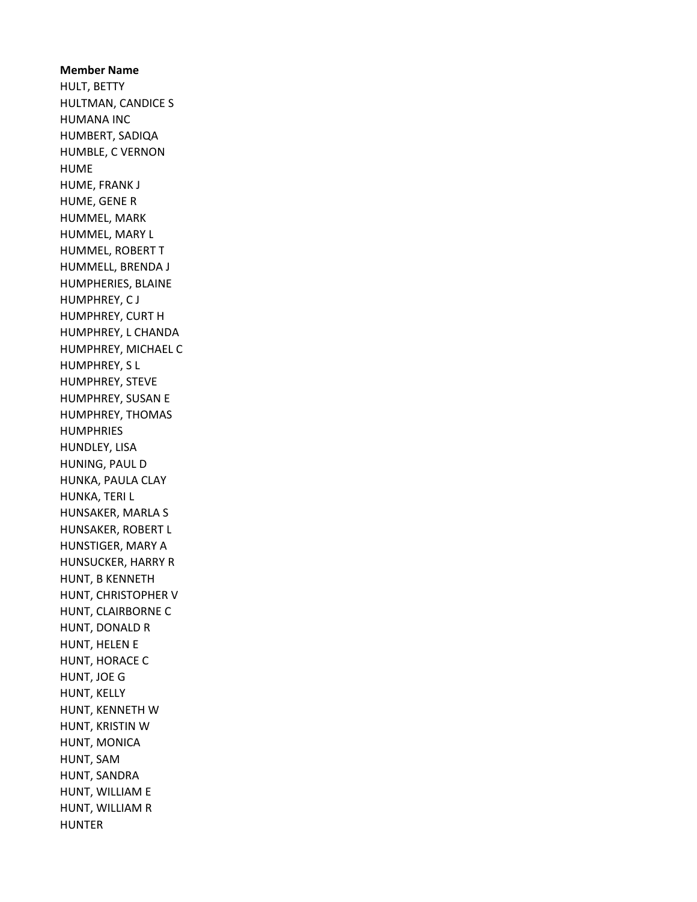**Member Name**

HULT, BETTY
HULTMAN, CANDICE S
HUMANA INC
HUMBERT, SADIQA
HUMBLE, C VERNON
HUME
HUME, FRANK J
HUME, GENE R
HUMMEL, MARK
HUMMEL, MARY L
HUMMEL, ROBERT T
HUMMELL, BRENDA J
HUMPHERIES, BLAINE
HUMPHREY, C J
HUMPHREY, CURT H
HUMPHREY, L CHANDA
HUMPHREY, MICHAEL C
HUMPHREY, S L
HUMPHREY, STEVE
HUMPHREY, SUSAN E
HUMPHREY, THOMAS
HUMPHRIES
HUNDLEY, LISA
HUNING, PAUL D
HUNKA, PAULA CLAY
HUNKA, TERI L
HUNSAKER, MARLA S
HUNSAKER, ROBERT L
HUNSTIGER, MARY A
HUNSUCKER, HARRY R
HUNT, B KENNETH
HUNT, CHRISTOPHER V
HUNT, CLAIRBORNE C
HUNT, DONALD R
HUNT, HELEN E
HUNT, HORACE C
HUNT, JOE G
HUNT, KELLY
HUNT, KENNETH W
HUNT, KRISTIN W
HUNT, MONICA
HUNT, SAM
HUNT, SANDRA
HUNT, WILLIAM E
HUNT, WILLIAM R
HUNTER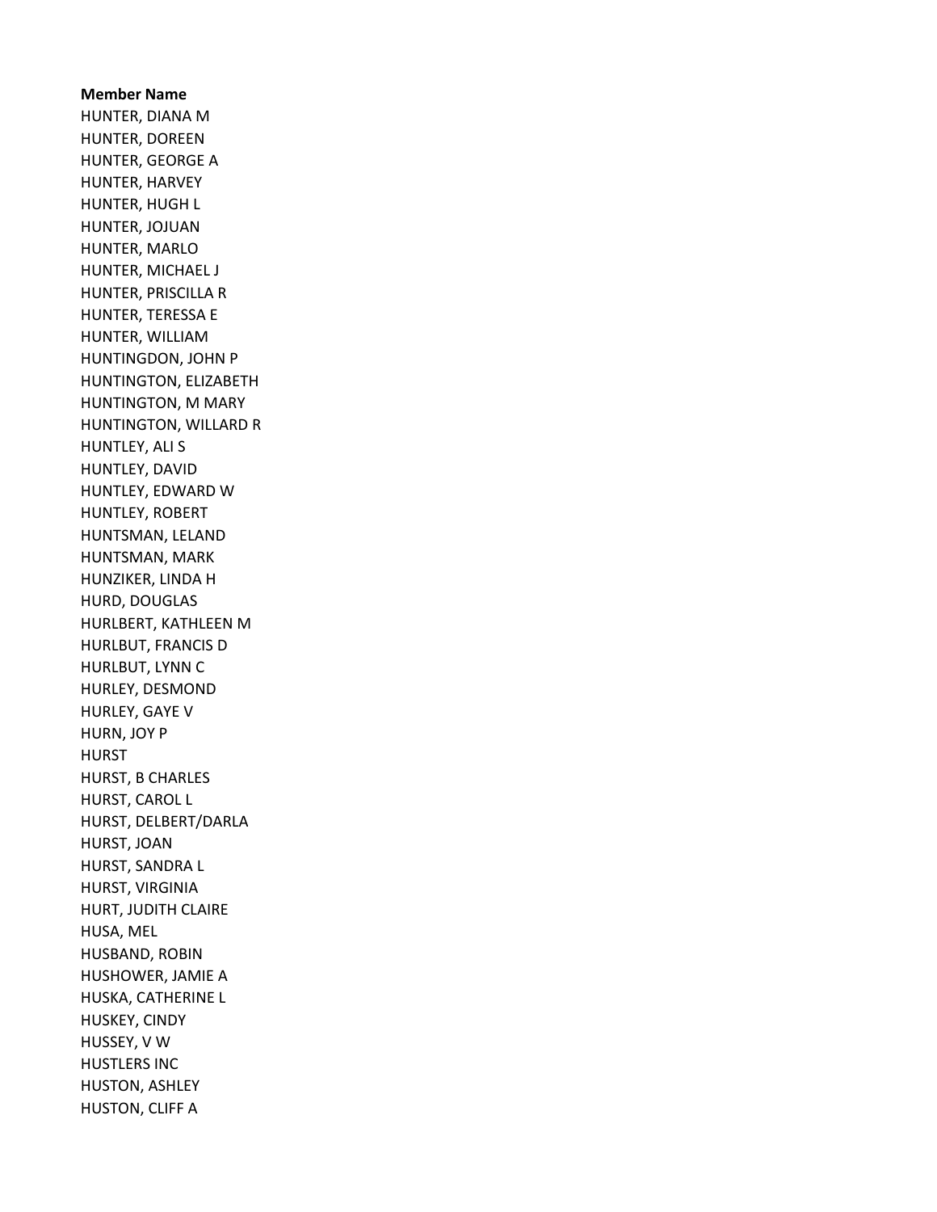**Member Name**

HUNTER, DIANA M
HUNTER, DOREEN
HUNTER, GEORGE A
HUNTER, HARVEY
HUNTER, HUGH L
HUNTER, JOJUAN
HUNTER, MARLO
HUNTER, MICHAEL J
HUNTER, PRISCILLA R
HUNTER, TERESSA E
HUNTER, WILLIAM
HUNTINGDON, JOHN P
HUNTINGTON, ELIZABETH
HUNTINGTON, M MARY
HUNTINGTON, WILLARD R
HUNTLEY, ALI S
HUNTLEY, DAVID
HUNTLEY, EDWARD W
HUNTLEY, ROBERT
HUNTSMAN, LELAND
HUNTSMAN, MARK
HUNZIKER, LINDA H
HURD, DOUGLAS
HURLBERT, KATHLEEN M
HURLBUT, FRANCIS D
HURLBUT, LYNN C
HURLEY, DESMOND
HURLEY, GAYE V
HURN, JOY P
HURST
HURST, B CHARLES
HURST, CAROL L
HURST, DELBERT/DARLA
HURST, JOAN
HURST, SANDRA L
HURST, VIRGINIA
HURT, JUDITH CLAIRE
HUSA, MEL
HUSBAND, ROBIN
HUSHOWER, JAMIE A
HUSKA, CATHERINE L
HUSKEY, CINDY
HUSSEY, V W
HUSTLERS INC
HUSTON, ASHLEY
HUSTON, CLIFF A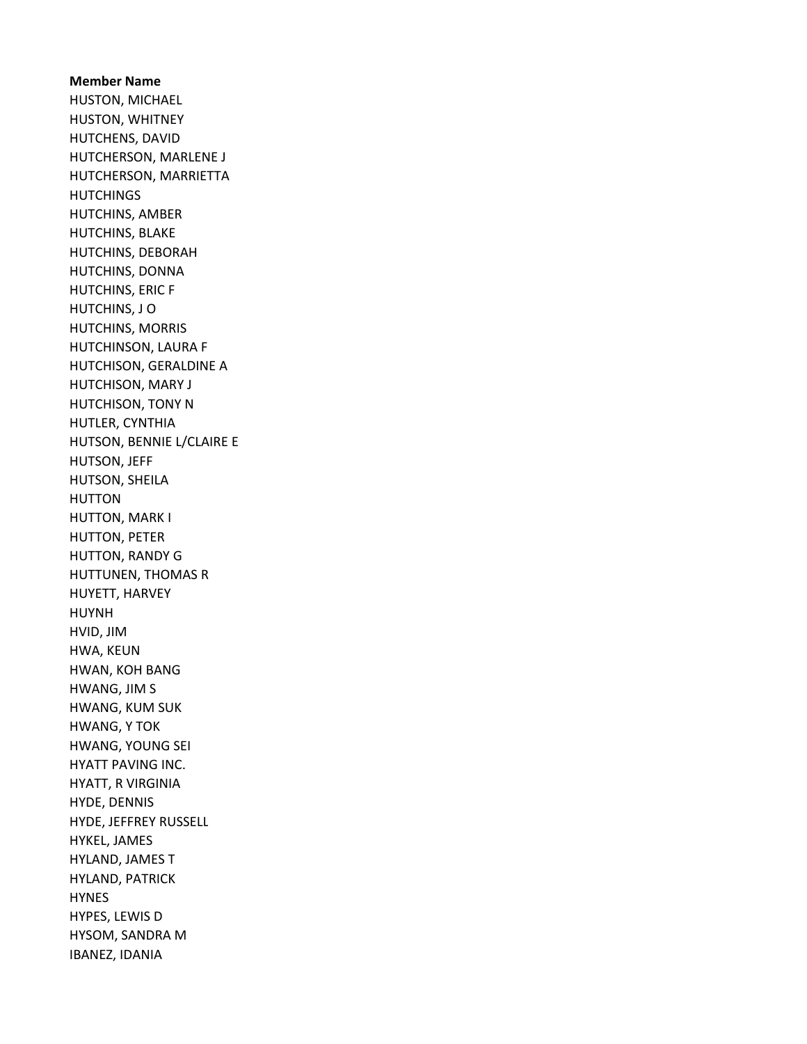**Member Name**

HUSTON, MICHAEL
HUSTON, WHITNEY
HUTCHENS, DAVID
HUTCHERSON, MARLENE J
HUTCHERSON, MARRIETTA
HUTCHINGS
HUTCHINS, AMBER
HUTCHINS, BLAKE
HUTCHINS, DEBORAH
HUTCHINS, DONNA
HUTCHINS, ERIC F
HUTCHINS, J O
HUTCHINS, MORRIS
HUTCHINSON, LAURA F
HUTCHISON, GERALDINE A
HUTCHISON, MARY J
HUTCHISON, TONY N
HUTLER, CYNTHIA
HUTSON, BENNIE L/CLAIRE E
HUTSON, JEFF
HUTSON, SHEILA
HUTTON
HUTTON, MARK I
HUTTON, PETER
HUTTON, RANDY G
HUTTUNEN, THOMAS R
HUYETT, HARVEY
HUYNH
HVID, JIM
HWA, KEUN
HWAN, KOH BANG
HWANG, JIM S
HWANG, KUM SUK
HWANG, Y TOK
HWANG, YOUNG SEI
HYATT PAVING INC.
HYATT, R VIRGINIA
HYDE, DENNIS
HYDE, JEFFREY RUSSELL
HYKEL, JAMES
HYLAND, JAMES T
HYLAND, PATRICK
HYNES
HYPES, LEWIS D
HYSOM, SANDRA M
IBANEZ, IDANIA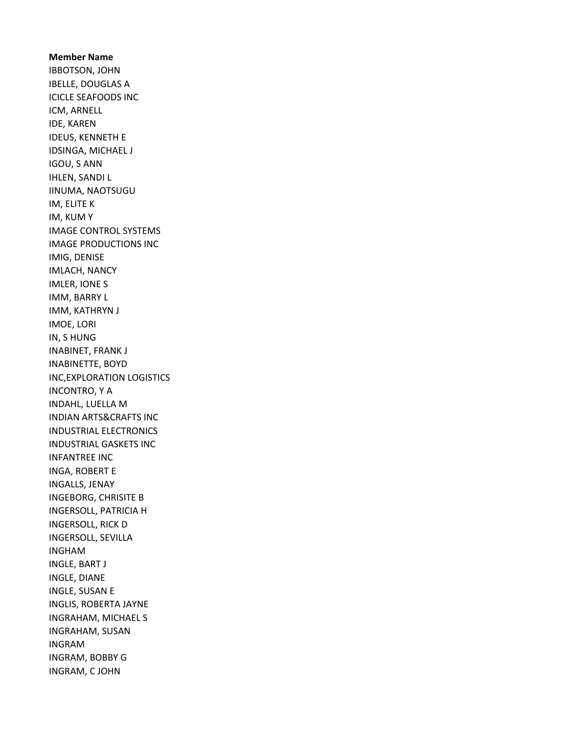**Member Name**
IBBOTSON, JOHN
IBELLE, DOUGLAS A
ICICLE SEAFOODS INC
ICM, ARNELL
IDE, KAREN
IDEUS, KENNETH E
IDSINGA, MICHAEL J
IGOU, S ANN
IHLEN, SANDI L
IINUMA, NAOTSUGU
IM, ELITE K
IM, KUM Y
IMAGE CONTROL SYSTEMS
IMAGE PRODUCTIONS INC
IMIG, DENISE
IMLACH, NANCY
IMLER, IONE S
IMM, BARRY L
IMM, KATHRYN J
IMOE, LORI
IN, S HUNG
INABINET, FRANK J
INABINETTE, BOYD
INC,EXPLORATION LOGISTICS
INCONTRO, Y A
INDAHL, LUELLA M
INDIAN ARTS&CRAFTS INC
INDUSTRIAL ELECTRONICS
INDUSTRIAL GASKETS INC
INFANTREE INC
INGA, ROBERT E
INGALLS, JENAY
INGEBORG, CHRISITE B
INGERSOLL, PATRICIA H
INGERSOLL, RICK D
INGERSOLL, SEVILLA
INGHAM
INGLE, BART J
INGLE, DIANE
INGLE, SUSAN E
INGLIS, ROBERTA JAYNE
INGRAHAM, MICHAEL S
INGRAHAM, SUSAN
INGRAM
INGRAM, BOBBY G
INGRAM, C JOHN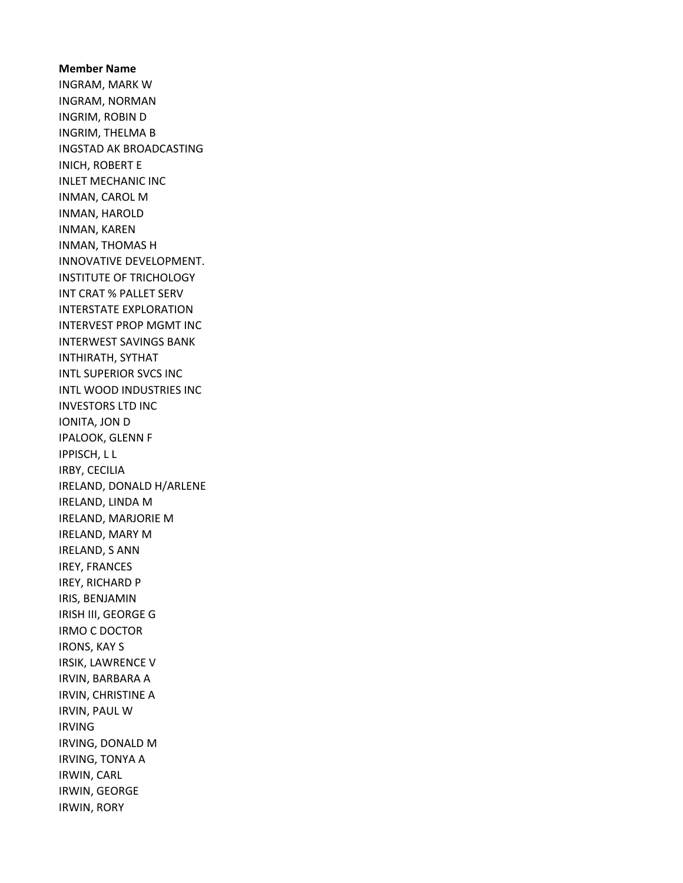**Member Name**

INGRAM, MARK W
INGRAM, NORMAN
INGRIM, ROBIN D
INGRIM, THELMA B
INGSTAD AK BROADCASTING
INICH, ROBERT E
INLET MECHANIC INC
INMAN, CAROL M
INMAN, HAROLD
INMAN, KAREN
INMAN, THOMAS H
INNOVATIVE DEVELOPMENT.
INSTITUTE OF TRICHOLOGY
INT CRAT % PALLET SERV
INTERSTATE EXPLORATION
INTERVEST PROP MGMT INC
INTERWEST SAVINGS BANK
INTHIRATH, SYTHAT
INTL SUPERIOR SVCS INC
INTL WOOD INDUSTRIES INC
INVESTORS LTD INC
IONITA, JON D
IPALOOK, GLENN F
IPPISCH, L L
IRBY, CECILIA
IRELAND, DONALD H/ARLENE
IRELAND, LINDA M
IRELAND, MARJORIE M
IRELAND, MARY M
IRELAND, S ANN
IREY, FRANCES
IREY, RICHARD P
IRIS, BENJAMIN
IRISH III, GEORGE G
IRMO C DOCTOR
IRONS, KAY S
IRSIK, LAWRENCE V
IRVIN, BARBARA A
IRVIN, CHRISTINE A
IRVIN, PAUL W
IRVING
IRVING, DONALD M
IRVING, TONYA A
IRWIN, CARL
IRWIN, GEORGE
IRWIN, RORY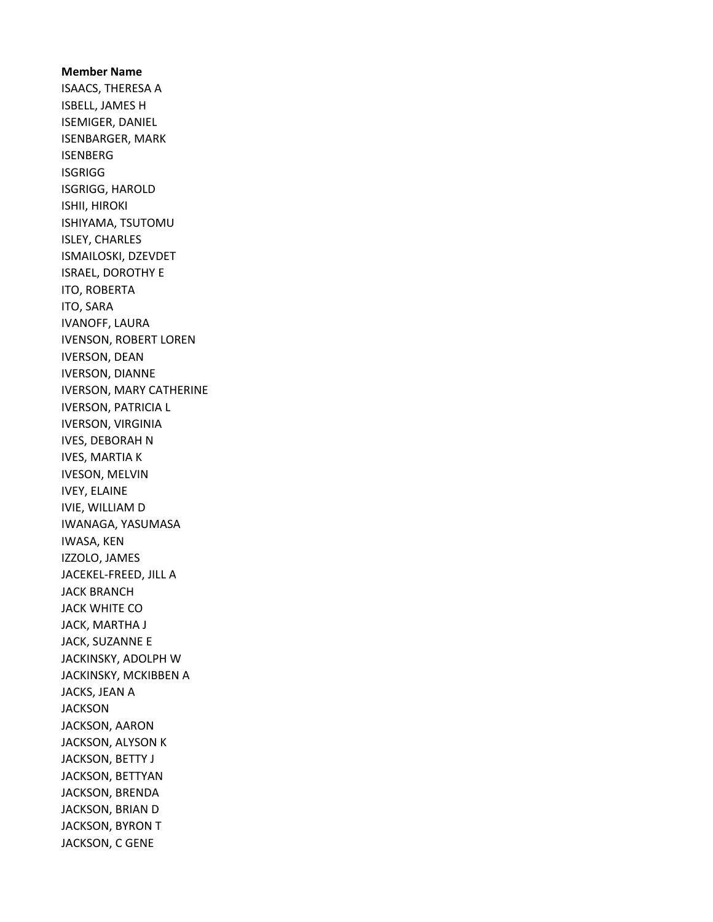**Member Name**

ISAACS, THERESA A
ISBELL, JAMES H
ISEMIGER, DANIEL
ISENBARGER, MARK
ISENBERG
ISGRIGG
ISGRIGG, HAROLD
ISHII, HIROKI
ISHIYAMA, TSUTOMU
ISLEY, CHARLES
ISMAILOSKI, DZEVDET
ISRAEL, DOROTHY E
ITO, ROBERTA
ITO, SARA
IVANOFF, LAURA
IVENSON, ROBERT LOREN
IVERSON, DEAN
IVERSON, DIANNE
IVERSON, MARY CATHERINE
IVERSON, PATRICIA L
IVERSON, VIRGINIA
IVES, DEBORAH N
IVES, MARTIA K
IVESON, MELVIN
IVEY, ELAINE
IVIE, WILLIAM D
IWANAGA, YASUMASA
IWASA, KEN
IZZOLO, JAMES
JACEKEL-FREED, JILL A
JACK BRANCH
JACK WHITE CO
JACK, MARTHA J
JACK, SUZANNE E
JACKINSKY, ADOLPH W
JACKINSKY, MCKIBBEN A
JACKS, JEAN A
JACKSON
JACKSON, AARON
JACKSON, ALYSON K
JACKSON, BETTY J
JACKSON, BETTYAN
JACKSON, BRENDA
JACKSON, BRIAN D
JACKSON, BYRON T
JACKSON, C GENE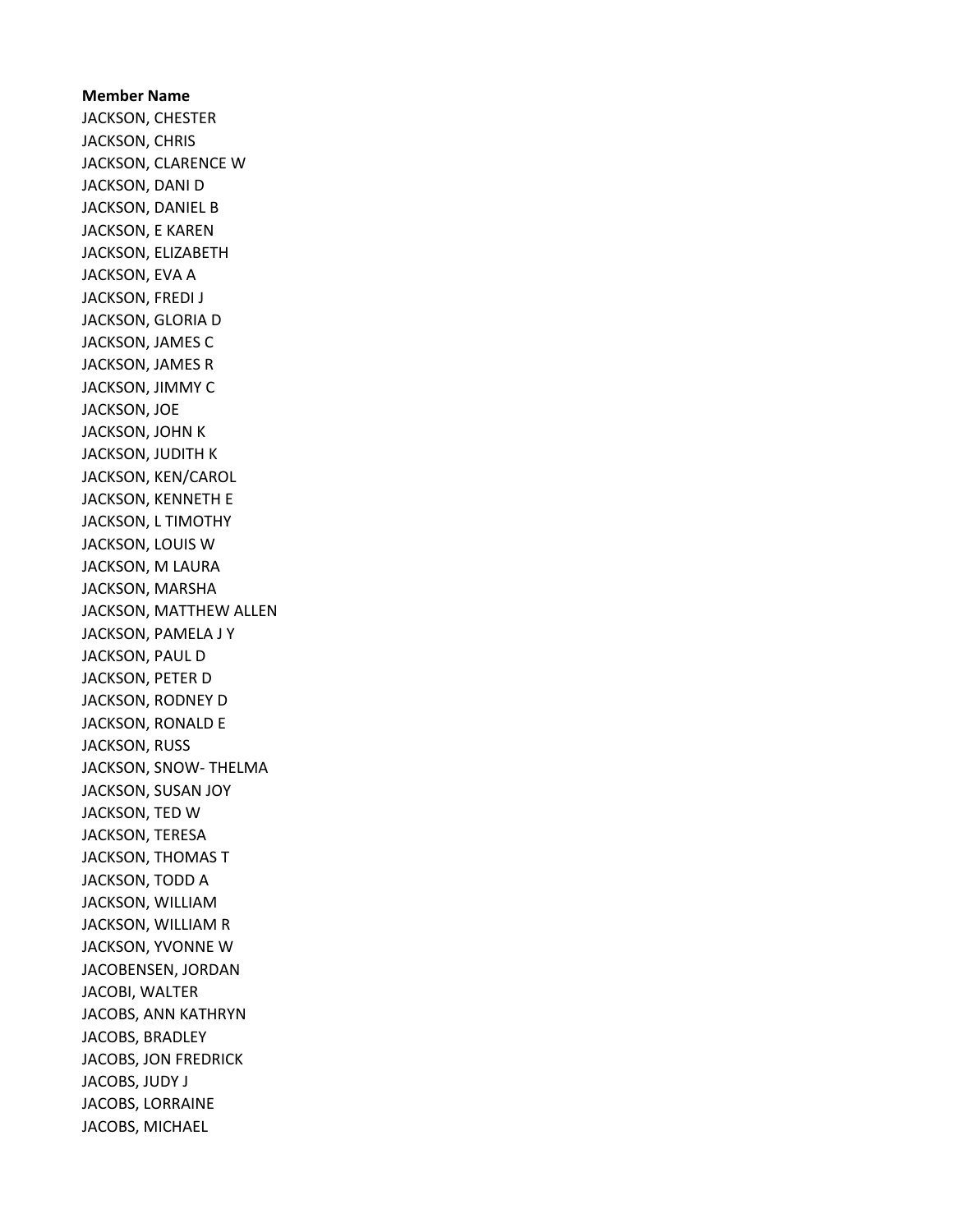**Member Name**

JACKSON, CHESTER
JACKSON, CHRIS
JACKSON, CLARENCE W
JACKSON, DANI D
JACKSON, DANIEL B
JACKSON, E KAREN
JACKSON, ELIZABETH
JACKSON, EVA A
JACKSON, FREDI J
JACKSON, GLORIA D
JACKSON, JAMES C
JACKSON, JAMES R
JACKSON, JIMMY C
JACKSON, JOE
JACKSON, JOHN K
JACKSON, JUDITH K
JACKSON, KEN/CAROL
JACKSON, KENNETH E
JACKSON, L TIMOTHY
JACKSON, LOUIS W
JACKSON, M LAURA
JACKSON, MARSHA
JACKSON, MATTHEW ALLEN
JACKSON, PAMELA J Y
JACKSON, PAUL D
JACKSON, PETER D
JACKSON, RODNEY D
JACKSON, RONALD E
JACKSON, RUSS
JACKSON, SNOW- THELMA
JACKSON, SUSAN JOY
JACKSON, TED W
JACKSON, TERESA
JACKSON, THOMAS T
JACKSON, TODD A
JACKSON, WILLIAM
JACKSON, WILLIAM R
JACKSON, YVONNE W
JACOBENSEN, JORDAN
JACOBI, WALTER
JACOBS, ANN KATHRYN
JACOBS, BRADLEY
JACOBS, JON FREDRICK
JACOBS, JUDY J
JACOBS, LORRAINE
JACOBS, MICHAEL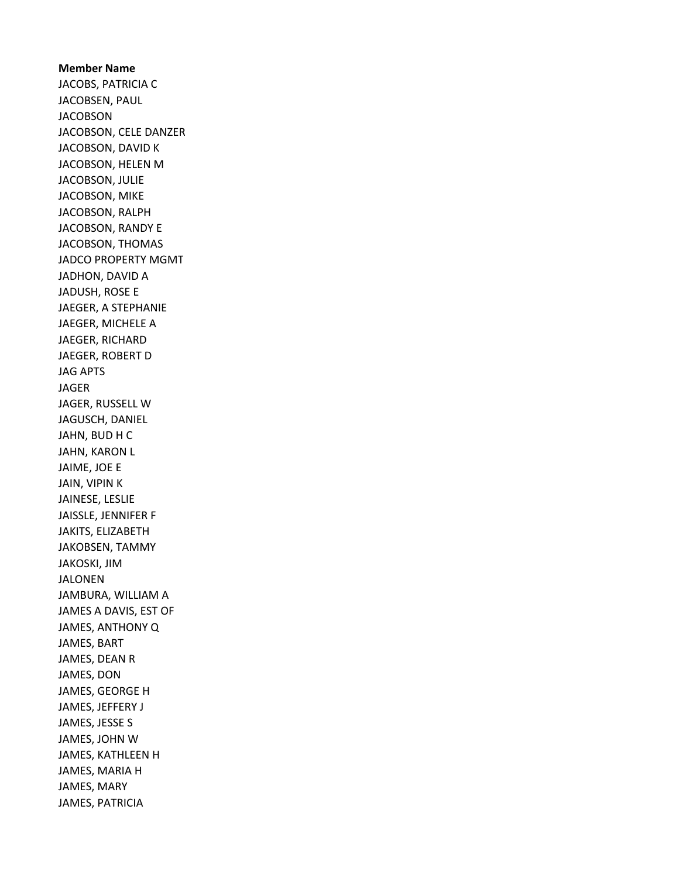**Member Name**

JACOBS, PATRICIA C
JACOBSEN, PAUL
JACOBSON
JACOBSON, CELE DANZER
JACOBSON, DAVID K
JACOBSON, HELEN M
JACOBSON, JULIE
JACOBSON, MIKE
JACOBSON, RALPH
JACOBSON, RANDY E
JACOBSON, THOMAS
JADCO PROPERTY MGMT
JADHON, DAVID A
JADUSH, ROSE E
JAEGER, A STEPHANIE
JAEGER, MICHELE A
JAEGER, RICHARD
JAEGER, ROBERT D
JAG APTS
JAGER
JAGER, RUSSELL W
JAGUSCH, DANIEL
JAHN, BUD H C
JAHN, KARON L
JAIME, JOE E
JAIN, VIPIN K
JAINESE, LESLIE
JAISSLE, JENNIFER F
JAKITS, ELIZABETH
JAKOBSEN, TAMMY
JAKOSKI, JIM
JALONEN
JAMBURA, WILLIAM A
JAMES A DAVIS, EST OF
JAMES, ANTHONY Q
JAMES, BART
JAMES, DEAN R
JAMES, DON
JAMES, GEORGE H
JAMES, JEFFERY J
JAMES, JESSE S
JAMES, JOHN W
JAMES, KATHLEEN H
JAMES, MARIA H
JAMES, MARY
JAMES, PATRICIA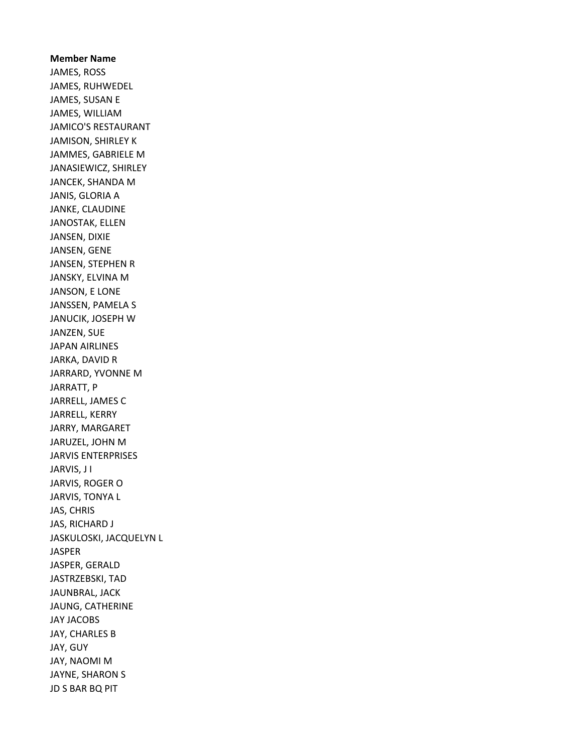**Member Name**

JAMES, ROSS
JAMES, RUHWEDEL
JAMES, SUSAN E
JAMES, WILLIAM
JAMICO'S RESTAURANT
JAMISON, SHIRLEY K
JAMMES, GABRIELE M
JANASIEWICZ, SHIRLEY
JANCEK, SHANDA M
JANIS, GLORIA A
JANKE, CLAUDINE
JANOSTAK, ELLEN
JANSEN, DIXIE
JANSEN, GENE
JANSEN, STEPHEN R
JANSKY, ELVINA M
JANSON, E LONE
JANSSEN, PAMELA S
JANUCIK, JOSEPH W
JANZEN, SUE
JAPAN AIRLINES
JARKA, DAVID R
JARRARD, YVONNE M
JARRATT, P
JARRELL, JAMES C
JARRELL, KERRY
JARRY, MARGARET
JARUZEL, JOHN M
JARVIS ENTERPRISES
JARVIS, J I
JARVIS, ROGER O
JARVIS, TONYA L
JAS, CHRIS
JAS, RICHARD J
JASKULOSKI, JACQUELYN L
JASPER
JASPER, GERALD
JASTRZEBSKI, TAD
JAUNBRAL, JACK
JAUNG, CATHERINE
JAY JACOBS
JAY, CHARLES B
JAY, GUY
JAY, NAOMI M
JAYNE, SHARON S
JD S BAR BQ PIT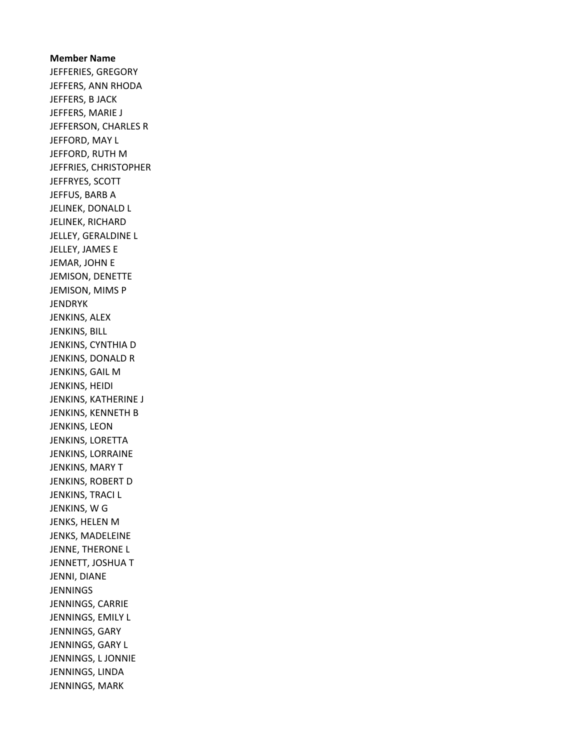**Member Name**

JEFFERIES, GREGORY
JEFFERS, ANN RHODA
JEFFERS, B JACK
JEFFERS, MARIE J
JEFFERSON, CHARLES R
JEFFORD, MAY L
JEFFORD, RUTH M
JEFFRIES, CHRISTOPHER
JEFFRYES, SCOTT
JEFFUS, BARB A
JELINEK, DONALD L
JELINEK, RICHARD
JELLEY, GERALDINE L
JELLEY, JAMES E
JEMAR, JOHN E
JEMISON, DENETTE
JEMISON, MIMS P
JENDRYK
JENKINS, ALEX
JENKINS, BILL
JENKINS, CYNTHIA D
JENKINS, DONALD R
JENKINS, GAIL M
JENKINS, HEIDI
JENKINS, KATHERINE J
JENKINS, KENNETH B
JENKINS, LEON
JENKINS, LORETTA
JENKINS, LORRAINE
JENKINS, MARY T
JENKINS, ROBERT D
JENKINS, TRACI L
JENKINS, W G
JENKS, HELEN M
JENKS, MADELEINE
JENNE, THERONE L
JENNETT, JOSHUA T
JENNI, DIANE
JENNINGS
JENNINGS, CARRIE
JENNINGS, EMILY L
JENNINGS, GARY
JENNINGS, GARY L
JENNINGS, L JONNIE
JENNINGS, LINDA
JENNINGS, MARK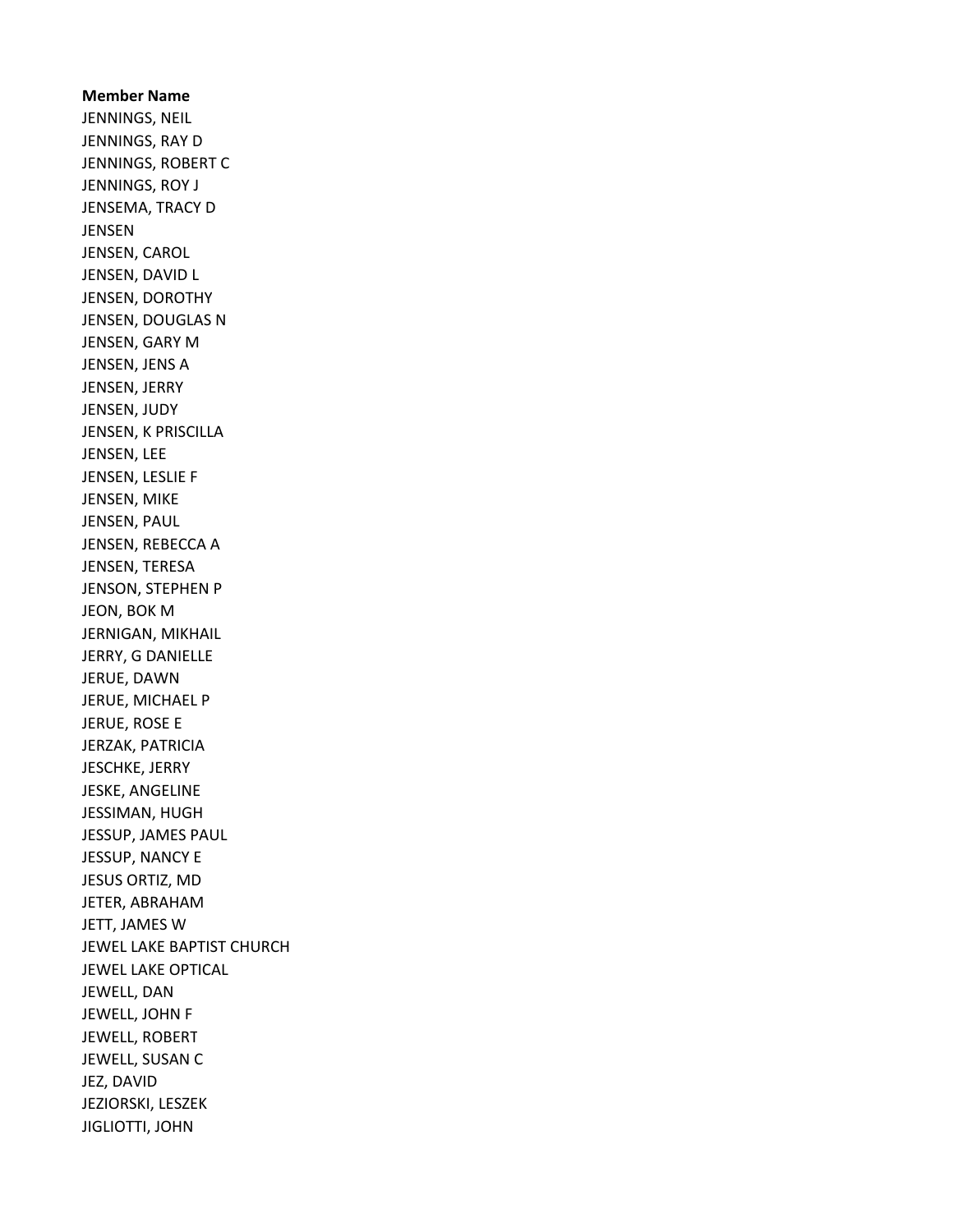**Member Name**

JENNINGS, NEIL
JENNINGS, RAY D
JENNINGS, ROBERT C
JENNINGS, ROY J
JENSEMA, TRACY D
JENSEN
JENSEN, CAROL
JENSEN, DAVID L
JENSEN, DOROTHY
JENSEN, DOUGLAS N
JENSEN, GARY M
JENSEN, JENS A
JENSEN, JERRY
JENSEN, JUDY
JENSEN, K PRISCILLA
JENSEN, LEE
JENSEN, LESLIE F
JENSEN, MIKE
JENSEN, PAUL
JENSEN, REBECCA A
JENSEN, TERESA
JENSON, STEPHEN P
JEON, BOK M
JERNIGAN, MIKHAIL
JERRY, G DANIELLE
JERUE, DAWN
JERUE, MICHAEL P
JERUE, ROSE E
JERZAK, PATRICIA
JESCHKE, JERRY
JESKE, ANGELINE
JESSIMAN, HUGH
JESSUP, JAMES PAUL
JESSUP, NANCY E
JESUS ORTIZ, MD
JETER, ABRAHAM
JETT, JAMES W
JEWEL LAKE BAPTIST CHURCH
JEWEL LAKE OPTICAL
JEWELL, DAN
JEWELL, JOHN F
JEWELL, ROBERT
JEWELL, SUSAN C
JEZ, DAVID
JEZIORSKI, LESZEK
JIGLIOTTI, JOHN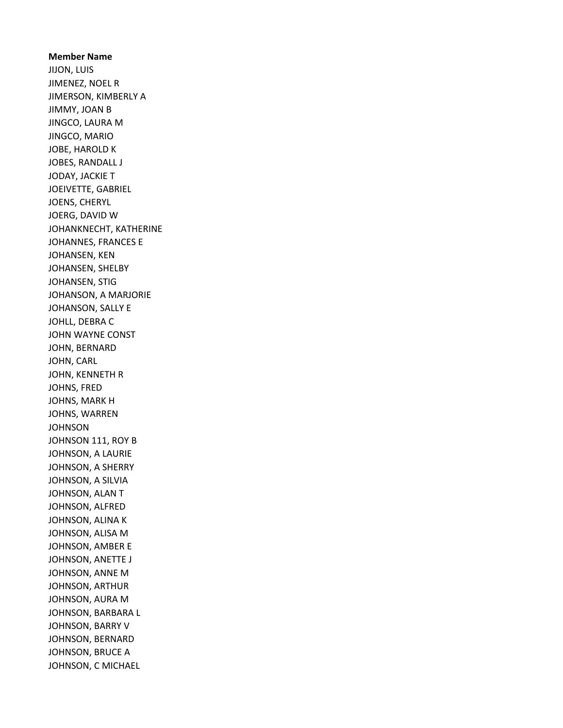**Member Name**

JIJON, LUIS
JIMENEZ, NOEL R
JIMERSON, KIMBERLY A
JIMMY, JOAN B
JINGCO, LAURA M
JINGCO, MARIO
JOBE, HAROLD K
JOBES, RANDALL J
JODAY, JACKIE T
JOEIVETTE, GABRIEL
JOENS, CHERYL
JOERG, DAVID W
JOHANKNECHT, KATHERINE
JOHANNES, FRANCES E
JOHANSEN, KEN
JOHANSEN, SHELBY
JOHANSEN, STIG
JOHANSON, A MARJORIE
JOHANSON, SALLY E
JOHLL, DEBRA C
JOHN WAYNE CONST
JOHN, BERNARD
JOHN, CARL
JOHN, KENNETH R
JOHNS, FRED
JOHNS, MARK H
JOHNS, WARREN
JOHNSON
JOHNSON 111, ROY B
JOHNSON, A LAURIE
JOHNSON, A SHERRY
JOHNSON, A SILVIA
JOHNSON, ALAN T
JOHNSON, ALFRED
JOHNSON, ALINA K
JOHNSON, ALISA M
JOHNSON, AMBER E
JOHNSON, ANETTE J
JOHNSON, ANNE M
JOHNSON, ARTHUR
JOHNSON, AURA M
JOHNSON, BARBARA L
JOHNSON, BARRY V
JOHNSON, BERNARD
JOHNSON, BRUCE A
JOHNSON, C MICHAEL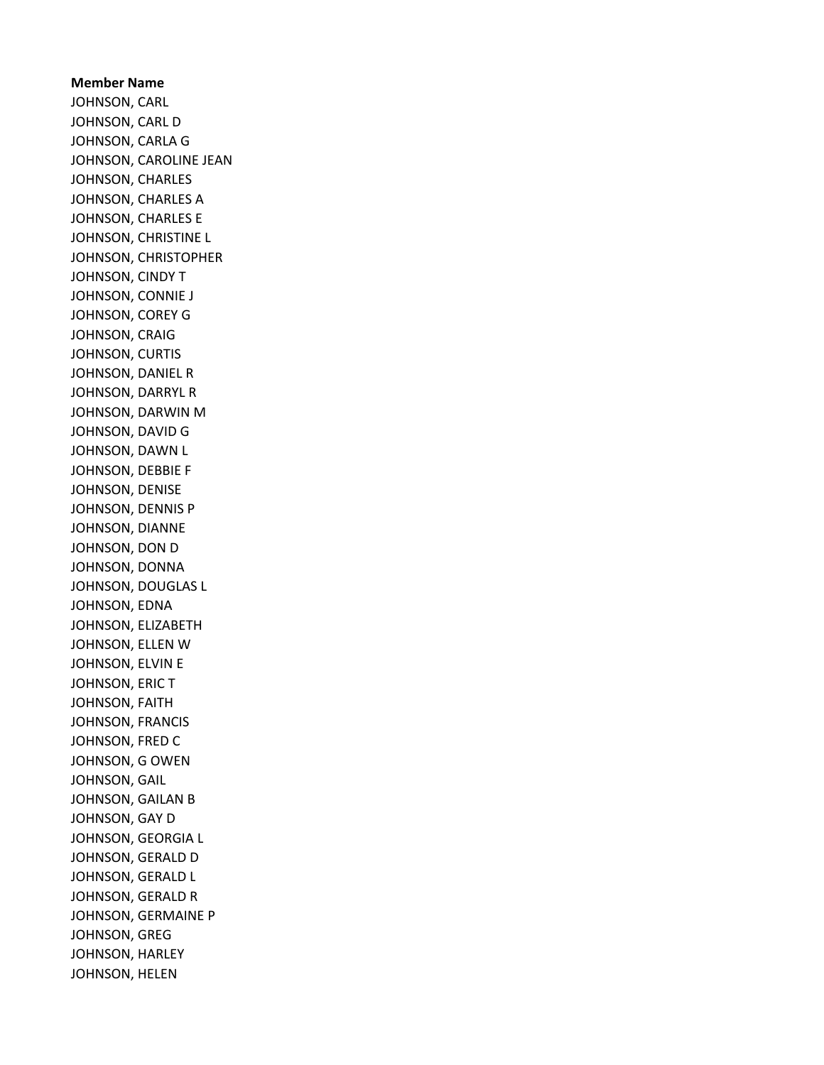**Member Name**

JOHNSON, CARL
JOHNSON, CARL D
JOHNSON, CARLA G
JOHNSON, CAROLINE JEAN
JOHNSON, CHARLES
JOHNSON, CHARLES A
JOHNSON, CHARLES E
JOHNSON, CHRISTINE L
JOHNSON, CHRISTOPHER
JOHNSON, CINDY T
JOHNSON, CONNIE J
JOHNSON, COREY G
JOHNSON, CRAIG
JOHNSON, CURTIS
JOHNSON, DANIEL R
JOHNSON, DARRYL R
JOHNSON, DARWIN M
JOHNSON, DAVID G
JOHNSON, DAWN L
JOHNSON, DEBBIE F
JOHNSON, DENISE
JOHNSON, DENNIS P
JOHNSON, DIANNE
JOHNSON, DON D
JOHNSON, DONNA
JOHNSON, DOUGLAS L
JOHNSON, EDNA
JOHNSON, ELIZABETH
JOHNSON, ELLEN W
JOHNSON, ELVIN E
JOHNSON, ERIC T
JOHNSON, FAITH
JOHNSON, FRANCIS
JOHNSON, FRED C
JOHNSON, G OWEN
JOHNSON, GAIL
JOHNSON, GAILAN B
JOHNSON, GAY D
JOHNSON, GEORGIA L
JOHNSON, GERALD D
JOHNSON, GERALD L
JOHNSON, GERALD R
JOHNSON, GERMAINE P
JOHNSON, GREG
JOHNSON, HARLEY
JOHNSON, HELEN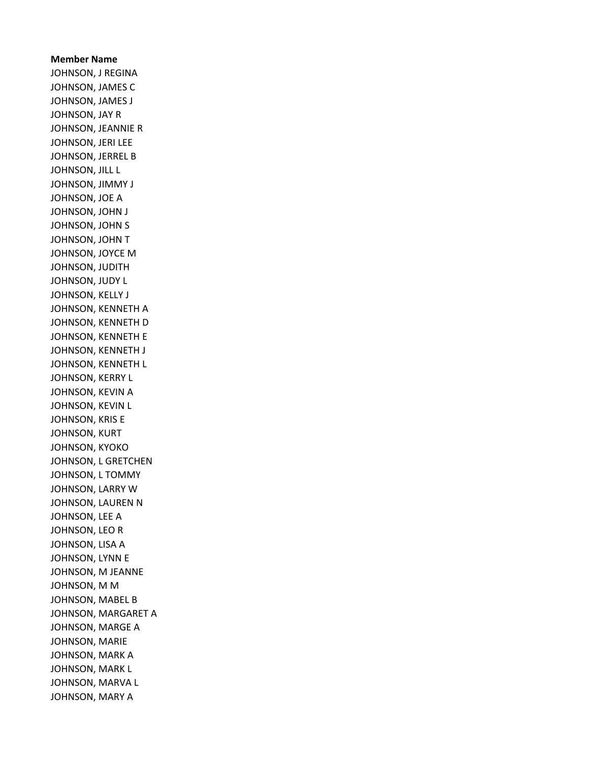**Member Name**
JOHNSON, J REGINA
JOHNSON, JAMES C
JOHNSON, JAMES J
JOHNSON, JAY R
JOHNSON, JEANNIE R
JOHNSON, JERI LEE
JOHNSON, JERREL B
JOHNSON, JILL L
JOHNSON, JIMMY J
JOHNSON, JOE A
JOHNSON, JOHN J
JOHNSON, JOHN S
JOHNSON, JOHN T
JOHNSON, JOYCE M
JOHNSON, JUDITH
JOHNSON, JUDY L
JOHNSON, KELLY J
JOHNSON, KENNETH A
JOHNSON, KENNETH D
JOHNSON, KENNETH E
JOHNSON, KENNETH J
JOHNSON, KENNETH L
JOHNSON, KERRY L
JOHNSON, KEVIN A
JOHNSON, KEVIN L
JOHNSON, KRIS E
JOHNSON, KURT
JOHNSON, KYOKO
JOHNSON, L GRETCHEN
JOHNSON, L TOMMY
JOHNSON, LARRY W
JOHNSON, LAUREN N
JOHNSON, LEE A
JOHNSON, LEO R
JOHNSON, LISA A
JOHNSON, LYNN E
JOHNSON, M JEANNE
JOHNSON, M M
JOHNSON, MABEL B
JOHNSON, MARGARET A
JOHNSON, MARGE A
JOHNSON, MARIE
JOHNSON, MARK A
JOHNSON, MARK L
JOHNSON, MARVA L
JOHNSON, MARY A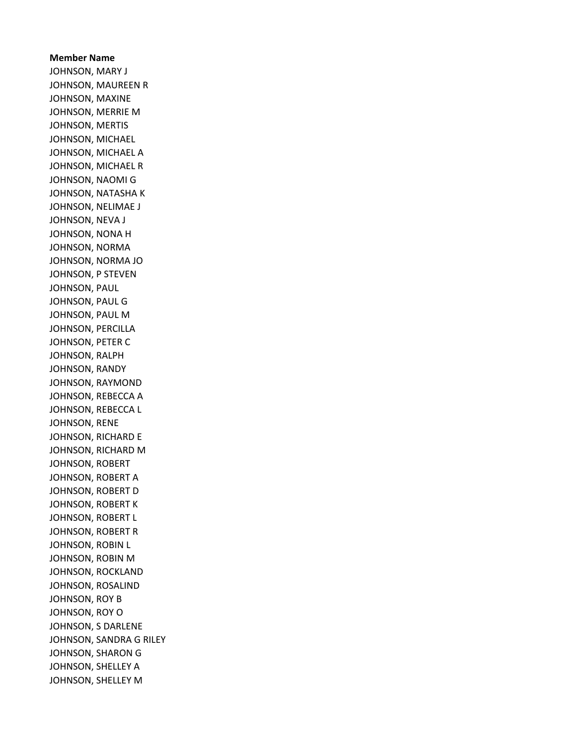**Member Name**

JOHNSON, MARY J
JOHNSON, MAUREEN R
JOHNSON, MAXINE
JOHNSON, MERRIE M
JOHNSON, MERTIS
JOHNSON, MICHAEL
JOHNSON, MICHAEL A
JOHNSON, MICHAEL R
JOHNSON, NAOMI G
JOHNSON, NATASHA K
JOHNSON, NELIMAE J
JOHNSON, NEVA J
JOHNSON, NONA H
JOHNSON, NORMA
JOHNSON, NORMA JO
JOHNSON, P STEVEN
JOHNSON, PAUL
JOHNSON, PAUL G
JOHNSON, PAUL M
JOHNSON, PERCILLA
JOHNSON, PETER C
JOHNSON, RALPH
JOHNSON, RANDY
JOHNSON, RAYMOND
JOHNSON, REBECCA A
JOHNSON, REBECCA L
JOHNSON, RENE
JOHNSON, RICHARD E
JOHNSON, RICHARD M
JOHNSON, ROBERT
JOHNSON, ROBERT A
JOHNSON, ROBERT D
JOHNSON, ROBERT K
JOHNSON, ROBERT L
JOHNSON, ROBERT R
JOHNSON, ROBIN L
JOHNSON, ROBIN M
JOHNSON, ROCKLAND
JOHNSON, ROSALIND
JOHNSON, ROY B
JOHNSON, ROY O
JOHNSON, S DARLENE
JOHNSON, SANDRA G RILEY
JOHNSON, SHARON G
JOHNSON, SHELLEY A
JOHNSON, SHELLEY M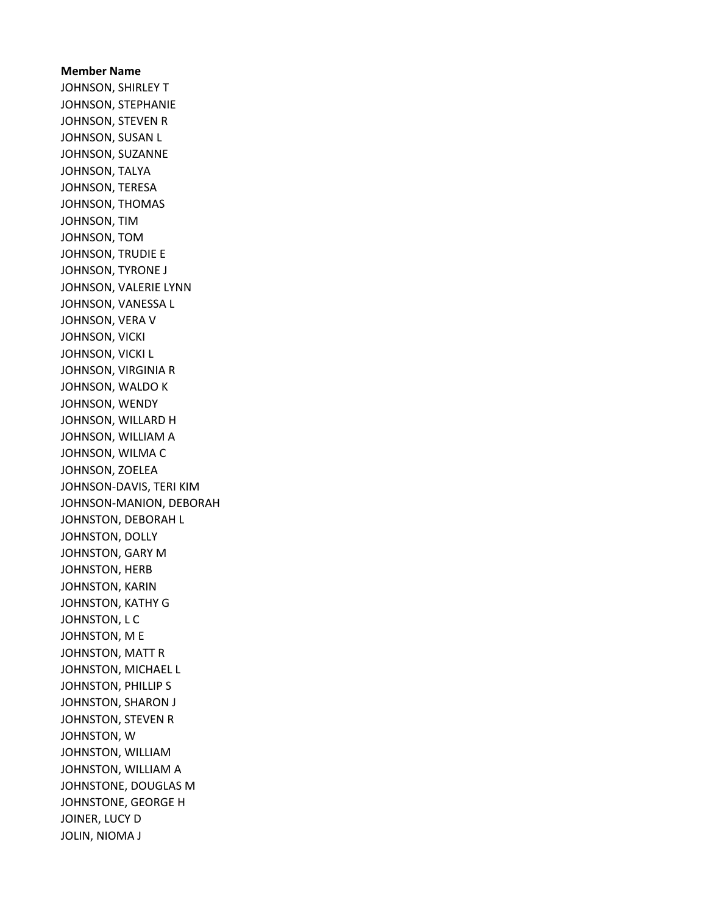**Member Name**

JOHNSON, SHIRLEY T
JOHNSON, STEPHANIE
JOHNSON, STEVEN R
JOHNSON, SUSAN L
JOHNSON, SUZANNE
JOHNSON, TALYA
JOHNSON, TERESA
JOHNSON, THOMAS
JOHNSON, TIM
JOHNSON, TOM
JOHNSON, TRUDIE E
JOHNSON, TYRONE J
JOHNSON, VALERIE LYNN
JOHNSON, VANESSA L
JOHNSON, VERA V
JOHNSON, VICKI
JOHNSON, VICKI L
JOHNSON, VIRGINIA R
JOHNSON, WALDO K
JOHNSON, WENDY
JOHNSON, WILLARD H
JOHNSON, WILLIAM A
JOHNSON, WILMA C
JOHNSON, ZOELEA
JOHNSON-DAVIS, TERI KIM
JOHNSON-MANION, DEBORAH
JOHNSTON, DEBORAH L
JOHNSTON, DOLLY
JOHNSTON, GARY M
JOHNSTON, HERB
JOHNSTON, KARIN
JOHNSTON, KATHY G
JOHNSTON, L C
JOHNSTON, M E
JOHNSTON, MATT R
JOHNSTON, MICHAEL L
JOHNSTON, PHILLIP S
JOHNSTON, SHARON J
JOHNSTON, STEVEN R
JOHNSTON, W
JOHNSTON, WILLIAM
JOHNSTON, WILLIAM A
JOHNSTONE, DOUGLAS M
JOHNSTONE, GEORGE H
JOINER, LUCY D
JOLIN, NIOMA J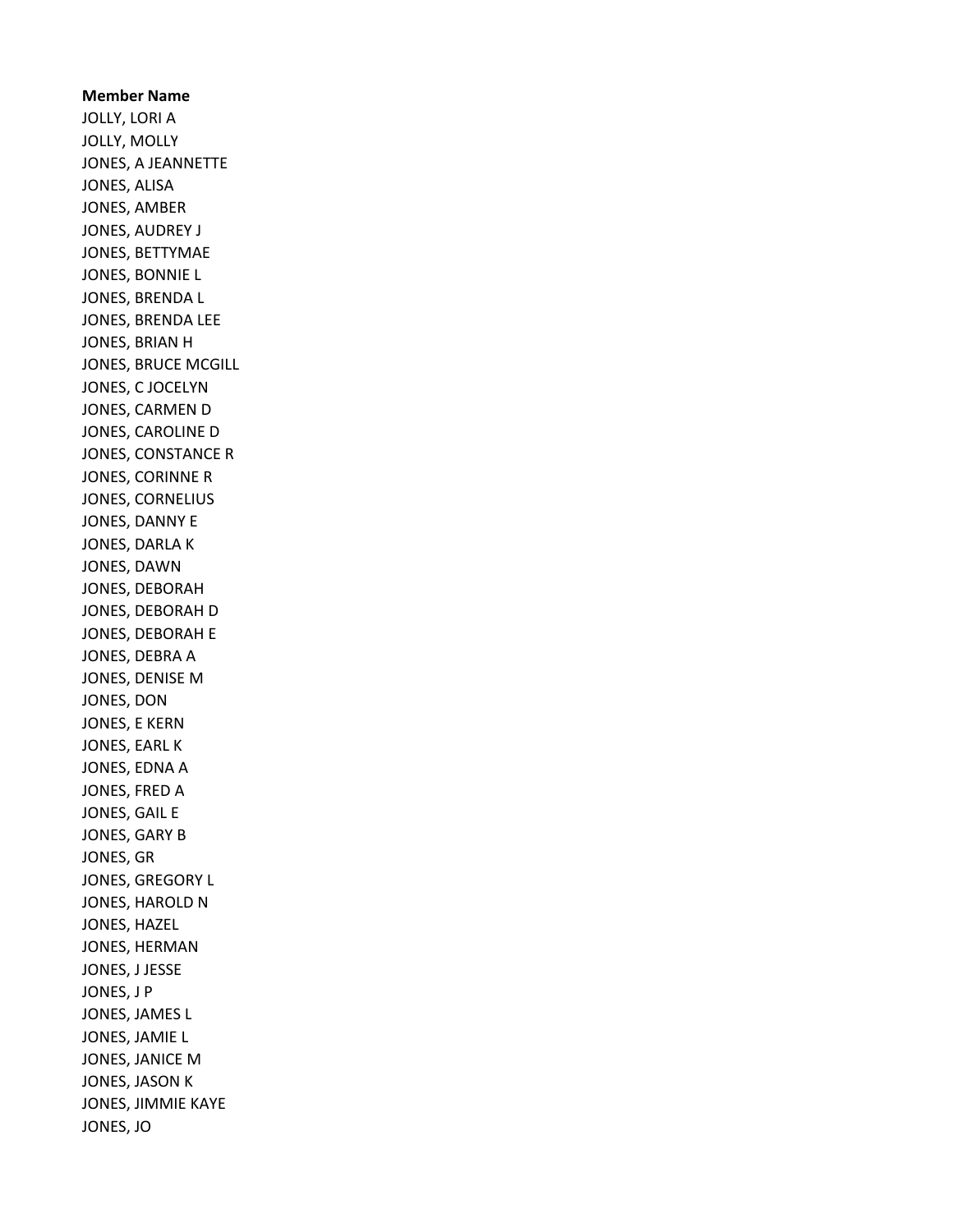**Member Name**

JOLLY, LORI A
JOLLY, MOLLY
JONES, A JEANNETTE
JONES, ALISA
JONES, AMBER
JONES, AUDREY J
JONES, BETTYMAE
JONES, BONNIE L
JONES, BRENDA L
JONES, BRENDA LEE
JONES, BRIAN H
JONES, BRUCE MCGILL
JONES, C JOCELYN
JONES, CARMEN D
JONES, CAROLINE D
JONES, CONSTANCE R
JONES, CORINNE R
JONES, CORNELIUS
JONES, DANNY E
JONES, DARLA K
JONES, DAWN
JONES, DEBORAH
JONES, DEBORAH D
JONES, DEBORAH E
JONES, DEBRA A
JONES, DENISE M
JONES, DON
JONES, E KERN
JONES, EARL K
JONES, EDNA A
JONES, FRED A
JONES, GAIL E
JONES, GARY B
JONES, GR
JONES, GREGORY L
JONES, HAROLD N
JONES, HAZEL
JONES, HERMAN
JONES, J JESSE
JONES, J P
JONES, JAMES L
JONES, JAMIE L
JONES, JANICE M
JONES, JASON K
JONES, JIMMIE KAYE
JONES, JO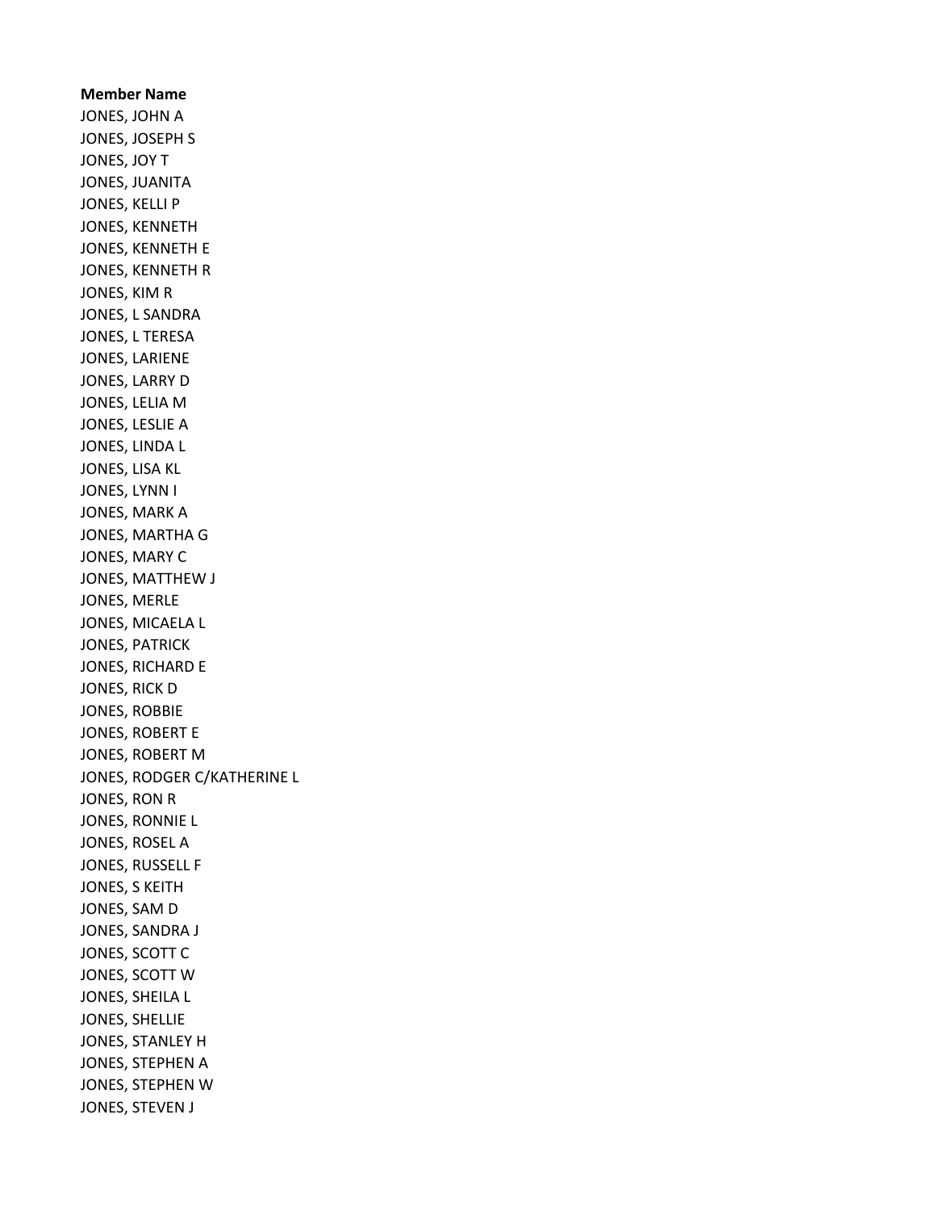**Member Name**

JONES, JOHN A
JONES, JOSEPH S
JONES, JOY T
JONES, JUANITA
JONES, KELLI P
JONES, KENNETH
JONES, KENNETH E
JONES, KENNETH R
JONES, KIM R
JONES, L SANDRA
JONES, L TERESA
JONES, LARIENE
JONES, LARRY D
JONES, LELIA M
JONES, LESLIE A
JONES, LINDA L
JONES, LISA KL
JONES, LYNN I
JONES, MARK A
JONES, MARTHA G
JONES, MARY C
JONES, MATTHEW J
JONES, MERLE
JONES, MICAELA L
JONES, PATRICK
JONES, RICHARD E
JONES, RICK D
JONES, ROBBIE
JONES, ROBERT E
JONES, ROBERT M
JONES, RODGER C/KATHERINE L
JONES, RON R
JONES, RONNIE L
JONES, ROSEL A
JONES, RUSSELL F
JONES, S KEITH
JONES, SAM D
JONES, SANDRA J
JONES, SCOTT C
JONES, SCOTT W
JONES, SHEILA L
JONES, SHELLIE
JONES, STANLEY H
JONES, STEPHEN A
JONES, STEPHEN W
JONES, STEVEN J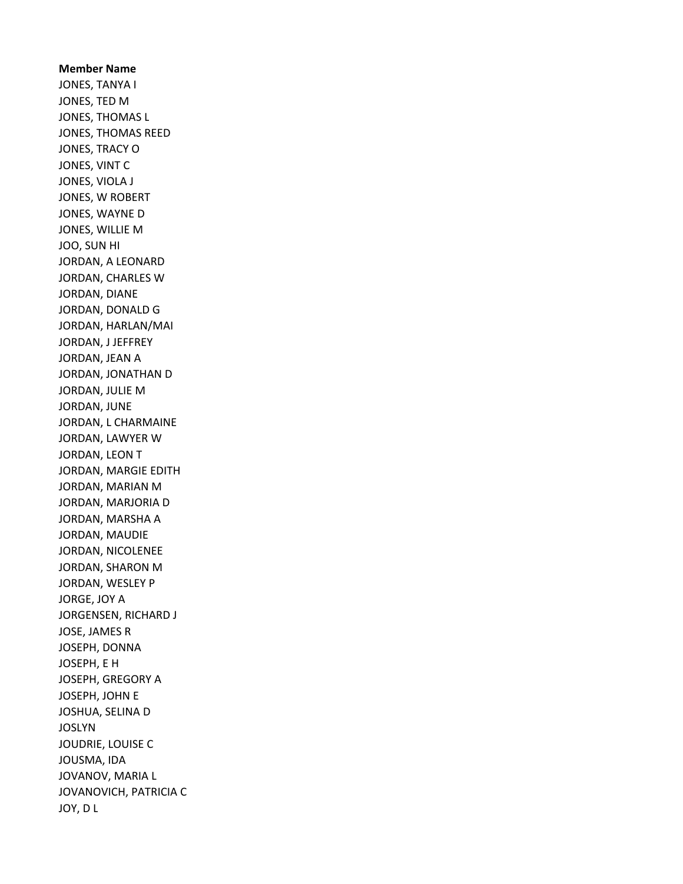**Member Name**

JONES, TANYA I
JONES, TED M
JONES, THOMAS L
JONES, THOMAS REED
JONES, TRACY O
JONES, VINT C
JONES, VIOLA J
JONES, W ROBERT
JONES, WAYNE D
JONES, WILLIE M
JOO, SUN HI
JORDAN, A LEONARD
JORDAN, CHARLES W
JORDAN, DIANE
JORDAN, DONALD G
JORDAN, HARLAN/MAI
JORDAN, J JEFFREY
JORDAN, JEAN A
JORDAN, JONATHAN D
JORDAN, JULIE M
JORDAN, JUNE
JORDAN, L CHARMAINE
JORDAN, LAWYER W
JORDAN, LEON T
JORDAN, MARGIE EDITH
JORDAN, MARIAN M
JORDAN, MARJORIA D
JORDAN, MARSHA A
JORDAN, MAUDIE
JORDAN, NICOLENEE
JORDAN, SHARON M
JORDAN, WESLEY P
JORGE, JOY A
JORGENSEN, RICHARD J
JOSE, JAMES R
JOSEPH, DONNA
JOSEPH, E H
JOSEPH, GREGORY A
JOSEPH, JOHN E
JOSHUA, SELINA D
JOSLYN
JOUDRIE, LOUISE C
JOUSMA, IDA
JOVANOV, MARIA L
JOVANOVICH, PATRICIA C
JOY, D L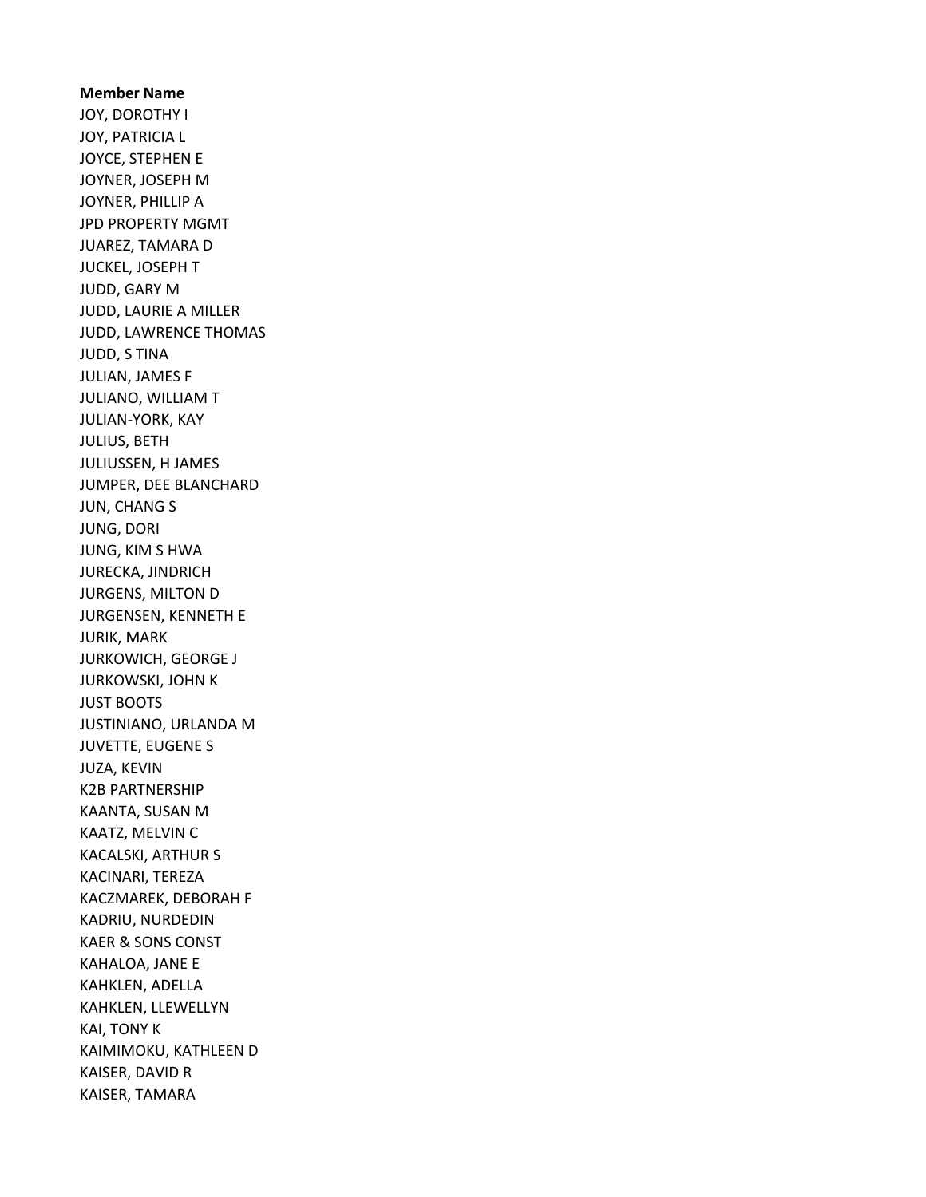**Member Name**

JOY, DOROTHY I
JOY, PATRICIA L
JOYCE, STEPHEN E
JOYNER, JOSEPH M
JOYNER, PHILLIP A
JPD PROPERTY MGMT
JUAREZ, TAMARA D
JUCKEL, JOSEPH T
JUDD, GARY M
JUDD, LAURIE A MILLER
JUDD, LAWRENCE THOMAS
JUDD, S TINA
JULIAN, JAMES F
JULIANO, WILLIAM T
JULIAN-YORK, KAY
JULIUS, BETH
JULIUSSEN, H JAMES
JUMPER, DEE BLANCHARD
JUN, CHANG S
JUNG, DORI
JUNG, KIM S HWA
JURECKA, JINDRICH
JURGENS, MILTON D
JURGENSEN, KENNETH E
JURIK, MARK
JURKOWICH, GEORGE J
JURKOWSKI, JOHN K
JUST BOOTS
JUSTINIANO, URLANDA M
JUVETTE, EUGENE S
JUZA, KEVIN
K2B PARTNERSHIP
KAANTA, SUSAN M
KAATZ, MELVIN C
KACALSKI, ARTHUR S
KACINARI, TEREZA
KACZMAREK, DEBORAH F
KADRIU, NURDEDIN
KAER & SONS CONST
KAHALOA, JANE E
KAHKLEN, ADELLA
KAHKLEN, LLEWELLYN
KAI, TONY K
KAIMIMOKU, KATHLEEN D
KAISER, DAVID R
KAISER, TAMARA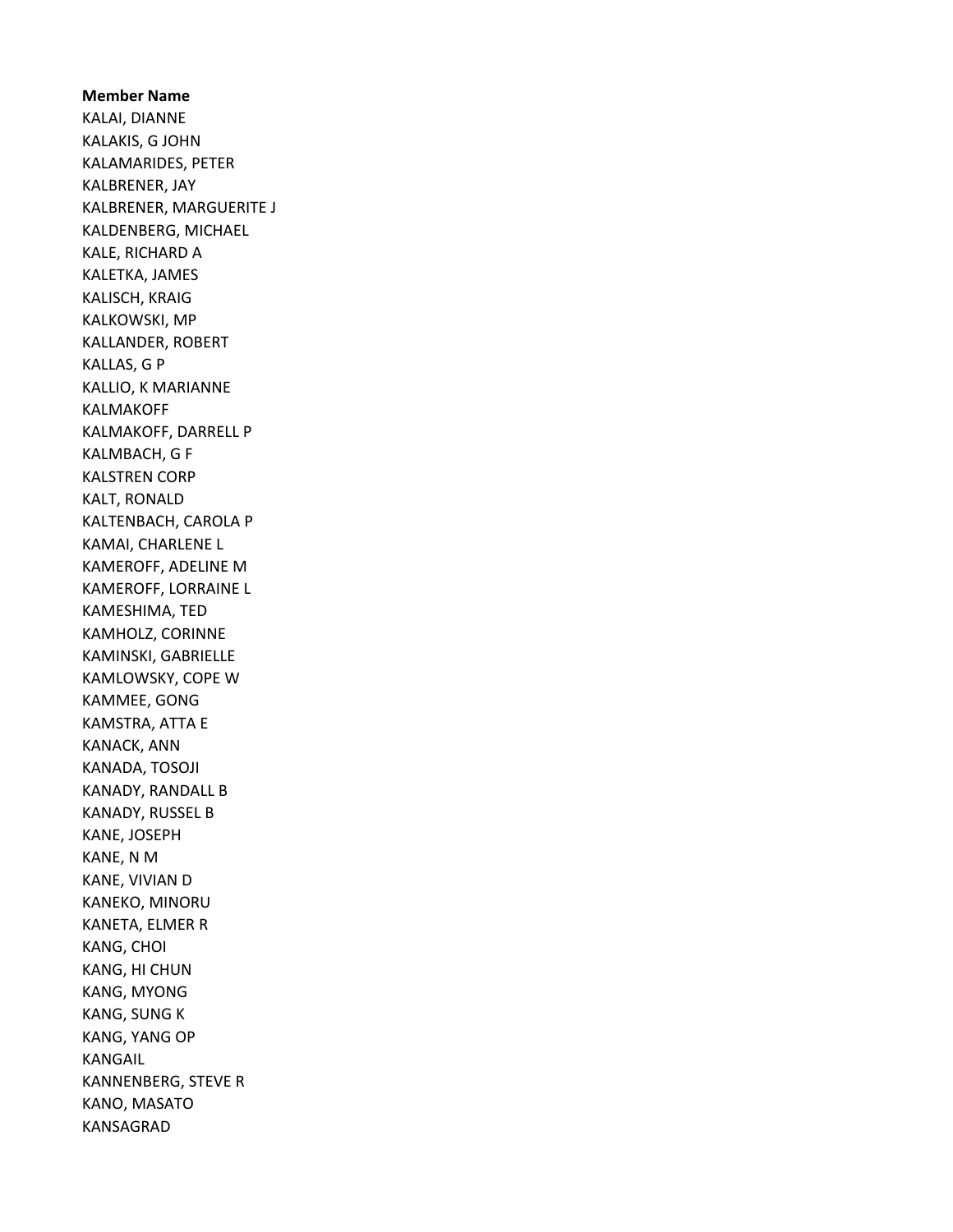**Member Name**

KALAI, DIANNE
KALAKIS, G JOHN
KALAMARIDES, PETER
KALBRENER, JAY
KALBRENER, MARGUERITE J
KALDENBERG, MICHAEL
KALE, RICHARD A
KALETKA, JAMES
KALISCH, KRAIG
KALKOWSKI, MP
KALLANDER, ROBERT
KALLAS, G P
KALLIO, K MARIANNE
KALMAKOFF
KALMAKOFF, DARRELL P
KALMBACH, G F
KALSTREN CORP
KALT, RONALD
KALTENBACH, CAROLA P
KAMAI, CHARLENE L
KAMEROFF, ADELINE M
KAMEROFF, LORRAINE L
KAMESHIMA, TED
KAMHOLZ, CORINNE
KAMINSKI, GABRIELLE
KAMLOWSKY, COPE W
KAMMEE, GONG
KAMSTRA, ATTA E
KANACK, ANN
KANADA, TOSOJI
KANADY, RANDALL B
KANADY, RUSSEL B
KANE, JOSEPH
KANE, N M
KANE, VIVIAN D
KANEKO, MINORU
KANETA, ELMER R
KANG, CHOI
KANG, HI CHUN
KANG, MYONG
KANG, SUNG K
KANG, YANG OP
KANGAIL
KANNENBERG, STEVE R
KANO, MASATO
KANSAGRAD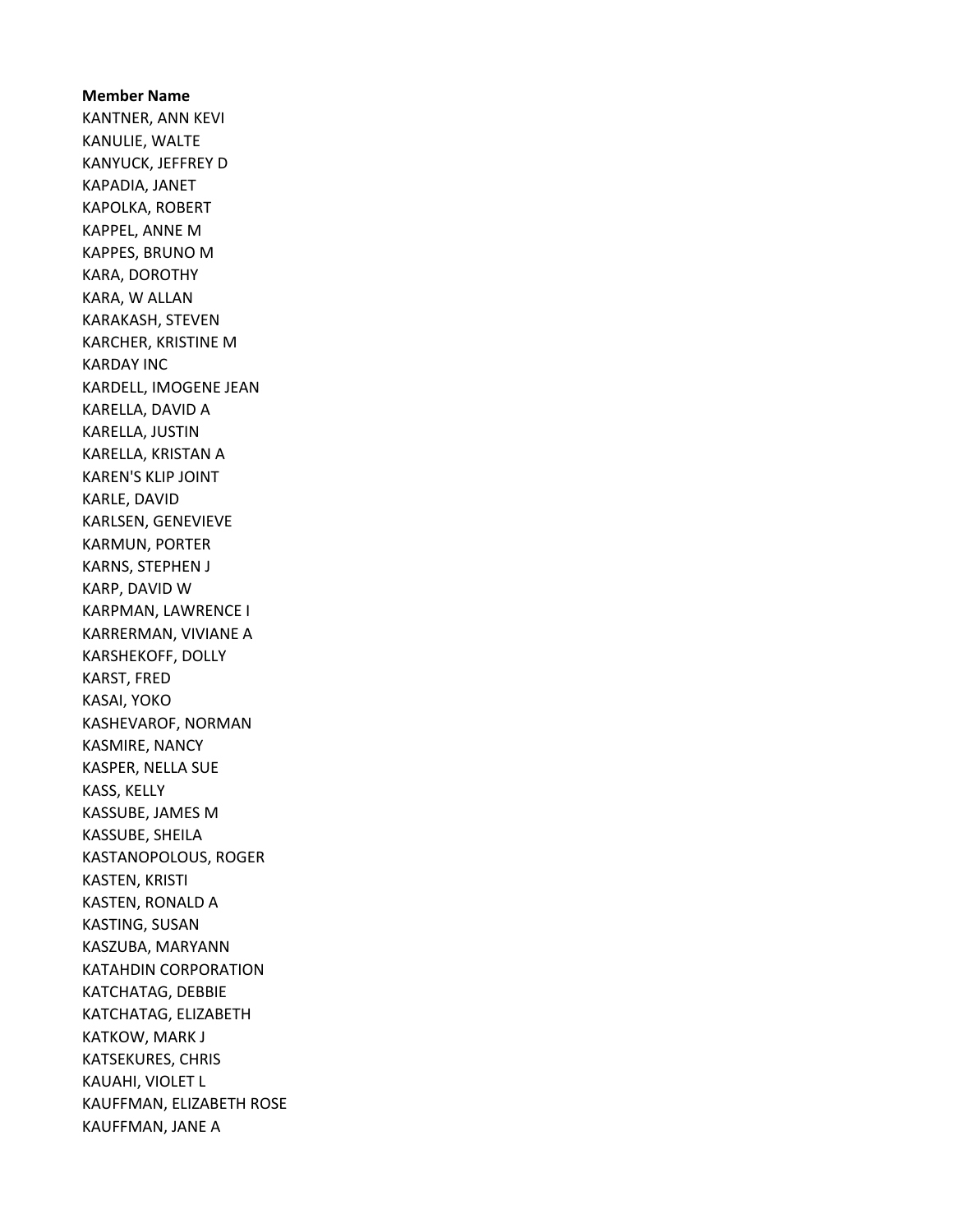**Member Name**

KANTNER, ANN KEVI
KANULIE, WALTE
KANYUCK, JEFFREY D
KAPADIA, JANET
KAPOLKA, ROBERT
KAPPEL, ANNE M
KAPPES, BRUNO M
KARA, DOROTHY
KARA, W ALLAN
KARAKASH, STEVEN
KARCHER, KRISTINE M
KARDAY INC
KARDELL, IMOGENE JEAN
KARELLA, DAVID A
KARELLA, JUSTIN
KARELLA, KRISTAN A
KAREN'S KLIP JOINT
KARLE, DAVID
KARLSEN, GENEVIEVE
KARMUN, PORTER
KARNS, STEPHEN J
KARP, DAVID W
KARPMAN, LAWRENCE I
KARRERMAN, VIVIANE A
KARSHEKOFF, DOLLY
KARST, FRED
KASAI, YOKO
KASHEVAROF, NORMAN
KASMIRE, NANCY
KASPER, NELLA SUE
KASS, KELLY
KASSUBE, JAMES M
KASSUBE, SHEILA
KASTANOPOLOUS, ROGER
KASTEN, KRISTI
KASTEN, RONALD A
KASTING, SUSAN
KASZUBA, MARYANN
KATAHDIN CORPORATION
KATCHATAG, DEBBIE
KATCHATAG, ELIZABETH
KATKOW, MARK J
KATSEKURES, CHRIS
KAUAHI, VIOLET L
KAUFFMAN, ELIZABETH ROSE
KAUFFMAN, JANE A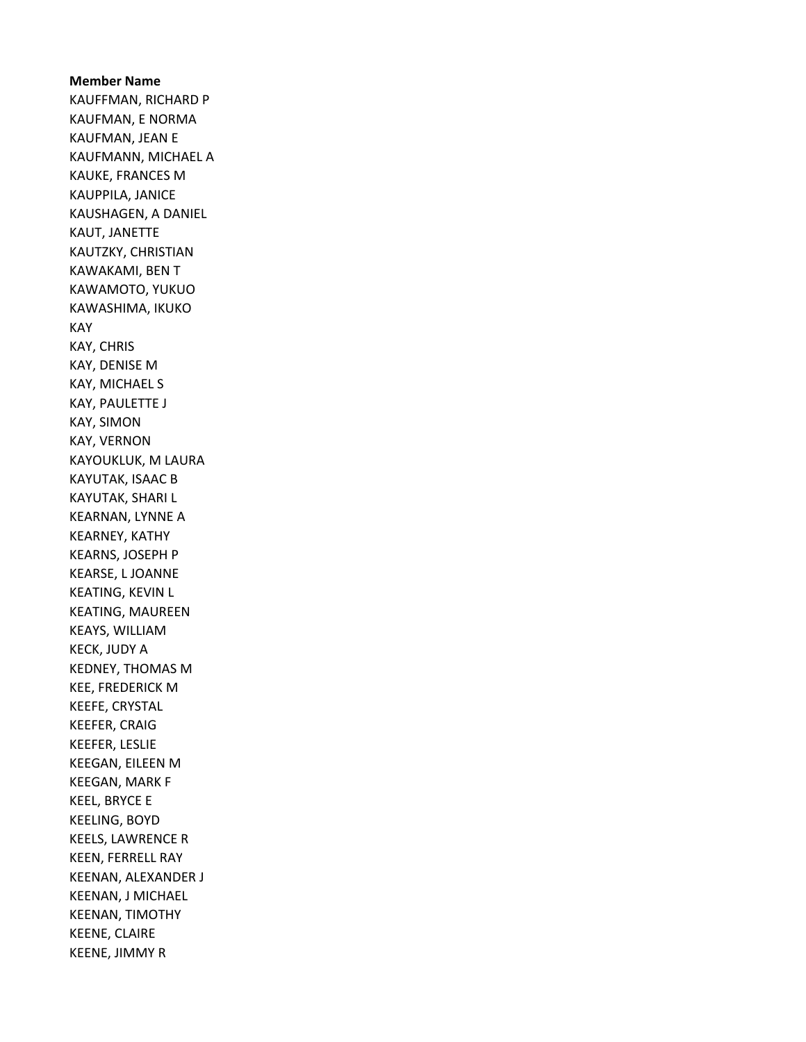**Member Name**

KAUFFMAN, RICHARD P
KAUFMAN, E NORMA
KAUFMAN, JEAN E
KAUFMANN, MICHAEL A
KAUKE, FRANCES M
KAUPPILA, JANICE
KAUSHAGEN, A DANIEL
KAUT, JANETTE
KAUTZKY, CHRISTIAN
KAWAKAMI, BEN T
KAWAMOTO, YUKUO
KAWASHIMA, IKUKO
KAY
KAY, CHRIS
KAY, DENISE M
KAY, MICHAEL S
KAY, PAULETTE J
KAY, SIMON
KAY, VERNON
KAYOUKLUK, M LAURA
KAYUTAK, ISAAC B
KAYUTAK, SHARI L
KEARNAN, LYNNE A
KEARNEY, KATHY
KEARNS, JOSEPH P
KEARSE, L JOANNE
KEATING, KEVIN L
KEATING, MAUREEN
KEAYS, WILLIAM
KECK, JUDY A
KEDNEY, THOMAS M
KEE, FREDERICK M
KEEFE, CRYSTAL
KEEFER, CRAIG
KEEFER, LESLIE
KEEGAN, EILEEN M
KEEGAN, MARK F
KEEL, BRYCE E
KEELING, BOYD
KEELS, LAWRENCE R
KEEN, FERRELL RAY
KEENAN, ALEXANDER J
KEENAN, J MICHAEL
KEENAN, TIMOTHY
KEENE, CLAIRE
KEENE, JIMMY R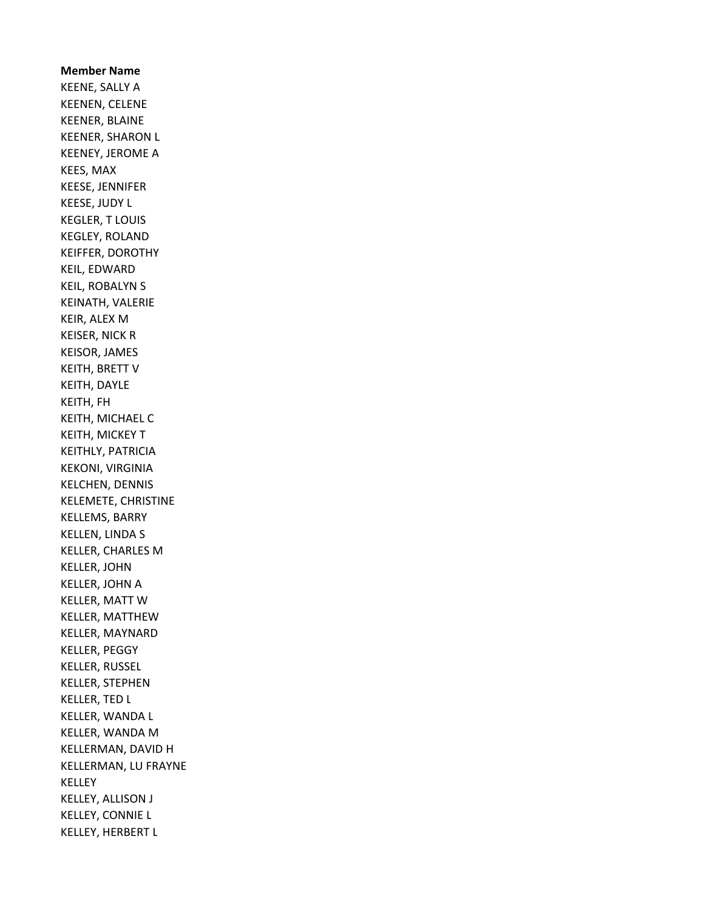**Member Name**

KEENE, SALLY A
KEENEN, CELENE
KEENER, BLAINE
KEENER, SHARON L
KEENEY, JEROME A
KEES, MAX
KEESE, JENNIFER
KEESE, JUDY L
KEGLER, T LOUIS
KEGLEY, ROLAND
KEIFFER, DOROTHY
KEIL, EDWARD
KEIL, ROBALYN S
KEINATH, VALERIE
KEIR, ALEX M
KEISER, NICK R
KEISOR, JAMES
KEITH, BRETT V
KEITH, DAYLE
KEITH, FH
KEITH, MICHAEL C
KEITH, MICKEY T
KEITHLY, PATRICIA
KEKONI, VIRGINIA
KELCHEN, DENNIS
KELEMETE, CHRISTINE
KELLEMS, BARRY
KELLEN, LINDA S
KELLER, CHARLES M
KELLER, JOHN
KELLER, JOHN A
KELLER, MATT W
KELLER, MATTHEW
KELLER, MAYNARD
KELLER, PEGGY
KELLER, RUSSEL
KELLER, STEPHEN
KELLER, TED L
KELLER, WANDA L
KELLER, WANDA M
KELLERMAN, DAVID H
KELLERMAN, LU FRAYNE
KELLEY
KELLEY, ALLISON J
KELLEY, CONNIE L
KELLEY, HERBERT L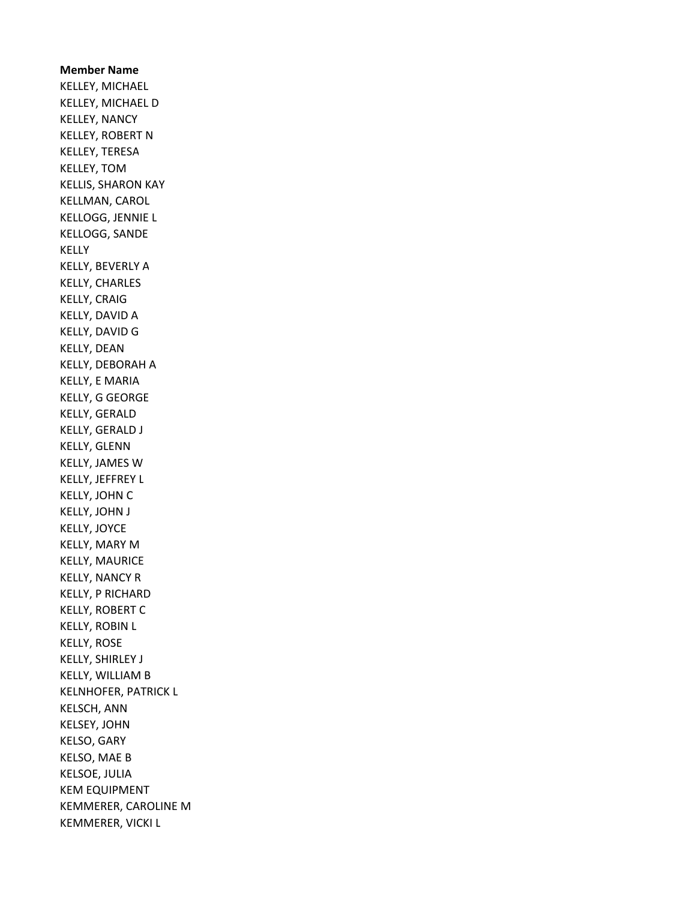**Member Name**

KELLEY, MICHAEL
KELLEY, MICHAEL D
KELLEY, NANCY
KELLEY, ROBERT N
KELLEY, TERESA
KELLEY, TOM
KELLIS, SHARON KAY
KELLMAN, CAROL
KELLOGG, JENNIE L
KELLOGG, SANDE
KELLY
KELLY, BEVERLY A
KELLY, CHARLES
KELLY, CRAIG
KELLY, DAVID A
KELLY, DAVID G
KELLY, DEAN
KELLY, DEBORAH A
KELLY, E MARIA
KELLY, G GEORGE
KELLY, GERALD
KELLY, GERALD J
KELLY, GLENN
KELLY, JAMES W
KELLY, JEFFREY L
KELLY, JOHN C
KELLY, JOHN J
KELLY, JOYCE
KELLY, MARY M
KELLY, MAURICE
KELLY, NANCY R
KELLY, P RICHARD
KELLY, ROBERT C
KELLY, ROBIN L
KELLY, ROSE
KELLY, SHIRLEY J
KELLY, WILLIAM B
KELNHOFER, PATRICK L
KELSCH, ANN
KELSEY, JOHN
KELSO, GARY
KELSO, MAE B
KELSOE, JULIA
KEM EQUIPMENT
KEMMERER, CAROLINE M
KEMMERER, VICKI L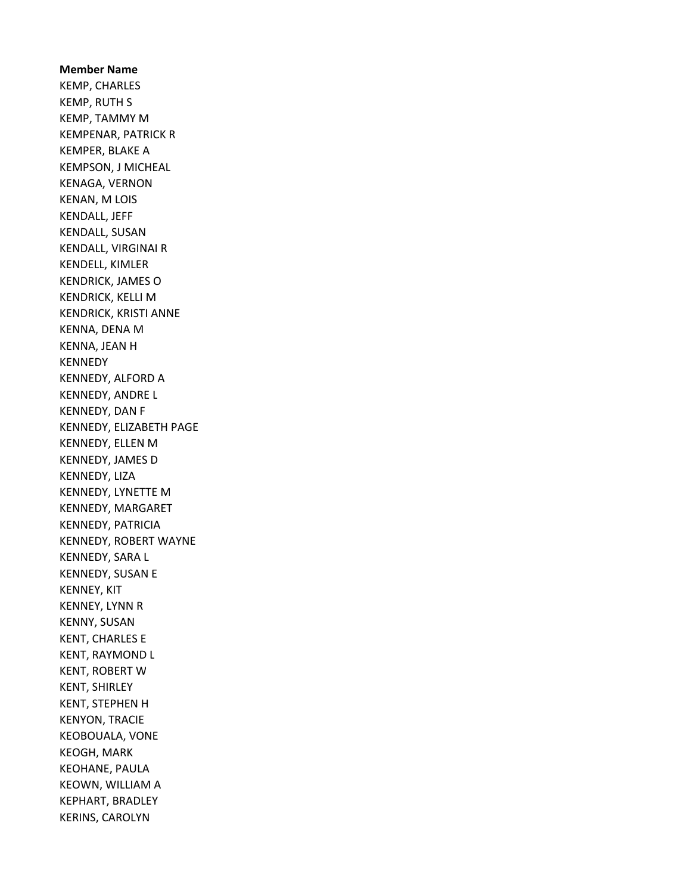**Member Name**

KEMP, CHARLES
KEMP, RUTH S
KEMP, TAMMY M
KEMPENAR, PATRICK R
KEMPER, BLAKE A
KEMPSON, J MICHEAL
KENAGA, VERNON
KENAN, M LOIS
KENDALL, JEFF
KENDALL, SUSAN
KENDALL, VIRGINAI R
KENDELL, KIMLER
KENDRICK, JAMES O
KENDRICK, KELLI M
KENDRICK, KRISTI ANNE
KENNA, DENA M
KENNA, JEAN H
KENNEDY
KENNEDY, ALFORD A
KENNEDY, ANDRE L
KENNEDY, DAN F
KENNEDY, ELIZABETH PAGE
KENNEDY, ELLEN M
KENNEDY, JAMES D
KENNEDY, LIZA
KENNEDY, LYNETTE M
KENNEDY, MARGARET
KENNEDY, PATRICIA
KENNEDY, ROBERT WAYNE
KENNEDY, SARA L
KENNEDY, SUSAN E
KENNEY, KIT
KENNEY, LYNN R
KENNY, SUSAN
KENT, CHARLES E
KENT, RAYMOND L
KENT, ROBERT W
KENT, SHIRLEY
KENT, STEPHEN H
KENYON, TRACIE
KEOBOUALA, VONE
KEOGH, MARK
KEOHANE, PAULA
KEOWN, WILLIAM A
KEPHART, BRADLEY
KERINS, CAROLYN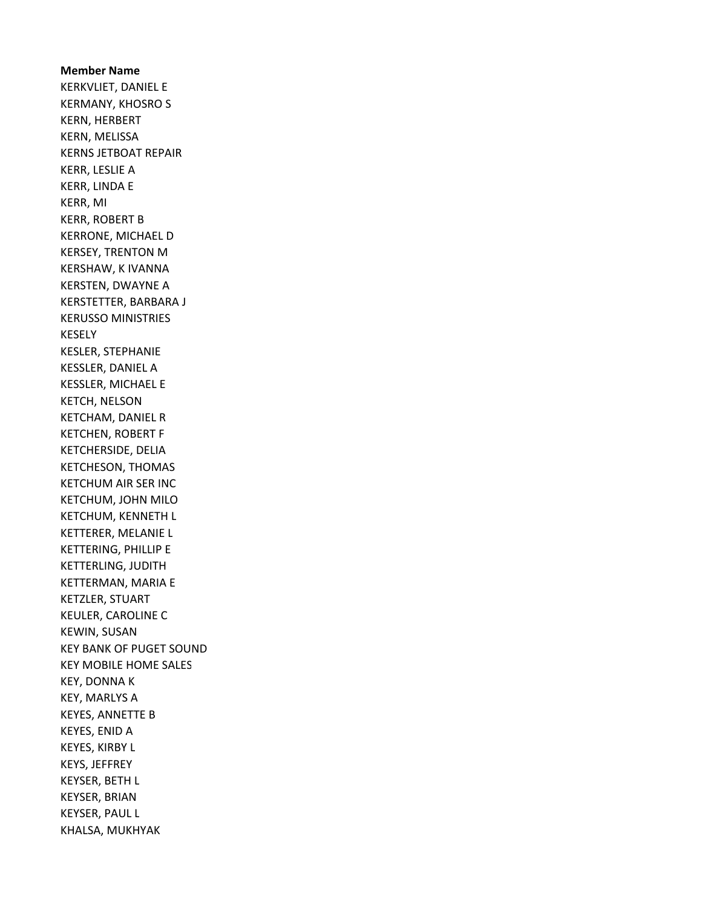**Member Name**

KERKVLIET, DANIEL E
KERMANY, KHOSRO S
KERN, HERBERT
KERN, MELISSA
KERNS JETBOAT REPAIR
KERR, LESLIE A
KERR, LINDA E
KERR, MI
KERR, ROBERT B
KERRONE, MICHAEL D
KERSEY, TRENTON M
KERSHAW, K IVANNA
KERSTEN, DWAYNE A
KERSTETTER, BARBARA J
KERUSSO MINISTRIES
KESELY
KESLER, STEPHANIE
KESSLER, DANIEL A
KESSLER, MICHAEL E
KETCH, NELSON
KETCHAM, DANIEL R
KETCHEN, ROBERT F
KETCHERSIDE, DELIA
KETCHESON, THOMAS
KETCHUM AIR SER INC
KETCHUM, JOHN MILO
KETCHUM, KENNETH L
KETTERER, MELANIE L
KETTERING, PHILLIP E
KETTERLING, JUDITH
KETTERMAN, MARIA E
KETZLER, STUART
KEULER, CAROLINE C
KEWIN, SUSAN
KEY BANK OF PUGET SOUND
KEY MOBILE HOME SALES
KEY, DONNA K
KEY, MARLYS A
KEYES, ANNETTE B
KEYES, ENID A
KEYES, KIRBY L
KEYS, JEFFREY
KEYSER, BETH L
KEYSER, BRIAN
KEYSER, PAUL L
KHALSA, MUKHYAK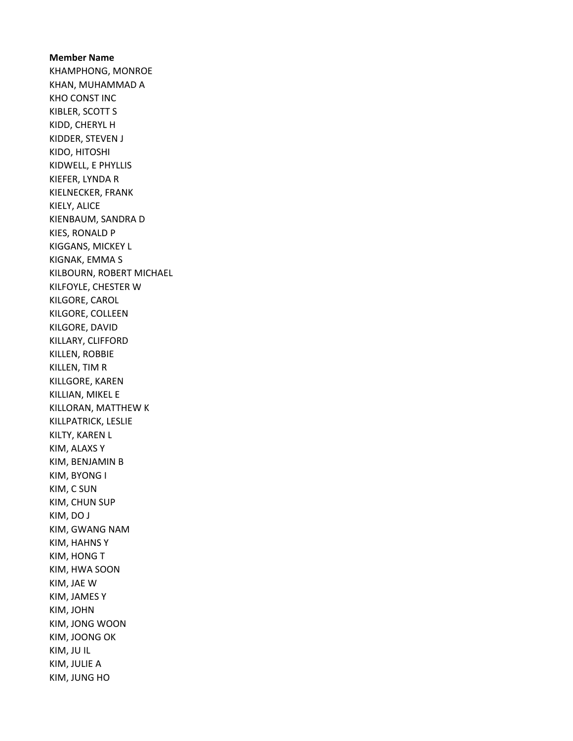**Member Name**

KHAMPHONG, MONROE
KHAN, MUHAMMAD A
KHO CONST INC
KIBLER, SCOTT S
KIDD, CHERYL H
KIDDER, STEVEN J
KIDO, HITOSHI
KIDWELL, E PHYLLIS
KIEFER, LYNDA R
KIELNECKER, FRANK
KIELY, ALICE
KIENBAUM, SANDRA D
KIES, RONALD P
KIGGANS, MICKEY L
KIGNAK, EMMA S
KILBOURN, ROBERT MICHAEL
KILFOYLE, CHESTER W
KILGORE, CAROL
KILGORE, COLLEEN
KILGORE, DAVID
KILLARY, CLIFFORD
KILLEN, ROBBIE
KILLEN, TIM R
KILLGORE, KAREN
KILLIAN, MIKEL E
KILLORAN, MATTHEW K
KILLPATRICK, LESLIE
KILTY, KAREN L
KIM, ALAXS Y
KIM, BENJAMIN B
KIM, BYONG I
KIM, C SUN
KIM, CHUN SUP
KIM, DO J
KIM, GWANG NAM
KIM, HAHNS Y
KIM, HONG T
KIM, HWA SOON
KIM, JAE W
KIM, JAMES Y
KIM, JOHN
KIM, JONG WOON
KIM, JOONG OK
KIM, JU IL
KIM, JULIE A
KIM, JUNG HO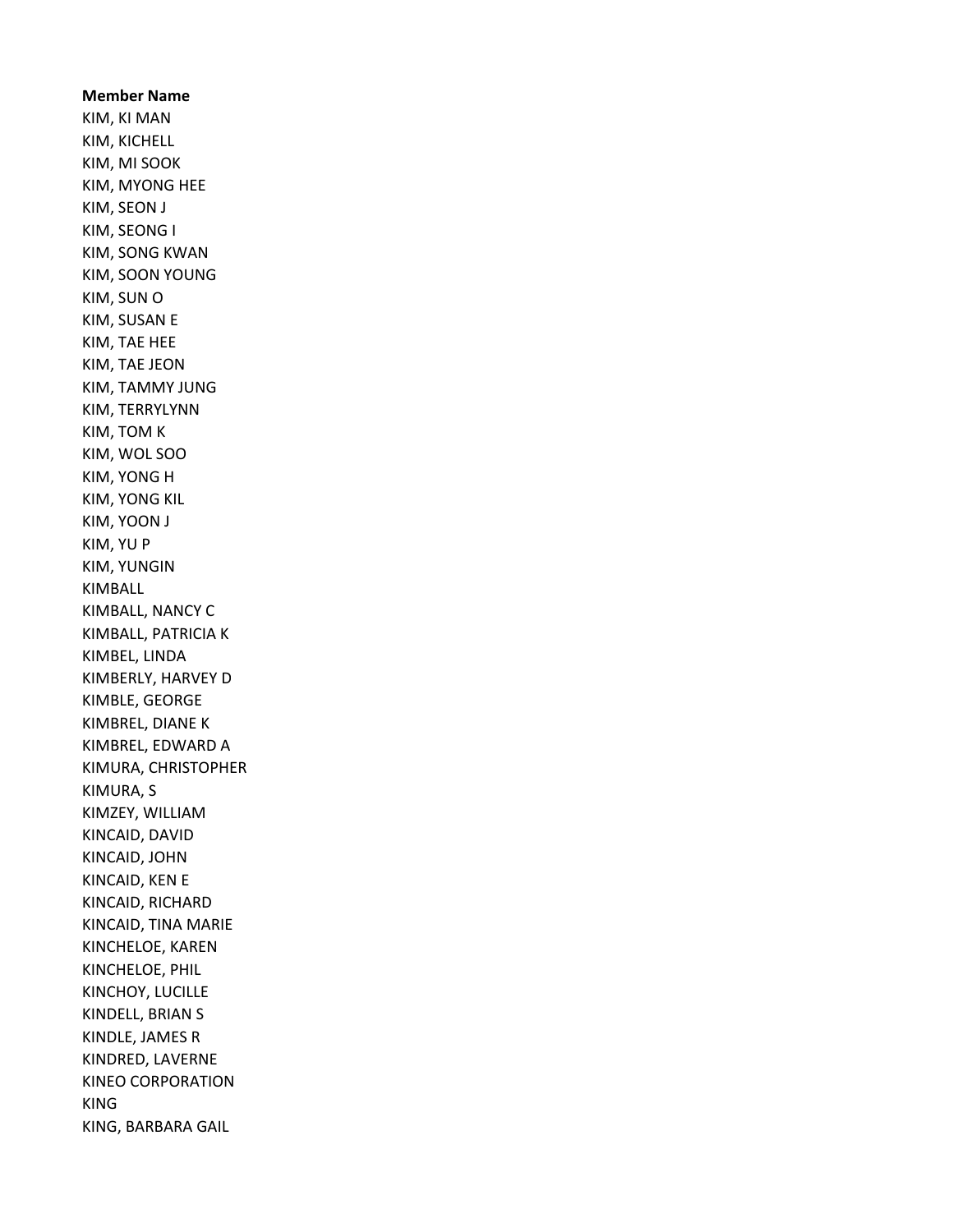**Member Name**

KIM, KI MAN
KIM, KICHELL
KIM, MI SOOK
KIM, MYONG HEE
KIM, SEON J
KIM, SEONG I
KIM, SONG KWAN
KIM, SOON YOUNG
KIM, SUN O
KIM, SUSAN E
KIM, TAE HEE
KIM, TAE JEON
KIM, TAMMY JUNG
KIM, TERRYLYNN
KIM, TOM K
KIM, WOL SOO
KIM, YONG H
KIM, YONG KIL
KIM, YOON J
KIM, YU P
KIM, YUNGIN
KIMBALL
KIMBALL, NANCY C
KIMBALL, PATRICIA K
KIMBEL, LINDA
KIMBERLY, HARVEY D
KIMBLE, GEORGE
KIMBREL, DIANE K
KIMBREL, EDWARD A
KIMURA, CHRISTOPHER
KIMURA, S
KIMZEY, WILLIAM
KINCAID, DAVID
KINCAID, JOHN
KINCAID, KEN E
KINCAID, RICHARD
KINCAID, TINA MARIE
KINCHELOE, KAREN
KINCHELOE, PHIL
KINCHOY, LUCILLE
KINDELL, BRIAN S
KINDLE, JAMES R
KINDRED, LAVERNE
KINEO CORPORATION
KING
KING, BARBARA GAIL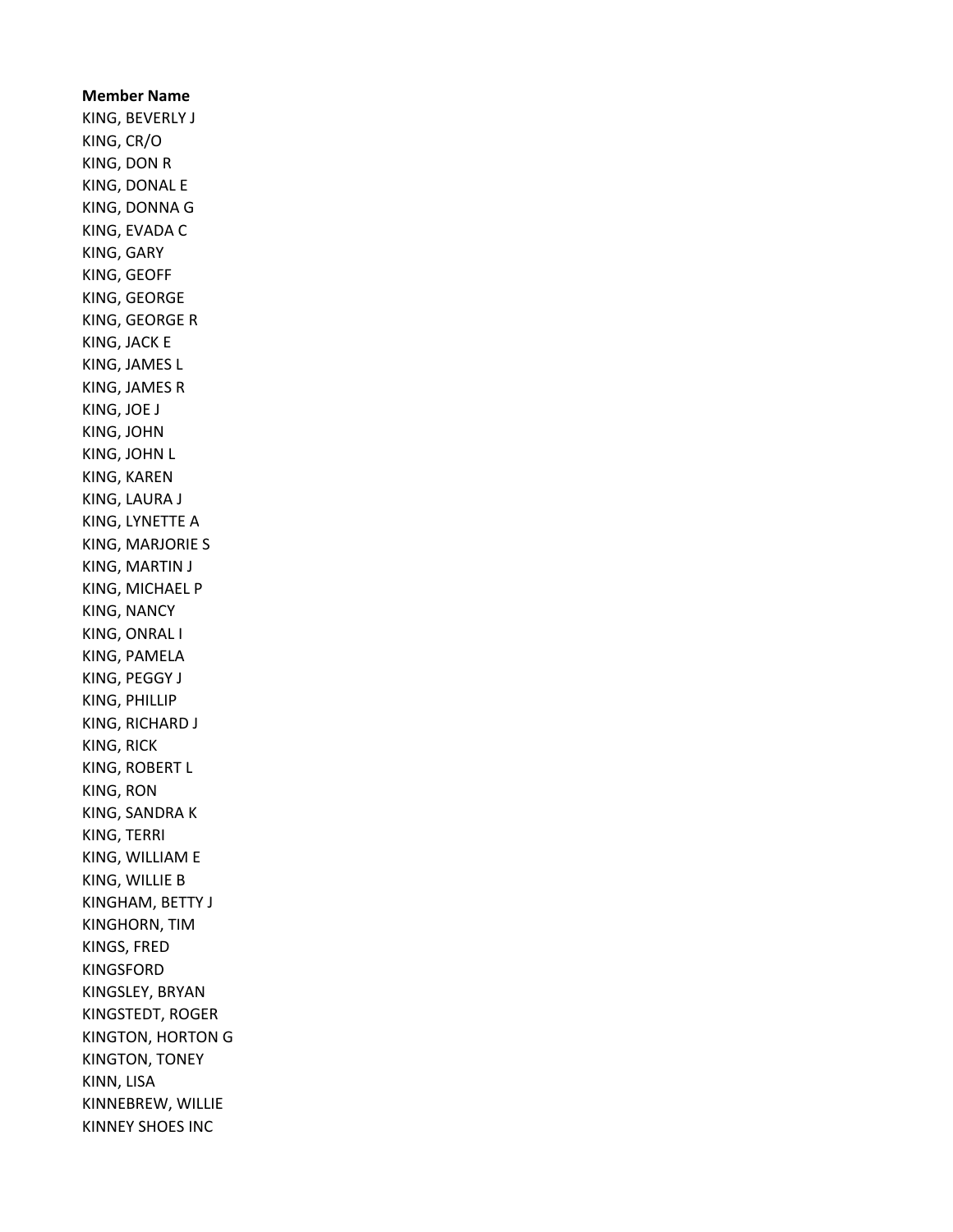**Member Name**

KING, BEVERLY J
KING, CR/O
KING, DON R
KING, DONAL E
KING, DONNA G
KING, EVADA C
KING, GARY
KING, GEOFF
KING, GEORGE
KING, GEORGE R
KING, JACK E
KING, JAMES L
KING, JAMES R
KING, JOE J
KING, JOHN
KING, JOHN L
KING, KAREN
KING, LAURA J
KING, LYNETTE A
KING, MARJORIE S
KING, MARTIN J
KING, MICHAEL P
KING, NANCY
KING, ONRAL I
KING, PAMELA
KING, PEGGY J
KING, PHILLIP
KING, RICHARD J
KING, RICK
KING, ROBERT L
KING, RON
KING, SANDRA K
KING, TERRI
KING, WILLIAM E
KING, WILLIE B
KINGHAM, BETTY J
KINGHORN, TIM
KINGS, FRED
KINGSFORD
KINGSLEY, BRYAN
KINGSTEDT, ROGER
KINGTON, HORTON G
KINGTON, TONEY
KINN, LISA
KINNEBREW, WILLIE
KINNEY SHOES INC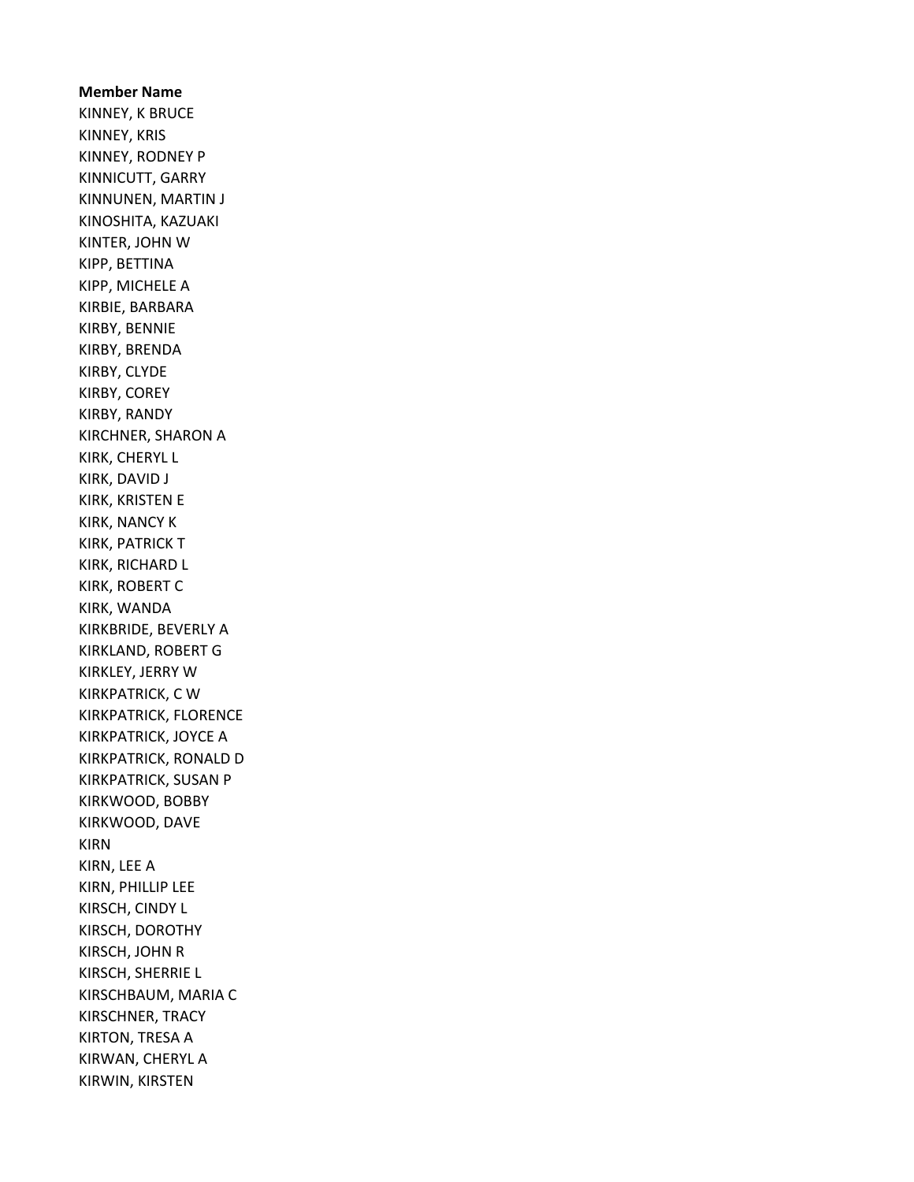**Member Name**

KINNEY, K BRUCE
KINNEY, KRIS
KINNEY, RODNEY P
KINNICUTT, GARRY
KINNUNEN, MARTIN J
KINOSHITA, KAZUAKI
KINTER, JOHN W
KIPP, BETTINA
KIPP, MICHELE A
KIRBIE, BARBARA
KIRBY, BENNIE
KIRBY, BRENDA
KIRBY, CLYDE
KIRBY, COREY
KIRBY, RANDY
KIRCHNER, SHARON A
KIRK, CHERYL L
KIRK, DAVID J
KIRK, KRISTEN E
KIRK, NANCY K
KIRK, PATRICK T
KIRK, RICHARD L
KIRK, ROBERT C
KIRK, WANDA
KIRKBRIDE, BEVERLY A
KIRKLAND, ROBERT G
KIRKLEY, JERRY W
KIRKPATRICK, C W
KIRKPATRICK, FLORENCE
KIRKPATRICK, JOYCE A
KIRKPATRICK, RONALD D
KIRKPATRICK, SUSAN P
KIRKWOOD, BOBBY
KIRKWOOD, DAVE
KIRN
KIRN, LEE A
KIRN, PHILLIP LEE
KIRSCH, CINDY L
KIRSCH, DOROTHY
KIRSCH, JOHN R
KIRSCH, SHERRIE L
KIRSCHBAUM, MARIA C
KIRSCHNER, TRACY
KIRTON, TRESA A
KIRWAN, CHERYL A
KIRWIN, KIRSTEN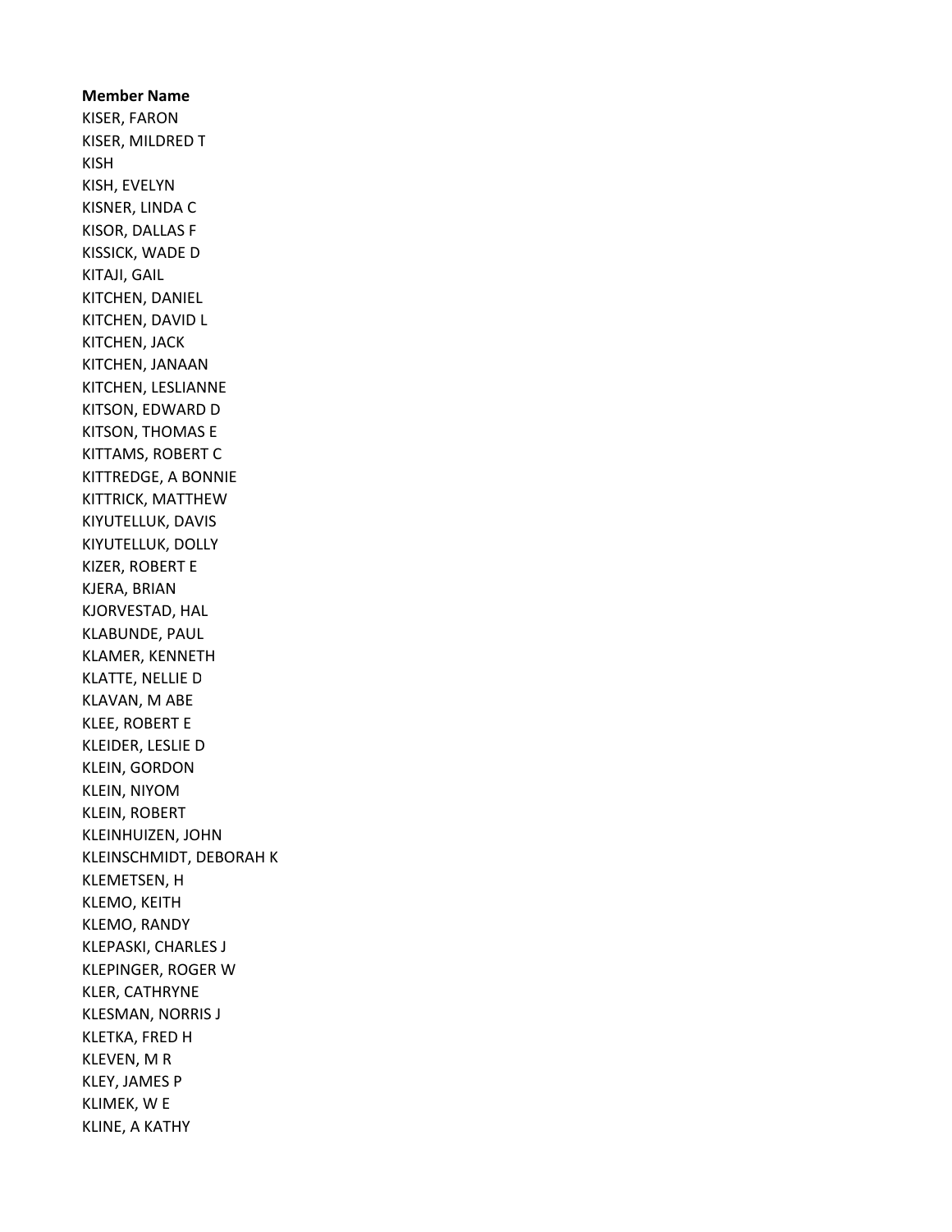**Member Name**

KISER, FARON
KISER, MILDRED T
KISH
KISH, EVELYN
KISNER, LINDA C
KISOR, DALLAS F
KISSICK, WADE D
KITAJI, GAIL
KITCHEN, DANIEL
KITCHEN, DAVID L
KITCHEN, JACK
KITCHEN, JANAAN
KITCHEN, LESLIANNE
KITSON, EDWARD D
KITSON, THOMAS E
KITTAMS, ROBERT C
KITTREDGE, A BONNIE
KITTRICK, MATTHEW
KIYUTELLUK, DAVIS
KIYUTELLUK, DOLLY
KIZER, ROBERT E
KJERA, BRIAN
KJORVESTAD, HAL
KLABUNDE, PAUL
KLAMER, KENNETH
KLATTE, NELLIE D
KLAVAN, M ABE
KLEE, ROBERT E
KLEIDER, LESLIE D
KLEIN, GORDON
KLEIN, NIYOM
KLEIN, ROBERT
KLEINHUIZEN, JOHN
KLEINSCHMIDT, DEBORAH K
KLEMETSEN, H
KLEMO, KEITH
KLEMO, RANDY
KLEPASKI, CHARLES J
KLEPINGER, ROGER W
KLER, CATHRYNE
KLESMAN, NORRIS J
KLETKA, FRED H
KLEVEN, M R
KLEY, JAMES P
KLIMEK, W E
KLINE, A KATHY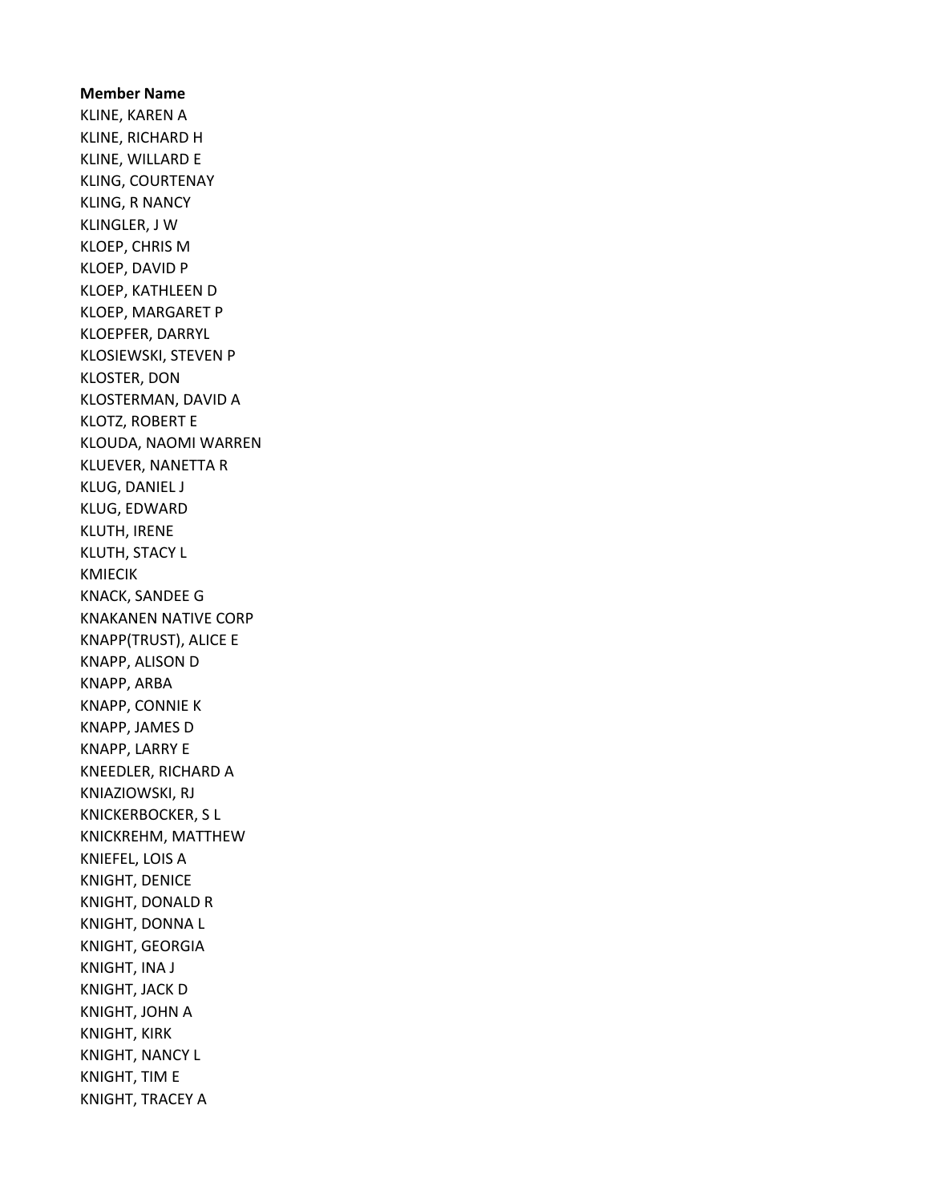**Member Name**

KLINE, KAREN A
KLINE, RICHARD H
KLINE, WILLARD E
KLING, COURTENAY
KLING, R NANCY
KLINGLER, J W
KLOEP, CHRIS M
KLOEP, DAVID P
KLOEP, KATHLEEN D
KLOEP, MARGARET P
KLOEPFER, DARRYL
KLOSIEWSKI, STEVEN P
KLOSTER, DON
KLOSTERMAN, DAVID A
KLOTZ, ROBERT E
KLOUDA, NAOMI WARREN
KLUEVER, NANETTA R
KLUG, DANIEL J
KLUG, EDWARD
KLUTH, IRENE
KLUTH, STACY L
KMIECIK
KNACK, SANDEE G
KNAKANEN NATIVE CORP
KNAPP(TRUST), ALICE E
KNAPP, ALISON D
KNAPP, ARBA
KNAPP, CONNIE K
KNAPP, JAMES D
KNAPP, LARRY E
KNEEDLER, RICHARD A
KNIAZIOWSKI, RJ
KNICKERBOCKER, S L
KNICKREHM, MATTHEW
KNIEFEL, LOIS A
KNIGHT, DENICE
KNIGHT, DONALD R
KNIGHT, DONNA L
KNIGHT, GEORGIA
KNIGHT, INA J
KNIGHT, JACK D
KNIGHT, JOHN A
KNIGHT, KIRK
KNIGHT, NANCY L
KNIGHT, TIM E
KNIGHT, TRACEY A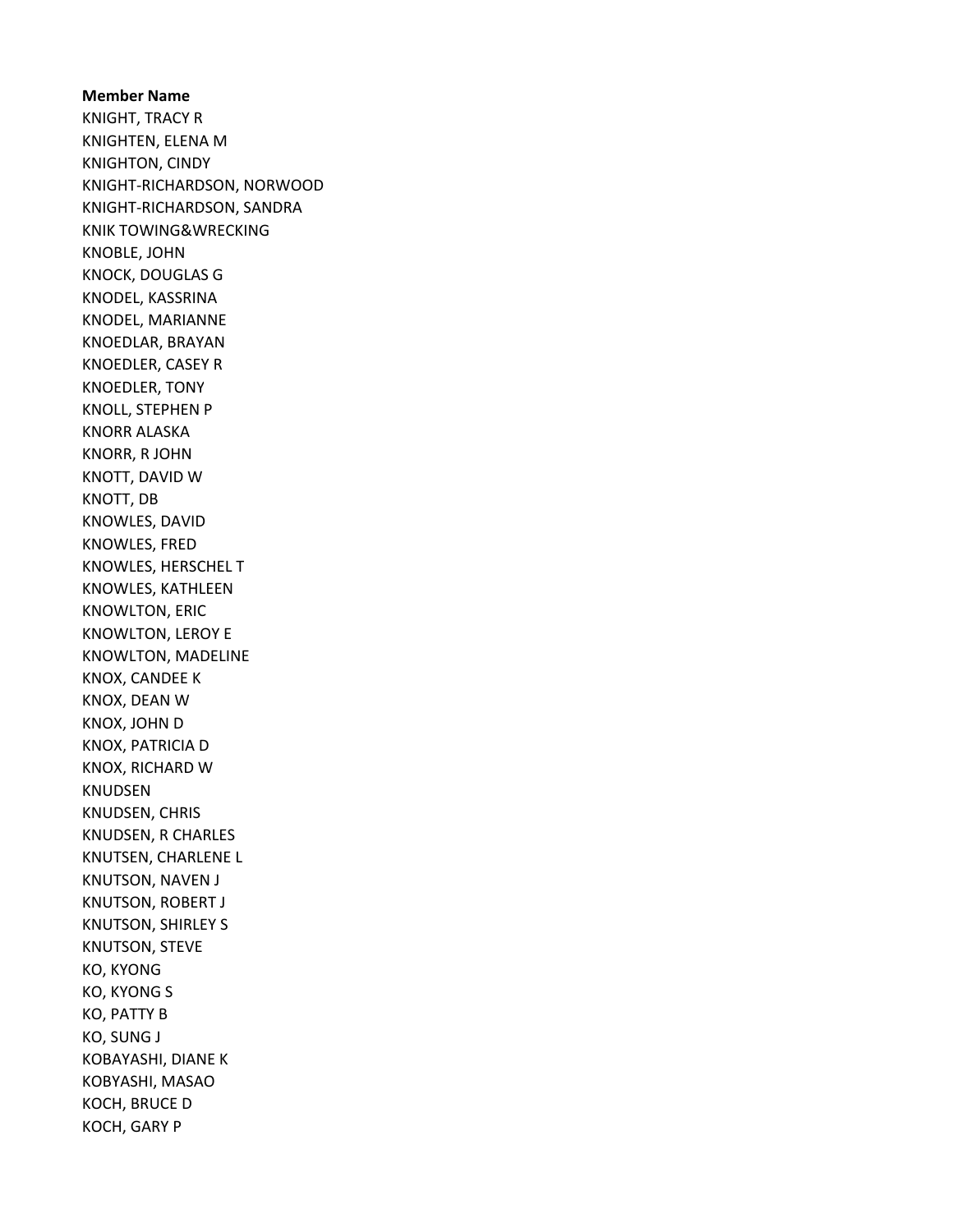**Member Name**

KNIGHT, TRACY R
KNIGHTEN, ELENA M
KNIGHTON, CINDY
KNIGHT-RICHARDSON, NORWOOD
KNIGHT-RICHARDSON, SANDRA
KNIK TOWING&WRECKING
KNOBLE, JOHN
KNOCK, DOUGLAS G
KNODEL, KASSRINA
KNODEL, MARIANNE
KNOEDLAR, BRAYAN
KNOEDLER, CASEY R
KNOEDLER, TONY
KNOLL, STEPHEN P
KNORR ALASKA
KNORR, R JOHN
KNOTT, DAVID W
KNOTT, DB
KNOWLES, DAVID
KNOWLES, FRED
KNOWLES, HERSCHEL T
KNOWLES, KATHLEEN
KNOWLTON, ERIC
KNOWLTON, LEROY E
KNOWLTON, MADELINE
KNOX, CANDEE K
KNOX, DEAN W
KNOX, JOHN D
KNOX, PATRICIA D
KNOX, RICHARD W
KNUDSEN
KNUDSEN, CHRIS
KNUDSEN, R CHARLES
KNUTSEN, CHARLENE L
KNUTSON, NAVEN J
KNUTSON, ROBERT J
KNUTSON, SHIRLEY S
KNUTSON, STEVE
KO, KYONG
KO, KYONG S
KO, PATTY B
KO, SUNG J
KOBAYASHI, DIANE K
KOBYASHI, MASAO
KOCH, BRUCE D
KOCH, GARY P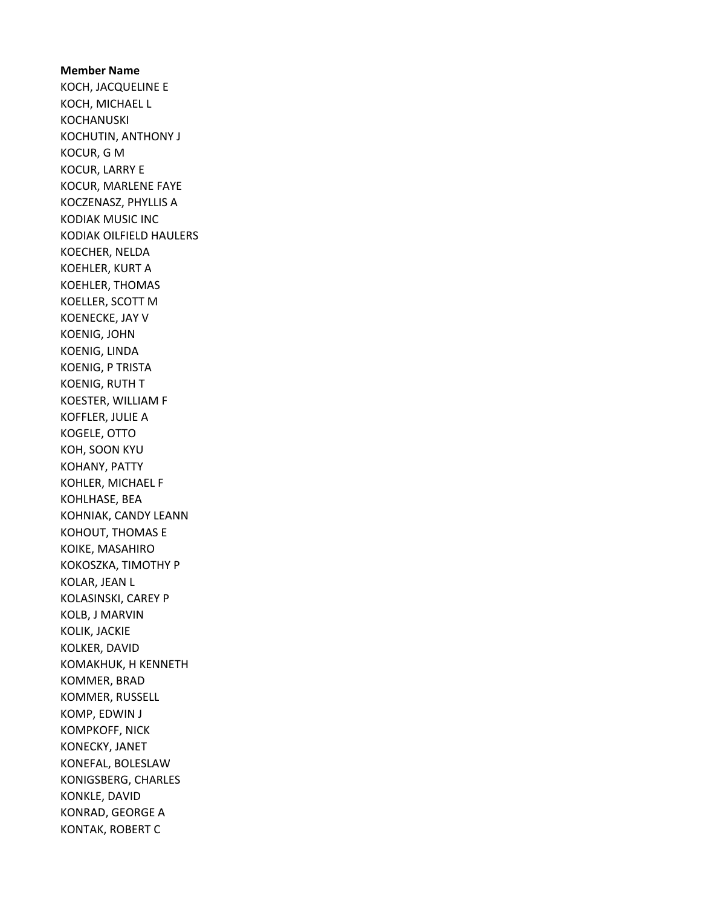**Member Name**

KOCH, JACQUELINE E
KOCH, MICHAEL L
KOCHANUSKI
KOCHUTIN, ANTHONY J
KOCUR, G M
KOCUR, LARRY E
KOCUR, MARLENE FAYE
KOCZENASZ, PHYLLIS A
KODIAK MUSIC INC
KODIAK OILFIELD HAULERS
KOECHER, NELDA
KOEHLER, KURT A
KOEHLER, THOMAS
KOELLER, SCOTT M
KOENECKE, JAY V
KOENIG, JOHN
KOENIG, LINDA
KOENIG, P TRISTA
KOENIG, RUTH T
KOESTER, WILLIAM F
KOFFLER, JULIE A
KOGELE, OTTO
KOH, SOON KYU
KOHANY, PATTY
KOHLER, MICHAEL F
KOHLHASE, BEA
KOHNIAK, CANDY LEANN
KOHOUT, THOMAS E
KOIKE, MASAHIRO
KOKOSZKA, TIMOTHY P
KOLAR, JEAN L
KOLASINSKI, CAREY P
KOLB, J MARVIN
KOLIK, JACKIE
KOLKER, DAVID
KOMAKHUK, H KENNETH
KOMMER, BRAD
KOMMER, RUSSELL
KOMP, EDWIN J
KOMPKOFF, NICK
KONECKY, JANET
KONEFAL, BOLESLAW
KONIGSBERG, CHARLES
KONKLE, DAVID
KONRAD, GEORGE A
KONTAK, ROBERT C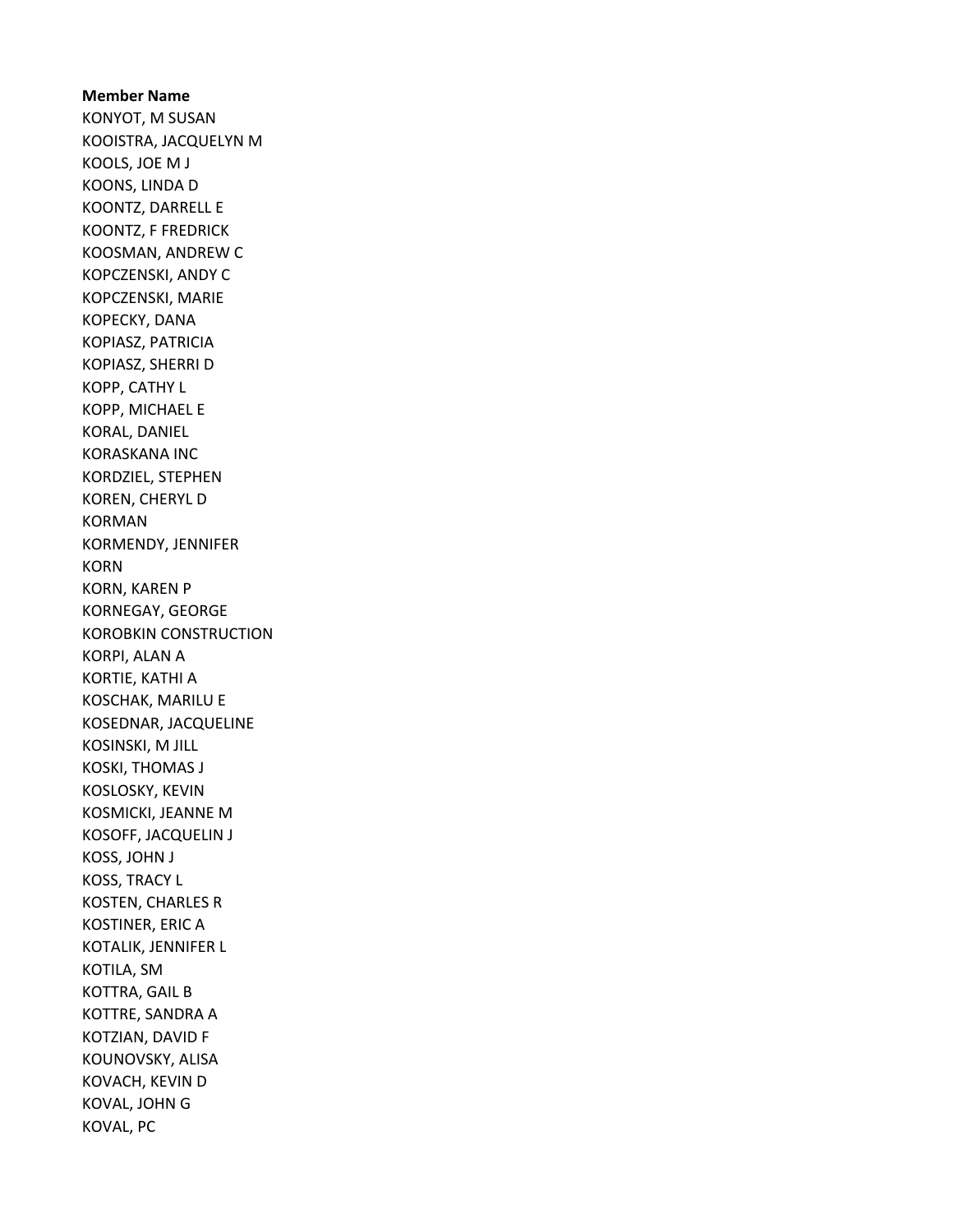**Member Name**

KONYOT, M SUSAN
KOOISTRA, JACQUELYN M
KOOLS, JOE M J
KOONS, LINDA D
KOONTZ, DARRELL E
KOONTZ, F FREDRICK
KOOSMAN, ANDREW C
KOPCZENSKI, ANDY C
KOPCZENSKI, MARIE
KOPECKY, DANA
KOPIASZ, PATRICIA
KOPIASZ, SHERRI D
KOPP, CATHY L
KOPP, MICHAEL E
KORAL, DANIEL
KORASKANA INC
KORDZIEL, STEPHEN
KOREN, CHERYL D
KORMAN
KORMENDY, JENNIFER
KORN
KORN, KAREN P
KORNEGAY, GEORGE
KOROBKIN CONSTRUCTION
KORPI, ALAN A
KORTIE, KATHI A
KOSCHAK, MARILU E
KOSEDNAR, JACQUELINE
KOSINSKI, M JILL
KOSKI, THOMAS J
KOSLOSKY, KEVIN
KOSMICKI, JEANNE M
KOSOFF, JACQUELIN J
KOSS, JOHN J
KOSS, TRACY L
KOSTEN, CHARLES R
KOSTINER, ERIC A
KOTALIK, JENNIFER L
KOTILA, SM
KOTTRA, GAIL B
KOTTRE, SANDRA A
KOTZIAN, DAVID F
KOUNOVSKY, ALISA
KOVACH, KEVIN D
KOVAL, JOHN G
KOVAL, PC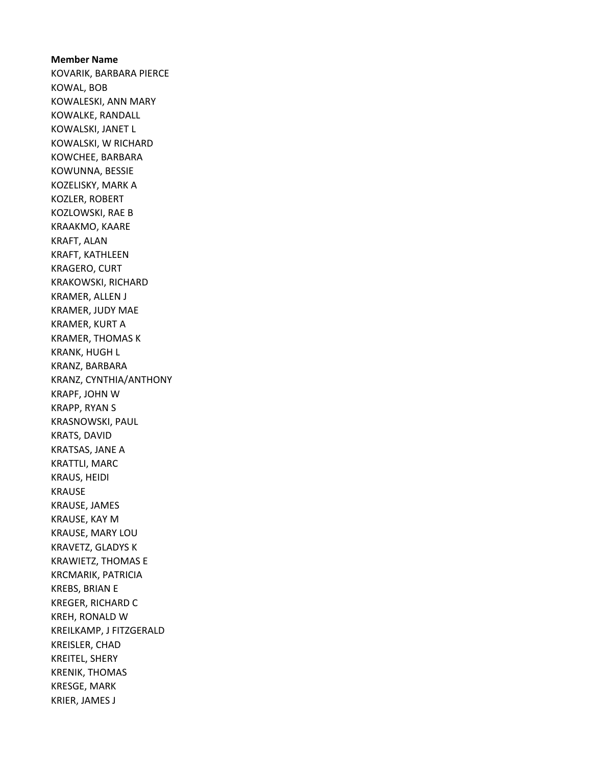**Member Name**

KOVARIK, BARBARA PIERCE
KOWAL, BOB
KOWALESKI, ANN MARY
KOWALKE, RANDALL
KOWALSKI, JANET L
KOWALSKI, W RICHARD
KOWCHEE, BARBARA
KOWUNNA, BESSIE
KOZELISKY, MARK A
KOZLER, ROBERT
KOZLOWSKI, RAE B
KRAAKMO, KAARE
KRAFT, ALAN
KRAFT, KATHLEEN
KRAGERO, CURT
KRAKOWSKI, RICHARD
KRAMER, ALLEN J
KRAMER, JUDY MAE
KRAMER, KURT A
KRAMER, THOMAS K
KRANK, HUGH L
KRANZ, BARBARA
KRANZ, CYNTHIA/ANTHONY
KRAPF, JOHN W
KRAPP, RYAN S
KRASNOWSKI, PAUL
KRATS, DAVID
KRATSAS, JANE A
KRATTLI, MARC
KRAUS, HEIDI
KRAUSE
KRAUSE, JAMES
KRAUSE, KAY M
KRAUSE, MARY LOU
KRAVETZ, GLADYS K
KRAWIETZ, THOMAS E
KRCMARIK, PATRICIA
KREBS, BRIAN E
KREGER, RICHARD C
KREH, RONALD W
KREILKAMP, J FITZGERALD
KREISLER, CHAD
KREITEL, SHERY
KRENIK, THOMAS
KRESGE, MARK
KRIER, JAMES J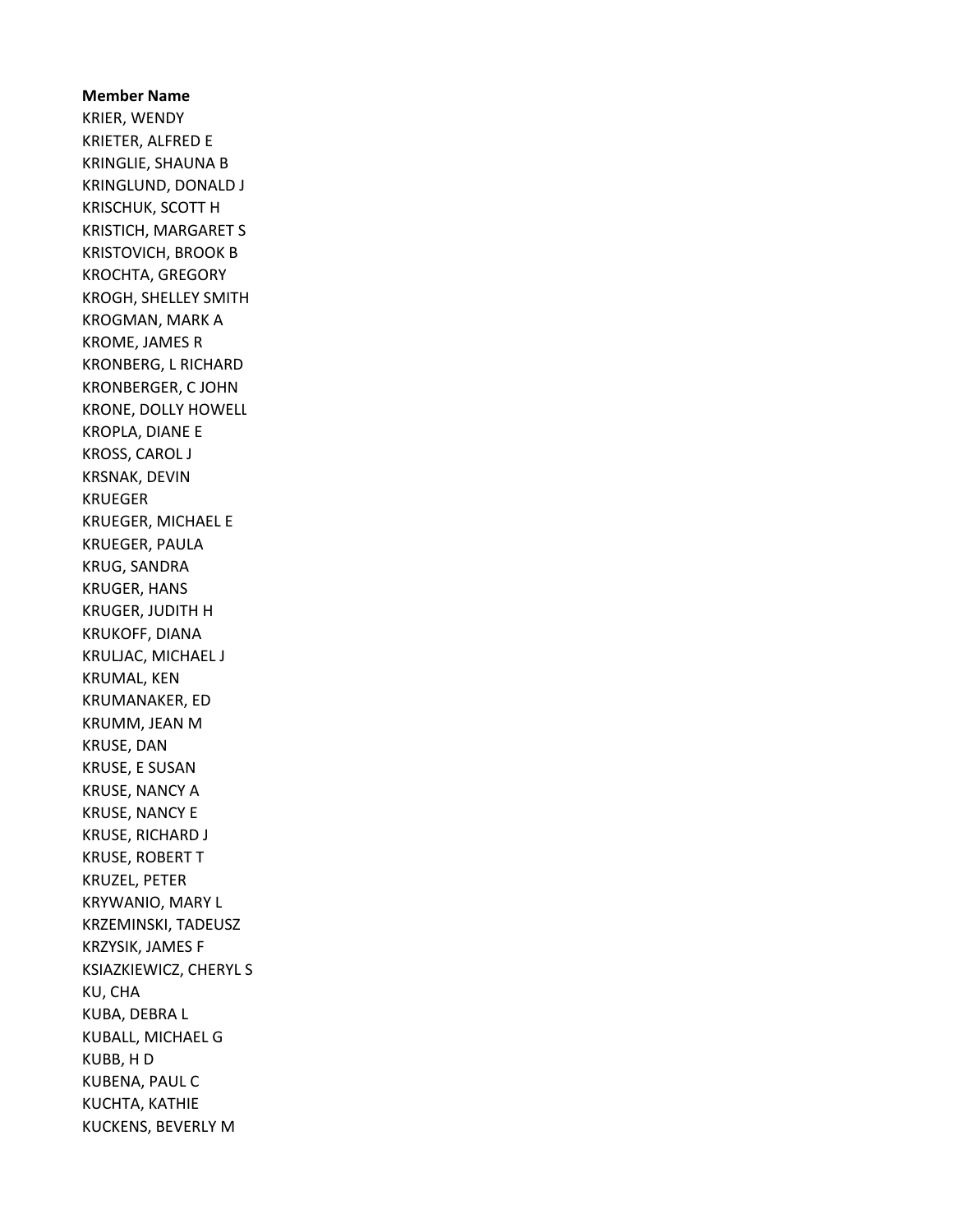**Member Name**

KRIER, WENDY
KRIETER, ALFRED E
KRINGLIE, SHAUNA B
KRINGLUND, DONALD J
KRISCHUK, SCOTT H
KRISTICH, MARGARET S
KRISTOVICH, BROOK B
KROCHTA, GREGORY
KROGH, SHELLEY SMITH
KROGMAN, MARK A
KROME, JAMES R
KRONBERG, L RICHARD
KRONBERGER, C JOHN
KRONE, DOLLY HOWELL
KROPLA, DIANE E
KROSS, CAROL J
KRSNAK, DEVIN
KRUEGER
KRUEGER, MICHAEL E
KRUEGER, PAULA
KRUG, SANDRA
KRUGER, HANS
KRUGER, JUDITH H
KRUKOFF, DIANA
KRULJAC, MICHAEL J
KRUMAL, KEN
KRUMANAKER, ED
KRUMM, JEAN M
KRUSE, DAN
KRUSE, E SUSAN
KRUSE, NANCY A
KRUSE, NANCY E
KRUSE, RICHARD J
KRUSE, ROBERT T
KRUZEL, PETER
KRYWANIO, MARY L
KRZEMINSKI, TADEUSZ
KRZYSIK, JAMES F
KSIAZKIEWICZ, CHERYL S
KU, CHA
KUBA, DEBRA L
KUBALL, MICHAEL G
KUBB, H D
KUBENA, PAUL C
KUCHTA, KATHIE
KUCKENS, BEVERLY M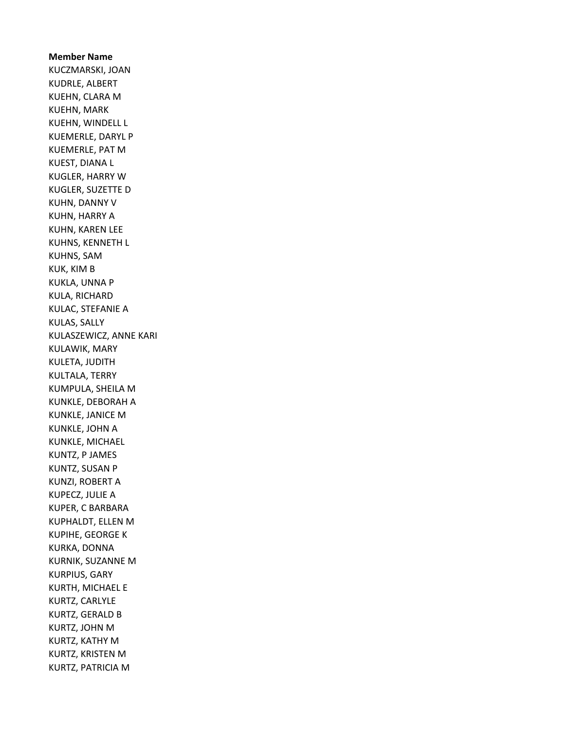**Member Name**

KUCZMARSKI, JOAN
KUDRLE, ALBERT
KUEHN, CLARA M
KUEHN, MARK
KUEHN, WINDELL L
KUEMERLE, DARYL P
KUEMERLE, PAT M
KUEST, DIANA L
KUGLER, HARRY W
KUGLER, SUZETTE D
KUHN, DANNY V
KUHN, HARRY A
KUHN, KAREN LEE
KUHNS, KENNETH L
KUHNS, SAM
KUK, KIM B
KUKLA, UNNA P
KULA, RICHARD
KULAC, STEFANIE A
KULAS, SALLY
KULASZEWICZ, ANNE KARI
KULAWIK, MARY
KULETA, JUDITH
KULTALA, TERRY
KUMPULA, SHEILA M
KUNKLE, DEBORAH A
KUNKLE, JANICE M
KUNKLE, JOHN A
KUNKLE, MICHAEL
KUNTZ, P JAMES
KUNTZ, SUSAN P
KUNZI, ROBERT A
KUPECZ, JULIE A
KUPER, C BARBARA
KUPHALDT, ELLEN M
KUPIHE, GEORGE K
KURKA, DONNA
KURNIK, SUZANNE M
KURPIUS, GARY
KURTH, MICHAEL E
KURTZ, CARLYLE
KURTZ, GERALD B
KURTZ, JOHN M
KURTZ, KATHY M
KURTZ, KRISTEN M
KURTZ, PATRICIA M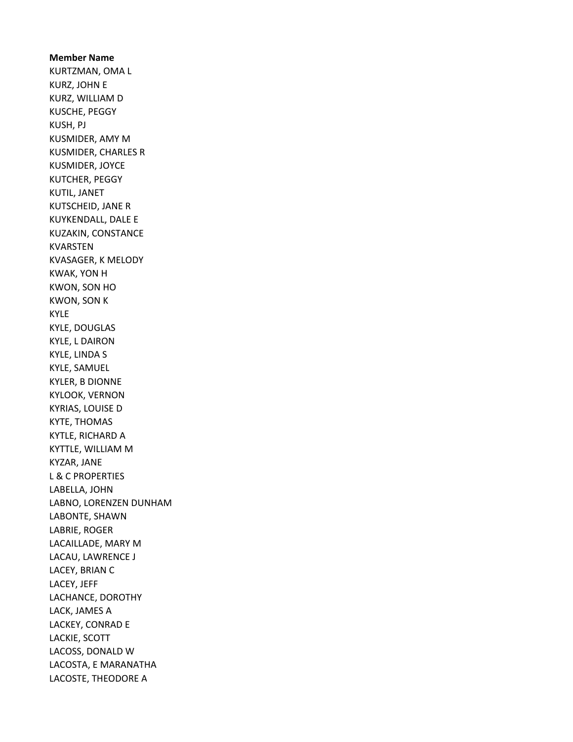**Member Name**

KURTZMAN, OMA L
KURZ, JOHN E
KURZ, WILLIAM D
KUSCHE, PEGGY
KUSH, PJ
KUSMIDER, AMY M
KUSMIDER, CHARLES R
KUSMIDER, JOYCE
KUTCHER, PEGGY
KUTIL, JANET
KUTSCHEID, JANE R
KUYKENDALL, DALE E
KUZAKIN, CONSTANCE
KVARSTEN
KVASAGER, K MELODY
KWAK, YON H
KWON, SON HO
KWON, SON K
KYLE
KYLE, DOUGLAS
KYLE, L DAIRON
KYLE, LINDA S
KYLE, SAMUEL
KYLER, B DIONNE
KYLOOK, VERNON
KYRIAS, LOUISE D
KYTE, THOMAS
KYTLE, RICHARD A
KYTTLE, WILLIAM M
KYZAR, JANE
L & C PROPERTIES
LABELLA, JOHN
LABNO, LORENZEN DUNHAM
LABONTE, SHAWN
LABRIE, ROGER
LACAILLADE, MARY M
LACAU, LAWRENCE J
LACEY, BRIAN C
LACEY, JEFF
LACHANCE, DOROTHY
LACK, JAMES A
LACKEY, CONRAD E
LACKIE, SCOTT
LACOSS, DONALD W
LACOSTA, E MARANATHA
LACOSTE, THEODORE A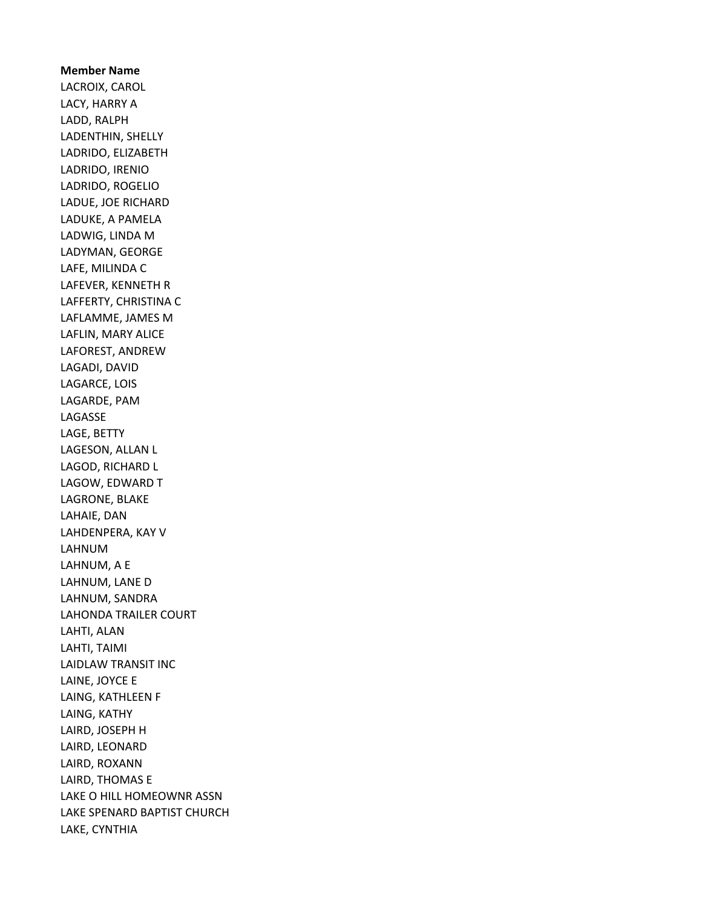**Member Name**

LACROIX, CAROL
LACY, HARRY A
LADD, RALPH
LADENTHIN, SHELLY
LADRIDO, ELIZABETH
LADRIDO, IRENIO
LADRIDO, ROGELIO
LADUE, JOE RICHARD
LADUKE, A PAMELA
LADWIG, LINDA M
LADYMAN, GEORGE
LAFE, MILINDA C
LAFEVER, KENNETH R
LAFFERTY, CHRISTINA C
LAFLAMME, JAMES M
LAFLIN, MARY ALICE
LAFOREST, ANDREW
LAGADI, DAVID
LAGARCE, LOIS
LAGARDE, PAM
LAGASSE
LAGE, BETTY
LAGESON, ALLAN L
LAGOD, RICHARD L
LAGOW, EDWARD T
LAGRONE, BLAKE
LAHAIE, DAN
LAHDENPERA, KAY V
LAHNUM
LAHNUM, A E
LAHNUM, LANE D
LAHNUM, SANDRA
LAHONDA TRAILER COURT
LAHTI, ALAN
LAHTI, TAIMI
LAIDLAW TRANSIT INC
LAINE, JOYCE E
LAING, KATHLEEN F
LAING, KATHY
LAIRD, JOSEPH H
LAIRD, LEONARD
LAIRD, ROXANN
LAIRD, THOMAS E
LAKE O HILL HOMEOWNR ASSN
LAKE SPENARD BAPTIST CHURCH
LAKE, CYNTHIA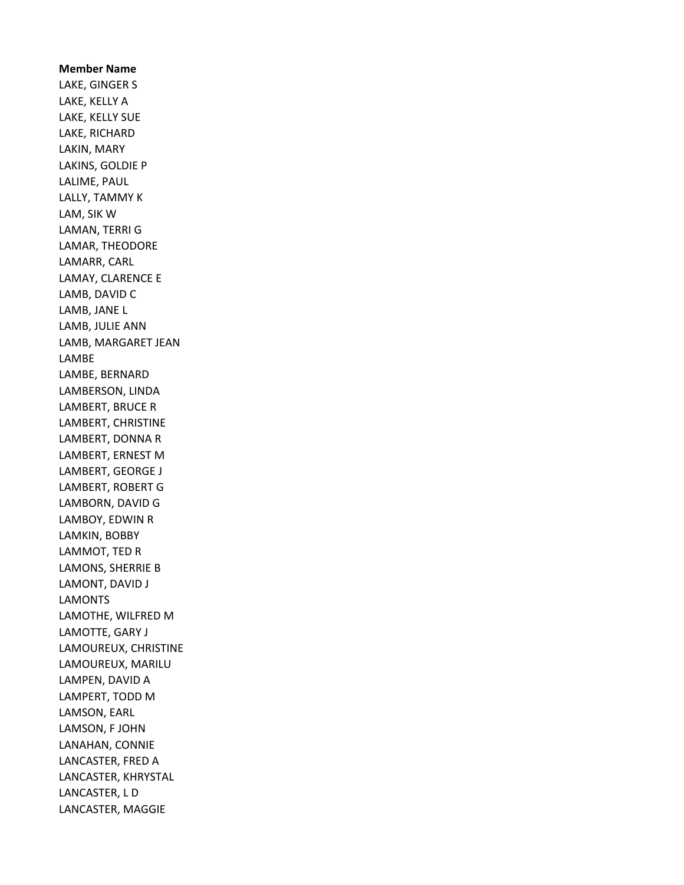**Member Name**

LAKE, GINGER S
LAKE, KELLY A
LAKE, KELLY SUE
LAKE, RICHARD
LAKIN, MARY
LAKINS, GOLDIE P
LALIME, PAUL
LALLY, TAMMY K
LAM, SIK W
LAMAN, TERRI G
LAMAR, THEODORE
LAMARR, CARL
LAMAY, CLARENCE E
LAMB, DAVID C
LAMB, JANE L
LAMB, JULIE ANN
LAMB, MARGARET JEAN
LAMBE
LAMBE, BERNARD
LAMBERSON, LINDA
LAMBERT, BRUCE R
LAMBERT, CHRISTINE
LAMBERT, DONNA R
LAMBERT, ERNEST M
LAMBERT, GEORGE J
LAMBERT, ROBERT G
LAMBORN, DAVID G
LAMBOY, EDWIN R
LAMKIN, BOBBY
LAMMOT, TED R
LAMONS, SHERRIE B
LAMONT, DAVID J
LAMONTS
LAMOTHE, WILFRED M
LAMOTTE, GARY J
LAMOUREUX, CHRISTINE
LAMOUREUX, MARILU
LAMPEN, DAVID A
LAMPERT, TODD M
LAMSON, EARL
LAMSON, F JOHN
LANAHAN, CONNIE
LANCASTER, FRED A
LANCASTER, KHRYSTAL
LANCASTER, L D
LANCASTER, MAGGIE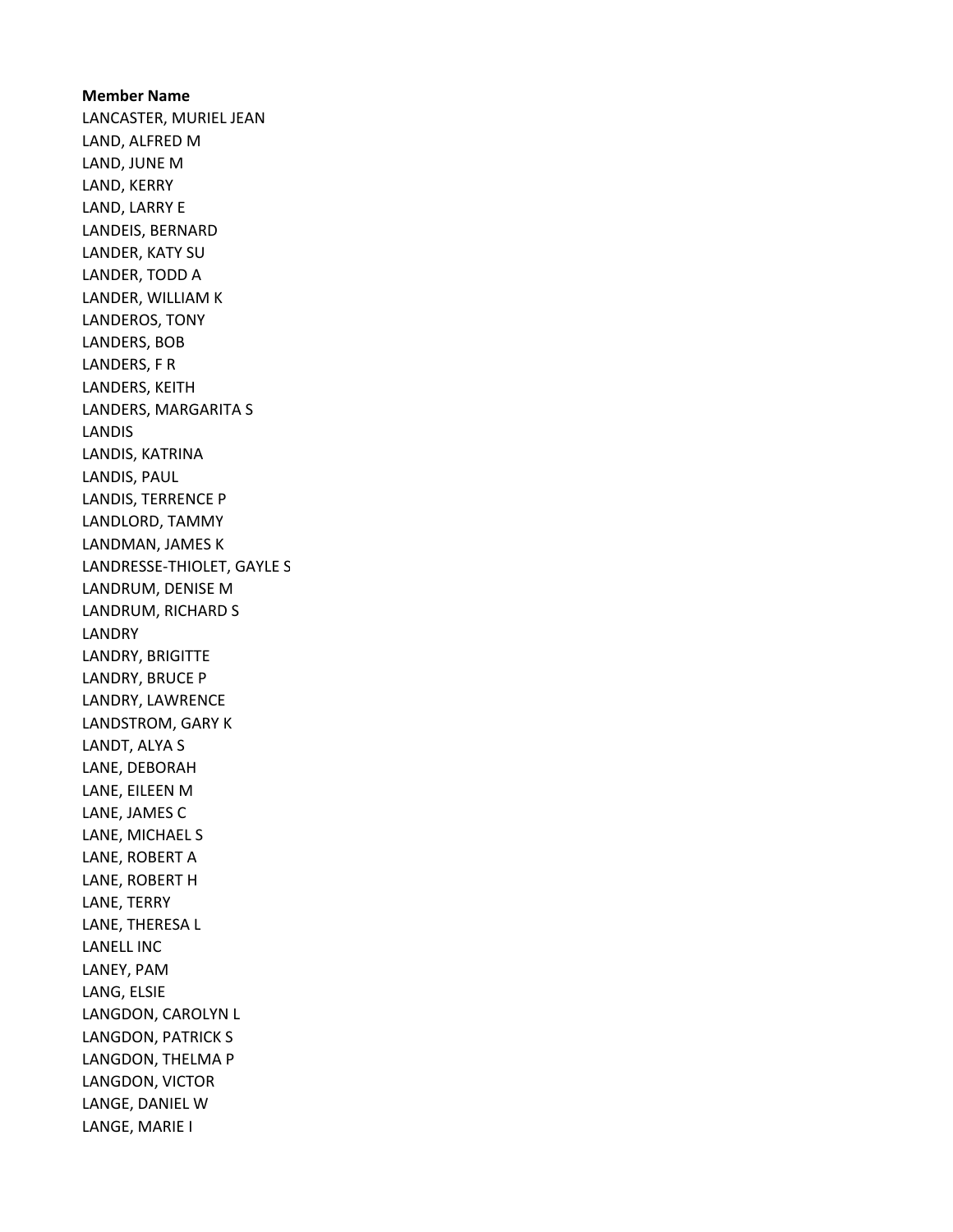**Member Name**

LANCASTER, MURIEL JEAN
LAND, ALFRED M
LAND, JUNE M
LAND, KERRY
LAND, LARRY E
LANDEIS, BERNARD
LANDER, KATY SU
LANDER, TODD A
LANDER, WILLIAM K
LANDEROS, TONY
LANDERS, BOB
LANDERS, F R
LANDERS, KEITH
LANDERS, MARGARITA S
LANDIS
LANDIS, KATRINA
LANDIS, PAUL
LANDIS, TERRENCE P
LANDLORD, TAMMY
LANDMAN, JAMES K
LANDRESSE-THIOLET, GAYLE S
LANDRUM, DENISE M
LANDRUM, RICHARD S
LANDRY
LANDRY, BRIGITTE
LANDRY, BRUCE P
LANDRY, LAWRENCE
LANDSTROM, GARY K
LANDT, ALYA S
LANE, DEBORAH
LANE, EILEEN M
LANE, JAMES C
LANE, MICHAEL S
LANE, ROBERT A
LANE, ROBERT H
LANE, TERRY
LANE, THERESA L
LANELL INC
LANEY, PAM
LANG, ELSIE
LANGDON, CAROLYN L
LANGDON, PATRICK S
LANGDON, THELMA P
LANGDON, VICTOR
LANGE, DANIEL W
LANGE, MARIE I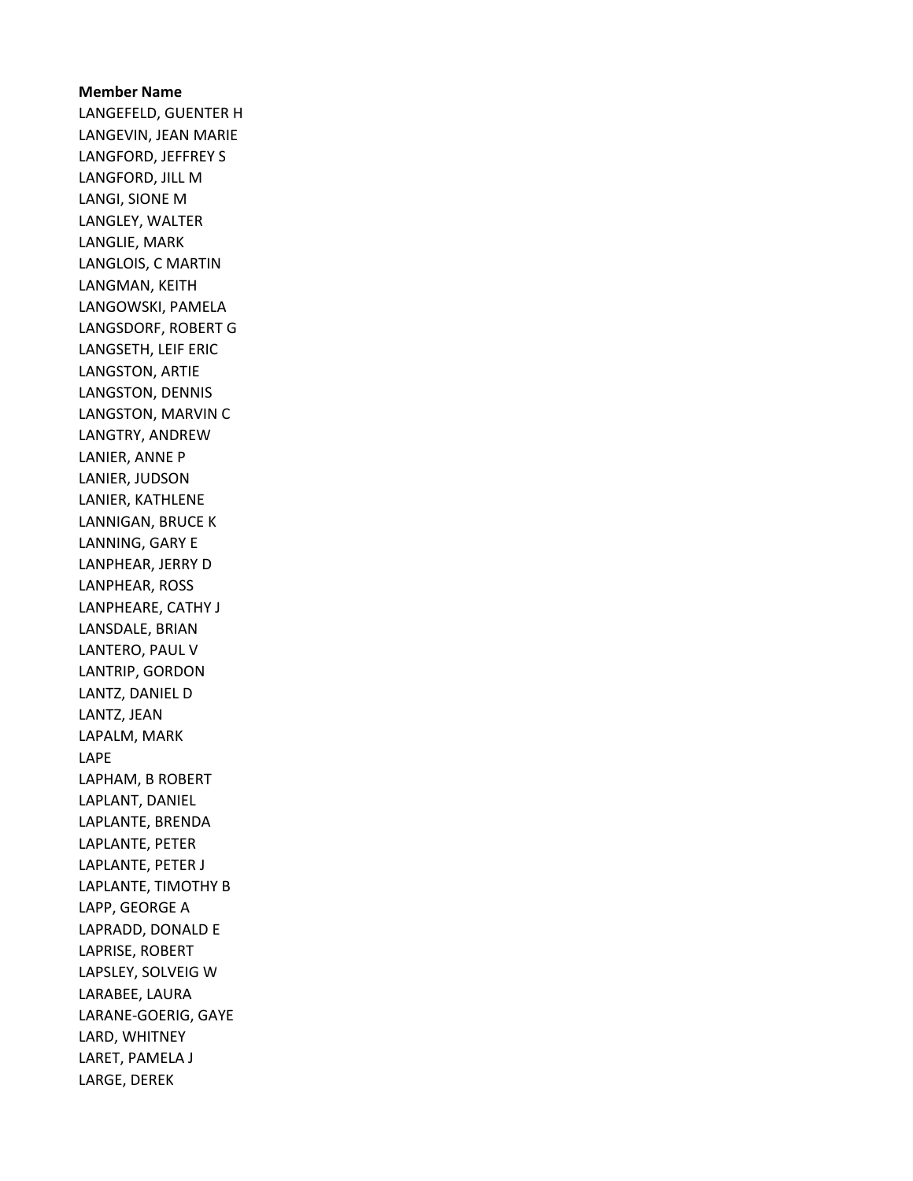**Member Name**

LANGEFELD, GUENTER H
LANGEVIN, JEAN MARIE
LANGFORD, JEFFREY S
LANGFORD, JILL M
LANGI, SIONE M
LANGLEY, WALTER
LANGLIE, MARK
LANGLOIS, C MARTIN
LANGMAN, KEITH
LANGOWSKI, PAMELA
LANGSDORF, ROBERT G
LANGSETH, LEIF ERIC
LANGSTON, ARTIE
LANGSTON, DENNIS
LANGSTON, MARVIN C
LANGTRY, ANDREW
LANIER, ANNE P
LANIER, JUDSON
LANIER, KATHLENE
LANNIGAN, BRUCE K
LANNING, GARY E
LANPHEAR, JERRY D
LANPHEAR, ROSS
LANPHEARE, CATHY J
LANSDALE, BRIAN
LANTERO, PAUL V
LANTRIP, GORDON
LANTZ, DANIEL D
LANTZ, JEAN
LAPALM, MARK
LAPE
LAPHAM, B ROBERT
LAPLANT, DANIEL
LAPLANTE, BRENDA
LAPLANTE, PETER
LAPLANTE, PETER J
LAPLANTE, TIMOTHY B
LAPP, GEORGE A
LAPRADD, DONALD E
LAPRISE, ROBERT
LAPSLEY, SOLVEIG W
LARABEE, LAURA
LARANE-GOERIG, GAYE
LARD, WHITNEY
LARET, PAMELA J
LARGE, DEREK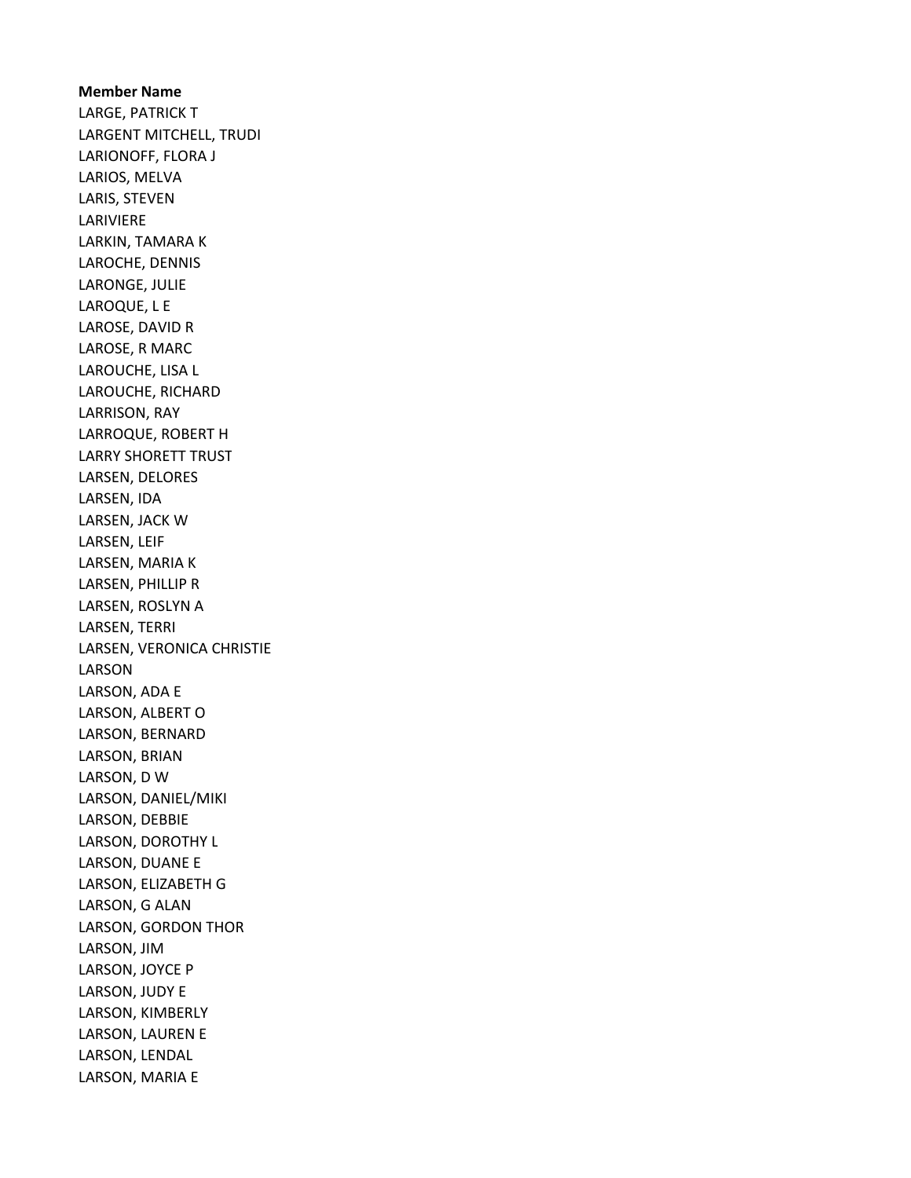**Member Name**

LARGE, PATRICK T
LARGENT MITCHELL, TRUDI
LARIONOFF, FLORA J
LARIOS, MELVA
LARIS, STEVEN
LARIVIERE
LARKIN, TAMARA K
LAROCHE, DENNIS
LARONGE, JULIE
LAROQUE, L E
LAROSE, DAVID R
LAROSE, R MARC
LAROUCHE, LISA L
LAROUCHE, RICHARD
LARRISON, RAY
LARROQUE, ROBERT H
LARRY SHORETT TRUST
LARSEN, DELORES
LARSEN, IDA
LARSEN, JACK W
LARSEN, LEIF
LARSEN, MARIA K
LARSEN, PHILLIP R
LARSEN, ROSLYN A
LARSEN, TERRI
LARSEN, VERONICA CHRISTIE
LARSON
LARSON, ADA E
LARSON, ALBERT O
LARSON, BERNARD
LARSON, BRIAN
LARSON, D W
LARSON, DANIEL/MIKI
LARSON, DEBBIE
LARSON, DOROTHY L
LARSON, DUANE E
LARSON, ELIZABETH G
LARSON, G ALAN
LARSON, GORDON THOR
LARSON, JIM
LARSON, JOYCE P
LARSON, JUDY E
LARSON, KIMBERLY
LARSON, LAUREN E
LARSON, LENDAL
LARSON, MARIA E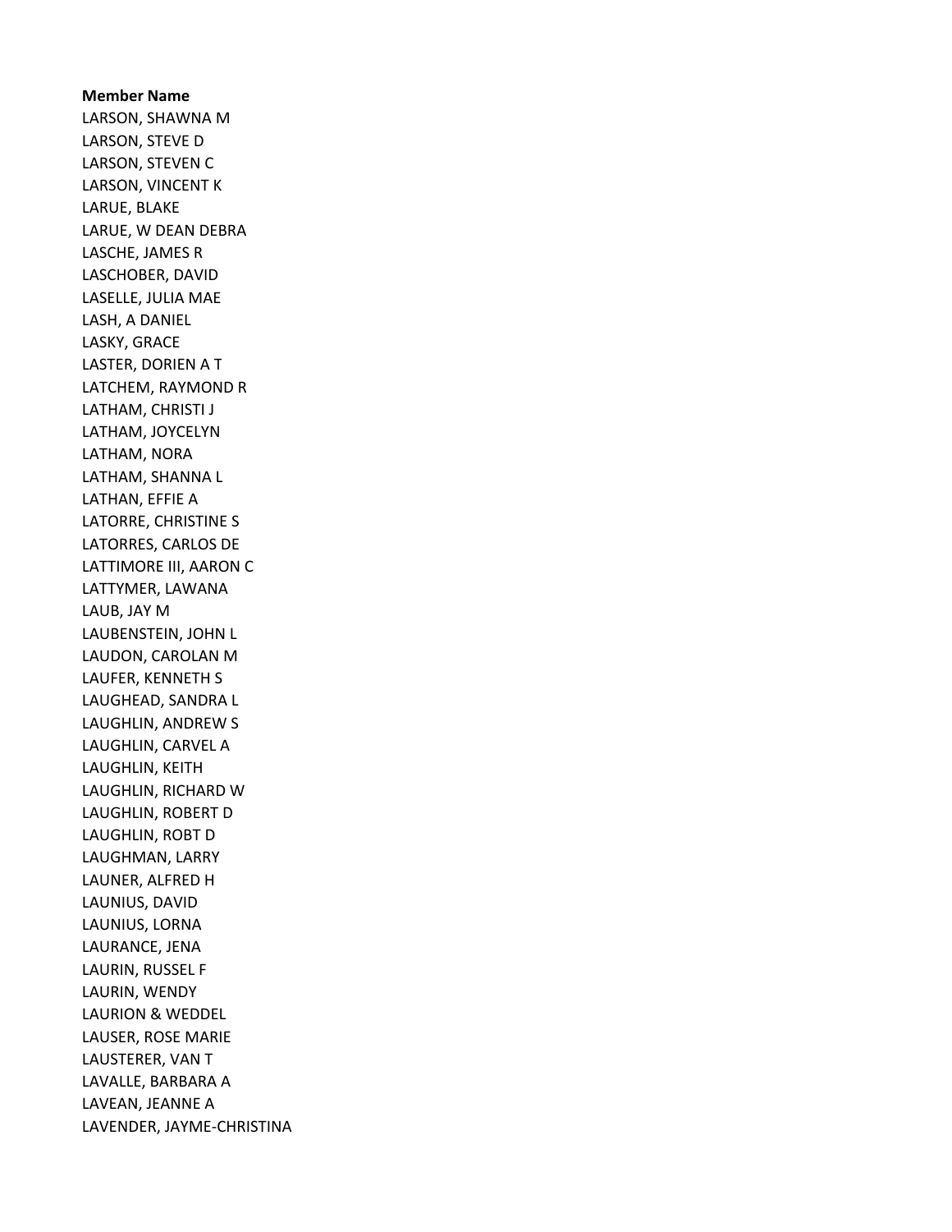**Member Name**

LARSON, SHAWNA M
LARSON, STEVE D
LARSON, STEVEN C
LARSON, VINCENT K
LARUE, BLAKE
LARUE, W DEAN DEBRA
LASCHE, JAMES R
LASCHOBER, DAVID
LASELLE, JULIA MAE
LASH, A DANIEL
LASKY, GRACE
LASTER, DORIEN A T
LATCHEM, RAYMOND R
LATHAM, CHRISTI J
LATHAM, JOYCELYN
LATHAM, NORA
LATHAM, SHANNA L
LATHAN, EFFIE A
LATORRE, CHRISTINE S
LATORRES, CARLOS DE
LATTIMORE III, AARON C
LATTYMER, LAWANA
LAUB, JAY M
LAUBENSTEIN, JOHN L
LAUDON, CAROLAN M
LAUFER, KENNETH S
LAUGHEAD, SANDRA L
LAUGHLIN, ANDREW S
LAUGHLIN, CARVEL A
LAUGHLIN, KEITH
LAUGHLIN, RICHARD W
LAUGHLIN, ROBERT D
LAUGHLIN, ROBT D
LAUGHMAN, LARRY
LAUNER, ALFRED H
LAUNIUS, DAVID
LAUNIUS, LORNA
LAURANCE, JENA
LAURIN, RUSSEL F
LAURIN, WENDY
LAURION & WEDDEL
LAUSER, ROSE MARIE
LAUSTERER, VAN T
LAVALLE, BARBARA A
LAVEAN, JEANNE A
LAVENDER, JAYME-CHRISTINA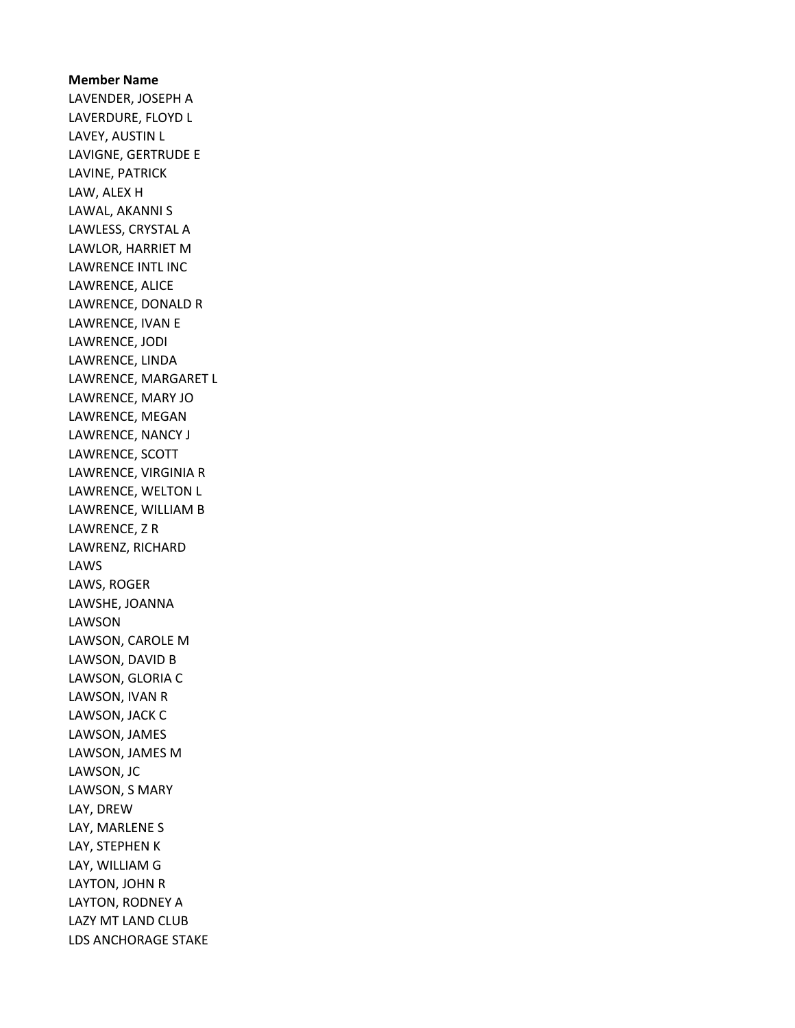**Member Name**

LAVENDER, JOSEPH A
LAVERDURE, FLOYD L
LAVEY, AUSTIN L
LAVIGNE, GERTRUDE E
LAVINE, PATRICK
LAW, ALEX H
LAWAL, AKANNI S
LAWLESS, CRYSTAL A
LAWLOR, HARRIET M
LAWRENCE INTL INC
LAWRENCE, ALICE
LAWRENCE, DONALD R
LAWRENCE, IVAN E
LAWRENCE, JODI
LAWRENCE, LINDA
LAWRENCE, MARGARET L
LAWRENCE, MARY JO
LAWRENCE, MEGAN
LAWRENCE, NANCY J
LAWRENCE, SCOTT
LAWRENCE, VIRGINIA R
LAWRENCE, WELTON L
LAWRENCE, WILLIAM B
LAWRENCE, Z R
LAWRENZ, RICHARD
LAWS
LAWS, ROGER
LAWSHE, JOANNA
LAWSON
LAWSON, CAROLE M
LAWSON, DAVID B
LAWSON, GLORIA C
LAWSON, IVAN R
LAWSON, JACK C
LAWSON, JAMES
LAWSON, JAMES M
LAWSON, JC
LAWSON, S MARY
LAY, DREW
LAY, MARLENE S
LAY, STEPHEN K
LAY, WILLIAM G
LAYTON, JOHN R
LAYTON, RODNEY A
LAZY MT LAND CLUB
LDS ANCHORAGE STAKE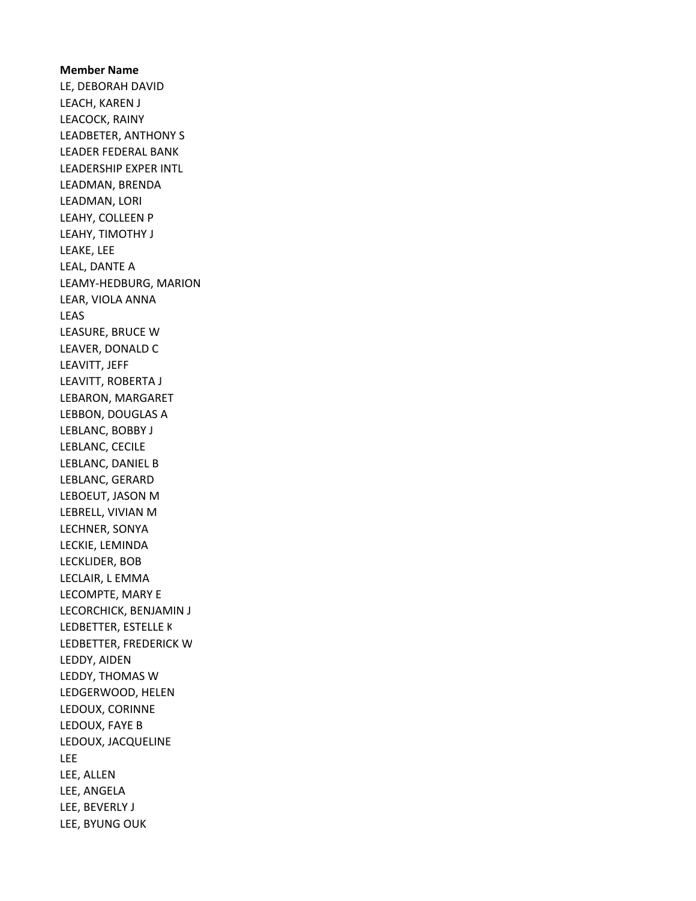**Member Name**

LE, DEBORAH DAVID
LEACH, KAREN J
LEACOCK, RAINY
LEADBETER, ANTHONY S
LEADER FEDERAL BANK
LEADERSHIP EXPER INTL
LEADMAN, BRENDA
LEADMAN, LORI
LEAHY, COLLEEN P
LEAHY, TIMOTHY J
LEAKE, LEE
LEAL, DANTE A
LEAMY-HEDBURG, MARION
LEAR, VIOLA ANNA
LEAS
LEASURE, BRUCE W
LEAVER, DONALD C
LEAVITT, JEFF
LEAVITT, ROBERTA J
LEBARON, MARGARET
LEBBON, DOUGLAS A
LEBLANC, BOBBY J
LEBLANC, CECILE
LEBLANC, DANIEL B
LEBLANC, GERARD
LEBOEUT, JASON M
LEBRELL, VIVIAN M
LECHNER, SONYA
LECKIE, LEMINDA
LECKLIDER, BOB
LECLAIR, L EMMA
LECOMPTE, MARY E
LECORCHICK, BENJAMIN J
LEDBETTER, ESTELLE K
LEDBETTER, FREDERICK W
LEDDY, AIDEN
LEDDY, THOMAS W
LEDGERWOOD, HELEN
LEDOUX, CORINNE
LEDOUX, FAYE B
LEDOUX, JACQUELINE
LEE
LEE, ALLEN
LEE, ANGELA
LEE, BEVERLY J
LEE, BYUNG OUK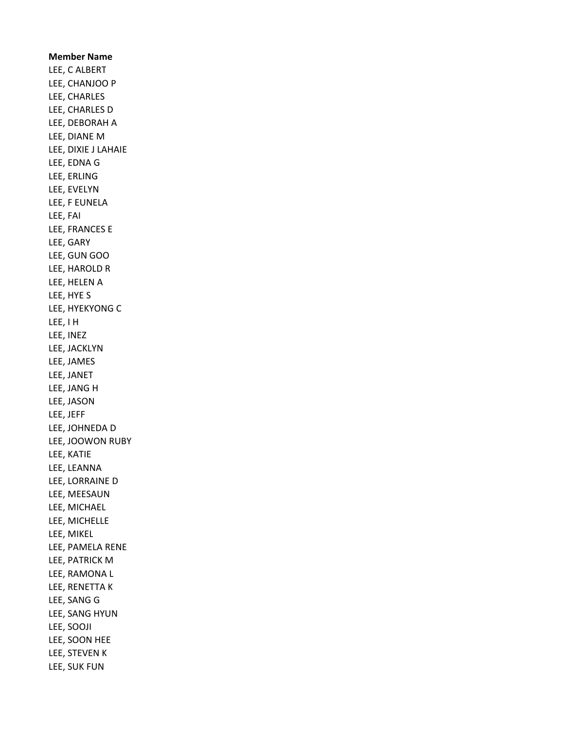**Member Name**

LEE, C ALBERT
LEE, CHANJOO P
LEE, CHARLES
LEE, CHARLES D
LEE, DEBORAH A
LEE, DIANE M
LEE, DIXIE J LAHAIE
LEE, EDNA G
LEE, ERLING
LEE, EVELYN
LEE, F EUNELA
LEE, FAI
LEE, FRANCES E
LEE, GARY
LEE, GUN GOO
LEE, HAROLD R
LEE, HELEN A
LEE, HYE S
LEE, HYEKYONG C
LEE, I H
LEE, INEZ
LEE, JACKLYN
LEE, JAMES
LEE, JANET
LEE, JANG H
LEE, JASON
LEE, JEFF
LEE, JOHNEDA D
LEE, JOOWON RUBY
LEE, KATIE
LEE, LEANNA
LEE, LORRAINE D
LEE, MEESAUN
LEE, MICHAEL
LEE, MICHELLE
LEE, MIKEL
LEE, PAMELA RENE
LEE, PATRICK M
LEE, RAMONA L
LEE, RENETTA K
LEE, SANG G
LEE, SANG HYUN
LEE, SOOJI
LEE, SOON HEE
LEE, STEVEN K
LEE, SUK FUN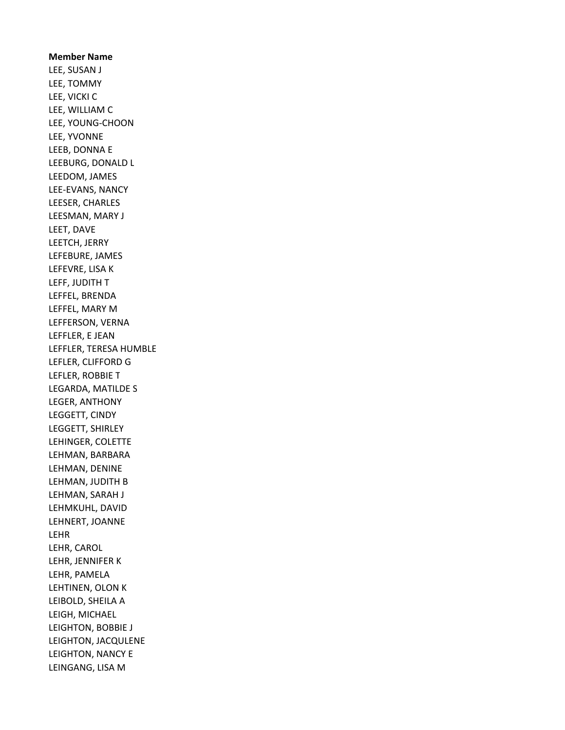**Member Name**

LEE, SUSAN J
LEE, TOMMY
LEE, VICKI C
LEE, WILLIAM C
LEE, YOUNG-CHOON
LEE, YVONNE
LEEB, DONNA E
LEEBURG, DONALD L
LEEDOM, JAMES
LEE-EVANS, NANCY
LEESER, CHARLES
LEESMAN, MARY J
LEET, DAVE
LEETCH, JERRY
LEFEBURE, JAMES
LEFEVRE, LISA K
LEFF, JUDITH T
LEFFEL, BRENDA
LEFFEL, MARY M
LEFFERSON, VERNA
LEFFLER, E JEAN
LEFFLER, TERESA HUMBLE
LEFLER, CLIFFORD G
LEFLER, ROBBIE T
LEGARDA, MATILDE S
LEGER, ANTHONY
LEGGETT, CINDY
LEGGETT, SHIRLEY
LEHINGER, COLETTE
LEHMAN, BARBARA
LEHMAN, DENINE
LEHMAN, JUDITH B
LEHMAN, SARAH J
LEHMKUHL, DAVID
LEHNERT, JOANNE
LEHR
LEHR, CAROL
LEHR, JENNIFER K
LEHR, PAMELA
LEHTINEN, OLON K
LEIBOLD, SHEILA A
LEIGH, MICHAEL
LEIGHTON, BOBBIE J
LEIGHTON, JACQULENE
LEIGHTON, NANCY E
LEINGANG, LISA M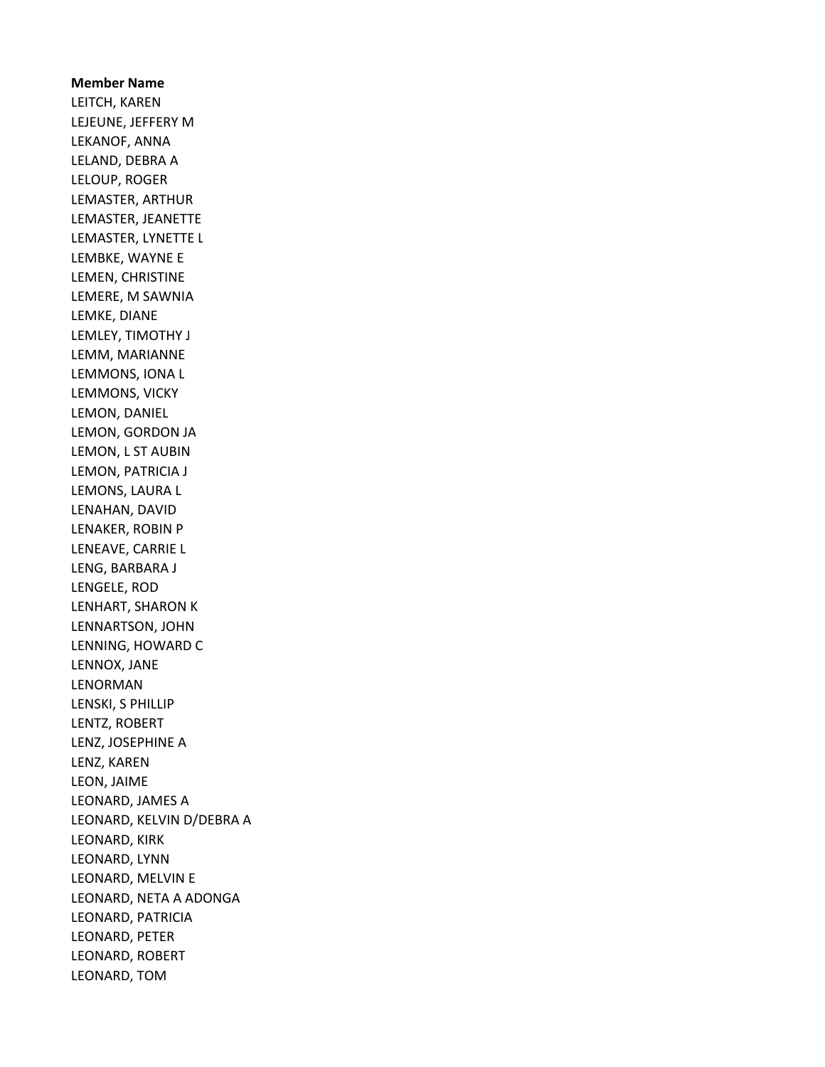**Member Name**

LEITCH, KAREN
LEJEUNE, JEFFERY M
LEKANOF, ANNA
LELAND, DEBRA A
LELOUP, ROGER
LEMASTER, ARTHUR
LEMASTER, JEANETTE
LEMASTER, LYNETTE L
LEMBKE, WAYNE E
LEMEN, CHRISTINE
LEMERE, M SAWNIA
LEMKE, DIANE
LEMLEY, TIMOTHY J
LEMM, MARIANNE
LEMMONS, IONA L
LEMMONS, VICKY
LEMON, DANIEL
LEMON, GORDON JA
LEMON, L ST AUBIN
LEMON, PATRICIA J
LEMONS, LAURA L
LENAHAN, DAVID
LENAKER, ROBIN P
LENEAVE, CARRIE L
LENG, BARBARA J
LENGELE, ROD
LENHART, SHARON K
LENNARTSON, JOHN
LENNING, HOWARD C
LENNOX, JANE
LENORMAN
LENSKI, S PHILLIP
LENTZ, ROBERT
LENZ, JOSEPHINE A
LENZ, KAREN
LEON, JAIME
LEONARD, JAMES A
LEONARD, KELVIN D/DEBRA A
LEONARD, KIRK
LEONARD, LYNN
LEONARD, MELVIN E
LEONARD, NETA A ADONGA
LEONARD, PATRICIA
LEONARD, PETER
LEONARD, ROBERT
LEONARD, TOM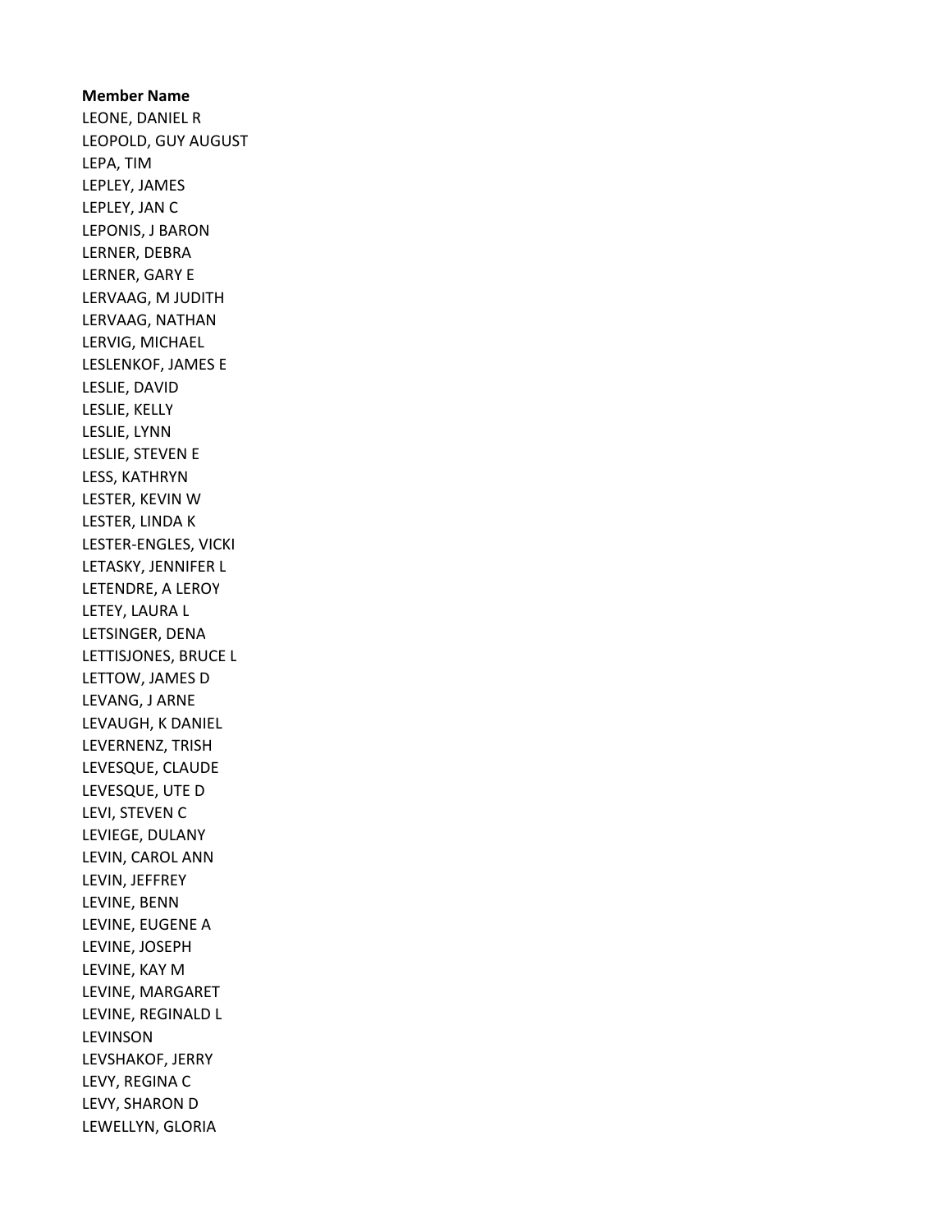**Member Name**

LEONE, DANIEL R
LEOPOLD, GUY AUGUST
LEPA, TIM
LEPLEY, JAMES
LEPLEY, JAN C
LEPONIS, J BARON
LERNER, DEBRA
LERNER, GARY E
LERVAAG, M JUDITH
LERVAAG, NATHAN
LERVIG, MICHAEL
LESLENKOF, JAMES E
LESLIE, DAVID
LESLIE, KELLY
LESLIE, LYNN
LESLIE, STEVEN E
LESS, KATHRYN
LESTER, KEVIN W
LESTER, LINDA K
LESTER-ENGLES, VICKI
LETASKY, JENNIFER L
LETENDRE, A LEROY
LETEY, LAURA L
LETSINGER, DENA
LETTISJONES, BRUCE L
LETTOW, JAMES D
LEVANG, J ARNE
LEVAUGH, K DANIEL
LEVERNENZ, TRISH
LEVESQUE, CLAUDE
LEVESQUE, UTE D
LEVI, STEVEN C
LEVIEGE, DULANY
LEVIN, CAROL ANN
LEVIN, JEFFREY
LEVINE, BENN
LEVINE, EUGENE A
LEVINE, JOSEPH
LEVINE, KAY M
LEVINE, MARGARET
LEVINE, REGINALD L
LEVINSON
LEVSHAKOF, JERRY
LEVY, REGINA C
LEVY, SHARON D
LEWELLYN, GLORIA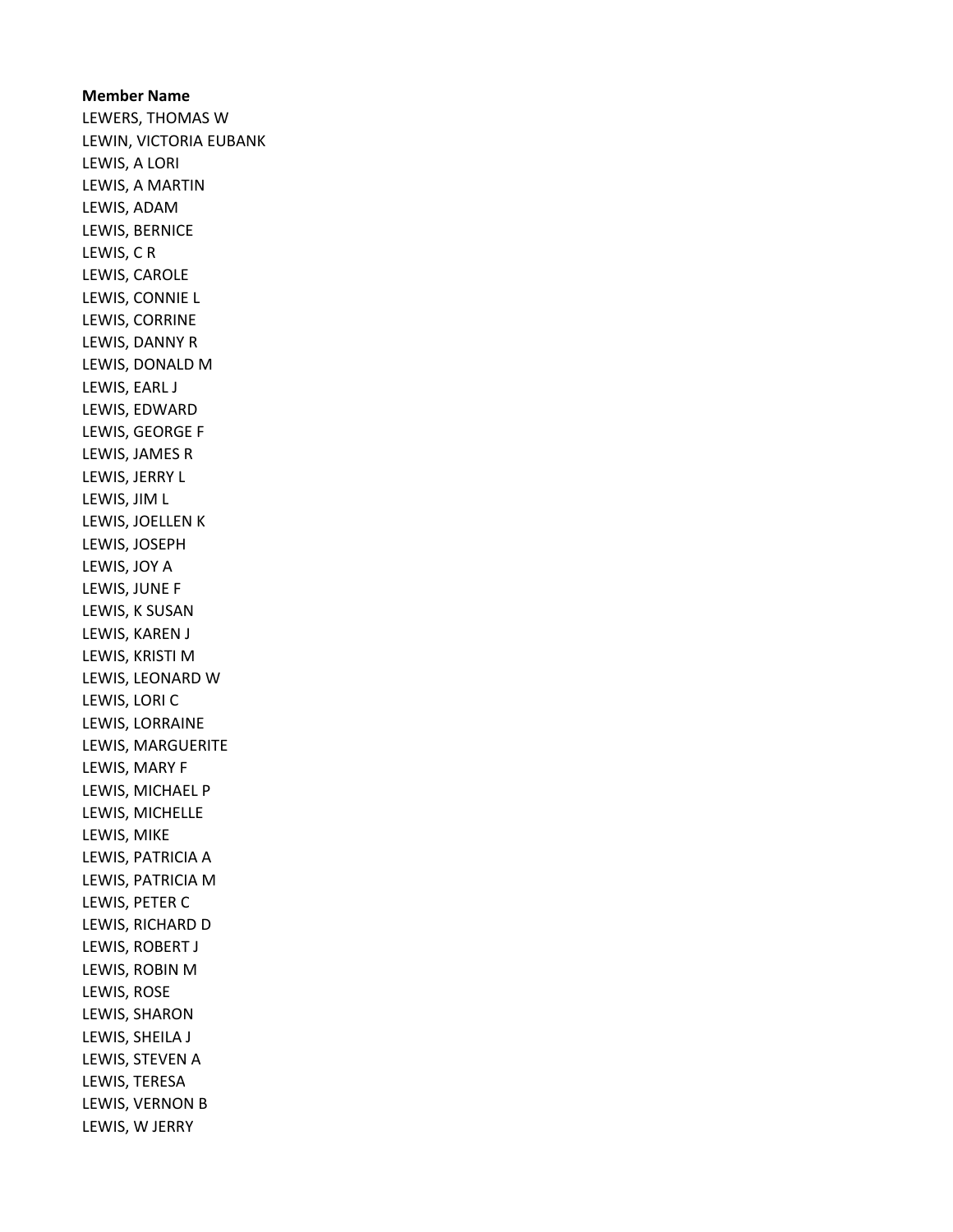**Member Name**

LEWERS, THOMAS W
LEWIN, VICTORIA EUBANK
LEWIS, A LORI
LEWIS, A MARTIN
LEWIS, ADAM
LEWIS, BERNICE
LEWIS, C R
LEWIS, CAROLE
LEWIS, CONNIE L
LEWIS, CORRINE
LEWIS, DANNY R
LEWIS, DONALD M
LEWIS, EARL J
LEWIS, EDWARD
LEWIS, GEORGE F
LEWIS, JAMES R
LEWIS, JERRY L
LEWIS, JIM L
LEWIS, JOELLEN K
LEWIS, JOSEPH
LEWIS, JOY A
LEWIS, JUNE F
LEWIS, K SUSAN
LEWIS, KAREN J
LEWIS, KRISTI M
LEWIS, LEONARD W
LEWIS, LORI C
LEWIS, LORRAINE
LEWIS, MARGUERITE
LEWIS, MARY F
LEWIS, MICHAEL P
LEWIS, MICHELLE
LEWIS, MIKE
LEWIS, PATRICIA A
LEWIS, PATRICIA M
LEWIS, PETER C
LEWIS, RICHARD D
LEWIS, ROBERT J
LEWIS, ROBIN M
LEWIS, ROSE
LEWIS, SHARON
LEWIS, SHEILA J
LEWIS, STEVEN A
LEWIS, TERESA
LEWIS, VERNON B
LEWIS, W JERRY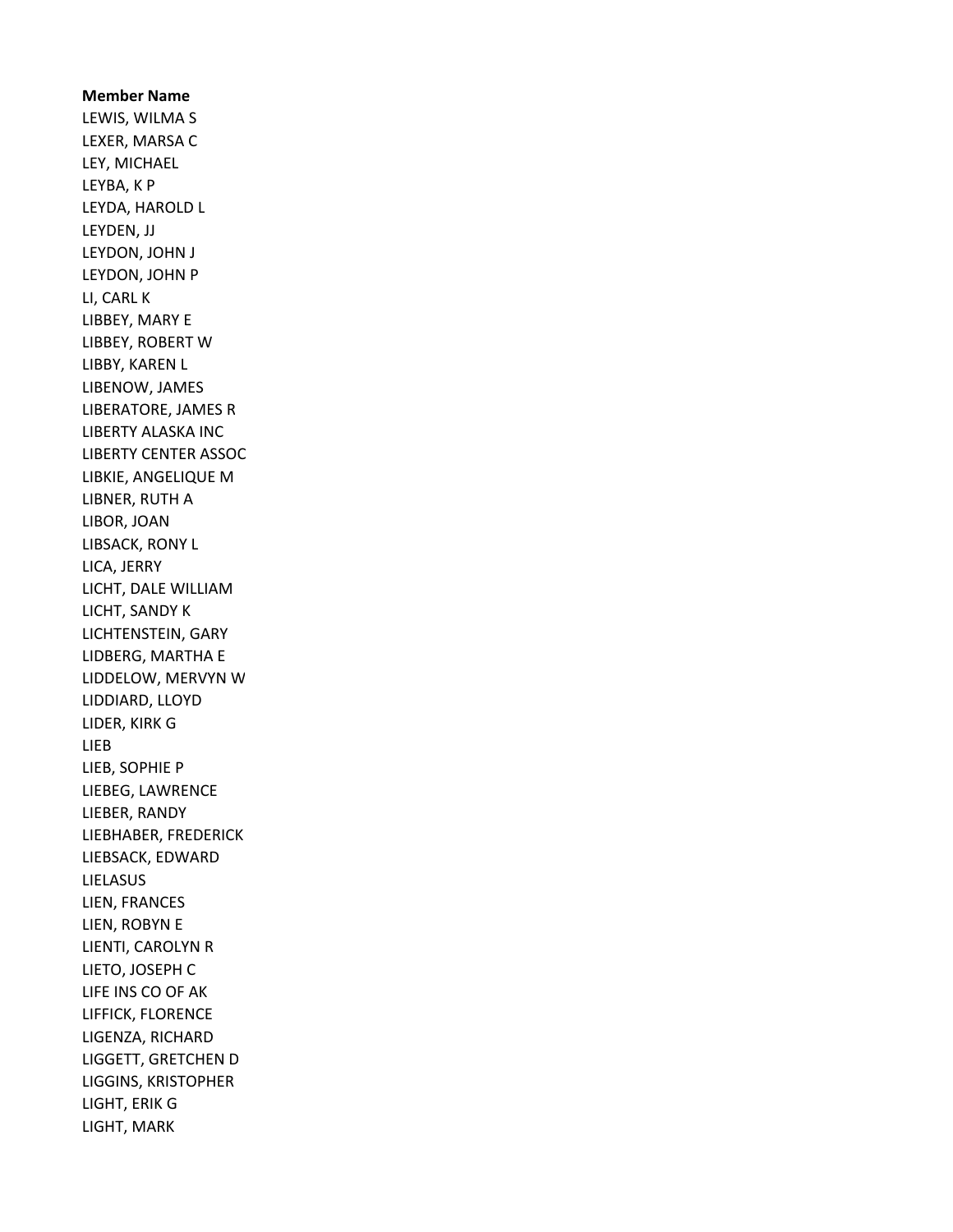**Member Name**

LEWIS, WILMA S
LEXER, MARSA C
LEY, MICHAEL
LEYBA, K P
LEYDA, HAROLD L
LEYDEN, JJ
LEYDON, JOHN J
LEYDON, JOHN P
LI, CARL K
LIBBEY, MARY E
LIBBEY, ROBERT W
LIBBY, KAREN L
LIBENOW, JAMES
LIBERATORE, JAMES R
LIBERTY ALASKA INC
LIBERTY CENTER ASSOC
LIBKIE, ANGELIQUE M
LIBNER, RUTH A
LIBOR, JOAN
LIBSACK, RONY L
LICA, JERRY
LICHT, DALE WILLIAM
LICHT, SANDY K
LICHTENSTEIN, GARY
LIDBERG, MARTHA E
LIDDELOW, MERVYN W
LIDDIARD, LLOYD
LIDER, KIRK G
LIEB
LIEB, SOPHIE P
LIEBEG, LAWRENCE
LIEBER, RANDY
LIEBHABER, FREDERICK
LIEBSACK, EDWARD
LIELASUS
LIEN, FRANCES
LIEN, ROBYN E
LIENTI, CAROLYN R
LIETO, JOSEPH C
LIFE INS CO OF AK
LIFFICK, FLORENCE
LIGENZA, RICHARD
LIGGETT, GRETCHEN D
LIGGINS, KRISTOPHER
LIGHT, ERIK G
LIGHT, MARK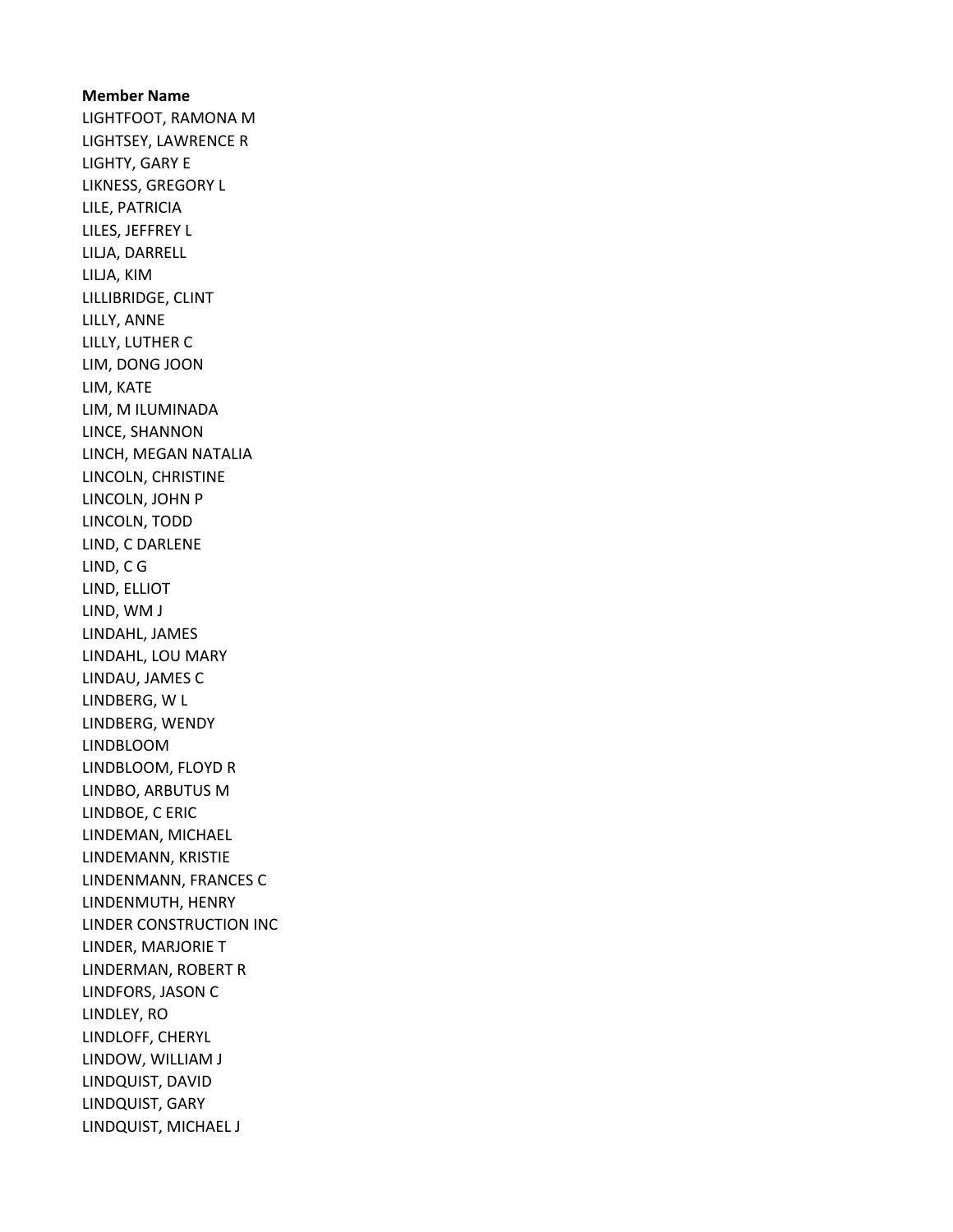**Member Name**

LIGHTFOOT, RAMONA M
LIGHTSEY, LAWRENCE R
LIGHTY, GARY E
LIKNESS, GREGORY L
LILE, PATRICIA
LILES, JEFFREY L
LILJA, DARRELL
LILJA, KIM
LILLIBRIDGE, CLINT
LILLY, ANNE
LILLY, LUTHER C
LIM, DONG JOON
LIM, KATE
LIM, M ILUMINADA
LINCE, SHANNON
LINCH, MEGAN NATALIA
LINCOLN, CHRISTINE
LINCOLN, JOHN P
LINCOLN, TODD
LIND, C DARLENE
LIND, C G
LIND, ELLIOT
LIND, WM J
LINDAHL, JAMES
LINDAHL, LOU MARY
LINDAU, JAMES C
LINDBERG, W L
LINDBERG, WENDY
LINDBLOOM
LINDBLOOM, FLOYD R
LINDBO, ARBUTUS M
LINDBOE, C ERIC
LINDEMAN, MICHAEL
LINDEMANN, KRISTIE
LINDENMANN, FRANCES C
LINDENMUTH, HENRY
LINDER CONSTRUCTION INC
LINDER, MARJORIE T
LINDERMAN, ROBERT R
LINDFORS, JASON C
LINDLEY, RO
LINDLOFF, CHERYL
LINDOW, WILLIAM J
LINDQUIST, DAVID
LINDQUIST, GARY
LINDQUIST, MICHAEL J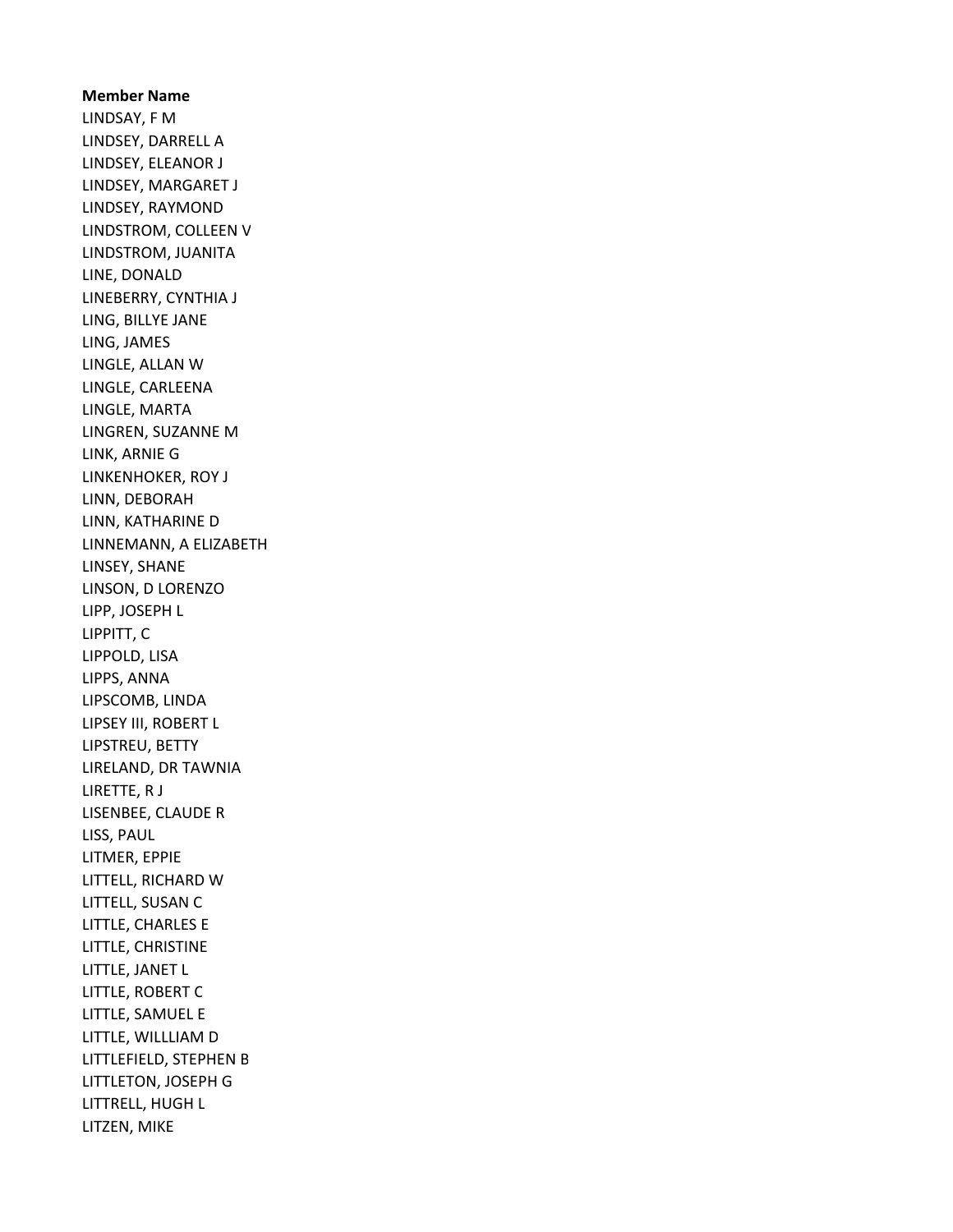**Member Name**

LINDSAY, F M
LINDSEY, DARRELL A
LINDSEY, ELEANOR J
LINDSEY, MARGARET J
LINDSEY, RAYMOND
LINDSTROM, COLLEEN V
LINDSTROM, JUANITA
LINE, DONALD
LINEBERRY, CYNTHIA J
LING, BILLYE JANE
LING, JAMES
LINGLE, ALLAN W
LINGLE, CARLEENA
LINGLE, MARTA
LINGREN, SUZANNE M
LINK, ARNIE G
LINKENHOKER, ROY J
LINN, DEBORAH
LINN, KATHARINE D
LINNEMANN, A ELIZABETH
LINSEY, SHANE
LINSON, D LORENZO
LIPP, JOSEPH L
LIPPITT, C
LIPPOLD, LISA
LIPPS, ANNA
LIPSCOMB, LINDA
LIPSEY III, ROBERT L
LIPSTREU, BETTY
LIRELAND, DR TAWNIA
LIRETTE, R J
LISENBEE, CLAUDE R
LISS, PAUL
LITMER, EPPIE
LITTELL, RICHARD W
LITTELL, SUSAN C
LITTLE, CHARLES E
LITTLE, CHRISTINE
LITTLE, JANET L
LITTLE, ROBERT C
LITTLE, SAMUEL E
LITTLE, WILLLIAM D
LITTLEFIELD, STEPHEN B
LITTLETON, JOSEPH G
LITTRELL, HUGH L
LITZEN, MIKE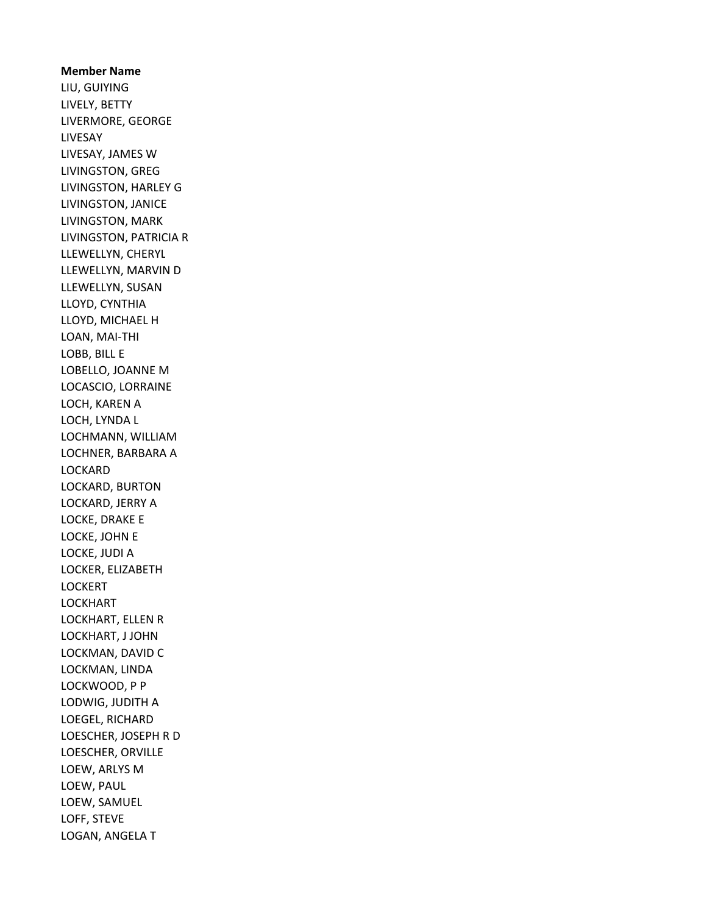**Member Name**

LIU, GUIYING
LIVELY, BETTY
LIVERMORE, GEORGE
LIVESAY
LIVESAY, JAMES W
LIVINGSTON, GREG
LIVINGSTON, HARLEY G
LIVINGSTON, JANICE
LIVINGSTON, MARK
LIVINGSTON, PATRICIA R
LLEWELLYN, CHERYL
LLEWELLYN, MARVIN D
LLEWELLYN, SUSAN
LLOYD, CYNTHIA
LLOYD, MICHAEL H
LOAN, MAI-THI
LOBB, BILL E
LOBELLO, JOANNE M
LOCASCIO, LORRAINE
LOCH, KAREN A
LOCH, LYNDA L
LOCHMANN, WILLIAM
LOCHNER, BARBARA A
LOCKARD
LOCKARD, BURTON
LOCKARD, JERRY A
LOCKE, DRAKE E
LOCKE, JOHN E
LOCKE, JUDI A
LOCKER, ELIZABETH
LOCKERT
LOCKHART
LOCKHART, ELLEN R
LOCKHART, J JOHN
LOCKMAN, DAVID C
LOCKMAN, LINDA
LOCKWOOD, P P
LODWIG, JUDITH A
LOEGEL, RICHARD
LOESCHER, JOSEPH R D
LOESCHER, ORVILLE
LOEW, ARLYS M
LOEW, PAUL
LOEW, SAMUEL
LOFF, STEVE
LOGAN, ANGELA T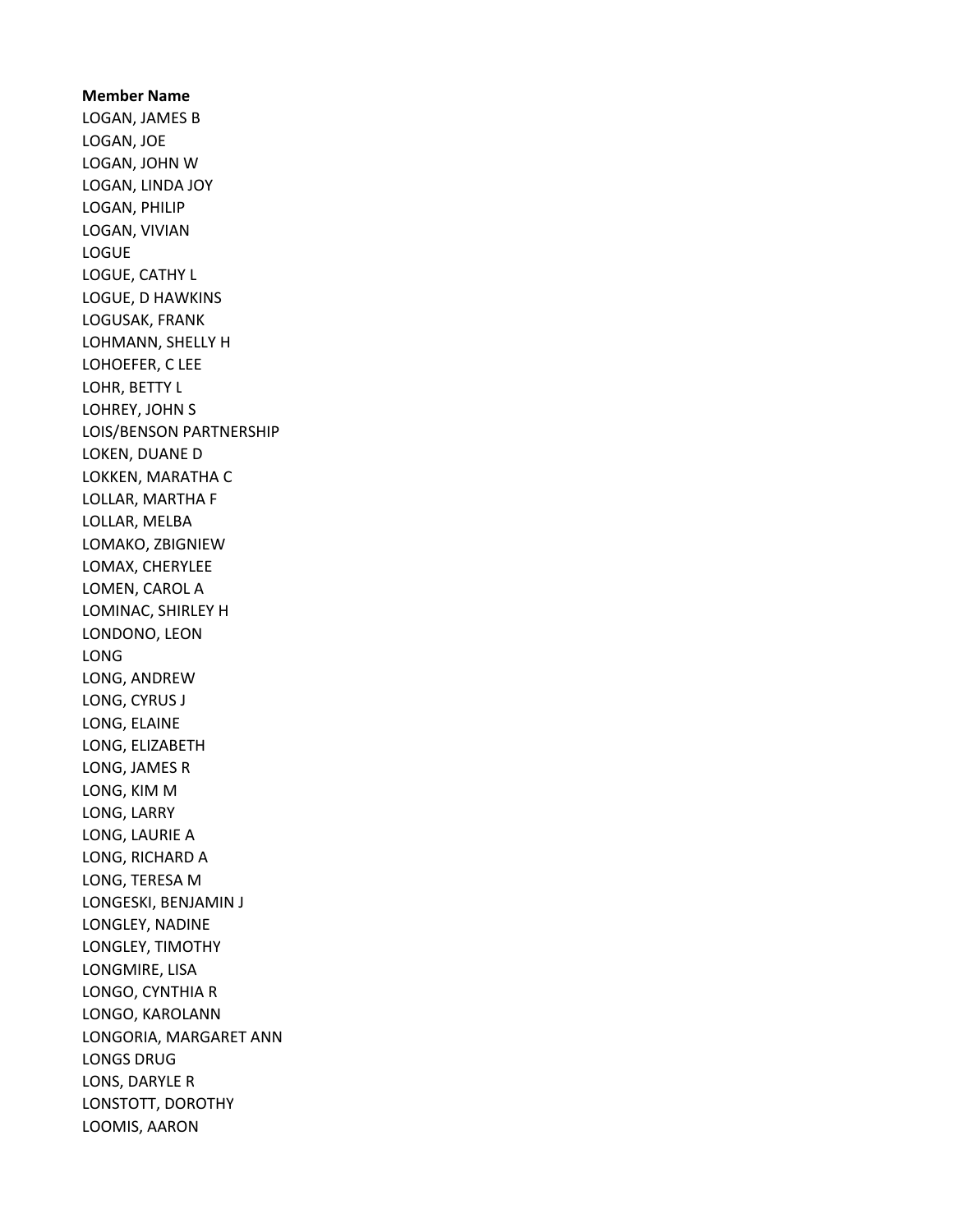**Member Name**

LOGAN, JAMES B
LOGAN, JOE
LOGAN, JOHN W
LOGAN, LINDA JOY
LOGAN, PHILIP
LOGAN, VIVIAN
LOGUE
LOGUE, CATHY L
LOGUE, D HAWKINS
LOGUSAK, FRANK
LOHMANN, SHELLY H
LOHOEFER, C LEE
LOHR, BETTY L
LOHREY, JOHN S
LOIS/BENSON PARTNERSHIP
LOKEN, DUANE D
LOKKEN, MARATHA C
LOLLAR, MARTHA F
LOLLAR, MELBA
LOMAKO, ZBIGNIEW
LOMAX, CHERYLEE
LOMEN, CAROL A
LOMINAC, SHIRLEY H
LONDONO, LEON
LONG
LONG, ANDREW
LONG, CYRUS J
LONG, ELAINE
LONG, ELIZABETH
LONG, JAMES R
LONG, KIM M
LONG, LARRY
LONG, LAURIE A
LONG, RICHARD A
LONG, TERESA M
LONGESKI, BENJAMIN J
LONGLEY, NADINE
LONGLEY, TIMOTHY
LONGMIRE, LISA
LONGO, CYNTHIA R
LONGO, KAROLANN
LONGORIA, MARGARET ANN
LONGS DRUG
LONS, DARYLE R
LONSTOTT, DOROTHY
LOOMIS, AARON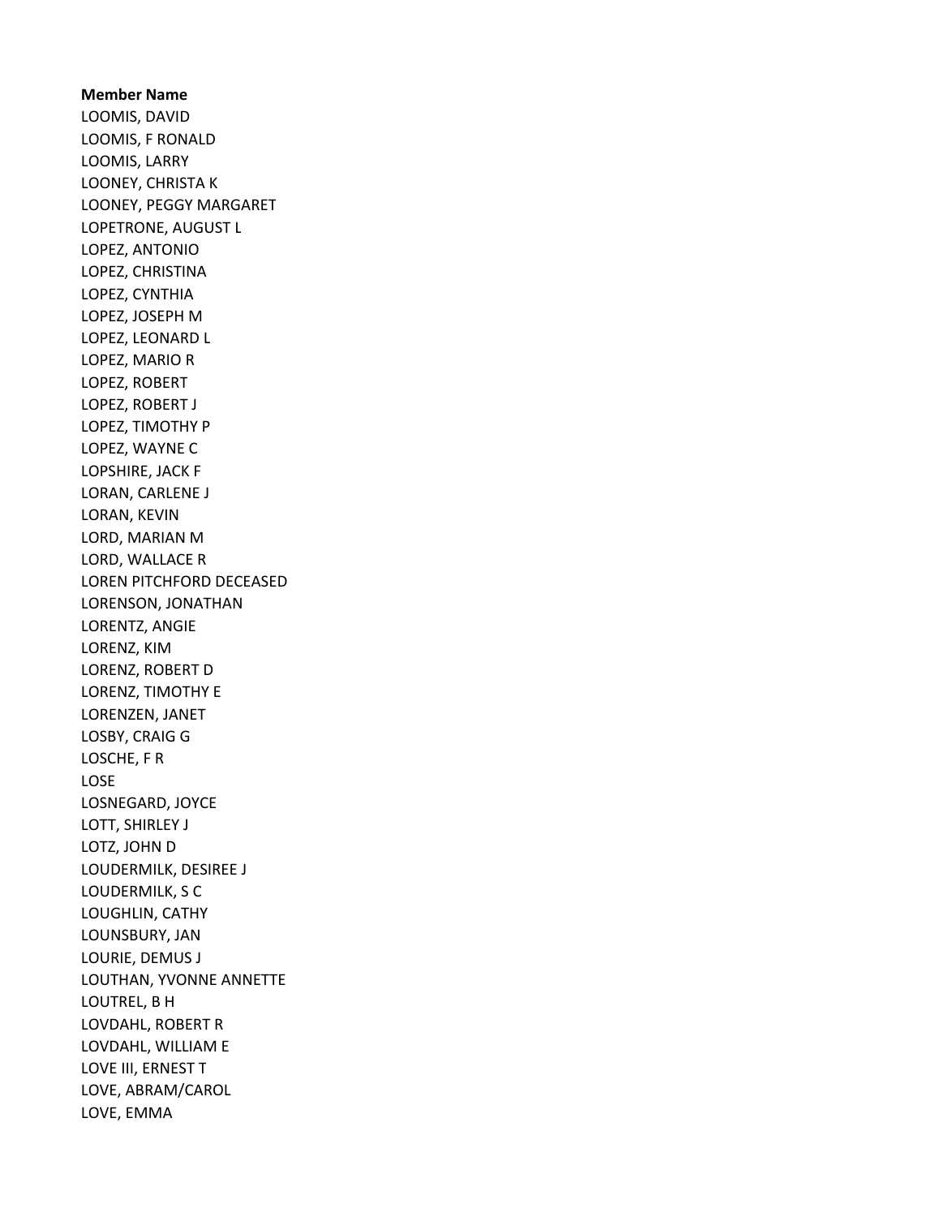**Member Name**

LOOMIS, DAVID
LOOMIS, F RONALD
LOOMIS, LARRY
LOONEY, CHRISTA K
LOONEY, PEGGY MARGARET
LOPETRONE, AUGUST L
LOPEZ, ANTONIO
LOPEZ, CHRISTINA
LOPEZ, CYNTHIA
LOPEZ, JOSEPH M
LOPEZ, LEONARD L
LOPEZ, MARIO R
LOPEZ, ROBERT
LOPEZ, ROBERT J
LOPEZ, TIMOTHY P
LOPEZ, WAYNE C
LOPSHIRE, JACK F
LORAN, CARLENE J
LORAN, KEVIN
LORD, MARIAN M
LORD, WALLACE R
LOREN PITCHFORD DECEASED
LORENSON, JONATHAN
LORENTZ, ANGIE
LORENZ, KIM
LORENZ, ROBERT D
LORENZ, TIMOTHY E
LORENZEN, JANET
LOSBY, CRAIG G
LOSCHE, F R
LOSE
LOSNEGARD, JOYCE
LOTT, SHIRLEY J
LOTZ, JOHN D
LOUDERMILK, DESIREE J
LOUDERMILK, S C
LOUGHLIN, CATHY
LOUNSBURY, JAN
LOURIE, DEMUS J
LOUTHAN, YVONNE ANNETTE
LOUTREL, B H
LOVDAHL, ROBERT R
LOVDAHL, WILLIAM E
LOVE III, ERNEST T
LOVE, ABRAM/CAROL
LOVE, EMMA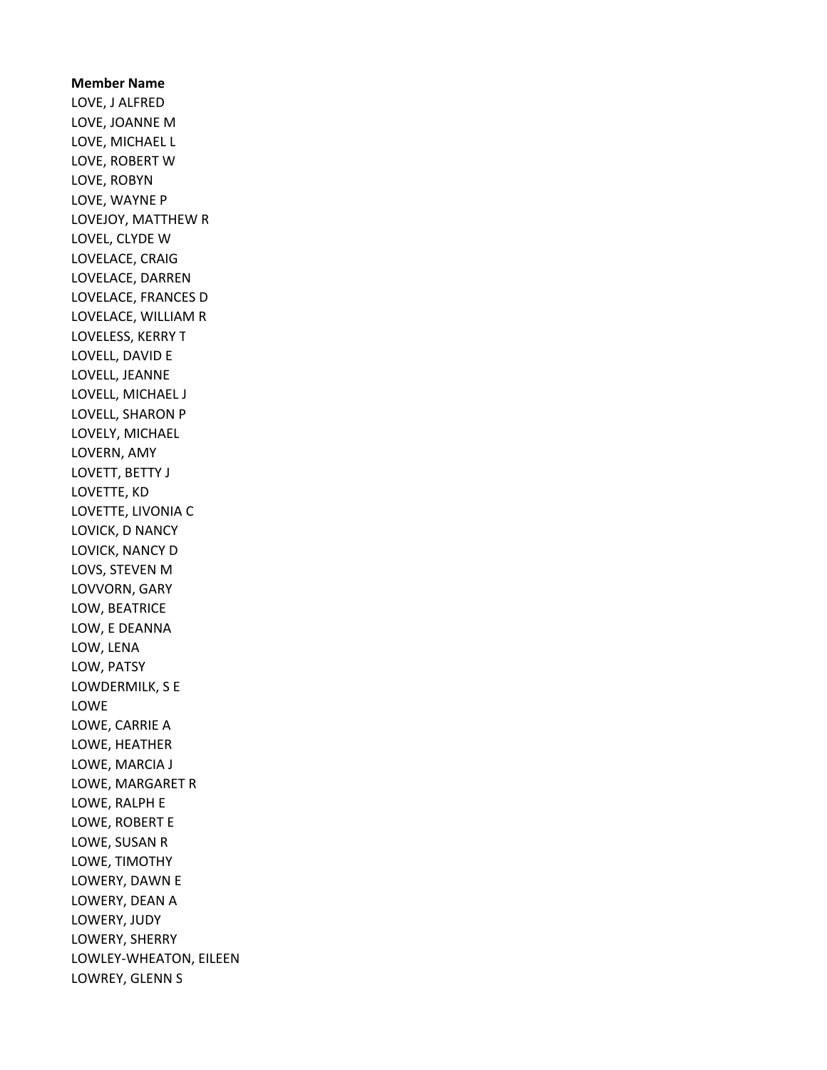**Member Name**

LOVE, J ALFRED
LOVE, JOANNE M
LOVE, MICHAEL L
LOVE, ROBERT W
LOVE, ROBYN
LOVE, WAYNE P
LOVEJOY, MATTHEW R
LOVEL, CLYDE W
LOVELACE, CRAIG
LOVELACE, DARREN
LOVELACE, FRANCES D
LOVELACE, WILLIAM R
LOVELESS, KERRY T
LOVELL, DAVID E
LOVELL, JEANNE
LOVELL, MICHAEL J
LOVELL, SHARON P
LOVELY, MICHAEL
LOVERN, AMY
LOVETT, BETTY J
LOVETTE, KD
LOVETTE, LIVONIA C
LOVICK, D NANCY
LOVICK, NANCY D
LOVS, STEVEN M
LOVVORN, GARY
LOW, BEATRICE
LOW, E DEANNA
LOW, LENA
LOW, PATSY
LOWDERMILK, S E
LOWE
LOWE, CARRIE A
LOWE, HEATHER
LOWE, MARCIA J
LOWE, MARGARET R
LOWE, RALPH E
LOWE, ROBERT E
LOWE, SUSAN R
LOWE, TIMOTHY
LOWERY, DAWN E
LOWERY, DEAN A
LOWERY, JUDY
LOWERY, SHERRY
LOWLEY-WHEATON, EILEEN
LOWREY, GLENN S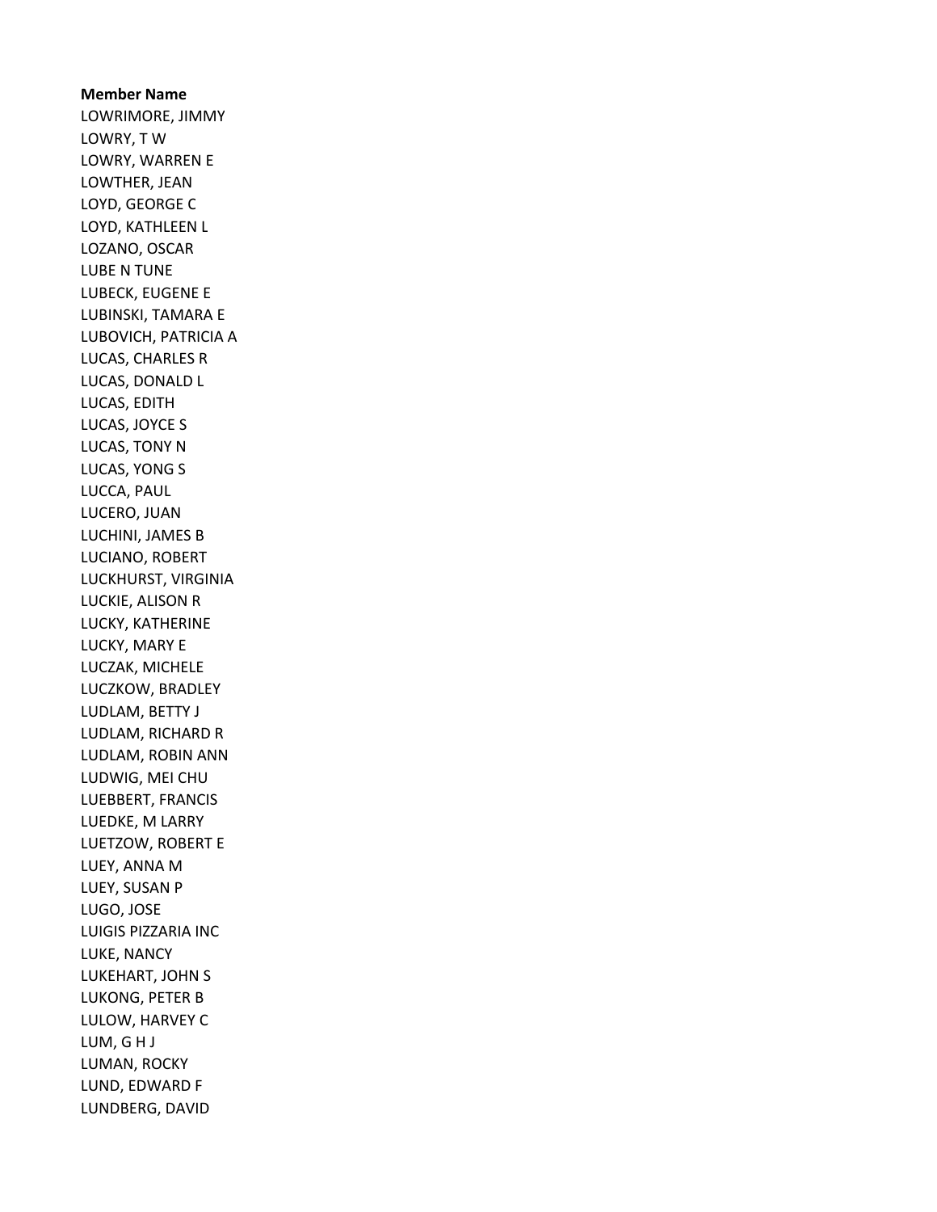**Member Name**

LOWRIMORE, JIMMY
LOWRY, T W
LOWRY, WARREN E
LOWTHER, JEAN
LOYD, GEORGE C
LOYD, KATHLEEN L
LOZANO, OSCAR
LUBE N TUNE
LUBECK, EUGENE E
LUBINSKI, TAMARA E
LUBOVICH, PATRICIA A
LUCAS, CHARLES R
LUCAS, DONALD L
LUCAS, EDITH
LUCAS, JOYCE S
LUCAS, TONY N
LUCAS, YONG S
LUCCA, PAUL
LUCERO, JUAN
LUCHINI, JAMES B
LUCIANO, ROBERT
LUCKHURST, VIRGINIA
LUCKIE, ALISON R
LUCKY, KATHERINE
LUCKY, MARY E
LUCZAK, MICHELE
LUCZKOW, BRADLEY
LUDLAM, BETTY J
LUDLAM, RICHARD R
LUDLAM, ROBIN ANN
LUDWIG, MEI CHU
LUEBBERT, FRANCIS
LUEDKE, M LARRY
LUETZOW, ROBERT E
LUEY, ANNA M
LUEY, SUSAN P
LUGO, JOSE
LUIGIS PIZZARIA INC
LUKE, NANCY
LUKEHART, JOHN S
LUKONG, PETER B
LULOW, HARVEY C
LUM, G H J
LUMAN, ROCKY
LUND, EDWARD F
LUNDBERG, DAVID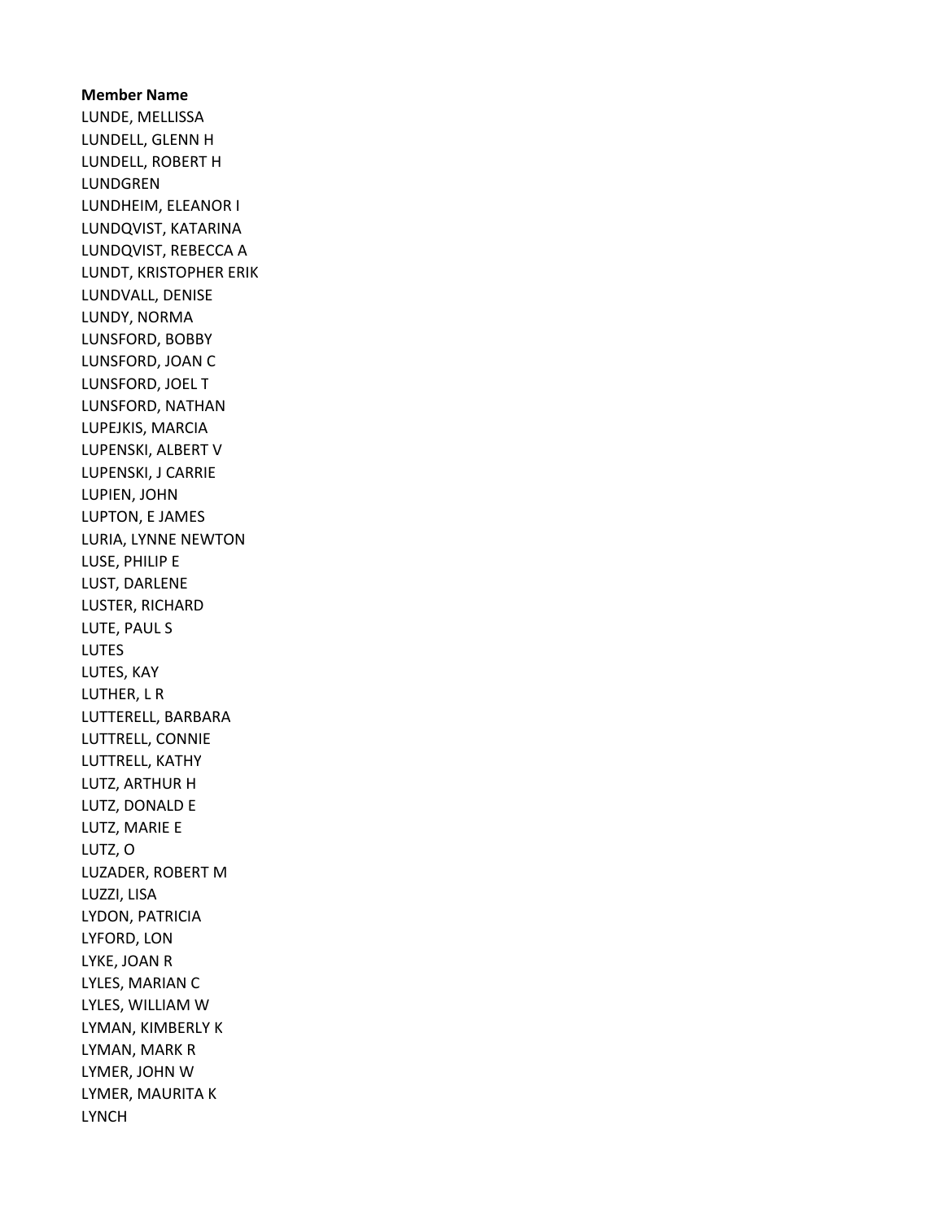**Member Name**

LUNDE, MELLISSA
LUNDELL, GLENN H
LUNDELL, ROBERT H
LUNDGREN
LUNDHEIM, ELEANOR I
LUNDQVIST, KATARINA
LUNDQVIST, REBECCA A
LUNDT, KRISTOPHER ERIK
LUNDVALL, DENISE
LUNDY, NORMA
LUNSFORD, BOBBY
LUNSFORD, JOAN C
LUNSFORD, JOEL T
LUNSFORD, NATHAN
LUPEJKIS, MARCIA
LUPENSKI, ALBERT V
LUPENSKI, J CARRIE
LUPIEN, JOHN
LUPTON, E JAMES
LURIA, LYNNE NEWTON
LUSE, PHILIP E
LUST, DARLENE
LUSTER, RICHARD
LUTE, PAUL S
LUTES
LUTES, KAY
LUTHER, L R
LUTTERELL, BARBARA
LUTTRELL, CONNIE
LUTTRELL, KATHY
LUTZ, ARTHUR H
LUTZ, DONALD E
LUTZ, MARIE E
LUTZ, O
LUZADER, ROBERT M
LUZZI, LISA
LYDON, PATRICIA
LYFORD, LON
LYKE, JOAN R
LYLES, MARIAN C
LYLES, WILLIAM W
LYMAN, KIMBERLY K
LYMAN, MARK R
LYMER, JOHN W
LYMER, MAURITA K
LYNCH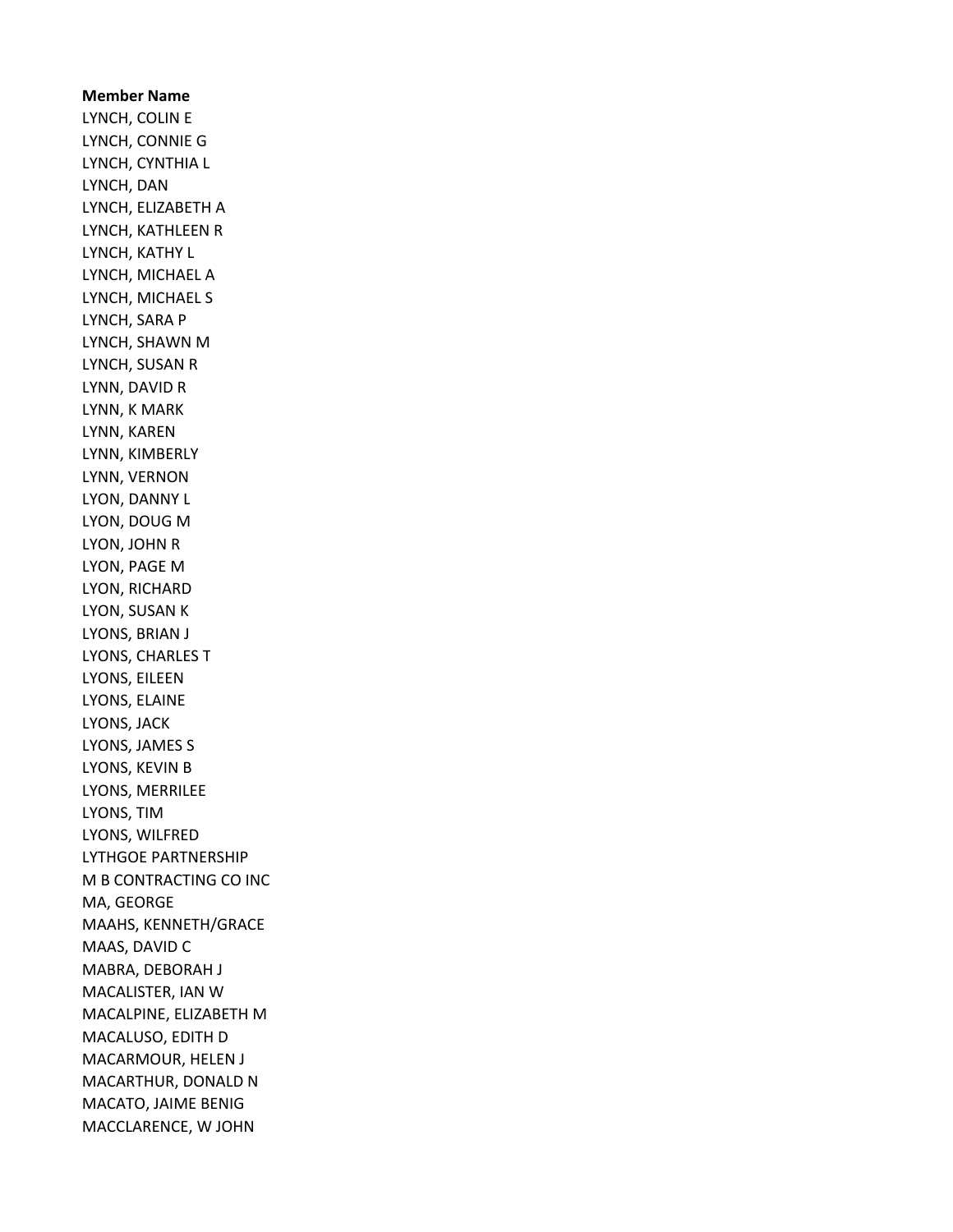**Member Name**

LYNCH, COLIN E
LYNCH, CONNIE G
LYNCH, CYNTHIA L
LYNCH, DAN
LYNCH, ELIZABETH A
LYNCH, KATHLEEN R
LYNCH, KATHY L
LYNCH, MICHAEL A
LYNCH, MICHAEL S
LYNCH, SARA P
LYNCH, SHAWN M
LYNCH, SUSAN R
LYNN, DAVID R
LYNN, K MARK
LYNN, KAREN
LYNN, KIMBERLY
LYNN, VERNON
LYON, DANNY L
LYON, DOUG M
LYON, JOHN R
LYON, PAGE M
LYON, RICHARD
LYON, SUSAN K
LYONS, BRIAN J
LYONS, CHARLES T
LYONS, EILEEN
LYONS, ELAINE
LYONS, JACK
LYONS, JAMES S
LYONS, KEVIN B
LYONS, MERRILEE
LYONS, TIM
LYONS, WILFRED
LYTHGOE PARTNERSHIP
M B CONTRACTING CO INC
MA, GEORGE
MAAHS, KENNETH/GRACE
MAAS, DAVID C
MABRA, DEBORAH J
MACALISTER, IAN W
MACALPINE, ELIZABETH M
MACALUSO, EDITH D
MACARMOUR, HELEN J
MACARTHUR, DONALD N
MACATO, JAIME BENIG
MACCLARENCE, W JOHN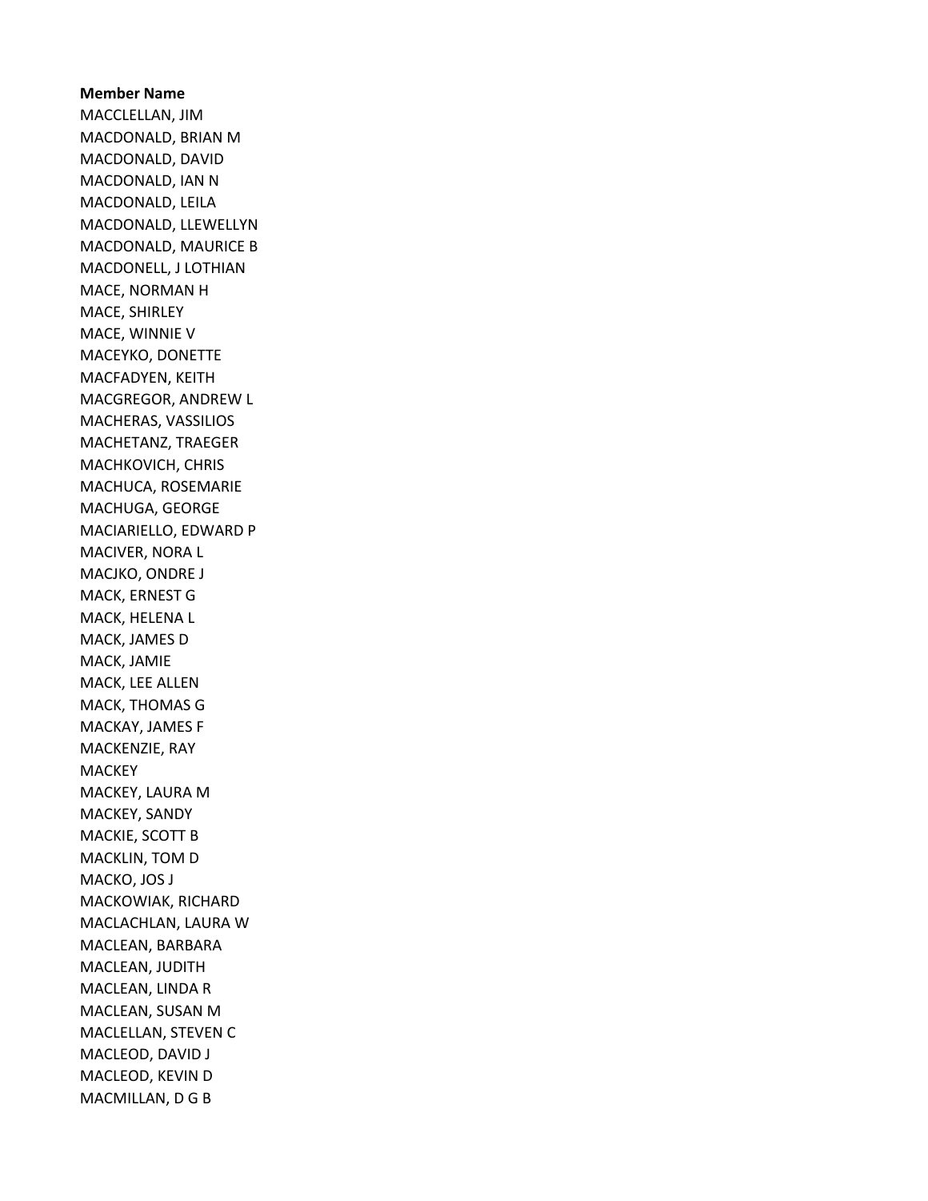**Member Name**

MACCLELLAN, JIM
MACDONALD, BRIAN M
MACDONALD, DAVID
MACDONALD, IAN N
MACDONALD, LEILA
MACDONALD, LLEWELLYN
MACDONALD, MAURICE B
MACDONELL, J LOTHIAN
MACE, NORMAN H
MACE, SHIRLEY
MACE, WINNIE V
MACEYKO, DONETTE
MACFADYEN, KEITH
MACGREGOR, ANDREW L
MACHERAS, VASSILIOS
MACHETANZ, TRAEGER
MACHKOVICH, CHRIS
MACHUCA, ROSEMARIE
MACHUGA, GEORGE
MACIARIELLO, EDWARD P
MACIVER, NORA L
MACJKO, ONDRE J
MACK, ERNEST G
MACK, HELENA L
MACK, JAMES D
MACK, JAMIE
MACK, LEE ALLEN
MACK, THOMAS G
MACKAY, JAMES F
MACKENZIE, RAY
MACKEY
MACKEY, LAURA M
MACKEY, SANDY
MACKIE, SCOTT B
MACKLIN, TOM D
MACKO, JOS J
MACKOWIAK, RICHARD
MACLACHLAN, LAURA W
MACLEAN, BARBARA
MACLEAN, JUDITH
MACLEAN, LINDA R
MACLEAN, SUSAN M
MACLELLAN, STEVEN C
MACLEOD, DAVID J
MACLEOD, KEVIN D
MACMILLAN, D G B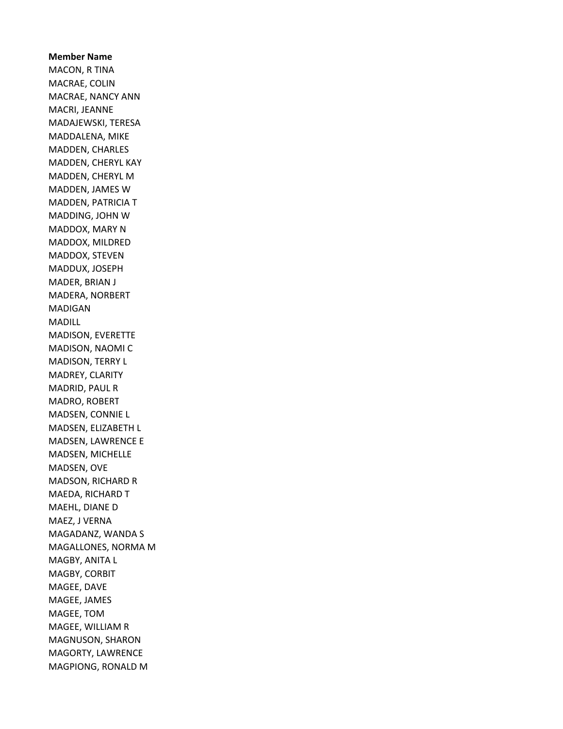**Member Name**

MACON, R TINA
MACRAE, COLIN
MACRAE, NANCY ANN
MACRI, JEANNE
MADAJEWSKI, TERESA
MADDALENA, MIKE
MADDEN, CHARLES
MADDEN, CHERYL KAY
MADDEN, CHERYL M
MADDEN, JAMES W
MADDEN, PATRICIA T
MADDING, JOHN W
MADDOX, MARY N
MADDOX, MILDRED
MADDOX, STEVEN
MADDUX, JOSEPH
MADER, BRIAN J
MADERA, NORBERT
MADIGAN
MADILL
MADISON, EVERETTE
MADISON, NAOMI C
MADISON, TERRY L
MADREY, CLARITY
MADRID, PAUL R
MADRO, ROBERT
MADSEN, CONNIE L
MADSEN, ELIZABETH L
MADSEN, LAWRENCE E
MADSEN, MICHELLE
MADSEN, OVE
MADSON, RICHARD R
MAEDA, RICHARD T
MAEHL, DIANE D
MAEZ, J VERNA
MAGADANZ, WANDA S
MAGALLONES, NORMA M
MAGBY, ANITA L
MAGBY, CORBIT
MAGEE, DAVE
MAGEE, JAMES
MAGEE, TOM
MAGEE, WILLIAM R
MAGNUSON, SHARON
MAGORTY, LAWRENCE
MAGPIONG, RONALD M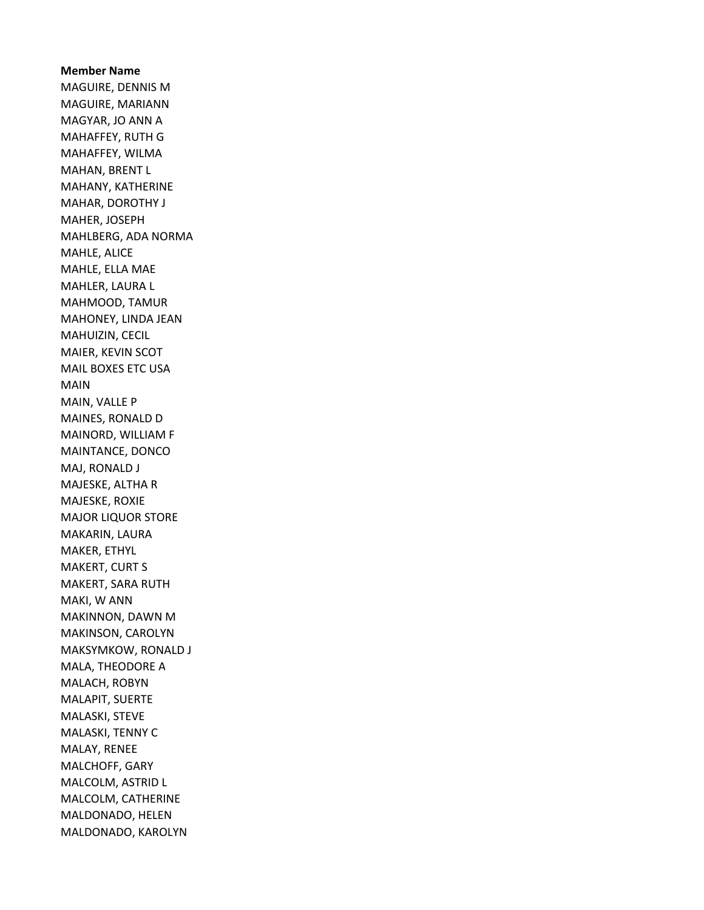**Member Name**

MAGUIRE, DENNIS M
MAGUIRE, MARIANN
MAGYAR, JO ANN A
MAHAFFEY, RUTH G
MAHAFFEY, WILMA
MAHAN, BRENT L
MAHANY, KATHERINE
MAHAR, DOROTHY J
MAHER, JOSEPH
MAHLBERG, ADA NORMA
MAHLE, ALICE
MAHLE, ELLA MAE
MAHLER, LAURA L
MAHMOOD, TAMUR
MAHONEY, LINDA JEAN
MAHUIZIN, CECIL
MAIER, KEVIN SCOT
MAIL BOXES ETC USA
MAIN
MAIN, VALLE P
MAINES, RONALD D
MAINORD, WILLIAM F
MAINTANCE, DONCO
MAJ, RONALD J
MAJESKE, ALTHA R
MAJESKE, ROXIE
MAJOR LIQUOR STORE
MAKARIN, LAURA
MAKER, ETHYL
MAKERT, CURT S
MAKERT, SARA RUTH
MAKI, W ANN
MAKINNON, DAWN M
MAKINSON, CAROLYN
MAKSYMKOW, RONALD J
MALA, THEODORE A
MALACH, ROBYN
MALAPIT, SUERTE
MALASKI, STEVE
MALASKI, TENNY C
MALAY, RENEE
MALCHOFF, GARY
MALCOLM, ASTRID L
MALCOLM, CATHERINE
MALDONADO, HELEN
MALDONADO, KAROLYN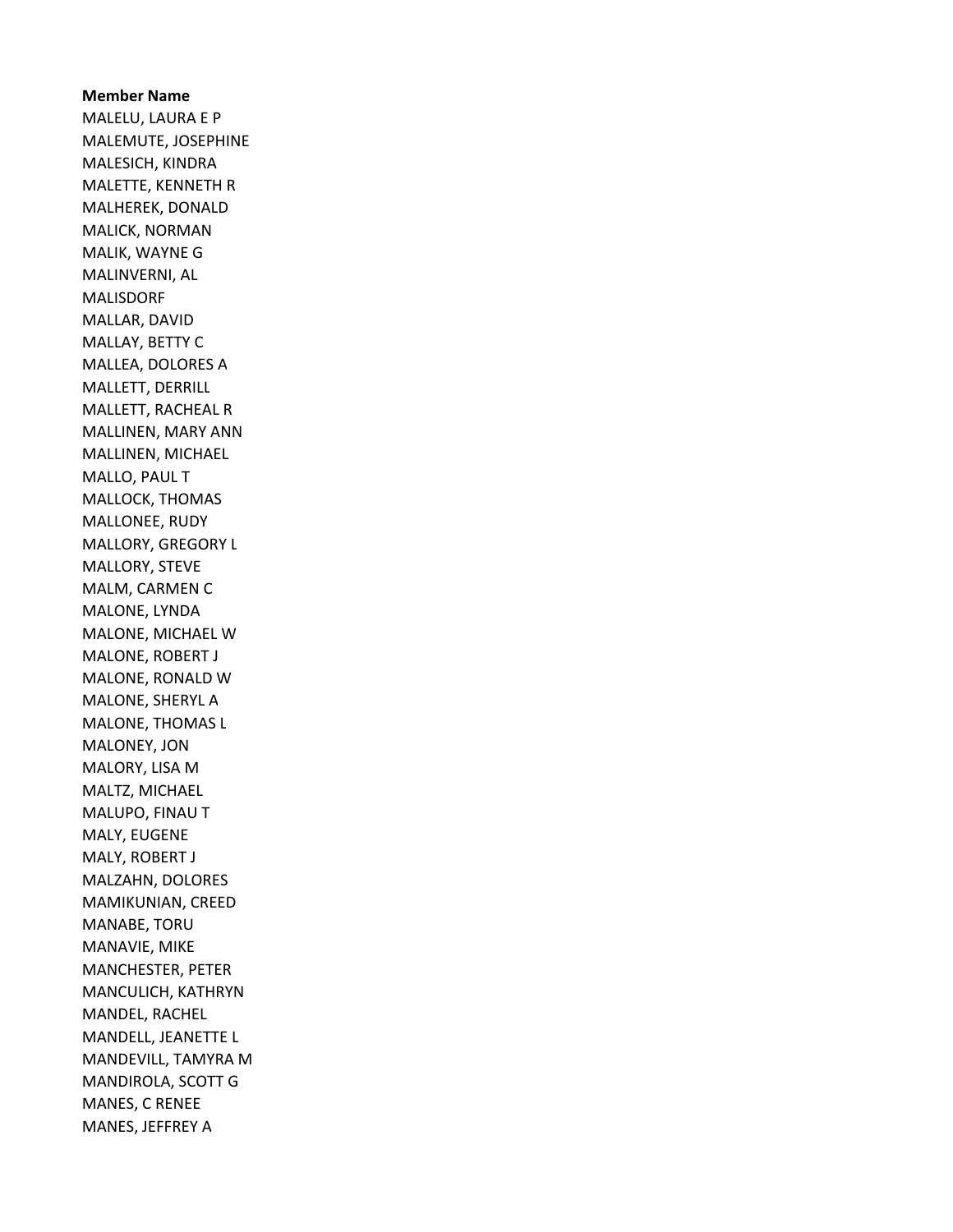**Member Name**

MALELU, LAURA E P
MALEMUTE, JOSEPHINE
MALESICH, KINDRA
MALETTE, KENNETH R
MALHEREK, DONALD
MALICK, NORMAN
MALIK, WAYNE G
MALINVERNI, AL
MALISDORF
MALLAR, DAVID
MALLAY, BETTY C
MALLEA, DOLORES A
MALLETT, DERRILL
MALLETT, RACHEAL R
MALLINEN, MARY ANN
MALLINEN, MICHAEL
MALLO, PAUL T
MALLOCK, THOMAS
MALLONEE, RUDY
MALLORY, GREGORY L
MALLORY, STEVE
MALM, CARMEN C
MALONE, LYNDA
MALONE, MICHAEL W
MALONE, ROBERT J
MALONE, RONALD W
MALONE, SHERYL A
MALONE, THOMAS L
MALONEY, JON
MALORY, LISA M
MALTZ, MICHAEL
MALUPO, FINAU T
MALY, EUGENE
MALY, ROBERT J
MALZAHN, DOLORES
MAMIKUNIAN, CREED
MANABE, TORU
MANAVIE, MIKE
MANCHESTER, PETER
MANCULICH, KATHRYN
MANDEL, RACHEL
MANDELL, JEANETTE L
MANDEVILL, TAMYRA M
MANDIROLA, SCOTT G
MANES, C RENEE
MANES, JEFFREY A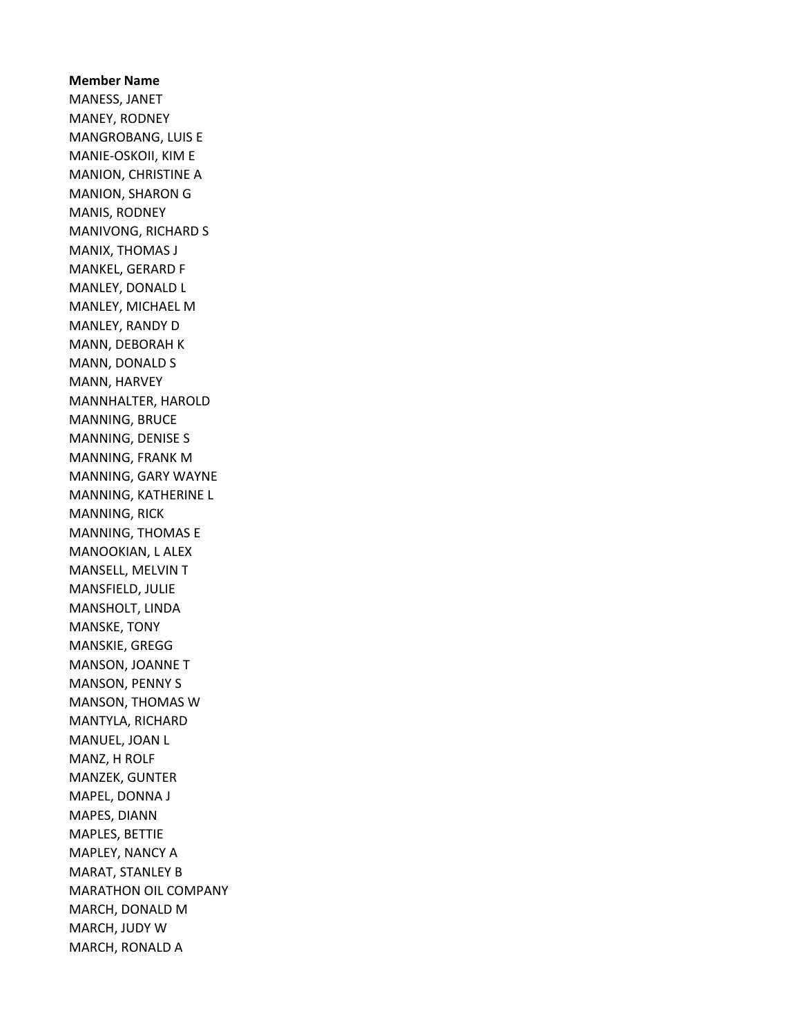**Member Name**

MANESS, JANET
MANEY, RODNEY
MANGROBANG, LUIS E
MANIE-OSKOII, KIM E
MANION, CHRISTINE A
MANION, SHARON G
MANIS, RODNEY
MANIVONG, RICHARD S
MANIX, THOMAS J
MANKEL, GERARD F
MANLEY, DONALD L
MANLEY, MICHAEL M
MANLEY, RANDY D
MANN, DEBORAH K
MANN, DONALD S
MANN, HARVEY
MANNHALTER, HAROLD
MANNING, BRUCE
MANNING, DENISE S
MANNING, FRANK M
MANNING, GARY WAYNE
MANNING, KATHERINE L
MANNING, RICK
MANNING, THOMAS E
MANOOKIAN, L ALEX
MANSELL, MELVIN T
MANSFIELD, JULIE
MANSHOLT, LINDA
MANSKE, TONY
MANSKIE, GREGG
MANSON, JOANNE T
MANSON, PENNY S
MANSON, THOMAS W
MANTYLA, RICHARD
MANUEL, JOAN L
MANZ, H ROLF
MANZEK, GUNTER
MAPEL, DONNA J
MAPES, DIANN
MAPLES, BETTIE
MAPLEY, NANCY A
MARAT, STANLEY B
MARATHON OIL COMPANY
MARCH, DONALD M
MARCH, JUDY W
MARCH, RONALD A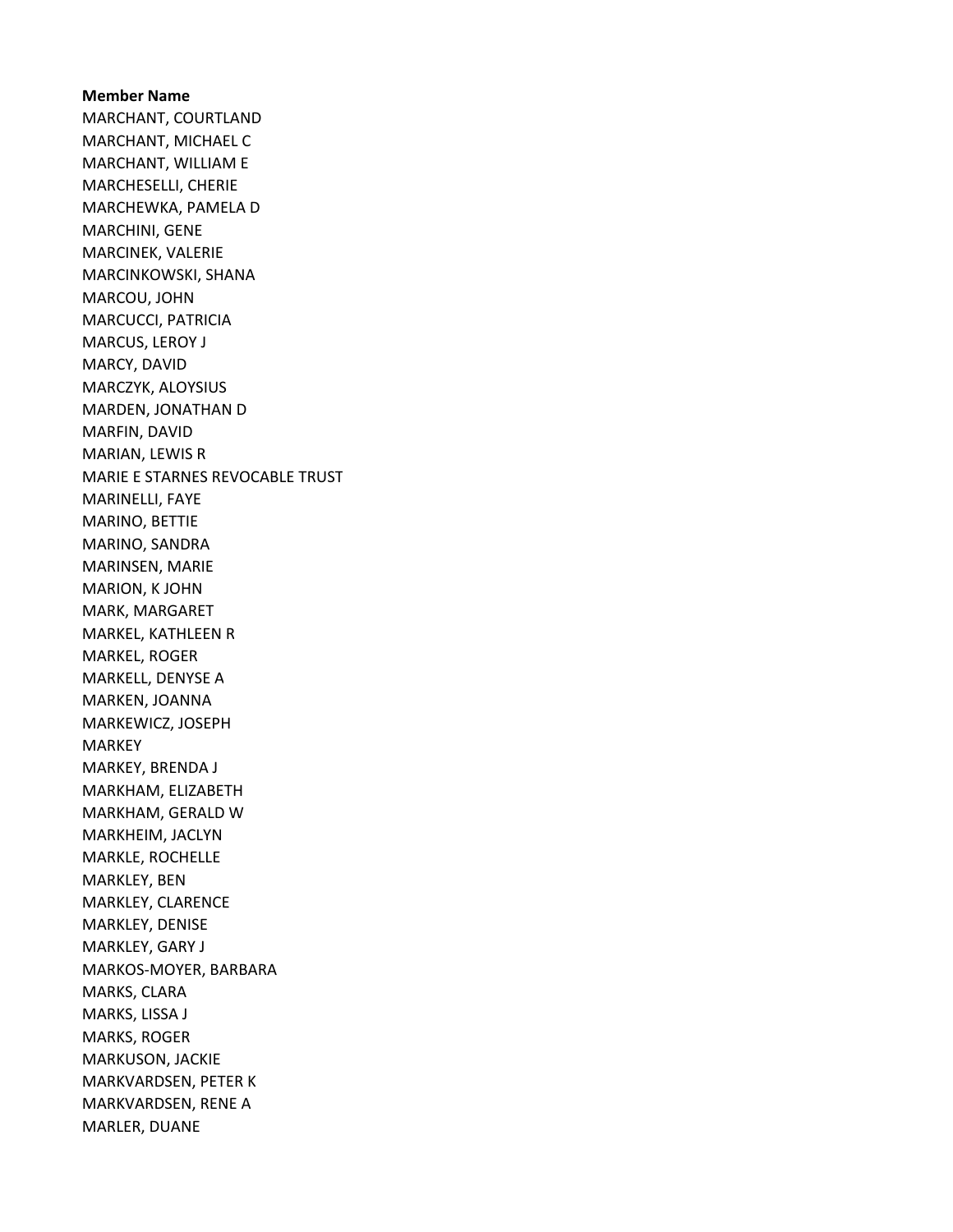**Member Name**

MARCHANT, COURTLAND
MARCHANT, MICHAEL C
MARCHANT, WILLIAM E
MARCHESELLI, CHERIE
MARCHEWKA, PAMELA D
MARCHINI, GENE
MARCINEK, VALERIE
MARCINKOWSKI, SHANA
MARCOU, JOHN
MARCUCCI, PATRICIA
MARCUS, LEROY J
MARCY, DAVID
MARCZYK, ALOYSIUS
MARDEN, JONATHAN D
MARFIN, DAVID
MARIAN, LEWIS R
MARIE E STARNES REVOCABLE TRUST
MARINELLI, FAYE
MARINO, BETTIE
MARINO, SANDRA
MARINSEN, MARIE
MARION, K JOHN
MARK, MARGARET
MARKEL, KATHLEEN R
MARKEL, ROGER
MARKELL, DENYSE A
MARKEN, JOANNA
MARKEWICZ, JOSEPH
MARKEY
MARKEY, BRENDA J
MARKHAM, ELIZABETH
MARKHAM, GERALD W
MARKHEIM, JACLYN
MARKLE, ROCHELLE
MARKLEY, BEN
MARKLEY, CLARENCE
MARKLEY, DENISE
MARKLEY, GARY J
MARKOS-MOYER, BARBARA
MARKS, CLARA
MARKS, LISSA J
MARKS, ROGER
MARKUSON, JACKIE
MARKVARDSEN, PETER K
MARKVARDSEN, RENE A
MARLER, DUANE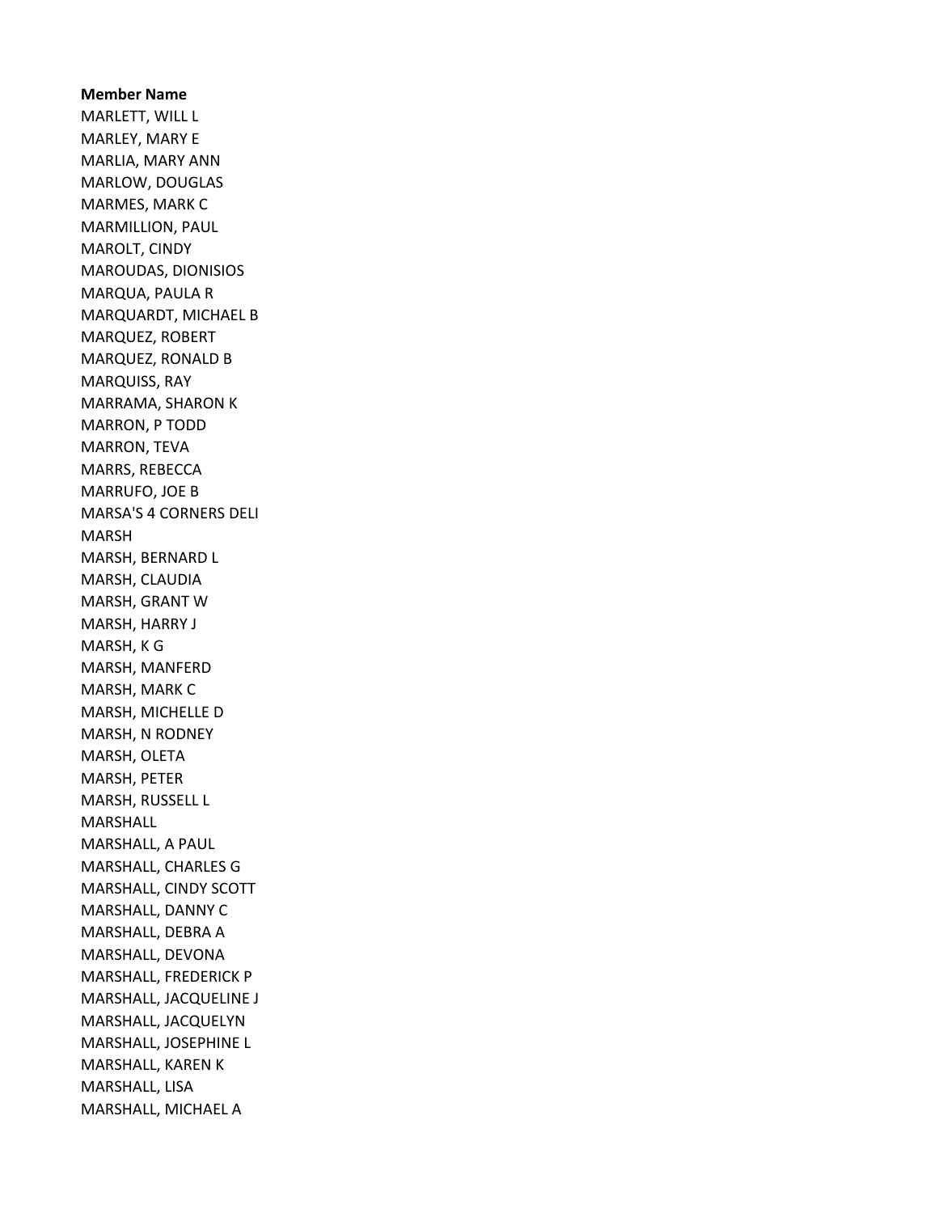**Member Name**

MARLETT, WILL L
MARLEY, MARY E
MARLIA, MARY ANN
MARLOW, DOUGLAS
MARMES, MARK C
MARMILLION, PAUL
MAROLT, CINDY
MAROUDAS, DIONISIOS
MARQUA, PAULA R
MARQUARDT, MICHAEL B
MARQUEZ, ROBERT
MARQUEZ, RONALD B
MARQUISS, RAY
MARRAMA, SHARON K
MARRON, P TODD
MARRON, TEVA
MARRS, REBECCA
MARRUFO, JOE B
MARSA'S 4 CORNERS DELI
MARSH
MARSH, BERNARD L
MARSH, CLAUDIA
MARSH, GRANT W
MARSH, HARRY J
MARSH, K G
MARSH, MANFERD
MARSH, MARK C
MARSH, MICHELLE D
MARSH, N RODNEY
MARSH, OLETA
MARSH, PETER
MARSH, RUSSELL L
MARSHALL
MARSHALL, A PAUL
MARSHALL, CHARLES G
MARSHALL, CINDY SCOTT
MARSHALL, DANNY C
MARSHALL, DEBRA A
MARSHALL, DEVONA
MARSHALL, FREDERICK P
MARSHALL, JACQUELINE J
MARSHALL, JACQUELYN
MARSHALL, JOSEPHINE L
MARSHALL, KAREN K
MARSHALL, LISA
MARSHALL, MICHAEL A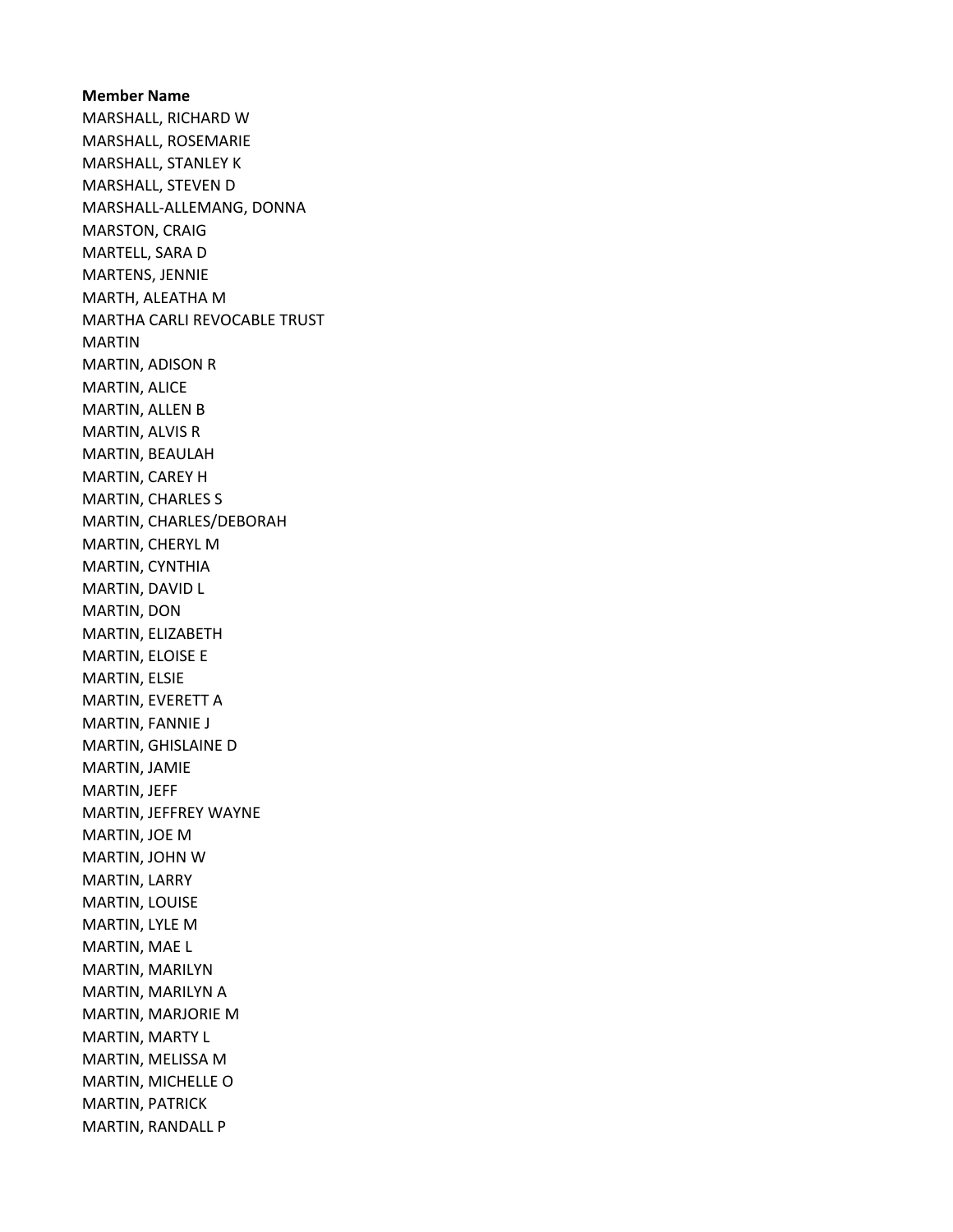**Member Name**

MARSHALL, RICHARD W
MARSHALL, ROSEMARIE
MARSHALL, STANLEY K
MARSHALL, STEVEN D
MARSHALL-ALLEMANG, DONNA
MARSTON, CRAIG
MARTELL, SARA D
MARTENS, JENNIE
MARTH, ALEATHA M
MARTHA CARLI REVOCABLE TRUST
MARTIN
MARTIN, ADISON R
MARTIN, ALICE
MARTIN, ALLEN B
MARTIN, ALVIS R
MARTIN, BEAULAH
MARTIN, CAREY H
MARTIN, CHARLES S
MARTIN, CHARLES/DEBORAH
MARTIN, CHERYL M
MARTIN, CYNTHIA
MARTIN, DAVID L
MARTIN, DON
MARTIN, ELIZABETH
MARTIN, ELOISE E
MARTIN, ELSIE
MARTIN, EVERETT A
MARTIN, FANNIE J
MARTIN, GHISLAINE D
MARTIN, JAMIE
MARTIN, JEFF
MARTIN, JEFFREY WAYNE
MARTIN, JOE M
MARTIN, JOHN W
MARTIN, LARRY
MARTIN, LOUISE
MARTIN, LYLE M
MARTIN, MAE L
MARTIN, MARILYN
MARTIN, MARILYN A
MARTIN, MARJORIE M
MARTIN, MARTY L
MARTIN, MELISSA M
MARTIN, MICHELLE O
MARTIN, PATRICK
MARTIN, RANDALL P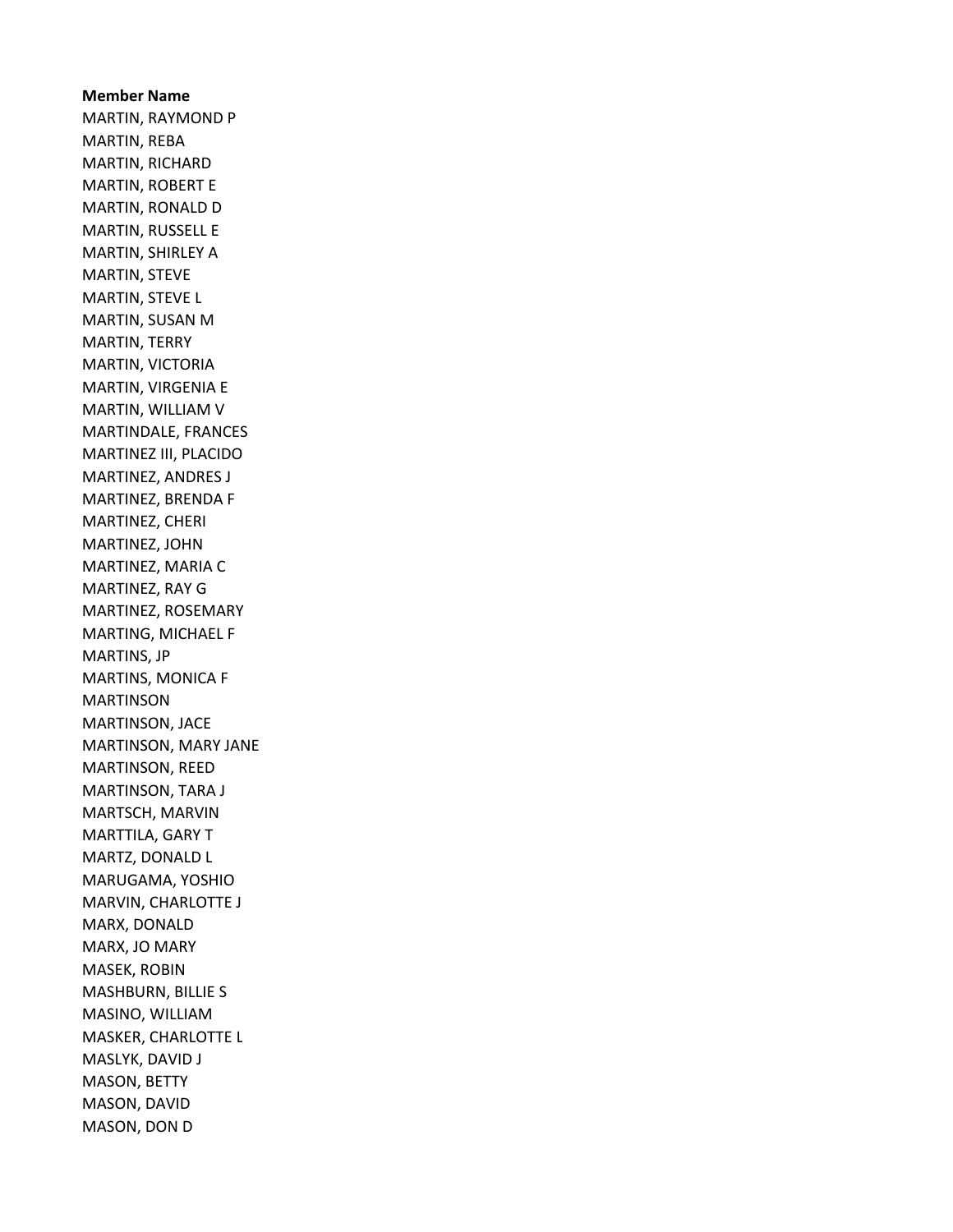**Member Name**

MARTIN, RAYMOND P
MARTIN, REBA
MARTIN, RICHARD
MARTIN, ROBERT E
MARTIN, RONALD D
MARTIN, RUSSELL E
MARTIN, SHIRLEY A
MARTIN, STEVE
MARTIN, STEVE L
MARTIN, SUSAN M
MARTIN, TERRY
MARTIN, VICTORIA
MARTIN, VIRGENIA E
MARTIN, WILLIAM V
MARTINDALE, FRANCES
MARTINEZ III, PLACIDO
MARTINEZ, ANDRES J
MARTINEZ, BRENDA F
MARTINEZ, CHERI
MARTINEZ, JOHN
MARTINEZ, MARIA C
MARTINEZ, RAY G
MARTINEZ, ROSEMARY
MARTING, MICHAEL F
MARTINS, JP
MARTINS, MONICA F
MARTINSON
MARTINSON, JACE
MARTINSON, MARY JANE
MARTINSON, REED
MARTINSON, TARA J
MARTSCH, MARVIN
MARTTILA, GARY T
MARTZ, DONALD L
MARUGAMA, YOSHIO
MARVIN, CHARLOTTE J
MARX, DONALD
MARX, JO MARY
MASEK, ROBIN
MASHBURN, BILLIE S
MASINO, WILLIAM
MASKER, CHARLOTTE L
MASLYK, DAVID J
MASON, BETTY
MASON, DAVID
MASON, DON D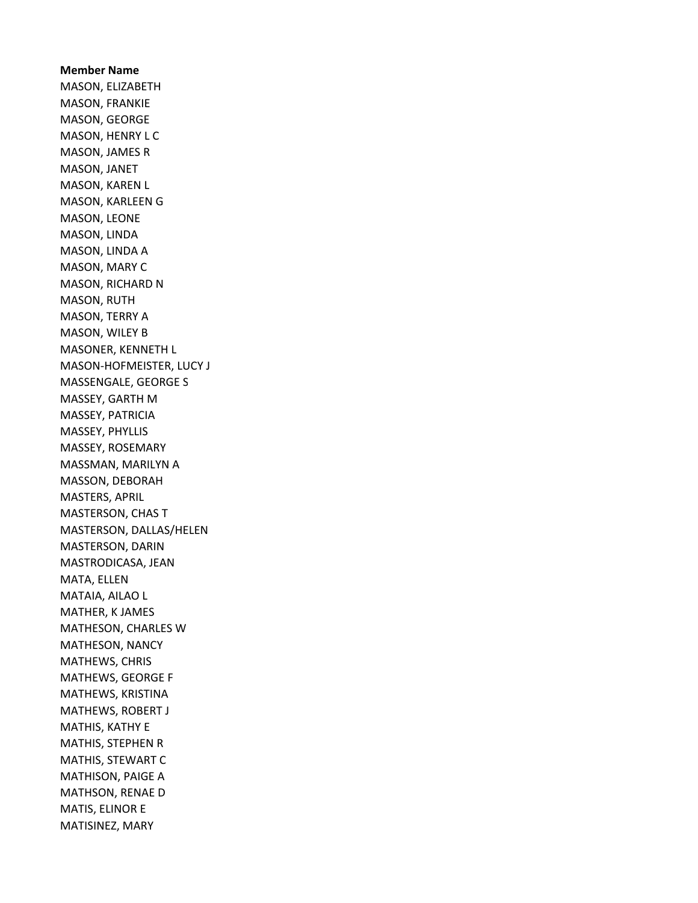**Member Name**

MASON, ELIZABETH
MASON, FRANKIE
MASON, GEORGE
MASON, HENRY L C
MASON, JAMES R
MASON, JANET
MASON, KAREN L
MASON, KARLEEN G
MASON, LEONE
MASON, LINDA
MASON, LINDA A
MASON, MARY C
MASON, RICHARD N
MASON, RUTH
MASON, TERRY A
MASON, WILEY B
MASONER, KENNETH L
MASON-HOFMEISTER, LUCY J
MASSENGALE, GEORGE S
MASSEY, GARTH M
MASSEY, PATRICIA
MASSEY, PHYLLIS
MASSEY, ROSEMARY
MASSMAN, MARILYN A
MASSON, DEBORAH
MASTERS, APRIL
MASTERSON, CHAS T
MASTERSON, DALLAS/HELEN
MASTERSON, DARIN
MASTRODICASA, JEAN
MATA, ELLEN
MATAIA, AILAO L
MATHER, K JAMES
MATHESON, CHARLES W
MATHESON, NANCY
MATHEWS, CHRIS
MATHEWS, GEORGE F
MATHEWS, KRISTINA
MATHEWS, ROBERT J
MATHIS, KATHY E
MATHIS, STEPHEN R
MATHIS, STEWART C
MATHISON, PAIGE A
MATHSON, RENAE D
MATIS, ELINOR E
MATISINEZ, MARY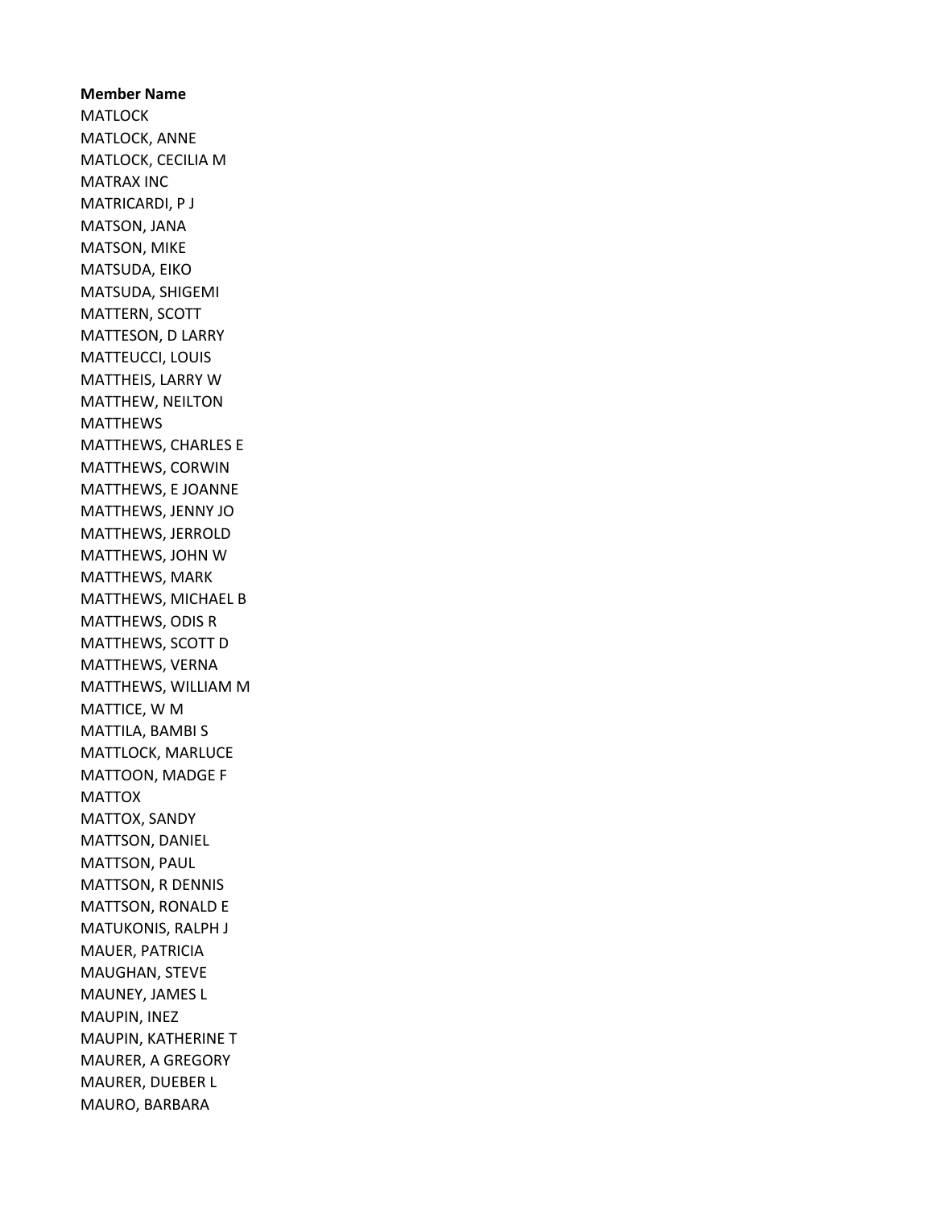**Member Name**
MATLOCK
MATLOCK, ANNE
MATLOCK, CECILIA M
MATRAX INC
MATRICARDI, P J
MATSON, JANA
MATSON, MIKE
MATSUDA, EIKO
MATSUDA, SHIGEMI
MATTERN, SCOTT
MATTESON, D LARRY
MATTEUCCI, LOUIS
MATTHEIS, LARRY W
MATTHEW, NEILTON
MATTHEWS
MATTHEWS, CHARLES E
MATTHEWS, CORWIN
MATTHEWS, E JOANNE
MATTHEWS, JENNY JO
MATTHEWS, JERROLD
MATTHEWS, JOHN W
MATTHEWS, MARK
MATTHEWS, MICHAEL B
MATTHEWS, ODIS R
MATTHEWS, SCOTT D
MATTHEWS, VERNA
MATTHEWS, WILLIAM M
MATTICE, W M
MATTILA, BAMBI S
MATTLOCK, MARLUCE
MATTOON, MADGE F
MATTOX
MATTOX, SANDY
MATTSON, DANIEL
MATTSON, PAUL
MATTSON, R DENNIS
MATTSON, RONALD E
MATUKONIS, RALPH J
MAUER, PATRICIA
MAUGHAN, STEVE
MAUNEY, JAMES L
MAUPIN, INEZ
MAUPIN, KATHERINE T
MAURER, A GREGORY
MAURER, DUEBER L
MAURO, BARBARA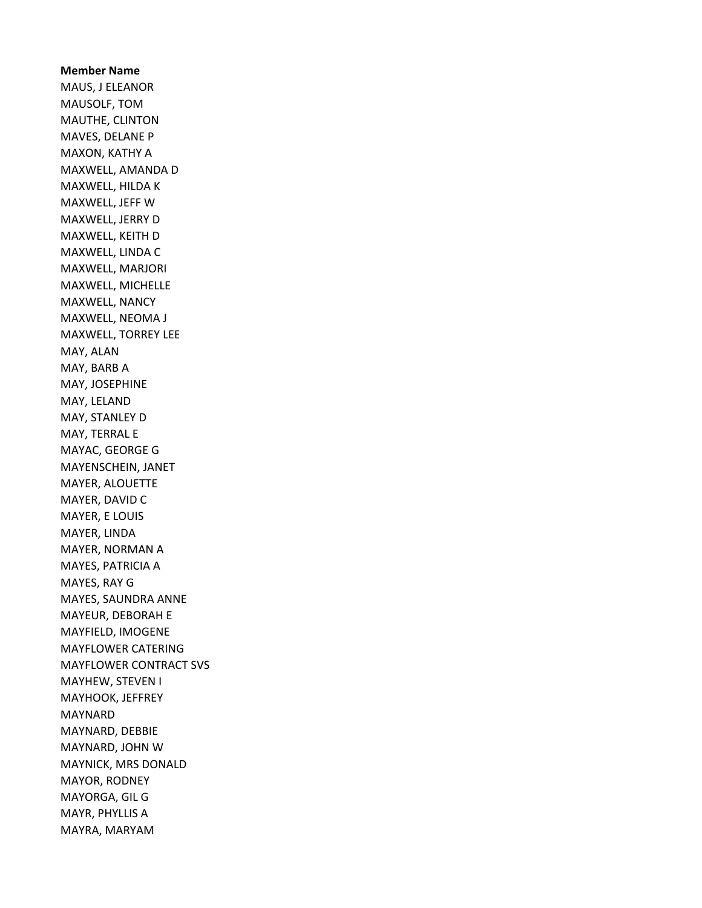**Member Name**

MAUS, J ELEANOR
MAUSOLF, TOM
MAUTHE, CLINTON
MAVES, DELANE P
MAXON, KATHY A
MAXWELL, AMANDA D
MAXWELL, HILDA K
MAXWELL, JEFF W
MAXWELL, JERRY D
MAXWELL, KEITH D
MAXWELL, LINDA C
MAXWELL, MARJORI
MAXWELL, MICHELLE
MAXWELL, NANCY
MAXWELL, NEOMA J
MAXWELL, TORREY LEE
MAY, ALAN
MAY, BARB A
MAY, JOSEPHINE
MAY, LELAND
MAY, STANLEY D
MAY, TERRAL E
MAYAC, GEORGE G
MAYENSCHEIN, JANET
MAYER, ALOUETTE
MAYER, DAVID C
MAYER, E LOUIS
MAYER, LINDA
MAYER, NORMAN A
MAYES, PATRICIA A
MAYES, RAY G
MAYES, SAUNDRA ANNE
MAYEUR, DEBORAH E
MAYFIELD, IMOGENE
MAYFLOWER CATERING
MAYFLOWER CONTRACT SVS
MAYHEW, STEVEN I
MAYHOOK, JEFFREY
MAYNARD
MAYNARD, DEBBIE
MAYNARD, JOHN W
MAYNICK, MRS DONALD
MAYOR, RODNEY
MAYORGA, GIL G
MAYR, PHYLLIS A
MAYRA, MARYAM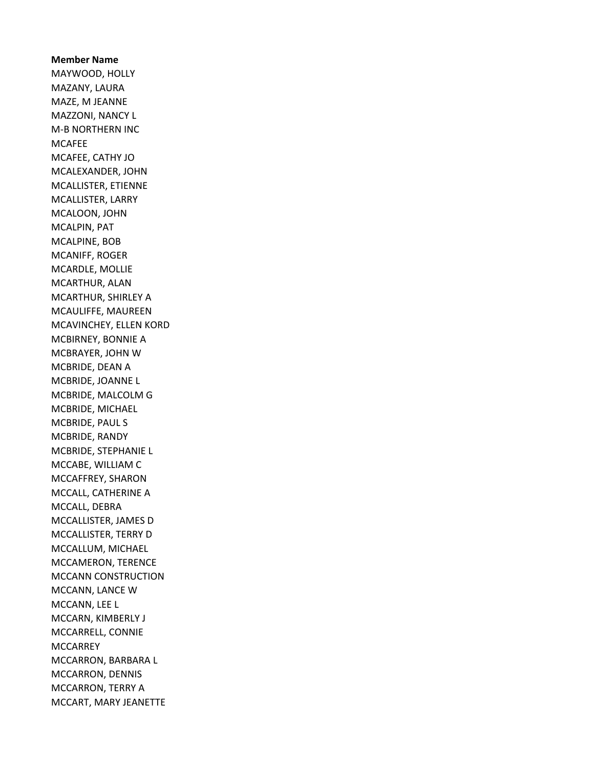**Member Name**

MAYWOOD, HOLLY
MAZANY, LAURA
MAZE, M JEANNE
MAZZONI, NANCY L
M-B NORTHERN INC
MCAFEE
MCAFEE, CATHY JO
MCALEXANDER, JOHN
MCALLISTER, ETIENNE
MCALLISTER, LARRY
MCALOON, JOHN
MCALPIN, PAT
MCALPINE, BOB
MCANIFF, ROGER
MCARDLE, MOLLIE
MCARTHUR, ALAN
MCARTHUR, SHIRLEY A
MCAULIFFE, MAUREEN
MCAVINCHEY, ELLEN KORD
MCBIRNEY, BONNIE A
MCBRAYER, JOHN W
MCBRIDE, DEAN A
MCBRIDE, JOANNE L
MCBRIDE, MALCOLM G
MCBRIDE, MICHAEL
MCBRIDE, PAUL S
MCBRIDE, RANDY
MCBRIDE, STEPHANIE L
MCCABE, WILLIAM C
MCCAFFREY, SHARON
MCCALL, CATHERINE A
MCCALL, DEBRA
MCCALLISTER, JAMES D
MCCALLISTER, TERRY D
MCCALLUM, MICHAEL
MCCAMERON, TERENCE
MCCANN CONSTRUCTION
MCCANN, LANCE W
MCCANN, LEE L
MCCARN, KIMBERLY J
MCCARRELL, CONNIE
MCCARREY
MCCARRON, BARBARA L
MCCARRON, DENNIS
MCCARRON, TERRY A
MCCART, MARY JEANETTE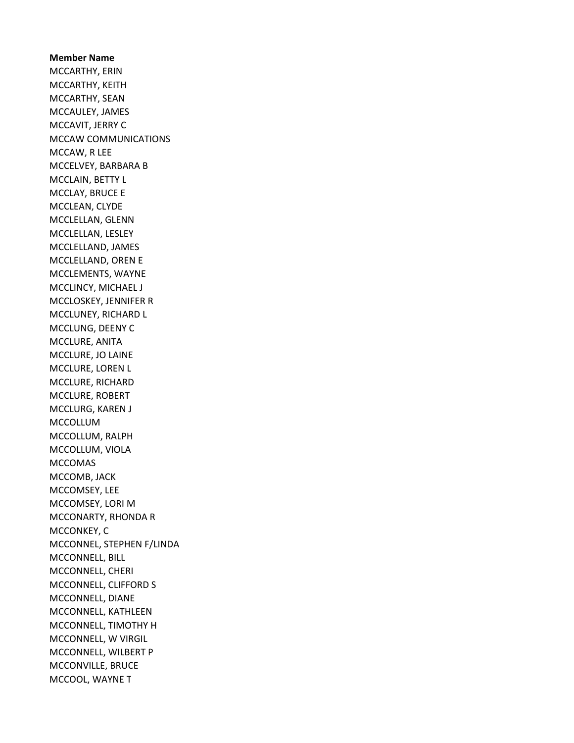**Member Name**

MCCARTHY, ERIN
MCCARTHY, KEITH
MCCARTHY, SEAN
MCCAULEY, JAMES
MCCAVIT, JERRY C
MCCAW COMMUNICATIONS
MCCAW, R LEE
MCCELVEY, BARBARA B
MCCLAIN, BETTY L
MCCLAY, BRUCE E
MCCLEAN, CLYDE
MCCLELLAN, GLENN
MCCLELLAN, LESLEY
MCCLELLAND, JAMES
MCCLELLAND, OREN E
MCCLEMENTS, WAYNE
MCCLINCY, MICHAEL J
MCCLOSKEY, JENNIFER R
MCCLUNEY, RICHARD L
MCCLUNG, DEENY C
MCCLURE, ANITA
MCCLURE, JO LAINE
MCCLURE, LOREN L
MCCLURE, RICHARD
MCCLURE, ROBERT
MCCLURG, KAREN J
MCCOLLUM
MCCOLLUM, RALPH
MCCOLLUM, VIOLA
MCCOMAS
MCCOMB, JACK
MCCOMSEY, LEE
MCCOMSEY, LORI M
MCCONARTY, RHONDA R
MCCONKEY, C
MCCONNEL, STEPHEN F/LINDA
MCCONNELL, BILL
MCCONNELL, CHERI
MCCONNELL, CLIFFORD S
MCCONNELL, DIANE
MCCONNELL, KATHLEEN
MCCONNELL, TIMOTHY H
MCCONNELL, W VIRGIL
MCCONNELL, WILBERT P
MCCONVILLE, BRUCE
MCCOOL, WAYNE T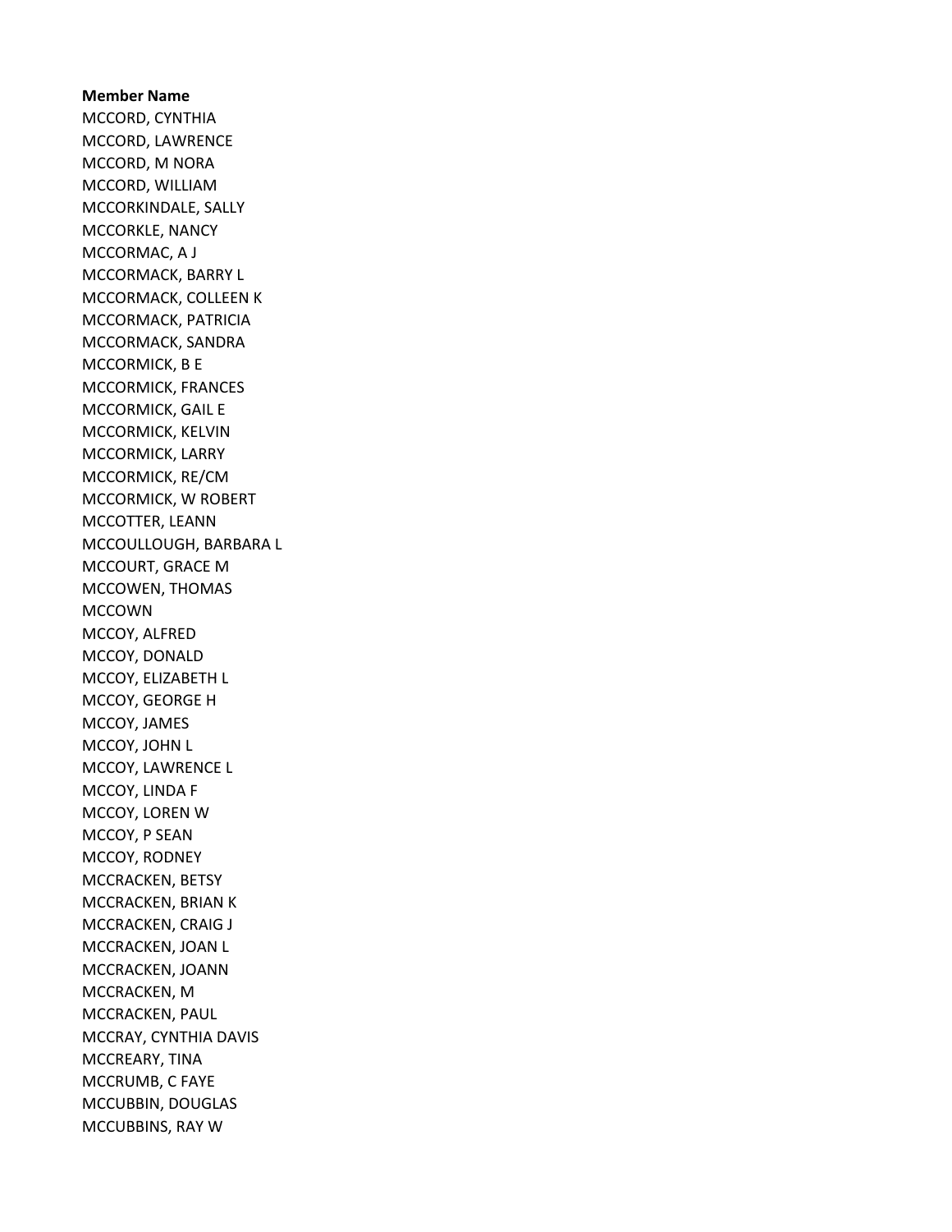**Member Name**

MCCORD, CYNTHIA
MCCORD, LAWRENCE
MCCORD, M NORA
MCCORD, WILLIAM
MCCORKINDALE, SALLY
MCCORKLE, NANCY
MCCORMAC, A J
MCCORMACK, BARRY L
MCCORMACK, COLLEEN K
MCCORMACK, PATRICIA
MCCORMACK, SANDRA
MCCORMICK, B E
MCCORMICK, FRANCES
MCCORMICK, GAIL E
MCCORMICK, KELVIN
MCCORMICK, LARRY
MCCORMICK, RE/CM
MCCORMICK, W ROBERT
MCCOTTER, LEANN
MCCOULLOUGH, BARBARA L
MCCOURT, GRACE M
MCCOWEN, THOMAS
MCCOWN
MCCOY, ALFRED
MCCOY, DONALD
MCCOY, ELIZABETH L
MCCOY, GEORGE H
MCCOY, JAMES
MCCOY, JOHN L
MCCOY, LAWRENCE L
MCCOY, LINDA F
MCCOY, LOREN W
MCCOY, P SEAN
MCCOY, RODNEY
MCCRACKEN, BETSY
MCCRACKEN, BRIAN K
MCCRACKEN, CRAIG J
MCCRACKEN, JOAN L
MCCRACKEN, JOANN
MCCRACKEN, M
MCCRACKEN, PAUL
MCCRAY, CYNTHIA DAVIS
MCCREARY, TINA
MCCRUMB, C FAYE
MCCUBBIN, DOUGLAS
MCCUBBINS, RAY W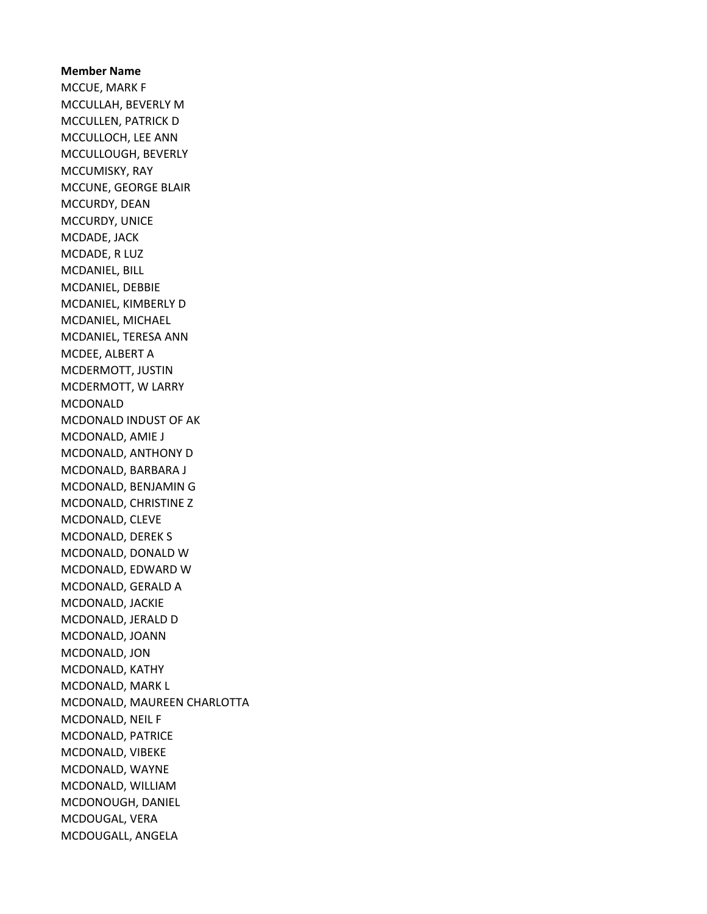**Member Name**

MCCUE, MARK F
MCCULLAH, BEVERLY M
MCCULLEN, PATRICK D
MCCULLOCH, LEE ANN
MCCULLOUGH, BEVERLY
MCCUMISKY, RAY
MCCUNE, GEORGE BLAIR
MCCURDY, DEAN
MCCURDY, UNICE
MCDADE, JACK
MCDADE, R LUZ
MCDANIEL, BILL
MCDANIEL, DEBBIE
MCDANIEL, KIMBERLY D
MCDANIEL, MICHAEL
MCDANIEL, TERESA ANN
MCDEE, ALBERT A
MCDERMOTT, JUSTIN
MCDERMOTT, W LARRY
MCDONALD
MCDONALD INDUST OF AK
MCDONALD, AMIE J
MCDONALD, ANTHONY D
MCDONALD, BARBARA J
MCDONALD, BENJAMIN G
MCDONALD, CHRISTINE Z
MCDONALD, CLEVE
MCDONALD, DEREK S
MCDONALD, DONALD W
MCDONALD, EDWARD W
MCDONALD, GERALD A
MCDONALD, JACKIE
MCDONALD, JERALD D
MCDONALD, JOANN
MCDONALD, JON
MCDONALD, KATHY
MCDONALD, MARK L
MCDONALD, MAUREEN CHARLOTTA
MCDONALD, NEIL F
MCDONALD, PATRICE
MCDONALD, VIBEKE
MCDONALD, WAYNE
MCDONALD, WILLIAM
MCDONOUGH, DANIEL
MCDOUGAL, VERA
MCDOUGALL, ANGELA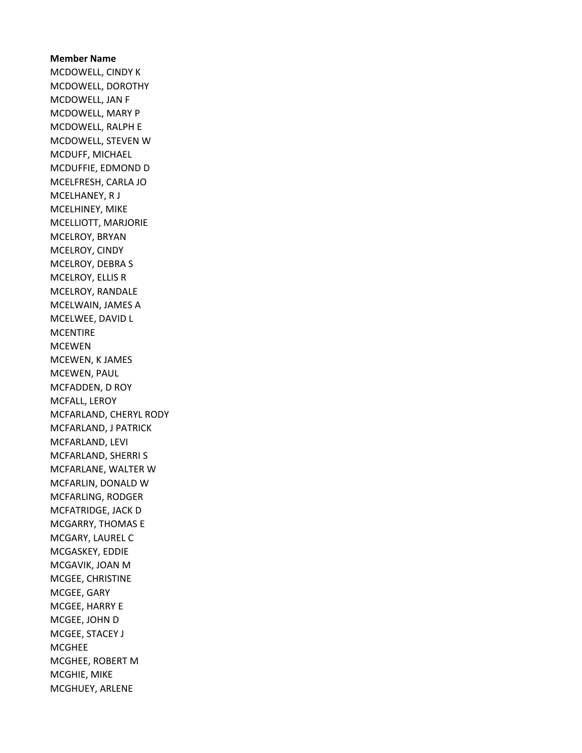**Member Name**

MCDOWELL, CINDY K
MCDOWELL, DOROTHY
MCDOWELL, JAN F
MCDOWELL, MARY P
MCDOWELL, RALPH E
MCDOWELL, STEVEN W
MCDUFF, MICHAEL
MCDUFFIE, EDMOND D
MCELFRESH, CARLA JO
MCELHANEY, R J
MCELHINEY, MIKE
MCELLIOTT, MARJORIE
MCELROY, BRYAN
MCELROY, CINDY
MCELROY, DEBRA S
MCELROY, ELLIS R
MCELROY, RANDALE
MCELWAIN, JAMES A
MCELWEE, DAVID L
MCENTIRE
MCEWEN
MCEWEN, K JAMES
MCEWEN, PAUL
MCFADDEN, D ROY
MCFALL, LEROY
MCFARLAND, CHERYL RODY
MCFARLAND, J PATRICK
MCFARLAND, LEVI
MCFARLAND, SHERRI S
MCFARLANE, WALTER W
MCFARLIN, DONALD W
MCFARLING, RODGER
MCFATRIDGE, JACK D
MCGARRY, THOMAS E
MCGARY, LAUREL C
MCGASKEY, EDDIE
MCGAVIK, JOAN M
MCGEE, CHRISTINE
MCGEE, GARY
MCGEE, HARRY E
MCGEE, JOHN D
MCGEE, STACEY J
MCGHEE
MCGHEE, ROBERT M
MCGHIE, MIKE
MCGHUEY, ARLENE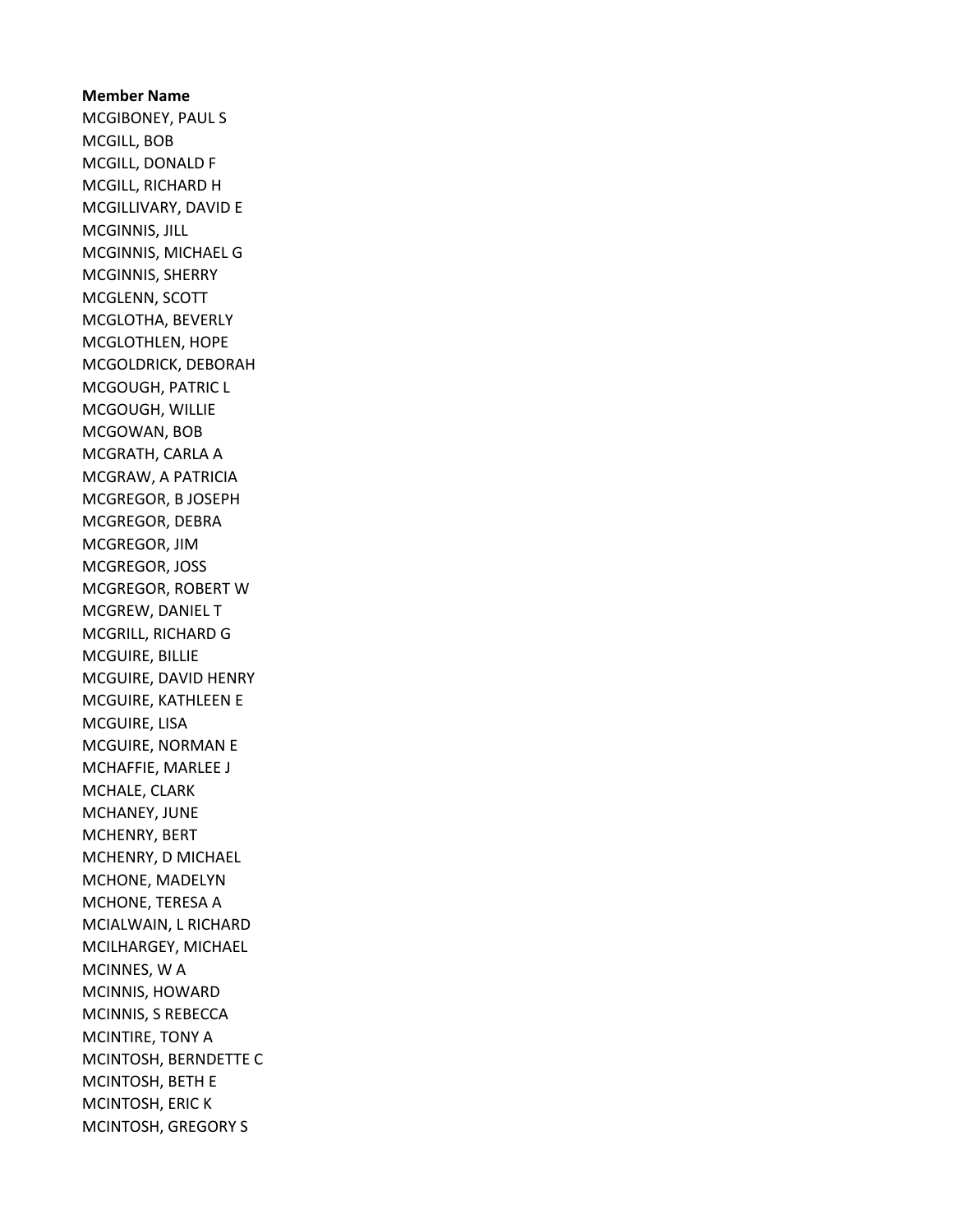**Member Name**

MCGIBONEY, PAUL S
MCGILL, BOB
MCGILL, DONALD F
MCGILL, RICHARD H
MCGILLIVARY, DAVID E
MCGINNIS, JILL
MCGINNIS, MICHAEL G
MCGINNIS, SHERRY
MCGLENN, SCOTT
MCGLOTHA, BEVERLY
MCGLOTHLEN, HOPE
MCGOLDRICK, DEBORAH
MCGOUGH, PATRIC L
MCGOUGH, WILLIE
MCGOWAN, BOB
MCGRATH, CARLA A
MCGRAW, A PATRICIA
MCGREGOR, B JOSEPH
MCGREGOR, DEBRA
MCGREGOR, JIM
MCGREGOR, JOSS
MCGREGOR, ROBERT W
MCGREW, DANIEL T
MCGRILL, RICHARD G
MCGUIRE, BILLIE
MCGUIRE, DAVID HENRY
MCGUIRE, KATHLEEN E
MCGUIRE, LISA
MCGUIRE, NORMAN E
MCHAFFIE, MARLEE J
MCHALE, CLARK
MCHANEY, JUNE
MCHENRY, BERT
MCHENRY, D MICHAEL
MCHONE, MADELYN
MCHONE, TERESA A
MCIALWAIN, L RICHARD
MCILHARGEY, MICHAEL
MCINNES, W A
MCINNIS, HOWARD
MCINNIS, S REBECCA
MCINTIRE, TONY A
MCINTOSH, BERNDETTE C
MCINTOSH, BETH E
MCINTOSH, ERIC K
MCINTOSH, GREGORY S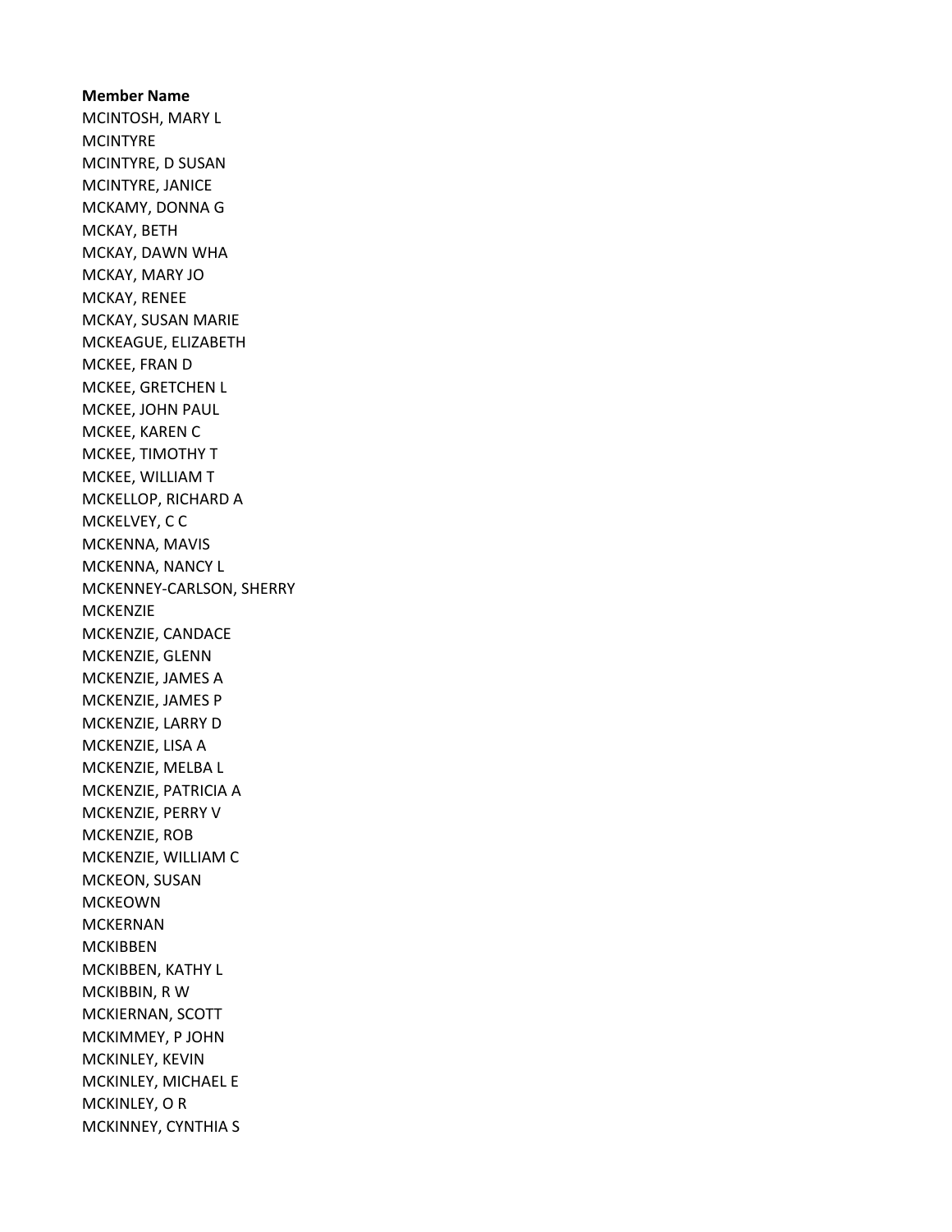**Member Name**

MCINTOSH, MARY L
MCINTYRE
MCINTYRE, D SUSAN
MCINTYRE, JANICE
MCKAMY, DONNA G
MCKAY, BETH
MCKAY, DAWN WHA
MCKAY, MARY JO
MCKAY, RENEE
MCKAY, SUSAN MARIE
MCKEAGUE, ELIZABETH
MCKEE, FRAN D
MCKEE, GRETCHEN L
MCKEE, JOHN PAUL
MCKEE, KAREN C
MCKEE, TIMOTHY T
MCKEE, WILLIAM T
MCKELLOP, RICHARD A
MCKELVEY, C C
MCKENNA, MAVIS
MCKENNA, NANCY L
MCKENNEY-CARLSON, SHERRY
MCKENZIE
MCKENZIE, CANDACE
MCKENZIE, GLENN
MCKENZIE, JAMES A
MCKENZIE, JAMES P
MCKENZIE, LARRY D
MCKENZIE, LISA A
MCKENZIE, MELBA L
MCKENZIE, PATRICIA A
MCKENZIE, PERRY V
MCKENZIE, ROB
MCKENZIE, WILLIAM C
MCKEON, SUSAN
MCKEOWN
MCKERNAN
MCKIBBEN
MCKIBBEN, KATHY L
MCKIBBIN, R W
MCKIERNAN, SCOTT
MCKIMMEY, P JOHN
MCKINLEY, KEVIN
MCKINLEY, MICHAEL E
MCKINLEY, O R
MCKINNEY, CYNTHIA S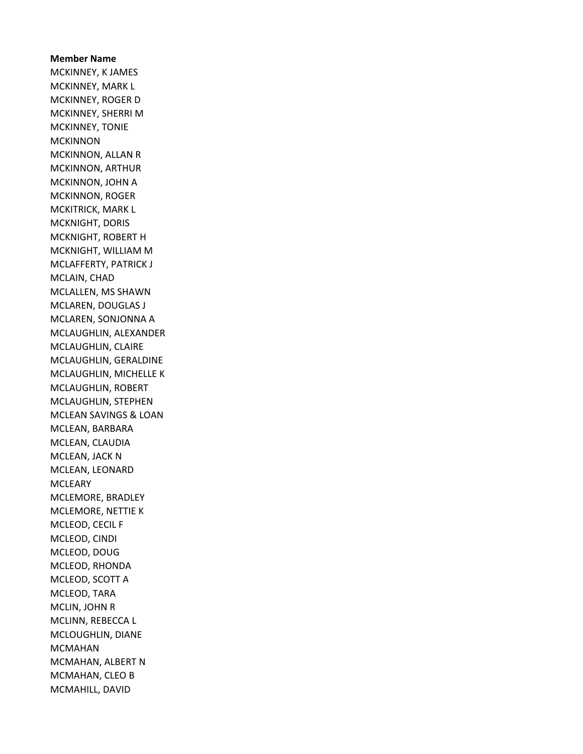**Member Name**

MCKINNEY, K JAMES
MCKINNEY, MARK L
MCKINNEY, ROGER D
MCKINNEY, SHERRI M
MCKINNEY, TONIE
MCKINNON
MCKINNON, ALLAN R
MCKINNON, ARTHUR
MCKINNON, JOHN A
MCKINNON, ROGER
MCKITRICK, MARK L
MCKNIGHT, DORIS
MCKNIGHT, ROBERT H
MCKNIGHT, WILLIAM M
MCLAFFERTY, PATRICK J
MCLAIN, CHAD
MCLALLEN, MS SHAWN
MCLAREN, DOUGLAS J
MCLAREN, SONJONNA A
MCLAUGHLIN, ALEXANDER
MCLAUGHLIN, CLAIRE
MCLAUGHLIN, GERALDINE
MCLAUGHLIN, MICHELLE K
MCLAUGHLIN, ROBERT
MCLAUGHLIN, STEPHEN
MCLEAN SAVINGS & LOAN
MCLEAN, BARBARA
MCLEAN, CLAUDIA
MCLEAN, JACK N
MCLEAN, LEONARD
MCLEARY
MCLEMORE, BRADLEY
MCLEMORE, NETTIE K
MCLEOD, CECIL F
MCLEOD, CINDI
MCLEOD, DOUG
MCLEOD, RHONDA
MCLEOD, SCOTT A
MCLEOD, TARA
MCLIN, JOHN R
MCLINN, REBECCA L
MCLOUGHLIN, DIANE
MCMAHAN
MCMAHAN, ALBERT N
MCMAHAN, CLEO B
MCMAHILL, DAVID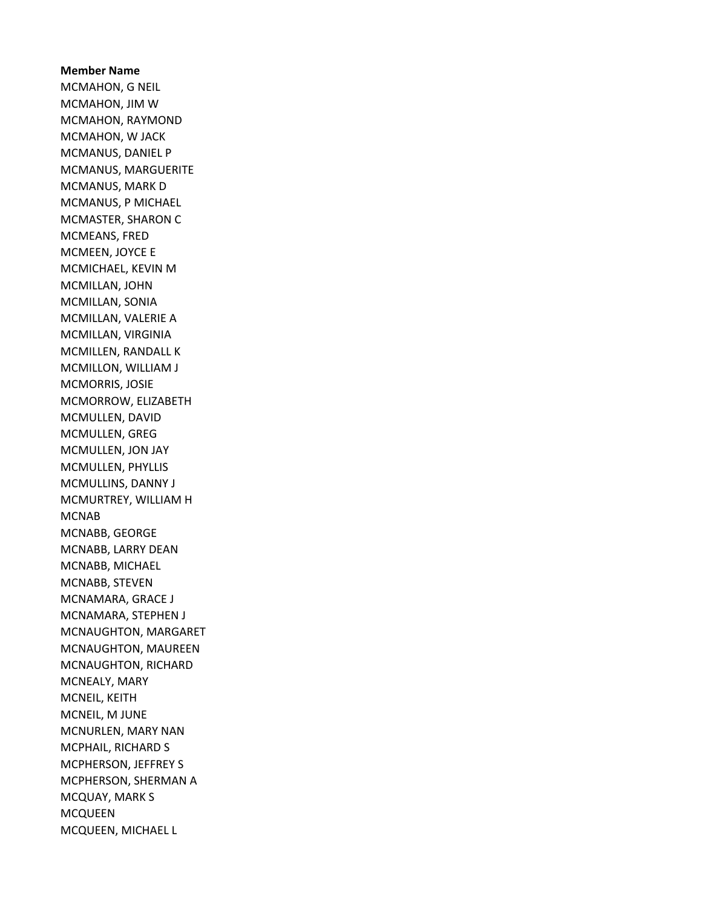**Member Name**

MCMAHON, G NEIL
MCMAHON, JIM W
MCMAHON, RAYMOND
MCMAHON, W JACK
MCMANUS, DANIEL P
MCMANUS, MARGUERITE
MCMANUS, MARK D
MCMANUS, P MICHAEL
MCMASTER, SHARON C
MCMEANS, FRED
MCMEEN, JOYCE E
MCMICHAEL, KEVIN M
MCMILLAN, JOHN
MCMILLAN, SONIA
MCMILLAN, VALERIE A
MCMILLAN, VIRGINIA
MCMILLEN, RANDALL K
MCMILLON, WILLIAM J
MCMORRIS, JOSIE
MCMORROW, ELIZABETH
MCMULLEN, DAVID
MCMULLEN, GREG
MCMULLEN, JON JAY
MCMULLEN, PHYLLIS
MCMULLINS, DANNY J
MCMURTREY, WILLIAM H
MCNAB
MCNABB, GEORGE
MCNABB, LARRY DEAN
MCNABB, MICHAEL
MCNABB, STEVEN
MCNAMARA, GRACE J
MCNAMARA, STEPHEN J
MCNAUGHTON, MARGARET
MCNAUGHTON, MAUREEN
MCNAUGHTON, RICHARD
MCNEALY, MARY
MCNEIL, KEITH
MCNEIL, M JUNE
MCNURLEN, MARY NAN
MCPHAIL, RICHARD S
MCPHERSON, JEFFREY S
MCPHERSON, SHERMAN A
MCQUAY, MARK S
MCQUEEN
MCQUEEN, MICHAEL L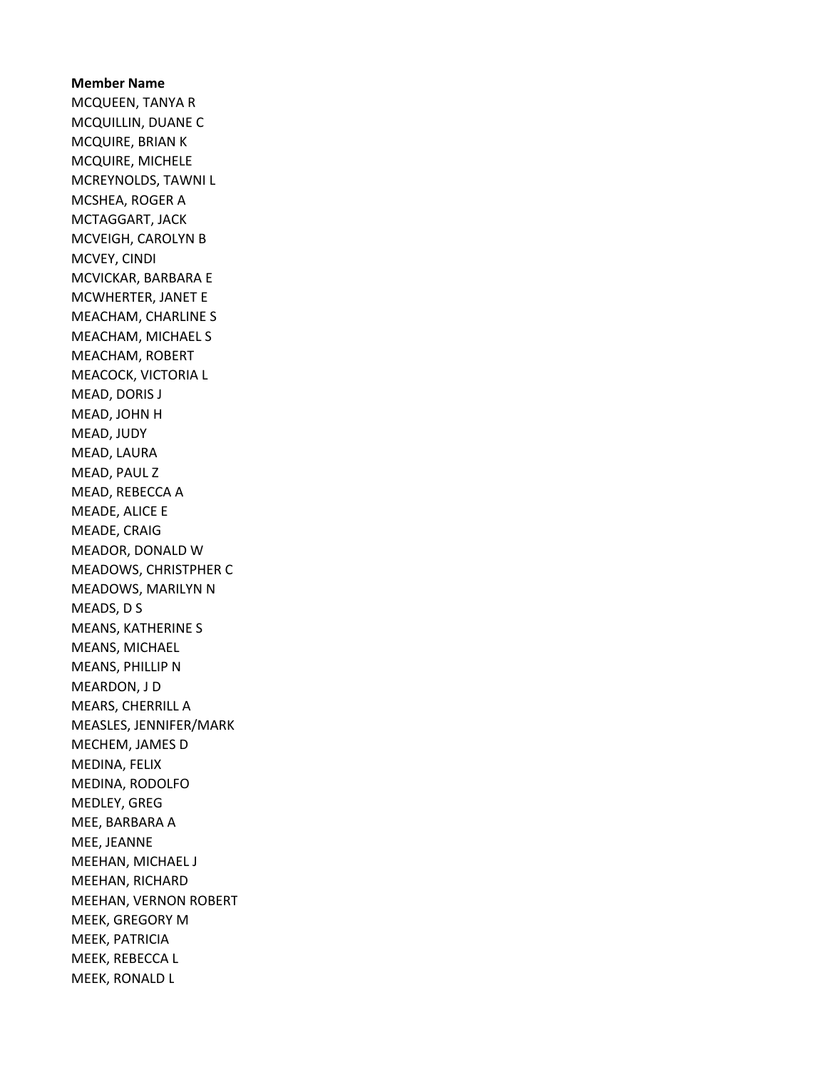**Member Name**

MCQUEEN, TANYA R
MCQUILLIN, DUANE C
MCQUIRE, BRIAN K
MCQUIRE, MICHELE
MCREYNOLDS, TAWNI L
MCSHEA, ROGER A
MCTAGGART, JACK
MCVEIGH, CAROLYN B
MCVEY, CINDI
MCVICKAR, BARBARA E
MCWHERTER, JANET E
MEACHAM, CHARLINE S
MEACHAM, MICHAEL S
MEACHAM, ROBERT
MEACOCK, VICTORIA L
MEAD, DORIS J
MEAD, JOHN H
MEAD, JUDY
MEAD, LAURA
MEAD, PAUL Z
MEAD, REBECCA A
MEADE, ALICE E
MEADE, CRAIG
MEADOR, DONALD W
MEADOWS, CHRISTPHER C
MEADOWS, MARILYN N
MEADS, D S
MEANS, KATHERINE S
MEANS, MICHAEL
MEANS, PHILLIP N
MEARDON, J D
MEARS, CHERRILL A
MEASLES, JENNIFER/MARK
MECHEM, JAMES D
MEDINA, FELIX
MEDINA, RODOLFO
MEDLEY, GREG
MEE, BARBARA A
MEE, JEANNE
MEEHAN, MICHAEL J
MEEHAN, RICHARD
MEEHAN, VERNON ROBERT
MEEK, GREGORY M
MEEK, PATRICIA
MEEK, REBECCA L
MEEK, RONALD L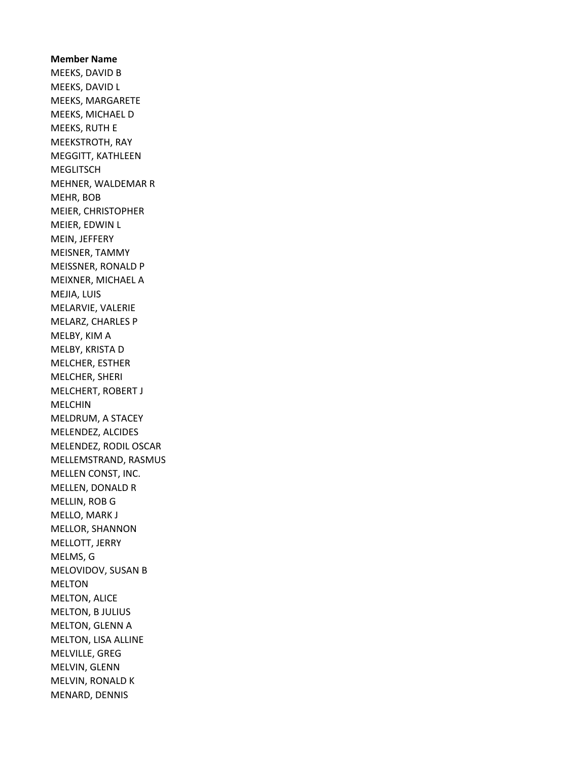**Member Name**

MEEKS, DAVID B
MEEKS, DAVID L
MEEKS, MARGARETE
MEEKS, MICHAEL D
MEEKS, RUTH E
MEEKSTROTH, RAY
MEGGITT, KATHLEEN
MEGLITSCH
MEHNER, WALDEMAR R
MEHR, BOB
MEIER, CHRISTOPHER
MEIER, EDWIN L
MEIN, JEFFERY
MEISNER, TAMMY
MEISSNER, RONALD P
MEIXNER, MICHAEL A
MEJIA, LUIS
MELARVIE, VALERIE
MELARZ, CHARLES P
MELBY, KIM A
MELBY, KRISTA D
MELCHER, ESTHER
MELCHER, SHERI
MELCHERT, ROBERT J
MELCHIN
MELDRUM, A STACEY
MELENDEZ, ALCIDES
MELENDEZ, RODIL OSCAR
MELLEMSTRAND, RASMUS
MELLEN CONST, INC.
MELLEN, DONALD R
MELLIN, ROB G
MELLO, MARK J
MELLOR, SHANNON
MELLOTT, JERRY
MELMS, G
MELOVIDOV, SUSAN B
MELTON
MELTON, ALICE
MELTON, B JULIUS
MELTON, GLENN A
MELTON, LISA ALLINE
MELVILLE, GREG
MELVIN, GLENN
MELVIN, RONALD K
MENARD, DENNIS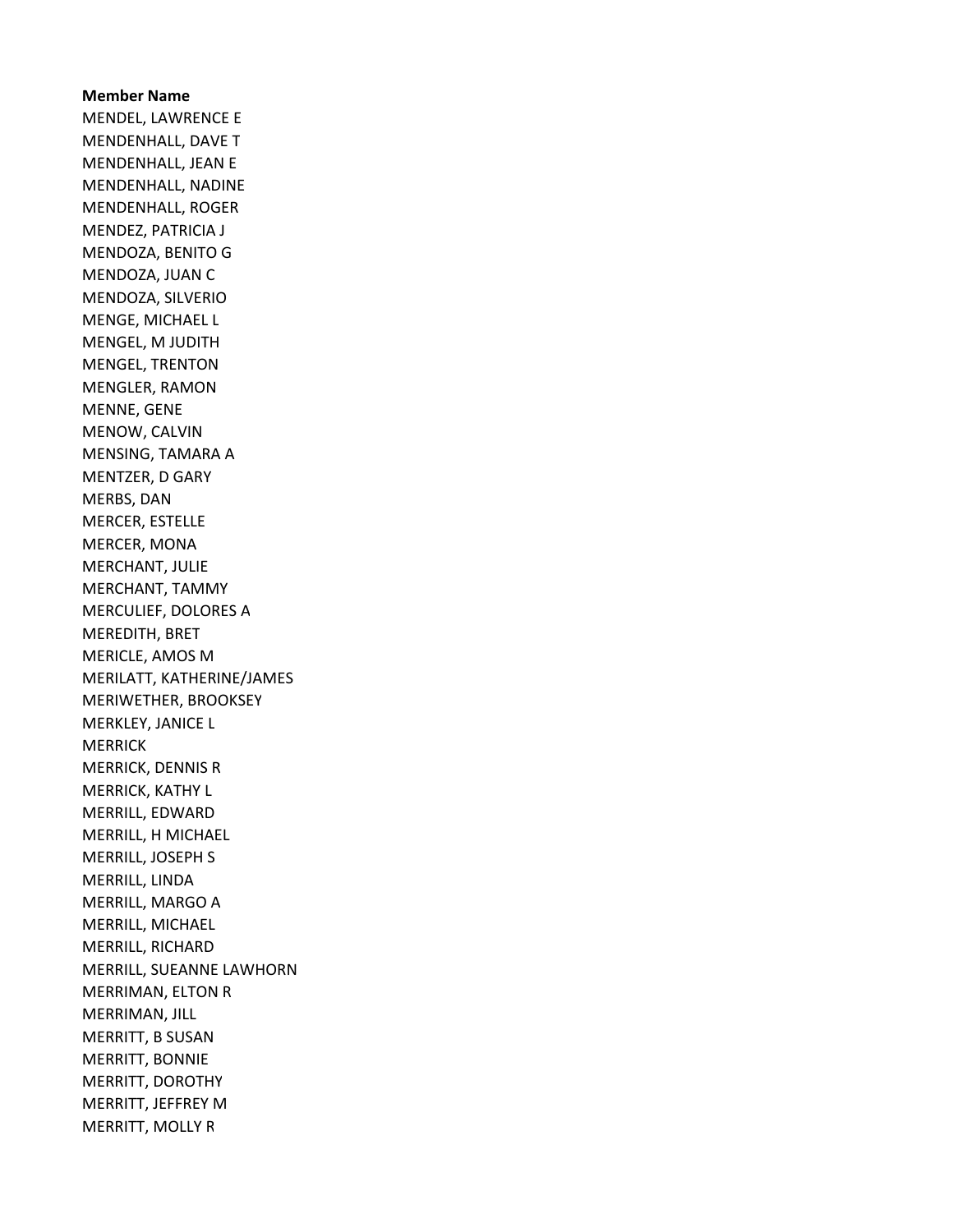**Member Name**

MENDEL, LAWRENCE E
MENDENHALL, DAVE T
MENDENHALL, JEAN E
MENDENHALL, NADINE
MENDENHALL, ROGER
MENDEZ, PATRICIA J
MENDOZA, BENITO G
MENDOZA, JUAN C
MENDOZA, SILVERIO
MENGE, MICHAEL L
MENGEL, M JUDITH
MENGEL, TRENTON
MENGLER, RAMON
MENNE, GENE
MENOW, CALVIN
MENSING, TAMARA A
MENTZER, D GARY
MERBS, DAN
MERCER, ESTELLE
MERCER, MONA
MERCHANT, JULIE
MERCHANT, TAMMY
MERCULIEF, DOLORES A
MEREDITH, BRET
MERICLE, AMOS M
MERILATT, KATHERINE/JAMES
MERIWETHER, BROOKSEY
MERKLEY, JANICE L
MERRICK
MERRICK, DENNIS R
MERRICK, KATHY L
MERRILL, EDWARD
MERRILL, H MICHAEL
MERRILL, JOSEPH S
MERRILL, LINDA
MERRILL, MARGO A
MERRILL, MICHAEL
MERRILL, RICHARD
MERRILL, SUEANNE LAWHORN
MERRIMAN, ELTON R
MERRIMAN, JILL
MERRITT, B SUSAN
MERRITT, BONNIE
MERRITT, DOROTHY
MERRITT, JEFFREY M
MERRITT, MOLLY R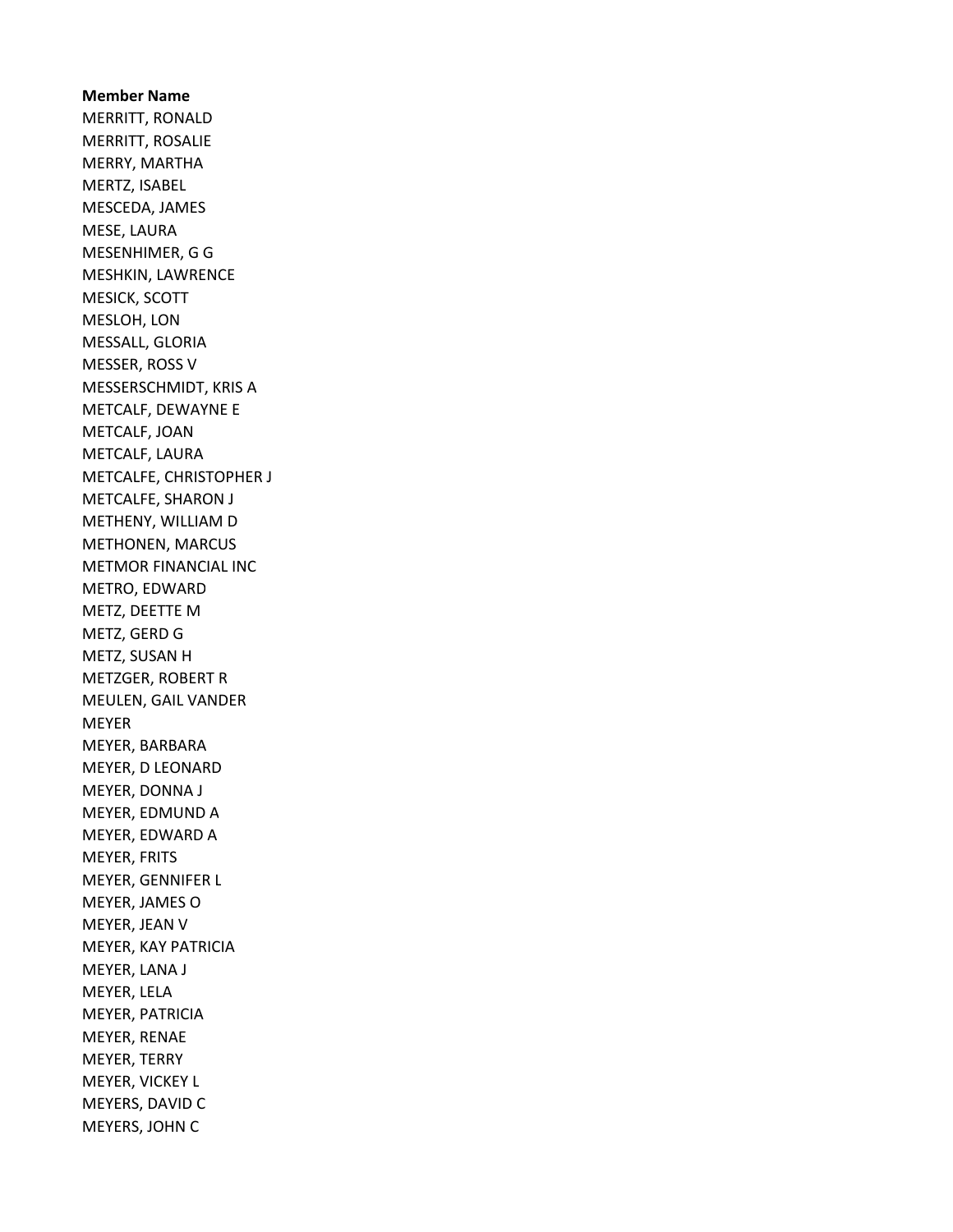**Member Name**

MERRITT, RONALD
MERRITT, ROSALIE
MERRY, MARTHA
MERTZ, ISABEL
MESCEDA, JAMES
MESE, LAURA
MESENHIMER, G G
MESHKIN, LAWRENCE
MESICK, SCOTT
MESLOH, LON
MESSALL, GLORIA
MESSER, ROSS V
MESSERSCHMIDT, KRIS A
METCALF, DEWAYNE E
METCALF, JOAN
METCALF, LAURA
METCALFE, CHRISTOPHER J
METCALFE, SHARON J
METHENY, WILLIAM D
METHONEN, MARCUS
METMOR FINANCIAL INC
METRO, EDWARD
METZ, DEETTE M
METZ, GERD G
METZ, SUSAN H
METZGER, ROBERT R
MEULEN, GAIL VANDER
MEYER
MEYER, BARBARA
MEYER, D LEONARD
MEYER, DONNA J
MEYER, EDMUND A
MEYER, EDWARD A
MEYER, FRITS
MEYER, GENNIFER L
MEYER, JAMES O
MEYER, JEAN V
MEYER, KAY PATRICIA
MEYER, LANA J
MEYER, LELA
MEYER, PATRICIA
MEYER, RENAE
MEYER, TERRY
MEYER, VICKEY L
MEYERS, DAVID C
MEYERS, JOHN C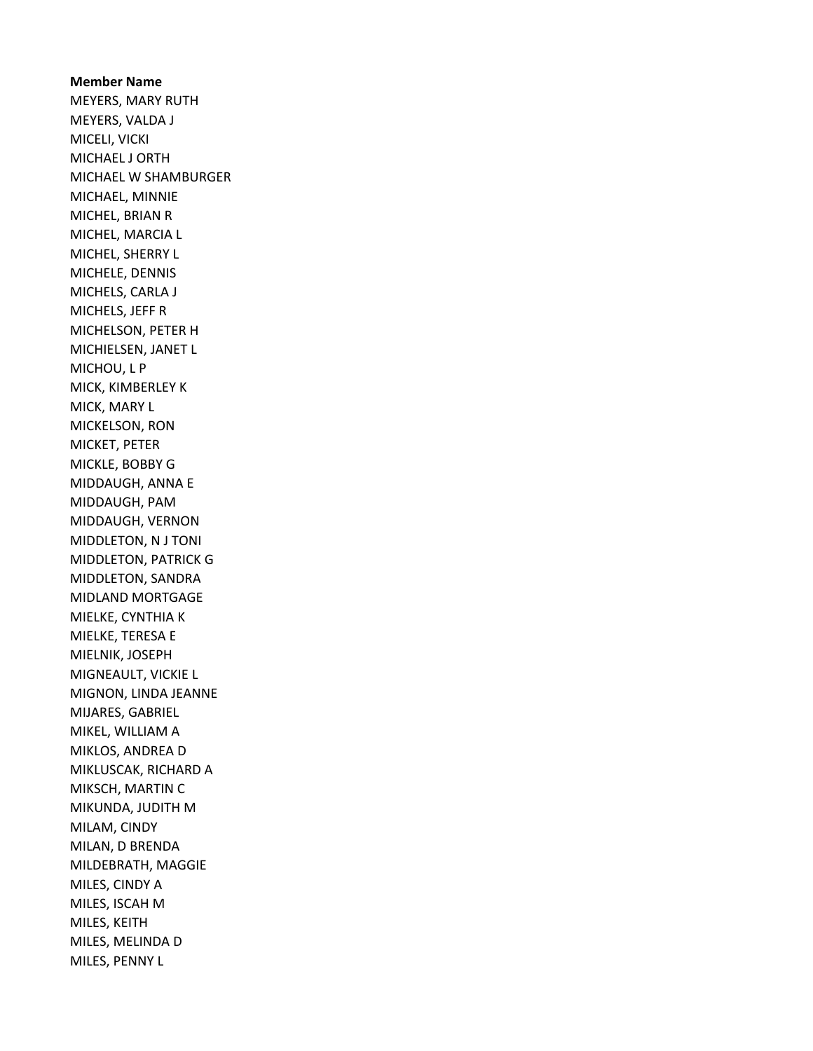**Member Name**
MEYERS, MARY RUTH
MEYERS, VALDA J
MICELI, VICKI
MICHAEL J ORTH
MICHAEL W SHAMBURGER
MICHAEL, MINNIE
MICHEL, BRIAN R
MICHEL, MARCIA L
MICHEL, SHERRY L
MICHELE, DENNIS
MICHELS, CARLA J
MICHELS, JEFF R
MICHELSON, PETER H
MICHIELSEN, JANET L
MICHOU, L P
MICK, KIMBERLEY K
MICK, MARY L
MICKELSON, RON
MICKET, PETER
MICKLE, BOBBY G
MIDDAUGH, ANNA E
MIDDAUGH, PAM
MIDDAUGH, VERNON
MIDDLETON, N J TONI
MIDDLETON, PATRICK G
MIDDLETON, SANDRA
MIDLAND MORTGAGE
MIELKE, CYNTHIA K
MIELKE, TERESA E
MIELNIK, JOSEPH
MIGNEAULT, VICKIE L
MIGNON, LINDA JEANNE
MIJARES, GABRIEL
MIKEL, WILLIAM A
MIKLOS, ANDREA D
MIKLUSCAK, RICHARD A
MIKSCH, MARTIN C
MIKUNDA, JUDITH M
MILAM, CINDY
MILAN, D BRENDA
MILDEBRATH, MAGGIE
MILES, CINDY A
MILES, ISCAH M
MILES, KEITH
MILES, MELINDA D
MILES, PENNY L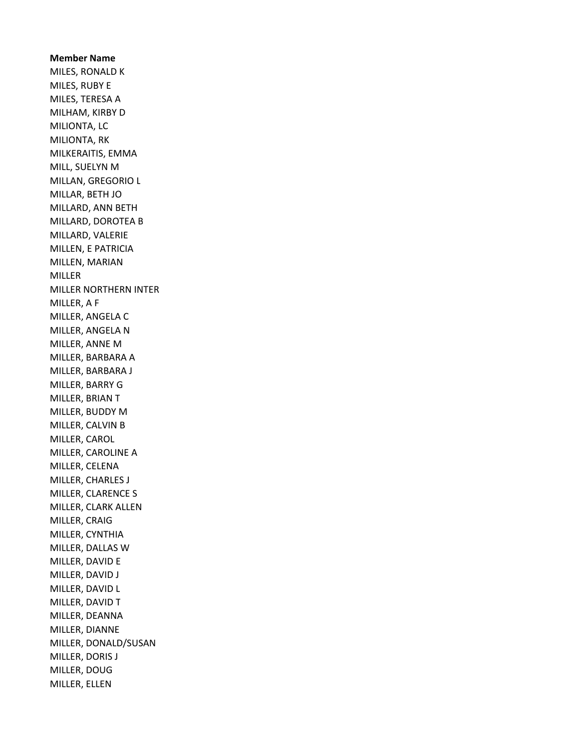**Member Name**

MILES, RONALD K
MILES, RUBY E
MILES, TERESA A
MILHAM, KIRBY D
MILIONTA, LC
MILIONTA, RK
MILKERAITIS, EMMA
MILL, SUELYN M
MILLAN, GREGORIO L
MILLAR, BETH JO
MILLARD, ANN BETH
MILLARD, DOROTEA B
MILLARD, VALERIE
MILLEN, E PATRICIA
MILLEN, MARIAN
MILLER
MILLER NORTHERN INTER
MILLER, A F
MILLER, ANGELA C
MILLER, ANGELA N
MILLER, ANNE M
MILLER, BARBARA A
MILLER, BARBARA J
MILLER, BARRY G
MILLER, BRIAN T
MILLER, BUDDY M
MILLER, CALVIN B
MILLER, CAROL
MILLER, CAROLINE A
MILLER, CELENA
MILLER, CHARLES J
MILLER, CLARENCE S
MILLER, CLARK ALLEN
MILLER, CRAIG
MILLER, CYNTHIA
MILLER, DALLAS W
MILLER, DAVID E
MILLER, DAVID J
MILLER, DAVID L
MILLER, DAVID T
MILLER, DEANNA
MILLER, DIANNE
MILLER, DONALD/SUSAN
MILLER, DORIS J
MILLER, DOUG
MILLER, ELLEN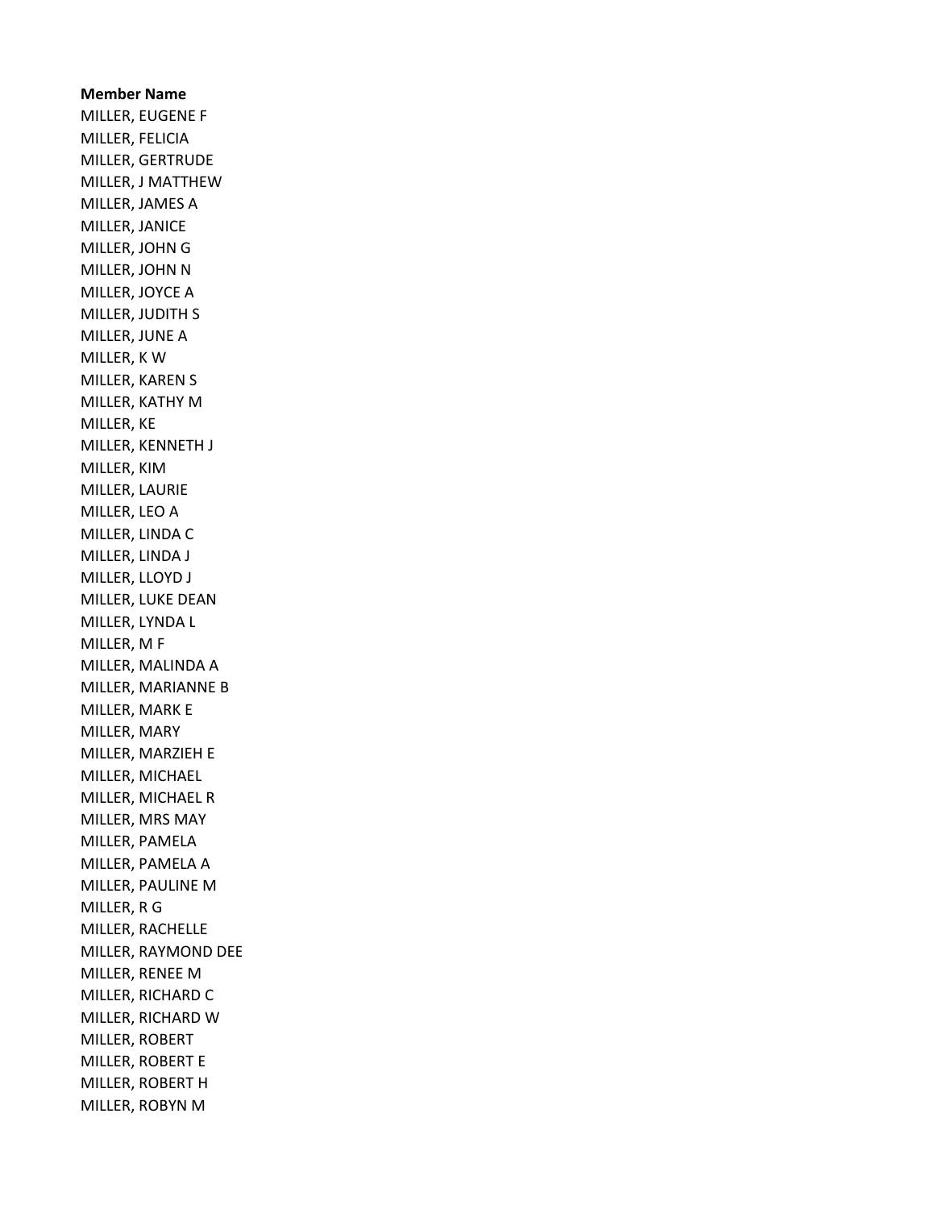**Member Name**

MILLER, EUGENE F
MILLER, FELICIA
MILLER, GERTRUDE
MILLER, J MATTHEW
MILLER, JAMES A
MILLER, JANICE
MILLER, JOHN G
MILLER, JOHN N
MILLER, JOYCE A
MILLER, JUDITH S
MILLER, JUNE A
MILLER, K W
MILLER, KAREN S
MILLER, KATHY M
MILLER, KE
MILLER, KENNETH J
MILLER, KIM
MILLER, LAURIE
MILLER, LEO A
MILLER, LINDA C
MILLER, LINDA J
MILLER, LLOYD J
MILLER, LUKE DEAN
MILLER, LYNDA L
MILLER, M F
MILLER, MALINDA A
MILLER, MARIANNE B
MILLER, MARK E
MILLER, MARY
MILLER, MARZIEH E
MILLER, MICHAEL
MILLER, MICHAEL R
MILLER, MRS MAY
MILLER, PAMELA
MILLER, PAMELA A
MILLER, PAULINE M
MILLER, R G
MILLER, RACHELLE
MILLER, RAYMOND DEE
MILLER, RENEE M
MILLER, RICHARD C
MILLER, RICHARD W
MILLER, ROBERT
MILLER, ROBERT E
MILLER, ROBERT H
MILLER, ROBYN M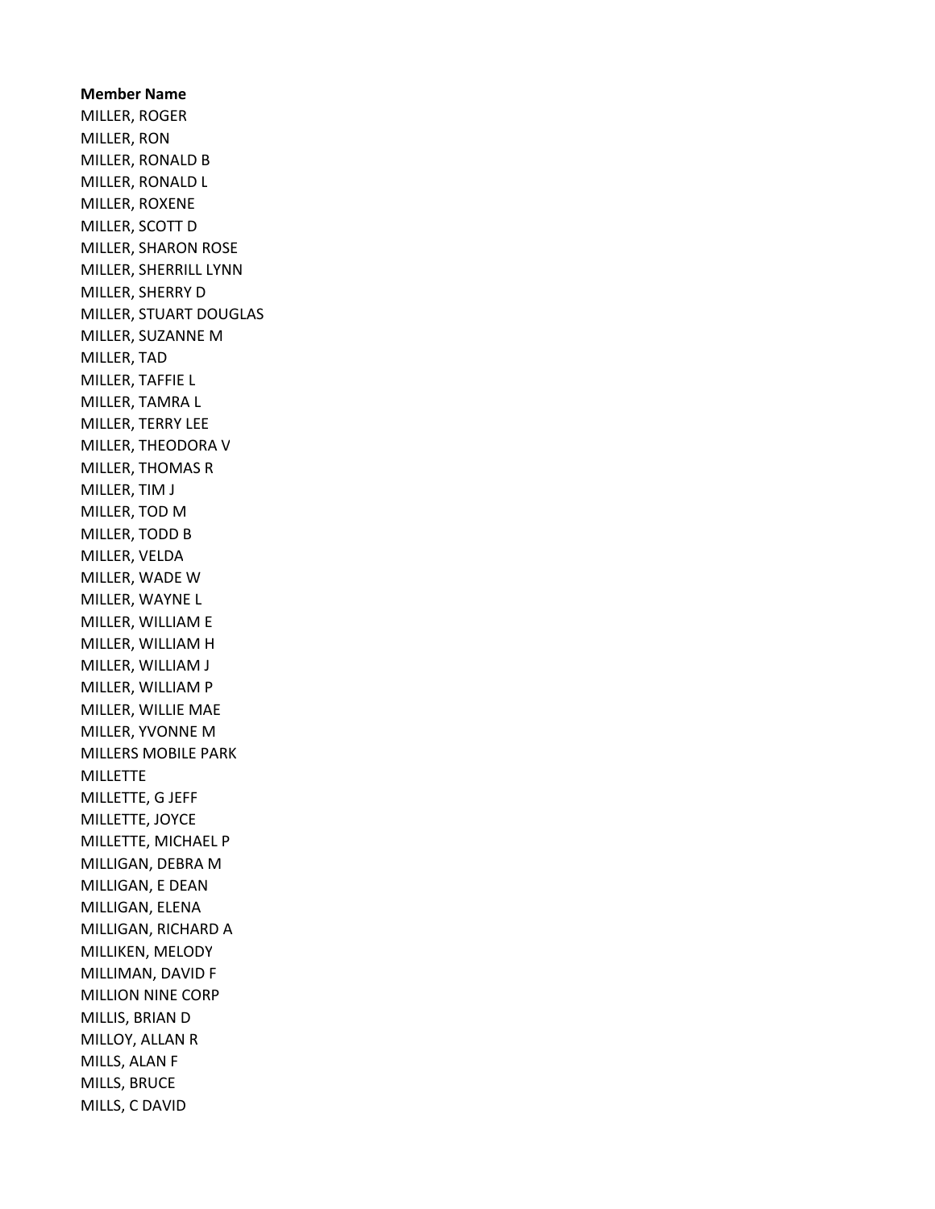**Member Name**
MILLER, ROGER
MILLER, RON
MILLER, RONALD B
MILLER, RONALD L
MILLER, ROXENE
MILLER, SCOTT D
MILLER, SHARON ROSE
MILLER, SHERRILL LYNN
MILLER, SHERRY D
MILLER, STUART DOUGLAS
MILLER, SUZANNE M
MILLER, TAD
MILLER, TAFFIE L
MILLER, TAMRA L
MILLER, TERRY LEE
MILLER, THEODORA V
MILLER, THOMAS R
MILLER, TIM J
MILLER, TOD M
MILLER, TODD B
MILLER, VELDA
MILLER, WADE W
MILLER, WAYNE L
MILLER, WILLIAM E
MILLER, WILLIAM H
MILLER, WILLIAM J
MILLER, WILLIAM P
MILLER, WILLIE MAE
MILLER, YVONNE M
MILLERS MOBILE PARK
MILLETTE
MILLETTE, G JEFF
MILLETTE, JOYCE
MILLETTE, MICHAEL P
MILLIGAN, DEBRA M
MILLIGAN, E DEAN
MILLIGAN, ELENA
MILLIGAN, RICHARD A
MILLIKEN, MELODY
MILLIMAN, DAVID F
MILLION NINE CORP
MILLIS, BRIAN D
MILLOY, ALLAN R
MILLS, ALAN F
MILLS, BRUCE
MILLS, C DAVID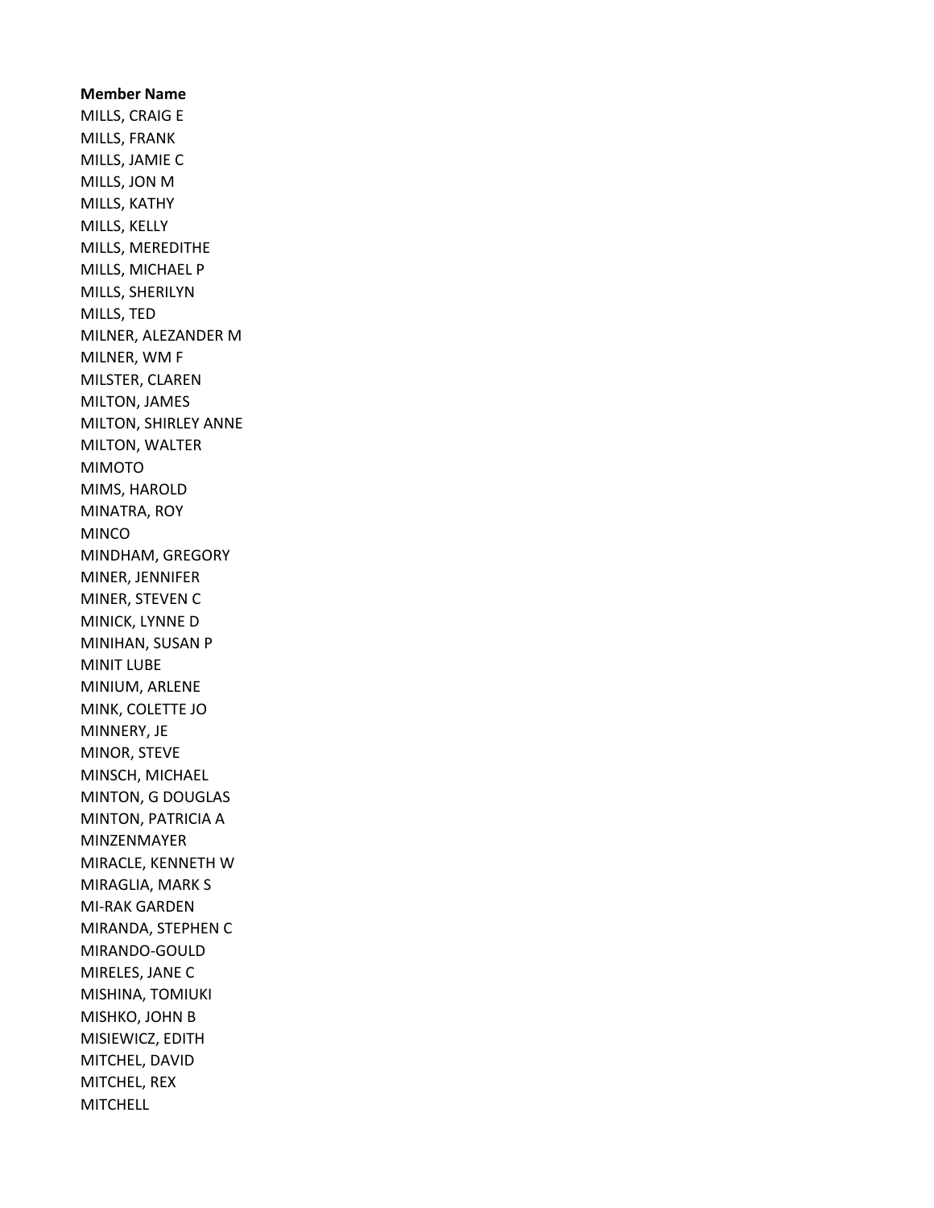**Member Name**

MILLS, CRAIG E
MILLS, FRANK
MILLS, JAMIE C
MILLS, JON M
MILLS, KATHY
MILLS, KELLY
MILLS, MEREDITHE
MILLS, MICHAEL P
MILLS, SHERILYN
MILLS, TED
MILNER, ALEZANDER M
MILNER, WM F
MILSTER, CLAREN
MILTON, JAMES
MILTON, SHIRLEY ANNE
MILTON, WALTER
MIMOTO
MIMS, HAROLD
MINATRA, ROY
MINCO
MINDHAM, GREGORY
MINER, JENNIFER
MINER, STEVEN C
MINICK, LYNNE D
MINIHAN, SUSAN P
MINIT LUBE
MINIUM, ARLENE
MINK, COLETTE JO
MINNERY, JE
MINOR, STEVE
MINSCH, MICHAEL
MINTON, G DOUGLAS
MINTON, PATRICIA A
MINZENMAYER
MIRACLE, KENNETH W
MIRAGLIA, MARK S
MI-RAK GARDEN
MIRANDA, STEPHEN C
MIRANDO-GOULD
MIRELES, JANE C
MISHINA, TOMIUKI
MISHKO, JOHN B
MISIEWICZ, EDITH
MITCHEL, DAVID
MITCHEL, REX
MITCHELL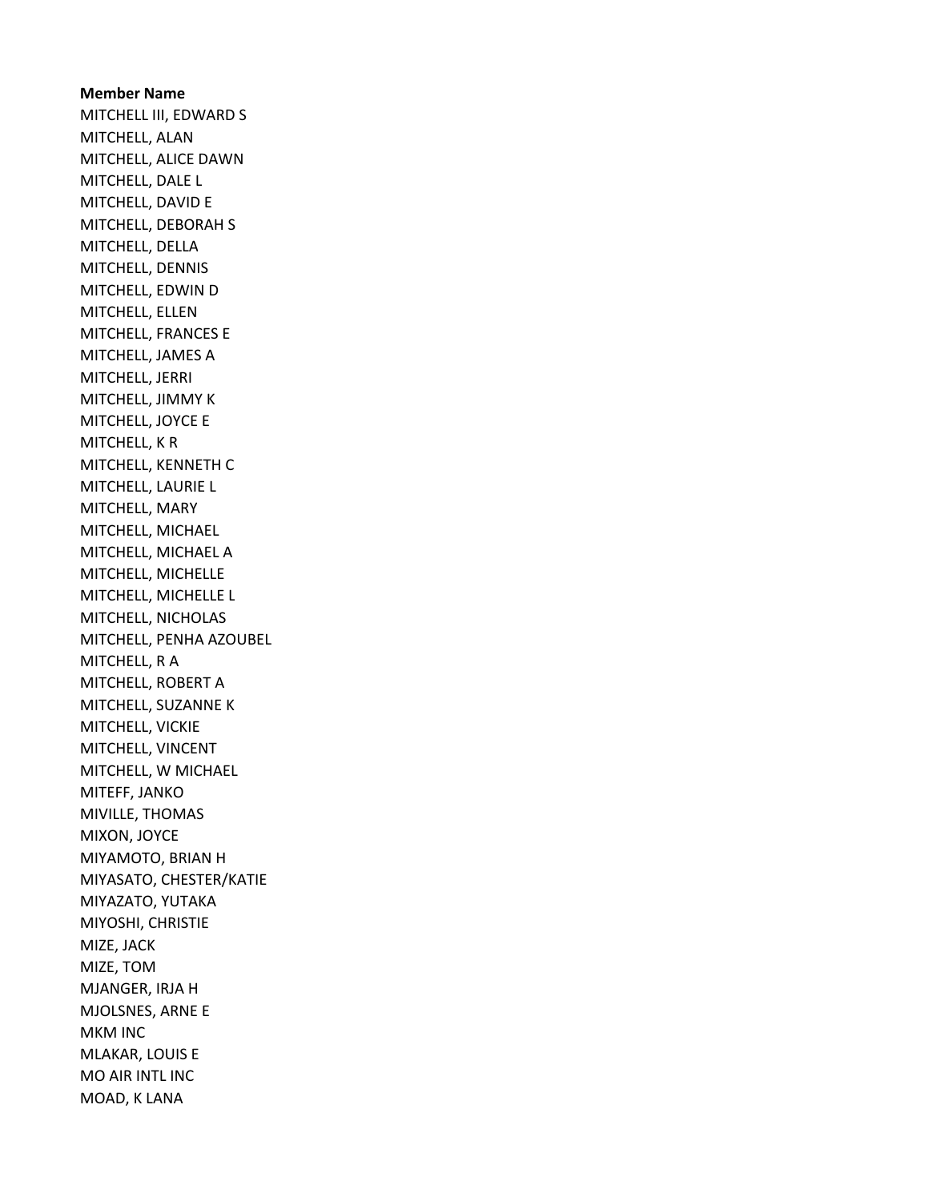**Member Name**

MITCHELL III, EDWARD S
MITCHELL, ALAN
MITCHELL, ALICE DAWN
MITCHELL, DALE L
MITCHELL, DAVID E
MITCHELL, DEBORAH S
MITCHELL, DELLA
MITCHELL, DENNIS
MITCHELL, EDWIN D
MITCHELL, ELLEN
MITCHELL, FRANCES E
MITCHELL, JAMES A
MITCHELL, JERRI
MITCHELL, JIMMY K
MITCHELL, JOYCE E
MITCHELL, K R
MITCHELL, KENNETH C
MITCHELL, LAURIE L
MITCHELL, MARY
MITCHELL, MICHAEL
MITCHELL, MICHAEL A
MITCHELL, MICHELLE
MITCHELL, MICHELLE L
MITCHELL, NICHOLAS
MITCHELL, PENHA AZOUBEL
MITCHELL, R A
MITCHELL, ROBERT A
MITCHELL, SUZANNE K
MITCHELL, VICKIE
MITCHELL, VINCENT
MITCHELL, W MICHAEL
MITEFF, JANKO
MIVILLE, THOMAS
MIXON, JOYCE
MIYAMOTO, BRIAN H
MIYASATO, CHESTER/KATIE
MIYAZATO, YUTAKA
MIYOSHI, CHRISTIE
MIZE, JACK
MIZE, TOM
MJANGER, IRJA H
MJOLSNES, ARNE E
MKM INC
MLAKAR, LOUIS E
MO AIR INTL INC
MOAD, K LANA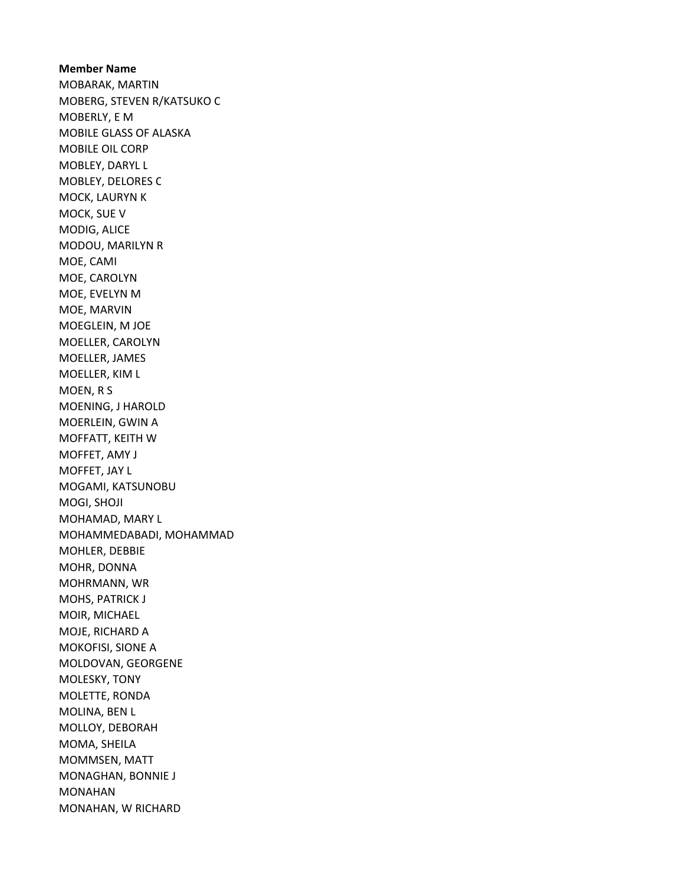**Member Name**

MOBARAK, MARTIN
MOBERG, STEVEN R/KATSUKO C
MOBERLY, E M
MOBILE GLASS OF ALASKA
MOBILE OIL CORP
MOBLEY, DARYL L
MOBLEY, DELORES C
MOCK, LAURYN K
MOCK, SUE V
MODIG, ALICE
MODOU, MARILYN R
MOE, CAMI
MOE, CAROLYN
MOE, EVELYN M
MOE, MARVIN
MOEGLEIN, M JOE
MOELLER, CAROLYN
MOELLER, JAMES
MOELLER, KIM L
MOEN, R S
MOENING, J HAROLD
MOERLEIN, GWIN A
MOFFATT, KEITH W
MOFFET, AMY J
MOFFET, JAY L
MOGAMI, KATSUNOBU
MOGI, SHOJI
MOHAMAD, MARY L
MOHAMMEDABADI, MOHAMMAD
MOHLER, DEBBIE
MOHR, DONNA
MOHRMANN, WR
MOHS, PATRICK J
MOIR, MICHAEL
MOJE, RICHARD A
MOKOFISI, SIONE A
MOLDOVAN, GEORGENE
MOLESKY, TONY
MOLETTE, RONDA
MOLINA, BEN L
MOLLOY, DEBORAH
MOMA, SHEILA
MOMMSEN, MATT
MONAGHAN, BONNIE J
MONAHAN
MONAHAN, W RICHARD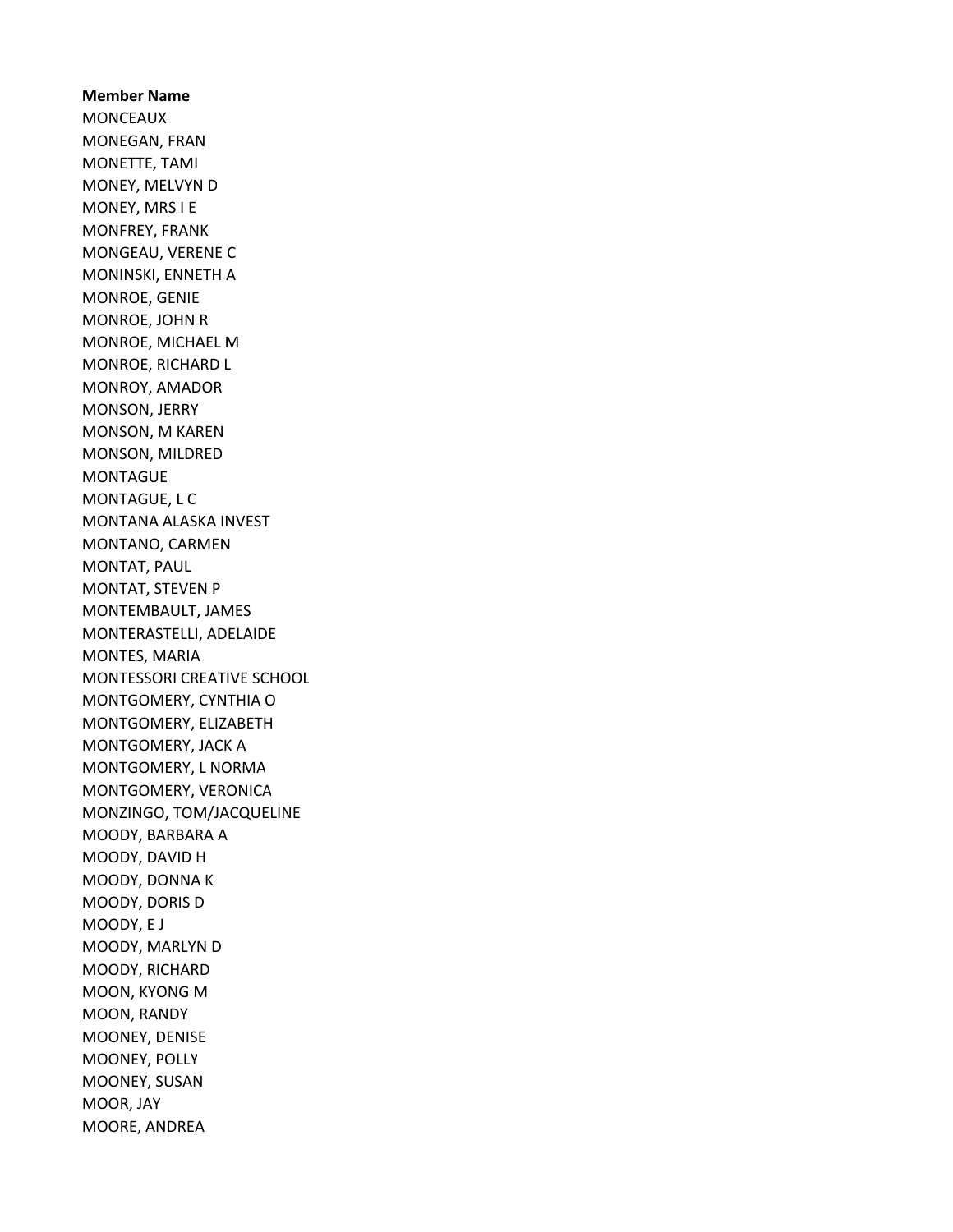**Member Name**

MONCEAUX
MONEGAN, FRAN
MONETTE, TAMI
MONEY, MELVYN D
MONEY, MRS I E
MONFREY, FRANK
MONGEAU, VERENE C
MONINSKI, ENNETH A
MONROE, GENIE
MONROE, JOHN R
MONROE, MICHAEL M
MONROE, RICHARD L
MONROY, AMADOR
MONSON, JERRY
MONSON, M KAREN
MONSON, MILDRED
MONTAGUE
MONTAGUE, L C
MONTANA ALASKA INVEST
MONTANO, CARMEN
MONTAT, PAUL
MONTAT, STEVEN P
MONTEMBAULT, JAMES
MONTERASTELLI, ADELAIDE
MONTES, MARIA
MONTESSORI CREATIVE SCHOOL
MONTGOMERY, CYNTHIA O
MONTGOMERY, ELIZABETH
MONTGOMERY, JACK A
MONTGOMERY, L NORMA
MONTGOMERY, VERONICA
MONZINGO, TOM/JACQUELINE
MOODY, BARBARA A
MOODY, DAVID H
MOODY, DONNA K
MOODY, DORIS D
MOODY, E J
MOODY, MARLYN D
MOODY, RICHARD
MOON, KYONG M
MOON, RANDY
MOONEY, DENISE
MOONEY, POLLY
MOONEY, SUSAN
MOOR, JAY
MOORE, ANDREA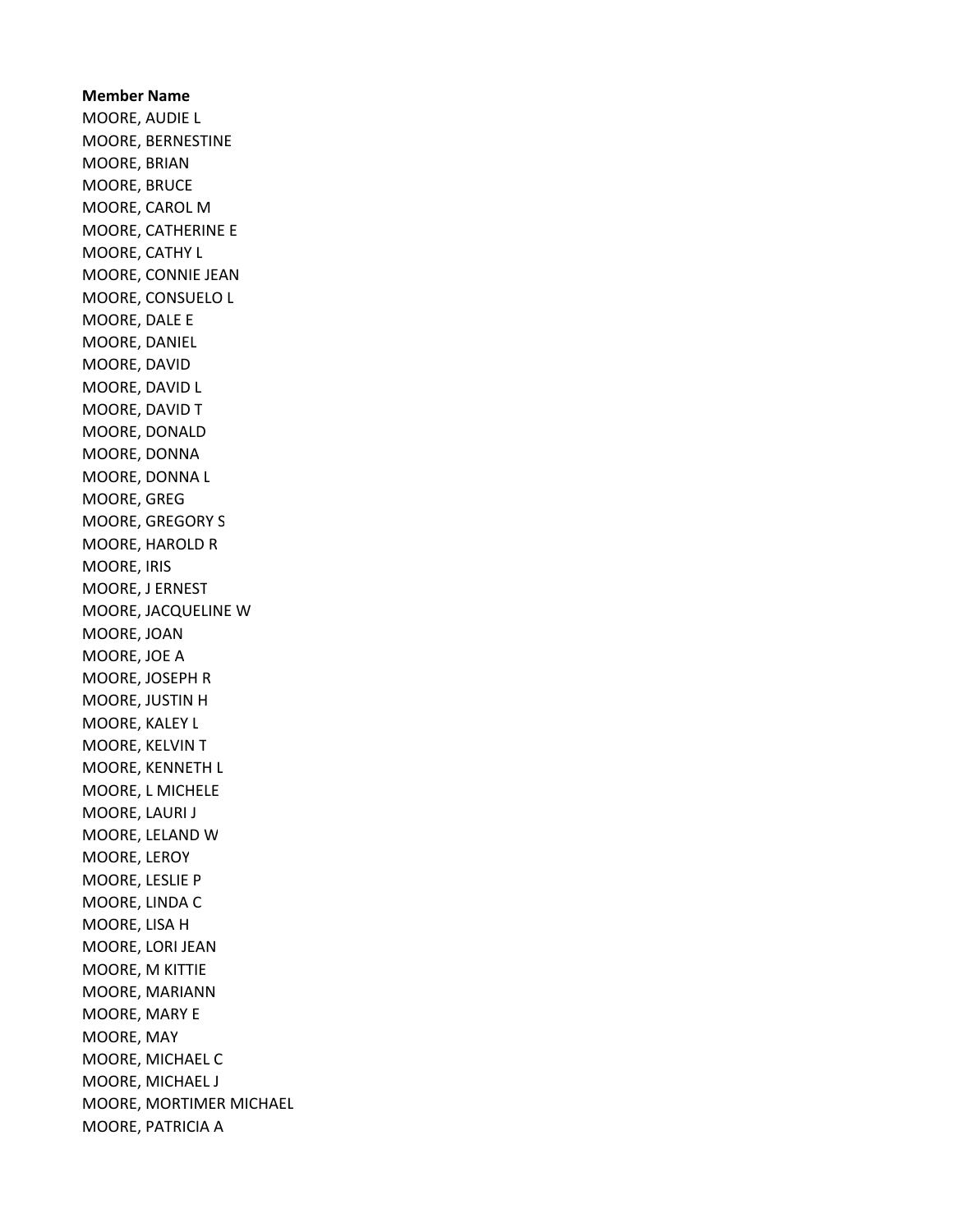**Member Name**

MOORE, AUDIE L
MOORE, BERNESTINE
MOORE, BRIAN
MOORE, BRUCE
MOORE, CAROL M
MOORE, CATHERINE E
MOORE, CATHY L
MOORE, CONNIE JEAN
MOORE, CONSUELO L
MOORE, DALE E
MOORE, DANIEL
MOORE, DAVID
MOORE, DAVID L
MOORE, DAVID T
MOORE, DONALD
MOORE, DONNA
MOORE, DONNA L
MOORE, GREG
MOORE, GREGORY S
MOORE, HAROLD R
MOORE, IRIS
MOORE, J ERNEST
MOORE, JACQUELINE W
MOORE, JOAN
MOORE, JOE A
MOORE, JOSEPH R
MOORE, JUSTIN H
MOORE, KALEY L
MOORE, KELVIN T
MOORE, KENNETH L
MOORE, L MICHELE
MOORE, LAURI J
MOORE, LELAND W
MOORE, LEROY
MOORE, LESLIE P
MOORE, LINDA C
MOORE, LISA H
MOORE, LORI JEAN
MOORE, M KITTIE
MOORE, MARIANN
MOORE, MARY E
MOORE, MAY
MOORE, MICHAEL C
MOORE, MICHAEL J
MOORE, MORTIMER MICHAEL
MOORE, PATRICIA A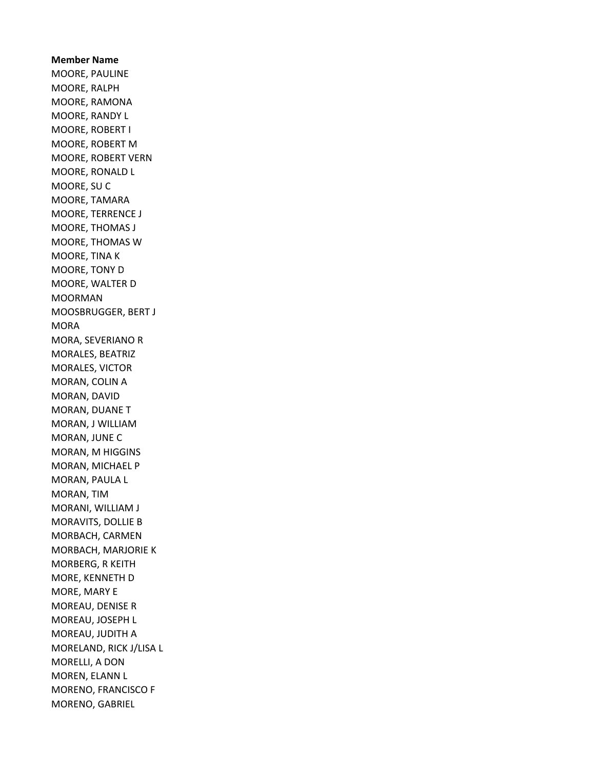**Member Name**

MOORE, PAULINE
MOORE, RALPH
MOORE, RAMONA
MOORE, RANDY L
MOORE, ROBERT I
MOORE, ROBERT M
MOORE, ROBERT VERN
MOORE, RONALD L
MOORE, SU C
MOORE, TAMARA
MOORE, TERRENCE J
MOORE, THOMAS J
MOORE, THOMAS W
MOORE, TINA K
MOORE, TONY D
MOORE, WALTER D
MOORMAN
MOOSBRUGGER, BERT J
MORA
MORA, SEVERIANO R
MORALES, BEATRIZ
MORALES, VICTOR
MORAN, COLIN A
MORAN, DAVID
MORAN, DUANE T
MORAN, J WILLIAM
MORAN, JUNE C
MORAN, M HIGGINS
MORAN, MICHAEL P
MORAN, PAULA L
MORAN, TIM
MORANI, WILLIAM J
MORAVITS, DOLLIE B
MORBACH, CARMEN
MORBACH, MARJORIE K
MORBERG, R KEITH
MORE, KENNETH D
MORE, MARY E
MOREAU, DENISE R
MOREAU, JOSEPH L
MOREAU, JUDITH A
MORELAND, RICK J/LISA L
MORELLI, A DON
MOREN, ELANN L
MORENO, FRANCISCO F
MORENO, GABRIEL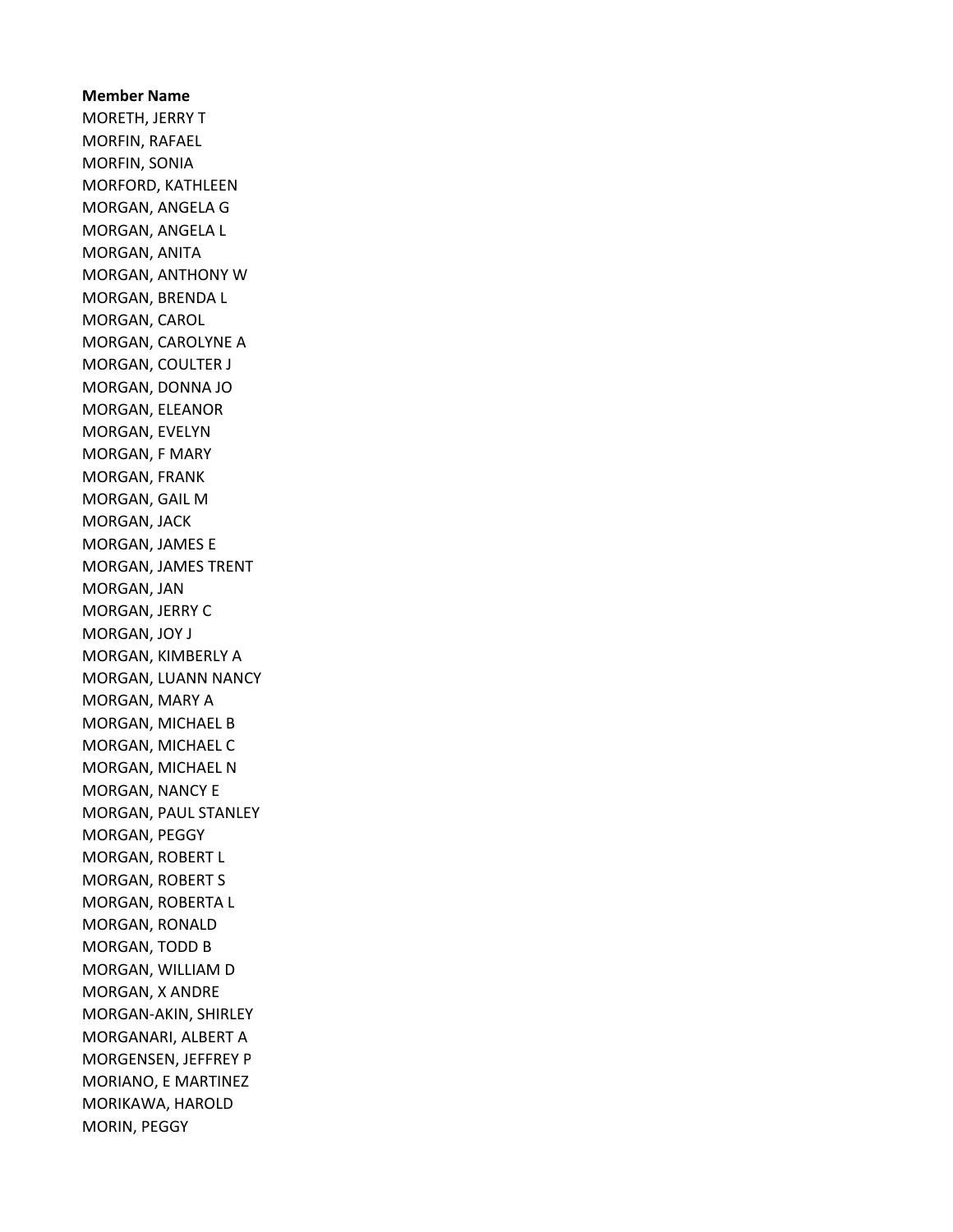**Member Name**

MORETH, JERRY T
MORFIN, RAFAEL
MORFIN, SONIA
MORFORD, KATHLEEN
MORGAN, ANGELA G
MORGAN, ANGELA L
MORGAN, ANITA
MORGAN, ANTHONY W
MORGAN, BRENDA L
MORGAN, CAROL
MORGAN, CAROLYNE A
MORGAN, COULTER J
MORGAN, DONNA JO
MORGAN, ELEANOR
MORGAN, EVELYN
MORGAN, F MARY
MORGAN, FRANK
MORGAN, GAIL M
MORGAN, JACK
MORGAN, JAMES E
MORGAN, JAMES TRENT
MORGAN, JAN
MORGAN, JERRY C
MORGAN, JOY J
MORGAN, KIMBERLY A
MORGAN, LUANN NANCY
MORGAN, MARY A
MORGAN, MICHAEL B
MORGAN, MICHAEL C
MORGAN, MICHAEL N
MORGAN, NANCY E
MORGAN, PAUL STANLEY
MORGAN, PEGGY
MORGAN, ROBERT L
MORGAN, ROBERT S
MORGAN, ROBERTA L
MORGAN, RONALD
MORGAN, TODD B
MORGAN, WILLIAM D
MORGAN, X ANDRE
MORGAN-AKIN, SHIRLEY
MORGANARI, ALBERT A
MORGENSEN, JEFFREY P
MORIANO, E MARTINEZ
MORIKAWA, HAROLD
MORIN, PEGGY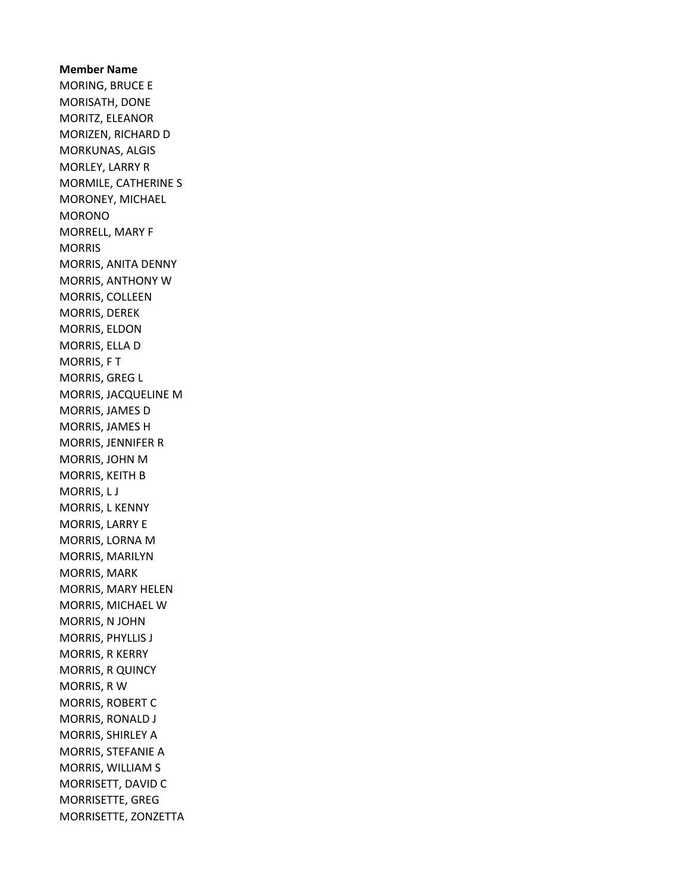**Member Name**

MORING, BRUCE E
MORISATH, DONE
MORITZ, ELEANOR
MORIZEN, RICHARD D
MORKUNAS, ALGIS
MORLEY, LARRY R
MORMILE, CATHERINE S
MORONEY, MICHAEL
MORONO
MORRELL, MARY F
MORRIS
MORRIS, ANITA DENNY
MORRIS, ANTHONY W
MORRIS, COLLEEN
MORRIS, DEREK
MORRIS, ELDON
MORRIS, ELLA D
MORRIS, F T
MORRIS, GREG L
MORRIS, JACQUELINE M
MORRIS, JAMES D
MORRIS, JAMES H
MORRIS, JENNIFER R
MORRIS, JOHN M
MORRIS, KEITH B
MORRIS, L J
MORRIS, L KENNY
MORRIS, LARRY E
MORRIS, LORNA M
MORRIS, MARILYN
MORRIS, MARK
MORRIS, MARY HELEN
MORRIS, MICHAEL W
MORRIS, N JOHN
MORRIS, PHYLLIS J
MORRIS, R KERRY
MORRIS, R QUINCY
MORRIS, R W
MORRIS, ROBERT C
MORRIS, RONALD J
MORRIS, SHIRLEY A
MORRIS, STEFANIE A
MORRIS, WILLIAM S
MORRISETT, DAVID C
MORRISETTE, GREG
MORRISETTE, ZONZETTA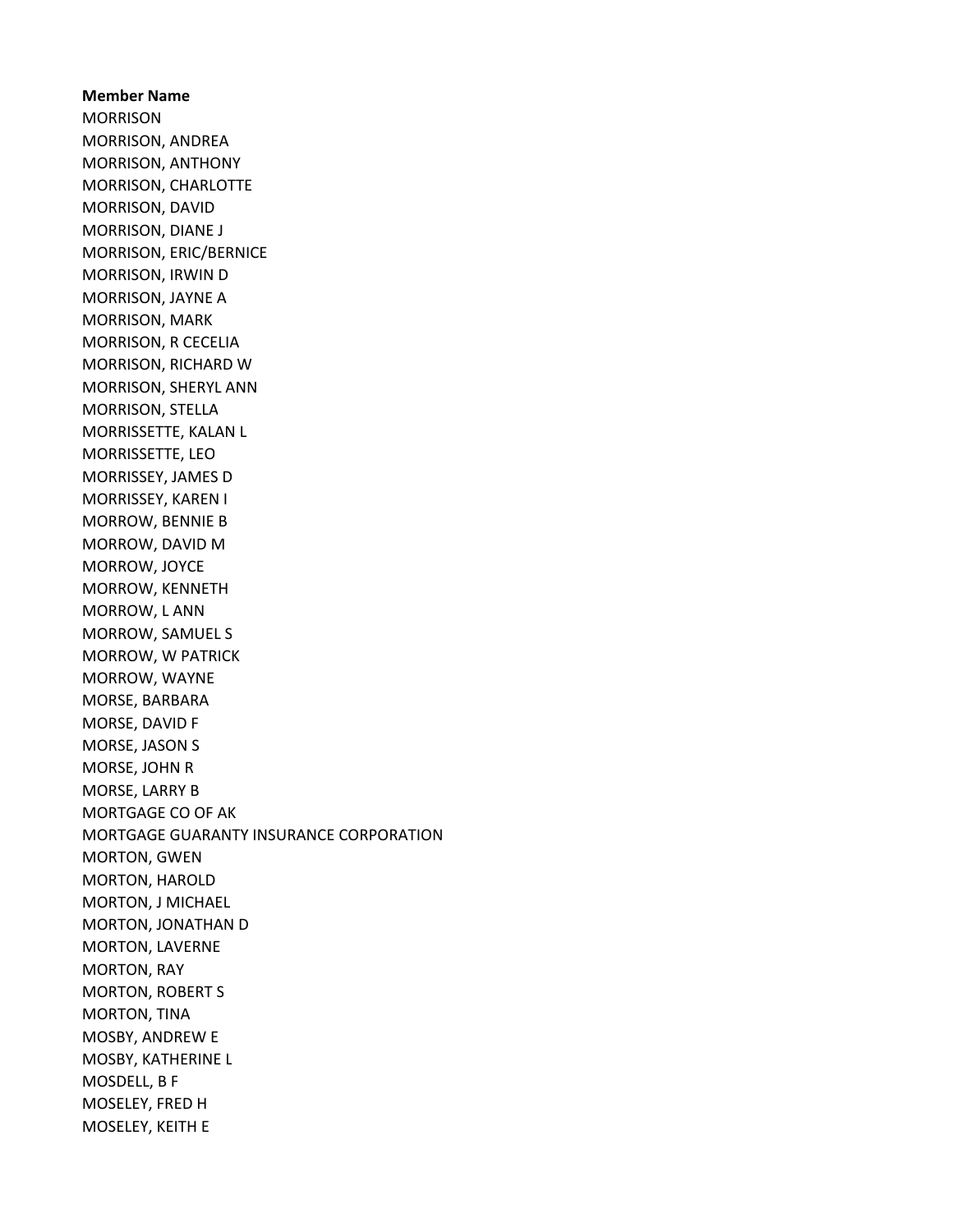**Member Name**

MORRISON
MORRISON, ANDREA
MORRISON, ANTHONY
MORRISON, CHARLOTTE
MORRISON, DAVID
MORRISON, DIANE J
MORRISON, ERIC/BERNICE
MORRISON, IRWIN D
MORRISON, JAYNE A
MORRISON, MARK
MORRISON, R CECELIA
MORRISON, RICHARD W
MORRISON, SHERYL ANN
MORRISON, STELLA
MORRISSETTE, KALAN L
MORRISSETTE, LEO
MORRISSEY, JAMES D
MORRISSEY, KAREN I
MORROW, BENNIE B
MORROW, DAVID M
MORROW, JOYCE
MORROW, KENNETH
MORROW, L ANN
MORROW, SAMUEL S
MORROW, W PATRICK
MORROW, WAYNE
MORSE, BARBARA
MORSE, DAVID F
MORSE, JASON S
MORSE, JOHN R
MORSE, LARRY B
MORTGAGE CO OF AK
MORTGAGE GUARANTY INSURANCE CORPORATION
MORTON, GWEN
MORTON, HAROLD
MORTON, J MICHAEL
MORTON, JONATHAN D
MORTON, LAVERNE
MORTON, RAY
MORTON, ROBERT S
MORTON, TINA
MOSBY, ANDREW E
MOSBY, KATHERINE L
MOSDELL, B F
MOSELEY, FRED H
MOSELEY, KEITH E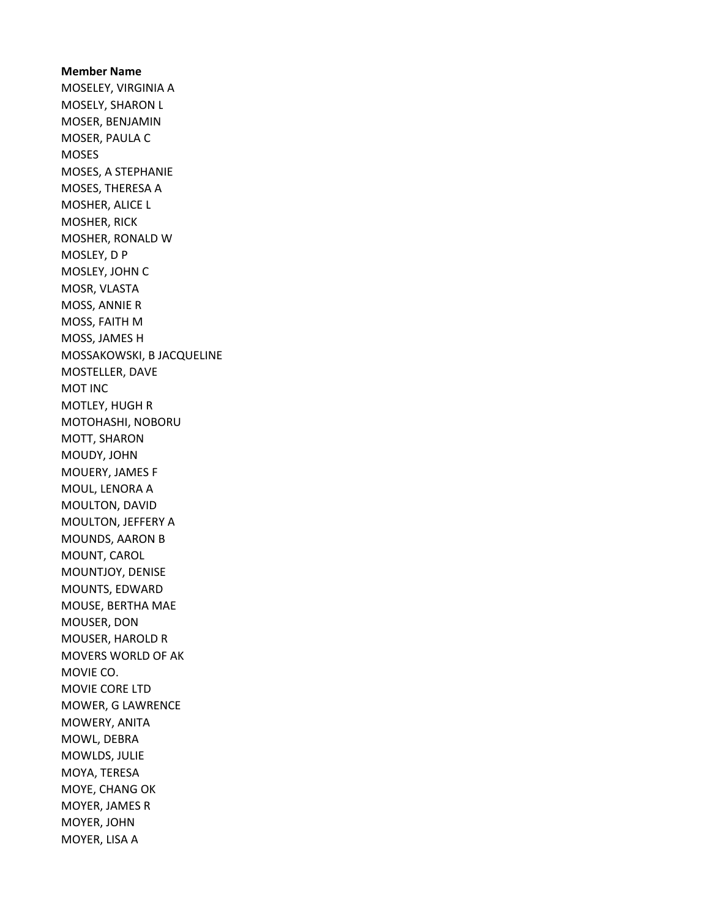**Member Name**

MOSELEY, VIRGINIA A
MOSELY, SHARON L
MOSER, BENJAMIN
MOSER, PAULA C
MOSES
MOSES, A STEPHANIE
MOSES, THERESA A
MOSHER, ALICE L
MOSHER, RICK
MOSHER, RONALD W
MOSLEY, D P
MOSLEY, JOHN C
MOSR, VLASTA
MOSS, ANNIE R
MOSS, FAITH M
MOSS, JAMES H
MOSSAKOWSKI, B JACQUELINE
MOSTELLER, DAVE
MOT INC
MOTLEY, HUGH R
MOTOHASHI, NOBORU
MOTT, SHARON
MOUDY, JOHN
MOUERY, JAMES F
MOUL, LENORA A
MOULTON, DAVID
MOULTON, JEFFERY A
MOUNDS, AARON B
MOUNT, CAROL
MOUNTJOY, DENISE
MOUNTS, EDWARD
MOUSE, BERTHA MAE
MOUSER, DON
MOUSER, HAROLD R
MOVERS WORLD OF AK
MOVIE CO.
MOVIE CORE LTD
MOWER, G LAWRENCE
MOWERY, ANITA
MOWL, DEBRA
MOWLDS, JULIE
MOYA, TERESA
MOYE, CHANG OK
MOYER, JAMES R
MOYER, JOHN
MOYER, LISA A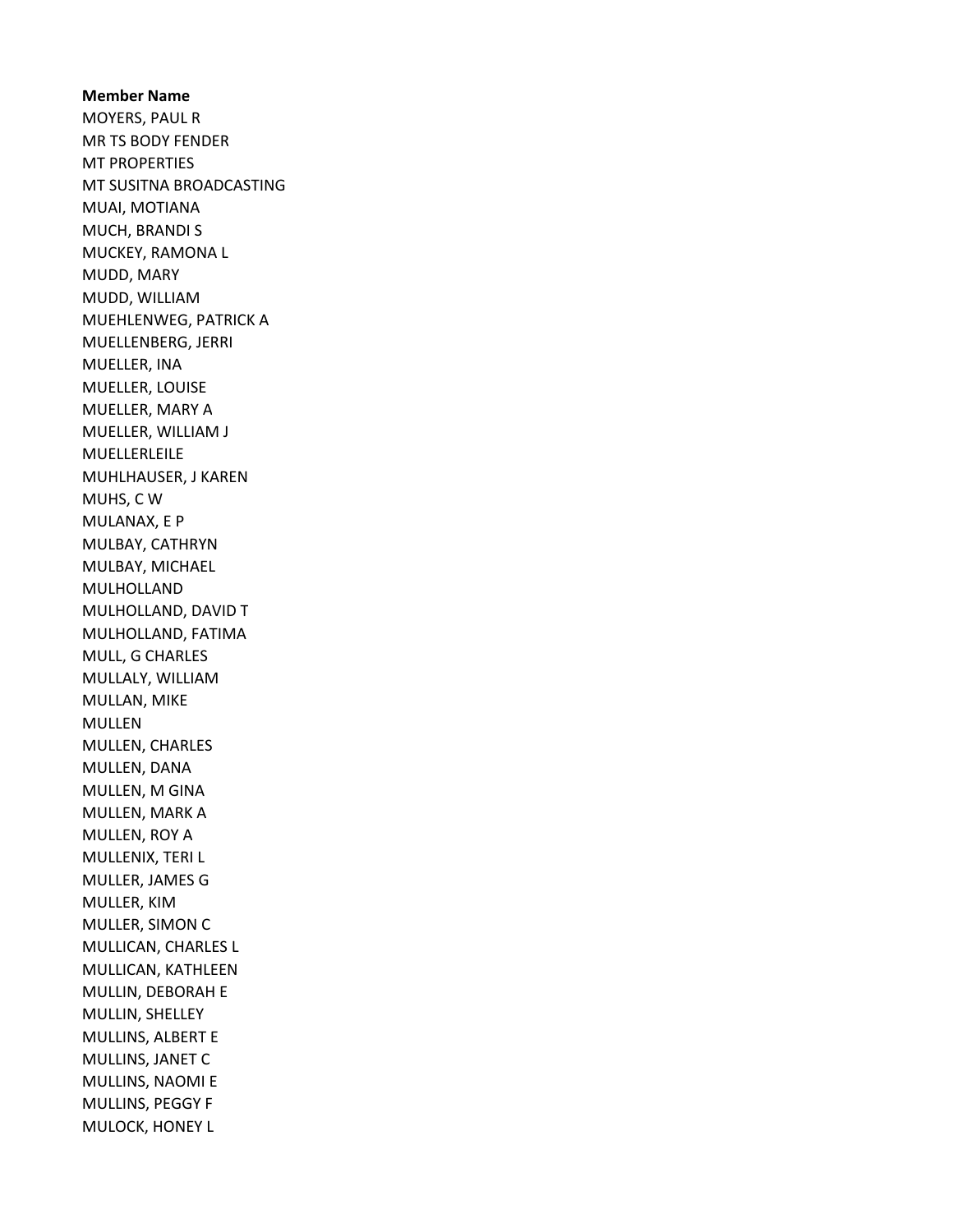**Member Name**

MOYERS, PAUL R
MR TS BODY FENDER
MT PROPERTIES
MT SUSITNA BROADCASTING
MUAI, MOTIANA
MUCH, BRANDI S
MUCKEY, RAMONA L
MUDD, MARY
MUDD, WILLIAM
MUEHLENWEG, PATRICK A
MUELLENBERG, JERRI
MUELLER, INA
MUELLER, LOUISE
MUELLER, MARY A
MUELLER, WILLIAM J
MUELLERLEILE
MUHLHAUSER, J KAREN
MUHS, C W
MULANAX, E P
MULBAY, CATHRYN
MULBAY, MICHAEL
MULHOLLAND
MULHOLLAND, DAVID T
MULHOLLAND, FATIMA
MULL, G CHARLES
MULLALY, WILLIAM
MULLAN, MIKE
MULLEN
MULLEN, CHARLES
MULLEN, DANA
MULLEN, M GINA
MULLEN, MARK A
MULLEN, ROY A
MULLENIX, TERI L
MULLER, JAMES G
MULLER, KIM
MULLER, SIMON C
MULLICAN, CHARLES L
MULLICAN, KATHLEEN
MULLIN, DEBORAH E
MULLIN, SHELLEY
MULLINS, ALBERT E
MULLINS, JANET C
MULLINS, NAOMI E
MULLINS, PEGGY F
MULOCK, HONEY L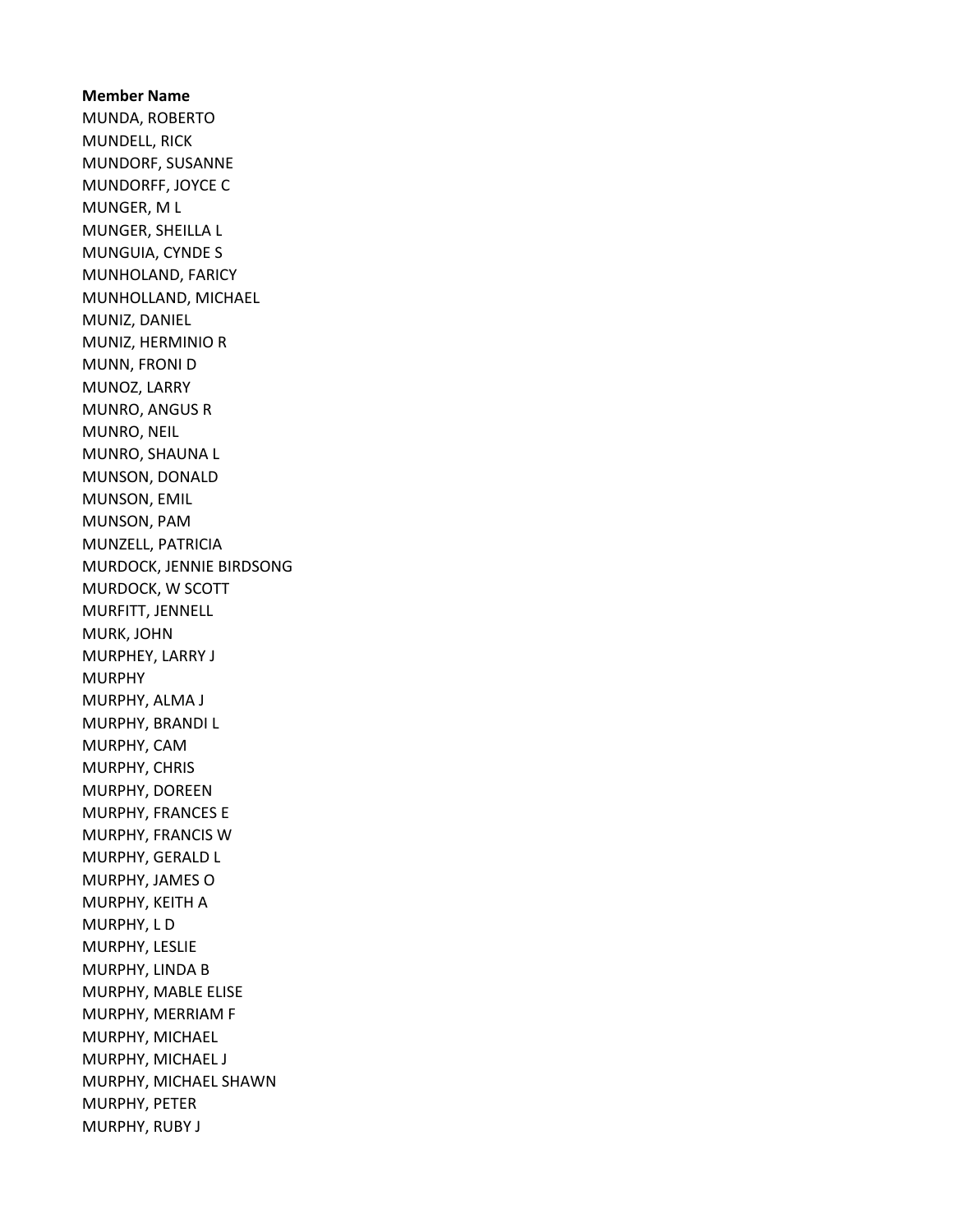**Member Name**

MUNDA, ROBERTO
MUNDELL, RICK
MUNDORF, SUSANNE
MUNDORFF, JOYCE C
MUNGER, M L
MUNGER, SHEILLA L
MUNGUIA, CYNDE S
MUNHOLAND, FARICY
MUNHOLLAND, MICHAEL
MUNIZ, DANIEL
MUNIZ, HERMINIO R
MUNN, FRONI D
MUNOZ, LARRY
MUNRO, ANGUS R
MUNRO, NEIL
MUNRO, SHAUNA L
MUNSON, DONALD
MUNSON, EMIL
MUNSON, PAM
MUNZELL, PATRICIA
MURDOCK, JENNIE BIRDSONG
MURDOCK, W SCOTT
MURFITT, JENNELL
MURK, JOHN
MURPHEY, LARRY J
MURPHY
MURPHY, ALMA J
MURPHY, BRANDI L
MURPHY, CAM
MURPHY, CHRIS
MURPHY, DOREEN
MURPHY, FRANCES E
MURPHY, FRANCIS W
MURPHY, GERALD L
MURPHY, JAMES O
MURPHY, KEITH A
MURPHY, L D
MURPHY, LESLIE
MURPHY, LINDA B
MURPHY, MABLE ELISE
MURPHY, MERRIAM F
MURPHY, MICHAEL
MURPHY, MICHAEL J
MURPHY, MICHAEL SHAWN
MURPHY, PETER
MURPHY, RUBY J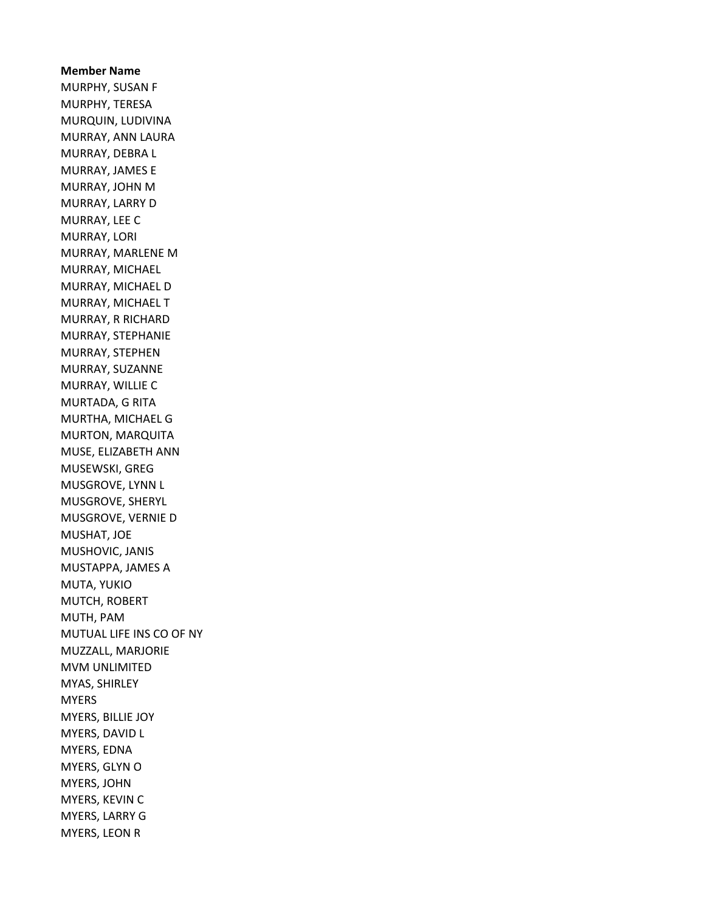**Member Name**

MURPHY, SUSAN F
MURPHY, TERESA
MURQUIN, LUDIVINA
MURRAY, ANN LAURA
MURRAY, DEBRA L
MURRAY, JAMES E
MURRAY, JOHN M
MURRAY, LARRY D
MURRAY, LEE C
MURRAY, LORI
MURRAY, MARLENE M
MURRAY, MICHAEL
MURRAY, MICHAEL D
MURRAY, MICHAEL T
MURRAY, R RICHARD
MURRAY, STEPHANIE
MURRAY, STEPHEN
MURRAY, SUZANNE
MURRAY, WILLIE C
MURTADA, G RITA
MURTHA, MICHAEL G
MURTON, MARQUITA
MUSE, ELIZABETH ANN
MUSEWSKI, GREG
MUSGROVE, LYNN L
MUSGROVE, SHERYL
MUSGROVE, VERNIE D
MUSHAT, JOE
MUSHOVIC, JANIS
MUSTAPPA, JAMES A
MUTA, YUKIO
MUTCH, ROBERT
MUTH, PAM
MUTUAL LIFE INS CO OF NY
MUZZALL, MARJORIE
MVM UNLIMITED
MYAS, SHIRLEY
MYERS
MYERS, BILLIE JOY
MYERS, DAVID L
MYERS, EDNA
MYERS, GLYN O
MYERS, JOHN
MYERS, KEVIN C
MYERS, LARRY G
MYERS, LEON R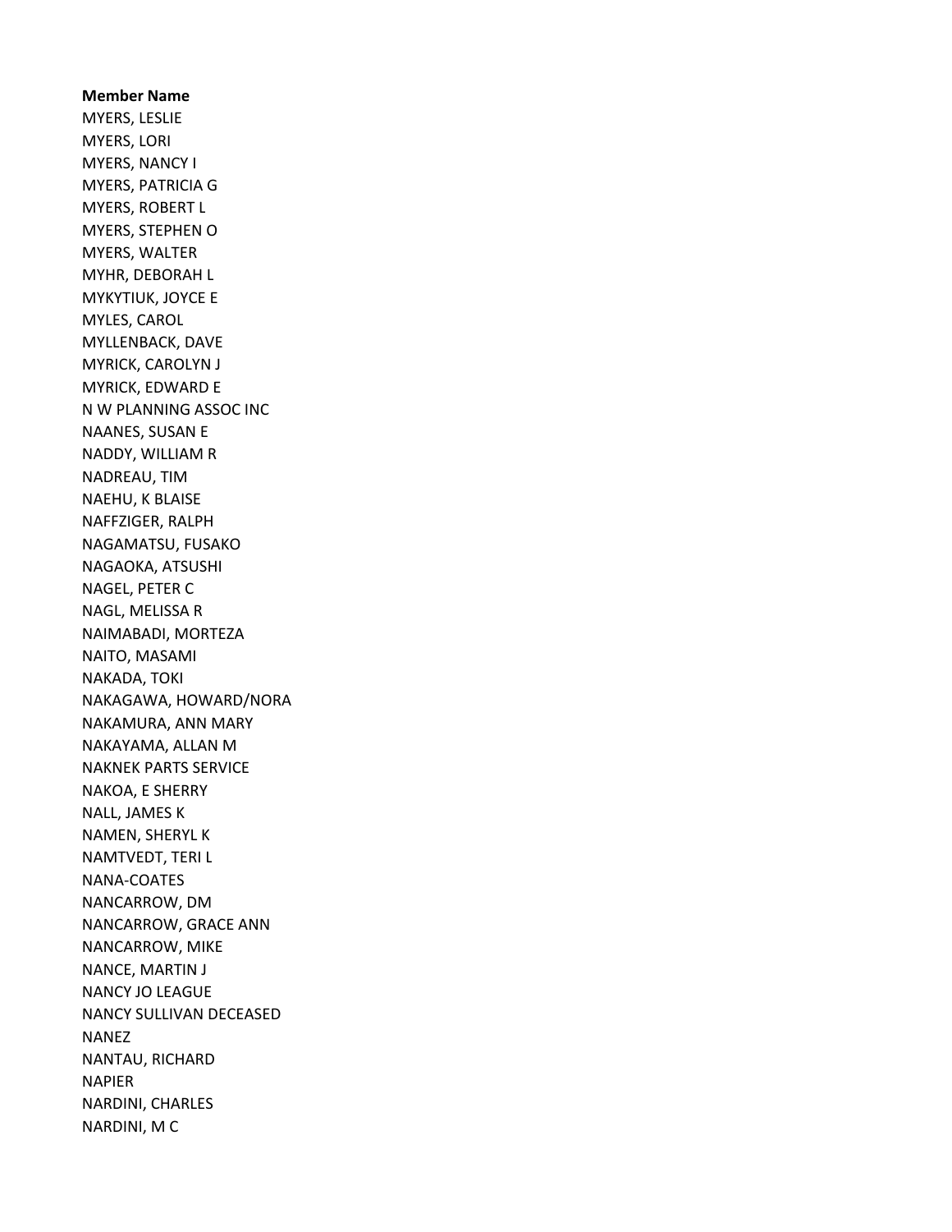**Member Name**

MYERS, LESLIE
MYERS, LORI
MYERS, NANCY I
MYERS, PATRICIA G
MYERS, ROBERT L
MYERS, STEPHEN O
MYERS, WALTER
MYHR, DEBORAH L
MYKYTIUK, JOYCE E
MYLES, CAROL
MYLLENBACK, DAVE
MYRICK, CAROLYN J
MYRICK, EDWARD E
N W PLANNING ASSOC INC
NAANES, SUSAN E
NADDY, WILLIAM R
NADREAU, TIM
NAEHU, K BLAISE
NAFFZIGER, RALPH
NAGAMATSU, FUSAKO
NAGAOKA, ATSUSHI
NAGEL, PETER C
NAGL, MELISSA R
NAIMABADI, MORTEZA
NAITO, MASAMI
NAKADA, TOKI
NAKAGAWA, HOWARD/NORA
NAKAMURA, ANN MARY
NAKAYAMA, ALLAN M
NAKNEK PARTS SERVICE
NAKOA, E SHERRY
NALL, JAMES K
NAMEN, SHERYL K
NAMTVEDT, TERI L
NANA-COATES
NANCARROW, DM
NANCARROW, GRACE ANN
NANCARROW, MIKE
NANCE, MARTIN J
NANCY JO LEAGUE
NANCY SULLIVAN DECEASED
NANEZ
NANTAU, RICHARD
NAPIER
NARDINI, CHARLES
NARDINI, M C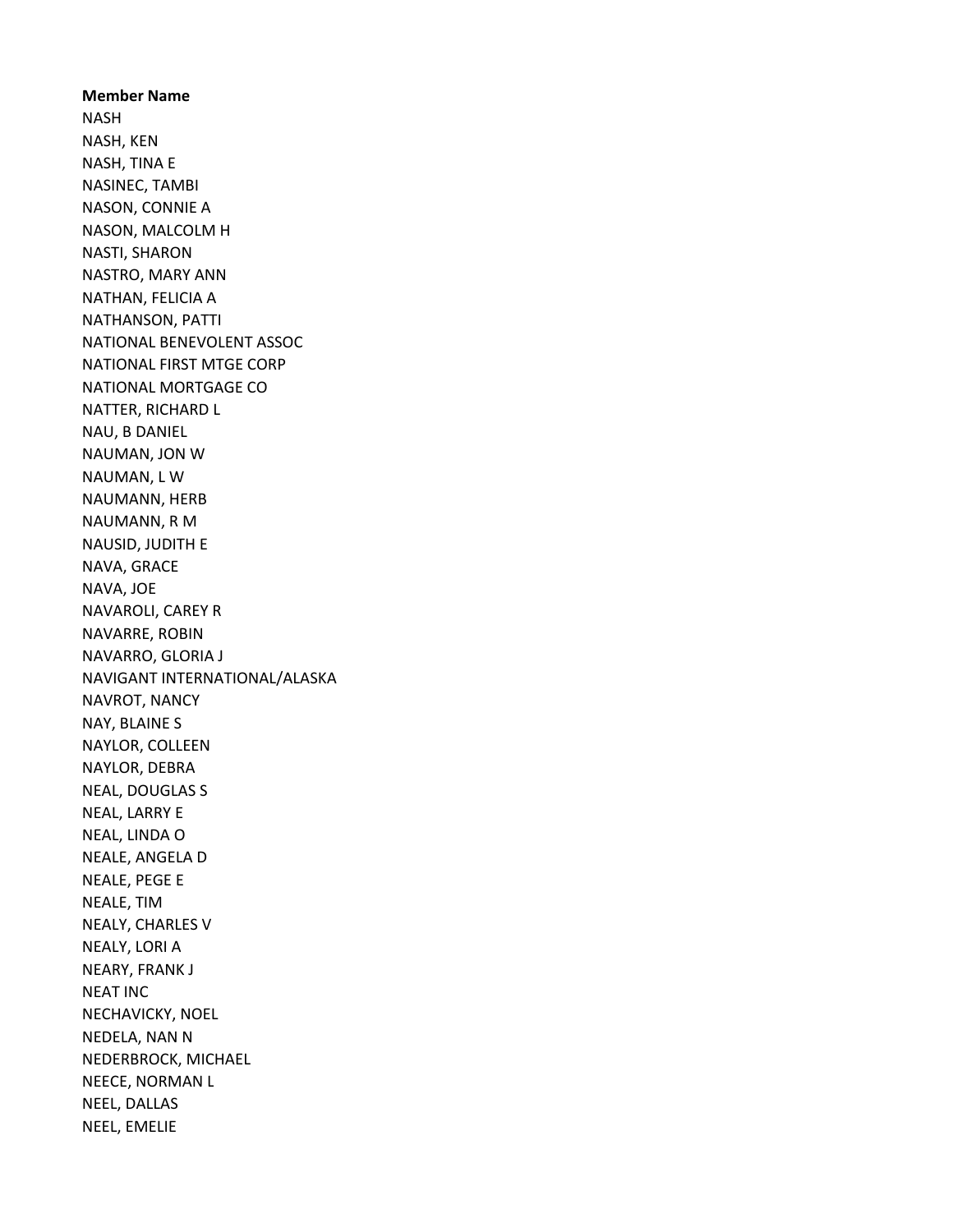**Member Name**

NASH
NASH, KEN
NASH, TINA E
NASINEC, TAMBI
NASON, CONNIE A
NASON, MALCOLM H
NASTI, SHARON
NASTRO, MARY ANN
NATHAN, FELICIA A
NATHANSON, PATTI
NATIONAL BENEVOLENT ASSOC
NATIONAL FIRST MTGE CORP
NATIONAL MORTGAGE CO
NATTER, RICHARD L
NAU, B DANIEL
NAUMAN, JON W
NAUMAN, L W
NAUMANN, HERB
NAUMANN, R M
NAUSID, JUDITH E
NAVA, GRACE
NAVA, JOE
NAVAROLI, CAREY R
NAVARRE, ROBIN
NAVARRO, GLORIA J
NAVIGANT INTERNATIONAL/ALASKA
NAVROT, NANCY
NAY, BLAINE S
NAYLOR, COLLEEN
NAYLOR, DEBRA
NEAL, DOUGLAS S
NEAL, LARRY E
NEAL, LINDA O
NEALE, ANGELA D
NEALE, PEGE E
NEALE, TIM
NEALY, CHARLES V
NEALY, LORI A
NEARY, FRANK J
NEAT INC
NECHAVICKY, NOEL
NEDELA, NAN N
NEDERBROCK, MICHAEL
NEECE, NORMAN L
NEEL, DALLAS
NEEL, EMELIE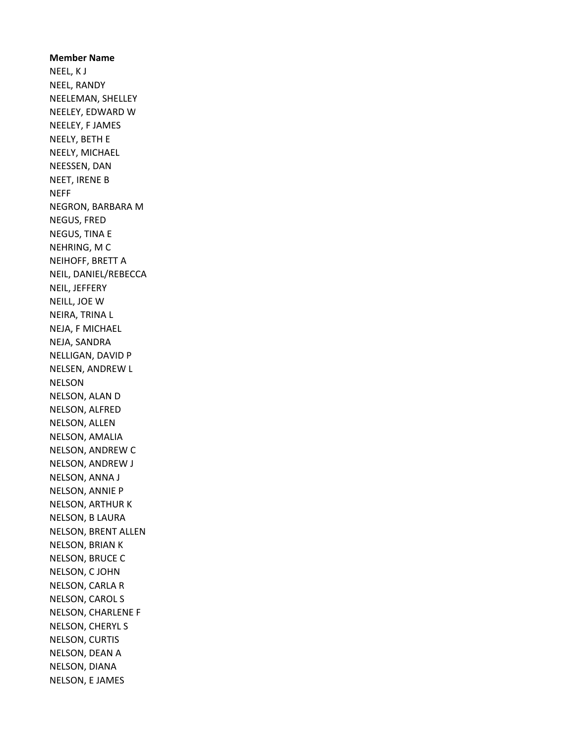**Member Name**

NEEL, K J
NEEL, RANDY
NEELEMAN, SHELLEY
NEELEY, EDWARD W
NEELEY, F JAMES
NEELY, BETH E
NEELY, MICHAEL
NEESSEN, DAN
NEET, IRENE B
NEFF
NEGRON, BARBARA M
NEGUS, FRED
NEGUS, TINA E
NEHRING, M C
NEIHOFF, BRETT A
NEIL, DANIEL/REBECCA
NEIL, JEFFERY
NEILL, JOE W
NEIRA, TRINA L
NEJA, F MICHAEL
NEJA, SANDRA
NELLIGAN, DAVID P
NELSEN, ANDREW L
NELSON
NELSON, ALAN D
NELSON, ALFRED
NELSON, ALLEN
NELSON, AMALIA
NELSON, ANDREW C
NELSON, ANDREW J
NELSON, ANNA J
NELSON, ANNIE P
NELSON, ARTHUR K
NELSON, B LAURA
NELSON, BRENT ALLEN
NELSON, BRIAN K
NELSON, BRUCE C
NELSON, C JOHN
NELSON, CARLA R
NELSON, CAROL S
NELSON, CHARLENE F
NELSON, CHERYL S
NELSON, CURTIS
NELSON, DEAN A
NELSON, DIANA
NELSON, E JAMES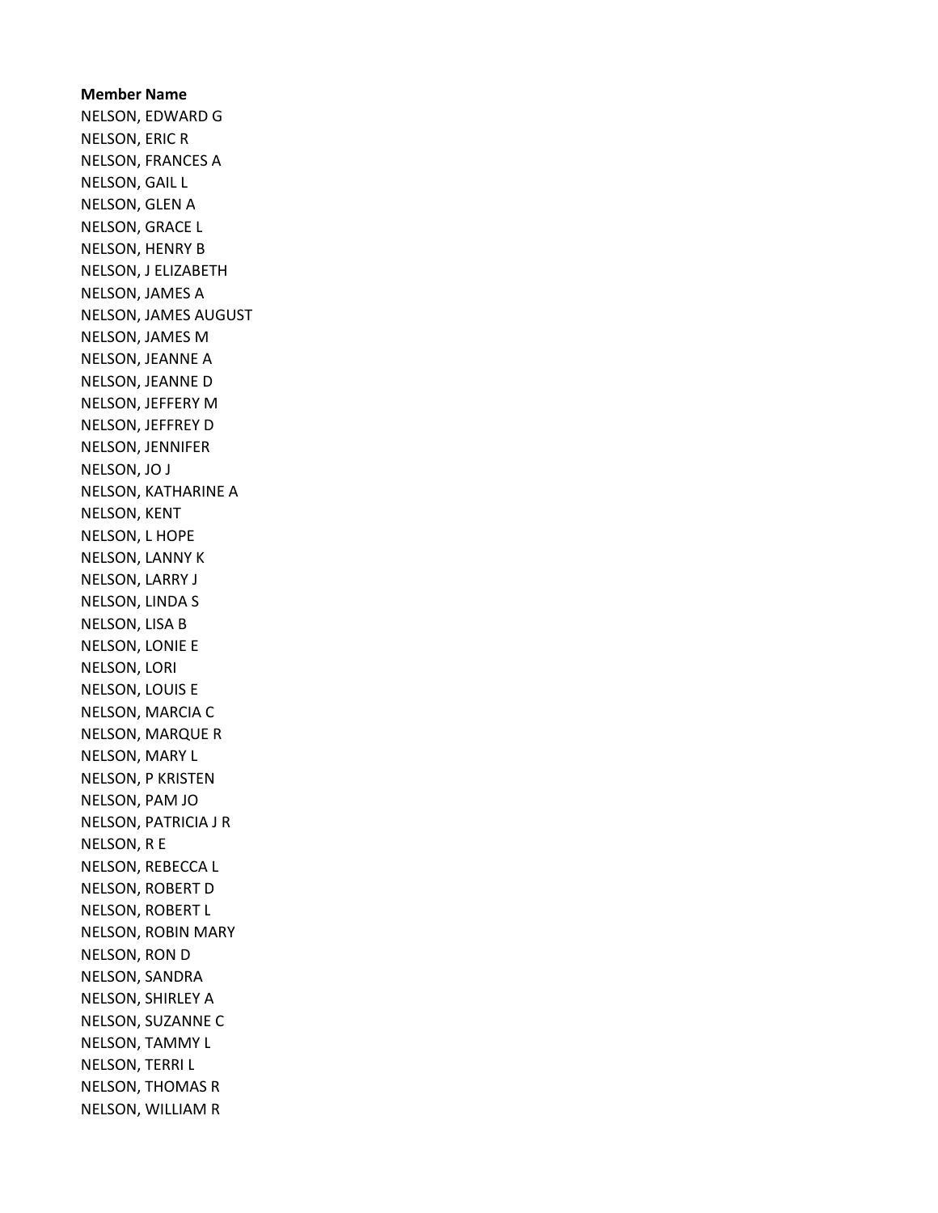**Member Name**

NELSON, EDWARD G
NELSON, ERIC R
NELSON, FRANCES A
NELSON, GAIL L
NELSON, GLEN A
NELSON, GRACE L
NELSON, HENRY B
NELSON, J ELIZABETH
NELSON, JAMES A
NELSON, JAMES AUGUST
NELSON, JAMES M
NELSON, JEANNE A
NELSON, JEANNE D
NELSON, JEFFERY M
NELSON, JEFFREY D
NELSON, JENNIFER
NELSON, JO J
NELSON, KATHARINE A
NELSON, KENT
NELSON, L HOPE
NELSON, LANNY K
NELSON, LARRY J
NELSON, LINDA S
NELSON, LISA B
NELSON, LONIE E
NELSON, LORI
NELSON, LOUIS E
NELSON, MARCIA C
NELSON, MARQUE R
NELSON, MARY L
NELSON, P KRISTEN
NELSON, PAM JO
NELSON, PATRICIA J R
NELSON, R E
NELSON, REBECCA L
NELSON, ROBERT D
NELSON, ROBERT L
NELSON, ROBIN MARY
NELSON, RON D
NELSON, SANDRA
NELSON, SHIRLEY A
NELSON, SUZANNE C
NELSON, TAMMY L
NELSON, TERRI L
NELSON, THOMAS R
NELSON, WILLIAM R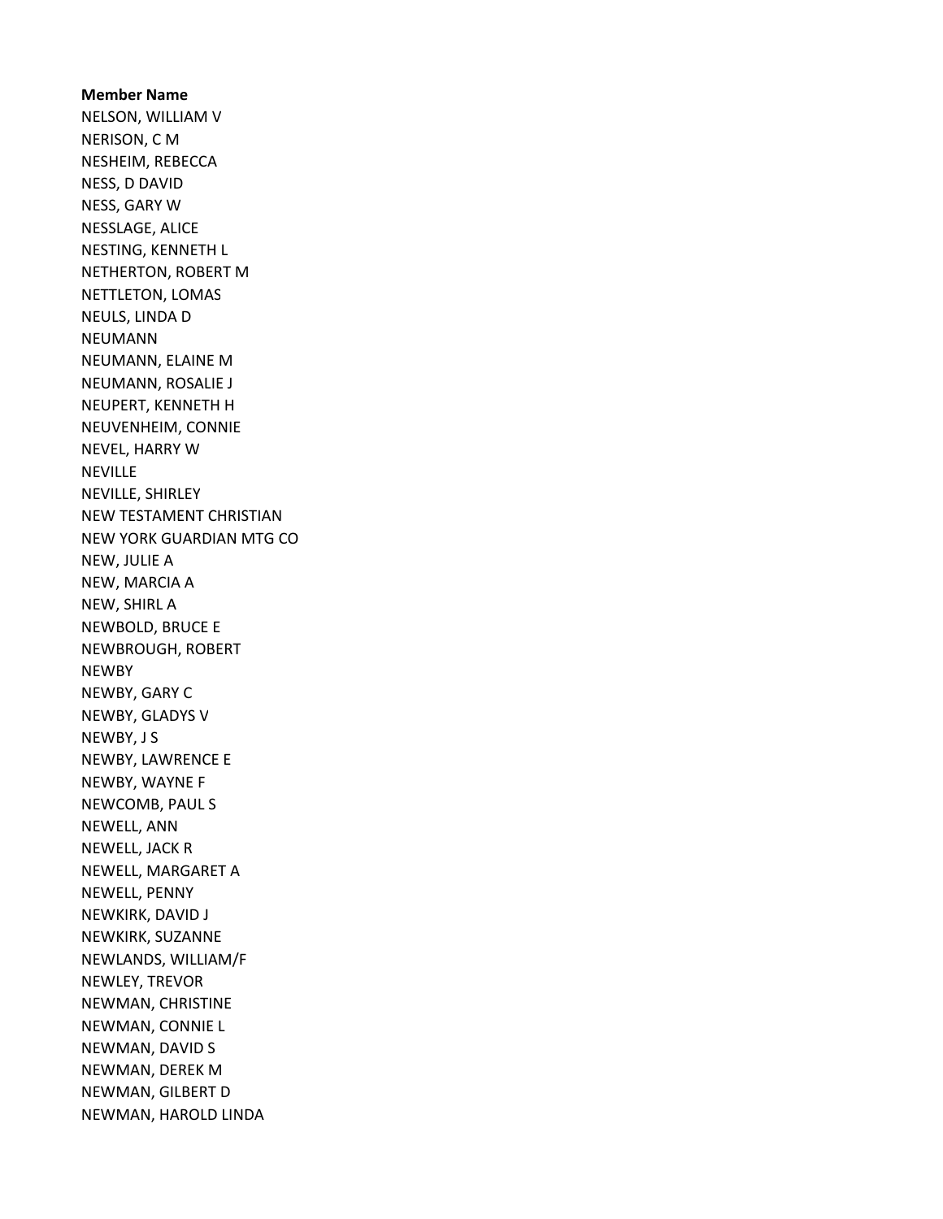**Member Name**

NELSON, WILLIAM V
NERISON, C M
NESHEIM, REBECCA
NESS, D DAVID
NESS, GARY W
NESSLAGE, ALICE
NESTING, KENNETH L
NETHERTON, ROBERT M
NETTLETON, LOMAS
NEULS, LINDA D
NEUMANN
NEUMANN, ELAINE M
NEUMANN, ROSALIE J
NEUPERT, KENNETH H
NEUVENHEIM, CONNIE
NEVEL, HARRY W
NEVILLE
NEVILLE, SHIRLEY
NEW TESTAMENT CHRISTIAN
NEW YORK GUARDIAN MTG CO
NEW, JULIE A
NEW, MARCIA A
NEW, SHIRL A
NEWBOLD, BRUCE E
NEWBROUGH, ROBERT
NEWBY
NEWBY, GARY C
NEWBY, GLADYS V
NEWBY, J S
NEWBY, LAWRENCE E
NEWBY, WAYNE F
NEWCOMB, PAUL S
NEWELL, ANN
NEWELL, JACK R
NEWELL, MARGARET A
NEWELL, PENNY
NEWKIRK, DAVID J
NEWKIRK, SUZANNE
NEWLANDS, WILLIAM/F
NEWLEY, TREVOR
NEWMAN, CHRISTINE
NEWMAN, CONNIE L
NEWMAN, DAVID S
NEWMAN, DEREK M
NEWMAN, GILBERT D
NEWMAN, HAROLD LINDA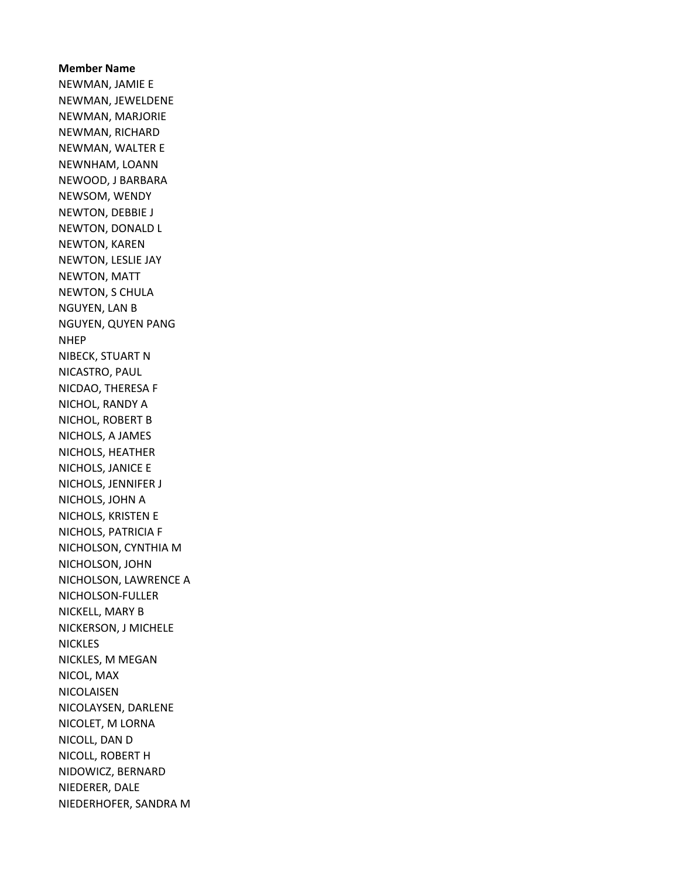**Member Name**

NEWMAN, JAMIE E
NEWMAN, JEWELDENE
NEWMAN, MARJORIE
NEWMAN, RICHARD
NEWMAN, WALTER E
NEWNHAM, LOANN
NEWOOD, J BARBARA
NEWSOM, WENDY
NEWTON, DEBBIE J
NEWTON, DONALD L
NEWTON, KAREN
NEWTON, LESLIE JAY
NEWTON, MATT
NEWTON, S CHULA
NGUYEN, LAN B
NGUYEN, QUYEN PANG
NHEP
NIBECK, STUART N
NICASTRO, PAUL
NICDAO, THERESA F
NICHOL, RANDY A
NICHOL, ROBERT B
NICHOLS, A JAMES
NICHOLS, HEATHER
NICHOLS, JANICE E
NICHOLS, JENNIFER J
NICHOLS, JOHN A
NICHOLS, KRISTEN E
NICHOLS, PATRICIA F
NICHOLSON, CYNTHIA M
NICHOLSON, JOHN
NICHOLSON, LAWRENCE A
NICHOLSON-FULLER
NICKELL, MARY B
NICKERSON, J MICHELE
NICKLES
NICKLES, M MEGAN
NICOL, MAX
NICOLAISEN
NICOLAYSEN, DARLENE
NICOLET, M LORNA
NICOLL, DAN D
NICOLL, ROBERT H
NIDOWICZ, BERNARD
NIEDERER, DALE
NIEDERHOFER, SANDRA M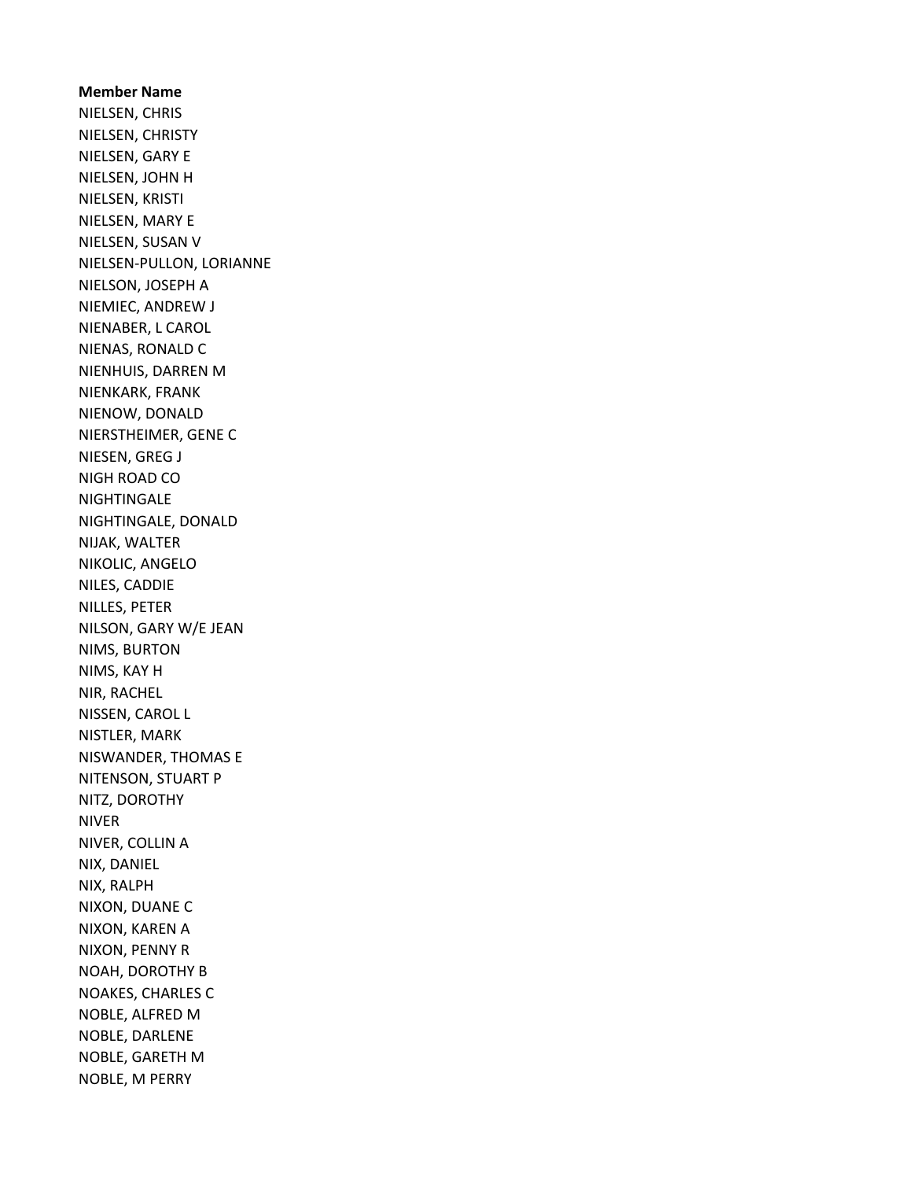**Member Name**

NIELSEN, CHRIS
NIELSEN, CHRISTY
NIELSEN, GARY E
NIELSEN, JOHN H
NIELSEN, KRISTI
NIELSEN, MARY E
NIELSEN, SUSAN V
NIELSEN-PULLON, LORIANNE
NIELSON, JOSEPH A
NIEMIEC, ANDREW J
NIENABER, L CAROL
NIENAS, RONALD C
NIENHUIS, DARREN M
NIENKARK, FRANK
NIENOW, DONALD
NIERSTHEIMER, GENE C
NIESEN, GREG J
NIGH ROAD CO
NIGHTINGALE
NIGHTINGALE, DONALD
NIJAK, WALTER
NIKOLIC, ANGELO
NILES, CADDIE
NILLES, PETER
NILSON, GARY W/E JEAN
NIMS, BURTON
NIMS, KAY H
NIR, RACHEL
NISSEN, CAROL L
NISTLER, MARK
NISWANDER, THOMAS E
NITENSON, STUART P
NITZ, DOROTHY
NIVER
NIVER, COLLIN A
NIX, DANIEL
NIX, RALPH
NIXON, DUANE C
NIXON, KAREN A
NIXON, PENNY R
NOAH, DOROTHY B
NOAKES, CHARLES C
NOBLE, ALFRED M
NOBLE, DARLENE
NOBLE, GARETH M
NOBLE, M PERRY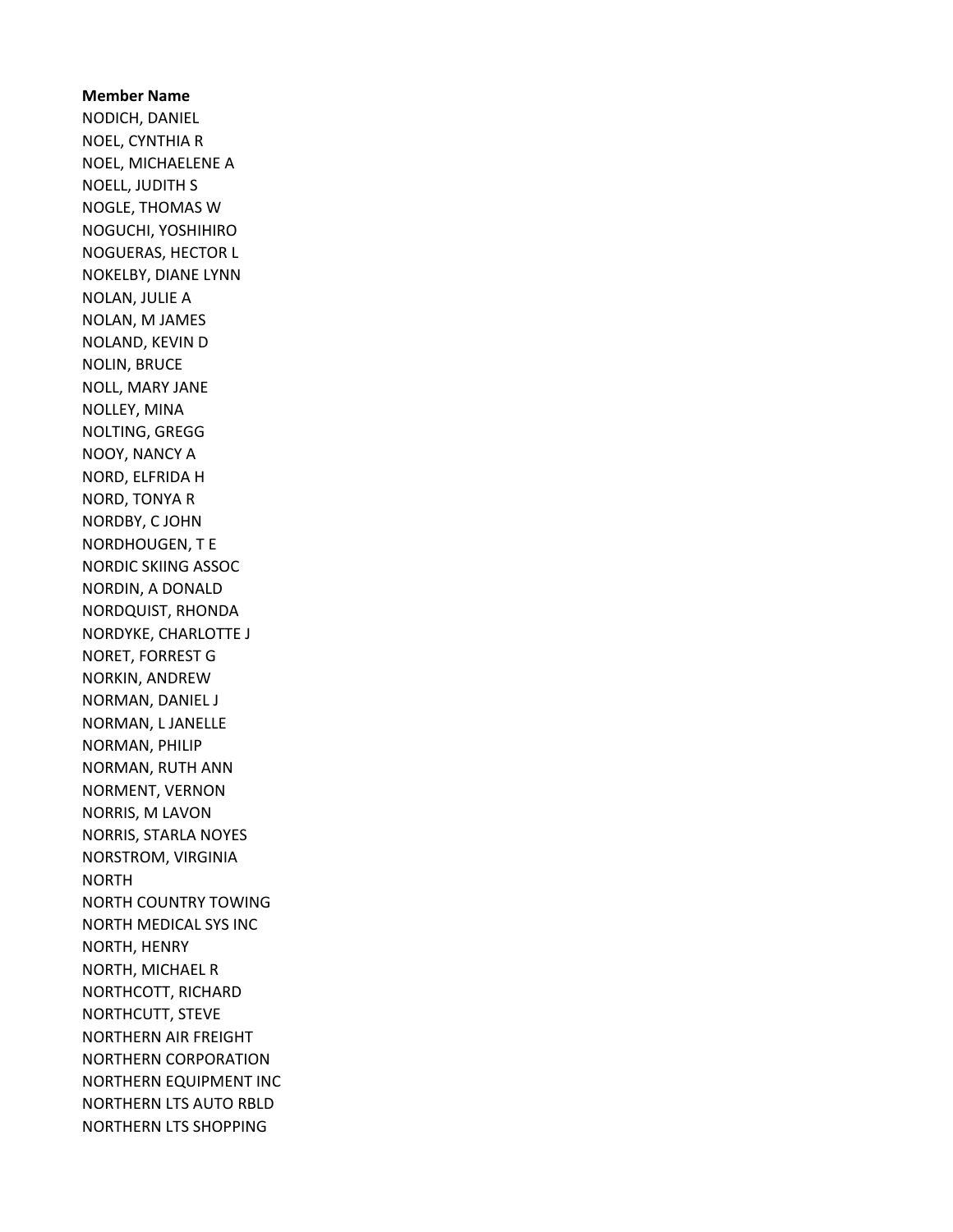**Member Name**

NODICH, DANIEL
NOEL, CYNTHIA R
NOEL, MICHAELENE A
NOELL, JUDITH S
NOGLE, THOMAS W
NOGUCHI, YOSHIHIRO
NOGUERAS, HECTOR L
NOKELBY, DIANE LYNN
NOLAN, JULIE A
NOLAN, M JAMES
NOLAND, KEVIN D
NOLIN, BRUCE
NOLL, MARY JANE
NOLLEY, MINA
NOLTING, GREGG
NOOY, NANCY A
NORD, ELFRIDA H
NORD, TONYA R
NORDBY, C JOHN
NORDHOUGEN, T E
NORDIC SKIING ASSOC
NORDIN, A DONALD
NORDQUIST, RHONDA
NORDYKE, CHARLOTTE J
NORET, FORREST G
NORKIN, ANDREW
NORMAN, DANIEL J
NORMAN, L JANELLE
NORMAN, PHILIP
NORMAN, RUTH ANN
NORMENT, VERNON
NORRIS, M LAVON
NORRIS, STARLA NOYES
NORSTROM, VIRGINIA
NORTH
NORTH COUNTRY TOWING
NORTH MEDICAL SYS INC
NORTH, HENRY
NORTH, MICHAEL R
NORTHCOTT, RICHARD
NORTHCUTT, STEVE
NORTHERN AIR FREIGHT
NORTHERN CORPORATION
NORTHERN EQUIPMENT INC
NORTHERN LTS AUTO RBLD
NORTHERN LTS SHOPPING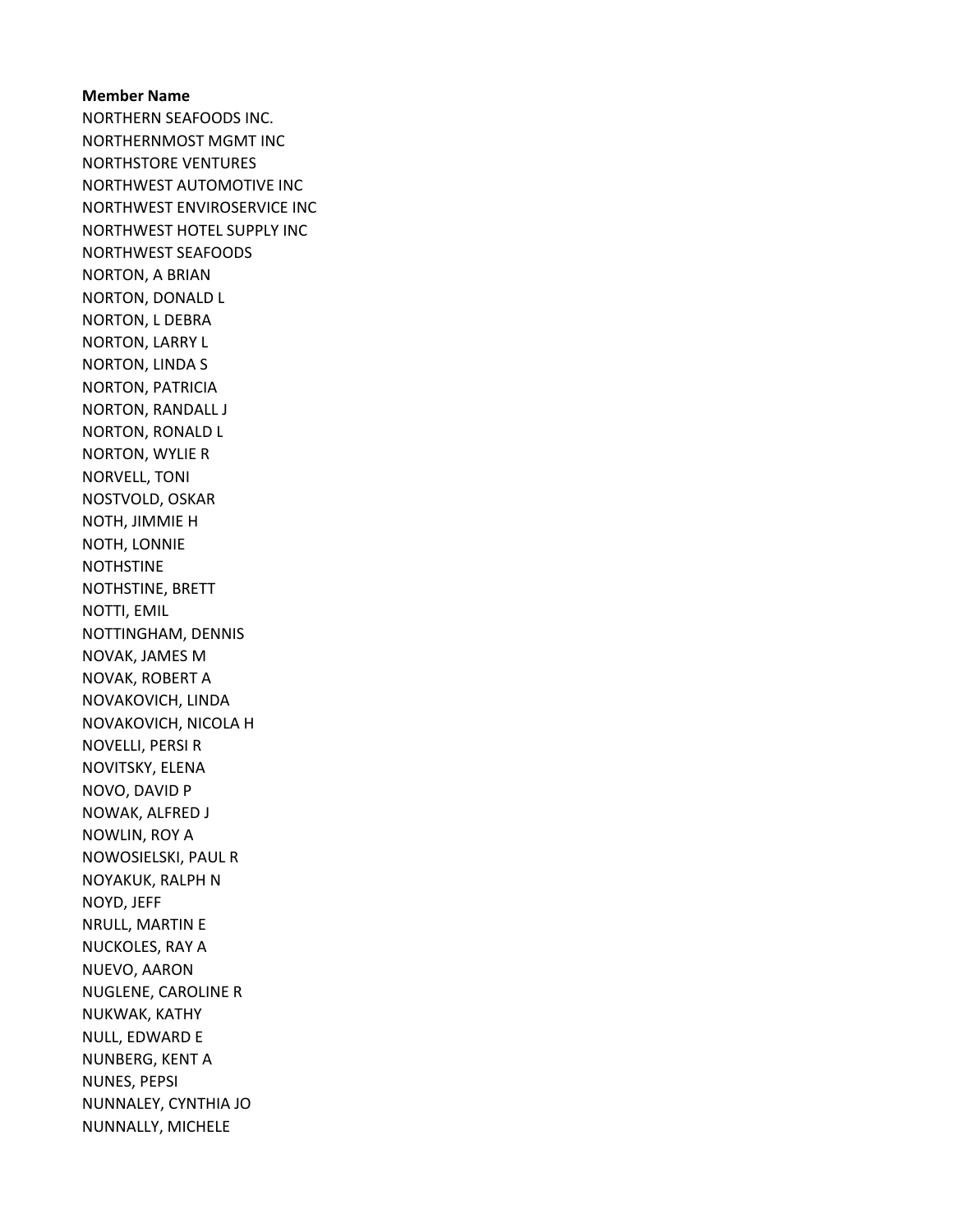**Member Name**

NORTHERN SEAFOODS INC.
NORTHERNMOST MGMT INC
NORTHSTORE VENTURES
NORTHWEST AUTOMOTIVE INC
NORTHWEST ENVIROSERVICE INC
NORTHWEST HOTEL SUPPLY INC
NORTHWEST SEAFOODS
NORTON, A BRIAN
NORTON, DONALD L
NORTON, L DEBRA
NORTON, LARRY L
NORTON, LINDA S
NORTON, PATRICIA
NORTON, RANDALL J
NORTON, RONALD L
NORTON, WYLIE R
NORVELL, TONI
NOSTVOLD, OSKAR
NOTH, JIMMIE H
NOTH, LONNIE
NOTHSTINE
NOTHSTINE, BRETT
NOTTI, EMIL
NOTTINGHAM, DENNIS
NOVAK, JAMES M
NOVAK, ROBERT A
NOVAKOVICH, LINDA
NOVAKOVICH, NICOLA H
NOVELLI, PERSI R
NOVITSKY, ELENA
NOVO, DAVID P
NOWAK, ALFRED J
NOWLIN, ROY A
NOWOSIELSKI, PAUL R
NOYAKUK, RALPH N
NOYD, JEFF
NRULL, MARTIN E
NUCKOLES, RAY A
NUEVO, AARON
NUGLENE, CAROLINE R
NUKWAK, KATHY
NULL, EDWARD E
NUNBERG, KENT A
NUNES, PEPSI
NUNNALEY, CYNTHIA JO
NUNNALLY, MICHELE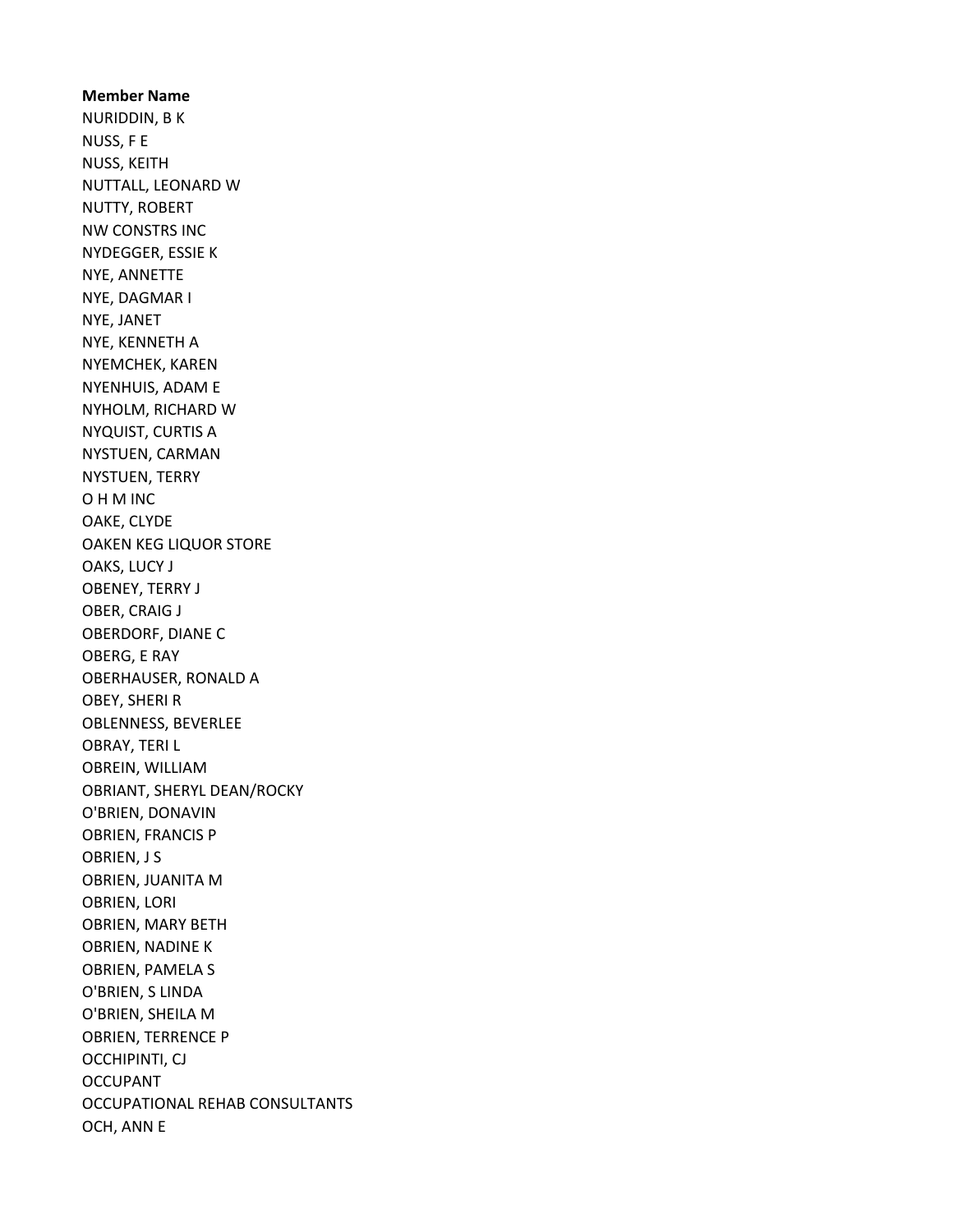**Member Name**

NURIDDIN, B K
NUSS, F E
NUSS, KEITH
NUTTALL, LEONARD W
NUTTY, ROBERT
NW CONSTRS INC
NYDEGGER, ESSIE K
NYE, ANNETTE
NYE, DAGMAR I
NYE, JANET
NYE, KENNETH A
NYEMCHEK, KAREN
NYENHUIS, ADAM E
NYHOLM, RICHARD W
NYQUIST, CURTIS A
NYSTUEN, CARMAN
NYSTUEN, TERRY
O H M INC
OAKE, CLYDE
OAKEN KEG LIQUOR STORE
OAKS, LUCY J
OBENEY, TERRY J
OBER, CRAIG J
OBERDORF, DIANE C
OBERG, E RAY
OBERHAUSER, RONALD A
OBEY, SHERI R
OBLENNESS, BEVERLEE
OBRAY, TERI L
OBREIN, WILLIAM
OBRIANT, SHERYL DEAN/ROCKY
O'BRIEN, DONAVIN
OBRIEN, FRANCIS P
OBRIEN, J S
OBRIEN, JUANITA M
OBRIEN, LORI
OBRIEN, MARY BETH
OBRIEN, NADINE K
OBRIEN, PAMELA S
O'BRIEN, S LINDA
O'BRIEN, SHEILA M
OBRIEN, TERRENCE P
OCCHIPINTI, CJ
OCCUPANT
OCCUPATIONAL REHAB CONSULTANTS
OCH, ANN E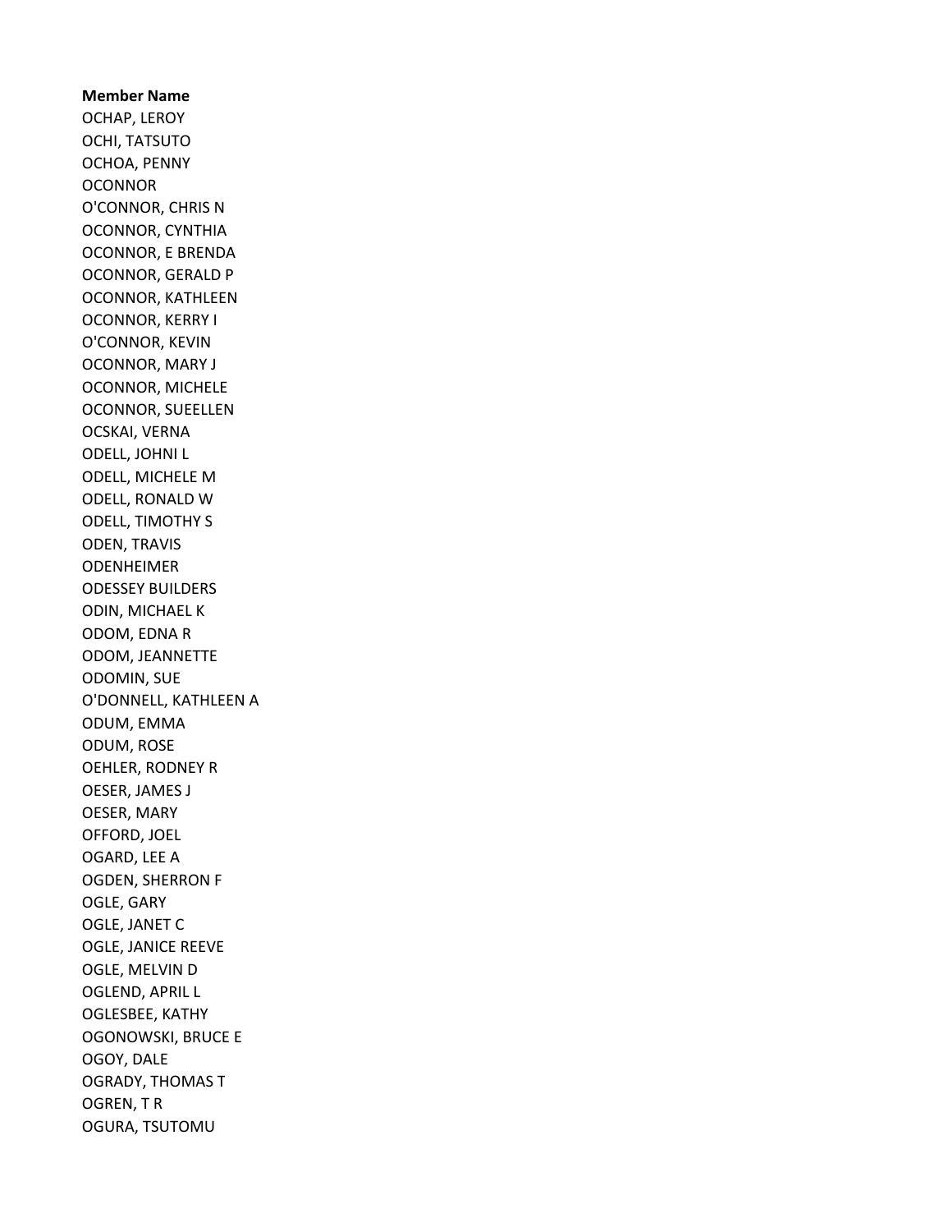**Member Name**

OCHAP, LEROY
OCHI, TATSUTO
OCHOA, PENNY
OCONNOR
O'CONNOR, CHRIS N
OCONNOR, CYNTHIA
OCONNOR, E BRENDA
OCONNOR, GERALD P
OCONNOR, KATHLEEN
OCONNOR, KERRY I
O'CONNOR, KEVIN
OCONNOR, MARY J
OCONNOR, MICHELE
OCONNOR, SUEELLEN
OCSKAI, VERNA
ODELL, JOHNI L
ODELL, MICHELE M
ODELL, RONALD W
ODELL, TIMOTHY S
ODEN, TRAVIS
ODENHEIMER
ODESSEY BUILDERS
ODIN, MICHAEL K
ODOM, EDNA R
ODOM, JEANNETTE
ODOMIN, SUE
O'DONNELL, KATHLEEN A
ODUM, EMMA
ODUM, ROSE
OEHLER, RODNEY R
OESER, JAMES J
OESER, MARY
OFFORD, JOEL
OGARD, LEE A
OGDEN, SHERRON F
OGLE, GARY
OGLE, JANET C
OGLE, JANICE REEVE
OGLE, MELVIN D
OGLEND, APRIL L
OGLESBEE, KATHY
OGONOWSKI, BRUCE E
OGOY, DALE
OGRADY, THOMAS T
OGREN, T R
OGURA, TSUTOMU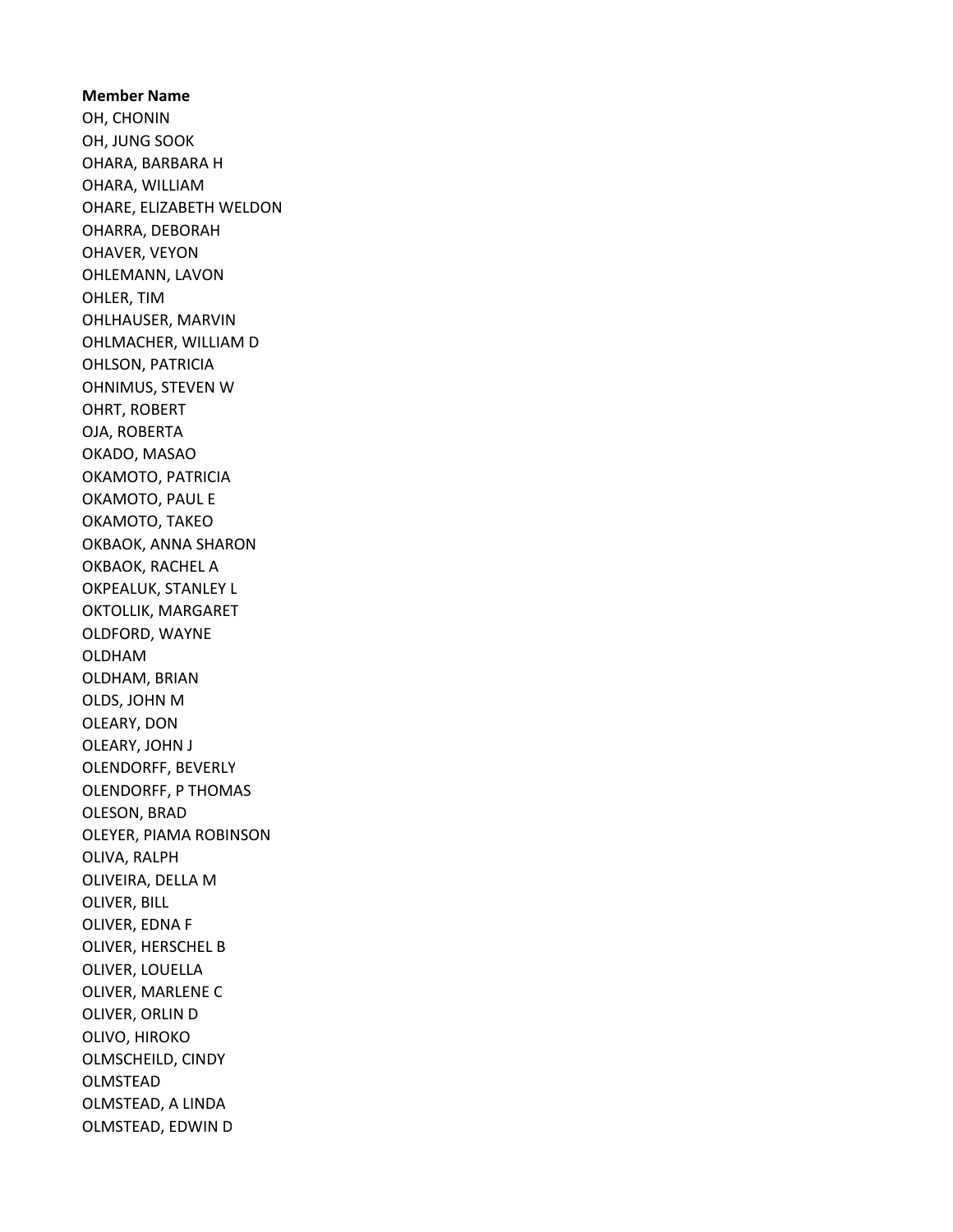**Member Name**

OH, CHONIN
OH, JUNG SOOK
OHARA, BARBARA H
OHARA, WILLIAM
OHARE, ELIZABETH WELDON
OHARRA, DEBORAH
OHAVER, VEYON
OHLEMANN, LAVON
OHLER, TIM
OHLHAUSER, MARVIN
OHLMACHER, WILLIAM D
OHLSON, PATRICIA
OHNIMUS, STEVEN W
OHRT, ROBERT
OJA, ROBERTA
OKADO, MASAO
OKAMOTO, PATRICIA
OKAMOTO, PAUL E
OKAMOTO, TAKEO
OKBAOK, ANNA SHARON
OKBAOK, RACHEL A
OKPEALUK, STANLEY L
OKTOLLIK, MARGARET
OLDFORD, WAYNE
OLDHAM
OLDHAM, BRIAN
OLDS, JOHN M
OLEARY, DON
OLEARY, JOHN J
OLENDORFF, BEVERLY
OLENDORFF, P THOMAS
OLESON, BRAD
OLEYER, PIAMA ROBINSON
OLIVA, RALPH
OLIVEIRA, DELLA M
OLIVER, BILL
OLIVER, EDNA F
OLIVER, HERSCHEL B
OLIVER, LOUELLA
OLIVER, MARLENE C
OLIVER, ORLIN D
OLIVO, HIROKO
OLMSCHEILD, CINDY
OLMSTEAD
OLMSTEAD, A LINDA
OLMSTEAD, EDWIN D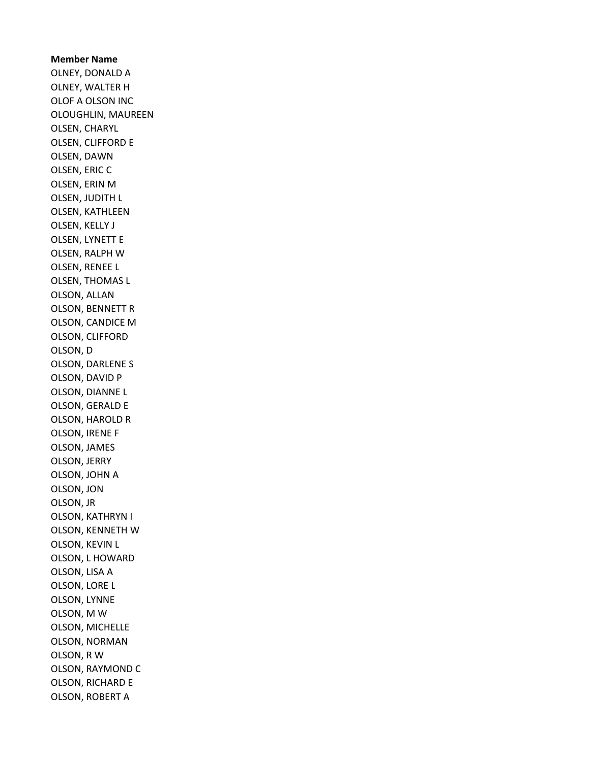**Member Name**

OLNEY, DONALD A
OLNEY, WALTER H
OLOF A OLSON INC
OLOUGHLIN, MAUREEN
OLSEN, CHARYL
OLSEN, CLIFFORD E
OLSEN, DAWN
OLSEN, ERIC C
OLSEN, ERIN M
OLSEN, JUDITH L
OLSEN, KATHLEEN
OLSEN, KELLY J
OLSEN, LYNETT E
OLSEN, RALPH W
OLSEN, RENEE L
OLSEN, THOMAS L
OLSON, ALLAN
OLSON, BENNETT R
OLSON, CANDICE M
OLSON, CLIFFORD
OLSON, D
OLSON, DARLENE S
OLSON, DAVID P
OLSON, DIANNE L
OLSON, GERALD E
OLSON, HAROLD R
OLSON, IRENE F
OLSON, JAMES
OLSON, JERRY
OLSON, JOHN A
OLSON, JON
OLSON, JR
OLSON, KATHRYN I
OLSON, KENNETH W
OLSON, KEVIN L
OLSON, L HOWARD
OLSON, LISA A
OLSON, LORE L
OLSON, LYNNE
OLSON, M W
OLSON, MICHELLE
OLSON, NORMAN
OLSON, R W
OLSON, RAYMOND C
OLSON, RICHARD E
OLSON, ROBERT A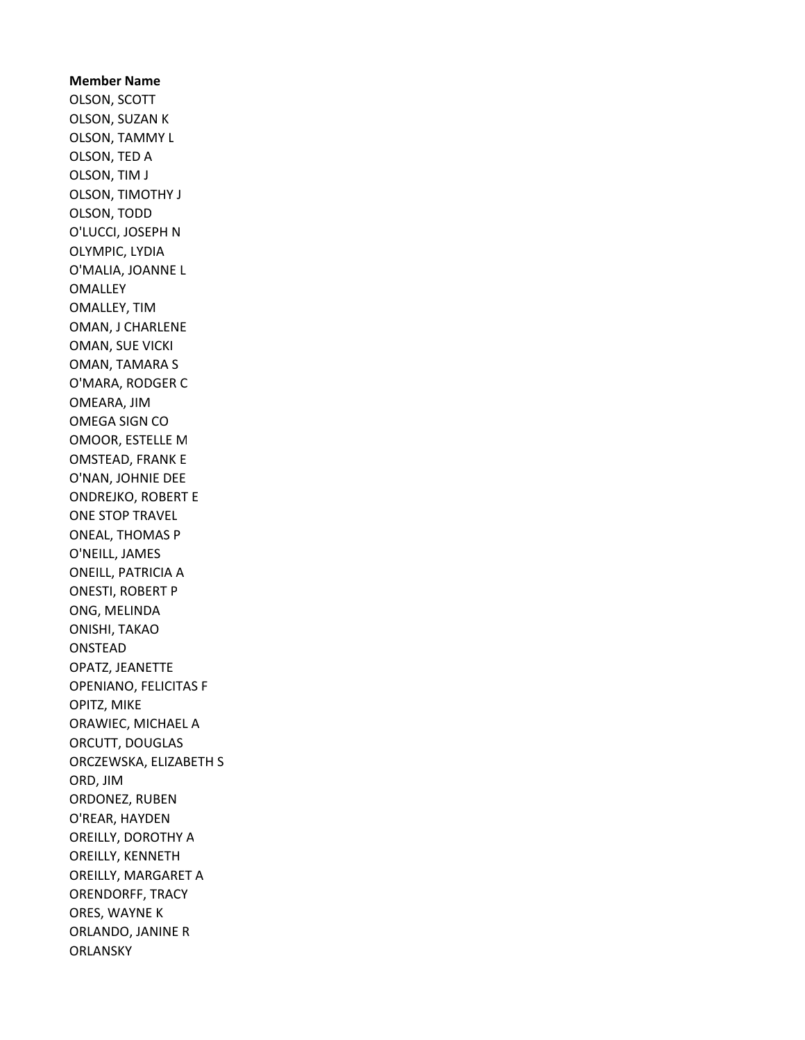**Member Name**

OLSON, SCOTT
OLSON, SUZAN K
OLSON, TAMMY L
OLSON, TED A
OLSON, TIM J
OLSON, TIMOTHY J
OLSON, TODD
O'LUCCI, JOSEPH N
OLYMPIC, LYDIA
O'MALIA, JOANNE L
OMALLEY
OMALLEY, TIM
OMAN, J CHARLENE
OMAN, SUE VICKI
OMAN, TAMARA S
O'MARA, RODGER C
OMEARA, JIM
OMEGA SIGN CO
OMOOR, ESTELLE M
OMSTEAD, FRANK E
O'NAN, JOHNIE DEE
ONDREJKO, ROBERT E
ONE STOP TRAVEL
ONEAL, THOMAS P
O'NEILL, JAMES
ONEILL, PATRICIA A
ONESTI, ROBERT P
ONG, MELINDA
ONISHI, TAKAO
ONSTEAD
OPATZ, JEANETTE
OPENIANO, FELICITAS F
OPITZ, MIKE
ORAWIEC, MICHAEL A
ORCUTT, DOUGLAS
ORCZEWSKA, ELIZABETH S
ORD, JIM
ORDONEZ, RUBEN
O'REAR, HAYDEN
OREILLY, DOROTHY A
OREILLY, KENNETH
OREILLY, MARGARET A
ORENDORFF, TRACY
ORES, WAYNE K
ORLANDO, JANINE R
ORLANSKY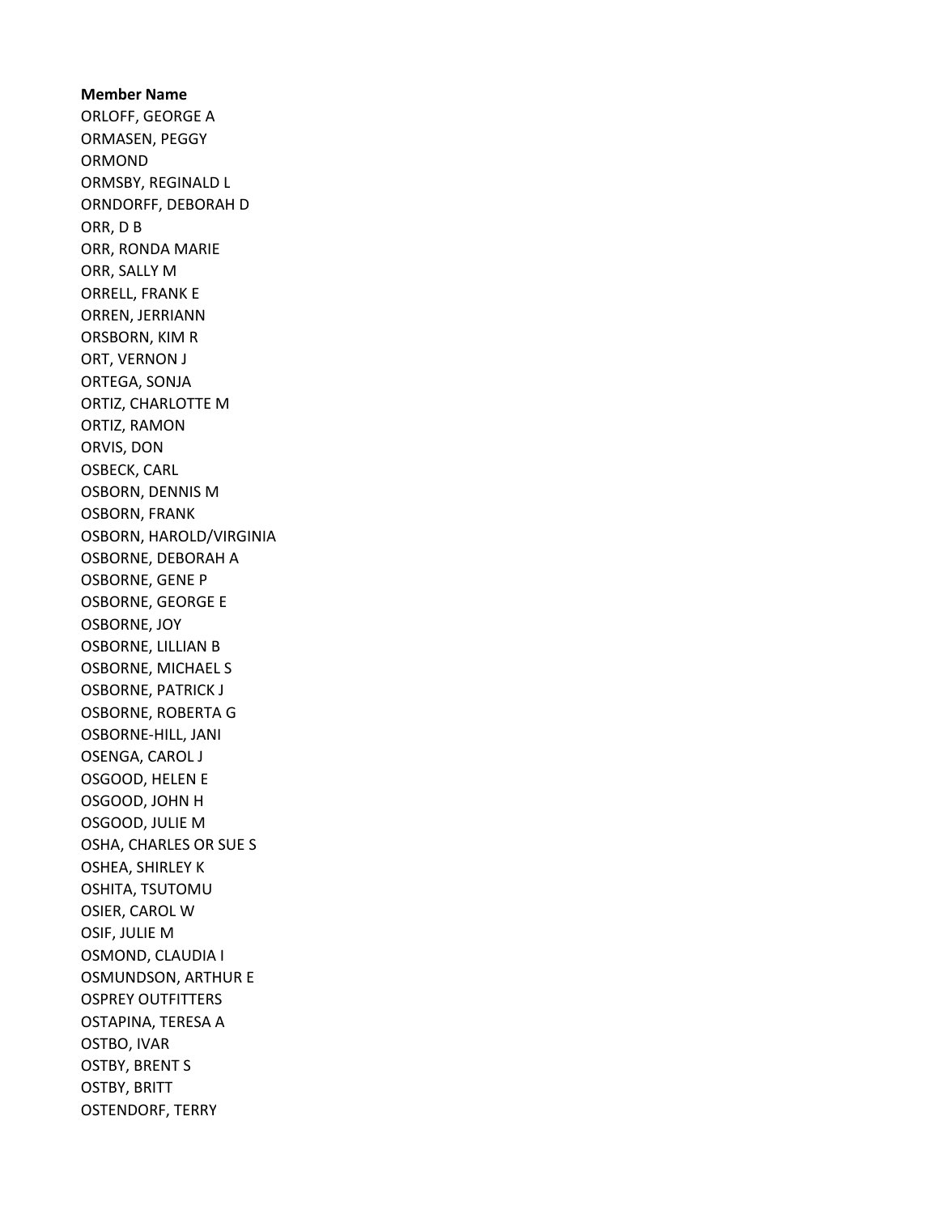**Member Name**

ORLOFF, GEORGE A
ORMASEN, PEGGY
ORMOND
ORMSBY, REGINALD L
ORNDORFF, DEBORAH D
ORR, D B
ORR, RONDA MARIE
ORR, SALLY M
ORRELL, FRANK E
ORREN, JERRIANN
ORSBORN, KIM R
ORT, VERNON J
ORTEGA, SONJA
ORTIZ, CHARLOTTE M
ORTIZ, RAMON
ORVIS, DON
OSBECK, CARL
OSBORN, DENNIS M
OSBORN, FRANK
OSBORN, HAROLD/VIRGINIA
OSBORNE, DEBORAH A
OSBORNE, GENE P
OSBORNE, GEORGE E
OSBORNE, JOY
OSBORNE, LILLIAN B
OSBORNE, MICHAEL S
OSBORNE, PATRICK J
OSBORNE, ROBERTA G
OSBORNE-HILL, JANI
OSENGA, CAROL J
OSGOOD, HELEN E
OSGOOD, JOHN H
OSGOOD, JULIE M
OSHA, CHARLES OR SUE S
OSHEA, SHIRLEY K
OSHITA, TSUTOMU
OSIER, CAROL W
OSIF, JULIE M
OSMOND, CLAUDIA I
OSMUNDSON, ARTHUR E
OSPREY OUTFITTERS
OSTAPINA, TERESA A
OSTBO, IVAR
OSTBY, BRENT S
OSTBY, BRITT
OSTENDORF, TERRY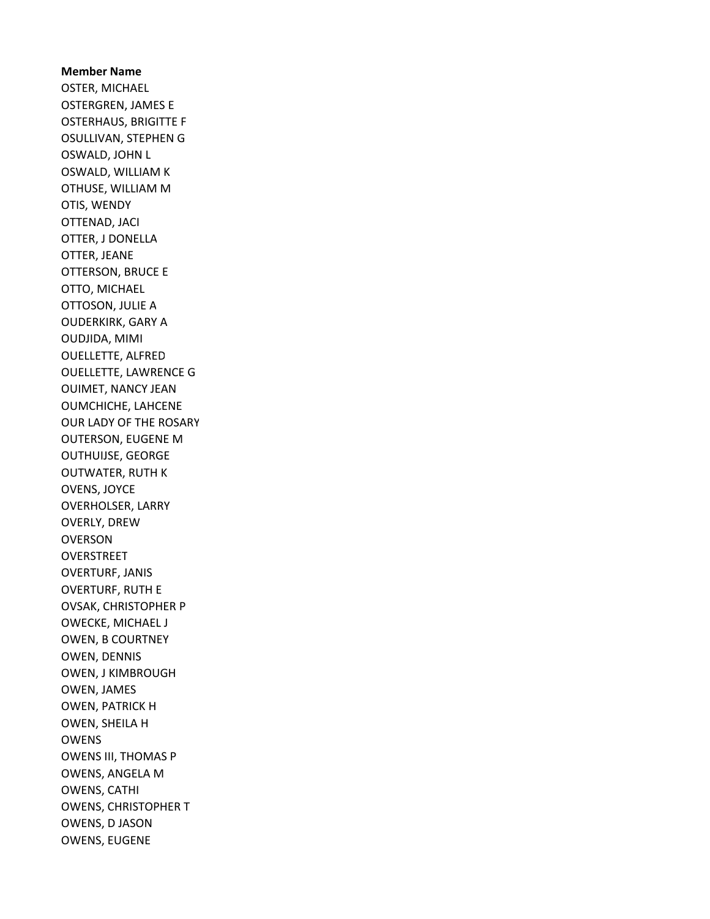**Member Name**
OSTER, MICHAEL
OSTERGREN, JAMES E
OSTERHAUS, BRIGITTE F
OSULLIVAN, STEPHEN G
OSWALD, JOHN L
OSWALD, WILLIAM K
OTHUSE, WILLIAM M
OTIS, WENDY
OTTENAD, JACI
OTTER, J DONELLA
OTTER, JEANE
OTTERSON, BRUCE E
OTTO, MICHAEL
OTTOSON, JULIE A
OUDERKIRK, GARY A
OUDJIDA, MIMI
OUELLETTE, ALFRED
OUELLETTE, LAWRENCE G
OUIMET, NANCY JEAN
OUMCHICHE, LAHCENE
OUR LADY OF THE ROSARY
OUTERSON, EUGENE M
OUTHUIJSE, GEORGE
OUTWATER, RUTH K
OVENS, JOYCE
OVERHOLSER, LARRY
OVERLY, DREW
OVERSON
OVERSTREET
OVERTURF, JANIS
OVERTURF, RUTH E
OVSAK, CHRISTOPHER P
OWECKE, MICHAEL J
OWEN, B COURTNEY
OWEN, DENNIS
OWEN, J KIMBROUGH
OWEN, JAMES
OWEN, PATRICK H
OWEN, SHEILA H
OWENS
OWENS III, THOMAS P
OWENS, ANGELA M
OWENS, CATHI
OWENS, CHRISTOPHER T
OWENS, D JASON
OWENS, EUGENE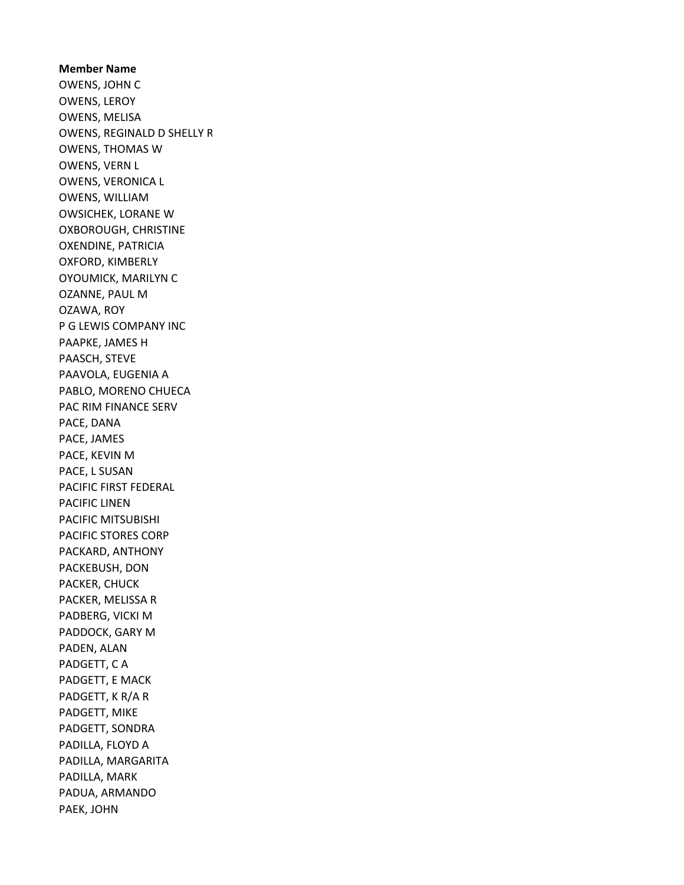**Member Name**

OWENS, JOHN C
OWENS, LEROY
OWENS, MELISA
OWENS, REGINALD D SHELLY R
OWENS, THOMAS W
OWENS, VERN L
OWENS, VERONICA L
OWENS, WILLIAM
OWSICHEK, LORANE W
OXBOROUGH, CHRISTINE
OXENDINE, PATRICIA
OXFORD, KIMBERLY
OYOUMICK, MARILYN C
OZANNE, PAUL M
OZAWA, ROY
P G LEWIS COMPANY INC
PAAPKE, JAMES H
PAASCH, STEVE
PAAVOLA, EUGENIA A
PABLO, MORENO CHUECA
PAC RIM FINANCE SERV
PACE, DANA
PACE, JAMES
PACE, KEVIN M
PACE, L SUSAN
PACIFIC FIRST FEDERAL
PACIFIC LINEN
PACIFIC MITSUBISHI
PACIFIC STORES CORP
PACKARD, ANTHONY
PACKEBUSH, DON
PACKER, CHUCK
PACKER, MELISSA R
PADBERG, VICKI M
PADDOCK, GARY M
PADEN, ALAN
PADGETT, C A
PADGETT, E MACK
PADGETT, K R/A R
PADGETT, MIKE
PADGETT, SONDRA
PADILLA, FLOYD A
PADILLA, MARGARITA
PADILLA, MARK
PADUA, ARMANDO
PAEK, JOHN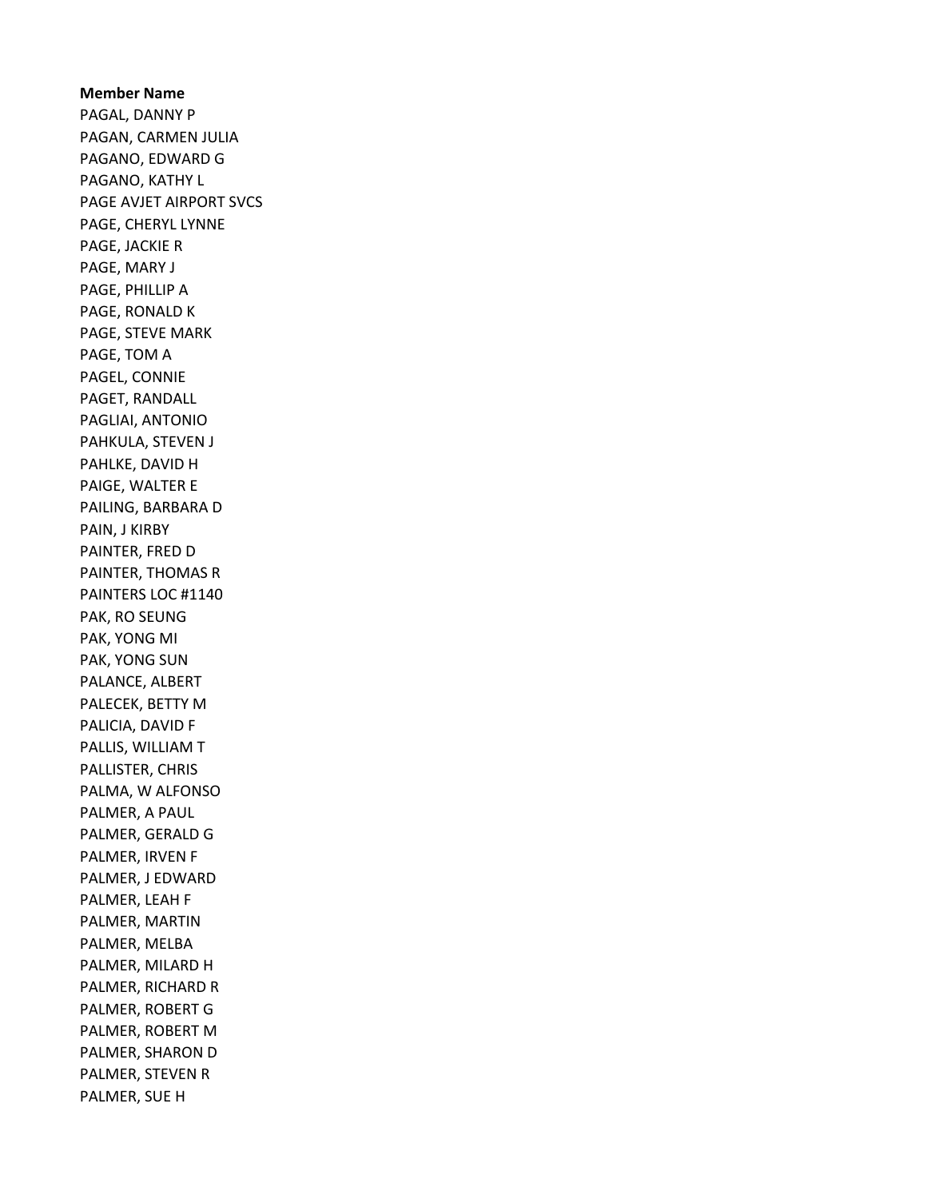**Member Name**

PAGAL, DANNY P
PAGAN, CARMEN JULIA
PAGANO, EDWARD G
PAGANO, KATHY L
PAGE AVJET AIRPORT SVCS
PAGE, CHERYL LYNNE
PAGE, JACKIE R
PAGE, MARY J
PAGE, PHILLIP A
PAGE, RONALD K
PAGE, STEVE MARK
PAGE, TOM A
PAGEL, CONNIE
PAGET, RANDALL
PAGLIAI, ANTONIO
PAHKULA, STEVEN J
PAHLKE, DAVID H
PAIGE, WALTER E
PAILING, BARBARA D
PAIN, J KIRBY
PAINTER, FRED D
PAINTER, THOMAS R
PAINTERS LOC #1140
PAK, RO SEUNG
PAK, YONG MI
PAK, YONG SUN
PALANCE, ALBERT
PALECEK, BETTY M
PALICIA, DAVID F
PALLIS, WILLIAM T
PALLISTER, CHRIS
PALMA, W ALFONSO
PALMER, A PAUL
PALMER, GERALD G
PALMER, IRVEN F
PALMER, J EDWARD
PALMER, LEAH F
PALMER, MARTIN
PALMER, MELBA
PALMER, MILARD H
PALMER, RICHARD R
PALMER, ROBERT G
PALMER, ROBERT M
PALMER, SHARON D
PALMER, STEVEN R
PALMER, SUE H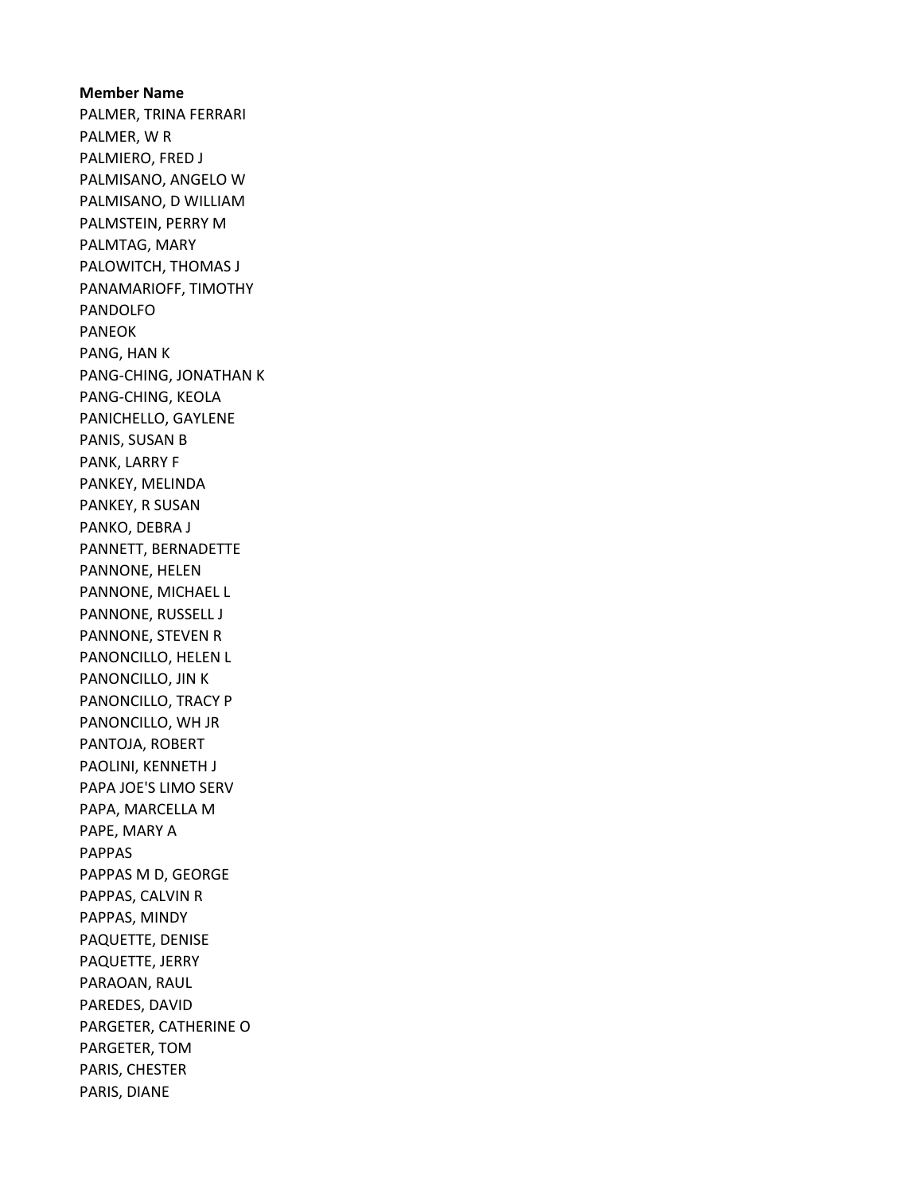**Member Name**

PALMER, TRINA FERRARI
PALMER, W R
PALMIERO, FRED J
PALMISANO, ANGELO W
PALMISANO, D WILLIAM
PALMSTEIN, PERRY M
PALMTAG, MARY
PALOWITCH, THOMAS J
PANAMARIOFF, TIMOTHY
PANDOLFO
PANEOK
PANG, HAN K
PANG-CHING, JONATHAN K
PANG-CHING, KEOLA
PANICHELLO, GAYLENE
PANIS, SUSAN B
PANK, LARRY F
PANKEY, MELINDA
PANKEY, R SUSAN
PANKO, DEBRA J
PANNETT, BERNADETTE
PANNONE, HELEN
PANNONE, MICHAEL L
PANNONE, RUSSELL J
PANNONE, STEVEN R
PANONCILLO, HELEN L
PANONCILLO, JIN K
PANONCILLO, TRACY P
PANONCILLO, WH JR
PANTOJA, ROBERT
PAOLINI, KENNETH J
PAPA JOE'S LIMO SERV
PAPA, MARCELLA M
PAPE, MARY A
PAPPAS
PAPPAS M D, GEORGE
PAPPAS, CALVIN R
PAPPAS, MINDY
PAQUETTE, DENISE
PAQUETTE, JERRY
PARAOAN, RAUL
PAREDES, DAVID
PARGETER, CATHERINE O
PARGETER, TOM
PARIS, CHESTER
PARIS, DIANE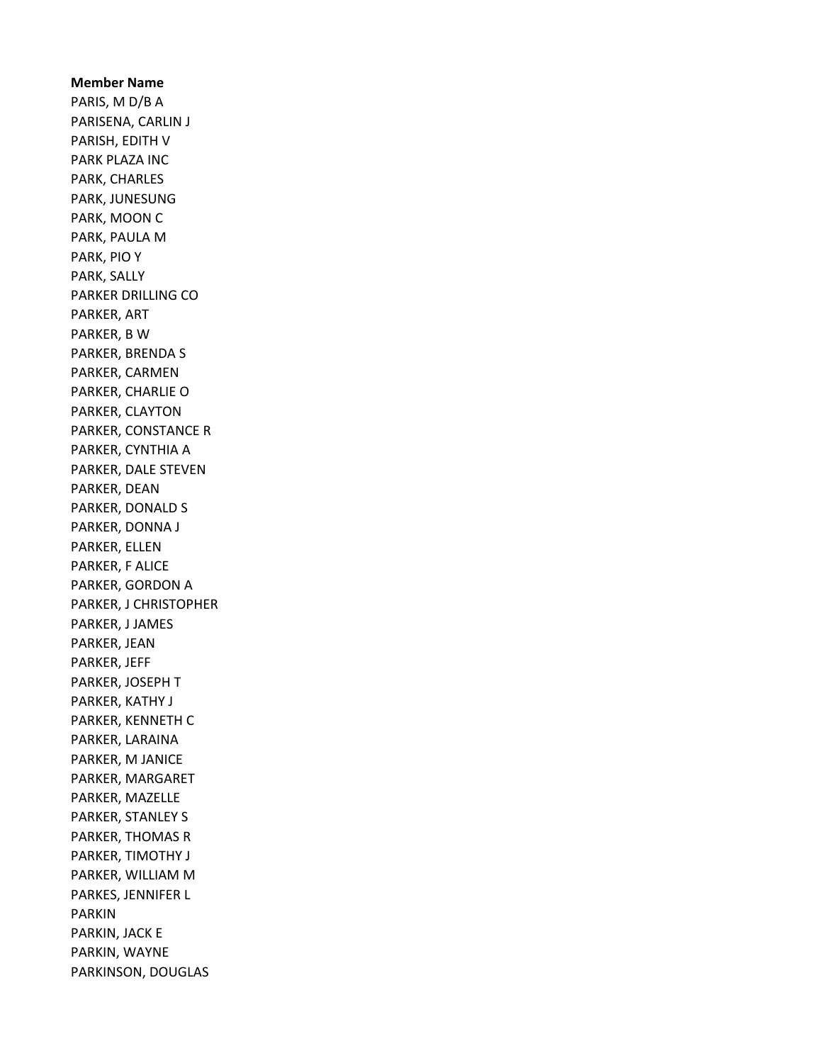**Member Name**

PARIS, M D/B A
PARISENA, CARLIN J
PARISH, EDITH V
PARK PLAZA INC
PARK, CHARLES
PARK, JUNESUNG
PARK, MOON C
PARK, PAULA M
PARK, PIO Y
PARK, SALLY
PARKER DRILLING CO
PARKER, ART
PARKER, B W
PARKER, BRENDA S
PARKER, CARMEN
PARKER, CHARLIE O
PARKER, CLAYTON
PARKER, CONSTANCE R
PARKER, CYNTHIA A
PARKER, DALE STEVEN
PARKER, DEAN
PARKER, DONALD S
PARKER, DONNA J
PARKER, ELLEN
PARKER, F ALICE
PARKER, GORDON A
PARKER, J CHRISTOPHER
PARKER, J JAMES
PARKER, JEAN
PARKER, JEFF
PARKER, JOSEPH T
PARKER, KATHY J
PARKER, KENNETH C
PARKER, LARAINA
PARKER, M JANICE
PARKER, MARGARET
PARKER, MAZELLE
PARKER, STANLEY S
PARKER, THOMAS R
PARKER, TIMOTHY J
PARKER, WILLIAM M
PARKES, JENNIFER L
PARKIN
PARKIN, JACK E
PARKIN, WAYNE
PARKINSON, DOUGLAS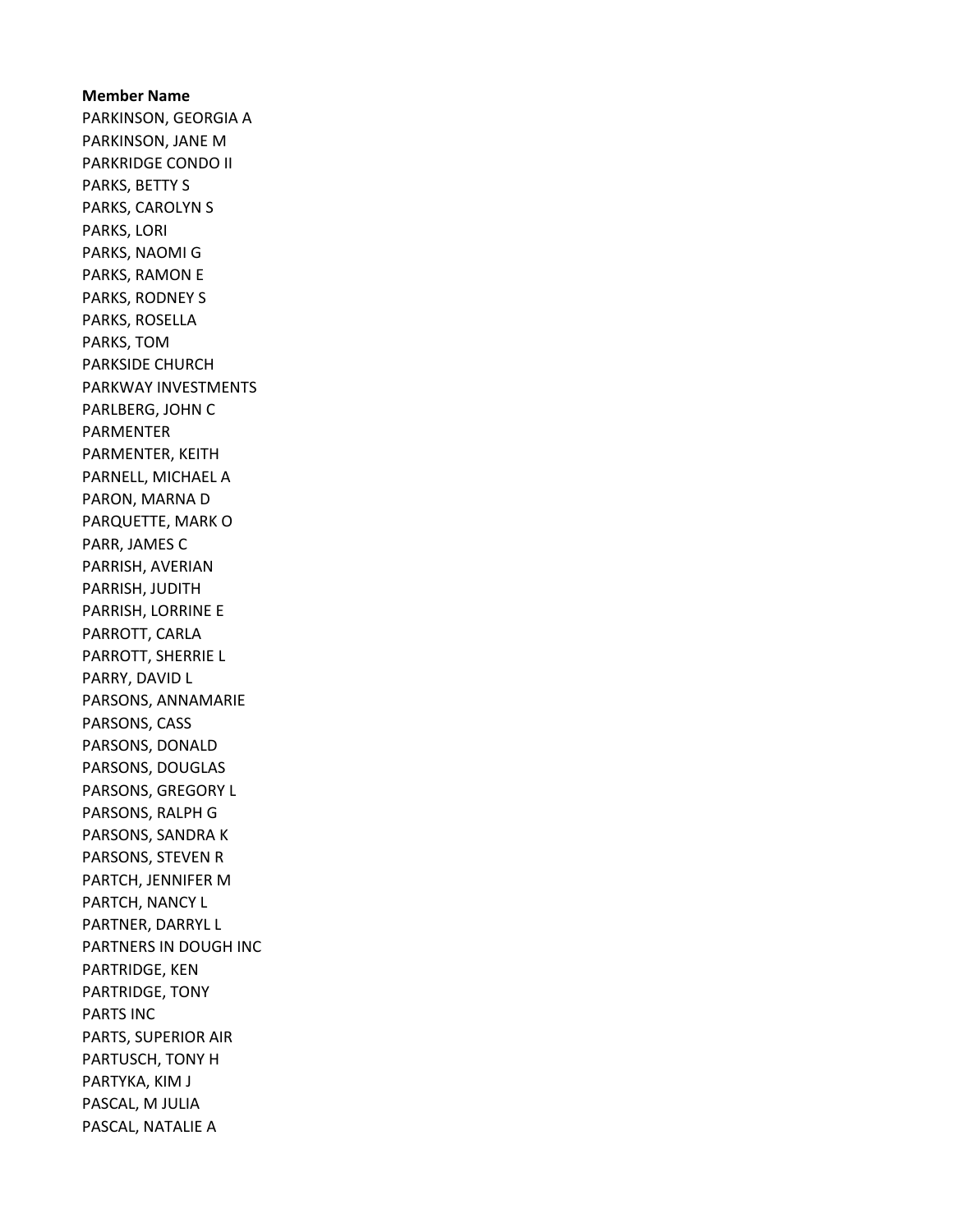**Member Name**

PARKINSON, GEORGIA A
PARKINSON, JANE M
PARKRIDGE CONDO II
PARKS, BETTY S
PARKS, CAROLYN S
PARKS, LORI
PARKS, NAOMI G
PARKS, RAMON E
PARKS, RODNEY S
PARKS, ROSELLA
PARKS, TOM
PARKSIDE CHURCH
PARKWAY INVESTMENTS
PARLBERG, JOHN C
PARMENTER
PARMENTER, KEITH
PARNELL, MICHAEL A
PARON, MARNA D
PARQUETTE, MARK O
PARR, JAMES C
PARRISH, AVERIAN
PARRISH, JUDITH
PARRISH, LORRINE E
PARROTT, CARLA
PARROTT, SHERRIE L
PARRY, DAVID L
PARSONS, ANNAMARIE
PARSONS, CASS
PARSONS, DONALD
PARSONS, DOUGLAS
PARSONS, GREGORY L
PARSONS, RALPH G
PARSONS, SANDRA K
PARSONS, STEVEN R
PARTCH, JENNIFER M
PARTCH, NANCY L
PARTNER, DARRYL L
PARTNERS IN DOUGH INC
PARTRIDGE, KEN
PARTRIDGE, TONY
PARTS INC
PARTS, SUPERIOR AIR
PARTUSCH, TONY H
PARTYKA, KIM J
PASCAL, M JULIA
PASCAL, NATALIE A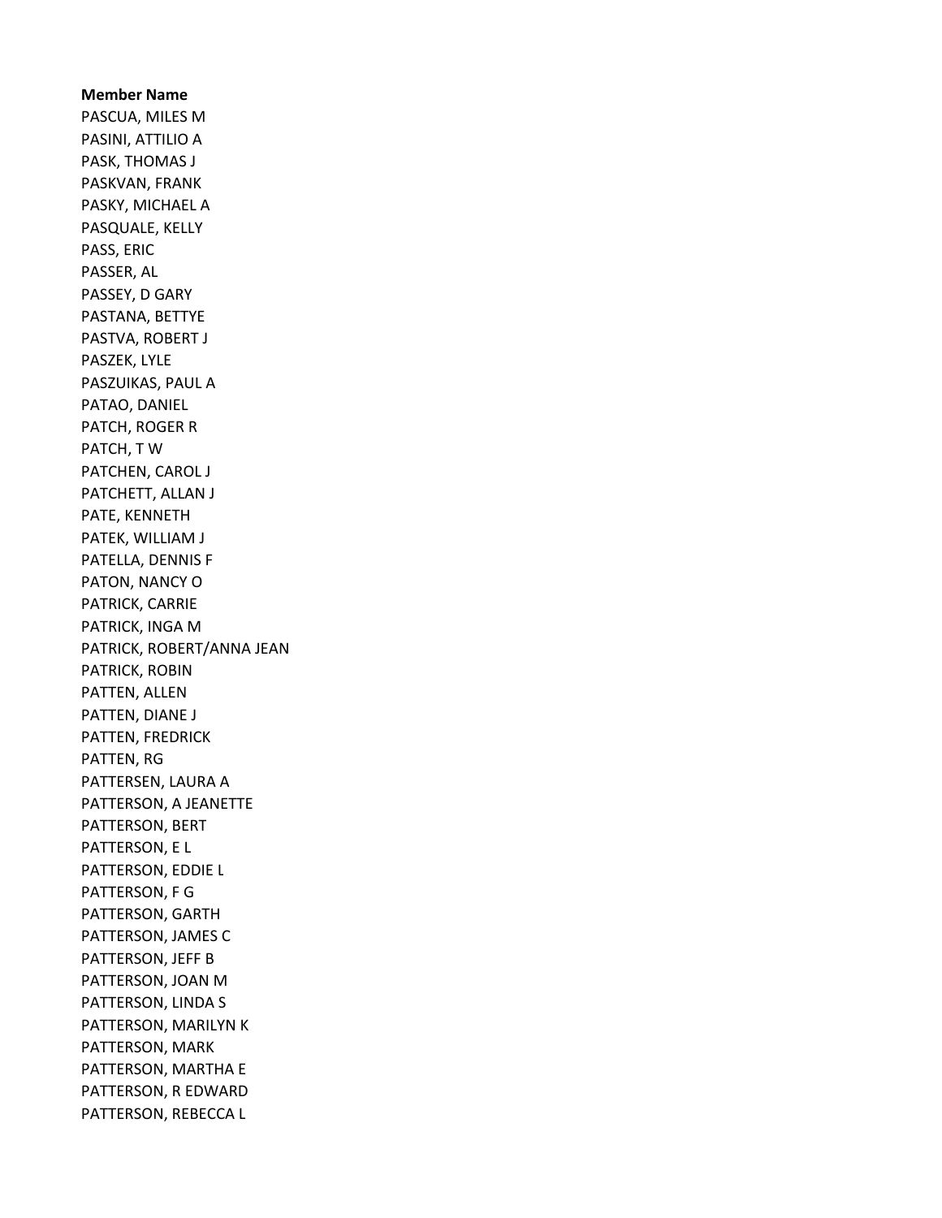**Member Name**

PASCUA, MILES M
PASINI, ATTILIO A
PASK, THOMAS J
PASKVAN, FRANK
PASKY, MICHAEL A
PASQUALE, KELLY
PASS, ERIC
PASSER, AL
PASSEY, D GARY
PASTANA, BETTYE
PASTVA, ROBERT J
PASZEK, LYLE
PASZUIKAS, PAUL A
PATAO, DANIEL
PATCH, ROGER R
PATCH, T W
PATCHEN, CAROL J
PATCHETT, ALLAN J
PATE, KENNETH
PATEK, WILLIAM J
PATELLA, DENNIS F
PATON, NANCY O
PATRICK, CARRIE
PATRICK, INGA M
PATRICK, ROBERT/ANNA JEAN
PATRICK, ROBIN
PATTEN, ALLEN
PATTEN, DIANE J
PATTEN, FREDRICK
PATTEN, RG
PATTERSEN, LAURA A
PATTERSON, A JEANETTE
PATTERSON, BERT
PATTERSON, E L
PATTERSON, EDDIE L
PATTERSON, F G
PATTERSON, GARTH
PATTERSON, JAMES C
PATTERSON, JEFF B
PATTERSON, JOAN M
PATTERSON, LINDA S
PATTERSON, MARILYN K
PATTERSON, MARK
PATTERSON, MARTHA E
PATTERSON, R EDWARD
PATTERSON, REBECCA L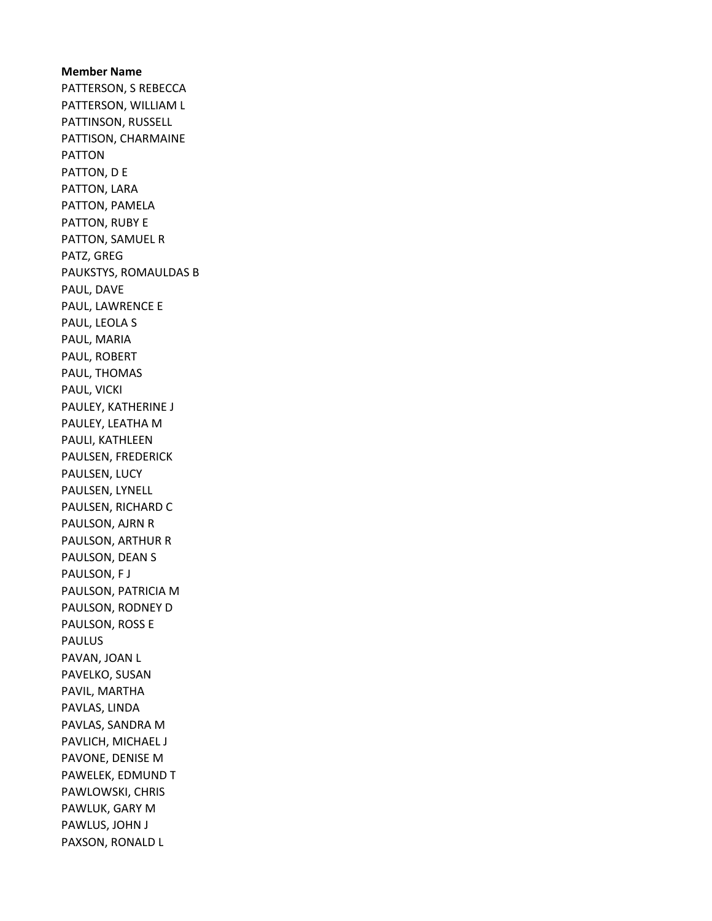**Member Name**
PATTERSON, S REBECCA
PATTERSON, WILLIAM L
PATTINSON, RUSSELL
PATTISON, CHARMAINE
PATTON
PATTON, D E
PATTON, LARA
PATTON, PAMELA
PATTON, RUBY E
PATTON, SAMUEL R
PATZ, GREG
PAUKSTYS, ROMAULDAS B
PAUL, DAVE
PAUL, LAWRENCE E
PAUL, LEOLA S
PAUL, MARIA
PAUL, ROBERT
PAUL, THOMAS
PAUL, VICKI
PAULEY, KATHERINE J
PAULEY, LEATHA M
PAULI, KATHLEEN
PAULSEN, FREDERICK
PAULSEN, LUCY
PAULSEN, LYNELL
PAULSEN, RICHARD C
PAULSON, AJRN R
PAULSON, ARTHUR R
PAULSON, DEAN S
PAULSON, F J
PAULSON, PATRICIA M
PAULSON, RODNEY D
PAULSON, ROSS E
PAULUS
PAVAN, JOAN L
PAVELKO, SUSAN
PAVIL, MARTHA
PAVLAS, LINDA
PAVLAS, SANDRA M
PAVLICH, MICHAEL J
PAVONE, DENISE M
PAWELEK, EDMUND T
PAWLOWSKI, CHRIS
PAWLUK, GARY M
PAWLUS, JOHN J
PAXSON, RONALD L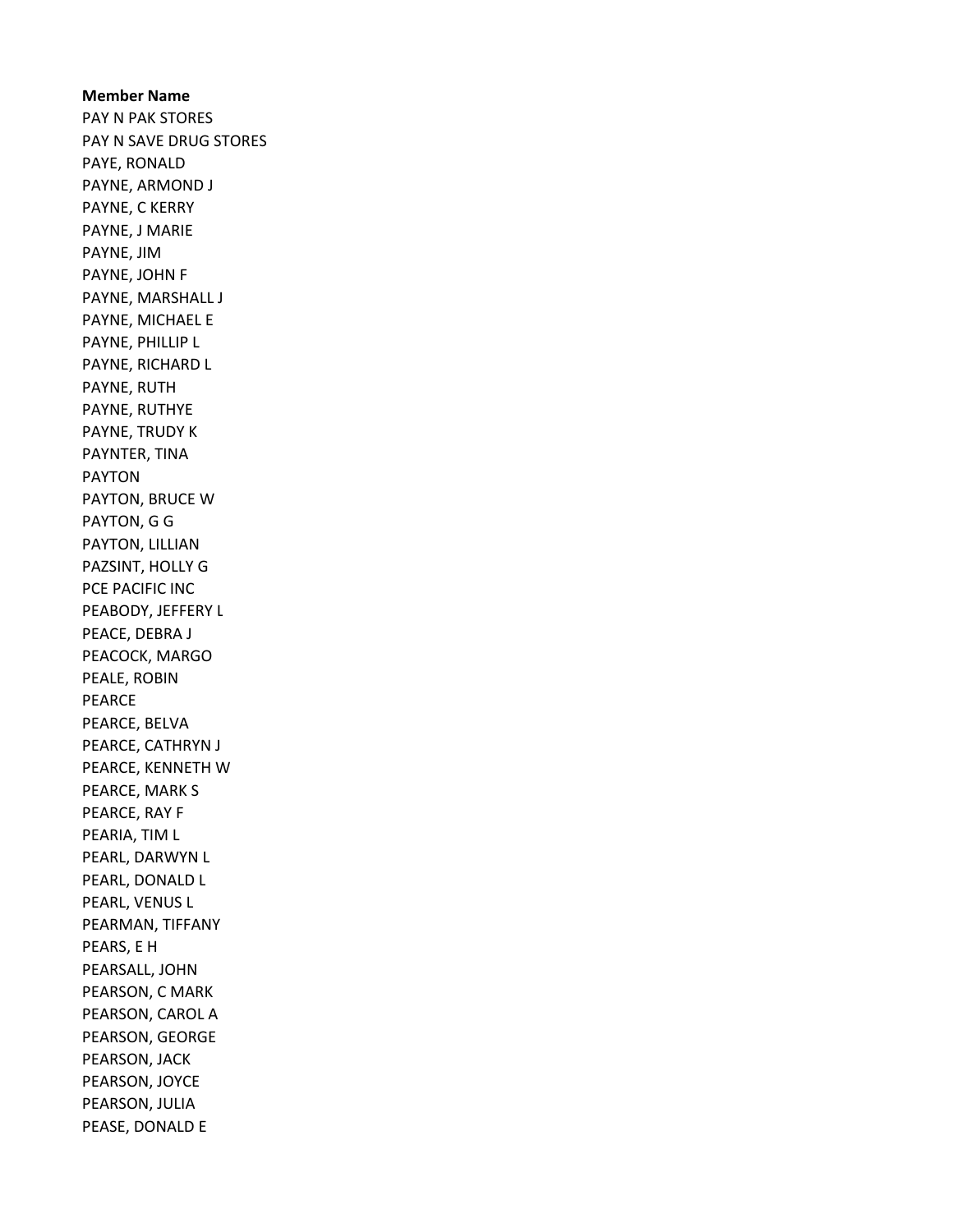**Member Name**

PAY N PAK STORES
PAY N SAVE DRUG STORES
PAYE, RONALD
PAYNE, ARMOND J
PAYNE, C KERRY
PAYNE, J MARIE
PAYNE, JIM
PAYNE, JOHN F
PAYNE, MARSHALL J
PAYNE, MICHAEL E
PAYNE, PHILLIP L
PAYNE, RICHARD L
PAYNE, RUTH
PAYNE, RUTHYE
PAYNE, TRUDY K
PAYNTER, TINA
PAYTON
PAYTON, BRUCE W
PAYTON, G G
PAYTON, LILLIAN
PAZSINT, HOLLY G
PCE PACIFIC INC
PEABODY, JEFFERY L
PEACE, DEBRA J
PEACOCK, MARGO
PEALE, ROBIN
PEARCE
PEARCE, BELVA
PEARCE, CATHRYN J
PEARCE, KENNETH W
PEARCE, MARK S
PEARCE, RAY F
PEARIA, TIM L
PEARL, DARWYN L
PEARL, DONALD L
PEARL, VENUS L
PEARMAN, TIFFANY
PEARS, E H
PEARSALL, JOHN
PEARSON, C MARK
PEARSON, CAROL A
PEARSON, GEORGE
PEARSON, JACK
PEARSON, JOYCE
PEARSON, JULIA
PEASE, DONALD E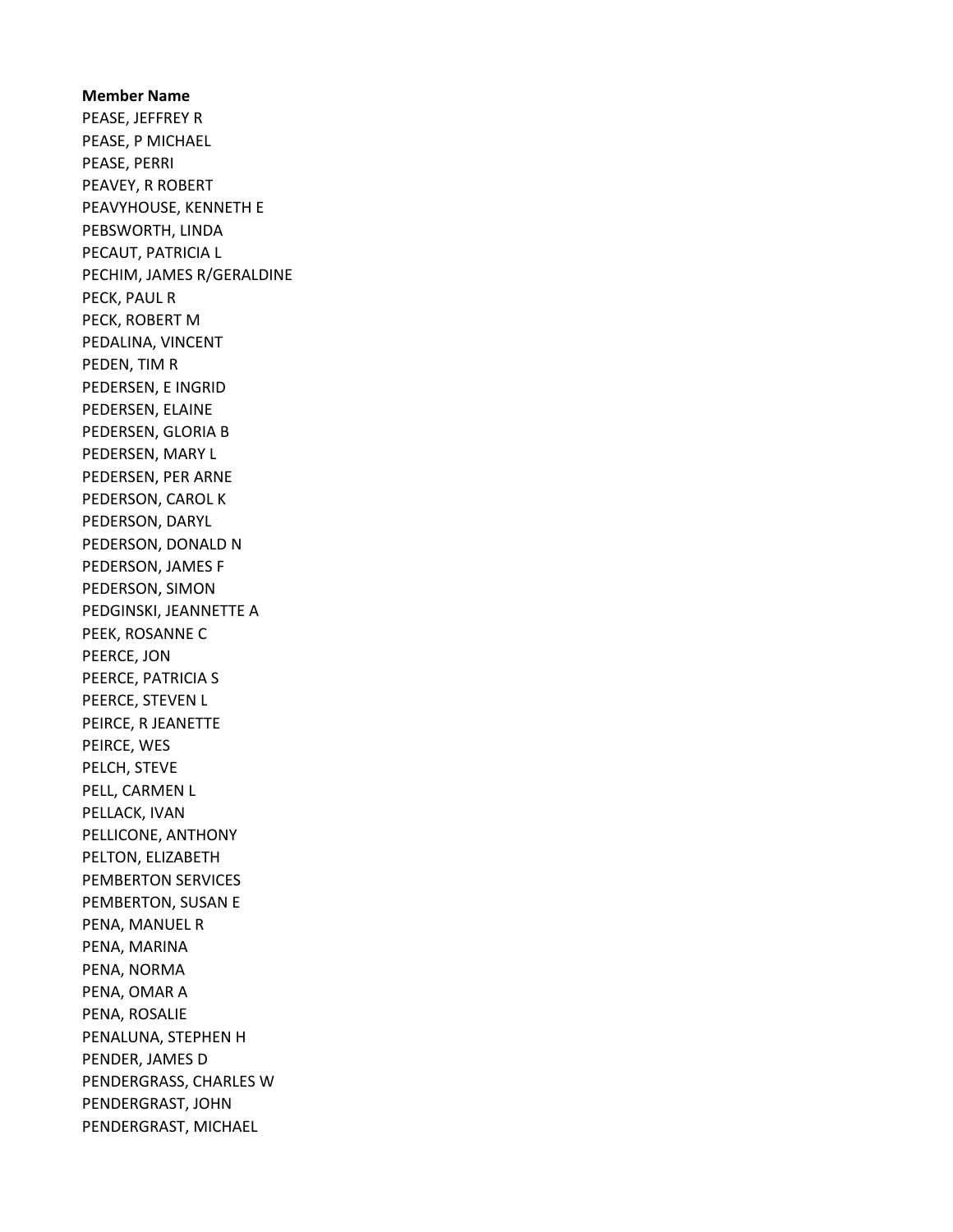**Member Name**

PEASE, JEFFREY R
PEASE, P MICHAEL
PEASE, PERRI
PEAVEY, R ROBERT
PEAVYHOUSE, KENNETH E
PEBSWORTH, LINDA
PECAUT, PATRICIA L
PECHIM, JAMES R/GERALDINE
PECK, PAUL R
PECK, ROBERT M
PEDALINA, VINCENT
PEDEN, TIM R
PEDERSEN, E INGRID
PEDERSEN, ELAINE
PEDERSEN, GLORIA B
PEDERSEN, MARY L
PEDERSEN, PER ARNE
PEDERSON, CAROL K
PEDERSON, DARYL
PEDERSON, DONALD N
PEDERSON, JAMES F
PEDERSON, SIMON
PEDGINSKI, JEANNETTE A
PEEK, ROSANNE C
PEERCE, JON
PEERCE, PATRICIA S
PEERCE, STEVEN L
PEIRCE, R JEANETTE
PEIRCE, WES
PELCH, STEVE
PELL, CARMEN L
PELLACK, IVAN
PELLICONE, ANTHONY
PELTON, ELIZABETH
PEMBERTON SERVICES
PEMBERTON, SUSAN E
PENA, MANUEL R
PENA, MARINA
PENA, NORMA
PENA, OMAR A
PENA, ROSALIE
PENALUNA, STEPHEN H
PENDER, JAMES D
PENDERGRASS, CHARLES W
PENDERGRAST, JOHN
PENDERGRAST, MICHAEL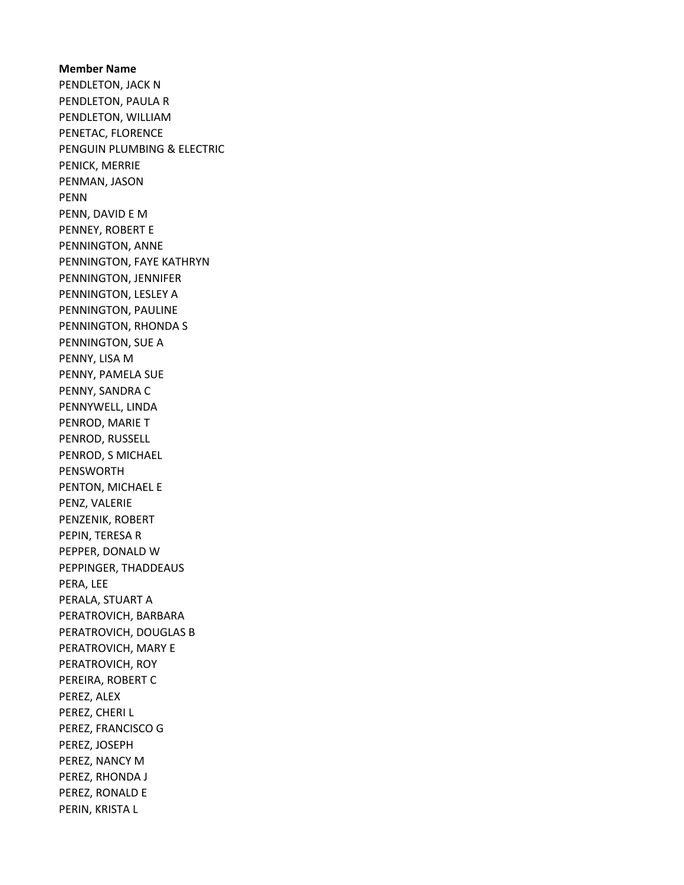**Member Name**

PENDLETON, JACK N
PENDLETON, PAULA R
PENDLETON, WILLIAM
PENETAC, FLORENCE
PENGUIN PLUMBING & ELECTRIC
PENICK, MERRIE
PENMAN, JASON
PENN
PENN, DAVID E M
PENNEY, ROBERT E
PENNINGTON, ANNE
PENNINGTON, FAYE KATHRYN
PENNINGTON, JENNIFER
PENNINGTON, LESLEY A
PENNINGTON, PAULINE
PENNINGTON, RHONDA S
PENNINGTON, SUE A
PENNY, LISA M
PENNY, PAMELA SUE
PENNY, SANDRA C
PENNYWELL, LINDA
PENROD, MARIE T
PENROD, RUSSELL
PENROD, S MICHAEL
PENSWORTH
PENTON, MICHAEL E
PENZ, VALERIE
PENZENIK, ROBERT
PEPIN, TERESA R
PEPPER, DONALD W
PEPPINGER, THADDEAUS
PERA, LEE
PERALA, STUART A
PERATROVICH, BARBARA
PERATROVICH, DOUGLAS B
PERATROVICH, MARY E
PERATROVICH, ROY
PEREIRA, ROBERT C
PEREZ, ALEX
PEREZ, CHERI L
PEREZ, FRANCISCO G
PEREZ, JOSEPH
PEREZ, NANCY M
PEREZ, RHONDA J
PEREZ, RONALD E
PERIN, KRISTA L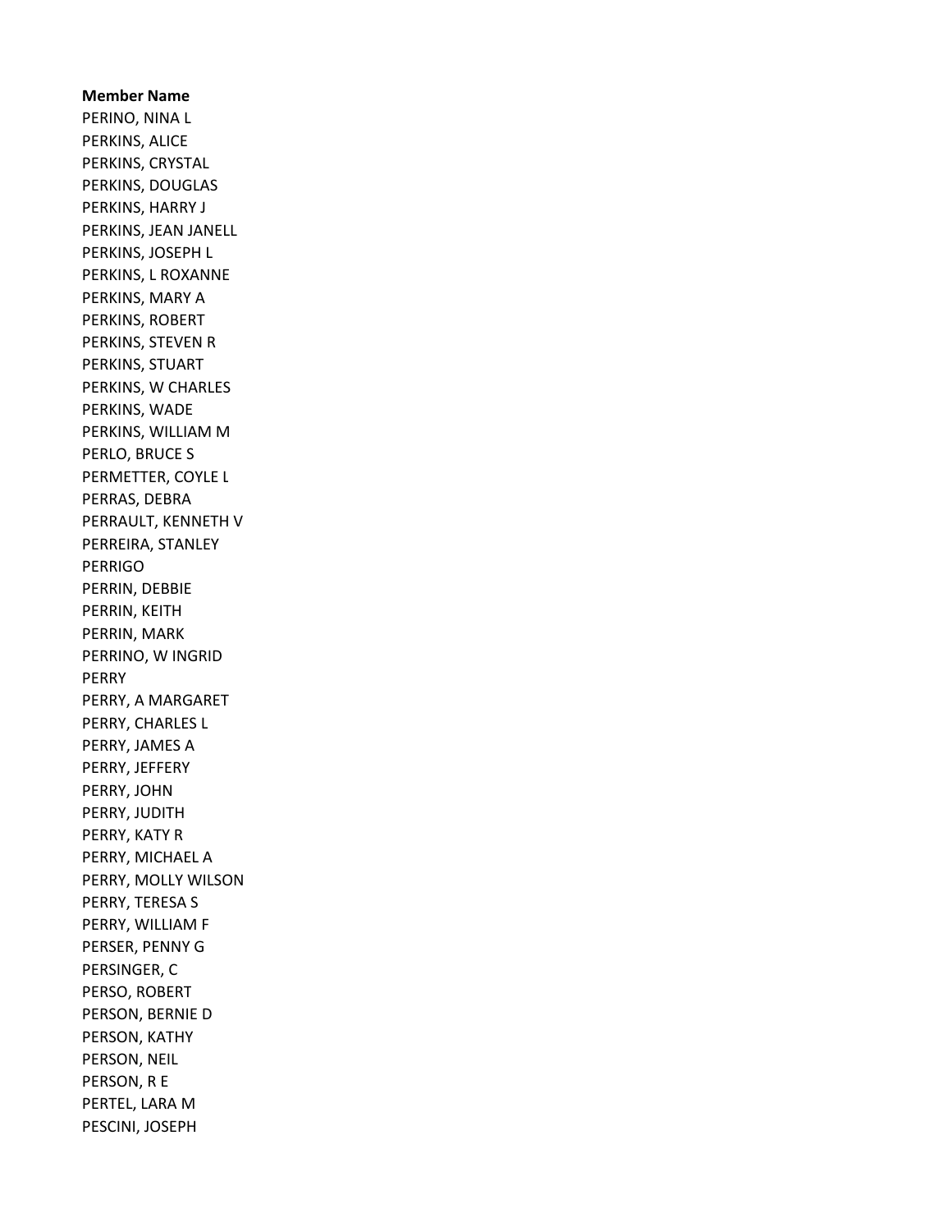**Member Name**

PERINO, NINA L
PERKINS, ALICE
PERKINS, CRYSTAL
PERKINS, DOUGLAS
PERKINS, HARRY J
PERKINS, JEAN JANELL
PERKINS, JOSEPH L
PERKINS, L ROXANNE
PERKINS, MARY A
PERKINS, ROBERT
PERKINS, STEVEN R
PERKINS, STUART
PERKINS, W CHARLES
PERKINS, WADE
PERKINS, WILLIAM M
PERLO, BRUCE S
PERMETTER, COYLE L
PERRAS, DEBRA
PERRAULT, KENNETH V
PERREIRA, STANLEY
PERRIGO
PERRIN, DEBBIE
PERRIN, KEITH
PERRIN, MARK
PERRINO, W INGRID
PERRY
PERRY, A MARGARET
PERRY, CHARLES L
PERRY, JAMES A
PERRY, JEFFERY
PERRY, JOHN
PERRY, JUDITH
PERRY, KATY R
PERRY, MICHAEL A
PERRY, MOLLY WILSON
PERRY, TERESA S
PERRY, WILLIAM F
PERSER, PENNY G
PERSINGER, C
PERSO, ROBERT
PERSON, BERNIE D
PERSON, KATHY
PERSON, NEIL
PERSON, R E
PERTEL, LARA M
PESCINI, JOSEPH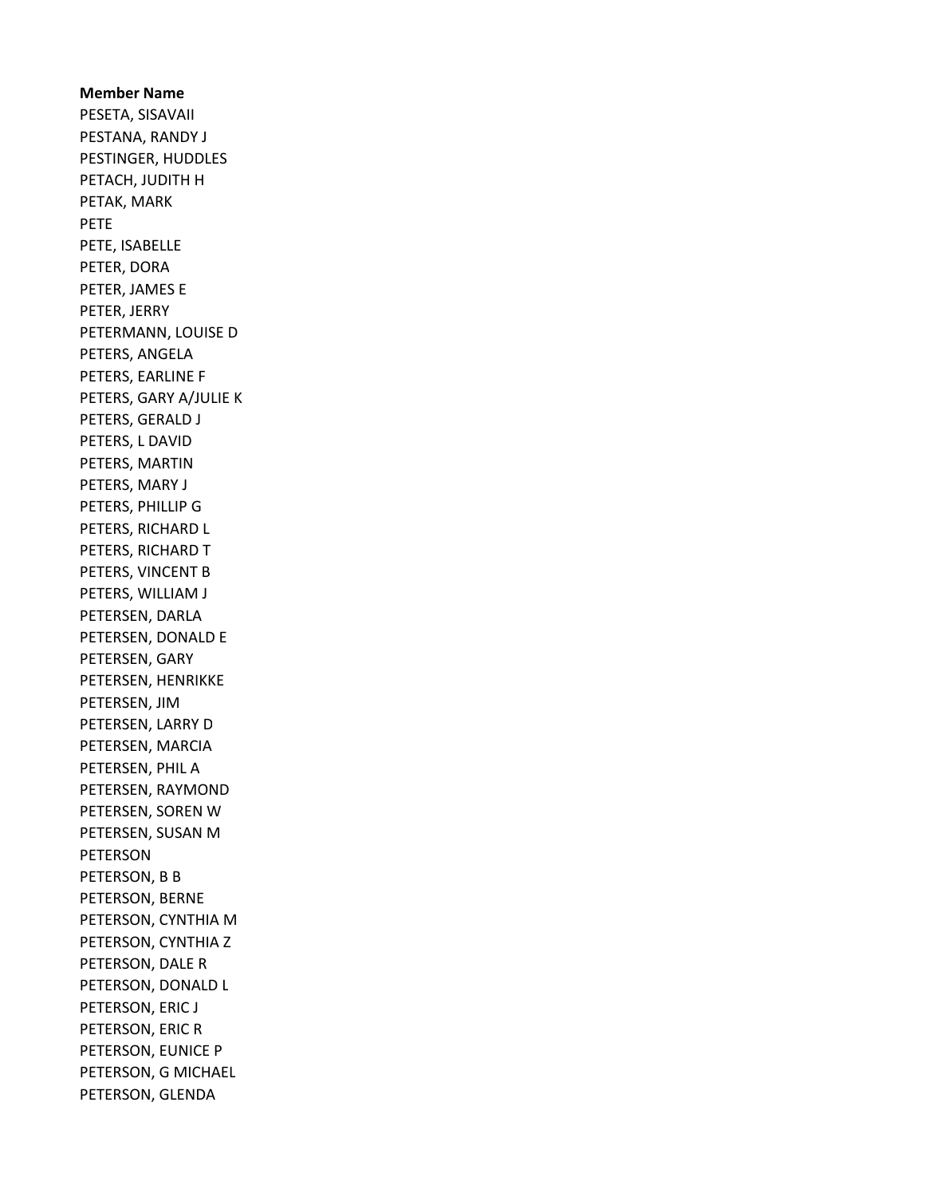**Member Name**
PESETA, SISAVAII
PESTANA, RANDY J
PESTINGER, HUDDLES
PETACH, JUDITH H
PETAK, MARK
PETE
PETE, ISABELLE
PETER, DORA
PETER, JAMES E
PETER, JERRY
PETERMANN, LOUISE D
PETERS, ANGELA
PETERS, EARLINE F
PETERS, GARY A/JULIE K
PETERS, GERALD J
PETERS, L DAVID
PETERS, MARTIN
PETERS, MARY J
PETERS, PHILLIP G
PETERS, RICHARD L
PETERS, RICHARD T
PETERS, VINCENT B
PETERS, WILLIAM J
PETERSEN, DARLA
PETERSEN, DONALD E
PETERSEN, GARY
PETERSEN, HENRIKKE
PETERSEN, JIM
PETERSEN, LARRY D
PETERSEN, MARCIA
PETERSEN, PHIL A
PETERSEN, RAYMOND
PETERSEN, SOREN W
PETERSEN, SUSAN M
PETERSON
PETERSON, B B
PETERSON, BERNE
PETERSON, CYNTHIA M
PETERSON, CYNTHIA Z
PETERSON, DALE R
PETERSON, DONALD L
PETERSON, ERIC J
PETERSON, ERIC R
PETERSON, EUNICE P
PETERSON, G MICHAEL
PETERSON, GLENDA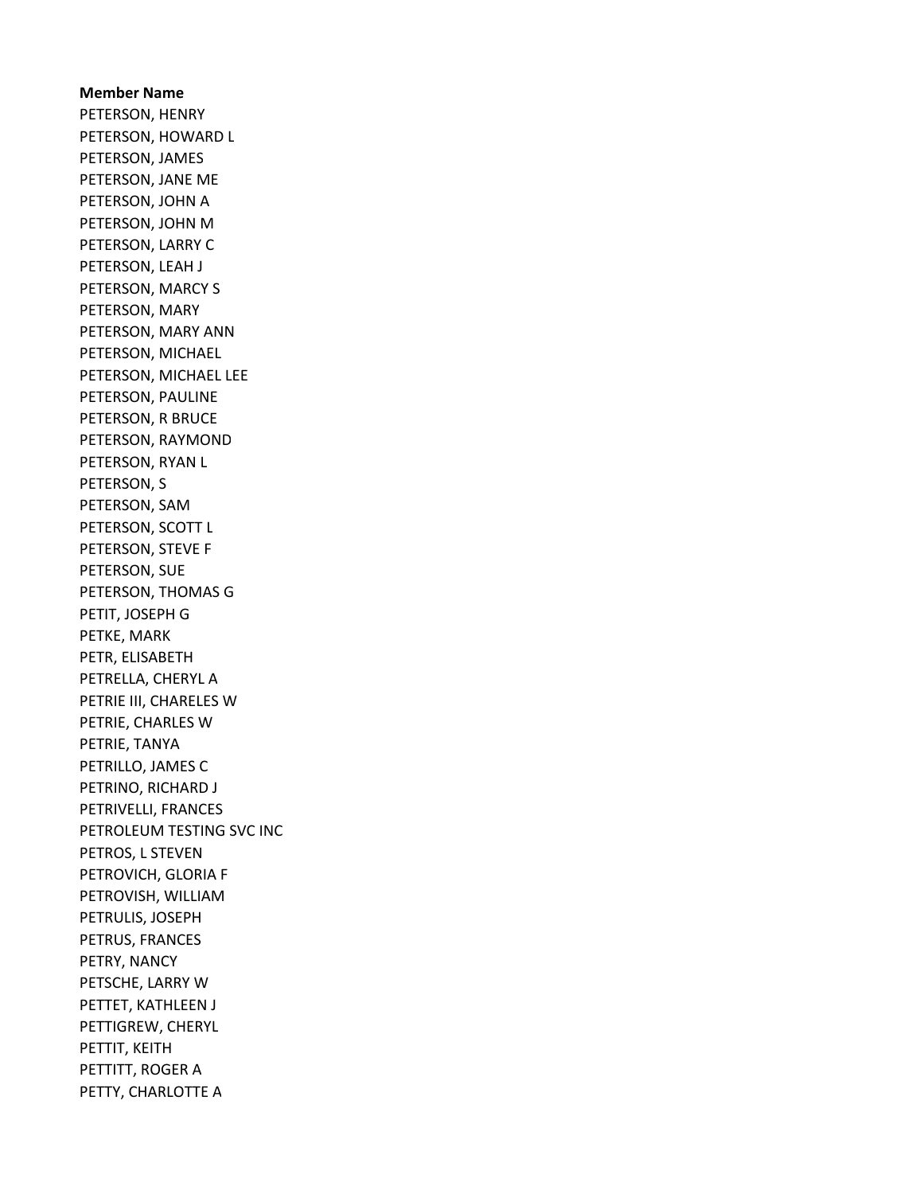**Member Name**

PETERSON, HENRY
PETERSON, HOWARD L
PETERSON, JAMES
PETERSON, JANE ME
PETERSON, JOHN A
PETERSON, JOHN M
PETERSON, LARRY C
PETERSON, LEAH J
PETERSON, MARCY S
PETERSON, MARY
PETERSON, MARY ANN
PETERSON, MICHAEL
PETERSON, MICHAEL LEE
PETERSON, PAULINE
PETERSON, R BRUCE
PETERSON, RAYMOND
PETERSON, RYAN L
PETERSON, S
PETERSON, SAM
PETERSON, SCOTT L
PETERSON, STEVE F
PETERSON, SUE
PETERSON, THOMAS G
PETIT, JOSEPH G
PETKE, MARK
PETR, ELISABETH
PETRELLA, CHERYL A
PETRIE III, CHARELES W
PETRIE, CHARLES W
PETRIE, TANYA
PETRILLO, JAMES C
PETRINO, RICHARD J
PETRIVELLI, FRANCES
PETROLEUM TESTING SVC INC
PETROS, L STEVEN
PETROVICH, GLORIA F
PETROVISH, WILLIAM
PETRULIS, JOSEPH
PETRUS, FRANCES
PETRY, NANCY
PETSCHE, LARRY W
PETTET, KATHLEEN J
PETTIGREW, CHERYL
PETTIT, KEITH
PETTITT, ROGER A
PETTY, CHARLOTTE A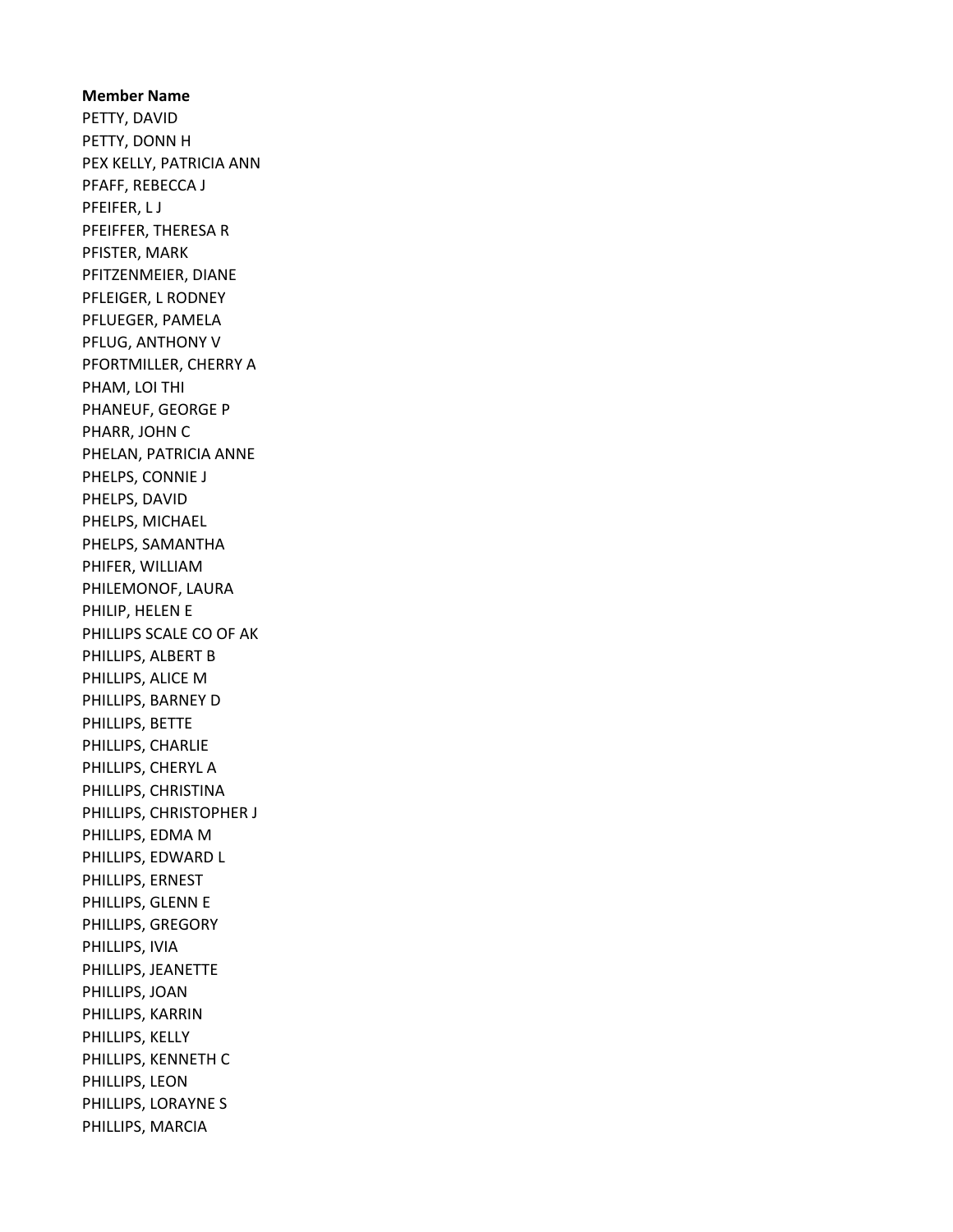**Member Name**

PETTY, DAVID
PETTY, DONN H
PEX KELLY, PATRICIA ANN
PFAFF, REBECCA J
PFEIFER, L J
PFEIFFER, THERESA R
PFISTER, MARK
PFITZENMEIER, DIANE
PFLEIGER, L RODNEY
PFLUEGER, PAMELA
PFLUG, ANTHONY V
PFORTMILLER, CHERRY A
PHAM, LOI THI
PHANEUF, GEORGE P
PHARR, JOHN C
PHELAN, PATRICIA ANNE
PHELPS, CONNIE J
PHELPS, DAVID
PHELPS, MICHAEL
PHELPS, SAMANTHA
PHIFER, WILLIAM
PHILEMONOF, LAURA
PHILIP, HELEN E
PHILLIPS SCALE CO OF AK
PHILLIPS, ALBERT B
PHILLIPS, ALICE M
PHILLIPS, BARNEY D
PHILLIPS, BETTE
PHILLIPS, CHARLIE
PHILLIPS, CHERYL A
PHILLIPS, CHRISTINA
PHILLIPS, CHRISTOPHER J
PHILLIPS, EDMA M
PHILLIPS, EDWARD L
PHILLIPS, ERNEST
PHILLIPS, GLENN E
PHILLIPS, GREGORY
PHILLIPS, IVIA
PHILLIPS, JEANETTE
PHILLIPS, JOAN
PHILLIPS, KARRIN
PHILLIPS, KELLY
PHILLIPS, KENNETH C
PHILLIPS, LEON
PHILLIPS, LORAYNE S
PHILLIPS, MARCIA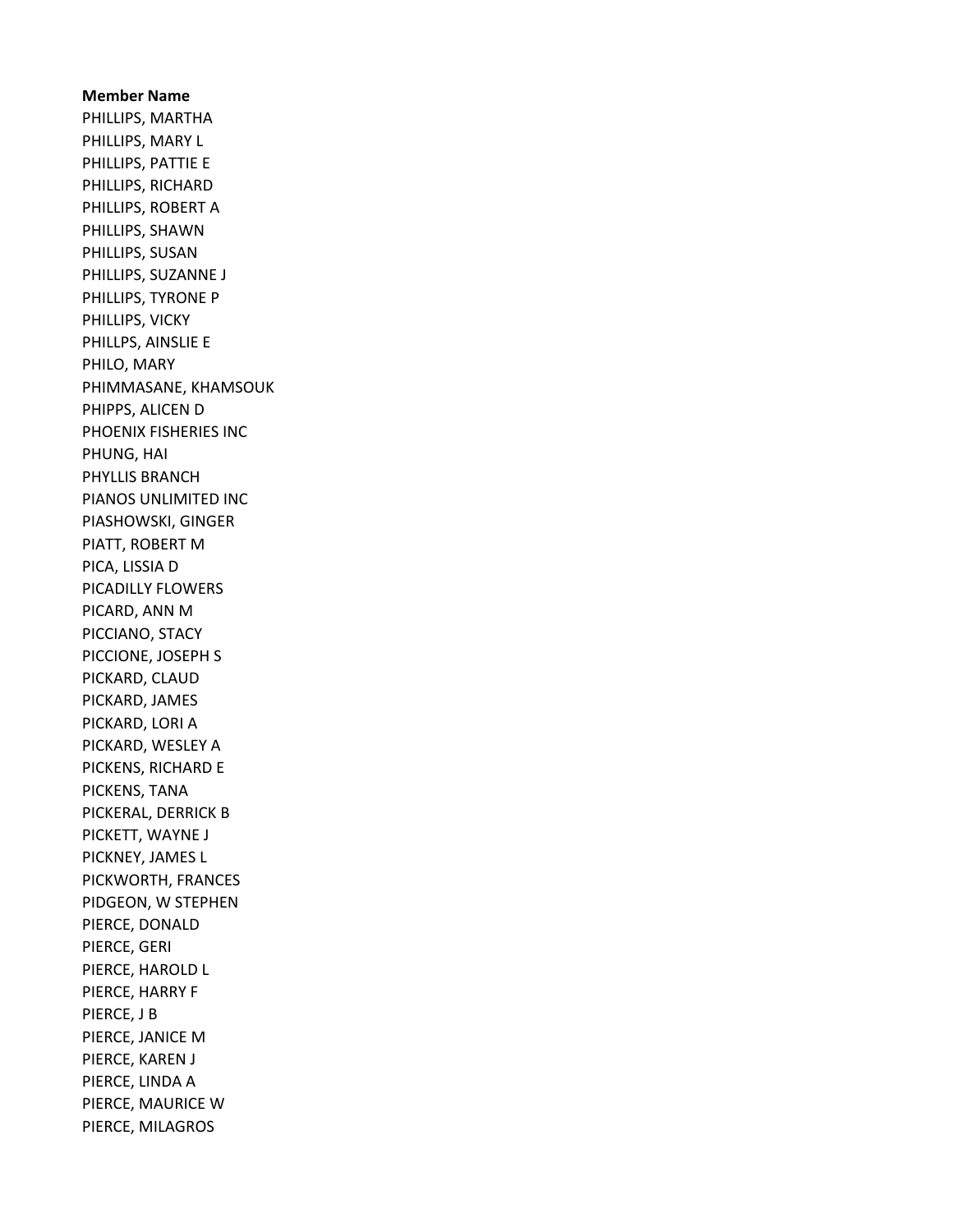**Member Name**

PHILLIPS, MARTHA
PHILLIPS, MARY L
PHILLIPS, PATTIE E
PHILLIPS, RICHARD
PHILLIPS, ROBERT A
PHILLIPS, SHAWN
PHILLIPS, SUSAN
PHILLIPS, SUZANNE J
PHILLIPS, TYRONE P
PHILLIPS, VICKY
PHILLPS, AINSLIE E
PHILO, MARY
PHIMMASANE, KHAMSOUK
PHIPPS, ALICEN D
PHOENIX FISHERIES INC
PHUNG, HAI
PHYLLIS BRANCH
PIANOS UNLIMITED INC
PIASHOWSKI, GINGER
PIATT, ROBERT M
PICA, LISSIA D
PICADILLY FLOWERS
PICARD, ANN M
PICCIANO, STACY
PICCIONE, JOSEPH S
PICKARD, CLAUD
PICKARD, JAMES
PICKARD, LORI A
PICKARD, WESLEY A
PICKENS, RICHARD E
PICKENS, TANA
PICKERAL, DERRICK B
PICKETT, WAYNE J
PICKNEY, JAMES L
PICKWORTH, FRANCES
PIDGEON, W STEPHEN
PIERCE, DONALD
PIERCE, GERI
PIERCE, HAROLD L
PIERCE, HARRY F
PIERCE, J B
PIERCE, JANICE M
PIERCE, KAREN J
PIERCE, LINDA A
PIERCE, MAURICE W
PIERCE, MILAGROS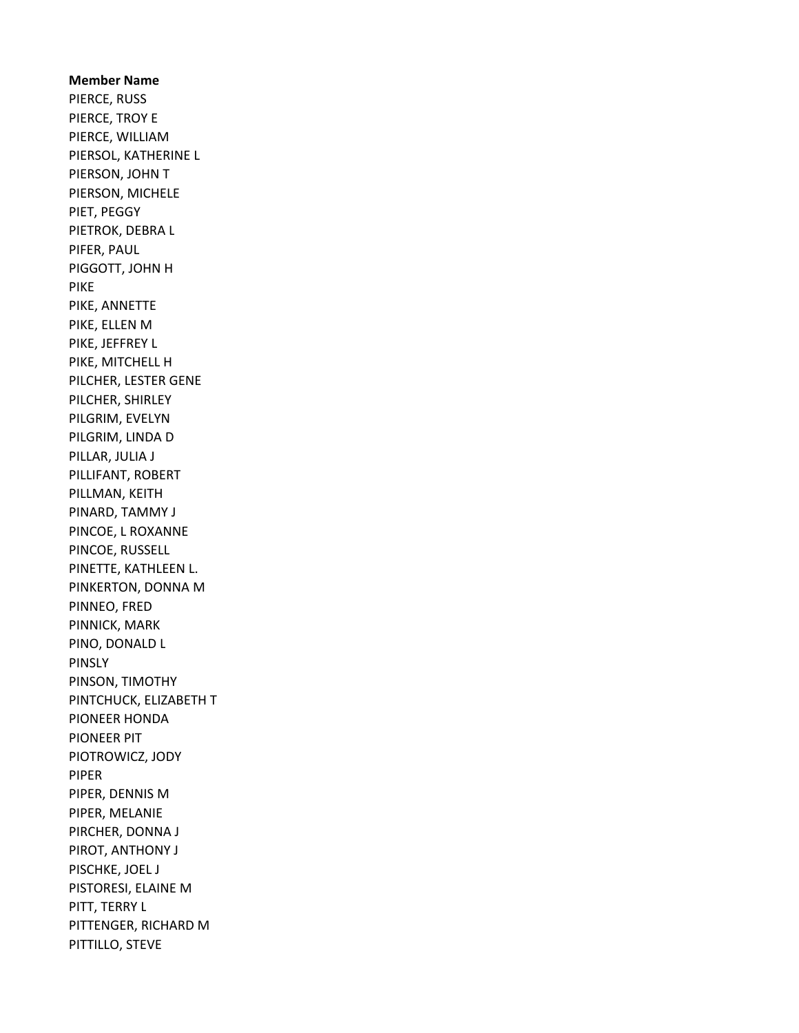**Member Name**

PIERCE, RUSS
PIERCE, TROY E
PIERCE, WILLIAM
PIERSOL, KATHERINE L
PIERSON, JOHN T
PIERSON, MICHELE
PIET, PEGGY
PIETROK, DEBRA L
PIFER, PAUL
PIGGOTT, JOHN H
PIKE
PIKE, ANNETTE
PIKE, ELLEN M
PIKE, JEFFREY L
PIKE, MITCHELL H
PILCHER, LESTER GENE
PILCHER, SHIRLEY
PILGRIM, EVELYN
PILGRIM, LINDA D
PILLAR, JULIA J
PILLIFANT, ROBERT
PILLMAN, KEITH
PINARD, TAMMY J
PINCOE, L ROXANNE
PINCOE, RUSSELL
PINETTE, KATHLEEN L.
PINKERTON, DONNA M
PINNEO, FRED
PINNICK, MARK
PINO, DONALD L
PINSLY
PINSON, TIMOTHY
PINTCHUCK, ELIZABETH T
PIONEER HONDA
PIONEER PIT
PIOTROWICZ, JODY
PIPER
PIPER, DENNIS M
PIPER, MELANIE
PIRCHER, DONNA J
PIROT, ANTHONY J
PISCHKE, JOEL J
PISTORESI, ELAINE M
PITT, TERRY L
PITTENGER, RICHARD M
PITTILLO, STEVE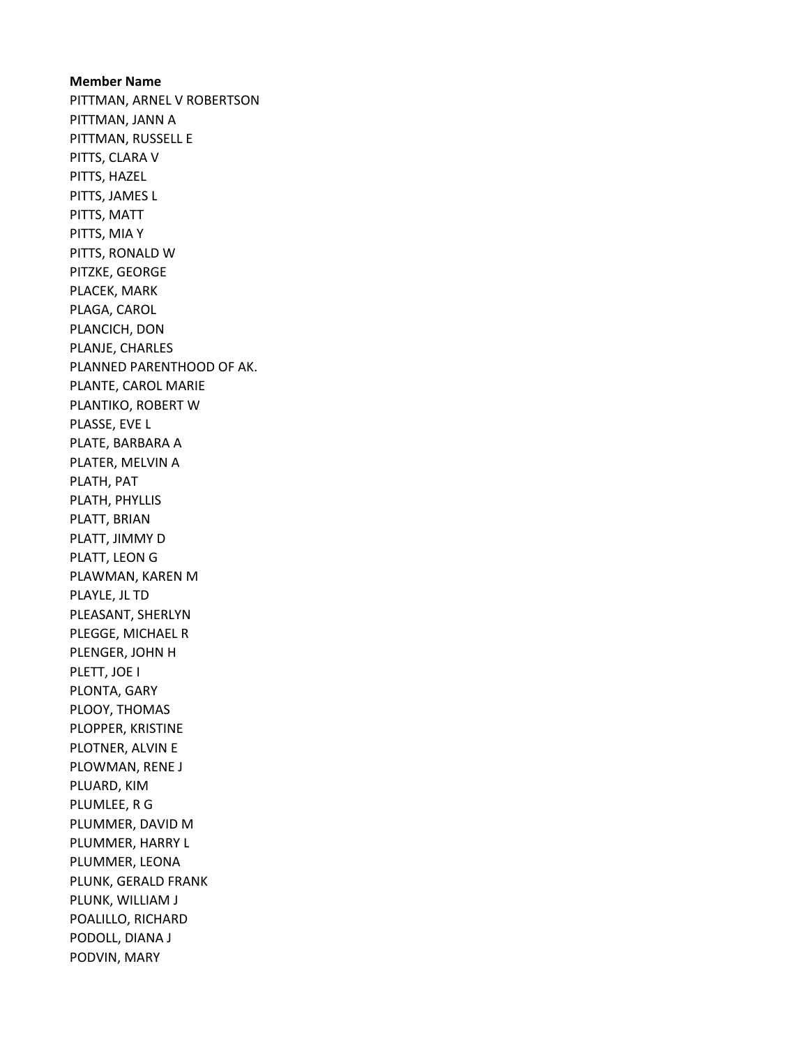**Member Name**

PITTMAN, ARNEL V ROBERTSON
PITTMAN, JANN A
PITTMAN, RUSSELL E
PITTS, CLARA V
PITTS, HAZEL
PITTS, JAMES L
PITTS, MATT
PITTS, MIA Y
PITTS, RONALD W
PITZKE, GEORGE
PLACEK, MARK
PLAGA, CAROL
PLANCICH, DON
PLANJE, CHARLES
PLANNED PARENTHOOD OF AK.
PLANTE, CAROL MARIE
PLANTIKO, ROBERT W
PLASSE, EVE L
PLATE, BARBARA A
PLATER, MELVIN A
PLATH, PAT
PLATH, PHYLLIS
PLATT, BRIAN
PLATT, JIMMY D
PLATT, LEON G
PLAWMAN, KAREN M
PLAYLE, JL TD
PLEASANT, SHERLYN
PLEGGE, MICHAEL R
PLENGER, JOHN H
PLETT, JOE I
PLONTA, GARY
PLOOY, THOMAS
PLOPPER, KRISTINE
PLOTNER, ALVIN E
PLOWMAN, RENE J
PLUARD, KIM
PLUMLEE, R G
PLUMMER, DAVID M
PLUMMER, HARRY L
PLUMMER, LEONA
PLUNK, GERALD FRANK
PLUNK, WILLIAM J
POALILLO, RICHARD
PODOLL, DIANA J
PODVIN, MARY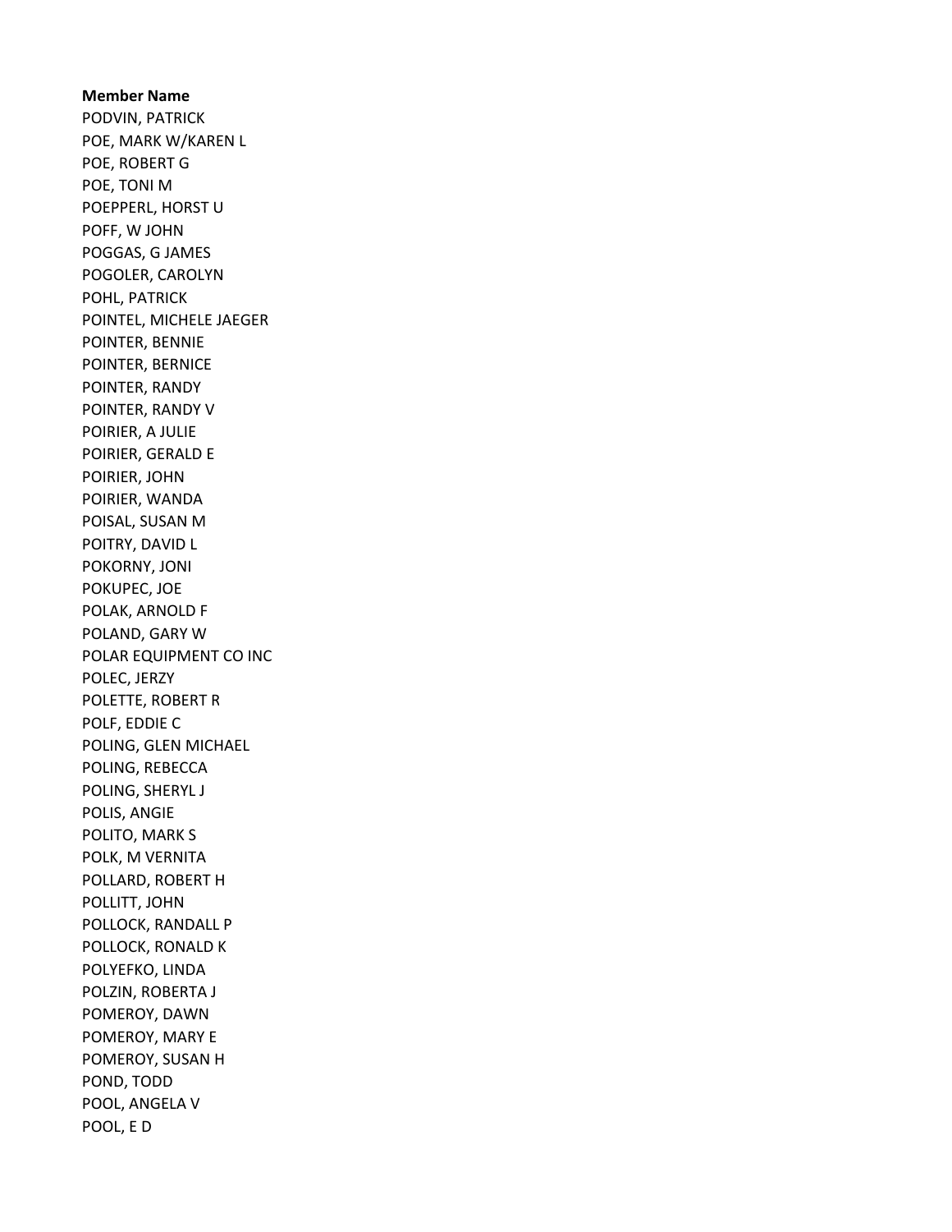**Member Name**

PODVIN, PATRICK
POE, MARK W/KAREN L
POE, ROBERT G
POE, TONI M
POEPPERL, HORST U
POFF, W JOHN
POGGAS, G JAMES
POGOLER, CAROLYN
POHL, PATRICK
POINTEL, MICHELE JAEGER
POINTER, BENNIE
POINTER, BERNICE
POINTER, RANDY
POINTER, RANDY V
POIRIER, A JULIE
POIRIER, GERALD E
POIRIER, JOHN
POIRIER, WANDA
POISAL, SUSAN M
POITRY, DAVID L
POKORNY, JONI
POKUPEC, JOE
POLAK, ARNOLD F
POLAND, GARY W
POLAR EQUIPMENT CO INC
POLEC, JERZY
POLETTE, ROBERT R
POLF, EDDIE C
POLING, GLEN MICHAEL
POLING, REBECCA
POLING, SHERYL J
POLIS, ANGIE
POLITO, MARK S
POLK, M VERNITA
POLLARD, ROBERT H
POLLITT, JOHN
POLLOCK, RANDALL P
POLLOCK, RONALD K
POLYEFKO, LINDA
POLZIN, ROBERTA J
POMEROY, DAWN
POMEROY, MARY E
POMEROY, SUSAN H
POND, TODD
POOL, ANGELA V
POOL, E D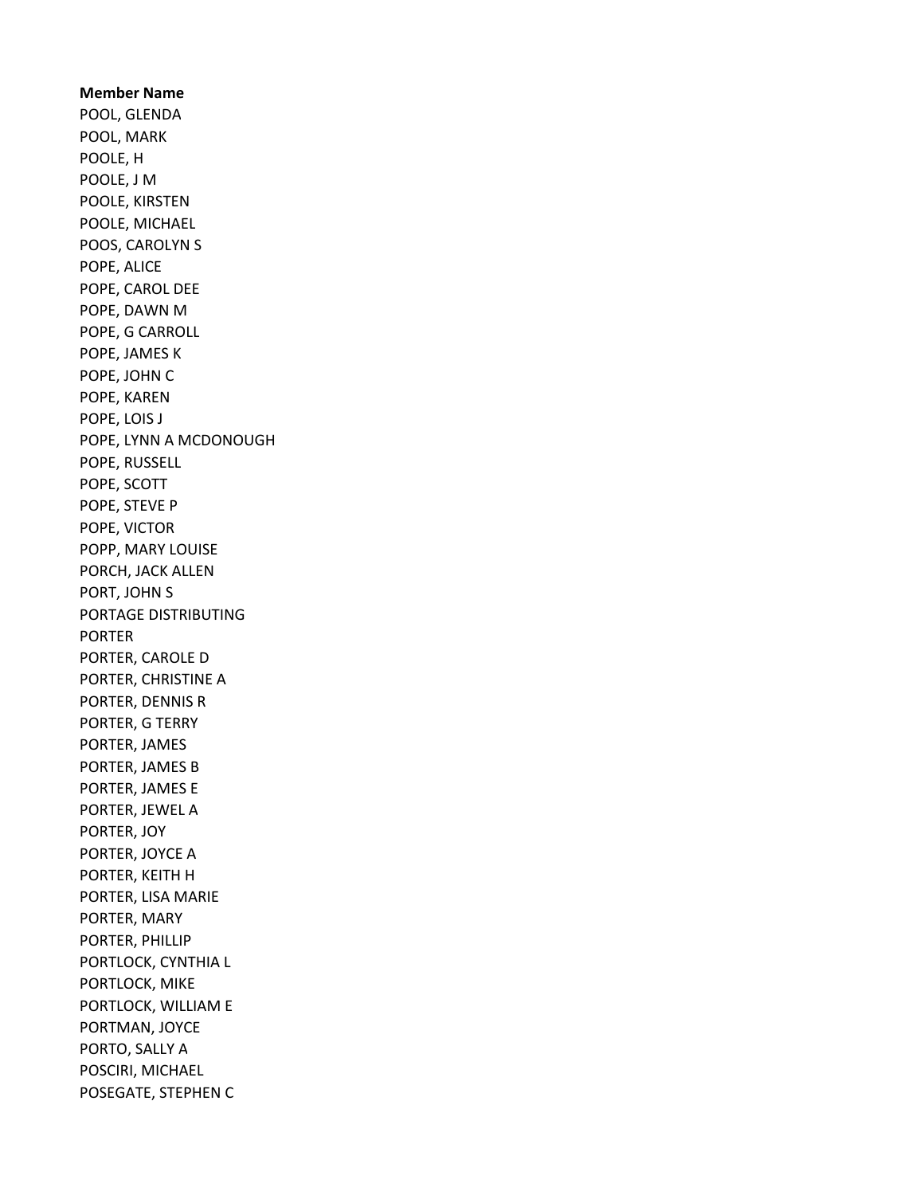**Member Name**

POOL, GLENDA
POOL, MARK
POOLE, H
POOLE, J M
POOLE, KIRSTEN
POOLE, MICHAEL
POOS, CAROLYN S
POPE, ALICE
POPE, CAROL DEE
POPE, DAWN M
POPE, G CARROLL
POPE, JAMES K
POPE, JOHN C
POPE, KAREN
POPE, LOIS J
POPE, LYNN A MCDONOUGH
POPE, RUSSELL
POPE, SCOTT
POPE, STEVE P
POPE, VICTOR
POPP, MARY LOUISE
PORCH, JACK ALLEN
PORT, JOHN S
PORTAGE DISTRIBUTING
PORTER
PORTER, CAROLE D
PORTER, CHRISTINE A
PORTER, DENNIS R
PORTER, G TERRY
PORTER, JAMES
PORTER, JAMES B
PORTER, JAMES E
PORTER, JEWEL A
PORTER, JOY
PORTER, JOYCE A
PORTER, KEITH H
PORTER, LISA MARIE
PORTER, MARY
PORTER, PHILLIP
PORTLOCK, CYNTHIA L
PORTLOCK, MIKE
PORTLOCK, WILLIAM E
PORTMAN, JOYCE
PORTO, SALLY A
POSCIRI, MICHAEL
POSEGATE, STEPHEN C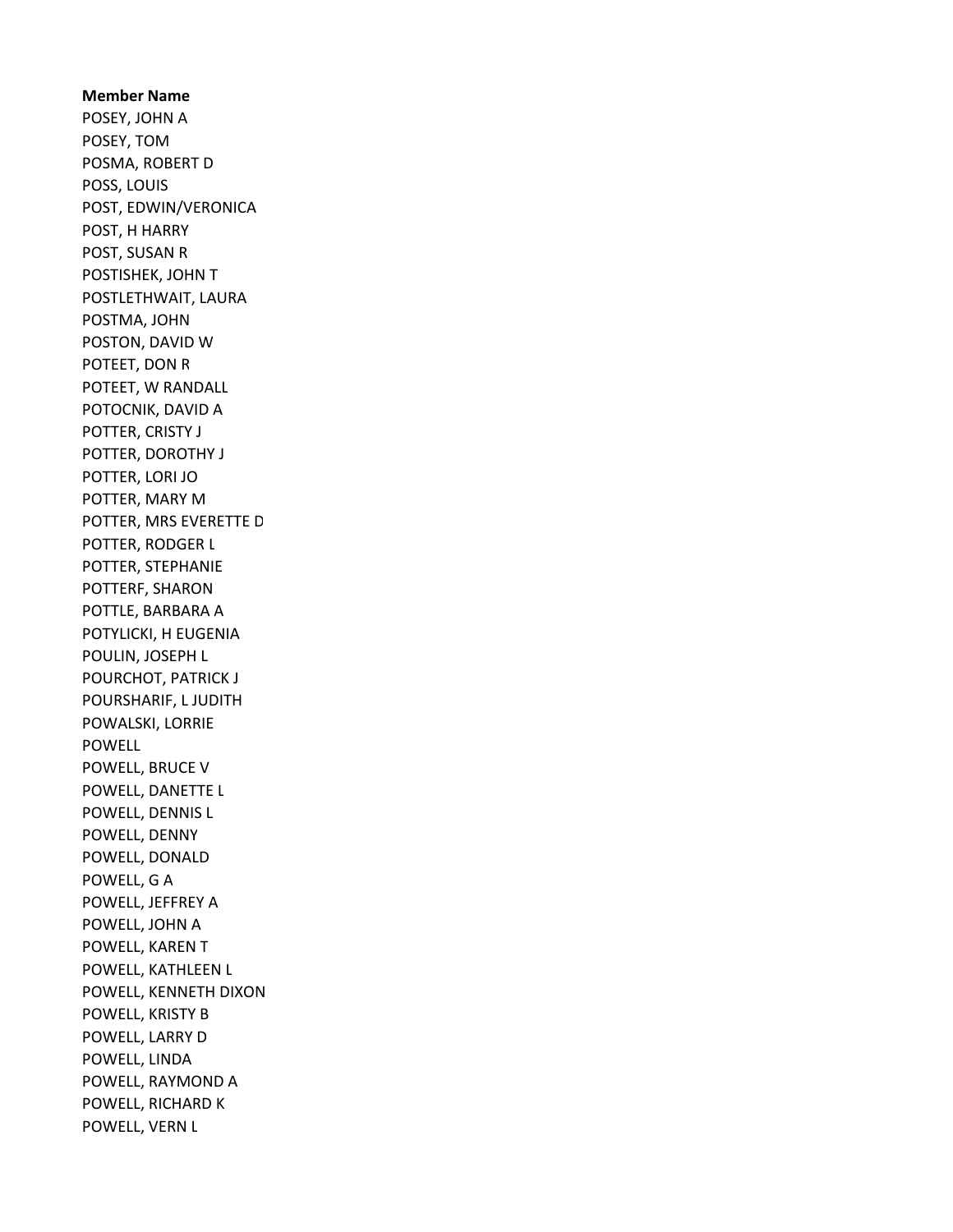**Member Name**

POSEY, JOHN A
POSEY, TOM
POSMA, ROBERT D
POSS, LOUIS
POST, EDWIN/VERONICA
POST, H HARRY
POST, SUSAN R
POSTISHEK, JOHN T
POSTLETHWAIT, LAURA
POSTMA, JOHN
POSTON, DAVID W
POTEET, DON R
POTEET, W RANDALL
POTOCNIK, DAVID A
POTTER, CRISTY J
POTTER, DOROTHY J
POTTER, LORI JO
POTTER, MARY M
POTTER, MRS EVERETTE D
POTTER, RODGER L
POTTER, STEPHANIE
POTTERF, SHARON
POTTLE, BARBARA A
POTYLICKI, H EUGENIA
POULIN, JOSEPH L
POURCHOT, PATRICK J
POURSHARIF, L JUDITH
POWALSKI, LORRIE
POWELL
POWELL, BRUCE V
POWELL, DANETTE L
POWELL, DENNIS L
POWELL, DENNY
POWELL, DONALD
POWELL, G A
POWELL, JEFFREY A
POWELL, JOHN A
POWELL, KAREN T
POWELL, KATHLEEN L
POWELL, KENNETH DIXON
POWELL, KRISTY B
POWELL, LARRY D
POWELL, LINDA
POWELL, RAYMOND A
POWELL, RICHARD K
POWELL, VERN L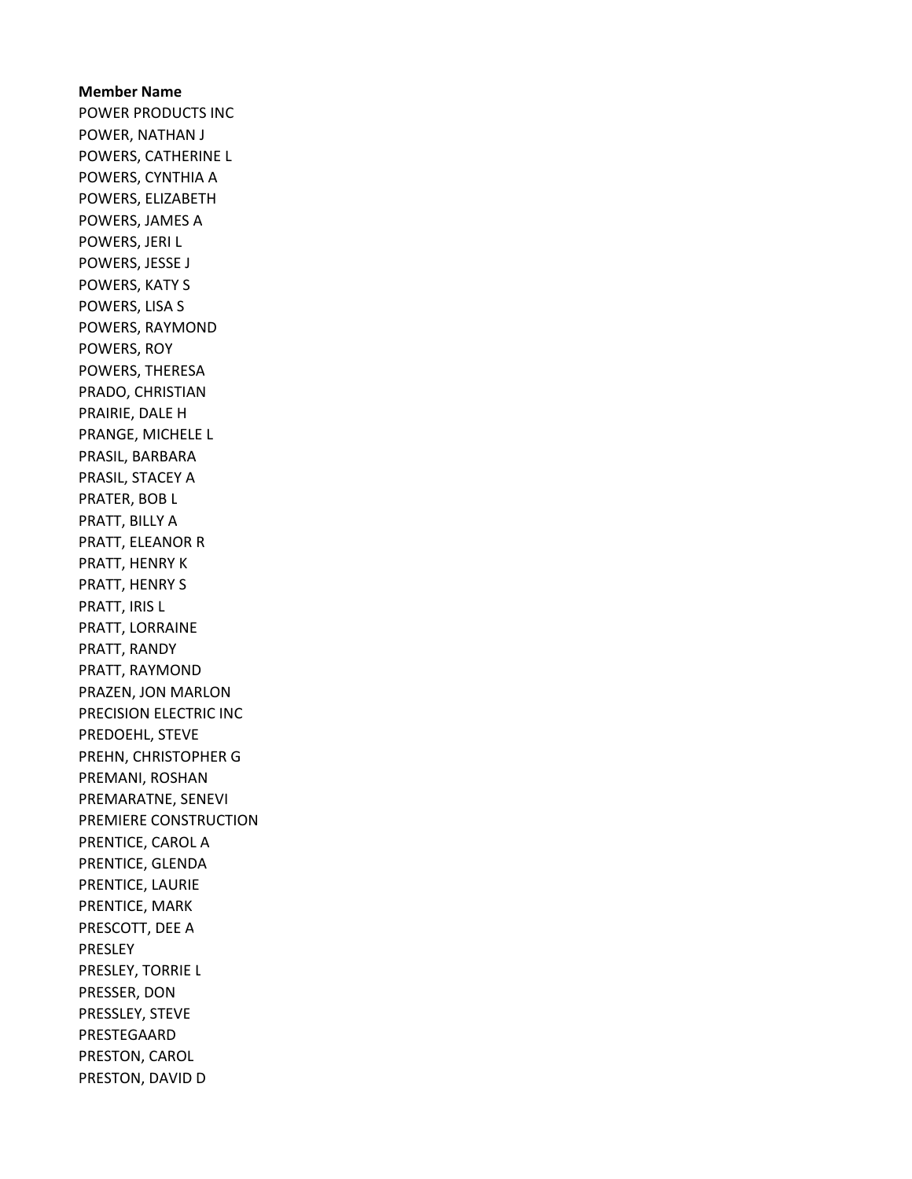**Member Name**

POWER PRODUCTS INC
POWER, NATHAN J
POWERS, CATHERINE L
POWERS, CYNTHIA A
POWERS, ELIZABETH
POWERS, JAMES A
POWERS, JERI L
POWERS, JESSE J
POWERS, KATY S
POWERS, LISA S
POWERS, RAYMOND
POWERS, ROY
POWERS, THERESA
PRADO, CHRISTIAN
PRAIRIE, DALE H
PRANGE, MICHELE L
PRASIL, BARBARA
PRASIL, STACEY A
PRATER, BOB L
PRATT, BILLY A
PRATT, ELEANOR R
PRATT, HENRY K
PRATT, HENRY S
PRATT, IRIS L
PRATT, LORRAINE
PRATT, RANDY
PRATT, RAYMOND
PRAZEN, JON MARLON
PRECISION ELECTRIC INC
PREDOEHL, STEVE
PREHN, CHRISTOPHER G
PREMANI, ROSHAN
PREMARATNE, SENEVI
PREMIERE CONSTRUCTION
PRENTICE, CAROL A
PRENTICE, GLENDA
PRENTICE, LAURIE
PRENTICE, MARK
PRESCOTT, DEE A
PRESLEY
PRESLEY, TORRIE L
PRESSER, DON
PRESSLEY, STEVE
PRESTEGAARD
PRESTON, CAROL
PRESTON, DAVID D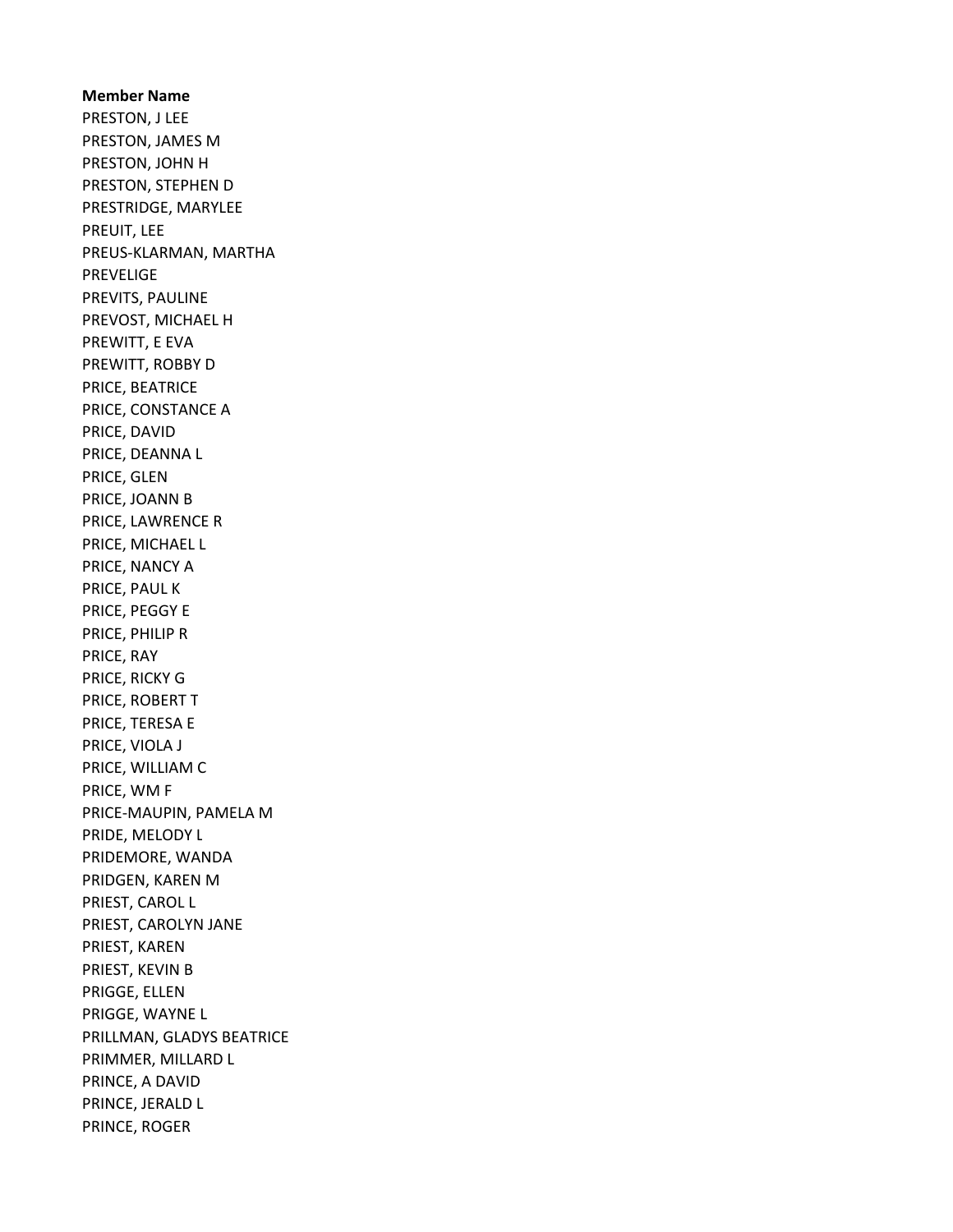**Member Name**

PRESTON, J LEE
PRESTON, JAMES M
PRESTON, JOHN H
PRESTON, STEPHEN D
PRESTRIDGE, MARYLEE
PREUIT, LEE
PREUS-KLARMAN, MARTHA
PREVELIGE
PREVITS, PAULINE
PREVOST, MICHAEL H
PREWITT, E EVA
PREWITT, ROBBY D
PRICE, BEATRICE
PRICE, CONSTANCE A
PRICE, DAVID
PRICE, DEANNA L
PRICE, GLEN
PRICE, JOANN B
PRICE, LAWRENCE R
PRICE, MICHAEL L
PRICE, NANCY A
PRICE, PAUL K
PRICE, PEGGY E
PRICE, PHILIP R
PRICE, RAY
PRICE, RICKY G
PRICE, ROBERT T
PRICE, TERESA E
PRICE, VIOLA J
PRICE, WILLIAM C
PRICE, WM F
PRICE-MAUPIN, PAMELA M
PRIDE, MELODY L
PRIDEMORE, WANDA
PRIDGEN, KAREN M
PRIEST, CAROL L
PRIEST, CAROLYN JANE
PRIEST, KAREN
PRIEST, KEVIN B
PRIGGE, ELLEN
PRIGGE, WAYNE L
PRILLMAN, GLADYS BEATRICE
PRIMMER, MILLARD L
PRINCE, A DAVID
PRINCE, JERALD L
PRINCE, ROGER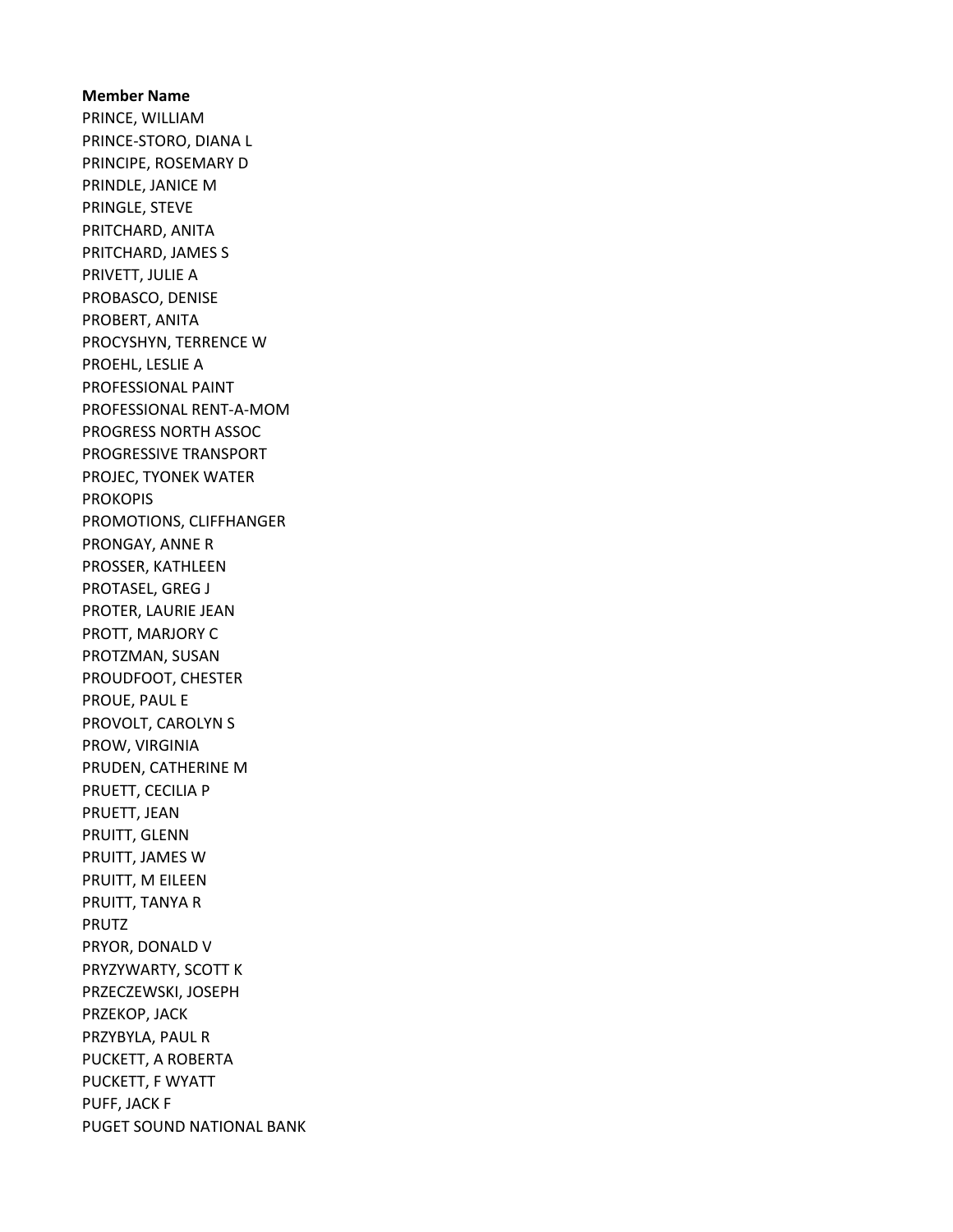**Member Name**

PRINCE, WILLIAM
PRINCE-STORO, DIANA L
PRINCIPE, ROSEMARY D
PRINDLE, JANICE M
PRINGLE, STEVE
PRITCHARD, ANITA
PRITCHARD, JAMES S
PRIVETT, JULIE A
PROBASCO, DENISE
PROBERT, ANITA
PROCYSHYN, TERRENCE W
PROEHL, LESLIE A
PROFESSIONAL PAINT
PROFESSIONAL RENT-A-MOM
PROGRESS NORTH ASSOC
PROGRESSIVE TRANSPORT
PROJEC, TYONEK WATER
PROKOPIS
PROMOTIONS, CLIFFHANGER
PRONGAY, ANNE R
PROSSER, KATHLEEN
PROTASEL, GREG J
PROTER, LAURIE JEAN
PROTT, MARJORY C
PROTZMAN, SUSAN
PROUDFOOT, CHESTER
PROUE, PAUL E
PROVOLT, CAROLYN S
PROW, VIRGINIA
PRUDEN, CATHERINE M
PRUETT, CECILIA P
PRUETT, JEAN
PRUITT, GLENN
PRUITT, JAMES W
PRUITT, M EILEEN
PRUITT, TANYA R
PRUTZ
PRYOR, DONALD V
PRYZYWARTY, SCOTT K
PRZECZEWSKI, JOSEPH
PRZEKOP, JACK
PRZYBYLA, PAUL R
PUCKETT, A ROBERTA
PUCKETT, F WYATT
PUFF, JACK F
PUGET SOUND NATIONAL BANK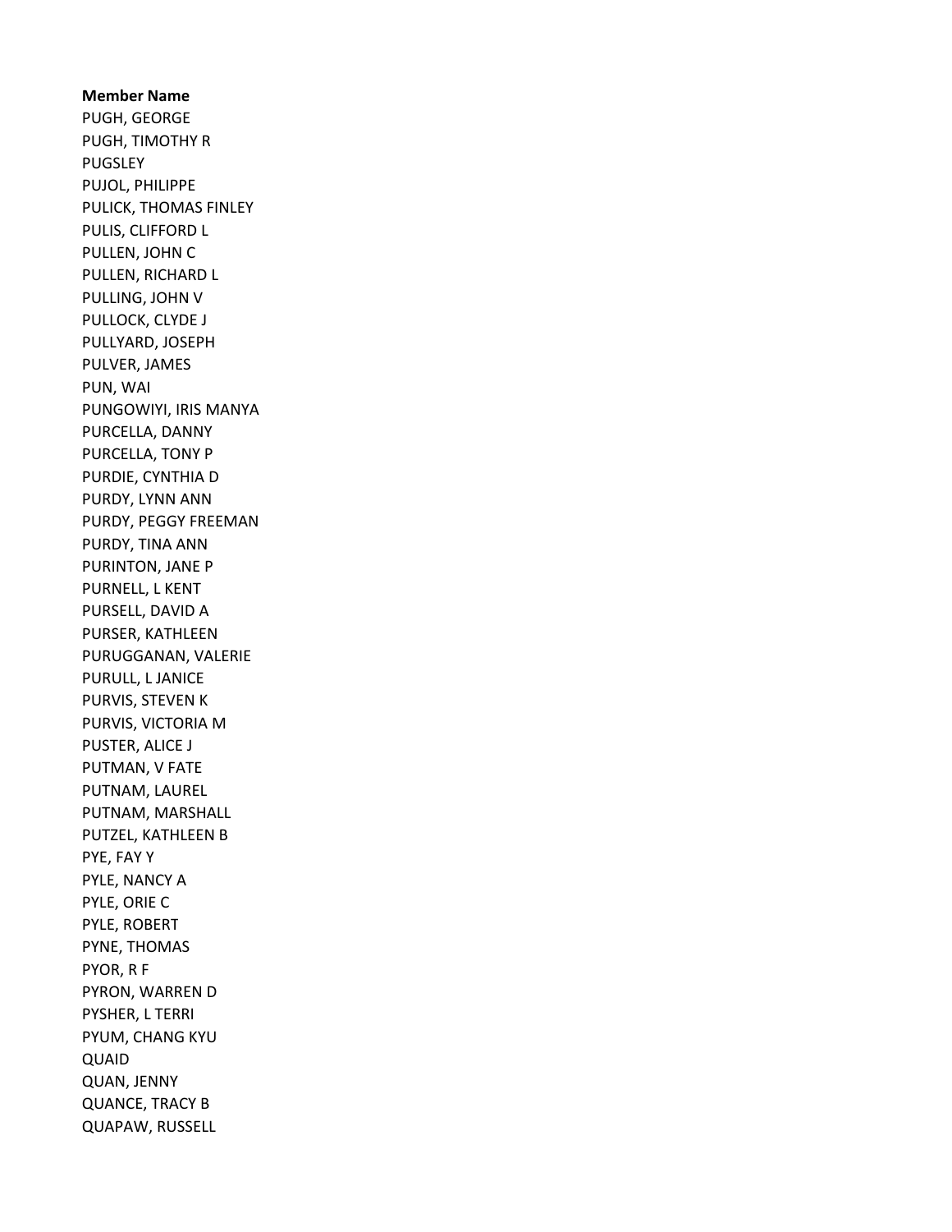**Member Name**

PUGH, GEORGE
PUGH, TIMOTHY R
PUGSLEY
PUJOL, PHILIPPE
PULICK, THOMAS FINLEY
PULIS, CLIFFORD L
PULLEN, JOHN C
PULLEN, RICHARD L
PULLING, JOHN V
PULLOCK, CLYDE J
PULLYARD, JOSEPH
PULVER, JAMES
PUN, WAI
PUNGOWIYI, IRIS MANYA
PURCELLA, DANNY
PURCELLA, TONY P
PURDIE, CYNTHIA D
PURDY, LYNN ANN
PURDY, PEGGY FREEMAN
PURDY, TINA ANN
PURINTON, JANE P
PURNELL, L KENT
PURSELL, DAVID A
PURSER, KATHLEEN
PURUGGANAN, VALERIE
PURULL, L JANICE
PURVIS, STEVEN K
PURVIS, VICTORIA M
PUSTER, ALICE J
PUTMAN, V FATE
PUTNAM, LAUREL
PUTNAM, MARSHALL
PUTZEL, KATHLEEN B
PYE, FAY Y
PYLE, NANCY A
PYLE, ORIE C
PYLE, ROBERT
PYNE, THOMAS
PYOR, R F
PYRON, WARREN D
PYSHER, L TERRI
PYUM, CHANG KYU
QUAID
QUAN, JENNY
QUANCE, TRACY B
QUAPAW, RUSSELL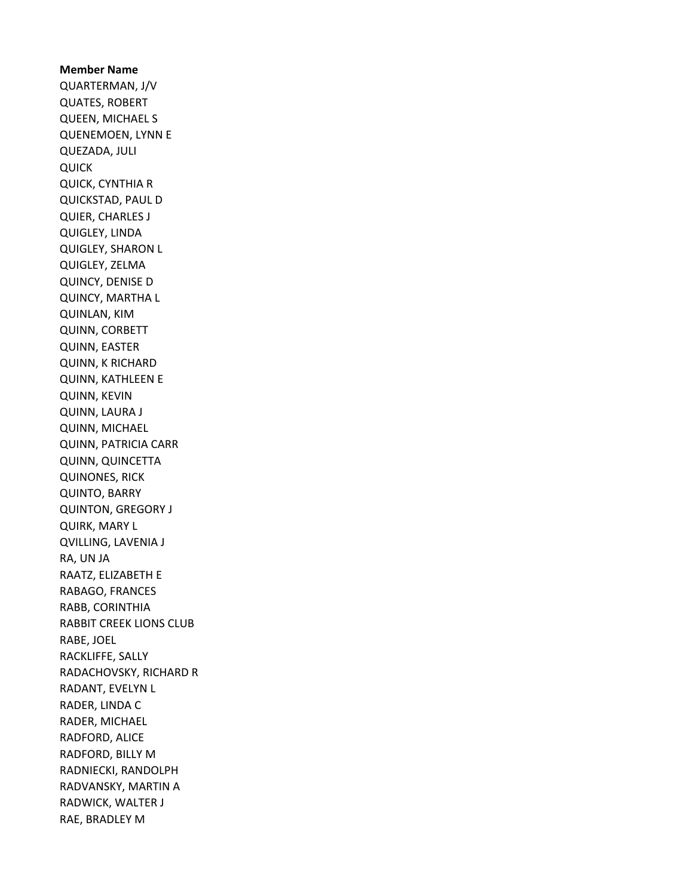**Member Name**

QUARTERMAN, J/V
QUATES, ROBERT
QUEEN, MICHAEL S
QUENEMOEN, LYNN E
QUEZADA, JULI
QUICK
QUICK, CYNTHIA R
QUICKSTAD, PAUL D
QUIER, CHARLES J
QUIGLEY, LINDA
QUIGLEY, SHARON L
QUIGLEY, ZELMA
QUINCY, DENISE D
QUINCY, MARTHA L
QUINLAN, KIM
QUINN, CORBETT
QUINN, EASTER
QUINN, K RICHARD
QUINN, KATHLEEN E
QUINN, KEVIN
QUINN, LAURA J
QUINN, MICHAEL
QUINN, PATRICIA CARR
QUINN, QUINCETTA
QUINONES, RICK
QUINTO, BARRY
QUINTON, GREGORY J
QUIRK, MARY L
QVILLING, LAVENIA J
RA, UN JA
RAATZ, ELIZABETH E
RABAGO, FRANCES
RABB, CORINTHIA
RABBIT CREEK LIONS CLUB
RABE, JOEL
RACKLIFFE, SALLY
RADACHOVSKY, RICHARD R
RADANT, EVELYN L
RADER, LINDA C
RADER, MICHAEL
RADFORD, ALICE
RADFORD, BILLY M
RADNIECKI, RANDOLPH
RADVANSKY, MARTIN A
RADWICK, WALTER J
RAE, BRADLEY M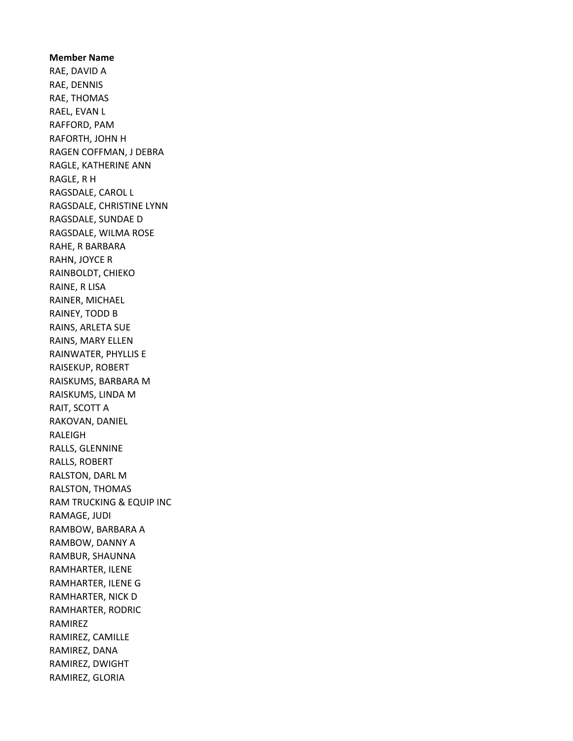**Member Name**

RAE, DAVID A
RAE, DENNIS
RAE, THOMAS
RAEL, EVAN L
RAFFORD, PAM
RAFORTH, JOHN H
RAGEN COFFMAN, J DEBRA
RAGLE, KATHERINE ANN
RAGLE, R H
RAGSDALE, CAROL L
RAGSDALE, CHRISTINE LYNN
RAGSDALE, SUNDAE D
RAGSDALE, WILMA ROSE
RAHE, R BARBARA
RAHN, JOYCE R
RAINBOLDT, CHIEKO
RAINE, R LISA
RAINER, MICHAEL
RAINEY, TODD B
RAINS, ARLETA SUE
RAINS, MARY ELLEN
RAINWATER, PHYLLIS E
RAISEKUP, ROBERT
RAISKUMS, BARBARA M
RAISKUMS, LINDA M
RAIT, SCOTT A
RAKOVAN, DANIEL
RALEIGH
RALLS, GLENNINE
RALLS, ROBERT
RALSTON, DARL M
RALSTON, THOMAS
RAM TRUCKING & EQUIP INC
RAMAGE, JUDI
RAMBOW, BARBARA A
RAMBOW, DANNY A
RAMBUR, SHAUNNA
RAMHARTER, ILENE
RAMHARTER, ILENE G
RAMHARTER, NICK D
RAMHARTER, RODRIC
RAMIREZ
RAMIREZ, CAMILLE
RAMIREZ, DANA
RAMIREZ, DWIGHT
RAMIREZ, GLORIA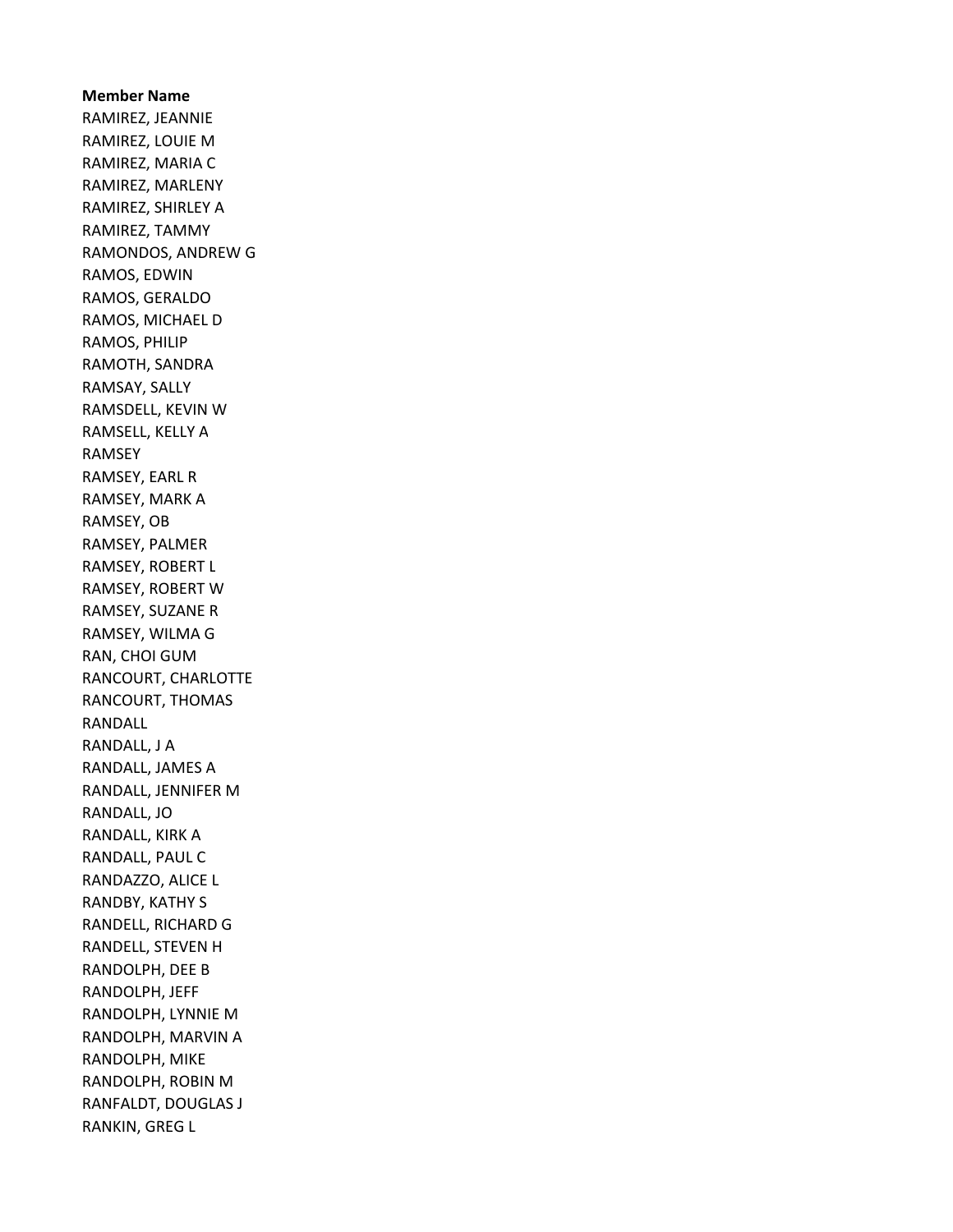**Member Name**
RAMIREZ, JEANNIE
RAMIREZ, LOUIE M
RAMIREZ, MARIA C
RAMIREZ, MARLENY
RAMIREZ, SHIRLEY A
RAMIREZ, TAMMY
RAMONDOS, ANDREW G
RAMOS, EDWIN
RAMOS, GERALDO
RAMOS, MICHAEL D
RAMOS, PHILIP
RAMOTH, SANDRA
RAMSAY, SALLY
RAMSDELL, KEVIN W
RAMSELL, KELLY A
RAMSEY
RAMSEY, EARL R
RAMSEY, MARK A
RAMSEY, OB
RAMSEY, PALMER
RAMSEY, ROBERT L
RAMSEY, ROBERT W
RAMSEY, SUZANE R
RAMSEY, WILMA G
RAN, CHOI GUM
RANCOURT, CHARLOTTE
RANCOURT, THOMAS
RANDALL
RANDALL, J A
RANDALL, JAMES A
RANDALL, JENNIFER M
RANDALL, JO
RANDALL, KIRK A
RANDALL, PAUL C
RANDAZZO, ALICE L
RANDBY, KATHY S
RANDELL, RICHARD G
RANDELL, STEVEN H
RANDOLPH, DEE B
RANDOLPH, JEFF
RANDOLPH, LYNNIE M
RANDOLPH, MARVIN A
RANDOLPH, MIKE
RANDOLPH, ROBIN M
RANFALDT, DOUGLAS J
RANKIN, GREG L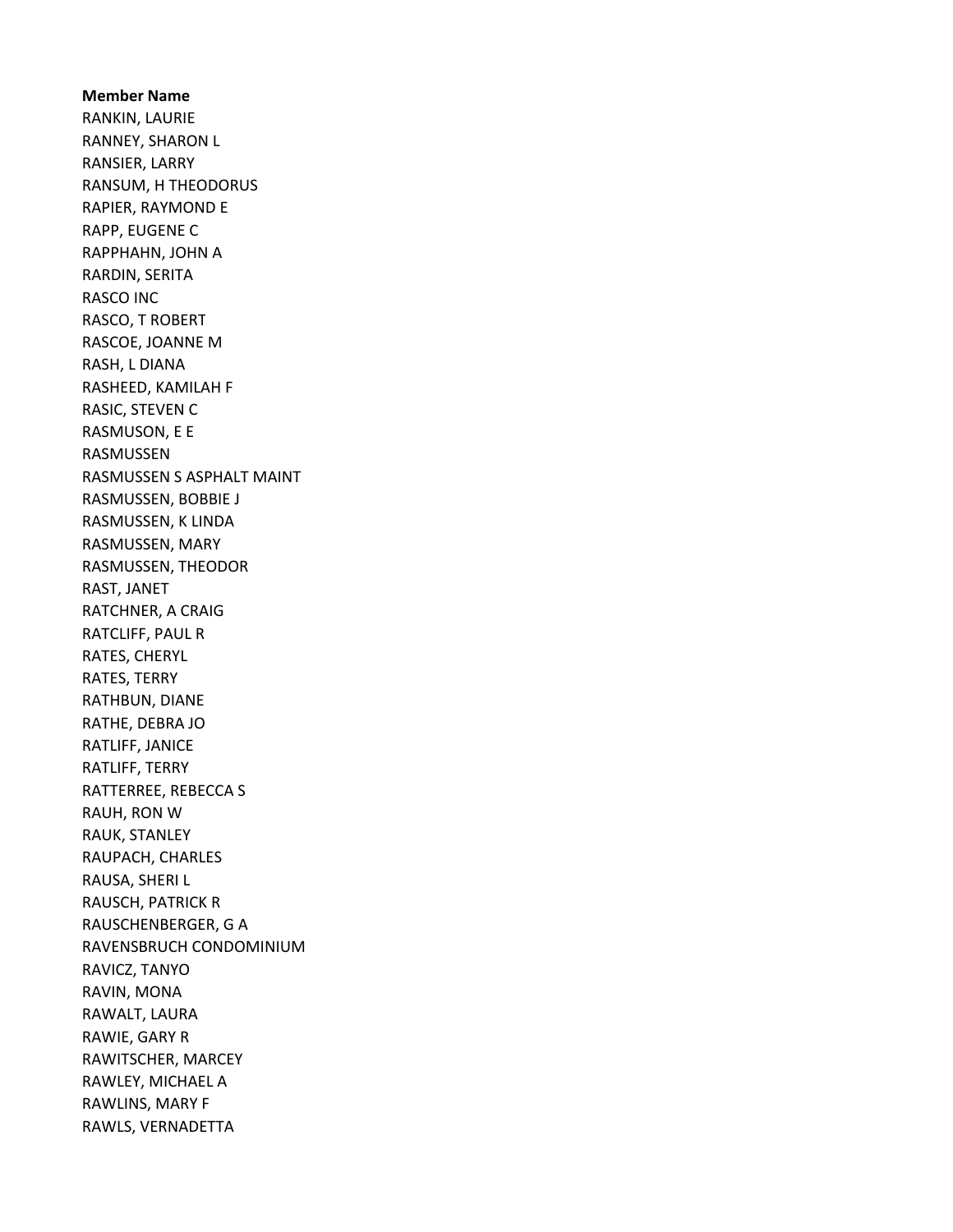**Member Name**

RANKIN, LAURIE
RANNEY, SHARON L
RANSIER, LARRY
RANSUM, H THEODORUS
RAPIER, RAYMOND E
RAPP, EUGENE C
RAPPHAHN, JOHN A
RARDIN, SERITA
RASCO INC
RASCO, T ROBERT
RASCOE, JOANNE M
RASH, L DIANA
RASHEED, KAMILAH F
RASIC, STEVEN C
RASMUSON, E E
RASMUSSEN
RASMUSSEN S ASPHALT MAINT
RASMUSSEN, BOBBIE J
RASMUSSEN, K LINDA
RASMUSSEN, MARY
RASMUSSEN, THEODOR
RAST, JANET
RATCHNER, A CRAIG
RATCLIFF, PAUL R
RATES, CHERYL
RATES, TERRY
RATHBUN, DIANE
RATHE, DEBRA JO
RATLIFF, JANICE
RATLIFF, TERRY
RATTERREE, REBECCA S
RAUH, RON W
RAUK, STANLEY
RAUPACH, CHARLES
RAUSA, SHERI L
RAUSCH, PATRICK R
RAUSCHENBERGER, G A
RAVENSBRUCH CONDOMINIUM
RAVICZ, TANYO
RAVIN, MONA
RAWALT, LAURA
RAWIE, GARY R
RAWITSCHER, MARCEY
RAWLEY, MICHAEL A
RAWLINS, MARY F
RAWLS, VERNADETTA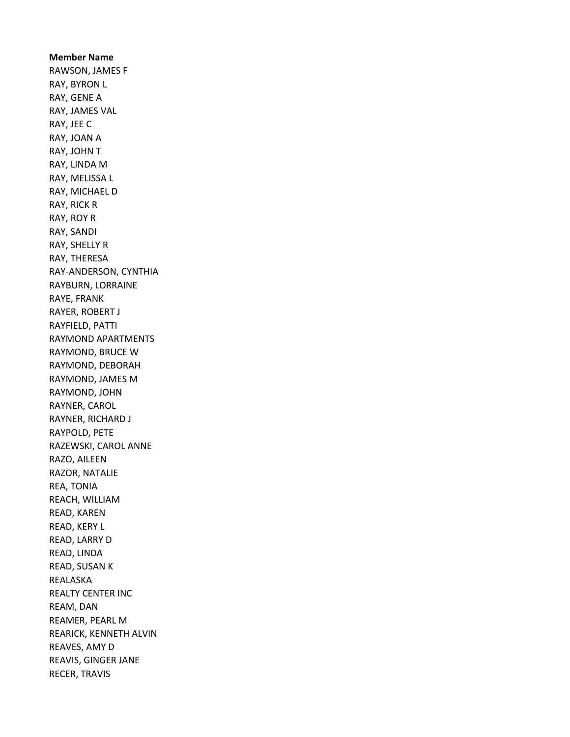**Member Name**

RAWSON, JAMES F
RAY, BYRON L
RAY, GENE A
RAY, JAMES VAL
RAY, JEE C
RAY, JOAN A
RAY, JOHN T
RAY, LINDA M
RAY, MELISSA L
RAY, MICHAEL D
RAY, RICK R
RAY, ROY R
RAY, SANDI
RAY, SHELLY R
RAY, THERESA
RAY-ANDERSON, CYNTHIA
RAYBURN, LORRAINE
RAYE, FRANK
RAYER, ROBERT J
RAYFIELD, PATTI
RAYMOND APARTMENTS
RAYMOND, BRUCE W
RAYMOND, DEBORAH
RAYMOND, JAMES M
RAYMOND, JOHN
RAYNER, CAROL
RAYNER, RICHARD J
RAYPOLD, PETE
RAZEWSKI, CAROL ANNE
RAZO, AILEEN
RAZOR, NATALIE
REA, TONIA
REACH, WILLIAM
READ, KAREN
READ, KERY L
READ, LARRY D
READ, LINDA
READ, SUSAN K
REALASKA
REALTY CENTER INC
REAM, DAN
REAMER, PEARL M
REARICK, KENNETH ALVIN
REAVES, AMY D
REAVIS, GINGER JANE
RECER, TRAVIS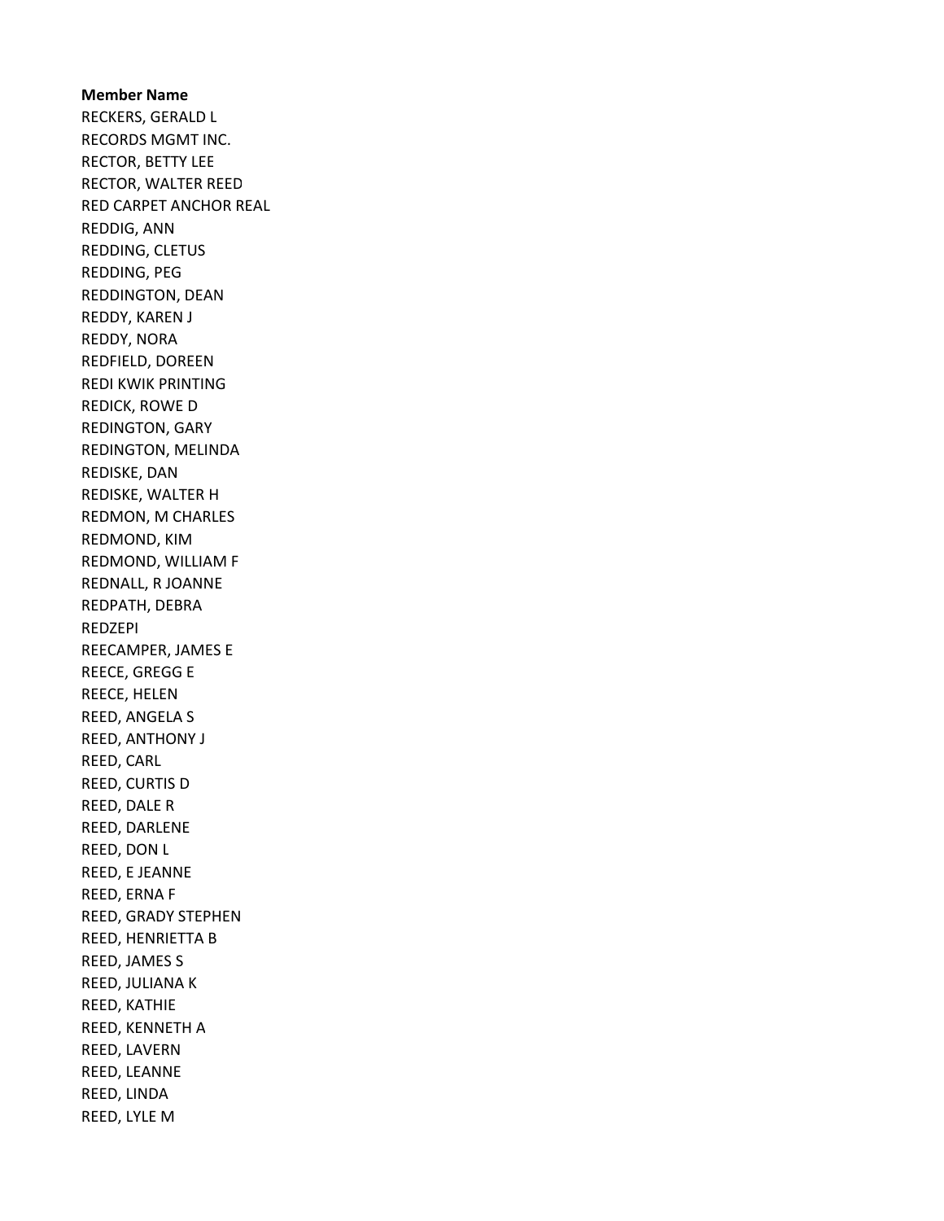**Member Name**

RECKERS, GERALD L
RECORDS MGMT INC.
RECTOR, BETTY LEE
RECTOR, WALTER REED
RED CARPET ANCHOR REAL
REDDIG, ANN
REDDING, CLETUS
REDDING, PEG
REDDINGTON, DEAN
REDDY, KAREN J
REDDY, NORA
REDFIELD, DOREEN
REDI KWIK PRINTING
REDICK, ROWE D
REDINGTON, GARY
REDINGTON, MELINDA
REDISKE, DAN
REDISKE, WALTER H
REDMON, M CHARLES
REDMOND, KIM
REDMOND, WILLIAM F
REDNALL, R JOANNE
REDPATH, DEBRA
REDZEPI
REECAMPER, JAMES E
REECE, GREGG E
REECE, HELEN
REED, ANGELA S
REED, ANTHONY J
REED, CARL
REED, CURTIS D
REED, DALE R
REED, DARLENE
REED, DON L
REED, E JEANNE
REED, ERNA F
REED, GRADY STEPHEN
REED, HENRIETTA B
REED, JAMES S
REED, JULIANA K
REED, KATHIE
REED, KENNETH A
REED, LAVERN
REED, LEANNE
REED, LINDA
REED, LYLE M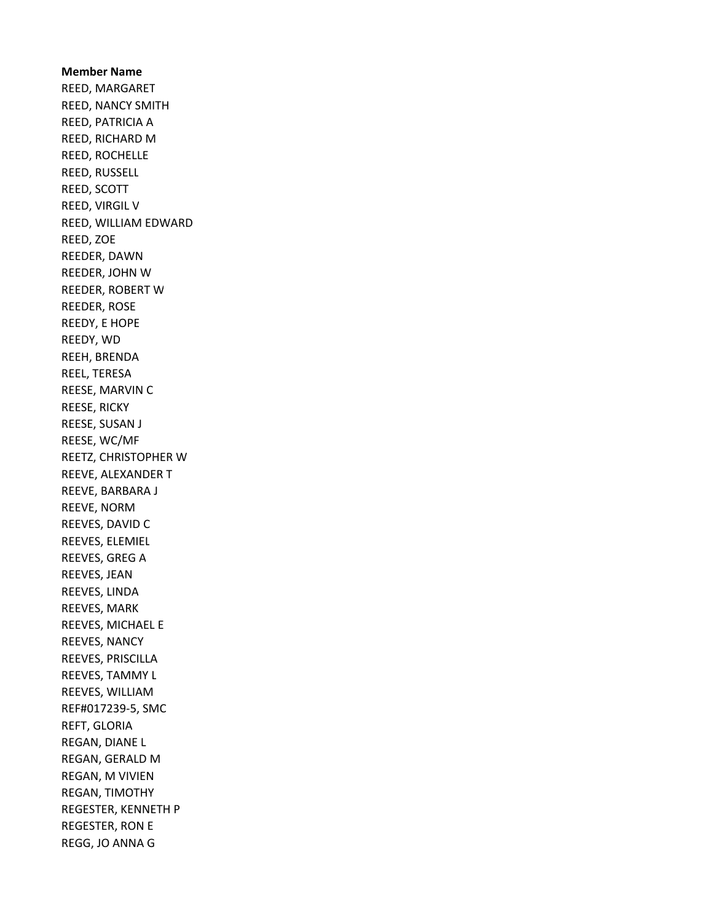**Member Name**

REED, MARGARET
REED, NANCY SMITH
REED, PATRICIA A
REED, RICHARD M
REED, ROCHELLE
REED, RUSSELL
REED, SCOTT
REED, VIRGIL V
REED, WILLIAM EDWARD
REED, ZOE
REEDER, DAWN
REEDER, JOHN W
REEDER, ROBERT W
REEDER, ROSE
REEDY, E HOPE
REEDY, WD
REEH, BRENDA
REEL, TERESA
REESE, MARVIN C
REESE, RICKY
REESE, SUSAN J
REESE, WC/MF
REETZ, CHRISTOPHER W
REEVE, ALEXANDER T
REEVE, BARBARA J
REEVE, NORM
REEVES, DAVID C
REEVES, ELEMIEL
REEVES, GREG A
REEVES, JEAN
REEVES, LINDA
REEVES, MARK
REEVES, MICHAEL E
REEVES, NANCY
REEVES, PRISCILLA
REEVES, TAMMY L
REEVES, WILLIAM
REF#017239-5, SMC
REFT, GLORIA
REGAN, DIANE L
REGAN, GERALD M
REGAN, M VIVIEN
REGAN, TIMOTHY
REGESTER, KENNETH P
REGESTER, RON E
REGG, JO ANNA G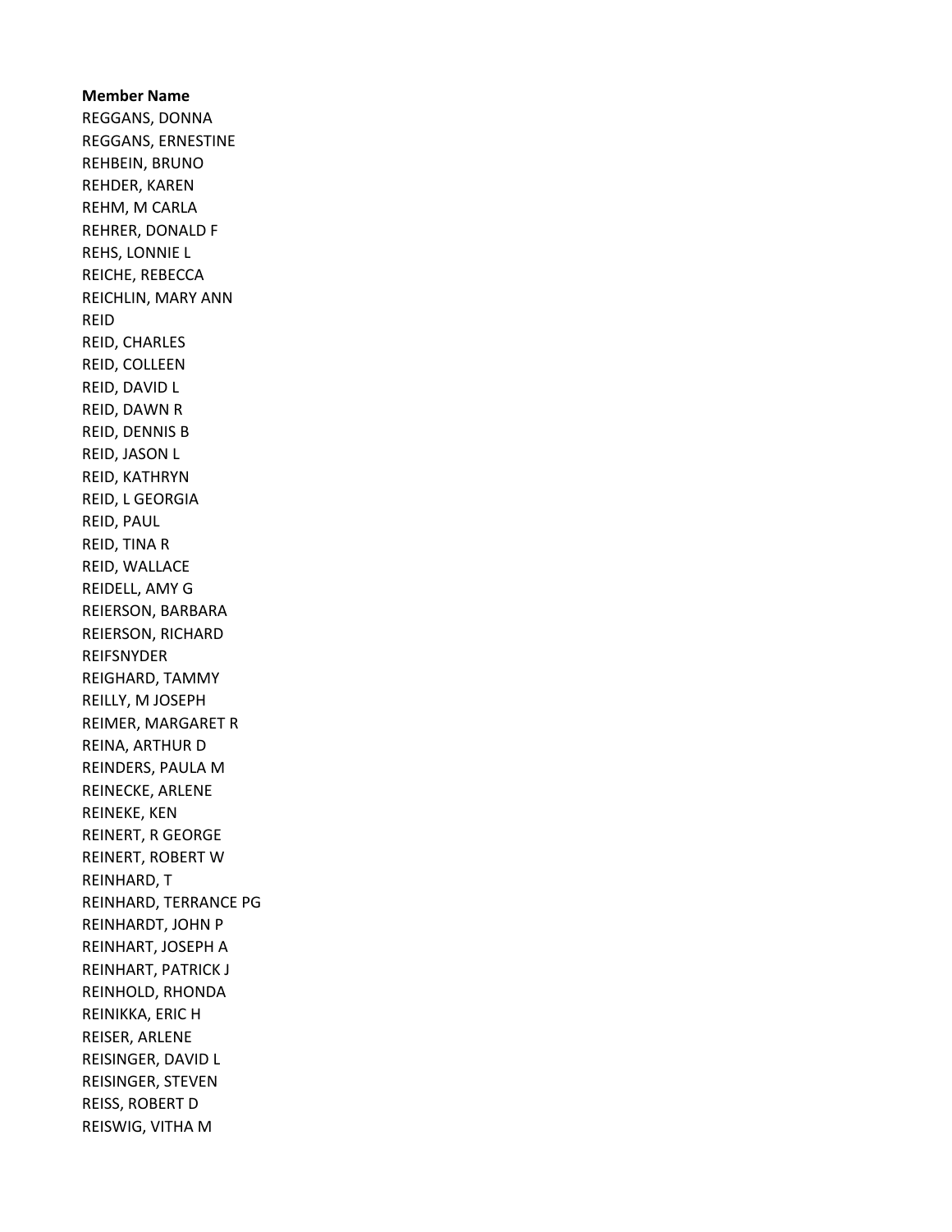**Member Name**

REGGANS, DONNA
REGGANS, ERNESTINE
REHBEIN, BRUNO
REHDER, KAREN
REHM, M CARLA
REHRER, DONALD F
REHS, LONNIE L
REICHE, REBECCA
REICHLIN, MARY ANN
REID
REID, CHARLES
REID, COLLEEN
REID, DAVID L
REID, DAWN R
REID, DENNIS B
REID, JASON L
REID, KATHRYN
REID, L GEORGIA
REID, PAUL
REID, TINA R
REID, WALLACE
REIDELL, AMY G
REIERSON, BARBARA
REIERSON, RICHARD
REIFSNYDER
REIGHARD, TAMMY
REILLY, M JOSEPH
REIMER, MARGARET R
REINA, ARTHUR D
REINDERS, PAULA M
REINECKE, ARLENE
REINEKE, KEN
REINERT, R GEORGE
REINERT, ROBERT W
REINHARD, T
REINHARD, TERRANCE PG
REINHARDT, JOHN P
REINHART, JOSEPH A
REINHART, PATRICK J
REINHOLD, RHONDA
REINIKKA, ERIC H
REISER, ARLENE
REISINGER, DAVID L
REISINGER, STEVEN
REISS, ROBERT D
REISWIG, VITHA M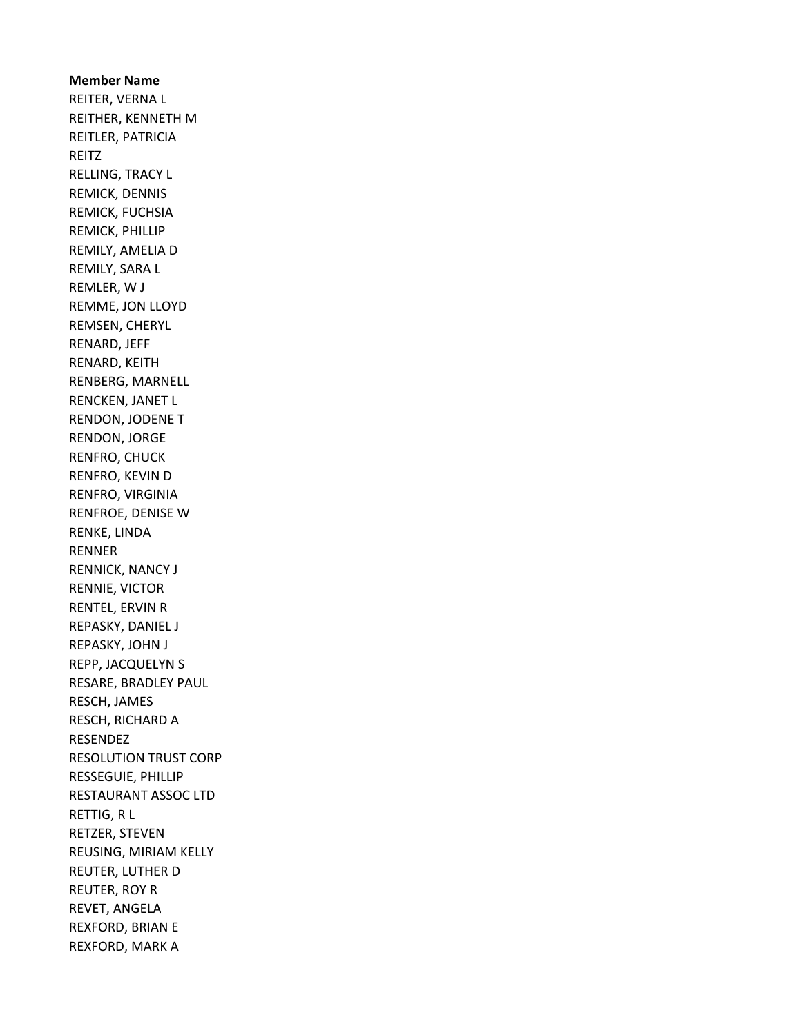**Member Name**

REITER, VERNA L
REITHER, KENNETH M
REITLER, PATRICIA
REITZ
RELLING, TRACY L
REMICK, DENNIS
REMICK, FUCHSIA
REMICK, PHILLIP
REMILY, AMELIA D
REMILY, SARA L
REMLER, W J
REMME, JON LLOYD
REMSEN, CHERYL
RENARD, JEFF
RENARD, KEITH
RENBERG, MARNELL
RENCKEN, JANET L
RENDON, JODENE T
RENDON, JORGE
RENFRO, CHUCK
RENFRO, KEVIN D
RENFRO, VIRGINIA
RENFROE, DENISE W
RENKE, LINDA
RENNER
RENNICK, NANCY J
RENNIE, VICTOR
RENTEL, ERVIN R
REPASKY, DANIEL J
REPASKY, JOHN J
REPP, JACQUELYN S
RESARE, BRADLEY PAUL
RESCH, JAMES
RESCH, RICHARD A
RESENDEZ
RESOLUTION TRUST CORP
RESSEGUIE, PHILLIP
RESTAURANT ASSOC LTD
RETTIG, R L
RETZER, STEVEN
REUSING, MIRIAM KELLY
REUTER, LUTHER D
REUTER, ROY R
REVET, ANGELA
REXFORD, BRIAN E
REXFORD, MARK A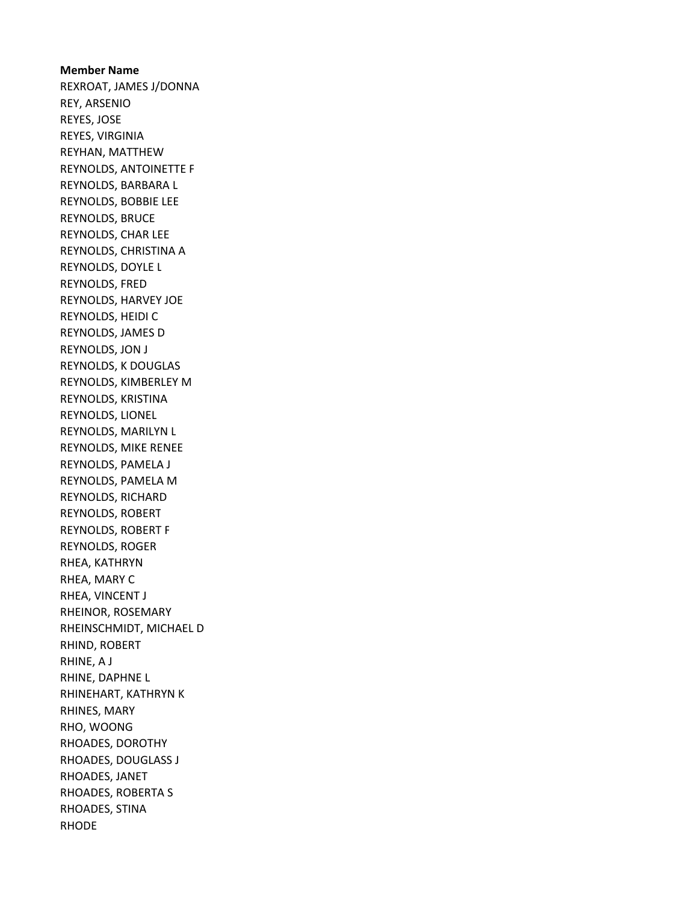**Member Name**

REXROAT, JAMES J/DONNA
REY, ARSENIO
REYES, JOSE
REYES, VIRGINIA
REYHAN, MATTHEW
REYNOLDS, ANTOINETTE F
REYNOLDS, BARBARA L
REYNOLDS, BOBBIE LEE
REYNOLDS, BRUCE
REYNOLDS, CHAR LEE
REYNOLDS, CHRISTINA A
REYNOLDS, DOYLE L
REYNOLDS, FRED
REYNOLDS, HARVEY JOE
REYNOLDS, HEIDI C
REYNOLDS, JAMES D
REYNOLDS, JON J
REYNOLDS, K DOUGLAS
REYNOLDS, KIMBERLEY M
REYNOLDS, KRISTINA
REYNOLDS, LIONEL
REYNOLDS, MARILYN L
REYNOLDS, MIKE RENEE
REYNOLDS, PAMELA J
REYNOLDS, PAMELA M
REYNOLDS, RICHARD
REYNOLDS, ROBERT
REYNOLDS, ROBERT F
REYNOLDS, ROGER
RHEA, KATHRYN
RHEA, MARY C
RHEA, VINCENT J
RHEINOR, ROSEMARY
RHEINSCHMIDT, MICHAEL D
RHIND, ROBERT
RHINE, A J
RHINE, DAPHNE L
RHINEHART, KATHRYN K
RHINES, MARY
RHO, WOONG
RHOADES, DOROTHY
RHOADES, DOUGLASS J
RHOADES, JANET
RHOADES, ROBERTA S
RHOADES, STINA
RHODE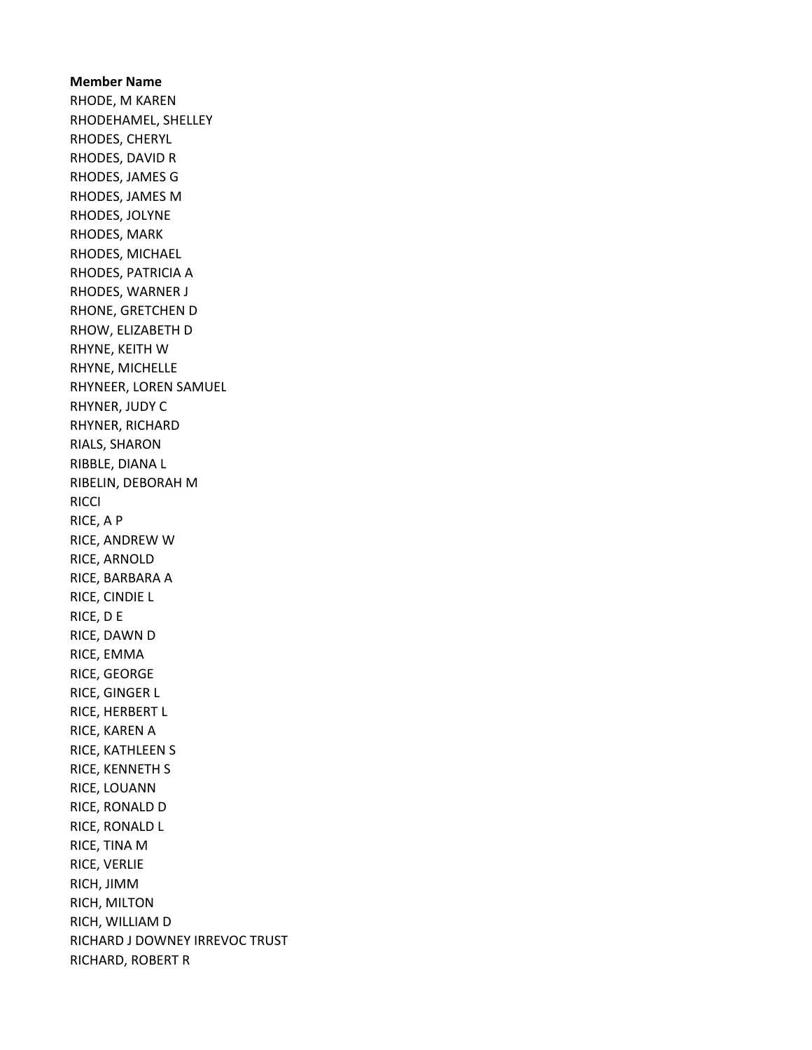**Member Name**

RHODE, M KAREN
RHODEHAMEL, SHELLEY
RHODES, CHERYL
RHODES, DAVID R
RHODES, JAMES G
RHODES, JAMES M
RHODES, JOLYNE
RHODES, MARK
RHODES, MICHAEL
RHODES, PATRICIA A
RHODES, WARNER J
RHONE, GRETCHEN D
RHOW, ELIZABETH D
RHYNE, KEITH W
RHYNE, MICHELLE
RHYNEER, LOREN SAMUEL
RHYNER, JUDY C
RHYNER, RICHARD
RIALS, SHARON
RIBBLE, DIANA L
RIBELIN, DEBORAH M
RICCI
RICE, A P
RICE, ANDREW W
RICE, ARNOLD
RICE, BARBARA A
RICE, CINDIE L
RICE, D E
RICE, DAWN D
RICE, EMMA
RICE, GEORGE
RICE, GINGER L
RICE, HERBERT L
RICE, KAREN A
RICE, KATHLEEN S
RICE, KENNETH S
RICE, LOUANN
RICE, RONALD D
RICE, RONALD L
RICE, TINA M
RICE, VERLIE
RICH, JIMM
RICH, MILTON
RICH, WILLIAM D
RICHARD J DOWNEY IRREVOC TRUST
RICHARD, ROBERT R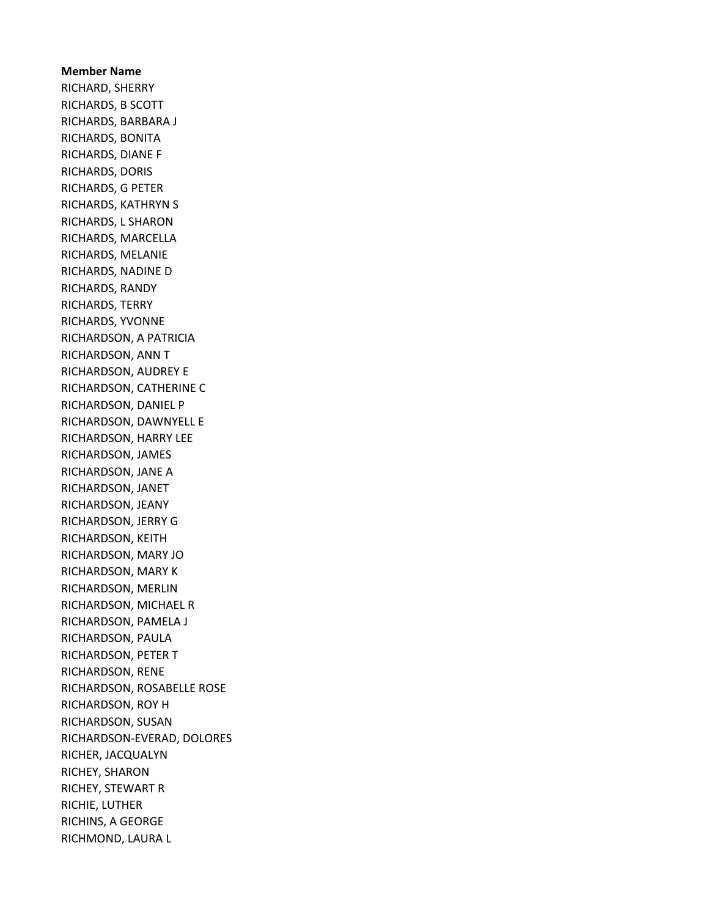**Member Name**

RICHARD, SHERRY
RICHARDS, B SCOTT
RICHARDS, BARBARA J
RICHARDS, BONITA
RICHARDS, DIANE F
RICHARDS, DORIS
RICHARDS, G PETER
RICHARDS, KATHRYN S
RICHARDS, L SHARON
RICHARDS, MARCELLA
RICHARDS, MELANIE
RICHARDS, NADINE D
RICHARDS, RANDY
RICHARDS, TERRY
RICHARDS, YVONNE
RICHARDSON, A PATRICIA
RICHARDSON, ANN T
RICHARDSON, AUDREY E
RICHARDSON, CATHERINE C
RICHARDSON, DANIEL P
RICHARDSON, DAWNYELL E
RICHARDSON, HARRY LEE
RICHARDSON, JAMES
RICHARDSON, JANE A
RICHARDSON, JANET
RICHARDSON, JEANY
RICHARDSON, JERRY G
RICHARDSON, KEITH
RICHARDSON, MARY JO
RICHARDSON, MARY K
RICHARDSON, MERLIN
RICHARDSON, MICHAEL R
RICHARDSON, PAMELA J
RICHARDSON, PAULA
RICHARDSON, PETER T
RICHARDSON, RENE
RICHARDSON, ROSABELLE ROSE
RICHARDSON, ROY H
RICHARDSON, SUSAN
RICHARDSON-EVERAD, DOLORES
RICHER, JACQUALYN
RICHEY, SHARON
RICHEY, STEWART R
RICHIE, LUTHER
RICHINS, A GEORGE
RICHMOND, LAURA L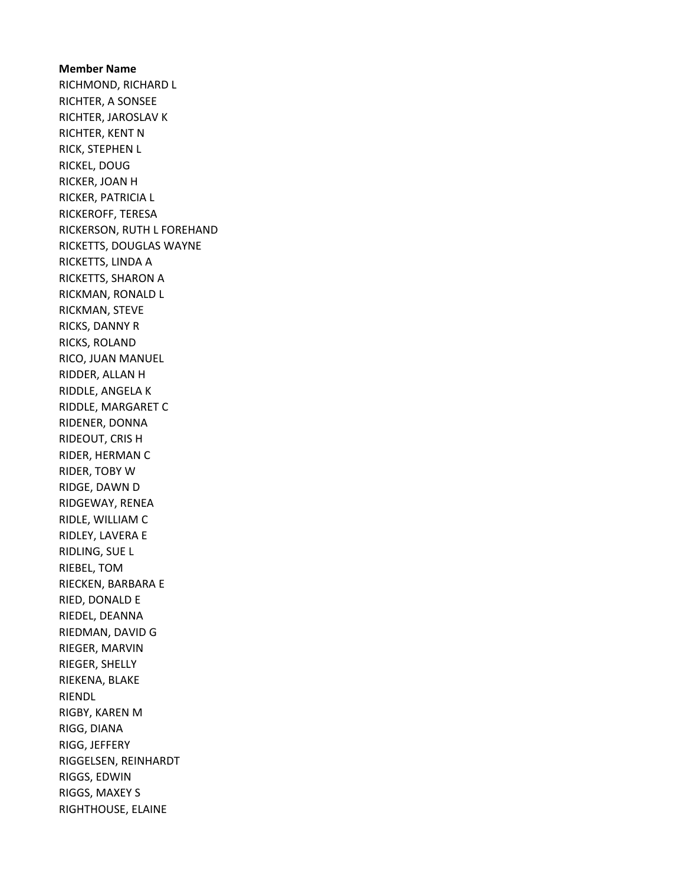**Member Name**

RICHMOND, RICHARD L
RICHTER, A SONSEE
RICHTER, JAROSLAV K
RICHTER, KENT N
RICK, STEPHEN L
RICKEL, DOUG
RICKER, JOAN H
RICKER, PATRICIA L
RICKEROFF, TERESA
RICKERSON, RUTH L FOREHAND
RICKETTS, DOUGLAS WAYNE
RICKETTS, LINDA A
RICKETTS, SHARON A
RICKMAN, RONALD L
RICKMAN, STEVE
RICKS, DANNY R
RICKS, ROLAND
RICO, JUAN MANUEL
RIDDER, ALLAN H
RIDDLE, ANGELA K
RIDDLE, MARGARET C
RIDENER, DONNA
RIDEOUT, CRIS H
RIDER, HERMAN C
RIDER, TOBY W
RIDGE, DAWN D
RIDGEWAY, RENEA
RIDLE, WILLIAM C
RIDLEY, LAVERA E
RIDLING, SUE L
RIEBEL, TOM
RIECKEN, BARBARA E
RIED, DONALD E
RIEDEL, DEANNA
RIEDMAN, DAVID G
RIEGER, MARVIN
RIEGER, SHELLY
RIEKENA, BLAKE
RIENDL
RIGBY, KAREN M
RIGG, DIANA
RIGG, JEFFERY
RIGGELSEN, REINHARDT
RIGGS, EDWIN
RIGGS, MAXEY S
RIGHTHOUSE, ELAINE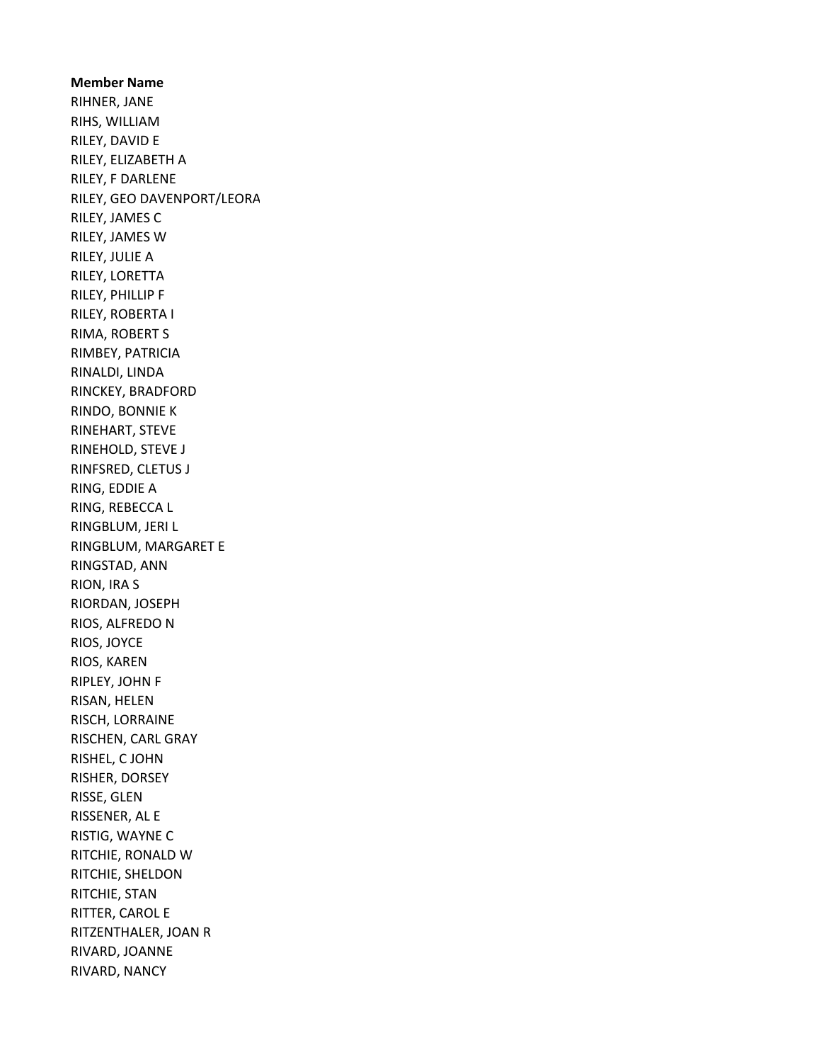**Member Name**

RIHNER, JANE
RIHS, WILLIAM
RILEY, DAVID E
RILEY, ELIZABETH A
RILEY, F DARLENE
RILEY, GEO DAVENPORT/LEORA
RILEY, JAMES C
RILEY, JAMES W
RILEY, JULIE A
RILEY, LORETTA
RILEY, PHILLIP F
RILEY, ROBERTA I
RIMA, ROBERT S
RIMBEY, PATRICIA
RINALDI, LINDA
RINCKEY, BRADFORD
RINDO, BONNIE K
RINEHART, STEVE
RINEHOLD, STEVE J
RINFSRED, CLETUS J
RING, EDDIE A
RING, REBECCA L
RINGBLUM, JERI L
RINGBLUM, MARGARET E
RINGSTAD, ANN
RION, IRA S
RIORDAN, JOSEPH
RIOS, ALFREDO N
RIOS, JOYCE
RIOS, KAREN
RIPLEY, JOHN F
RISAN, HELEN
RISCH, LORRAINE
RISCHEN, CARL GRAY
RISHEL, C JOHN
RISHER, DORSEY
RISSE, GLEN
RISSENER, AL E
RISTIG, WAYNE C
RITCHIE, RONALD W
RITCHIE, SHELDON
RITCHIE, STAN
RITTER, CAROL E
RITZENTHALER, JOAN R
RIVARD, JOANNE
RIVARD, NANCY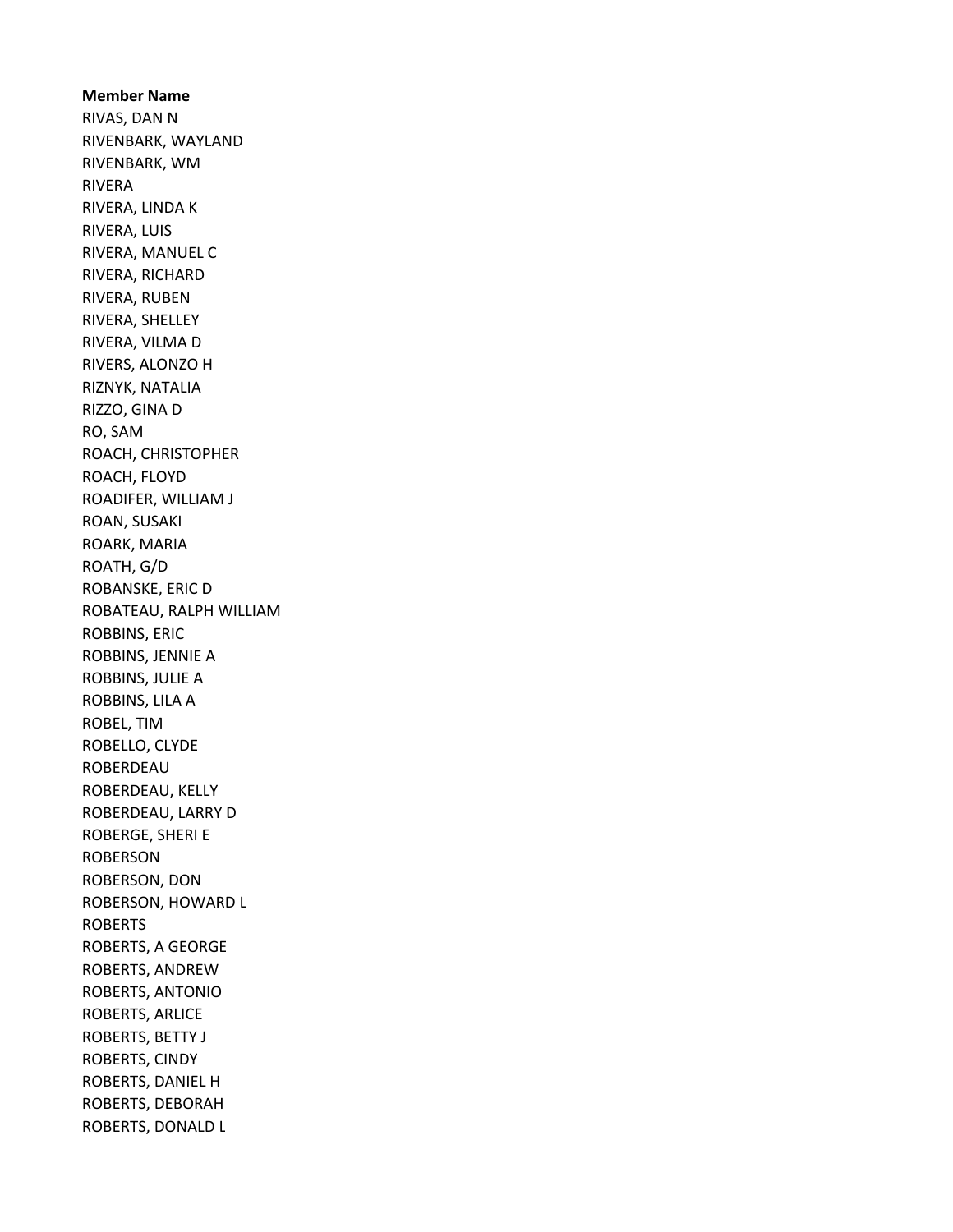**Member Name**

RIVAS, DAN N
RIVENBARK, WAYLAND
RIVENBARK, WM
RIVERA
RIVERA, LINDA K
RIVERA, LUIS
RIVERA, MANUEL C
RIVERA, RICHARD
RIVERA, RUBEN
RIVERA, SHELLEY
RIVERA, VILMA D
RIVERS, ALONZO H
RIZNYK, NATALIA
RIZZO, GINA D
RO, SAM
ROACH, CHRISTOPHER
ROACH, FLOYD
ROADIFER, WILLIAM J
ROAN, SUSAKI
ROARK, MARIA
ROATH, G/D
ROBANSKE, ERIC D
ROBATEAU, RALPH WILLIAM
ROBBINS, ERIC
ROBBINS, JENNIE A
ROBBINS, JULIE A
ROBBINS, LILA A
ROBEL, TIM
ROBELLO, CLYDE
ROBERDEAU
ROBERDEAU, KELLY
ROBERDEAU, LARRY D
ROBERGE, SHERI E
ROBERSON
ROBERSON, DON
ROBERSON, HOWARD L
ROBERTS
ROBERTS, A GEORGE
ROBERTS, ANDREW
ROBERTS, ANTONIO
ROBERTS, ARLICE
ROBERTS, BETTY J
ROBERTS, CINDY
ROBERTS, DANIEL H
ROBERTS, DEBORAH
ROBERTS, DONALD L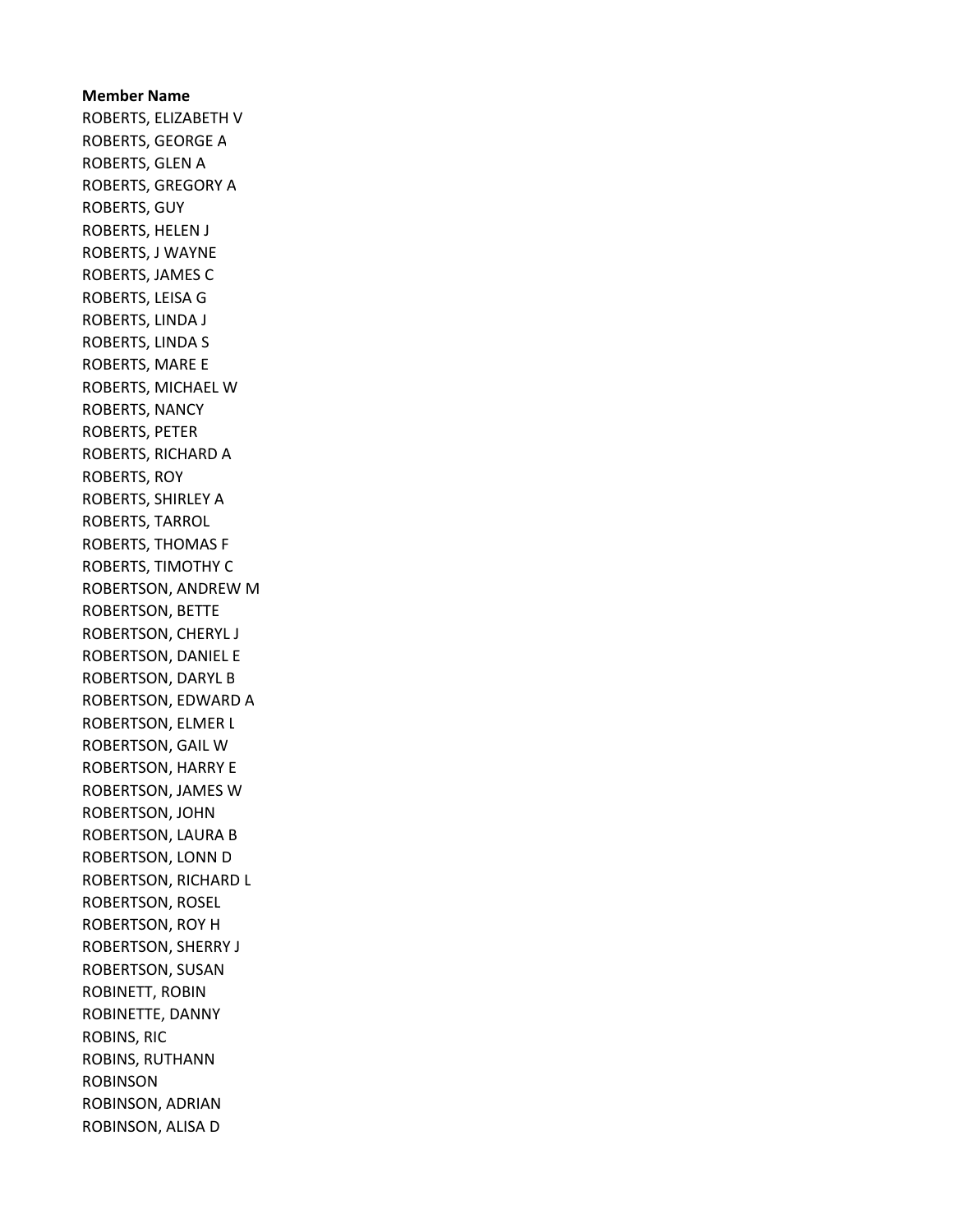**Member Name**

ROBERTS, ELIZABETH V
ROBERTS, GEORGE A
ROBERTS, GLEN A
ROBERTS, GREGORY A
ROBERTS, GUY
ROBERTS, HELEN J
ROBERTS, J WAYNE
ROBERTS, JAMES C
ROBERTS, LEISA G
ROBERTS, LINDA J
ROBERTS, LINDA S
ROBERTS, MARE E
ROBERTS, MICHAEL W
ROBERTS, NANCY
ROBERTS, PETER
ROBERTS, RICHARD A
ROBERTS, ROY
ROBERTS, SHIRLEY A
ROBERTS, TARROL
ROBERTS, THOMAS F
ROBERTS, TIMOTHY C
ROBERTSON, ANDREW M
ROBERTSON, BETTE
ROBERTSON, CHERYL J
ROBERTSON, DANIEL E
ROBERTSON, DARYL B
ROBERTSON, EDWARD A
ROBERTSON, ELMER L
ROBERTSON, GAIL W
ROBERTSON, HARRY E
ROBERTSON, JAMES W
ROBERTSON, JOHN
ROBERTSON, LAURA B
ROBERTSON, LONN D
ROBERTSON, RICHARD L
ROBERTSON, ROSEL
ROBERTSON, ROY H
ROBERTSON, SHERRY J
ROBERTSON, SUSAN
ROBINETT, ROBIN
ROBINETTE, DANNY
ROBINS, RIC
ROBINS, RUTHANN
ROBINSON
ROBINSON, ADRIAN
ROBINSON, ALISA D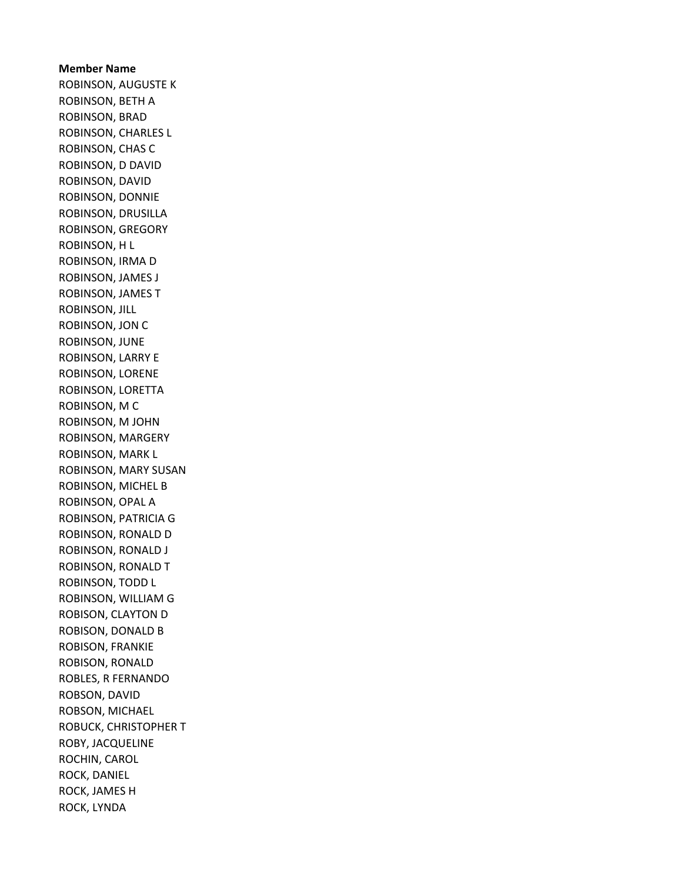**Member Name**

ROBINSON, AUGUSTE K
ROBINSON, BETH A
ROBINSON, BRAD
ROBINSON, CHARLES L
ROBINSON, CHAS C
ROBINSON, D DAVID
ROBINSON, DAVID
ROBINSON, DONNIE
ROBINSON, DRUSILLA
ROBINSON, GREGORY
ROBINSON, H L
ROBINSON, IRMA D
ROBINSON, JAMES J
ROBINSON, JAMES T
ROBINSON, JILL
ROBINSON, JON C
ROBINSON, JUNE
ROBINSON, LARRY E
ROBINSON, LORENE
ROBINSON, LORETTA
ROBINSON, M C
ROBINSON, M JOHN
ROBINSON, MARGERY
ROBINSON, MARK L
ROBINSON, MARY SUSAN
ROBINSON, MICHEL B
ROBINSON, OPAL A
ROBINSON, PATRICIA G
ROBINSON, RONALD D
ROBINSON, RONALD J
ROBINSON, RONALD T
ROBINSON, TODD L
ROBINSON, WILLIAM G
ROBISON, CLAYTON D
ROBISON, DONALD B
ROBISON, FRANKIE
ROBISON, RONALD
ROBLES, R FERNANDO
ROBSON, DAVID
ROBSON, MICHAEL
ROBUCK, CHRISTOPHER T
ROBY, JACQUELINE
ROCHIN, CAROL
ROCK, DANIEL
ROCK, JAMES H
ROCK, LYNDA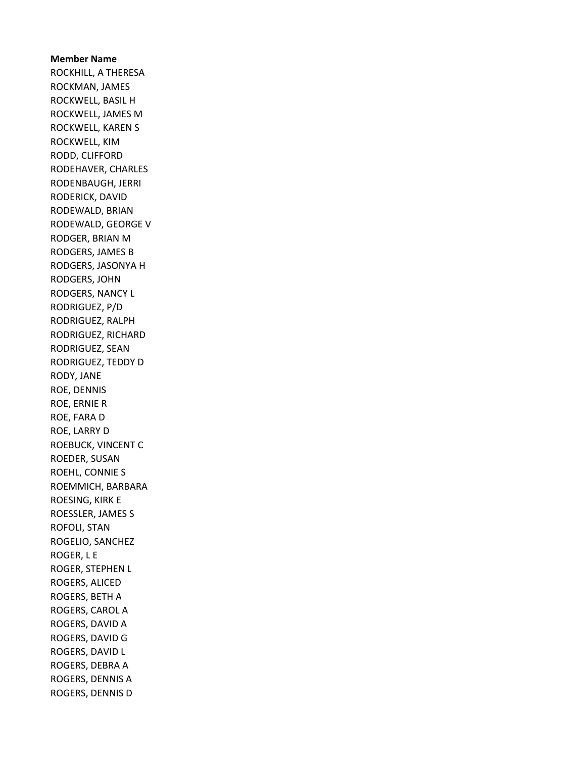**Member Name**

ROCKHILL, A THERESA
ROCKMAN, JAMES
ROCKWELL, BASIL H
ROCKWELL, JAMES M
ROCKWELL, KAREN S
ROCKWELL, KIM
RODD, CLIFFORD
RODEHAVER, CHARLES
RODENBAUGH, JERRI
RODERICK, DAVID
RODEWALD, BRIAN
RODEWALD, GEORGE V
RODGER, BRIAN M
RODGERS, JAMES B
RODGERS, JASONYA H
RODGERS, JOHN
RODGERS, NANCY L
RODRIGUEZ, P/D
RODRIGUEZ, RALPH
RODRIGUEZ, RICHARD
RODRIGUEZ, SEAN
RODRIGUEZ, TEDDY D
RODY, JANE
ROE, DENNIS
ROE, ERNIE R
ROE, FARA D
ROE, LARRY D
ROEBUCK, VINCENT C
ROEDER, SUSAN
ROEHL, CONNIE S
ROEMMICH, BARBARA
ROESING, KIRK E
ROESSLER, JAMES S
ROFOLI, STAN
ROGELIO, SANCHEZ
ROGER, L E
ROGER, STEPHEN L
ROGERS, ALICED
ROGERS, BETH A
ROGERS, CAROL A
ROGERS, DAVID A
ROGERS, DAVID G
ROGERS, DAVID L
ROGERS, DEBRA A
ROGERS, DENNIS A
ROGERS, DENNIS D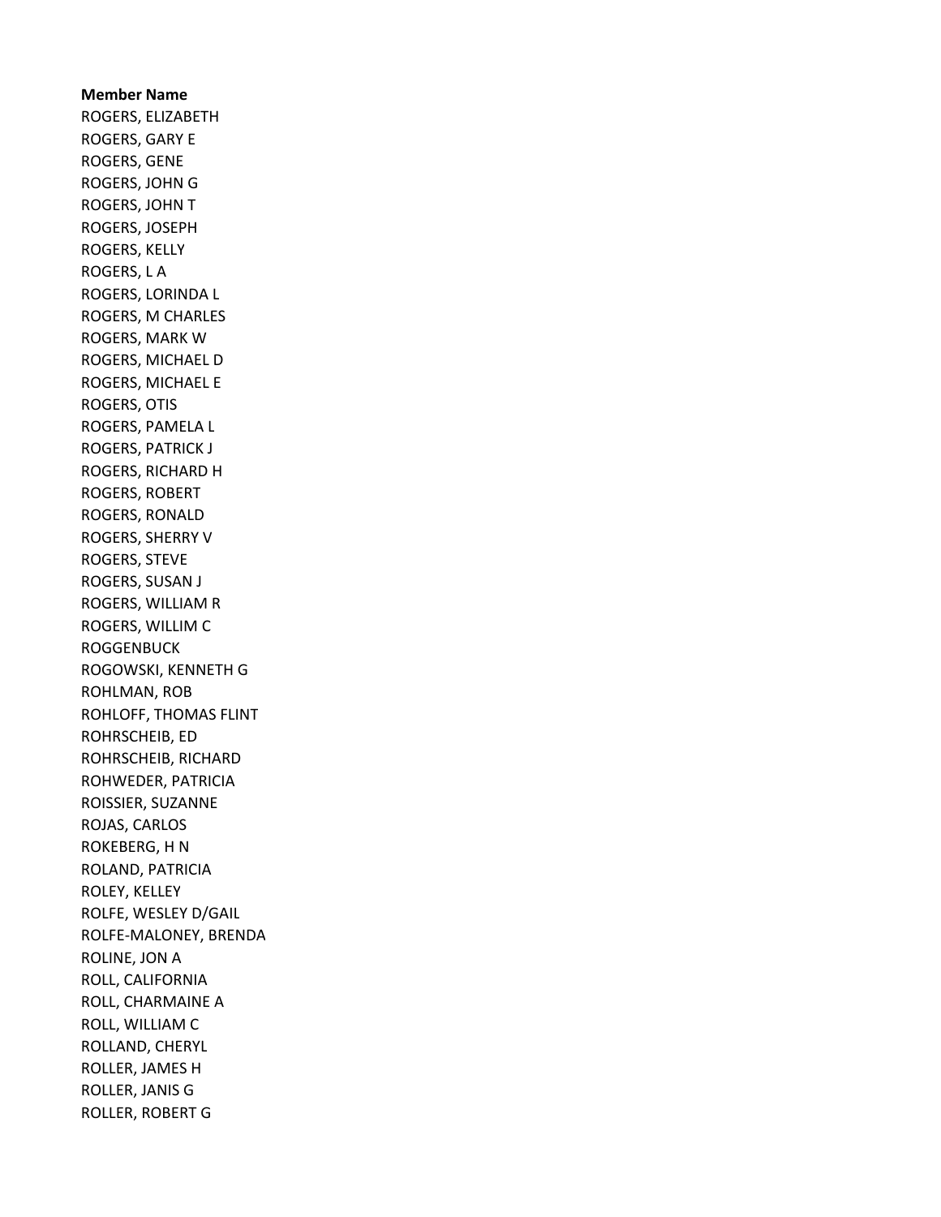**Member Name**

ROGERS, ELIZABETH
ROGERS, GARY E
ROGERS, GENE
ROGERS, JOHN G
ROGERS, JOHN T
ROGERS, JOSEPH
ROGERS, KELLY
ROGERS, L A
ROGERS, LORINDA L
ROGERS, M CHARLES
ROGERS, MARK W
ROGERS, MICHAEL D
ROGERS, MICHAEL E
ROGERS, OTIS
ROGERS, PAMELA L
ROGERS, PATRICK J
ROGERS, RICHARD H
ROGERS, ROBERT
ROGERS, RONALD
ROGERS, SHERRY V
ROGERS, STEVE
ROGERS, SUSAN J
ROGERS, WILLIAM R
ROGERS, WILLIM C
ROGGENBUCK
ROGOWSKI, KENNETH G
ROHLMAN, ROB
ROHLOFF, THOMAS FLINT
ROHRSCHEIB, ED
ROHRSCHEIB, RICHARD
ROHWEDER, PATRICIA
ROISSIER, SUZANNE
ROJAS, CARLOS
ROKEBERG, H N
ROLAND, PATRICIA
ROLEY, KELLEY
ROLFE, WESLEY D/GAIL
ROLFE-MALONEY, BRENDA
ROLINE, JON A
ROLL, CALIFORNIA
ROLL, CHARMAINE A
ROLL, WILLIAM C
ROLLAND, CHERYL
ROLLER, JAMES H
ROLLER, JANIS G
ROLLER, ROBERT G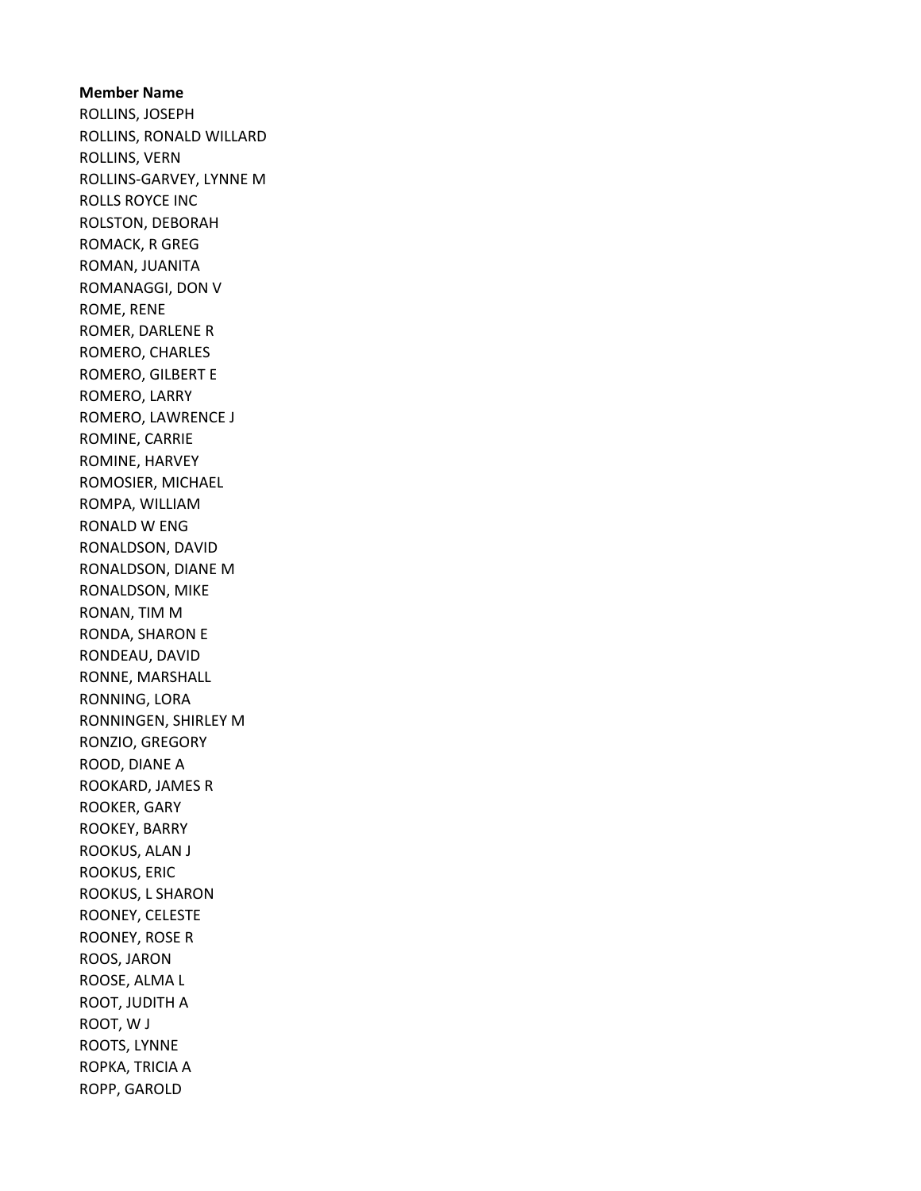**Member Name**

ROLLINS, JOSEPH
ROLLINS, RONALD WILLARD
ROLLINS, VERN
ROLLINS-GARVEY, LYNNE M
ROLLS ROYCE INC
ROLSTON, DEBORAH
ROMACK, R GREG
ROMAN, JUANITA
ROMANAGGI, DON V
ROME, RENE
ROMER, DARLENE R
ROMERO, CHARLES
ROMERO, GILBERT E
ROMERO, LARRY
ROMERO, LAWRENCE J
ROMINE, CARRIE
ROMINE, HARVEY
ROMOSIER, MICHAEL
ROMPA, WILLIAM
RONALD W ENG
RONALDSON, DAVID
RONALDSON, DIANE M
RONALDSON, MIKE
RONAN, TIM M
RONDA, SHARON E
RONDEAU, DAVID
RONNE, MARSHALL
RONNING, LORA
RONNINGEN, SHIRLEY M
RONZIO, GREGORY
ROOD, DIANE A
ROOKARD, JAMES R
ROOKER, GARY
ROOKEY, BARRY
ROOKUS, ALAN J
ROOKUS, ERIC
ROOKUS, L SHARON
ROONEY, CELESTE
ROONEY, ROSE R
ROOS, JARON
ROOSE, ALMA L
ROOT, JUDITH A
ROOT, W J
ROOTS, LYNNE
ROPKA, TRICIA A
ROPP, GAROLD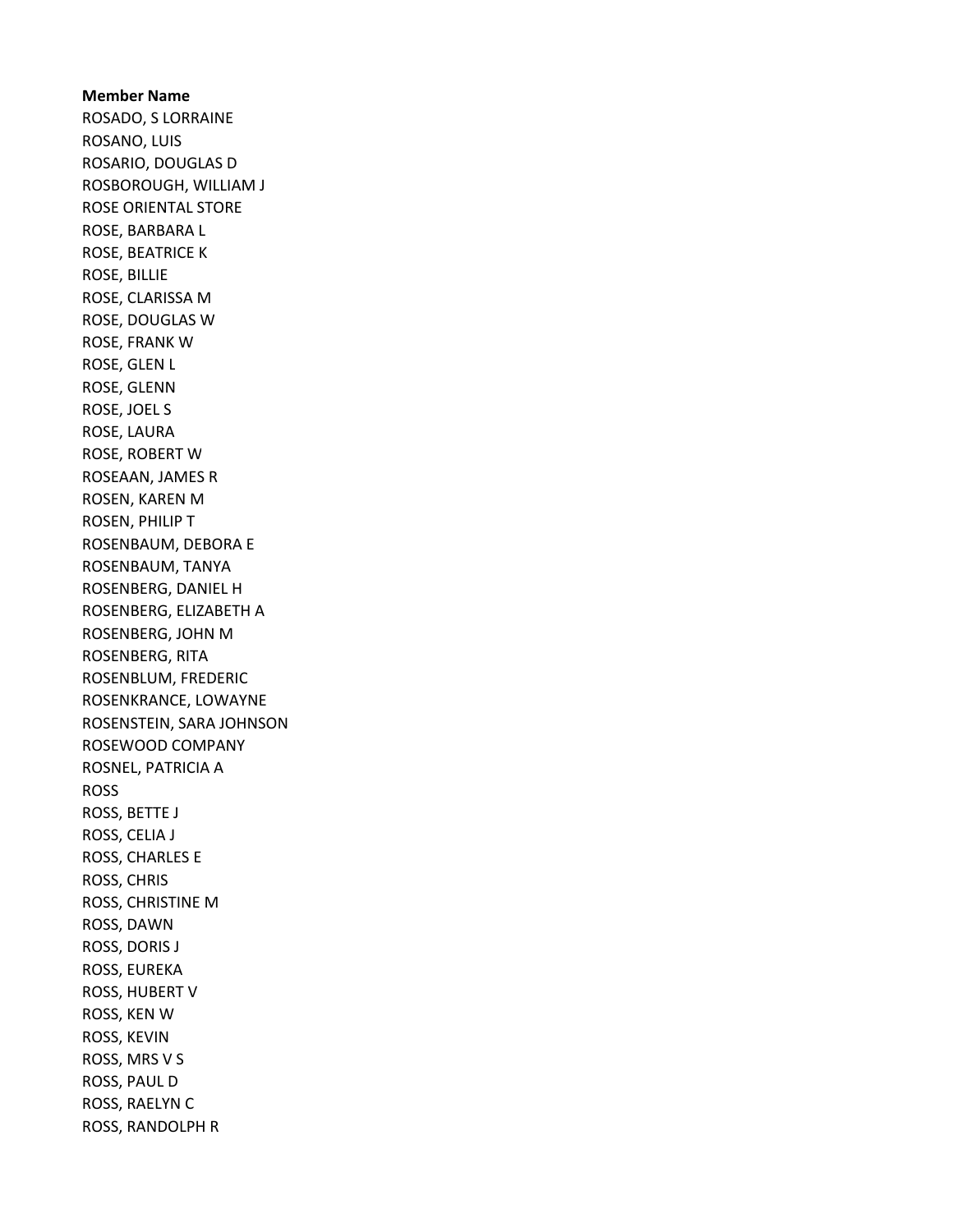**Member Name**

ROSADO, S LORRAINE
ROSANO, LUIS
ROSARIO, DOUGLAS D
ROSBOROUGH, WILLIAM J
ROSE ORIENTAL STORE
ROSE, BARBARA L
ROSE, BEATRICE K
ROSE, BILLIE
ROSE, CLARISSA M
ROSE, DOUGLAS W
ROSE, FRANK W
ROSE, GLEN L
ROSE, GLENN
ROSE, JOEL S
ROSE, LAURA
ROSE, ROBERT W
ROSEAAN, JAMES R
ROSEN, KAREN M
ROSEN, PHILIP T
ROSENBAUM, DEBORA E
ROSENBAUM, TANYA
ROSENBERG, DANIEL H
ROSENBERG, ELIZABETH A
ROSENBERG, JOHN M
ROSENBERG, RITA
ROSENBLUM, FREDERIC
ROSENKRANCE, LOWAYNE
ROSENSTEIN, SARA JOHNSON
ROSEWOOD COMPANY
ROSNEL, PATRICIA A
ROSS
ROSS, BETTE J
ROSS, CELIA J
ROSS, CHARLES E
ROSS, CHRIS
ROSS, CHRISTINE M
ROSS, DAWN
ROSS, DORIS J
ROSS, EUREKA
ROSS, HUBERT V
ROSS, KEN W
ROSS, KEVIN
ROSS, MRS V S
ROSS, PAUL D
ROSS, RAELYN C
ROSS, RANDOLPH R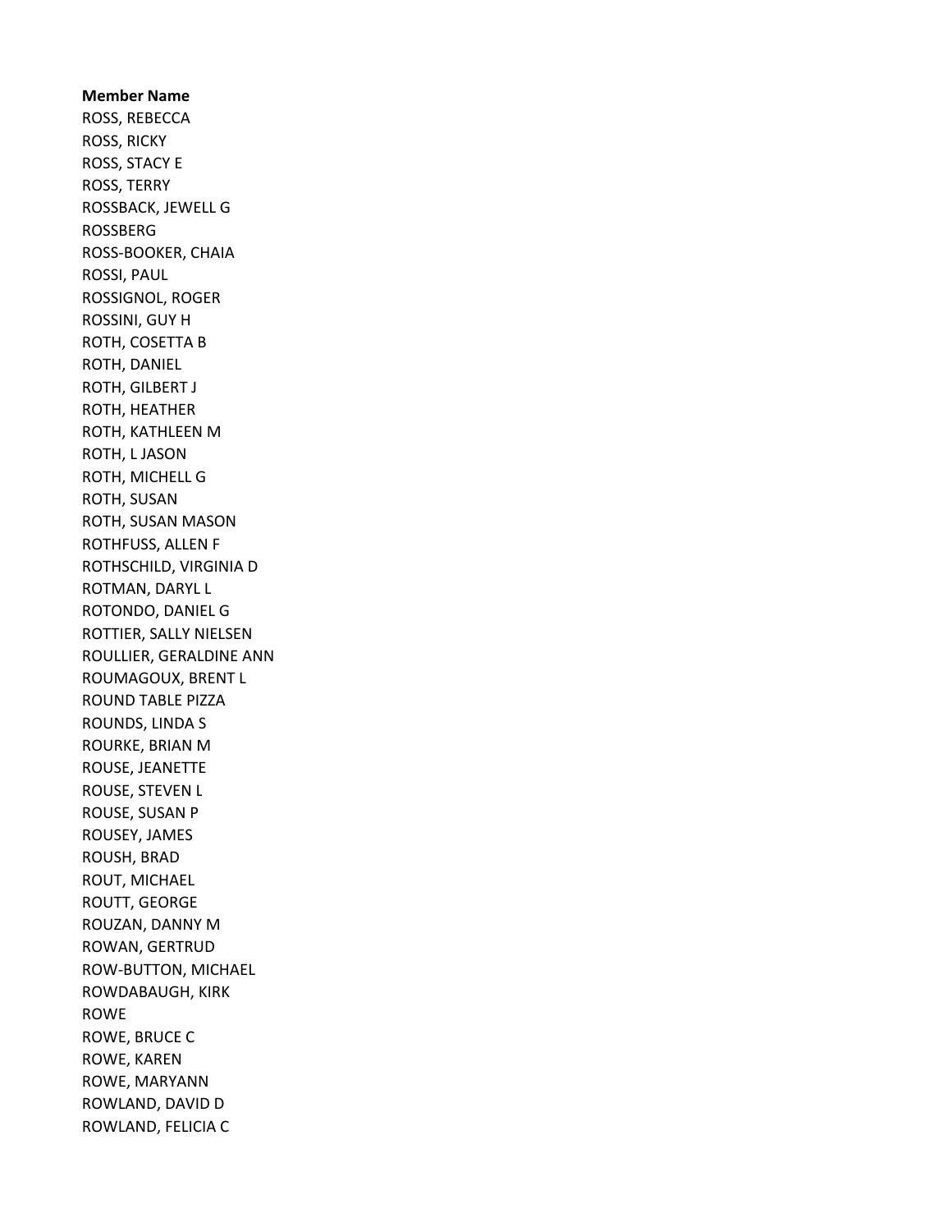**Member Name**

ROSS, REBECCA
ROSS, RICKY
ROSS, STACY E
ROSS, TERRY
ROSSBACK, JEWELL G
ROSSBERG
ROSS-BOOKER, CHAIA
ROSSI, PAUL
ROSSIGNOL, ROGER
ROSSINI, GUY H
ROTH, COSETTA B
ROTH, DANIEL
ROTH, GILBERT J
ROTH, HEATHER
ROTH, KATHLEEN M
ROTH, L JASON
ROTH, MICHELL G
ROTH, SUSAN
ROTH, SUSAN MASON
ROTHFUSS, ALLEN F
ROTHSCHILD, VIRGINIA D
ROTMAN, DARYL L
ROTONDO, DANIEL G
ROTTIER, SALLY NIELSEN
ROULLIER, GERALDINE ANN
ROUMAGOUX, BRENT L
ROUND TABLE PIZZA
ROUNDS, LINDA S
ROURKE, BRIAN M
ROUSE, JEANETTE
ROUSE, STEVEN L
ROUSE, SUSAN P
ROUSEY, JAMES
ROUSH, BRAD
ROUT, MICHAEL
ROUTT, GEORGE
ROUZAN, DANNY M
ROWAN, GERTRUD
ROW-BUTTON, MICHAEL
ROWDABAUGH, KIRK
ROWE
ROWE, BRUCE C
ROWE, KAREN
ROWE, MARYANN
ROWLAND, DAVID D
ROWLAND, FELICIA C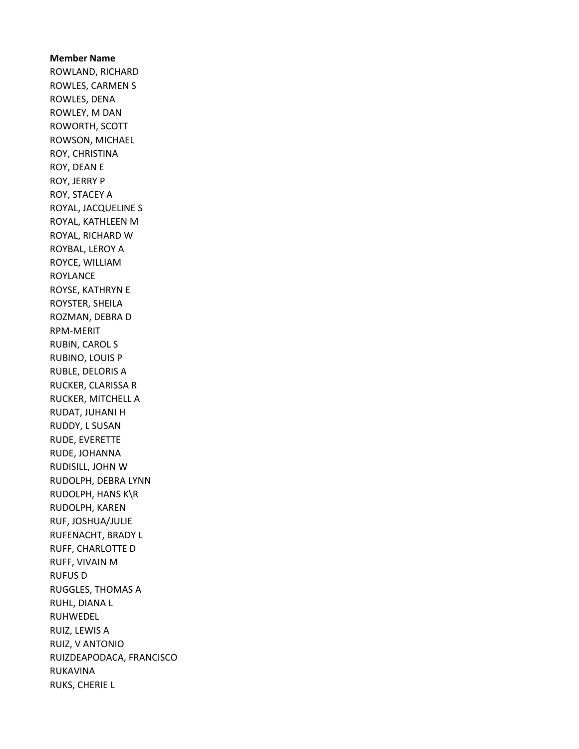**Member Name**

ROWLAND, RICHARD
ROWLES, CARMEN S
ROWLES, DENA
ROWLEY, M DAN
ROWORTH, SCOTT
ROWSON, MICHAEL
ROY, CHRISTINA
ROY, DEAN E
ROY, JERRY P
ROY, STACEY A
ROYAL, JACQUELINE S
ROYAL, KATHLEEN M
ROYAL, RICHARD W
ROYBAL, LEROY A
ROYCE, WILLIAM
ROYLANCE
ROYSE, KATHRYN E
ROYSTER, SHEILA
ROZMAN, DEBRA D
RPM-MERIT
RUBIN, CAROL S
RUBINO, LOUIS P
RUBLE, DELORIS A
RUCKER, CLARISSA R
RUCKER, MITCHELL A
RUDAT, JUHANI H
RUDDY, L SUSAN
RUDE, EVERETTE
RUDE, JOHANNA
RUDISILL, JOHN W
RUDOLPH, DEBRA LYNN
RUDOLPH, HANS K\R
RUDOLPH, KAREN
RUF, JOSHUA/JULIE
RUFENACHT, BRADY L
RUFF, CHARLOTTE D
RUFF, VIVAIN M
RUFUS D
RUGGLES, THOMAS A
RUHL, DIANA L
RUHWEDEL
RUIZ, LEWIS A
RUIZ, V ANTONIO
RUIZDEAPODACA, FRANCISCO
RUKAVINA
RUKS, CHERIE L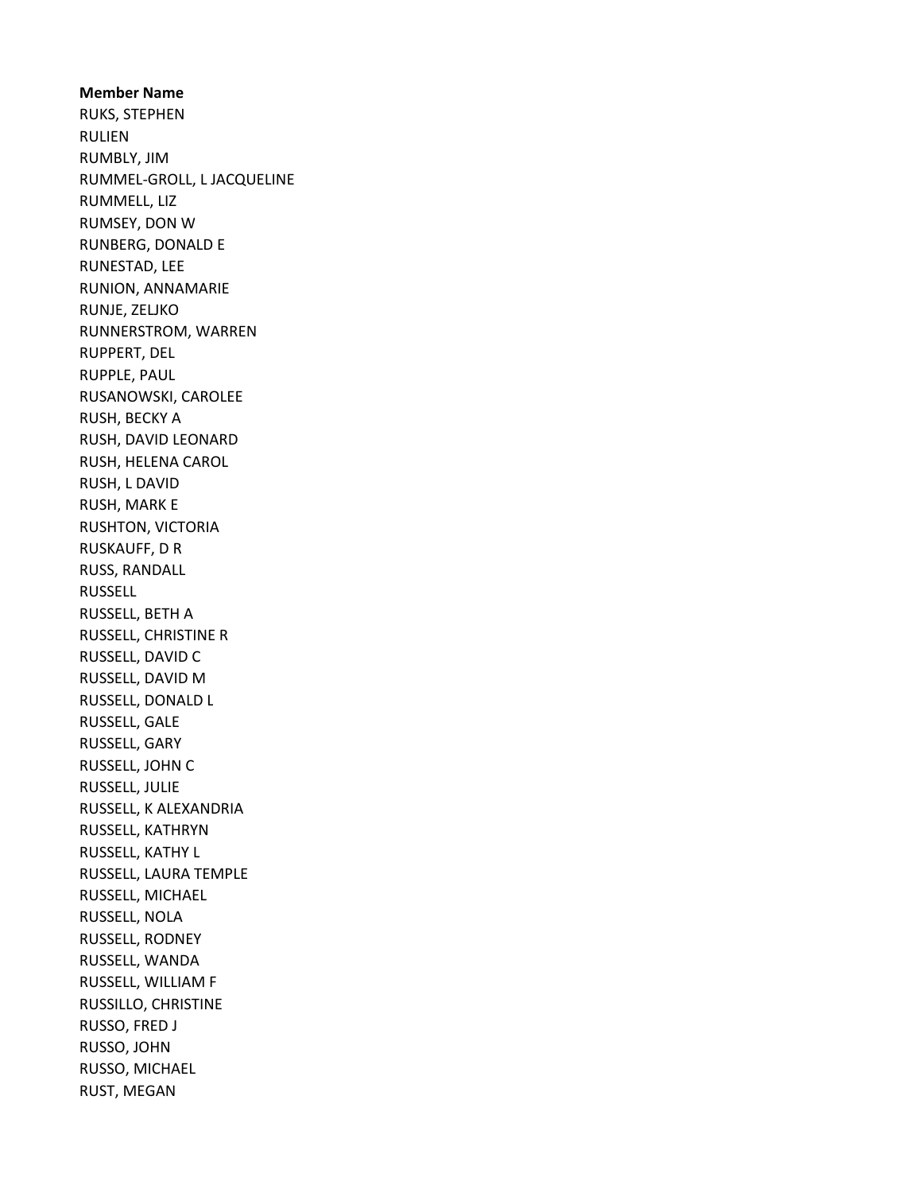**Member Name**

RUKS, STEPHEN
RULIEN
RUMBLY, JIM
RUMMEL-GROLL, L JACQUELINE
RUMMELL, LIZ
RUMSEY, DON W
RUNBERG, DONALD E
RUNESTAD, LEE
RUNION, ANNAMARIE
RUNJE, ZELJKO
RUNNERSTROM, WARREN
RUPPERT, DEL
RUPPLE, PAUL
RUSANOWSKI, CAROLEE
RUSH, BECKY A
RUSH, DAVID LEONARD
RUSH, HELENA CAROL
RUSH, L DAVID
RUSH, MARK E
RUSHTON, VICTORIA
RUSKAUFF, D R
RUSS, RANDALL
RUSSELL
RUSSELL, BETH A
RUSSELL, CHRISTINE R
RUSSELL, DAVID C
RUSSELL, DAVID M
RUSSELL, DONALD L
RUSSELL, GALE
RUSSELL, GARY
RUSSELL, JOHN C
RUSSELL, JULIE
RUSSELL, K ALEXANDRIA
RUSSELL, KATHRYN
RUSSELL, KATHY L
RUSSELL, LAURA TEMPLE
RUSSELL, MICHAEL
RUSSELL, NOLA
RUSSELL, RODNEY
RUSSELL, WANDA
RUSSELL, WILLIAM F
RUSSILLO, CHRISTINE
RUSSO, FRED J
RUSSO, JOHN
RUSSO, MICHAEL
RUST, MEGAN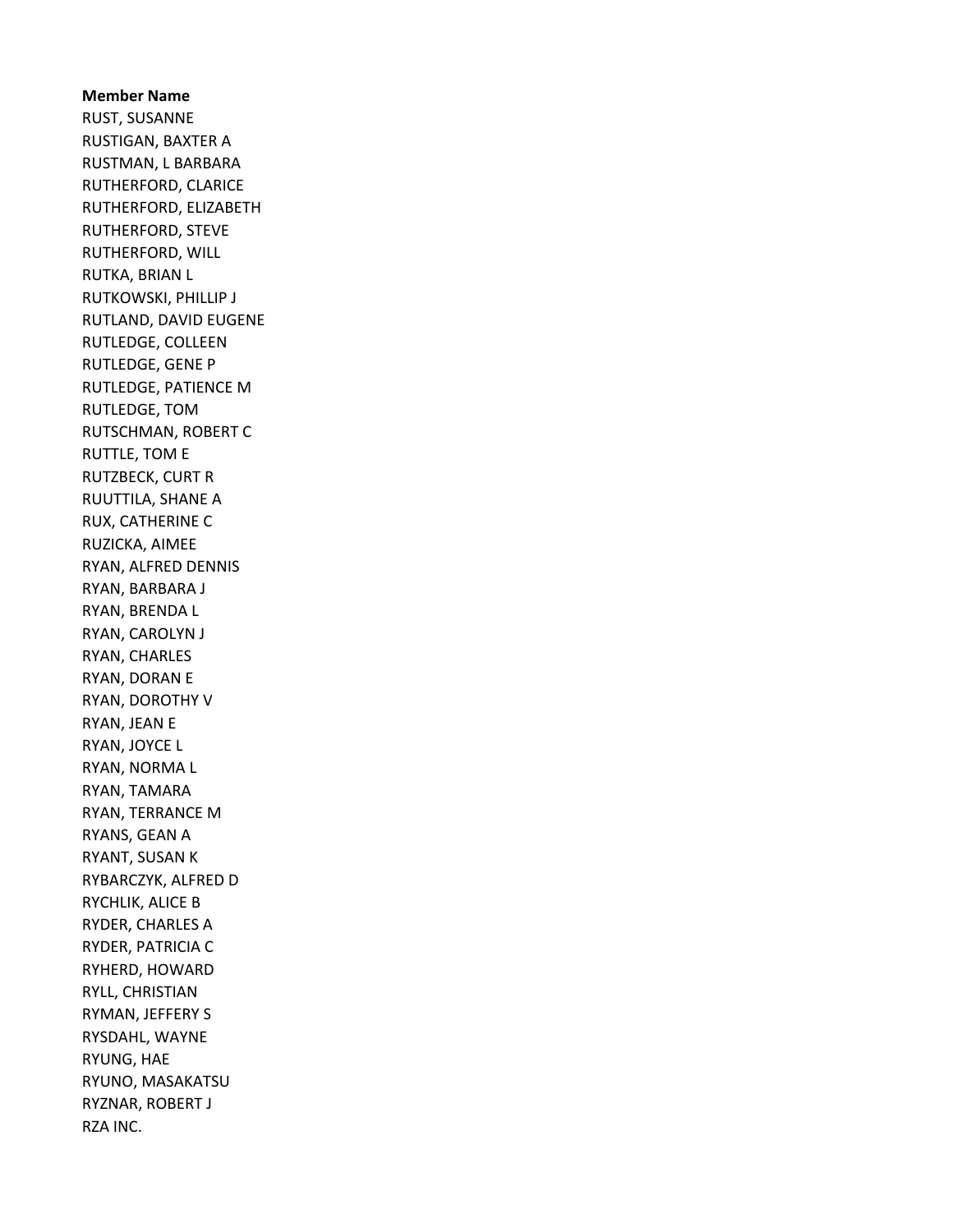**Member Name**

RUST, SUSANNE
RUSTIGAN, BAXTER A
RUSTMAN, L BARBARA
RUTHERFORD, CLARICE
RUTHERFORD, ELIZABETH
RUTHERFORD, STEVE
RUTHERFORD, WILL
RUTKA, BRIAN L
RUTKOWSKI, PHILLIP J
RUTLAND, DAVID EUGENE
RUTLEDGE, COLLEEN
RUTLEDGE, GENE P
RUTLEDGE, PATIENCE M
RUTLEDGE, TOM
RUTSCHMAN, ROBERT C
RUTTLE, TOM E
RUTZBECK, CURT R
RUUTTILA, SHANE A
RUX, CATHERINE C
RUZICKA, AIMEE
RYAN, ALFRED DENNIS
RYAN, BARBARA J
RYAN, BRENDA L
RYAN, CAROLYN J
RYAN, CHARLES
RYAN, DORAN E
RYAN, DOROTHY V
RYAN, JEAN E
RYAN, JOYCE L
RYAN, NORMA L
RYAN, TAMARA
RYAN, TERRANCE M
RYANS, GEAN A
RYANT, SUSAN K
RYBARCZYK, ALFRED D
RYCHLIK, ALICE B
RYDER, CHARLES A
RYDER, PATRICIA C
RYHERD, HOWARD
RYLL, CHRISTIAN
RYMAN, JEFFERY S
RYSDAHL, WAYNE
RYUNG, HAE
RYUNO, MASAKATSU
RYZNAR, ROBERT J
RZA INC.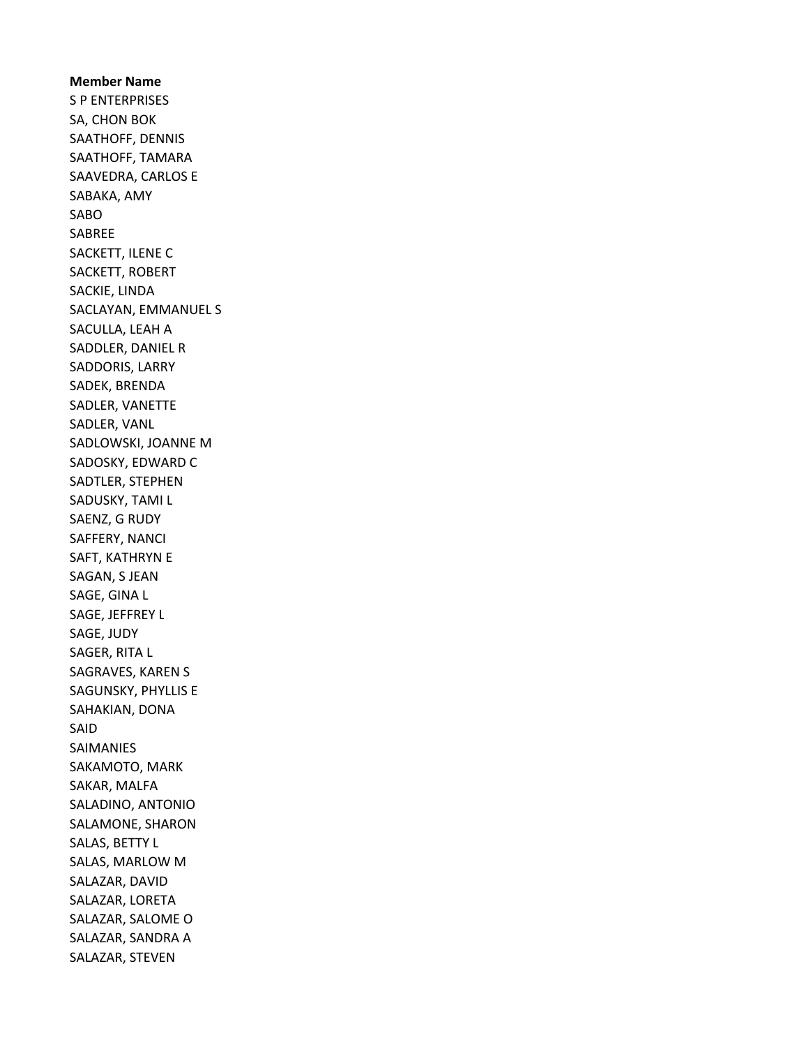**Member Name**

S P ENTERPRISES
SA, CHON BOK
SAATHOFF, DENNIS
SAATHOFF, TAMARA
SAAVEDRA, CARLOS E
SABAKA, AMY
SABO
SABREE
SACKETT, ILENE C
SACKETT, ROBERT
SACKIE, LINDA
SACLAYAN, EMMANUEL S
SACULLA, LEAH A
SADDLER, DANIEL R
SADDORIS, LARRY
SADEK, BRENDA
SADLER, VANETTE
SADLER, VANL
SADLOWSKI, JOANNE M
SADOSKY, EDWARD C
SADTLER, STEPHEN
SADUSKY, TAMI L
SAENZ, G RUDY
SAFFERY, NANCI
SAFT, KATHRYN E
SAGAN, S JEAN
SAGE, GINA L
SAGE, JEFFREY L
SAGE, JUDY
SAGER, RITA L
SAGRAVES, KAREN S
SAGUNSKY, PHYLLIS E
SAHAKIAN, DONA
SAID
SAIMANIES
SAKAMOTO, MARK
SAKAR, MALFA
SALADINO, ANTONIO
SALAMONE, SHARON
SALAS, BETTY L
SALAS, MARLOW M
SALAZAR, DAVID
SALAZAR, LORETA
SALAZAR, SALOME O
SALAZAR, SANDRA A
SALAZAR, STEVEN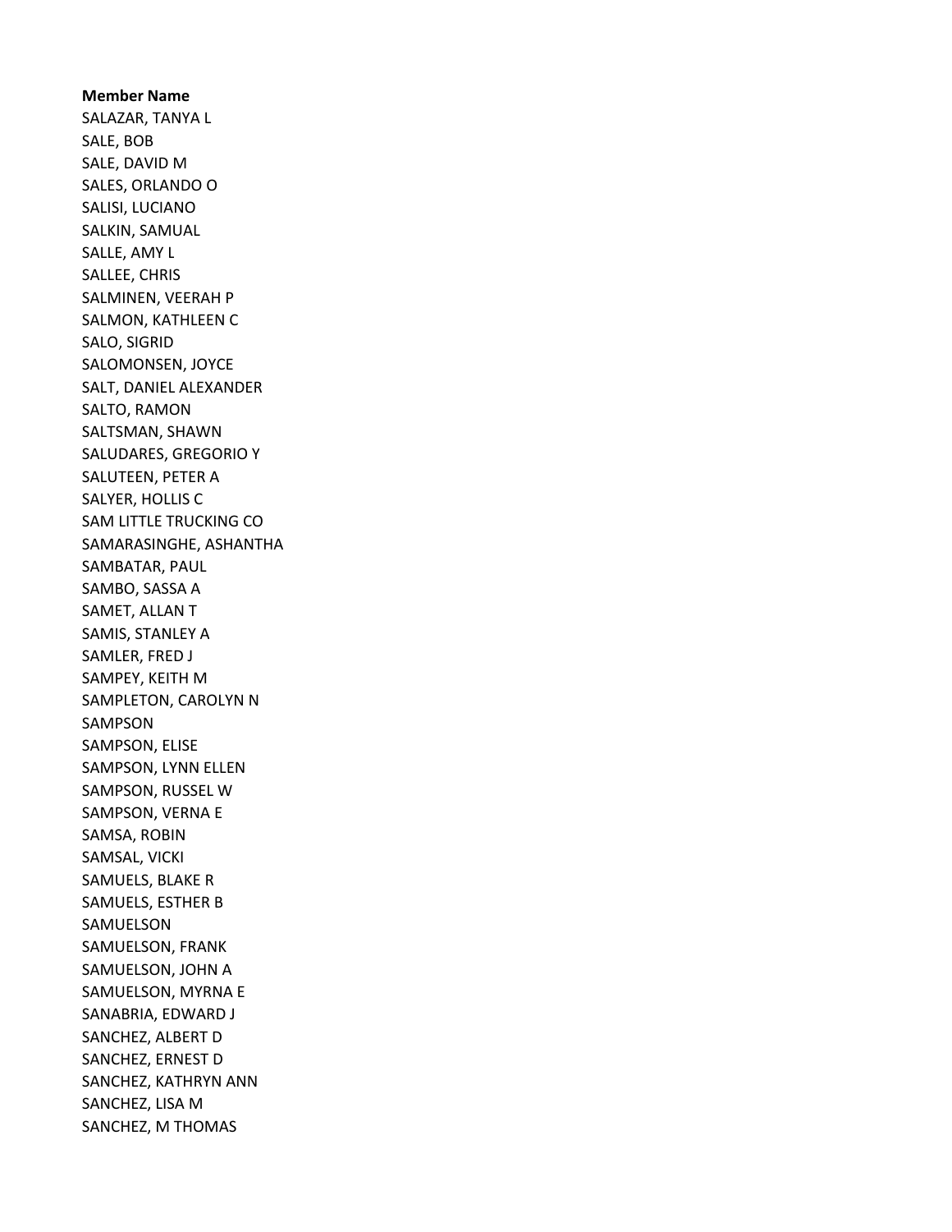**Member Name**

SALAZAR, TANYA L
SALE, BOB
SALE, DAVID M
SALES, ORLANDO O
SALISI, LUCIANO
SALKIN, SAMUAL
SALLE, AMY L
SALLEE, CHRIS
SALMINEN, VEERAH P
SALMON, KATHLEEN C
SALO, SIGRID
SALOMONSEN, JOYCE
SALT, DANIEL ALEXANDER
SALTO, RAMON
SALTSMAN, SHAWN
SALUDARES, GREGORIO Y
SALUTEEN, PETER A
SALYER, HOLLIS C
SAM LITTLE TRUCKING CO
SAMARASINGHE, ASHANTHA
SAMBATAR, PAUL
SAMBO, SASSA A
SAMET, ALLAN T
SAMIS, STANLEY A
SAMLER, FRED J
SAMPEY, KEITH M
SAMPLETON, CAROLYN N
SAMPSON
SAMPSON, ELISE
SAMPSON, LYNN ELLEN
SAMPSON, RUSSEL W
SAMPSON, VERNA E
SAMSA, ROBIN
SAMSAL, VICKI
SAMUELS, BLAKE R
SAMUELS, ESTHER B
SAMUELSON
SAMUELSON, FRANK
SAMUELSON, JOHN A
SAMUELSON, MYRNA E
SANABRIA, EDWARD J
SANCHEZ, ALBERT D
SANCHEZ, ERNEST D
SANCHEZ, KATHRYN ANN
SANCHEZ, LISA M
SANCHEZ, M THOMAS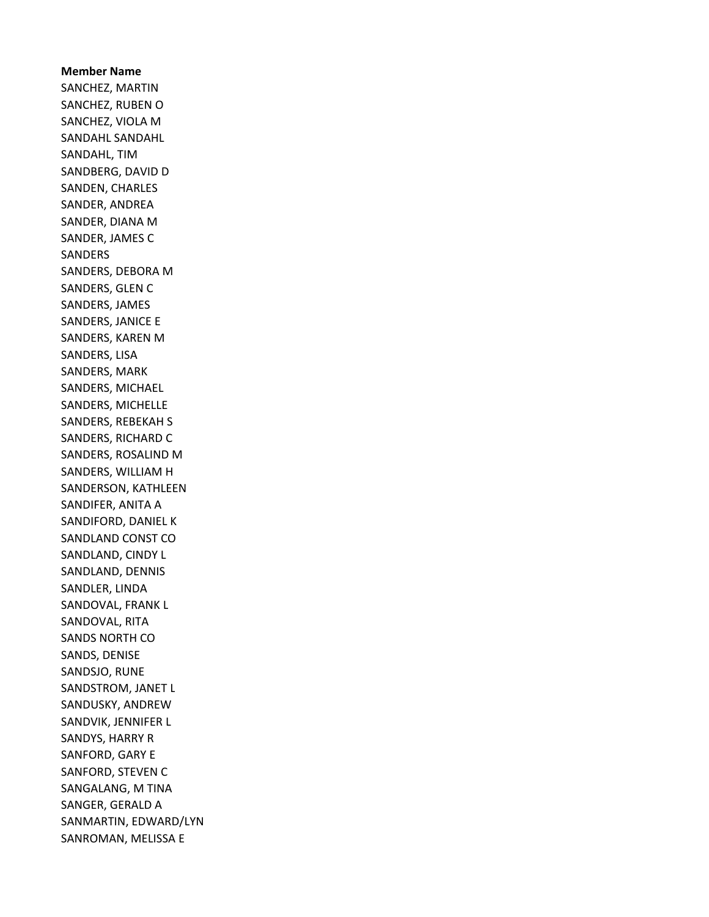**Member Name**

SANCHEZ, MARTIN
SANCHEZ, RUBEN O
SANCHEZ, VIOLA M
SANDAHL SANDAHL
SANDAHL, TIM
SANDBERG, DAVID D
SANDEN, CHARLES
SANDER, ANDREA
SANDER, DIANA M
SANDER, JAMES C
SANDERS
SANDERS, DEBORA M
SANDERS, GLEN C
SANDERS, JAMES
SANDERS, JANICE E
SANDERS, KAREN M
SANDERS, LISA
SANDERS, MARK
SANDERS, MICHAEL
SANDERS, MICHELLE
SANDERS, REBEKAH S
SANDERS, RICHARD C
SANDERS, ROSALIND M
SANDERS, WILLIAM H
SANDERSON, KATHLEEN
SANDIFER, ANITA A
SANDIFORD, DANIEL K
SANDLAND CONST CO
SANDLAND, CINDY L
SANDLAND, DENNIS
SANDLER, LINDA
SANDOVAL, FRANK L
SANDOVAL, RITA
SANDS NORTH CO
SANDS, DENISE
SANDSJO, RUNE
SANDSTROM, JANET L
SANDUSKY, ANDREW
SANDVIK, JENNIFER L
SANDYS, HARRY R
SANFORD, GARY E
SANFORD, STEVEN C
SANGALANG, M TINA
SANGER, GERALD A
SANMARTIN, EDWARD/LYN
SANROMAN, MELISSA E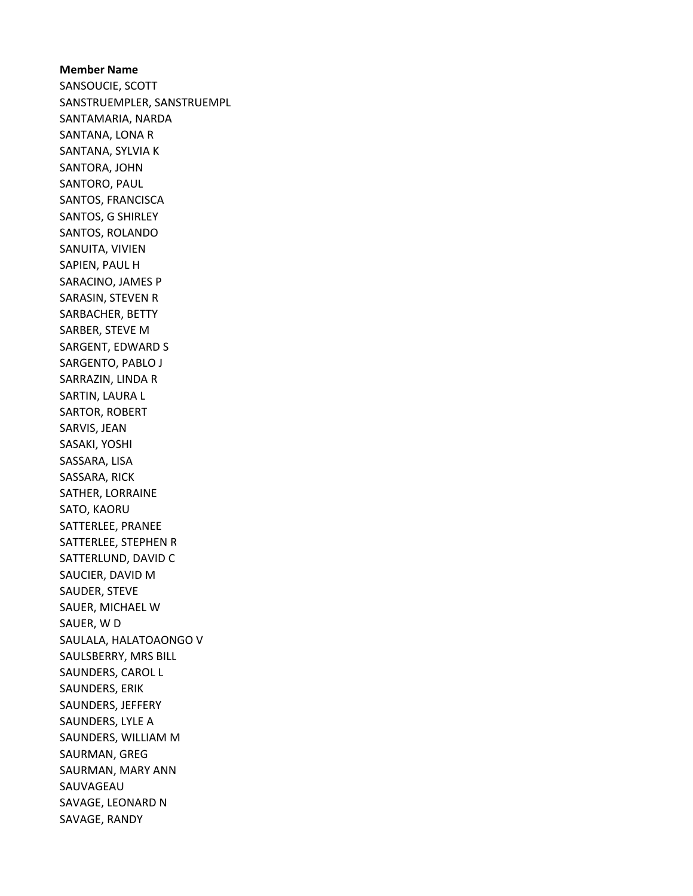**Member Name**

SANSOUCIE, SCOTT
SANSTRUEMPLER, SANSTRUEMPL
SANTAMARIA, NARDA
SANTANA, LONA R
SANTANA, SYLVIA K
SANTORA, JOHN
SANTORO, PAUL
SANTOS, FRANCISCA
SANTOS, G SHIRLEY
SANTOS, ROLANDO
SANUITA, VIVIEN
SAPIEN, PAUL H
SARACINO, JAMES P
SARASIN, STEVEN R
SARBACHER, BETTY
SARBER, STEVE M
SARGENT, EDWARD S
SARGENTO, PABLO J
SARRAZIN, LINDA R
SARTIN, LAURA L
SARTOR, ROBERT
SARVIS, JEAN
SASAKI, YOSHI
SASSARA, LISA
SASSARA, RICK
SATHER, LORRAINE
SATO, KAORU
SATTERLEE, PRANEE
SATTERLEE, STEPHEN R
SATTERLUND, DAVID C
SAUCIER, DAVID M
SAUDER, STEVE
SAUER, MICHAEL W
SAUER, W D
SAULALA, HALATOAONGO V
SAULSBERRY, MRS BILL
SAUNDERS, CAROL L
SAUNDERS, ERIK
SAUNDERS, JEFFERY
SAUNDERS, LYLE A
SAUNDERS, WILLIAM M
SAURMAN, GREG
SAURMAN, MARY ANN
SAUVAGEAU
SAVAGE, LEONARD N
SAVAGE, RANDY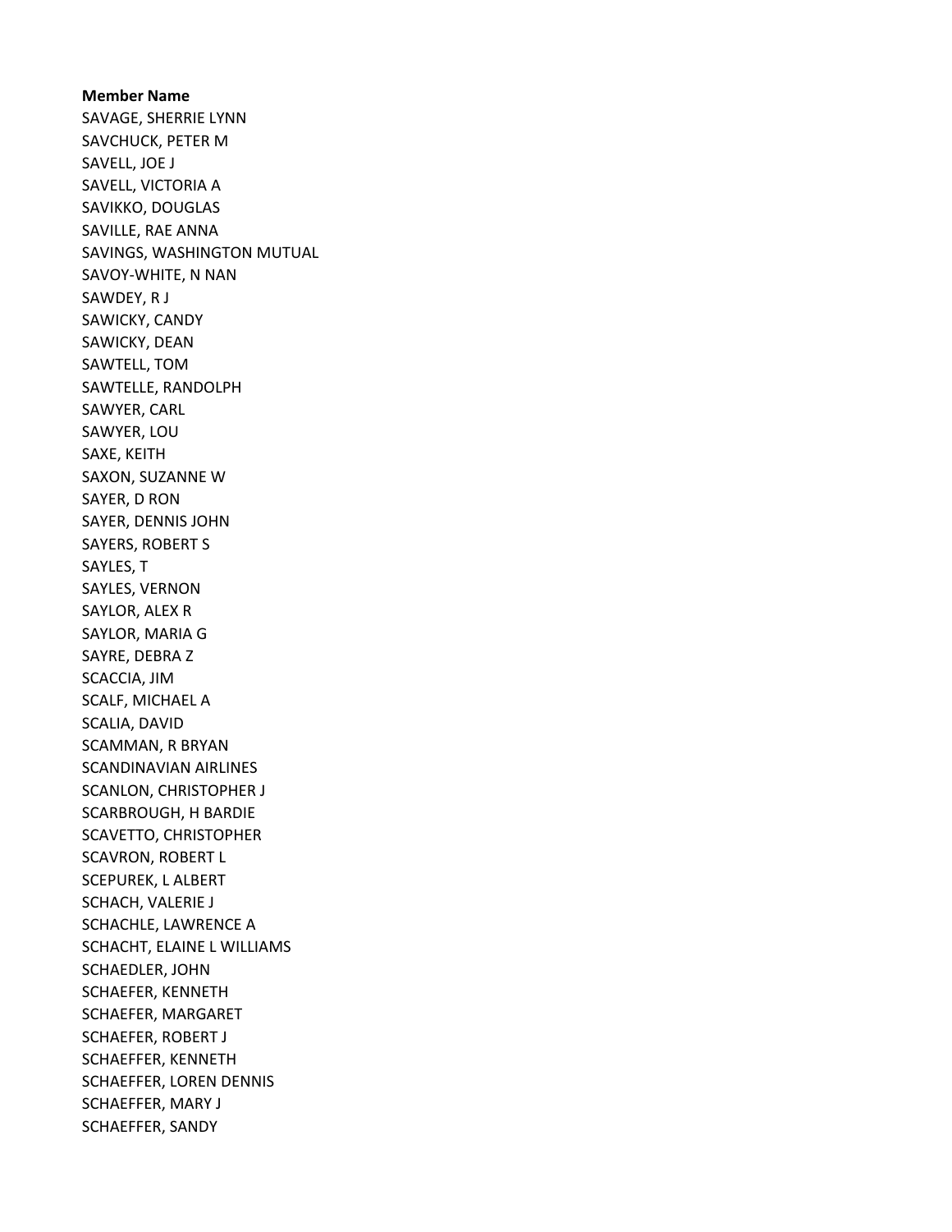**Member Name**

SAVAGE, SHERRIE LYNN
SAVCHUCK, PETER M
SAVELL, JOE J
SAVELL, VICTORIA A
SAVIKKO, DOUGLAS
SAVILLE, RAE ANNA
SAVINGS, WASHINGTON MUTUAL
SAVOY-WHITE, N NAN
SAWDEY, R J
SAWICKY, CANDY
SAWICKY, DEAN
SAWTELL, TOM
SAWTELLE, RANDOLPH
SAWYER, CARL
SAWYER, LOU
SAXE, KEITH
SAXON, SUZANNE W
SAYER, D RON
SAYER, DENNIS JOHN
SAYERS, ROBERT S
SAYLES, T
SAYLES, VERNON
SAYLOR, ALEX R
SAYLOR, MARIA G
SAYRE, DEBRA Z
SCACCIA, JIM
SCALF, MICHAEL A
SCALIA, DAVID
SCAMMAN, R BRYAN
SCANDINAVIAN AIRLINES
SCANLON, CHRISTOPHER J
SCARBROUGH, H BARDIE
SCAVETTO, CHRISTOPHER
SCAVRON, ROBERT L
SCEPUREK, L ALBERT
SCHACH, VALERIE J
SCHACHLE, LAWRENCE A
SCHACHT, ELAINE L WILLIAMS
SCHAEDLER, JOHN
SCHAEFER, KENNETH
SCHAEFER, MARGARET
SCHAEFER, ROBERT J
SCHAEFFER, KENNETH
SCHAEFFER, LOREN DENNIS
SCHAEFFER, MARY J
SCHAEFFER, SANDY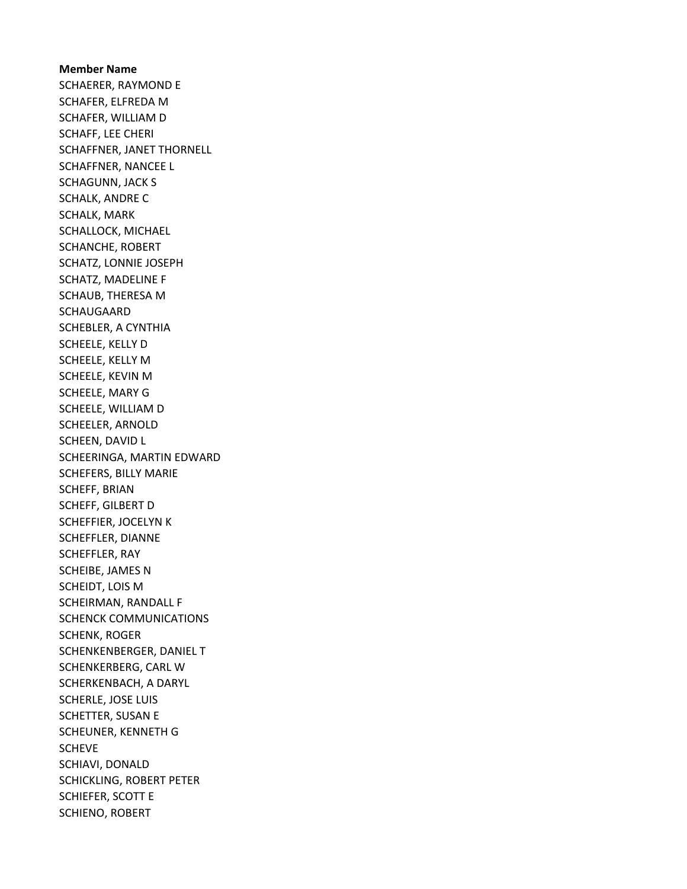**Member Name**

SCHAERER, RAYMOND E
SCHAFER, ELFREDA M
SCHAFER, WILLIAM D
SCHAFF, LEE CHERI
SCHAFFNER, JANET THORNELL
SCHAFFNER, NANCEE L
SCHAGUNN, JACK S
SCHALK, ANDRE C
SCHALK, MARK
SCHALLOCK, MICHAEL
SCHANCHE, ROBERT
SCHATZ, LONNIE JOSEPH
SCHATZ, MADELINE F
SCHAUB, THERESA M
SCHAUGAARD
SCHEBLER, A CYNTHIA
SCHEELE, KELLY D
SCHEELE, KELLY M
SCHEELE, KEVIN M
SCHEELE, MARY G
SCHEELE, WILLIAM D
SCHEELER, ARNOLD
SCHEEN, DAVID L
SCHEERINGA, MARTIN EDWARD
SCHEFERS, BILLY MARIE
SCHEFF, BRIAN
SCHEFF, GILBERT D
SCHEFFIER, JOCELYN K
SCHEFFLER, DIANNE
SCHEFFLER, RAY
SCHEIBE, JAMES N
SCHEIDT, LOIS M
SCHEIRMAN, RANDALL F
SCHENCK COMMUNICATIONS
SCHENK, ROGER
SCHENKENBERGER, DANIEL T
SCHENKERBERG, CARL W
SCHERKENBACH, A DARYL
SCHERLE, JOSE LUIS
SCHETTER, SUSAN E
SCHEUNER, KENNETH G
SCHEVE
SCHIAVI, DONALD
SCHICKLING, ROBERT PETER
SCHIEFER, SCOTT E
SCHIENO, ROBERT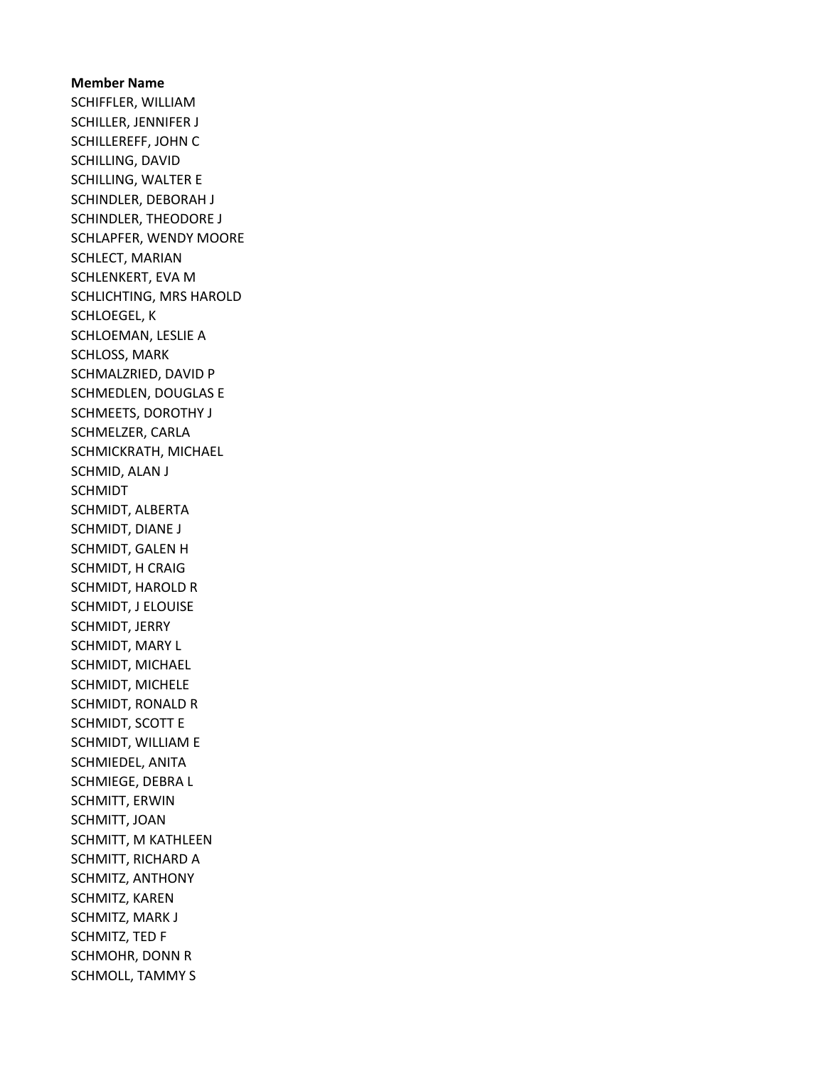**Member Name**

SCHIFFLER, WILLIAM
SCHILLER, JENNIFER J
SCHILLEREFF, JOHN C
SCHILLING, DAVID
SCHILLING, WALTER E
SCHINDLER, DEBORAH J
SCHINDLER, THEODORE J
SCHLAPFER, WENDY MOORE
SCHLECT, MARIAN
SCHLENKERT, EVA M
SCHLICHTING, MRS HAROLD
SCHLOEGEL, K
SCHLOEMAN, LESLIE A
SCHLOSS, MARK
SCHMALZRIED, DAVID P
SCHMEDLEN, DOUGLAS E
SCHMEETS, DOROTHY J
SCHMELZER, CARLA
SCHMICKRATH, MICHAEL
SCHMID, ALAN J
SCHMIDT
SCHMIDT, ALBERTA
SCHMIDT, DIANE J
SCHMIDT, GALEN H
SCHMIDT, H CRAIG
SCHMIDT, HAROLD R
SCHMIDT, J ELOUISE
SCHMIDT, JERRY
SCHMIDT, MARY L
SCHMIDT, MICHAEL
SCHMIDT, MICHELE
SCHMIDT, RONALD R
SCHMIDT, SCOTT E
SCHMIDT, WILLIAM E
SCHMIEDEL, ANITA
SCHMIEGE, DEBRA L
SCHMITT, ERWIN
SCHMITT, JOAN
SCHMITT, M KATHLEEN
SCHMITT, RICHARD A
SCHMITZ, ANTHONY
SCHMITZ, KAREN
SCHMITZ, MARK J
SCHMITZ, TED F
SCHMOHR, DONN R
SCHMOLL, TAMMY S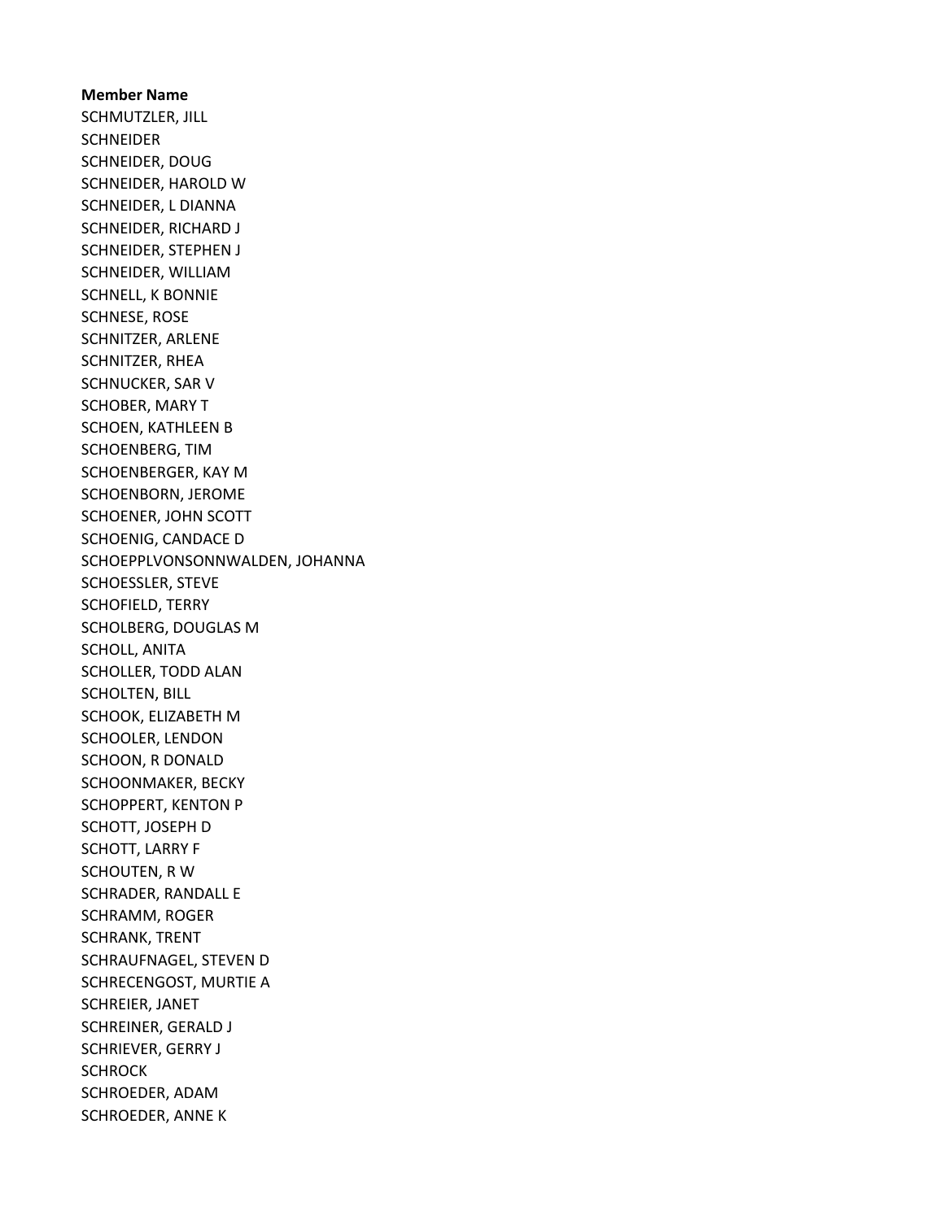**Member Name**

SCHMUTZLER, JILL
SCHNEIDER
SCHNEIDER, DOUG
SCHNEIDER, HAROLD W
SCHNEIDER, L DIANNA
SCHNEIDER, RICHARD J
SCHNEIDER, STEPHEN J
SCHNEIDER, WILLIAM
SCHNELL, K BONNIE
SCHNESE, ROSE
SCHNITZER, ARLENE
SCHNITZER, RHEA
SCHNUCKER, SAR V
SCHOBER, MARY T
SCHOEN, KATHLEEN B
SCHOENBERG, TIM
SCHOENBERGER, KAY M
SCHOENBORN, JEROME
SCHOENER, JOHN SCOTT
SCHOENIG, CANDACE D
SCHOEPPLVONSONNWALDEN, JOHANNA
SCHOESSLER, STEVE
SCHOFIELD, TERRY
SCHOLBERG, DOUGLAS M
SCHOLL, ANITA
SCHOLLER, TODD ALAN
SCHOLTEN, BILL
SCHOOK, ELIZABETH M
SCHOOLER, LENDON
SCHOON, R DONALD
SCHOONMAKER, BECKY
SCHOPPERT, KENTON P
SCHOTT, JOSEPH D
SCHOTT, LARRY F
SCHOUTEN, R W
SCHRADER, RANDALL E
SCHRAMM, ROGER
SCHRANK, TRENT
SCHRAUFNAGEL, STEVEN D
SCHRECENGOST, MURTIE A
SCHREIER, JANET
SCHREINER, GERALD J
SCHRIEVER, GERRY J
SCHROCK
SCHROEDER, ADAM
SCHROEDER, ANNE K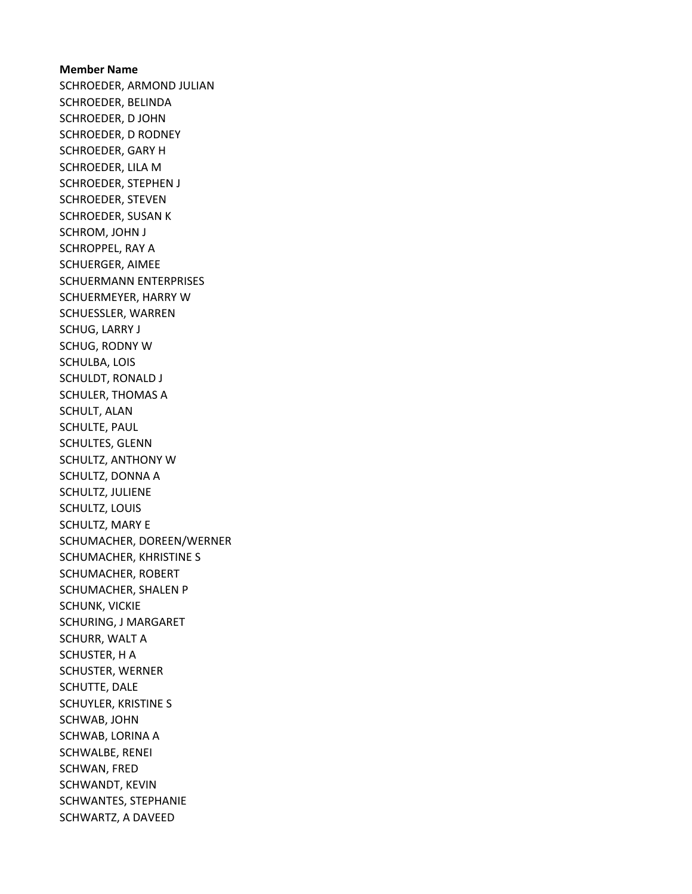**Member Name**

SCHROEDER, ARMOND JULIAN
SCHROEDER, BELINDA
SCHROEDER, D JOHN
SCHROEDER, D RODNEY
SCHROEDER, GARY H
SCHROEDER, LILA M
SCHROEDER, STEPHEN J
SCHROEDER, STEVEN
SCHROEDER, SUSAN K
SCHROM, JOHN J
SCHROPPEL, RAY A
SCHUERGER, AIMEE
SCHUERMANN ENTERPRISES
SCHUERMEYER, HARRY W
SCHUESSLER, WARREN
SCHUG, LARRY J
SCHUG, RODNY W
SCHULBA, LOIS
SCHULDT, RONALD J
SCHULER, THOMAS A
SCHULT, ALAN
SCHULTE, PAUL
SCHULTES, GLENN
SCHULTZ, ANTHONY W
SCHULTZ, DONNA A
SCHULTZ, JULIENE
SCHULTZ, LOUIS
SCHULTZ, MARY E
SCHUMACHER, DOREEN/WERNER
SCHUMACHER, KHRISTINE S
SCHUMACHER, ROBERT
SCHUMACHER, SHALEN P
SCHUNK, VICKIE
SCHURING, J MARGARET
SCHURR, WALT A
SCHUSTER, H A
SCHUSTER, WERNER
SCHUTTE, DALE
SCHUYLER, KRISTINE S
SCHWAB, JOHN
SCHWAB, LORINA A
SCHWALBE, RENEI
SCHWAN, FRED
SCHWANDT, KEVIN
SCHWANTES, STEPHANIE
SCHWARTZ, A DAVEED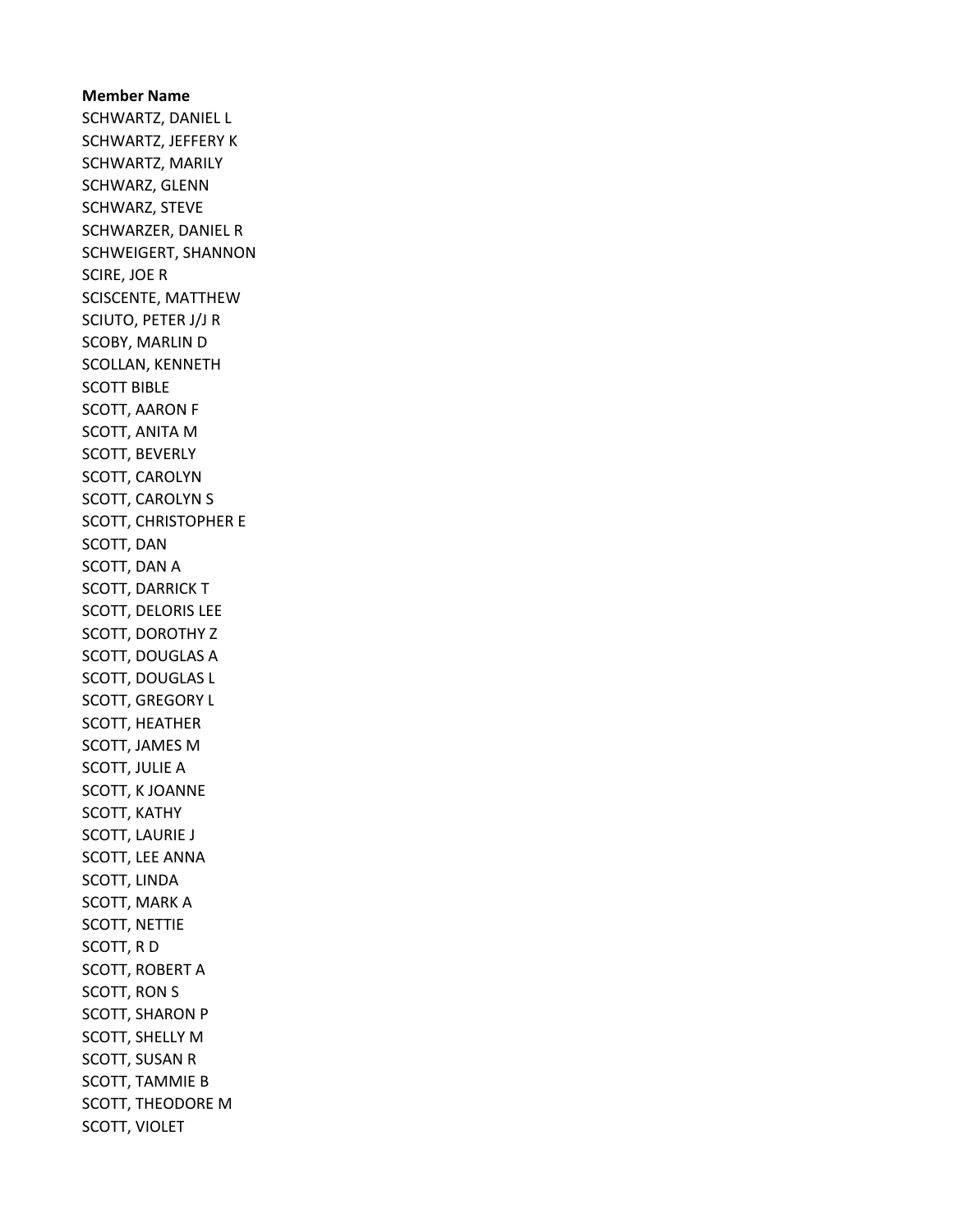**Member Name**
SCHWARTZ, DANIEL L
SCHWARTZ, JEFFERY K
SCHWARTZ, MARILY
SCHWARZ, GLENN
SCHWARZ, STEVE
SCHWARZER, DANIEL R
SCHWEIGERT, SHANNON
SCIRE, JOE R
SCISCENTE, MATTHEW
SCIUTO, PETER J/J R
SCOBY, MARLIN D
SCOLLAN, KENNETH
SCOTT BIBLE
SCOTT, AARON F
SCOTT, ANITA M
SCOTT, BEVERLY
SCOTT, CAROLYN
SCOTT, CAROLYN S
SCOTT, CHRISTOPHER E
SCOTT, DAN
SCOTT, DAN A
SCOTT, DARRICK T
SCOTT, DELORIS LEE
SCOTT, DOROTHY Z
SCOTT, DOUGLAS A
SCOTT, DOUGLAS L
SCOTT, GREGORY L
SCOTT, HEATHER
SCOTT, JAMES M
SCOTT, JULIE A
SCOTT, K JOANNE
SCOTT, KATHY
SCOTT, LAURIE J
SCOTT, LEE ANNA
SCOTT, LINDA
SCOTT, MARK A
SCOTT, NETTIE
SCOTT, R D
SCOTT, ROBERT A
SCOTT, RON S
SCOTT, SHARON P
SCOTT, SHELLY M
SCOTT, SUSAN R
SCOTT, TAMMIE B
SCOTT, THEODORE M
SCOTT, VIOLET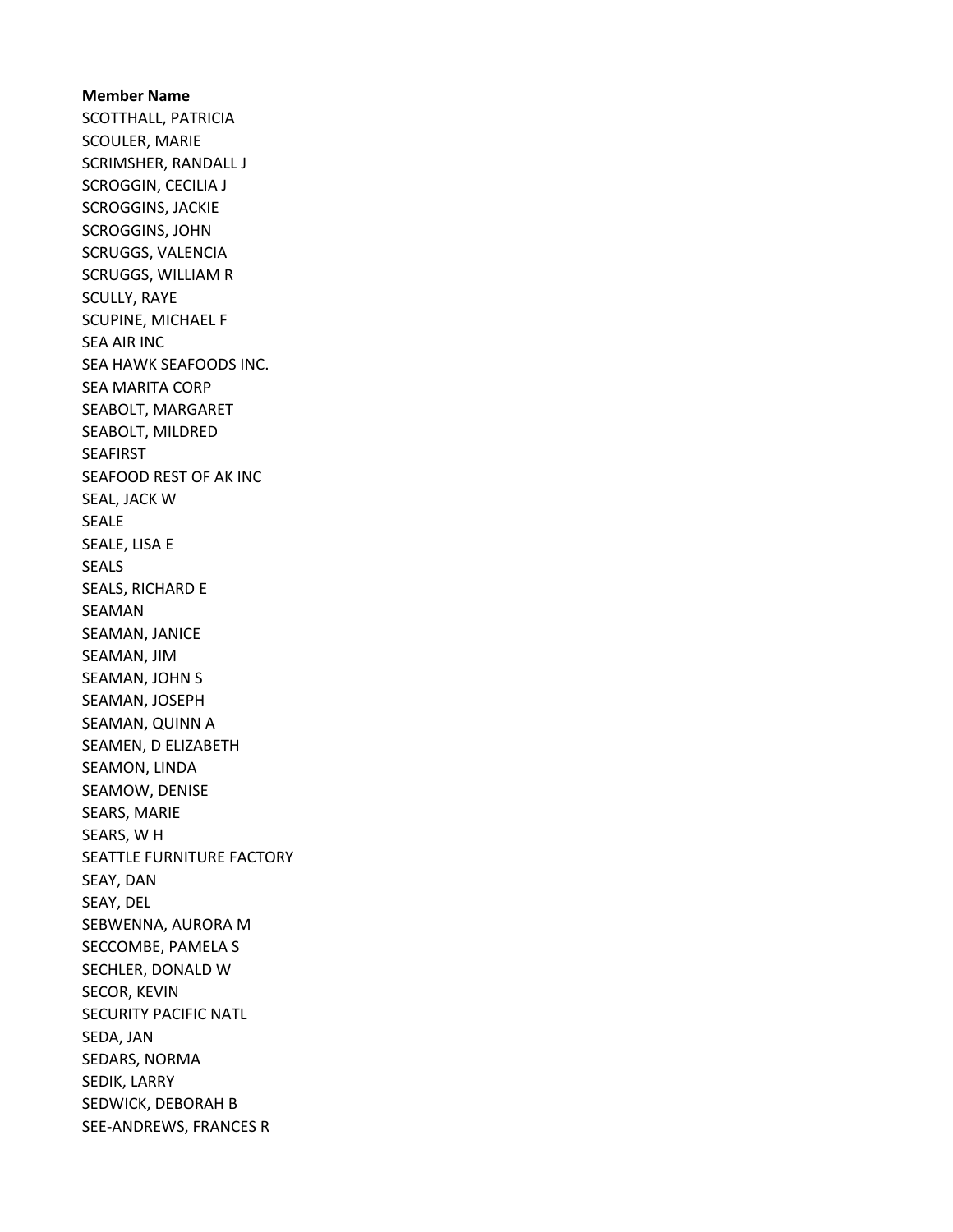**Member Name**

SCOTTHALL, PATRICIA
SCOULER, MARIE
SCRIMSHER, RANDALL J
SCROGGIN, CECILIA J
SCROGGINS, JACKIE
SCROGGINS, JOHN
SCRUGGS, VALENCIA
SCRUGGS, WILLIAM R
SCULLY, RAYE
SCUPINE, MICHAEL F
SEA AIR INC
SEA HAWK SEAFOODS INC.
SEA MARITA CORP
SEABOLT, MARGARET
SEABOLT, MILDRED
SEAFIRST
SEAFOOD REST OF AK INC
SEAL, JACK W
SEALE
SEALE, LISA E
SEALS
SEALS, RICHARD E
SEAMAN
SEAMAN, JANICE
SEAMAN, JIM
SEAMAN, JOHN S
SEAMAN, JOSEPH
SEAMAN, QUINN A
SEAMEN, D ELIZABETH
SEAMON, LINDA
SEAMOW, DENISE
SEARS, MARIE
SEARS, W H
SEATTLE FURNITURE FACTORY
SEAY, DAN
SEAY, DEL
SEBWENNA, AURORA M
SECCOMBE, PAMELA S
SECHLER, DONALD W
SECOR, KEVIN
SECURITY PACIFIC NATL
SEDA, JAN
SEDARS, NORMA
SEDIK, LARRY
SEDWICK, DEBORAH B
SEE-ANDREWS, FRANCES R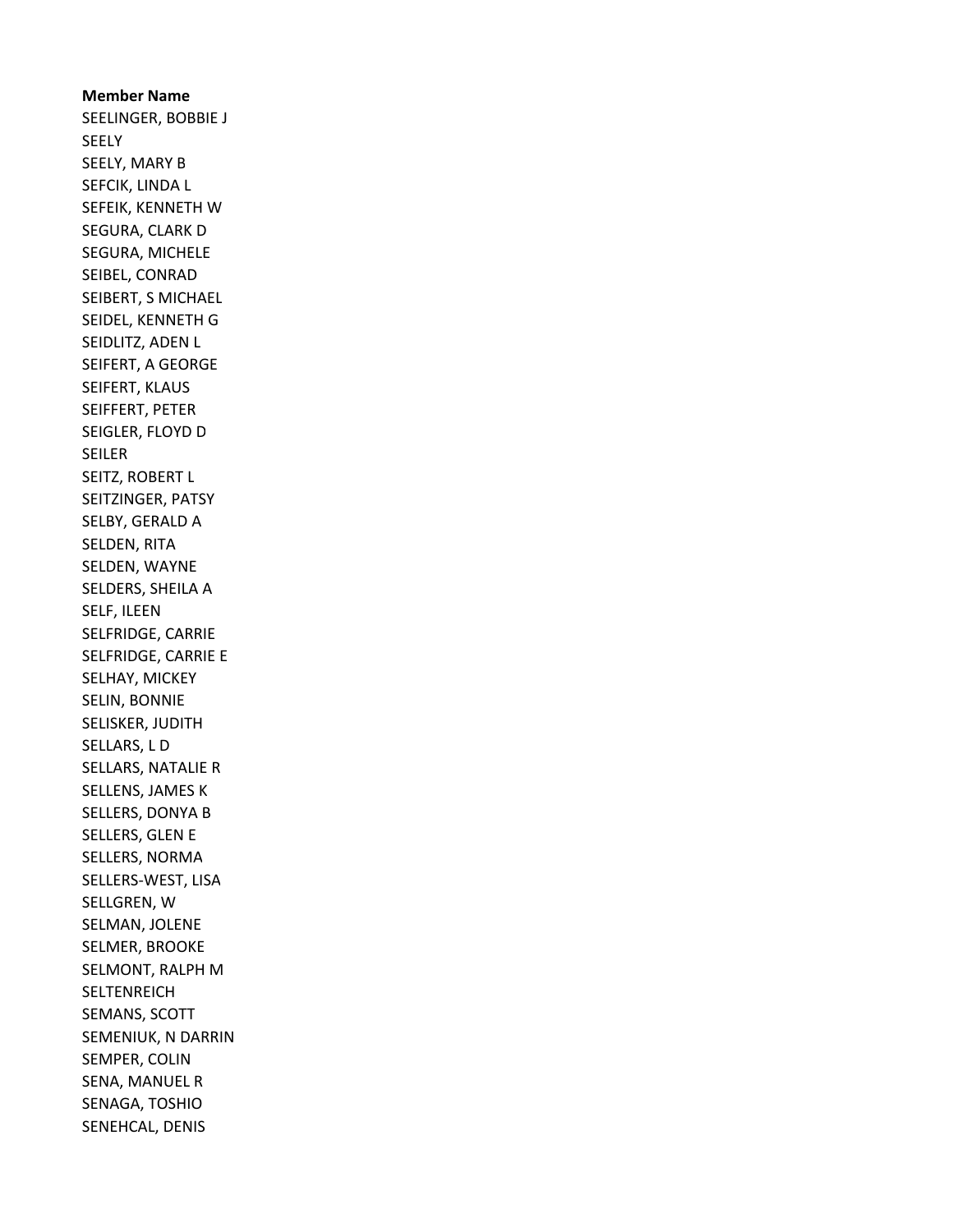**Member Name**
SEELINGER, BOBBIE J
SEELY
SEELY, MARY B
SEFCIK, LINDA L
SEFEIK, KENNETH W
SEGURA, CLARK D
SEGURA, MICHELE
SEIBEL, CONRAD
SEIBERT, S MICHAEL
SEIDEL, KENNETH G
SEIDLITZ, ADEN L
SEIFERT, A GEORGE
SEIFERT, KLAUS
SEIFFERT, PETER
SEIGLER, FLOYD D
SEILER
SEITZ, ROBERT L
SEITZINGER, PATSY
SELBY, GERALD A
SELDEN, RITA
SELDEN, WAYNE
SELDERS, SHEILA A
SELF, ILEEN
SELFRIDGE, CARRIE
SELFRIDGE, CARRIE E
SELHAY, MICKEY
SELIN, BONNIE
SELISKER, JUDITH
SELLARS, L D
SELLARS, NATALIE R
SELLENS, JAMES K
SELLERS, DONYA B
SELLERS, GLEN E
SELLERS, NORMA
SELLERS-WEST, LISA
SELLGREN, W
SELMAN, JOLENE
SELMER, BROOKE
SELMONT, RALPH M
SELTENREICH
SEMANS, SCOTT
SEMENIUK, N DARRIN
SEMPER, COLIN
SENA, MANUEL R
SENAGA, TOSHIO
SENEHCAL, DENIS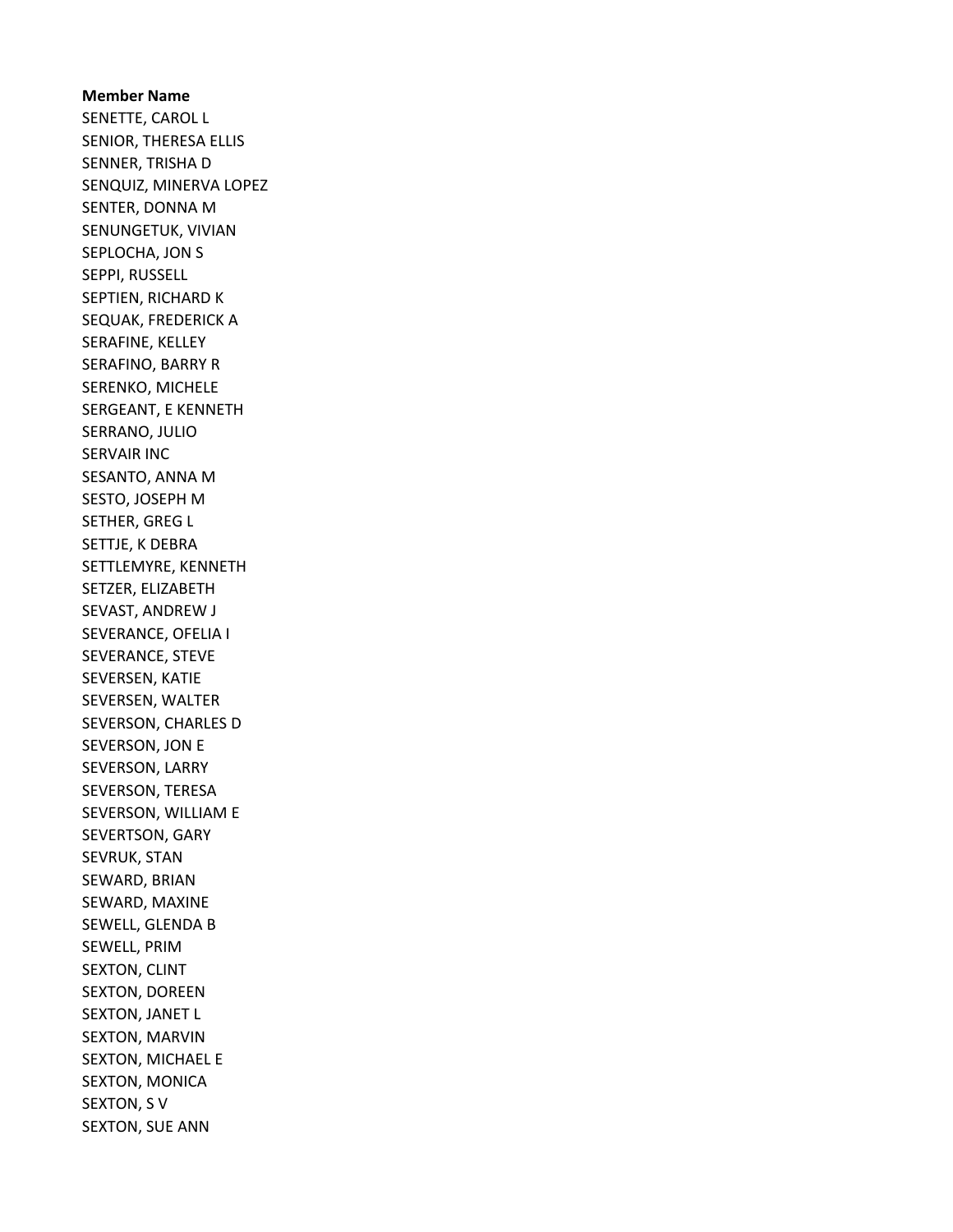**Member Name**

SENETTE, CAROL L
SENIOR, THERESA ELLIS
SENNER, TRISHA D
SENQUIZ, MINERVA LOPEZ
SENTER, DONNA M
SENUNGETUK, VIVIAN
SEPLOCHA, JON S
SEPPI, RUSSELL
SEPTIEN, RICHARD K
SEQUAK, FREDERICK A
SERAFINE, KELLEY
SERAFINO, BARRY R
SERENKO, MICHELE
SERGEANT, E KENNETH
SERRANO, JULIO
SERVAIR INC
SESANTO, ANNA M
SESTO, JOSEPH M
SETHER, GREG L
SETTJE, K DEBRA
SETTLEMYRE, KENNETH
SETZER, ELIZABETH
SEVAST, ANDREW J
SEVERANCE, OFELIA I
SEVERANCE, STEVE
SEVERSEN, KATIE
SEVERSEN, WALTER
SEVERSON, CHARLES D
SEVERSON, JON E
SEVERSON, LARRY
SEVERSON, TERESA
SEVERSON, WILLIAM E
SEVERTSON, GARY
SEVRUK, STAN
SEWARD, BRIAN
SEWARD, MAXINE
SEWELL, GLENDA B
SEWELL, PRIM
SEXTON, CLINT
SEXTON, DOREEN
SEXTON, JANET L
SEXTON, MARVIN
SEXTON, MICHAEL E
SEXTON, MONICA
SEXTON, S V
SEXTON, SUE ANN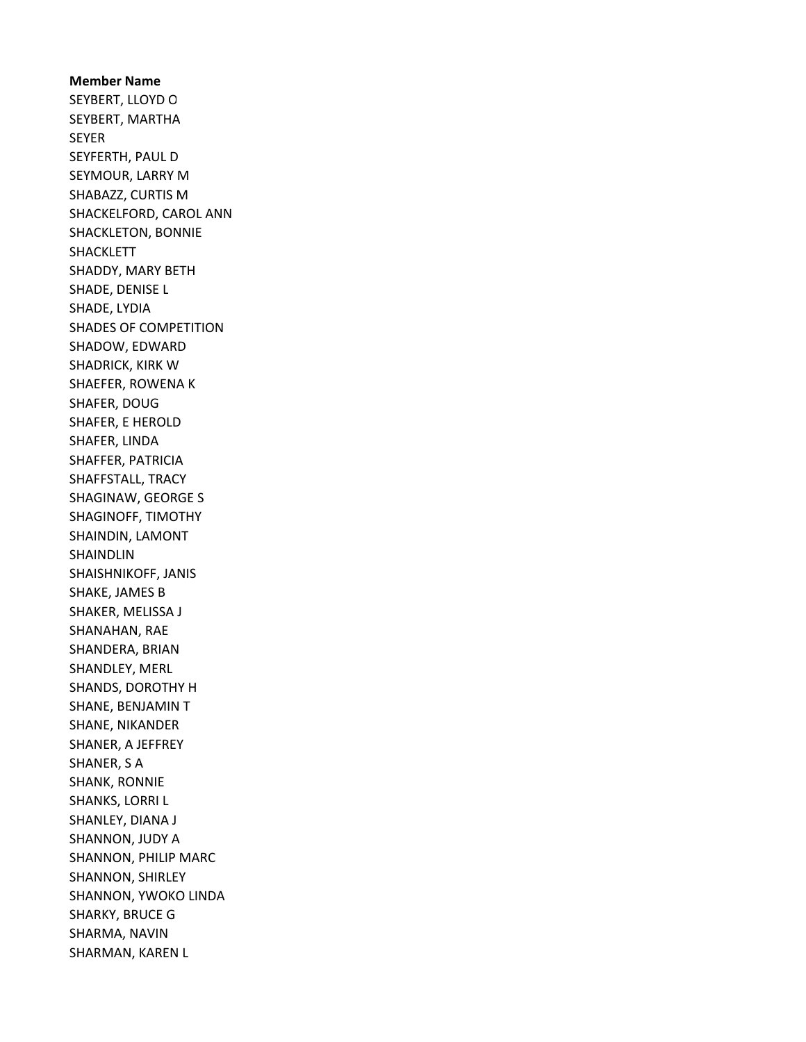**Member Name**

SEYBERT, LLOYD O
SEYBERT, MARTHA
SEYER
SEYFERTH, PAUL D
SEYMOUR, LARRY M
SHABAZZ, CURTIS M
SHACKELFORD, CAROL ANN
SHACKLETON, BONNIE
SHACKLETT
SHADDY, MARY BETH
SHADE, DENISE L
SHADE, LYDIA
SHADES OF COMPETITION
SHADOW, EDWARD
SHADRICK, KIRK W
SHAEFER, ROWENA K
SHAFER, DOUG
SHAFER, E HEROLD
SHAFER, LINDA
SHAFFER, PATRICIA
SHAFFSTALL, TRACY
SHAGINAW, GEORGE S
SHAGINOFF, TIMOTHY
SHAINDIN, LAMONT
SHAINDLIN
SHAISHNIKOFF, JANIS
SHAKE, JAMES B
SHAKER, MELISSA J
SHANAHAN, RAE
SHANDERA, BRIAN
SHANDLEY, MERL
SHANDS, DOROTHY H
SHANE, BENJAMIN T
SHANE, NIKANDER
SHANER, A JEFFREY
SHANER, S A
SHANK, RONNIE
SHANKS, LORRI L
SHANLEY, DIANA J
SHANNON, JUDY A
SHANNON, PHILIP MARC
SHANNON, SHIRLEY
SHANNON, YWOKO LINDA
SHARKY, BRUCE G
SHARMA, NAVIN
SHARMAN, KAREN L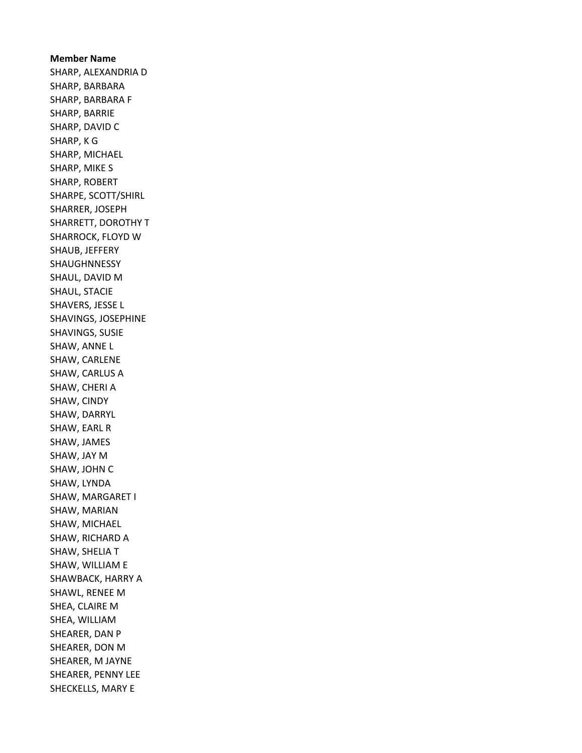**Member Name**

SHARP, ALEXANDRIA D
SHARP, BARBARA
SHARP, BARBARA F
SHARP, BARRIE
SHARP, DAVID C
SHARP, K G
SHARP, MICHAEL
SHARP, MIKE S
SHARP, ROBERT
SHARPE, SCOTT/SHIRL
SHARRER, JOSEPH
SHARRETT, DOROTHY T
SHARROCK, FLOYD W
SHAUB, JEFFERY
SHAUGHNNESSY
SHAUL, DAVID M
SHAUL, STACIE
SHAVERS, JESSE L
SHAVINGS, JOSEPHINE
SHAVINGS, SUSIE
SHAW, ANNE L
SHAW, CARLENE
SHAW, CARLUS A
SHAW, CHERI A
SHAW, CINDY
SHAW, DARRYL
SHAW, EARL R
SHAW, JAMES
SHAW, JAY M
SHAW, JOHN C
SHAW, LYNDA
SHAW, MARGARET I
SHAW, MARIAN
SHAW, MICHAEL
SHAW, RICHARD A
SHAW, SHELIA T
SHAW, WILLIAM E
SHAWBACK, HARRY A
SHAWL, RENEE M
SHEA, CLAIRE M
SHEA, WILLIAM
SHEARER, DAN P
SHEARER, DON M
SHEARER, M JAYNE
SHEARER, PENNY LEE
SHECKELLS, MARY E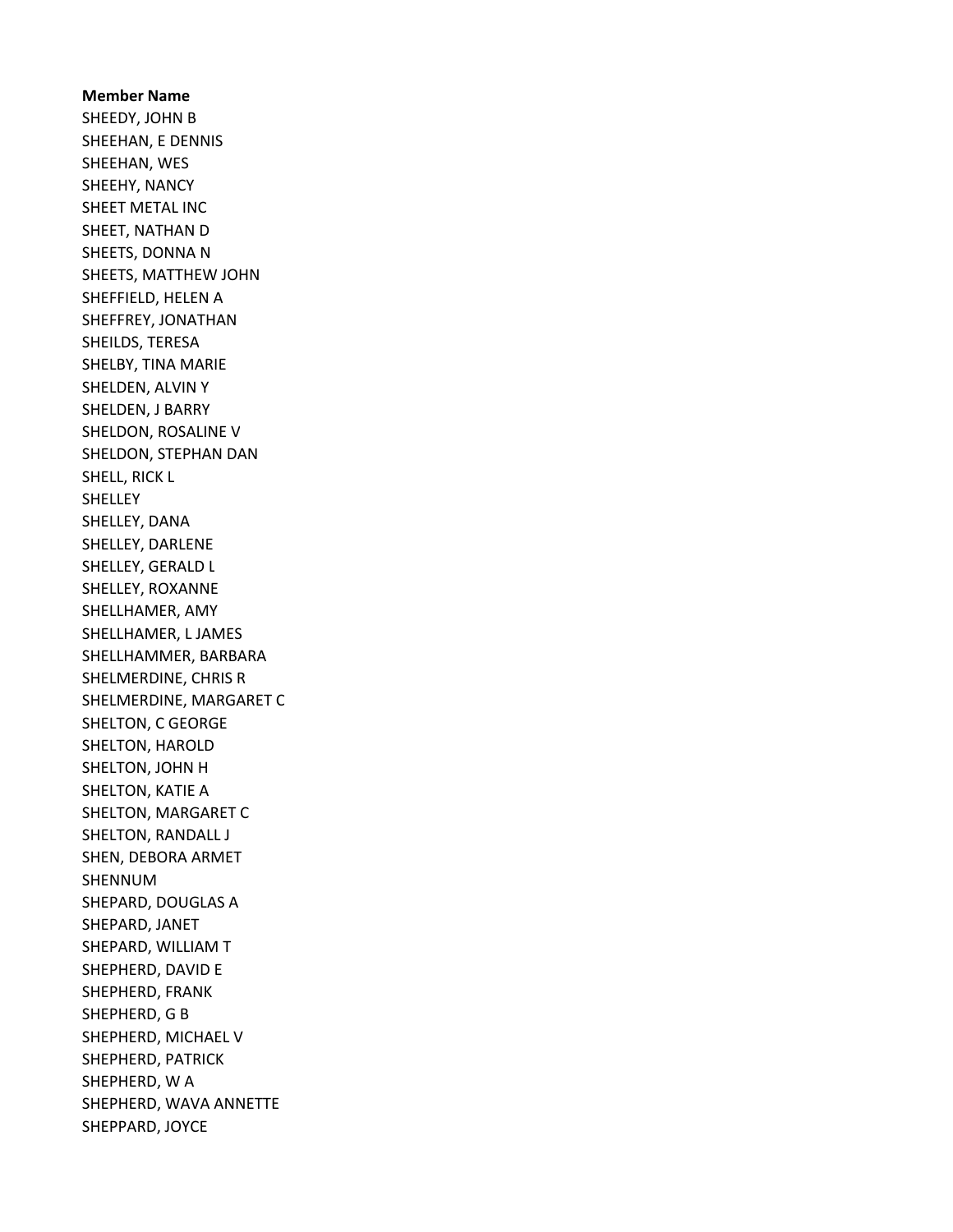**Member Name**

SHEEDY, JOHN B
SHEEHAN, E DENNIS
SHEEHAN, WES
SHEEHY, NANCY
SHEET METAL INC
SHEET, NATHAN D
SHEETS, DONNA N
SHEETS, MATTHEW JOHN
SHEFFIELD, HELEN A
SHEFFREY, JONATHAN
SHEILDS, TERESA
SHELBY, TINA MARIE
SHELDEN, ALVIN Y
SHELDEN, J BARRY
SHELDON, ROSALINE V
SHELDON, STEPHAN DAN
SHELL, RICK L
SHELLEY
SHELLEY, DANA
SHELLEY, DARLENE
SHELLEY, GERALD L
SHELLEY, ROXANNE
SHELLHAMER, AMY
SHELLHAMER, L JAMES
SHELLHAMMER, BARBARA
SHELMERDINE, CHRIS R
SHELMERDINE, MARGARET C
SHELTON, C GEORGE
SHELTON, HAROLD
SHELTON, JOHN H
SHELTON, KATIE A
SHELTON, MARGARET C
SHELTON, RANDALL J
SHEN, DEBORA ARMET
SHENNUM
SHEPARD, DOUGLAS A
SHEPARD, JANET
SHEPARD, WILLIAM T
SHEPHERD, DAVID E
SHEPHERD, FRANK
SHEPHERD, G B
SHEPHERD, MICHAEL V
SHEPHERD, PATRICK
SHEPHERD, W A
SHEPHERD, WAVA ANNETTE
SHEPPARD, JOYCE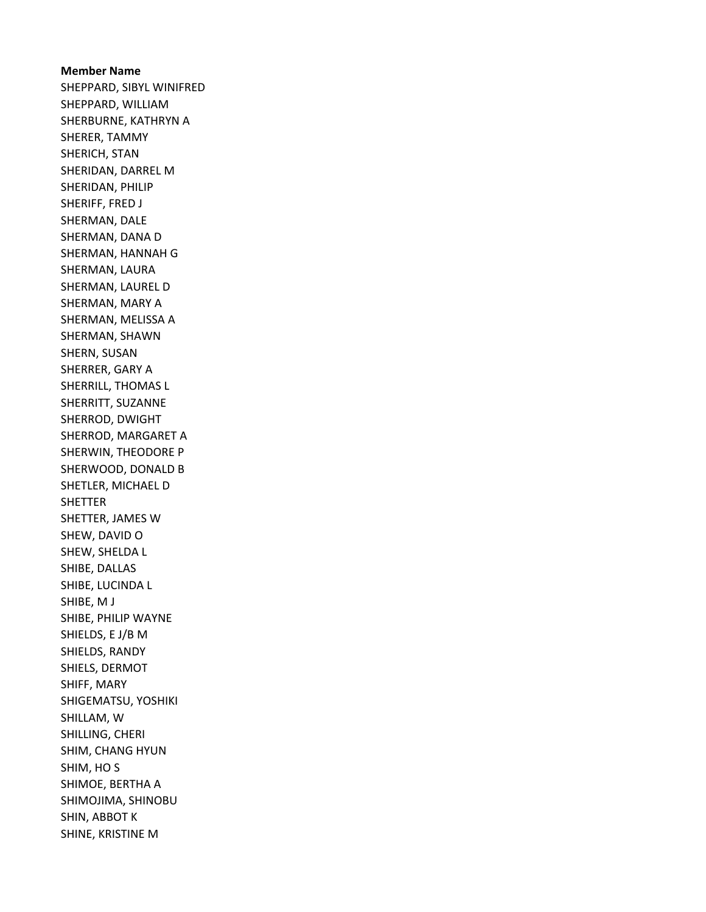**Member Name**

SHEPPARD, SIBYL WINIFRED
SHEPPARD, WILLIAM
SHERBURNE, KATHRYN A
SHERER, TAMMY
SHERICH, STAN
SHERIDAN, DARREL M
SHERIDAN, PHILIP
SHERIFF, FRED J
SHERMAN, DALE
SHERMAN, DANA D
SHERMAN, HANNAH G
SHERMAN, LAURA
SHERMAN, LAUREL D
SHERMAN, MARY A
SHERMAN, MELISSA A
SHERMAN, SHAWN
SHERN, SUSAN
SHERRER, GARY A
SHERRILL, THOMAS L
SHERRITT, SUZANNE
SHERROD, DWIGHT
SHERROD, MARGARET A
SHERWIN, THEODORE P
SHERWOOD, DONALD B
SHETLER, MICHAEL D
SHETTER
SHETTER, JAMES W
SHEW, DAVID O
SHEW, SHELDA L
SHIBE, DALLAS
SHIBE, LUCINDA L
SHIBE, M J
SHIBE, PHILIP WAYNE
SHIELDS, E J/B M
SHIELDS, RANDY
SHIELS, DERMOT
SHIFF, MARY
SHIGEMATSU, YOSHIKI
SHILLAM, W
SHILLING, CHERI
SHIM, CHANG HYUN
SHIM, HO S
SHIMOE, BERTHA A
SHIMOJIMA, SHINOBU
SHIN, ABBOT K
SHINE, KRISTINE M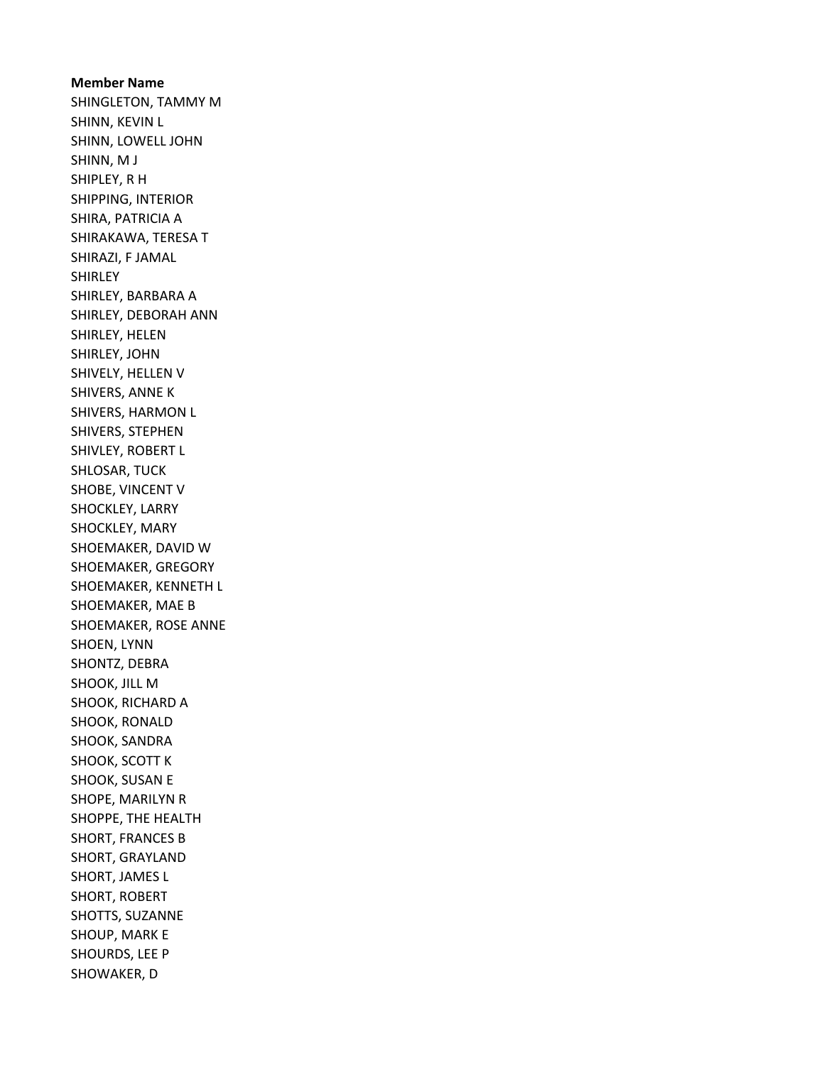**Member Name**

SHINGLETON, TAMMY M
SHINN, KEVIN L
SHINN, LOWELL JOHN
SHINN, M J
SHIPLEY, R H
SHIPPING, INTERIOR
SHIRA, PATRICIA A
SHIRAKAWA, TERESA T
SHIRAZI, F JAMAL
SHIRLEY
SHIRLEY, BARBARA A
SHIRLEY, DEBORAH ANN
SHIRLEY, HELEN
SHIRLEY, JOHN
SHIVELY, HELLEN V
SHIVERS, ANNE K
SHIVERS, HARMON L
SHIVERS, STEPHEN
SHIVLEY, ROBERT L
SHLOSAR, TUCK
SHOBE, VINCENT V
SHOCKLEY, LARRY
SHOCKLEY, MARY
SHOEMAKER, DAVID W
SHOEMAKER, GREGORY
SHOEMAKER, KENNETH L
SHOEMAKER, MAE B
SHOEMAKER, ROSE ANNE
SHOEN, LYNN
SHONTZ, DEBRA
SHOOK, JILL M
SHOOK, RICHARD A
SHOOK, RONALD
SHOOK, SANDRA
SHOOK, SCOTT K
SHOOK, SUSAN E
SHOPE, MARILYN R
SHOPPE, THE HEALTH
SHORT, FRANCES B
SHORT, GRAYLAND
SHORT, JAMES L
SHORT, ROBERT
SHOTTS, SUZANNE
SHOUP, MARK E
SHOURDS, LEE P
SHOWAKER, D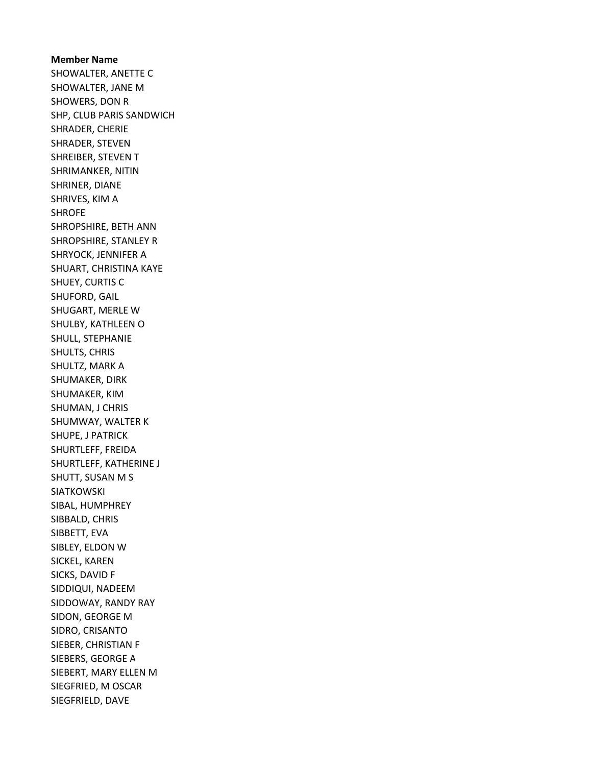**Member Name**
SHOWALTER, ANETTE C
SHOWALTER, JANE M
SHOWERS, DON R
SHP, CLUB PARIS SANDWICH
SHRADER, CHERIE
SHRADER, STEVEN
SHREIBER, STEVEN T
SHRIMANKER, NITIN
SHRINER, DIANE
SHRIVES, KIM A
SHROFE
SHROPSHIRE, BETH ANN
SHROPSHIRE, STANLEY R
SHRYOCK, JENNIFER A
SHUART, CHRISTINA KAYE
SHUEY, CURTIS C
SHUFORD, GAIL
SHUGART, MERLE W
SHULBY, KATHLEEN O
SHULL, STEPHANIE
SHULTS, CHRIS
SHULTZ, MARK A
SHUMAKER, DIRK
SHUMAKER, KIM
SHUMAN, J CHRIS
SHUMWAY, WALTER K
SHUPE, J PATRICK
SHURTLEFF, FREIDA
SHURTLEFF, KATHERINE J
SHUTT, SUSAN M S
SIATKOWSKI
SIBAL, HUMPHREY
SIBBALD, CHRIS
SIBBETT, EVA
SIBLEY, ELDON W
SICKEL, KAREN
SICKS, DAVID F
SIDDIQUI, NADEEM
SIDDOWAY, RANDY RAY
SIDON, GEORGE M
SIDRO, CRISANTO
SIEBER, CHRISTIAN F
SIEBERS, GEORGE A
SIEBERT, MARY ELLEN M
SIEGFRIED, M OSCAR
SIEGFRIELD, DAVE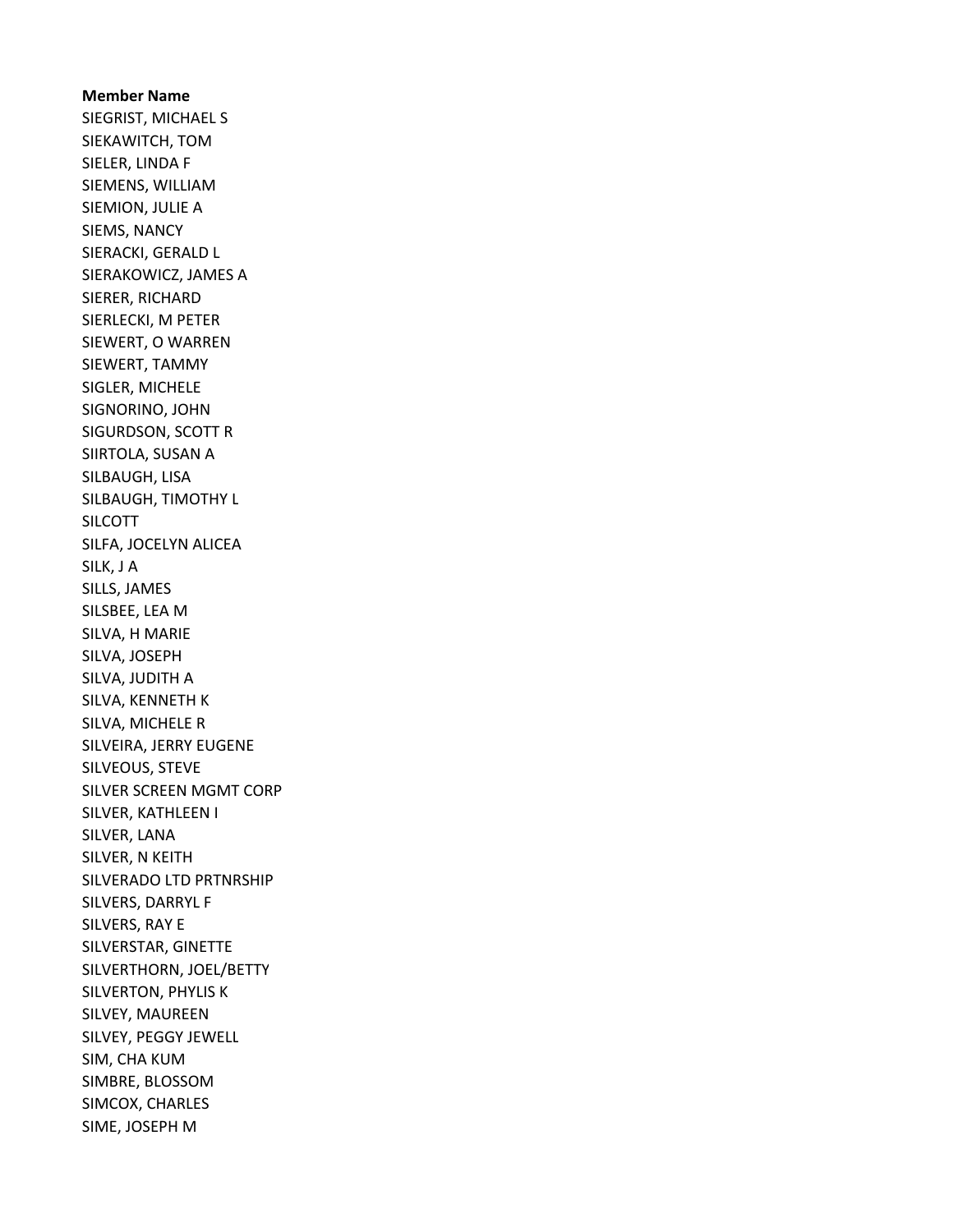**Member Name**

SIEGRIST, MICHAEL S
SIEKAWITCH, TOM
SIELER, LINDA F
SIEMENS, WILLIAM
SIEMION, JULIE A
SIEMS, NANCY
SIERACKI, GERALD L
SIERAKOWICZ, JAMES A
SIERER, RICHARD
SIERLECKI, M PETER
SIEWERT, O WARREN
SIEWERT, TAMMY
SIGLER, MICHELE
SIGNORINO, JOHN
SIGURDSON, SCOTT R
SIIRTOLA, SUSAN A
SILBAUGH, LISA
SILBAUGH, TIMOTHY L
SILCOTT
SILFA, JOCELYN ALICEA
SILK, J A
SILLS, JAMES
SILSBEE, LEA M
SILVA, H MARIE
SILVA, JOSEPH
SILVA, JUDITH A
SILVA, KENNETH K
SILVA, MICHELE R
SILVEIRA, JERRY EUGENE
SILVEOUS, STEVE
SILVER SCREEN MGMT CORP
SILVER, KATHLEEN I
SILVER, LANA
SILVER, N KEITH
SILVERADO LTD PRTNRSHIP
SILVERS, DARRYL F
SILVERS, RAY E
SILVERSTAR, GINETTE
SILVERTHORN, JOEL/BETTY
SILVERTON, PHYLIS K
SILVEY, MAUREEN
SILVEY, PEGGY JEWELL
SIM, CHA KUM
SIMBRE, BLOSSOM
SIMCOX, CHARLES
SIME, JOSEPH M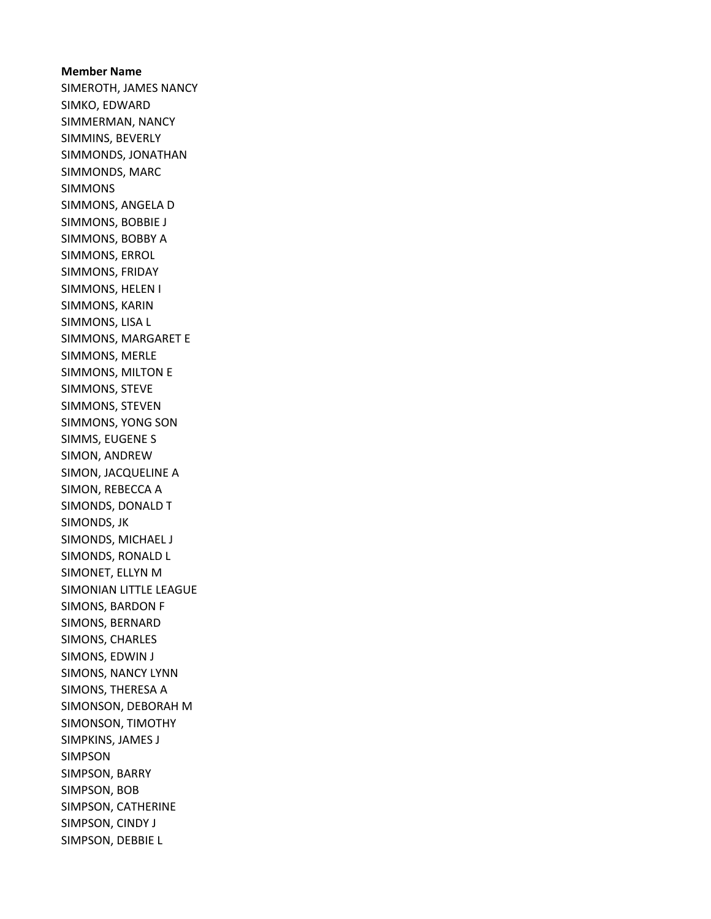**Member Name**

SIMEROTH, JAMES NANCY
SIMKO, EDWARD
SIMMERMAN, NANCY
SIMMINS, BEVERLY
SIMMONDS, JONATHAN
SIMMONDS, MARC
SIMMONS
SIMMONS, ANGELA D
SIMMONS, BOBBIE J
SIMMONS, BOBBY A
SIMMONS, ERROL
SIMMONS, FRIDAY
SIMMONS, HELEN I
SIMMONS, KARIN
SIMMONS, LISA L
SIMMONS, MARGARET E
SIMMONS, MERLE
SIMMONS, MILTON E
SIMMONS, STEVE
SIMMONS, STEVEN
SIMMONS, YONG SON
SIMMS, EUGENE S
SIMON, ANDREW
SIMON, JACQUELINE A
SIMON, REBECCA A
SIMONDS, DONALD T
SIMONDS, JK
SIMONDS, MICHAEL J
SIMONDS, RONALD L
SIMONET, ELLYN M
SIMONIAN LITTLE LEAGUE
SIMONS, BARDON F
SIMONS, BERNARD
SIMONS, CHARLES
SIMONS, EDWIN J
SIMONS, NANCY LYNN
SIMONS, THERESA A
SIMONSON, DEBORAH M
SIMONSON, TIMOTHY
SIMPKINS, JAMES J
SIMPSON
SIMPSON, BARRY
SIMPSON, BOB
SIMPSON, CATHERINE
SIMPSON, CINDY J
SIMPSON, DEBBIE L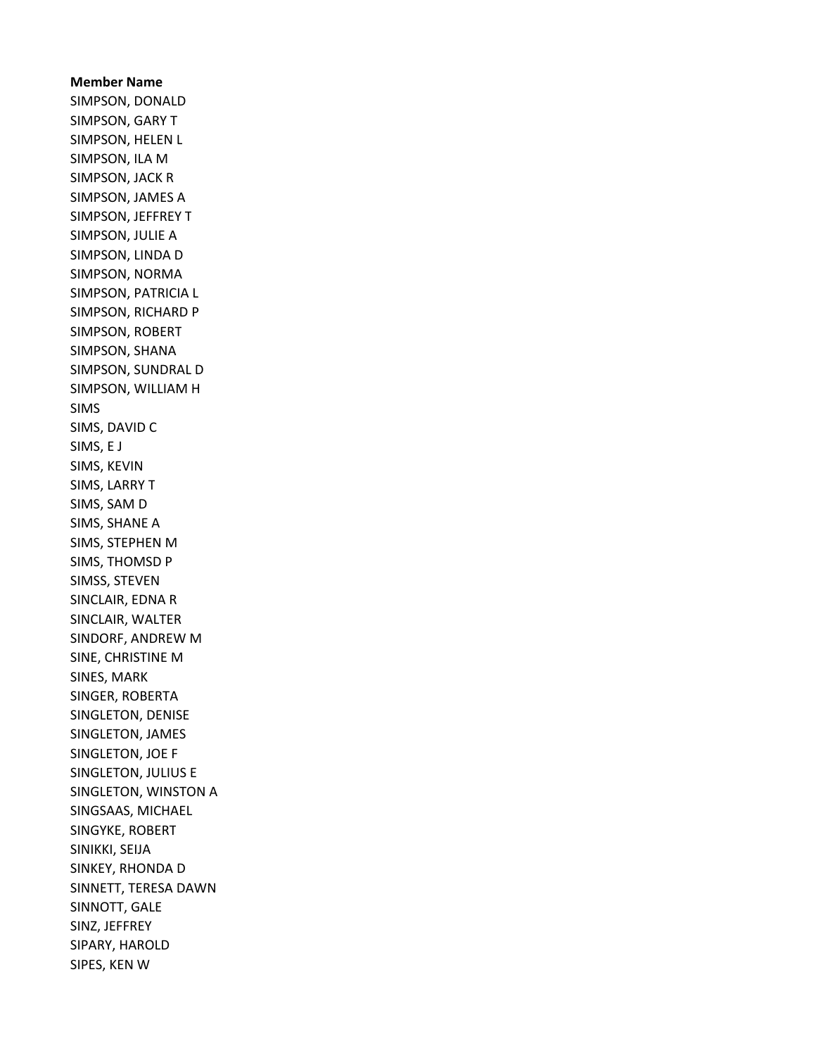**Member Name**
SIMPSON, DONALD
SIMPSON, GARY T
SIMPSON, HELEN L
SIMPSON, ILA M
SIMPSON, JACK R
SIMPSON, JAMES A
SIMPSON, JEFFREY T
SIMPSON, JULIE A
SIMPSON, LINDA D
SIMPSON, NORMA
SIMPSON, PATRICIA L
SIMPSON, RICHARD P
SIMPSON, ROBERT
SIMPSON, SHANA
SIMPSON, SUNDRAL D
SIMPSON, WILLIAM H
SIMS
SIMS, DAVID C
SIMS, E J
SIMS, KEVIN
SIMS, LARRY T
SIMS, SAM D
SIMS, SHANE A
SIMS, STEPHEN M
SIMS, THOMSD P
SIMSS, STEVEN
SINCLAIR, EDNA R
SINCLAIR, WALTER
SINDORF, ANDREW M
SINE, CHRISTINE M
SINES, MARK
SINGER, ROBERTA
SINGLETON, DENISE
SINGLETON, JAMES
SINGLETON, JOE F
SINGLETON, JULIUS E
SINGLETON, WINSTON A
SINGSAAS, MICHAEL
SINGYKE, ROBERT
SINIKKI, SEIJA
SINKEY, RHONDA D
SINNETT, TERESA DAWN
SINNOTT, GALE
SINZ, JEFFREY
SIPARY, HAROLD
SIPES, KEN W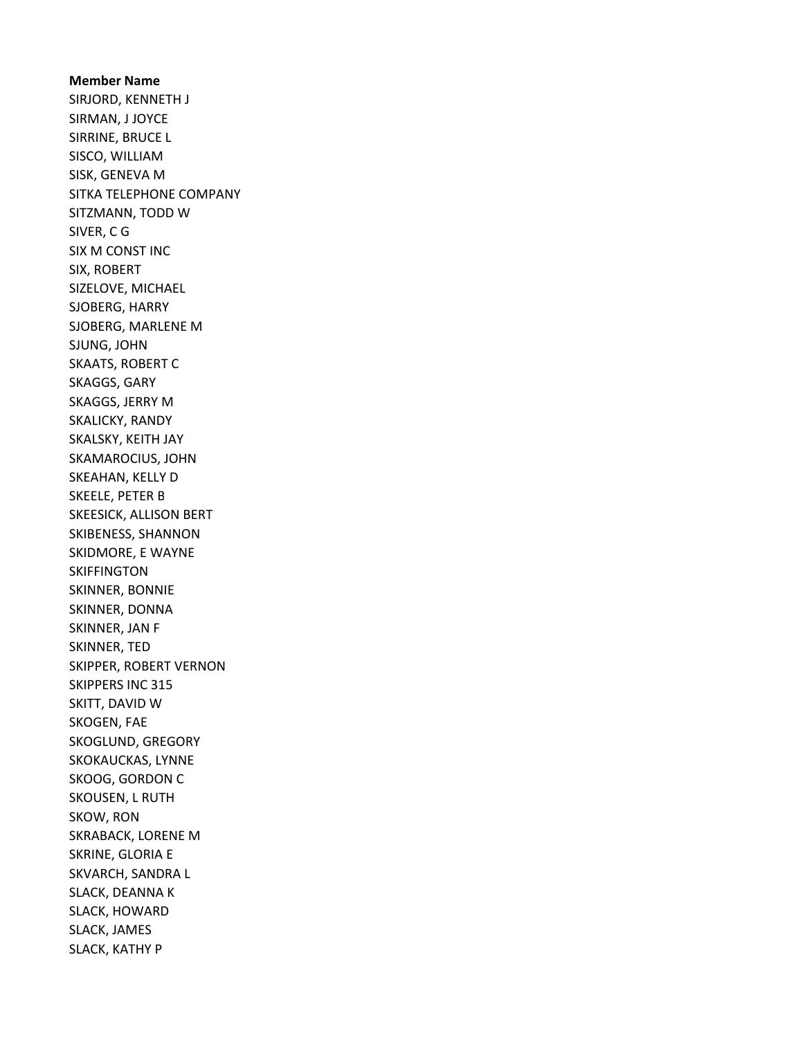**Member Name**

SIRJORD, KENNETH J
SIRMAN, J JOYCE
SIRRINE, BRUCE L
SISCO, WILLIAM
SISK, GENEVA M
SITKA TELEPHONE COMPANY
SITZMANN, TODD W
SIVER, C G
SIX M CONST INC
SIX, ROBERT
SIZELOVE, MICHAEL
SJOBERG, HARRY
SJOBERG, MARLENE M
SJUNG, JOHN
SKAATS, ROBERT C
SKAGGS, GARY
SKAGGS, JERRY M
SKALICKY, RANDY
SKALSKY, KEITH JAY
SKAMAROCIUS, JOHN
SKEAHAN, KELLY D
SKEELE, PETER B
SKEESICK, ALLISON BERT
SKIBENESS, SHANNON
SKIDMORE, E WAYNE
SKIFFINGTON
SKINNER, BONNIE
SKINNER, DONNA
SKINNER, JAN F
SKINNER, TED
SKIPPER, ROBERT VERNON
SKIPPERS INC 315
SKITT, DAVID W
SKOGEN, FAE
SKOGLUND, GREGORY
SKOKAUCKAS, LYNNE
SKOOG, GORDON C
SKOUSEN, L RUTH
SKOW, RON
SKRABACK, LORENE M
SKRINE, GLORIA E
SKVARCH, SANDRA L
SLACK, DEANNA K
SLACK, HOWARD
SLACK, JAMES
SLACK, KATHY P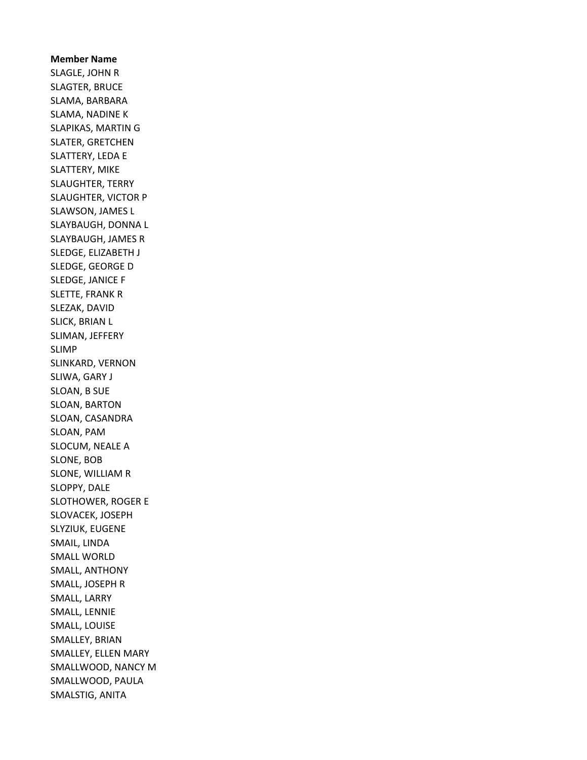**Member Name**

SLAGLE, JOHN R
SLAGTER, BRUCE
SLAMA, BARBARA
SLAMA, NADINE K
SLAPIKAS, MARTIN G
SLATER, GRETCHEN
SLATTERY, LEDA E
SLATTERY, MIKE
SLAUGHTER, TERRY
SLAUGHTER, VICTOR P
SLAWSON, JAMES L
SLAYBAUGH, DONNA L
SLAYBAUGH, JAMES R
SLEDGE, ELIZABETH J
SLEDGE, GEORGE D
SLEDGE, JANICE F
SLETTE, FRANK R
SLEZAK, DAVID
SLICK, BRIAN L
SLIMAN, JEFFERY
SLIMP
SLINKARD, VERNON
SLIWA, GARY J
SLOAN, B SUE
SLOAN, BARTON
SLOAN, CASANDRA
SLOAN, PAM
SLOCUM, NEALE A
SLONE, BOB
SLONE, WILLIAM R
SLOPPY, DALE
SLOTHOWER, ROGER E
SLOVACEK, JOSEPH
SLYZIUK, EUGENE
SMAIL, LINDA
SMALL WORLD
SMALL, ANTHONY
SMALL, JOSEPH R
SMALL, LARRY
SMALL, LENNIE
SMALL, LOUISE
SMALLEY, BRIAN
SMALLEY, ELLEN MARY
SMALLWOOD, NANCY M
SMALLWOOD, PAULA
SMALSTIG, ANITA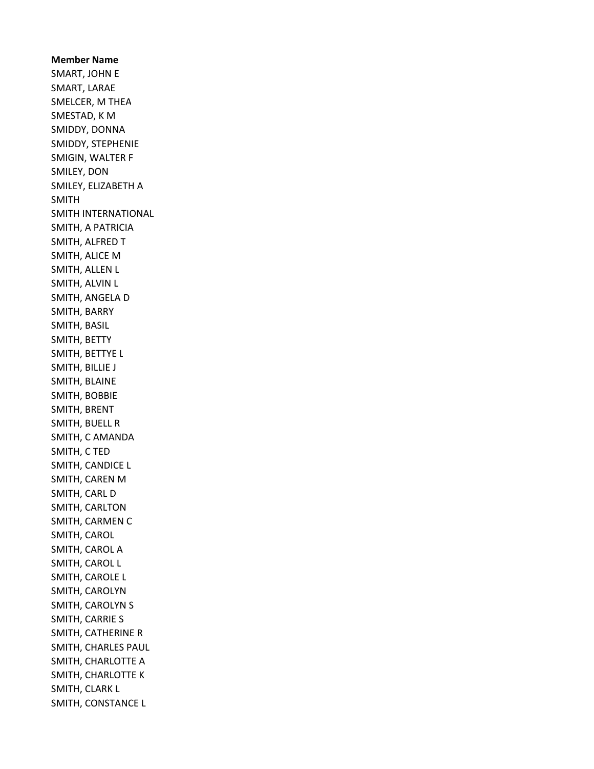**Member Name**

SMART, JOHN E
SMART, LARAE
SMELCER, M THEA
SMESTAD, K M
SMIDDY, DONNA
SMIDDY, STEPHENIE
SMIGIN, WALTER F
SMILEY, DON
SMILEY, ELIZABETH A
SMITH
SMITH INTERNATIONAL
SMITH, A PATRICIA
SMITH, ALFRED T
SMITH, ALICE M
SMITH, ALLEN L
SMITH, ALVIN L
SMITH, ANGELA D
SMITH, BARRY
SMITH, BASIL
SMITH, BETTY
SMITH, BETTYE L
SMITH, BILLIE J
SMITH, BLAINE
SMITH, BOBBIE
SMITH, BRENT
SMITH, BUELL R
SMITH, C AMANDA
SMITH, C TED
SMITH, CANDICE L
SMITH, CAREN M
SMITH, CARL D
SMITH, CARLTON
SMITH, CARMEN C
SMITH, CAROL
SMITH, CAROL A
SMITH, CAROL L
SMITH, CAROLE L
SMITH, CAROLYN
SMITH, CAROLYN S
SMITH, CARRIE S
SMITH, CATHERINE R
SMITH, CHARLES PAUL
SMITH, CHARLOTTE A
SMITH, CHARLOTTE K
SMITH, CLARK L
SMITH, CONSTANCE L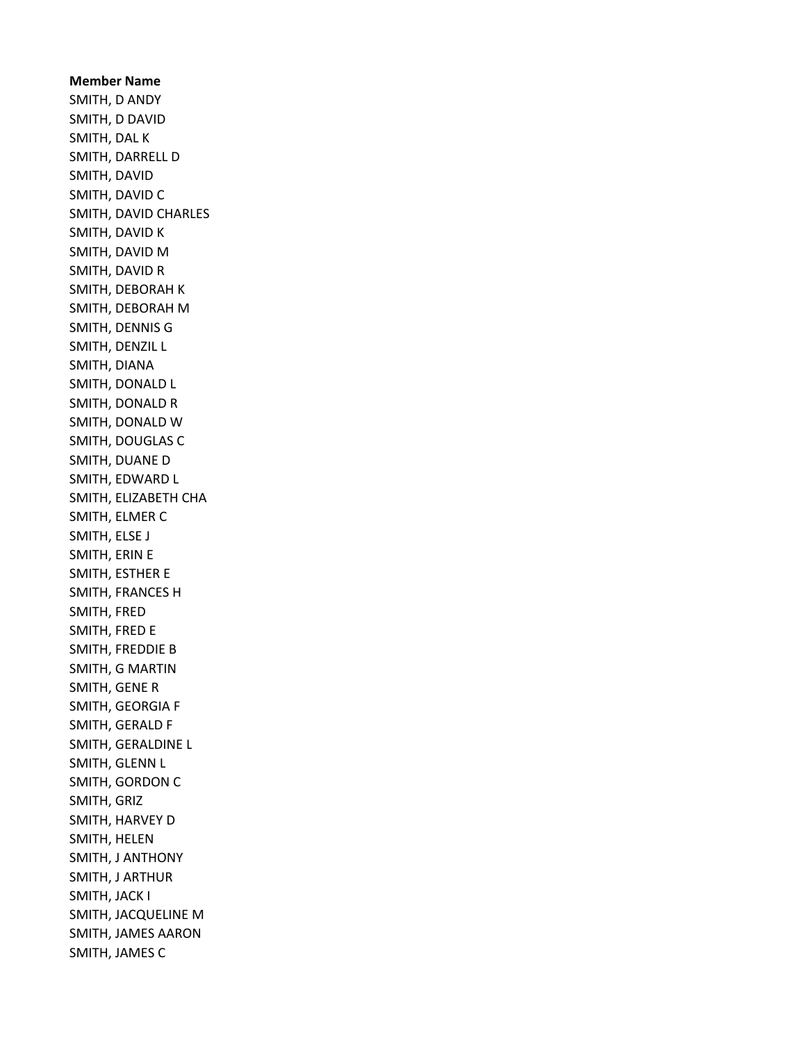**Member Name**

SMITH, D ANDY
SMITH, D DAVID
SMITH, DAL K
SMITH, DARRELL D
SMITH, DAVID
SMITH, DAVID C
SMITH, DAVID CHARLES
SMITH, DAVID K
SMITH, DAVID M
SMITH, DAVID R
SMITH, DEBORAH K
SMITH, DEBORAH M
SMITH, DENNIS G
SMITH, DENZIL L
SMITH, DIANA
SMITH, DONALD L
SMITH, DONALD R
SMITH, DONALD W
SMITH, DOUGLAS C
SMITH, DUANE D
SMITH, EDWARD L
SMITH, ELIZABETH CHA
SMITH, ELMER C
SMITH, ELSE J
SMITH, ERIN E
SMITH, ESTHER E
SMITH, FRANCES H
SMITH, FRED
SMITH, FRED E
SMITH, FREDDIE B
SMITH, G MARTIN
SMITH, GENE R
SMITH, GEORGIA F
SMITH, GERALD F
SMITH, GERALDINE L
SMITH, GLENN L
SMITH, GORDON C
SMITH, GRIZ
SMITH, HARVEY D
SMITH, HELEN
SMITH, J ANTHONY
SMITH, J ARTHUR
SMITH, JACK I
SMITH, JACQUELINE M
SMITH, JAMES AARON
SMITH, JAMES C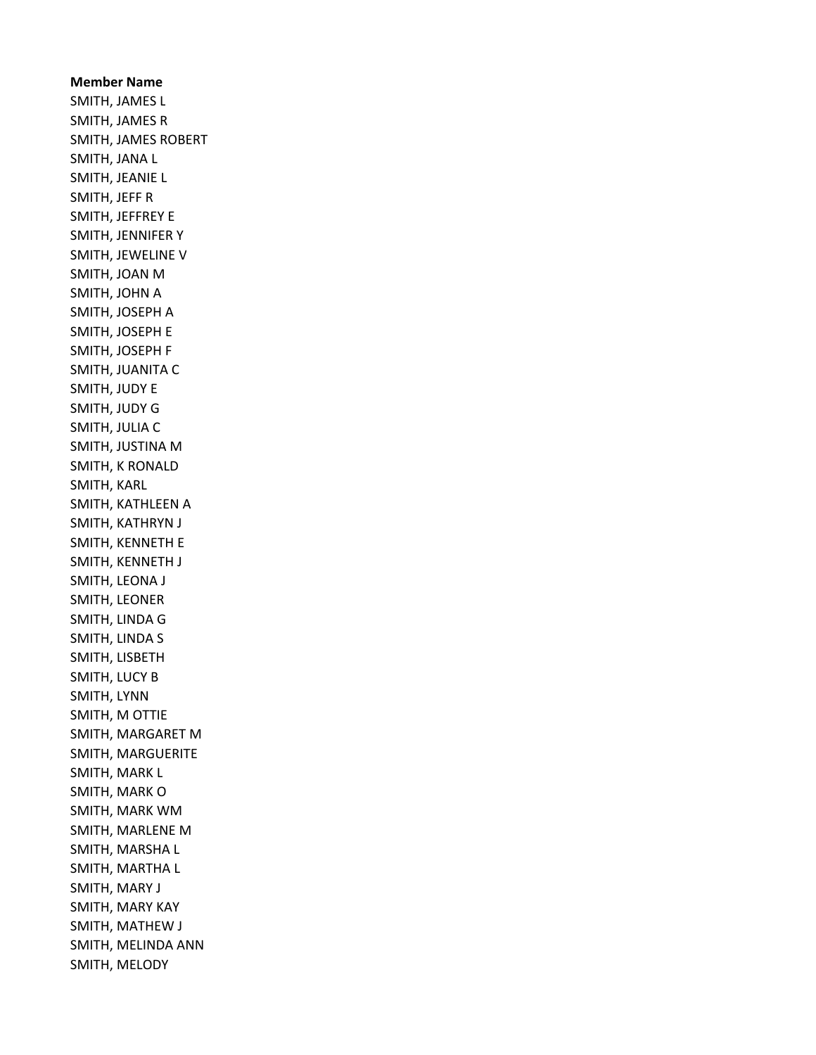**Member Name**
SMITH, JAMES L
SMITH, JAMES R
SMITH, JAMES ROBERT
SMITH, JANA L
SMITH, JEANIE L
SMITH, JEFF R
SMITH, JEFFREY E
SMITH, JENNIFER Y
SMITH, JEWELINE V
SMITH, JOAN M
SMITH, JOHN A
SMITH, JOSEPH A
SMITH, JOSEPH E
SMITH, JOSEPH F
SMITH, JUANITA C
SMITH, JUDY E
SMITH, JUDY G
SMITH, JULIA C
SMITH, JUSTINA M
SMITH, K RONALD
SMITH, KARL
SMITH, KATHLEEN A
SMITH, KATHRYN J
SMITH, KENNETH E
SMITH, KENNETH J
SMITH, LEONA J
SMITH, LEONER
SMITH, LINDA G
SMITH, LINDA S
SMITH, LISBETH
SMITH, LUCY B
SMITH, LYNN
SMITH, M OTTIE
SMITH, MARGARET M
SMITH, MARGUERITE
SMITH, MARK L
SMITH, MARK O
SMITH, MARK WM
SMITH, MARLENE M
SMITH, MARSHA L
SMITH, MARTHA L
SMITH, MARY J
SMITH, MARY KAY
SMITH, MATHEW J
SMITH, MELINDA ANN
SMITH, MELODY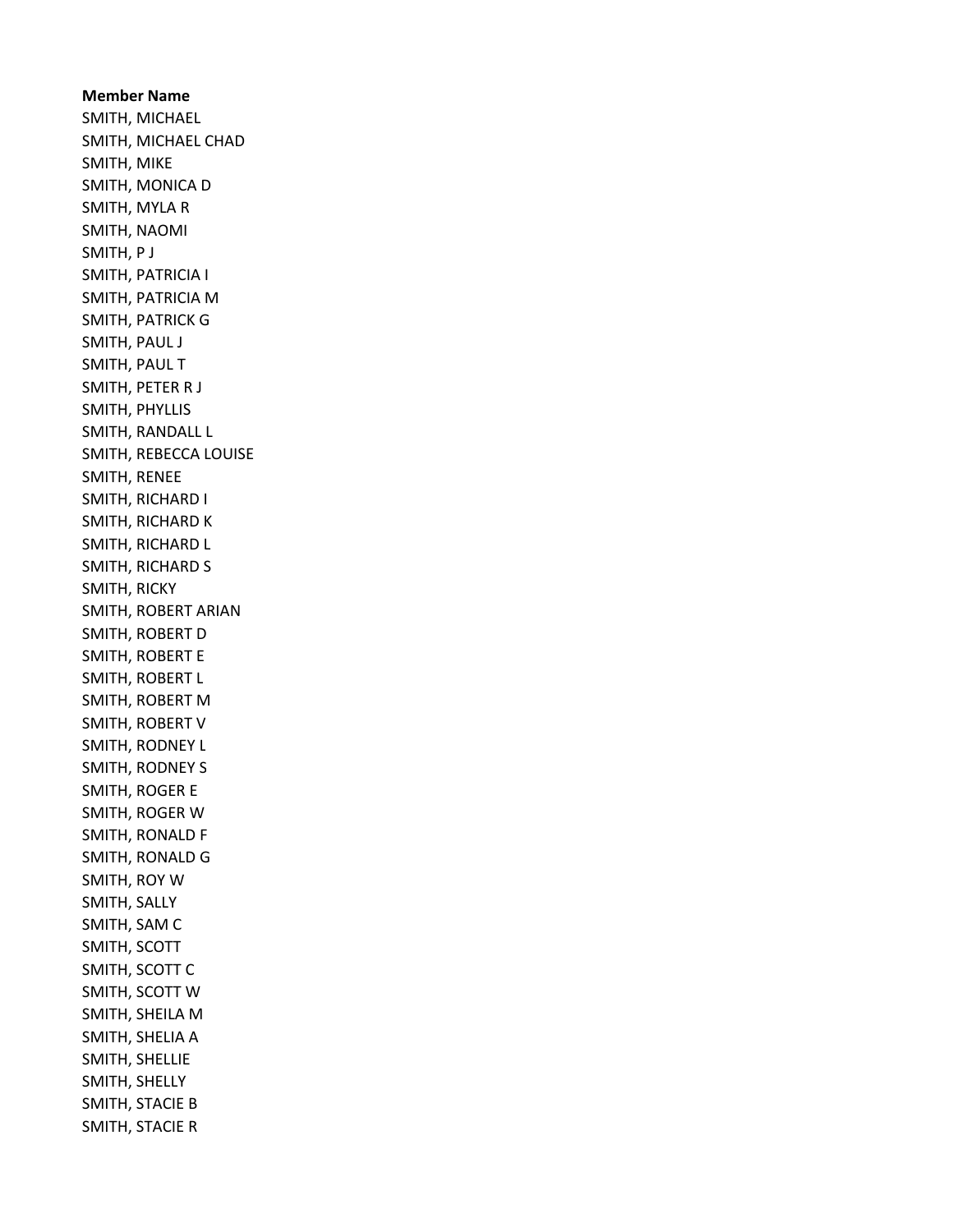**Member Name**

SMITH, MICHAEL
SMITH, MICHAEL CHAD
SMITH, MIKE
SMITH, MONICA D
SMITH, MYLA R
SMITH, NAOMI
SMITH, P J
SMITH, PATRICIA I
SMITH, PATRICIA M
SMITH, PATRICK G
SMITH, PAUL J
SMITH, PAUL T
SMITH, PETER R J
SMITH, PHYLLIS
SMITH, RANDALL L
SMITH, REBECCA LOUISE
SMITH, RENEE
SMITH, RICHARD I
SMITH, RICHARD K
SMITH, RICHARD L
SMITH, RICHARD S
SMITH, RICKY
SMITH, ROBERT ARIAN
SMITH, ROBERT D
SMITH, ROBERT E
SMITH, ROBERT L
SMITH, ROBERT M
SMITH, ROBERT V
SMITH, RODNEY L
SMITH, RODNEY S
SMITH, ROGER E
SMITH, ROGER W
SMITH, RONALD F
SMITH, RONALD G
SMITH, ROY W
SMITH, SALLY
SMITH, SAM C
SMITH, SCOTT
SMITH, SCOTT C
SMITH, SCOTT W
SMITH, SHEILA M
SMITH, SHELIA A
SMITH, SHELLIE
SMITH, SHELLY
SMITH, STACIE B
SMITH, STACIE R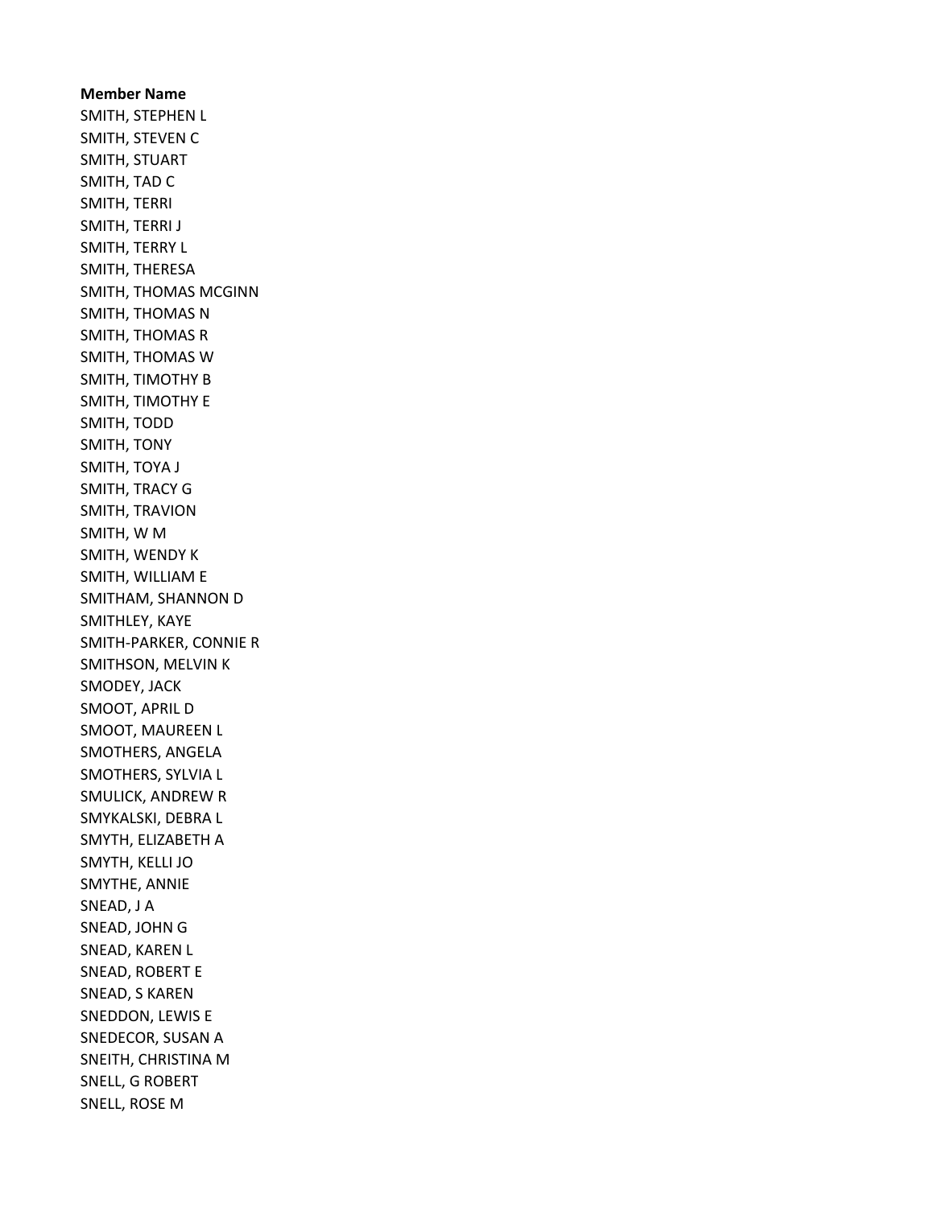**Member Name**

SMITH, STEPHEN L
SMITH, STEVEN C
SMITH, STUART
SMITH, TAD C
SMITH, TERRI
SMITH, TERRI J
SMITH, TERRY L
SMITH, THERESA
SMITH, THOMAS MCGINN
SMITH, THOMAS N
SMITH, THOMAS R
SMITH, THOMAS W
SMITH, TIMOTHY B
SMITH, TIMOTHY E
SMITH, TODD
SMITH, TONY
SMITH, TOYA J
SMITH, TRACY G
SMITH, TRAVION
SMITH, W M
SMITH, WENDY K
SMITH, WILLIAM E
SMITHAM, SHANNON D
SMITHLEY, KAYE
SMITH-PARKER, CONNIE R
SMITHSON, MELVIN K
SMODEY, JACK
SMOOT, APRIL D
SMOOT, MAUREEN L
SMOTHERS, ANGELA
SMOTHERS, SYLVIA L
SMULICK, ANDREW R
SMYKALSKI, DEBRA L
SMYTH, ELIZABETH A
SMYTH, KELLI JO
SMYTHE, ANNIE
SNEAD, J A
SNEAD, JOHN G
SNEAD, KAREN L
SNEAD, ROBERT E
SNEAD, S KAREN
SNEDDON, LEWIS E
SNEDECOR, SUSAN A
SNEITH, CHRISTINA M
SNELL, G ROBERT
SNELL, ROSE M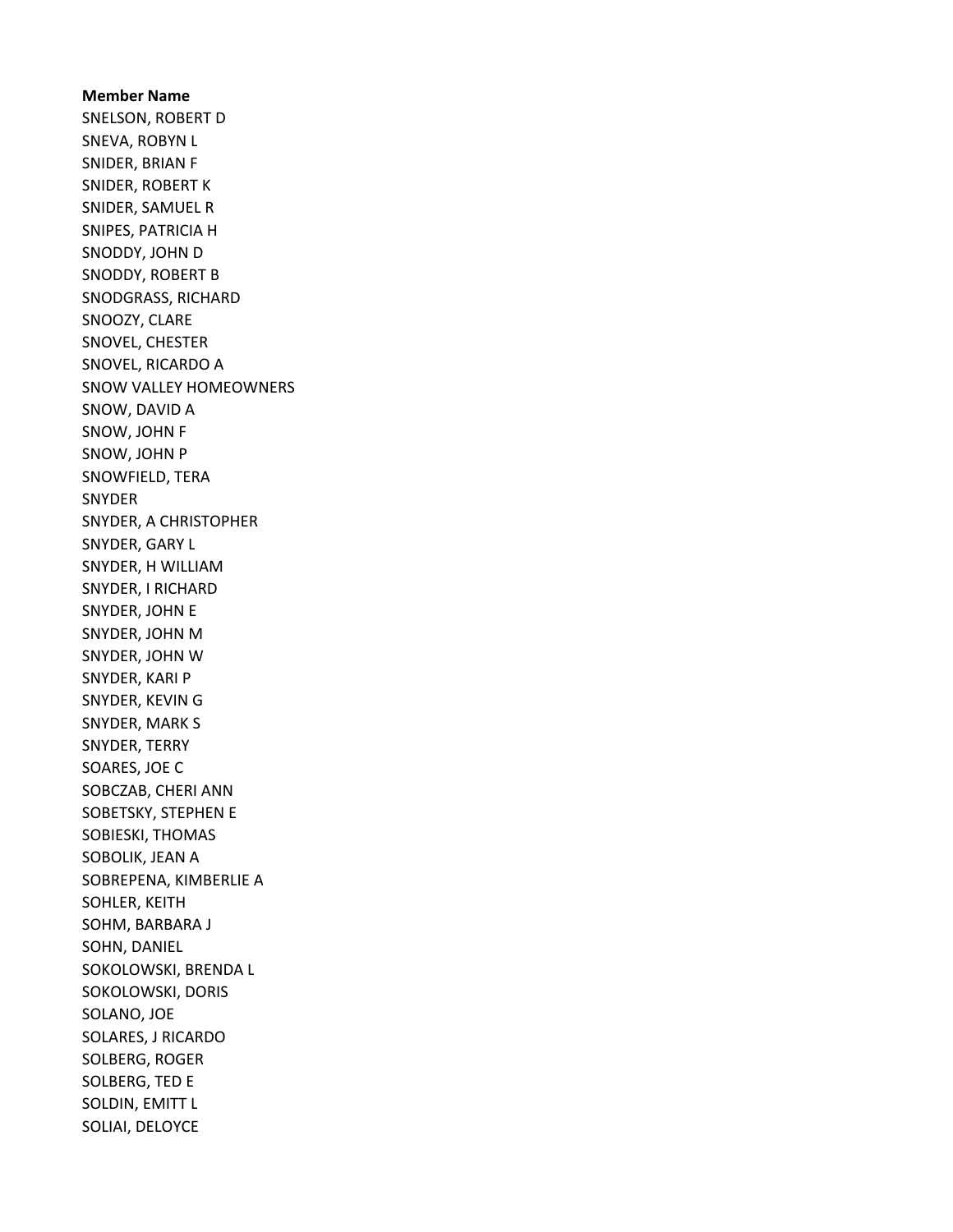**Member Name**

SNELSON, ROBERT D
SNEVA, ROBYN L
SNIDER, BRIAN F
SNIDER, ROBERT K
SNIDER, SAMUEL R
SNIPES, PATRICIA H
SNODDY, JOHN D
SNODDY, ROBERT B
SNODGRASS, RICHARD
SNOOZY, CLARE
SNOVEL, CHESTER
SNOVEL, RICARDO A
SNOW VALLEY HOMEOWNERS
SNOW, DAVID A
SNOW, JOHN F
SNOW, JOHN P
SNOWFIELD, TERA
SNYDER
SNYDER, A CHRISTOPHER
SNYDER, GARY L
SNYDER, H WILLIAM
SNYDER, I RICHARD
SNYDER, JOHN E
SNYDER, JOHN M
SNYDER, JOHN W
SNYDER, KARI P
SNYDER, KEVIN G
SNYDER, MARK S
SNYDER, TERRY
SOARES, JOE C
SOBCZAB, CHERI ANN
SOBETSKY, STEPHEN E
SOBIESKI, THOMAS
SOBOLIK, JEAN A
SOBREPENA, KIMBERLIE A
SOHLER, KEITH
SOHM, BARBARA J
SOHN, DANIEL
SOKOLOWSKI, BRENDA L
SOKOLOWSKI, DORIS
SOLANO, JOE
SOLARES, J RICARDO
SOLBERG, ROGER
SOLBERG, TED E
SOLDIN, EMITT L
SOLIAI, DELOYCE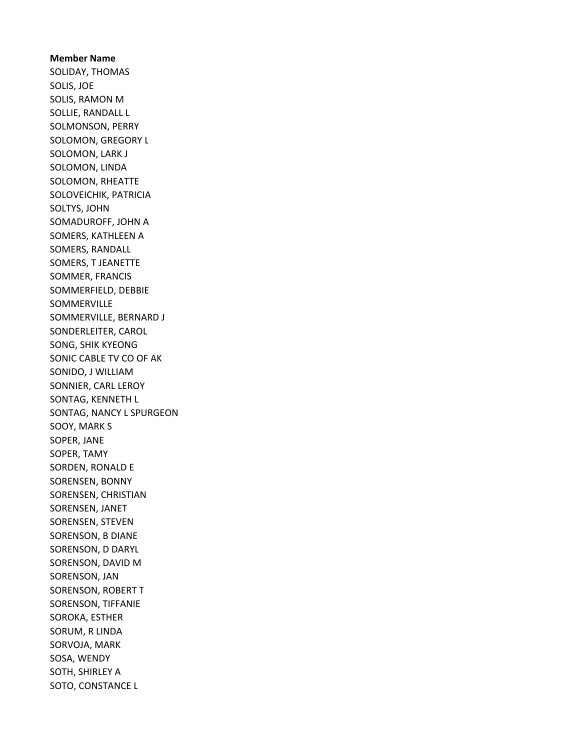**Member Name**

SOLIDAY, THOMAS
SOLIS, JOE
SOLIS, RAMON M
SOLLIE, RANDALL L
SOLMONSON, PERRY
SOLOMON, GREGORY L
SOLOMON, LARK J
SOLOMON, LINDA
SOLOMON, RHEATTE
SOLOVEICHIK, PATRICIA
SOLTYS, JOHN
SOMADUROFF, JOHN A
SOMERS, KATHLEEN A
SOMERS, RANDALL
SOMERS, T JEANETTE
SOMMER, FRANCIS
SOMMERFIELD, DEBBIE
SOMMERVILLE
SOMMERVILLE, BERNARD J
SONDERLEITER, CAROL
SONG, SHIK KYEONG
SONIC CABLE TV CO OF AK
SONIDO, J WILLIAM
SONNIER, CARL LEROY
SONTAG, KENNETH L
SONTAG, NANCY L SPURGEON
SOOY, MARK S
SOPER, JANE
SOPER, TAMY
SORDEN, RONALD E
SORENSEN, BONNY
SORENSEN, CHRISTIAN
SORENSEN, JANET
SORENSEN, STEVEN
SORENSON, B DIANE
SORENSON, D DARYL
SORENSON, DAVID M
SORENSON, JAN
SORENSON, ROBERT T
SORENSON, TIFFANIE
SOROKA, ESTHER
SORUM, R LINDA
SORVOJA, MARK
SOSA, WENDY
SOTH, SHIRLEY A
SOTO, CONSTANCE L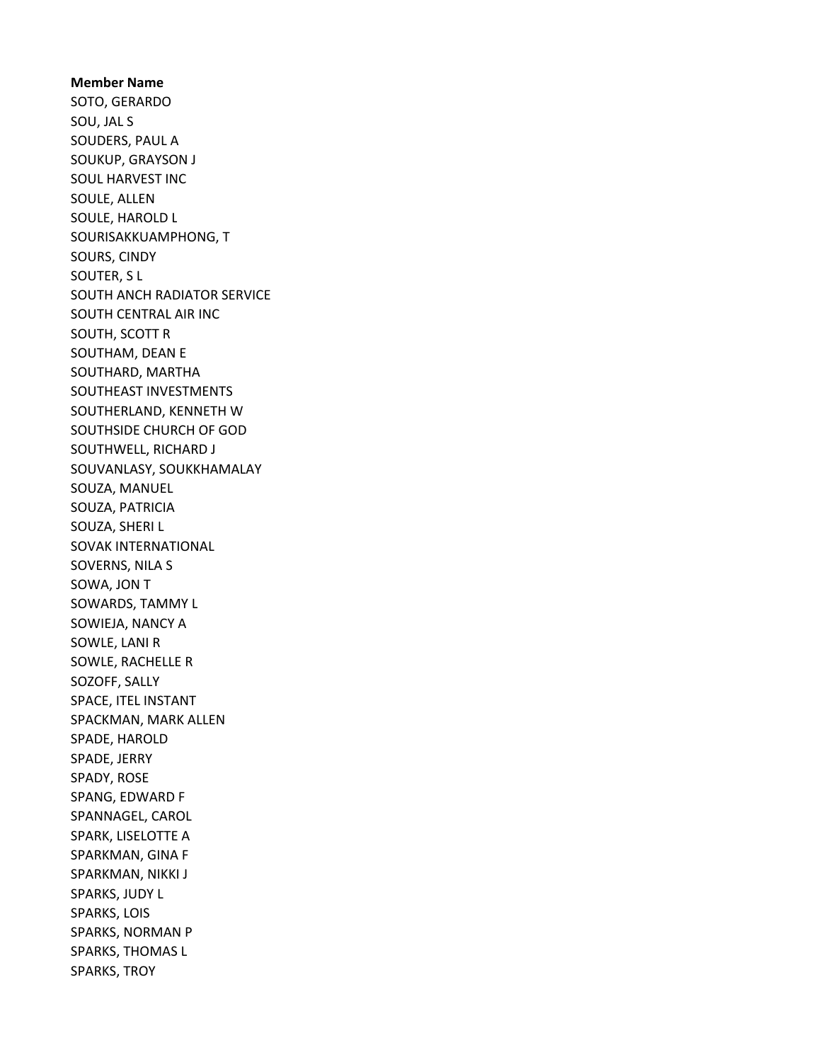**Member Name**

SOTO, GERARDO
SOU, JAL S
SOUDERS, PAUL A
SOUKUP, GRAYSON J
SOUL HARVEST INC
SOULE, ALLEN
SOULE, HAROLD L
SOURISAKKUAMPHONG, T
SOURS, CINDY
SOUTER, S L
SOUTH ANCH RADIATOR SERVICE
SOUTH CENTRAL AIR INC
SOUTH, SCOTT R
SOUTHAM, DEAN E
SOUTHARD, MARTHA
SOUTHEAST INVESTMENTS
SOUTHERLAND, KENNETH W
SOUTHSIDE CHURCH OF GOD
SOUTHWELL, RICHARD J
SOUVANLASY, SOUKKHAMALAY
SOUZA, MANUEL
SOUZA, PATRICIA
SOUZA, SHERI L
SOVAK INTERNATIONAL
SOVERNS, NILA S
SOWA, JON T
SOWARDS, TAMMY L
SOWIEJA, NANCY A
SOWLE, LANI R
SOWLE, RACHELLE R
SOZOFF, SALLY
SPACE, ITEL INSTANT
SPACKMAN, MARK ALLEN
SPADE, HAROLD
SPADE, JERRY
SPADY, ROSE
SPANG, EDWARD F
SPANNAGEL, CAROL
SPARK, LISELOTTE A
SPARKMAN, GINA F
SPARKMAN, NIKKI J
SPARKS, JUDY L
SPARKS, LOIS
SPARKS, NORMAN P
SPARKS, THOMAS L
SPARKS, TROY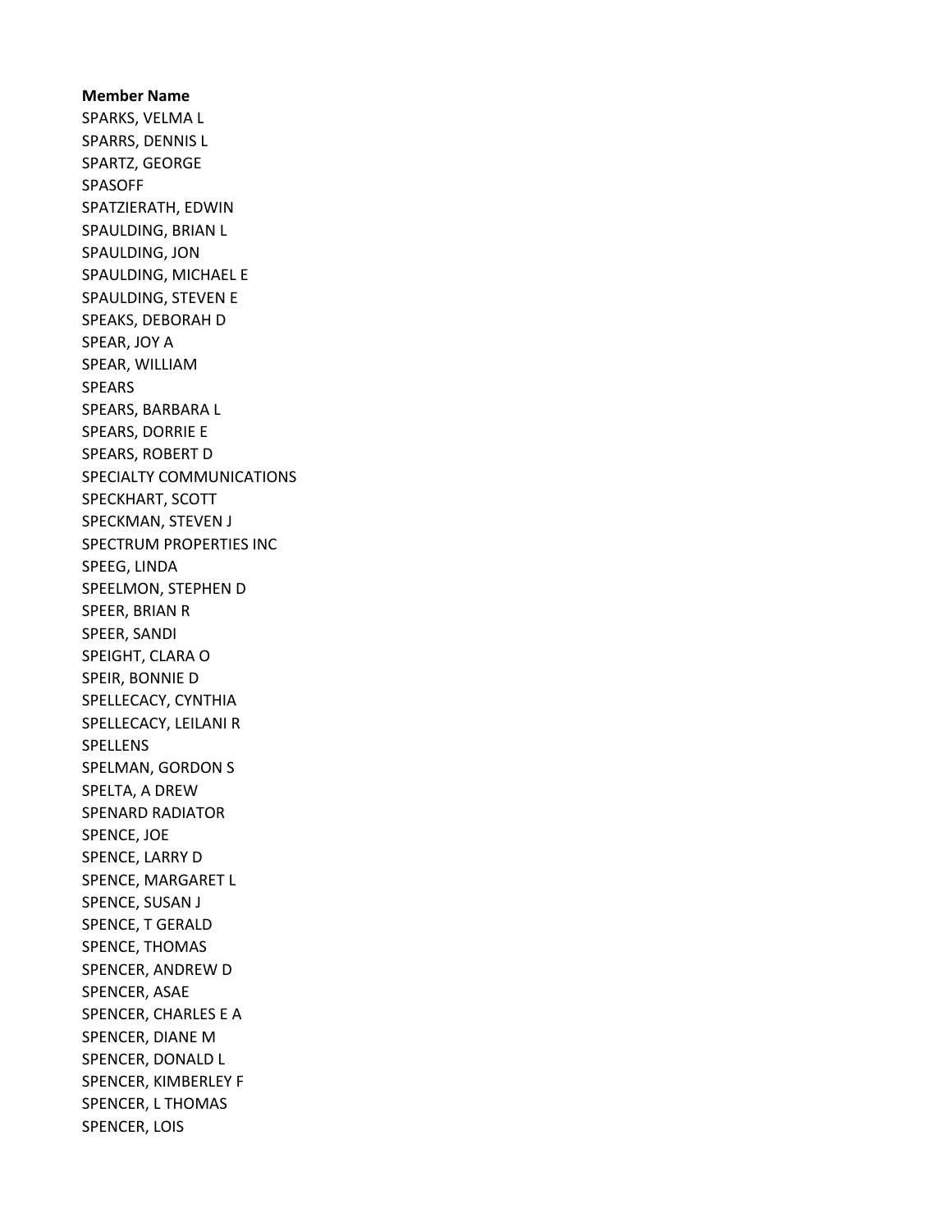**Member Name**

SPARKS, VELMA L
SPARRS, DENNIS L
SPARTZ, GEORGE
SPASOFF
SPATZIERATH, EDWIN
SPAULDING, BRIAN L
SPAULDING, JON
SPAULDING, MICHAEL E
SPAULDING, STEVEN E
SPEAKS, DEBORAH D
SPEAR, JOY A
SPEAR, WILLIAM
SPEARS
SPEARS, BARBARA L
SPEARS, DORRIE E
SPEARS, ROBERT D
SPECIALTY COMMUNICATIONS
SPECKHART, SCOTT
SPECKMAN, STEVEN J
SPECTRUM PROPERTIES INC
SPEEG, LINDA
SPEELMON, STEPHEN D
SPEER, BRIAN R
SPEER, SANDI
SPEIGHT, CLARA O
SPEIR, BONNIE D
SPELLECACY, CYNTHIA
SPELLECACY, LEILANI R
SPELLENS
SPELMAN, GORDON S
SPELTA, A DREW
SPENARD RADIATOR
SPENCE, JOE
SPENCE, LARRY D
SPENCE, MARGARET L
SPENCE, SUSAN J
SPENCE, T GERALD
SPENCE, THOMAS
SPENCER, ANDREW D
SPENCER, ASAE
SPENCER, CHARLES E A
SPENCER, DIANE M
SPENCER, DONALD L
SPENCER, KIMBERLEY F
SPENCER, L THOMAS
SPENCER, LOIS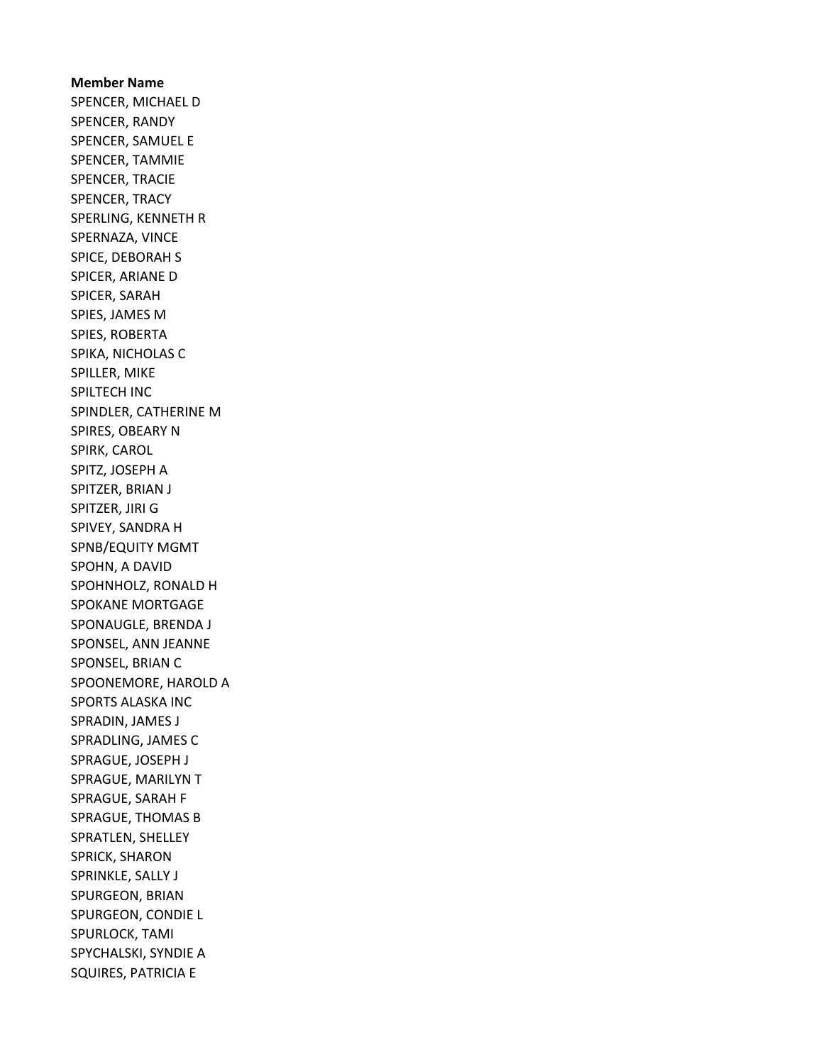**Member Name**

SPENCER, MICHAEL D
SPENCER, RANDY
SPENCER, SAMUEL E
SPENCER, TAMMIE
SPENCER, TRACIE
SPENCER, TRACY
SPERLING, KENNETH R
SPERNAZA, VINCE
SPICE, DEBORAH S
SPICER, ARIANE D
SPICER, SARAH
SPIES, JAMES M
SPIES, ROBERTA
SPIKA, NICHOLAS C
SPILLER, MIKE
SPILTECH INC
SPINDLER, CATHERINE M
SPIRES, OBEARY N
SPIRK, CAROL
SPITZ, JOSEPH A
SPITZER, BRIAN J
SPITZER, JIRI G
SPIVEY, SANDRA H
SPNB/EQUITY MGMT
SPOHN, A DAVID
SPOHNHOLZ, RONALD H
SPOKANE MORTGAGE
SPONAUGLE, BRENDA J
SPONSEL, ANN JEANNE
SPONSEL, BRIAN C
SPOONEMORE, HAROLD A
SPORTS ALASKA INC
SPRADIN, JAMES J
SPRADLING, JAMES C
SPRAGUE, JOSEPH J
SPRAGUE, MARILYN T
SPRAGUE, SARAH F
SPRAGUE, THOMAS B
SPRATLEN, SHELLEY
SPRICK, SHARON
SPRINKLE, SALLY J
SPURGEON, BRIAN
SPURGEON, CONDIE L
SPURLOCK, TAMI
SPYCHALSKI, SYNDIE A
SQUIRES, PATRICIA E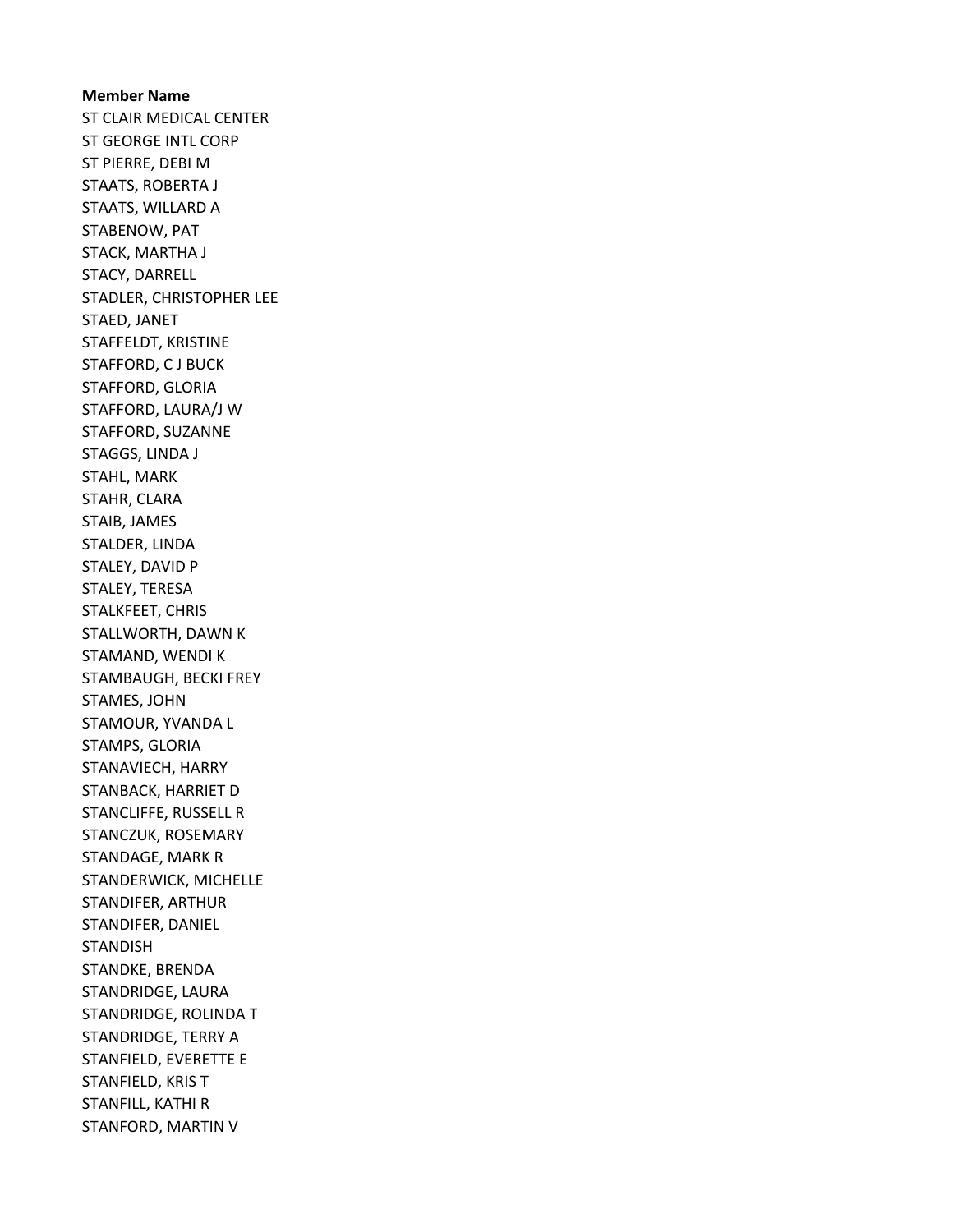**Member Name**

ST CLAIR MEDICAL CENTER
ST GEORGE INTL CORP
ST PIERRE, DEBI M
STAATS, ROBERTA J
STAATS, WILLARD A
STABENOW, PAT
STACK, MARTHA J
STACY, DARRELL
STADLER, CHRISTOPHER LEE
STAED, JANET
STAFFELDT, KRISTINE
STAFFORD, C J BUCK
STAFFORD, GLORIA
STAFFORD, LAURA/J W
STAFFORD, SUZANNE
STAGGS, LINDA J
STAHL, MARK
STAHR, CLARA
STAIB, JAMES
STALDER, LINDA
STALEY, DAVID P
STALEY, TERESA
STALKFEET, CHRIS
STALLWORTH, DAWN K
STAMAND, WENDI K
STAMBAUGH, BECKI FREY
STAMES, JOHN
STAMOUR, YVANDA L
STAMPS, GLORIA
STANAVIECH, HARRY
STANBACK, HARRIET D
STANCLIFFE, RUSSELL R
STANCZUK, ROSEMARY
STANDAGE, MARK R
STANDERWICK, MICHELLE
STANDIFER, ARTHUR
STANDIFER, DANIEL
STANDISH
STANDKE, BRENDA
STANDRIDGE, LAURA
STANDRIDGE, ROLINDA T
STANDRIDGE, TERRY A
STANFIELD, EVERETTE E
STANFIELD, KRIS T
STANFILL, KATHI R
STANFORD, MARTIN V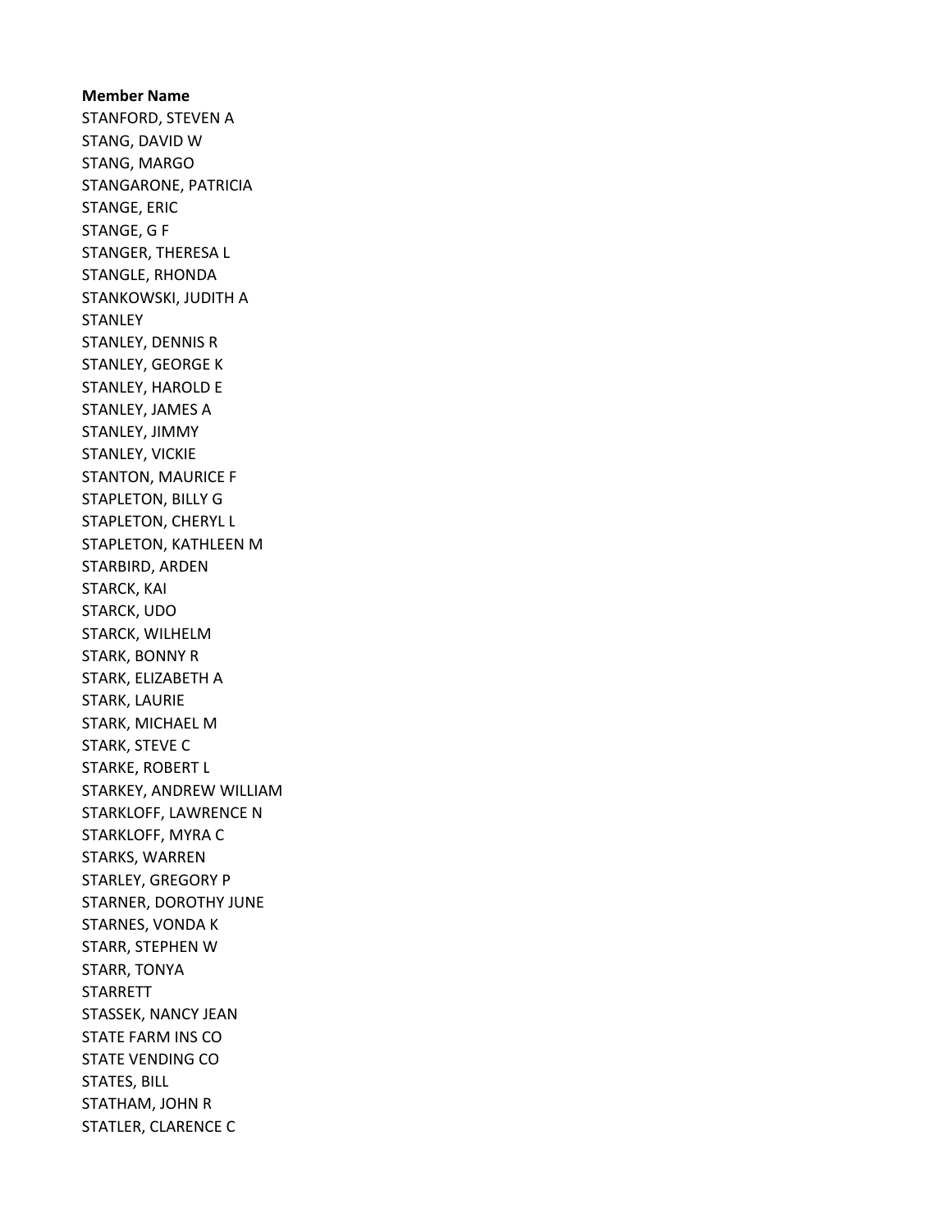**Member Name**
STANFORD, STEVEN A
STANG, DAVID W
STANG, MARGO
STANGARONE, PATRICIA
STANGE, ERIC
STANGE, G F
STANGER, THERESA L
STANGLE, RHONDA
STANKOWSKI, JUDITH A
STANLEY
STANLEY, DENNIS R
STANLEY, GEORGE K
STANLEY, HAROLD E
STANLEY, JAMES A
STANLEY, JIMMY
STANLEY, VICKIE
STANTON, MAURICE F
STAPLETON, BILLY G
STAPLETON, CHERYL L
STAPLETON, KATHLEEN M
STARBIRD, ARDEN
STARCK, KAI
STARCK, UDO
STARCK, WILHELM
STARK, BONNY R
STARK, ELIZABETH A
STARK, LAURIE
STARK, MICHAEL M
STARK, STEVE C
STARKE, ROBERT L
STARKEY, ANDREW WILLIAM
STARKLOFF, LAWRENCE N
STARKLOFF, MYRA C
STARKS, WARREN
STARLEY, GREGORY P
STARNER, DOROTHY JUNE
STARNES, VONDA K
STARR, STEPHEN W
STARR, TONYA
STARRETT
STASSEK, NANCY JEAN
STATE FARM INS CO
STATE VENDING CO
STATES, BILL
STATHAM, JOHN R
STATLER, CLARENCE C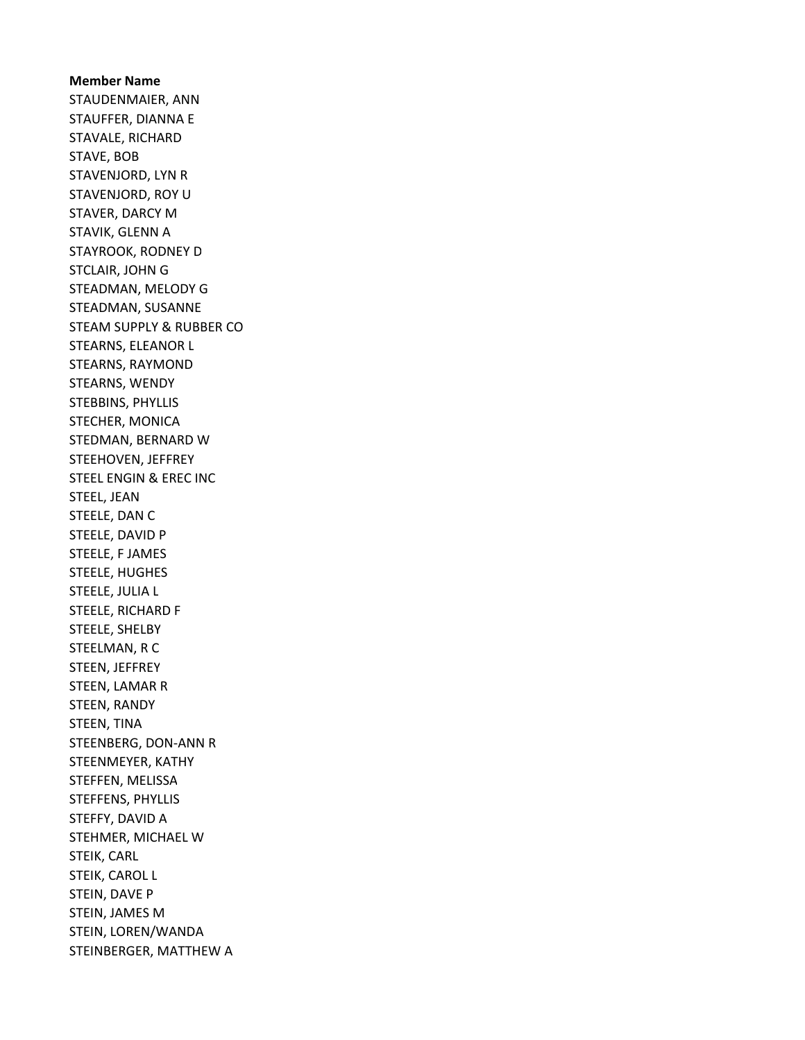**Member Name**

STAUDENMAIER, ANN
STAUFFER, DIANNA E
STAVALE, RICHARD
STAVE, BOB
STAVENJORD, LYN R
STAVENJORD, ROY U
STAVER, DARCY M
STAVIK, GLENN A
STAYROOK, RODNEY D
STCLAIR, JOHN G
STEADMAN, MELODY G
STEADMAN, SUSANNE
STEAM SUPPLY & RUBBER CO
STEARNS, ELEANOR L
STEARNS, RAYMOND
STEARNS, WENDY
STEBBINS, PHYLLIS
STECHER, MONICA
STEDMAN, BERNARD W
STEEHOVEN, JEFFREY
STEEL ENGIN & EREC INC
STEEL, JEAN
STEELE, DAN C
STEELE, DAVID P
STEELE, F JAMES
STEELE, HUGHES
STEELE, JULIA L
STEELE, RICHARD F
STEELE, SHELBY
STEELMAN, R C
STEEN, JEFFREY
STEEN, LAMAR R
STEEN, RANDY
STEEN, TINA
STEENBERG, DON-ANN R
STEENMEYER, KATHY
STEFFEN, MELISSA
STEFFENS, PHYLLIS
STEFFY, DAVID A
STEHMER, MICHAEL W
STEIK, CARL
STEIK, CAROL L
STEIN, DAVE P
STEIN, JAMES M
STEIN, LOREN/WANDA
STEINBERGER, MATTHEW A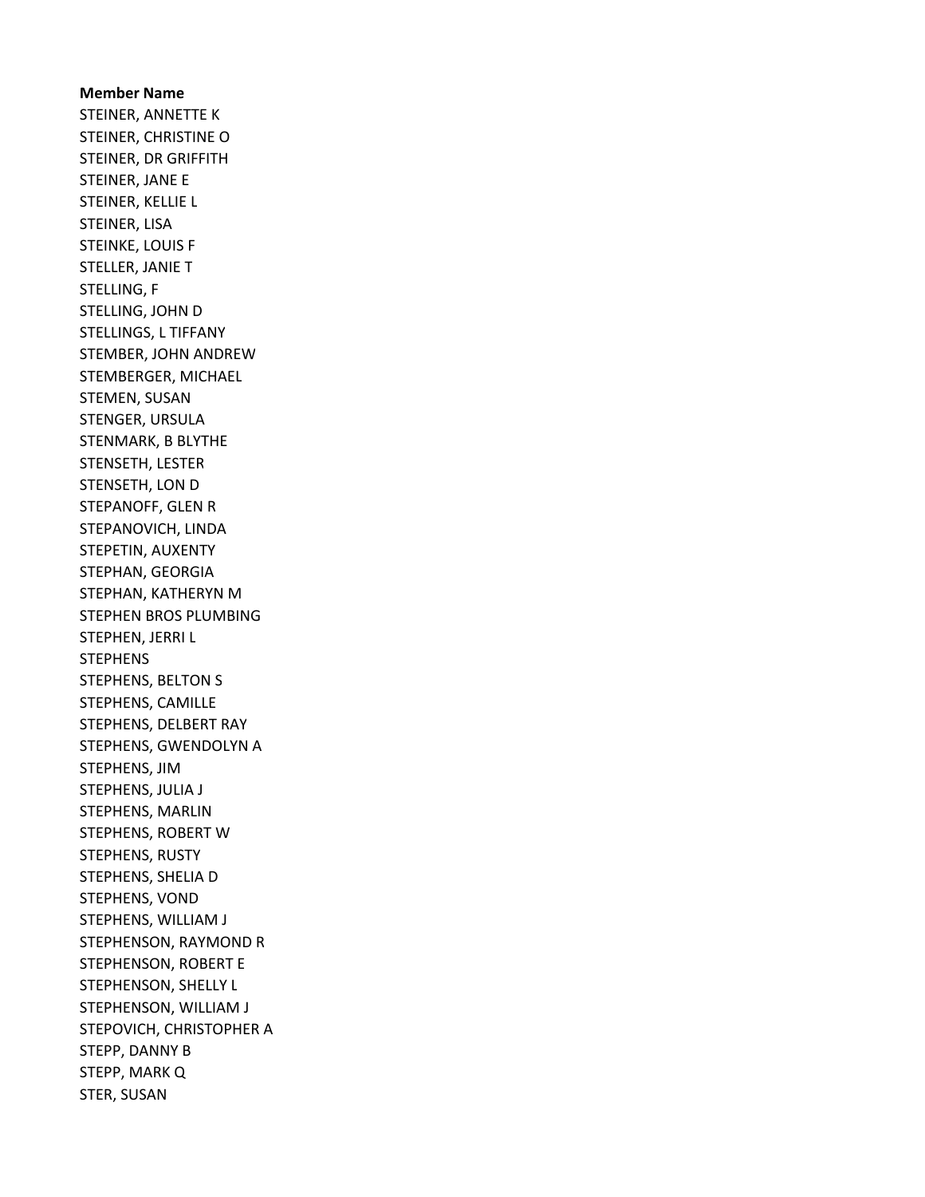**Member Name**

STEINER, ANNETTE K
STEINER, CHRISTINE O
STEINER, DR GRIFFITH
STEINER, JANE E
STEINER, KELLIE L
STEINER, LISA
STEINKE, LOUIS F
STELLER, JANIE T
STELLING, F
STELLING, JOHN D
STELLINGS, L TIFFANY
STEMBER, JOHN ANDREW
STEMBERGER, MICHAEL
STEMEN, SUSAN
STENGER, URSULA
STENMARK, B BLYTHE
STENSETH, LESTER
STENSETH, LON D
STEPANOFF, GLEN R
STEPANOVICH, LINDA
STEPETIN, AUXENTY
STEPHAN, GEORGIA
STEPHAN, KATHERYN M
STEPHEN BROS PLUMBING
STEPHEN, JERRI L
STEPHENS
STEPHENS, BELTON S
STEPHENS, CAMILLE
STEPHENS, DELBERT RAY
STEPHENS, GWENDOLYN A
STEPHENS, JIM
STEPHENS, JULIA J
STEPHENS, MARLIN
STEPHENS, ROBERT W
STEPHENS, RUSTY
STEPHENS, SHELIA D
STEPHENS, VOND
STEPHENS, WILLIAM J
STEPHENSON, RAYMOND R
STEPHENSON, ROBERT E
STEPHENSON, SHELLY L
STEPHENSON, WILLIAM J
STEPOVICH, CHRISTOPHER A
STEPP, DANNY B
STEPP, MARK Q
STER, SUSAN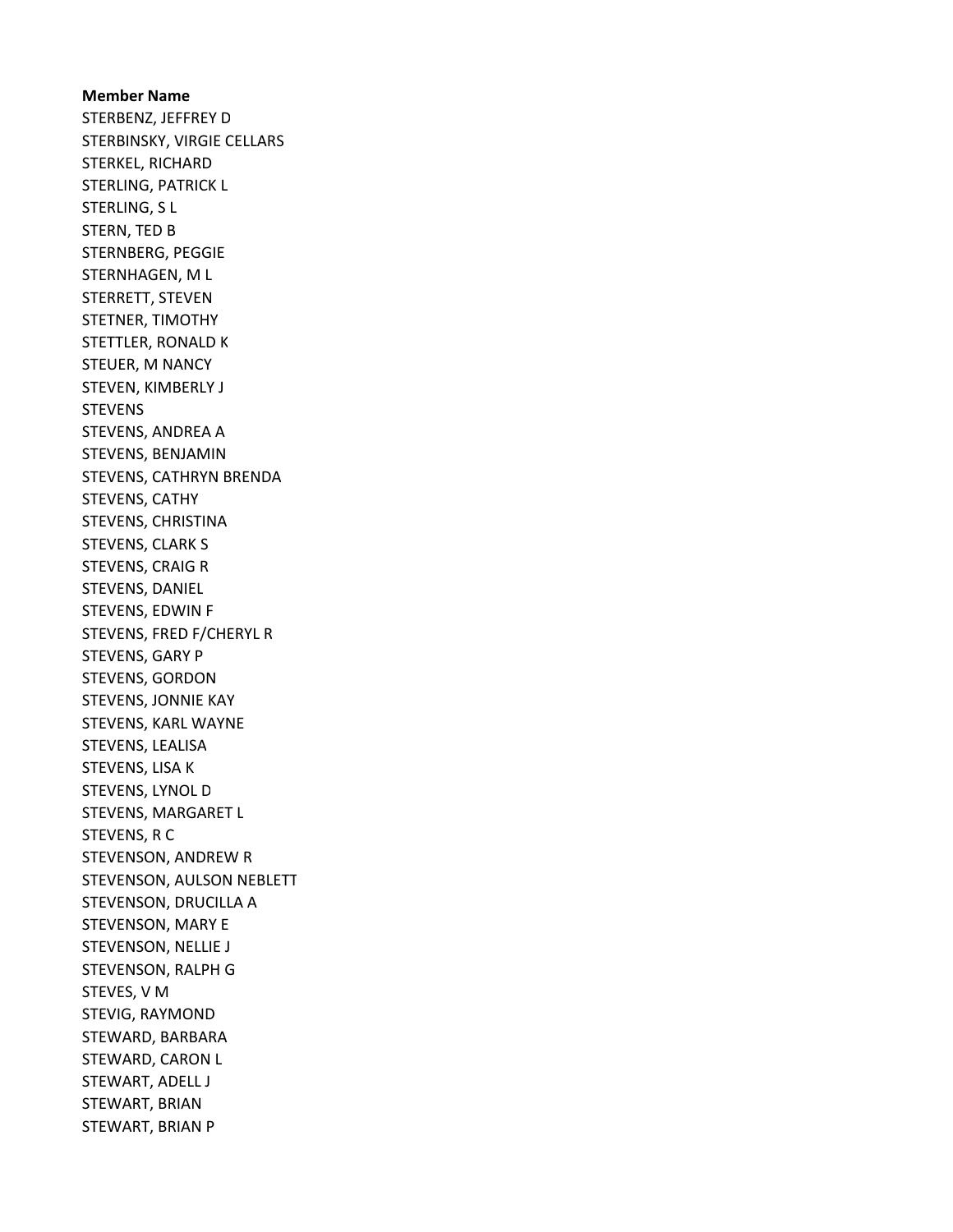**Member Name**

STERBENZ, JEFFREY D
STERBINSKY, VIRGIE CELLARS
STERKEL, RICHARD
STERLING, PATRICK L
STERLING, S L
STERN, TED B
STERNBERG, PEGGIE
STERNHAGEN, M L
STERRETT, STEVEN
STETNER, TIMOTHY
STETTLER, RONALD K
STEUER, M NANCY
STEVEN, KIMBERLY J
STEVENS
STEVENS, ANDREA A
STEVENS, BENJAMIN
STEVENS, CATHRYN BRENDA
STEVENS, CATHY
STEVENS, CHRISTINA
STEVENS, CLARK S
STEVENS, CRAIG R
STEVENS, DANIEL
STEVENS, EDWIN F
STEVENS, FRED F/CHERYL R
STEVENS, GARY P
STEVENS, GORDON
STEVENS, JONNIE KAY
STEVENS, KARL WAYNE
STEVENS, LEALISA
STEVENS, LISA K
STEVENS, LYNOL D
STEVENS, MARGARET L
STEVENS, R C
STEVENSON, ANDREW R
STEVENSON, AULSON NEBLETT
STEVENSON, DRUCILLA A
STEVENSON, MARY E
STEVENSON, NELLIE J
STEVENSON, RALPH G
STEVES, V M
STEVIG, RAYMOND
STEWARD, BARBARA
STEWARD, CARON L
STEWART, ADELL J
STEWART, BRIAN
STEWART, BRIAN P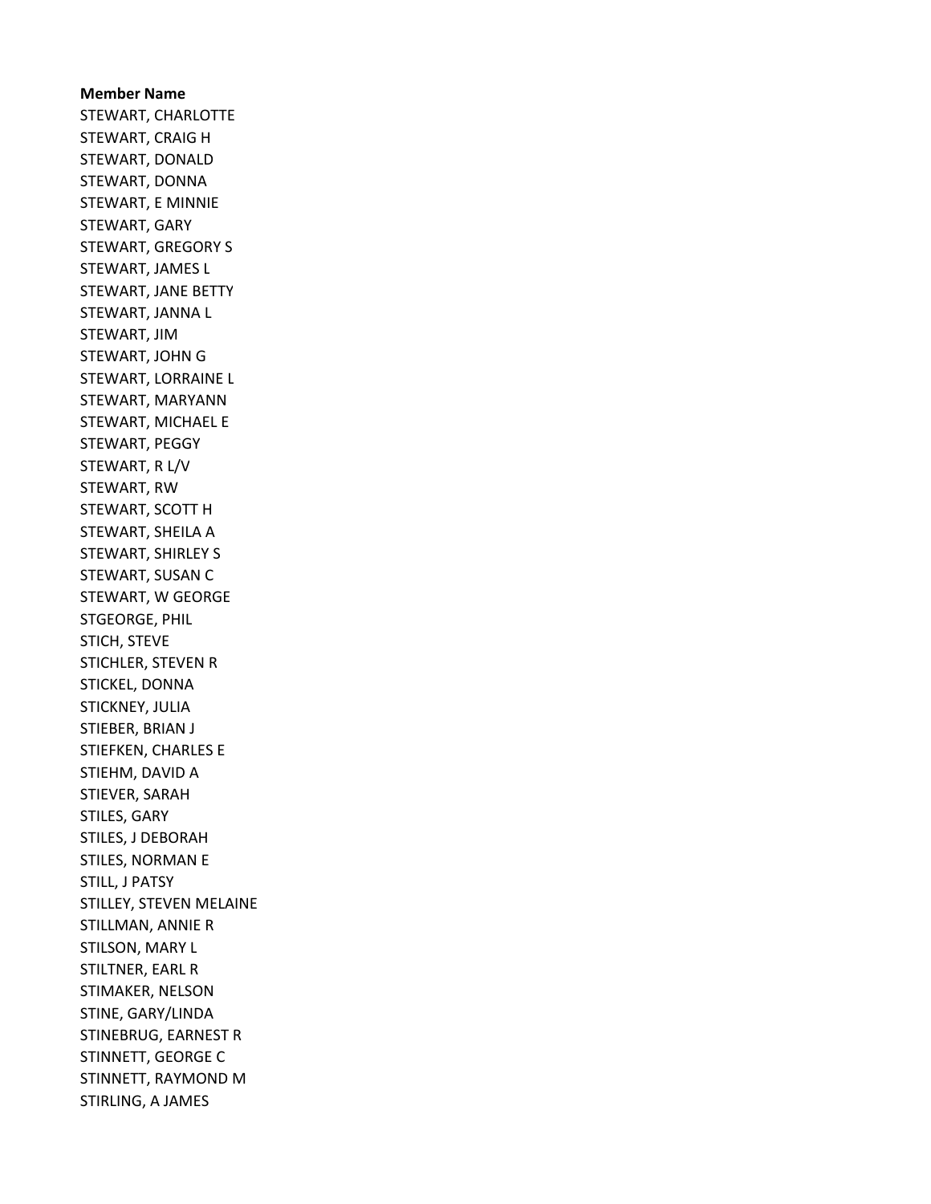**Member Name**

STEWART, CHARLOTTE
STEWART, CRAIG H
STEWART, DONALD
STEWART, DONNA
STEWART, E MINNIE
STEWART, GARY
STEWART, GREGORY S
STEWART, JAMES L
STEWART, JANE BETTY
STEWART, JANNA L
STEWART, JIM
STEWART, JOHN G
STEWART, LORRAINE L
STEWART, MARYANN
STEWART, MICHAEL E
STEWART, PEGGY
STEWART, R L/V
STEWART, RW
STEWART, SCOTT H
STEWART, SHEILA A
STEWART, SHIRLEY S
STEWART, SUSAN C
STEWART, W GEORGE
STGEORGE, PHIL
STICH, STEVE
STICHLER, STEVEN R
STICKEL, DONNA
STICKNEY, JULIA
STIEBER, BRIAN J
STIEFKEN, CHARLES E
STIEHM, DAVID A
STIEVER, SARAH
STILES, GARY
STILES, J DEBORAH
STILES, NORMAN E
STILL, J PATSY
STILLEY, STEVEN MELAINE
STILLMAN, ANNIE R
STILSON, MARY L
STILTNER, EARL R
STIMAKER, NELSON
STINE, GARY/LINDA
STINEBRUG, EARNEST R
STINNETT, GEORGE C
STINNETT, RAYMOND M
STIRLING, A JAMES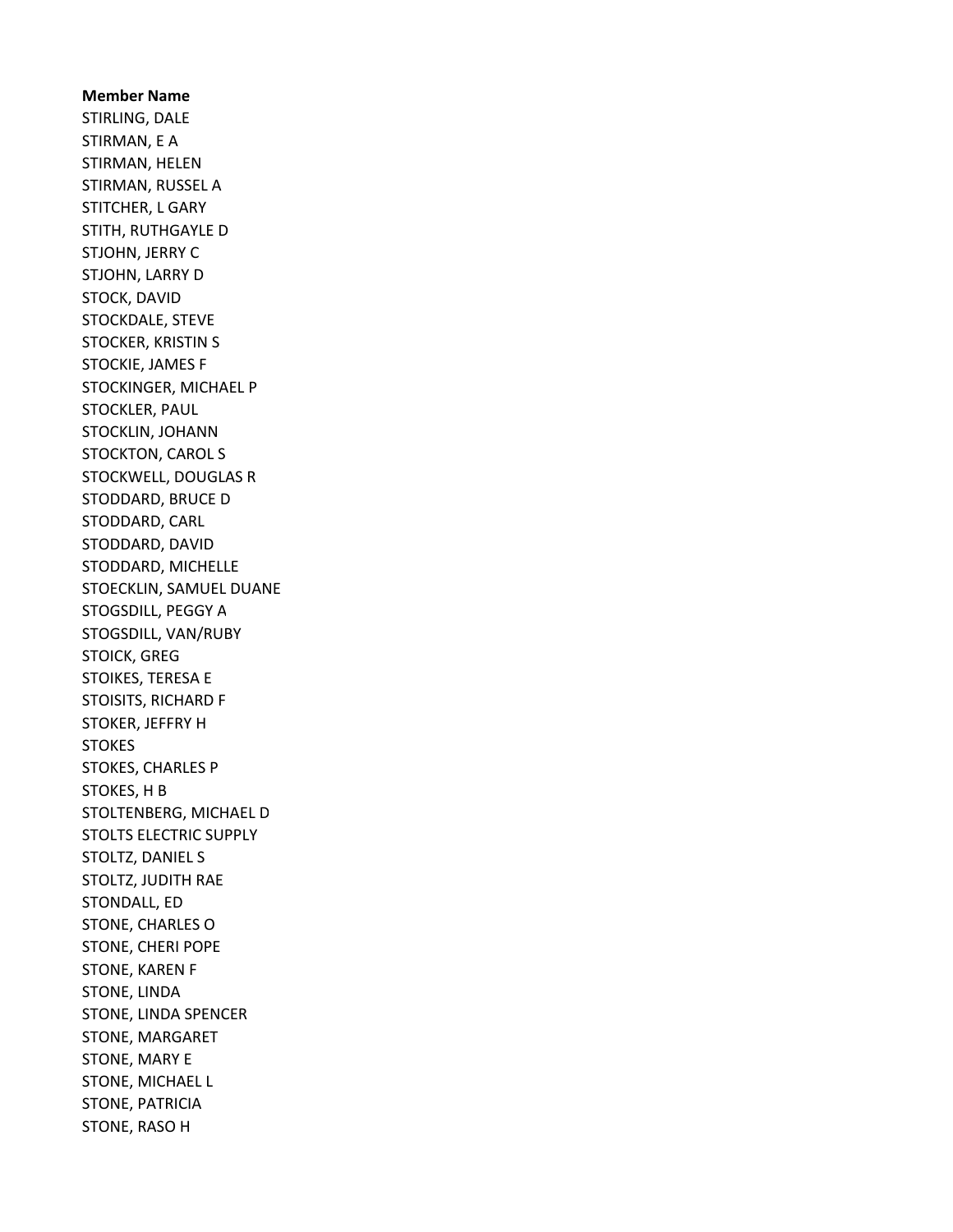**Member Name**

STIRLING, DALE
STIRMAN, E A
STIRMAN, HELEN
STIRMAN, RUSSEL A
STITCHER, L GARY
STITH, RUTHGAYLE D
STJOHN, JERRY C
STJOHN, LARRY D
STOCK, DAVID
STOCKDALE, STEVE
STOCKER, KRISTIN S
STOCKIE, JAMES F
STOCKINGER, MICHAEL P
STOCKLER, PAUL
STOCKLIN, JOHANN
STOCKTON, CAROL S
STOCKWELL, DOUGLAS R
STODDARD, BRUCE D
STODDARD, CARL
STODDARD, DAVID
STODDARD, MICHELLE
STOECKLIN, SAMUEL DUANE
STOGSDILL, PEGGY A
STOGSDILL, VAN/RUBY
STOICK, GREG
STOIKES, TERESA E
STOISITS, RICHARD F
STOKER, JEFFRY H
STOKES
STOKES, CHARLES P
STOKES, H B
STOLTENBERG, MICHAEL D
STOLTS ELECTRIC SUPPLY
STOLTZ, DANIEL S
STOLTZ, JUDITH RAE
STONDALL, ED
STONE, CHARLES O
STONE, CHERI POPE
STONE, KAREN F
STONE, LINDA
STONE, LINDA SPENCER
STONE, MARGARET
STONE, MARY E
STONE, MICHAEL L
STONE, PATRICIA
STONE, RASO H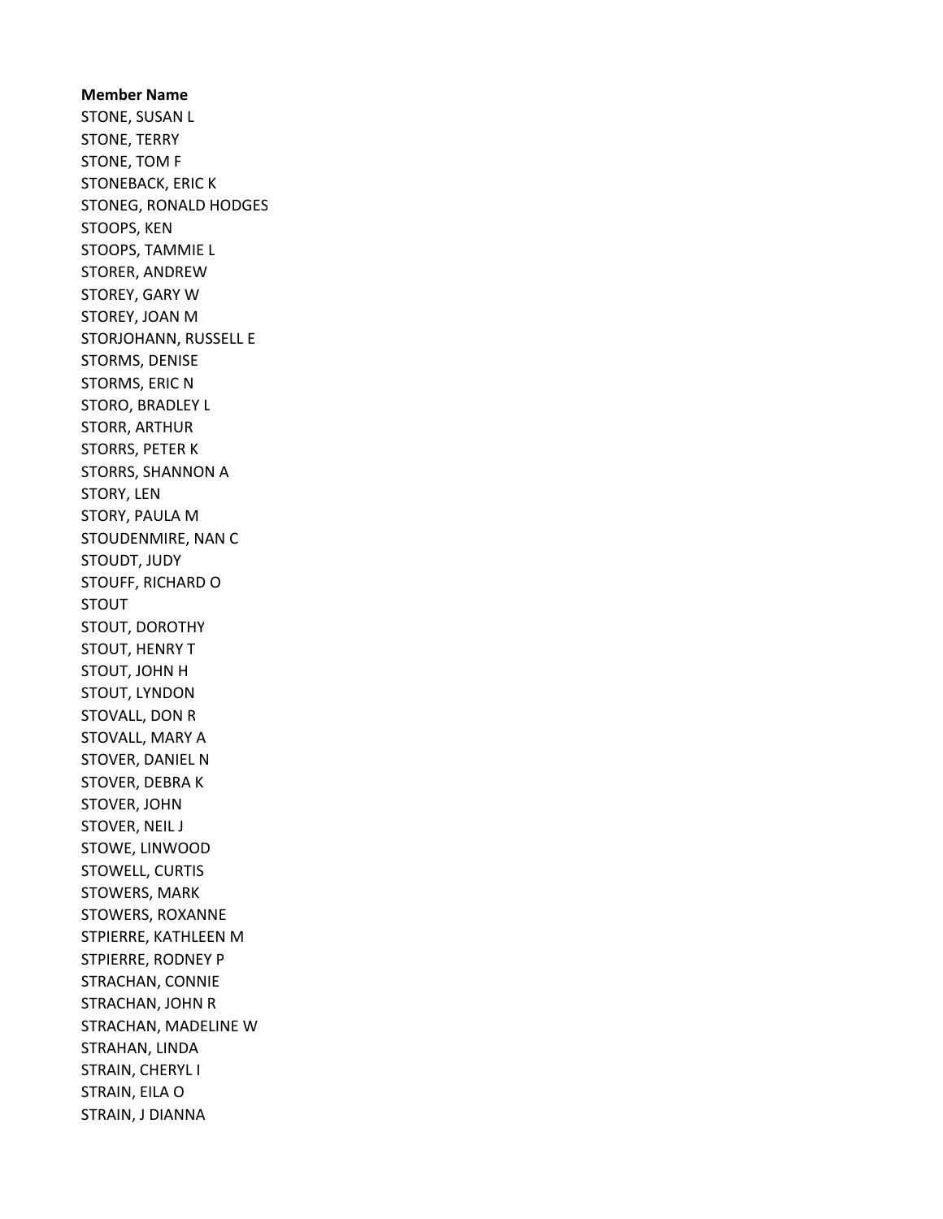**Member Name**

STONE, SUSAN L
STONE, TERRY
STONE, TOM F
STONEBACK, ERIC K
STONEG, RONALD HODGES
STOOPS, KEN
STOOPS, TAMMIE L
STORER, ANDREW
STOREY, GARY W
STOREY, JOAN M
STORJOHANN, RUSSELL E
STORMS, DENISE
STORMS, ERIC N
STORO, BRADLEY L
STORR, ARTHUR
STORRS, PETER K
STORRS, SHANNON A
STORY, LEN
STORY, PAULA M
STOUDENMIRE, NAN C
STOUDT, JUDY
STOUFF, RICHARD O
STOUT
STOUT, DOROTHY
STOUT, HENRY T
STOUT, JOHN H
STOUT, LYNDON
STOVALL, DON R
STOVALL, MARY A
STOVER, DANIEL N
STOVER, DEBRA K
STOVER, JOHN
STOVER, NEIL J
STOWE, LINWOOD
STOWELL, CURTIS
STOWERS, MARK
STOWERS, ROXANNE
STPIERRE, KATHLEEN M
STPIERRE, RODNEY P
STRACHAN, CONNIE
STRACHAN, JOHN R
STRACHAN, MADELINE W
STRAHAN, LINDA
STRAIN, CHERYL I
STRAIN, EILA O
STRAIN, J DIANNA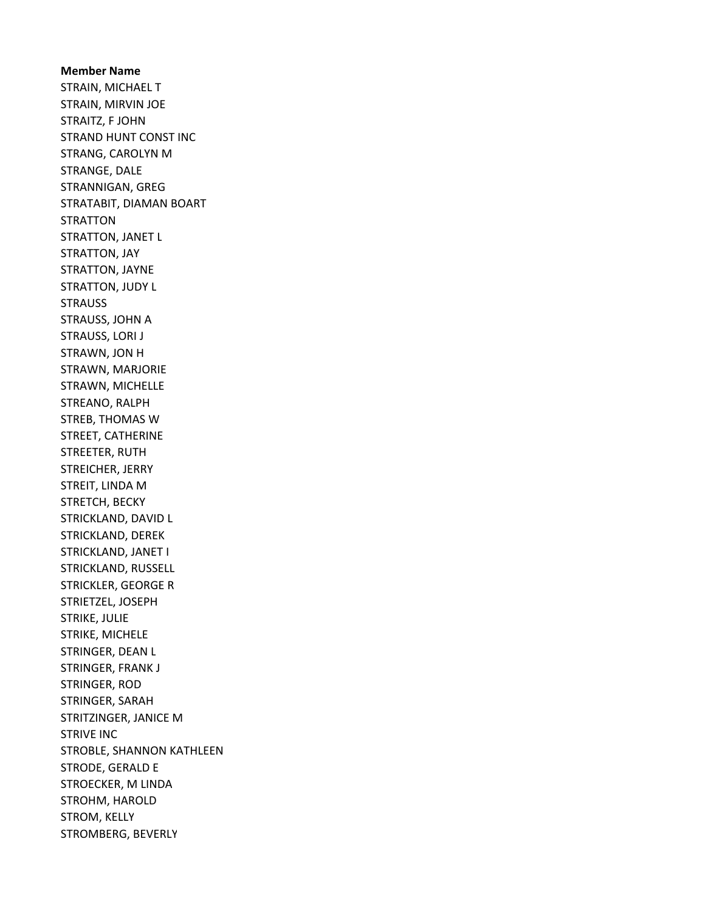**Member Name**

STRAIN, MICHAEL T
STRAIN, MIRVIN JOE
STRAITZ, F JOHN
STRAND HUNT CONST INC
STRANG, CAROLYN M
STRANGE, DALE
STRANNIGAN, GREG
STRATABIT, DIAMAN BOART
STRATTON
STRATTON, JANET L
STRATTON, JAY
STRATTON, JAYNE
STRATTON, JUDY L
STRAUSS
STRAUSS, JOHN A
STRAUSS, LORI J
STRAWN, JON H
STRAWN, MARJORIE
STRAWN, MICHELLE
STREANO, RALPH
STREB, THOMAS W
STREET, CATHERINE
STREETER, RUTH
STREICHER, JERRY
STREIT, LINDA M
STRETCH, BECKY
STRICKLAND, DAVID L
STRICKLAND, DEREK
STRICKLAND, JANET I
STRICKLAND, RUSSELL
STRICKLER, GEORGE R
STRIETZEL, JOSEPH
STRIKE, JULIE
STRIKE, MICHELE
STRINGER, DEAN L
STRINGER, FRANK J
STRINGER, ROD
STRINGER, SARAH
STRITZINGER, JANICE M
STRIVE INC
STROBLE, SHANNON KATHLEEN
STRODE, GERALD E
STROECKER, M LINDA
STROHM, HAROLD
STROM, KELLY
STROMBERG, BEVERLY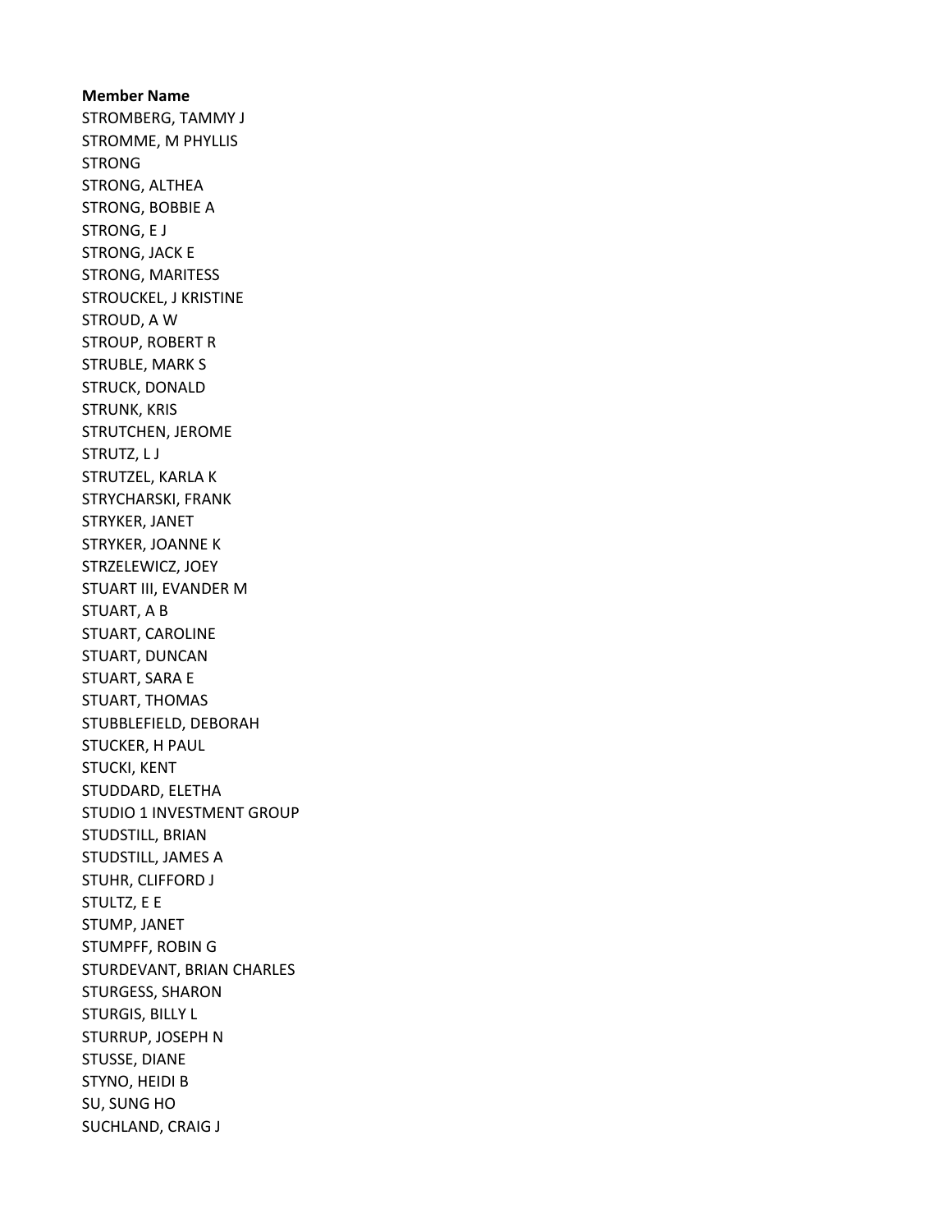**Member Name**

STROMBERG, TAMMY J
STROMME, M PHYLLIS
STRONG
STRONG, ALTHEA
STRONG, BOBBIE A
STRONG, E J
STRONG, JACK E
STRONG, MARITESS
STROUCKEL, J KRISTINE
STROUD, A W
STROUP, ROBERT R
STRUBLE, MARK S
STRUCK, DONALD
STRUNK, KRIS
STRUTCHEN, JEROME
STRUTZ, L J
STRUTZEL, KARLA K
STRYCHARSKI, FRANK
STRYKER, JANET
STRYKER, JOANNE K
STRZELEWICZ, JOEY
STUART III, EVANDER M
STUART, A B
STUART, CAROLINE
STUART, DUNCAN
STUART, SARA E
STUART, THOMAS
STUBBLEFIELD, DEBORAH
STUCKER, H PAUL
STUCKI, KENT
STUDDARD, ELETHA
STUDIO 1 INVESTMENT GROUP
STUDSTILL, BRIAN
STUDSTILL, JAMES A
STUHR, CLIFFORD J
STULTZ, E E
STUMP, JANET
STUMPFF, ROBIN G
STURDEVANT, BRIAN CHARLES
STURGESS, SHARON
STURGIS, BILLY L
STURRUP, JOSEPH N
STUSSE, DIANE
STYNO, HEIDI B
SU, SUNG HO
SUCHLAND, CRAIG J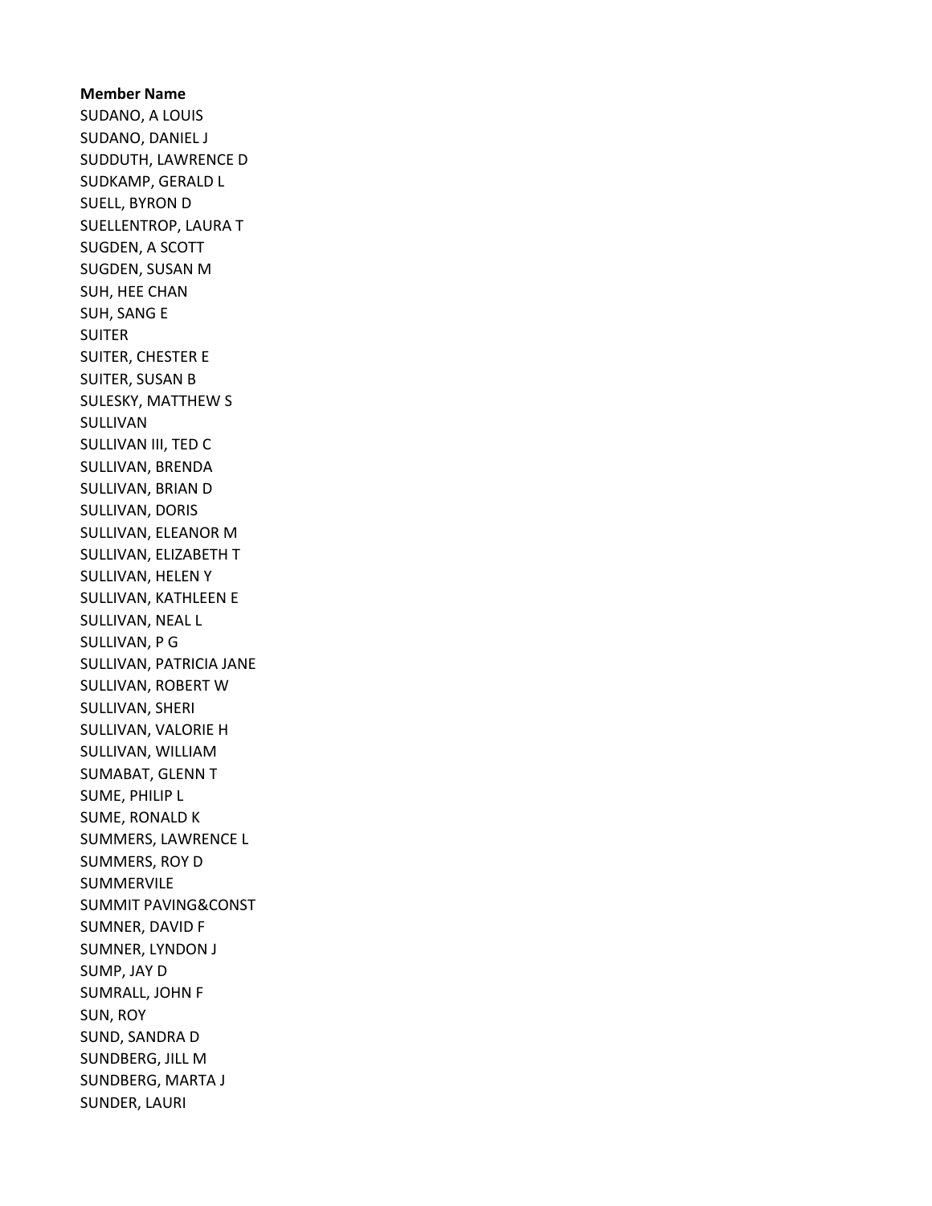**Member Name**

SUDANO, A LOUIS
SUDANO, DANIEL J
SUDDUTH, LAWRENCE D
SUDKAMP, GERALD L
SUELL, BYRON D
SUELLENTROP, LAURA T
SUGDEN, A SCOTT
SUGDEN, SUSAN M
SUH, HEE CHAN
SUH, SANG E
SUITER
SUITER, CHESTER E
SUITER, SUSAN B
SULESKY, MATTHEW S
SULLIVAN
SULLIVAN III, TED C
SULLIVAN, BRENDA
SULLIVAN, BRIAN D
SULLIVAN, DORIS
SULLIVAN, ELEANOR M
SULLIVAN, ELIZABETH T
SULLIVAN, HELEN Y
SULLIVAN, KATHLEEN E
SULLIVAN, NEAL L
SULLIVAN, P G
SULLIVAN, PATRICIA JANE
SULLIVAN, ROBERT W
SULLIVAN, SHERI
SULLIVAN, VALORIE H
SULLIVAN, WILLIAM
SUMABAT, GLENN T
SUME, PHILIP L
SUME, RONALD K
SUMMERS, LAWRENCE L
SUMMERS, ROY D
SUMMERVILE
SUMMIT PAVING&CONST
SUMNER, DAVID F
SUMNER, LYNDON J
SUMP, JAY D
SUMRALL, JOHN F
SUN, ROY
SUND, SANDRA D
SUNDBERG, JILL M
SUNDBERG, MARTA J
SUNDER, LAURI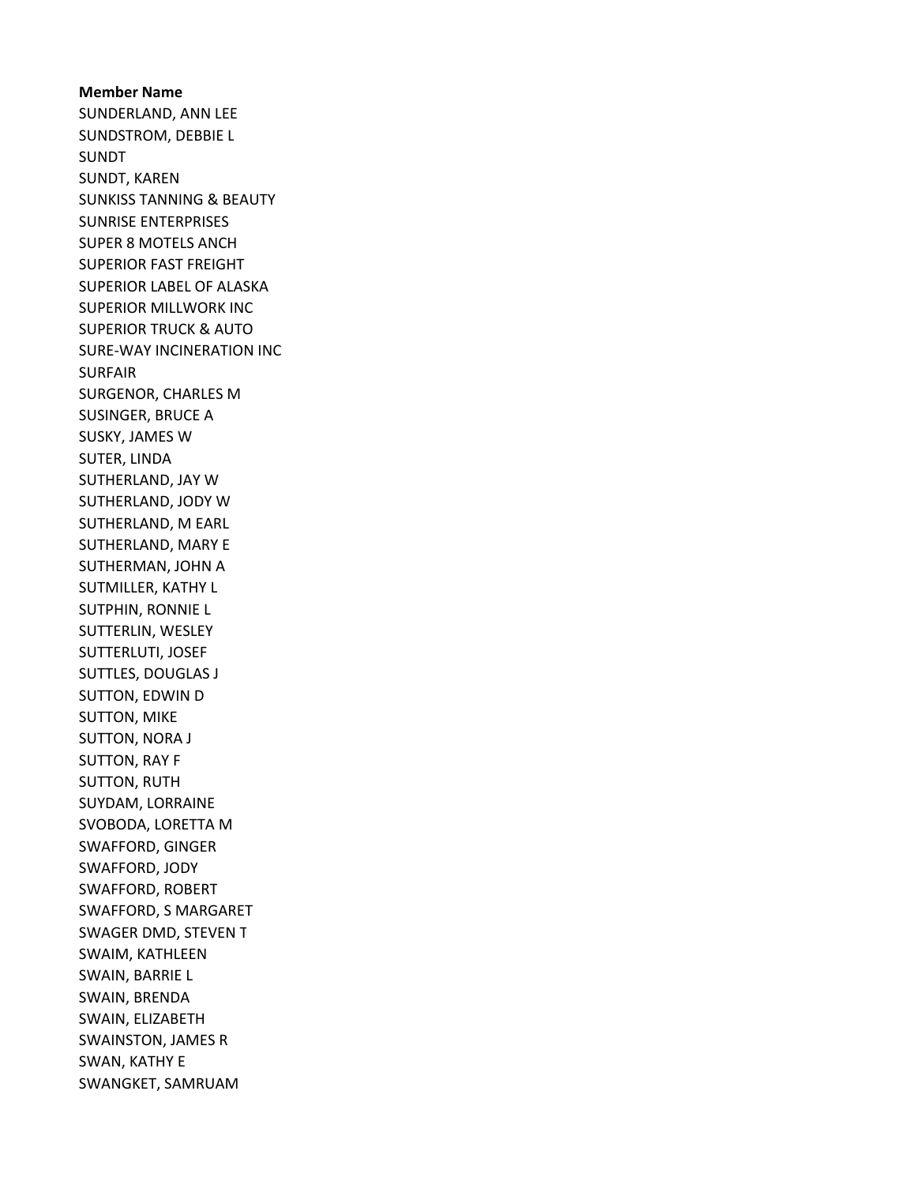**Member Name**

SUNDERLAND, ANN LEE
SUNDSTROM, DEBBIE L
SUNDT
SUNDT, KAREN
SUNKISS TANNING & BEAUTY
SUNRISE ENTERPRISES
SUPER 8 MOTELS ANCH
SUPERIOR FAST FREIGHT
SUPERIOR LABEL OF ALASKA
SUPERIOR MILLWORK INC
SUPERIOR TRUCK & AUTO
SURE-WAY INCINERATION INC
SURFAIR
SURGENOR, CHARLES M
SUSINGER, BRUCE A
SUSKY, JAMES W
SUTER, LINDA
SUTHERLAND, JAY W
SUTHERLAND, JODY W
SUTHERLAND, M EARL
SUTHERLAND, MARY E
SUTHERMAN, JOHN A
SUTMILLER, KATHY L
SUTPHIN, RONNIE L
SUTTERLIN, WESLEY
SUTTERLUTI, JOSEF
SUTTLES, DOUGLAS J
SUTTON, EDWIN D
SUTTON, MIKE
SUTTON, NORA J
SUTTON, RAY F
SUTTON, RUTH
SUYDAM, LORRAINE
SVOBODA, LORETTA M
SWAFFORD, GINGER
SWAFFORD, JODY
SWAFFORD, ROBERT
SWAFFORD, S MARGARET
SWAGER DMD, STEVEN T
SWAIM, KATHLEEN
SWAIN, BARRIE L
SWAIN, BRENDA
SWAIN, ELIZABETH
SWAINSTON, JAMES R
SWAN, KATHY E
SWANGKET, SAMRUAM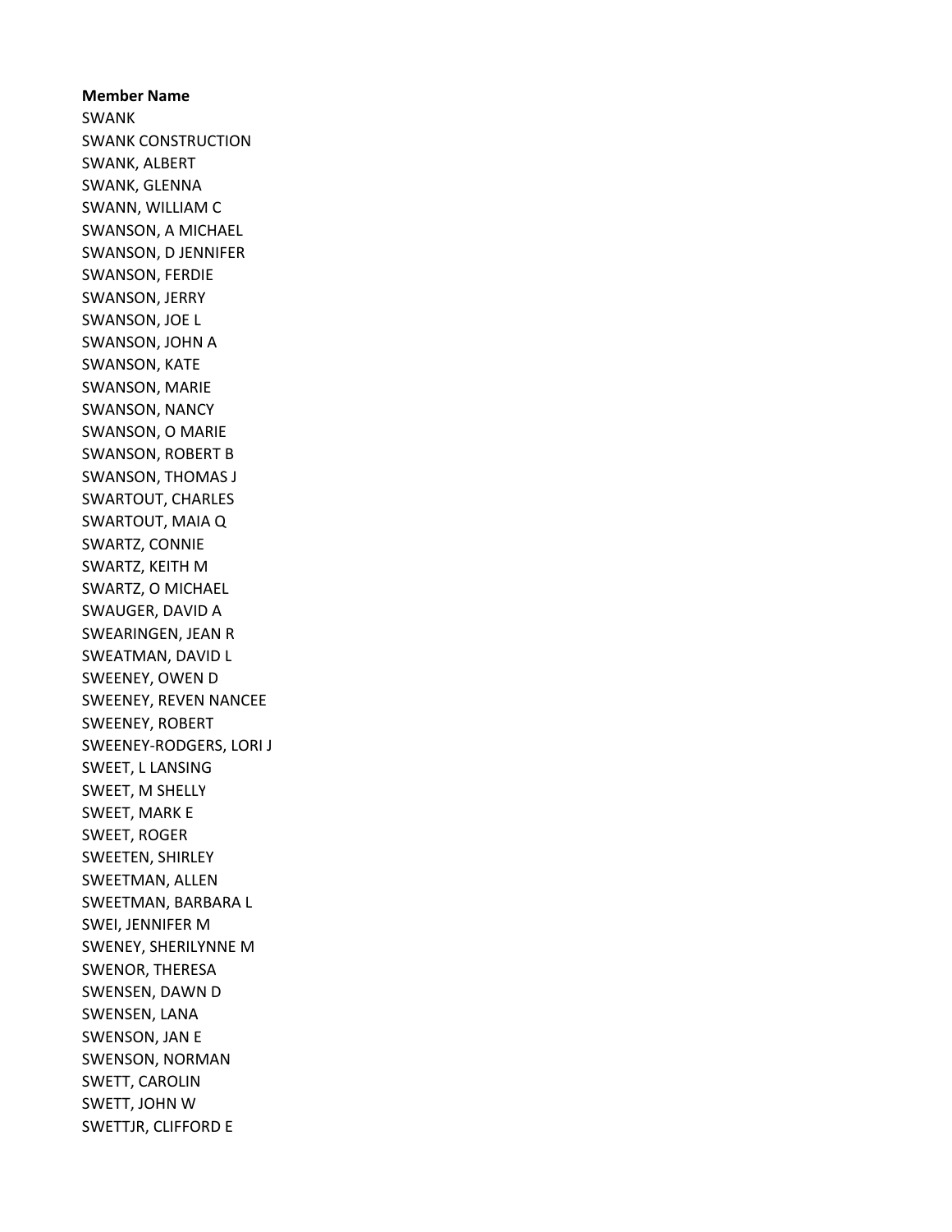**Member Name**

SWANK
SWANK CONSTRUCTION
SWANK, ALBERT
SWANK, GLENNA
SWANN, WILLIAM C
SWANSON, A MICHAEL
SWANSON, D JENNIFER
SWANSON, FERDIE
SWANSON, JERRY
SWANSON, JOE L
SWANSON, JOHN A
SWANSON, KATE
SWANSON, MARIE
SWANSON, NANCY
SWANSON, O MARIE
SWANSON, ROBERT B
SWANSON, THOMAS J
SWARTOUT, CHARLES
SWARTOUT, MAIA Q
SWARTZ, CONNIE
SWARTZ, KEITH M
SWARTZ, O MICHAEL
SWAUGER, DAVID A
SWEARINGEN, JEAN R
SWEATMAN, DAVID L
SWEENEY, OWEN D
SWEENEY, REVEN NANCEE
SWEENEY, ROBERT
SWEENEY-RODGERS, LORI J
SWEET, L LANSING
SWEET, M SHELLY
SWEET, MARK E
SWEET, ROGER
SWEETEN, SHIRLEY
SWEETMAN, ALLEN
SWEETMAN, BARBARA L
SWEI, JENNIFER M
SWENEY, SHERILYNNE M
SWENOR, THERESA
SWENSEN, DAWN D
SWENSEN, LANA
SWENSON, JAN E
SWENSON, NORMAN
SWETT, CAROLIN
SWETT, JOHN W
SWETTJR, CLIFFORD E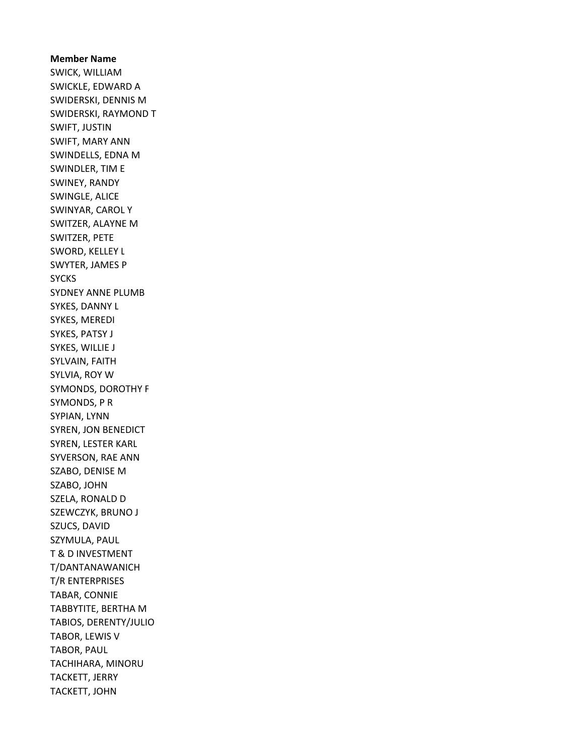**Member Name**

SWICK, WILLIAM
SWICKLE, EDWARD A
SWIDERSKI, DENNIS M
SWIDERSKI, RAYMOND T
SWIFT, JUSTIN
SWIFT, MARY ANN
SWINDELLS, EDNA M
SWINDLER, TIM E
SWINEY, RANDY
SWINGLE, ALICE
SWINYAR, CAROL Y
SWITZER, ALAYNE M
SWITZER, PETE
SWORD, KELLEY L
SWYTER, JAMES P
SYCKS
SYDNEY ANNE PLUMB
SYKES, DANNY L
SYKES, MEREDI
SYKES, PATSY J
SYKES, WILLIE J
SYLVAIN, FAITH
SYLVIA, ROY W
SYMONDS, DOROTHY F
SYMONDS, P R
SYPIAN, LYNN
SYREN, JON BENEDICT
SYREN, LESTER KARL
SYVERSON, RAE ANN
SZABO, DENISE M
SZABO, JOHN
SZELA, RONALD D
SZEWCZYK, BRUNO J
SZUCS, DAVID
SZYMULA, PAUL
T & D INVESTMENT
T/DANTANAWANICH
T/R ENTERPRISES
TABAR, CONNIE
TABBYTITE, BERTHA M
TABIOS, DERENTY/JULIO
TABOR, LEWIS V
TABOR, PAUL
TACHIHARA, MINORU
TACKETT, JERRY
TACKETT, JOHN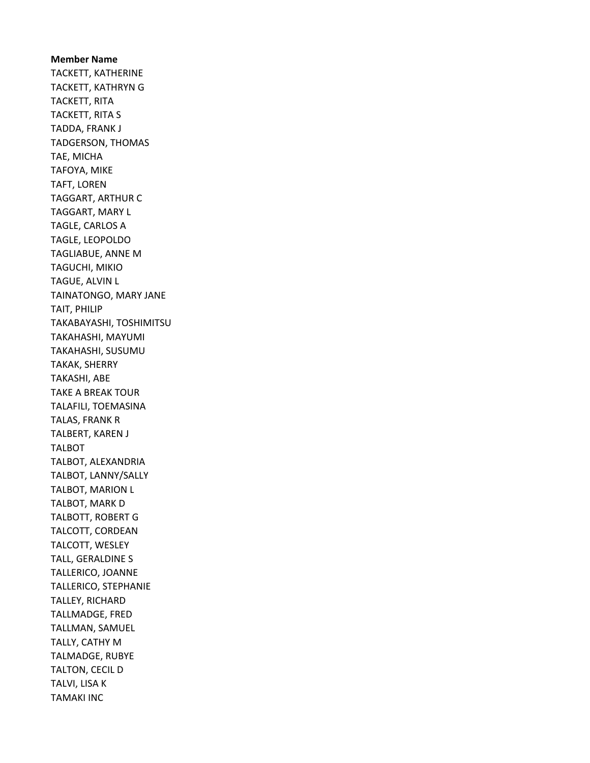**Member Name**

TACKETT, KATHERINE
TACKETT, KATHRYN G
TACKETT, RITA
TACKETT, RITA S
TADDA, FRANK J
TADGERSON, THOMAS
TAE, MICHA
TAFOYA, MIKE
TAFT, LOREN
TAGGART, ARTHUR C
TAGGART, MARY L
TAGLE, CARLOS A
TAGLE, LEOPOLDO
TAGLIABUE, ANNE M
TAGUCHI, MIKIO
TAGUE, ALVIN L
TAINATONGO, MARY JANE
TAIT, PHILIP
TAKABAYASHI, TOSHIMITSU
TAKAHASHI, MAYUMI
TAKAHASHI, SUSUMU
TAKAK, SHERRY
TAKASHI, ABE
TAKE A BREAK TOUR
TALAFILI, TOEMASINA
TALAS, FRANK R
TALBERT, KAREN J
TALBOT
TALBOT, ALEXANDRIA
TALBOT, LANNY/SALLY
TALBOT, MARION L
TALBOT, MARK D
TALBOTT, ROBERT G
TALCOTT, CORDEAN
TALCOTT, WESLEY
TALL, GERALDINE S
TALLERICO, JOANNE
TALLERICO, STEPHANIE
TALLEY, RICHARD
TALLMADGE, FRED
TALLMAN, SAMUEL
TALLY, CATHY M
TALMADGE, RUBYE
TALTON, CECIL D
TALVI, LISA K
TAMAKI INC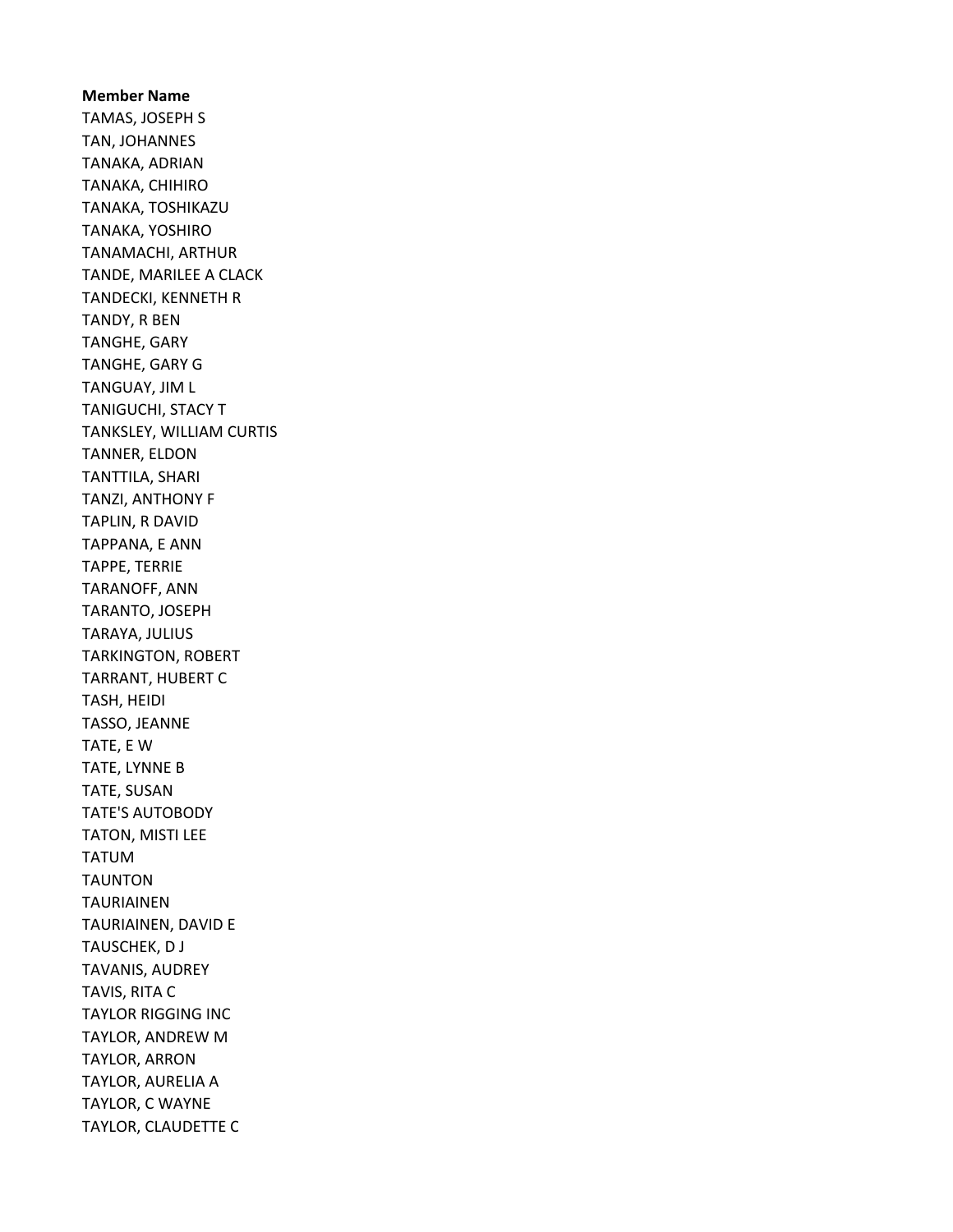**Member Name**

TAMAS, JOSEPH S
TAN, JOHANNES
TANAKA, ADRIAN
TANAKA, CHIHIRO
TANAKA, TOSHIKAZU
TANAKA, YOSHIRO
TANAMACHI, ARTHUR
TANDE, MARILEE A CLACK
TANDECKI, KENNETH R
TANDY, R BEN
TANGHE, GARY
TANGHE, GARY G
TANGUAY, JIM L
TANIGUCHI, STACY T
TANKSLEY, WILLIAM CURTIS
TANNER, ELDON
TANTTILA, SHARI
TANZI, ANTHONY F
TAPLIN, R DAVID
TAPPANA, E ANN
TAPPE, TERRIE
TARANOFF, ANN
TARANTO, JOSEPH
TARAYA, JULIUS
TARKINGTON, ROBERT
TARRANT, HUBERT C
TASH, HEIDI
TASSO, JEANNE
TATE, E W
TATE, LYNNE B
TATE, SUSAN
TATE'S AUTOBODY
TATON, MISTI LEE
TATUM
TAUNTON
TAURIAINEN
TAURIAINEN, DAVID E
TAUSCHEK, D J
TAVANIS, AUDREY
TAVIS, RITA C
TAYLOR RIGGING INC
TAYLOR, ANDREW M
TAYLOR, ARRON
TAYLOR, AURELIA A
TAYLOR, C WAYNE
TAYLOR, CLAUDETTE C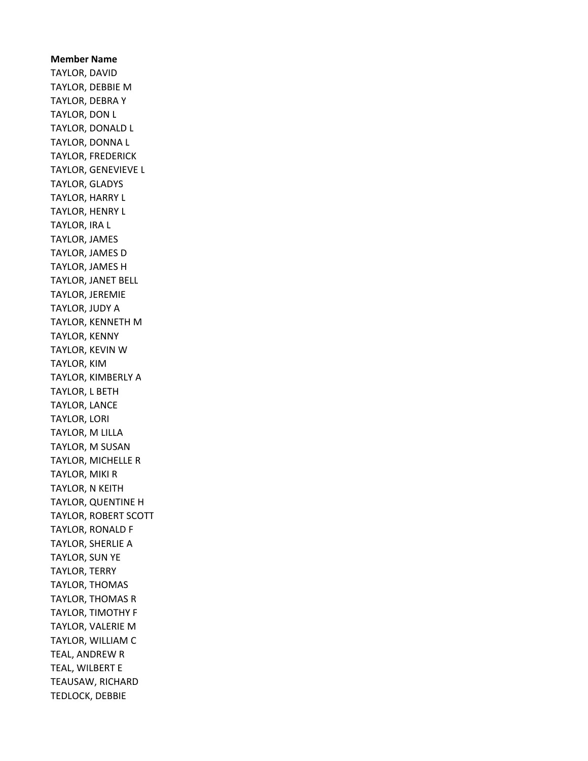**Member Name**

TAYLOR, DAVID
TAYLOR, DEBBIE M
TAYLOR, DEBRA Y
TAYLOR, DON L
TAYLOR, DONALD L
TAYLOR, DONNA L
TAYLOR, FREDERICK
TAYLOR, GENEVIEVE L
TAYLOR, GLADYS
TAYLOR, HARRY L
TAYLOR, HENRY L
TAYLOR, IRA L
TAYLOR, JAMES
TAYLOR, JAMES D
TAYLOR, JAMES H
TAYLOR, JANET BELL
TAYLOR, JEREMIE
TAYLOR, JUDY A
TAYLOR, KENNETH M
TAYLOR, KENNY
TAYLOR, KEVIN W
TAYLOR, KIM
TAYLOR, KIMBERLY A
TAYLOR, L BETH
TAYLOR, LANCE
TAYLOR, LORI
TAYLOR, M LILLA
TAYLOR, M SUSAN
TAYLOR, MICHELLE R
TAYLOR, MIKI R
TAYLOR, N KEITH
TAYLOR, QUENTINE H
TAYLOR, ROBERT SCOTT
TAYLOR, RONALD F
TAYLOR, SHERLIE A
TAYLOR, SUN YE
TAYLOR, TERRY
TAYLOR, THOMAS
TAYLOR, THOMAS R
TAYLOR, TIMOTHY F
TAYLOR, VALERIE M
TAYLOR, WILLIAM C
TEAL, ANDREW R
TEAL, WILBERT E
TEAUSAW, RICHARD
TEDLOCK, DEBBIE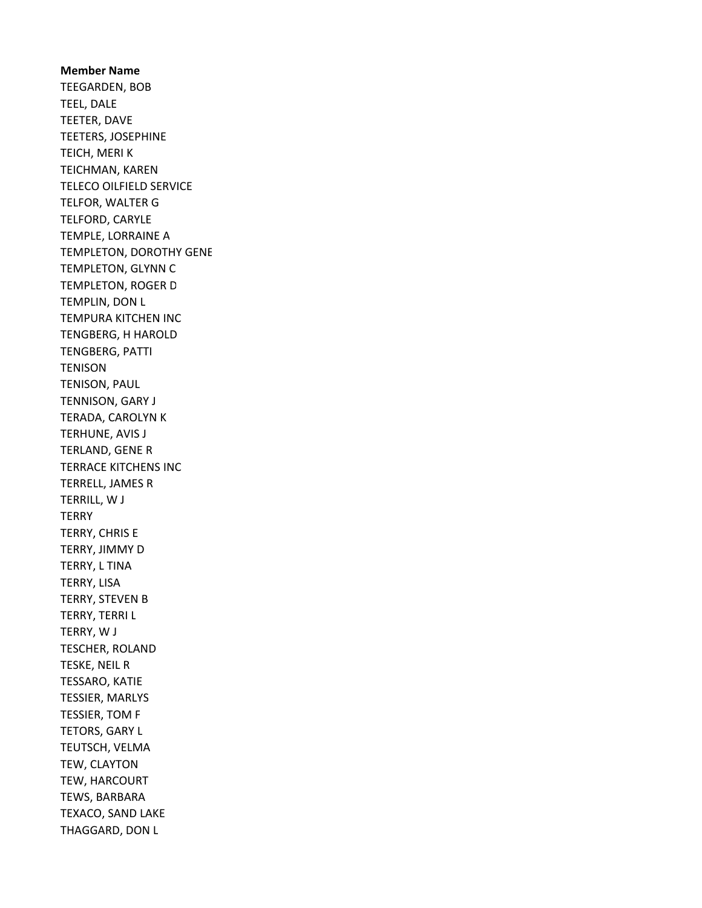**Member Name**

TEEGARDEN, BOB
TEEL, DALE
TEETER, DAVE
TEETERS, JOSEPHINE
TEICH, MERI K
TEICHMAN, KAREN
TELECO OILFIELD SERVICE
TELFOR, WALTER G
TELFORD, CARYLE
TEMPLE, LORRAINE A
TEMPLETON, DOROTHY GENE
TEMPLETON, GLYNN C
TEMPLETON, ROGER D
TEMPLIN, DON L
TEMPURA KITCHEN INC
TENGBERG, H HAROLD
TENGBERG, PATTI
TENISON
TENISON, PAUL
TENNISON, GARY J
TERADA, CAROLYN K
TERHUNE, AVIS J
TERLAND, GENE R
TERRACE KITCHENS INC
TERRELL, JAMES R
TERRILL, W J
TERRY
TERRY, CHRIS E
TERRY, JIMMY D
TERRY, L TINA
TERRY, LISA
TERRY, STEVEN B
TERRY, TERRI L
TERRY, W J
TESCHER, ROLAND
TESKE, NEIL R
TESSARO, KATIE
TESSIER, MARLYS
TESSIER, TOM F
TETORS, GARY L
TEUTSCH, VELMA
TEW, CLAYTON
TEW, HARCOURT
TEWS, BARBARA
TEXACO, SAND LAKE
THAGGARD, DON L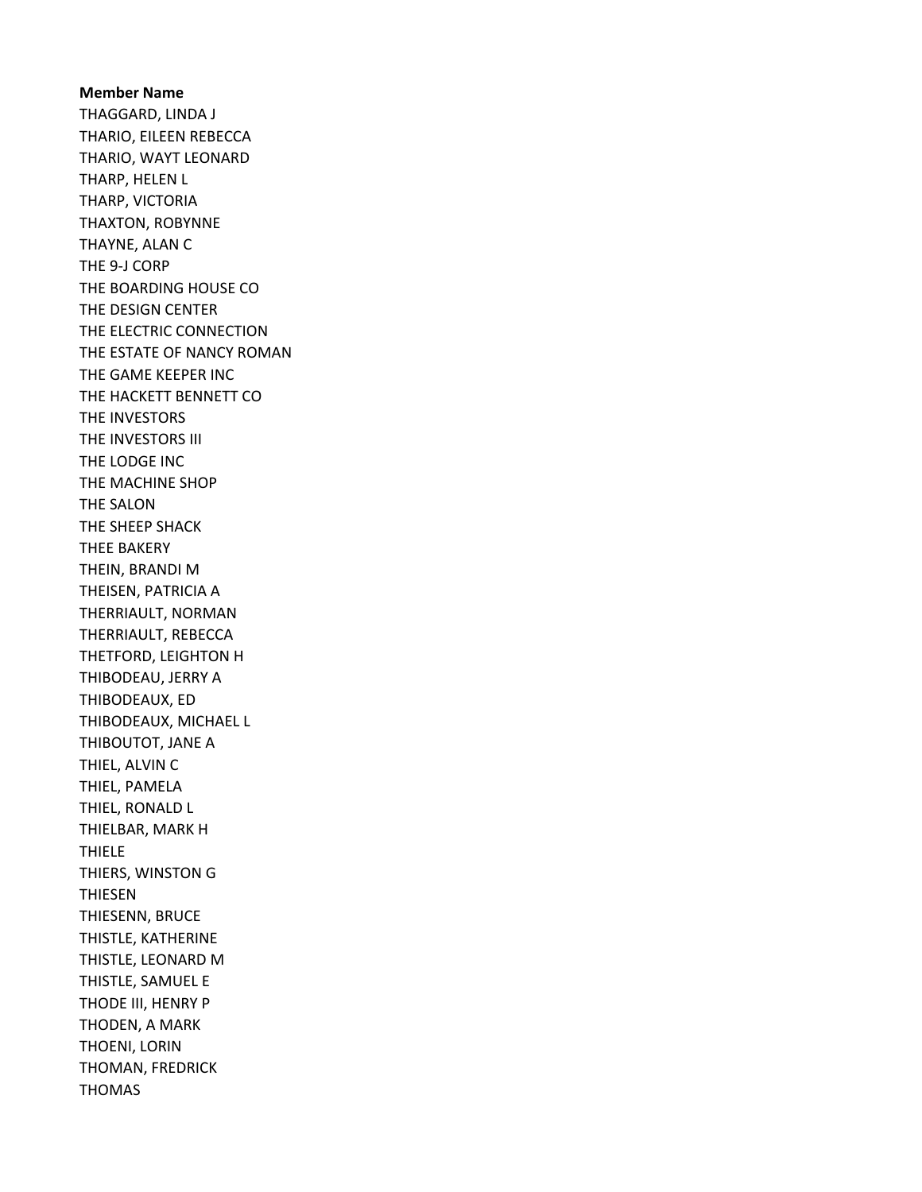**Member Name**

THAGGARD, LINDA J
THARIO, EILEEN REBECCA
THARIO, WAYT LEONARD
THARP, HELEN L
THARP, VICTORIA
THAXTON, ROBYNNE
THAYNE, ALAN C
THE 9-J CORP
THE BOARDING HOUSE CO
THE DESIGN CENTER
THE ELECTRIC CONNECTION
THE ESTATE OF NANCY ROMAN
THE GAME KEEPER INC
THE HACKETT BENNETT CO
THE INVESTORS
THE INVESTORS III
THE LODGE INC
THE MACHINE SHOP
THE SALON
THE SHEEP SHACK
THEE BAKERY
THEIN, BRANDI M
THEISEN, PATRICIA A
THERRIAULT, NORMAN
THERRIAULT, REBECCA
THETFORD, LEIGHTON H
THIBODEAU, JERRY A
THIBODEAUX, ED
THIBODEAUX, MICHAEL L
THIBOUTOT, JANE A
THIEL, ALVIN C
THIEL, PAMELA
THIEL, RONALD L
THIELBAR, MARK H
THIELE
THIERS, WINSTON G
THIESEN
THIESENN, BRUCE
THISTLE, KATHERINE
THISTLE, LEONARD M
THISTLE, SAMUEL E
THODE III, HENRY P
THODEN, A MARK
THOENI, LORIN
THOMAN, FREDRICK
THOMAS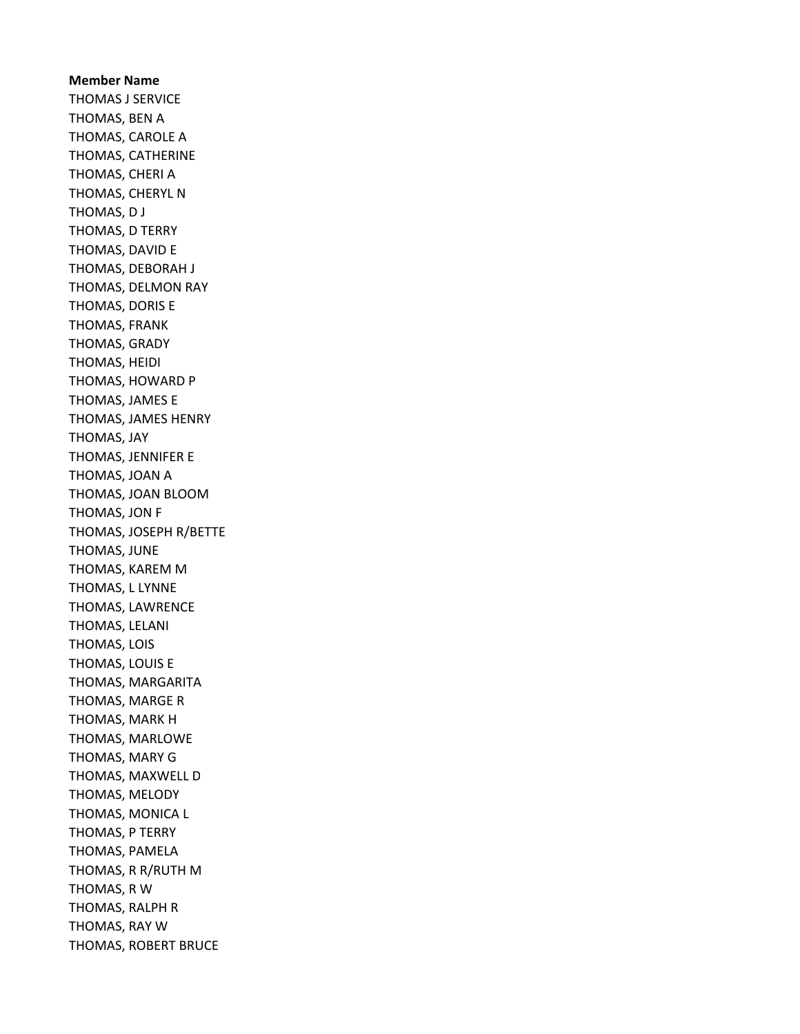**Member Name**

THOMAS J SERVICE
THOMAS, BEN A
THOMAS, CAROLE A
THOMAS, CATHERINE
THOMAS, CHERI A
THOMAS, CHERYL N
THOMAS, D J
THOMAS, D TERRY
THOMAS, DAVID E
THOMAS, DEBORAH J
THOMAS, DELMON RAY
THOMAS, DORIS E
THOMAS, FRANK
THOMAS, GRADY
THOMAS, HEIDI
THOMAS, HOWARD P
THOMAS, JAMES E
THOMAS, JAMES HENRY
THOMAS, JAY
THOMAS, JENNIFER E
THOMAS, JOAN A
THOMAS, JOAN BLOOM
THOMAS, JON F
THOMAS, JOSEPH R/BETTE
THOMAS, JUNE
THOMAS, KAREM M
THOMAS, L LYNNE
THOMAS, LAWRENCE
THOMAS, LELANI
THOMAS, LOIS
THOMAS, LOUIS E
THOMAS, MARGARITA
THOMAS, MARGE R
THOMAS, MARK H
THOMAS, MARLOWE
THOMAS, MARY G
THOMAS, MAXWELL D
THOMAS, MELODY
THOMAS, MONICA L
THOMAS, P TERRY
THOMAS, PAMELA
THOMAS, R R/RUTH M
THOMAS, R W
THOMAS, RALPH R
THOMAS, RAY W
THOMAS, ROBERT BRUCE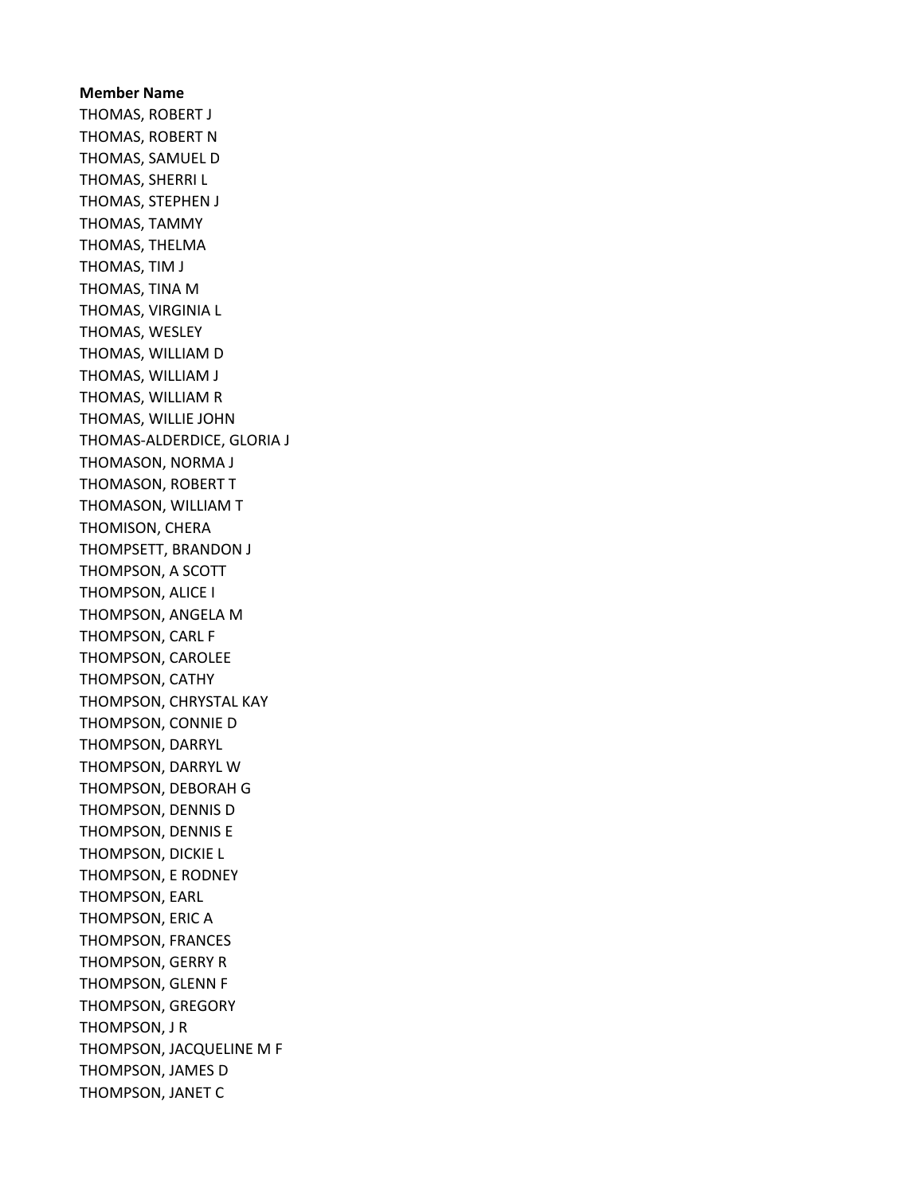**Member Name**

THOMAS, ROBERT J
THOMAS, ROBERT N
THOMAS, SAMUEL D
THOMAS, SHERRI L
THOMAS, STEPHEN J
THOMAS, TAMMY
THOMAS, THELMA
THOMAS, TIM J
THOMAS, TINA M
THOMAS, VIRGINIA L
THOMAS, WESLEY
THOMAS, WILLIAM D
THOMAS, WILLIAM J
THOMAS, WILLIAM R
THOMAS, WILLIE JOHN
THOMAS-ALDERDICE, GLORIA J
THOMASON, NORMA J
THOMASON, ROBERT T
THOMASON, WILLIAM T
THOMISON, CHERA
THOMPSETT, BRANDON J
THOMPSON, A SCOTT
THOMPSON, ALICE I
THOMPSON, ANGELA M
THOMPSON, CARL F
THOMPSON, CAROLEE
THOMPSON, CATHY
THOMPSON, CHRYSTAL KAY
THOMPSON, CONNIE D
THOMPSON, DARRYL
THOMPSON, DARRYL W
THOMPSON, DEBORAH G
THOMPSON, DENNIS D
THOMPSON, DENNIS E
THOMPSON, DICKIE L
THOMPSON, E RODNEY
THOMPSON, EARL
THOMPSON, ERIC A
THOMPSON, FRANCES
THOMPSON, GERRY R
THOMPSON, GLENN F
THOMPSON, GREGORY
THOMPSON, J R
THOMPSON, JACQUELINE M F
THOMPSON, JAMES D
THOMPSON, JANET C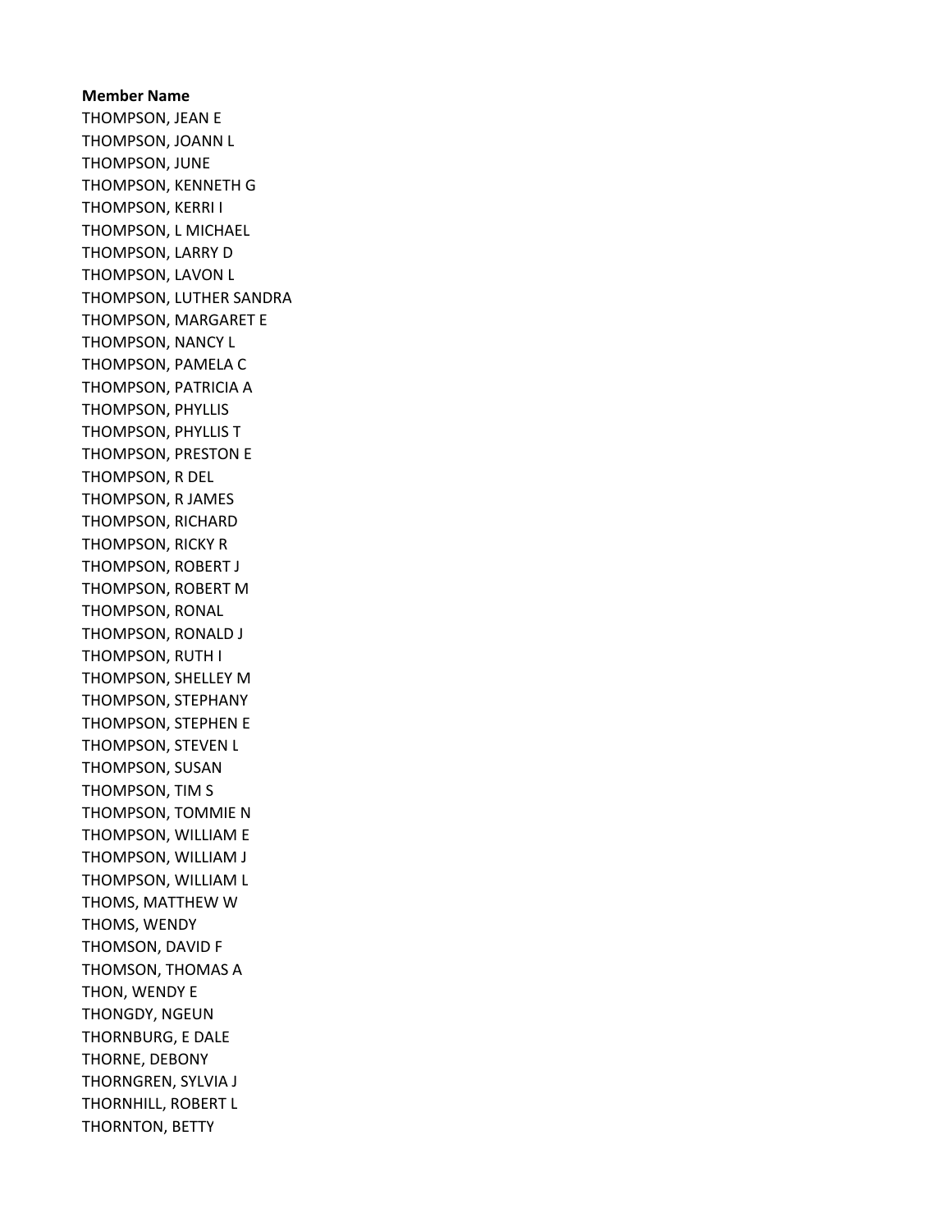**Member Name**

THOMPSON, JEAN E
THOMPSON, JOANN L
THOMPSON, JUNE
THOMPSON, KENNETH G
THOMPSON, KERRI I
THOMPSON, L MICHAEL
THOMPSON, LARRY D
THOMPSON, LAVON L
THOMPSON, LUTHER SANDRA
THOMPSON, MARGARET E
THOMPSON, NANCY L
THOMPSON, PAMELA C
THOMPSON, PATRICIA A
THOMPSON, PHYLLIS
THOMPSON, PHYLLIS T
THOMPSON, PRESTON E
THOMPSON, R DEL
THOMPSON, R JAMES
THOMPSON, RICHARD
THOMPSON, RICKY R
THOMPSON, ROBERT J
THOMPSON, ROBERT M
THOMPSON, RONAL
THOMPSON, RONALD J
THOMPSON, RUTH I
THOMPSON, SHELLEY M
THOMPSON, STEPHANY
THOMPSON, STEPHEN E
THOMPSON, STEVEN L
THOMPSON, SUSAN
THOMPSON, TIM S
THOMPSON, TOMMIE N
THOMPSON, WILLIAM E
THOMPSON, WILLIAM J
THOMPSON, WILLIAM L
THOMS, MATTHEW W
THOMS, WENDY
THOMSON, DAVID F
THOMSON, THOMAS A
THON, WENDY E
THONGDY, NGEUN
THORNBURG, E DALE
THORNE, DEBONY
THORNGREN, SYLVIA J
THORNHILL, ROBERT L
THORNTON, BETTY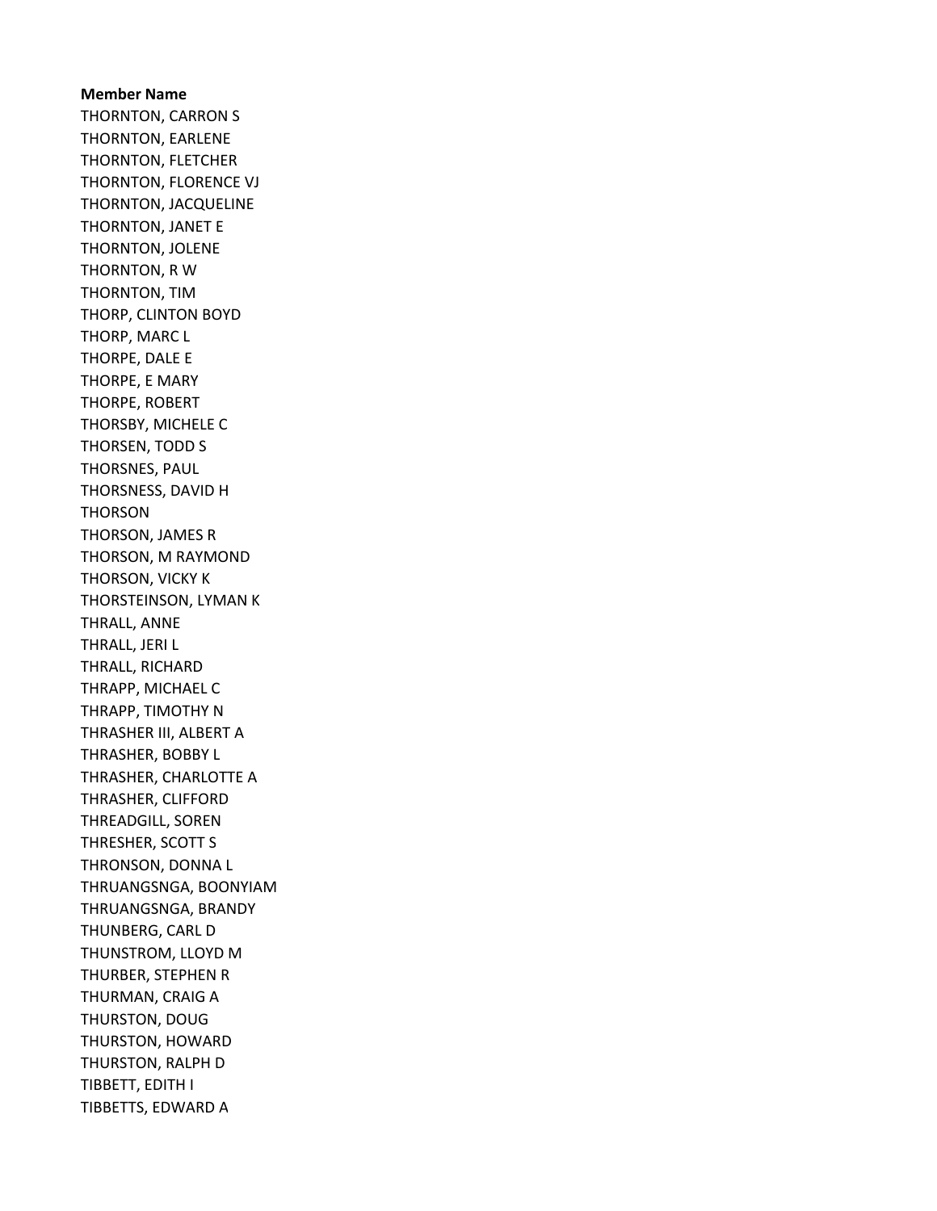**Member Name**

THORNTON, CARRON S
THORNTON, EARLENE
THORNTON, FLETCHER
THORNTON, FLORENCE VJ
THORNTON, JACQUELINE
THORNTON, JANET E
THORNTON, JOLENE
THORNTON, R W
THORNTON, TIM
THORP, CLINTON BOYD
THORP, MARC L
THORPE, DALE E
THORPE, E MARY
THORPE, ROBERT
THORSBY, MICHELE C
THORSEN, TODD S
THORSNES, PAUL
THORSNESS, DAVID H
THORSON
THORSON, JAMES R
THORSON, M RAYMOND
THORSON, VICKY K
THORSTEINSON, LYMAN K
THRALL, ANNE
THRALL, JERI L
THRALL, RICHARD
THRAPP, MICHAEL C
THRAPP, TIMOTHY N
THRASHER III, ALBERT A
THRASHER, BOBBY L
THRASHER, CHARLOTTE A
THRASHER, CLIFFORD
THREADGILL, SOREN
THRESHER, SCOTT S
THRONSON, DONNA L
THRUANGSNGA, BOONYIAM
THRUANGSNGA, BRANDY
THUNBERG, CARL D
THUNSTROM, LLOYD M
THURBER, STEPHEN R
THURMAN, CRAIG A
THURSTON, DOUG
THURSTON, HOWARD
THURSTON, RALPH D
TIBBETT, EDITH I
TIBBETTS, EDWARD A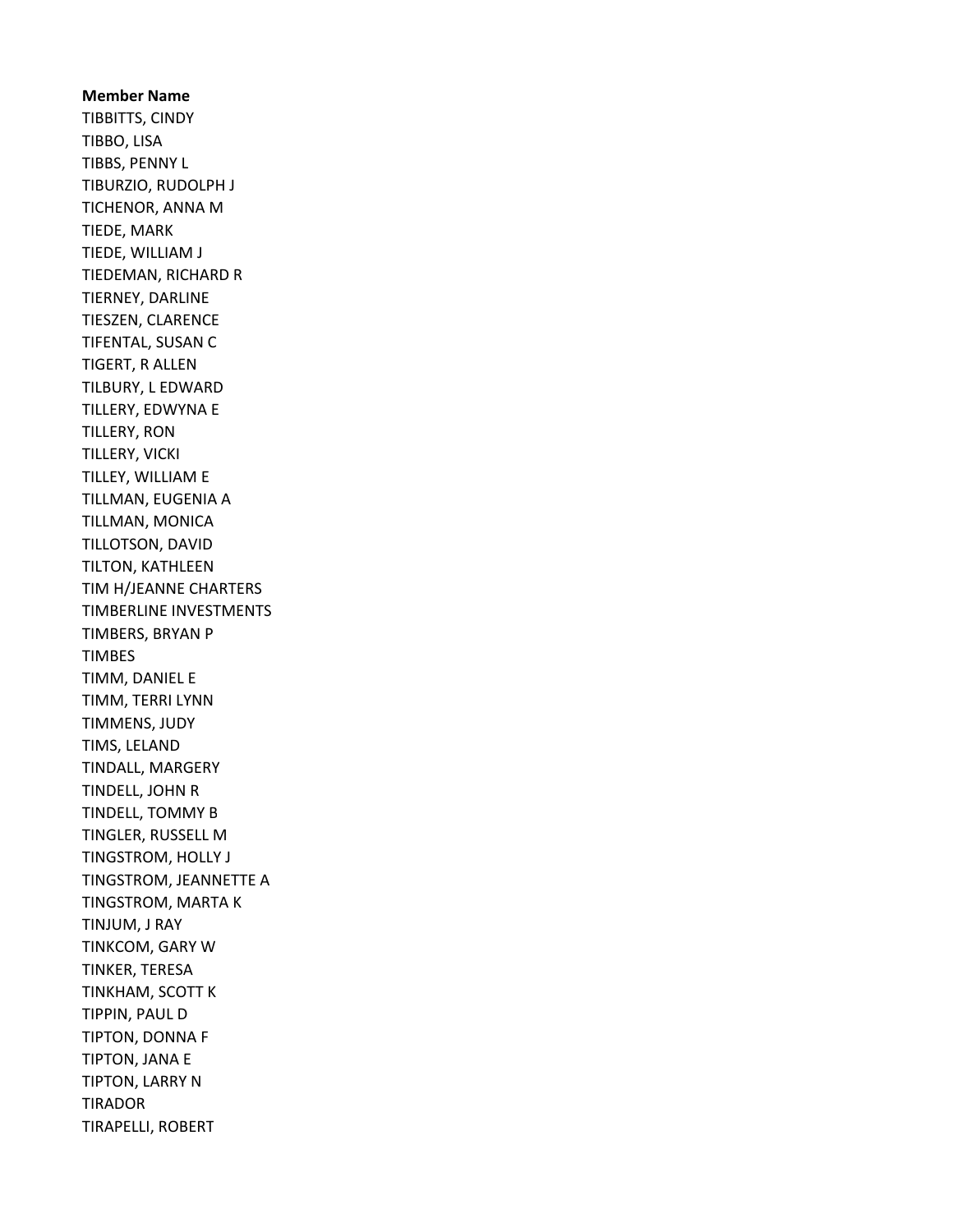**Member Name**

TIBBITTS, CINDY
TIBBO, LISA
TIBBS, PENNY L
TIBURZIO, RUDOLPH J
TICHENOR, ANNA M
TIEDE, MARK
TIEDE, WILLIAM J
TIEDEMAN, RICHARD R
TIERNEY, DARLINE
TIESZEN, CLARENCE
TIFENTAL, SUSAN C
TIGERT, R ALLEN
TILBURY, L EDWARD
TILLERY, EDWYNA E
TILLERY, RON
TILLERY, VICKI
TILLEY, WILLIAM E
TILLMAN, EUGENIA A
TILLMAN, MONICA
TILLOTSON, DAVID
TILTON, KATHLEEN
TIM H/JEANNE CHARTERS
TIMBERLINE INVESTMENTS
TIMBERS, BRYAN P
TIMBES
TIMM, DANIEL E
TIMM, TERRI LYNN
TIMMENS, JUDY
TIMS, LELAND
TINDALL, MARGERY
TINDELL, JOHN R
TINDELL, TOMMY B
TINGLER, RUSSELL M
TINGSTROM, HOLLY J
TINGSTROM, JEANNETTE A
TINGSTROM, MARTA K
TINJUM, J RAY
TINKCOM, GARY W
TINKER, TERESA
TINKHAM, SCOTT K
TIPPIN, PAUL D
TIPTON, DONNA F
TIPTON, JANA E
TIPTON, LARRY N
TIRADOR
TIRAPELLI, ROBERT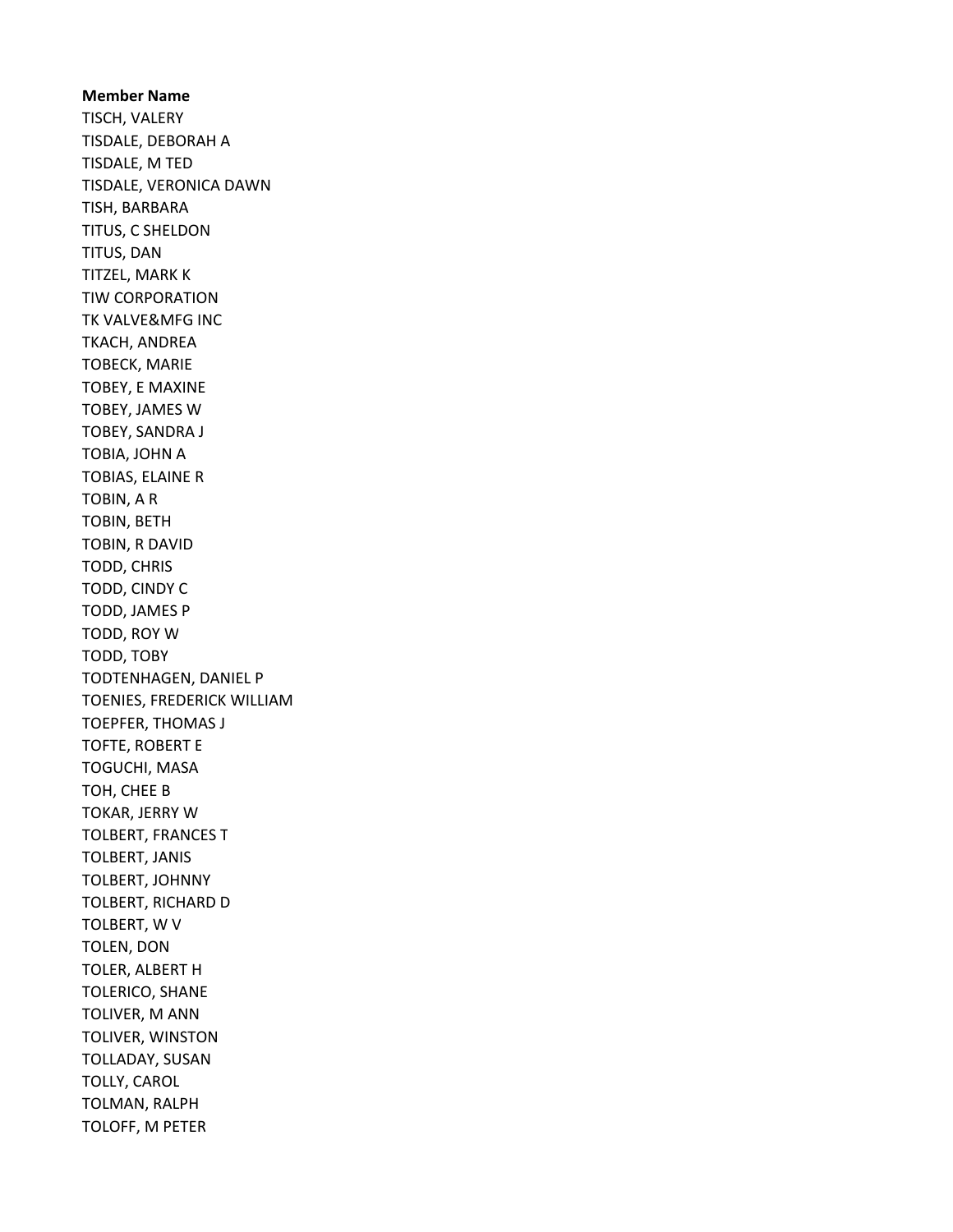**Member Name**

TISCH, VALERY
TISDALE, DEBORAH A
TISDALE, M TED
TISDALE, VERONICA DAWN
TISH, BARBARA
TITUS, C SHELDON
TITUS, DAN
TITZEL, MARK K
TIW CORPORATION
TK VALVE&MFG INC
TKACH, ANDREA
TOBECK, MARIE
TOBEY, E MAXINE
TOBEY, JAMES W
TOBEY, SANDRA J
TOBIA, JOHN A
TOBIAS, ELAINE R
TOBIN, A R
TOBIN, BETH
TOBIN, R DAVID
TODD, CHRIS
TODD, CINDY C
TODD, JAMES P
TODD, ROY W
TODD, TOBY
TODTENHAGEN, DANIEL P
TOENIES, FREDERICK WILLIAM
TOEPFER, THOMAS J
TOFTE, ROBERT E
TOGUCHI, MASA
TOH, CHEE B
TOKAR, JERRY W
TOLBERT, FRANCES T
TOLBERT, JANIS
TOLBERT, JOHNNY
TOLBERT, RICHARD D
TOLBERT, W V
TOLEN, DON
TOLER, ALBERT H
TOLERICO, SHANE
TOLIVER, M ANN
TOLIVER, WINSTON
TOLLADAY, SUSAN
TOLLY, CAROL
TOLMAN, RALPH
TOLOFF, M PETER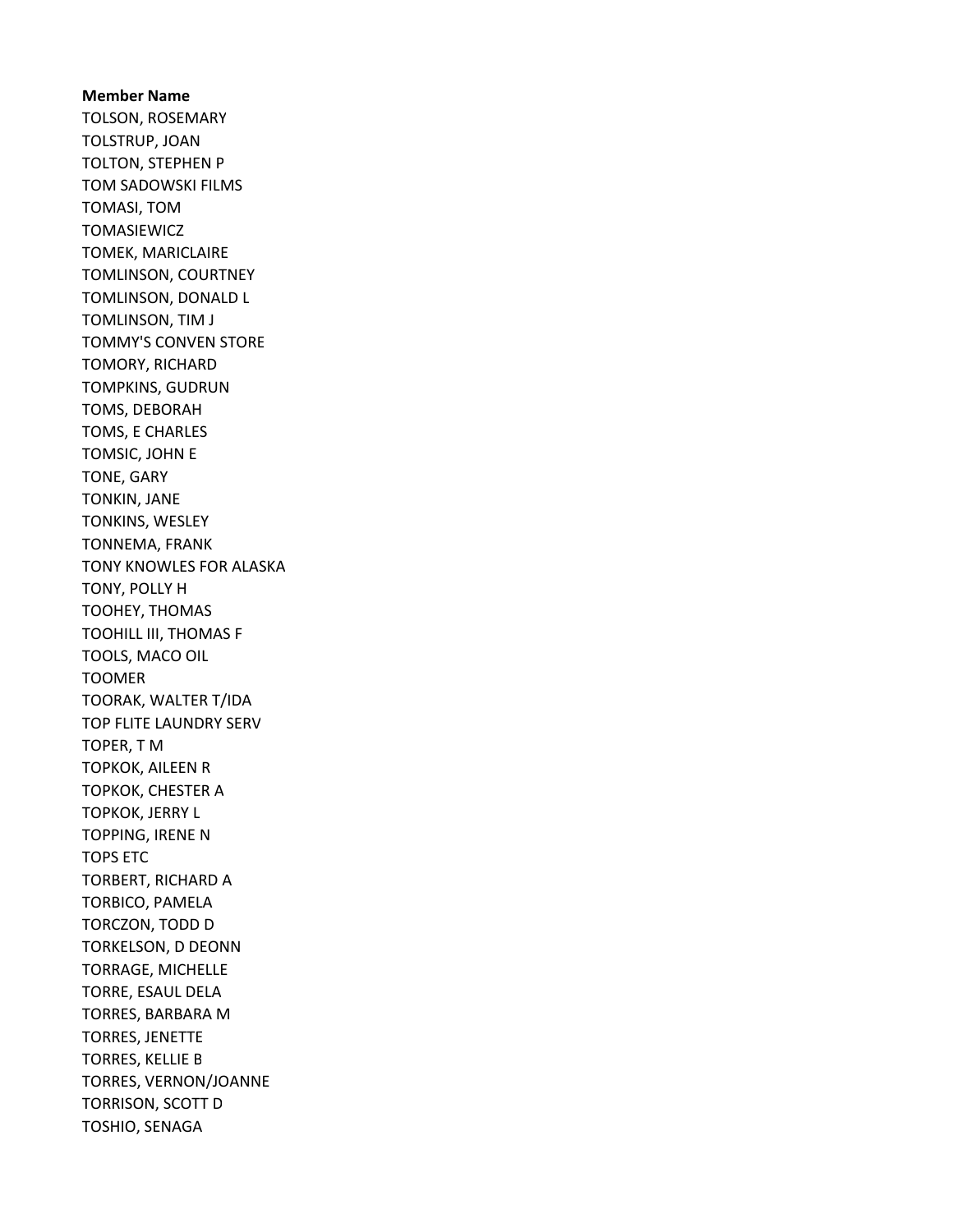**Member Name**

TOLSON, ROSEMARY
TOLSTRUP, JOAN
TOLTON, STEPHEN P
TOM SADOWSKI FILMS
TOMASI, TOM
TOMASIEWICZ
TOMEK, MARICLAIRE
TOMLINSON, COURTNEY
TOMLINSON, DONALD L
TOMLINSON, TIM J
TOMMY'S CONVEN STORE
TOMORY, RICHARD
TOMPKINS, GUDRUN
TOMS, DEBORAH
TOMS, E CHARLES
TOMSIC, JOHN E
TONE, GARY
TONKIN, JANE
TONKINS, WESLEY
TONNEMA, FRANK
TONY KNOWLES FOR ALASKA
TONY, POLLY H
TOOHEY, THOMAS
TOOHILL III, THOMAS F
TOOLS, MACO OIL
TOOMER
TOORAK, WALTER T/IDA
TOP FLITE LAUNDRY SERV
TOPER, T M
TOPKOK, AILEEN R
TOPKOK, CHESTER A
TOPKOK, JERRY L
TOPPING, IRENE N
TOPS ETC
TORBERT, RICHARD A
TORBICO, PAMELA
TORCZON, TODD D
TORKELSON, D DEONN
TORRAGE, MICHELLE
TORRE, ESAUL DELA
TORRES, BARBARA M
TORRES, JENETTE
TORRES, KELLIE B
TORRES, VERNON/JOANNE
TORRISON, SCOTT D
TOSHIO, SENAGA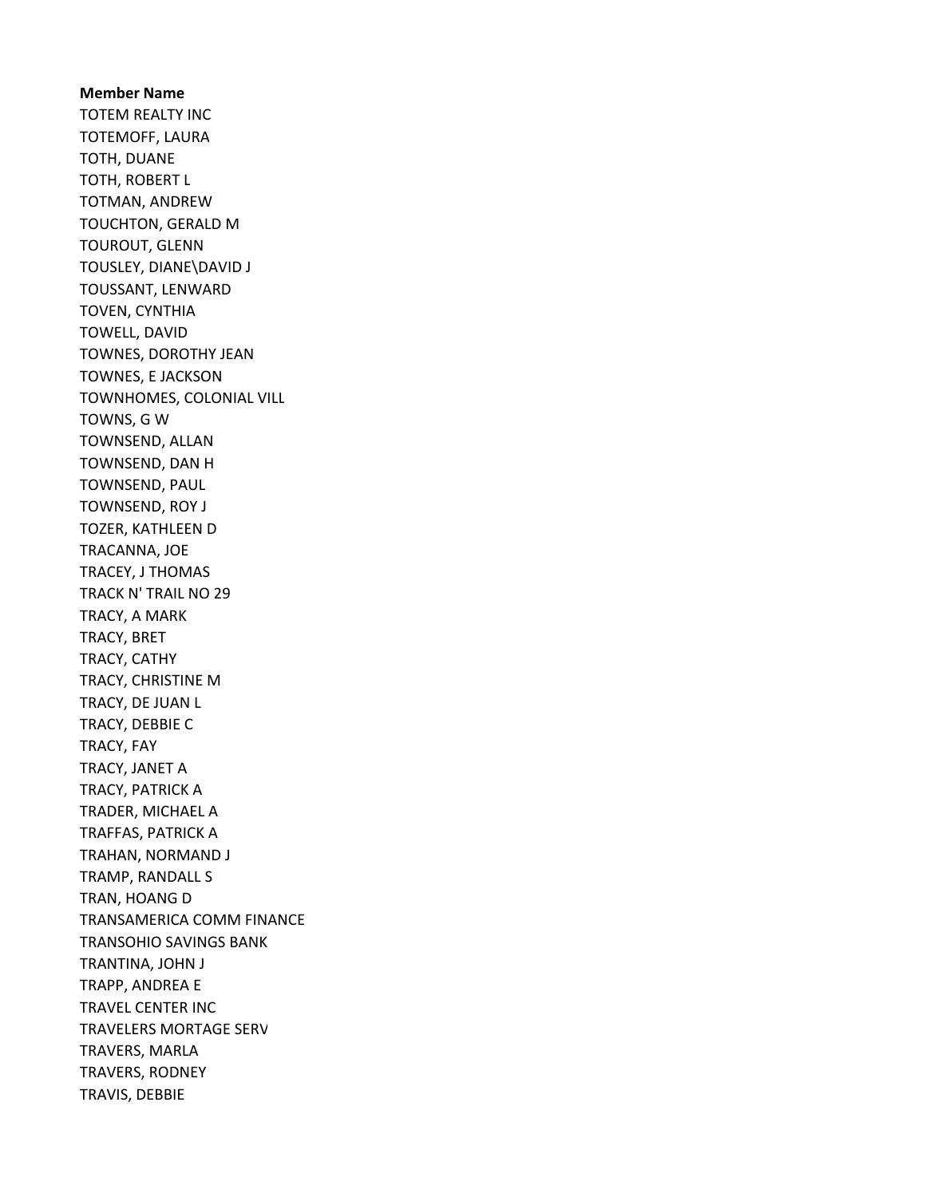**Member Name**

TOTEM REALTY INC
TOTEMOFF, LAURA
TOTH, DUANE
TOTH, ROBERT L
TOTMAN, ANDREW
TOUCHTON, GERALD M
TOUROUT, GLENN
TOUSLEY, DIANE\DAVID J
TOUSSANT, LENWARD
TOVEN, CYNTHIA
TOWELL, DAVID
TOWNES, DOROTHY JEAN
TOWNES, E JACKSON
TOWNHOMES, COLONIAL VILL
TOWNS, G W
TOWNSEND, ALLAN
TOWNSEND, DAN H
TOWNSEND, PAUL
TOWNSEND, ROY J
TOZER, KATHLEEN D
TRACANNA, JOE
TRACEY, J THOMAS
TRACK N' TRAIL NO 29
TRACY, A MARK
TRACY, BRET
TRACY, CATHY
TRACY, CHRISTINE M
TRACY, DE JUAN L
TRACY, DEBBIE C
TRACY, FAY
TRACY, JANET A
TRACY, PATRICK A
TRADER, MICHAEL A
TRAFFAS, PATRICK A
TRAHAN, NORMAND J
TRAMP, RANDALL S
TRAN, HOANG D
TRANSAMERICA COMM FINANCE
TRANSOHIO SAVINGS BANK
TRANTINA, JOHN J
TRAPP, ANDREA E
TRAVEL CENTER INC
TRAVELERS MORTAGE SERV
TRAVERS, MARLA
TRAVERS, RODNEY
TRAVIS, DEBBIE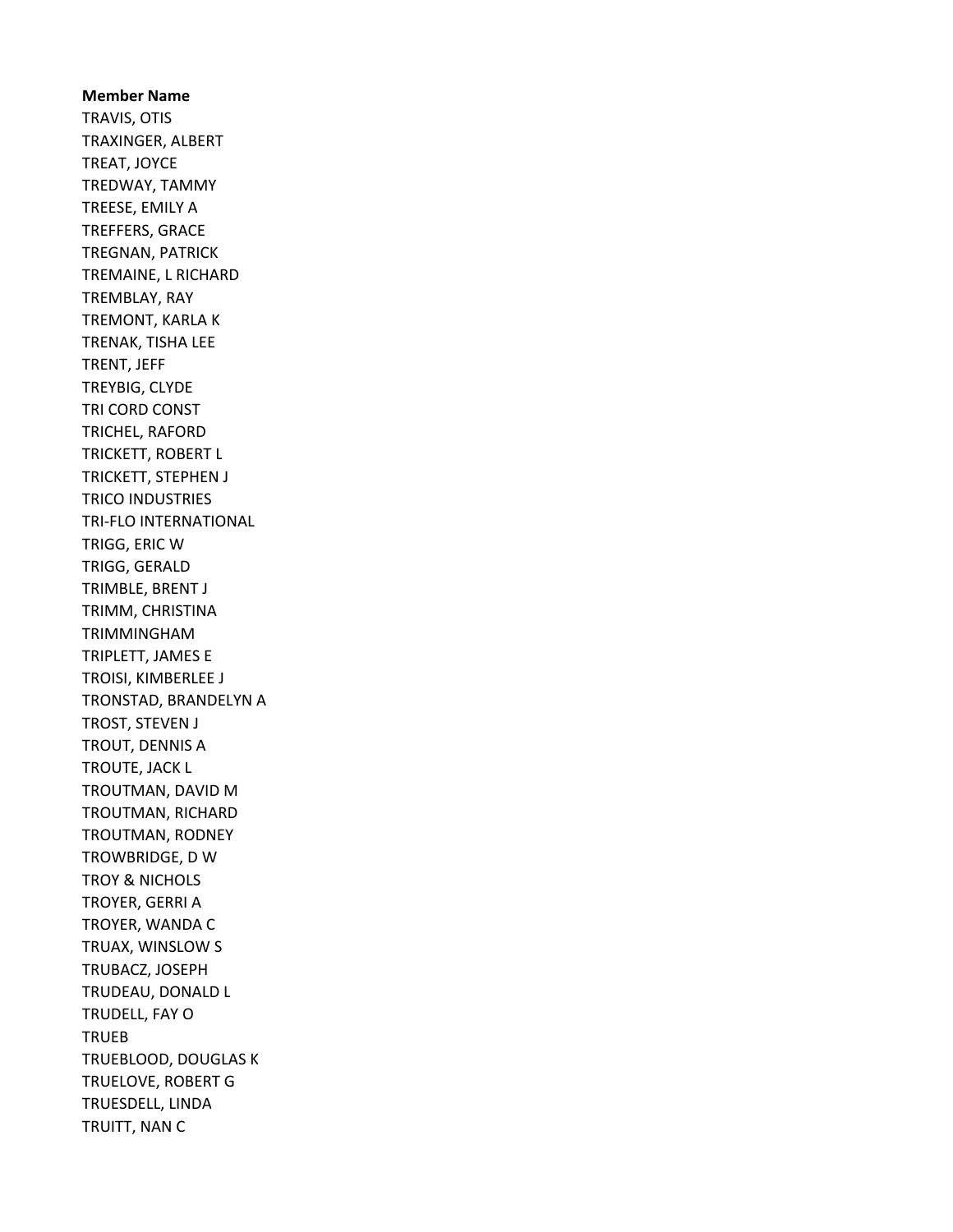**Member Name**

TRAVIS, OTIS
TRAXINGER, ALBERT
TREAT, JOYCE
TREDWAY, TAMMY
TREESE, EMILY A
TREFFERS, GRACE
TREGNAN, PATRICK
TREMAINE, L RICHARD
TREMBLAY, RAY
TREMONT, KARLA K
TRENAK, TISHA LEE
TRENT, JEFF
TREYBIG, CLYDE
TRI CORD CONST
TRICHEL, RAFORD
TRICKETT, ROBERT L
TRICKETT, STEPHEN J
TRICO INDUSTRIES
TRI-FLO INTERNATIONAL
TRIGG, ERIC W
TRIGG, GERALD
TRIMBLE, BRENT J
TRIMM, CHRISTINA
TRIMMINGHAM
TRIPLETT, JAMES E
TROISI, KIMBERLEE J
TRONSTAD, BRANDELYN A
TROST, STEVEN J
TROUT, DENNIS A
TROUTE, JACK L
TROUTMAN, DAVID M
TROUTMAN, RICHARD
TROUTMAN, RODNEY
TROWBRIDGE, D W
TROY & NICHOLS
TROYER, GERRI A
TROYER, WANDA C
TRUAX, WINSLOW S
TRUBACZ, JOSEPH
TRUDEAU, DONALD L
TRUDELL, FAY O
TRUEB
TRUEBLOOD, DOUGLAS K
TRUELOVE, ROBERT G
TRUESDELL, LINDA
TRUITT, NAN C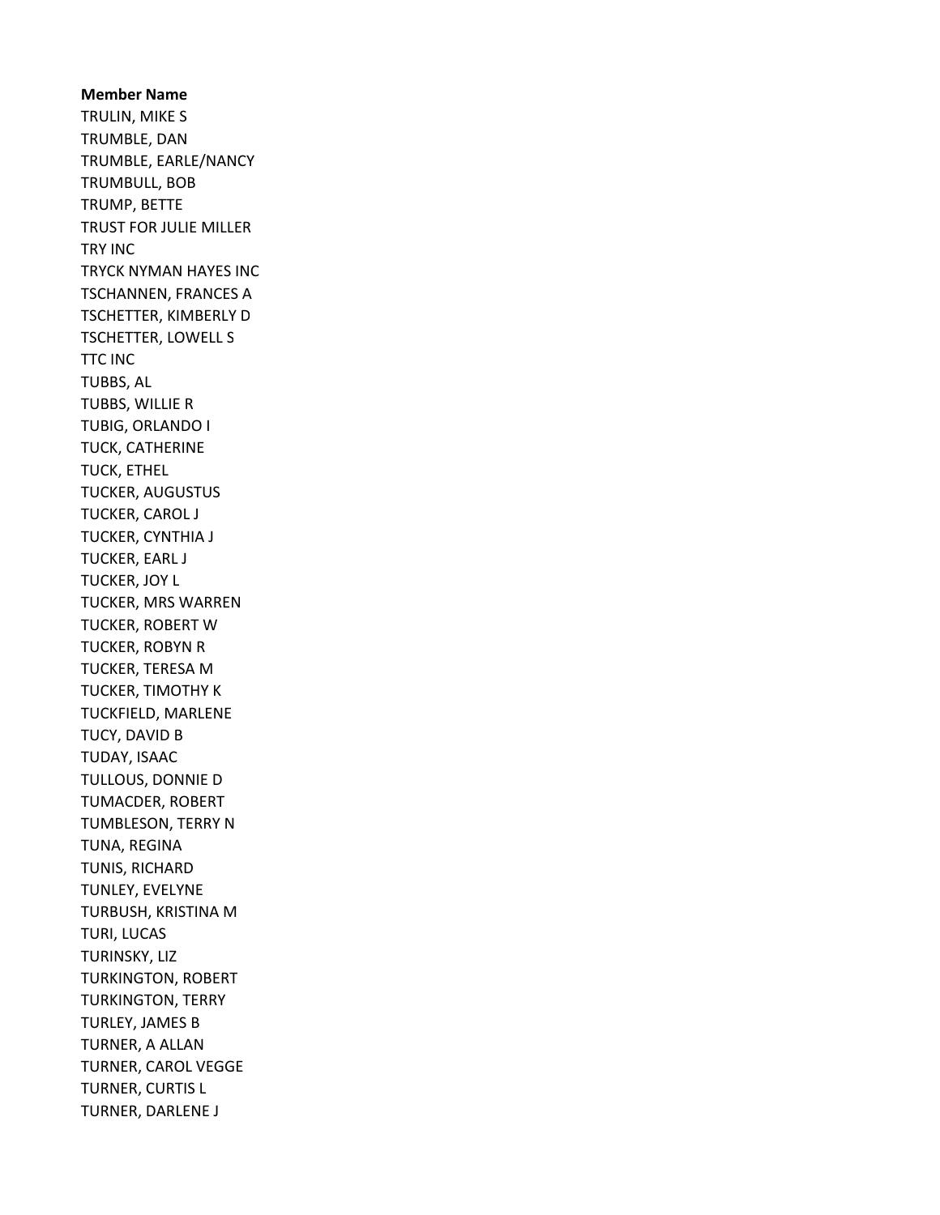**Member Name**

TRULIN, MIKE S
TRUMBLE, DAN
TRUMBLE, EARLE/NANCY
TRUMBULL, BOB
TRUMP, BETTE
TRUST FOR JULIE MILLER
TRY INC
TRYCK NYMAN HAYES INC
TSCHANNEN, FRANCES A
TSCHETTER, KIMBERLY D
TSCHETTER, LOWELL S
TTC INC
TUBBS, AL
TUBBS, WILLIE R
TUBIG, ORLANDO I
TUCK, CATHERINE
TUCK, ETHEL
TUCKER, AUGUSTUS
TUCKER, CAROL J
TUCKER, CYNTHIA J
TUCKER, EARL J
TUCKER, JOY L
TUCKER, MRS WARREN
TUCKER, ROBERT W
TUCKER, ROBYN R
TUCKER, TERESA M
TUCKER, TIMOTHY K
TUCKFIELD, MARLENE
TUCY, DAVID B
TUDAY, ISAAC
TULLOUS, DONNIE D
TUMACDER, ROBERT
TUMBLESON, TERRY N
TUNA, REGINA
TUNIS, RICHARD
TUNLEY, EVELYNE
TURBUSH, KRISTINA M
TURI, LUCAS
TURINSKY, LIZ
TURKINGTON, ROBERT
TURKINGTON, TERRY
TURLEY, JAMES B
TURNER, A ALLAN
TURNER, CAROL VEGGE
TURNER, CURTIS L
TURNER, DARLENE J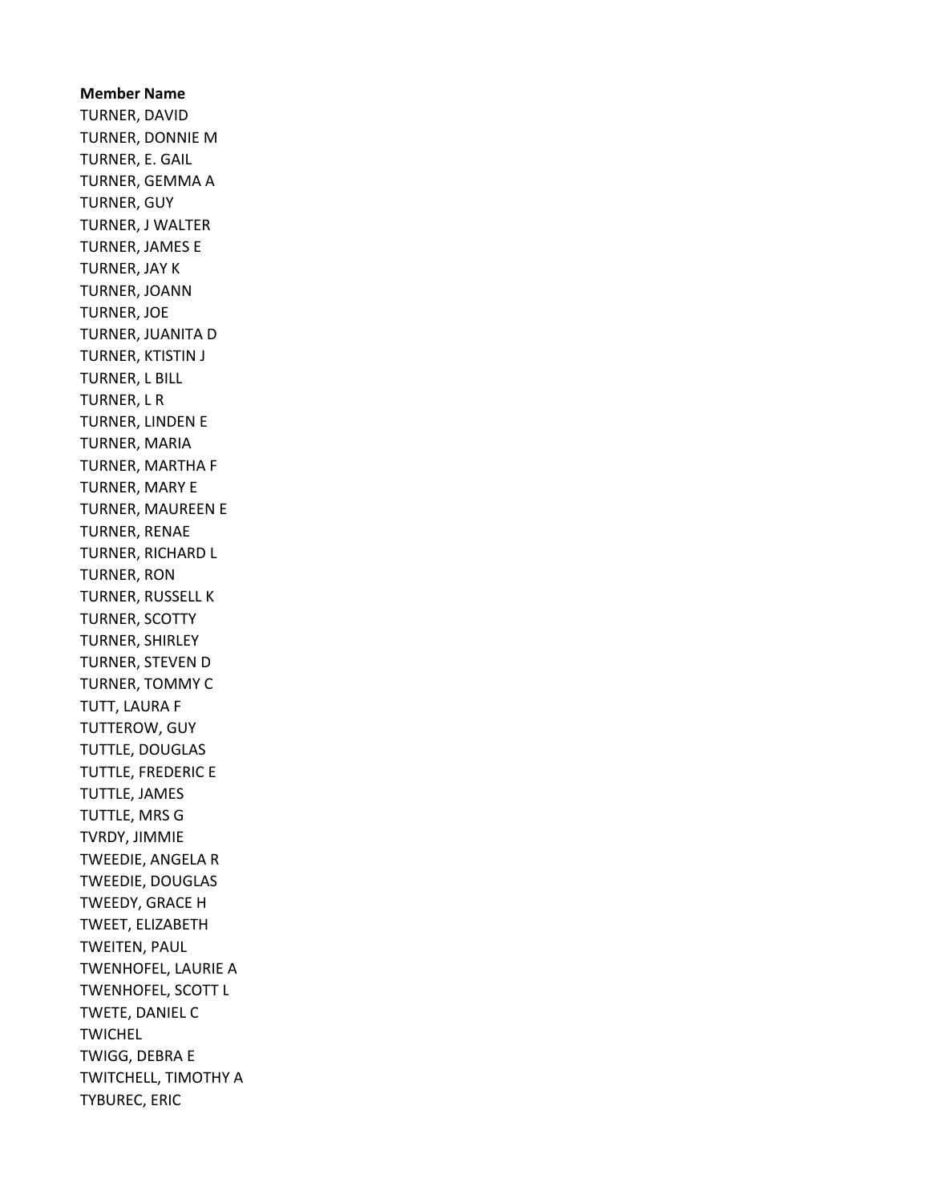**Member Name**

TURNER, DAVID
TURNER, DONNIE M
TURNER, E. GAIL
TURNER, GEMMA A
TURNER, GUY
TURNER, J WALTER
TURNER, JAMES E
TURNER, JAY K
TURNER, JOANN
TURNER, JOE
TURNER, JUANITA D
TURNER, KTISTIN J
TURNER, L BILL
TURNER, L R
TURNER, LINDEN E
TURNER, MARIA
TURNER, MARTHA F
TURNER, MARY E
TURNER, MAUREEN E
TURNER, RENAE
TURNER, RICHARD L
TURNER, RON
TURNER, RUSSELL K
TURNER, SCOTTY
TURNER, SHIRLEY
TURNER, STEVEN D
TURNER, TOMMY C
TUTT, LAURA F
TUTTEROW, GUY
TUTTLE, DOUGLAS
TUTTLE, FREDERIC E
TUTTLE, JAMES
TUTTLE, MRS G
TVRDY, JIMMIE
TWEEDIE, ANGELA R
TWEEDIE, DOUGLAS
TWEEDY, GRACE H
TWEET, ELIZABETH
TWEITEN, PAUL
TWENHOFEL, LAURIE A
TWENHOFEL, SCOTT L
TWETE, DANIEL C
TWICHEL
TWIGG, DEBRA E
TWITCHELL, TIMOTHY A
TYBUREC, ERIC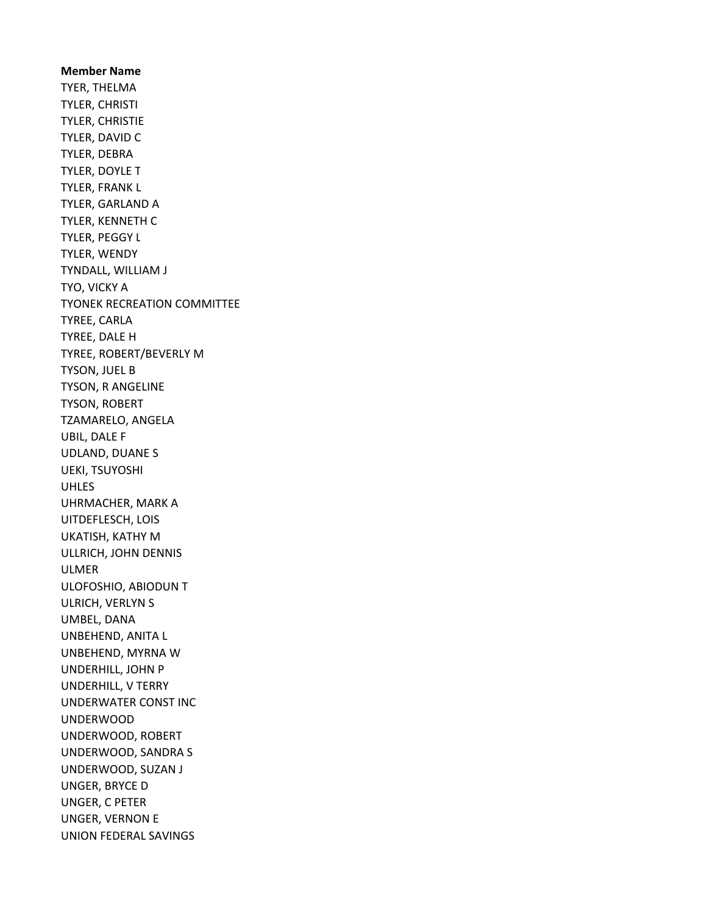**Member Name**
TYER, THELMA
TYLER, CHRISTI
TYLER, CHRISTIE
TYLER, DAVID C
TYLER, DEBRA
TYLER, DOYLE T
TYLER, FRANK L
TYLER, GARLAND A
TYLER, KENNETH C
TYLER, PEGGY L
TYLER, WENDY
TYNDALL, WILLIAM J
TYO, VICKY A
TYONEK RECREATION COMMITTEE
TYREE, CARLA
TYREE, DALE H
TYREE, ROBERT/BEVERLY M
TYSON, JUEL B
TYSON, R ANGELINE
TYSON, ROBERT
TZAMARELO, ANGELA
UBIL, DALE F
UDLAND, DUANE S
UEKI, TSUYOSHI
UHLES
UHRMACHER, MARK A
UITDEFLESCH, LOIS
UKATISH, KATHY M
ULLRICH, JOHN DENNIS
ULMER
ULOFOSHIO, ABIODUN T
ULRICH, VERLYN S
UMBEL, DANA
UNBEHEND, ANITA L
UNBEHEND, MYRNA W
UNDERHILL, JOHN P
UNDERHILL, V TERRY
UNDERWATER CONST INC
UNDERWOOD
UNDERWOOD, ROBERT
UNDERWOOD, SANDRA S
UNDERWOOD, SUZAN J
UNGER, BRYCE D
UNGER, C PETER
UNGER, VERNON E
UNION FEDERAL SAVINGS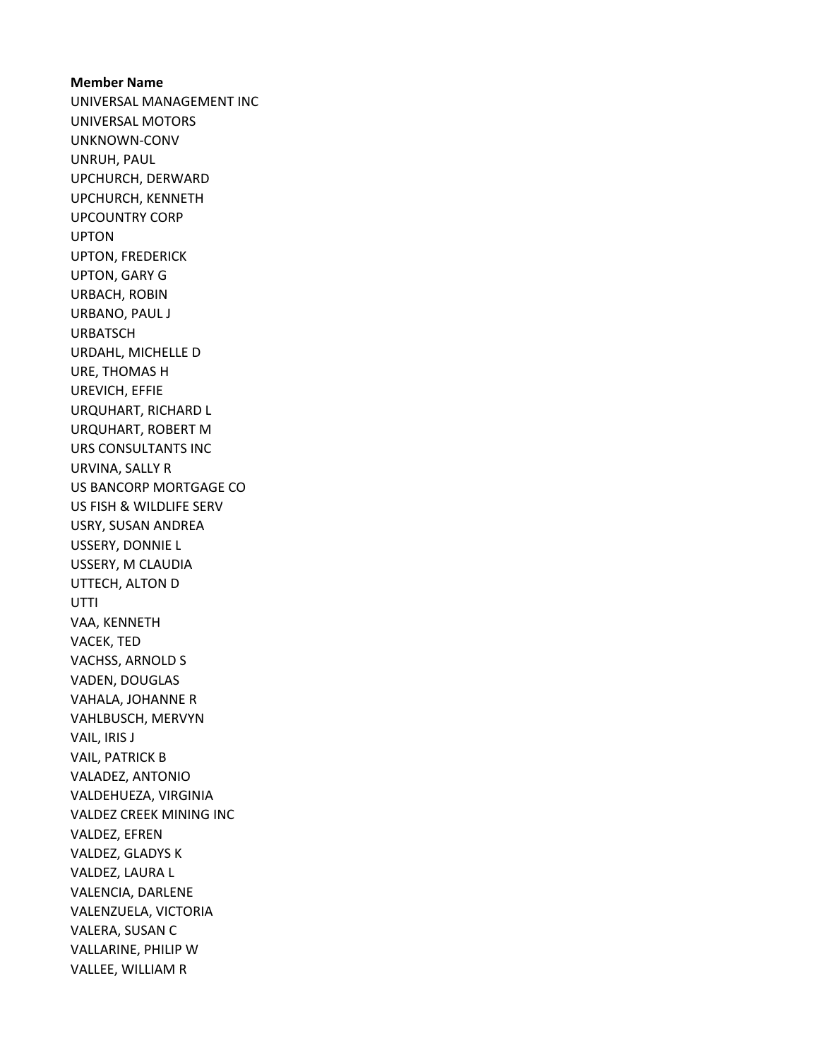**Member Name**

UNIVERSAL MANAGEMENT INC
UNIVERSAL MOTORS
UNKNOWN-CONV
UNRUH, PAUL
UPCHURCH, DERWARD
UPCHURCH, KENNETH
UPCOUNTRY CORP
UPTON
UPTON, FREDERICK
UPTON, GARY G
URBACH, ROBIN
URBANO, PAUL J
URBATSCH
URDAHL, MICHELLE D
URE, THOMAS H
UREVICH, EFFIE
URQUHART, RICHARD L
URQUHART, ROBERT M
URS CONSULTANTS INC
URVINA, SALLY R
US BANCORP MORTGAGE CO
US FISH & WILDLIFE SERV
USRY, SUSAN ANDREA
USSERY, DONNIE L
USSERY, M CLAUDIA
UTTECH, ALTON D
UTTI
VAA, KENNETH
VACEK, TED
VACHSS, ARNOLD S
VADEN, DOUGLAS
VAHALA, JOHANNE R
VAHLBUSCH, MERVYN
VAIL, IRIS J
VAIL, PATRICK B
VALADEZ, ANTONIO
VALDEHUEZA, VIRGINIA
VALDEZ CREEK MINING INC
VALDEZ, EFREN
VALDEZ, GLADYS K
VALDEZ, LAURA L
VALENCIA, DARLENE
VALENZUELA, VICTORIA
VALERA, SUSAN C
VALLARINE, PHILIP W
VALLEE, WILLIAM R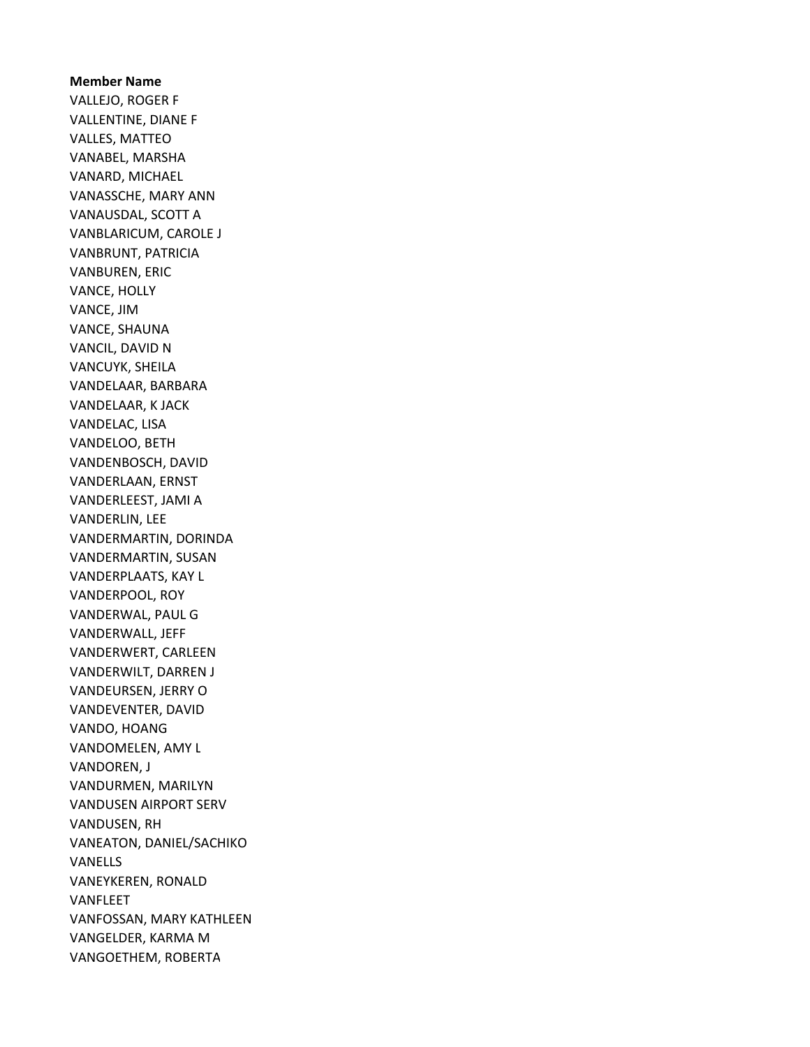**Member Name**

VALLEJO, ROGER F
VALLENTINE, DIANE F
VALLES, MATTEO
VANABEL, MARSHA
VANARD, MICHAEL
VANASSCHE, MARY ANN
VANAUSDAL, SCOTT A
VANBLARICUM, CAROLE J
VANBRUNT, PATRICIA
VANBUREN, ERIC
VANCE, HOLLY
VANCE, JIM
VANCE, SHAUNA
VANCIL, DAVID N
VANCUYK, SHEILA
VANDELAAR, BARBARA
VANDELAAR, K JACK
VANDELAC, LISA
VANDELOO, BETH
VANDENBOSCH, DAVID
VANDERLAAN, ERNST
VANDERLEEST, JAMI A
VANDERLIN, LEE
VANDERMARTIN, DORINDA
VANDERMARTIN, SUSAN
VANDERPLAATS, KAY L
VANDERPOOL, ROY
VANDERWAL, PAUL G
VANDERWALL, JEFF
VANDERWERT, CARLEEN
VANDERWILT, DARREN J
VANDEURSEN, JERRY O
VANDEVENTER, DAVID
VANDO, HOANG
VANDOMELEN, AMY L
VANDOREN, J
VANDURMEN, MARILYN
VANDUSEN AIRPORT SERV
VANDUSEN, RH
VANEATON, DANIEL/SACHIKO
VANELLS
VANEYKEREN, RONALD
VANFLEET
VANFOSSAN, MARY KATHLEEN
VANGELDER, KARMA M
VANGOETHEM, ROBERTA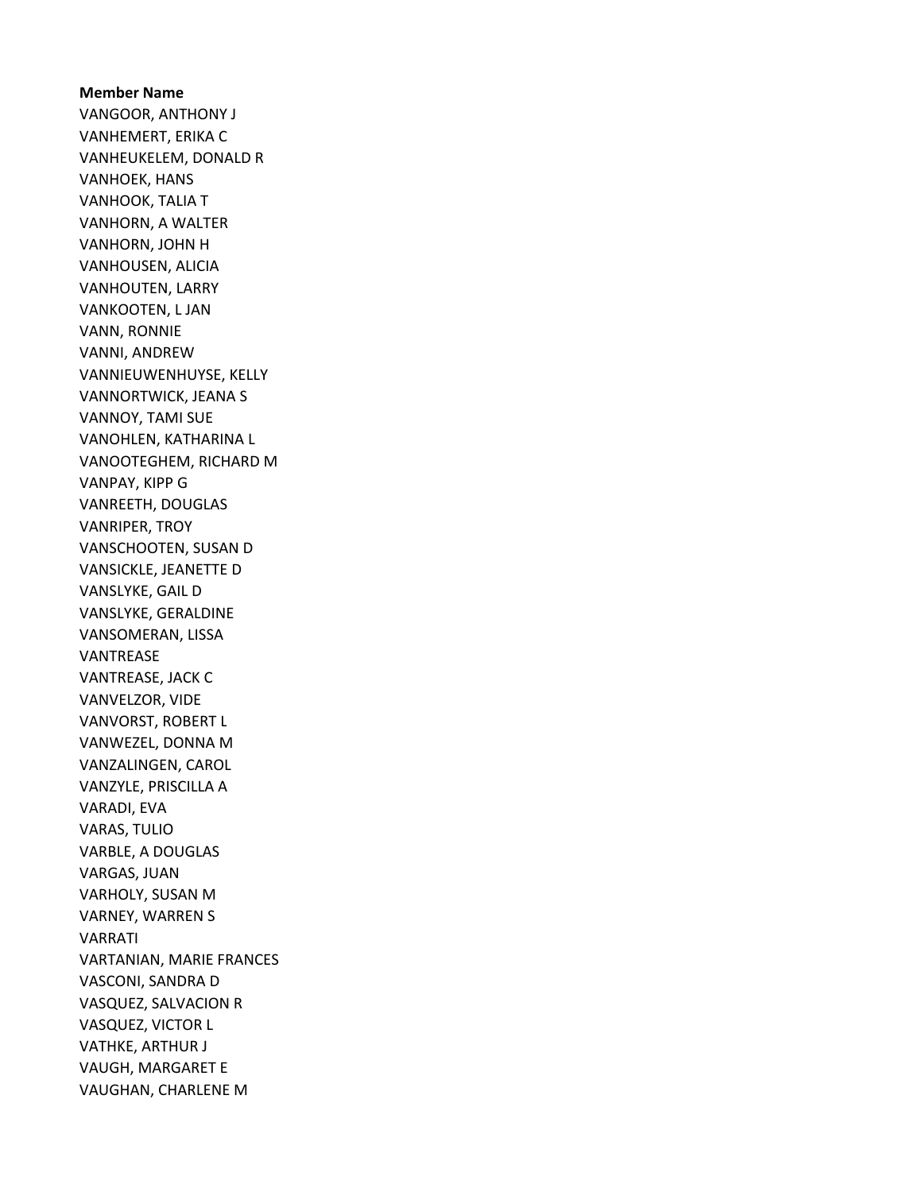**Member Name**

VANGOOR, ANTHONY J
VANHEMERT, ERIKA C
VANHEUKELEM, DONALD R
VANHOEK, HANS
VANHOOK, TALIA T
VANHORN, A WALTER
VANHORN, JOHN H
VANHOUSEN, ALICIA
VANHOUTEN, LARRY
VANKOOTEN, L JAN
VANN, RONNIE
VANNI, ANDREW
VANNIEUWENHUYSE, KELLY
VANNORTWICK, JEANA S
VANNOY, TAMI SUE
VANOHLEN, KATHARINA L
VANOOTEGHEM, RICHARD M
VANPAY, KIPP G
VANREETH, DOUGLAS
VANRIPER, TROY
VANSCHOOTEN, SUSAN D
VANSICKLE, JEANETTE D
VANSLYKE, GAIL D
VANSLYKE, GERALDINE
VANSOMERAN, LISSA
VANTREASE
VANTREASE, JACK C
VANVELZOR, VIDE
VANVORST, ROBERT L
VANWEZEL, DONNA M
VANZALINGEN, CAROL
VANZYLE, PRISCILLA A
VARADI, EVA
VARAS, TULIO
VARBLE, A DOUGLAS
VARGAS, JUAN
VARHOLY, SUSAN M
VARNEY, WARREN S
VARRATI
VARTANIAN, MARIE FRANCES
VASCONI, SANDRA D
VASQUEZ, SALVACION R
VASQUEZ, VICTOR L
VATHKE, ARTHUR J
VAUGH, MARGARET E
VAUGHAN, CHARLENE M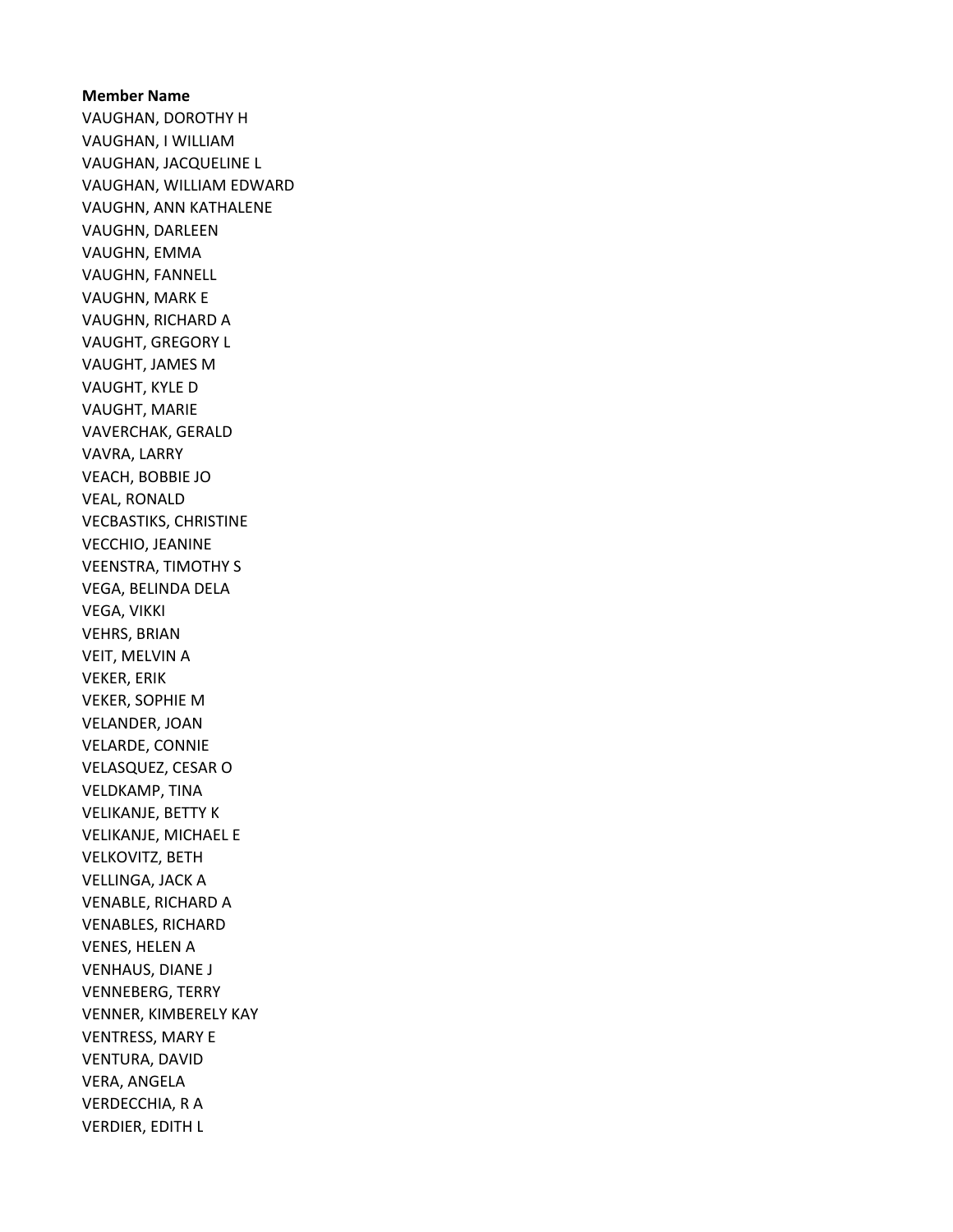**Member Name**

VAUGHAN, DOROTHY H
VAUGHAN, I WILLIAM
VAUGHAN, JACQUELINE L
VAUGHAN, WILLIAM EDWARD
VAUGHN, ANN KATHALENE
VAUGHN, DARLEEN
VAUGHN, EMMA
VAUGHN, FANNELL
VAUGHN, MARK E
VAUGHN, RICHARD A
VAUGHT, GREGORY L
VAUGHT, JAMES M
VAUGHT, KYLE D
VAUGHT, MARIE
VAVERCHAK, GERALD
VAVRA, LARRY
VEACH, BOBBIE JO
VEAL, RONALD
VECBASTIKS, CHRISTINE
VECCHIO, JEANINE
VEENSTRA, TIMOTHY S
VEGA, BELINDA DELA
VEGA, VIKKI
VEHRS, BRIAN
VEIT, MELVIN A
VEKER, ERIK
VEKER, SOPHIE M
VELANDER, JOAN
VELARDE, CONNIE
VELASQUEZ, CESAR O
VELDKAMP, TINA
VELIKANJE, BETTY K
VELIKANJE, MICHAEL E
VELKOVITZ, BETH
VELLINGA, JACK A
VENABLE, RICHARD A
VENABLES, RICHARD
VENES, HELEN A
VENHAUS, DIANE J
VENNEBERG, TERRY
VENNER, KIMBERELY KAY
VENTRESS, MARY E
VENTURA, DAVID
VERA, ANGELA
VERDECCHIA, R A
VERDIER, EDITH L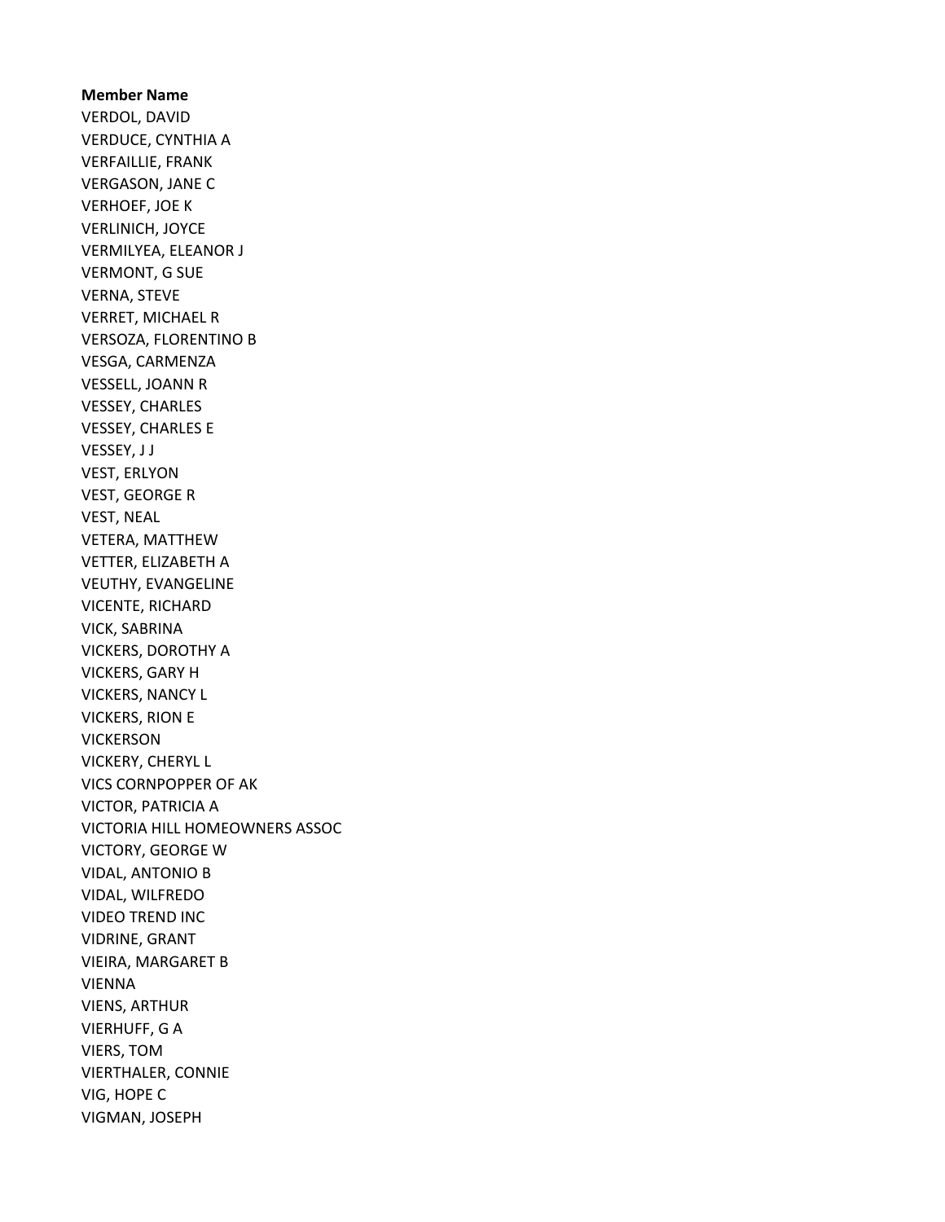**Member Name**

VERDOL, DAVID
VERDUCE, CYNTHIA A
VERFAILLIE, FRANK
VERGASON, JANE C
VERHOEF, JOE K
VERLINICH, JOYCE
VERMILYEA, ELEANOR J
VERMONT, G SUE
VERNA, STEVE
VERRET, MICHAEL R
VERSOZA, FLORENTINO B
VESGA, CARMENZA
VESSELL, JOANN R
VESSEY, CHARLES
VESSEY, CHARLES E
VESSEY, J J
VEST, ERLYON
VEST, GEORGE R
VEST, NEAL
VETERA, MATTHEW
VETTER, ELIZABETH A
VEUTHY, EVANGELINE
VICENTE, RICHARD
VICK, SABRINA
VICKERS, DOROTHY A
VICKERS, GARY H
VICKERS, NANCY L
VICKERS, RION E
VICKERSON
VICKERY, CHERYL L
VICS CORNPOPPER OF AK
VICTOR, PATRICIA A
VICTORIA HILL HOMEOWNERS ASSOC
VICTORY, GEORGE W
VIDAL, ANTONIO B
VIDAL, WILFREDO
VIDEO TREND INC
VIDRINE, GRANT
VIEIRA, MARGARET B
VIENNA
VIENS, ARTHUR
VIERHUFF, G A
VIERS, TOM
VIERTHALER, CONNIE
VIG, HOPE C
VIGMAN, JOSEPH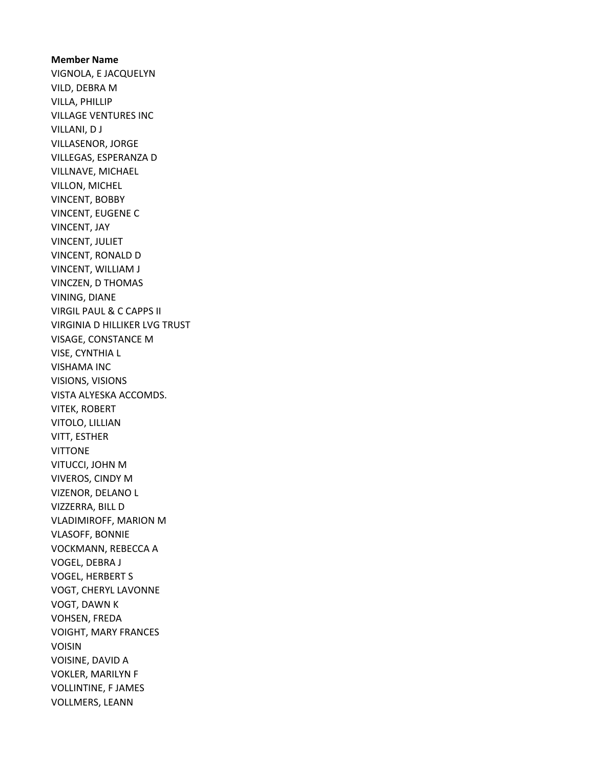**Member Name**

VIGNOLA, E JACQUELYN
VILD, DEBRA M
VILLA, PHILLIP
VILLAGE VENTURES INC
VILLANI, D J
VILLASENOR, JORGE
VILLEGAS, ESPERANZA D
VILLNAVE, MICHAEL
VILLON, MICHEL
VINCENT, BOBBY
VINCENT, EUGENE C
VINCENT, JAY
VINCENT, JULIET
VINCENT, RONALD D
VINCENT, WILLIAM J
VINCZEN, D THOMAS
VINING, DIANE
VIRGIL PAUL & C CAPPS II
VIRGINIA D HILLIKER LVG TRUST
VISAGE, CONSTANCE M
VISE, CYNTHIA L
VISHAMA INC
VISIONS, VISIONS
VISTA ALYESKA ACCOMDS.
VITEK, ROBERT
VITOLO, LILLIAN
VITT, ESTHER
VITTONE
VITUCCI, JOHN M
VIVEROS, CINDY M
VIZENOR, DELANO L
VIZZERRA, BILL D
VLADIMIROFF, MARION M
VLASOFF, BONNIE
VOCKMANN, REBECCA A
VOGEL, DEBRA J
VOGEL, HERBERT S
VOGT, CHERYL LAVONNE
VOGT, DAWN K
VOHSEN, FREDA
VOIGHT, MARY FRANCES
VOISIN
VOISINE, DAVID A
VOKLER, MARILYN F
VOLLINTINE, F JAMES
VOLLMERS, LEANN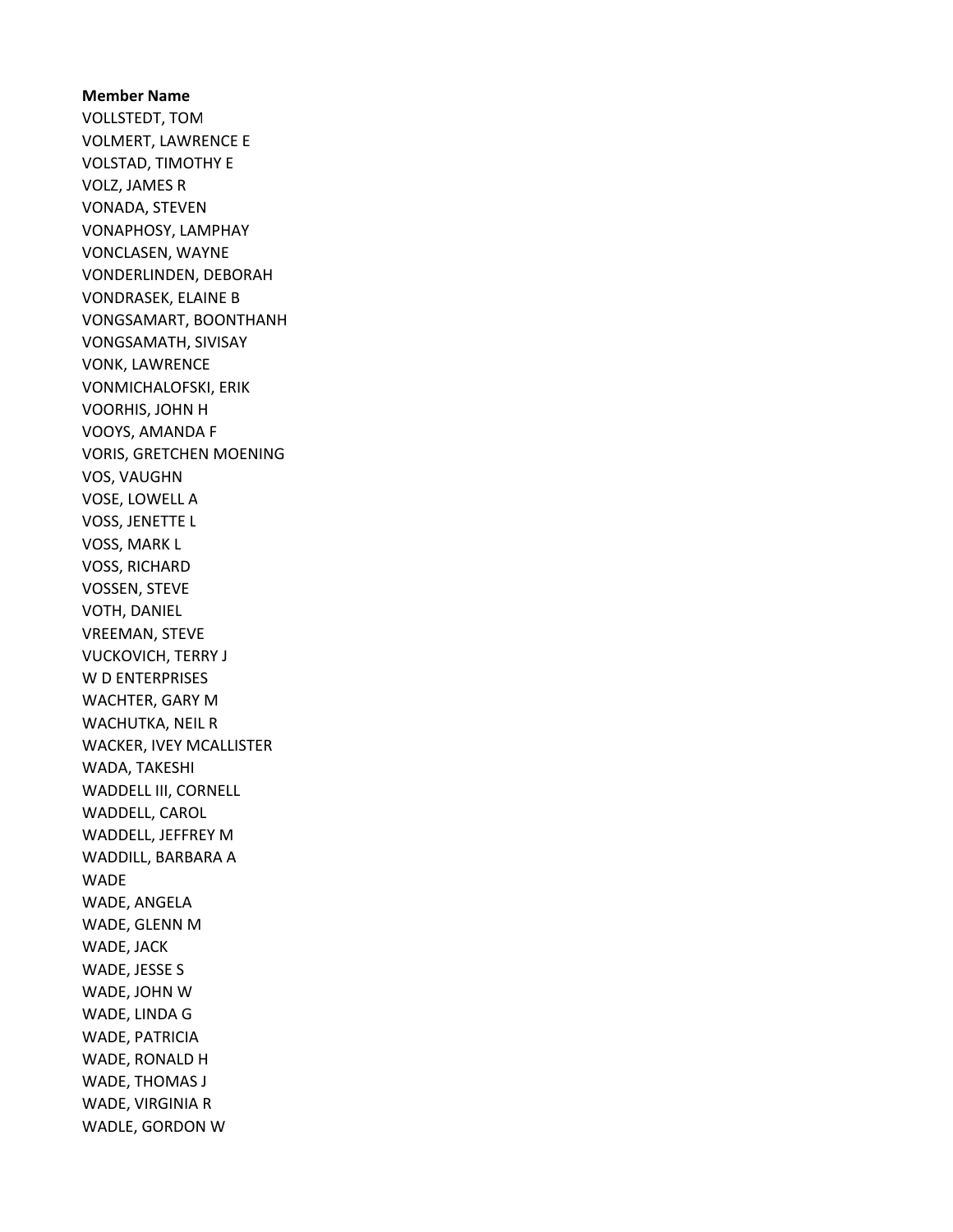**Member Name**

VOLLSTEDT, TOM
VOLMERT, LAWRENCE E
VOLSTAD, TIMOTHY E
VOLZ, JAMES R
VONADA, STEVEN
VONAPHOSY, LAMPHAY
VONCLASEN, WAYNE
VONDERLINDEN, DEBORAH
VONDRASEK, ELAINE B
VONGSAMART, BOONTHANH
VONGSAMATH, SIVISAY
VONK, LAWRENCE
VONMICHALOFSKI, ERIK
VOORHIS, JOHN H
VOOYS, AMANDA F
VORIS, GRETCHEN MOENING
VOS, VAUGHN
VOSE, LOWELL A
VOSS, JENETTE L
VOSS, MARK L
VOSS, RICHARD
VOSSEN, STEVE
VOTH, DANIEL
VREEMAN, STEVE
VUCKOVICH, TERRY J
W D ENTERPRISES
WACHTER, GARY M
WACHUTKA, NEIL R
WACKER, IVEY MCALLISTER
WADA, TAKESHI
WADDELL III, CORNELL
WADDELL, CAROL
WADDELL, JEFFREY M
WADDILL, BARBARA A
WADE
WADE, ANGELA
WADE, GLENN M
WADE, JACK
WADE, JESSE S
WADE, JOHN W
WADE, LINDA G
WADE, PATRICIA
WADE, RONALD H
WADE, THOMAS J
WADE, VIRGINIA R
WADLE, GORDON W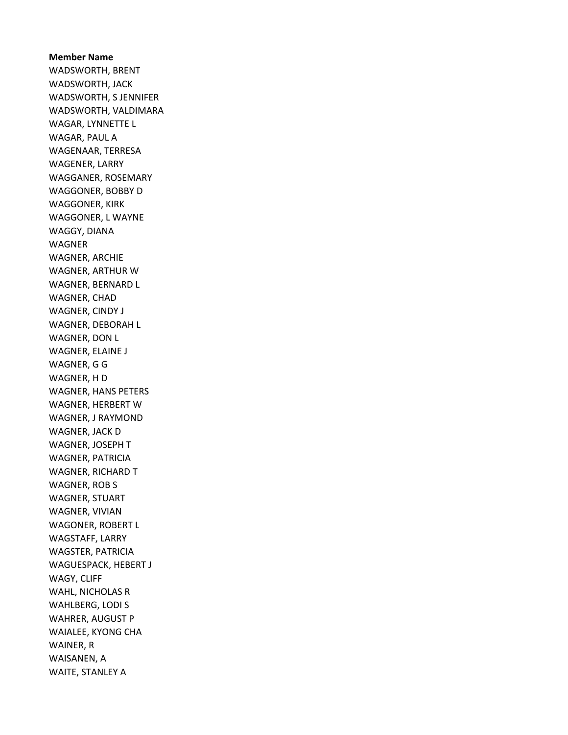**Member Name**
WADSWORTH, BRENT
WADSWORTH, JACK
WADSWORTH, S JENNIFER
WADSWORTH, VALDIMARA
WAGAR, LYNNETTE L
WAGAR, PAUL A
WAGENAAR, TERRESA
WAGENER, LARRY
WAGGANER, ROSEMARY
WAGGONER, BOBBY D
WAGGONER, KIRK
WAGGONER, L WAYNE
WAGGY, DIANA
WAGNER
WAGNER, ARCHIE
WAGNER, ARTHUR W
WAGNER, BERNARD L
WAGNER, CHAD
WAGNER, CINDY J
WAGNER, DEBORAH L
WAGNER, DON L
WAGNER, ELAINE J
WAGNER, G G
WAGNER, H D
WAGNER, HANS PETERS
WAGNER, HERBERT W
WAGNER, J RAYMOND
WAGNER, JACK D
WAGNER, JOSEPH T
WAGNER, PATRICIA
WAGNER, RICHARD T
WAGNER, ROB S
WAGNER, STUART
WAGNER, VIVIAN
WAGONER, ROBERT L
WAGSTAFF, LARRY
WAGSTER, PATRICIA
WAGUESPACK, HEBERT J
WAGY, CLIFF
WAHL, NICHOLAS R
WAHLBERG, LODI S
WAHRER, AUGUST P
WAIALEE, KYONG CHA
WAINER, R
WAISANEN, A
WAITE, STANLEY A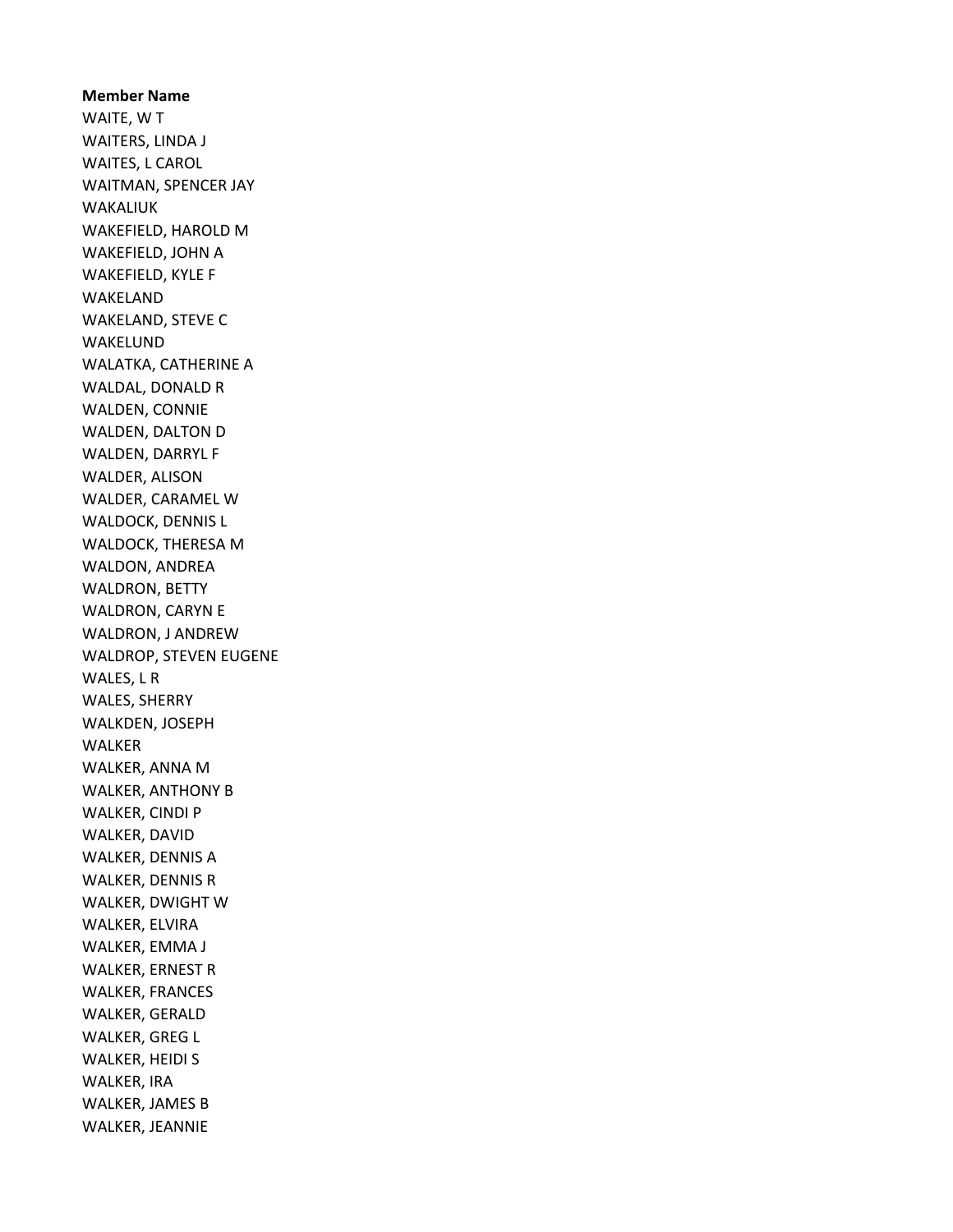**Member Name**
WAITE, W T
WAITERS, LINDA J
WAITES, L CAROL
WAITMAN, SPENCER JAY
WAKALIUK
WAKEFIELD, HAROLD M
WAKEFIELD, JOHN A
WAKEFIELD, KYLE F
WAKELAND
WAKELAND, STEVE C
WAKELUND
WALATKA, CATHERINE A
WALDAL, DONALD R
WALDEN, CONNIE
WALDEN, DALTON D
WALDEN, DARRYL F
WALDER, ALISON
WALDER, CARAMEL W
WALDOCK, DENNIS L
WALDOCK, THERESA M
WALDON, ANDREA
WALDRON, BETTY
WALDRON, CARYN E
WALDRON, J ANDREW
WALDROP, STEVEN EUGENE
WALES, L R
WALES, SHERRY
WALKDEN, JOSEPH
WALKER
WALKER, ANNA M
WALKER, ANTHONY B
WALKER, CINDI P
WALKER, DAVID
WALKER, DENNIS A
WALKER, DENNIS R
WALKER, DWIGHT W
WALKER, ELVIRA
WALKER, EMMA J
WALKER, ERNEST R
WALKER, FRANCES
WALKER, GERALD
WALKER, GREG L
WALKER, HEIDI S
WALKER, IRA
WALKER, JAMES B
WALKER, JEANNIE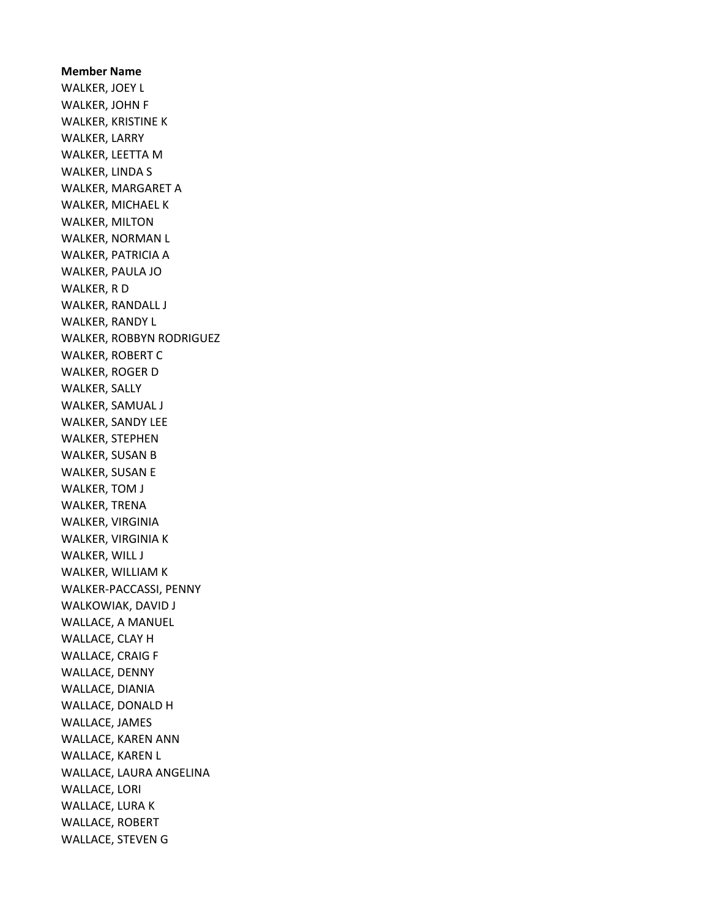**Member Name**
WALKER, JOEY L
WALKER, JOHN F
WALKER, KRISTINE K
WALKER, LARRY
WALKER, LEETTA M
WALKER, LINDA S
WALKER, MARGARET A
WALKER, MICHAEL K
WALKER, MILTON
WALKER, NORMAN L
WALKER, PATRICIA A
WALKER, PAULA JO
WALKER, R D
WALKER, RANDALL J
WALKER, RANDY L
WALKER, ROBBYN RODRIGUEZ
WALKER, ROBERT C
WALKER, ROGER D
WALKER, SALLY
WALKER, SAMUAL J
WALKER, SANDY LEE
WALKER, STEPHEN
WALKER, SUSAN B
WALKER, SUSAN E
WALKER, TOM J
WALKER, TRENA
WALKER, VIRGINIA
WALKER, VIRGINIA K
WALKER, WILL J
WALKER, WILLIAM K
WALKER-PACCASSI, PENNY
WALKOWIAK, DAVID J
WALLACE, A MANUEL
WALLACE, CLAY H
WALLACE, CRAIG F
WALLACE, DENNY
WALLACE, DIANIA
WALLACE, DONALD H
WALLACE, JAMES
WALLACE, KAREN ANN
WALLACE, KAREN L
WALLACE, LAURA ANGELINA
WALLACE, LORI
WALLACE, LURA K
WALLACE, ROBERT
WALLACE, STEVEN G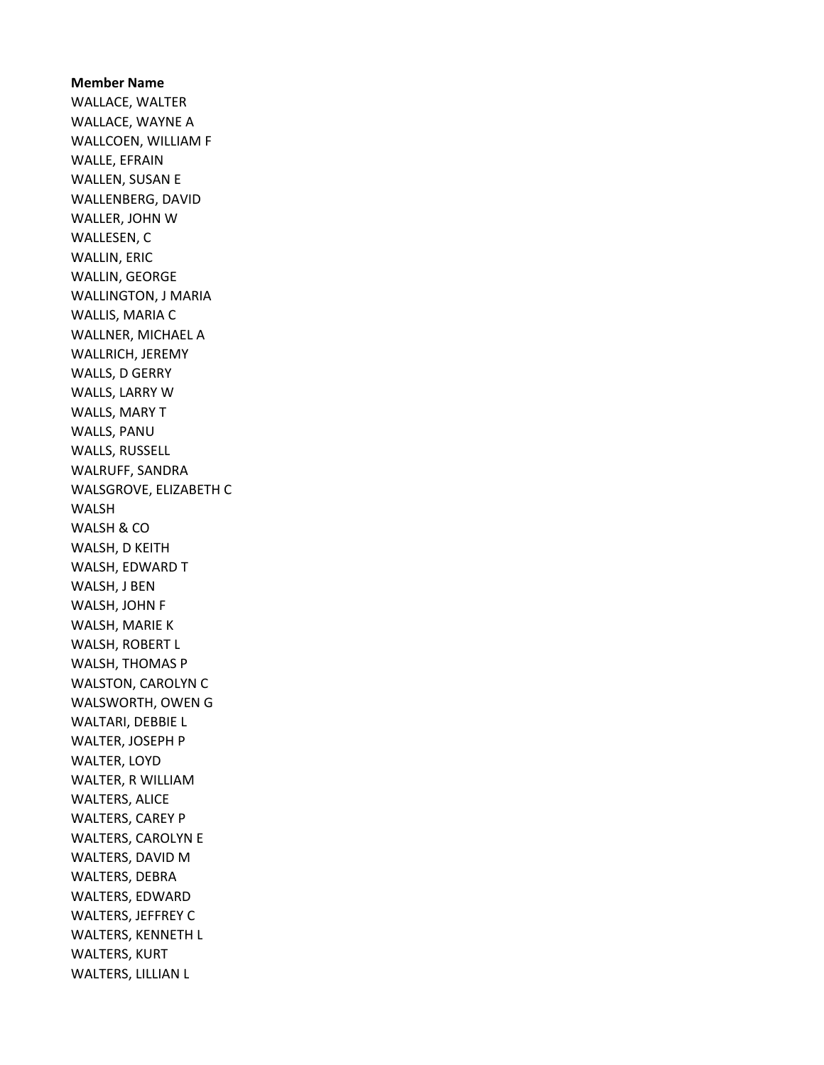**Member Name**

WALLACE, WALTER
WALLACE, WAYNE A
WALLCOEN, WILLIAM F
WALLE, EFRAIN
WALLEN, SUSAN E
WALLENBERG, DAVID
WALLER, JOHN W
WALLESEN, C
WALLIN, ERIC
WALLIN, GEORGE
WALLINGTON, J MARIA
WALLIS, MARIA C
WALLNER, MICHAEL A
WALLRICH, JEREMY
WALLS, D GERRY
WALLS, LARRY W
WALLS, MARY T
WALLS, PANU
WALLS, RUSSELL
WALRUFF, SANDRA
WALSGROVE, ELIZABETH C
WALSH
WALSH & CO
WALSH, D KEITH
WALSH, EDWARD T
WALSH, J BEN
WALSH, JOHN F
WALSH, MARIE K
WALSH, ROBERT L
WALSH, THOMAS P
WALSTON, CAROLYN C
WALSWORTH, OWEN G
WALTARI, DEBBIE L
WALTER, JOSEPH P
WALTER, LOYD
WALTER, R WILLIAM
WALTERS, ALICE
WALTERS, CAREY P
WALTERS, CAROLYN E
WALTERS, DAVID M
WALTERS, DEBRA
WALTERS, EDWARD
WALTERS, JEFFREY C
WALTERS, KENNETH L
WALTERS, KURT
WALTERS, LILLIAN L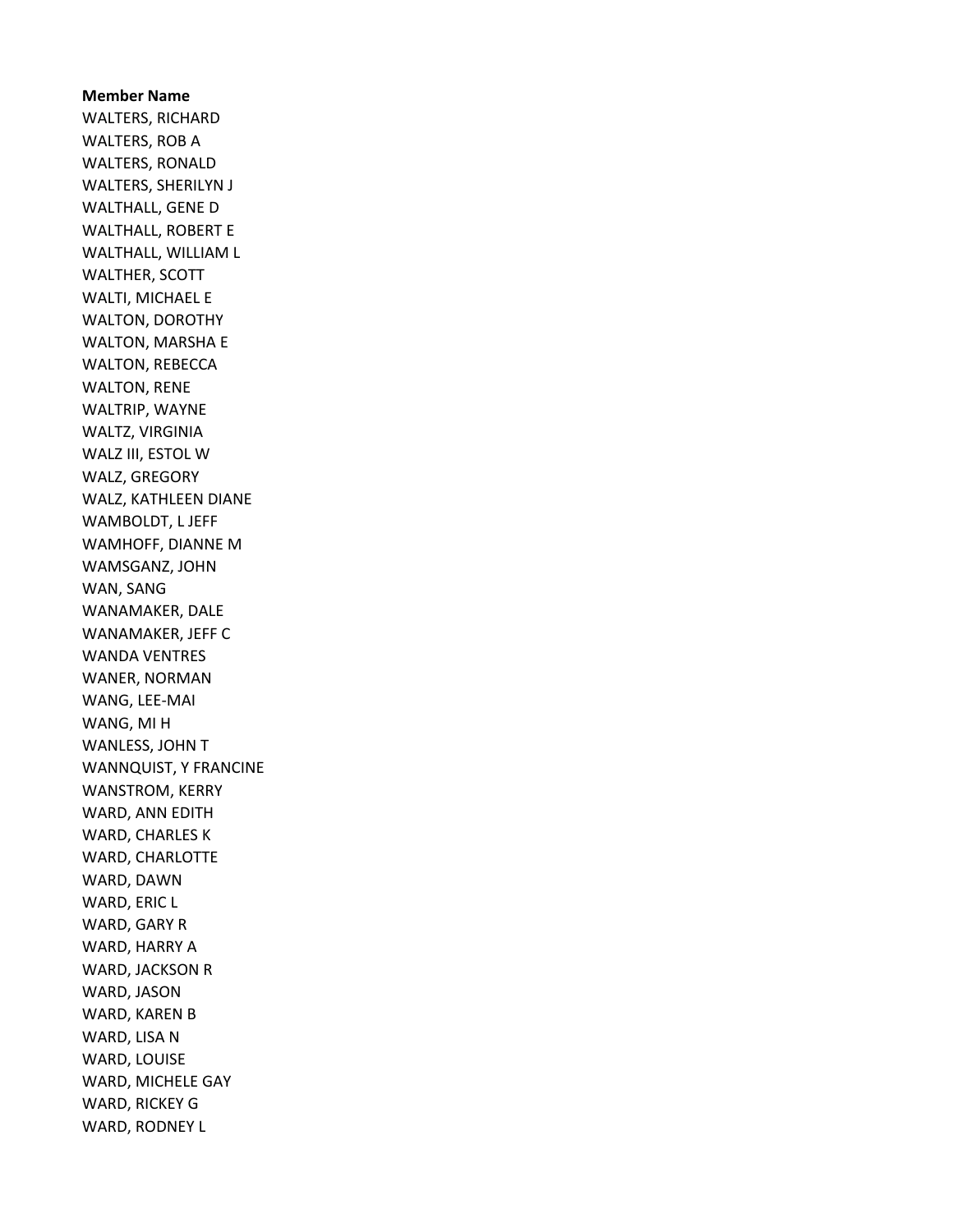**Member Name**

WALTERS, RICHARD
WALTERS, ROB A
WALTERS, RONALD
WALTERS, SHERILYN J
WALTHALL, GENE D
WALTHALL, ROBERT E
WALTHALL, WILLIAM L
WALTHER, SCOTT
WALTI, MICHAEL E
WALTON, DOROTHY
WALTON, MARSHA E
WALTON, REBECCA
WALTON, RENE
WALTRIP, WAYNE
WALTZ, VIRGINIA
WALZ III, ESTOL W
WALZ, GREGORY
WALZ, KATHLEEN DIANE
WAMBOLDT, L JEFF
WAMHOFF, DIANNE M
WAMSGANZ, JOHN
WAN, SANG
WANAMAKER, DALE
WANAMAKER, JEFF C
WANDA VENTRES
WANER, NORMAN
WANG, LEE-MAI
WANG, MI H
WANLESS, JOHN T
WANNQUIST, Y FRANCINE
WANSTROM, KERRY
WARD, ANN EDITH
WARD, CHARLES K
WARD, CHARLOTTE
WARD, DAWN
WARD, ERIC L
WARD, GARY R
WARD, HARRY A
WARD, JACKSON R
WARD, JASON
WARD, KAREN B
WARD, LISA N
WARD, LOUISE
WARD, MICHELE GAY
WARD, RICKEY G
WARD, RODNEY L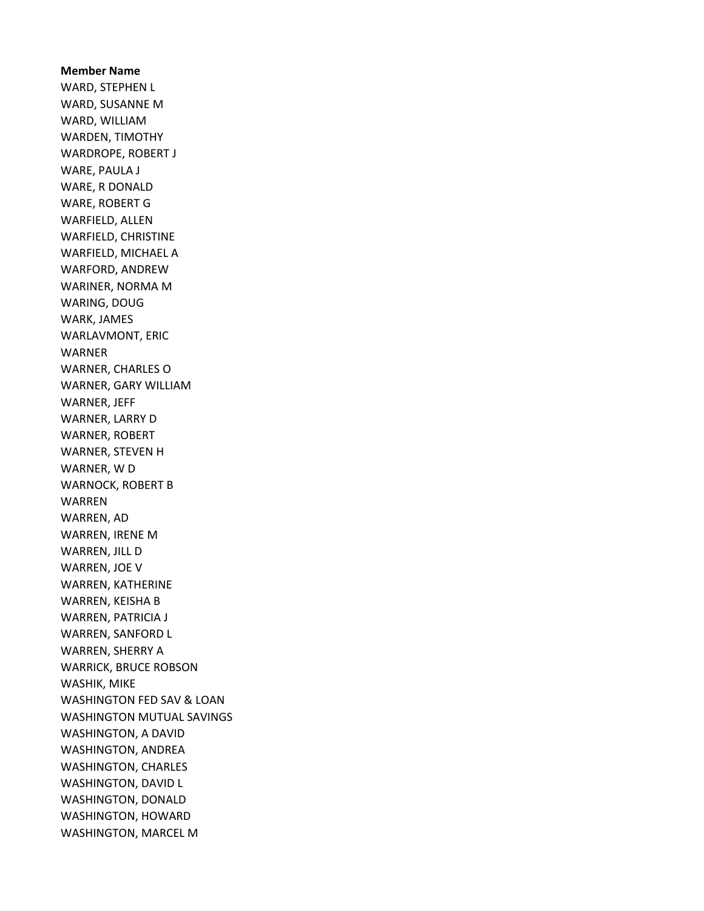**Member Name**

WARD, STEPHEN L
WARD, SUSANNE M
WARD, WILLIAM
WARDEN, TIMOTHY
WARDROPE, ROBERT J
WARE, PAULA J
WARE, R DONALD
WARE, ROBERT G
WARFIELD, ALLEN
WARFIELD, CHRISTINE
WARFIELD, MICHAEL A
WARFORD, ANDREW
WARINER, NORMA M
WARING, DOUG
WARK, JAMES
WARLAVMONT, ERIC
WARNER
WARNER, CHARLES O
WARNER, GARY WILLIAM
WARNER, JEFF
WARNER, LARRY D
WARNER, ROBERT
WARNER, STEVEN H
WARNER, W D
WARNOCK, ROBERT B
WARREN
WARREN, AD
WARREN, IRENE M
WARREN, JILL D
WARREN, JOE V
WARREN, KATHERINE
WARREN, KEISHA B
WARREN, PATRICIA J
WARREN, SANFORD L
WARREN, SHERRY A
WARRICK, BRUCE ROBSON
WASHIK, MIKE
WASHINGTON FED SAV & LOAN
WASHINGTON MUTUAL SAVINGS
WASHINGTON, A DAVID
WASHINGTON, ANDREA
WASHINGTON, CHARLES
WASHINGTON, DAVID L
WASHINGTON, DONALD
WASHINGTON, HOWARD
WASHINGTON, MARCEL M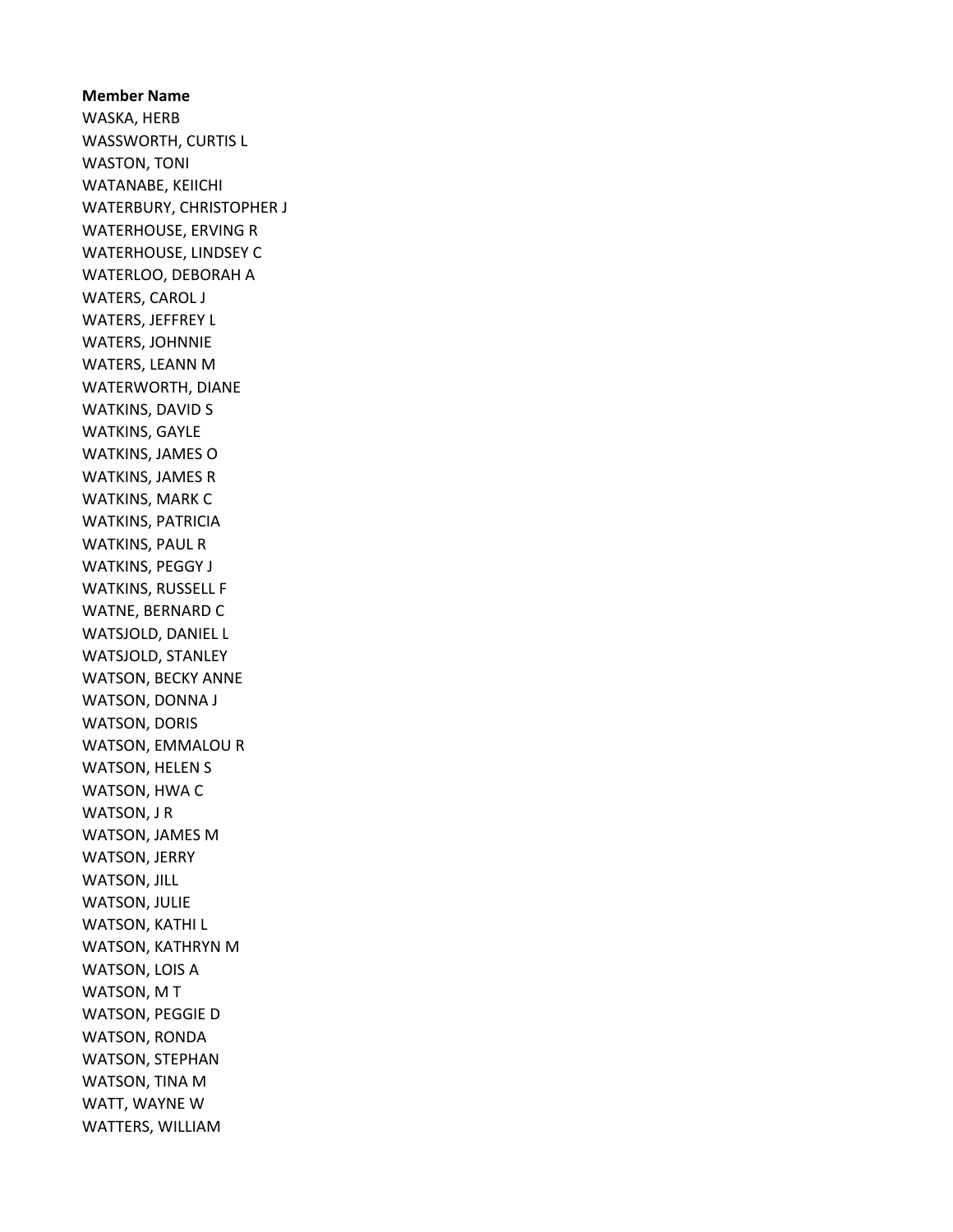**Member Name**

WASKA, HERB
WASSWORTH, CURTIS L
WASTON, TONI
WATANABE, KEIICHI
WATERBURY, CHRISTOPHER J
WATERHOUSE, ERVING R
WATERHOUSE, LINDSEY C
WATERLOO, DEBORAH A
WATERS, CAROL J
WATERS, JEFFREY L
WATERS, JOHNNIE
WATERS, LEANN M
WATERWORTH, DIANE
WATKINS, DAVID S
WATKINS, GAYLE
WATKINS, JAMES O
WATKINS, JAMES R
WATKINS, MARK C
WATKINS, PATRICIA
WATKINS, PAUL R
WATKINS, PEGGY J
WATKINS, RUSSELL F
WATNE, BERNARD C
WATSJOLD, DANIEL L
WATSJOLD, STANLEY
WATSON, BECKY ANNE
WATSON, DONNA J
WATSON, DORIS
WATSON, EMMALOU R
WATSON, HELEN S
WATSON, HWA C
WATSON, J R
WATSON, JAMES M
WATSON, JERRY
WATSON, JILL
WATSON, JULIE
WATSON, KATHI L
WATSON, KATHRYN M
WATSON, LOIS A
WATSON, M T
WATSON, PEGGIE D
WATSON, RONDA
WATSON, STEPHAN
WATSON, TINA M
WATT, WAYNE W
WATTERS, WILLIAM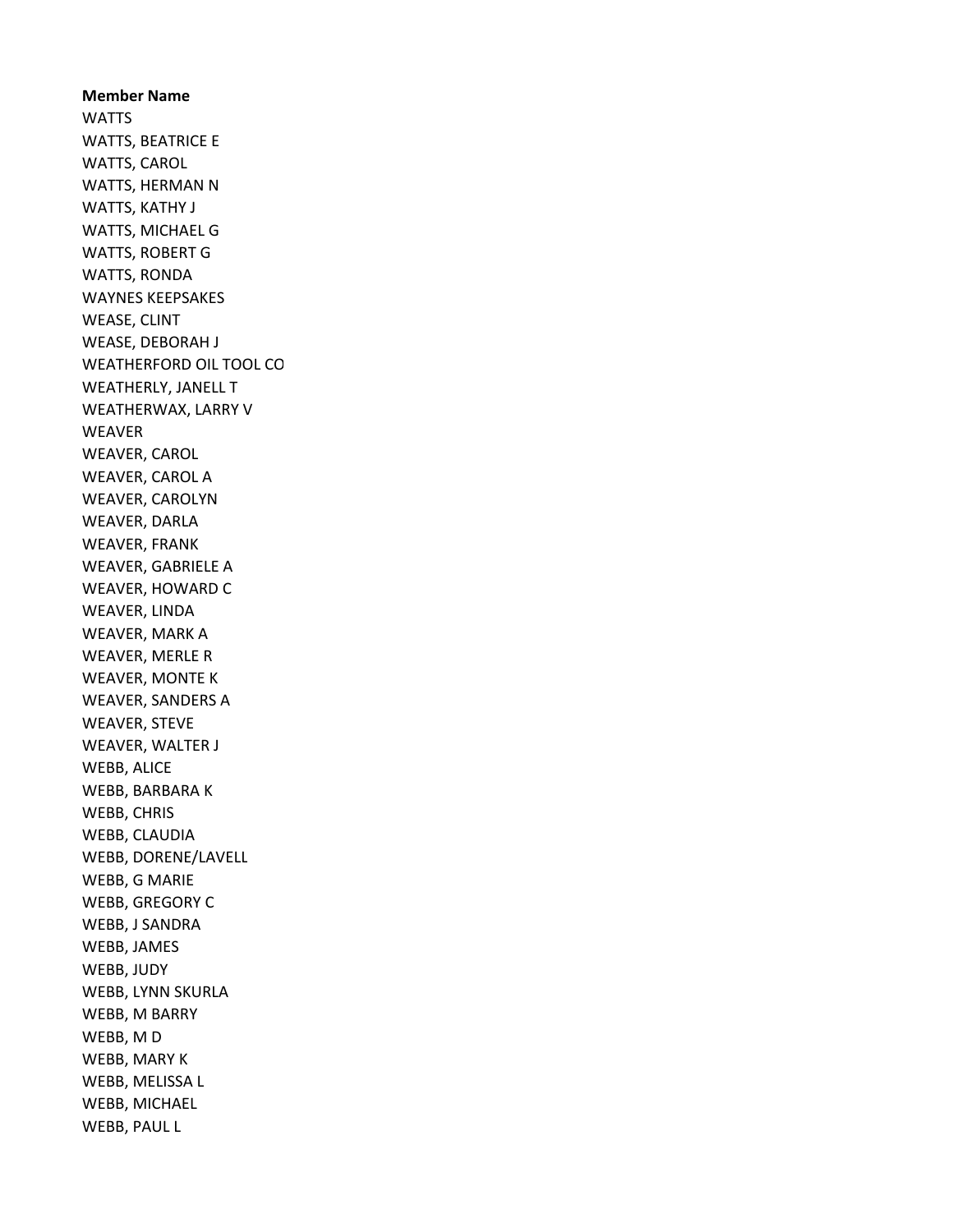**Member Name**

WATTS
WATTS, BEATRICE E
WATTS, CAROL
WATTS, HERMAN N
WATTS, KATHY J
WATTS, MICHAEL G
WATTS, ROBERT G
WATTS, RONDA
WAYNES KEEPSAKES
WEASE, CLINT
WEASE, DEBORAH J
WEATHERFORD OIL TOOL CO
WEATHERLY, JANELL T
WEATHERWAX, LARRY V
WEAVER
WEAVER, CAROL
WEAVER, CAROL A
WEAVER, CAROLYN
WEAVER, DARLA
WEAVER, FRANK
WEAVER, GABRIELE A
WEAVER, HOWARD C
WEAVER, LINDA
WEAVER, MARK A
WEAVER, MERLE R
WEAVER, MONTE K
WEAVER, SANDERS A
WEAVER, STEVE
WEAVER, WALTER J
WEBB, ALICE
WEBB, BARBARA K
WEBB, CHRIS
WEBB, CLAUDIA
WEBB, DORENE/LAVELL
WEBB, G MARIE
WEBB, GREGORY C
WEBB, J SANDRA
WEBB, JAMES
WEBB, JUDY
WEBB, LYNN SKURLA
WEBB, M BARRY
WEBB, M D
WEBB, MARY K
WEBB, MELISSA L
WEBB, MICHAEL
WEBB, PAUL L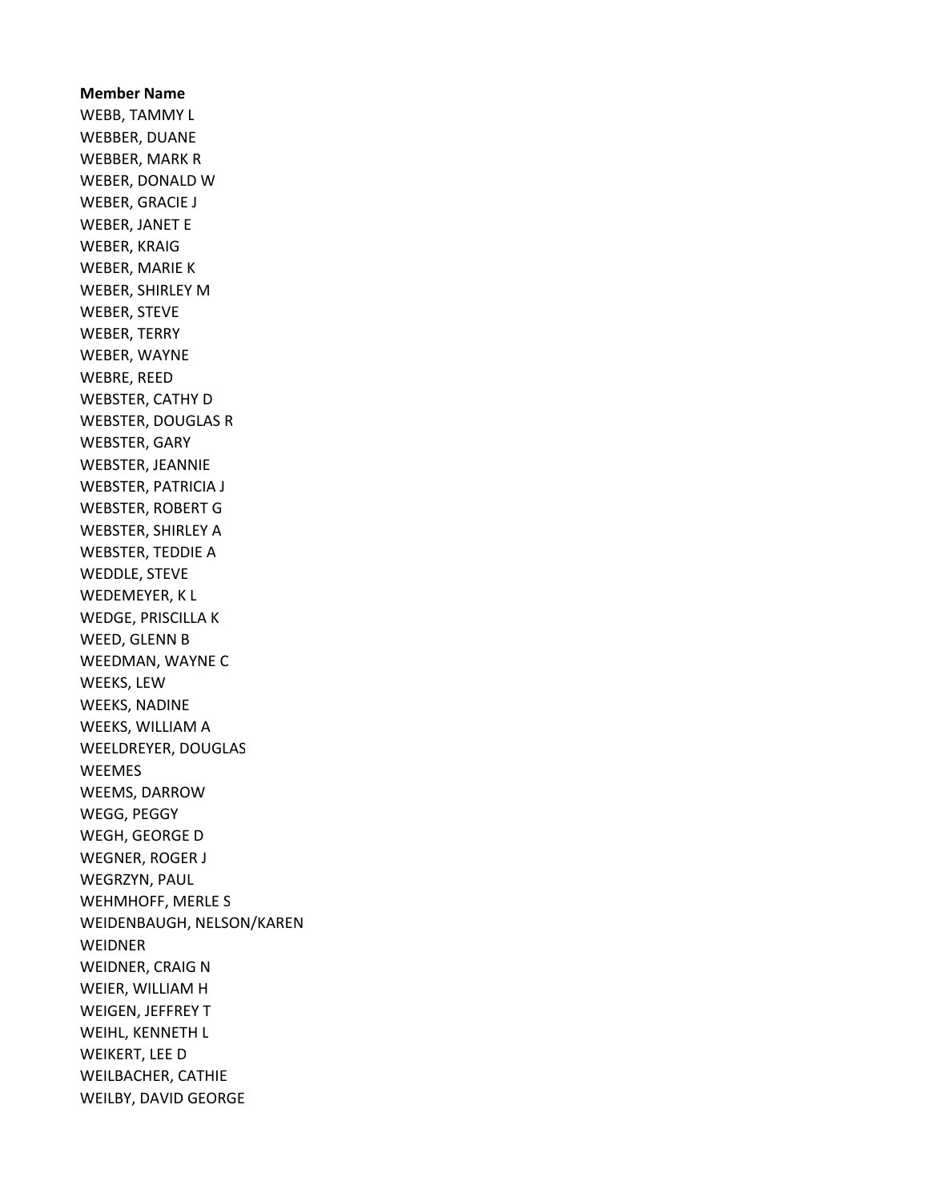**Member Name**

WEBB, TAMMY L
WEBBER, DUANE
WEBBER, MARK R
WEBER, DONALD W
WEBER, GRACIE J
WEBER, JANET E
WEBER, KRAIG
WEBER, MARIE K
WEBER, SHIRLEY M
WEBER, STEVE
WEBER, TERRY
WEBER, WAYNE
WEBRE, REED
WEBSTER, CATHY D
WEBSTER, DOUGLAS R
WEBSTER, GARY
WEBSTER, JEANNIE
WEBSTER, PATRICIA J
WEBSTER, ROBERT G
WEBSTER, SHIRLEY A
WEBSTER, TEDDIE A
WEDDLE, STEVE
WEDEMEYER, K L
WEDGE, PRISCILLA K
WEED, GLENN B
WEEDMAN, WAYNE C
WEEKS, LEW
WEEKS, NADINE
WEEKS, WILLIAM A
WEELDREYER, DOUGLAS
WEEMES
WEEMS, DARROW
WEGG, PEGGY
WEGH, GEORGE D
WEGNER, ROGER J
WEGRZYN, PAUL
WEHMHOFF, MERLE S
WEIDENBAUGH, NELSON/KAREN
WEIDNER
WEIDNER, CRAIG N
WEIER, WILLIAM H
WEIGEN, JEFFREY T
WEIHL, KENNETH L
WEIKERT, LEE D
WEILBACHER, CATHIE
WEILBY, DAVID GEORGE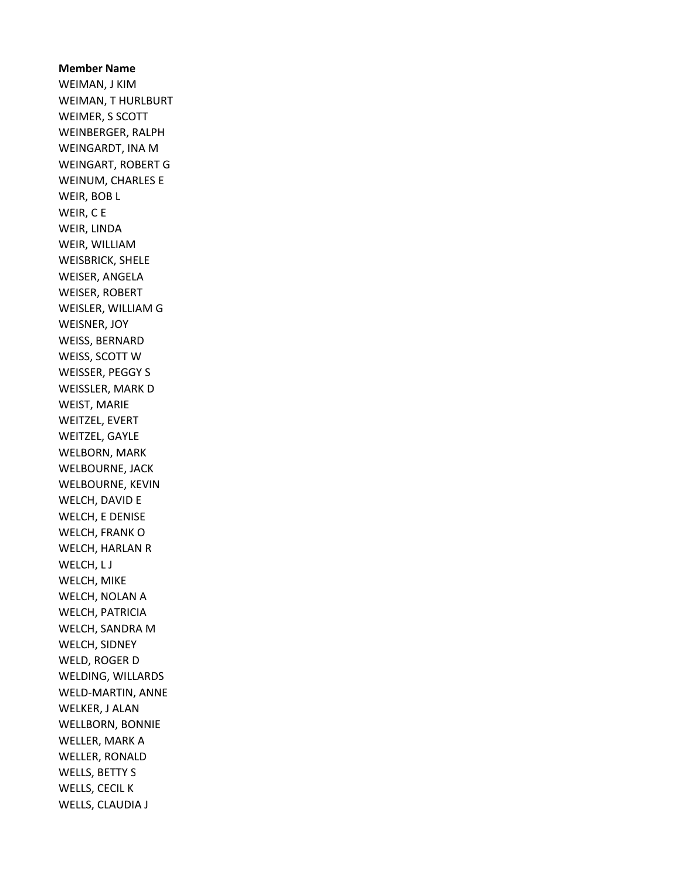**Member Name**
WEIMAN, J KIM
WEIMAN, T HURLBURT
WEIMER, S SCOTT
WEINBERGER, RALPH
WEINGARDT, INA M
WEINGART, ROBERT G
WEINUM, CHARLES E
WEIR, BOB L
WEIR, C E
WEIR, LINDA
WEIR, WILLIAM
WEISBRICK, SHELE
WEISER, ANGELA
WEISER, ROBERT
WEISLER, WILLIAM G
WEISNER, JOY
WEISS, BERNARD
WEISS, SCOTT W
WEISSER, PEGGY S
WEISSLER, MARK D
WEIST, MARIE
WEITZEL, EVERT
WEITZEL, GAYLE
WELBORN, MARK
WELBOURNE, JACK
WELBOURNE, KEVIN
WELCH, DAVID E
WELCH, E DENISE
WELCH, FRANK O
WELCH, HARLAN R
WELCH, L J
WELCH, MIKE
WELCH, NOLAN A
WELCH, PATRICIA
WELCH, SANDRA M
WELCH, SIDNEY
WELD, ROGER D
WELDING, WILLARDS
WELD-MARTIN, ANNE
WELKER, J ALAN
WELLBORN, BONNIE
WELLER, MARK A
WELLER, RONALD
WELLS, BETTY S
WELLS, CECIL K
WELLS, CLAUDIA J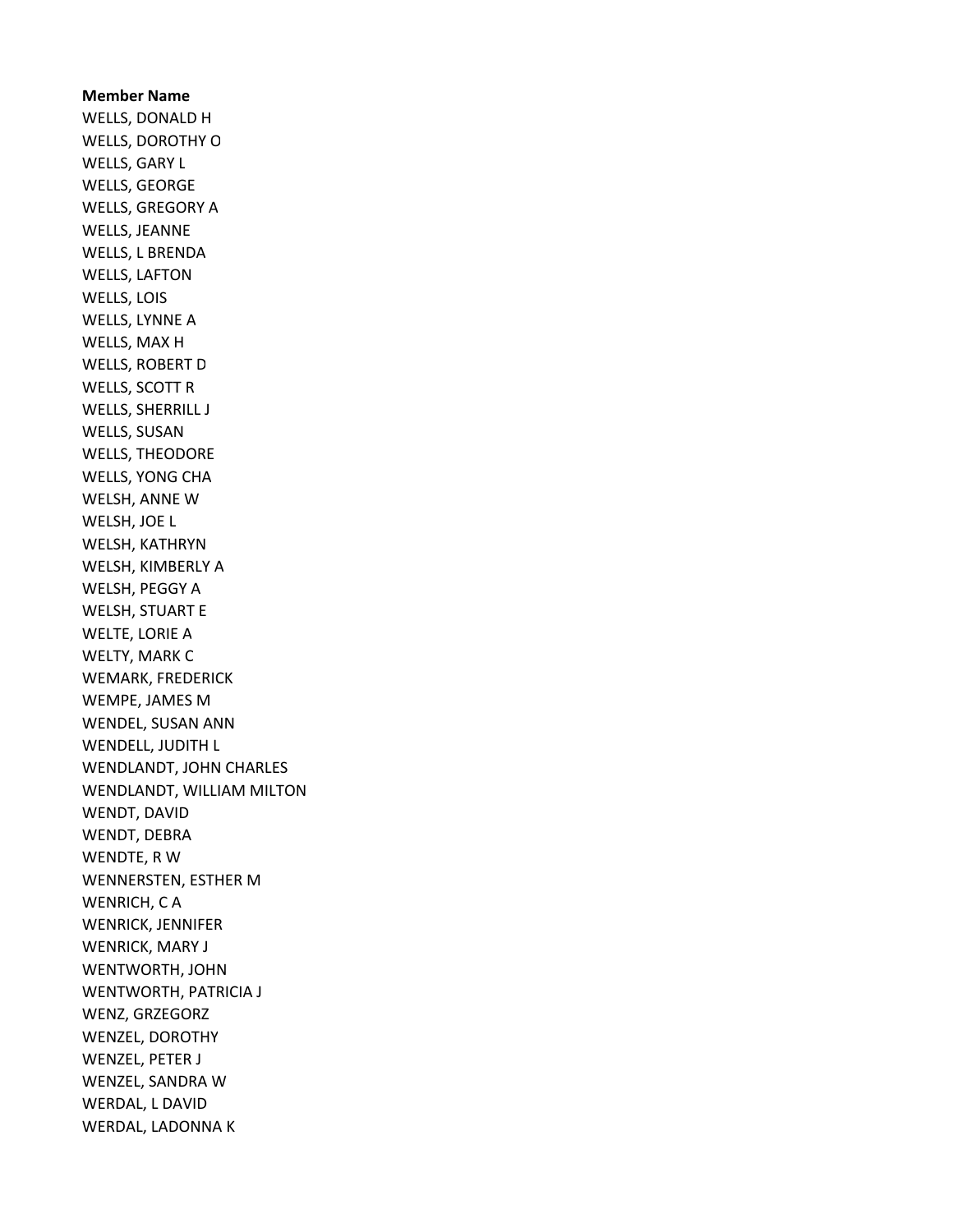**Member Name**
WELLS, DONALD H
WELLS, DOROTHY O
WELLS, GARY L
WELLS, GEORGE
WELLS, GREGORY A
WELLS, JEANNE
WELLS, L BRENDA
WELLS, LAFTON
WELLS, LOIS
WELLS, LYNNE A
WELLS, MAX H
WELLS, ROBERT D
WELLS, SCOTT R
WELLS, SHERRILL J
WELLS, SUSAN
WELLS, THEODORE
WELLS, YONG CHA
WELSH, ANNE W
WELSH, JOE L
WELSH, KATHRYN
WELSH, KIMBERLY A
WELSH, PEGGY A
WELSH, STUART E
WELTE, LORIE A
WELTY, MARK C
WEMARK, FREDERICK
WEMPE, JAMES M
WENDEL, SUSAN ANN
WENDELL, JUDITH L
WENDLANDT, JOHN CHARLES
WENDLANDT, WILLIAM MILTON
WENDT, DAVID
WENDT, DEBRA
WENDTE, R W
WENNERSTEN, ESTHER M
WENRICH, C A
WENRICK, JENNIFER
WENRICK, MARY J
WENTWORTH, JOHN
WENTWORTH, PATRICIA J
WENZ, GRZEGORZ
WENZEL, DOROTHY
WENZEL, PETER J
WENZEL, SANDRA W
WERDAL, L DAVID
WERDAL, LADONNA K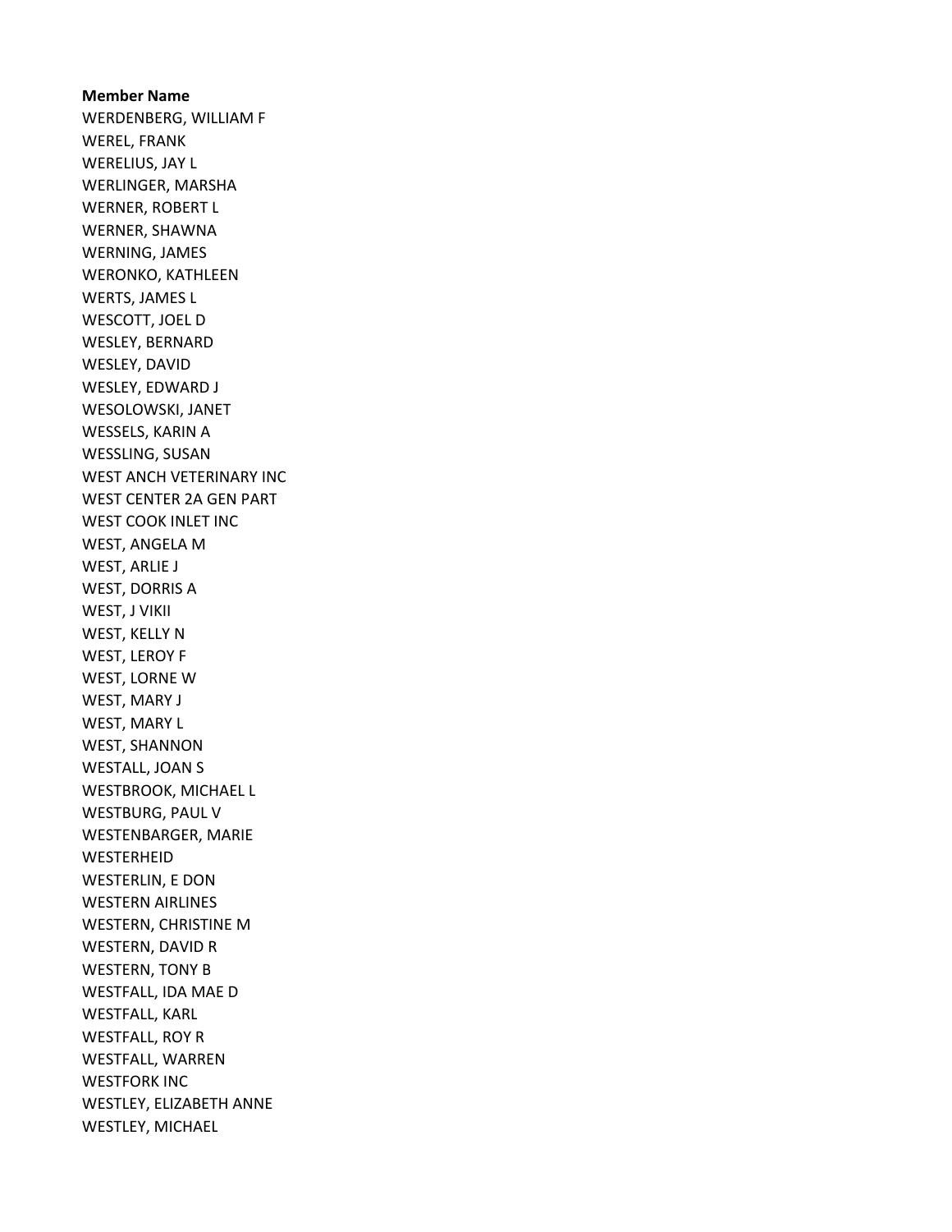**Member Name**

WERDENBERG, WILLIAM F
WEREL, FRANK
WERELIUS, JAY L
WERLINGER, MARSHA
WERNER, ROBERT L
WERNER, SHAWNA
WERNING, JAMES
WERONKO, KATHLEEN
WERTS, JAMES L
WESCOTT, JOEL D
WESLEY, BERNARD
WESLEY, DAVID
WESLEY, EDWARD J
WESOLOWSKI, JANET
WESSELS, KARIN A
WESSLING, SUSAN
WEST ANCH VETERINARY INC
WEST CENTER 2A GEN PART
WEST COOK INLET INC
WEST, ANGELA M
WEST, ARLIE J
WEST, DORRIS A
WEST, J VIKII
WEST, KELLY N
WEST, LEROY F
WEST, LORNE W
WEST, MARY J
WEST, MARY L
WEST, SHANNON
WESTALL, JOAN S
WESTBROOK, MICHAEL L
WESTBURG, PAUL V
WESTENBARGER, MARIE
WESTERHEID
WESTERLIN, E DON
WESTERN AIRLINES
WESTERN, CHRISTINE M
WESTERN, DAVID R
WESTERN, TONY B
WESTFALL, IDA MAE D
WESTFALL, KARL
WESTFALL, ROY R
WESTFALL, WARREN
WESTFORK INC
WESTLEY, ELIZABETH ANNE
WESTLEY, MICHAEL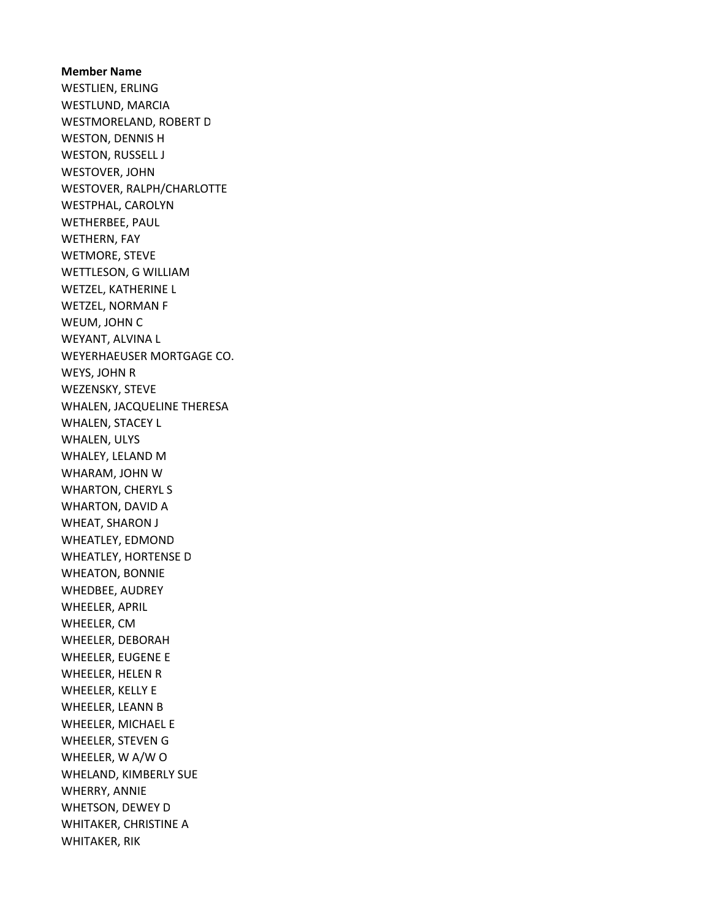**Member Name**
WESTLIEN, ERLING
WESTLUND, MARCIA
WESTMORELAND, ROBERT D
WESTON, DENNIS H
WESTON, RUSSELL J
WESTOVER, JOHN
WESTOVER, RALPH/CHARLOTTE
WESTPHAL, CAROLYN
WETHERBEE, PAUL
WETHERN, FAY
WETMORE, STEVE
WETTLESON, G WILLIAM
WETZEL, KATHERINE L
WETZEL, NORMAN F
WEUM, JOHN C
WEYANT, ALVINA L
WEYERHAEUSER MORTGAGE CO.
WEYS, JOHN R
WEZENSKY, STEVE
WHALEN, JACQUELINE THERESA
WHALEN, STACEY L
WHALEN, ULYS
WHALEY, LELAND M
WHARAM, JOHN W
WHARTON, CHERYL S
WHARTON, DAVID A
WHEAT, SHARON J
WHEATLEY, EDMOND
WHEATLEY, HORTENSE D
WHEATON, BONNIE
WHEDBEE, AUDREY
WHEELER, APRIL
WHEELER, CM
WHEELER, DEBORAH
WHEELER, EUGENE E
WHEELER, HELEN R
WHEELER, KELLY E
WHEELER, LEANN B
WHEELER, MICHAEL E
WHEELER, STEVEN G
WHEELER, W A/W O
WHELAND, KIMBERLY SUE
WHERRY, ANNIE
WHETSON, DEWEY D
WHITAKER, CHRISTINE A
WHITAKER, RIK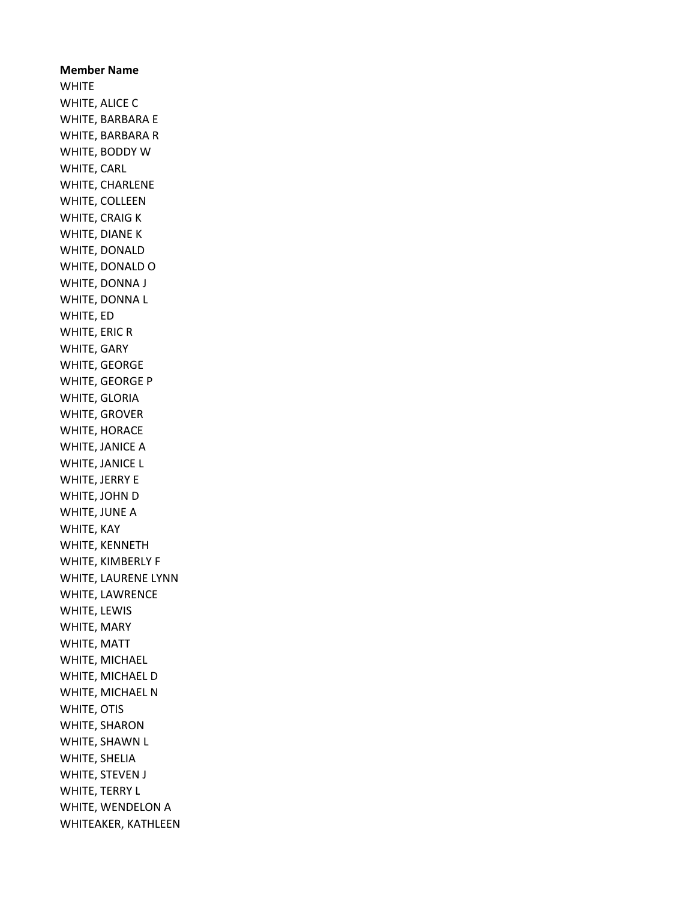**Member Name**

WHITE
WHITE, ALICE C
WHITE, BARBARA E
WHITE, BARBARA R
WHITE, BODDY W
WHITE, CARL
WHITE, CHARLENE
WHITE, COLLEEN
WHITE, CRAIG K
WHITE, DIANE K
WHITE, DONALD
WHITE, DONALD O
WHITE, DONNA J
WHITE, DONNA L
WHITE, ED
WHITE, ERIC R
WHITE, GARY
WHITE, GEORGE
WHITE, GEORGE P
WHITE, GLORIA
WHITE, GROVER
WHITE, HORACE
WHITE, JANICE A
WHITE, JANICE L
WHITE, JERRY E
WHITE, JOHN D
WHITE, JUNE A
WHITE, KAY
WHITE, KENNETH
WHITE, KIMBERLY F
WHITE, LAURENE LYNN
WHITE, LAWRENCE
WHITE, LEWIS
WHITE, MARY
WHITE, MATT
WHITE, MICHAEL
WHITE, MICHAEL D
WHITE, MICHAEL N
WHITE, OTIS
WHITE, SHARON
WHITE, SHAWN L
WHITE, SHELIA
WHITE, STEVEN J
WHITE, TERRY L
WHITE, WENDELON A
WHITEAKER, KATHLEEN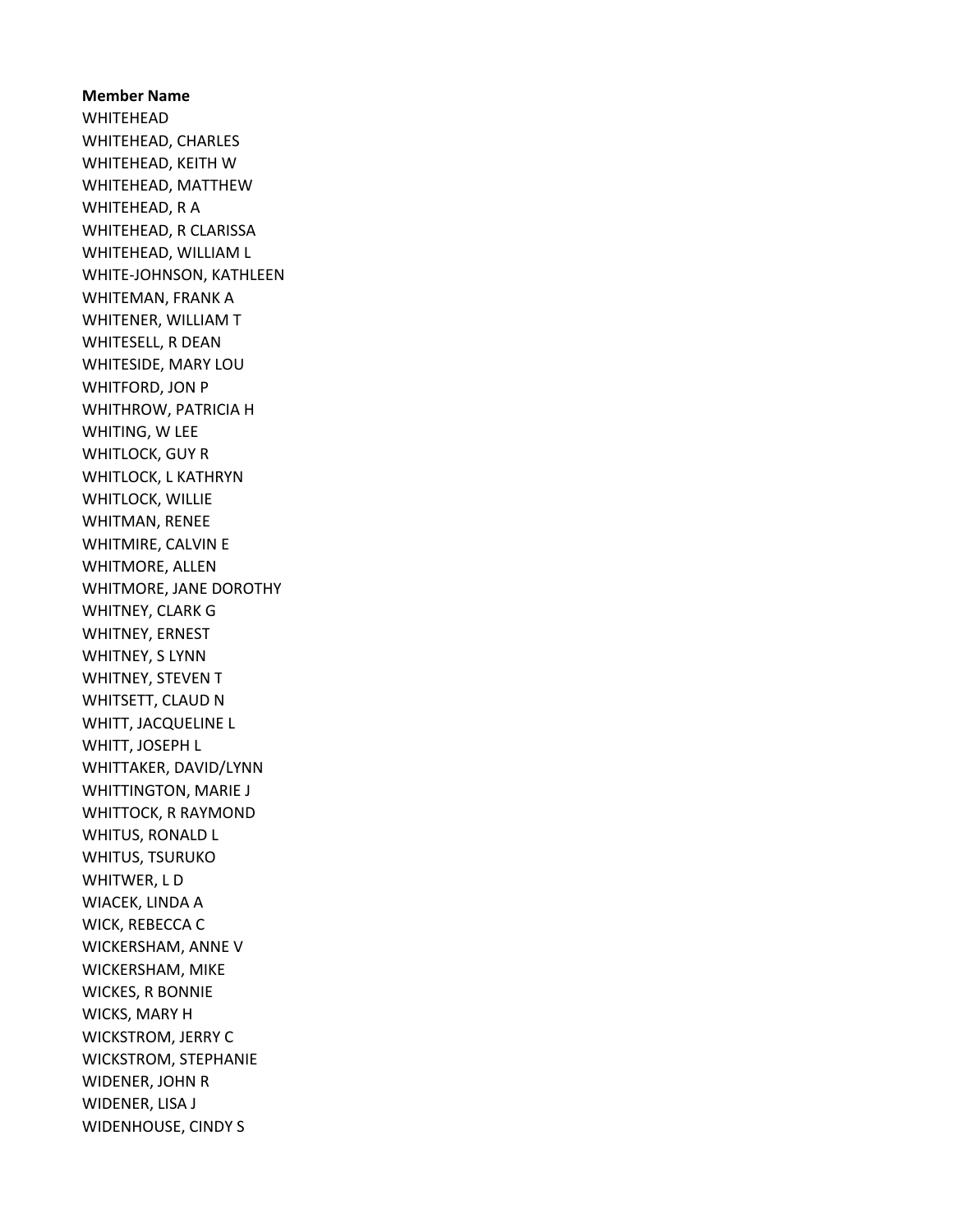**Member Name**

WHITEHEAD
WHITEHEAD, CHARLES
WHITEHEAD, KEITH W
WHITEHEAD, MATTHEW
WHITEHEAD, R A
WHITEHEAD, R CLARISSA
WHITEHEAD, WILLIAM L
WHITE-JOHNSON, KATHLEEN
WHITEMAN, FRANK A
WHITENER, WILLIAM T
WHITESELL, R DEAN
WHITESIDE, MARY LOU
WHITFORD, JON P
WHITHROW, PATRICIA H
WHITING, W LEE
WHITLOCK, GUY R
WHITLOCK, L KATHRYN
WHITLOCK, WILLIE
WHITMAN, RENEE
WHITMIRE, CALVIN E
WHITMORE, ALLEN
WHITMORE, JANE DOROTHY
WHITNEY, CLARK G
WHITNEY, ERNEST
WHITNEY, S LYNN
WHITNEY, STEVEN T
WHITSETT, CLAUD N
WHITT, JACQUELINE L
WHITT, JOSEPH L
WHITTAKER, DAVID/LYNN
WHITTINGTON, MARIE J
WHITTOCK, R RAYMOND
WHITUS, RONALD L
WHITUS, TSURUKO
WHITWER, L D
WIACEK, LINDA A
WICK, REBECCA C
WICKERSHAM, ANNE V
WICKERSHAM, MIKE
WICKES, R BONNIE
WICKS, MARY H
WICKSTROM, JERRY C
WICKSTROM, STEPHANIE
WIDENER, JOHN R
WIDENER, LISA J
WIDENHOUSE, CINDY S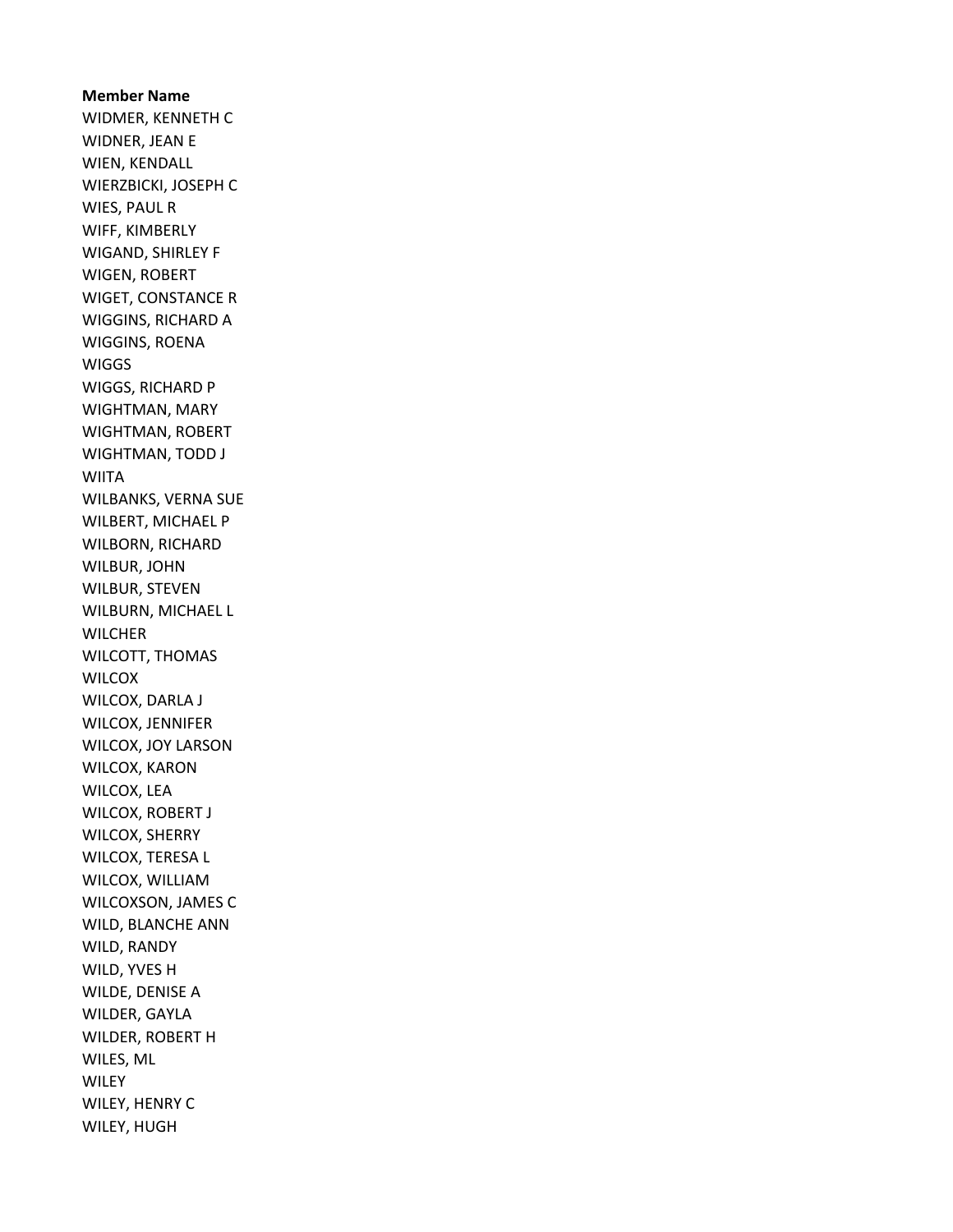**Member Name**

WIDMER, KENNETH C
WIDNER, JEAN E
WIEN, KENDALL
WIERZBICKI, JOSEPH C
WIES, PAUL R
WIFF, KIMBERLY
WIGAND, SHIRLEY F
WIGEN, ROBERT
WIGET, CONSTANCE R
WIGGINS, RICHARD A
WIGGINS, ROENA
WIGGS
WIGGS, RICHARD P
WIGHTMAN, MARY
WIGHTMAN, ROBERT
WIGHTMAN, TODD J
WIITA
WILBANKS, VERNA SUE
WILBERT, MICHAEL P
WILBORN, RICHARD
WILBUR, JOHN
WILBUR, STEVEN
WILBURN, MICHAEL L
WILCHER
WILCOTT, THOMAS
WILCOX
WILCOX, DARLA J
WILCOX, JENNIFER
WILCOX, JOY LARSON
WILCOX, KARON
WILCOX, LEA
WILCOX, ROBERT J
WILCOX, SHERRY
WILCOX, TERESA L
WILCOX, WILLIAM
WILCOXSON, JAMES C
WILD, BLANCHE ANN
WILD, RANDY
WILD, YVES H
WILDE, DENISE A
WILDER, GAYLA
WILDER, ROBERT H
WILES, ML
WILEY
WILEY, HENRY C
WILEY, HUGH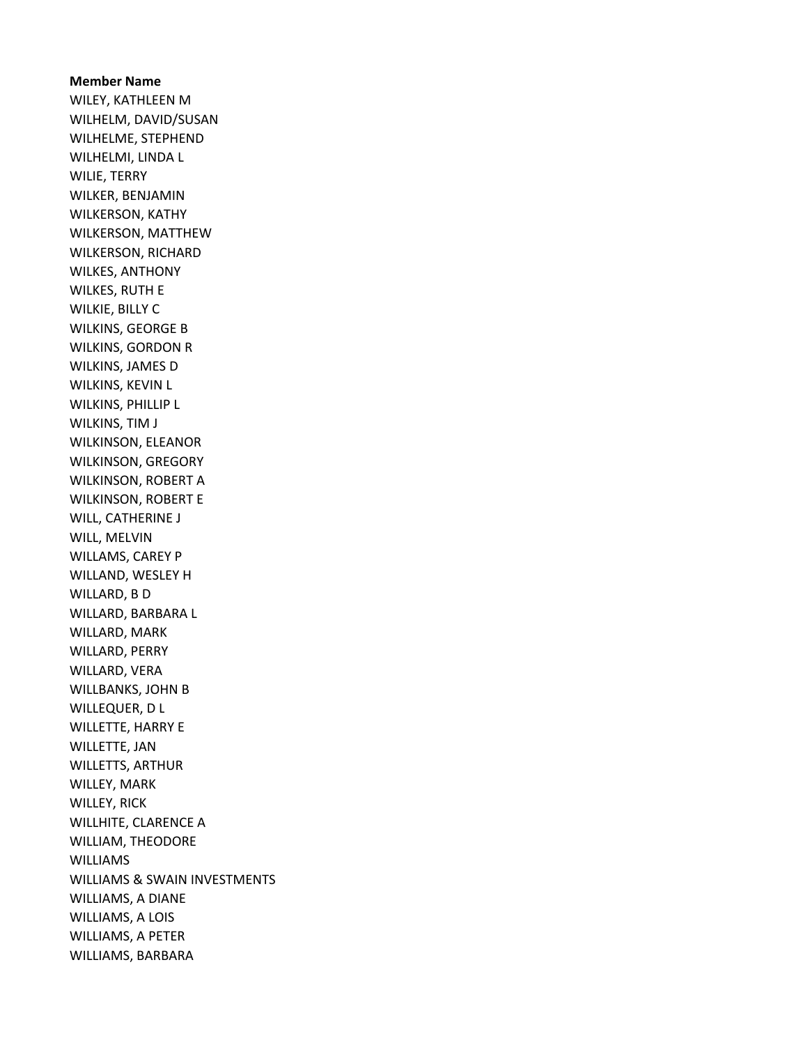**Member Name**

WILEY, KATHLEEN M
WILHELM, DAVID/SUSAN
WILHELME, STEPHEND
WILHELMI, LINDA L
WILIE, TERRY
WILKER, BENJAMIN
WILKERSON, KATHY
WILKERSON, MATTHEW
WILKERSON, RICHARD
WILKES, ANTHONY
WILKES, RUTH E
WILKIE, BILLY C
WILKINS, GEORGE B
WILKINS, GORDON R
WILKINS, JAMES D
WILKINS, KEVIN L
WILKINS, PHILLIP L
WILKINS, TIM J
WILKINSON, ELEANOR
WILKINSON, GREGORY
WILKINSON, ROBERT A
WILKINSON, ROBERT E
WILL, CATHERINE J
WILL, MELVIN
WILLAMS, CAREY P
WILLAND, WESLEY H
WILLARD, B D
WILLARD, BARBARA L
WILLARD, MARK
WILLARD, PERRY
WILLARD, VERA
WILLBANKS, JOHN B
WILLEQUER, D L
WILLETTE, HARRY E
WILLETTE, JAN
WILLETTS, ARTHUR
WILLEY, MARK
WILLEY, RICK
WILLHITE, CLARENCE A
WILLIAM, THEODORE
WILLIAMS
WILLIAMS & SWAIN INVESTMENTS
WILLIAMS, A DIANE
WILLIAMS, A LOIS
WILLIAMS, A PETER
WILLIAMS, BARBARA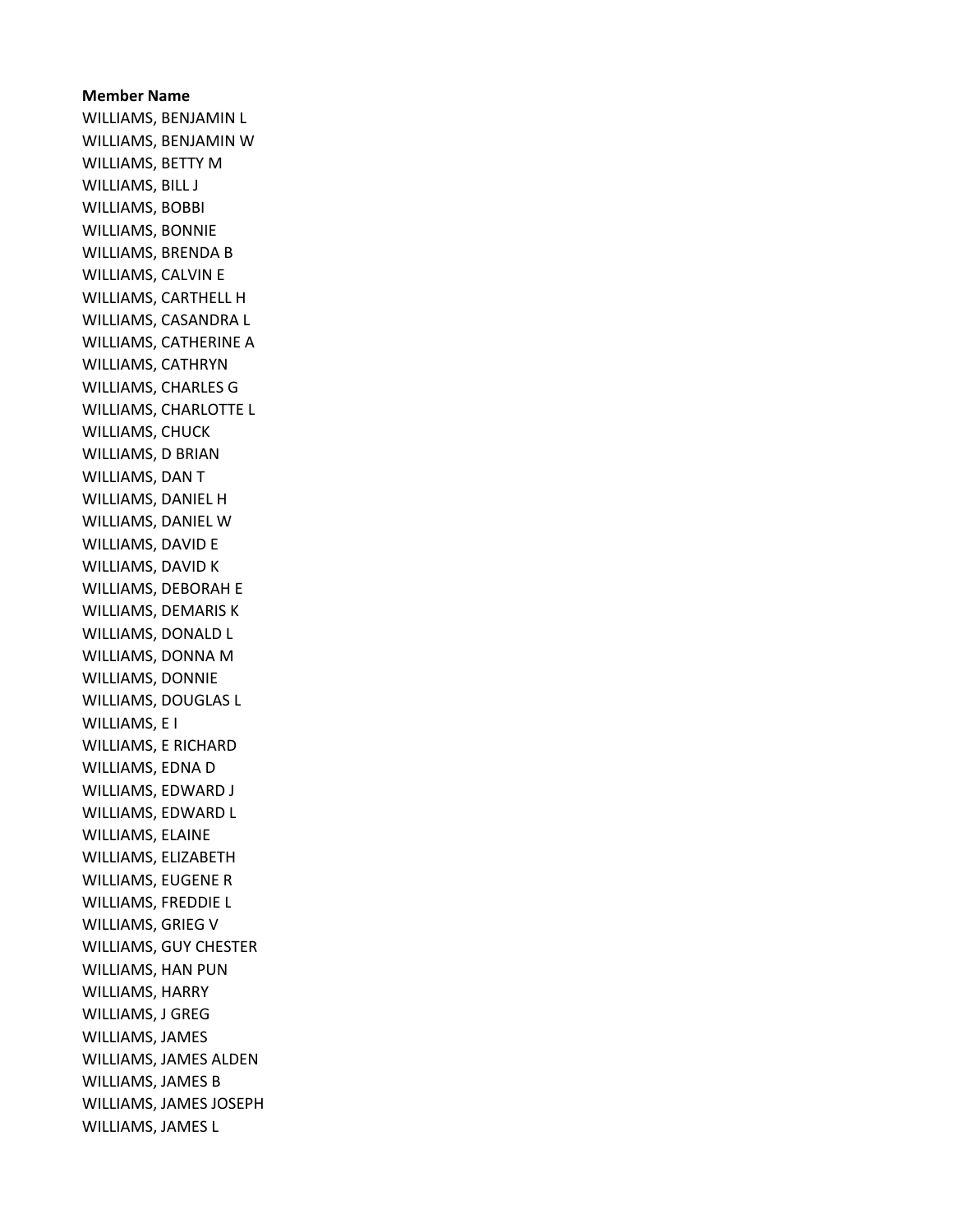**Member Name**

WILLIAMS, BENJAMIN L
WILLIAMS, BENJAMIN W
WILLIAMS, BETTY M
WILLIAMS, BILL J
WILLIAMS, BOBBI
WILLIAMS, BONNIE
WILLIAMS, BRENDA B
WILLIAMS, CALVIN E
WILLIAMS, CARTHELL H
WILLIAMS, CASANDRA L
WILLIAMS, CATHERINE A
WILLIAMS, CATHRYN
WILLIAMS, CHARLES G
WILLIAMS, CHARLOTTE L
WILLIAMS, CHUCK
WILLIAMS, D BRIAN
WILLIAMS, DAN T
WILLIAMS, DANIEL H
WILLIAMS, DANIEL W
WILLIAMS, DAVID E
WILLIAMS, DAVID K
WILLIAMS, DEBORAH E
WILLIAMS, DEMARIS K
WILLIAMS, DONALD L
WILLIAMS, DONNA M
WILLIAMS, DONNIE
WILLIAMS, DOUGLAS L
WILLIAMS, E I
WILLIAMS, E RICHARD
WILLIAMS, EDNA D
WILLIAMS, EDWARD J
WILLIAMS, EDWARD L
WILLIAMS, ELAINE
WILLIAMS, ELIZABETH
WILLIAMS, EUGENE R
WILLIAMS, FREDDIE L
WILLIAMS, GRIEG V
WILLIAMS, GUY CHESTER
WILLIAMS, HAN PUN
WILLIAMS, HARRY
WILLIAMS, J GREG
WILLIAMS, JAMES
WILLIAMS, JAMES ALDEN
WILLIAMS, JAMES B
WILLIAMS, JAMES JOSEPH
WILLIAMS, JAMES L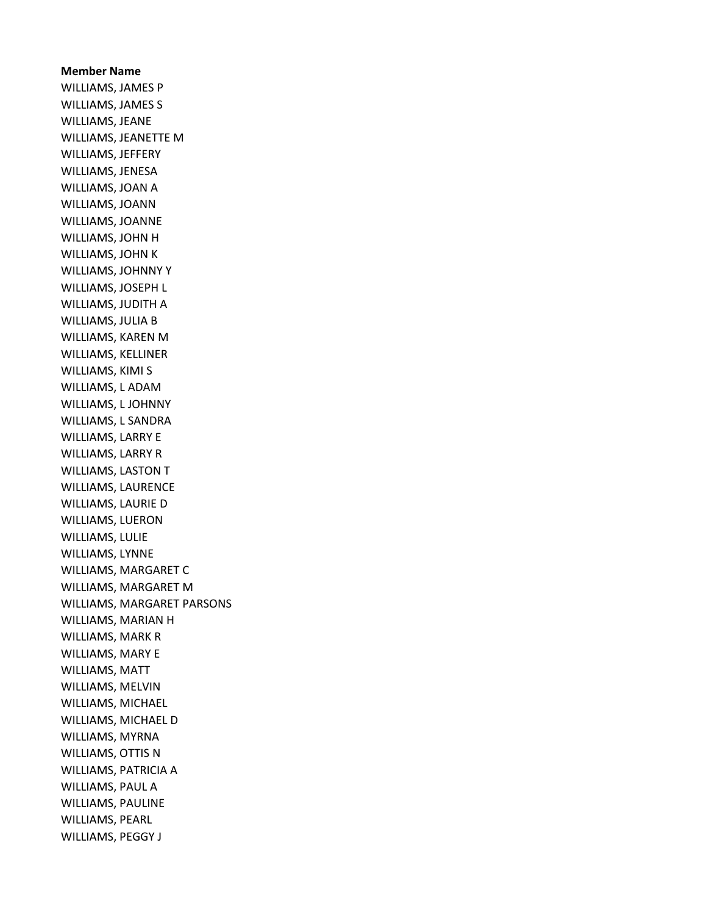**Member Name**

WILLIAMS, JAMES P
WILLIAMS, JAMES S
WILLIAMS, JEANE
WILLIAMS, JEANETTE M
WILLIAMS, JEFFERY
WILLIAMS, JENESA
WILLIAMS, JOAN A
WILLIAMS, JOANN
WILLIAMS, JOANNE
WILLIAMS, JOHN H
WILLIAMS, JOHN K
WILLIAMS, JOHNNY Y
WILLIAMS, JOSEPH L
WILLIAMS, JUDITH A
WILLIAMS, JULIA B
WILLIAMS, KAREN M
WILLIAMS, KELLINER
WILLIAMS, KIMI S
WILLIAMS, L ADAM
WILLIAMS, L JOHNNY
WILLIAMS, L SANDRA
WILLIAMS, LARRY E
WILLIAMS, LARRY R
WILLIAMS, LASTON T
WILLIAMS, LAURENCE
WILLIAMS, LAURIE D
WILLIAMS, LUERON
WILLIAMS, LULIE
WILLIAMS, LYNNE
WILLIAMS, MARGARET C
WILLIAMS, MARGARET M
WILLIAMS, MARGARET PARSONS
WILLIAMS, MARIAN H
WILLIAMS, MARK R
WILLIAMS, MARY E
WILLIAMS, MATT
WILLIAMS, MELVIN
WILLIAMS, MICHAEL
WILLIAMS, MICHAEL D
WILLIAMS, MYRNA
WILLIAMS, OTTIS N
WILLIAMS, PATRICIA A
WILLIAMS, PAUL A
WILLIAMS, PAULINE
WILLIAMS, PEARL
WILLIAMS, PEGGY J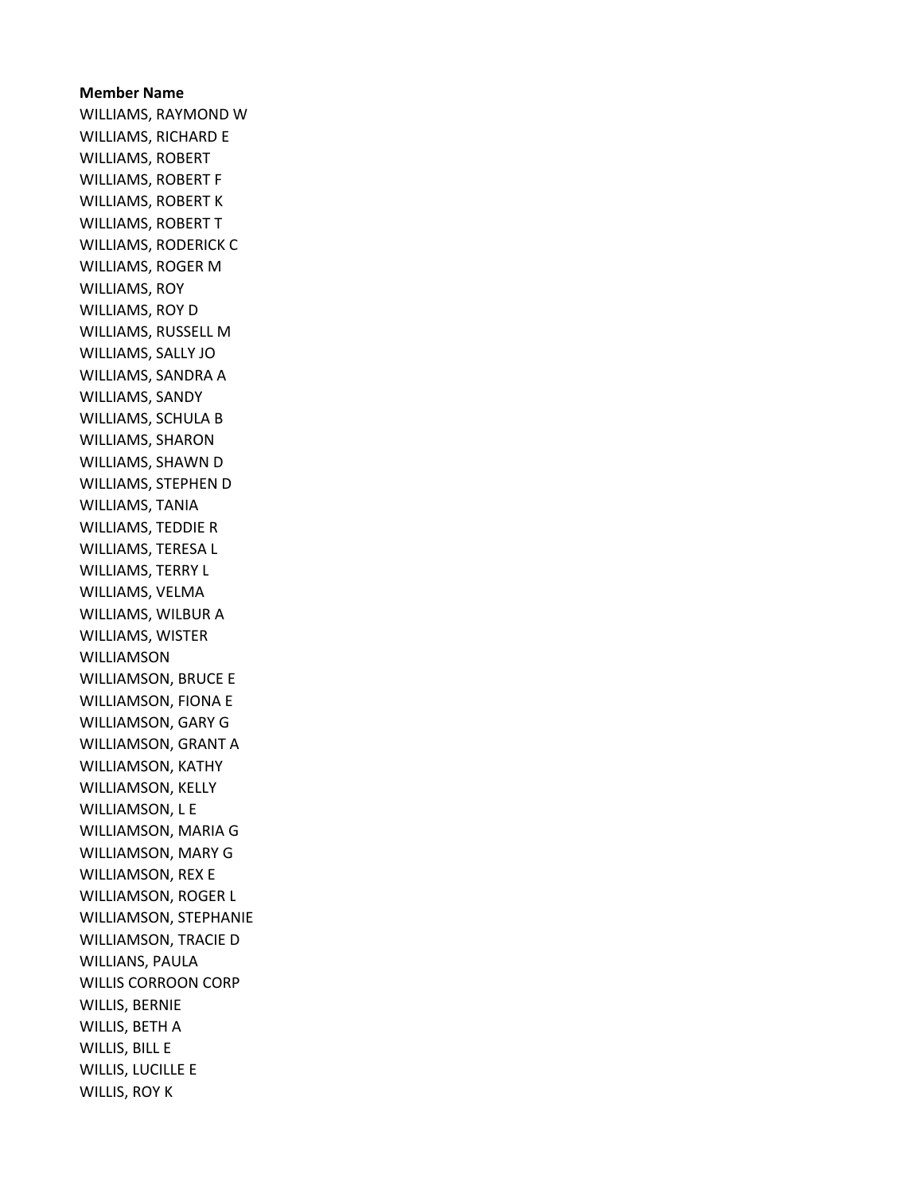**Member Name**

WILLIAMS, RAYMOND W
WILLIAMS, RICHARD E
WILLIAMS, ROBERT
WILLIAMS, ROBERT F
WILLIAMS, ROBERT K
WILLIAMS, ROBERT T
WILLIAMS, RODERICK C
WILLIAMS, ROGER M
WILLIAMS, ROY
WILLIAMS, ROY D
WILLIAMS, RUSSELL M
WILLIAMS, SALLY JO
WILLIAMS, SANDRA A
WILLIAMS, SANDY
WILLIAMS, SCHULA B
WILLIAMS, SHARON
WILLIAMS, SHAWN D
WILLIAMS, STEPHEN D
WILLIAMS, TANIA
WILLIAMS, TEDDIE R
WILLIAMS, TERESA L
WILLIAMS, TERRY L
WILLIAMS, VELMA
WILLIAMS, WILBUR A
WILLIAMS, WISTER
WILLIAMSON
WILLIAMSON, BRUCE E
WILLIAMSON, FIONA E
WILLIAMSON, GARY G
WILLIAMSON, GRANT A
WILLIAMSON, KATHY
WILLIAMSON, KELLY
WILLIAMSON, L E
WILLIAMSON, MARIA G
WILLIAMSON, MARY G
WILLIAMSON, REX E
WILLIAMSON, ROGER L
WILLIAMSON, STEPHANIE
WILLIAMSON, TRACIE D
WILLIANS, PAULA
WILLIS CORROON CORP
WILLIS, BERNIE
WILLIS, BETH A
WILLIS, BILL E
WILLIS, LUCILLE E
WILLIS, ROY K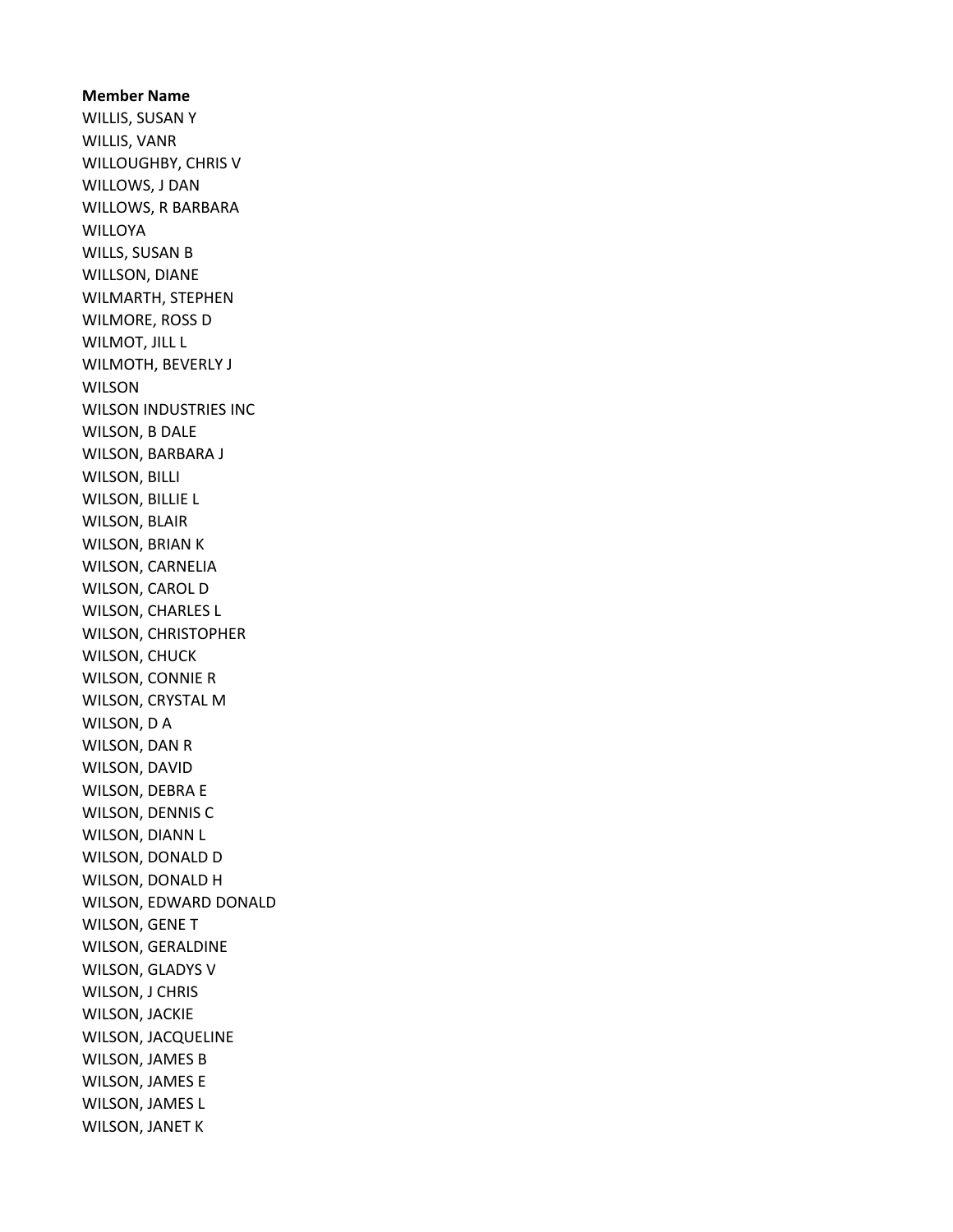**Member Name**

WILLIS, SUSAN Y
WILLIS, VANR
WILLOUGHBY, CHRIS V
WILLOWS, J DAN
WILLOWS, R BARBARA
WILLOYA
WILLS, SUSAN B
WILLSON, DIANE
WILMARTH, STEPHEN
WILMORE, ROSS D
WILMOT, JILL L
WILMOTH, BEVERLY J
WILSON
WILSON INDUSTRIES INC
WILSON, B DALE
WILSON, BARBARA J
WILSON, BILLI
WILSON, BILLIE L
WILSON, BLAIR
WILSON, BRIAN K
WILSON, CARNELIA
WILSON, CAROL D
WILSON, CHARLES L
WILSON, CHRISTOPHER
WILSON, CHUCK
WILSON, CONNIE R
WILSON, CRYSTAL M
WILSON, D A
WILSON, DAN R
WILSON, DAVID
WILSON, DEBRA E
WILSON, DENNIS C
WILSON, DIANN L
WILSON, DONALD D
WILSON, DONALD H
WILSON, EDWARD DONALD
WILSON, GENE T
WILSON, GERALDINE
WILSON, GLADYS V
WILSON, J CHRIS
WILSON, JACKIE
WILSON, JACQUELINE
WILSON, JAMES B
WILSON, JAMES E
WILSON, JAMES L
WILSON, JANET K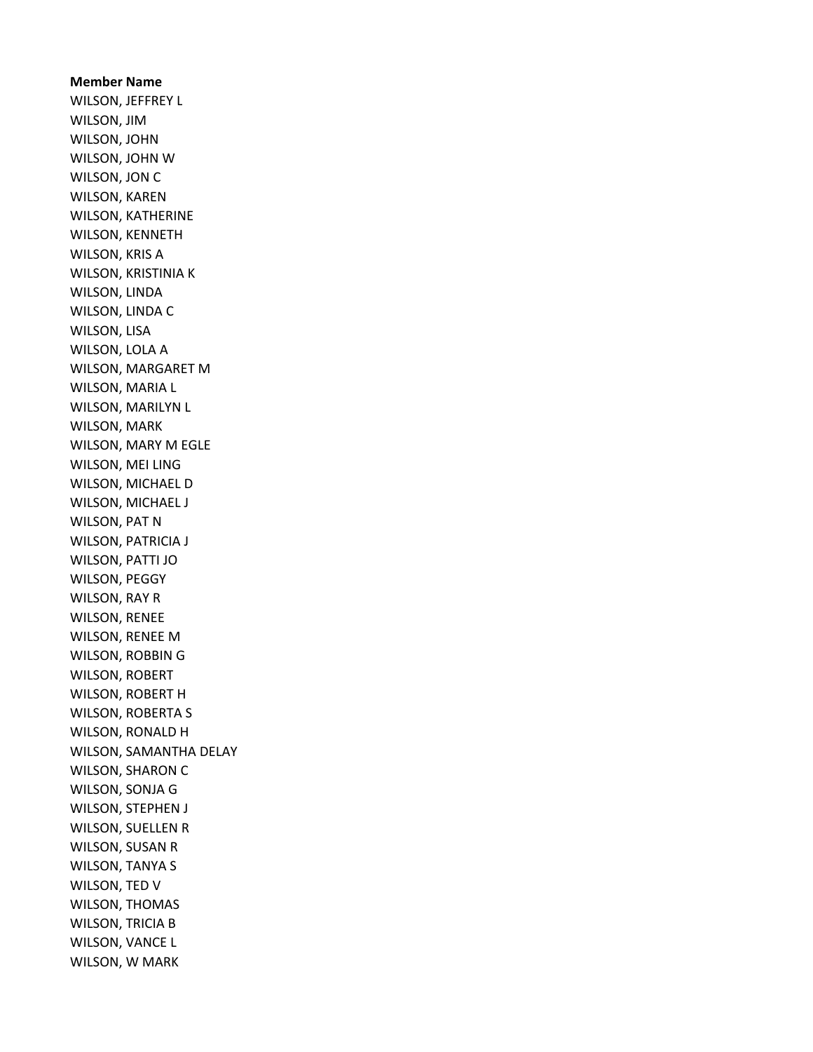**Member Name**

WILSON, JEFFREY L
WILSON, JIM
WILSON, JOHN
WILSON, JOHN W
WILSON, JON C
WILSON, KAREN
WILSON, KATHERINE
WILSON, KENNETH
WILSON, KRIS A
WILSON, KRISTINIA K
WILSON, LINDA
WILSON, LINDA C
WILSON, LISA
WILSON, LOLA A
WILSON, MARGARET M
WILSON, MARIA L
WILSON, MARILYN L
WILSON, MARK
WILSON, MARY M EGLE
WILSON, MEI LING
WILSON, MICHAEL D
WILSON, MICHAEL J
WILSON, PAT N
WILSON, PATRICIA J
WILSON, PATTI JO
WILSON, PEGGY
WILSON, RAY R
WILSON, RENEE
WILSON, RENEE M
WILSON, ROBBIN G
WILSON, ROBERT
WILSON, ROBERT H
WILSON, ROBERTA S
WILSON, RONALD H
WILSON, SAMANTHA DELAY
WILSON, SHARON C
WILSON, SONJA G
WILSON, STEPHEN J
WILSON, SUELLEN R
WILSON, SUSAN R
WILSON, TANYA S
WILSON, TED V
WILSON, THOMAS
WILSON, TRICIA B
WILSON, VANCE L
WILSON, W MARK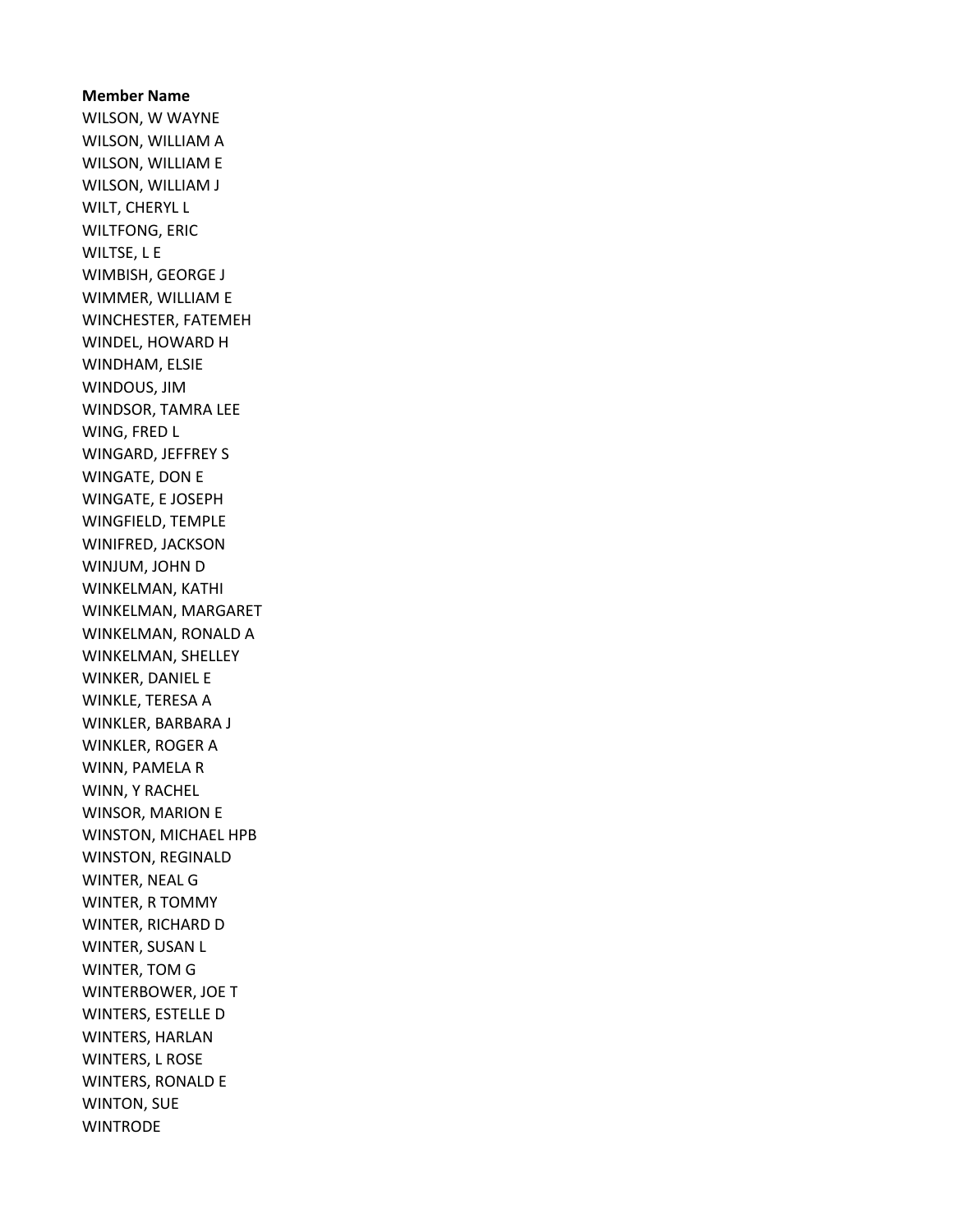**Member Name**

WILSON, W WAYNE
WILSON, WILLIAM A
WILSON, WILLIAM E
WILSON, WILLIAM J
WILT, CHERYL L
WILTFONG, ERIC
WILTSE, L E
WIMBISH, GEORGE J
WIMMER, WILLIAM E
WINCHESTER, FATEMEH
WINDEL, HOWARD H
WINDHAM, ELSIE
WINDOUS, JIM
WINDSOR, TAMRA LEE
WING, FRED L
WINGARD, JEFFREY S
WINGATE, DON E
WINGATE, E JOSEPH
WINGFIELD, TEMPLE
WINIFRED, JACKSON
WINJUM, JOHN D
WINKELMAN, KATHI
WINKELMAN, MARGARET
WINKELMAN, RONALD A
WINKELMAN, SHELLEY
WINKER, DANIEL E
WINKLE, TERESA A
WINKLER, BARBARA J
WINKLER, ROGER A
WINN, PAMELA R
WINN, Y RACHEL
WINSOR, MARION E
WINSTON, MICHAEL HPB
WINSTON, REGINALD
WINTER, NEAL G
WINTER, R TOMMY
WINTER, RICHARD D
WINTER, SUSAN L
WINTER, TOM G
WINTERBOWER, JOE T
WINTERS, ESTELLE D
WINTERS, HARLAN
WINTERS, L ROSE
WINTERS, RONALD E
WINTON, SUE
WINTRODE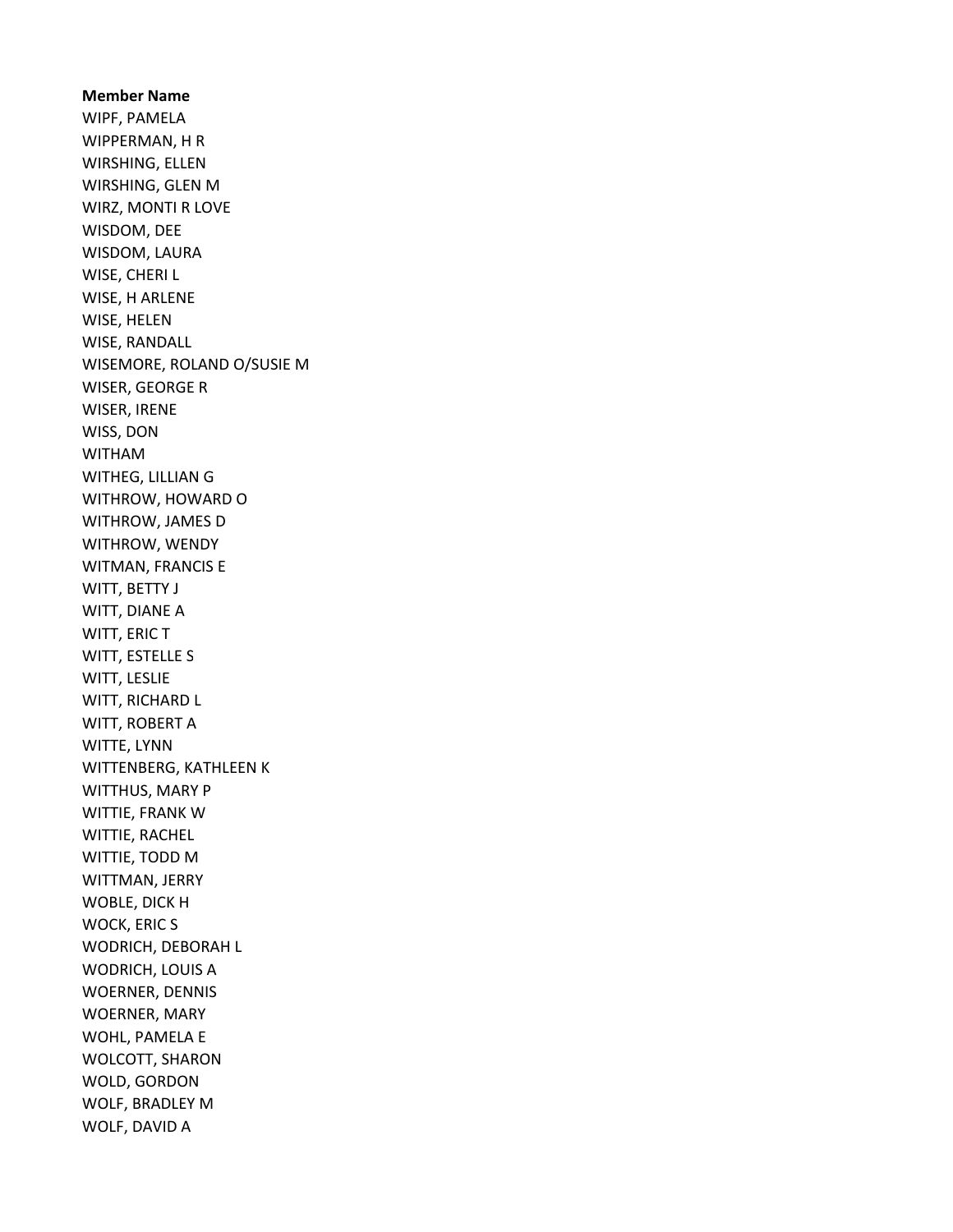**Member Name**

WIPF, PAMELA
WIPPERMAN, H R
WIRSHING, ELLEN
WIRSHING, GLEN M
WIRZ, MONTI R LOVE
WISDOM, DEE
WISDOM, LAURA
WISE, CHERI L
WISE, H ARLENE
WISE, HELEN
WISE, RANDALL
WISEMORE, ROLAND O/SUSIE M
WISER, GEORGE R
WISER, IRENE
WISS, DON
WITHAM
WITHEG, LILLIAN G
WITHROW, HOWARD O
WITHROW, JAMES D
WITHROW, WENDY
WITMAN, FRANCIS E
WITT, BETTY J
WITT, DIANE A
WITT, ERIC T
WITT, ESTELLE S
WITT, LESLIE
WITT, RICHARD L
WITT, ROBERT A
WITTE, LYNN
WITTENBERG, KATHLEEN K
WITTHUS, MARY P
WITTIE, FRANK W
WITTIE, RACHEL
WITTIE, TODD M
WITTMAN, JERRY
WOBLE, DICK H
WOCK, ERIC S
WODRICH, DEBORAH L
WODRICH, LOUIS A
WOERNER, DENNIS
WOERNER, MARY
WOHL, PAMELA E
WOLCOTT, SHARON
WOLD, GORDON
WOLF, BRADLEY M
WOLF, DAVID A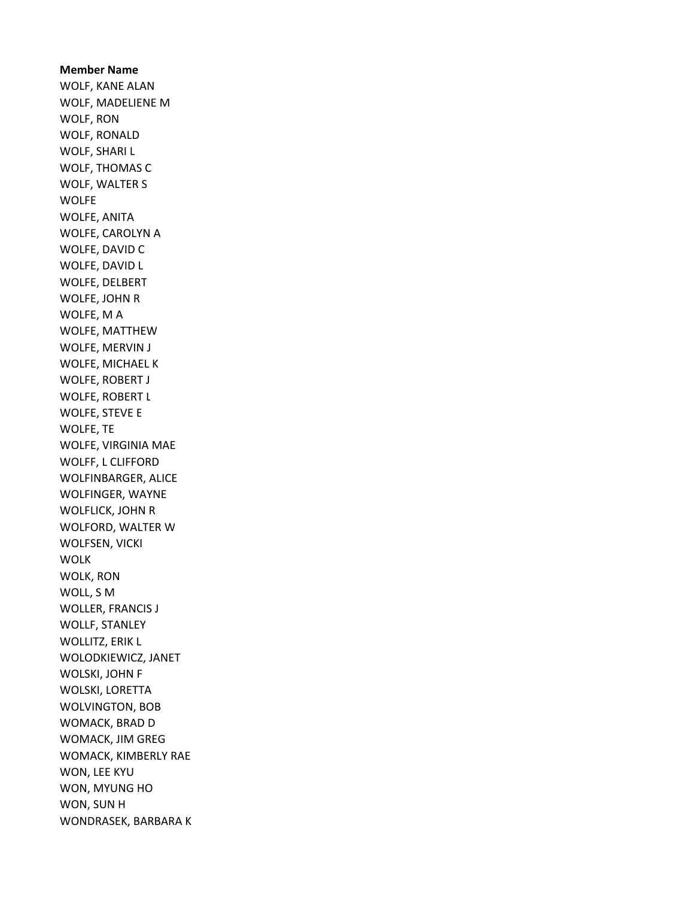**Member Name**

WOLF, KANE ALAN
WOLF, MADELIENE M
WOLF, RON
WOLF, RONALD
WOLF, SHARI L
WOLF, THOMAS C
WOLF, WALTER S
WOLFE
WOLFE, ANITA
WOLFE, CAROLYN A
WOLFE, DAVID C
WOLFE, DAVID L
WOLFE, DELBERT
WOLFE, JOHN R
WOLFE, M A
WOLFE, MATTHEW
WOLFE, MERVIN J
WOLFE, MICHAEL K
WOLFE, ROBERT J
WOLFE, ROBERT L
WOLFE, STEVE E
WOLFE, TE
WOLFE, VIRGINIA MAE
WOLFF, L CLIFFORD
WOLFINBARGER, ALICE
WOLFINGER, WAYNE
WOLFLICK, JOHN R
WOLFORD, WALTER W
WOLFSEN, VICKI
WOLK
WOLK, RON
WOLL, S M
WOLLER, FRANCIS J
WOLLF, STANLEY
WOLLITZ, ERIK L
WOLODKIEWICZ, JANET
WOLSKI, JOHN F
WOLSKI, LORETTA
WOLVINGTON, BOB
WOMACK, BRAD D
WOMACK, JIM GREG
WOMACK, KIMBERLY RAE
WON, LEE KYU
WON, MYUNG HO
WON, SUN H
WONDRASEK, BARBARA K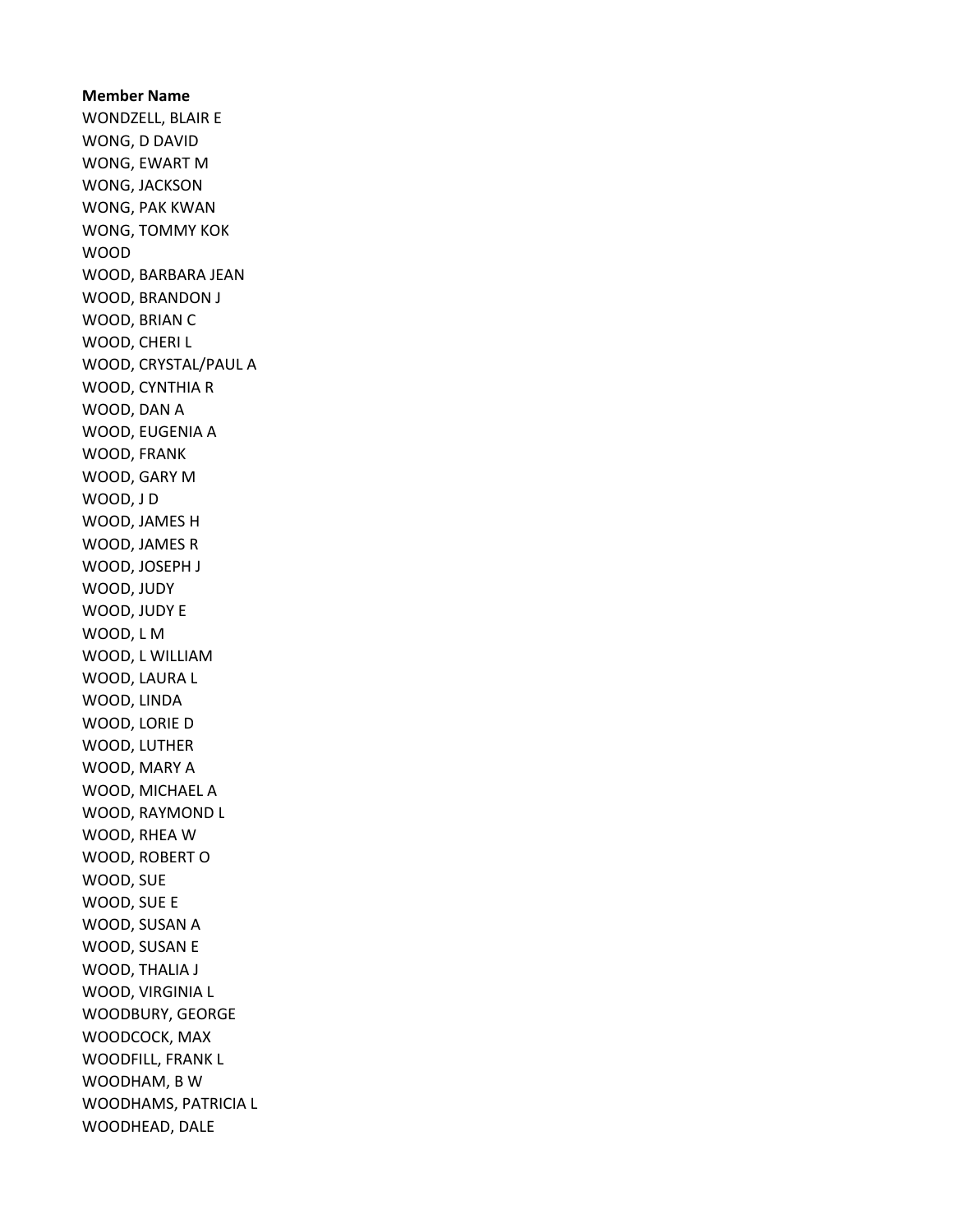**Member Name**

WONDZELL, BLAIR E
WONG, D DAVID
WONG, EWART M
WONG, JACKSON
WONG, PAK KWAN
WONG, TOMMY KOK
WOOD
WOOD, BARBARA JEAN
WOOD, BRANDON J
WOOD, BRIAN C
WOOD, CHERI L
WOOD, CRYSTAL/PAUL A
WOOD, CYNTHIA R
WOOD, DAN A
WOOD, EUGENIA A
WOOD, FRANK
WOOD, GARY M
WOOD, J D
WOOD, JAMES H
WOOD, JAMES R
WOOD, JOSEPH J
WOOD, JUDY
WOOD, JUDY E
WOOD, L M
WOOD, L WILLIAM
WOOD, LAURA L
WOOD, LINDA
WOOD, LORIE D
WOOD, LUTHER
WOOD, MARY A
WOOD, MICHAEL A
WOOD, RAYMOND L
WOOD, RHEA W
WOOD, ROBERT O
WOOD, SUE
WOOD, SUE E
WOOD, SUSAN A
WOOD, SUSAN E
WOOD, THALIA J
WOOD, VIRGINIA L
WOODBURY, GEORGE
WOODCOCK, MAX
WOODFILL, FRANK L
WOODHAM, B W
WOODHAMS, PATRICIA L
WOODHEAD, DALE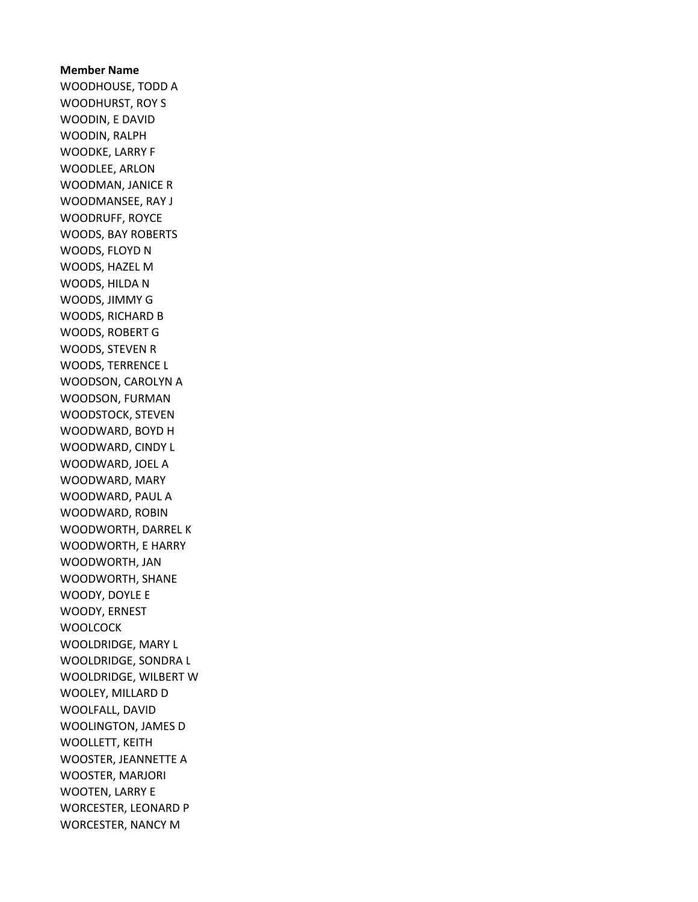**Member Name**

WOODHOUSE, TODD A
WOODHURST, ROY S
WOODIN, E DAVID
WOODIN, RALPH
WOODKE, LARRY F
WOODLEE, ARLON
WOODMAN, JANICE R
WOODMANSEE, RAY J
WOODRUFF, ROYCE
WOODS, BAY ROBERTS
WOODS, FLOYD N
WOODS, HAZEL M
WOODS, HILDA N
WOODS, JIMMY G
WOODS, RICHARD B
WOODS, ROBERT G
WOODS, STEVEN R
WOODS, TERRENCE L
WOODSON, CAROLYN A
WOODSON, FURMAN
WOODSTOCK, STEVEN
WOODWARD, BOYD H
WOODWARD, CINDY L
WOODWARD, JOEL A
WOODWARD, MARY
WOODWARD, PAUL A
WOODWARD, ROBIN
WOODWORTH, DARREL K
WOODWORTH, E HARRY
WOODWORTH, JAN
WOODWORTH, SHANE
WOODY, DOYLE E
WOODY, ERNEST
WOOLCOCK
WOOLDRIDGE, MARY L
WOOLDRIDGE, SONDRA L
WOOLDRIDGE, WILBERT W
WOOLEY, MILLARD D
WOOLFALL, DAVID
WOOLINGTON, JAMES D
WOOLLETT, KEITH
WOOSTER, JEANNETTE A
WOOSTER, MARJORI
WOOTEN, LARRY E
WORCESTER, LEONARD P
WORCESTER, NANCY M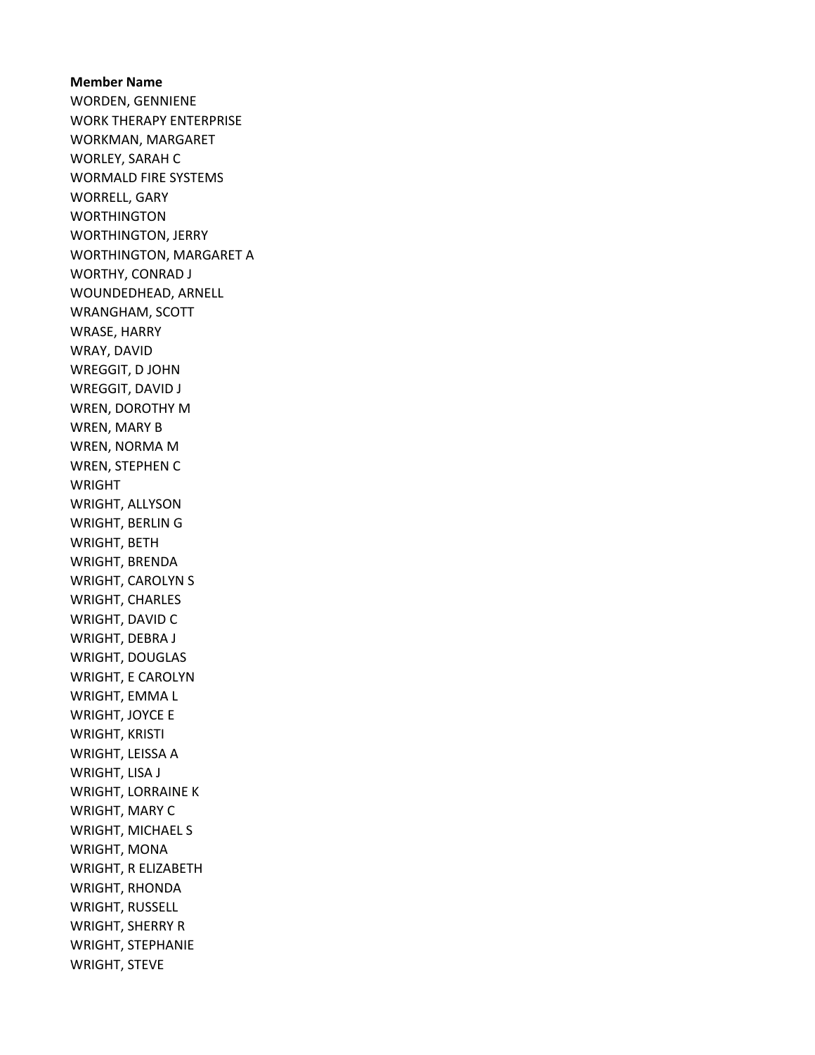**Member Name**

WORDEN, GENNIENE
WORK THERAPY ENTERPRISE
WORKMAN, MARGARET
WORLEY, SARAH C
WORMALD FIRE SYSTEMS
WORRELL, GARY
WORTHINGTON
WORTHINGTON, JERRY
WORTHINGTON, MARGARET A
WORTHY, CONRAD J
WOUNDEDHEAD, ARNELL
WRANGHAM, SCOTT
WRASE, HARRY
WRAY, DAVID
WREGGIT, D JOHN
WREGGIT, DAVID J
WREN, DOROTHY M
WREN, MARY B
WREN, NORMA M
WREN, STEPHEN C
WRIGHT
WRIGHT, ALLYSON
WRIGHT, BERLIN G
WRIGHT, BETH
WRIGHT, BRENDA
WRIGHT, CAROLYN S
WRIGHT, CHARLES
WRIGHT, DAVID C
WRIGHT, DEBRA J
WRIGHT, DOUGLAS
WRIGHT, E CAROLYN
WRIGHT, EMMA L
WRIGHT, JOYCE E
WRIGHT, KRISTI
WRIGHT, LEISSA A
WRIGHT, LISA J
WRIGHT, LORRAINE K
WRIGHT, MARY C
WRIGHT, MICHAEL S
WRIGHT, MONA
WRIGHT, R ELIZABETH
WRIGHT, RHONDA
WRIGHT, RUSSELL
WRIGHT, SHERRY R
WRIGHT, STEPHANIE
WRIGHT, STEVE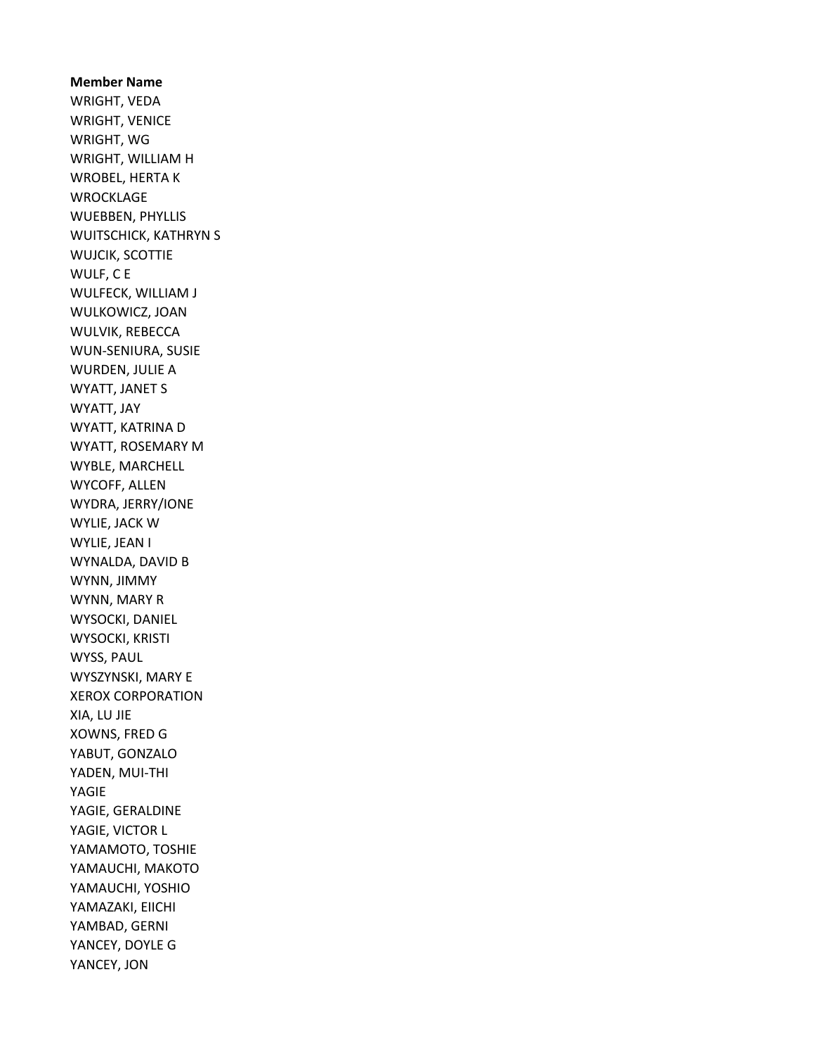**Member Name**

WRIGHT, VEDA
WRIGHT, VENICE
WRIGHT, WG
WRIGHT, WILLIAM H
WROBEL, HERTA K
WROCKLAGE
WUEBBEN, PHYLLIS
WUITSCHICK, KATHRYN S
WUJCIK, SCOTTIE
WULF, C E
WULFECK, WILLIAM J
WULKOWICZ, JOAN
WULVIK, REBECCA
WUN-SENIURA, SUSIE
WURDEN, JULIE A
WYATT, JANET S
WYATT, JAY
WYATT, KATRINA D
WYATT, ROSEMARY M
WYBLE, MARCHELL
WYCOFF, ALLEN
WYDRA, JERRY/IONE
WYLIE, JACK W
WYLIE, JEAN I
WYNALDA, DAVID B
WYNN, JIMMY
WYNN, MARY R
WYSOCKI, DANIEL
WYSOCKI, KRISTI
WYSS, PAUL
WYSZYNSKI, MARY E
XEROX CORPORATION
XIA, LU JIE
XOWNS, FRED G
YABUT, GONZALO
YADEN, MUI-THI
YAGIE
YAGIE, GERALDINE
YAGIE, VICTOR L
YAMAMOTO, TOSHIE
YAMAUCHI, MAKOTO
YAMAUCHI, YOSHIO
YAMAZAKI, EIICHI
YAMBAD, GERNI
YANCEY, DOYLE G
YANCEY, JON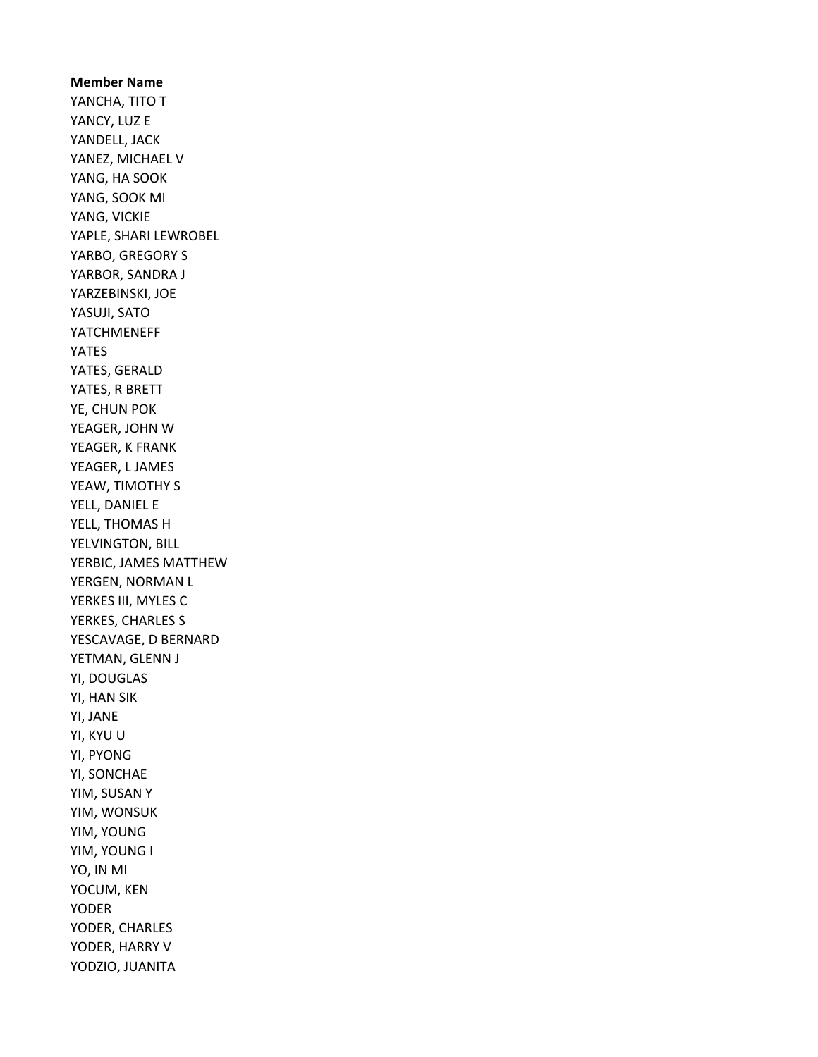**Member Name**

YANCHA, TITO T
YANCY, LUZ E
YANDELL, JACK
YANEZ, MICHAEL V
YANG, HA SOOK
YANG, SOOK MI
YANG, VICKIE
YAPLE, SHARI LEWROBEL
YARBO, GREGORY S
YARBOR, SANDRA J
YARZEBINSKI, JOE
YASUJI, SATO
YATCHMENEFF
YATES
YATES, GERALD
YATES, R BRETT
YE, CHUN POK
YEAGER, JOHN W
YEAGER, K FRANK
YEAGER, L JAMES
YEAW, TIMOTHY S
YELL, DANIEL E
YELL, THOMAS H
YELVINGTON, BILL
YERBIC, JAMES MATTHEW
YERGEN, NORMAN L
YERKES III, MYLES C
YERKES, CHARLES S
YESCAVAGE, D BERNARD
YETMAN, GLENN J
YI, DOUGLAS
YI, HAN SIK
YI, JANE
YI, KYU U
YI, PYONG
YI, SONCHAE
YIM, SUSAN Y
YIM, WONSUK
YIM, YOUNG
YIM, YOUNG I
YO, IN MI
YOCUM, KEN
YODER
YODER, CHARLES
YODER, HARRY V
YODZIO, JUANITA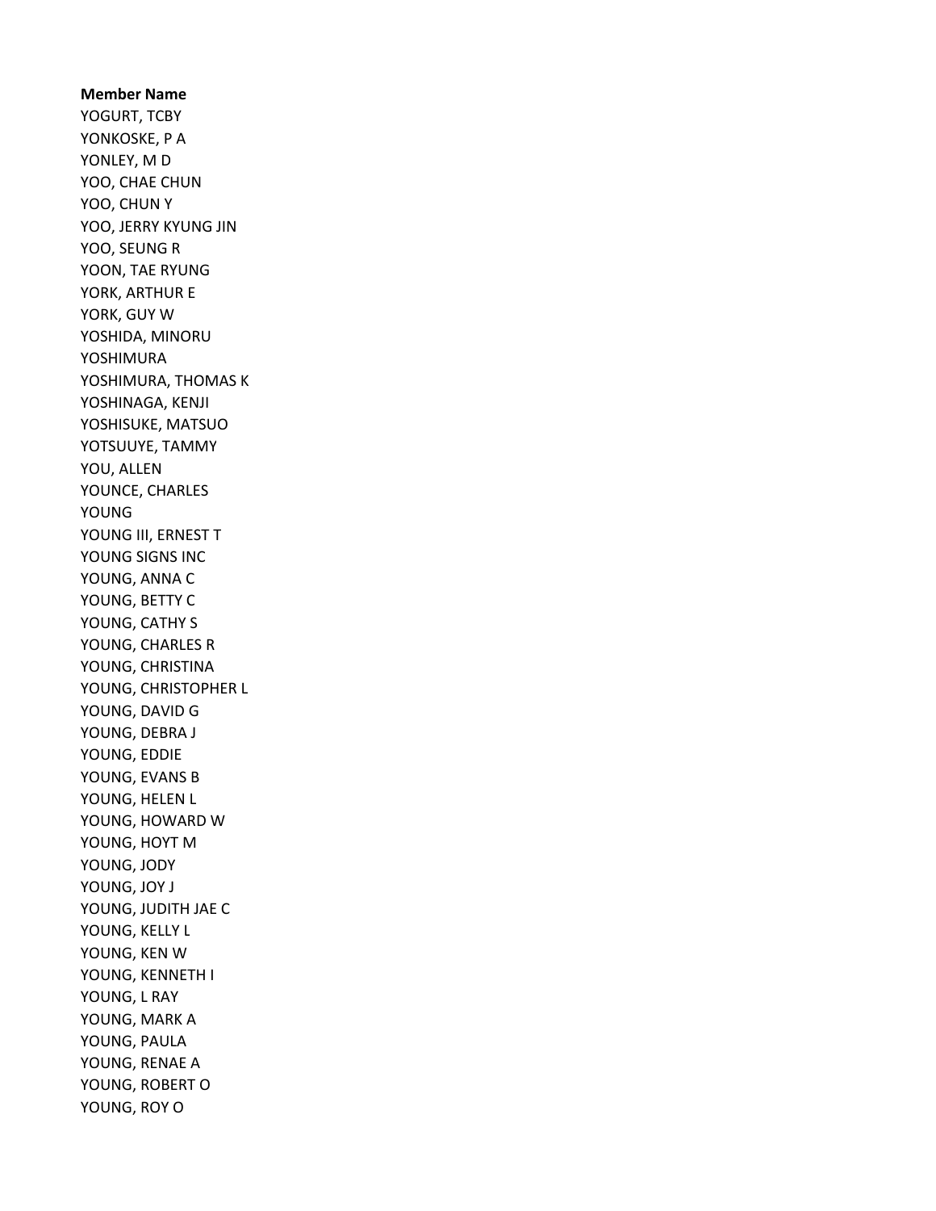**Member Name**

YOGURT, TCBY
YONKOSKE, P A
YONLEY, M D
YOO, CHAE CHUN
YOO, CHUN Y
YOO, JERRY KYUNG JIN
YOO, SEUNG R
YOON, TAE RYUNG
YORK, ARTHUR E
YORK, GUY W
YOSHIDA, MINORU
YOSHIMURA
YOSHIMURA, THOMAS K
YOSHINAGA, KENJI
YOSHISUKE, MATSUO
YOTSUUYE, TAMMY
YOU, ALLEN
YOUNCE, CHARLES
YOUNG
YOUNG III, ERNEST T
YOUNG SIGNS INC
YOUNG, ANNA C
YOUNG, BETTY C
YOUNG, CATHY S
YOUNG, CHARLES R
YOUNG, CHRISTINA
YOUNG, CHRISTOPHER L
YOUNG, DAVID G
YOUNG, DEBRA J
YOUNG, EDDIE
YOUNG, EVANS B
YOUNG, HELEN L
YOUNG, HOWARD W
YOUNG, HOYT M
YOUNG, JODY
YOUNG, JOY J
YOUNG, JUDITH JAE C
YOUNG, KELLY L
YOUNG, KEN W
YOUNG, KENNETH I
YOUNG, L RAY
YOUNG, MARK A
YOUNG, PAULA
YOUNG, RENAE A
YOUNG, ROBERT O
YOUNG, ROY O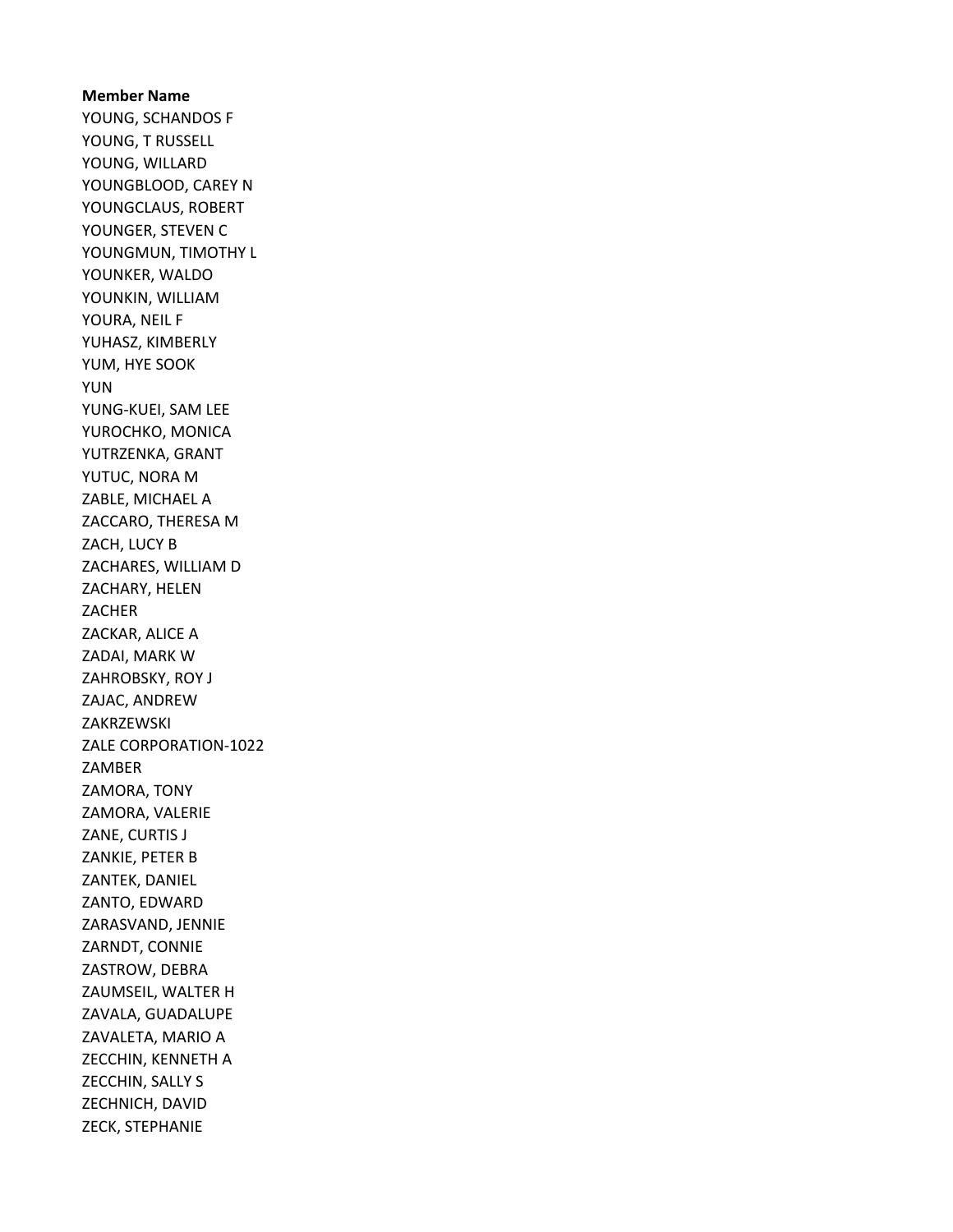**Member Name**

YOUNG, SCHANDOS F
YOUNG, T RUSSELL
YOUNG, WILLARD
YOUNGBLOOD, CAREY N
YOUNGCLAUS, ROBERT
YOUNGER, STEVEN C
YOUNGMUN, TIMOTHY L
YOUNKER, WALDO
YOUNKIN, WILLIAM
YOURA, NEIL F
YUHASZ, KIMBERLY
YUM, HYE SOOK
YUN
YUNG-KUEI, SAM LEE
YUROCHKO, MONICA
YUTRZENKA, GRANT
YUTUC, NORA M
ZABLE, MICHAEL A
ZACCARO, THERESA M
ZACH, LUCY B
ZACHARES, WILLIAM D
ZACHARY, HELEN
ZACHER
ZACKAR, ALICE A
ZADAI, MARK W
ZAHROBSKY, ROY J
ZAJAC, ANDREW
ZAKRZEWSKI
ZALE CORPORATION-1022
ZAMBER
ZAMORA, TONY
ZAMORA, VALERIE
ZANE, CURTIS J
ZANKIE, PETER B
ZANTEK, DANIEL
ZANTO, EDWARD
ZARASVAND, JENNIE
ZARNDT, CONNIE
ZASTROW, DEBRA
ZAUMSEIL, WALTER H
ZAVALA, GUADALUPE
ZAVALETA, MARIO A
ZECCHIN, KENNETH A
ZECCHIN, SALLY S
ZECHNICH, DAVID
ZECK, STEPHANIE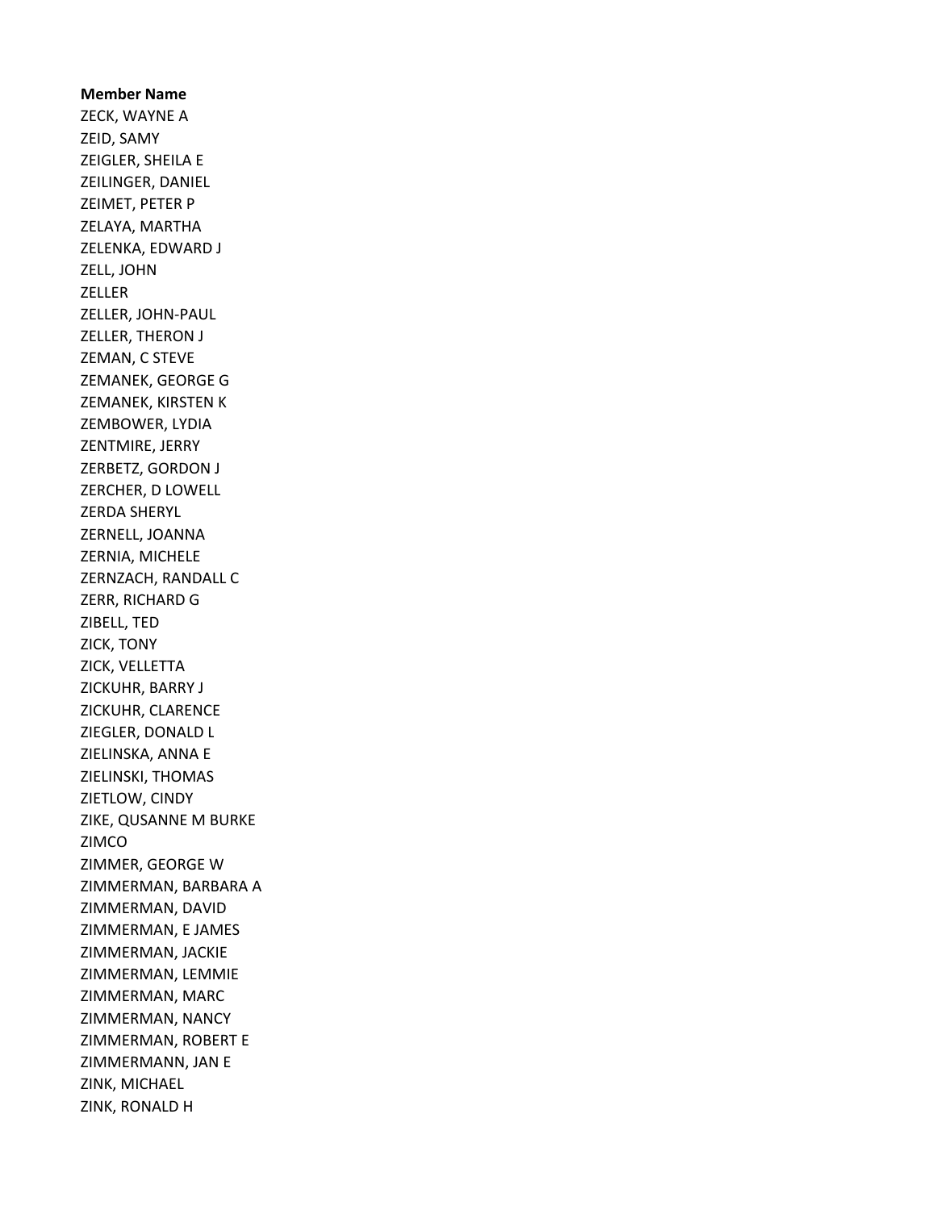**Member Name**

ZECK, WAYNE A
ZEID, SAMY
ZEIGLER, SHEILA E
ZEILINGER, DANIEL
ZEIMET, PETER P
ZELAYA, MARTHA
ZELENKA, EDWARD J
ZELL, JOHN
ZELLER
ZELLER, JOHN-PAUL
ZELLER, THERON J
ZEMAN, C STEVE
ZEMANEK, GEORGE G
ZEMANEK, KIRSTEN K
ZEMBOWER, LYDIA
ZENTMIRE, JERRY
ZERBETZ, GORDON J
ZERCHER, D LOWELL
ZERDA SHERYL
ZERNELL, JOANNA
ZERNIA, MICHELE
ZERNZACH, RANDALL C
ZERR, RICHARD G
ZIBELL, TED
ZICK, TONY
ZICK, VELLETTA
ZICKUHR, BARRY J
ZICKUHR, CLARENCE
ZIEGLER, DONALD L
ZIELINSKA, ANNA E
ZIELINSKI, THOMAS
ZIETLOW, CINDY
ZIKE, QUSANNE M BURKE
ZIMCO
ZIMMER, GEORGE W
ZIMMERMAN, BARBARA A
ZIMMERMAN, DAVID
ZIMMERMAN, E JAMES
ZIMMERMAN, JACKIE
ZIMMERMAN, LEMMIE
ZIMMERMAN, MARC
ZIMMERMAN, NANCY
ZIMMERMAN, ROBERT E
ZIMMERMANN, JAN E
ZINK, MICHAEL
ZINK, RONALD H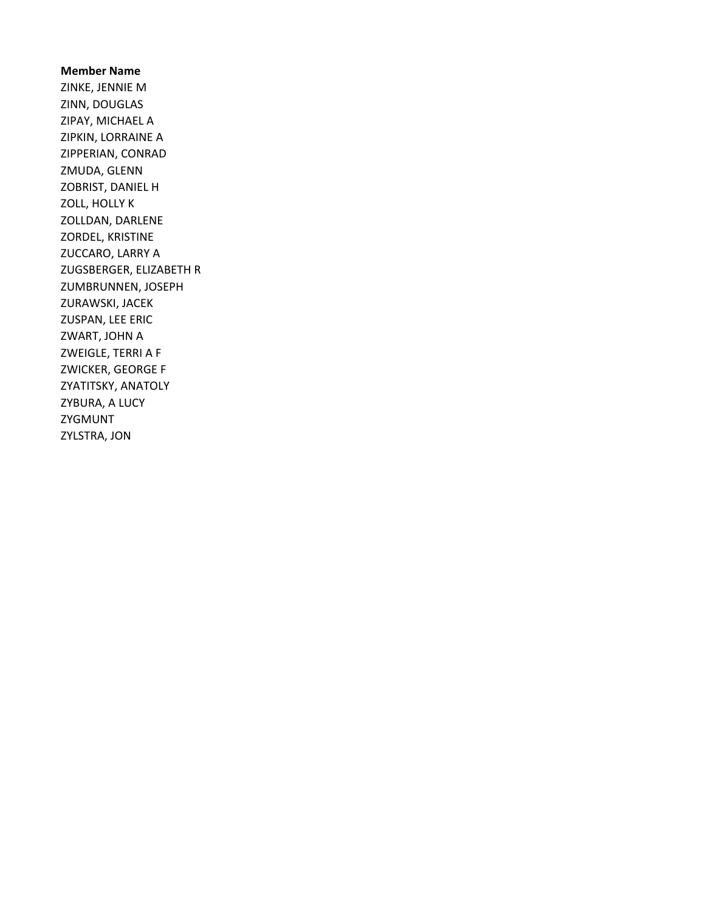**Member Name**

ZINKE, JENNIE M
ZINN, DOUGLAS
ZIPAY, MICHAEL A
ZIPKIN, LORRAINE A
ZIPPERIAN, CONRAD
ZMUDA, GLENN
ZOBRIST, DANIEL H
ZOLL, HOLLY K
ZOLLDAN, DARLENE
ZORDEL, KRISTINE
ZUCCARO, LARRY A
ZUGSBERGER, ELIZABETH R
ZUMBRUNNEN, JOSEPH
ZURAWSKI, JACEK
ZUSPAN, LEE ERIC
ZWART, JOHN A
ZWEIGLE, TERRI A F
ZWICKER, GEORGE F
ZYATITSKY, ANATOLY
ZYBURA, A LUCY
ZYGMUNT
ZYLSTRA, JON